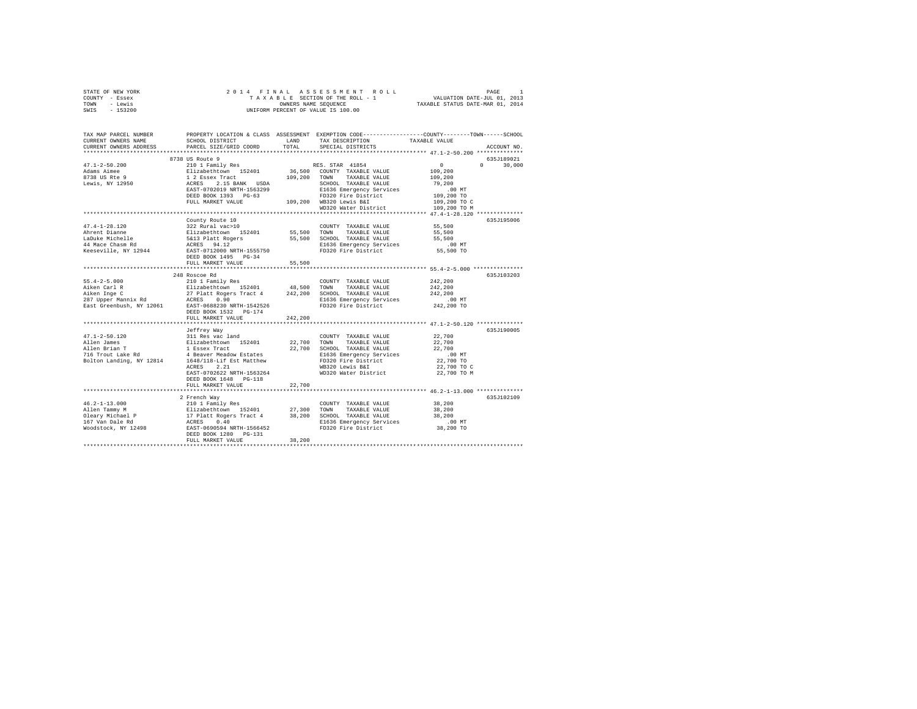STATE OF NEW YORK
COUNTY - Essex
TOWN - Lewis
SWIS - 153200

2014 FINAL ASSESSMENT ROLL
TAXABLE SECTION OF THE ROLL - 1
OWNERS NAME SEQUENCE
UNIFORM PERCENT OF VALUE IS 100.00

VALUATION DATE-JUL 01, 2013
TAXABLE STATUS DATE-MAR 01, 2014

| TAX MAP PARCEL NUMBER / CURRENT OWNERS NAME / CURRENT OWNERS ADDRESS | PROPERTY LOCATION & CLASS / SCHOOL DISTRICT / PARCEL SIZE/GRID COORD | ASSESSMENT LAND / TOTAL | EXEMPTION CODE / TAX DESCRIPTION / SPECIAL DISTRICTS | COUNTY / TOWN / SCHOOL TAXABLE VALUE | ACCOUNT NO. |
|---|---|---|---|---|---|
| 47.1-2-50.200 | 8738 US Route 9 | | | | 635J189021 |
| 47.1-2-50.200 | 210 1 Family Res | | RES. STAR 41854 | 0 0 30,000 | |
| Adams Aimee | Elizabethtown 152401 | 36,500 | COUNTY TAXABLE VALUE | 109,200 | |
| 8738 US Rte 9 | 1 2 Essex Tract | 109,200 | TOWN TAXABLE VALUE | 109,200 | |
| Lewis, NY 12950 | ACRES 2.15 BANK USDA | | SCHOOL TAXABLE VALUE | 79,200 | |
| | EAST-0702019 NRTH-1563299 | | E1636 Emergency Services | .00 MT | |
| | DEED BOOK 1393 PG-63 | | FD320 Fire District | 109,200 TO | |
| | FULL MARKET VALUE | 109,200 | WB320 Lewis B&I | 109,200 TO C | |
| | | | WD320 Water District | 109,200 TO M | |
| 47.4-1-28.120 | County Route 10 | | | | 635J195006 |
| 47.4-1-28.120 | 322 Rural vac>10 | | COUNTY TAXABLE VALUE | 55,500 | |
| Ahrent Dianne | Elizabethtown 152401 | 55,500 | TOWN TAXABLE VALUE | 55,500 | |
| LaDuke Michelle | 5&13 Platt Rogers | 55,500 | SCHOOL TAXABLE VALUE | 55,500 | |
| 44 Mace Chasm Rd | ACRES 94.12 | | E1636 Emergency Services | .00 MT | |
| Keeseville, NY 12944 | EAST-0712000 NRTH-1555750 | | FD320 Fire District | 55,500 TO | |
| | DEED BOOK 1495 PG-34 | | | | |
| | FULL MARKET VALUE | 55,500 | | | |
| 55.4-2-5.000 | 248 Roscoe Rd | | | | 635J103203 |
| 55.4-2-5.000 | 210 1 Family Res | | COUNTY TAXABLE VALUE | 242,200 | |
| Aiken Carl R | Elizabethtown 152401 | 48,500 | TOWN TAXABLE VALUE | 242,200 | |
| Aiken Inge C | 27 Platt Rogers Tract 4 | 242,200 | SCHOOL TAXABLE VALUE | 242,200 | |
| 287 Upper Mannix Rd | ACRES 0.90 | | E1636 Emergency Services | .00 MT | |
| East Greenbush, NY 12061 | EAST-0688230 NRTH-1542526 | | FD320 Fire District | 242,200 TO | |
| | DEED BOOK 1532 PG-174 | | | | |
| | FULL MARKET VALUE | 242,200 | | | |
| 47.1-2-50.120 | Jeffrey Way | | | | 635J190005 |
| 47.1-2-50.120 | 311 Res vac land | | COUNTY TAXABLE VALUE | 22,700 | |
| Allen James | Elizabethtown 152401 | 22,700 | TOWN TAXABLE VALUE | 22,700 | |
| Allen Brian T | 1 Essex Tract | 22,700 | SCHOOL TAXABLE VALUE | 22,700 | |
| 716 Trout Lake Rd | 4 Beaver Meadow Estates | | E1636 Emergency Services | .00 MT | |
| Bolton Landing, NY 12814 | 1648/118-Lif Est Matthew | | FD320 Fire District | 22,700 TO | |
| | ACRES 2.21 | | WB320 Lewis B&I | 22,700 TO C | |
| | EAST-0702622 NRTH-1563264 | | WD320 Water District | 22,700 TO M | |
| | DEED BOOK 1648 PG-118 | | | | |
| | FULL MARKET VALUE | 22,700 | | | |
| 46.2-1-13.000 | 2 French Way | | | | 635J102109 |
| 46.2-1-13.000 | 210 1 Family Res | | COUNTY TAXABLE VALUE | 38,200 | |
| Allen Tammy M | Elizabethtown 152401 | 27,300 | TOWN TAXABLE VALUE | 38,200 | |
| Oleary Michael P | 17 Platt Rogers Tract 4 | 38,200 | SCHOOL TAXABLE VALUE | 38,200 | |
| 167 Van Dale Rd | ACRES 0.40 | | E1636 Emergency Services | .00 MT | |
| Woodstock, NY 12498 | EAST-0690594 NRTH-1566452 | | FD320 Fire District | 38,200 TO | |
| | DEED BOOK 1280 PG-131 | | | | |
| | FULL MARKET VALUE | 38,200 | | | |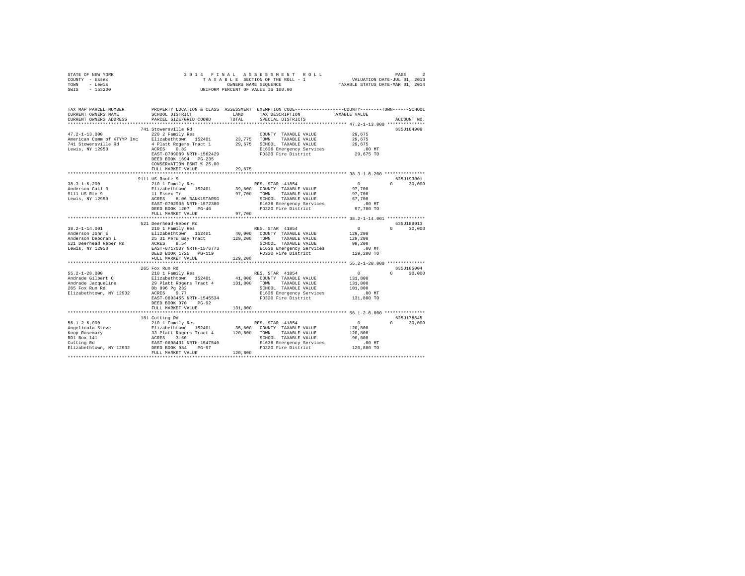STATE OF NEW YORK
COUNTY - Essex
TOWN - Lewis
SWIS - 153200

2014 FINAL ASSESSMENT ROLL
TAXABLE SECTION OF THE ROLL - 1
OWNERS NAME SEQUENCE
UNIFORM PERCENT OF VALUE IS 100.00

VALUATION DATE-JUL 01, 2013
TAXABLE STATUS DATE-MAR 01, 2014

| TAX MAP PARCEL NUMBER / CURRENT OWNERS NAME / CURRENT OWNERS ADDRESS | PROPERTY LOCATION & CLASS / SCHOOL DISTRICT / PARCEL SIZE/GRID COORD | ASSESSMENT LAND / TOTAL | EXEMPTION CODE / TAX DESCRIPTION / SPECIAL DISTRICTS | COUNTY / TAXABLE VALUE | TOWN | SCHOOL / ACCOUNT NO. |
|---|---|---|---|---|---|---|
| **47.2-1-13.000** | 741 Stowersville Rd | | | | | 635J104908 |
| 47.2-1-13.000 | 220 2 Family Res | | COUNTY TAXABLE VALUE | 29,675 | | |
| American Comm of KTYYP Inc | Elizabethtown 152401 | 23,775 | TOWN TAXABLE VALUE | 29,675 | | |
| 741 Stowersville Rd | 4 Platt Rogers Tract 1 | 29,675 | SCHOOL TAXABLE VALUE | 29,675 | | |
| Lewis, NY 12950 | ACRES 0.82 | | E1636 Emergency Services | .00 MT | | |
| | EAST-0709089 NRTH-1562429 | | FD320 Fire District | 29,675 TO | | |
| | DEED BOOK 1694 PG-235 | | | | | |
| | CONSERVATION ESMT % 25.00 | | | | | |
| | FULL MARKET VALUE | 29,675 | | | | |
| **38.3-1-6.200** | 9111 US Route 9 | | | | | 635J193001 |
| 38.3-1-6.200 | 210 1 Family Res | | RES. STAR 41854 | 0 | 0 | 30,000 |
| Anderson Gail R | Elizabethtown 152401 | 39,600 | COUNTY TAXABLE VALUE | 97,700 | | |
| 9111 US Rte 9 | 11 Essex Tr | 97,700 | TOWN TAXABLE VALUE | 97,700 | | |
| Lewis, NY 12950 | ACRES 8.06 BANK1STARSG | | SCHOOL TAXABLE VALUE | 67,700 | | |
| | EAST-0702903 NRTH-1572380 | | E1636 Emergency Services | .00 MT | | |
| | DEED BOOK 1207 PG-46 | | FD320 Fire District | 97,700 TO | | |
| | FULL MARKET VALUE | 97,700 | | | | |
| **38.2-1-14.001** | 521 Deerhead-Reber Rd | | | | | 635J189013 |
| 38.2-1-14.001 | 210 1 Family Res | | RES. STAR 41854 | 0 | 0 | 30,000 |
| Anderson John E | Elizabethtown 152401 | 40,000 | COUNTY TAXABLE VALUE | 129,200 | | |
| Anderson Deborah L | 25 31 Peru Bay Tract | 129,200 | TOWN TAXABLE VALUE | 129,200 | | |
| 521 Deerhead Reber Rd | ACRES 8.54 | | SCHOOL TAXABLE VALUE | 99,200 | | |
| Lewis, NY 12950 | EAST-0717007 NRTH-1576773 | | E1636 Emergency Services | .00 MT | | |
| | DEED BOOK 1725 PG-119 | | FD320 Fire District | 129,200 TO | | |
| | FULL MARKET VALUE | 129,200 | | | | |
| **55.2-1-28.000** | 265 Fox Run Rd | | | | | 635J105004 |
| 55.2-1-28.000 | 210 1 Family Res | | RES. STAR 41854 | 0 | 0 | 30,000 |
| Andrade Gilbert C | Elizabethtown 152401 | 41,000 | COUNTY TAXABLE VALUE | 131,800 | | |
| Andrade Jacqueline | 29 Platt Rogers Tract 4 | 131,800 | TOWN TAXABLE VALUE | 131,800 | | |
| 265 Fox Run Rd | Db 896 Pg 232 | | SCHOOL TAXABLE VALUE | 101,800 | | |
| Elizabethtown, NY 12932 | ACRES 9.77 | | E1636 Emergency Services | .00 MT | | |
| | EAST-0693455 NRTH-1545534 | | FD320 Fire District | 131,800 TO | | |
| | DEED BOOK 970 PG-92 | | | | | |
| | FULL MARKET VALUE | 131,800 | | | | |
| **56.1-2-6.000** | 181 Cutting Rd | | | | | 635J178545 |
| 56.1-2-6.000 | 210 1 Family Res | | RES. STAR 41854 | 0 | 0 | 30,000 |
| Angelicola Steve | Elizabethtown 152401 | 35,600 | COUNTY TAXABLE VALUE | 120,800 | | |
| Koop Rosemary | 33 Platt Rogers Tract 4 | 120,800 | TOWN TAXABLE VALUE | 120,800 | | |
| RD1 Box 141 | ACRES 3.60 | | SCHOOL TAXABLE VALUE | 90,800 | | |
| Cutting Rd | EAST-0698431 NRTH-1547546 | | E1636 Emergency Services | .00 MT | | |
| Elizabethtown, NY 12932 | DEED BOOK 984 PG-97 | | FD320 Fire District | 120,800 TO | | |
| | FULL MARKET VALUE | 120,800 | | | | |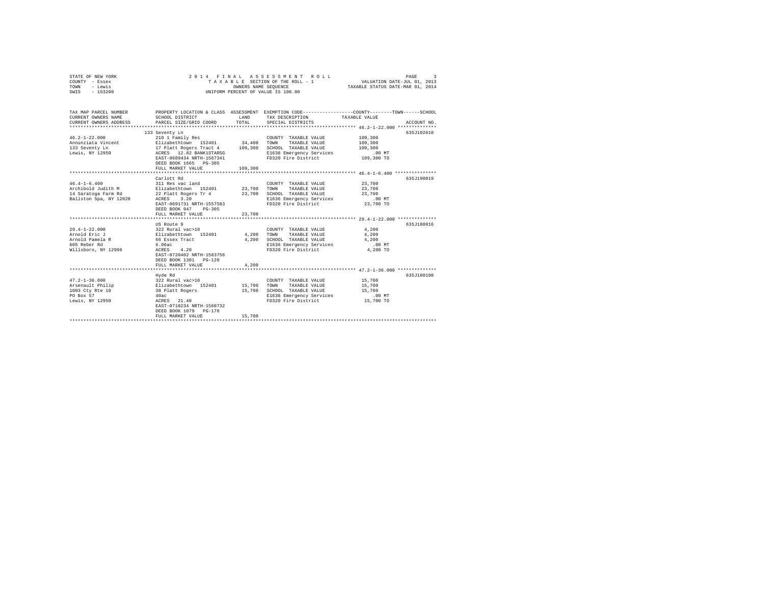STATE OF NEW YORK
COUNTY - Essex
TOWN - Lewis
SWIS - 153200

2014 FINAL ASSESSMENT ROLL
TAXABLE SECTION OF THE ROLL - 1
OWNERS NAME SEQUENCE
UNIFORM PERCENT OF VALUE IS 100.00

VALUATION DATE-JUL 01, 2013
TAXABLE STATUS DATE-MAR 01, 2014

| TAX MAP PARCEL NUMBER / CURRENT OWNERS NAME / CURRENT OWNERS ADDRESS | PROPERTY LOCATION & CLASS / SCHOOL DISTRICT / PARCEL SIZE/GRID COORD | ASSESSMENT LAND | ASSESSMENT TOTAL | EXEMPTION CODE / TAX DESCRIPTION / SPECIAL DISTRICTS | COUNTY / TOWN / SCHOOL TAXABLE VALUE | ACCOUNT NO. |
|---|---|---|---|---|---|---|
| 46.2-1-22.000 | 133 Seventy Ln | | | | | 635J102610 |
| 46.2-1-22.000 | 210 1 Family Res | | | COUNTY TAXABLE VALUE | 109,300 | |
| Annunziata Vincent | Elizabethtown 152401 | 34,400 | | TOWN TAXABLE VALUE | 109,300 | |
| 133 Seventy Ln | 17 Platt Rogers Tract 4 | | 109,300 | SCHOOL TAXABLE VALUE | 109,300 | |
| Lewis, NY 12950 | ACRES 12.82 BANK1STARSG | | | E1636 Emergency Services | .00 MT | |
| | EAST-0689434 NRTH-1567341 | | | FD320 Fire District | 109,300 TO | |
| | DEED BOOK 1665 PG-305 | | | | | |
| | FULL MARKET VALUE | | 109,300 | | | |
| 46.4-1-6.400 | Carlott Rd | | | | | 635J190019 |
| 46.4-1-6.400 | 311 Res vac land | | | COUNTY TAXABLE VALUE | 23,700 | |
| Archibold Judith M | Elizabethtown 152401 | 23,700 | | TOWN TAXABLE VALUE | 23,700 | |
| 14 Saratoga Farm Rd | 22 Platt Rogers Tr 4 | | 23,700 | SCHOOL TAXABLE VALUE | 23,700 | |
| Ballston Spa, NY 12020 | ACRES 3.20 | | | E1636 Emergency Services | .00 MT | |
| | EAST-0691731 NRTH-1557583 | | | FD320 Fire District | 23,700 TO | |
| | DEED BOOK 947 PG-305 | | | | | |
| | FULL MARKET VALUE | | 23,700 | | | |
| 29.4-1-22.000 | US Route 9 | | | | | 635J180016 |
| 29.4-1-22.000 | 322 Rural vac>10 | | | COUNTY TAXABLE VALUE | 4,200 | |
| Arnold Eric J | Elizabethtown 152401 | 4,200 | | TOWN TAXABLE VALUE | 4,200 | |
| Arnold Pamela R | 66 Essex Tract | | 4,200 | SCHOOL TAXABLE VALUE | 4,200 | |
| 605 Reber Rd | 6.06ac | | | E1636 Emergency Services | .00 MT | |
| Willsboro, NY 12996 | ACRES 4.20 | | | FD320 Fire District | 4,200 TO | |
| | EAST-0720402 NRTH-1583756 | | | | | |
| | DEED BOOK 1301 PG-128 | | | | | |
| | FULL MARKET VALUE | | 4,200 | | | |
| 47.2-1-36.000 | Hyde Rd | | | | | 635J100108 |
| 47.2-1-36.000 | 322 Rural vac>10 | | | COUNTY TAXABLE VALUE | 15,700 | |
| Arsenault Philip | Elizabethtown 152401 | 15,700 | | TOWN TAXABLE VALUE | 15,700 | |
| 1003 Cty Rte 10 | 38 Platt Rogers | | 15,700 | SCHOOL TAXABLE VALUE | 15,700 | |
| PO Box 57 | 40ac | | | E1636 Emergency Services | .00 MT | |
| Lewis, NY 12950 | ACRES 21.40 | | | FD320 Fire District | 15,700 TO | |
| | EAST-0718234 NRTH-1560732 | | | | | |
| | DEED BOOK 1079 PG-178 | | | | | |
| | FULL MARKET VALUE | | 15,700 | | | |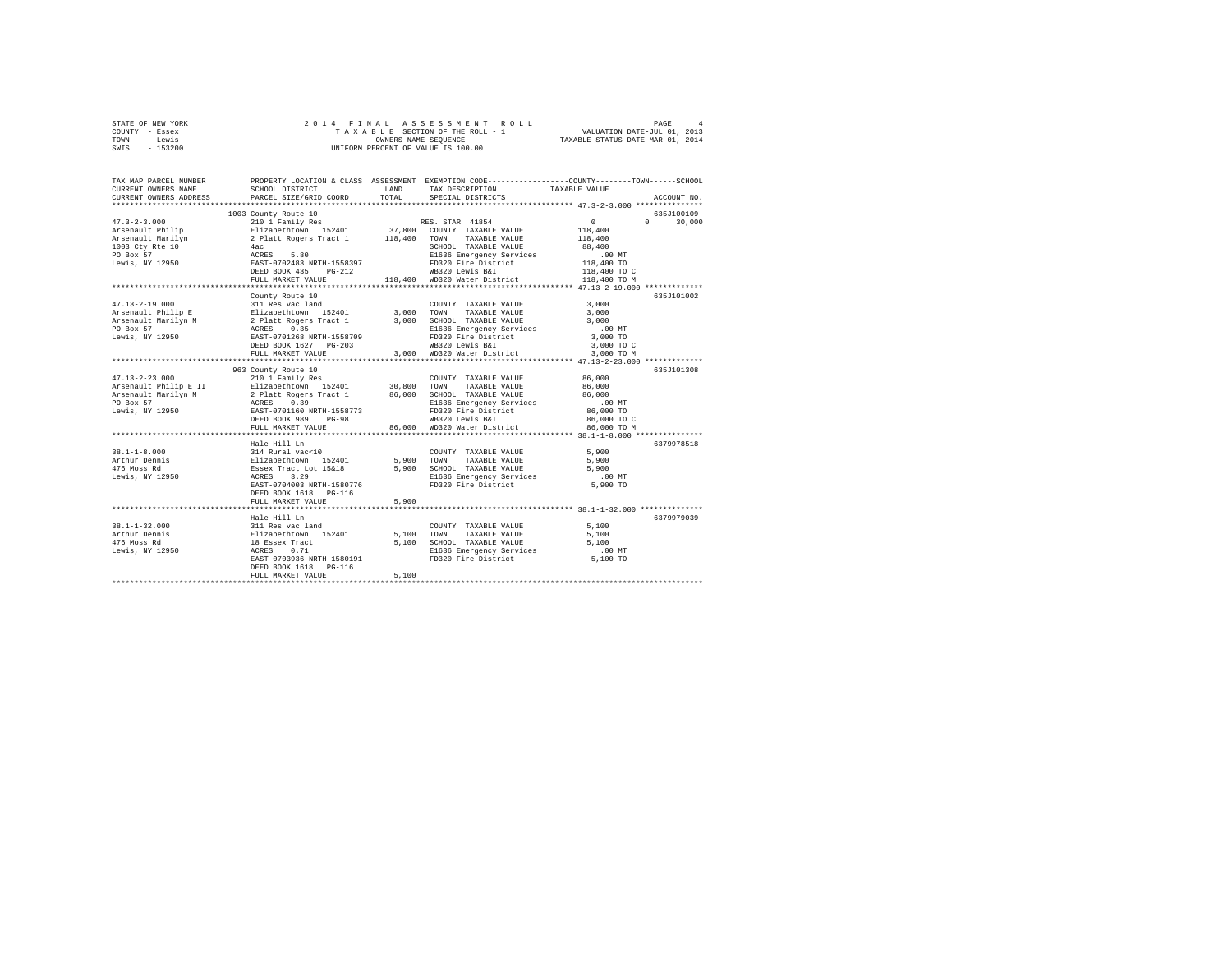STATE OF NEW YORK
COUNTY - Essex
TOWN - Lewis
SWIS - 153200

2 0 1 4 F I N A L A S S E S S M E N T R O L L
T A X A B L E SECTION OF THE ROLL - 1
OWNERS NAME SEQUENCE
UNIFORM PERCENT OF VALUE IS 100.00

VALUATION DATE-JUL 01, 2013
TAXABLE STATUS DATE-MAR 01, 2014

```
TAX MAP PARCEL NUMBER     PROPERTY LOCATION & CLASS  ASSESSMENT  EXEMPTION CODE-----------------COUNTY--------TOWN------SCHOOL
CURRENT OWNERS NAME       SCHOOL DISTRICT             LAND       TAX DESCRIPTION            TAXABLE VALUE
CURRENT OWNERS ADDRESS    PARCEL SIZE/GRID COORD      TOTAL      SPECIAL DISTRICTS                                        ACCOUNT NO.
*************************************************************************************************** 47.3-2-3.000 ***************
                          1003 County Route 10                                                                            635J100109
47.3-2-3.000              210 1 Family Res                        RES. STAR 41854                  0            0      30,000
Arsenault Philip          Elizabethtown  152401        37,800     COUNTY  TAXABLE VALUE          118,400
Arsenault Marilyn         2 Platt Rogers Tract 1      118,400     TOWN    TAXABLE VALUE          118,400
1003 Cty Rte 10           4ac                                     SCHOOL  TAXABLE VALUE           88,400
PO Box 57                 ACRES    5.80                           E1636 Emergency Services          .00 MT
Lewis, NY 12950           EAST-0702483 NRTH-1558397               FD320 Fire District            118,400 TO
                          DEED BOOK 435    PG-212                 WB320 Lewis B&I                118,400 TO C
                          FULL MARKET VALUE           118,400     WD320 Water District           118,400 TO M
*************************************************************************************************** 47.13-2-19.000 *************
                          County Route 10                                                                                 635J101002
47.13-2-19.000            311 Res vac land                        COUNTY  TAXABLE VALUE            3,000
Arsenault Philip E        Elizabethtown  152401         3,000     TOWN    TAXABLE VALUE            3,000
Arsenault Marilyn M       2 Platt Rogers Tract 1        3,000     SCHOOL  TAXABLE VALUE            3,000
PO Box 57                 ACRES    0.35                           E1636 Emergency Services          .00 MT
Lewis, NY 12950           EAST-0701268 NRTH-1558709               FD320 Fire District              3,000 TO
                          DEED BOOK 1627   PG-203                 WB320 Lewis B&I                  3,000 TO C
                          FULL MARKET VALUE             3,000     WD320 Water District             3,000 TO M
*************************************************************************************************** 47.13-2-23.000 *************
                          963 County Route 10                                                                             635J101308
47.13-2-23.000            210 1 Family Res                        COUNTY  TAXABLE VALUE           86,000
Arsenault Philip E II     Elizabethtown  152401        30,800     TOWN    TAXABLE VALUE           86,000
Arsenault Marilyn M       2 Platt Rogers Tract 1       86,000     SCHOOL  TAXABLE VALUE           86,000
PO Box 57                 ACRES    0.39                           E1636 Emergency Services          .00 MT
Lewis, NY 12950           EAST-0701160 NRTH-1558773               FD320 Fire District             86,000 TO
                          DEED BOOK 989    PG-98                  WB320 Lewis B&I                 86,000 TO C
                          FULL MARKET VALUE            86,000     WD320 Water District            86,000 TO M
*************************************************************************************************** 38.1-1-8.000 ***************
                          Hale Hill Ln                                                                                    6379978518
38.1-1-8.000              314 Rural vac<10                        COUNTY  TAXABLE VALUE            5,900
Arthur Dennis             Elizabethtown  152401         5,900     TOWN    TAXABLE VALUE            5,900
476 Moss Rd               Essex Tract Lot 15&18         5,900     SCHOOL  TAXABLE VALUE            5,900
Lewis, NY 12950           ACRES    3.29                           E1636 Emergency Services          .00 MT
                          EAST-0704003 NRTH-1580776               FD320 Fire District              5,900 TO
                          DEED BOOK 1618   PG-116
                          FULL MARKET VALUE             5,900
*************************************************************************************************** 38.1-1-32.000 **************
                          Hale Hill Ln                                                                                    6379979039
38.1-1-32.000             311 Res vac land                        COUNTY  TAXABLE VALUE            5,100
Arthur Dennis             Elizabethtown  152401         5,100     TOWN    TAXABLE VALUE            5,100
476 Moss Rd               18 Essex Tract                5,100     SCHOOL  TAXABLE VALUE            5,100
Lewis, NY 12950           ACRES    0.71                           E1636 Emergency Services          .00 MT
                          EAST-0703936 NRTH-1580191               FD320 Fire District              5,100 TO
                          DEED BOOK 1618   PG-116
                          FULL MARKET VALUE             5,100
********************************************************************************************************************************
```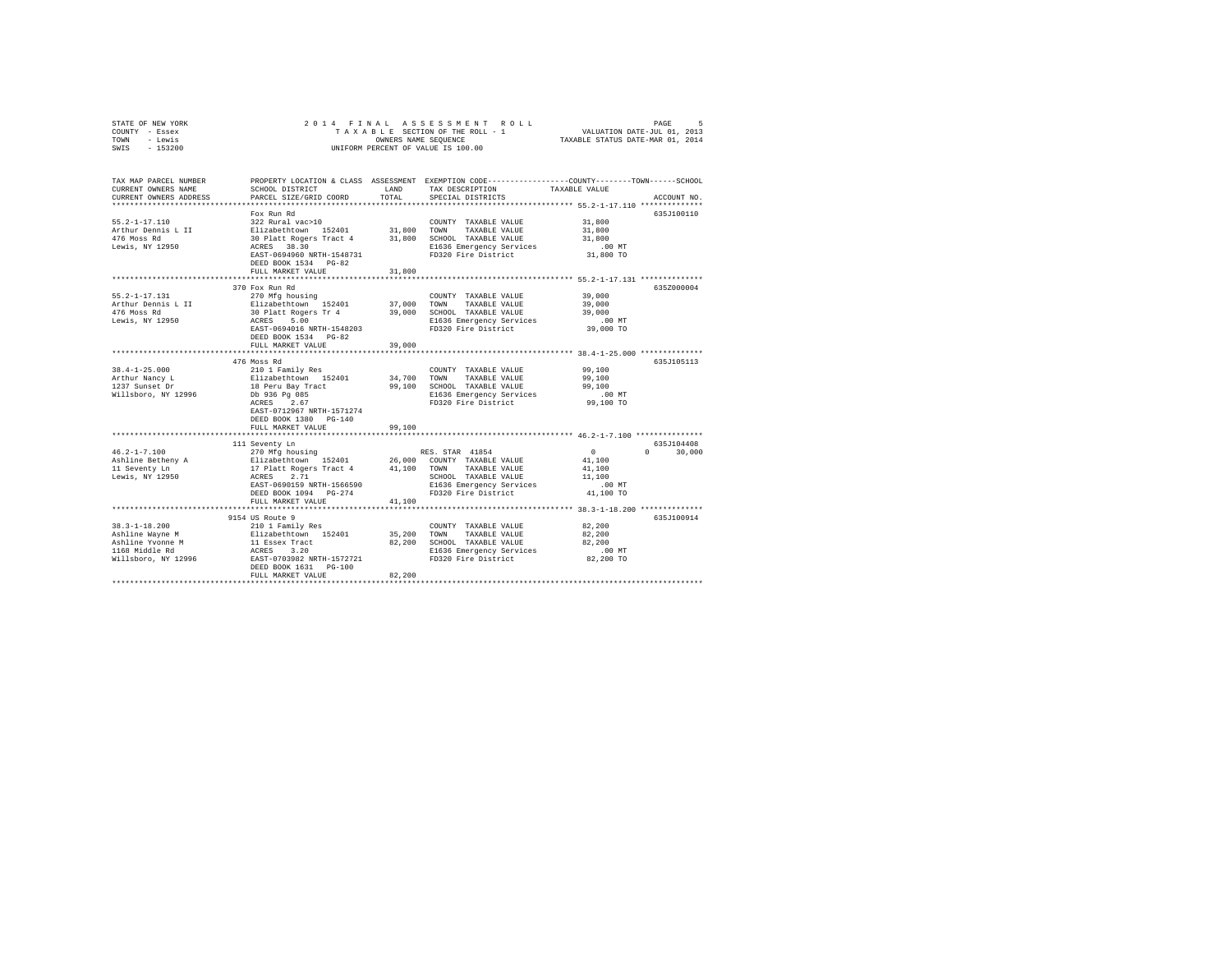STATE OF NEW YORK                    2014 FINAL ASSESSMENT ROLL
COUNTY - Essex                       TAXABLE SECTION OF THE ROLL - 1        VALUATION DATE-JUL 01, 2013
TOWN - Lewis                         OWNERS NAME SEQUENCE                   TAXABLE STATUS DATE-MAR 01, 2014
SWIS - 153200                        UNIFORM PERCENT OF VALUE IS 100.00

| TAX MAP PARCEL NUMBER / CURRENT OWNERS NAME / CURRENT OWNERS ADDRESS | PROPERTY LOCATION & CLASS / SCHOOL DISTRICT / PARCEL SIZE/GRID COORD | ASSESSMENT LAND | TOTAL | EXEMPTION CODE / TAX DESCRIPTION / SPECIAL DISTRICTS | COUNTY TAXABLE VALUE | TOWN | SCHOOL | ACCOUNT NO. |
|---|---|---|---|---|---|---|---|---|
| **55.2-1-17.110** | Fox Run Rd | | | | | | | 635J100110 |
| 55.2-1-17.110 | 322 Rural vac>10 | | | COUNTY TAXABLE VALUE | 31,800 | | | |
| Arthur Dennis L II | Elizabethtown 152401 | 31,800 | | TOWN TAXABLE VALUE | 31,800 | | | |
| 476 Moss Rd | 30 Platt Rogers Tract 4 | | 31,800 | SCHOOL TAXABLE VALUE | 31,800 | | | |
| Lewis, NY 12950 | ACRES 38.30 | | | E1636 Emergency Services | .00 MT | | | |
| | EAST-0694960 NRTH-1548731 | | | FD320 Fire District | 31,800 TO | | | |
| | DEED BOOK 1534 PG-82 | | | | | | | |
| | FULL MARKET VALUE | | 31,800 | | | | | |
| **55.2-1-17.131** | 370 Fox Run Rd | | | | | | | 635Z000004 |
| 55.2-1-17.131 | 270 Mfg housing | | | COUNTY TAXABLE VALUE | 39,000 | | | |
| Arthur Dennis L II | Elizabethtown 152401 | 37,000 | | TOWN TAXABLE VALUE | 39,000 | | | |
| 476 Moss Rd | 30 Platt Rogers Tr 4 | | 39,000 | SCHOOL TAXABLE VALUE | 39,000 | | | |
| Lewis, NY 12950 | ACRES 5.00 | | | E1636 Emergency Services | .00 MT | | | |
| | EAST-0694016 NRTH-1548203 | | | FD320 Fire District | 39,000 TO | | | |
| | DEED BOOK 1534 PG-82 | | | | | | | |
| | FULL MARKET VALUE | | 39,000 | | | | | |
| **38.4-1-25.000** | 476 Moss Rd | | | | | | | 635J105113 |
| 38.4-1-25.000 | 210 1 Family Res | | | COUNTY TAXABLE VALUE | 99,100 | | | |
| Arthur Nancy L | Elizabethtown 152401 | 34,700 | | TOWN TAXABLE VALUE | 99,100 | | | |
| 1237 Sunset Dr | 18 Peru Bay Tract | | 99,100 | SCHOOL TAXABLE VALUE | 99,100 | | | |
| Willsboro, NY 12996 | Db 936 Pg 085 | | | E1636 Emergency Services | .00 MT | | | |
| | ACRES 2.67 | | | FD320 Fire District | 99,100 TO | | | |
| | EAST-0712967 NRTH-1571274 | | | | | | | |
| | DEED BOOK 1380 PG-140 | | | | | | | |
| | FULL MARKET VALUE | | 99,100 | | | | | |
| **46.2-1-7.100** | 111 Seventy Ln | | | | | | | 635J104408 |
| 46.2-1-7.100 | 270 Mfg housing | | | RES. STAR 41854 | 0 | 0 | 30,000 | |
| Ashline Betheny A | Elizabethtown 152401 | 26,000 | | COUNTY TAXABLE VALUE | 41,100 | | | |
| 11 Seventy Ln | 17 Platt Rogers Tract 4 | | 41,100 | TOWN TAXABLE VALUE | 41,100 | | | |
| Lewis, NY 12950 | ACRES 2.71 | | | SCHOOL TAXABLE VALUE | 11,100 | | | |
| | EAST-0690159 NRTH-1566590 | | | E1636 Emergency Services | .00 MT | | | |
| | DEED BOOK 1094 PG-274 | | | FD320 Fire District | 41,100 TO | | | |
| | FULL MARKET VALUE | | 41,100 | | | | | |
| **38.3-1-18.200** | 9154 US Route 9 | | | | | | | 635J100914 |
| 38.3-1-18.200 | 210 1 Family Res | | | COUNTY TAXABLE VALUE | 82,200 | | | |
| Ashline Wayne M | Elizabethtown 152401 | 35,200 | | TOWN TAXABLE VALUE | 82,200 | | | |
| Ashline Yvonne M | 11 Essex Tract | | 82,200 | SCHOOL TAXABLE VALUE | 82,200 | | | |
| 1168 Middle Rd | ACRES 3.20 | | | E1636 Emergency Services | .00 MT | | | |
| Willsboro, NY 12996 | EAST-0703982 NRTH-1572721 | | | FD320 Fire District | 82,200 TO | | | |
| | DEED BOOK 1631 PG-100 | | | | | | | |
| | FULL MARKET VALUE | | 82,200 | | | | | |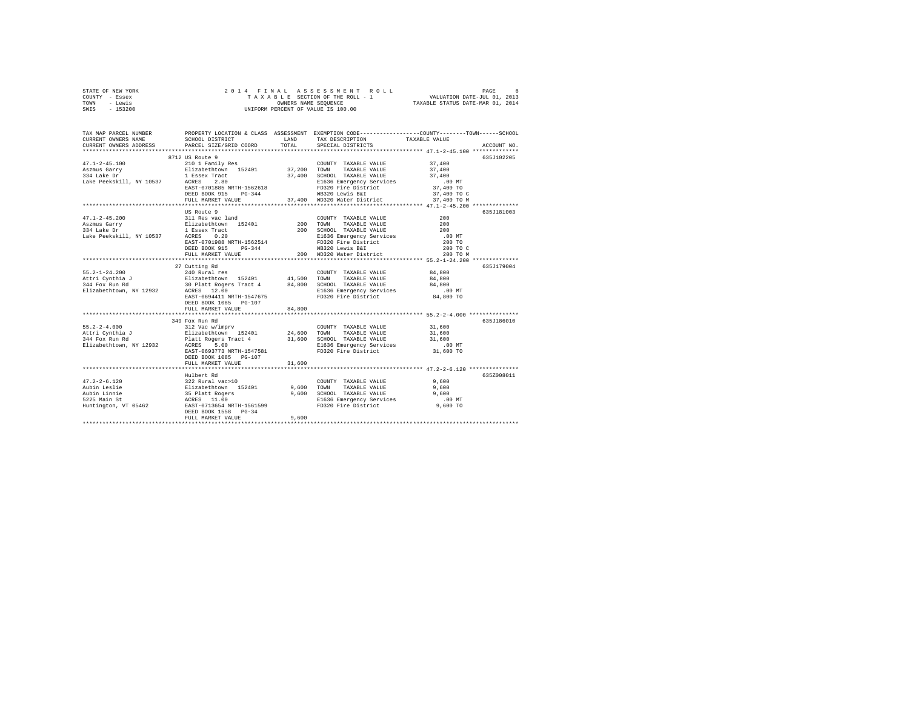STATE OF NEW YORK — 2014 FINAL ASSESSMENT ROLL
COUNTY - Essex — TAXABLE SECTION OF THE ROLL - 1 — VALUATION DATE-JUL 01, 2013
TOWN - Lewis — OWNERS NAME SEQUENCE — TAXABLE STATUS DATE-MAR 01, 2014
SWIS - 153200 — UNIFORM PERCENT OF VALUE IS 100.00

| TAX MAP PARCEL NUMBER / CURRENT OWNERS NAME / CURRENT OWNERS ADDRESS | PROPERTY LOCATION & CLASS / SCHOOL DISTRICT / PARCEL SIZE/GRID COORD | ASSESSMENT LAND | TOTAL | EXEMPTION CODE / TAX DESCRIPTION / SPECIAL DISTRICTS | TAXABLE VALUE (COUNTY / TOWN / SCHOOL) | ACCOUNT NO. |
|---|---|---|---|---|---|---|
| 47.1-2-45.100 | 8712 US Route 9 | | | | | 635J102205 |
| 47.1-2-45.100 | 210 1 Family Res | | | COUNTY TAXABLE VALUE | 37,400 | |
| Aszmus Garry | Elizabethtown 152401 | 37,200 | | TOWN TAXABLE VALUE | 37,400 | |
| 334 Lake Dr | 1 Essex Tract | | 37,400 | SCHOOL TAXABLE VALUE | 37,400 | |
| Lake Peekskill, NY 10537 | ACRES 2.80 | | | E1636 Emergency Services | .00 MT | |
| | EAST-0701885 NRTH-1562618 | | | FD320 Fire District | 37,400 TO | |
| | DEED BOOK 915 PG-344 | | | WB320 Lewis B&I | 37,400 TO C | |
| | FULL MARKET VALUE | | 37,400 | WD320 Water District | 37,400 TO M | |
| 47.1-2-45.200 | US Route 9 | | | | | 635J181003 |
| 47.1-2-45.200 | 311 Res vac land | | | COUNTY TAXABLE VALUE | 200 | |
| Aszmus Garry | Elizabethtown 152401 | 200 | | TOWN TAXABLE VALUE | 200 | |
| 334 Lake Dr | 1 Essex Tract | | 200 | SCHOOL TAXABLE VALUE | 200 | |
| Lake Peekskill, NY 10537 | ACRES 0.20 | | | E1636 Emergency Services | .00 MT | |
| | EAST-0701988 NRTH-1562514 | | | FD320 Fire District | 200 TO | |
| | DEED BOOK 915 PG-344 | | | WB320 Lewis B&I | 200 TO C | |
| | FULL MARKET VALUE | | 200 | WD320 Water District | 200 TO M | |
| 55.2-1-24.200 | 27 Cutting Rd | | | | | 635J179004 |
| 55.2-1-24.200 | 240 Rural res | | | COUNTY TAXABLE VALUE | 84,800 | |
| Attri Cynthia J | Elizabethtown 152401 | 41,500 | | TOWN TAXABLE VALUE | 84,800 | |
| 344 Fox Run Rd | 30 Platt Rogers Tract 4 | | 84,800 | SCHOOL TAXABLE VALUE | 84,800 | |
| Elizabethtown, NY 12932 | ACRES 12.00 | | | E1636 Emergency Services | .00 MT | |
| | EAST-0694411 NRTH-1547675 | | | FD320 Fire District | 84,800 TO | |
| | DEED BOOK 1085 PG-107 | | | | | |
| | FULL MARKET VALUE | | 84,800 | | | |
| 55.2-2-4.000 | 349 Fox Run Rd | | | | | 635J186010 |
| 55.2-2-4.000 | 312 Vac w/imprv | | | COUNTY TAXABLE VALUE | 31,600 | |
| Attri Cynthia J | Elizabethtown 152401 | 24,600 | | TOWN TAXABLE VALUE | 31,600 | |
| 344 Fox Run Rd | Platt Rogers Tract 4 | | 31,600 | SCHOOL TAXABLE VALUE | 31,600 | |
| Elizabethtown, NY 12932 | ACRES 5.00 | | | E1636 Emergency Services | .00 MT | |
| | EAST-0693773 NRTH-1547581 | | | FD320 Fire District | 31,600 TO | |
| | DEED BOOK 1085 PG-107 | | | | | |
| | FULL MARKET VALUE | | 31,600 | | | |
| 47.2-2-6.120 | Hulbert Rd | | | | | 635Z008011 |
| 47.2-2-6.120 | 322 Rural vac>10 | | | COUNTY TAXABLE VALUE | 9,600 | |
| Aubin Leslie | Elizabethtown 152401 | 9,600 | | TOWN TAXABLE VALUE | 9,600 | |
| Aubin Linnie | 35 Platt Rogers | | 9,600 | SCHOOL TAXABLE VALUE | 9,600 | |
| 5225 Main St | ACRES 11.00 | | | E1636 Emergency Services | .00 MT | |
| Huntington, VT 05462 | EAST-0713654 NRTH-1561599 | | | FD320 Fire District | 9,600 TO | |
| | DEED BOOK 1558 PG-34 | | | | | |
| | FULL MARKET VALUE | | 9,600 | | | |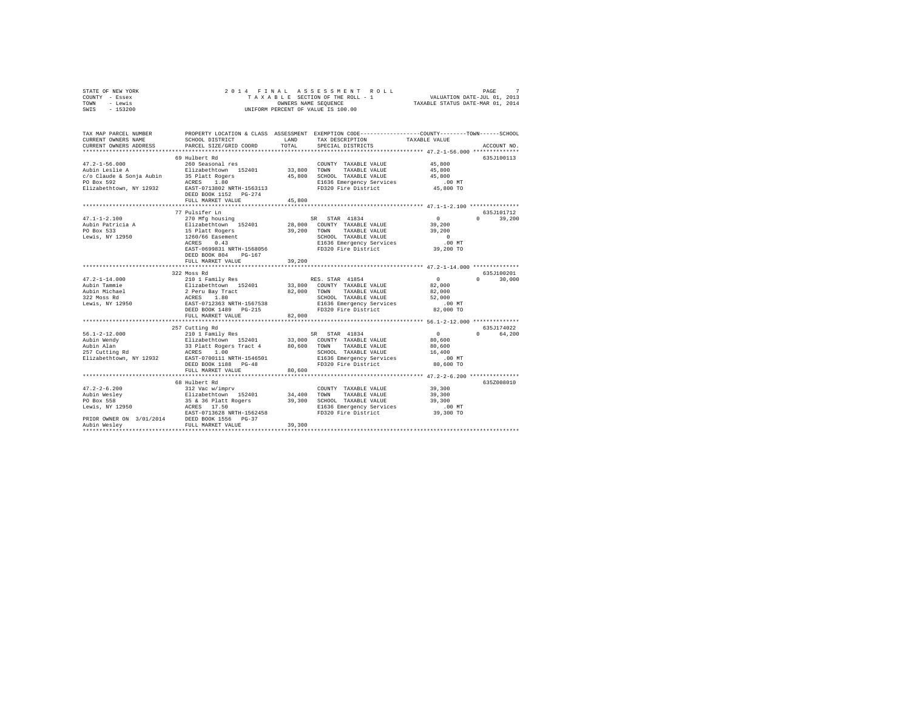STATE OF NEW YORK — 2014 FINAL ASSESSMENT ROLL
COUNTY - Essex — TAXABLE SECTION OF THE ROLL - 1 — VALUATION DATE-JUL 01, 2013
TOWN - Lewis — OWNERS NAME SEQUENCE — TAXABLE STATUS DATE-MAR 01, 2014
SWIS - 153200 — UNIFORM PERCENT OF VALUE IS 100.00

| TAX MAP PARCEL NUMBER / CURRENT OWNERS NAME / CURRENT OWNERS ADDRESS | PROPERTY LOCATION & CLASS / SCHOOL DISTRICT / PARCEL SIZE/GRID COORD | ASSESSMENT LAND | ASSESSMENT TOTAL | EXEMPTION CODE / TAX DESCRIPTION / SPECIAL DISTRICTS | COUNTY TAXABLE VALUE | TOWN | SCHOOL | ACCOUNT NO. |
|---|---|---|---|---|---|---|---|---|
| **47.2-1-56.000** | 69 Hulbert Rd | | | | | | | 635J100113 |
| Aubin Leslie A | 260 Seasonal res | | | COUNTY TAXABLE VALUE | 45,800 | | | |
| c/o Claude & Sonja Aubin | Elizabethtown 152401 | 33,800 | | TOWN TAXABLE VALUE | 45,800 | | | |
| PO Box 592 | 35 Platt Rogers | | 45,800 | SCHOOL TAXABLE VALUE | 45,800 | | | |
| Elizabethtown, NY 12932 | ACRES 1.80 | | | E1636 Emergency Services | .00 MT | | | |
| | EAST-0713802 NRTH-1563113 | | | FD320 Fire District | 45,800 TO | | | |
| | DEED BOOK 1152 PG-274 | | | | | | | |
| | FULL MARKET VALUE | | 45,800 | | | | | |
| **47.1-1-2.100** | 77 Pulsifer Ln | | | | | | | 635J101712 |
| Aubin Patricia A | 270 Mfg housing | | | SR STAR 41834 | 0 | 0 | 39,200 | |
| PO Box 533 | Elizabethtown 152401 | 28,000 | | COUNTY TAXABLE VALUE | 39,200 | | | |
| Lewis, NY 12950 | 15 Platt Rogers | | 39,200 | TOWN TAXABLE VALUE | 39,200 | | | |
| | 1260/66 Easement | | | SCHOOL TAXABLE VALUE | 0 | | | |
| | ACRES 0.43 | | | E1636 Emergency Services | .00 MT | | | |
| | EAST-0699831 NRTH-1568056 | | | FD320 Fire District | 39,200 TO | | | |
| | DEED BOOK 804 PG-167 | | | | | | | |
| | FULL MARKET VALUE | | 39,200 | | | | | |
| **47.2-1-14.000** | 322 Moss Rd | | | | | | | 635J100201 |
| Aubin Tammie | 210 1 Family Res | | | RES. STAR 41854 | 0 | 0 | 30,000 | |
| Aubin Michael | Elizabethtown 152401 | 33,800 | | COUNTY TAXABLE VALUE | 82,000 | | | |
| 322 Moss Rd | 2 Peru Bay Tract | | 82,000 | TOWN TAXABLE VALUE | 82,000 | | | |
| Lewis, NY 12950 | ACRES 1.80 | | | SCHOOL TAXABLE VALUE | 52,000 | | | |
| | EAST-0712363 NRTH-1567538 | | | E1636 Emergency Services | .00 MT | | | |
| | DEED BOOK 1489 PG-215 | | | FD320 Fire District | 82,000 TO | | | |
| | FULL MARKET VALUE | | 82,000 | | | | | |
| **56.1-2-12.000** | 257 Cutting Rd | | | | | | | 635J174022 |
| Aubin Wendy | 210 1 Family Res | | | SR STAR 41834 | 0 | 0 | 64,200 | |
| Aubin Alan | Elizabethtown 152401 | 33,000 | | COUNTY TAXABLE VALUE | 80,600 | | | |
| 257 Cutting Rd | 33 Platt Rogers Tract 4 | | 80,600 | TOWN TAXABLE VALUE | 80,600 | | | |
| Elizabethtown, NY 12932 | ACRES 1.00 | | | SCHOOL TAXABLE VALUE | 16,400 | | | |
| | EAST-0700111 NRTH-1546501 | | | E1636 Emergency Services | .00 MT | | | |
| | DEED BOOK 1188 PG-48 | | | FD320 Fire District | 80,600 TO | | | |
| | FULL MARKET VALUE | | 80,600 | | | | | |
| **47.2-2-6.200** | 68 Hulbert Rd | | | | | | | 635Z008010 |
| Aubin Wesley | 312 Vac w/imprv | | | COUNTY TAXABLE VALUE | 39,300 | | | |
| PO Box 558 | Elizabethtown 152401 | 34,400 | | TOWN TAXABLE VALUE | 39,300 | | | |
| Lewis, NY 12950 | 35 & 36 Platt Rogers | | 39,300 | SCHOOL TAXABLE VALUE | 39,300 | | | |
| | ACRES 17.50 | | | E1636 Emergency Services | .00 MT | | | |
| | EAST-0713628 NRTH-1562458 | | | FD320 Fire District | 39,300 TO | | | |
| PRIOR OWNER ON 3/01/2014 | DEED BOOK 1556 PG-37 | | | | | | | |
| Aubin Wesley | FULL MARKET VALUE | | 39,300 | | | | | |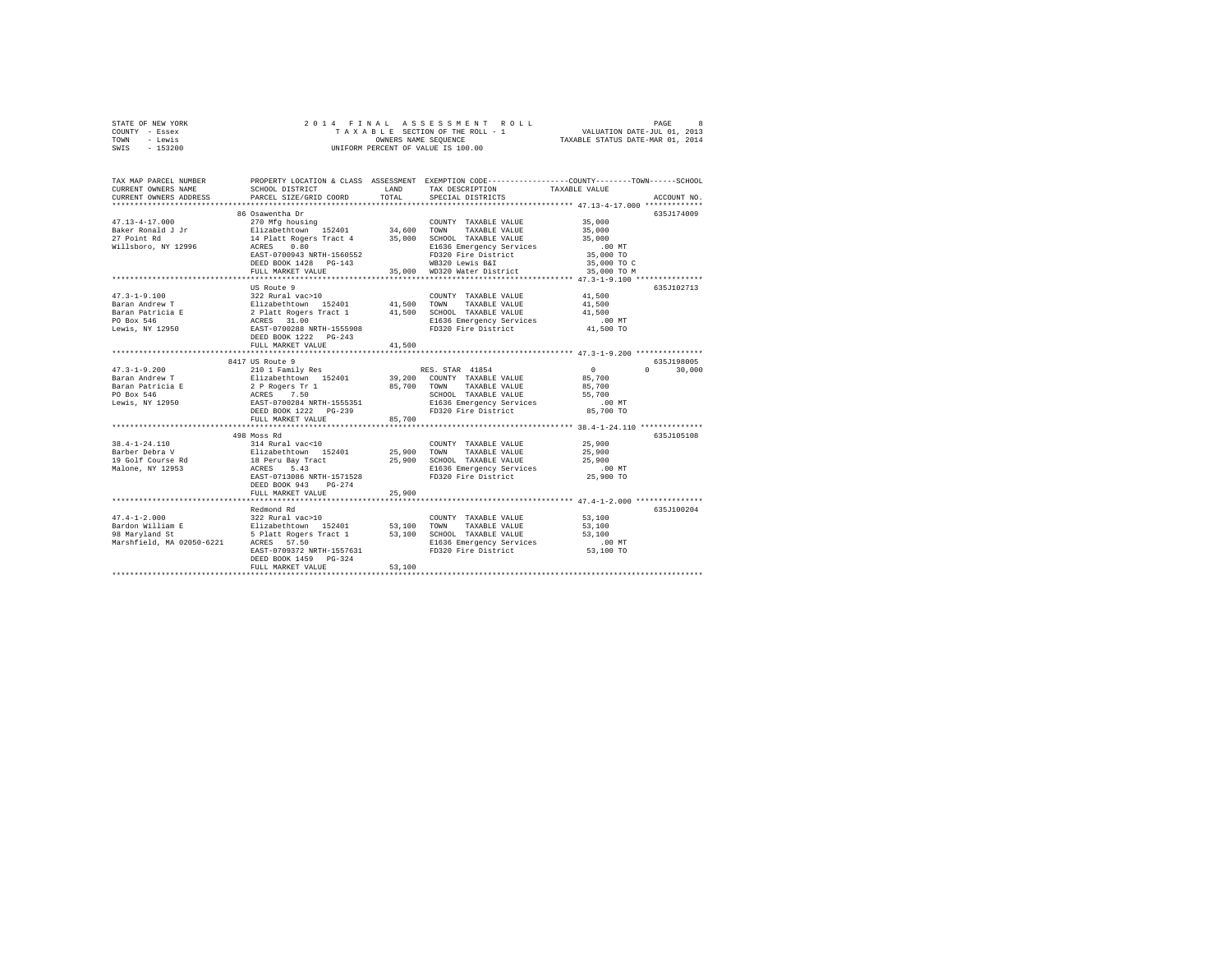STATE OF NEW YORK
COUNTY - Essex
TOWN - Lewis
SWIS - 153200

2014 FINAL ASSESSMENT ROLL
TAXABLE SECTION OF THE ROLL - 1
OWNERS NAME SEQUENCE
UNIFORM PERCENT OF VALUE IS 100.00

VALUATION DATE-JUL 01, 2013
TAXABLE STATUS DATE-MAR 01, 2014

| TAX MAP PARCEL NUMBER / CURRENT OWNERS NAME / CURRENT OWNERS ADDRESS | PROPERTY LOCATION & CLASS / SCHOOL DISTRICT / PARCEL SIZE/GRID COORD | ASSESSMENT LAND / TOTAL | EXEMPTION CODE / TAX DESCRIPTION / SPECIAL DISTRICTS | COUNTY / TOWN / SCHOOL TAXABLE VALUE | ACCOUNT NO. |
|---|---|---|---|---|---|
| 47.13-4-17.000 | 86 Osawentha Dr | | | | 635J174009 |
| | 270 Mfg housing | | COUNTY TAXABLE VALUE | 35,000 | |
| Baker Ronald J Jr | Elizabethtown 152401 | 34,600 | TOWN TAXABLE VALUE | 35,000 | |
| 27 Point Rd | 14 Platt Rogers Tract 4 | 35,000 | SCHOOL TAXABLE VALUE | 35,000 | |
| Willsboro, NY 12996 | ACRES 0.80 | | E1636 Emergency Services | .00 MT | |
| | EAST-0700943 NRTH-1560552 | | FD320 Fire District | 35,000 TO | |
| | DEED BOOK 1428 PG-143 | | WB320 Lewis B&I | 35,000 TO C | |
| | FULL MARKET VALUE | 35,000 | WD320 Water District | 35,000 TO M | |
| 47.3-1-9.100 | US Route 9 | | | | 635J102713 |
| | 322 Rural vac>10 | | COUNTY TAXABLE VALUE | 41,500 | |
| Baran Andrew T | Elizabethtown 152401 | 41,500 | TOWN TAXABLE VALUE | 41,500 | |
| Baran Patricia E | 2 Platt Rogers Tract 1 | 41,500 | SCHOOL TAXABLE VALUE | 41,500 | |
| PO Box 546 | ACRES 31.00 | | E1636 Emergency Services | .00 MT | |
| Lewis, NY 12950 | EAST-0700288 NRTH-1555908 | | FD320 Fire District | 41,500 TO | |
| | DEED BOOK 1222 PG-243 | | | | |
| | FULL MARKET VALUE | 41,500 | | | |
| 47.3-1-9.200 | 8417 US Route 9 | | | | 635J198005 |
| | 210 1 Family Res | | RES. STAR 41854 | 0 / 0 / 30,000 | |
| Baran Andrew T | Elizabethtown 152401 | 39,200 | COUNTY TAXABLE VALUE | 85,700 | |
| Baran Patricia E | 2 P Rogers Tr 1 | 85,700 | TOWN TAXABLE VALUE | 85,700 | |
| PO Box 546 | ACRES 7.50 | | SCHOOL TAXABLE VALUE | 55,700 | |
| Lewis, NY 12950 | EAST-0700284 NRTH-1555351 | | E1636 Emergency Services | .00 MT | |
| | DEED BOOK 1222 PG-239 | | FD320 Fire District | 85,700 TO | |
| | FULL MARKET VALUE | 85,700 | | | |
| 38.4-1-24.110 | 498 Moss Rd | | | | 635J105108 |
| | 314 Rural vac<10 | | COUNTY TAXABLE VALUE | 25,900 | |
| Barber Debra V | Elizabethtown 152401 | 25,900 | TOWN TAXABLE VALUE | 25,900 | |
| 19 Golf Course Rd | 18 Peru Bay Tract | 25,900 | SCHOOL TAXABLE VALUE | 25,900 | |
| Malone, NY 12953 | ACRES 5.43 | | E1636 Emergency Services | .00 MT | |
| | EAST-0713086 NRTH-1571528 | | FD320 Fire District | 25,900 TO | |
| | DEED BOOK 943 PG-274 | | | | |
| | FULL MARKET VALUE | 25,900 | | | |
| 47.4-1-2.000 | Redmond Rd | | | | 635J100204 |
| | 322 Rural vac>10 | | COUNTY TAXABLE VALUE | 53,100 | |
| Bardon William E | Elizabethtown 152401 | 53,100 | TOWN TAXABLE VALUE | 53,100 | |
| 98 Maryland St | 5 Platt Rogers Tract 1 | 53,100 | SCHOOL TAXABLE VALUE | 53,100 | |
| Marshfield, MA 02050-6221 | ACRES 57.50 | | E1636 Emergency Services | .00 MT | |
| | EAST-0709372 NRTH-1557631 | | FD320 Fire District | 53,100 TO | |
| | DEED BOOK 1459 PG-324 | | | | |
| | FULL MARKET VALUE | 53,100 | | | |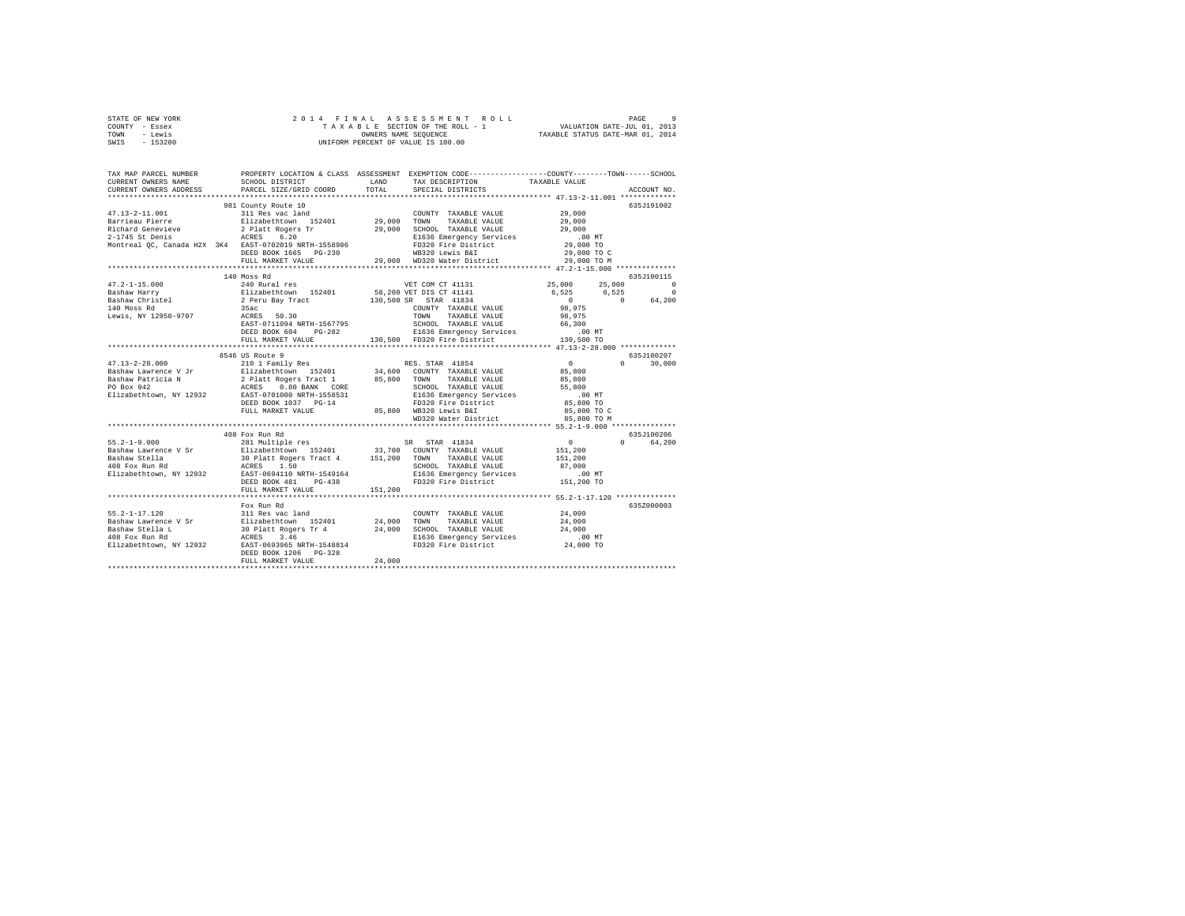STATE OF NEW YORK
COUNTY - Essex
TOWN - Lewis
SWIS - 153200

2014 FINAL ASSESSMENT ROLL
TAXABLE SECTION OF THE ROLL - 1
OWNERS NAME SEQUENCE
UNIFORM PERCENT OF VALUE IS 100.00

VALUATION DATE-JUL 01, 2013
TAXABLE STATUS DATE-MAR 01, 2014

```
TAX MAP PARCEL NUMBER          PROPERTY LOCATION & CLASS  ASSESSMENT  EXEMPTION CODE-----------------COUNTY--------TOWN------SCHOOL
CURRENT OWNERS NAME            SCHOOL DISTRICT             LAND       TAX DESCRIPTION            TAXABLE VALUE
CURRENT OWNERS ADDRESS         PARCEL SIZE/GRID COORD      TOTAL      SPECIAL DISTRICTS                                   ACCOUNT NO.
************************************************************************************************ 47.13-2-11.001 *************
                               981 County Route 10                                                                        635J191002
47.13-2-11.001                 311 Res vac land                       COUNTY  TAXABLE VALUE          29,000
Barrieau Pierre                Elizabethtown  152401       29,000     TOWN    TAXABLE VALUE          29,000
Richard Genevieve              2 Platt Rogers Tr           29,000     SCHOOL  TAXABLE VALUE          29,000
2-1745 St Denis                ACRES    6.20                          E1636 Emergency Services          .00 MT
Montreal QC, Canada H2X 3K4    EAST-0702019 NRTH-1558986              FD320 Fire District            29,000 TO
                               DEED BOOK 1665  PG-230                 WB320 Lewis B&I                29,000 TO C
                               FULL MARKET VALUE           29,000     WD320 Water District           29,000 TO M
************************************************************************************************ 47.2-1-15.000 **************
                               140 Moss Rd                                                                                635J100115
47.2-1-15.000                  240 Rural res                          VET COM CT 41131          25,000      25,000           0
Bashaw Harry                   Elizabethtown  152401       58,200     VET DIS CT 41141           6,525       6,525           0
Bashaw Christel                2 Peru Bay Tract           130,500     SR  STAR  41834                0           0      64,200
140 Moss Rd                    35ac                                   COUNTY  TAXABLE VALUE          98,975
Lewis, NY 12950-9707           ACRES   50.30                          TOWN    TAXABLE VALUE          98,975
                               EAST-0711094 NRTH-1567795              SCHOOL  TAXABLE VALUE          66,300
                               DEED BOOK 604   PG-282                 E1636 Emergency Services          .00 MT
                               FULL MARKET VALUE          130,500     FD320 Fire District           130,500 TO
************************************************************************************************ 47.13-2-28.000 *************
                               8546 US Route 9                                                                            635J100207
47.13-2-28.000                 210 1 Family Res                       RES. STAR 41854                0           0      30,000
Bashaw Lawrence V Jr           Elizabethtown  152401       34,600     COUNTY  TAXABLE VALUE          85,800
Bashaw Patricia N              2 Platt Rogers Tract 1      85,800     TOWN    TAXABLE VALUE          85,800
PO Box 942                     ACRES    0.80 BANK  CORE               SCHOOL  TAXABLE VALUE          55,800
Elizabethtown, NY 12932        EAST-0701000 NRTH-1558531              E1636 Emergency Services          .00 MT
                               DEED BOOK 1037  PG-14                  FD320 Fire District            85,800 TO
                               FULL MARKET VALUE           85,800     WB320 Lewis B&I                85,800 TO C
                                                                      WD320 Water District           85,800 TO M
************************************************************************************************ 55.2-1-9.000 ***************
                               408 Fox Run Rd                                                                             635J100206
55.2-1-9.000                   281 Multiple res                       SR  STAR  41834                0           0      64,200
Bashaw Lawrence V Sr           Elizabethtown  152401       33,700     COUNTY  TAXABLE VALUE         151,200
Bashaw Stella                  30 Platt Rogers Tract 4    151,200     TOWN    TAXABLE VALUE         151,200
408 Fox Run Rd                 ACRES    1.50                          SCHOOL  TAXABLE VALUE          87,000
Elizabethtown, NY 12932        EAST-0694110 NRTH-1549164              E1636 Emergency Services          .00 MT
                               DEED BOOK 481   PG-438                 FD320 Fire District           151,200 TO
                               FULL MARKET VALUE          151,200
************************************************************************************************ 55.2-1-17.120 **************
                               Fox Run Rd                                                                                 635Z000003
55.2-1-17.120                  311 Res vac land                       COUNTY  TAXABLE VALUE          24,000
Bashaw Lawrence V Sr           Elizabethtown  152401       24,000     TOWN    TAXABLE VALUE          24,000
Bashaw Stella L                30 Platt Rogers Tr 4        24,000     SCHOOL  TAXABLE VALUE          24,000
408 Fox Run Rd                 ACRES    3.46                          E1636 Emergency Services          .00 MT
Elizabethtown, NY 12932        EAST-0693965 NRTH-1548814              FD320 Fire District            24,000 TO
                               DEED BOOK 1206  PG-328
                               FULL MARKET VALUE           24,000
******************************************************************************************************************************
```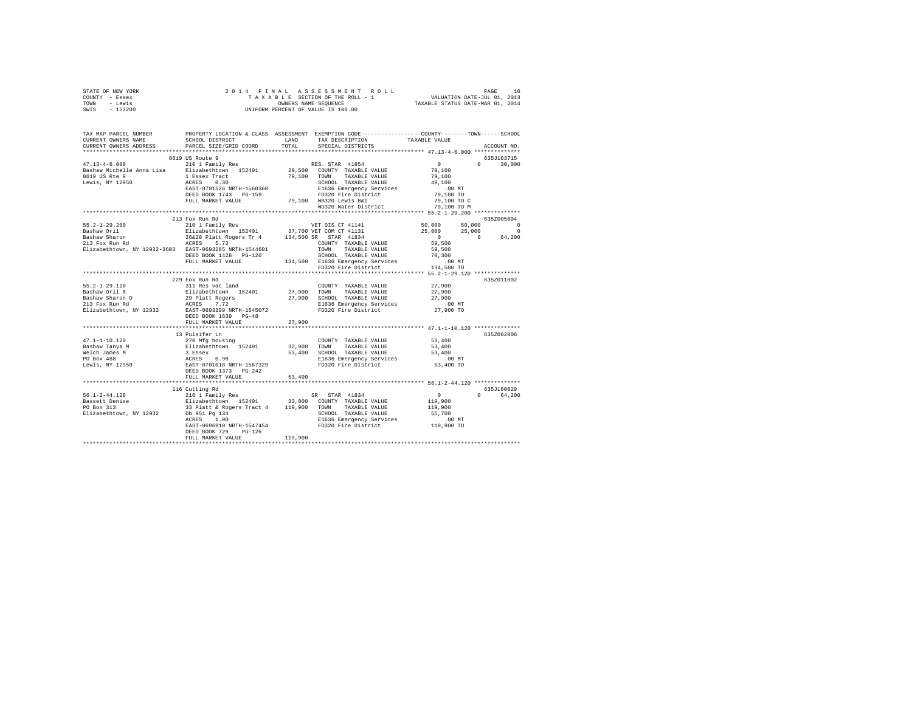STATE OF NEW YORK                2014 FINAL ASSESSMENT ROLL
COUNTY - Essex                   TAXABLE SECTION OF THE ROLL - 1          VALUATION DATE-JUL 01, 2013
TOWN - Lewis                     OWNERS NAME SEQUENCE                     TAXABLE STATUS DATE-MAR 01, 2014
SWIS - 153200                    UNIFORM PERCENT OF VALUE IS 100.00

| TAX MAP PARCEL NUMBER / CURRENT OWNERS NAME / CURRENT OWNERS ADDRESS | PROPERTY LOCATION & CLASS / SCHOOL DISTRICT / PARCEL SIZE/GRID COORD | ASSESSMENT LAND / TOTAL | EXEMPTION CODE / TAX DESCRIPTION / SPECIAL DISTRICTS | COUNTY TAXABLE VALUE | TOWN | SCHOOL / ACCOUNT NO. |
|---|---|---|---|---|---|---|
| 8619 US Route 9 | | | | | | 635J103715 |
| 47.13-4-6.000 | 210 1 Family Res | | RES. STAR 41854 | 0 | 0 | 30,000 |
| Bashaw Michelle Anna Lisa | Elizabethtown 152401 | 29,500 | COUNTY TAXABLE VALUE | 79,100 | | |
| 8619 US Rte 9 | 1 Essex Tract | 79,100 | TOWN TAXABLE VALUE | 79,100 | | |
| Lewis, NY 12950 | ACRES 0.30 | | SCHOOL TAXABLE VALUE | 49,100 | | |
| | EAST-0701526 NRTH-1560360 | | E1636 Emergency Services | .00 MT | | |
| | DEED BOOK 1743 PG-159 | | FD320 Fire District | 79,100 TO | | |
| | FULL MARKET VALUE | 79,100 | WB320 Lewis B&I | 79,100 TO C | | |
| | | | WD320 Water District | 79,100 TO M | | |
| 213 Fox Run Rd | | | | | | 635Z005004 |
| 55.2-1-29.200 | 210 1 Family Res | | VET DIS CT 41141 | 50,000 | 50,000 | 0 |
| Bashaw Oril | Elizabethtown 152401 | 37,700 | VET COM CT 41131 | 25,000 | 25,000 | 0 |
| Bashaw Sharon | 26&28 Platt Rogers Tr 4 | 134,500 | SR STAR 41834 | 0 | 0 | 64,200 |
| 213 Fox Run Rd | ACRES 5.72 | | COUNTY TAXABLE VALUE | 59,500 | | |
| Elizabethtown, NY 12932-3603 | EAST-0693285 NRTH-1544601 | | TOWN TAXABLE VALUE | 59,500 | | |
| | DEED BOOK 1428 PG-120 | | SCHOOL TAXABLE VALUE | 70,300 | | |
| | FULL MARKET VALUE | 134,500 | E1636 Emergency Services | .00 MT | | |
| | | | FD320 Fire District | 134,500 TO | | |
| 229 Fox Run Rd | | | | | | 635Z011002 |
| 55.2-1-29.120 | 311 Res vac land | | COUNTY TAXABLE VALUE | 27,900 | | |
| Bashaw Oril R | Elizabethtown 152401 | 27,900 | TOWN TAXABLE VALUE | 27,900 | | |
| Bashaw Sharon D | 29 Platt Rogers | 27,900 | SCHOOL TAXABLE VALUE | 27,900 | | |
| 213 Fox Run Rd | ACRES 7.72 | | E1636 Emergency Services | .00 MT | | |
| Elizabethtown, NY 12932 | EAST-0693399 NRTH-1545072 | | FD320 Fire District | 27,900 TO | | |
| | DEED BOOK 1639 PG-48 | | | | | |
| | FULL MARKET VALUE | 27,900 | | | | |
| 13 Pulsifer Ln | | | | | | 635Z002006 |
| 47.1-1-10.120 | 270 Mfg housing | | COUNTY TAXABLE VALUE | 53,400 | | |
| Bashaw Tanya M | Elizabethtown 152401 | 32,900 | TOWN TAXABLE VALUE | 53,400 | | |
| Welch James M | 3 Essex | 53,400 | SCHOOL TAXABLE VALUE | 53,400 | | |
| PO Box 488 | ACRES 0.98 | | E1636 Emergency Services | .00 MT | | |
| Lewis, NY 12950 | EAST-0701018 NRTH-1567329 | | FD320 Fire District | 53,400 TO | | |
| | DEED BOOK 1373 PG-242 | | | | | |
| | FULL MARKET VALUE | 53,400 | | | | |
| 116 Cutting Rd | | | | | | 635J180029 |
| 56.1-2-44.120 | 210 1 Family Res | | SR STAR 41834 | 0 | 0 | 64,200 |
| Bassett Denise | Elizabethtown 152401 | 33,000 | COUNTY TAXABLE VALUE | 119,900 | | |
| PO Box 313 | 33 Platt & Rogers Tract 4 | 119,900 | TOWN TAXABLE VALUE | 119,900 | | |
| Elizabethtown, NY 12932 | Db 951 Pg 134 | | SCHOOL TAXABLE VALUE | 55,700 | | |
| | ACRES 1.00 | | E1636 Emergency Services | .00 MT | | |
| | EAST-0696910 NRTH-1547454 | | FD320 Fire District | 119,900 TO | | |
| | DEED BOOK 729 PG-126 | | | | | |
| | FULL MARKET VALUE | 119,900 | | | | |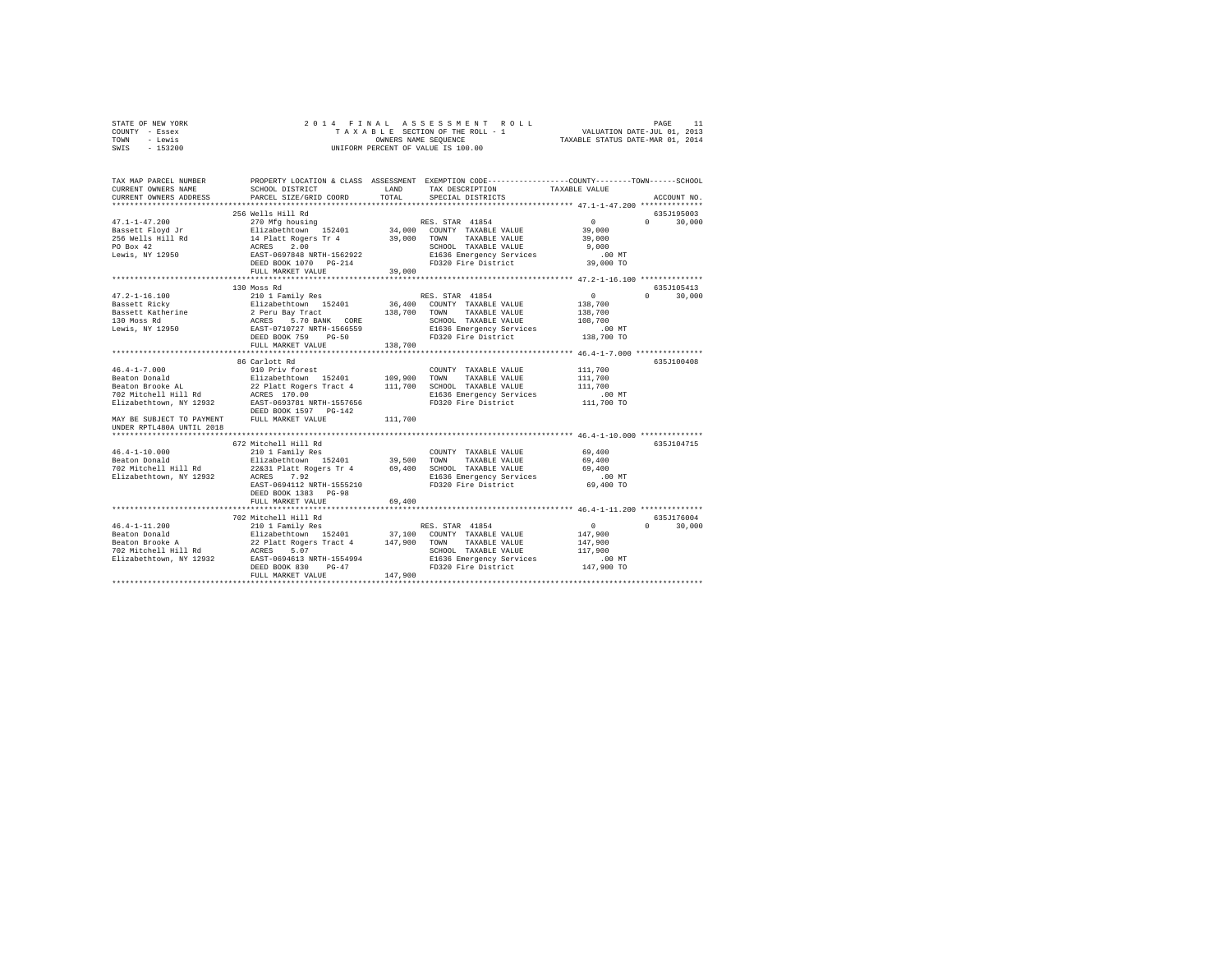STATE OF NEW YORK
COUNTY - Essex
TOWN - Lewis
SWIS - 153200

2014 FINAL ASSESSMENT ROLL
TAXABLE SECTION OF THE ROLL - 1
OWNERS NAME SEQUENCE
UNIFORM PERCENT OF VALUE IS 100.00

VALUATION DATE-JUL 01, 2013
TAXABLE STATUS DATE-MAR 01, 2014

```
TAX MAP PARCEL NUMBER          PROPERTY LOCATION & CLASS  ASSESSMENT  EXEMPTION CODE-----------------COUNTY--------TOWN------SCHOOL
CURRENT OWNERS NAME            SCHOOL DISTRICT              LAND      TAX DESCRIPTION           TAXABLE VALUE
CURRENT OWNERS ADDRESS         PARCEL SIZE/GRID COORD       TOTAL     SPECIAL DISTRICTS                                    ACCOUNT NO.
************************************************************************************************ 47.1-1-47.200 **************
                               256 Wells Hill Rd                                                                        635J195003
47.1-1-47.200                  270 Mfg housing                        RES. STAR 41854                0          0      30,000
Bassett Floyd Jr               Elizabethtown  152401       34,000   COUNTY  TAXABLE VALUE           39,000
256 Wells Hill Rd              14 Platt Rogers Tr 4        39,000   TOWN    TAXABLE VALUE           39,000
PO Box 42                      ACRES    2.00                        SCHOOL  TAXABLE VALUE            9,000
Lewis, NY 12950                EAST-0697848 NRTH-1562922            E1636 Emergency Services          .00 MT
                               DEED BOOK 1070   PG-214              FD320 Fire District             39,000 TO
                               FULL MARKET VALUE           39,000
************************************************************************************************ 47.2-1-16.100 **************
                               130 Moss Rd                                                                              635J105413
47.2-1-16.100                  210 1 Family Res                       RES. STAR 41854                0          0      30,000
Bassett Ricky                  Elizabethtown  152401       36,400   COUNTY  TAXABLE VALUE          138,700
Bassett Katherine              2 Peru Bay Tract           138,700   TOWN    TAXABLE VALUE          138,700
130 Moss Rd                    ACRES    5.70 BANK  CORE             SCHOOL  TAXABLE VALUE          108,700
Lewis, NY 12950                EAST-0710727 NRTH-1566559            E1636 Emergency Services          .00 MT
                               DEED BOOK 759    PG-50               FD320 Fire District            138,700 TO
                               FULL MARKET VALUE          138,700
************************************************************************************************ 46.4-1-7.000 ***************
                               86 Carlott Rd                                                                            635J100408
46.4-1-7.000                   910 Priv forest                        COUNTY  TAXABLE VALUE          111,700
Beaton Donald                  Elizabethtown  152401      109,900   TOWN    TAXABLE VALUE          111,700
Beaton Brooke AL               22 Platt Rogers Tract 4    111,700   SCHOOL  TAXABLE VALUE          111,700
702 Mitchell Hill Rd           ACRES  170.00                        E1636 Emergency Services          .00 MT
Elizabethtown, NY 12932        EAST-0693781 NRTH-1557656            FD320 Fire District            111,700 TO
                               DEED BOOK 1597   PG-142
MAY BE SUBJECT TO PAYMENT      FULL MARKET VALUE          111,700
UNDER RPTL480A UNTIL 2018
************************************************************************************************ 46.4-1-10.000 **************
                               672 Mitchell Hill Rd                                                                     635J104715
46.4-1-10.000                  210 1 Family Res                       COUNTY  TAXABLE VALUE           69,400
Beaton Donald                  Elizabethtown  152401       39,500   TOWN    TAXABLE VALUE           69,400
702 Mitchell Hill Rd           22&31 Platt Rogers Tr 4     69,400   SCHOOL  TAXABLE VALUE           69,400
Elizabethtown, NY 12932        ACRES    7.92                        E1636 Emergency Services          .00 MT
                               EAST-0694112 NRTH-1555210            FD320 Fire District             69,400 TO
                               DEED BOOK 1383   PG-98
                               FULL MARKET VALUE           69,400
************************************************************************************************ 46.4-1-11.200 **************
                               702 Mitchell Hill Rd                                                                     635J176004
46.4-1-11.200                  210 1 Family Res                       RES. STAR 41854                0          0      30,000
Beaton Donald                  Elizabethtown  152401       37,100   COUNTY  TAXABLE VALUE          147,900
Beaton Brooke A                22 Platt Rogers Tract 4    147,900   TOWN    TAXABLE VALUE          147,900
702 Mitchell Hill Rd           ACRES    5.07                        SCHOOL  TAXABLE VALUE          117,900
Elizabethtown, NY 12932        EAST-0694613 NRTH-1554994            E1636 Emergency Services          .00 MT
                               DEED BOOK 830    PG-47               FD320 Fire District            147,900 TO
                               FULL MARKET VALUE          147,900
******************************************************************************************************************************
```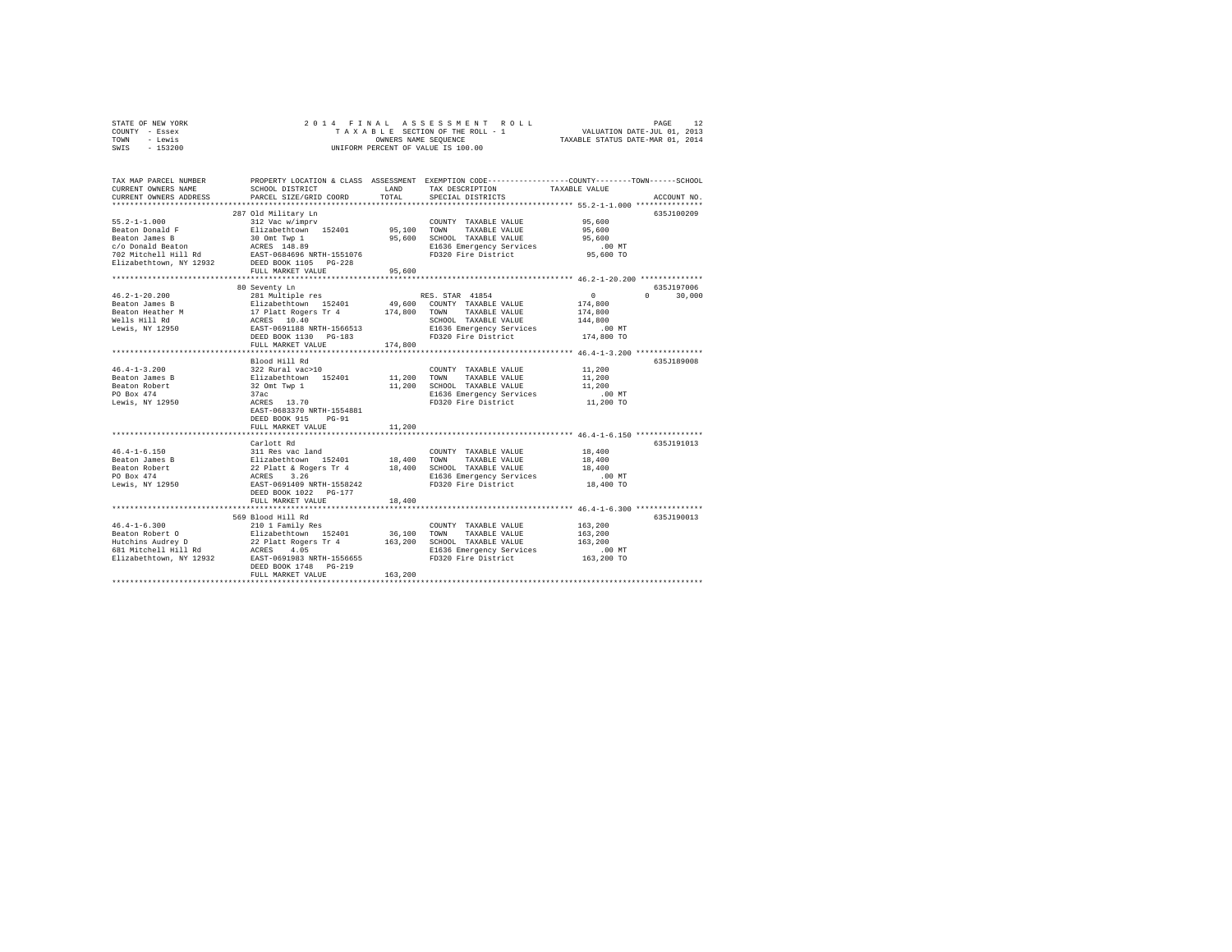STATE OF NEW YORK — COUNTY - Essex — TOWN - Lewis — SWIS - 153200

2014 FINAL ASSESSMENT ROLL
TAXABLE SECTION OF THE ROLL - 1
OWNERS NAME SEQUENCE
UNIFORM PERCENT OF VALUE IS 100.00

VALUATION DATE-JUL 01, 2013
TAXABLE STATUS DATE-MAR 01, 2014

| TAX MAP PARCEL NUMBER / CURRENT OWNERS NAME / CURRENT OWNERS ADDRESS | PROPERTY LOCATION & CLASS / SCHOOL DISTRICT / PARCEL SIZE/GRID COORD | ASSESSMENT LAND / TOTAL | EXEMPTION CODE / TAX DESCRIPTION / SPECIAL DISTRICTS | COUNTY | TOWN | SCHOOL | ACCOUNT NO. |
|---|---|---|---|---|---|---|---|
| 55.2-1-1.000 | 287 Old Military Ln | | | | | | 635J100209 |
| Beaton Donald F | 312 Vac w/imprv | | COUNTY TAXABLE VALUE | 95,600 | | | |
| Beaton James B | Elizabethtown 152401 | 95,100 | TOWN TAXABLE VALUE | | 95,600 | | |
| c/o Donald Beaton | 30 Omt Twp 1 | 95,600 | SCHOOL TAXABLE VALUE | | | 95,600 | |
| 702 Mitchell Hill Rd | ACRES 148.89 | | E1636 Emergency Services | .00 MT | | | |
| Elizabethtown, NY 12932 | EAST-0684696 NRTH-1551076 | | FD320 Fire District | 95,600 TO | | | |
| | DEED BOOK 1105 PG-228 | | | | | | |
| | FULL MARKET VALUE | 95,600 | | | | | |
| 46.2-1-20.200 | 80 Seventy Ln | | | | | | 635J197006 |
| Beaton James B | 281 Multiple res | | RES. STAR 41854 | 0 | 0 | 30,000 | |
| Beaton Heather M | Elizabethtown 152401 | 49,600 | COUNTY TAXABLE VALUE | 174,800 | | | |
| Wells Hill Rd | 17 Platt Rogers Tr 4 | 174,800 | TOWN TAXABLE VALUE | | 174,800 | | |
| Lewis, NY 12950 | ACRES 10.40 | | SCHOOL TAXABLE VALUE | | | 144,800 | |
| | EAST-0691188 NRTH-1566513 | | E1636 Emergency Services | .00 MT | | | |
| | DEED BOOK 1130 PG-183 | | FD320 Fire District | 174,800 TO | | | |
| | FULL MARKET VALUE | 174,800 | | | | | |
| 46.4-1-3.200 | Blood Hill Rd | | | | | | 635J189008 |
| Beaton James B | 322 Rural vac>10 | | COUNTY TAXABLE VALUE | 11,200 | | | |
| Beaton Robert | Elizabethtown 152401 | 11,200 | TOWN TAXABLE VALUE | | 11,200 | | |
| PO Box 474 | 32 Omt Twp 1 | 11,200 | SCHOOL TAXABLE VALUE | | | 11,200 | |
| Lewis, NY 12950 | 37ac | | E1636 Emergency Services | .00 MT | | | |
| | ACRES 13.70 | | FD320 Fire District | 11,200 TO | | | |
| | EAST-0683370 NRTH-1554881 | | | | | | |
| | DEED BOOK 915 PG-91 | | | | | | |
| | FULL MARKET VALUE | 11,200 | | | | | |
| 46.4-1-6.150 | Carlott Rd | | | | | | 635J191013 |
| Beaton James B | 311 Res vac land | | COUNTY TAXABLE VALUE | 18,400 | | | |
| Beaton Robert | Elizabethtown 152401 | 18,400 | TOWN TAXABLE VALUE | | 18,400 | | |
| PO Box 474 | 22 Platt & Rogers Tr 4 | 18,400 | SCHOOL TAXABLE VALUE | | | 18,400 | |
| Lewis, NY 12950 | ACRES 3.26 | | E1636 Emergency Services | .00 MT | | | |
| | EAST-0691409 NRTH-1558242 | | FD320 Fire District | 18,400 TO | | | |
| | DEED BOOK 1022 PG-177 | | | | | | |
| | FULL MARKET VALUE | 18,400 | | | | | |
| 46.4-1-6.300 | 569 Blood Hill Rd | | | | | | 635J190013 |
| Beaton Robert O | 210 1 Family Res | | COUNTY TAXABLE VALUE | 163,200 | | | |
| Hutchins Audrey D | Elizabethtown 152401 | 36,100 | TOWN TAXABLE VALUE | | 163,200 | | |
| 681 Mitchell Hill Rd | 22 Platt Rogers Tr 4 | 163,200 | SCHOOL TAXABLE VALUE | | | 163,200 | |
| Elizabethtown, NY 12932 | ACRES 4.05 | | E1636 Emergency Services | .00 MT | | | |
| | EAST-0691983 NRTH-1556655 | | FD320 Fire District | 163,200 TO | | | |
| | DEED BOOK 1748 PG-219 | | | | | | |
| | FULL MARKET VALUE | 163,200 | | | | | |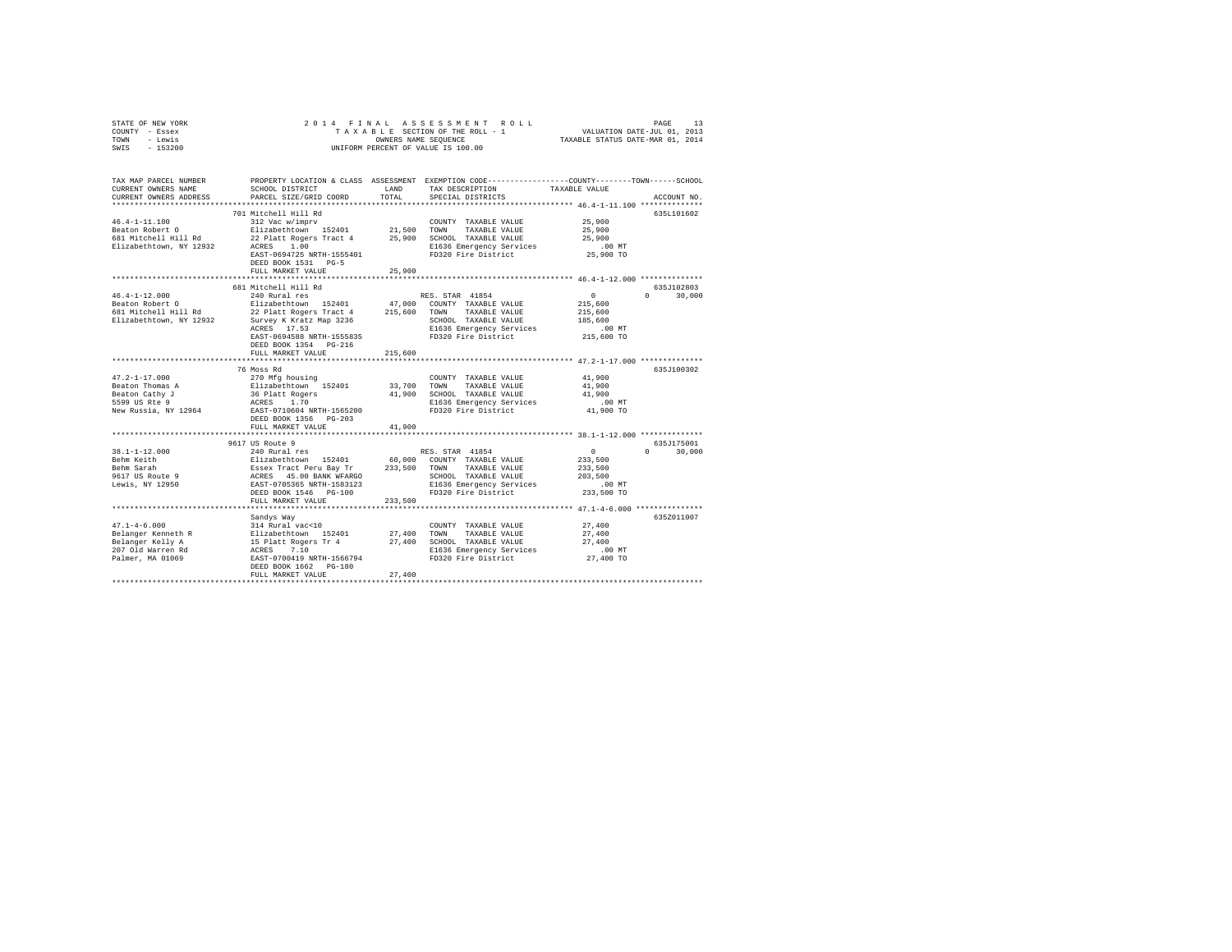STATE OF NEW YORK
COUNTY - Essex
TOWN - Lewis
SWIS - 153200

2014 FINAL ASSESSMENT ROLL
TAXABLE SECTION OF THE ROLL - 1
OWNERS NAME SEQUENCE
UNIFORM PERCENT OF VALUE IS 100.00

VALUATION DATE-JUL 01, 2013
TAXABLE STATUS DATE-MAR 01, 2014

```
TAX MAP PARCEL NUMBER          PROPERTY LOCATION & CLASS  ASSESSMENT  EXEMPTION CODE------------------COUNTY--------TOWN------SCHOOL
CURRENT OWNERS NAME            SCHOOL DISTRICT              LAND      TAX DESCRIPTION            TAXABLE VALUE
CURRENT OWNERS ADDRESS         PARCEL SIZE/GRID COORD       TOTAL     SPECIAL DISTRICTS                                   ACCOUNT NO.
************************************************************************************************* 46.4-1-11.100 **************
                               701 Mitchell Hill Rd                                                                   635L101602
46.4-1-11.100                  312 Vac w/imprv                         COUNTY  TAXABLE VALUE          25,900
Beaton Robert O                Elizabethtown  152401       21,500     TOWN    TAXABLE VALUE          25,900
681 Mitchell Hill Rd           22 Platt Rogers Tract 4     25,900     SCHOOL  TAXABLE VALUE          25,900
Elizabethtown, NY 12932        ACRES    1.00                          E1636 Emergency Services           .00 MT
                               EAST-0694725 NRTH-1555401              FD320 Fire District             25,900 TO
                               DEED BOOK 1531   PG-5
                               FULL MARKET VALUE           25,900
************************************************************************************************* 46.4-1-12.000 **************
                               681 Mitchell Hill Rd                                                                   635J102803
46.4-1-12.000                  240 Rural res                          RES. STAR 41854                  0            0      30,000
Beaton Robert O                Elizabethtown  152401       47,000     COUNTY  TAXABLE VALUE         215,600
681 Mitchell Hill Rd           22 Platt Rogers Tract 4    215,600     TOWN    TAXABLE VALUE         215,600
Elizabethtown, NY 12932        Survey K Kratz Map 3236                SCHOOL  TAXABLE VALUE         185,600
                               ACRES   17.53                          E1636 Emergency Services           .00 MT
                               EAST-0694588 NRTH-1555835              FD320 Fire District            215,600 TO
                               DEED BOOK 1354   PG-216
                               FULL MARKET VALUE          215,600
************************************************************************************************* 47.2-1-17.000 **************
                               76 Moss Rd                                                                             635J100302
47.2-1-17.000                  270 Mfg housing                        COUNTY  TAXABLE VALUE          41,900
Beaton Thomas A                Elizabethtown  152401       33,700     TOWN    TAXABLE VALUE          41,900
Beaton Cathy J                 36 Platt Rogers             41,900     SCHOOL  TAXABLE VALUE          41,900
5599 US Rte 9                  ACRES    1.70                          E1636 Emergency Services           .00 MT
New Russia, NY 12964           EAST-0710604 NRTH-1565200              FD320 Fire District             41,900 TO
                               DEED BOOK 1356   PG-203
                               FULL MARKET VALUE           41,900
************************************************************************************************* 38.1-1-12.000 **************
                               9617 US Route 9                                                                        635J175001
38.1-1-12.000                  240 Rural res                          RES. STAR 41854                  0            0      30,000
Behm Keith                     Elizabethtown  152401       60,000     COUNTY  TAXABLE VALUE         233,500
Behm Sarah                     Essex Tract Peru Bay Tr    233,500     TOWN    TAXABLE VALUE         233,500
9617 US Route 9                ACRES   45.00 BANK WFARGO              SCHOOL  TAXABLE VALUE         203,500
Lewis, NY 12950                EAST-0705365 NRTH-1583123              E1636 Emergency Services           .00 MT
                               DEED BOOK 1546   PG-100                FD320 Fire District            233,500 TO
                               FULL MARKET VALUE          233,500
************************************************************************************************* 47.1-4-6.000 ***************
                               Sandys Way                                                                             635Z011007
47.1-4-6.000                   314 Rural vac<10                       COUNTY  TAXABLE VALUE          27,400
Belanger Kenneth R             Elizabethtown  152401       27,400     TOWN    TAXABLE VALUE          27,400
Belanger Kelly A               15 Platt Rogers Tr 4        27,400     SCHOOL  TAXABLE VALUE          27,400
207 Old Warren Rd              ACRES    7.10                          E1636 Emergency Services           .00 MT
Palmer, MA 01069               EAST-0700419 NRTH-1566794              FD320 Fire District             27,400 TO
                               DEED BOOK 1662   PG-180
                               FULL MARKET VALUE           27,400
******************************************************************************************************************************
```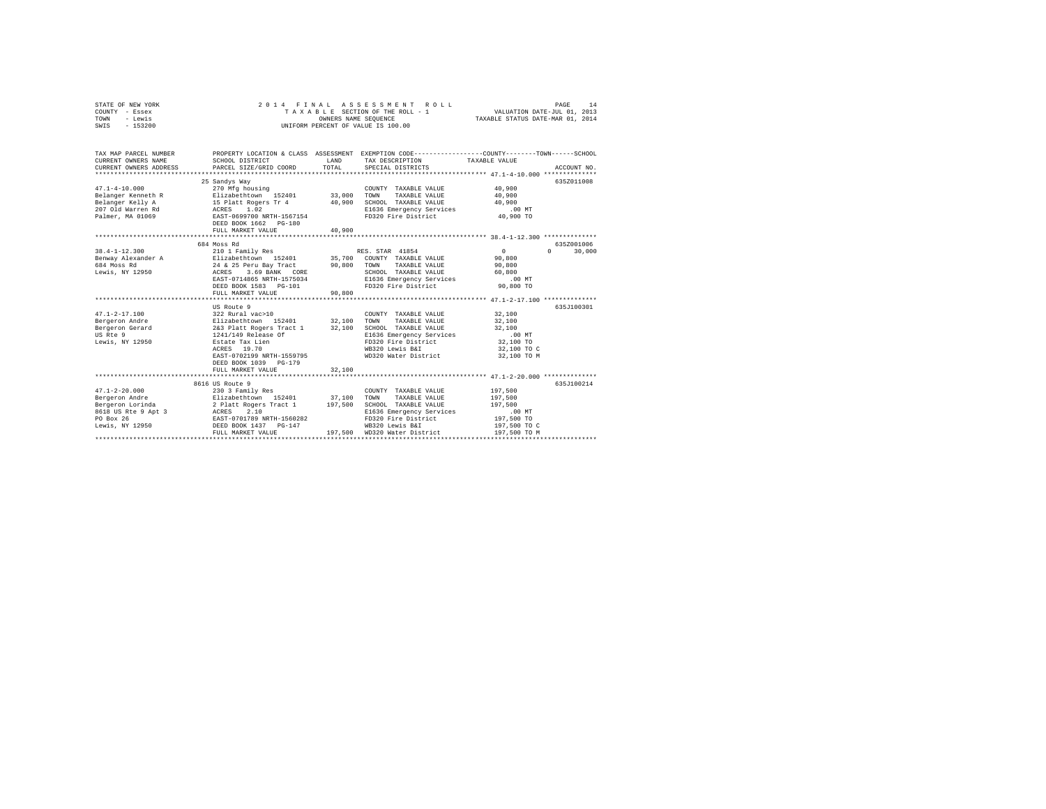STATE OF NEW YORK
COUNTY - Essex
TOWN - Lewis
SWIS - 153200

2014 FINAL ASSESSMENT ROLL
TAXABLE SECTION OF THE ROLL - 1
OWNERS NAME SEQUENCE
UNIFORM PERCENT OF VALUE IS 100.00

VALUATION DATE-JUL 01, 2013
TAXABLE STATUS DATE-MAR 01, 2014

| TAX MAP PARCEL NUMBER / CURRENT OWNERS NAME / CURRENT OWNERS ADDRESS | PROPERTY LOCATION & CLASS / SCHOOL DISTRICT / PARCEL SIZE/GRID COORD | ASSESSMENT LAND / TOTAL | EXEMPTION CODE / TAX DESCRIPTION / SPECIAL DISTRICTS | COUNTY / TOWN / SCHOOL TAXABLE VALUE | ACCOUNT NO. |
|---|---|---|---|---|---|
| 47.1-4-10.000 | 25 Sandys Way | | | | 635Z011008 |
| 47.1-4-10.000 | 270 Mfg housing | | COUNTY TAXABLE VALUE | 40,900 | |
| Belanger Kenneth R | Elizabethtown 152401 | 33,000 | TOWN TAXABLE VALUE | 40,900 | |
| Belanger Kelly A | 15 Platt Rogers Tr 4 | 40,900 | SCHOOL TAXABLE VALUE | 40,900 | |
| 207 Old Warren Rd | ACRES 1.02 | | E1636 Emergency Services | .00 MT | |
| Palmer, MA 01069 | EAST-0699700 NRTH-1567154 | | FD320 Fire District | 40,900 TO | |
| | DEED BOOK 1662 PG-180 | | | | |
| | FULL MARKET VALUE | 40,900 | | | |
| 38.4-1-12.300 | 684 Moss Rd | | | | 635Z001006 |
| 38.4-1-12.300 | 210 1 Family Res | | RES. STAR 41854 | 0 0 30,000 | |
| Benway Alexander A | Elizabethtown 152401 | 35,700 | COUNTY TAXABLE VALUE | 90,800 | |
| 684 Moss Rd | 24 & 25 Peru Bay Tract | 90,800 | TOWN TAXABLE VALUE | 90,800 | |
| Lewis, NY 12950 | ACRES 3.69 BANK CORE | | SCHOOL TAXABLE VALUE | 60,800 | |
| | EAST-0714865 NRTH-1575034 | | E1636 Emergency Services | .00 MT | |
| | DEED BOOK 1583 PG-101 | | FD320 Fire District | 90,800 TO | |
| | FULL MARKET VALUE | 90,800 | | | |
| 47.1-2-17.100 | US Route 9 | | | | 635J100301 |
| 47.1-2-17.100 | 322 Rural vac>10 | | COUNTY TAXABLE VALUE | 32,100 | |
| Bergeron Andre | Elizabethtown 152401 | 32,100 | TOWN TAXABLE VALUE | 32,100 | |
| Bergeron Gerard | 2&3 Platt Rogers Tract 1 | 32,100 | SCHOOL TAXABLE VALUE | 32,100 | |
| US Rte 9 | 1241/149 Release Of | | E1636 Emergency Services | .00 MT | |
| Lewis, NY 12950 | Estate Tax Lien | | FD320 Fire District | 32,100 TO | |
| | ACRES 19.70 | | WB320 Lewis B&I | 32,100 TO C | |
| | EAST-0702199 NRTH-1559795 | | WD320 Water District | 32,100 TO M | |
| | DEED BOOK 1039 PG-179 | | | | |
| | FULL MARKET VALUE | 32,100 | | | |
| 47.1-2-20.000 | 8616 US Route 9 | | | | 635J100214 |
| 47.1-2-20.000 | 230 3 Family Res | | COUNTY TAXABLE VALUE | 197,500 | |
| Bergeron Andre | Elizabethtown 152401 | 37,100 | TOWN TAXABLE VALUE | 197,500 | |
| Bergeron Lorinda | 2 Platt Rogers Tract 1 | 197,500 | SCHOOL TAXABLE VALUE | 197,500 | |
| 8618 US Rte 9 Apt 3 | ACRES 2.10 | | E1636 Emergency Services | .00 MT | |
| PO Box 26 | EAST-0701789 NRTH-1560282 | | FD320 Fire District | 197,500 TO | |
| Lewis, NY 12950 | DEED BOOK 1437 PG-147 | | WB320 Lewis B&I | 197,500 TO C | |
| | FULL MARKET VALUE | 197,500 | WD320 Water District | 197,500 TO M | |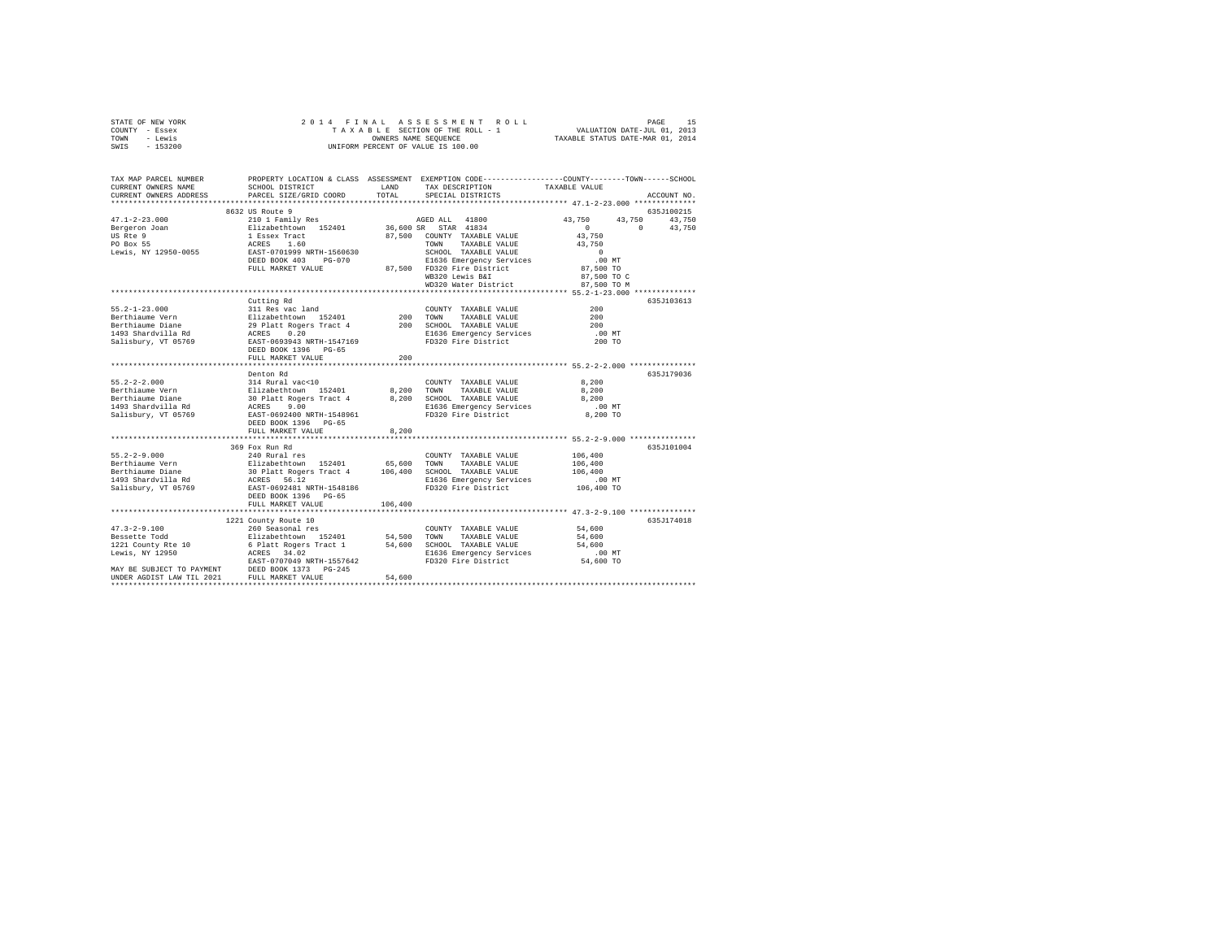STATE OF NEW YORK · COUNTY - Essex · TOWN - Lewis · SWIS - 153200

2014 FINAL ASSESSMENT ROLL
TAXABLE SECTION OF THE ROLL - 1
OWNERS NAME SEQUENCE
UNIFORM PERCENT OF VALUE IS 100.00

VALUATION DATE-JUL 01, 2013
TAXABLE STATUS DATE-MAR 01, 2014

| TAX MAP PARCEL NUMBER / CURRENT OWNERS NAME / CURRENT OWNERS ADDRESS | PROPERTY LOCATION & CLASS / SCHOOL DISTRICT / PARCEL SIZE/GRID COORD | ASSESSMENT LAND / TOTAL | EXEMPTION CODE / TAX DESCRIPTION / SPECIAL DISTRICTS | COUNTY TAXABLE VALUE | TOWN | SCHOOL | ACCOUNT NO. |
|---|---|---|---|---|---|---|---|
| **47.1-2-23.000** | 8632 US Route 9 | | | | | | 635J100215 |
| 47.1-2-23.000 | 210 1 Family Res | | AGED ALL 41800 | 43,750 | 43,750 | 43,750 | |
| Bergeron Joan | Elizabethtown 152401 | 36,600 | SR STAR 41834 | 0 | 0 | 43,750 | |
| US Rte 9 | 1 Essex Tract | 87,500 | COUNTY TAXABLE VALUE | 43,750 | | | |
| PO Box 55 | ACRES 1.60 | | TOWN TAXABLE VALUE | 43,750 | | | |
| Lewis, NY 12950-0055 | EAST-0701999 NRTH-1560630 | | SCHOOL TAXABLE VALUE | 0 | | | |
| | DEED BOOK 403 PG-070 | | E1636 Emergency Services | .00 MT | | | |
| | FULL MARKET VALUE | 87,500 | FD320 Fire District | 87,500 TO | | | |
| | | | WB320 Lewis B&I | 87,500 TO C | | | |
| | | | WD320 Water District | 87,500 TO M | | | |
| **55.2-1-23.000** | Cutting Rd | | | | | | 635J103613 |
| 55.2-1-23.000 | 311 Res vac land | | COUNTY TAXABLE VALUE | 200 | | | |
| Berthiaume Vern | Elizabethtown 152401 | 200 | TOWN TAXABLE VALUE | 200 | | | |
| Berthiaume Diane | 29 Platt Rogers Tract 4 | 200 | SCHOOL TAXABLE VALUE | 200 | | | |
| 1493 Shardvilla Rd | ACRES 0.20 | | E1636 Emergency Services | .00 MT | | | |
| Salisbury, VT 05769 | EAST-0693943 NRTH-1547169 | | FD320 Fire District | 200 TO | | | |
| | DEED BOOK 1396 PG-65 | | | | | | |
| | FULL MARKET VALUE | 200 | | | | | |
| **55.2-2-2.000** | Denton Rd | | | | | | 635J179036 |
| 55.2-2-2.000 | 314 Rural vac<10 | | COUNTY TAXABLE VALUE | 8,200 | | | |
| Berthiaume Vern | Elizabethtown 152401 | 8,200 | TOWN TAXABLE VALUE | 8,200 | | | |
| Berthiaume Diane | 30 Platt Rogers Tract 4 | 8,200 | SCHOOL TAXABLE VALUE | 8,200 | | | |
| 1493 Shardvilla Rd | ACRES 9.00 | | E1636 Emergency Services | .00 MT | | | |
| Salisbury, VT 05769 | EAST-0692400 NRTH-1548961 | | FD320 Fire District | 8,200 TO | | | |
| | DEED BOOK 1396 PG-65 | | | | | | |
| | FULL MARKET VALUE | 8,200 | | | | | |
| **55.2-2-9.000** | 369 Fox Run Rd | | | | | | 635J101004 |
| 55.2-2-9.000 | 240 Rural res | | COUNTY TAXABLE VALUE | 106,400 | | | |
| Berthiaume Vern | Elizabethtown 152401 | 65,600 | TOWN TAXABLE VALUE | 106,400 | | | |
| Berthiaume Diane | 30 Platt Rogers Tract 4 | 106,400 | SCHOOL TAXABLE VALUE | 106,400 | | | |
| 1493 Shardvilla Rd | ACRES 56.12 | | E1636 Emergency Services | .00 MT | | | |
| Salisbury, VT 05769 | EAST-0692481 NRTH-1548186 | | FD320 Fire District | 106,400 TO | | | |
| | DEED BOOK 1396 PG-65 | | | | | | |
| | FULL MARKET VALUE | 106,400 | | | | | |
| **47.3-2-9.100** | 1221 County Route 10 | | | | | | 635J174018 |
| 47.3-2-9.100 | 260 Seasonal res | | COUNTY TAXABLE VALUE | 54,600 | | | |
| Bessette Todd | Elizabethtown 152401 | 54,500 | TOWN TAXABLE VALUE | 54,600 | | | |
| 1221 County Rte 10 | 6 Platt Rogers Tract 1 | 54,600 | SCHOOL TAXABLE VALUE | 54,600 | | | |
| Lewis, NY 12950 | ACRES 34.02 | | E1636 Emergency Services | .00 MT | | | |
| | EAST-0707049 NRTH-1557642 | | FD320 Fire District | 54,600 TO | | | |
| MAY BE SUBJECT TO PAYMENT | DEED BOOK 1373 PG-245 | | | | | | |
| UNDER AGDIST LAW TIL 2021 | FULL MARKET VALUE | 54,600 | | | | | |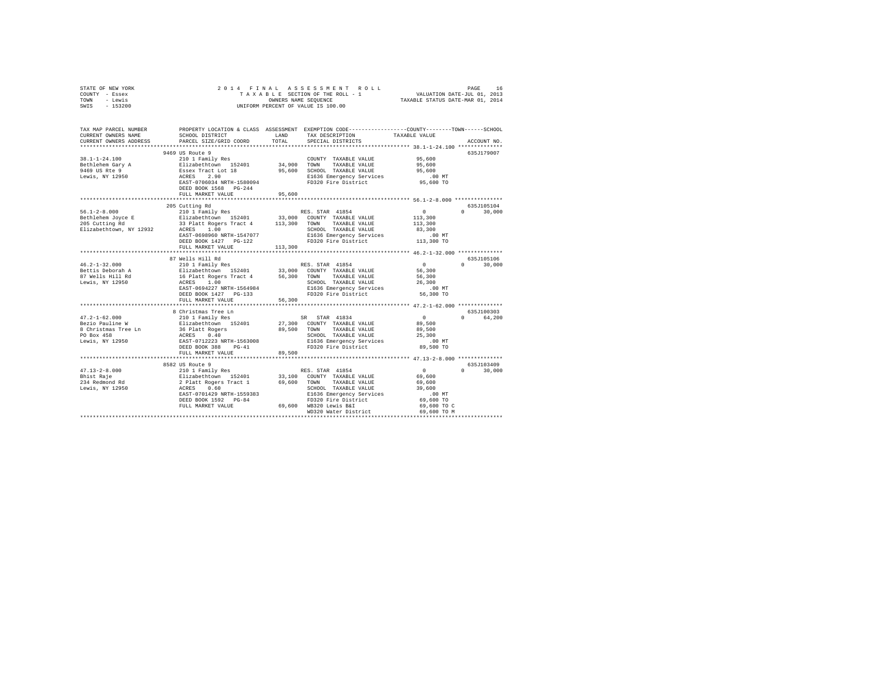STATE OF NEW YORK — 2014 FINAL ASSESSMENT ROLL
COUNTY - Essex — TAXABLE SECTION OF THE ROLL - 1 — VALUATION DATE-JUL 01, 2013
TOWN - Lewis — OWNERS NAME SEQUENCE — TAXABLE STATUS DATE-MAR 01, 2014
SWIS - 153200 — UNIFORM PERCENT OF VALUE IS 100.00

| TAX MAP PARCEL NUMBER / CURRENT OWNERS NAME / CURRENT OWNERS ADDRESS | PROPERTY LOCATION & CLASS / SCHOOL DISTRICT / PARCEL SIZE/GRID COORD | ASSESSMENT LAND / TOTAL | EXEMPTION CODE / TAX DESCRIPTION / SPECIAL DISTRICTS | COUNTY | TOWN | SCHOOL | ACCOUNT NO. |
|---|---|---|---|---|---|---|---|
| **38.1-1-24.100** | 9469 US Route 9 | | | | | | 635J179007 |
| 38.1-1-24.100 | 210 1 Family Res | | COUNTY TAXABLE VALUE | 95,600 | | | |
| Bethlehem Gary A | Elizabethtown 152401 | 34,900 | TOWN TAXABLE VALUE | | 95,600 | | |
| 9469 US Rte 9 | Essex Tract Lot 18 | 95,600 | SCHOOL TAXABLE VALUE | | | 95,600 | |
| Lewis, NY 12950 | ACRES 2.90 | | E1636 Emergency Services | .00 MT | | | |
| | EAST-0706034 NRTH-1580094 | | FD320 Fire District | 95,600 TO | | | |
| | DEED BOOK 1568 PG-244 | | | | | | |
| | FULL MARKET VALUE | 95,600 | | | | | |
| **56.1-2-8.000** | 205 Cutting Rd | | | | | | 635J105104 |
| 56.1-2-8.000 | 210 1 Family Res | | RES. STAR 41854 | 0 | 0 | 30,000 | |
| Bethlehem Joyce E | Elizabethtown 152401 | 33,000 | COUNTY TAXABLE VALUE | 113,300 | | | |
| 205 Cutting Rd | 33 Platt Rogers Tract 4 | 113,300 | TOWN TAXABLE VALUE | | 113,300 | | |
| Elizabethtown, NY 12932 | ACRES 1.00 | | SCHOOL TAXABLE VALUE | | | 83,300 | |
| | EAST-0698960 NRTH-1547077 | | E1636 Emergency Services | .00 MT | | | |
| | DEED BOOK 1427 PG-122 | | FD320 Fire District | 113,300 TO | | | |
| | FULL MARKET VALUE | 113,300 | | | | | |
| **46.2-1-32.000** | 87 Wells Hill Rd | | | | | | 635J105106 |
| 46.2-1-32.000 | 210 1 Family Res | | RES. STAR 41854 | 0 | 0 | 30,000 | |
| Bettis Deborah A | Elizabethtown 152401 | 33,000 | COUNTY TAXABLE VALUE | 56,300 | | | |
| 87 Wells Hill Rd | 16 Platt Rogers Tract 4 | 56,300 | TOWN TAXABLE VALUE | | 56,300 | | |
| Lewis, NY 12950 | ACRES 1.00 | | SCHOOL TAXABLE VALUE | | | 26,300 | |
| | EAST-0694227 NRTH-1564984 | | E1636 Emergency Services | .00 MT | | | |
| | DEED BOOK 1427 PG-133 | | FD320 Fire District | 56,300 TO | | | |
| | FULL MARKET VALUE | 56,300 | | | | | |
| **47.2-1-62.000** | 8 Christmas Tree Ln | | | | | | 635J100303 |
| 47.2-1-62.000 | 210 1 Family Res | | SR STAR 41834 | 0 | 0 | 64,200 | |
| Bezio Pauline W | Elizabethtown 152401 | 27,300 | COUNTY TAXABLE VALUE | 89,500 | | | |
| 8 Christmas Tree Ln | 36 Platt Rogers | 89,500 | TOWN TAXABLE VALUE | | 89,500 | | |
| PO Box 458 | ACRES 0.40 | | SCHOOL TAXABLE VALUE | | | 25,300 | |
| Lewis, NY 12950 | EAST-0712223 NRTH-1563008 | | E1636 Emergency Services | .00 MT | | | |
| | DEED BOOK 388 PG-41 | | FD320 Fire District | 89,500 TO | | | |
| | FULL MARKET VALUE | 89,500 | | | | | |
| **47.13-2-8.000** | 8582 US Route 9 | | | | | | 635J103409 |
| 47.13-2-8.000 | 210 1 Family Res | | RES. STAR 41854 | 0 | 0 | 30,000 | |
| Bhist Raje | Elizabethtown 152401 | 33,100 | COUNTY TAXABLE VALUE | 69,600 | | | |
| 234 Redmond Rd | 2 Platt Rogers Tract 1 | 69,600 | TOWN TAXABLE VALUE | | 69,600 | | |
| Lewis, NY 12950 | ACRES 0.60 | | SCHOOL TAXABLE VALUE | | | 39,600 | |
| | EAST-0701429 NRTH-1559383 | | E1636 Emergency Services | .00 MT | | | |
| | DEED BOOK 1592 PG-84 | | FD320 Fire District | 69,600 TO | | | |
| | FULL MARKET VALUE | 69,600 | WB320 Lewis B&I | 69,600 TO C | | | |
| | | | WD320 Water District | 69,600 TO M | | | |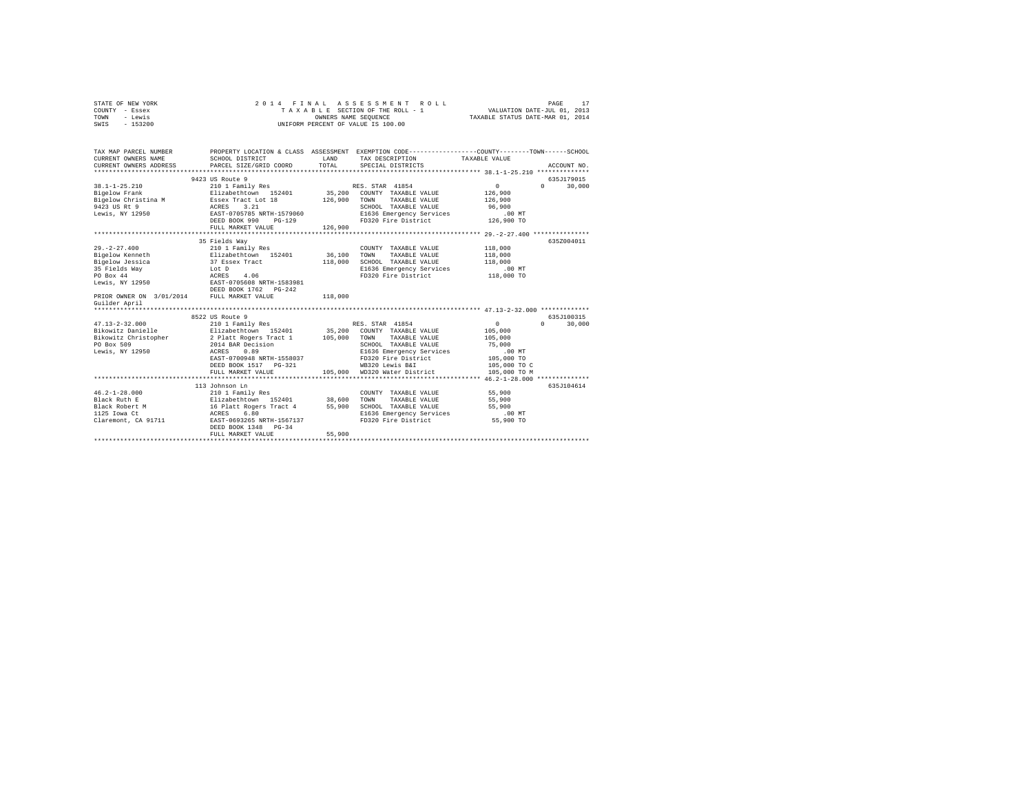STATE OF NEW YORK  
COUNTY - Essex  
TOWN - Lewis  
SWIS - 153200

2014 FINAL ASSESSMENT ROLL  
TAXABLE SECTION OF THE ROLL - 1  
OWNERS NAME SEQUENCE  
UNIFORM PERCENT OF VALUE IS 100.00

VALUATION DATE-JUL 01, 2013  
TAXABLE STATUS DATE-MAR 01, 2014

| TAX MAP PARCEL NUMBER / CURRENT OWNERS NAME / CURRENT OWNERS ADDRESS | PROPERTY LOCATION & CLASS / SCHOOL DISTRICT / PARCEL SIZE/GRID COORD | ASSESSMENT LAND / TOTAL | EXEMPTION CODE / TAX DESCRIPTION / SPECIAL DISTRICTS | COUNTY TAXABLE VALUE | TOWN | SCHOOL / ACCOUNT NO. |
|---|---|---|---|---|---|---|
| | 9423 US Route 9 | | | | | 635J179015 |
| 38.1-1-25.210 | 210 1 Family Res | | RES. STAR 41854 | 0 | 0 | 30,000 |
| Bigelow Frank | Elizabethtown 152401 | 35,200 | COUNTY TAXABLE VALUE | 126,900 | | |
| Bigelow Christina M | Essex Tract Lot 18 | 126,900 | TOWN TAXABLE VALUE | 126,900 | | |
| 9423 US Rt 9 | ACRES 3.21 | | SCHOOL TAXABLE VALUE | 96,900 | | |
| Lewis, NY 12950 | EAST-0705785 NRTH-1579060 | | E1636 Emergency Services | .00 MT | | |
| | DEED BOOK 990 PG-129 | | FD320 Fire District | 126,900 TO | | |
| | FULL MARKET VALUE | 126,900 | | | | |
| | 35 Fields Way | | | | | 635Z004011 |
| 29.-2-27.400 | 210 1 Family Res | | COUNTY TAXABLE VALUE | 118,000 | | |
| Bigelow Kenneth | Elizabethtown 152401 | 36,100 | TOWN TAXABLE VALUE | 118,000 | | |
| Bigelow Jessica | 37 Essex Tract | 118,000 | SCHOOL TAXABLE VALUE | 118,000 | | |
| 35 Fields Way | Lot D | | E1636 Emergency Services | .00 MT | | |
| PO Box 44 | ACRES 4.06 | | FD320 Fire District | 118,000 TO | | |
| Lewis, NY 12950 | EAST-0705608 NRTH-1583981 | | | | | |
| | DEED BOOK 1762 PG-242 | | | | | |
| PRIOR OWNER ON 3/01/2014 | FULL MARKET VALUE | 118,000 | | | | |
| Guilder April | | | | | | |
| | 8522 US Route 9 | | | | | 635J100315 |
| 47.13-2-32.000 | 210 1 Family Res | | RES. STAR 41854 | 0 | 0 | 30,000 |
| Bikowitz Danielle | Elizabethtown 152401 | 35,200 | COUNTY TAXABLE VALUE | 105,000 | | |
| Bikowitz Christopher | 2 Platt Rogers Tract 1 | 105,000 | TOWN TAXABLE VALUE | 105,000 | | |
| PO Box 509 | 2014 BAR Decision | | SCHOOL TAXABLE VALUE | 75,000 | | |
| Lewis, NY 12950 | ACRES 0.89 | | E1636 Emergency Services | .00 MT | | |
| | EAST-0700948 NRTH-1558037 | | FD320 Fire District | 105,000 TO | | |
| | DEED BOOK 1517 PG-321 | | WB320 Lewis B&I | 105,000 TO C | | |
| | FULL MARKET VALUE | 105,000 | WD320 Water District | 105,000 TO M | | |
| | 113 Johnson Ln | | | | | 635J104614 |
| 46.2-1-28.000 | 210 1 Family Res | | COUNTY TAXABLE VALUE | 55,900 | | |
| Black Ruth E | Elizabethtown 152401 | 38,600 | TOWN TAXABLE VALUE | 55,900 | | |
| Black Robert M | 16 Platt Rogers Tract 4 | 55,900 | SCHOOL TAXABLE VALUE | 55,900 | | |
| 1125 Iowa Ct | ACRES 6.80 | | E1636 Emergency Services | .00 MT | | |
| Claremont, CA 91711 | EAST-0693265 NRTH-1567137 | | FD320 Fire District | 55,900 TO | | |
| | DEED BOOK 1348 PG-34 | | | | | |
| | FULL MARKET VALUE | 55,900 | | | | |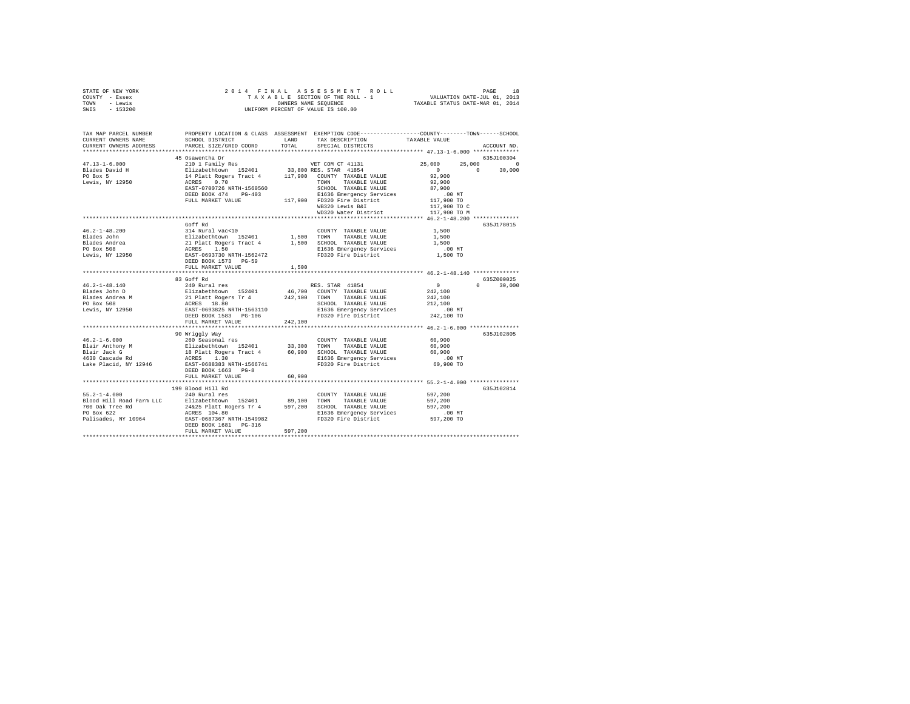STATE OF NEW YORK
COUNTY - Essex
TOWN - Lewis
SWIS - 153200

2014 FINAL ASSESSMENT ROLL
TAXABLE SECTION OF THE ROLL - 1
OWNERS NAME SEQUENCE
UNIFORM PERCENT OF VALUE IS 100.00

VALUATION DATE-JUL 01, 2013
TAXABLE STATUS DATE-MAR 01, 2014

```
TAX MAP PARCEL NUMBER          PROPERTY LOCATION & CLASS  ASSESSMENT  EXEMPTION CODE-----------------COUNTY--------TOWN------SCHOOL
CURRENT OWNERS NAME            SCHOOL DISTRICT               LAND      TAX DESCRIPTION            TAXABLE VALUE
CURRENT OWNERS ADDRESS         PARCEL SIZE/GRID COORD       TOTAL      SPECIAL DISTRICTS                                  ACCOUNT NO.
******************************************************************************************************* 47.13-1-6.000 **************
                               45 Osawentha Dr                                                                          635J100304
47.13-1-6.000                  210 1 Family Res                        VET COM CT 41131          25,000      25,000           0
Blades David H                 Elizabethtown  152401       33,800 RES. STAR  41854                  0           0      30,000
PO Box 5                       14 Platt Rogers Tract 4    117,900  COUNTY  TAXABLE VALUE          92,900
Lewis, NY 12950                ACRES    0.70                       TOWN    TAXABLE VALUE          92,900
                               EAST-0700726 NRTH-1560560           SCHOOL  TAXABLE VALUE          87,900
                               DEED BOOK 474    PG-403             E1636 Emergency Services          .00 MT
                               FULL MARKET VALUE          117,900  FD320 Fire District           117,900 TO
                                                                   WB320 Lewis B&I                117,900 TO C
                                                                   WD320 Water District           117,900 TO M
******************************************************************************************************* 46.2-1-48.200 **************
                               Goff Rd                                                                                  635J178015
46.2-1-48.200                  314 Rural vac<10                        COUNTY  TAXABLE VALUE           1,500
Blades John                    Elizabethtown  152401        1,500  TOWN    TAXABLE VALUE           1,500
Blades Andrea                  21 Platt Rogers Tract 4      1,500  SCHOOL  TAXABLE VALUE           1,500
PO Box 508                     ACRES    1.50                       E1636 Emergency Services          .00 MT
Lewis, NY 12950                EAST-0693730 NRTH-1562472           FD320 Fire District             1,500 TO
                               DEED BOOK 1573   PG-59
                               FULL MARKET VALUE            1,500
******************************************************************************************************* 46.2-1-48.140 **************
                               83 Goff Rd                                                                               635Z000025
46.2-1-48.140                  240 Rural res                           RES. STAR  41854                  0           0      30,000
Blades John D                  Elizabethtown  152401       46,700  COUNTY  TAXABLE VALUE         242,100
Blades Andrea M                21 Platt Rogers Tr 4       242,100  TOWN    TAXABLE VALUE         242,100
PO Box 508                     ACRES   18.80                       SCHOOL  TAXABLE VALUE         212,100
Lewis, NY 12950                EAST-0693825 NRTH-1563110           E1636 Emergency Services          .00 MT
                               DEED BOOK 1583   PG-106             FD320 Fire District           242,100 TO
                               FULL MARKET VALUE          242,100
******************************************************************************************************* 46.2-1-6.000 ***************
                               90 Wriggly Way                                                                           635J102805
46.2-1-6.000                   260 Seasonal res                        COUNTY  TAXABLE VALUE          60,900
Blair Anthony M                Elizabethtown  152401       33,300  TOWN    TAXABLE VALUE          60,900
Blair Jack G                   18 Platt Rogers Tract 4     60,900  SCHOOL  TAXABLE VALUE          60,900
4630 Cascade Rd                ACRES    1.30                       E1636 Emergency Services          .00 MT
Lake Placid, NY 12946          EAST-0688383 NRTH-1566741           FD320 Fire District            60,900 TO
                               DEED BOOK 1663   PG-8
                               FULL MARKET VALUE           60,900
******************************************************************************************************* 55.2-1-4.000 ***************
                               199 Blood Hill Rd                                                                        635J102814
55.2-1-4.000                   240 Rural res                           COUNTY  TAXABLE VALUE         597,200
Blood Hill Road Farm LLC       Elizabethtown  152401       89,100  TOWN    TAXABLE VALUE         597,200
700 Oak Tree Rd                24&25 Platt Rogers Tr 4    597,200  SCHOOL  TAXABLE VALUE         597,200
PO Box 622                     ACRES  104.80                       E1636 Emergency Services          .00 MT
Palisades, NY 10964            EAST-0687367 NRTH-1549982           FD320 Fire District           597,200 TO
                               DEED BOOK 1681   PG-316
                               FULL MARKET VALUE          597,200
************************************************************************************************************************************
```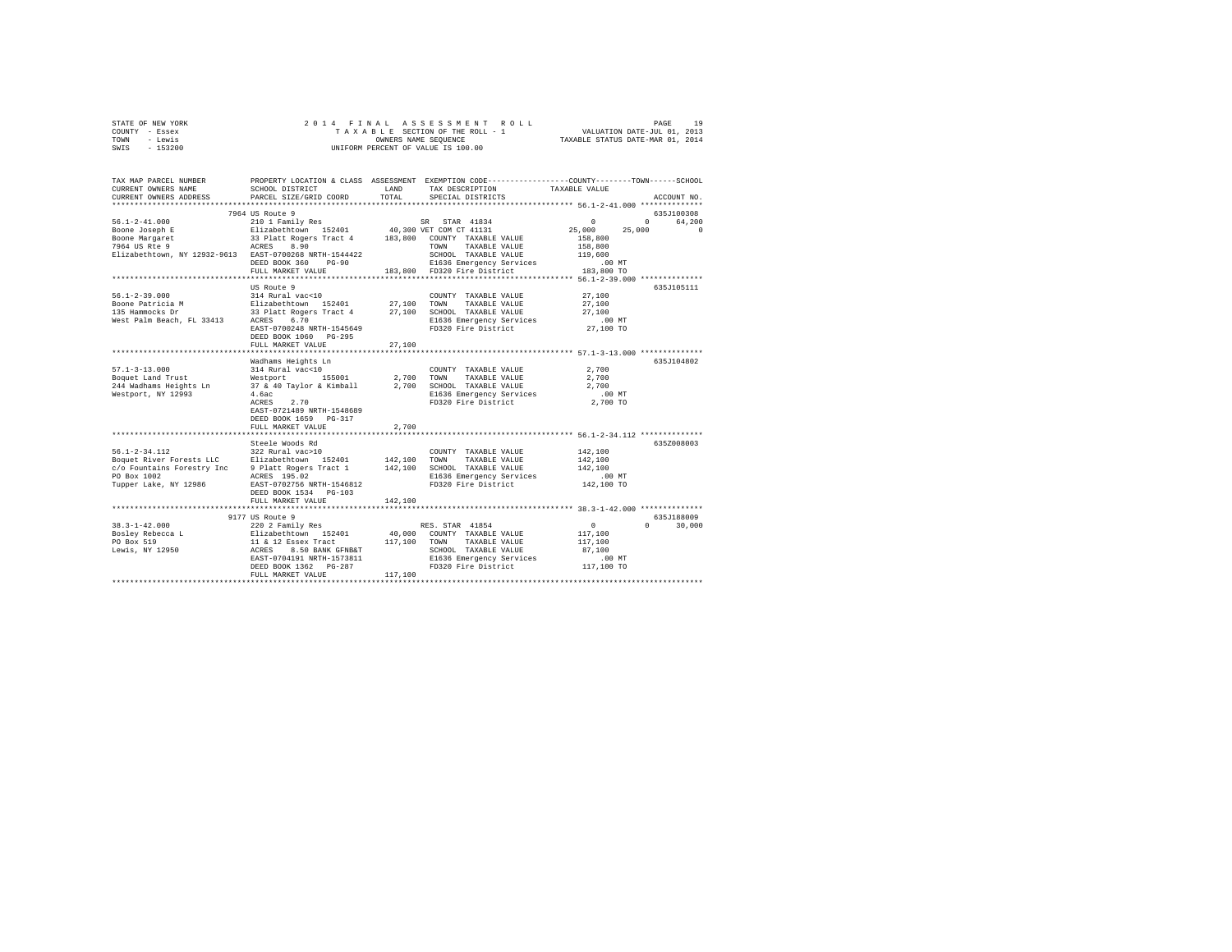STATE OF NEW YORK
COUNTY - Essex
TOWN - Lewis
SWIS - 153200

2 0 1 4 F I N A L A S S E S S M E N T R O L L
T A X A B L E SECTION OF THE ROLL - 1
OWNERS NAME SEQUENCE
UNIFORM PERCENT OF VALUE IS 100.00

VALUATION DATE-JUL 01, 2013
TAXABLE STATUS DATE-MAR 01, 2014

```
TAX MAP PARCEL NUMBER          PROPERTY LOCATION & CLASS  ASSESSMENT  EXEMPTION CODE-----------------COUNTY--------TOWN------SCHOOL
CURRENT OWNERS NAME            SCHOOL DISTRICT             LAND       TAX DESCRIPTION            TAXABLE VALUE
CURRENT OWNERS ADDRESS         PARCEL SIZE/GRID COORD      TOTAL      SPECIAL DISTRICTS                                    ACCOUNT NO.
*********************************************************************************************** 56.1-2-41.000 **************
                          7964 US Route 9                                                                               635J100308
56.1-2-41.000                  210 1 Family Res                   SR  STAR 41834                  0           0      64,200
Boone Joseph E                 Elizabethtown  152401        40,300 VET COM CT 41131            25,000      25,000           0
Boone Margaret                 33 Platt Rogers Tract 4     183,800   COUNTY  TAXABLE VALUE         158,800
7964 US Rte 9                  ACRES    8.90                         TOWN    TAXABLE VALUE         158,800
Elizabethtown, NY 12932-9613   EAST-0700268 NRTH-1544422             SCHOOL  TAXABLE VALUE         119,600
                               DEED BOOK 360    PG-90                E1636 Emergency Services          .00 MT
                               FULL MARKET VALUE           183,800   FD320 Fire District           183,800 TO
*********************************************************************************************** 56.1-2-39.000 **************
                               US Route 9                                                                               635J105111
56.1-2-39.000                  314 Rural vac<10                      COUNTY  TAXABLE VALUE          27,100
Boone Patricia M               Elizabethtown  152401        27,100   TOWN    TAXABLE VALUE          27,100
135 Hammocks Dr                33 Platt Rogers Tract 4      27,100   SCHOOL  TAXABLE VALUE          27,100
West Palm Beach, FL 33413      ACRES    6.70                         E1636 Emergency Services          .00 MT
                               EAST-0700248 NRTH-1545649             FD320 Fire District            27,100 TO
                               DEED BOOK 1060   PG-295
                               FULL MARKET VALUE            27,100
*********************************************************************************************** 57.1-3-13.000 **************
                               Wadhams Heights Ln                                                                       635J104802
57.1-3-13.000                  314 Rural vac<10                      COUNTY  TAXABLE VALUE           2,700
Boquet Land Trust              Westport       155001         2,700   TOWN    TAXABLE VALUE           2,700
244 Wadhams Heights Ln         37 & 40 Taylor & Kimball      2,700   SCHOOL  TAXABLE VALUE           2,700
Westport, NY 12993             4.6ac                                 E1636 Emergency Services          .00 MT
                               ACRES    2.70                         FD320 Fire District             2,700 TO
                               EAST-0721489 NRTH-1548689
                               DEED BOOK 1659   PG-317
                               FULL MARKET VALUE             2,700
*********************************************************************************************** 56.1-2-34.112 **************
                               Steele Woods Rd                                                                          635Z008003
56.1-2-34.112                  322 Rural vac>10                      COUNTY  TAXABLE VALUE         142,100
Boquet River Forests LLC       Elizabethtown  152401       142,100   TOWN    TAXABLE VALUE         142,100
c/o Fountains Forestry Inc     9 Platt Rogers Tract 1      142,100   SCHOOL  TAXABLE VALUE         142,100
PO Box 1002                    ACRES  195.02                         E1636 Emergency Services          .00 MT
Tupper Lake, NY 12986          EAST-0702756 NRTH-1546812             FD320 Fire District           142,100 TO
                               DEED BOOK 1534   PG-103
                               FULL MARKET VALUE           142,100
*********************************************************************************************** 38.3-1-42.000 **************
                          9177 US Route 9                                                                               635J188009
38.3-1-42.000                  220 2 Family Res                   RES. STAR 41854                 0           0      30,000
Bosley Rebecca L               Elizabethtown  152401        40,000   COUNTY  TAXABLE VALUE         117,100
PO Box 519                     11 & 12 Essex Tract         117,100   TOWN    TAXABLE VALUE         117,100
Lewis, NY 12950                ACRES    8.50 BANK GFNB&T             SCHOOL  TAXABLE VALUE          87,100
                               EAST-0704191 NRTH-1573811             E1636 Emergency Services          .00 MT
                               DEED BOOK 1362   PG-287               FD320 Fire District           117,100 TO
                               FULL MARKET VALUE           117,100
****************************************************************************************************************************
```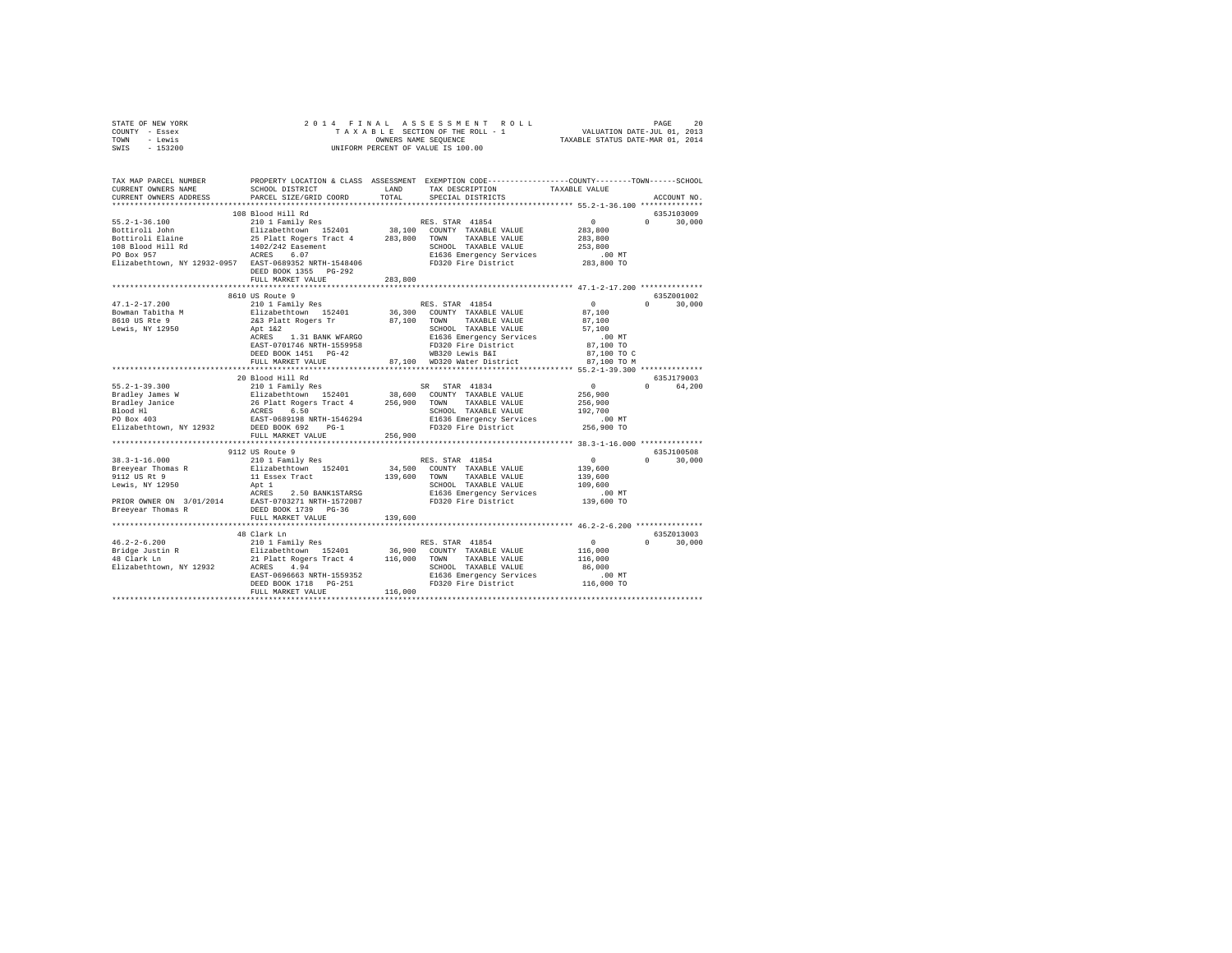STATE OF NEW YORK &nbsp;&nbsp;&nbsp;&nbsp; 2014 FINAL ASSESSMENT ROLL &nbsp;&nbsp;&nbsp;&nbsp; PAGE 20
COUNTY - Essex &nbsp;&nbsp;&nbsp;&nbsp; TAXABLE SECTION OF THE ROLL - 1 &nbsp;&nbsp;&nbsp;&nbsp; VALUATION DATE-JUL 01, 2013
TOWN - Lewis &nbsp;&nbsp;&nbsp;&nbsp; OWNERS NAME SEQUENCE &nbsp;&nbsp;&nbsp;&nbsp; TAXABLE STATUS DATE-MAR 01, 2014
SWIS - 153200 &nbsp;&nbsp;&nbsp;&nbsp; UNIFORM PERCENT OF VALUE IS 100.00

```
TAX MAP PARCEL NUMBER          PROPERTY LOCATION & CLASS  ASSESSMENT  EXEMPTION CODE-----------------COUNTY--------TOWN------SCHOOL
CURRENT OWNERS NAME            SCHOOL DISTRICT             LAND       TAX DESCRIPTION            TAXABLE VALUE
CURRENT OWNERS ADDRESS         PARCEL SIZE/GRID COORD      TOTAL      SPECIAL DISTRICTS                                    ACCOUNT NO.
******************************************************************************************************* 55.2-1-36.100 **************
                               108 Blood Hill Rd                                                                            635J103009
55.2-1-36.100                  210 1 Family Res                       RES. STAR 41854               0           0       30,000
Bottiroli John                 Elizabethtown  152401       38,100     COUNTY  TAXABLE VALUE        283,800
Bottiroli Elaine               25 Platt Rogers Tract 4    283,800     TOWN    TAXABLE VALUE        283,800
108 Blood Hill Rd              1402/242 Easement                      SCHOOL  TAXABLE VALUE        253,800
PO Box 957                     ACRES    6.07                          E1636 Emergency Services          .00 MT
Elizabethtown, NY 12932-0957   EAST-0689352 NRTH-1548406              FD320 Fire District          283,800 TO
                               DEED BOOK 1355   PG-292
                               FULL MARKET VALUE          283,800
******************************************************************************************************* 47.1-2-17.200 **************
                               8610 US Route 9                                                                              635Z001002
47.1-2-17.200                  210 1 Family Res                       RES. STAR 41854               0           0       30,000
Bowman Tabitha M               Elizabethtown  152401       36,300     COUNTY  TAXABLE VALUE         87,100
8610 US Rte 9                  2&3 Platt Rogers Tr         87,100     TOWN    TAXABLE VALUE         87,100
Lewis, NY 12950                Apt 1&2                                SCHOOL  TAXABLE VALUE         57,100
                               ACRES    1.31 BANK WFARGO              E1636 Emergency Services          .00 MT
                               EAST-0701746 NRTH-1559958              FD320 Fire District           87,100 TO
                               DEED BOOK 1451   PG-42                 WB320 Lewis B&I               87,100 TO C
                               FULL MARKET VALUE           87,100     WD320 Water District          87,100 TO M
******************************************************************************************************* 55.2-1-39.300 **************
                               20 Blood Hill Rd                                                                             635J179003
55.2-1-39.300                  210 1 Family Res                       SR  STAR 41834                0           0       64,200
Bradley James W                Elizabethtown  152401       38,600     COUNTY  TAXABLE VALUE        256,900
Bradley Janice                 26 Platt Rogers Tract 4    256,900     TOWN    TAXABLE VALUE        256,900
Blood Hl                       ACRES    6.50                          SCHOOL  TAXABLE VALUE        192,700
PO Box 403                     EAST-0689198 NRTH-1546294              E1636 Emergency Services          .00 MT
Elizabethtown, NY 12932        DEED BOOK 692    PG-1                  FD320 Fire District          256,900 TO
                               FULL MARKET VALUE          256,900
******************************************************************************************************* 38.3-1-16.000 **************
                               9112 US Route 9                                                                              635J100508
38.3-1-16.000                  210 1 Family Res                       RES. STAR 41854               0           0       30,000
Breeyear Thomas R              Elizabethtown  152401       34,500     COUNTY  TAXABLE VALUE        139,600
9112 US Rt 9                   11 Essex Tract             139,600     TOWN    TAXABLE VALUE        139,600
Lewis, NY 12950                Apt 1                                  SCHOOL  TAXABLE VALUE        109,600
                               ACRES    2.50 BANK1STARSG              E1636 Emergency Services          .00 MT
PRIOR OWNER ON 3/01/2014       EAST-0703271 NRTH-1572087              FD320 Fire District          139,600 TO
Breeyear Thomas R              DEED BOOK 1739   PG-36
                               FULL MARKET VALUE          139,600
******************************************************************************************************* 46.2-2-6.200 ***************
                               48 Clark Ln                                                                                  635Z013003
46.2-2-6.200                   210 1 Family Res                       RES. STAR 41854               0           0       30,000
Bridge Justin R                Elizabethtown  152401       36,900     COUNTY  TAXABLE VALUE        116,000
48 Clark Ln                    21 Platt Rogers Tract 4    116,000     TOWN    TAXABLE VALUE        116,000
Elizabethtown, NY 12932        ACRES    4.94                          SCHOOL  TAXABLE VALUE         86,000
                               EAST-0696663 NRTH-1559352              E1636 Emergency Services          .00 MT
                               DEED BOOK 1718   PG-251                FD320 Fire District          116,000 TO
                               FULL MARKET VALUE          116,000
************************************************************************************************************************************
```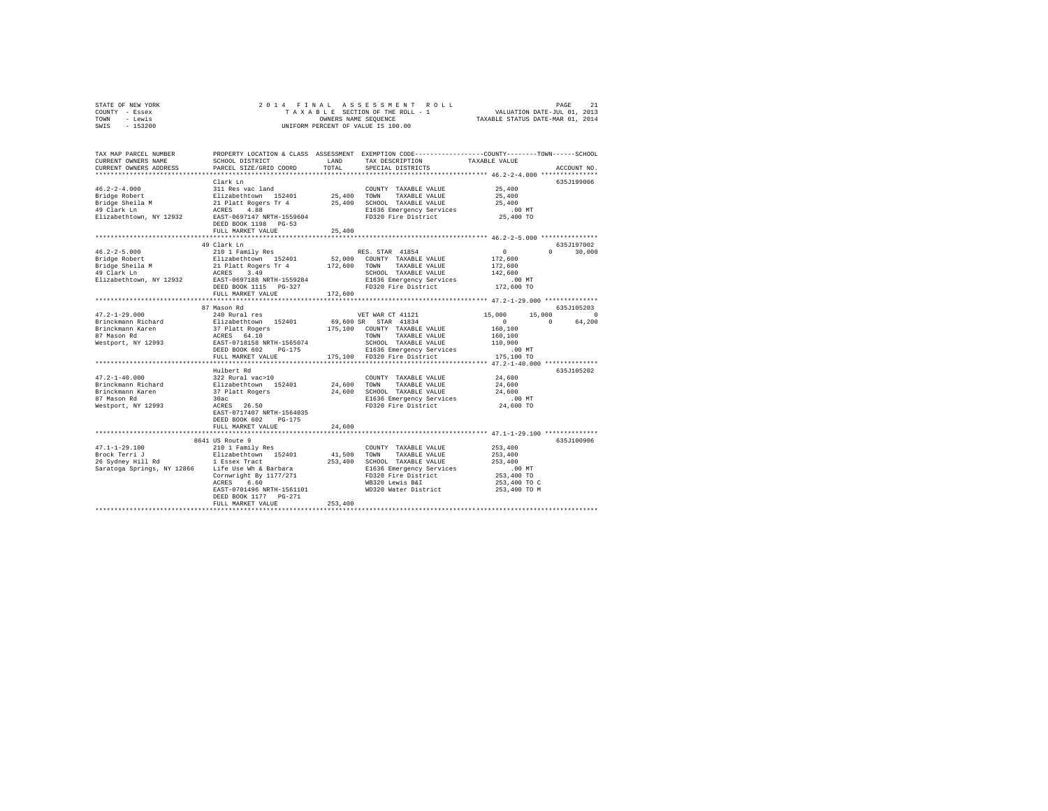STATE OF NEW YORK
COUNTY - Essex
TOWN - Lewis
SWIS - 153200

2014 FINAL ASSESSMENT ROLL
TAXABLE SECTION OF THE ROLL - 1
OWNERS NAME SEQUENCE
UNIFORM PERCENT OF VALUE IS 100.00

VALUATION DATE-JUL 01, 2013
TAXABLE STATUS DATE-MAR 01, 2014

```
TAX MAP PARCEL NUMBER          PROPERTY LOCATION & CLASS  ASSESSMENT  EXEMPTION CODE-----------------COUNTY--------TOWN------SCHOOL
CURRENT OWNERS NAME            SCHOOL DISTRICT              LAND      TAX DESCRIPTION             TAXABLE VALUE
CURRENT OWNERS ADDRESS         PARCEL SIZE/GRID COORD       TOTAL     SPECIAL DISTRICTS                                      ACCOUNT NO.
******************************************************************************************************* 46.2-2-4.000 ***************
                               Clark Ln                                                                                      635J199006
46.2-2-4.000                   311 Res vac land                        COUNTY  TAXABLE VALUE           25,400
Bridge Robert                  Elizabethtown  152401        25,400     TOWN    TAXABLE VALUE           25,400
Bridge Sheila M                21 Platt Rogers Tr 4         25,400     SCHOOL  TAXABLE VALUE           25,400
49 Clark Ln                    ACRES    4.88                           E1636 Emergency Services            .00 MT
Elizabethtown, NY 12932        EAST-0697147 NRTH-1559604               FD320 Fire District             25,400 TO
                               DEED BOOK 1198   PG-53
                               FULL MARKET VALUE            25,400
******************************************************************************************************* 46.2-2-5.000 ***************
                               49 Clark Ln                                                                                   635J197002
46.2-2-5.000                   210 1 Family Res                        RES. STAR 41854                      0           0      30,000
Bridge Robert                  Elizabethtown  152401        52,000     COUNTY  TAXABLE VALUE          172,600
Bridge Sheila M                21 Platt Rogers Tr 4        172,600     TOWN    TAXABLE VALUE          172,600
49 Clark Ln                    ACRES    3.49                           SCHOOL  TAXABLE VALUE          142,600
Elizabethtown, NY 12932        EAST-0697188 NRTH-1559284               E1636 Emergency Services            .00 MT
                               DEED BOOK 1115   PG-327                 FD320 Fire District            172,600 TO
                               FULL MARKET VALUE           172,600
******************************************************************************************************* 47.2-1-29.000 **************
                               87 Mason Rd                                                                                   635J105203
47.2-1-29.000                  240 Rural res                           VET WAR CT 41121                15,000      15,000           0
Brinckmann Richard             Elizabethtown  152401        69,600 SR  STAR 41834                       0           0      64,200
Brinckmann Karen               37 Platt Rogers             175,100     COUNTY  TAXABLE VALUE          160,100
87 Mason Rd                    ACRES   64.10                           TOWN    TAXABLE VALUE          160,100
Westport, NY 12993             EAST-0718158 NRTH-1565074               SCHOOL  TAXABLE VALUE          110,900
                               DEED BOOK 602    PG-175                 E1636 Emergency Services            .00 MT
                               FULL MARKET VALUE           175,100     FD320 Fire District            175,100 TO
******************************************************************************************************* 47.2-1-40.000 **************
                               Hulbert Rd                                                                                    635J105202
47.2-1-40.000                  322 Rural vac>10                        COUNTY  TAXABLE VALUE           24,600
Brinckmann Richard             Elizabethtown  152401        24,600     TOWN    TAXABLE VALUE           24,600
Brinckmann Karen               37 Platt Rogers              24,600     SCHOOL  TAXABLE VALUE           24,600
87 Mason Rd                    30ac                                    E1636 Emergency Services            .00 MT
Westport, NY 12993             ACRES   26.50                           FD320 Fire District             24,600 TO
                               EAST-0717407 NRTH-1564035
                               DEED BOOK 602    PG-175
                               FULL MARKET VALUE            24,600
******************************************************************************************************* 47.1-1-29.100 **************
                               8641 US Route 9                                                                               635J100906
47.1-1-29.100                  210 1 Family Res                        COUNTY  TAXABLE VALUE          253,400
Brock Terri J                  Elizabethtown  152401        41,500     TOWN    TAXABLE VALUE          253,400
26 Sydney Hill Rd              1 Essex Tract               253,400     SCHOOL  TAXABLE VALUE          253,400
Saratoga Springs, NY 12866     Life Use Wh & Barbara                   E1636 Emergency Services            .00 MT
                               Cornwright By 1177/271                  FD320 Fire District            253,400 TO
                               ACRES    6.60                           WB320 Lewis B&I                253,400 TO C
                               EAST-0701496 NRTH-1561101               WD320 Water District           253,400 TO M
                               DEED BOOK 1177   PG-271
                               FULL MARKET VALUE           253,400
************************************************************************************************************************************
```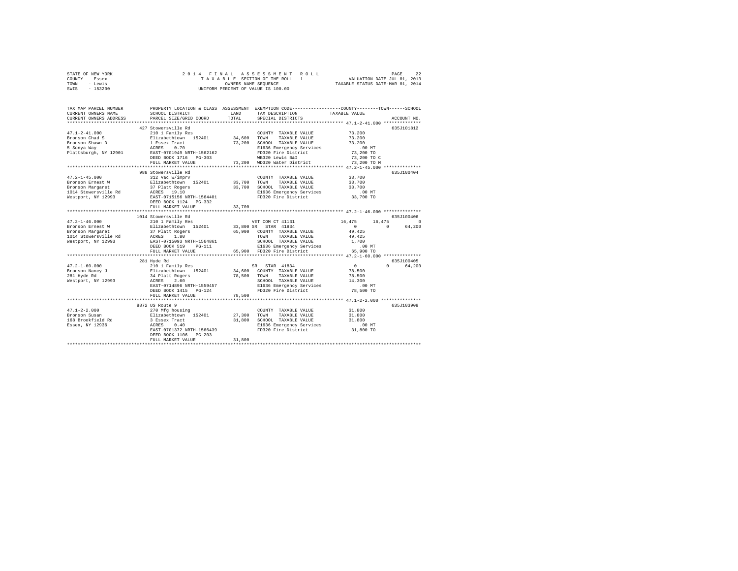STATE OF NEW YORK
COUNTY - Essex
TOWN - Lewis
SWIS - 153200

2014 FINAL ASSESSMENT ROLL
TAXABLE SECTION OF THE ROLL - 1
OWNERS NAME SEQUENCE
UNIFORM PERCENT OF VALUE IS 100.00

VALUATION DATE-JUL 01, 2013
TAXABLE STATUS DATE-MAR 01, 2014

```
TAX MAP PARCEL NUMBER          PROPERTY LOCATION & CLASS  ASSESSMENT  EXEMPTION CODE-----------------COUNTY--------TOWN------SCHOOL
CURRENT OWNERS NAME            SCHOOL DISTRICT             LAND       TAX DESCRIPTION              TAXABLE VALUE
CURRENT OWNERS ADDRESS         PARCEL SIZE/GRID COORD      TOTAL      SPECIAL DISTRICTS                                    ACCOUNT NO.
******************************************************************************************** 47.1-2-41.000 **************
                               427 Stowersville Rd                                                                    635J101812
47.1-2-41.000                  210 1 Family Res                         COUNTY  TAXABLE VALUE            73,200
Bronson Chad S                 Elizabethtown  152401      34,600   TOWN    TAXABLE VALUE            73,200
Bronson Shawn D                1 Essex Tract              73,200   SCHOOL  TAXABLE VALUE            73,200
5 Sonya Way                    ACRES    0.70                       E1636 Emergency Services           .00 MT
Plattsburgh, NY 12901          EAST-0701949 NRTH-1562162           FD320 Fire District            73,200 TO
                               DEED BOOK 1716   PG-303             WB320 Lewis B&I                73,200 TO C
                               FULL MARKET VALUE          73,200   WD320 Water District           73,200 TO M
******************************************************************************************** 47.2-1-45.000 **************
                               988 Stowersville Rd                                                                    635J100404
47.2-1-45.000                  312 Vac w/imprv                          COUNTY  TAXABLE VALUE            33,700
Bronson Ernest W               Elizabethtown  152401      33,700   TOWN    TAXABLE VALUE            33,700
Bronson Margaret               37 Platt Rogers            33,700   SCHOOL  TAXABLE VALUE            33,700
1014 Stowersville Rd           ACRES   19.10                       E1636 Emergency Services           .00 MT
Westport, NY 12993             EAST-0715156 NRTH-1564401           FD320 Fire District            33,700 TO
                               DEED BOOK 1124   PG-332
                               FULL MARKET VALUE          33,700
******************************************************************************************** 47.2-1-46.000 **************
                               1014 Stowersville Rd                                                                   635J100406
47.2-1-46.000                  210 1 Family Res                    VET COM CT 41131             16,475      16,475           0
Bronson Ernest W               Elizabethtown  152401      33,800 SR  STAR  41834                    0           0      64,200
Bronson Margaret               37 Platt Rogers            65,900   COUNTY  TAXABLE VALUE            49,425
1014 Stowersville Rd           ACRES    1.80                       TOWN    TAXABLE VALUE            49,425
Westport, NY 12993             EAST-0715093 NRTH-1564861           SCHOOL  TAXABLE VALUE             1,700
                               DEED BOOK 519    PG-111             E1636 Emergency Services           .00 MT
                               FULL MARKET VALUE          65,900   FD320 Fire District            65,900 TO
******************************************************************************************** 47.2-1-60.000 **************
                               281 Hyde Rd                                                                            635J100405
47.2-1-60.000                  210 1 Family Res                    SR  STAR  41834                    0           0      64,200
Bronson Nancy J                Elizabethtown  152401      34,600   COUNTY  TAXABLE VALUE            78,500
281 Hyde Rd                    34 Platt Rogers            78,500   TOWN    TAXABLE VALUE            78,500
Westport, NY 12993             ACRES    2.60                       SCHOOL  TAXABLE VALUE            14,300
                               EAST-0714896 NRTH-1559457           E1636 Emergency Services           .00 MT
                               DEED BOOK 1415   PG-124             FD320 Fire District            78,500 TO
                               FULL MARKET VALUE          78,500
******************************************************************************************** 47.1-2-2.000 ***************
                               8872 US Route 9                                                                        635J103908
47.1-2-2.000                   270 Mfg housing                          COUNTY  TAXABLE VALUE            31,800
Bronson Susan                  Elizabethtown  152401      27,300   TOWN    TAXABLE VALUE            31,800
168 Brookfield Rd              3 Essex Tract              31,800   SCHOOL  TAXABLE VALUE            31,800
Essex, NY 12936                ACRES    0.40                       E1636 Emergency Services           .00 MT
                               EAST-0701372 NRTH-1566439           FD320 Fire District            31,800 TO
                               DEED BOOK 1106   PG-203
                               FULL MARKET VALUE          31,800
****************************************************************************************************************************
```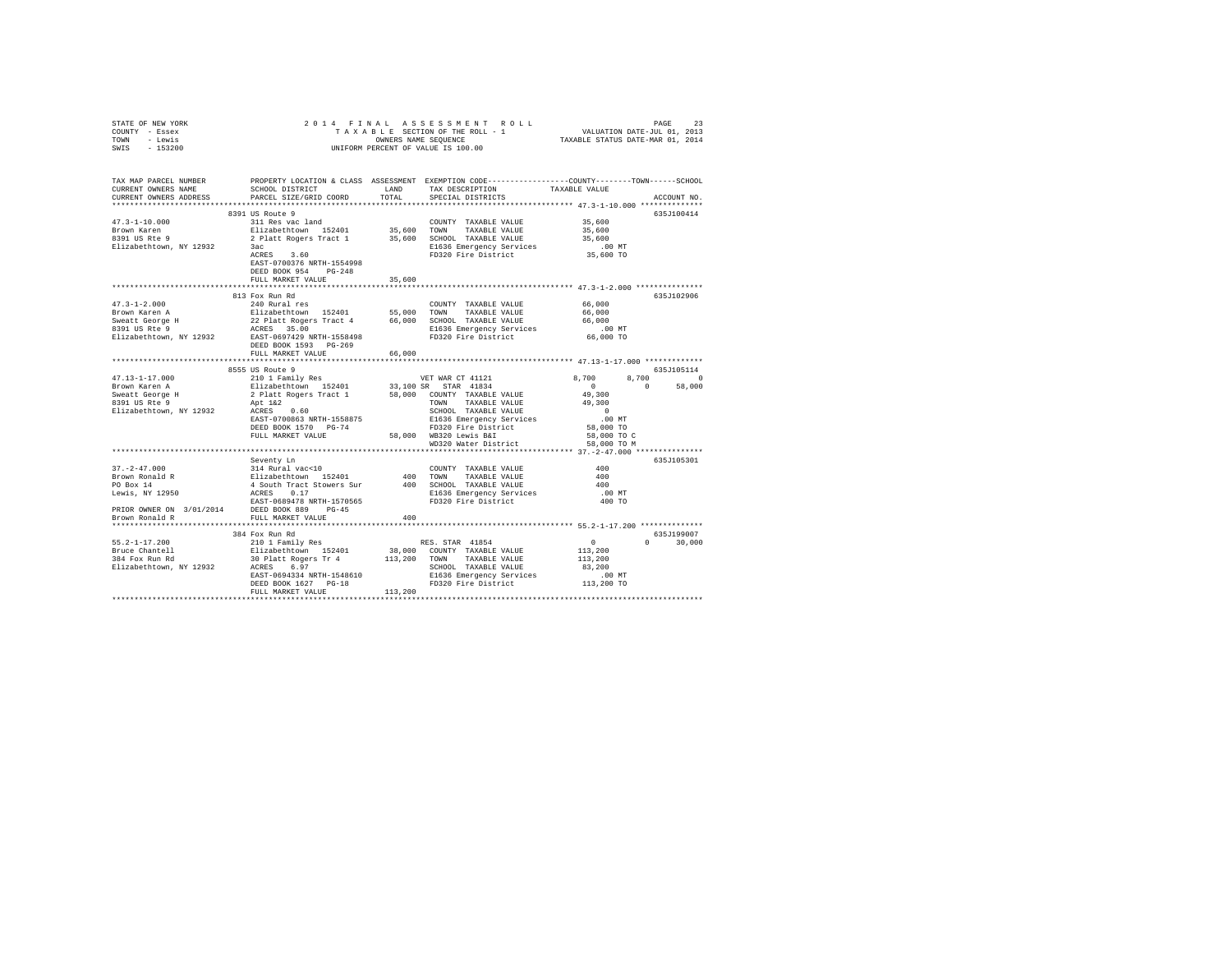STATE OF NEW YORK
COUNTY - Essex
TOWN - Lewis
SWIS - 153200

2014 FINAL ASSESSMENT ROLL
TAXABLE SECTION OF THE ROLL - 1
OWNERS NAME SEQUENCE
UNIFORM PERCENT OF VALUE IS 100.00

VALUATION DATE-JUL 01, 2013
TAXABLE STATUS DATE-MAR 01, 2014

```
TAX MAP PARCEL NUMBER        PROPERTY LOCATION & CLASS  ASSESSMENT  EXEMPTION CODE-----------------COUNTY--------TOWN------SCHOOL
CURRENT OWNERS NAME          SCHOOL DISTRICT               LAND      TAX DESCRIPTION             TAXABLE VALUE
CURRENT OWNERS ADDRESS       PARCEL SIZE/GRID COORD        TOTAL     SPECIAL DISTRICTS                                     ACCOUNT NO.
******************************************************************************************* 47.3-1-10.000 **************
                             8391 US Route 9                                                                               635J100414
47.3-1-10.000                311 Res vac land                        COUNTY  TAXABLE VALUE            35,600
Brown Karen                  Elizabethtown  152401        35,600     TOWN    TAXABLE VALUE            35,600
8391 US Rte 9                2 Platt Rogers Tract 1       35,600     SCHOOL  TAXABLE VALUE            35,600
Elizabethtown, NY 12932      3ac                                     E1636 Emergency Services           .00 MT
                             ACRES    3.60                           FD320 Fire District              35,600 TO
                             EAST-0700376 NRTH-1554998
                             DEED BOOK 954    PG-248
                             FULL MARKET VALUE            35,600
******************************************************************************************* 47.3-1-2.000 ***************
                             813 Fox Run Rd                                                                                635J102906
47.3-1-2.000                 240 Rural res                           COUNTY  TAXABLE VALUE            66,000
Brown Karen A                Elizabethtown  152401        55,000     TOWN    TAXABLE VALUE            66,000
Sweatt George H              22 Platt Rogers Tract 4      66,000     SCHOOL  TAXABLE VALUE            66,000
8391 US Rte 9                ACRES   35.00                           E1636 Emergency Services           .00 MT
Elizabethtown, NY 12932      EAST-0697429 NRTH-1558498               FD320 Fire District              66,000 TO
                             DEED BOOK 1593   PG-269
                             FULL MARKET VALUE            66,000
******************************************************************************************* 47.13-1-17.000 *************
                             8555 US Route 9                                                                               635J105114
47.13-1-17.000               210 1 Family Res                        VET WAR CT 41121             8,700       8,700            0
Brown Karen A                Elizabethtown  152401        33,100 SR  STAR 41834                   0           0       58,000
Sweatt George H              2 Platt Rogers Tract 1       58,000     COUNTY  TAXABLE VALUE            49,300
8391 US Rte 9                Apt 1&2                                 TOWN    TAXABLE VALUE            49,300
Elizabethtown, NY 12932      ACRES    0.60                           SCHOOL  TAXABLE VALUE                 0
                             EAST-0700863 NRTH-1558875               E1636 Emergency Services           .00 MT
                             DEED BOOK 1570   PG-74                  FD320 Fire District              58,000 TO
                             FULL MARKET VALUE            58,000     WB320 Lewis B&I                  58,000 TO C
                                                                     WD320 Water District             58,000 TO M
******************************************************************************************* 37.-2-47.000 ***************
                             Seventy Ln                                                                                    635J105301
37.-2-47.000                 314 Rural vac<10                        COUNTY  TAXABLE VALUE               400
Brown Ronald R               Elizabethtown  152401           400     TOWN    TAXABLE VALUE               400
PO Box 14                    4 South Tract Stowers Sur       400     SCHOOL  TAXABLE VALUE               400
Lewis, NY 12950              ACRES    0.17                           E1636 Emergency Services           .00 MT
                             EAST-0689478 NRTH-1570565               FD320 Fire District                 400 TO
PRIOR OWNER ON 3/01/2014     DEED BOOK 889    PG-45
Brown Ronald R               FULL MARKET VALUE               400
******************************************************************************************* 55.2-1-17.200 **************
                             384 Fox Run Rd                                                                                635J199007
55.2-1-17.200                210 1 Family Res                        RES. STAR 41854                  0           0       30,000
Bruce Chantell               Elizabethtown  152401        38,000     COUNTY  TAXABLE VALUE           113,200
384 Fox Run Rd               30 Platt Rogers Tr 4        113,200     TOWN    TAXABLE VALUE           113,200
Elizabethtown, NY 12932      ACRES    6.97                           SCHOOL  TAXABLE VALUE            83,200
                             EAST-0694334 NRTH-1548610               E1636 Emergency Services           .00 MT
                             DEED BOOK 1627   PG-18                  FD320 Fire District             113,200 TO
                             FULL MARKET VALUE           113,200
************************************************************************************************************************
```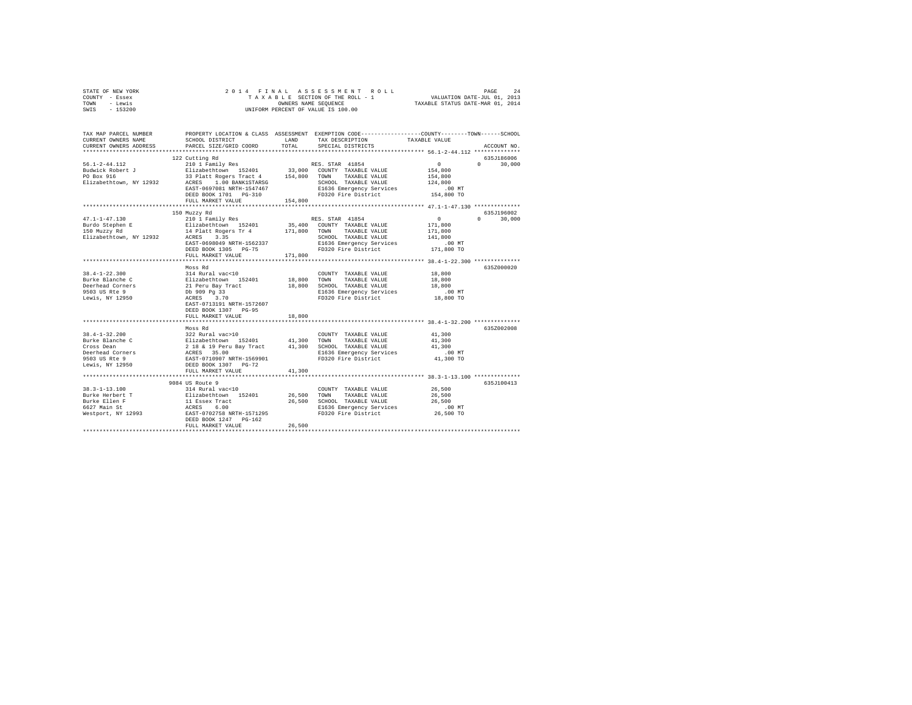STATE OF NEW YORK 2014 FINAL ASSESSMENT ROLL
COUNTY - Essex TAXABLE SECTION OF THE ROLL - 1 VALUATION DATE-JUL 01, 2013
TOWN - Lewis OWNERS NAME SEQUENCE TAXABLE STATUS DATE-MAR 01, 2014
SWIS - 153200 UNIFORM PERCENT OF VALUE IS 100.00

```
TAX MAP PARCEL NUMBER          PROPERTY LOCATION & CLASS  ASSESSMENT  EXEMPTION CODE-----------------COUNTY--------TOWN------SCHOOL
CURRENT OWNERS NAME            SCHOOL DISTRICT             LAND        TAX DESCRIPTION              TAXABLE VALUE
CURRENT OWNERS ADDRESS         PARCEL SIZE/GRID COORD      TOTAL       SPECIAL DISTRICTS                                    ACCOUNT NO.
******************************************************************************************************* 56.1-2-44.112 **************
                               122 Cutting Rd                                                                             635J186006
56.1-2-44.112                  210 1 Family Res                        RES. STAR 41854                  0            0      30,000
Budwick Robert J               Elizabethtown  152401        33,000     COUNTY  TAXABLE VALUE          154,800
PO Box 916                     33 Platt Rogers Tract 4     154,800     TOWN    TAXABLE VALUE          154,800
Elizabethtown, NY 12932        ACRES    1.00 BANK1STARSG               SCHOOL  TAXABLE VALUE          124,800
                               EAST-0697081 NRTH-1547467               E1636 Emergency Services           .00 MT
                               DEED BOOK 1701   PG-310                 FD320 Fire District            154,800 TO
                               FULL MARKET VALUE           154,800
******************************************************************************************************* 47.1-1-47.130 **************
                               150 Muzzy Rd                                                                               635J196002
47.1-1-47.130                  210 1 Family Res                        RES. STAR 41854                  0            0      30,000
Burdo Stephen E                Elizabethtown  152401        35,400     COUNTY  TAXABLE VALUE          171,800
150 Muzzy Rd                   14 Platt Rogers Tr 4        171,800     TOWN    TAXABLE VALUE          171,800
Elizabethtown, NY 12932        ACRES    3.35                           SCHOOL  TAXABLE VALUE          141,800
                               EAST-0698049 NRTH-1562337               E1636 Emergency Services           .00 MT
                               DEED BOOK 1305   PG-75                  FD320 Fire District            171,800 TO
                               FULL MARKET VALUE           171,800
******************************************************************************************************* 38.4-1-22.300 **************
                               Moss Rd                                                                                    635Z000020
38.4-1-22.300                  314 Rural vac<10                        COUNTY  TAXABLE VALUE           18,800
Burke Blanche C                Elizabethtown  152401        18,800     TOWN    TAXABLE VALUE           18,800
Deerhead Corners               21 Peru Bay Tract            18,800     SCHOOL  TAXABLE VALUE           18,800
9503 US Rte 9                  Db 909 Pg 33                            E1636 Emergency Services           .00 MT
Lewis, NY 12950                ACRES    3.70                           FD320 Fire District             18,800 TO
                               EAST-0713191 NRTH-1572607
                               DEED BOOK 1307   PG-95
                               FULL MARKET VALUE            18,800
******************************************************************************************************* 38.4-1-32.200 **************
                               Moss Rd                                                                                    635Z002008
38.4-1-32.200                  322 Rural vac>10                        COUNTY  TAXABLE VALUE           41,300
Burke Blanche C                Elizabethtown  152401        41,300     TOWN    TAXABLE VALUE           41,300
Cross Dean                     2 18 & 19 Peru Bay Tract     41,300     SCHOOL  TAXABLE VALUE           41,300
Deerhead Corners               ACRES   35.00                           E1636 Emergency Services           .00 MT
9503 US Rte 9                  EAST-0710907 NRTH-1569901               FD320 Fire District             41,300 TO
Lewis, NY 12950                DEED BOOK 1307   PG-72
                               FULL MARKET VALUE            41,300
******************************************************************************************************* 38.3-1-13.100 **************
                               9084 US Route 9                                                                            635J100413
38.3-1-13.100                  314 Rural vac<10                        COUNTY  TAXABLE VALUE           26,500
Burke Herbert T                Elizabethtown  152401        26,500     TOWN    TAXABLE VALUE           26,500
Burke Ellen F                  11 Essex Tract               26,500     SCHOOL  TAXABLE VALUE           26,500
6627 Main St                   ACRES    6.00                           E1636 Emergency Services           .00 MT
Westport, NY 12993             EAST-0702758 NRTH-1571295               FD320 Fire District             26,500 TO
                               DEED BOOK 1247   PG-162
                               FULL MARKET VALUE            26,500
************************************************************************************************************************************
```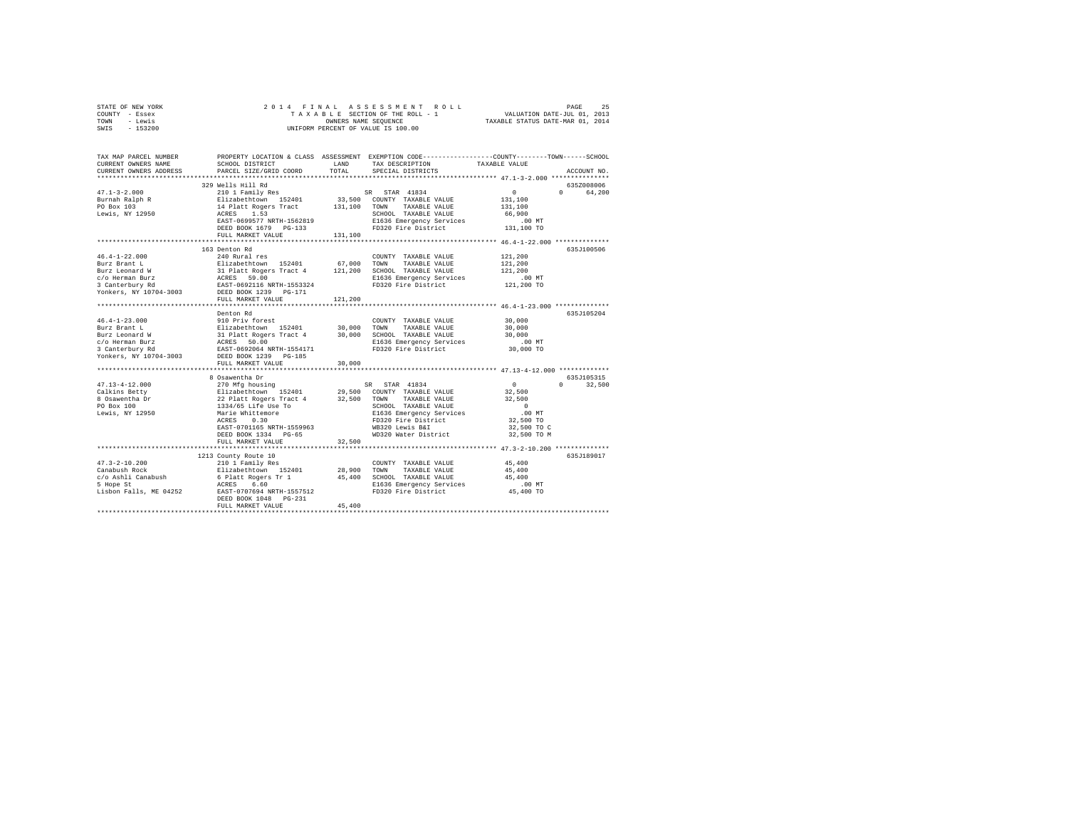STATE OF NEW YORK 2014 FINAL ASSESSMENT ROLL
COUNTY - Essex TAXABLE SECTION OF THE ROLL - 1 VALUATION DATE-JUL 01, 2013
TOWN - Lewis OWNERS NAME SEQUENCE TAXABLE STATUS DATE-MAR 01, 2014
SWIS - 153200 UNIFORM PERCENT OF VALUE IS 100.00

```
TAX MAP PARCEL NUMBER          PROPERTY LOCATION & CLASS  ASSESSMENT  EXEMPTION CODE-----------------COUNTY--------TOWN------SCHOOL
CURRENT OWNERS NAME            SCHOOL DISTRICT            LAND        TAX DESCRIPTION              TAXABLE VALUE
CURRENT OWNERS ADDRESS         PARCEL SIZE/GRID COORD     TOTAL       SPECIAL DISTRICTS                                    ACCOUNT NO.
*********************************************************************************************** 47.1-3-2.000 ***************
                               329 Wells Hill Rd                                                                          635Z008006
47.1-3-2.000                   210 1 Family Res                       SR  STAR 41834                   0          0     64,200
Burnah Ralph R                 Elizabethtown  152401      33,500  COUNTY  TAXABLE VALUE          131,100
PO Box 103                     14 Platt Rogers Tract     131,100  TOWN    TAXABLE VALUE          131,100
Lewis, NY 12950                ACRES    1.53                      SCHOOL  TAXABLE VALUE           66,900
                               EAST-0699577 NRTH-1562819          E1636 Emergency Services            .00 MT
                               DEED BOOK 1679   PG-133            FD320 Fire District            131,100 TO
                               FULL MARKET VALUE         131,100
*********************************************************************************************** 46.4-1-22.000 **************
                               163 Denton Rd                                                                              635J100506
46.4-1-22.000                  240 Rural res                          COUNTY  TAXABLE VALUE          121,200
Burz Brant L                   Elizabethtown  152401      67,000  TOWN    TAXABLE VALUE          121,200
Burz Leonard W                 31 Platt Rogers Tract 4   121,200  SCHOOL  TAXABLE VALUE          121,200
c/o Herman Burz                ACRES   59.00                      E1636 Emergency Services            .00 MT
3 Canterbury Rd                EAST-0692116 NRTH-1553324          FD320 Fire District            121,200 TO
Yonkers, NY 10704-3003         DEED BOOK 1239   PG-171
                               FULL MARKET VALUE         121,200
*********************************************************************************************** 46.4-1-23.000 **************
                               Denton Rd                                                                                  635J105204
46.4-1-23.000                  910 Priv forest                        COUNTY  TAXABLE VALUE           30,000
Burz Brant L                   Elizabethtown  152401      30,000  TOWN    TAXABLE VALUE           30,000
Burz Leonard W                 31 Platt Rogers Tract 4    30,000  SCHOOL  TAXABLE VALUE           30,000
c/o Herman Burz                ACRES   50.00                      E1636 Emergency Services            .00 MT
3 Canterbury Rd                EAST-0692064 NRTH-1554171          FD320 Fire District             30,000 TO
Yonkers, NY 10704-3003         DEED BOOK 1239   PG-185
                               FULL MARKET VALUE          30,000
*********************************************************************************************** 47.13-4-12.000 *************
                               8 Osawentha Dr                                                                             635J105315
47.13-4-12.000                 270 Mfg housing                        SR  STAR 41834                   0          0     32,500
Calkins Betty                  Elizabethtown  152401      29,500  COUNTY  TAXABLE VALUE           32,500
8 Osawentha Dr                 22 Platt Rogers Tract 4    32,500  TOWN    TAXABLE VALUE           32,500
PO Box 100                     1334/65 Life Use To                SCHOOL  TAXABLE VALUE                0
Lewis, NY 12950                Marie Whittemore                   E1636 Emergency Services            .00 MT
                               ACRES    0.30                      FD320 Fire District             32,500 TO
                               EAST-0701165 NRTH-1559963          WB320 Lewis B&I                 32,500 TO C
                               DEED BOOK 1334   PG-65             WD320 Water District            32,500 TO M
                               FULL MARKET VALUE          32,500
*********************************************************************************************** 47.3-2-10.200 **************
                               1213 County Route 10                                                                       635J189017
47.3-2-10.200                  210 1 Family Res                       COUNTY  TAXABLE VALUE           45,400
Canabush Rock                  Elizabethtown  152401      28,900  TOWN    TAXABLE VALUE           45,400
c/o Ashli Canabush             6 Platt Rogers Tr 1        45,400  SCHOOL  TAXABLE VALUE           45,400
5 Hope St                      ACRES    6.60                      E1636 Emergency Services            .00 MT
Lisbon Falls, ME 04252         EAST-0707694 NRTH-1557512          FD320 Fire District             45,400 TO
                               DEED BOOK 1048   PG-231
                               FULL MARKET VALUE          45,400
****************************************************************************************************************************
```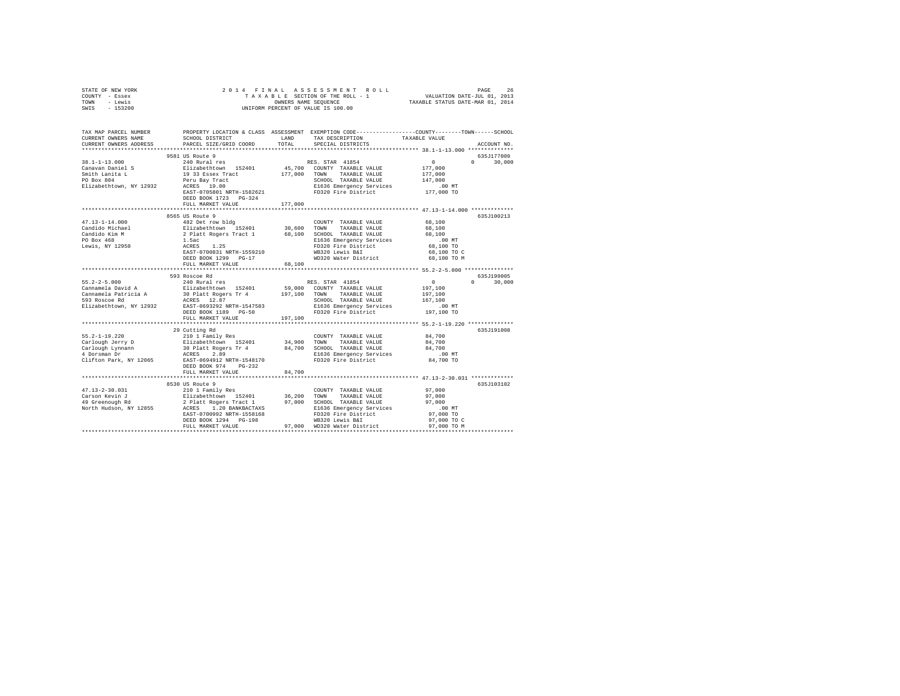STATE OF NEW YORK
COUNTY - Essex
TOWN - Lewis
SWIS - 153200

2014 FINAL ASSESSMENT ROLL
TAXABLE SECTION OF THE ROLL - 1
OWNERS NAME SEQUENCE
UNIFORM PERCENT OF VALUE IS 100.00

VALUATION DATE-JUL 01, 2013
TAXABLE STATUS DATE-MAR 01, 2014

```
TAX MAP PARCEL NUMBER          PROPERTY LOCATION & CLASS  ASSESSMENT  EXEMPTION CODE-----------------COUNTY--------TOWN------SCHOOL
CURRENT OWNERS NAME            SCHOOL DISTRICT               LAND      TAX DESCRIPTION            TAXABLE VALUE
CURRENT OWNERS ADDRESS         PARCEL SIZE/GRID COORD        TOTAL     SPECIAL DISTRICTS                                  ACCOUNT NO.
*********************************************************************************************** 38.1-1-13.000 **************
                    9581 US Route 9                                                                                  635J177009
38.1-1-13.000                  240 Rural res                           RES. STAR 41854                 0            0      30,000
Canavan Daniel S               Elizabethtown  152401       45,700   COUNTY  TAXABLE VALUE          177,000
Smith Lanita L                 19 33 Essex Tract          177,000   TOWN    TAXABLE VALUE          177,000
PO Box 804                     Peru Bay Tract                       SCHOOL  TAXABLE VALUE          147,000
Elizabethtown, NY 12932        ACRES   19.00                        E1636 Emergency Services           .00 MT
                               EAST-0705801 NRTH-1582621            FD320 Fire District            177,000 TO
                               DEED BOOK 1723   PG-324
                               FULL MARKET VALUE          177,000
*********************************************************************************************** 47.13-1-14.000 *************
                    8565 US Route 9                                                                                  635J100213
47.13-1-14.000                 482 Det row bldg                     COUNTY  TAXABLE VALUE           68,100
Candido Michael                Elizabethtown  152401       30,600   TOWN    TAXABLE VALUE           68,100
Candido Kim M                  2 Platt Rogers Tract 1      68,100   SCHOOL  TAXABLE VALUE           68,100
PO Box 468                     1.5ac                                E1636 Emergency Services           .00 MT
Lewis, NY 12950                ACRES    1.25                        FD320 Fire District             68,100 TO
                               EAST-0700831 NRTH-1559210            WB320 Lewis B&I                 68,100 TO C
                               DEED BOOK 1299   PG-17               WD320 Water District            68,100 TO M
                               FULL MARKET VALUE           68,100
*********************************************************************************************** 55.2-2-5.000 ***************
                    593 Roscoe Rd                                                                                    635J199005
55.2-2-5.000                   240 Rural res                           RES. STAR 41854                 0            0      30,000
Cannamela David A              Elizabethtown  152401       59,000   COUNTY  TAXABLE VALUE          197,100
Cannamela Patricia A           30 Platt Rogers Tr 4       197,100   TOWN    TAXABLE VALUE          197,100
593 Roscoe Rd                  ACRES   12.87                        SCHOOL  TAXABLE VALUE          167,100
Elizabethtown, NY 12932        EAST-0693292 NRTH-1547583            E1636 Emergency Services           .00 MT
                               DEED BOOK 1189   PG-50               FD320 Fire District            197,100 TO
                               FULL MARKET VALUE          197,100
*********************************************************************************************** 55.2-1-19.220 **************
                    29 Cutting Rd                                                                                    635J191008
55.2-1-19.220                  210 1 Family Res                     COUNTY  TAXABLE VALUE           84,700
Carlough Jerry D               Elizabethtown  152401       34,900   TOWN    TAXABLE VALUE           84,700
Carlough Lynnann               30 Platt Rogers Tr 4        84,700   SCHOOL  TAXABLE VALUE           84,700
4 Dorsman Dr                   ACRES    2.89                        E1636 Emergency Services           .00 MT
Clifton Park, NY 12065         EAST-0694912 NRTH-1548170            FD320 Fire District             84,700 TO
                               DEED BOOK 974    PG-232
                               FULL MARKET VALUE           84,700
*********************************************************************************************** 47.13-2-30.031 *************
                    8530 US Route 9                                                                                  635J103102
47.13-2-30.031                 210 1 Family Res                     COUNTY  TAXABLE VALUE           97,000
Carson Kevin J                 Elizabethtown  152401       36,200   TOWN    TAXABLE VALUE           97,000
49 Greenough Rd                2 Platt Rogers Tract 1      97,000   SCHOOL  TAXABLE VALUE           97,000
North Hudson, NY 12855         ACRES    1.20 BANKBACTAXS            E1636 Emergency Services           .00 MT
                               EAST-0700992 NRTH-1558168            FD320 Fire District             97,000 TO
                               DEED BOOK 1294   PG-198              WB320 Lewis B&I                 97,000 TO C
                               FULL MARKET VALUE           97,000   WD320 Water District            97,000 TO M
****************************************************************************************************************************
```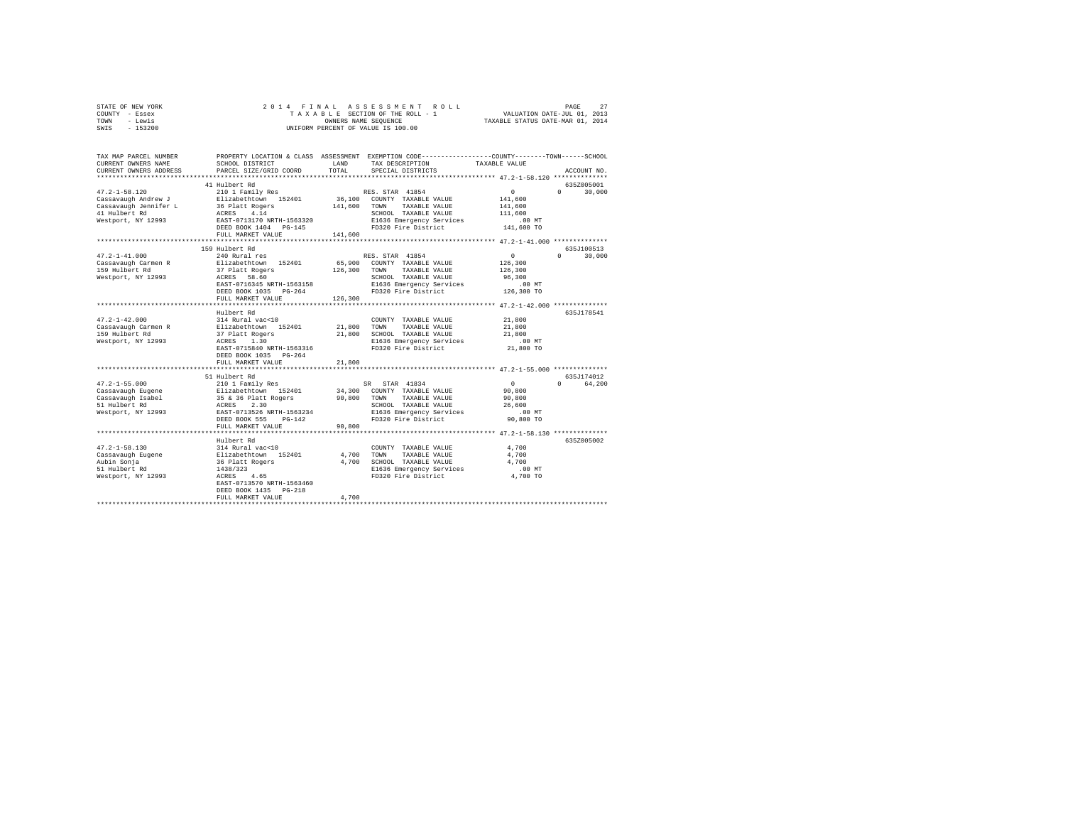STATE OF NEW YORK
COUNTY - Essex
TOWN - Lewis
SWIS - 153200

2 0 1 4 F I N A L A S S E S S M E N T R O L L
T A X A B L E SECTION OF THE ROLL - 1
OWNERS NAME SEQUENCE
UNIFORM PERCENT OF VALUE IS 100.00

VALUATION DATE-JUL 01, 2013
TAXABLE STATUS DATE-MAR 01, 2014

```
TAX MAP PARCEL NUMBER          PROPERTY LOCATION & CLASS  ASSESSMENT  EXEMPTION CODE-----------------COUNTY--------TOWN------SCHOOL
CURRENT OWNERS NAME            SCHOOL DISTRICT              LAND      TAX DESCRIPTION             TAXABLE VALUE
CURRENT OWNERS ADDRESS         PARCEL SIZE/GRID COORD       TOTAL     SPECIAL DISTRICTS                                   ACCOUNT NO.
******************************************************************************************************* 47.2-1-58.120 **************
                               41 Hulbert Rd                                                                              635Z005001
47.2-1-58.120                  210 1 Family Res                       RES. STAR 41854              0            0      30,000
Cassavaugh Andrew J            Elizabethtown  152401         36,100   COUNTY  TAXABLE VALUE        141,600
Cassavaugh Jennifer L          36 Platt Rogers              141,600   TOWN    TAXABLE VALUE        141,600
41 Hulbert Rd                  ACRES    4.14                          SCHOOL  TAXABLE VALUE        111,600
Westport, NY 12993             EAST-0713170 NRTH-1563320              E1636 Emergency Services          .00 MT
                               DEED BOOK 1404   PG-145                FD320 Fire District          141,600 TO
                               FULL MARKET VALUE            141,600
******************************************************************************************************* 47.2-1-41.000 **************
                               159 Hulbert Rd                                                                             635J100513
47.2-1-41.000                  240 Rural res                          RES. STAR 41854              0            0      30,000
Cassavaugh Carmen R            Elizabethtown  152401         65,900   COUNTY  TAXABLE VALUE        126,300
159 Hulbert Rd                 37 Platt Rogers              126,300   TOWN    TAXABLE VALUE        126,300
Westport, NY 12993             ACRES   58.60                          SCHOOL  TAXABLE VALUE         96,300
                               EAST-0716345 NRTH-1563158              E1636 Emergency Services          .00 MT
                               DEED BOOK 1035   PG-264                FD320 Fire District          126,300 TO
                               FULL MARKET VALUE            126,300
******************************************************************************************************* 47.2-1-42.000 **************
                               Hulbert Rd                                                                                 635J178541
47.2-1-42.000                  314 Rural vac<10                       COUNTY  TAXABLE VALUE         21,800
Cassavaugh Carmen R            Elizabethtown  152401         21,800   TOWN    TAXABLE VALUE         21,800
159 Hulbert Rd                 37 Platt Rogers               21,800   SCHOOL  TAXABLE VALUE         21,800
Westport, NY 12993             ACRES    1.30                          E1636 Emergency Services          .00 MT
                               EAST-0715840 NRTH-1563316              FD320 Fire District           21,800 TO
                               DEED BOOK 1035   PG-264
                               FULL MARKET VALUE             21,800
******************************************************************************************************* 47.2-1-55.000 **************
                               51 Hulbert Rd                                                                              635J174012
47.2-1-55.000                  210 1 Family Res                       SR  STAR 41834               0            0      64,200
Cassavaugh Eugene              Elizabethtown  152401         34,300   COUNTY  TAXABLE VALUE         90,800
Cassavaugh Isabel              35 & 36 Platt Rogers          90,800   TOWN    TAXABLE VALUE         90,800
51 Hulbert Rd                  ACRES    2.30                          SCHOOL  TAXABLE VALUE         26,600
Westport, NY 12993             EAST-0713526 NRTH-1563234              E1636 Emergency Services          .00 MT
                               DEED BOOK 555    PG-142                FD320 Fire District           90,800 TO
                               FULL MARKET VALUE             90,800
******************************************************************************************************* 47.2-1-58.130 **************
                               Hulbert Rd                                                                                 635Z005002
47.2-1-58.130                  314 Rural vac<10                       COUNTY  TAXABLE VALUE          4,700
Cassavaugh Eugene              Elizabethtown  152401          4,700   TOWN    TAXABLE VALUE          4,700
Aubin Sonja                    36 Platt Rogers                4,700   SCHOOL  TAXABLE VALUE          4,700
51 Hulbert Rd                  1438/323                               E1636 Emergency Services          .00 MT
Westport, NY 12993             ACRES    4.65                          FD320 Fire District            4,700 TO
                               EAST-0713570 NRTH-1563460
                               DEED BOOK 1435   PG-218
                               FULL MARKET VALUE              4,700
************************************************************************************************************************************
```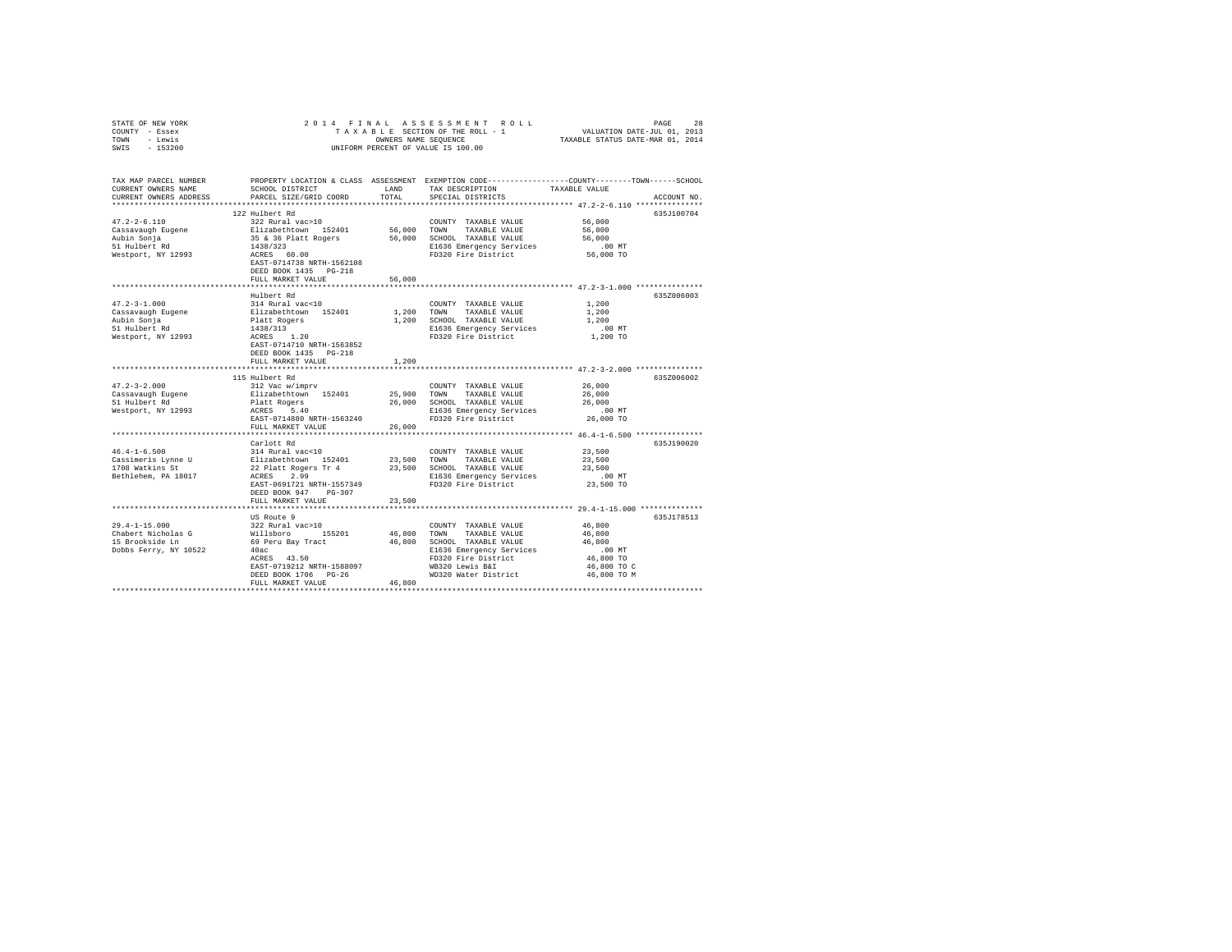STATE OF NEW YORK
COUNTY - Essex
TOWN - Lewis
SWIS - 153200

2014 FINAL ASSESSMENT ROLL
TAXABLE SECTION OF THE ROLL - 1
OWNERS NAME SEQUENCE
UNIFORM PERCENT OF VALUE IS 100.00

VALUATION DATE-JUL 01, 2013
TAXABLE STATUS DATE-MAR 01, 2014

```
TAX MAP PARCEL NUMBER          PROPERTY LOCATION & CLASS  ASSESSMENT  EXEMPTION CODE------------------COUNTY--------TOWN------SCHOOL
CURRENT OWNERS NAME            SCHOOL DISTRICT              LAND       TAX DESCRIPTION              TAXABLE VALUE
CURRENT OWNERS ADDRESS         PARCEL SIZE/GRID COORD       TOTAL      SPECIAL DISTRICTS                                          ACCOUNT NO.
************************************************************************************************************ 47.2-2-6.110 ***************
                               122 Hulbert Rd                                                                                     635J100704
47.2-2-6.110                   322 Rural vac>10                        COUNTY  TAXABLE VALUE             56,000
Cassavaugh Eugene              Elizabethtown  152401       56,000      TOWN    TAXABLE VALUE             56,000
Aubin Sonja                    35 & 36 Platt Rogers        56,000      SCHOOL  TAXABLE VALUE             56,000
51 Hulbert Rd                  1438/323                                E1636 Emergency Services             .00 MT
Westport, NY 12993             ACRES  60.00                            FD320 Fire District               56,000 TO
                               EAST-0714738 NRTH-1562108
                               DEED BOOK 1435   PG-218
                               FULL MARKET VALUE           56,000
************************************************************************************************************ 47.2-3-1.000 ***************
                               Hulbert Rd                                                                                         635Z006003
47.2-3-1.000                   314 Rural vac<10                        COUNTY  TAXABLE VALUE              1,200
Cassavaugh Eugene              Elizabethtown  152401        1,200      TOWN    TAXABLE VALUE              1,200
Aubin Sonja                    Platt Rogers                 1,200      SCHOOL  TAXABLE VALUE              1,200
51 Hulbert Rd                  1438/313                                E1636 Emergency Services             .00 MT
Westport, NY 12993             ACRES   1.20                            FD320 Fire District                1,200 TO
                               EAST-0714710 NRTH-1563852
                               DEED BOOK 1435   PG-218
                               FULL MARKET VALUE            1,200
************************************************************************************************************ 47.2-3-2.000 ***************
                               115 Hulbert Rd                                                                                     635Z006002
47.2-3-2.000                   312 Vac w/imprv                         COUNTY  TAXABLE VALUE             26,000
Cassavaugh Eugene              Elizabethtown  152401       25,900      TOWN    TAXABLE VALUE             26,000
51 Hulbert Rd                  Platt Rogers                26,000      SCHOOL  TAXABLE VALUE             26,000
Westport, NY 12993             ACRES   5.40                            E1636 Emergency Services             .00 MT
                               EAST-0714880 NRTH-1563240               FD320 Fire District               26,000 TO
                               FULL MARKET VALUE           26,000
************************************************************************************************************ 46.4-1-6.500 ***************
                               Carlott Rd                                                                                         635J190020
46.4-1-6.500                   314 Rural vac<10                        COUNTY  TAXABLE VALUE             23,500
Cassimeris Lynne U             Elizabethtown  152401       23,500      TOWN    TAXABLE VALUE             23,500
1708 Watkins St                22 Platt Rogers Tr 4        23,500      SCHOOL  TAXABLE VALUE             23,500
Bethlehem, PA 18017            ACRES   2.99                            E1636 Emergency Services             .00 MT
                               EAST-0691721 NRTH-1557349               FD320 Fire District               23,500 TO
                               DEED BOOK 947    PG-307
                               FULL MARKET VALUE           23,500
************************************************************************************************************ 29.4-1-15.000 **************
                               US Route 9                                                                                         635J178513
29.4-1-15.000                  322 Rural vac>10                        COUNTY  TAXABLE VALUE             46,800
Chabert Nicholas G             Willsboro      155201       46,800      TOWN    TAXABLE VALUE             46,800
15 Brookside Ln                69 Peru Bay Tract           46,800      SCHOOL  TAXABLE VALUE             46,800
Dobbs Ferry, NY 10522          40ac                                    E1636 Emergency Services             .00 MT
                               ACRES  43.50                            FD320 Fire District               46,800 TO
                               EAST-0719212 NRTH-1588097               WB320 Lewis B&I                   46,800 TO C
                               DEED BOOK 1706   PG-26                  WD320 Water District              46,800 TO M
                               FULL MARKET VALUE           46,800
******************************************************************************************************************************************
```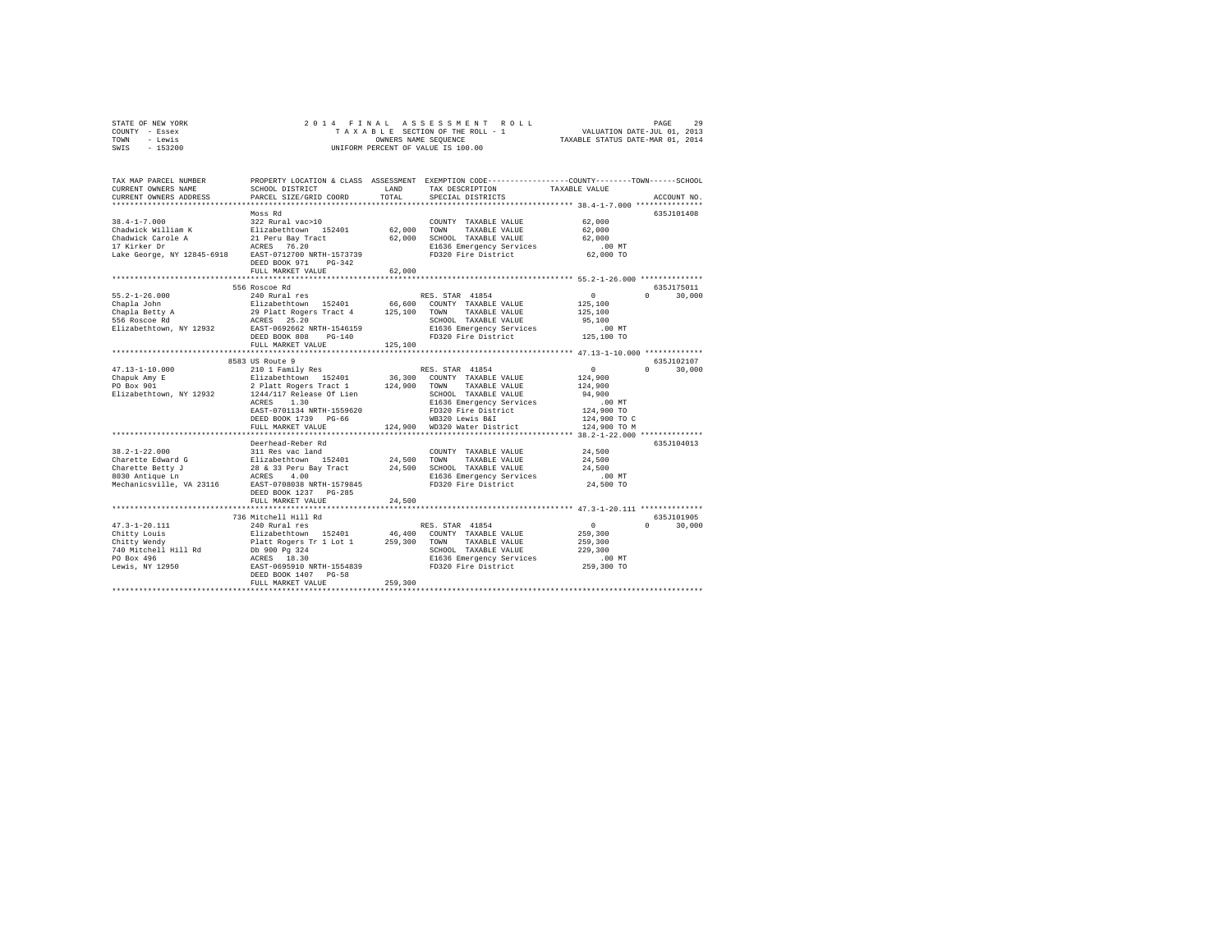STATE OF NEW YORK
COUNTY - Essex
TOWN - Lewis
SWIS - 153200

2014 FINAL ASSESSMENT ROLL
TAXABLE SECTION OF THE ROLL - 1
OWNERS NAME SEQUENCE
UNIFORM PERCENT OF VALUE IS 100.00

VALUATION DATE-JUL 01, 2013
TAXABLE STATUS DATE-MAR 01, 2014

```
TAX MAP PARCEL NUMBER          PROPERTY LOCATION & CLASS  ASSESSMENT  EXEMPTION CODE-----------------COUNTY--------TOWN------SCHOOL
CURRENT OWNERS NAME            SCHOOL DISTRICT               LAND     TAX DESCRIPTION           TAXABLE VALUE
CURRENT OWNERS ADDRESS         PARCEL SIZE/GRID COORD        TOTAL    SPECIAL DISTRICTS                                  ACCOUNT NO.
******************************************************************************************************* 38.4-1-7.000 ***************
                               Moss Rd                                                                                635J101408
38.4-1-7.000                   322 Rural vac>10                        COUNTY  TAXABLE VALUE            62,000
Chadwick William K             Elizabethtown  152401       62,000     TOWN    TAXABLE VALUE            62,000
Chadwick Carole A              21 Peru Bay Tract           62,000     SCHOOL  TAXABLE VALUE            62,000
17 Kirker Dr                   ACRES  76.20                           E1636 Emergency Services            .00 MT
Lake George, NY 12845-6918     EAST-0712700 NRTH-1573739              FD320 Fire District              62,000 TO
                               DEED BOOK 971    PG-342
                               FULL MARKET VALUE           62,000
******************************************************************************************************* 55.2-1-26.000 **************
                               556 Roscoe Rd                                                                          635J175011
55.2-1-26.000                  240 Rural res                          RES. STAR  41854                      0          0     30,000
Chapla John                    Elizabethtown  152401       66,600     COUNTY  TAXABLE VALUE           125,100
Chapla Betty A                 29 Platt Rogers Tract 4    125,100     TOWN    TAXABLE VALUE           125,100
556 Roscoe Rd                  ACRES  25.20                           SCHOOL  TAXABLE VALUE            95,100
Elizabethtown, NY 12932        EAST-0692662 NRTH-1546159              E1636 Emergency Services            .00 MT
                               DEED BOOK 808    PG-140                FD320 Fire District             125,100 TO
                               FULL MARKET VALUE          125,100
******************************************************************************************************* 47.13-1-10.000 *************
                               8583 US Route 9                                                                        635J102107
47.13-1-10.000                 210 1 Family Res                       RES. STAR  41854                      0          0     30,000
Chapuk Amy E                   Elizabethtown  152401       36,300     COUNTY  TAXABLE VALUE           124,900
PO Box 901                     2 Platt Rogers Tract 1     124,900     TOWN    TAXABLE VALUE           124,900
Elizabethtown, NY 12932        1244/117 Release Of Lien               SCHOOL  TAXABLE VALUE            94,900
                               ACRES   1.30                           E1636 Emergency Services            .00 MT
                               EAST-0701134 NRTH-1559620              FD320 Fire District             124,900 TO
                               DEED BOOK 1739   PG-66                 WB320 Lewis B&I                 124,900 TO C
                               FULL MARKET VALUE          124,900     WD320 Water District            124,900 TO M
******************************************************************************************************* 38.2-1-22.000 **************
                               Deerhead-Reber Rd                                                                      635J104013
38.2-1-22.000                  311 Res vac land                       COUNTY  TAXABLE VALUE            24,500
Charette Edward G              Elizabethtown  152401       24,500     TOWN    TAXABLE VALUE            24,500
Charette Betty J               28 & 33 Peru Bay Tract      24,500     SCHOOL  TAXABLE VALUE            24,500
8030 Antique Ln                ACRES   4.00                           E1636 Emergency Services            .00 MT
Mechanicsville, VA 23116       EAST-0708038 NRTH-1579845              FD320 Fire District              24,500 TO
                               DEED BOOK 1237   PG-285
                               FULL MARKET VALUE           24,500
******************************************************************************************************* 47.3-1-20.111 **************
                               736 Mitchell Hill Rd                                                                   635J101905
47.3-1-20.111                  240 Rural res                          RES. STAR  41854                      0          0     30,000
Chitty Louis                   Elizabethtown  152401       46,400     COUNTY  TAXABLE VALUE           259,300
Chitty Wendy                   Platt Rogers Tr 1 Lot 1    259,300     TOWN    TAXABLE VALUE           259,300
740 Mitchell Hill Rd           Db 900 Pg 324                          SCHOOL  TAXABLE VALUE           229,300
PO Box 496                     ACRES  18.30                           E1636 Emergency Services            .00 MT
Lewis, NY 12950                EAST-0695910 NRTH-1554839              FD320 Fire District             259,300 TO
                               DEED BOOK 1407   PG-58
                               FULL MARKET VALUE          259,300
************************************************************************************************************************************
```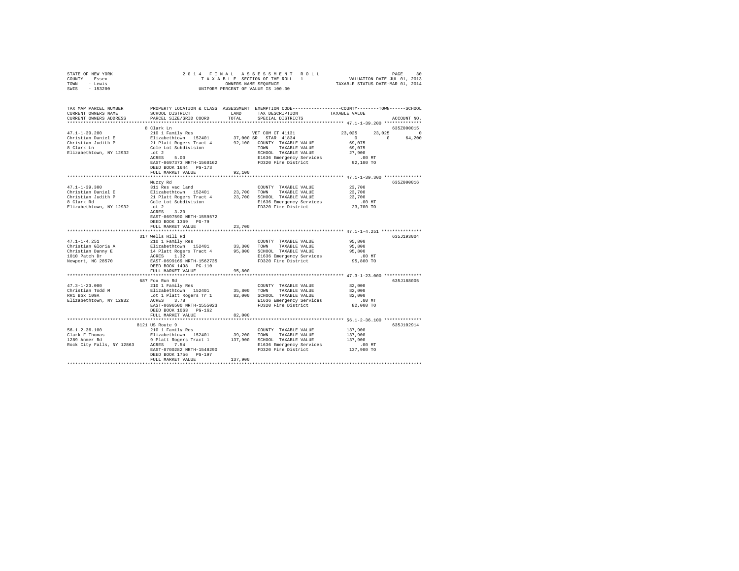STATE OF NEW YORK                2014 FINAL ASSESSMENT ROLL
COUNTY - Essex                   TAXABLE SECTION OF THE ROLL - 1                VALUATION DATE-JUL 01, 2013
TOWN - Lewis                     OWNERS NAME SEQUENCE                          TAXABLE STATUS DATE-MAR 01, 2014
SWIS - 153200                    UNIFORM PERCENT OF VALUE IS 100.00

```
TAX MAP PARCEL NUMBER      PROPERTY LOCATION & CLASS  ASSESSMENT  EXEMPTION CODE-----------------COUNTY--------TOWN------SCHOOL
CURRENT OWNERS NAME        SCHOOL DISTRICT              LAND      TAX DESCRIPTION              TAXABLE VALUE
CURRENT OWNERS ADDRESS     PARCEL SIZE/GRID COORD       TOTAL     SPECIAL DISTRICTS                                       ACCOUNT NO.
******************************************************************************************* 47.1-1-39.200 **************
                           8 Clark Ln                                                                                 635Z000015
47.1-1-39.200              210 1 Family Res                     VET COM CT 41131             23,025      23,025          0
Christian Daniel E         Elizabethtown  152401      37,000 SR  STAR  41834                      0           0     64,200
Christian Judith P         21 Platt Rogers Tract 4    92,100   COUNTY  TAXABLE VALUE          69,075
8 Clark Ln                 Cole Lot Subdivision                TOWN    TAXABLE VALUE          69,075
Elizabethtown, NY 12932    Lot 2                               SCHOOL  TAXABLE VALUE          27,900
                           ACRES    5.00                       E1636 Emergency Services          .00 MT
                           EAST-0697373 NRTH-1560162           FD320 Fire District            92,100 TO
                           DEED BOOK 1644   PG-173
                           FULL MARKET VALUE          92,100
******************************************************************************************* 47.1-1-39.300 **************
                           Muzzy Rd                                                                                   635Z000016
47.1-1-39.300              311 Res vac land                    COUNTY  TAXABLE VALUE          23,700
Christian Daniel E         Elizabethtown  152401      23,700   TOWN    TAXABLE VALUE          23,700
Christian Judith P         21 Platt Rogers Tract 4    23,700   SCHOOL  TAXABLE VALUE          23,700
8 Clark Rd                 Cole Lot Subdivision                E1636 Emergency Services          .00 MT
Elizabethtown, NY 12932    Lot 2                               FD320 Fire District            23,700 TO
                           ACRES    3.20
                           EAST-0697590 NRTH-1559572
                           DEED BOOK 1369   PG-79
                           FULL MARKET VALUE          23,700
******************************************************************************************* 47.1-1-4.251 ***************
                           317 Wells Hill Rd                                                                          635J193004
47.1-1-4.251               210 1 Family Res                    COUNTY  TAXABLE VALUE          95,800
Christian Gloria A         Elizabethtown  152401      33,300   TOWN    TAXABLE VALUE          95,800
Christian Danny E          14 Platt Rogers Tract 4    95,800   SCHOOL  TAXABLE VALUE          95,800
1010 Patch Dr              ACRES    1.32                       E1636 Emergency Services          .00 MT
Newport, NC 28570          EAST-0699169 NRTH-1562735           FD320 Fire District            95,800 TO
                           DEED BOOK 1498   PG-110
                           FULL MARKET VALUE          95,800
******************************************************************************************* 47.3-1-23.000 **************
                           687 Fox Run Rd                                                                             635J188005
47.3-1-23.000              210 1 Family Res                    COUNTY  TAXABLE VALUE          82,000
Christian Todd M           Elizabethtown  152401      35,800   TOWN    TAXABLE VALUE          82,000
RR1 Box 109A               Lot 1 Platt Rogers Tr 1    82,000   SCHOOL  TAXABLE VALUE          82,000
Elizabethtown, NY 12932    ACRES    3.78                       E1636 Emergency Services          .00 MT
                           EAST-0696500 NRTH-1555023           FD320 Fire District            82,000 TO
                           DEED BOOK 1063   PG-162
                           FULL MARKET VALUE          82,000
******************************************************************************************* 56.1-2-36.100 **************
                           8121 US Route 9                                                                            635J102914
56.1-2-36.100              210 1 Family Res                    COUNTY  TAXABLE VALUE         137,900
Clark F Thomas             Elizabethtown  152401      39,200   TOWN    TAXABLE VALUE         137,900
1289 Anmer Rd              9 Platt Rogers Tract 1    137,900   SCHOOL  TAXABLE VALUE         137,900
Rock City Falls, NY 12863  ACRES    7.54                       E1636 Emergency Services          .00 MT
                           EAST-0700282 NRTH-1548290           FD320 Fire District           137,900 TO
                           DEED BOOK 1756   PG-197
                           FULL MARKET VALUE         137,900
************************************************************************************************************************
```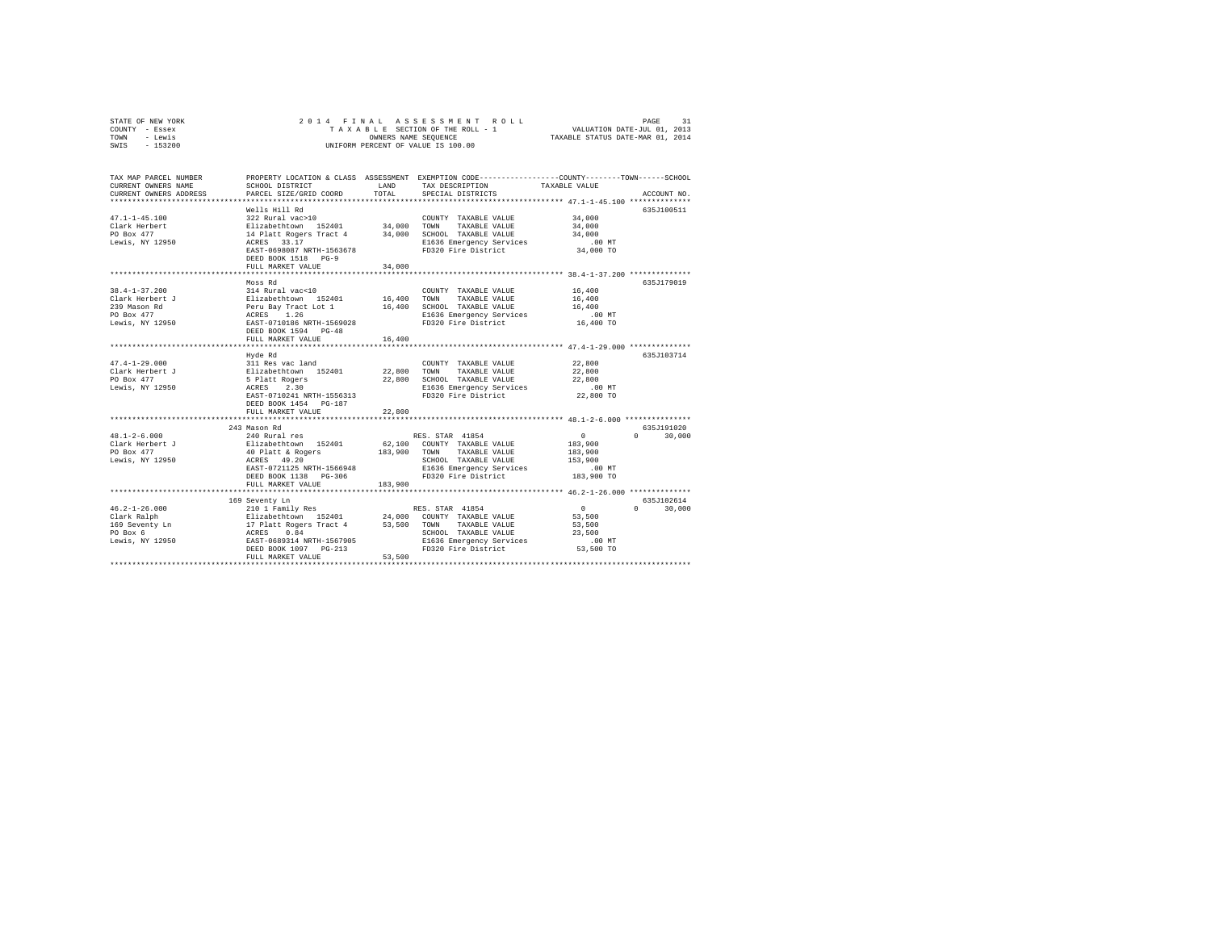STATE OF NEW YORK
COUNTY - Essex
TOWN - Lewis
SWIS - 153200

2014 FINAL ASSESSMENT ROLL
TAXABLE SECTION OF THE ROLL - 1
OWNERS NAME SEQUENCE
UNIFORM PERCENT OF VALUE IS 100.00

VALUATION DATE-JUL 01, 2013
TAXABLE STATUS DATE-MAR 01, 2014

| TAX MAP PARCEL NUMBER / CURRENT OWNERS NAME / CURRENT OWNERS ADDRESS | PROPERTY LOCATION & CLASS / SCHOOL DISTRICT / PARCEL SIZE/GRID COORD | ASSESSMENT LAND / TOTAL | EXEMPTION CODE / TAX DESCRIPTION / SPECIAL DISTRICTS | COUNTY | TOWN | SCHOOL | ACCOUNT NO. |
|---|---|---|---|---|---|---|---|
| **47.1-1-45.100** | Wells Hill Rd | | | | | | 635J100511 |
| 47.1-1-45.100 | 322 Rural vac>10 | | COUNTY TAXABLE VALUE | 34,000 | | | |
| Clark Herbert | Elizabethtown 152401 | 34,000 | TOWN TAXABLE VALUE | 34,000 | | | |
| PO Box 477 | 14 Platt Rogers Tract 4 | 34,000 | SCHOOL TAXABLE VALUE | 34,000 | | | |
| Lewis, NY 12950 | ACRES 33.17 | | E1636 Emergency Services | .00 MT | | | |
| | EAST-0698087 NRTH-1563678 | | FD320 Fire District | 34,000 TO | | | |
| | DEED BOOK 1518 PG-9 | | | | | | |
| | FULL MARKET VALUE | 34,000 | | | | | |
| **38.4-1-37.200** | Moss Rd | | | | | | 635J179019 |
| 38.4-1-37.200 | 314 Rural vac<10 | | COUNTY TAXABLE VALUE | 16,400 | | | |
| Clark Herbert J | Elizabethtown 152401 | 16,400 | TOWN TAXABLE VALUE | 16,400 | | | |
| 239 Mason Rd | Peru Bay Tract Lot 1 | 16,400 | SCHOOL TAXABLE VALUE | 16,400 | | | |
| PO Box 477 | ACRES 1.26 | | E1636 Emergency Services | .00 MT | | | |
| Lewis, NY 12950 | EAST-0710186 NRTH-1569028 | | FD320 Fire District | 16,400 TO | | | |
| | DEED BOOK 1594 PG-48 | | | | | | |
| | FULL MARKET VALUE | 16,400 | | | | | |
| **47.4-1-29.000** | Hyde Rd | | | | | | 635J103714 |
| 47.4-1-29.000 | 311 Res vac land | | COUNTY TAXABLE VALUE | 22,800 | | | |
| Clark Herbert J | Elizabethtown 152401 | 22,800 | TOWN TAXABLE VALUE | 22,800 | | | |
| PO Box 477 | 5 Platt Rogers | 22,800 | SCHOOL TAXABLE VALUE | 22,800 | | | |
| Lewis, NY 12950 | ACRES 2.30 | | E1636 Emergency Services | .00 MT | | | |
| | EAST-0710241 NRTH-1556313 | | FD320 Fire District | 22,800 TO | | | |
| | DEED BOOK 1454 PG-187 | | | | | | |
| | FULL MARKET VALUE | 22,800 | | | | | |
| **48.1-2-6.000** | 243 Mason Rd | | | | | | 635J191020 |
| 48.1-2-6.000 | 240 Rural res | | RES. STAR 41854 | 0 | 0 | 30,000 | |
| Clark Herbert J | Elizabethtown 152401 | 62,100 | COUNTY TAXABLE VALUE | 183,900 | | | |
| PO Box 477 | 40 Platt & Rogers | 183,900 | TOWN TAXABLE VALUE | 183,900 | | | |
| Lewis, NY 12950 | ACRES 49.20 | | SCHOOL TAXABLE VALUE | 153,900 | | | |
| | EAST-0721125 NRTH-1566948 | | E1636 Emergency Services | .00 MT | | | |
| | DEED BOOK 1138 PG-306 | | FD320 Fire District | 183,900 TO | | | |
| | FULL MARKET VALUE | 183,900 | | | | | |
| **46.2-1-26.000** | 169 Seventy Ln | | | | | | 635J102614 |
| 46.2-1-26.000 | 210 1 Family Res | | RES. STAR 41854 | 0 | 0 | 30,000 | |
| Clark Ralph | Elizabethtown 152401 | 24,000 | COUNTY TAXABLE VALUE | 53,500 | | | |
| 169 Seventy Ln | 17 Platt Rogers Tract 4 | 53,500 | TOWN TAXABLE VALUE | 53,500 | | | |
| PO Box 6 | ACRES 0.84 | | SCHOOL TAXABLE VALUE | 23,500 | | | |
| Lewis, NY 12950 | EAST-0689314 NRTH-1567905 | | E1636 Emergency Services | .00 MT | | | |
| | DEED BOOK 1097 PG-213 | | FD320 Fire District | 53,500 TO | | | |
| | FULL MARKET VALUE | 53,500 | | | | | |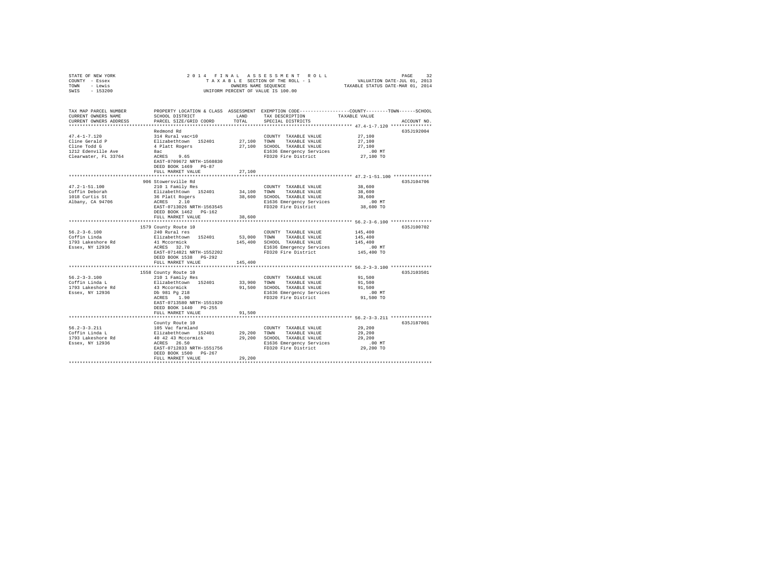STATE OF NEW YORK — COUNTY - Essex — TOWN - Lewis — SWIS - 153200

# 2014 FINAL ASSESSMENT ROLL

TAXABLE SECTION OF THE ROLL - 1 — OWNERS NAME SEQUENCE — UNIFORM PERCENT OF VALUE IS 100.00

VALUATION DATE-JUL 01, 2013 — TAXABLE STATUS DATE-MAR 01, 2014

| TAX MAP PARCEL NUMBER / CURRENT OWNERS NAME / CURRENT OWNERS ADDRESS | PROPERTY LOCATION & CLASS / SCHOOL DISTRICT / PARCEL SIZE/GRID COORD | ASSESSMENT LAND / TOTAL | EXEMPTION CODE / TAX DESCRIPTION / SPECIAL DISTRICTS | TAXABLE VALUE (COUNTY / TOWN / SCHOOL) | ACCOUNT NO. |
|---|---|---|---|---|---|
| 47.4-1-7.120 | Redmond Rd | | | | 635J192004 |
| Cline Gerald P | 314 Rural vac<10 | | COUNTY TAXABLE VALUE | 27,100 | |
| Cline Todd G | Elizabethtown 152401 | 27,100 | TOWN TAXABLE VALUE | 27,100 | |
| 1212 Edenville Ave | 4 Platt Rogers | 27,100 | SCHOOL TAXABLE VALUE | 27,100 | |
| Clearwater, FL 33764 | 8ac | | E1636 Emergency Services | .00 MT | |
| | ACRES 9.65 | | FD320 Fire District | 27,100 TO | |
| | EAST-0709672 NRTH-1560830 | | | | |
| | DEED BOOK 1469 PG-87 | | | | |
| | FULL MARKET VALUE | 27,100 | | | |
| 47.2-1-51.100 | 906 Stowersville Rd | | | | 635J104706 |
| Coffin Deborah | 210 1 Family Res | | COUNTY TAXABLE VALUE | 38,600 | |
| 1018 Curtis St | Elizabethtown 152401 | 34,100 | TOWN TAXABLE VALUE | 38,600 | |
| Albany, CA 94706 | 36 Platt Rogers | 38,600 | SCHOOL TAXABLE VALUE | 38,600 | |
| | ACRES 2.10 | | E1636 Emergency Services | .00 MT | |
| | EAST-0713026 NRTH-1563545 | | FD320 Fire District | 38,600 TO | |
| | DEED BOOK 1462 PG-162 | | | | |
| | FULL MARKET VALUE | 38,600 | | | |
| 56.2-3-6.100 | 1579 County Route 10 | | | | 635J100702 |
| Coffin Linda | 240 Rural res | | COUNTY TAXABLE VALUE | 145,400 | |
| 1793 Lakeshore Rd | Elizabethtown 152401 | 53,000 | TOWN TAXABLE VALUE | 145,400 | |
| Essex, NY 12936 | 41 Mccormick | 145,400 | SCHOOL TAXABLE VALUE | 145,400 | |
| | ACRES 32.70 | | E1636 Emergency Services | .00 MT | |
| | EAST-0714821 NRTH-1552202 | | FD320 Fire District | 145,400 TO | |
| | DEED BOOK 1538 PG-292 | | | | |
| | FULL MARKET VALUE | 145,400 | | | |
| 56.2-3-3.100 | 1558 County Route 10 | | | | 635J103501 |
| Coffin Linda L | 210 1 Family Res | | COUNTY TAXABLE VALUE | 91,500 | |
| 1793 Lakeshore Rd | Elizabethtown 152401 | 33,900 | TOWN TAXABLE VALUE | 91,500 | |
| Essex, NY 12936 | 43 Mccormick | 91,500 | SCHOOL TAXABLE VALUE | 91,500 | |
| | Db 981 Pg 218 | | E1636 Emergency Services | .00 MT | |
| | ACRES 1.90 | | FD320 Fire District | 91,500 TO | |
| | EAST-0713580 NRTH-1551920 | | | | |
| | DEED BOOK 1440 PG-255 | | | | |
| | FULL MARKET VALUE | 91,500 | | | |
| 56.2-3-3.211 | County Route 10 | | | | 635J187001 |
| Coffin Linda L | 105 Vac farmland | | COUNTY TAXABLE VALUE | 29,200 | |
| 1793 Lakeshore Rd | Elizabethtown 152401 | 29,200 | TOWN TAXABLE VALUE | 29,200 | |
| Essex, NY 12936 | 40 42 43 Mccormick | 29,200 | SCHOOL TAXABLE VALUE | 29,200 | |
| | ACRES 26.50 | | E1636 Emergency Services | .00 MT | |
| | EAST-0712833 NRTH-1551756 | | FD320 Fire District | 29,200 TO | |
| | DEED BOOK 1500 PG-267 | | | | |
| | FULL MARKET VALUE | 29,200 | | | |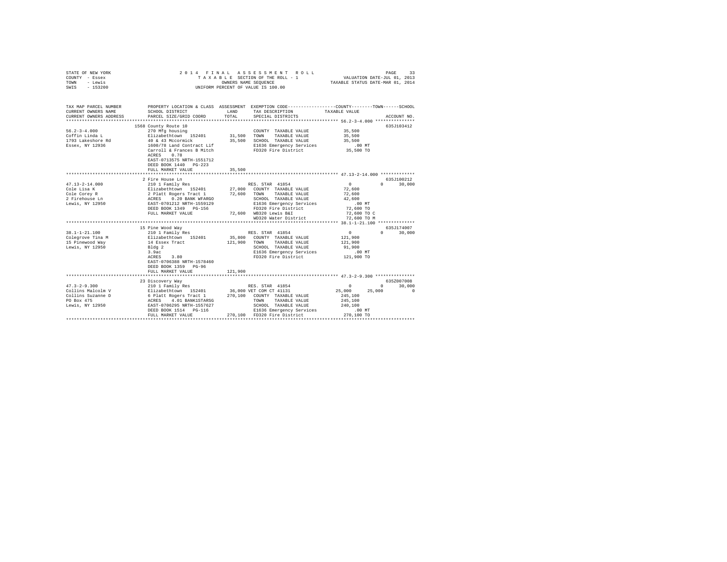STATE OF NEW YORK　　　　　2014 FINAL ASSESSMENT ROLL
COUNTY - Essex　　　　　TAXABLE SECTION OF THE ROLL - 1　　　　　VALUATION DATE-JUL 01, 2013
TOWN - Lewis　　　　　OWNERS NAME SEQUENCE　　　　　TAXABLE STATUS DATE-MAR 01, 2014
SWIS - 153200　　　　　UNIFORM PERCENT OF VALUE IS 100.00

```
TAX MAP PARCEL NUMBER          PROPERTY LOCATION & CLASS  ASSESSMENT  EXEMPTION CODE-----------------COUNTY--------TOWN------SCHOOL
CURRENT OWNERS NAME            SCHOOL DISTRICT               LAND      TAX DESCRIPTION            TAXABLE VALUE
CURRENT OWNERS ADDRESS         PARCEL SIZE/GRID COORD        TOTAL     SPECIAL DISTRICTS                                       ACCOUNT NO.
******************************************************************************************************* 56.2-3-4.000 ***************
                               1568 County Route 10                                                                     635J103412
56.2-3-4.000                   270 Mfg housing                          COUNTY  TAXABLE VALUE          35,500
Coffin Linda L                 Elizabethtown  152401        31,500    TOWN    TAXABLE VALUE          35,500
1793 Lakeshore Rd              40 & 43 Mccormick            35,500    SCHOOL  TAXABLE VALUE          35,500
Essex, NY 12936                1600/78 Land Contract Lif              E1636 Emergency Services          .00 MT
                               Carroll & Frances B Mitch              FD320 Fire District            35,500 TO
                               ACRES    0.78
                               EAST-0713575 NRTH-1551712
                               DEED BOOK 1440   PG-223
                               FULL MARKET VALUE            35,500
******************************************************************************************************* 47.13-2-14.000 *************
                               2 Fire House Ln                                                                          635J100212
47.13-2-14.000                 210 1 Family Res                        RES. STAR  41854                    0          0     30,000
Cole Lisa K                    Elizabethtown  152401        27,000    COUNTY  TAXABLE VALUE          72,600
Cole Corey R                   2 Platt Rogers Tract 1       72,600    TOWN    TAXABLE VALUE          72,600
2 Firehouse Ln                 ACRES    0.20 BANK WFARGO              SCHOOL  TAXABLE VALUE          42,600
Lewis, NY 12950                EAST-0701212 NRTH-1559129              E1636 Emergency Services          .00 MT
                               DEED BOOK 1349   PG-156                FD320 Fire District            72,600 TO
                               FULL MARKET VALUE            72,600    WB320 Lewis B&I                72,600 TO C
                                                                      WD320 Water District           72,600 TO M
******************************************************************************************************* 38.1-1-21.100 **************
                               15 Pine Wood Way                                                                         635J174007
38.1-1-21.100                  210 1 Family Res                        RES. STAR  41854                    0          0     30,000
Colegrove Tina M               Elizabethtown  152401        35,800    COUNTY  TAXABLE VALUE         121,900
15 Pinewood Way                14 Essex Tract              121,900    TOWN    TAXABLE VALUE         121,900
Lewis, NY 12950                Bldg 2                                 SCHOOL  TAXABLE VALUE          91,900
                               3.9ac                                  E1636 Emergency Services          .00 MT
                               ACRES    3.80                          FD320 Fire District           121,900 TO
                               EAST-0706388 NRTH-1578460
                               DEED BOOK 1359   PG-96
                               FULL MARKET VALUE           121,900
******************************************************************************************************* 47.3-2-9.300 ***************
                               23 Discovery Way                                                                         635Z007008
47.3-2-9.300                   210 1 Family Res                        RES. STAR  41854                    0          0     30,000
Collins Malcolm V              Elizabethtown  152401        36,000 VET COM CT 41131                25,000     25,000          0
Collins Suzanne D              6 Platt Rogers Tract 1      270,100    COUNTY  TAXABLE VALUE         245,100
PO Box 475                     ACRES    4.01 BANK1STARSG              TOWN    TAXABLE VALUE         245,100
Lewis, NY 12950                EAST-0706295 NRTH-1557627              SCHOOL  TAXABLE VALUE         240,100
                               DEED BOOK 1514   PG-116                E1636 Emergency Services          .00 MT
                               FULL MARKET VALUE           270,100    FD320 Fire District           270,100 TO
************************************************************************************************************************************
```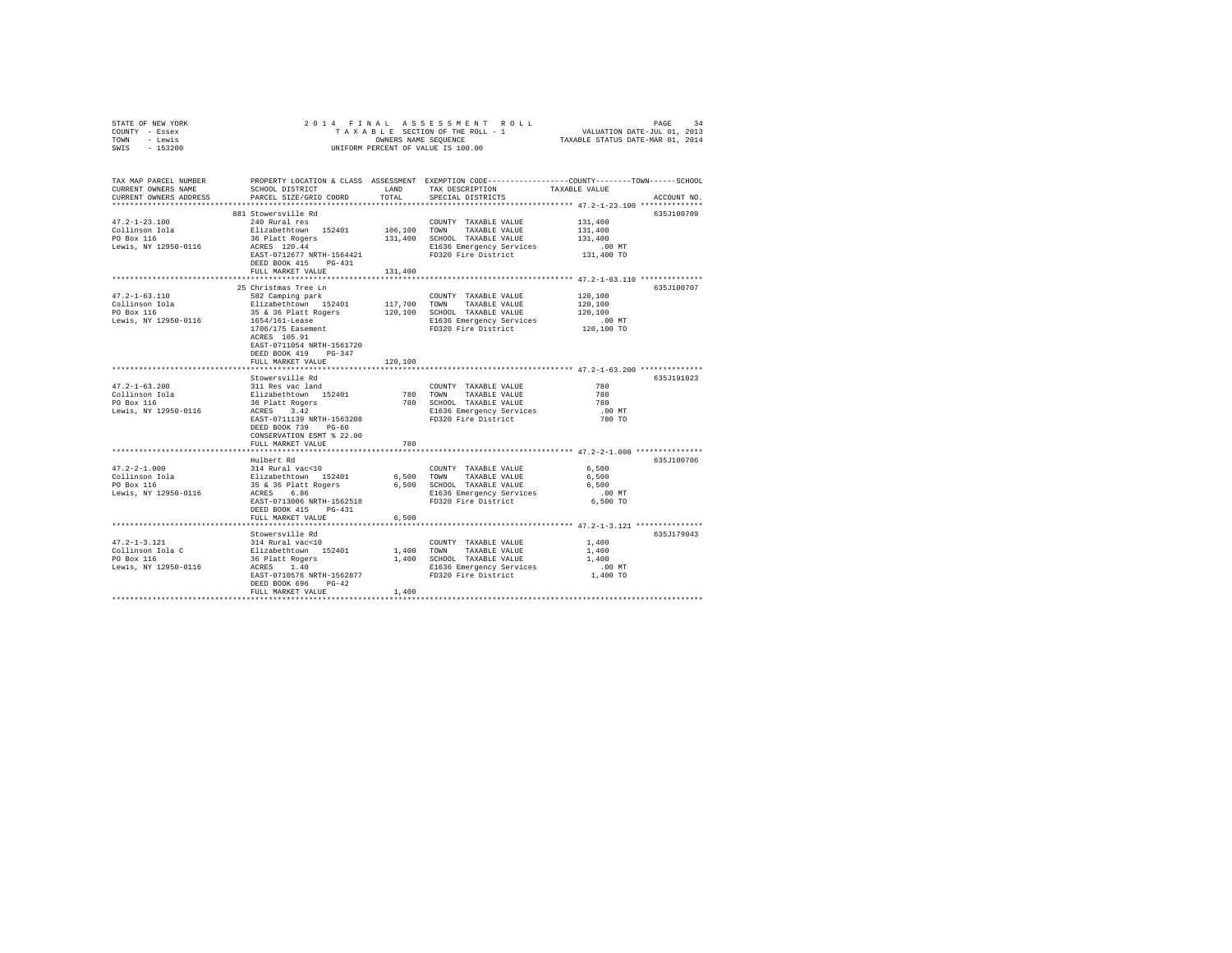STATE OF NEW YORK
COUNTY - Essex
TOWN - Lewis
SWIS - 153200

2014 FINAL ASSESSMENT ROLL
TAXABLE SECTION OF THE ROLL - 1
OWNERS NAME SEQUENCE
UNIFORM PERCENT OF VALUE IS 100.00

VALUATION DATE-JUL 01, 2013
TAXABLE STATUS DATE-MAR 01, 2014

| TAX MAP PARCEL NUMBER / CURRENT OWNERS NAME / CURRENT OWNERS ADDRESS | PROPERTY LOCATION & CLASS / SCHOOL DISTRICT / PARCEL SIZE/GRID COORD | ASSESSMENT LAND / TOTAL | EXEMPTION CODE / TAX DESCRIPTION / SPECIAL DISTRICTS | TAXABLE VALUE (COUNTY / TOWN / SCHOOL) | ACCOUNT NO. |
|---|---|---|---|---|---|
| 47.2-1-23.100 | 881 Stowersville Rd | | | | 635J100709 |
| 47.2-1-23.100 | 240 Rural res | | COUNTY TAXABLE VALUE | 131,400 | |
| Collinson Iola | Elizabethtown 152401 | 106,100 | TOWN TAXABLE VALUE | 131,400 | |
| PO Box 116 | 36 Platt Rogers | 131,400 | SCHOOL TAXABLE VALUE | 131,400 | |
| Lewis, NY 12950-0116 | ACRES 120.44 | | E1636 Emergency Services | .00 MT | |
| | EAST-0712677 NRTH-1564421 | | FD320 Fire District | 131,400 TO | |
| | DEED BOOK 415 PG-431 | | | | |
| | FULL MARKET VALUE | 131,400 | | | |
| 47.2-1-63.110 | 25 Christmas Tree Ln | | | | 635J100707 |
| 47.2-1-63.110 | 582 Camping park | | COUNTY TAXABLE VALUE | 120,100 | |
| Collinson Iola | Elizabethtown 152401 | 117,700 | TOWN TAXABLE VALUE | 120,100 | |
| PO Box 116 | 35 & 36 Platt Rogers | 120,100 | SCHOOL TAXABLE VALUE | 120,100 | |
| Lewis, NY 12950-0116 | 1654/161-Lease | | E1636 Emergency Services | .00 MT | |
| | 1706/175 Easement | | FD320 Fire District | 120,100 TO | |
| | ACRES 105.91 | | | | |
| | EAST-0711054 NRTH-1561720 | | | | |
| | DEED BOOK 419 PG-347 | | | | |
| | FULL MARKET VALUE | 120,100 | | | |
| 47.2-1-63.200 | Stowersville Rd | | | | 635J191023 |
| 47.2-1-63.200 | 311 Res vac land | | COUNTY TAXABLE VALUE | 780 | |
| Collinson Iola | Elizabethtown 152401 | 780 | TOWN TAXABLE VALUE | 780 | |
| PO Box 116 | 36 Platt Rogers | 780 | SCHOOL TAXABLE VALUE | 780 | |
| Lewis, NY 12950-0116 | ACRES 3.42 | | E1636 Emergency Services | .00 MT | |
| | EAST-0711139 NRTH-1563208 | | FD320 Fire District | 780 TO | |
| | DEED BOOK 739 PG-60 | | | | |
| | CONSERVATION ESMT % 22.00 | | | | |
| | FULL MARKET VALUE | 780 | | | |
| 47.2-2-1.000 | Hulbert Rd | | | | 635J100706 |
| 47.2-2-1.000 | 314 Rural vac<10 | | COUNTY TAXABLE VALUE | 6,500 | |
| Collinson Iola | Elizabethtown 152401 | 6,500 | TOWN TAXABLE VALUE | 6,500 | |
| PO Box 116 | 35 & 36 Platt Rogers | 6,500 | SCHOOL TAXABLE VALUE | 6,500 | |
| Lewis, NY 12950-0116 | ACRES 6.86 | | E1636 Emergency Services | .00 MT | |
| | EAST-0713006 NRTH-1562518 | | FD320 Fire District | 6,500 TO | |
| | DEED BOOK 415 PG-431 | | | | |
| | FULL MARKET VALUE | 6,500 | | | |
| 47.2-1-3.121 | Stowersville Rd | | | | 635J179043 |
| 47.2-1-3.121 | 314 Rural vac<10 | | COUNTY TAXABLE VALUE | 1,400 | |
| Collinson Iola C | Elizabethtown 152401 | 1,400 | TOWN TAXABLE VALUE | 1,400 | |
| PO Box 116 | 36 Platt Rogers | 1,400 | SCHOOL TAXABLE VALUE | 1,400 | |
| Lewis, NY 12950-0116 | ACRES 1.40 | | E1636 Emergency Services | .00 MT | |
| | EAST-0710576 NRTH-1562877 | | FD320 Fire District | 1,400 TO | |
| | DEED BOOK 696 PG-42 | | | | |
| | FULL MARKET VALUE | 1,400 | | | |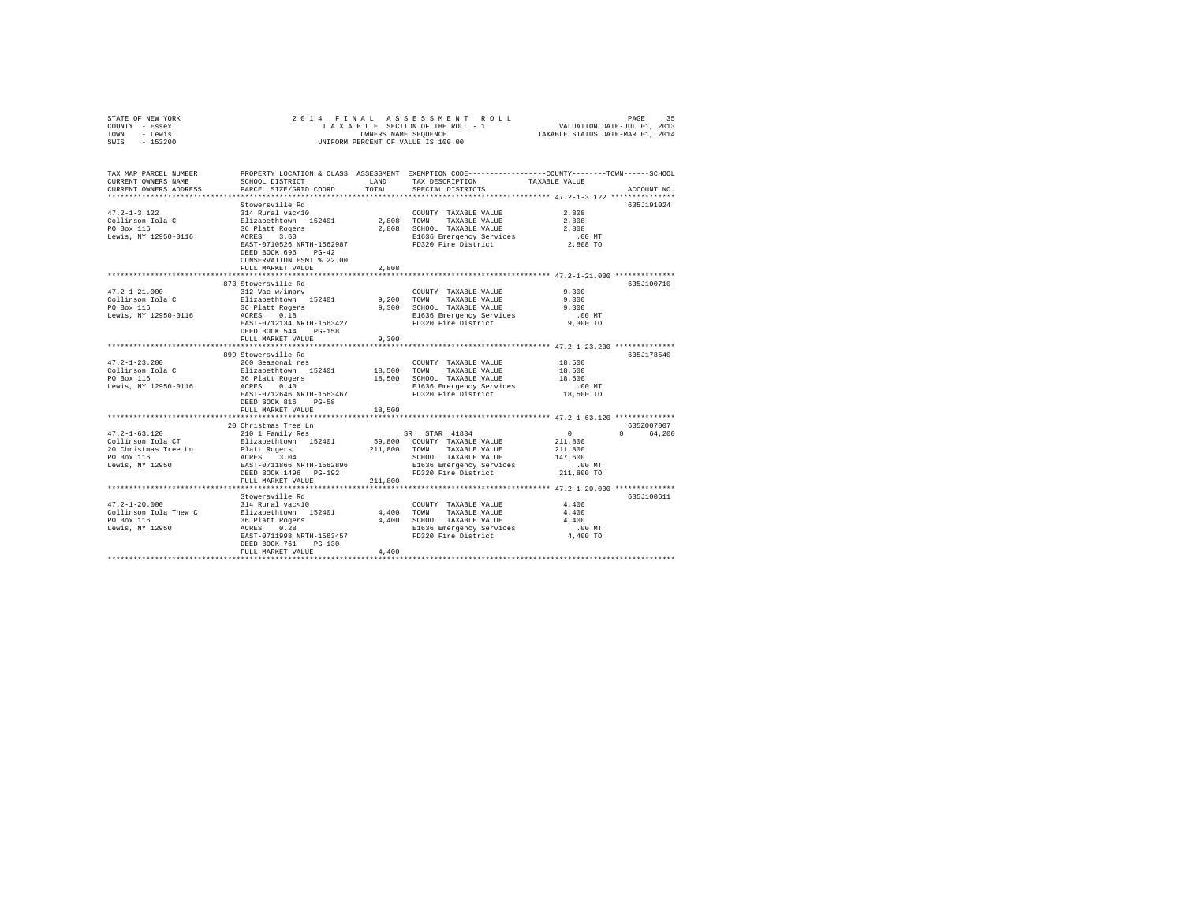STATE OF NEW YORK
COUNTY - Essex
TOWN - Lewis
SWIS - 153200

2014 FINAL ASSESSMENT ROLL
TAXABLE SECTION OF THE ROLL - 1
OWNERS NAME SEQUENCE
UNIFORM PERCENT OF VALUE IS 100.00

VALUATION DATE-JUL 01, 2013
TAXABLE STATUS DATE-MAR 01, 2014

```
TAX MAP PARCEL NUMBER      PROPERTY LOCATION & CLASS  ASSESSMENT  EXEMPTION CODE-----------------COUNTY--------TOWN------SCHOOL
CURRENT OWNERS NAME        SCHOOL DISTRICT               LAND      TAX DESCRIPTION           TAXABLE VALUE
CURRENT OWNERS ADDRESS     PARCEL SIZE/GRID COORD       TOTAL      SPECIAL DISTRICTS                                    ACCOUNT NO.
******************************************************************************************** 47.2-1-3.122 ***************
                           Stowersville Rd                                                                         635J191024
47.2-1-3.122               314 Rural vac<10                          COUNTY  TAXABLE VALUE            2,808
Collinson Iola C           Elizabethtown  152401       2,808     TOWN    TAXABLE VALUE            2,808
PO Box 116                 36 Platt Rogers              2,808     SCHOOL  TAXABLE VALUE            2,808
Lewis, NY 12950-0116       ACRES    3.60                          E1636 Emergency Services          .00 MT
                           EAST-0710526 NRTH-1562987             FD320 Fire District              2,808 TO
                           DEED BOOK 696    PG-42
                           CONSERVATION ESMT % 22.00
                           FULL MARKET VALUE              2,808
******************************************************************************************** 47.2-1-21.000 **************
                           873 Stowersville Rd                                                                     635J100710
47.2-1-21.000              312 Vac w/imprv                           COUNTY  TAXABLE VALUE            9,300
Collinson Iola C           Elizabethtown  152401       9,200     TOWN    TAXABLE VALUE            9,300
PO Box 116                 36 Platt Rogers              9,300     SCHOOL  TAXABLE VALUE            9,300
Lewis, NY 12950-0116       ACRES    0.18                          E1636 Emergency Services          .00 MT
                           EAST-0712134 NRTH-1563427             FD320 Fire District              9,300 TO
                           DEED BOOK 544    PG-158
                           FULL MARKET VALUE              9,300
******************************************************************************************** 47.2-1-23.200 **************
                           899 Stowersville Rd                                                                     635J178540
47.2-1-23.200              260 Seasonal res                          COUNTY  TAXABLE VALUE           18,500
Collinson Iola C           Elizabethtown  152401      18,500     TOWN    TAXABLE VALUE           18,500
PO Box 116                 36 Platt Rogers             18,500     SCHOOL  TAXABLE VALUE           18,500
Lewis, NY 12950-0116       ACRES    0.40                          E1636 Emergency Services          .00 MT
                           EAST-0712646 NRTH-1563467             FD320 Fire District             18,500 TO
                           DEED BOOK 816    PG-58
                           FULL MARKET VALUE             18,500
******************************************************************************************** 47.2-1-63.120 **************
                           20 Christmas Tree Ln                                                                    635Z007007
47.2-1-63.120              210 1 Family Res                   SR  STAR  41834                  0           0      64,200
Collinson Iola CT          Elizabethtown  152401      59,800  COUNTY  TAXABLE VALUE          211,800
20 Christmas Tree Ln       Platt Rogers               211,800  TOWN    TAXABLE VALUE          211,800
PO Box 116                 ACRES    3.04                          SCHOOL  TAXABLE VALUE          147,600
Lewis, NY 12950            EAST-0711866 NRTH-1562896             E1636 Emergency Services          .00 MT
                           DEED BOOK 1496   PG-192               FD320 Fire District            211,800 TO
                           FULL MARKET VALUE            211,800
******************************************************************************************** 47.2-1-20.000 **************
                           Stowersville Rd                                                                         635J100611
47.2-1-20.000              314 Rural vac<10                          COUNTY  TAXABLE VALUE            4,400
Collinson Iola Thew C      Elizabethtown  152401       4,400     TOWN    TAXABLE VALUE            4,400
PO Box 116                 36 Platt Rogers              4,400     SCHOOL  TAXABLE VALUE            4,400
Lewis, NY 12950            ACRES    0.28                          E1636 Emergency Services          .00 MT
                           EAST-0711998 NRTH-1563457             FD320 Fire District              4,400 TO
                           DEED BOOK 761    PG-130
                           FULL MARKET VALUE              4,400
**************************************************************************************************************************
```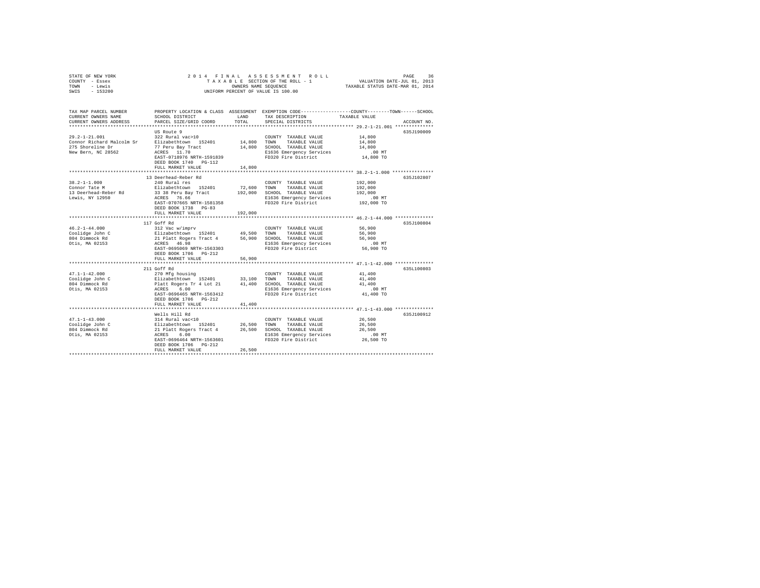STATE OF NEW YORK | 2014 FINAL ASSESSMENT ROLL | VALUATION DATE-JUL 01, 2013
COUNTY - Essex | TAXABLE SECTION OF THE ROLL - 1 | TAXABLE STATUS DATE-MAR 01, 2014
TOWN - Lewis | OWNERS NAME SEQUENCE
SWIS - 153200 | UNIFORM PERCENT OF VALUE IS 100.00

| TAX MAP PARCEL NUMBER / CURRENT OWNERS NAME / CURRENT OWNERS ADDRESS | PROPERTY LOCATION & CLASS / SCHOOL DISTRICT / PARCEL SIZE/GRID COORD | ASSESSMENT LAND / TOTAL | EXEMPTION CODE / TAX DESCRIPTION / SPECIAL DISTRICTS | COUNTY / TOWN / SCHOOL TAXABLE VALUE | ACCOUNT NO. |
|---|---|---|---|---|---|
| **29.2-1-21.001** | US Route 9 | | | | 635J190009 |
| 29.2-1-21.001 | 322 Rural vac>10 | | COUNTY TAXABLE VALUE | 14,800 | |
| Connor Richard Malcolm Sr | Elizabethtown 152401 | 14,800 | TOWN TAXABLE VALUE | 14,800 | |
| 275 Shoreline Dr | 77 Peru Bay Tract | 14,800 | SCHOOL TAXABLE VALUE | 14,800 | |
| New Bern, NC 28562 | ACRES 11.70 | | E1636 Emergency Services | .00 MT | |
| | EAST-0718976 NRTH-1591839 | | FD320 Fire District | 14,800 TO | |
| | DEED BOOK 1740 PG-112 | | | | |
| | FULL MARKET VALUE | 14,800 | | | |
| **38.2-1-1.000** | 13 Deerhead-Reber Rd | | | | 635J102807 |
| 38.2-1-1.000 | 240 Rural res | | COUNTY TAXABLE VALUE | 192,000 | |
| Connor Tate M | Elizabethtown 152401 | 72,600 | TOWN TAXABLE VALUE | 192,000 | |
| 13 Deerhead-Reber Rd | 33 38 Peru Bay Tract | 192,000 | SCHOOL TAXABLE VALUE | 192,000 | |
| Lewis, NY 12950 | ACRES 76.66 | | E1636 Emergency Services | .00 MT | |
| | EAST-0707665 NRTH-1581358 | | FD320 Fire District | 192,000 TO | |
| | DEED BOOK 1738 PG-83 | | | | |
| | FULL MARKET VALUE | 192,000 | | | |
| **46.2-1-44.000** | 117 Goff Rd | | | | 635J100804 |
| 46.2-1-44.000 | 312 Vac w/imprv | | COUNTY TAXABLE VALUE | 56,900 | |
| Coolidge John C | Elizabethtown 152401 | 49,500 | TOWN TAXABLE VALUE | 56,900 | |
| 804 Dimmock Rd | 21 Platt Rogers Tract 4 | 56,900 | SCHOOL TAXABLE VALUE | 56,900 | |
| Otis, MA 02153 | ACRES 46.98 | | E1636 Emergency Services | .00 MT | |
| | EAST-0695069 NRTH-1563303 | | FD320 Fire District | 56,900 TO | |
| | DEED BOOK 1706 PG-212 | | | | |
| | FULL MARKET VALUE | 56,900 | | | |
| **47.1-1-42.000** | 211 Goff Rd | | | | 635L100803 |
| 47.1-1-42.000 | 270 Mfg housing | | COUNTY TAXABLE VALUE | 41,400 | |
| Coolidge John C | Elizabethtown 152401 | 33,100 | TOWN TAXABLE VALUE | 41,400 | |
| 804 Dimmock Rd | Platt Rogers Tr 4 Lot 21 | 41,400 | SCHOOL TAXABLE VALUE | 41,400 | |
| Otis, MA 02153 | ACRES 6.00 | | E1636 Emergency Services | .00 MT | |
| | EAST-0696465 NRTH-1563412 | | FD320 Fire District | 41,400 TO | |
| | DEED BOOK 1706 PG-212 | | | | |
| | FULL MARKET VALUE | 41,400 | | | |
| **47.1-1-43.000** | Wells Hill Rd | | | | 635J100912 |
| 47.1-1-43.000 | 314 Rural vac<10 | | COUNTY TAXABLE VALUE | 26,500 | |
| Coolidge John C | Elizabethtown 152401 | 26,500 | TOWN TAXABLE VALUE | 26,500 | |
| 804 Dimmock Rd | 21 Platt Rogers Tract 4 | 26,500 | SCHOOL TAXABLE VALUE | 26,500 | |
| Otis, MA 02153 | ACRES 6.00 | | E1636 Emergency Services | .00 MT | |
| | EAST-0696464 NRTH-1563601 | | FD320 Fire District | 26,500 TO | |
| | DEED BOOK 1706 PG-212 | | | | |
| | FULL MARKET VALUE | 26,500 | | | |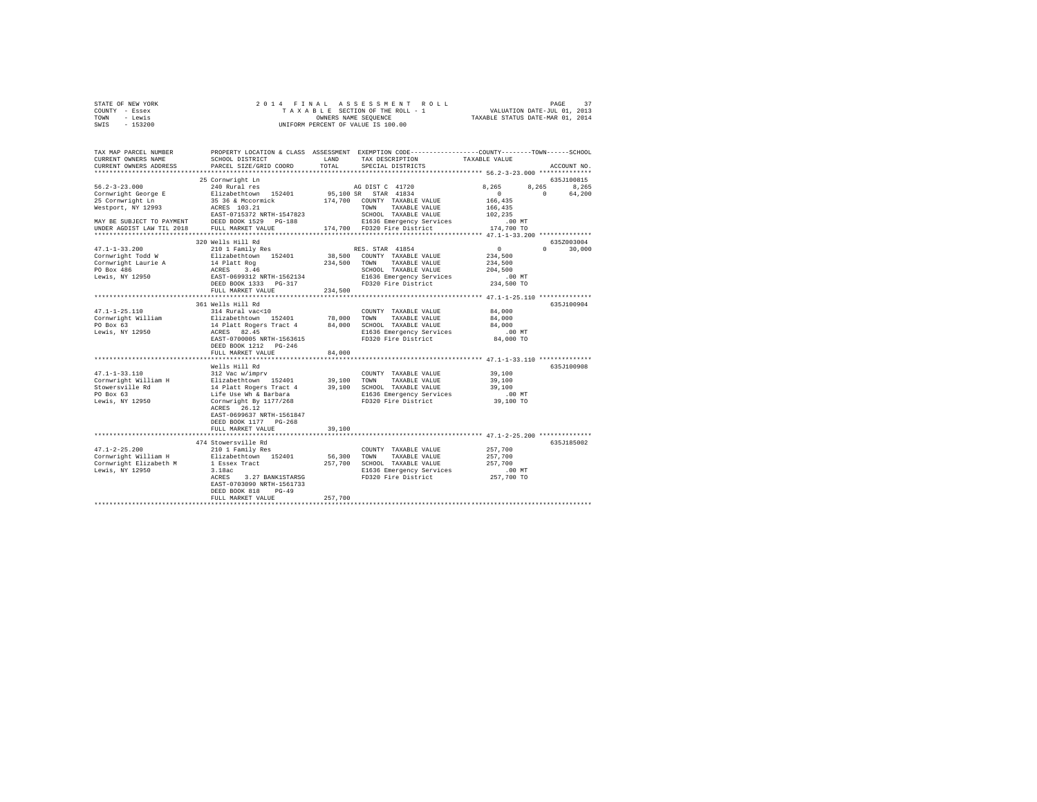STATE OF NEW YORK
COUNTY - Essex
TOWN - Lewis
SWIS - 153200

2014 FINAL ASSESSMENT ROLL
TAXABLE SECTION OF THE ROLL - 1
OWNERS NAME SEQUENCE
UNIFORM PERCENT OF VALUE IS 100.00

VALUATION DATE-JUL 01, 2013
TAXABLE STATUS DATE-MAR 01, 2014

```
TAX MAP PARCEL NUMBER          PROPERTY LOCATION & CLASS  ASSESSMENT  EXEMPTION CODE-----------------COUNTY--------TOWN------SCHOOL
CURRENT OWNERS NAME            SCHOOL DISTRICT              LAND      TAX DESCRIPTION            TAXABLE VALUE
CURRENT OWNERS ADDRESS         PARCEL SIZE/GRID COORD       TOTAL     SPECIAL DISTRICTS                                   ACCOUNT NO.
******************************************************************************************************* 56.2-3-23.000 **************
                               25 Cornwright Ln                                                                           635J100815
56.2-3-23.000                  240 Rural res                          AG DIST C  41720                8,265      8,265      8,265
Cornwright George E            Elizabethtown  152401       95,100 SR  STAR 41834                          0          0     64,200
25 Cornwright Ln               35 36 & Mccormick          174,700   COUNTY  TAXABLE VALUE           166,435
Westport, NY 12993             ACRES  103.21                        TOWN    TAXABLE VALUE           166,435
                               EAST-0715372 NRTH-1547823            SCHOOL  TAXABLE VALUE           102,235
MAY BE SUBJECT TO PAYMENT      DEED BOOK 1529   PG-188              E1636 Emergency Services            .00 MT
UNDER AGDIST LAW TIL 2018      FULL MARKET VALUE          174,700   FD320 Fire District             174,700 TO
******************************************************************************************************* 47.1-1-33.200 **************
                               320 Wells Hill Rd                                                                          635Z003004
47.1-1-33.200                  210 1 Family Res                       RES. STAR 41854                     0          0     30,000
Cornwright Todd W              Elizabethtown  152401       38,500   COUNTY  TAXABLE VALUE           234,500
Cornwright Laurie A            14 Platt Rog               234,500   TOWN    TAXABLE VALUE           234,500
PO Box 486                     ACRES    3.46                        SCHOOL  TAXABLE VALUE           204,500
Lewis, NY 12950                EAST-0699312 NRTH-1562134            E1636 Emergency Services            .00 MT
                               DEED BOOK 1333   PG-317              FD320 Fire District             234,500 TO
                               FULL MARKET VALUE          234,500
******************************************************************************************************* 47.1-1-25.110 **************
                               361 Wells Hill Rd                                                                          635J100904
47.1-1-25.110                  314 Rural vac<10                       COUNTY  TAXABLE VALUE            84,000
Cornwright William             Elizabethtown  152401       78,000   TOWN    TAXABLE VALUE            84,000
PO Box 63                      14 Platt Rogers Tract 4     84,000   SCHOOL  TAXABLE VALUE            84,000
Lewis, NY 12950                ACRES   82.45                        E1636 Emergency Services            .00 MT
                               EAST-0700005 NRTH-1563615            FD320 Fire District              84,000 TO
                               DEED BOOK 1212   PG-246
                               FULL MARKET VALUE           84,000
******************************************************************************************************* 47.1-1-33.110 **************
                               Wells Hill Rd                                                                              635J100908
47.1-1-33.110                  312 Vac w/imprv                        COUNTY  TAXABLE VALUE            39,100
Cornwright William H           Elizabethtown  152401       39,100   TOWN    TAXABLE VALUE            39,100
Stowersville Rd                14 Platt Rogers Tract 4     39,100   SCHOOL  TAXABLE VALUE            39,100
PO Box 63                      Life Use Wh & Barbara                E1636 Emergency Services            .00 MT
Lewis, NY 12950                Cornwright By 1177/268               FD320 Fire District              39,100 TO
                               ACRES   26.12
                               EAST-0699637 NRTH-1561847
                               DEED BOOK 1177   PG-268
                               FULL MARKET VALUE           39,100
******************************************************************************************************* 47.1-2-25.200 **************
                               474 Stowersville Rd                                                                        635J185002
47.1-2-25.200                  210 1 Family Res                       COUNTY  TAXABLE VALUE           257,700
Cornwright William H           Elizabethtown  152401       56,300   TOWN    TAXABLE VALUE           257,700
Cornwright Elizabeth M         1 Essex Tract              257,700   SCHOOL  TAXABLE VALUE           257,700
Lewis, NY 12950                3.18ac                               E1636 Emergency Services            .00 MT
                               ACRES    3.27 BANK1STARSG            FD320 Fire District             257,700 TO
                               EAST-0703090 NRTH-1561733
                               DEED BOOK 818    PG-49
                               FULL MARKET VALUE          257,700
************************************************************************************************************************************
```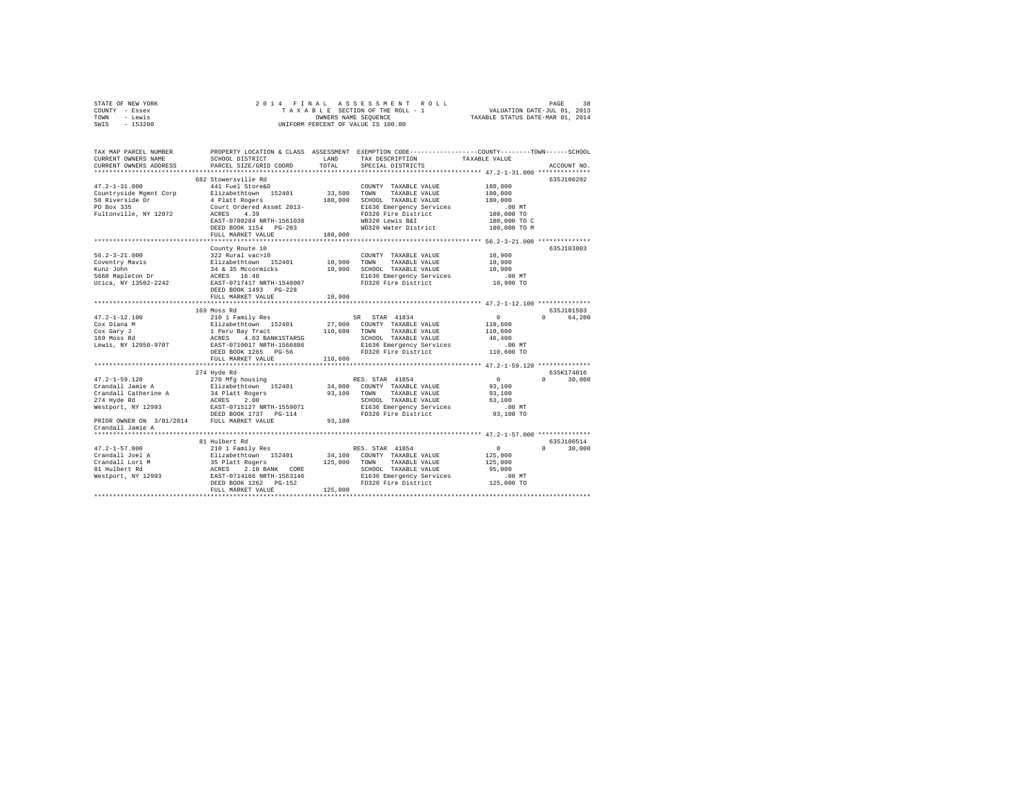STATE OF NEW YORK
COUNTY - Essex
TOWN - Lewis
SWIS - 153200

2014 FINAL ASSESSMENT ROLL
TAXABLE SECTION OF THE ROLL - 1
OWNERS NAME SEQUENCE
UNIFORM PERCENT OF VALUE IS 100.00

VALUATION DATE-JUL 01, 2013
TAXABLE STATUS DATE-MAR 01, 2014

```
TAX MAP PARCEL NUMBER     PROPERTY LOCATION & CLASS  ASSESSMENT  EXEMPTION CODE-----------------COUNTY--------TOWN------SCHOOL
CURRENT OWNERS NAME       SCHOOL DISTRICT             LAND       TAX DESCRIPTION            TAXABLE VALUE
CURRENT OWNERS ADDRESS    PARCEL SIZE/GRID COORD      TOTAL      SPECIAL DISTRICTS                                    ACCOUNT NO.
******************************************************************************************** 47.2-1-31.000 **************
                          682 Stowersville Rd                                                                        635J100202
47.2-1-31.000             441 Fuel Store&D                        COUNTY  TAXABLE VALUE          180,000
Countryside Mgmnt Corp    Elizabethtown  152401      33,500       TOWN    TAXABLE VALUE          180,000
58 Riverside Dr           4 Platt Rogers            180,000       SCHOOL  TAXABLE VALUE          180,000
PO Box 335                Court Ordered Assmt 2013-               E1636 Emergency Services          .00 MT
Fultonville, NY 12072     ACRES    4.39                           FD320 Fire District            180,000 TO
                          EAST-0708284 NRTH-1561038               WB320 Lewis B&I                180,000 TO C
                          DEED BOOK 1154   PG-203                 WD320 Water District           180,000 TO M
                          FULL MARKET VALUE         180,000
******************************************************************************************** 56.2-3-21.000 **************
                          County Route 10                                                                            635J103003
56.2-3-21.000             322 Rural vac>10                        COUNTY  TAXABLE VALUE           10,900
Coventry Mavis            Elizabethtown  152401      10,900       TOWN    TAXABLE VALUE           10,900
Kunz John                 34 & 35 Mccormicks         10,900       SCHOOL  TAXABLE VALUE           10,900
5668 Mapleton Dr          ACRES   16.40                           E1636 Emergency Services          .00 MT
Utica, NY 13502-2242      EAST-0717417 NRTH-1548007               FD320 Fire District             10,900 TO
                          DEED BOOK 1493   PG-228
                          FULL MARKET VALUE          10,900
******************************************************************************************** 47.2-1-12.100 **************
                          169 Moss Rd                                                                                635J101503
47.2-1-12.100             210 1 Family Res                 SR   STAR 41834                       0             0      64,200
Cox Diana M               Elizabethtown  152401      27,000       COUNTY  TAXABLE VALUE          110,600
Cox Gary J                1 Peru Bay Tract          110,600       TOWN    TAXABLE VALUE          110,600
169 Moss Rd               ACRES    4.03 BANK1STARSG               SCHOOL  TAXABLE VALUE           46,400
Lewis, NY 12950-9707      EAST-0710017 NRTH-1566886               E1636 Emergency Services          .00 MT
                          DEED BOOK 1265   PG-56                  FD320 Fire District            110,600 TO
                          FULL MARKET VALUE         110,600
******************************************************************************************** 47.2-1-59.120 **************
                          274 Hyde Rd                                                                                635K174016
47.2-1-59.120             270 Mfg housing                  RES. STAR 41854                       0             0      30,000
Crandall Jamie A          Elizabethtown  152401      34,000       COUNTY  TAXABLE VALUE           93,100
Crandall Catherine A      34 Platt Rogers            93,100       TOWN    TAXABLE VALUE           93,100
274 Hyde Rd               ACRES    2.00                           SCHOOL  TAXABLE VALUE           63,100
Westport, NY 12993        EAST-0715127 NRTH-1559071               E1636 Emergency Services          .00 MT
                          DEED BOOK 1737   PG-114                 FD320 Fire District             93,100 TO
PRIOR OWNER ON 3/01/2014  FULL MARKET VALUE          93,100
Crandall Jamie A
******************************************************************************************** 47.2-1-57.000 **************
                          81 Hulbert Rd                                                                              635J100514
47.2-1-57.000             210 1 Family Res                 RES. STAR 41854                       0             0      30,000
Crandall Joel A           Elizabethtown  152401      34,100       COUNTY  TAXABLE VALUE          125,000
Crandall Lori M           35 Platt Rogers           125,000       TOWN    TAXABLE VALUE          125,000
81 Hulbert Rd             ACRES    2.10 BANK   CORE               SCHOOL  TAXABLE VALUE           95,000
Westport, NY 12993        EAST-0714166 NRTH-1563146               E1636 Emergency Services          .00 MT
                          DEED BOOK 1262   PG-152                 FD320 Fire District            125,000 TO
                          FULL MARKET VALUE         125,000
****************************************************************************************************************************
```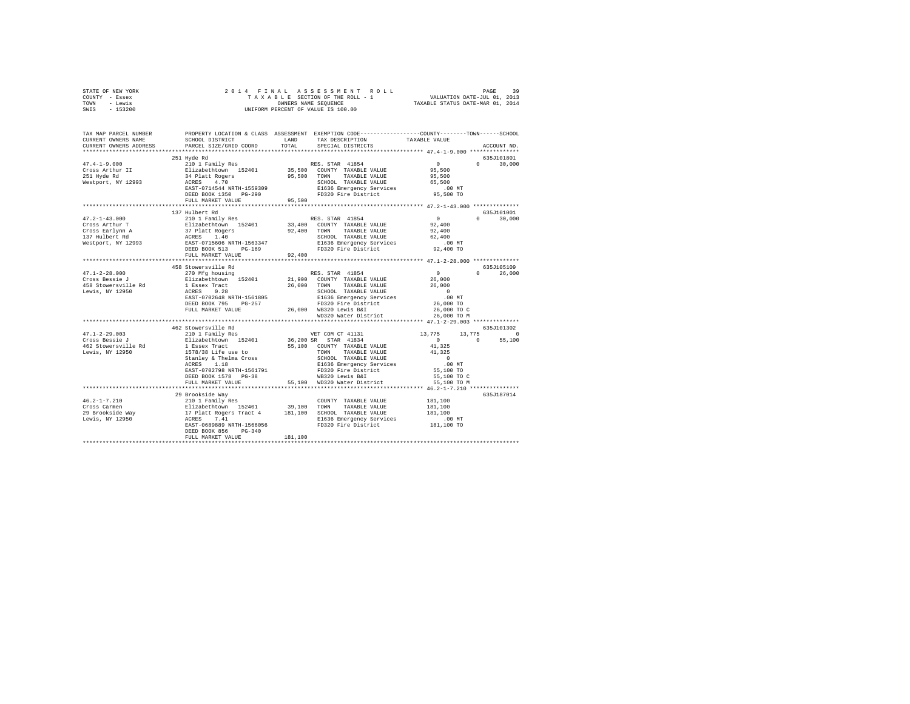STATE OF NEW YORK　　　　　2014 FINAL ASSESSMENT ROLL
COUNTY - Essex　　　　　TAXABLE SECTION OF THE ROLL - 1　　　　　VALUATION DATE-JUL 01, 2013
TOWN - Lewis　　　　　OWNERS NAME SEQUENCE　　　　　TAXABLE STATUS DATE-MAR 01, 2014
SWIS - 153200　　　　　UNIFORM PERCENT OF VALUE IS 100.00

```
TAX MAP PARCEL NUMBER          PROPERTY LOCATION & CLASS  ASSESSMENT  EXEMPTION CODE-----------------COUNTY--------TOWN------SCHOOL
CURRENT OWNERS NAME            SCHOOL DISTRICT            LAND        TAX DESCRIPTION            TAXABLE VALUE
CURRENT OWNERS ADDRESS         PARCEL SIZE/GRID COORD     TOTAL       SPECIAL DISTRICTS                                    ACCOUNT NO.
******************************************************************************************************* 47.4-1-9.000 **************
                               251 Hyde Rd                                                                                 635J101801
47.4-1-9.000                   210 1 Family Res                       RES. STAR 41854            0              0      30,000
Cross Arthur II                Elizabethtown  152401      35,500      COUNTY  TAXABLE VALUE      95,500
251 Hyde Rd                    34 Platt Rogers            95,500      TOWN    TAXABLE VALUE      95,500
Westport, NY 12993             ACRES    4.70                          SCHOOL  TAXABLE VALUE      65,500
                               EAST-0714544 NRTH-1559309              E1636 Emergency Services       .00 MT
                               DEED BOOK 1350   PG-290                FD320 Fire District        95,500 TO
                               FULL MARKET VALUE          95,500
******************************************************************************************************* 47.2-1-43.000 *************
                               137 Hulbert Rd                                                                              635J101001
47.2-1-43.000                  210 1 Family Res                       RES. STAR 41854            0              0      30,000
Cross Arthur T                 Elizabethtown  152401      33,400      COUNTY  TAXABLE VALUE      92,400
Cross Earlynn A                37 Platt Rogers            92,400      TOWN    TAXABLE VALUE      92,400
137 Hulbert Rd                 ACRES    1.40                          SCHOOL  TAXABLE VALUE      62,400
Westport, NY 12993             EAST-0715606 NRTH-1563347              E1636 Emergency Services       .00 MT
                               DEED BOOK 513    PG-169                FD320 Fire District        92,400 TO
                               FULL MARKET VALUE          92,400
******************************************************************************************************* 47.1-2-28.000 *************
                               458 Stowersville Rd                                                                         635J105109
47.1-2-28.000                  270 Mfg housing                        RES. STAR 41854            0              0      26,000
Cross Bessie J                 Elizabethtown  152401      21,900      COUNTY  TAXABLE VALUE      26,000
458 Stowersville Rd            1 Essex Tract              26,000      TOWN    TAXABLE VALUE      26,000
Lewis, NY 12950                ACRES    0.28                          SCHOOL  TAXABLE VALUE           0
                               EAST-0702648 NRTH-1561805              E1636 Emergency Services       .00 MT
                               DEED BOOK 795    PG-257                FD320 Fire District        26,000 TO
                               FULL MARKET VALUE          26,000      WB320 Lewis B&I            26,000 TO C
                                                                      WD320 Water District       26,000 TO M
******************************************************************************************************* 47.1-2-29.003 *************
                               462 Stowersville Rd                                                                         635J101302
47.1-2-29.003                  210 1 Family Res                       VET COM CT 41131       13,775         13,775           0
Cross Bessie J                 Elizabethtown  152401      36,200 SR   STAR 41834                 0              0      55,100
462 Stowersville Rd            1 Essex Tract              55,100      COUNTY  TAXABLE VALUE      41,325
Lewis, NY 12950                1578/38 Life use to                    TOWN    TAXABLE VALUE      41,325
                               Stanley & Thelma Cross                 SCHOOL  TAXABLE VALUE           0
                               ACRES    1.18                          E1636 Emergency Services       .00 MT
                               EAST-0702798 NRTH-1561791              FD320 Fire District        55,100 TO
                               DEED BOOK 1578   PG-38                 WB320 Lewis B&I            55,100 TO C
                               FULL MARKET VALUE          55,100      WD320 Water District       55,100 TO M
******************************************************************************************************* 46.2-1-7.210 **************
                               29 Brookside Way                                                                            635J187014
46.2-1-7.210                   210 1 Family Res                       COUNTY  TAXABLE VALUE     181,100
Cross Carmen                   Elizabethtown  152401      39,100      TOWN    TAXABLE VALUE     181,100
29 Brookside Way               17 Platt Rogers Tract 4   181,100      SCHOOL  TAXABLE VALUE     181,100
Lewis, NY 12950                ACRES    7.41                          E1636 Emergency Services       .00 MT
                               EAST-0689889 NRTH-1566056              FD320 Fire District       181,100 TO
                               DEED BOOK 856    PG-340
                               FULL MARKET VALUE         181,100
************************************************************************************************************************************
```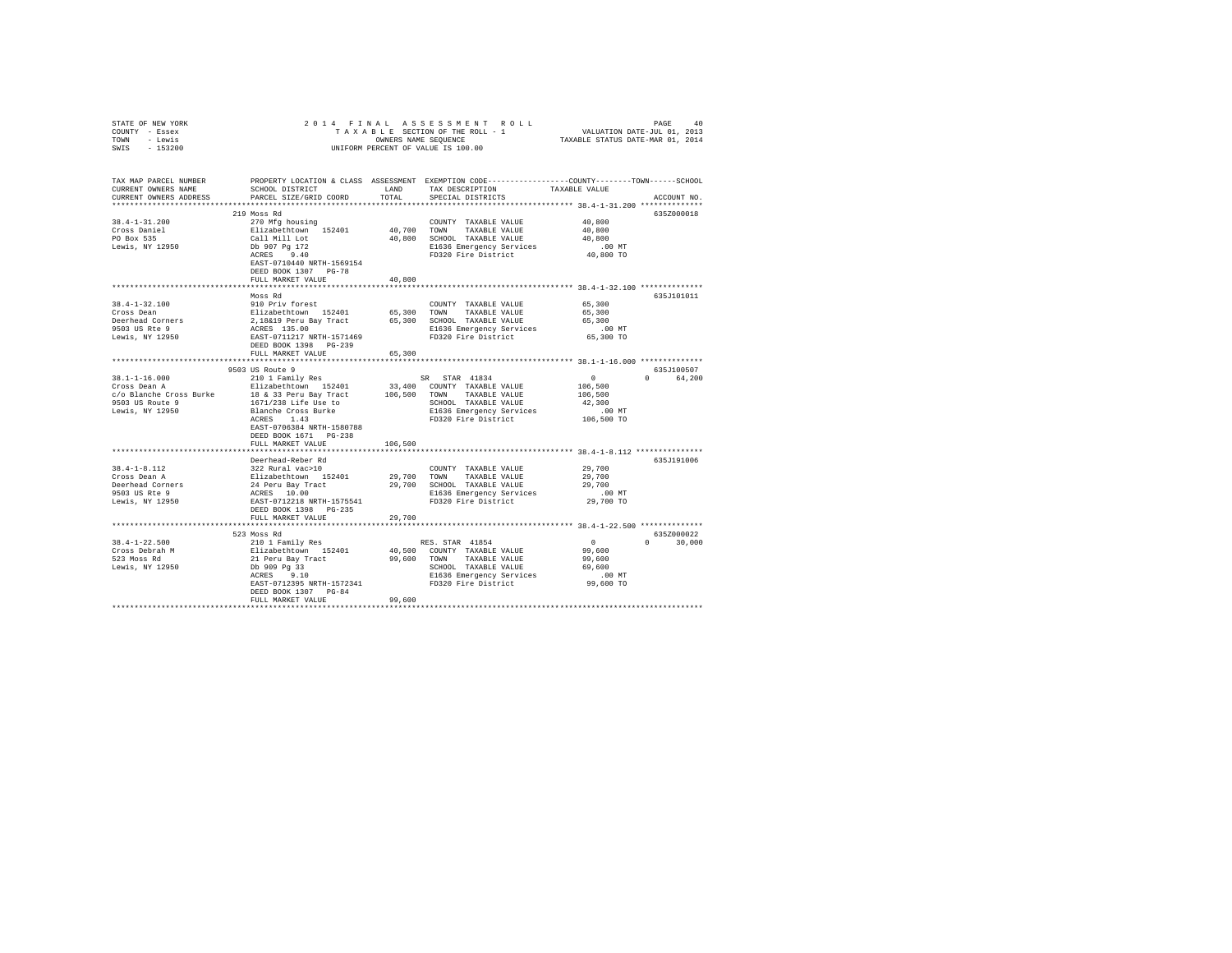STATE OF NEW YORK
COUNTY - Essex
TOWN - Lewis
SWIS - 153200

2014 FINAL ASSESSMENT ROLL
TAXABLE SECTION OF THE ROLL - 1
OWNERS NAME SEQUENCE
UNIFORM PERCENT OF VALUE IS 100.00

VALUATION DATE-JUL 01, 2013
TAXABLE STATUS DATE-MAR 01, 2014

```
TAX MAP PARCEL NUMBER          PROPERTY LOCATION & CLASS  ASSESSMENT  EXEMPTION CODE-----------------COUNTY--------TOWN------SCHOOL
CURRENT OWNERS NAME            SCHOOL DISTRICT              LAND      TAX DESCRIPTION            TAXABLE VALUE
CURRENT OWNERS ADDRESS         PARCEL SIZE/GRID COORD       TOTAL     SPECIAL DISTRICTS                                  ACCOUNT NO.
************************************************************************************************* 38.4-1-31.200 **************
                               219 Moss Rd                                                                             635Z000018
38.4-1-31.200                  270 Mfg housing                         COUNTY  TAXABLE VALUE          40,800
Cross Daniel                   Elizabethtown  152401       40,700      TOWN    TAXABLE VALUE          40,800
PO Box 535                     Call Mill Lot               40,800      SCHOOL  TAXABLE VALUE          40,800
Lewis, NY 12950                Db 907 Pg 172                           E1636 Emergency Services          .00 MT
                               ACRES    9.40                           FD320 Fire District            40,800 TO
                               EAST-0710440 NRTH-1569154
                               DEED BOOK 1307   PG-78
                               FULL MARKET VALUE           40,800
************************************************************************************************* 38.4-1-32.100 **************
                               Moss Rd                                                                                 635J101011
38.4-1-32.100                  910 Priv forest                         COUNTY  TAXABLE VALUE          65,300
Cross Dean                     Elizabethtown  152401       65,300      TOWN    TAXABLE VALUE          65,300
Deerhead Corners               2,18&19 Peru Bay Tract      65,300      SCHOOL  TAXABLE VALUE          65,300
9503 US Rte 9                  ACRES  135.00                           E1636 Emergency Services          .00 MT
Lewis, NY 12950                EAST-0711217 NRTH-1571469               FD320 Fire District            65,300 TO
                               DEED BOOK 1398   PG-239
                               FULL MARKET VALUE           65,300
************************************************************************************************* 38.1-1-16.000 **************
                               9503 US Route 9                                                                         635J100507
38.1-1-16.000                  210 1 Family Res                        SR  STAR 41834                      0           0     64,200
Cross Dean A                   Elizabethtown  152401       33,400      COUNTY  TAXABLE VALUE         106,500
c/o Blanche Cross Burke        18 & 33 Peru Bay Tract     106,500      TOWN    TAXABLE VALUE         106,500
9503 US Route 9                1671/238 Life Use to                    SCHOOL  TAXABLE VALUE          42,300
Lewis, NY 12950                Blanche Cross Burke                     E1636 Emergency Services          .00 MT
                               ACRES    1.43                           FD320 Fire District           106,500 TO
                               EAST-0706384 NRTH-1580788
                               DEED BOOK 1671   PG-238
                               FULL MARKET VALUE          106,500
************************************************************************************************* 38.4-1-8.112 ***************
                               Deerhead-Reber Rd                                                                       635J191006
38.4-1-8.112                   322 Rural vac>10                        COUNTY  TAXABLE VALUE          29,700
Cross Dean A                   Elizabethtown  152401       29,700      TOWN    TAXABLE VALUE          29,700
Deerhead Corners               24 Peru Bay Tract           29,700      SCHOOL  TAXABLE VALUE          29,700
9503 US Rte 9                  ACRES   10.00                           E1636 Emergency Services          .00 MT
Lewis, NY 12950                EAST-0712218 NRTH-1575541               FD320 Fire District            29,700 TO
                               DEED BOOK 1398   PG-235
                               FULL MARKET VALUE           29,700
************************************************************************************************* 38.4-1-22.500 **************
                               523 Moss Rd                                                                             635Z000022
38.4-1-22.500                  210 1 Family Res                        RES. STAR 41854                     0           0     30,000
Cross Debrah M                 Elizabethtown  152401       40,500      COUNTY  TAXABLE VALUE          99,600
523 Moss Rd                    21 Peru Bay Tract           99,600      TOWN    TAXABLE VALUE          99,600
Lewis, NY 12950                Db 909 Pg 33                            SCHOOL  TAXABLE VALUE          69,600
                               ACRES    9.10                           E1636 Emergency Services          .00 MT
                               EAST-0712395 NRTH-1572341               FD320 Fire District            99,600 TO
                               DEED BOOK 1307   PG-84
                               FULL MARKET VALUE           99,600
********************************************************************************************************************************
```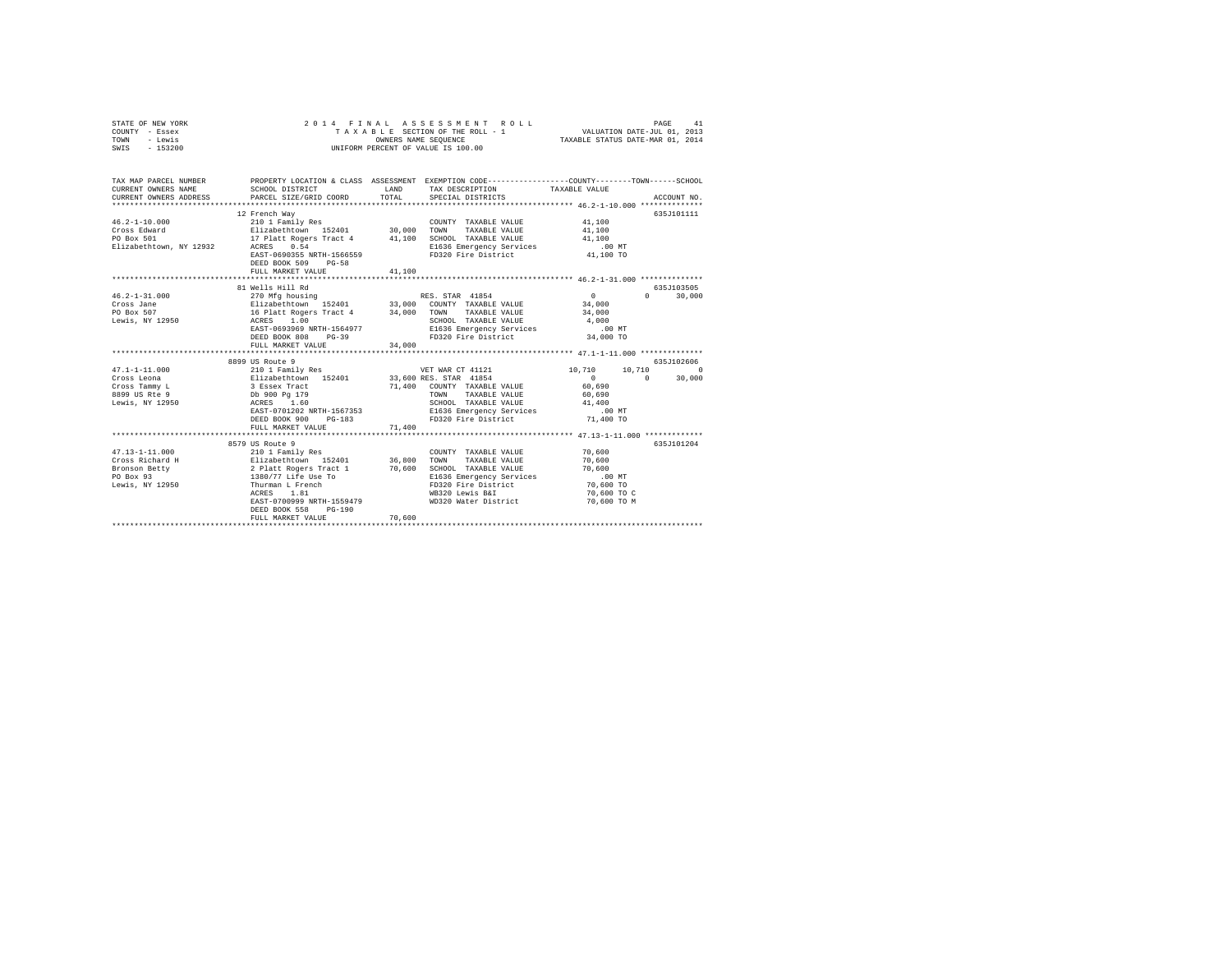STATE OF NEW YORK
COUNTY - Essex
TOWN - Lewis
SWIS - 153200

2014 FINAL ASSESSMENT ROLL
TAXABLE SECTION OF THE ROLL - 1
OWNERS NAME SEQUENCE
UNIFORM PERCENT OF VALUE IS 100.00

VALUATION DATE-JUL 01, 2013
TAXABLE STATUS DATE-MAR 01, 2014

| TAX MAP PARCEL NUMBER / CURRENT OWNERS NAME / CURRENT OWNERS ADDRESS | PROPERTY LOCATION & CLASS / SCHOOL DISTRICT / PARCEL SIZE/GRID COORD | ASSESSMENT LAND / TOTAL | EXEMPTION CODE / TAX DESCRIPTION / SPECIAL DISTRICTS | COUNTY | TOWN | SCHOOL | ACCOUNT NO. |
|---|---|---|---|---|---|---|---|
| 46.2-1-10.000 | 12 French Way | | | | | | 635J101111 |
| Cross Edward | 210 1 Family Res | | COUNTY TAXABLE VALUE | 41,100 | | | |
| PO Box 501 | Elizabethtown 152401 | 30,000 | TOWN TAXABLE VALUE | 41,100 | | | |
| Elizabethtown, NY 12932 | 17 Platt Rogers Tract 4 | 41,100 | SCHOOL TAXABLE VALUE | 41,100 | | | |
| | ACRES 0.54 | | E1636 Emergency Services | .00 MT | | | |
| | EAST-0690355 NRTH-1566559 | | FD320 Fire District | 41,100 TO | | | |
| | DEED BOOK 509 PG-58 | | | | | | |
| | FULL MARKET VALUE | 41,100 | | | | | |
| 46.2-1-31.000 | 81 Wells Hill Rd | | | | | | 635J103505 |
| Cross Jane | 270 Mfg housing | | RES. STAR 41854 | 0 | 0 | 30,000 | |
| PO Box 507 | Elizabethtown 152401 | 33,000 | COUNTY TAXABLE VALUE | 34,000 | | | |
| Lewis, NY 12950 | 16 Platt Rogers Tract 4 | 34,000 | TOWN TAXABLE VALUE | 34,000 | | | |
| | ACRES 1.00 | | SCHOOL TAXABLE VALUE | 4,000 | | | |
| | EAST-0693969 NRTH-1564977 | | E1636 Emergency Services | .00 MT | | | |
| | DEED BOOK 808 PG-39 | | FD320 Fire District | 34,000 TO | | | |
| | FULL MARKET VALUE | 34,000 | | | | | |
| 47.1-1-11.000 | 8899 US Route 9 | | | | | | 635J102606 |
| Cross Leona | 210 1 Family Res | | VET WAR CT 41121 | 10,710 | 10,710 | 0 | |
| Cross Tammy L | Elizabethtown 152401 | 33,600 | RES. STAR 41854 | 0 | 0 | 30,000 | |
| 8899 US Rte 9 | 3 Essex Tract | 71,400 | COUNTY TAXABLE VALUE | 60,690 | | | |
| Lewis, NY 12950 | Db 900 Pg 179 | | TOWN TAXABLE VALUE | 60,690 | | | |
| | ACRES 1.60 | | SCHOOL TAXABLE VALUE | 41,400 | | | |
| | EAST-0701202 NRTH-1567353 | | E1636 Emergency Services | .00 MT | | | |
| | DEED BOOK 900 PG-183 | | FD320 Fire District | 71,400 TO | | | |
| | FULL MARKET VALUE | 71,400 | | | | | |
| 47.13-1-11.000 | 8579 US Route 9 | | | | | | 635J101204 |
| Cross Richard H | 210 1 Family Res | | COUNTY TAXABLE VALUE | 70,600 | | | |
| Bronson Betty | Elizabethtown 152401 | 36,800 | TOWN TAXABLE VALUE | 70,600 | | | |
| PO Box 93 | 2 Platt Rogers Tract 1 | 70,600 | SCHOOL TAXABLE VALUE | 70,600 | | | |
| Lewis, NY 12950 | 1380/77 Life Use To | | E1636 Emergency Services | .00 MT | | | |
| | Thurman L French | | FD320 Fire District | 70,600 TO | | | |
| | ACRES 1.81 | | WB320 Lewis B&I | 70,600 TO C | | | |
| | EAST-0700999 NRTH-1559479 | | WD320 Water District | 70,600 TO M | | | |
| | DEED BOOK 558 PG-190 | | | | | | |
| | FULL MARKET VALUE | 70,600 | | | | | |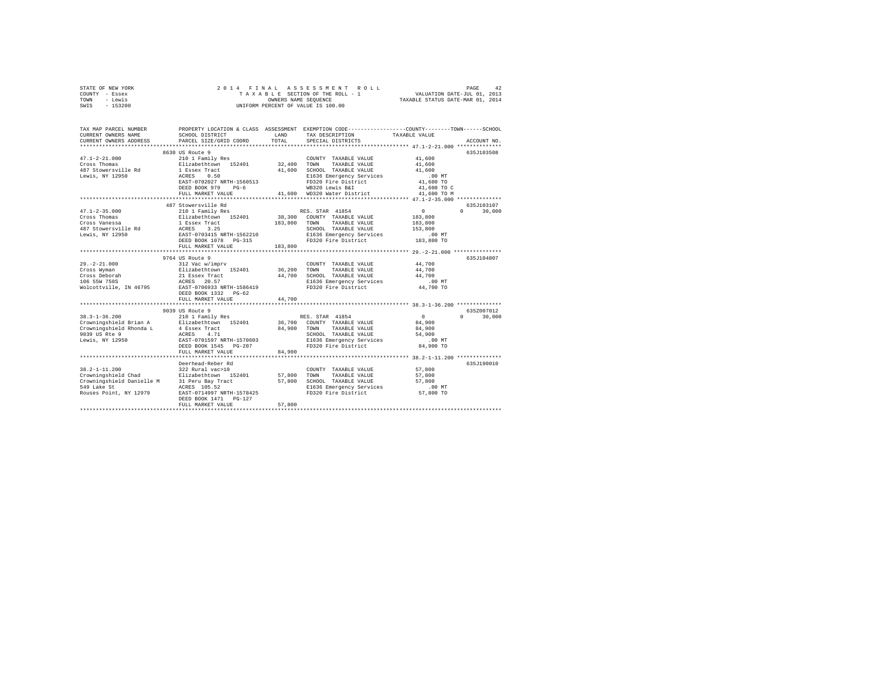STATE OF NEW YORK  
COUNTY - Essex  
TOWN - Lewis  
SWIS - 153200

2014 FINAL ASSESSMENT ROLL  
TAXABLE SECTION OF THE ROLL - 1  
OWNERS NAME SEQUENCE  
UNIFORM PERCENT OF VALUE IS 100.00

VALUATION DATE-JUL 01, 2013  
TAXABLE STATUS DATE-MAR 01, 2014

```
TAX MAP PARCEL NUMBER          PROPERTY LOCATION & CLASS  ASSESSMENT  EXEMPTION CODE-----------------COUNTY--------TOWN------SCHOOL
CURRENT OWNERS NAME            SCHOOL DISTRICT               LAND     TAX DESCRIPTION            TAXABLE VALUE
CURRENT OWNERS ADDRESS         PARCEL SIZE/GRID COORD        TOTAL    SPECIAL DISTRICTS                                  ACCOUNT NO.
******************************************************************************************************* 47.1-2-21.000 **************
                               8630 US Route 9                                                                           635J103508
47.1-2-21.000                  210 1 Family Res                        COUNTY  TAXABLE VALUE           41,600
Cross Thomas                   Elizabethtown  152401        32,400     TOWN    TAXABLE VALUE           41,600
487 Stowersville Rd            1 Essex Tract                41,600     SCHOOL  TAXABLE VALUE           41,600
Lewis, NY 12950                ACRES    0.50                           E1636 Emergency Services           .00 MT
                               EAST-0702027 NRTH-1560513               FD320 Fire District             41,600 TO
                               DEED BOOK 979    PG-6                   WB320 Lewis B&I                 41,600 TO C
                               FULL MARKET VALUE            41,600     WD320 Water District            41,600 TO M
******************************************************************************************************* 47.1-2-35.000 **************
                               487 Stowersville Rd                                                                       635J103107
47.1-2-35.000                  210 1 Family Res                        RES. STAR 41854                      0            0      30,000
Cross Thomas                   Elizabethtown  152401        38,300     COUNTY  TAXABLE VALUE          183,800
Cross Vanessa                  1 Essex Tract               183,800     TOWN    TAXABLE VALUE          183,800
487 Stowersville Rd            ACRES    3.25                           SCHOOL  TAXABLE VALUE          153,800
Lewis, NY 12950                EAST-0703415 NRTH-1562210               E1636 Emergency Services           .00 MT
                               DEED BOOK 1078   PG-315                 FD320 Fire District            183,800 TO
                               FULL MARKET VALUE           183,800
******************************************************************************************************* 29.-2-21.000 ***************
                               9764 US Route 9                                                                           635J104807
29.-2-21.000                   312 Vac w/imprv                         COUNTY  TAXABLE VALUE           44,700
Cross Wyman                    Elizabethtown  152401        36,200     TOWN    TAXABLE VALUE           44,700
Cross Deborah                  21 Essex Tract               44,700     SCHOOL  TAXABLE VALUE           44,700
106 55W 750S                   ACRES   20.57                           E1636 Emergency Services           .00 MT
Wolcottville, IN 46795         EAST-0706933 NRTH-1586419               FD320 Fire District             44,700 TO
                               DEED BOOK 1332   PG-62
                               FULL MARKET VALUE            44,700
******************************************************************************************************* 38.3-1-36.200 **************
                               9039 US Route 9                                                                           635Z007012
38.3-1-36.200                  210 1 Family Res                        RES. STAR 41854                      0            0      30,000
Crowningshield Brian A         Elizabethtown  152401        36,700     COUNTY  TAXABLE VALUE           84,900
Crowningshield Rhonda L        4 Essex Tract                84,900     TOWN    TAXABLE VALUE           84,900
9039 US Rte 9                  ACRES    4.71                           SCHOOL  TAXABLE VALUE           54,900
Lewis, NY 12950                EAST-0701597 NRTH-1570603               E1636 Emergency Services           .00 MT
                               DEED BOOK 1545   PG-207                 FD320 Fire District             84,900 TO
                               FULL MARKET VALUE            84,900
******************************************************************************************************* 38.2-1-11.200 **************
                               Deerhead-Reber Rd                                                                         635J190010
38.2-1-11.200                  322 Rural vac>10                        COUNTY  TAXABLE VALUE           57,800
Crowningshield Chad            Elizabethtown  152401        57,800     TOWN    TAXABLE VALUE           57,800
Crowningshield Danielle M      31 Peru Bay Tract            57,800     SCHOOL  TAXABLE VALUE           57,800
549 Lake St                    ACRES  105.52                           E1636 Emergency Services           .00 MT
Rouses Point, NY 12979         EAST-0714997 NRTH-1578425               FD320 Fire District             57,800 TO
                               DEED BOOK 1471   PG-127
                               FULL MARKET VALUE            57,800
************************************************************************************************************************************
```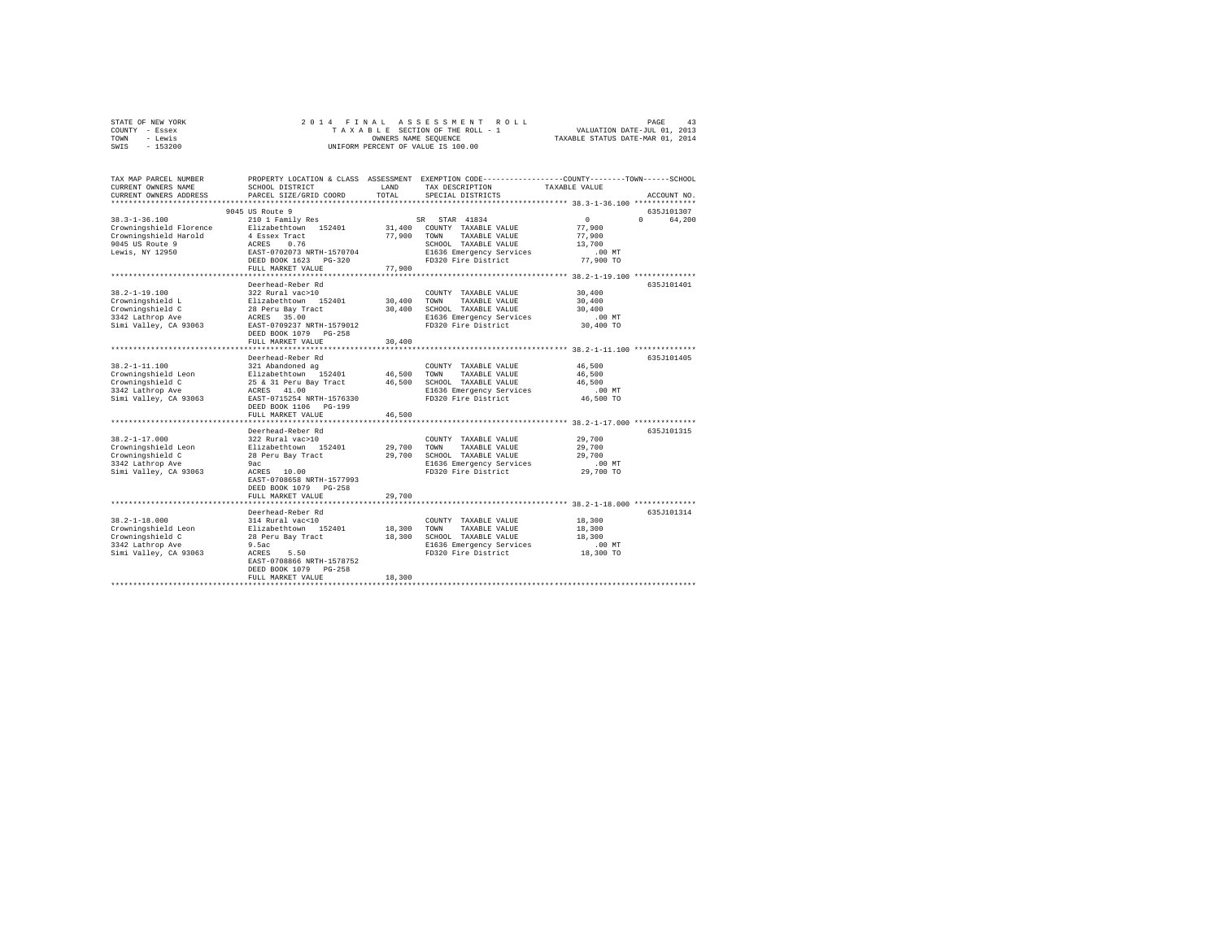STATE OF NEW YORK
COUNTY - Essex
TOWN - Lewis
SWIS - 153200

2014 FINAL ASSESSMENT ROLL
TAXABLE SECTION OF THE ROLL - 1
OWNERS NAME SEQUENCE
UNIFORM PERCENT OF VALUE IS 100.00

VALUATION DATE-JUL 01, 2013
TAXABLE STATUS DATE-MAR 01, 2014

| TAX MAP PARCEL NUMBER / CURRENT OWNERS NAME / CURRENT OWNERS ADDRESS | PROPERTY LOCATION & CLASS / SCHOOL DISTRICT / PARCEL SIZE/GRID COORD | ASSESSMENT LAND | TOTAL | EXEMPTION CODE / TAX DESCRIPTION / SPECIAL DISTRICTS | COUNTY / TOWN / SCHOOL TAXABLE VALUE | ACCOUNT NO. |
|---|---|---|---|---|---|---|
| **38.3-1-36.100** | 9045 US Route 9 | | | | | 635J101307 |
| 38.3-1-36.100 | 210 1 Family Res | | | SR STAR 41834 | 0 0 64,200 | |
| Crowningshield Florence | Elizabethtown 152401 | 31,400 | | COUNTY TAXABLE VALUE | 77,900 | |
| Crowningshield Harold | 4 Essex Tract | | 77,900 | TOWN TAXABLE VALUE | 77,900 | |
| 9045 US Route 9 | ACRES 0.76 | | | SCHOOL TAXABLE VALUE | 13,700 | |
| Lewis, NY 12950 | EAST-0702073 NRTH-1570704 | | | E1636 Emergency Services | .00 MT | |
| | DEED BOOK 1623 PG-320 | | | FD320 Fire District | 77,900 TO | |
| | FULL MARKET VALUE | | 77,900 | | | |
| **38.2-1-19.100** | Deerhead-Reber Rd | | | | | 635J101401 |
| 38.2-1-19.100 | 322 Rural vac>10 | | | COUNTY TAXABLE VALUE | 30,400 | |
| Crowningshield L | Elizabethtown 152401 | 30,400 | | TOWN TAXABLE VALUE | 30,400 | |
| Crowningshield C | 28 Peru Bay Tract | | 30,400 | SCHOOL TAXABLE VALUE | 30,400 | |
| 3342 Lathrop Ave | ACRES 35.00 | | | E1636 Emergency Services | .00 MT | |
| Simi Valley, CA 93063 | EAST-0709237 NRTH-1579012 | | | FD320 Fire District | 30,400 TO | |
| | DEED BOOK 1079 PG-258 | | | | | |
| | FULL MARKET VALUE | | 30,400 | | | |
| **38.2-1-11.100** | Deerhead-Reber Rd | | | | | 635J101405 |
| 38.2-1-11.100 | 321 Abandoned ag | | | COUNTY TAXABLE VALUE | 46,500 | |
| Crowningshield Leon | Elizabethtown 152401 | 46,500 | | TOWN TAXABLE VALUE | 46,500 | |
| Crowningshield C | 25 & 31 Peru Bay Tract | | 46,500 | SCHOOL TAXABLE VALUE | 46,500 | |
| 3342 Lathrop Ave | ACRES 41.00 | | | E1636 Emergency Services | .00 MT | |
| Simi Valley, CA 93063 | EAST-0715254 NRTH-1576330 | | | FD320 Fire District | 46,500 TO | |
| | DEED BOOK 1106 PG-199 | | | | | |
| | FULL MARKET VALUE | | 46,500 | | | |
| **38.2-1-17.000** | Deerhead-Reber Rd | | | | | 635J101315 |
| 38.2-1-17.000 | 322 Rural vac>10 | | | COUNTY TAXABLE VALUE | 29,700 | |
| Crowningshield Leon | Elizabethtown 152401 | 29,700 | | TOWN TAXABLE VALUE | 29,700 | |
| Crowningshield C | 28 Peru Bay Tract | | 29,700 | SCHOOL TAXABLE VALUE | 29,700 | |
| 3342 Lathrop Ave | 9ac | | | E1636 Emergency Services | .00 MT | |
| Simi Valley, CA 93063 | ACRES 10.00 | | | FD320 Fire District | 29,700 TO | |
| | EAST-0708658 NRTH-1577993 | | | | | |
| | DEED BOOK 1079 PG-258 | | | | | |
| | FULL MARKET VALUE | | 29,700 | | | |
| **38.2-1-18.000** | Deerhead-Reber Rd | | | | | 635J101314 |
| 38.2-1-18.000 | 314 Rural vac<10 | | | COUNTY TAXABLE VALUE | 18,300 | |
| Crowningshield Leon | Elizabethtown 152401 | 18,300 | | TOWN TAXABLE VALUE | 18,300 | |
| Crowningshield C | 28 Peru Bay Tract | | 18,300 | SCHOOL TAXABLE VALUE | 18,300 | |
| 3342 Lathrop Ave | 9.5ac | | | E1636 Emergency Services | .00 MT | |
| Simi Valley, CA 93063 | ACRES 5.50 | | | FD320 Fire District | 18,300 TO | |
| | EAST-0708866 NRTH-1578752 | | | | | |
| | DEED BOOK 1079 PG-258 | | | | | |
| | FULL MARKET VALUE | | 18,300 | | | |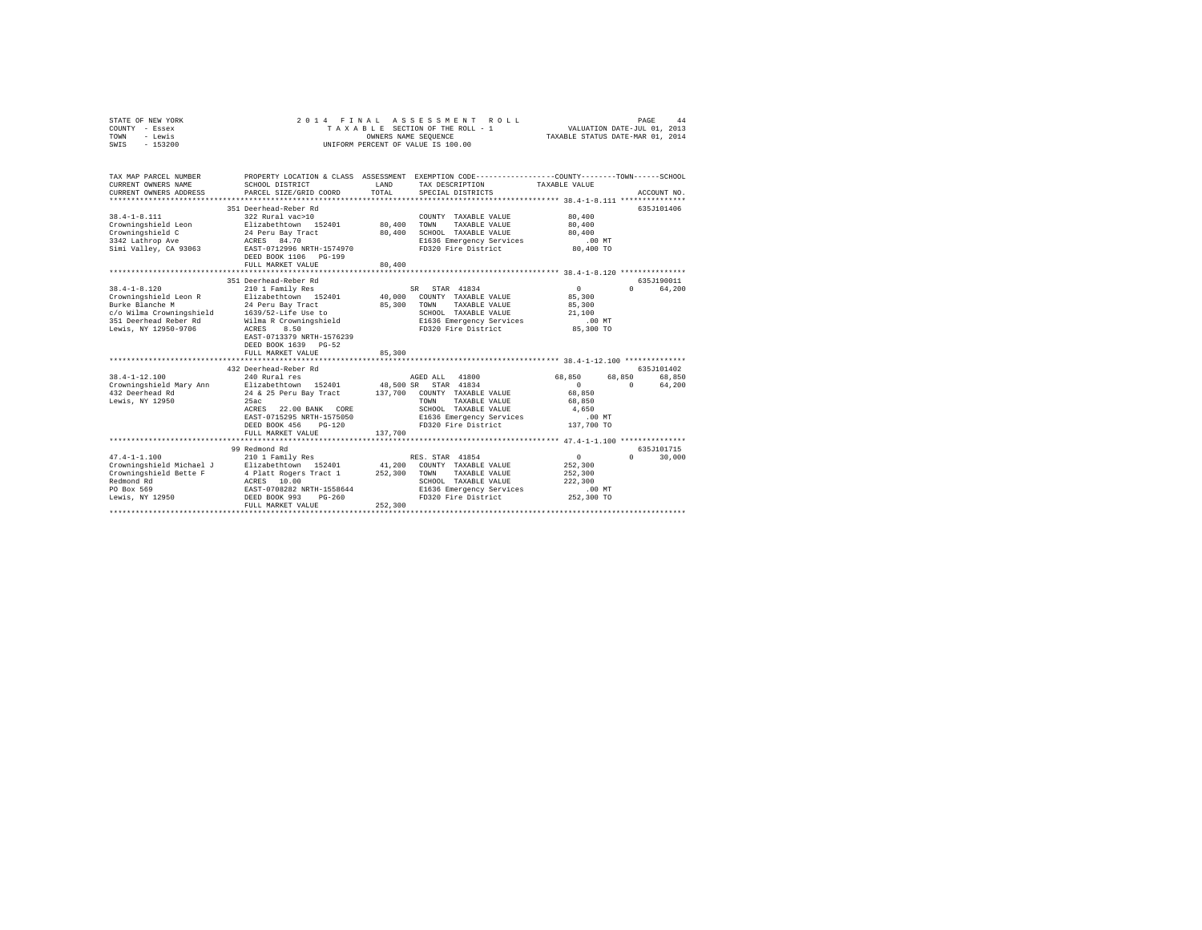STATE OF NEW YORK — 2014 FINAL ASSESSMENT ROLL — PAGE 44
COUNTY - Essex — TAXABLE SECTION OF THE ROLL - 1 — VALUATION DATE-JUL 01, 2013
TOWN - Lewis — OWNERS NAME SEQUENCE — TAXABLE STATUS DATE-MAR 01, 2014
SWIS - 153200 — UNIFORM PERCENT OF VALUE IS 100.00

```
TAX MAP PARCEL NUMBER          PROPERTY LOCATION & CLASS  ASSESSMENT  EXEMPTION CODE-----------------COUNTY--------TOWN------SCHOOL
CURRENT OWNERS NAME            SCHOOL DISTRICT            LAND        TAX DESCRIPTION              TAXABLE VALUE
CURRENT OWNERS ADDRESS         PARCEL SIZE/GRID COORD     TOTAL       SPECIAL DISTRICTS                                  ACCOUNT NO.
************************************************************************************************* 38.4-1-8.111 ***************
                               351 Deerhead-Reber Rd                                                                   635J101406
38.4-1-8.111                   322 Rural vac>10                       COUNTY  TAXABLE VALUE          80,400
Crowningshield Leon            Elizabethtown  152401      80,400      TOWN    TAXABLE VALUE          80,400
Crowningshield C               24 Peru Bay Tract          80,400      SCHOOL  TAXABLE VALUE          80,400
3342 Lathrop Ave               ACRES  84.70                           E1636 Emergency Services          .00 MT
Simi Valley, CA 93063          EAST-0712996 NRTH-1574970              FD320 Fire District            80,400 TO
                               DEED BOOK 1106   PG-199
                               FULL MARKET VALUE          80,400
************************************************************************************************* 38.4-1-8.120 ***************
                               351 Deerhead-Reber Rd                                                                   635J190011
38.4-1-8.120                   210 1 Family Res                       SR  STAR 41834                  0            0      64,200
Crowningshield Leon R          Elizabethtown  152401      40,000      COUNTY  TAXABLE VALUE          85,300
Burke Blanche M                24 Peru Bay Tract          85,300      TOWN    TAXABLE VALUE          85,300
c/o Wilma Crowningshield       1639/52-Life Use to                    SCHOOL  TAXABLE VALUE          21,100
351 Deerhead Reber Rd          Wilma R Crowningshield                 E1636 Emergency Services          .00 MT
Lewis, NY 12950-9706           ACRES   8.50                           FD320 Fire District            85,300 TO
                               EAST-0713379 NRTH-1576239
                               DEED BOOK 1639   PG-52
                               FULL MARKET VALUE          85,300
************************************************************************************************* 38.4-1-12.100 **************
                               432 Deerhead-Reber Rd                                                                   635J101402
38.4-1-12.100                  240 Rural res                          AGED ALL  41800             68,850      68,850      68,850
Crowningshield Mary Ann        Elizabethtown  152401      48,500 SR   STAR 41834                  0            0      64,200
432 Deerhead Rd                24 & 25 Peru Bay Tract    137,700      COUNTY  TAXABLE VALUE          68,850
Lewis, NY 12950                25ac                                   TOWN    TAXABLE VALUE          68,850
                               ACRES  22.00 BANK   CORE               SCHOOL  TAXABLE VALUE           4,650
                               EAST-0715295 NRTH-1575050              E1636 Emergency Services          .00 MT
                               DEED BOOK 456    PG-120                FD320 Fire District           137,700 TO
                               FULL MARKET VALUE         137,700
************************************************************************************************* 47.4-1-1.100 ***************
                               99 Redmond Rd                                                                           635J101715
47.4-1-1.100                   210 1 Family Res                       RES. STAR 41854                 0            0      30,000
Crowningshield Michael J       Elizabethtown  152401      41,200      COUNTY  TAXABLE VALUE         252,300
Crowningshield Bette F         4 Platt Rogers Tract 1    252,300      TOWN    TAXABLE VALUE         252,300
Redmond Rd                     ACRES  10.00                           SCHOOL  TAXABLE VALUE         222,300
PO Box 569                     EAST-0708282 NRTH-1558644              E1636 Emergency Services          .00 MT
Lewis, NY 12950                DEED BOOK 993    PG-260                FD320 Fire District           252,300 TO
                               FULL MARKET VALUE         252,300
********************************************************************************************************************************
```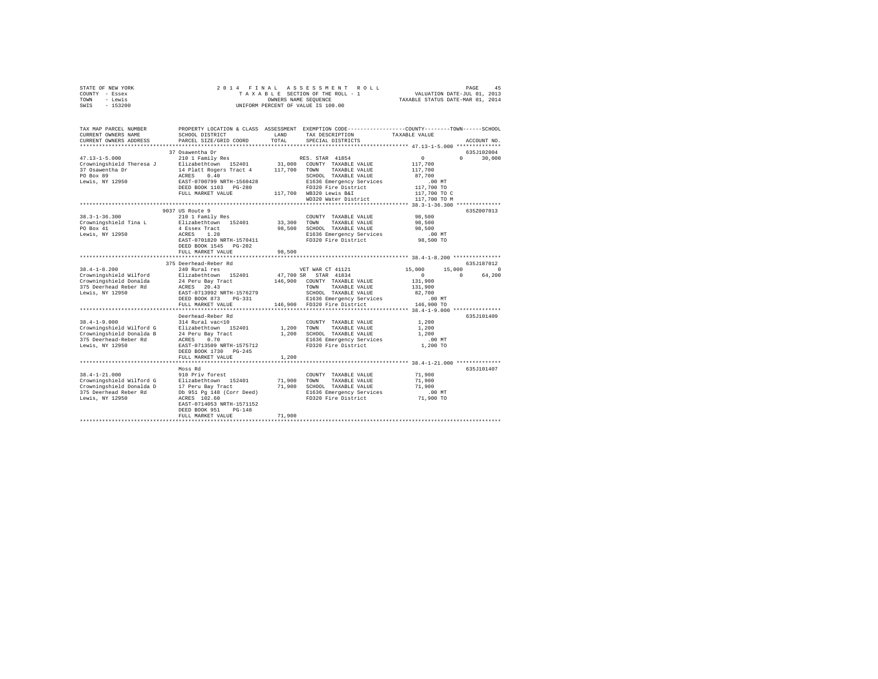STATE OF NEW YORK
COUNTY - Essex
TOWN - Lewis
SWIS - 153200

2014 FINAL ASSESSMENT ROLL
TAXABLE SECTION OF THE ROLL - 1
OWNERS NAME SEQUENCE
UNIFORM PERCENT OF VALUE IS 100.00

VALUATION DATE-JUL 01, 2013
TAXABLE STATUS DATE-MAR 01, 2014

```
TAX MAP PARCEL NUMBER      PROPERTY LOCATION & CLASS  ASSESSMENT  EXEMPTION CODE-----------------COUNTY--------TOWN------SCHOOL
CURRENT OWNERS NAME        SCHOOL DISTRICT              LAND      TAX DESCRIPTION              TAXABLE VALUE
CURRENT OWNERS ADDRESS     PARCEL SIZE/GRID COORD       TOTAL     SPECIAL DISTRICTS                                     ACCOUNT NO.
******************************************************************************************************* 47.13-1-5.000 **************
                           37 Osawentha Dr                                                                              635J102004
47.13-1-5.000              210 1 Family Res                       RES. STAR 41854                   0           0      30,000
Crowningshield Theresa J   Elizabethtown  152401       31,000     COUNTY  TAXABLE VALUE       117,700
37 Osawentha Dr            14 Platt Rogers Tract 4    117,700     TOWN    TAXABLE VALUE       117,700
PO Box 89                  ACRES    0.40                          SCHOOL  TAXABLE VALUE        87,700
Lewis, NY 12950            EAST-0700799 NRTH-1560428              E1636 Emergency Services        .00 MT
                           DEED BOOK 1103   PG-280                FD320 Fire District         117,700 TO
                           FULL MARKET VALUE          117,700     WB320 Lewis B&I             117,700 TO C
                                                                  WD320 Water District        117,700 TO M
******************************************************************************************************* 38.3-1-36.300 **************
                           9037 US Route 9                                                                              635Z007013
38.3-1-36.300              210 1 Family Res                       COUNTY  TAXABLE VALUE        98,500
Crowningshield Tina L      Elizabethtown  152401       33,300     TOWN    TAXABLE VALUE        98,500
PO Box 41                  4 Essex Tract               98,500     SCHOOL  TAXABLE VALUE        98,500
Lewis, NY 12950            ACRES    1.28                          E1636 Emergency Services        .00 MT
                           EAST-0701820 NRTH-1570411              FD320 Fire District          98,500 TO
                           DEED BOOK 1545   PG-202
                           FULL MARKET VALUE           98,500
******************************************************************************************************* 38.4-1-8.200 ***************
                           375 Deerhead-Reber Rd                                                                        635J187012
38.4-1-8.200               240 Rural res                          VET WAR CT 41121             15,000      15,000           0
Crowningshield Wilford     Elizabethtown  152401       47,700 SR  STAR 41834                        0           0      64,200
Crowningshield Donalda     24 Peru Bay Tract          146,900     COUNTY  TAXABLE VALUE       131,900
375 Deerhead Reber Rd      ACRES   20.43                          TOWN    TAXABLE VALUE       131,900
Lewis, NY 12950            EAST-0713992 NRTH-1576279              SCHOOL  TAXABLE VALUE        82,700
                           DEED BOOK 873    PG-331                E1636 Emergency Services        .00 MT
                           FULL MARKET VALUE          146,900     FD320 Fire District         146,900 TO
******************************************************************************************************* 38.4-1-9.000 ***************
                           Deerhead-Reber Rd                                                                            635J101409
38.4-1-9.000               314 Rural vac<10                       COUNTY  TAXABLE VALUE         1,200
Crowningshield Wilford G   Elizabethtown  152401        1,200     TOWN    TAXABLE VALUE         1,200
Crowningshield Donalda B   24 Peru Bay Tract            1,200     SCHOOL  TAXABLE VALUE         1,200
375 Deerhead-Reber Rd      ACRES    0.70                          E1636 Emergency Services        .00 MT
Lewis, NY 12950            EAST-0713509 NRTH-1575712              FD320 Fire District           1,200 TO
                           DEED BOOK 1730   PG-245
                           FULL MARKET VALUE            1,200
******************************************************************************************************* 38.4-1-21.000 **************
                           Moss Rd                                                                                      635J101407
38.4-1-21.000              910 Priv forest                        COUNTY  TAXABLE VALUE        71,900
Crowningshield Wilford G   Elizabethtown  152401       71,900     TOWN    TAXABLE VALUE        71,900
Crowningshield Donalda D   17 Peru Bay Tract           71,900     SCHOOL  TAXABLE VALUE        71,900
375 Deerhead Reber Rd      Db 951 Pg 148 (Corr Deed)              E1636 Emergency Services        .00 MT
Lewis, NY 12950            ACRES  102.60                          FD320 Fire District          71,900 TO
                           EAST-0714053 NRTH-1571152
                           DEED BOOK 951    PG-148
                           FULL MARKET VALUE           71,900
************************************************************************************************************************************
```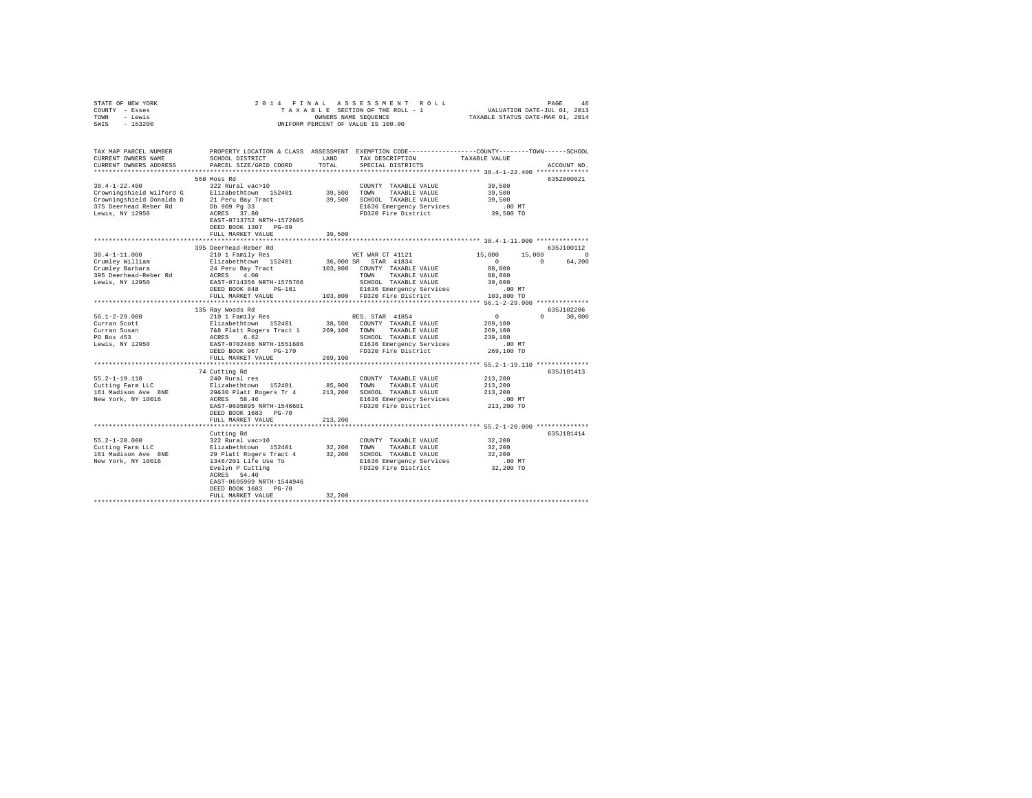STATE OF NEW YORK
COUNTY - Essex
TOWN - Lewis
SWIS - 153200

2014 FINAL ASSESSMENT ROLL
TAXABLE SECTION OF THE ROLL - 1
OWNERS NAME SEQUENCE
UNIFORM PERCENT OF VALUE IS 100.00

VALUATION DATE-JUL 01, 2013
TAXABLE STATUS DATE-MAR 01, 2014

```
TAX MAP PARCEL NUMBER     PROPERTY LOCATION & CLASS  ASSESSMENT  EXEMPTION CODE-----------------COUNTY--------TOWN------SCHOOL
CURRENT OWNERS NAME       SCHOOL DISTRICT              LAND      TAX DESCRIPTION           TAXABLE VALUE
CURRENT OWNERS ADDRESS    PARCEL SIZE/GRID COORD       TOTAL     SPECIAL DISTRICTS                                     ACCOUNT NO.
******************************************************************************************** 38.4-1-22.400 **************
                          568 Moss Rd                                                                                635Z000021
38.4-1-22.400             322 Rural vac>10                        COUNTY  TAXABLE VALUE           39,500
Crowningshield Wilford G  Elizabethtown  152401        39,500     TOWN    TAXABLE VALUE           39,500
Crowningshield Donalda D  21 Peru Bay Tract            39,500     SCHOOL  TAXABLE VALUE           39,500
375 Deerhead Reber Rd     Db 909 Pg 33                            E1636 Emergency Services           .00 MT
Lewis, NY 12950           ACRES  37.80                            FD320 Fire District             39,500 TO
                          EAST-0713752 NRTH-1572605
                          DEED BOOK 1307   PG-89
                          FULL MARKET VALUE            39,500
******************************************************************************************** 38.4-1-11.000 **************
                          395 Deerhead-Reber Rd                                                                      635J100112
38.4-1-11.000             210 1 Family Res                    VET WAR CT 41121             15,000      15,000           0
Crumley William           Elizabethtown  152401        36,000 SR  STAR  41834                   0           0      64,200
Crumley Barbara           24 Peru Bay Tract           103,800     COUNTY  TAXABLE VALUE           88,800
395 Deerhead-Reber Rd     ACRES   4.00                            TOWN    TAXABLE VALUE           88,800
Lewis, NY 12950           EAST-0714356 NRTH-1575766               SCHOOL  TAXABLE VALUE           39,600
                          DEED BOOK 848    PG-181                 E1636 Emergency Services           .00 MT
                          FULL MARKET VALUE           103,800     FD320 Fire District            103,800 TO
******************************************************************************************** 56.1-2-29.000 **************
                          135 Ray Woods Rd                                                                           635J102206
56.1-2-29.000             210 1 Family Res                    RES. STAR  41854                  0           0      30,000
Curran Scott              Elizabethtown  152401        38,500     COUNTY  TAXABLE VALUE          269,100
Curran Susan              7&8 Platt Rogers Tract 1    269,100     TOWN    TAXABLE VALUE          269,100
PO Box 453                ACRES   6.62                            SCHOOL  TAXABLE VALUE          239,100
Lewis, NY 12950           EAST-0702486 NRTH-1551686               E1636 Emergency Services           .00 MT
                          DEED BOOK 967    PG-170                 FD320 Fire District            269,100 TO
                          FULL MARKET VALUE           269,100
******************************************************************************************** 55.2-1-19.110 **************
                          74 Cutting Rd                                                                              635J101413
55.2-1-19.110             240 Rural res                           COUNTY  TAXABLE VALUE          213,200
Cutting Farm LLC          Elizabethtown  152401        85,900     TOWN    TAXABLE VALUE          213,200
161 Madison Ave  8NE      29&30 Platt Rogers Tr 4     213,200     SCHOOL  TAXABLE VALUE          213,200
New York, NY 10016        ACRES  58.46                            E1636 Emergency Services           .00 MT
                          EAST-0695895 NRTH-1546601               FD320 Fire District            213,200 TO
                          DEED BOOK 1683   PG-70
                          FULL MARKET VALUE           213,200
******************************************************************************************** 55.2-1-20.000 **************
                          Cutting Rd                                                                                 635J101414
55.2-1-20.000             322 Rural vac>10                        COUNTY  TAXABLE VALUE           32,200
Cutting Farm LLC          Elizabethtown  152401        32,200     TOWN    TAXABLE VALUE           32,200
161 Madison Ave  8NE      29 Platt Rogers Tract 4      32,200     SCHOOL  TAXABLE VALUE           32,200
New York, NY 10016        1348/201 Life Use To                    E1636 Emergency Services           .00 MT
                          Evelyn P Cutting                        FD320 Fire District             32,200 TO
                          ACRES  54.40
                          EAST-0695909 NRTH-1544946
                          DEED BOOK 1683   PG-70
                          FULL MARKET VALUE            32,200
****************************************************************************************************************************
```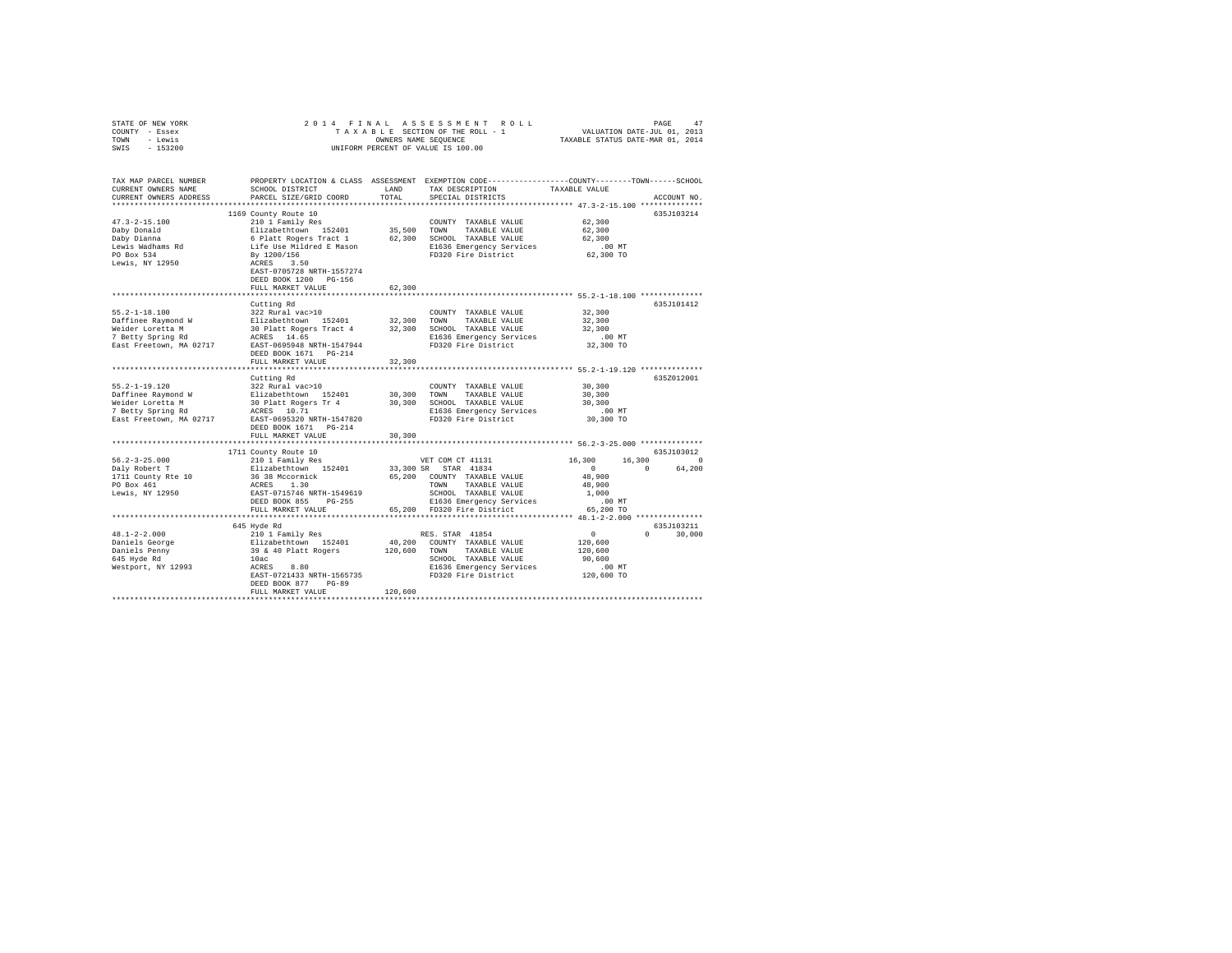STATE OF NEW YORK
COUNTY - Essex
TOWN - Lewis
SWIS - 153200

2014 FINAL ASSESSMENT ROLL
TAXABLE SECTION OF THE ROLL - 1
OWNERS NAME SEQUENCE
UNIFORM PERCENT OF VALUE IS 100.00

VALUATION DATE-JUL 01, 2013
TAXABLE STATUS DATE-MAR 01, 2014

```
TAX MAP PARCEL NUMBER          PROPERTY LOCATION & CLASS  ASSESSMENT  EXEMPTION CODE-----------------COUNTY--------TOWN------SCHOOL
CURRENT OWNERS NAME            SCHOOL DISTRICT               LAND     TAX DESCRIPTION             TAXABLE VALUE
CURRENT OWNERS ADDRESS         PARCEL SIZE/GRID COORD        TOTAL    SPECIAL DISTRICTS                                   ACCOUNT NO.
****************************************************************************************************** 47.3-2-15.100 **************
                               1169 County Route 10                                                                        635J103214
47.3-2-15.100                  210 1 Family Res                        COUNTY  TAXABLE VALUE          62,300
Daby Donald                    Elizabethtown  152401        35,500    TOWN    TAXABLE VALUE          62,300
Daby Dianna                    6 Platt Rogers Tract 1       62,300    SCHOOL  TAXABLE VALUE          62,300
Lewis Wadhams Rd               Life Use Mildred E Mason                E1636 Emergency Services          .00 MT
PO Box 534                     By 1200/156                             FD320 Fire District            62,300 TO
Lewis, NY 12950                ACRES    3.50
                               EAST-0705728 NRTH-1557274
                               DEED BOOK 1200   PG-156
                               FULL MARKET VALUE            62,300
****************************************************************************************************** 55.2-1-18.100 **************
                               Cutting Rd                                                                                  635J101412
55.2-1-18.100                  322 Rural vac>10                        COUNTY  TAXABLE VALUE          32,300
Daffinee Raymond W             Elizabethtown  152401        32,300    TOWN    TAXABLE VALUE          32,300
Weider Loretta M               30 Platt Rogers Tract 4      32,300    SCHOOL  TAXABLE VALUE          32,300
7 Betty Spring Rd              ACRES   14.65                           E1636 Emergency Services          .00 MT
East Freetown, MA 02717        EAST-0695948 NRTH-1547944               FD320 Fire District            32,300 TO
                               DEED BOOK 1671   PG-214
                               FULL MARKET VALUE            32,300
****************************************************************************************************** 55.2-1-19.120 **************
                               Cutting Rd                                                                                  635Z012001
55.2-1-19.120                  322 Rural vac>10                        COUNTY  TAXABLE VALUE          30,300
Daffinee Raymond W             Elizabethtown  152401        30,300    TOWN    TAXABLE VALUE          30,300
Weider Loretta M               30 Platt Rogers Tr 4         30,300    SCHOOL  TAXABLE VALUE          30,300
7 Betty Spring Rd              ACRES   10.71                           E1636 Emergency Services          .00 MT
East Freetown, MA 02717        EAST-0695320 NRTH-1547820               FD320 Fire District            30,300 TO
                               DEED BOOK 1671   PG-214
                               FULL MARKET VALUE            30,300
****************************************************************************************************** 56.2-3-25.000 **************
                               1711 County Route 10                                                                        635J103012
56.2-3-25.000                  210 1 Family Res                        VET COM CT 41131          16,300      16,300            0
Daly Robert T                  Elizabethtown  152401        33,300 SR  STAR  41834                 0           0       64,200
1711 County Rte 10             36 38 Mccormick              65,200    COUNTY  TAXABLE VALUE          48,900
PO Box 461                     ACRES    1.30                           TOWN    TAXABLE VALUE          48,900
Lewis, NY 12950                EAST-0715746 NRTH-1549619               SCHOOL  TAXABLE VALUE           1,000
                               DEED BOOK 855    PG-255                 E1636 Emergency Services          .00 MT
                               FULL MARKET VALUE            65,200    FD320 Fire District            65,200 TO
****************************************************************************************************** 48.1-2-2.000 ***************
                               645 Hyde Rd                                                                                 635J103211
48.1-2-2.000                   210 1 Family Res                        RES. STAR 41854                 0           0       30,000
Daniels George                 Elizabethtown  152401        40,200    COUNTY  TAXABLE VALUE         120,600
Daniels Penny                  39 & 40 Platt Rogers        120,600    TOWN    TAXABLE VALUE         120,600
645 Hyde Rd                    10ac                                    SCHOOL  TAXABLE VALUE          90,600
Westport, NY 12993             ACRES    8.80                           E1636 Emergency Services          .00 MT
                               EAST-0721433 NRTH-1565735               FD320 Fire District           120,600 TO
                               DEED BOOK 877    PG-89
                               FULL MARKET VALUE           120,600
************************************************************************************************************************************
```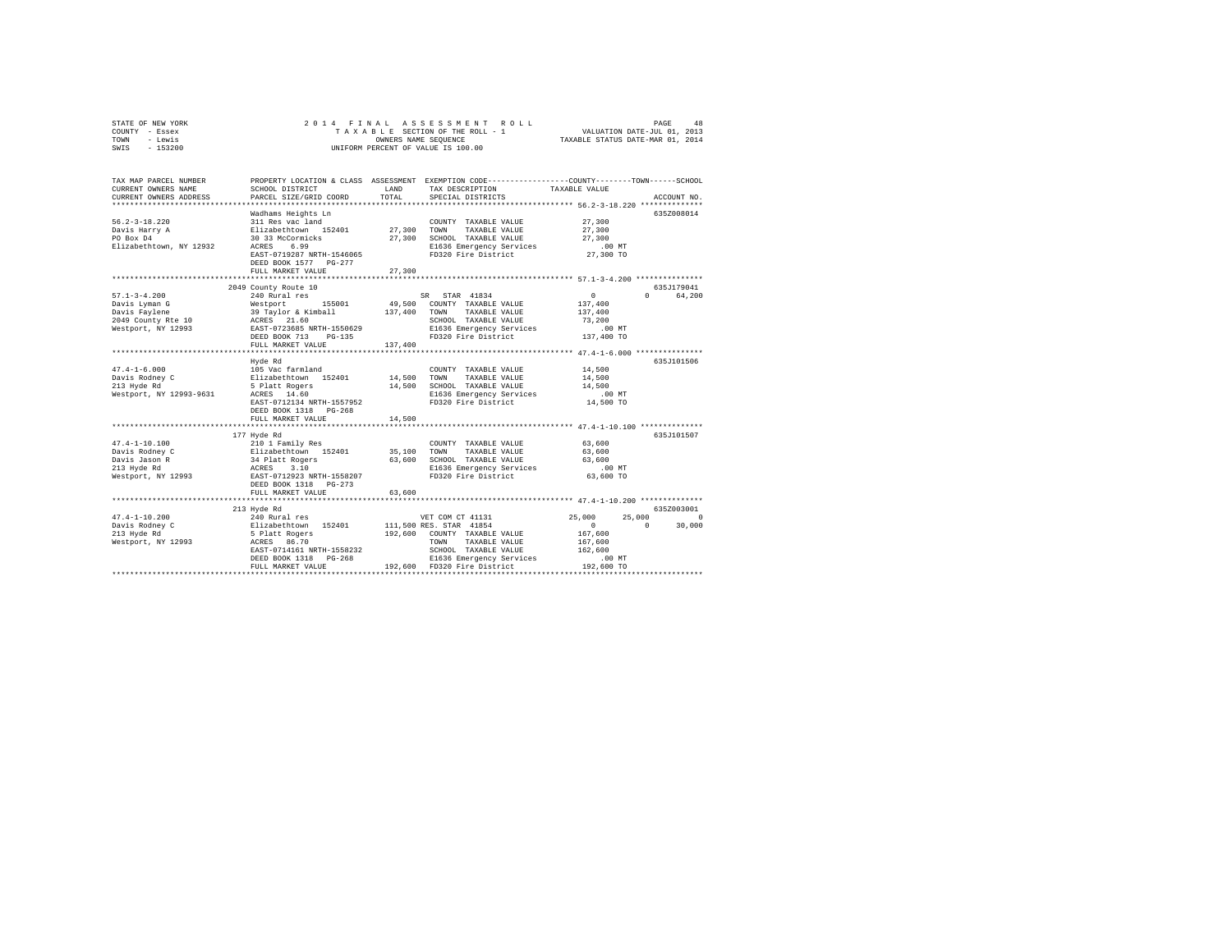STATE OF NEW YORK
COUNTY - Essex
TOWN - Lewis
SWIS - 153200

2014 FINAL ASSESSMENT ROLL
TAXABLE SECTION OF THE ROLL - 1
OWNERS NAME SEQUENCE
UNIFORM PERCENT OF VALUE IS 100.00

VALUATION DATE-JUL 01, 2013
TAXABLE STATUS DATE-MAR 01, 2014

```
TAX MAP PARCEL NUMBER     PROPERTY LOCATION & CLASS  ASSESSMENT  EXEMPTION CODE-----------------COUNTY--------TOWN------SCHOOL
CURRENT OWNERS NAME       SCHOOL DISTRICT             LAND       TAX DESCRIPTION            TAXABLE VALUE
CURRENT OWNERS ADDRESS    PARCEL SIZE/GRID COORD      TOTAL      SPECIAL DISTRICTS                                      ACCOUNT NO.
******************************************************************************************************* 56.2-3-18.220 **************
                          Wadhams Heights Ln                                                                          635Z008014
56.2-3-18.220             311 Res vac land                        COUNTY  TAXABLE VALUE          27,300
Davis Harry A             Elizabethtown  152401      27,300       TOWN    TAXABLE VALUE          27,300
PO Box D4                 30 33 McCormicks           27,300       SCHOOL  TAXABLE VALUE          27,300
Elizabethtown, NY 12932   ACRES    6.99                           E1636 Emergency Services          .00 MT
                          EAST-0719287 NRTH-1546065               FD320 Fire District            27,300 TO
                          DEED BOOK 1577   PG-277
                          FULL MARKET VALUE          27,300
******************************************************************************************************* 57.1-3-4.200 ***************
                          2049 County Route 10                                                                        635J179041
57.1-3-4.200              240 Rural res                           SR  STAR 41834                      0          0      64,200
Davis Lyman G             Westport       155001      49,500       COUNTY  TAXABLE VALUE         137,400
Davis Faylene             39 Taylor & Kimball        137,400      TOWN    TAXABLE VALUE         137,400
2049 County Rte 10        ACRES   21.60                           SCHOOL  TAXABLE VALUE          73,200
Westport, NY 12993        EAST-0723685 NRTH-1550629               E1636 Emergency Services          .00 MT
                          DEED BOOK 713    PG-135                 FD320 Fire District           137,400 TO
                          FULL MARKET VALUE         137,400
******************************************************************************************************* 47.4-1-6.000 ***************
                          Hyde Rd                                                                                     635J101506
47.4-1-6.000              105 Vac farmland                        COUNTY  TAXABLE VALUE          14,500
Davis Rodney C            Elizabethtown  152401      14,500       TOWN    TAXABLE VALUE          14,500
213 Hyde Rd               5 Platt Rogers             14,500       SCHOOL  TAXABLE VALUE          14,500
Westport, NY 12993-9631   ACRES   14.60                           E1636 Emergency Services          .00 MT
                          EAST-0712134 NRTH-1557952               FD320 Fire District            14,500 TO
                          DEED BOOK 1318   PG-268
                          FULL MARKET VALUE          14,500
******************************************************************************************************* 47.4-1-10.100 **************
                          177 Hyde Rd                                                                                 635J101507
47.4-1-10.100             210 1 Family Res                        COUNTY  TAXABLE VALUE          63,600
Davis Rodney C            Elizabethtown  152401      35,100       TOWN    TAXABLE VALUE          63,600
Davis Jason R             34 Platt Rogers            63,600       SCHOOL  TAXABLE VALUE          63,600
213 Hyde Rd               ACRES    3.10                           E1636 Emergency Services          .00 MT
Westport, NY 12993        EAST-0712923 NRTH-1558207               FD320 Fire District            63,600 TO
                          DEED BOOK 1318   PG-273
                          FULL MARKET VALUE          63,600
******************************************************************************************************* 47.4-1-10.200 **************
                          213 Hyde Rd                                                                                 635Z003001
47.4-1-10.200             240 Rural res                           VET COM CT 41131               25,000     25,000          0
Davis Rodney C            Elizabethtown  152401     111,500       RES. STAR 41854                     0          0      30,000
213 Hyde Rd               5 Platt Rogers            192,600       COUNTY  TAXABLE VALUE         167,600
Westport, NY 12993        ACRES   86.70                           TOWN    TAXABLE VALUE         167,600
                          EAST-0714161 NRTH-1558232               SCHOOL  TAXABLE VALUE         162,600
                          DEED BOOK 1318   PG-268                 E1636 Emergency Services          .00 MT
                          FULL MARKET VALUE         192,600       FD320 Fire District           192,600 TO
************************************************************************************************************************************
```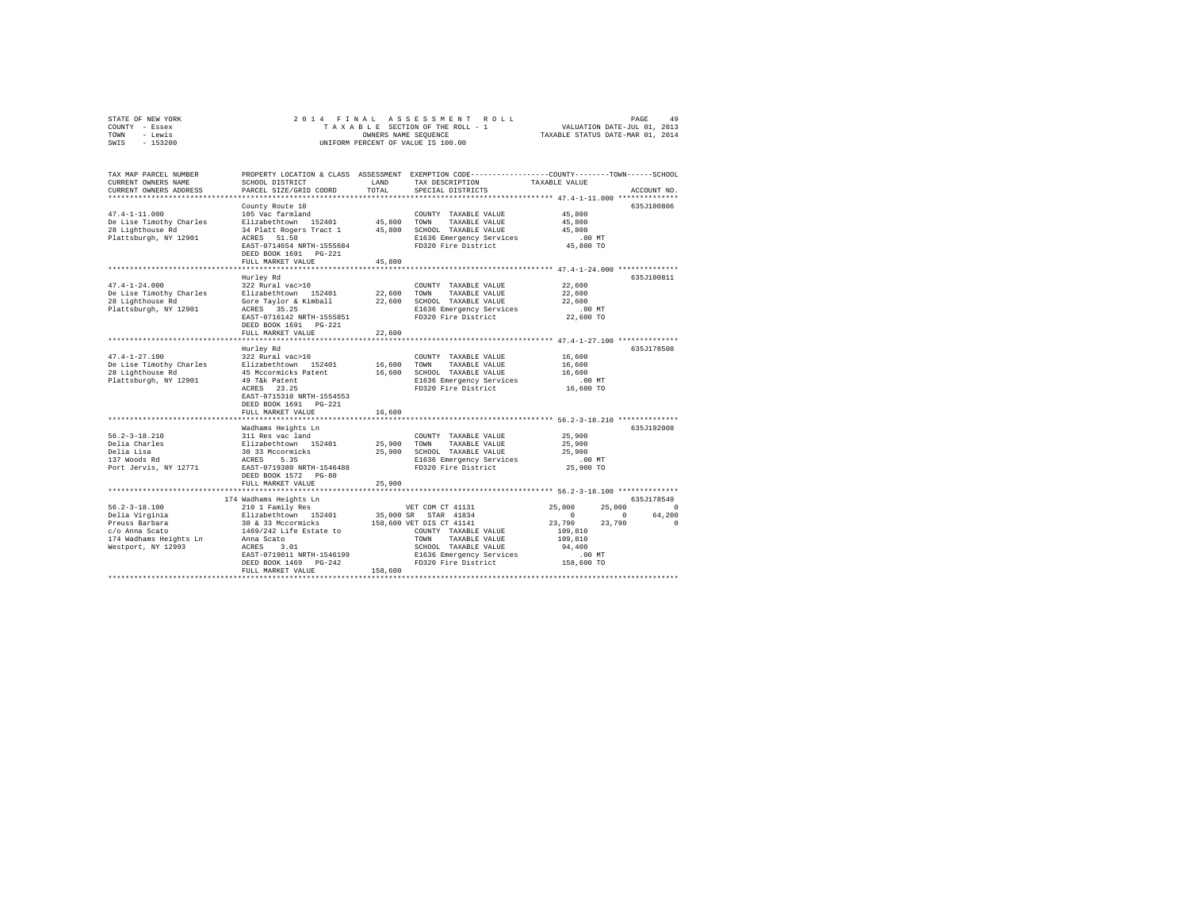STATE OF NEW YORK
COUNTY - Essex
TOWN - Lewis
SWIS - 153200

2014 FINAL ASSESSMENT ROLL
TAXABLE SECTION OF THE ROLL - 1
OWNERS NAME SEQUENCE
UNIFORM PERCENT OF VALUE IS 100.00

VALUATION DATE-JUL 01, 2013
TAXABLE STATUS DATE-MAR 01, 2014

| TAX MAP PARCEL NUMBER / CURRENT OWNERS NAME / CURRENT OWNERS ADDRESS | PROPERTY LOCATION & CLASS / SCHOOL DISTRICT / PARCEL SIZE/GRID COORD | ASSESSMENT LAND / TOTAL | EXEMPTION CODE / TAX DESCRIPTION / SPECIAL DISTRICTS | COUNTY | TOWN | SCHOOL | ACCOUNT NO. |
|---|---|---|---|---|---|---|---|
| **47.4-1-11.000** | County Route 10 | | | | | | 635J100806 |
| 47.4-1-11.000 | 105 Vac farmland | | COUNTY TAXABLE VALUE | 45,800 | | | |
| De Lise Timothy Charles | Elizabethtown 152401 | 45,800 | TOWN TAXABLE VALUE | 45,800 | | | |
| 28 Lighthouse Rd | 34 Platt Rogers Tract 1 | 45,800 | SCHOOL TAXABLE VALUE | 45,800 | | | |
| Plattsburgh, NY 12901 | ACRES 51.50 | | E1636 Emergency Services | .00 MT | | | |
| | EAST-0714654 NRTH-1555684 | | FD320 Fire District | 45,800 TO | | | |
| | DEED BOOK 1691 PG-221 | | | | | | |
| | FULL MARKET VALUE | 45,800 | | | | | |
| **47.4-1-24.000** | Hurley Rd | | | | | | 635J100811 |
| 47.4-1-24.000 | 322 Rural vac>10 | | COUNTY TAXABLE VALUE | 22,600 | | | |
| De Lise Timothy Charles | Elizabethtown 152401 | 22,600 | TOWN TAXABLE VALUE | 22,600 | | | |
| 28 Lighthouse Rd | Gore Taylor & Kimball | 22,600 | SCHOOL TAXABLE VALUE | 22,600 | | | |
| Plattsburgh, NY 12901 | ACRES 35.25 | | E1636 Emergency Services | .00 MT | | | |
| | EAST-0716142 NRTH-1555851 | | FD320 Fire District | 22,600 TO | | | |
| | DEED BOOK 1691 PG-221 | | | | | | |
| | FULL MARKET VALUE | 22,600 | | | | | |
| **47.4-1-27.100** | Hurley Rd | | | | | | 635J178508 |
| 47.4-1-27.100 | 322 Rural vac>10 | | COUNTY TAXABLE VALUE | 16,600 | | | |
| De Lise Timothy Charles | Elizabethtown 152401 | 16,600 | TOWN TAXABLE VALUE | 16,600 | | | |
| 28 Lighthouse Rd | 45 Mccormicks Patent | 16,600 | SCHOOL TAXABLE VALUE | 16,600 | | | |
| Plattsburgh, NY 12901 | 49 T&k Patent | | E1636 Emergency Services | .00 MT | | | |
| | ACRES 23.25 | | FD320 Fire District | 16,600 TO | | | |
| | EAST-0715310 NRTH-1554553 | | | | | | |
| | DEED BOOK 1691 PG-221 | | | | | | |
| | FULL MARKET VALUE | 16,600 | | | | | |
| **56.2-3-18.210** | Wadhams Heights Ln | | | | | | 635J192008 |
| 56.2-3-18.210 | 311 Res vac land | | COUNTY TAXABLE VALUE | 25,900 | | | |
| Delia Charles | Elizabethtown 152401 | 25,900 | TOWN TAXABLE VALUE | 25,900 | | | |
| Delia Lisa | 30 33 Mccormicks | 25,900 | SCHOOL TAXABLE VALUE | 25,900 | | | |
| 137 Woods Rd | ACRES 5.35 | | E1636 Emergency Services | .00 MT | | | |
| Port Jervis, NY 12771 | EAST-0719380 NRTH-1546488 | | FD320 Fire District | 25,900 TO | | | |
| | DEED BOOK 1572 PG-80 | | | | | | |
| | FULL MARKET VALUE | 25,900 | | | | | |
| **56.2-3-18.100** | 174 Wadhams Heights Ln | | | | | | 635J178549 |
| 56.2-3-18.100 | 210 1 Family Res | | VET COM CT 41131 | 25,000 | 25,000 | 0 | |
| Delia Virginia | Elizabethtown 152401 | 35,000 | SR STAR 41834 | 0 | 0 | 64,200 | |
| Preuss Barbara | 30 & 33 Mccormicks | 158,600 | VET DIS CT 41141 | 23,790 | 23,790 | 0 | |
| c/o Anna Scato | 1469/242 Life Estate to | | COUNTY TAXABLE VALUE | 109,810 | | | |
| 174 Wadhams Heights Ln | Anna Scato | | TOWN TAXABLE VALUE | 109,810 | | | |
| Westport, NY 12993 | ACRES 3.01 | | SCHOOL TAXABLE VALUE | 94,400 | | | |
| | EAST-0719011 NRTH-1546199 | | E1636 Emergency Services | .00 MT | | | |
| | DEED BOOK 1469 PG-242 | | FD320 Fire District | 158,600 TO | | | |
| | FULL MARKET VALUE | 158,600 | | | | | |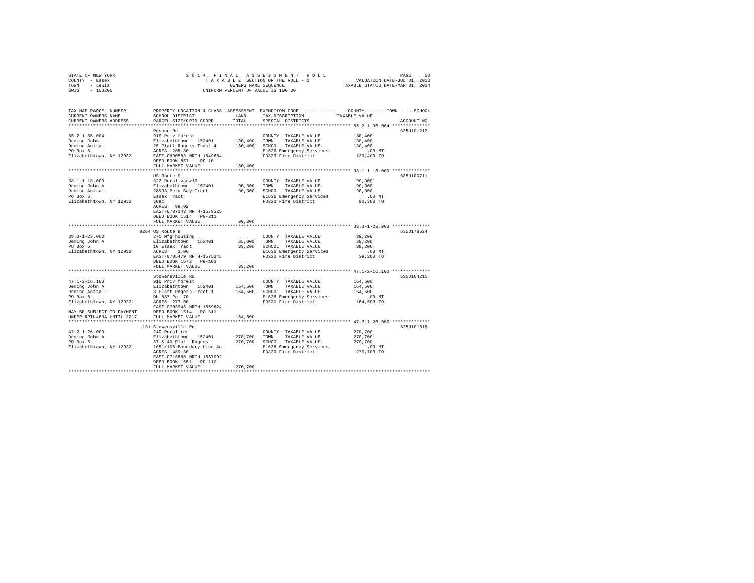STATE OF NEW YORK
COUNTY - Essex
TOWN - Lewis
SWIS - 153200

# 2014 FINAL ASSESSMENT ROLL

TAXABLE SECTION OF THE ROLL - 1
OWNERS NAME SEQUENCE
UNIFORM PERCENT OF VALUE IS 100.00

VALUATION DATE-JUL 01, 2013
TAXABLE STATUS DATE-MAR 01, 2014

| TAX MAP PARCEL NUMBER / CURRENT OWNERS NAME / CURRENT OWNERS ADDRESS | PROPERTY LOCATION & CLASS / SCHOOL DISTRICT / PARCEL SIZE/GRID COORD | ASSESSMENT LAND | TOTAL | EXEMPTION CODE / TAX DESCRIPTION / SPECIAL DISTRICTS | COUNTY / TOWN / SCHOOL TAXABLE VALUE | ACCOUNT NO. |
|---|---|---|---|---|---|---|
| 55.2-1-35.004 | Roscoe Rd | | | | | 635J101212 |
| Deming John | 910 Priv forest | | | COUNTY TAXABLE VALUE | 130,400 | |
| Deming Anita | Elizabethtown 152401 | 130,400 | | TOWN TAXABLE VALUE | 130,400 | |
| PO Box 6 | 25 Platt Rogers Tract 4 | | 130,400 | SCHOOL TAXABLE VALUE | 130,400 | |
| Elizabethtown, NY 12932 | ACRES 208.80 | | | E1636 Emergency Services | .00 MT | |
| | EAST-0690583 NRTH-1549684 | | | FD320 Fire District | 130,400 TO | |
| | DEED BOOK 857 PG-10 | | | | | |
| | FULL MARKET VALUE | | 130,400 | | | |
| 38.1-1-18.000 | US Route 9 | | | | | 635J100711 |
| Deming John A | 322 Rural vac>10 | | | COUNTY TAXABLE VALUE | 90,300 | |
| Deming Anita L | Elizabethtown 152401 | 90,300 | | TOWN TAXABLE VALUE | 90,300 | |
| PO Box 6 | 28&33 Peru Bay Tract | | 90,300 | SCHOOL TAXABLE VALUE | 90,300 | |
| Elizabethtown, NY 12932 | Essex Tract | | | E1636 Emergency Services | .00 MT | |
| | 80ac | | | FD320 Fire District | 90,300 TO | |
| | ACRES 99.02 | | | | | |
| | EAST-0707143 NRTH-1579325 | | | | | |
| | DEED BOOK 1514 PG-311 | | | | | |
| | FULL MARKET VALUE | | 90,300 | | | |
| 38.3-1-23.000 | 9264 US Route 9 | | | | | 635J178524 |
| Deming John A | 270 Mfg housing | | | COUNTY TAXABLE VALUE | 39,200 | |
| PO Box 6 | Elizabethtown 152401 | 35,000 | | TOWN TAXABLE VALUE | 39,200 | |
| Elizabethtown, NY 12932 | 10 Essex Tract | | 39,200 | SCHOOL TAXABLE VALUE | 39,200 | |
| | ACRES 3.00 | | | E1636 Emergency Services | .00 MT | |
| | EAST-0705479 NRTH-1575245 | | | FD320 Fire District | 39,200 TO | |
| | DEED BOOK 1672 PG-103 | | | | | |
| | FULL MARKET VALUE | | 39,200 | | | |
| 47.1-2-16.100 | Stowersville Rd | | | | | 635J104215 |
| Deming John A | 910 Priv forest | | | COUNTY TAXABLE VALUE | 164,500 | |
| Deming Anita L | Elizabethtown 152401 | 164,500 | | TOWN TAXABLE VALUE | 164,500 | |
| PO Box 6 | 3 Platt Rogers Tract 1 | | 164,500 | SCHOOL TAXABLE VALUE | 164,500 | |
| Elizabethtown, NY 12932 | Db 887 Pg 170 | | | E1636 Emergency Services | .00 MT | |
| | ACRES 277.00 | | | FD320 Fire District | 164,500 TO | |
| | EAST-0703946 NRTH-1559824 | | | | | |
| MAY BE SUBJECT TO PAYMENT | DEED BOOK 1514 PG-311 | | | | | |
| UNDER RPTL480A UNTIL 2017 | FULL MARKET VALUE | | 164,500 | | | |
| 47.2-1-26.000 | 1131 Stowersville Rd | | | | | 635J101615 |
| Deming John A | 240 Rural res | | | COUNTY TAXABLE VALUE | 270,700 | |
| PO Box 6 | Elizabethtown 152401 | 270,700 | | TOWN TAXABLE VALUE | 270,700 | |
| Elizabethtown, NY 12932 | 37 & 40 Platt Rogers | | 270,700 | SCHOOL TAXABLE VALUE | 270,700 | |
| | 1651/105-Boundary Line Ag | | | E1636 Emergency Services | .00 MT | |
| | ACRES 489.30 | | | FD320 Fire District | 270,700 TO | |
| | EAST-0718868 NRTH-1567092 | | | | | |
| | DEED BOOK 1651 PG-110 | | | | | |
| | FULL MARKET VALUE | | 270,700 | | | |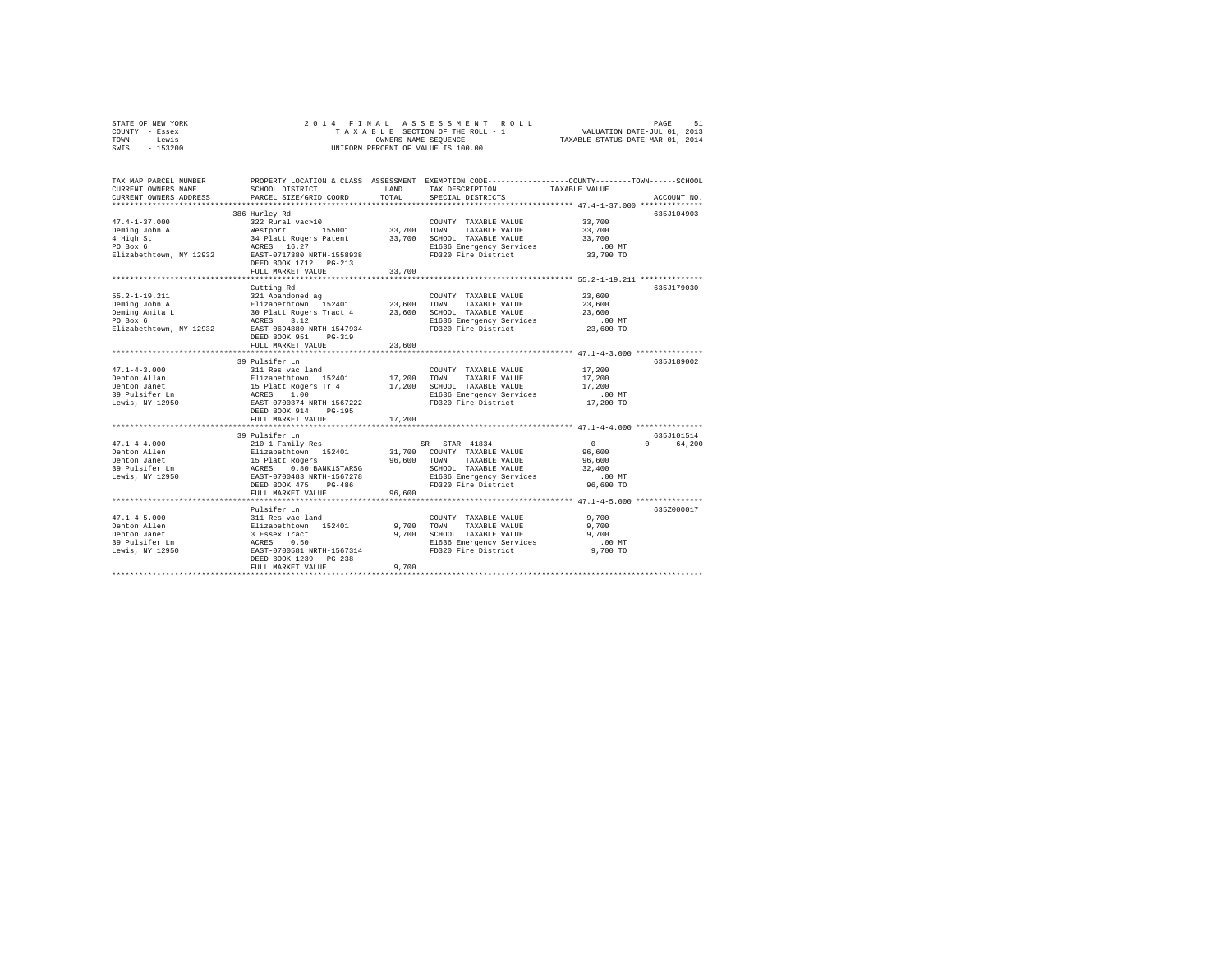STATE OF NEW YORK
COUNTY - Essex
TOWN - Lewis
SWIS - 153200

2014 FINAL ASSESSMENT ROLL
TAXABLE SECTION OF THE ROLL - 1
OWNERS NAME SEQUENCE
UNIFORM PERCENT OF VALUE IS 100.00

VALUATION DATE-JUL 01, 2013
TAXABLE STATUS DATE-MAR 01, 2014

```
TAX MAP PARCEL NUMBER          PROPERTY LOCATION & CLASS  ASSESSMENT  EXEMPTION CODE-----------------COUNTY--------TOWN------SCHOOL
CURRENT OWNERS NAME            SCHOOL DISTRICT              LAND      TAX DESCRIPTION            TAXABLE VALUE
CURRENT OWNERS ADDRESS         PARCEL SIZE/GRID COORD       TOTAL     SPECIAL DISTRICTS                                     ACCOUNT NO.
******************************************************************************************************* 47.4-1-37.000 **************
                               386 Hurley Rd                                                                             635J104903
47.4-1-37.000                  322 Rural vac>10                       COUNTY  TAXABLE VALUE             33,700
Deming John A                  Westport       155001       33,700     TOWN    TAXABLE VALUE             33,700
4 High St                      34 Platt Rogers Patent      33,700     SCHOOL  TAXABLE VALUE             33,700
PO Box 6                       ACRES  16.27                           E1636 Emergency Services             .00 MT
Elizabethtown, NY 12932        EAST-0717380 NRTH-1558938              FD320 Fire District               33,700 TO
                               DEED BOOK 1712   PG-213
                               FULL MARKET VALUE           33,700
******************************************************************************************************* 55.2-1-19.211 **************
                               Cutting Rd                                                                                635J179030
55.2-1-19.211                  321 Abandoned ag                       COUNTY  TAXABLE VALUE             23,600
Deming John A                  Elizabethtown  152401       23,600     TOWN    TAXABLE VALUE             23,600
Deming Anita L                 30 Platt Rogers Tract 4     23,600     SCHOOL  TAXABLE VALUE             23,600
PO Box 6                       ACRES   3.12                           E1636 Emergency Services             .00 MT
Elizabethtown, NY 12932        EAST-0694880 NRTH-1547934              FD320 Fire District               23,600 TO
                               DEED BOOK 951    PG-319
                               FULL MARKET VALUE           23,600
******************************************************************************************************* 47.1-4-3.000 ***************
                               39 Pulsifer Ln                                                                            635J189002
47.1-4-3.000                   311 Res vac land                       COUNTY  TAXABLE VALUE             17,200
Denton Allan                   Elizabethtown  152401       17,200     TOWN    TAXABLE VALUE             17,200
Denton Janet                   15 Platt Rogers Tr 4        17,200     SCHOOL  TAXABLE VALUE             17,200
39 Pulsifer Ln                 ACRES   1.00                           E1636 Emergency Services             .00 MT
Lewis, NY 12950                EAST-0700374 NRTH-1567222              FD320 Fire District               17,200 TO
                               DEED BOOK 914    PG-195
                               FULL MARKET VALUE           17,200
******************************************************************************************************* 47.1-4-4.000 ***************
                               39 Pulsifer Ln                                                                            635J101514
47.1-4-4.000                   210 1 Family Res                       SR  STAR 41834                        0          0     64,200
Denton Allen                   Elizabethtown  152401       31,700     COUNTY  TAXABLE VALUE             96,600
Denton Janet                   15 Platt Rogers             96,600     TOWN    TAXABLE VALUE             96,600
39 Pulsifer Ln                 ACRES   0.80 BANK1STARSG               SCHOOL  TAXABLE VALUE             32,400
Lewis, NY 12950                EAST-0700483 NRTH-1567278              E1636 Emergency Services             .00 MT
                               DEED BOOK 475    PG-486                FD320 Fire District               96,600 TO
                               FULL MARKET VALUE           96,600
******************************************************************************************************* 47.1-4-5.000 ***************
                               Pulsifer Ln                                                                               635Z000017
47.1-4-5.000                   311 Res vac land                       COUNTY  TAXABLE VALUE              9,700
Denton Allen                   Elizabethtown  152401        9,700     TOWN    TAXABLE VALUE              9,700
Denton Janet                   3 Essex Tract                9,700     SCHOOL  TAXABLE VALUE              9,700
39 Pulsifer Ln                 ACRES   0.50                           E1636 Emergency Services             .00 MT
Lewis, NY 12950                EAST-0700581 NRTH-1567314              FD320 Fire District                9,700 TO
                               DEED BOOK 1239   PG-238
                               FULL MARKET VALUE            9,700
************************************************************************************************************************************
```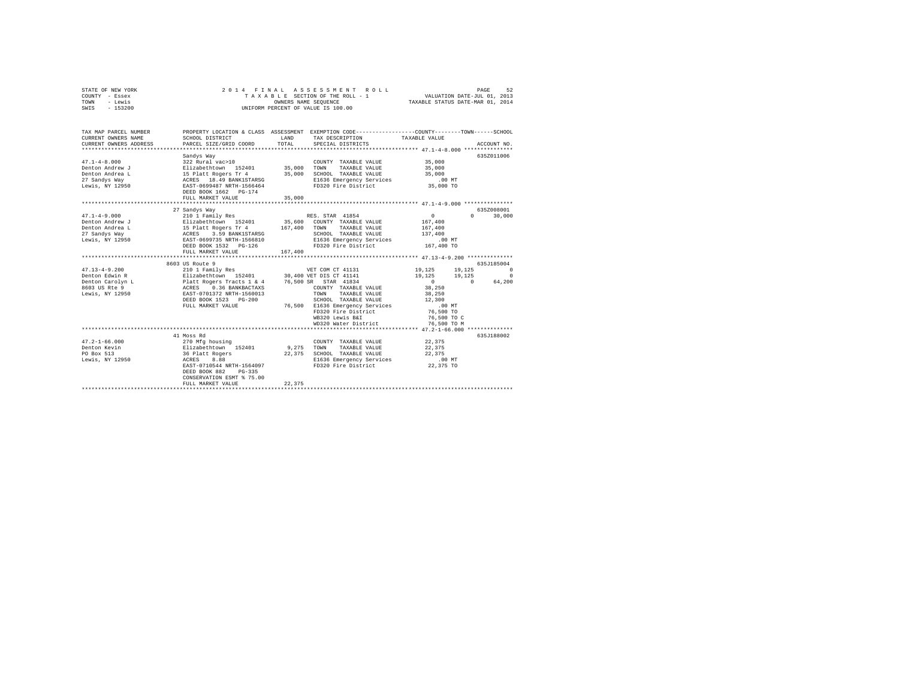STATE OF NEW YORK
COUNTY - Essex
TOWN - Lewis
SWIS - 153200

2014 FINAL ASSESSMENT ROLL
TAXABLE SECTION OF THE ROLL - 1
OWNERS NAME SEQUENCE
UNIFORM PERCENT OF VALUE IS 100.00

VALUATION DATE-JUL 01, 2013
TAXABLE STATUS DATE-MAR 01, 2014

```
TAX MAP PARCEL NUMBER          PROPERTY LOCATION & CLASS  ASSESSMENT  EXEMPTION CODE-----------------COUNTY--------TOWN------SCHOOL
CURRENT OWNERS NAME            SCHOOL DISTRICT               LAND      TAX DESCRIPTION              TAXABLE VALUE
CURRENT OWNERS ADDRESS         PARCEL SIZE/GRID COORD        TOTAL     SPECIAL DISTRICTS                                    ACCOUNT NO.
******************************************************************************************************* 47.1-4-8.000 ***************
                               Sandys Way                                                                                635Z011006
47.1-4-8.000                   322 Rural vac>10                        COUNTY  TAXABLE VALUE          35,000
Denton Andrew J                Elizabethtown  152401       35,000      TOWN    TAXABLE VALUE          35,000
Denton Andrea L                15 Platt Rogers Tr 4        35,000      SCHOOL  TAXABLE VALUE          35,000
27 Sandys Way                  ACRES  18.49 BANK1STARSG                E1636 Emergency Services          .00 MT
Lewis, NY 12950                EAST-0699487 NRTH-1566464               FD320 Fire District            35,000 TO
                               DEED BOOK 1662   PG-174
                               FULL MARKET VALUE           35,000
******************************************************************************************************* 47.1-4-9.000 ***************
                               27 Sandys Way                                                                             635Z008001
47.1-4-9.000                   210 1 Family Res                        RES. STAR 41854                     0           0      30,000
Denton Andrew J                Elizabethtown  152401       35,600      COUNTY  TAXABLE VALUE         167,400
Denton Andrea L                15 Platt Rogers Tr 4       167,400      TOWN    TAXABLE VALUE         167,400
27 Sandys Way                  ACRES   3.59 BANK1STARSG                SCHOOL  TAXABLE VALUE         137,400
Lewis, NY 12950                EAST-0699735 NRTH-1566810               E1636 Emergency Services          .00 MT
                               DEED BOOK 1532   PG-126                 FD320 Fire District           167,400 TO
                               FULL MARKET VALUE          167,400
******************************************************************************************************* 47.13-4-9.200 **************
                               8603 US Route 9                                                                           635J185004
47.13-4-9.200                  210 1 Family Res                        VET COM CT 41131               19,125      19,125           0
Denton Edwin R                 Elizabethtown  152401       30,400      VET DIS CT 41141               19,125      19,125           0
Denton Carolyn L               Platt Rogers Tracts 1 & 4   76,500      SR   STAR 41834                     0           0      64,200
8603 US Rte 9                  ACRES   0.36 BANKBACTAXS                COUNTY  TAXABLE VALUE          38,250
Lewis, NY 12950                EAST-0701372 NRTH-1560013               TOWN    TAXABLE VALUE          38,250
                               DEED BOOK 1523   PG-200                 SCHOOL  TAXABLE VALUE          12,300
                               FULL MARKET VALUE           76,500      E1636 Emergency Services          .00 MT
                                                                       FD320 Fire District            76,500 TO
                                                                       WB320 Lewis B&I                76,500 TO C
                                                                       WD320 Water District           76,500 TO M
******************************************************************************************************* 47.2-1-66.000 **************
                               41 Moss Rd                                                                                635J188002
47.2-1-66.000                  270 Mfg housing                         COUNTY  TAXABLE VALUE          22,375
Denton Kevin                   Elizabethtown  152401        9,275      TOWN    TAXABLE VALUE          22,375
PO Box 513                     36 Platt Rogers             22,375      SCHOOL  TAXABLE VALUE          22,375
Lewis, NY 12950                ACRES   8.88                            E1636 Emergency Services          .00 MT
                               EAST-0710544 NRTH-1564097               FD320 Fire District            22,375 TO
                               DEED BOOK 882    PG-335
                               CONSERVATION ESMT % 75.00
                               FULL MARKET VALUE           22,375
************************************************************************************************************************************
```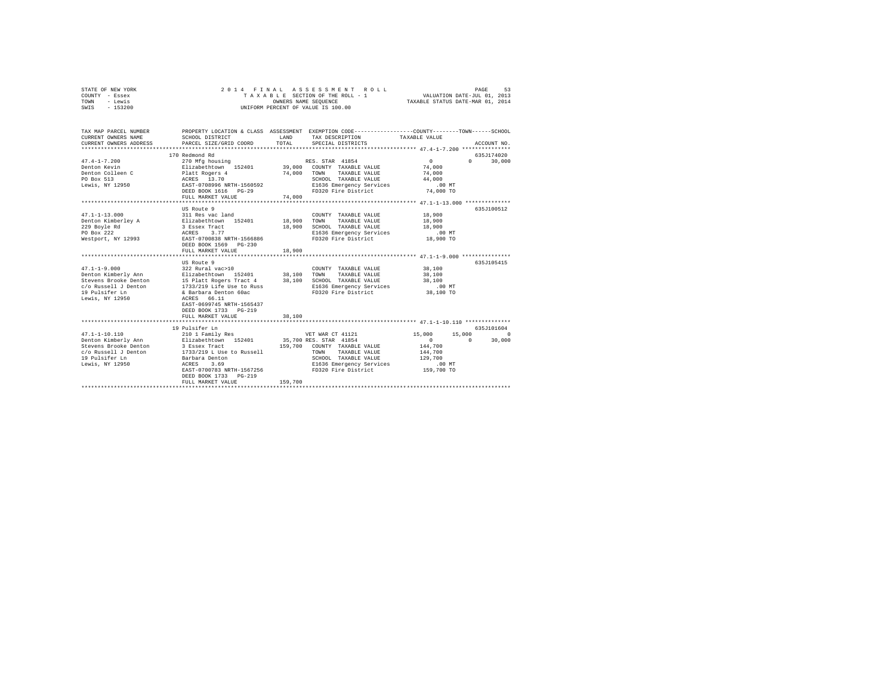STATE OF NEW YORK
COUNTY - Essex
TOWN - Lewis
SWIS - 153200

2014 FINAL ASSESSMENT ROLL
TAXABLE SECTION OF THE ROLL - 1
OWNERS NAME SEQUENCE
UNIFORM PERCENT OF VALUE IS 100.00

VALUATION DATE-JUL 01, 2013
TAXABLE STATUS DATE-MAR 01, 2014

| TAX MAP PARCEL NUMBER / CURRENT OWNERS NAME / CURRENT OWNERS ADDRESS | PROPERTY LOCATION & CLASS / SCHOOL DISTRICT / PARCEL SIZE/GRID COORD | ASSESSMENT LAND | TOTAL | EXEMPTION CODE / TAX DESCRIPTION / SPECIAL DISTRICTS | COUNTY | TOWN | SCHOOL | ACCOUNT NO. |
|---|---|---|---|---|---|---|---|---|
| 47.4-1-7.200 | 170 Redmond Rd | | | | | | | 635J174020 |
| Denton Kevin | 270 Mfg housing | | | RES. STAR 41854 | 0 | 0 | 30,000 | |
| Denton Colleen C | Elizabethtown 152401 | 39,000 | | COUNTY TAXABLE VALUE | 74,000 | | | |
| PO Box 513 | Platt Rogers 4 | | 74,000 | TOWN TAXABLE VALUE | | 74,000 | | |
| Lewis, NY 12950 | ACRES 13.70 | | | SCHOOL TAXABLE VALUE | | | 44,000 | |
| | EAST-0708996 NRTH-1560592 | | | E1636 Emergency Services | .00 MT | | | |
| | DEED BOOK 1616 PG-29 | | | FD320 Fire District | 74,000 TO | | | |
| | FULL MARKET VALUE | | 74,000 | | | | | |
| 47.1-1-13.000 | US Route 9 | | | | | | | 635J100512 |
| Denton Kimberley A | 311 Res vac land | | | COUNTY TAXABLE VALUE | 18,900 | | | |
| 229 Boyle Rd | Elizabethtown 152401 | 18,900 | | TOWN TAXABLE VALUE | | 18,900 | | |
| PO Box 222 | 3 Essex Tract | | 18,900 | SCHOOL TAXABLE VALUE | | | 18,900 | |
| Westport, NY 12993 | ACRES 3.77 | | | E1636 Emergency Services | .00 MT | | | |
| | EAST-0700838 NRTH-1566886 | | | FD320 Fire District | 18,900 TO | | | |
| | DEED BOOK 1569 PG-230 | | | | | | | |
| | FULL MARKET VALUE | | 18,900 | | | | | |
| 47.1-1-9.000 | US Route 9 | | | | | | | 635J105415 |
| Denton Kimberly Ann | 322 Rural vac>10 | | | COUNTY TAXABLE VALUE | 38,100 | | | |
| Stevens Brooke Denton | Elizabethtown 152401 | 38,100 | | TOWN TAXABLE VALUE | | 38,100 | | |
| c/o Russell J Denton | 15 Platt Rogers Tract 4 | | 38,100 | SCHOOL TAXABLE VALUE | | | 38,100 | |
| 19 Pulsifer Ln | 1733/219 Life Use to Russ | | | E1636 Emergency Services | .00 MT | | | |
| Lewis, NY 12950 | & Barbara Denton 60ac | | | FD320 Fire District | 38,100 TO | | | |
| | ACRES 66.11 | | | | | | | |
| | EAST-0699745 NRTH-1565437 | | | | | | | |
| | DEED BOOK 1733 PG-219 | | | | | | | |
| | FULL MARKET VALUE | | 38,100 | | | | | |
| 47.1-1-10.110 | 19 Pulsifer Ln | | | | | | | 635J101604 |
| Denton Kimberly Ann | 210 1 Family Res | | | VET WAR CT 41121 | 15,000 | 15,000 | 0 | |
| Stevens Brooke Denton | Elizabethtown 152401 | 35,700 | | RES. STAR 41854 | 0 | 0 | 30,000 | |
| c/o Russell J Denton | 3 Essex Tract | | 159,700 | COUNTY TAXABLE VALUE | 144,700 | | | |
| 19 Pulsifer Ln | 1733/219 L Use to Russell | | | TOWN TAXABLE VALUE | | 144,700 | | |
| Lewis, NY 12950 | Barbara Denton | | | SCHOOL TAXABLE VALUE | | | 129,700 | |
| | ACRES 3.69 | | | E1636 Emergency Services | .00 MT | | | |
| | EAST-0700783 NRTH-1567256 | | | FD320 Fire District | 159,700 TO | | | |
| | DEED BOOK 1733 PG-219 | | | | | | | |
| | FULL MARKET VALUE | | 159,700 | | | | | |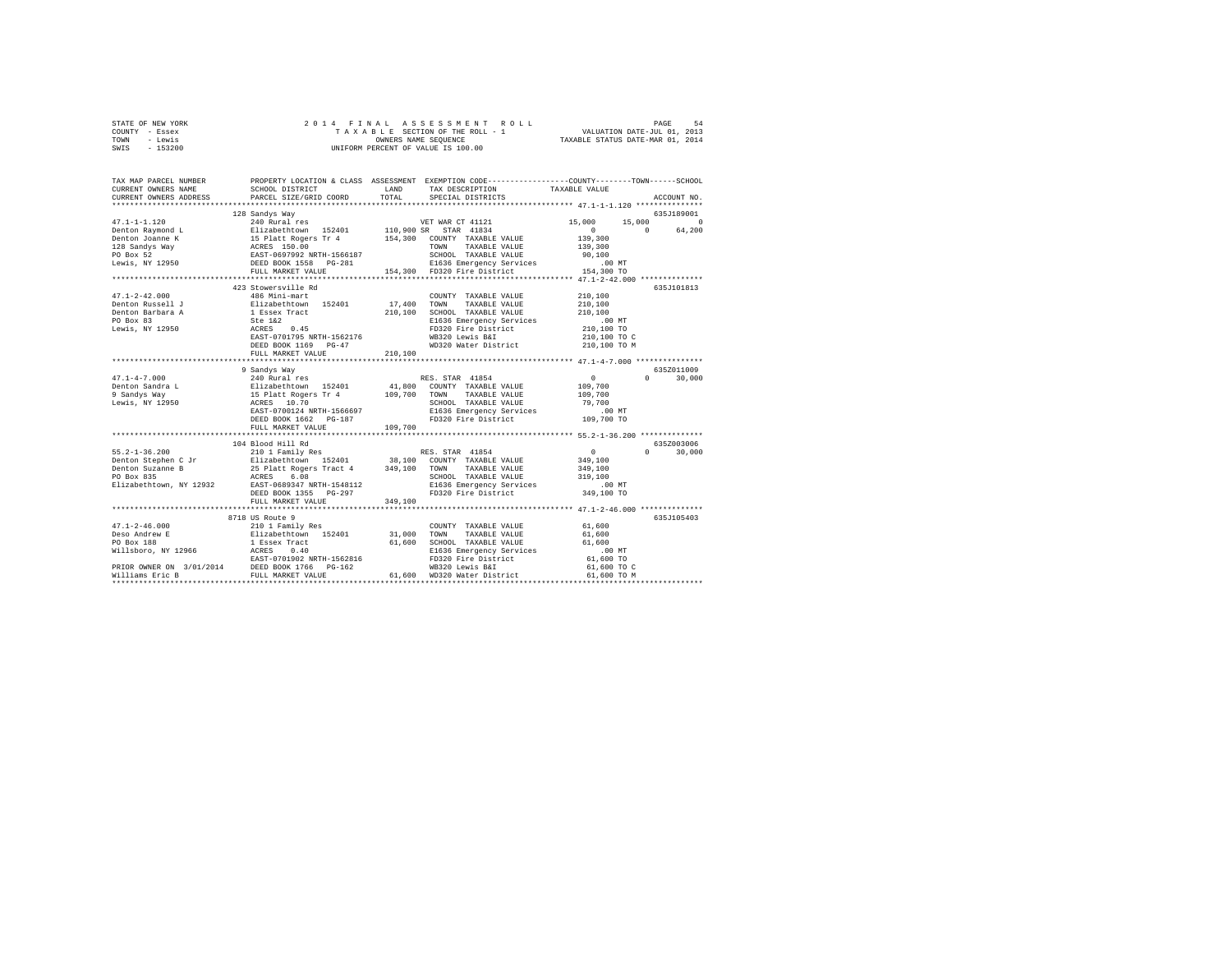STATE OF NEW YORK
COUNTY - Essex
TOWN - Lewis
SWIS - 153200

2014 FINAL ASSESSMENT ROLL
TAXABLE SECTION OF THE ROLL - 1
OWNERS NAME SEQUENCE
UNIFORM PERCENT OF VALUE IS 100.00

VALUATION DATE-JUL 01, 2013
TAXABLE STATUS DATE-MAR 01, 2014

```
TAX MAP PARCEL NUMBER          PROPERTY LOCATION & CLASS  ASSESSMENT  EXEMPTION CODE------------------COUNTY--------TOWN------SCHOOL
CURRENT OWNERS NAME            SCHOOL DISTRICT              LAND       TAX DESCRIPTION            TAXABLE VALUE
CURRENT OWNERS ADDRESS         PARCEL SIZE/GRID COORD       TOTAL      SPECIAL DISTRICTS                                     ACCOUNT NO.
******************************************************************************************************* 47.1-1-1.120 ***************
                               128 Sandys Way                                                                             635J189001
47.1-1-1.120                   240 Rural res                          VET WAR CT 41121              15,000      15,000           0
Denton Raymond L               Elizabethtown  152401       110,900 SR  STAR 41834                        0           0      64,200
Denton Joanne K                15 Platt Rogers Tr 4        154,300    COUNTY  TAXABLE VALUE          139,300
128 Sandys Way                 ACRES  150.00                          TOWN    TAXABLE VALUE          139,300
PO Box 52                      EAST-0697992 NRTH-1566187              SCHOOL  TAXABLE VALUE           90,100
Lewis, NY 12950                DEED BOOK 1558   PG-281                E1636 Emergency Services            .00 MT
                               FULL MARKET VALUE           154,300    FD320 Fire District            154,300 TO
******************************************************************************************************* 47.1-2-42.000 **************
                               423 Stowersville Rd                                                                        635J101813
47.1-2-42.000                  486 Mini-mart                          COUNTY  TAXABLE VALUE          210,100
Denton Russell J               Elizabethtown  152401        17,400    TOWN    TAXABLE VALUE          210,100
Denton Barbara A               1 Essex Tract               210,100    SCHOOL  TAXABLE VALUE          210,100
PO Box 83                      Ste 1&2                                E1636 Emergency Services            .00 MT
Lewis, NY 12950                ACRES    0.45                          FD320 Fire District            210,100 TO
                               EAST-0701795 NRTH-1562176              WB320 Lewis B&I                210,100 TO C
                               DEED BOOK 1169   PG-47                 WD320 Water District           210,100 TO M
                               FULL MARKET VALUE           210,100
******************************************************************************************************* 47.1-4-7.000 ***************
                               9 Sandys Way                                                                               635Z011009
47.1-4-7.000                   240 Rural res                          RES. STAR 41854                    0           0      30,000
Denton Sandra L                Elizabethtown  152401        41,800    COUNTY  TAXABLE VALUE          109,700
9 Sandys Way                   15 Platt Rogers Tr 4        109,700    TOWN    TAXABLE VALUE          109,700
Lewis, NY 12950                ACRES   10.70                          SCHOOL  TAXABLE VALUE           79,700
                               EAST-0700124 NRTH-1566697              E1636 Emergency Services            .00 MT
                               DEED BOOK 1662   PG-187                FD320 Fire District            109,700 TO
                               FULL MARKET VALUE           109,700
******************************************************************************************************* 55.2-1-36.200 **************
                               104 Blood Hill Rd                                                                          635Z003006
55.2-1-36.200                  210 1 Family Res                       RES. STAR 41854                    0           0      30,000
Denton Stephen C Jr            Elizabethtown  152401        38,100    COUNTY  TAXABLE VALUE          349,100
Denton Suzanne B               25 Platt Rogers Tract 4     349,100    TOWN    TAXABLE VALUE          349,100
PO Box 835                     ACRES    6.08                          SCHOOL  TAXABLE VALUE          319,100
Elizabethtown, NY 12932        EAST-0689347 NRTH-1548112              E1636 Emergency Services            .00 MT
                               DEED BOOK 1355   PG-297                FD320 Fire District            349,100 TO
                               FULL MARKET VALUE           349,100
******************************************************************************************************* 47.1-2-46.000 **************
                               8718 US Route 9                                                                            635J105403
47.1-2-46.000                  210 1 Family Res                       COUNTY  TAXABLE VALUE           61,600
Deso Andrew E                  Elizabethtown  152401        31,000    TOWN    TAXABLE VALUE           61,600
PO Box 188                     1 Essex Tract                61,600    SCHOOL  TAXABLE VALUE           61,600
Willsboro, NY 12966            ACRES    0.40                          E1636 Emergency Services            .00 MT
                               EAST-0701902 NRTH-1562816              FD320 Fire District             61,600 TO
PRIOR OWNER ON 3/01/2014       DEED BOOK 1766   PG-162                WB320 Lewis B&I                 61,600 TO C
Williams Eric B                FULL MARKET VALUE            61,600    WD320 Water District            61,600 TO M
************************************************************************************************************************************
```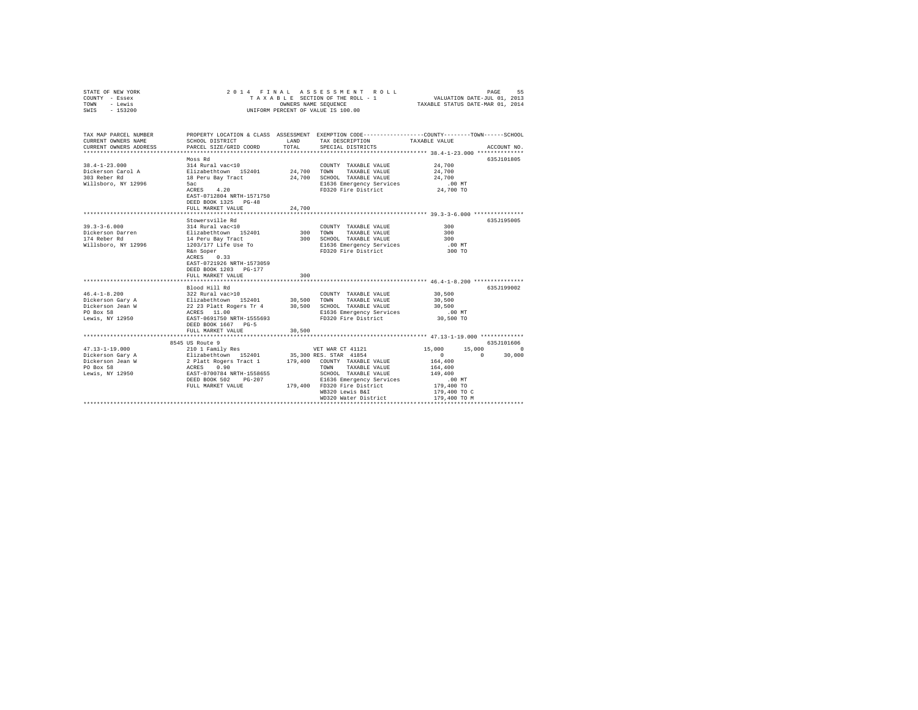STATE OF NEW YORK
COUNTY - Essex
TOWN - Lewis
SWIS - 153200

2014 FINAL ASSESSMENT ROLL
TAXABLE SECTION OF THE ROLL - 1
OWNERS NAME SEQUENCE
UNIFORM PERCENT OF VALUE IS 100.00

VALUATION DATE-JUL 01, 2013
TAXABLE STATUS DATE-MAR 01, 2014

```
TAX MAP PARCEL NUMBER     PROPERTY LOCATION & CLASS  ASSESSMENT  EXEMPTION CODE-----------------COUNTY--------TOWN------SCHOOL
CURRENT OWNERS NAME       SCHOOL DISTRICT              LAND      TAX DESCRIPTION             TAXABLE VALUE
CURRENT OWNERS ADDRESS    PARCEL SIZE/GRID COORD       TOTAL     SPECIAL DISTRICTS                                     ACCOUNT NO.
******************************************************************************************************* 38.4-1-23.000 **************
                          Moss Rd                                                                                      635J101805
38.4-1-23.000             314 Rural vac<10                       COUNTY  TAXABLE VALUE          24,700
Dickerson Carol A         Elizabethtown  152401       24,700     TOWN    TAXABLE VALUE          24,700
303 Reber Rd              18 Peru Bay Tract           24,700     SCHOOL  TAXABLE VALUE          24,700
Willsboro, NY 12996       5ac                                    E1636 Emergency Services          .00 MT
                          ACRES    4.20                          FD320 Fire District            24,700 TO
                          EAST-0712804 NRTH-1571750
                          DEED BOOK 1325   PG-48
                          FULL MARKET VALUE           24,700
******************************************************************************************************* 39.3-3-6.000 ***************
                          Stowersville Rd                                                                              635J195005
39.3-3-6.000              314 Rural vac<10                       COUNTY  TAXABLE VALUE             300
Dickerson Darren          Elizabethtown  152401          300     TOWN    TAXABLE VALUE             300
174 Reber Rd              14 Peru Bay Tract              300     SCHOOL  TAXABLE VALUE             300
Willsboro, NY 12996       1203/177 Life Use To                   E1636 Emergency Services          .00 MT
                          R&n Soper                              FD320 Fire District               300 TO
                          ACRES    0.33
                          EAST-0721926 NRTH-1573059
                          DEED BOOK 1203   PG-177
                          FULL MARKET VALUE              300
******************************************************************************************************* 46.4-1-8.200 ***************
                          Blood Hill Rd                                                                                635J199002
46.4-1-8.200              322 Rural vac>10                       COUNTY  TAXABLE VALUE          30,500
Dickerson Gary A          Elizabethtown  152401       30,500     TOWN    TAXABLE VALUE          30,500
Dickerson Jean W          22 23 Platt Rogers Tr 4     30,500     SCHOOL  TAXABLE VALUE          30,500
PO Box 58                 ACRES   11.00                          E1636 Emergency Services          .00 MT
Lewis, NY 12950           EAST-0691750 NRTH-1555693              FD320 Fire District            30,500 TO
                          DEED BOOK 1667   PG-5
                          FULL MARKET VALUE           30,500
******************************************************************************************************* 47.13-1-19.000 *************
                     8545 US Route 9                                                                                   635J101606
47.13-1-19.000            210 1 Family Res                       VET WAR CT 41121             15,000      15,000           0
Dickerson Gary A          Elizabethtown  152401       35,300 RES. STAR  41854                      0           0      30,000
Dickerson Jean W          2 Platt Rogers Tract 1     179,400     COUNTY  TAXABLE VALUE         164,400
PO Box 58                 ACRES    0.90                          TOWN    TAXABLE VALUE         164,400
Lewis, NY 12950           EAST-0700784 NRTH-1558655              SCHOOL  TAXABLE VALUE         149,400
                          DEED BOOK 502    PG-207                E1636 Emergency Services          .00 MT
                          FULL MARKET VALUE          179,400     FD320 Fire District           179,400 TO
                                                                 WB320 Lewis B&I               179,400 TO C
                                                                 WD320 Water District          179,400 TO M
************************************************************************************************************************************
```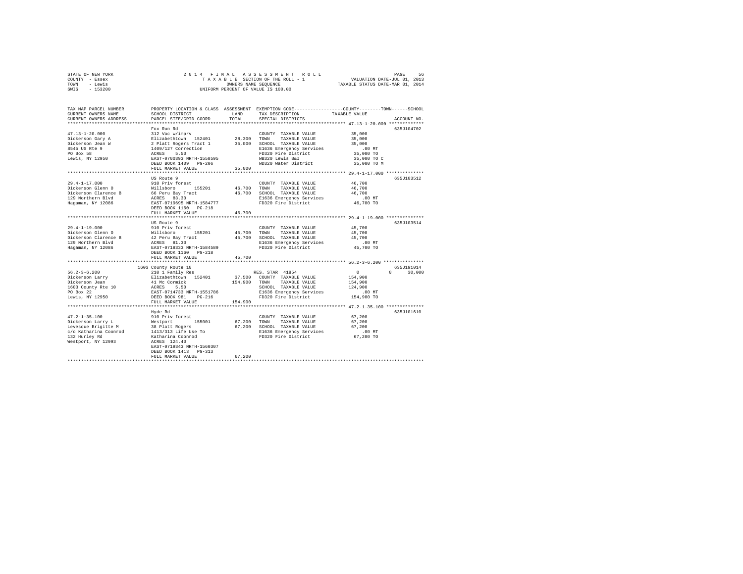STATE OF NEW YORK
COUNTY - Essex
TOWN - Lewis
SWIS - 153200

2014 FINAL ASSESSMENT ROLL
TAXABLE SECTION OF THE ROLL - 1
OWNERS NAME SEQUENCE
UNIFORM PERCENT OF VALUE IS 100.00

VALUATION DATE-JUL 01, 2013
TAXABLE STATUS DATE-MAR 01, 2014

| TAX MAP PARCEL NUMBER / CURRENT OWNERS NAME / CURRENT OWNERS ADDRESS | PROPERTY LOCATION & CLASS / SCHOOL DISTRICT / PARCEL SIZE/GRID COORD | ASSESSMENT LAND / TOTAL | EXEMPTION CODE / TAX DESCRIPTION / SPECIAL DISTRICTS | COUNTY / TOWN / SCHOOL TAXABLE VALUE | ACCOUNT NO. |
|---|---|---|---|---|---|
| **47.13-1-20.000** | Fox Run Rd | | | | 635J104702 |
| 47.13-1-20.000 | 312 Vac w/imprv | | COUNTY TAXABLE VALUE | 35,000 | |
| Dickerson Gary A | Elizabethtown 152401 | 28,300 | TOWN TAXABLE VALUE | 35,000 | |
| Dickerson Jean W | 2 Platt Rogers Tract 1 | 35,000 | SCHOOL TAXABLE VALUE | 35,000 | |
| 8545 US Rte 9 | 1409/127 Correction | | E1636 Emergency Services | .00 MT | |
| PO Box 58 | ACRES 5.50 | | FD320 Fire District | 35,000 TO | |
| Lewis, NY 12950 | EAST-0700393 NRTH-1558595 | | WB320 Lewis B&I | 35,000 TO C | |
| | DEED BOOK 1409 PG-206 | | WD320 Water District | 35,000 TO M | |
| | FULL MARKET VALUE | 35,000 | | | |
| **29.4-1-17.000** | US Route 9 | | | | 635J103512 |
| 29.4-1-17.000 | 910 Priv forest | | COUNTY TAXABLE VALUE | 46,700 | |
| Dickerson Glenn O | Willsboro 155201 | 46,700 | TOWN TAXABLE VALUE | 46,700 | |
| Dickerson Clarence B | 66 Peru Bay Tract | 46,700 | SCHOOL TAXABLE VALUE | 46,700 | |
| 129 Northern Blvd | ACRES 83.30 | | E1636 Emergency Services | .00 MT | |
| Hagaman, NY 12086 | EAST-0719695 NRTH-1584777 | | FD320 Fire District | 46,700 TO | |
| | DEED BOOK 1160 PG-218 | | | | |
| | FULL MARKET VALUE | 46,700 | | | |
| **29.4-1-19.000** | US Route 9 | | | | 635J103514 |
| 29.4-1-19.000 | 910 Priv forest | | COUNTY TAXABLE VALUE | 45,700 | |
| Dickerson Glenn O | Willsboro 155201 | 45,700 | TOWN TAXABLE VALUE | 45,700 | |
| Dickerson Clarence B | 42 Peru Bay Tract | 45,700 | SCHOOL TAXABLE VALUE | 45,700 | |
| 129 Northern Blvd | ACRES 81.30 | | E1636 Emergency Services | .00 MT | |
| Hagaman, NY 12086 | EAST-0718333 NRTH-1584589 | | FD320 Fire District | 45,700 TO | |
| | DEED BOOK 1160 PG-218 | | | | |
| | FULL MARKET VALUE | 45,700 | | | |
| **56.2-3-6.200** | 1603 County Route 10 | | | | 635J191014 |
| 56.2-3-6.200 | 210 1 Family Res | | RES. STAR 41854 | 0 0 30,000 | |
| Dickerson Larry | Elizabethtown 152401 | 37,500 | COUNTY TAXABLE VALUE | 154,900 | |
| Dickerson Jean | 41 Mc Cormick | 154,900 | TOWN TAXABLE VALUE | 154,900 | |
| 1603 County Rte 10 | ACRES 5.50 | | SCHOOL TAXABLE VALUE | 124,900 | |
| PO Box 22 | EAST-0714733 NRTH-1551786 | | E1636 Emergency Services | .00 MT | |
| Lewis, NY 12950 | DEED BOOK 981 PG-216 | | FD320 Fire District | 154,900 TO | |
| | FULL MARKET VALUE | 154,900 | | | |
| **47.2-1-35.100** | Hyde Rd | | | | 635J101610 |
| 47.2-1-35.100 | 910 Priv forest | | COUNTY TAXABLE VALUE | 67,200 | |
| Dickerson Larry L | Westport 155001 | 67,200 | TOWN TAXABLE VALUE | 67,200 | |
| Levesque Brigitte M | 38 Platt Rogers | 67,200 | SCHOOL TAXABLE VALUE | 67,200 | |
| c/o Katharina Coonrod | 1413/313 Life Use To | | E1636 Emergency Services | .00 MT | |
| 132 Hurley Rd | Katharina Coonrod | | FD320 Fire District | 67,200 TO | |
| Westport, NY 12993 | ACRES 124.40 | | | | |
| | EAST-0719343 NRTH-1560307 | | | | |
| | DEED BOOK 1413 PG-313 | | | | |
| | FULL MARKET VALUE | 67,200 | | | |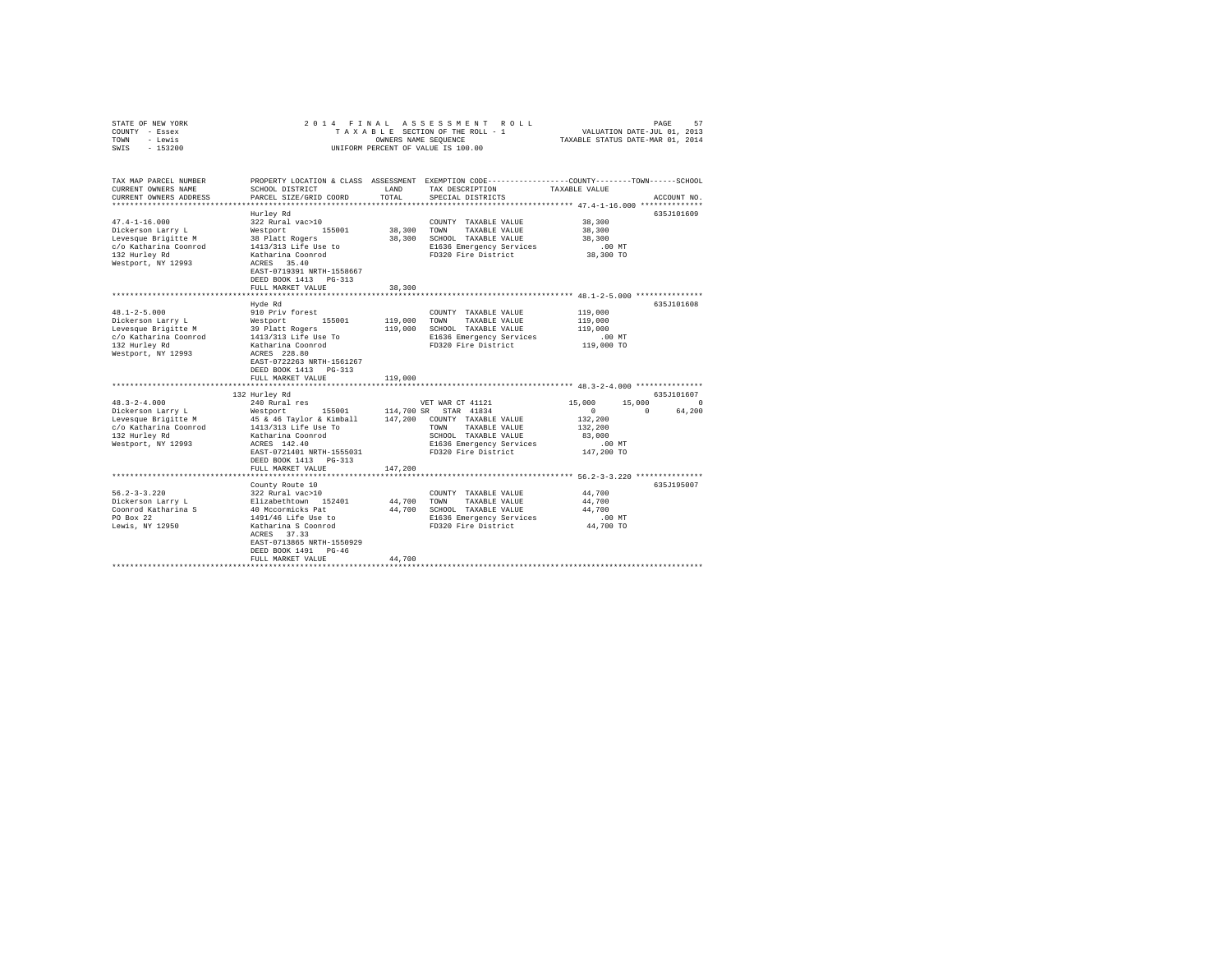STATE OF NEW YORK 2014 FINAL ASSESSMENT ROLL
COUNTY - Essex TAXABLE SECTION OF THE ROLL - 1 VALUATION DATE-JUL 01, 2013
TOWN - Lewis OWNERS NAME SEQUENCE TAXABLE STATUS DATE-MAR 01, 2014
SWIS - 153200 UNIFORM PERCENT OF VALUE IS 100.00

| TAX MAP PARCEL NUMBER / CURRENT OWNERS NAME / CURRENT OWNERS ADDRESS | PROPERTY LOCATION & CLASS / SCHOOL DISTRICT / PARCEL SIZE/GRID COORD | ASSESSMENT LAND / TOTAL | EXEMPTION CODE / TAX DESCRIPTION / SPECIAL DISTRICTS | COUNTY | TOWN | SCHOOL | ACCOUNT NO. |
|---|---|---|---|---|---|---|---|
| **47.4-1-16.000** | Hurley Rd | | | | | | 635J101609 |
| 47.4-1-16.000 | 322 Rural vac>10 | | COUNTY TAXABLE VALUE | 38,300 | | | |
| Dickerson Larry L | Westport 155001 | 38,300 | TOWN TAXABLE VALUE | 38,300 | | | |
| Levesque Brigitte M | 38 Platt Rogers | 38,300 | SCHOOL TAXABLE VALUE | 38,300 | | | |
| c/o Katharina Coonrod | 1413/313 Life Use to | | E1636 Emergency Services | .00 MT | | | |
| 132 Hurley Rd | Katharina Coonrod | | FD320 Fire District | 38,300 TO | | | |
| Westport, NY 12993 | ACRES 35.40 | | | | | | |
| | EAST-0719391 NRTH-1558667 | | | | | | |
| | DEED BOOK 1413 PG-313 | | | | | | |
| | FULL MARKET VALUE | 38,300 | | | | | |
| **48.1-2-5.000** | Hyde Rd | | | | | | 635J101608 |
| 48.1-2-5.000 | 910 Priv forest | | COUNTY TAXABLE VALUE | 119,000 | | | |
| Dickerson Larry L | Westport 155001 | 119,000 | TOWN TAXABLE VALUE | 119,000 | | | |
| Levesque Brigitte M | 39 Platt Rogers | 119,000 | SCHOOL TAXABLE VALUE | 119,000 | | | |
| c/o Katharina Coonrod | 1413/313 Life Use To | | E1636 Emergency Services | .00 MT | | | |
| 132 Hurley Rd | Katharina Coonrod | | FD320 Fire District | 119,000 TO | | | |
| Westport, NY 12993 | ACRES 228.80 | | | | | | |
| | EAST-0722263 NRTH-1561267 | | | | | | |
| | DEED BOOK 1413 PG-313 | | | | | | |
| | FULL MARKET VALUE | 119,000 | | | | | |
| **48.3-2-4.000** | 132 Hurley Rd | | | | | | 635J101607 |
| 48.3-2-4.000 | 240 Rural res | | VET WAR CT 41121 | 15,000 | 15,000 | 0 | |
| Dickerson Larry L | Westport 155001 | 114,700 | SR STAR 41834 | 0 | 0 | 64,200 | |
| Levesque Brigitte M | 45 & 46 Taylor & Kimball | 147,200 | COUNTY TAXABLE VALUE | 132,200 | | | |
| c/o Katharina Coonrod | 1413/313 Life Use To | | TOWN TAXABLE VALUE | 132,200 | | | |
| 132 Hurley Rd | Katharina Coonrod | | SCHOOL TAXABLE VALUE | 83,000 | | | |
| Westport, NY 12993 | ACRES 142.40 | | E1636 Emergency Services | .00 MT | | | |
| | EAST-0721401 NRTH-1555031 | | FD320 Fire District | 147,200 TO | | | |
| | DEED BOOK 1413 PG-313 | | | | | | |
| | FULL MARKET VALUE | 147,200 | | | | | |
| **56.2-3-3.220** | County Route 10 | | | | | | 635J195007 |
| 56.2-3-3.220 | 322 Rural vac>10 | | COUNTY TAXABLE VALUE | 44,700 | | | |
| Dickerson Larry L | Elizabethtown 152401 | 44,700 | TOWN TAXABLE VALUE | 44,700 | | | |
| Coonrod Katharina S | 40 Mccormicks Pat | 44,700 | SCHOOL TAXABLE VALUE | 44,700 | | | |
| PO Box 22 | 1491/46 Life Use to | | E1636 Emergency Services | .00 MT | | | |
| Lewis, NY 12950 | Katharina S Coonrod | | FD320 Fire District | 44,700 TO | | | |
| | ACRES 37.33 | | | | | | |
| | EAST-0713865 NRTH-1550929 | | | | | | |
| | DEED BOOK 1491 PG-46 | | | | | | |
| | FULL MARKET VALUE | 44,700 | | | | | |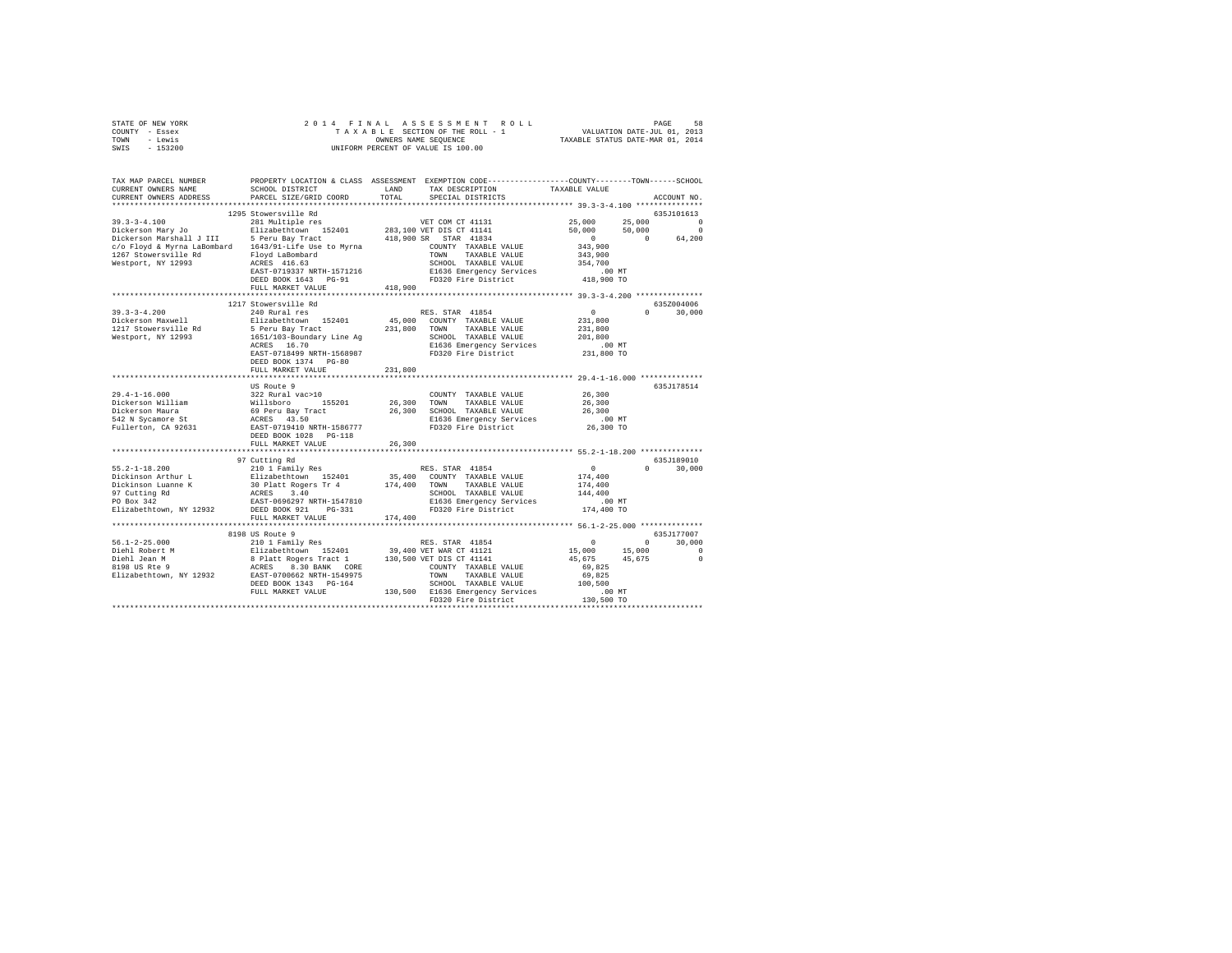STATE OF NEW YORK — COUNTY - Essex — TOWN - Lewis — SWIS - 153200

2014 FINAL ASSESSMENT ROLL
TAXABLE SECTION OF THE ROLL - 1
OWNERS NAME SEQUENCE
UNIFORM PERCENT OF VALUE IS 100.00

VALUATION DATE-JUL 01, 2013
TAXABLE STATUS DATE-MAR 01, 2014

```
TAX MAP PARCEL NUMBER          PROPERTY LOCATION & CLASS  ASSESSMENT  EXEMPTION CODE-----------------COUNTY--------TOWN------SCHOOL
CURRENT OWNERS NAME            SCHOOL DISTRICT             LAND        TAX DESCRIPTION            TAXABLE VALUE
CURRENT OWNERS ADDRESS         PARCEL SIZE/GRID COORD      TOTAL       SPECIAL DISTRICTS                                       ACCOUNT NO.
******************************************************************************************************* 39.3-3-4.100 ***************
                               1295 Stowersville Rd                                                                          635J101613
39.3-3-4.100                   281 Multiple res                        VET COM CT 41131            25,000      25,000           0
Dickerson Mary Jo              Elizabethtown  152401      283,100 VET DIS CT 41141                 50,000      50,000           0
Dickerson Marshall J III       5 Peru Bay Tract           418,900 SR  STAR 41834                        0           0      64,200
c/o Floyd & Myrna LaBombard    1643/91-Life Use to Myrna               COUNTY  TAXABLE VALUE      343,900
1267 Stowersville Rd           Floyd LaBombard                         TOWN    TAXABLE VALUE      343,900
Westport, NY 12993             ACRES 416.63                            SCHOOL  TAXABLE VALUE      354,700
                               EAST-0719337 NRTH-1571216               E1636 Emergency Services         .00 MT
                               DEED BOOK 1643   PG-91                  FD320 Fire District        418,900 TO
                               FULL MARKET VALUE          418,900
******************************************************************************************************* 39.3-3-4.200 ***************
                               1217 Stowersville Rd                                                                          635Z004006
39.3-3-4.200                   240 Rural res                           RES. STAR 41854                  0           0      30,000
Dickerson Maxwell              Elizabethtown  152401       45,000  COUNTY  TAXABLE VALUE          231,800
1217 Stowersville Rd           5 Peru Bay Tract           231,800  TOWN    TAXABLE VALUE          231,800
Westport, NY 12993             1651/103-Boundary Line Ag           SCHOOL  TAXABLE VALUE          201,800
                               ACRES  16.70                        E1636 Emergency Services             .00 MT
                               EAST-0718499 NRTH-1568987           FD320 Fire District            231,800 TO
                               DEED BOOK 1374   PG-80
                               FULL MARKET VALUE          231,800
******************************************************************************************************* 29.4-1-16.000 **************
                               US Route 9                                                                                    635J178514
29.4-1-16.000                  322 Rural vac>10                    COUNTY  TAXABLE VALUE           26,300
Dickerson William              Willsboro      155201       26,300  TOWN    TAXABLE VALUE           26,300
Dickerson Maura                69 Peru Bay Tract           26,300  SCHOOL  TAXABLE VALUE           26,300
542 N Sycamore St              ACRES  43.50                        E1636 Emergency Services             .00 MT
Fullerton, CA 92631            EAST-0719410 NRTH-1586777           FD320 Fire District             26,300 TO
                               DEED BOOK 1028   PG-118
                               FULL MARKET VALUE           26,300
******************************************************************************************************* 55.2-1-18.200 **************
                               97 Cutting Rd                                                                                 635J189010
55.2-1-18.200                  210 1 Family Res                    RES. STAR 41854                  0           0      30,000
Dickinson Arthur L             Elizabethtown  152401       35,400  COUNTY  TAXABLE VALUE          174,400
Dickinson Luanne K             30 Platt Rogers Tr 4       174,400  TOWN    TAXABLE VALUE          174,400
97 Cutting Rd                  ACRES   3.40                        SCHOOL  TAXABLE VALUE          144,400
PO Box 342                     EAST-0696297 NRTH-1547810           E1636 Emergency Services             .00 MT
Elizabethtown, NY 12932        DEED BOOK 921    PG-331             FD320 Fire District            174,400 TO
                               FULL MARKET VALUE          174,400
******************************************************************************************************* 56.1-2-25.000 **************
                               8198 US Route 9                                                                               635J177007
56.1-2-25.000                  210 1 Family Res                    RES. STAR 41854                  0           0      30,000
Diehl Robert M                 Elizabethtown  152401       39,400 VET WAR CT 41121             15,000      15,000           0
Diehl Jean M                   8 Platt Rogers Tract 1     130,500 VET DIS CT 41141             45,675      45,675           0
8198 US Rte 9                  ACRES   8.30 BANK   CORE            COUNTY  TAXABLE VALUE           69,825
Elizabethtown, NY 12932        EAST-0700662 NRTH-1549975           TOWN    TAXABLE VALUE           69,825
                               DEED BOOK 1343   PG-164             SCHOOL  TAXABLE VALUE          100,500
                               FULL MARKET VALUE          130,500  E1636 Emergency Services             .00 MT
                                                                   FD320 Fire District            130,500 TO
************************************************************************************************************************************
```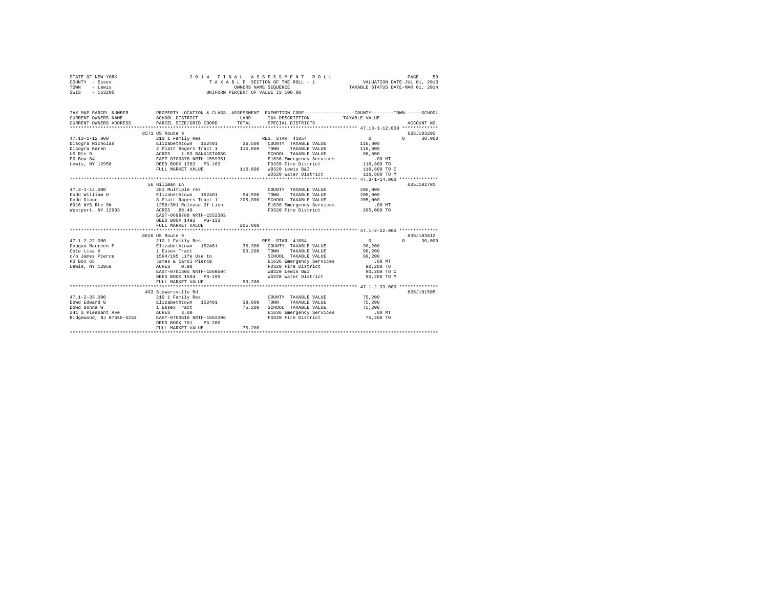STATE OF NEW YORK
COUNTY - Essex
TOWN - Lewis
SWIS - 153200

2014 FINAL ASSESSMENT ROLL
TAXABLE SECTION OF THE ROLL - 1
OWNERS NAME SEQUENCE
UNIFORM PERCENT OF VALUE IS 100.00

VALUATION DATE-JUL 01, 2013
TAXABLE STATUS DATE-MAR 01, 2014

| TAX MAP PARCEL NUMBER / CURRENT OWNERS NAME / CURRENT OWNERS ADDRESS | PROPERTY LOCATION & CLASS / SCHOOL DISTRICT / PARCEL SIZE/GRID COORD | ASSESSMENT LAND | TOTAL | EXEMPTION CODE / TAX DESCRIPTION / SPECIAL DISTRICTS | COUNTY / TOWN / SCHOOL TAXABLE VALUE | ACCOUNT NO. |
|---|---|---|---|---|---|---|
| **47.13-1-12.000** | 8571 US Route 9 | | | | | 635J103205 |
| 47.13-1-12.000 | 210 1 Family Res | | | RES. STAR 41854 | 0 0 30,000 | |
| Disogra Nicholas | Elizabethtown 152401 | 36,500 | | COUNTY TAXABLE VALUE | 116,800 | |
| Disogra Karen | 2 Platt Rogers Tract 1 | | 116,800 | TOWN TAXABLE VALUE | 116,800 | |
| US Rte 9 | ACRES 1.53 BANK1STARSG | | | SCHOOL TAXABLE VALUE | 86,800 | |
| PO Box 84 | EAST-0700878 NRTH-1559351 | | | E1636 Emergency Services | .00 MT | |
| Lewis, NY 12950 | DEED BOOK 1203 PG-102 | | | FD320 Fire District | 116,800 TO | |
| | FULL MARKET VALUE | | 116,800 | WB320 Lewis B&I | 116,800 TO C | |
| | | | | WD320 Water District | 116,800 TO M | |
| **47.3-1-14.000** | 56 Hillman Ln | | | | | 635J102701 |
| 47.3-1-14.000 | 281 Multiple res | | | COUNTY TAXABLE VALUE | 205,000 | |
| Dodd William H | Elizabethtown 152401 | 94,500 | | TOWN TAXABLE VALUE | 205,000 | |
| Dodd Diane | 8 Platt Rogers Tract 1 | | 205,000 | SCHOOL TAXABLE VALUE | 205,000 | |
| 6916 NYS Rte 9N | 1258/301 Release Of Lien | | | E1636 Emergency Services | .00 MT | |
| Westport, NY 12993 | ACRES 69.40 | | | FD320 Fire District | 205,000 TO | |
| | EAST-0698788 NRTH-1552302 | | | | | |
| | DEED BOOK 1492 PG-133 | | | | | |
| | FULL MARKET VALUE | | 205,000 | | | |
| **47.1-2-22.000** | 8626 US Route 9 | | | | | 635J103812 |
| 47.1-2-22.000 | 210 1 Family Res | | | RES. STAR 41854 | 0 0 30,000 | |
| Dougan Maureen P | Elizabethtown 152401 | 35,300 | | COUNTY TAXABLE VALUE | 90,200 | |
| Cole Lisa K | 1 Essex Tract | | 90,200 | TOWN TAXABLE VALUE | 90,200 | |
| c/o James Pierce | 1594/195 Life Use to | | | SCHOOL TAXABLE VALUE | 60,200 | |
| PO Box 65 | James & Carol Pierce | | | E1636 Emergency Services | .00 MT | |
| Lewis, NY 12950 | ACRES 0.90 | | | FD320 Fire District | 90,200 TO | |
| | EAST-0701805 NRTH-1560504 | | | WB320 Lewis B&I | 90,200 TO C | |
| | DEED BOOK 1594 PG-195 | | | WD320 Water District | 90,200 TO M | |
| | FULL MARKET VALUE | | 90,200 | | | |
| **47.1-2-33.000** | 493 Stowersville Rd | | | | | 635J101505 |
| 47.1-2-33.000 | 210 1 Family Res | | | COUNTY TAXABLE VALUE | 75,200 | |
| Dowd Edward G | Elizabethtown 152401 | 38,000 | | TOWN TAXABLE VALUE | 75,200 | |
| Dowd Donna W | 1 Essex Tract | | 75,200 | SCHOOL TAXABLE VALUE | 75,200 | |
| 241 S Pleasant Ave | ACRES 3.00 | | | E1636 Emergency Services | .00 MT | |
| Ridgewood, NJ 07450-5234 | EAST-0703616 NRTH-1562206 | | | FD320 Fire District | 75,200 TO | |
| | DEED BOOK 701 PG-280 | | | | | |
| | FULL MARKET VALUE | | 75,200 | | | |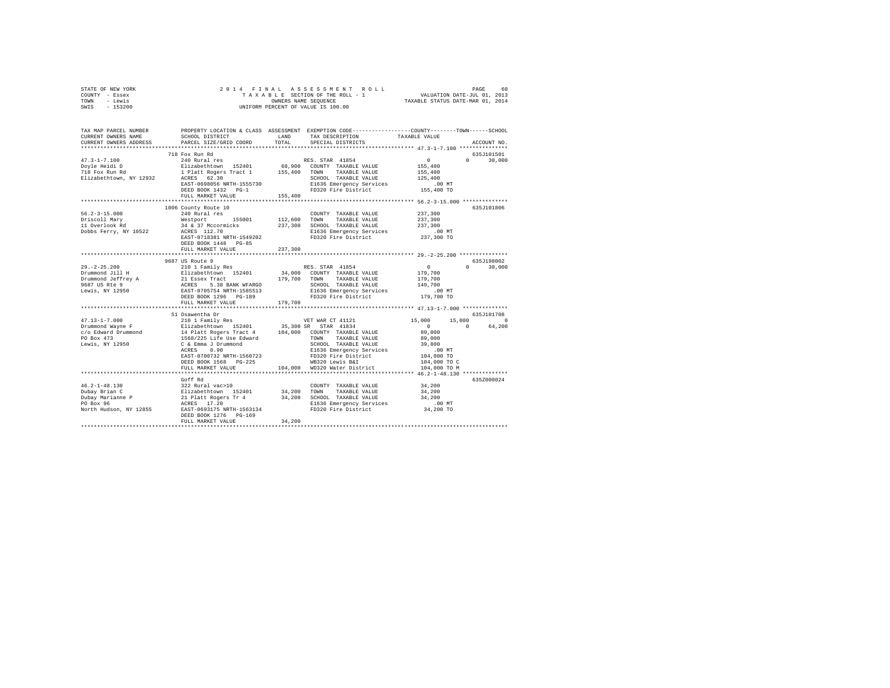STATE OF NEW YORK
COUNTY - Essex
TOWN - Lewis
SWIS - 153200

2014 FINAL ASSESSMENT ROLL
TAXABLE SECTION OF THE ROLL - 1
OWNERS NAME SEQUENCE
UNIFORM PERCENT OF VALUE IS 100.00

VALUATION DATE-JUL 01, 2013
TAXABLE STATUS DATE-MAR 01, 2014

```
TAX MAP PARCEL NUMBER      PROPERTY LOCATION & CLASS  ASSESSMENT  EXEMPTION CODE-----------------COUNTY--------TOWN------SCHOOL
CURRENT OWNERS NAME        SCHOOL DISTRICT            LAND        TAX DESCRIPTION            TAXABLE VALUE
CURRENT OWNERS ADDRESS     PARCEL SIZE/GRID COORD     TOTAL       SPECIAL DISTRICTS                                    ACCOUNT NO.
*********************************************************************************************** 47.3-1-7.100 ***************
                           718 Fox Run Rd                                                                              635J101501
47.3-1-7.100               240 Rural res                          RES. STAR 41854                0          0      30,000
Doyle Heidi D              Elizabethtown  152401      68,900      COUNTY  TAXABLE VALUE        155,400
718 Fox Run Rd             1 Platt Rogers Tract 1    155,400      TOWN    TAXABLE VALUE        155,400
Elizabethtown, NY 12932    ACRES  62.30                           SCHOOL  TAXABLE VALUE        125,400
                           EAST-0698056 NRTH-1555730              E1636 Emergency Services         .00 MT
                           DEED BOOK 1432   PG-1                  FD320 Fire District          155,400 TO
                           FULL MARKET VALUE         155,400
*********************************************************************************************** 56.2-3-15.000 **************
                           1806 County Route 10                                                                        635J101806
56.2-3-15.000              240 Rural res                          COUNTY  TAXABLE VALUE        237,300
Driscoll Mary              Westport       155001     112,600      TOWN    TAXABLE VALUE        237,300
11 Overlook Rd             34 & 37 Mccormicks        237,300      SCHOOL  TAXABLE VALUE        237,300
Dobbs Ferry, NY 10522      ACRES 112.70                           E1636 Emergency Services         .00 MT
                           EAST-0718381 NRTH-1549202              FD320 Fire District          237,300 TO
                           DEED BOOK 1448   PG-85
                           FULL MARKET VALUE         237,300
*********************************************************************************************** 29.-2-25.200 ***************
                           9687 US Route 9                                                                             635J198002
29.-2-25.200               210 1 Family Res                       RES. STAR 41854                0          0      30,000
Drummond Jill H            Elizabethtown  152401      34,000      COUNTY  TAXABLE VALUE        179,700
Drummond Jeffrey A         21 Essex Tract            179,700      TOWN    TAXABLE VALUE        179,700
9687 US Rte 9              ACRES   5.30 BANK WFARGO               SCHOOL  TAXABLE VALUE        149,700
Lewis, NY 12950            EAST-0705754 NRTH-1585513              E1636 Emergency Services         .00 MT
                           DEED BOOK 1296   PG-189                FD320 Fire District          179,700 TO
                           FULL MARKET VALUE         179,700
*********************************************************************************************** 47.13-1-7.000 **************
                           51 Osawentha Dr                                                                             635J101708
47.13-1-7.000              210 1 Family Res                       VET WAR CT 41121          15,000     15,000           0
Drummond Wayne F           Elizabethtown  152401      35,300 SR   STAR 41834                     0          0      64,200
c/o Edward Drummond        14 Platt Rogers Tract 4   104,000      COUNTY  TAXABLE VALUE         89,000
PO Box 473                 1568/225 Life Use Edward               TOWN    TAXABLE VALUE         89,000
Lewis, NY 12950            C & Emma J Drummond                    SCHOOL  TAXABLE VALUE         39,800
                           ACRES   0.90                           E1636 Emergency Services         .00 MT
                           EAST-0700732 NRTH-1560723              FD320 Fire District          104,000 TO
                           DEED BOOK 1568   PG-225                WB320 Lewis B&I              104,000 TO C
                           FULL MARKET VALUE         104,000      WD320 Water District         104,000 TO M
*********************************************************************************************** 46.2-1-48.130 **************
                           Goff Rd                                                                                     635Z000024
46.2-1-48.130              322 Rural vac>10                       COUNTY  TAXABLE VALUE         34,200
Dubay Brian C              Elizabethtown  152401      34,200      TOWN    TAXABLE VALUE         34,200
Dubay Marianne P           21 Platt Rogers Tr 4       34,200      SCHOOL  TAXABLE VALUE         34,200
PO Box 96                  ACRES  17.20                           E1636 Emergency Services         .00 MT
North Hudson, NY 12855     EAST-0693175 NRTH-1563134              FD320 Fire District           34,200 TO
                           DEED BOOK 1276   PG-169
                           FULL MARKET VALUE          34,200
******************************************************************************************************************************
```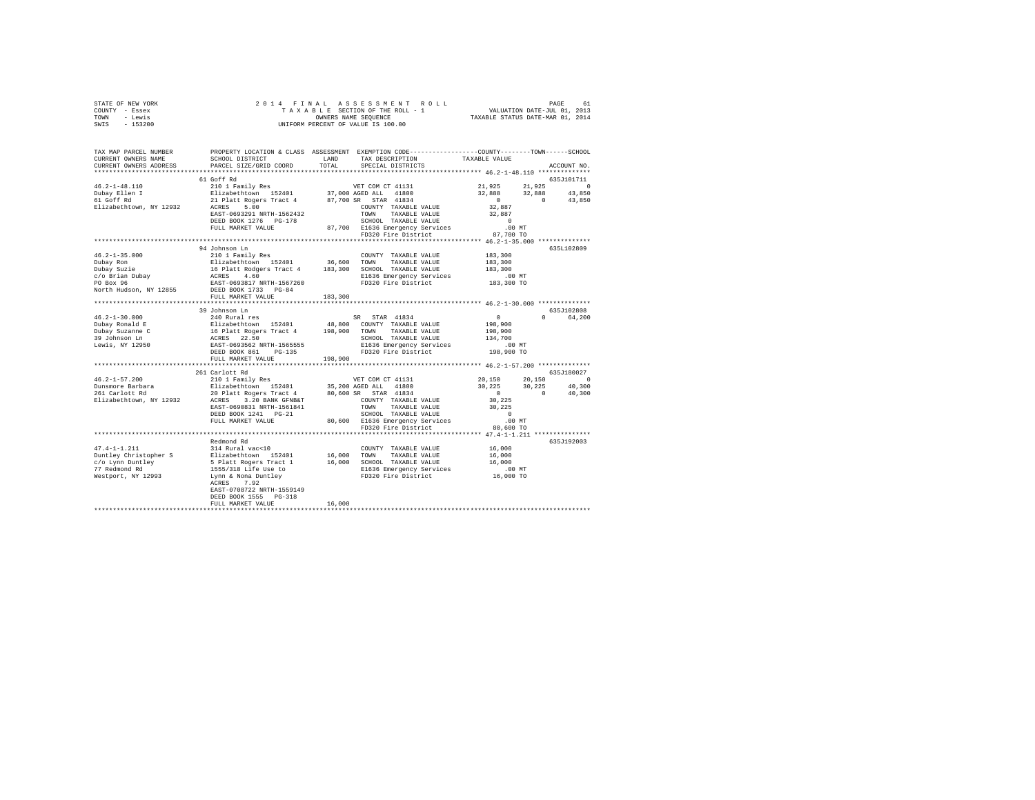STATE OF NEW YORK
COUNTY - Essex
TOWN - Lewis
SWIS - 153200

2014 FINAL ASSESSMENT ROLL
TAXABLE SECTION OF THE ROLL - 1
OWNERS NAME SEQUENCE
UNIFORM PERCENT OF VALUE IS 100.00

VALUATION DATE-JUL 01, 2013
TAXABLE STATUS DATE-MAR 01, 2014

```
TAX MAP PARCEL NUMBER     PROPERTY LOCATION & CLASS  ASSESSMENT  EXEMPTION CODE-----------------COUNTY--------TOWN------SCHOOL
CURRENT OWNERS NAME       SCHOOL DISTRICT              LAND      TAX DESCRIPTION            TAXABLE VALUE
CURRENT OWNERS ADDRESS    PARCEL SIZE/GRID COORD       TOTAL     SPECIAL DISTRICTS                                    ACCOUNT NO.
******************************************************************************************************* 46.2-1-48.110 **************
                          61 Goff Rd                                                                                  635J101711
46.2-1-48.110             210 1 Family Res                   VET COM CT 41131              21,925     21,925          0
Dubay Ellen I             Elizabethtown  152401       37,000 AGED ALL  41800               32,888     32,888     43,850
61 Goff Rd                21 Platt Rogers Tract 4     87,700 SR  STAR 41834                     0          0     43,850
Elizabethtown, NY 12932   ACRES    5.00                       COUNTY  TAXABLE VALUE         32,887
                          EAST-0693291 NRTH-1562432           TOWN    TAXABLE VALUE         32,887
                          DEED BOOK 1276  PG-178              SCHOOL  TAXABLE VALUE              0
                          FULL MARKET VALUE           87,700  E1636 Emergency Services         .00 MT
                                                              FD320 Fire District           87,700 TO
******************************************************************************************************* 46.2-1-35.000 **************
                          94 Johnson Ln                                                                               635L102809
46.2-1-35.000             210 1 Family Res                    COUNTY  TAXABLE VALUE        183,300
Dubay Ron                 Elizabethtown  152401       36,600  TOWN    TAXABLE VALUE        183,300
Dubay Suzie               16 Platt Rodgers Tract 4   183,300  SCHOOL  TAXABLE VALUE        183,300
c/o Brian Dubay           ACRES    4.60                       E1636 Emergency Services         .00 MT
PO Box 96                 EAST-0693817 NRTH-1567260           FD320 Fire District          183,300 TO
North Hudson, NY 12855    DEED BOOK 1733  PG-84
                          FULL MARKET VALUE          183,300
******************************************************************************************************* 46.2-1-30.000 **************
                          39 Johnson Ln                                                                               635J102808
46.2-1-30.000             240 Rural res                       SR  STAR 41834                    0          0     64,200
Dubay Ronald E            Elizabethtown  152401       48,800  COUNTY  TAXABLE VALUE        198,900
Dubay Suzanne C           16 Platt Rogers Tract 4    198,900  TOWN    TAXABLE VALUE        198,900
39 Johnson Ln             ACRES   22.50                       SCHOOL  TAXABLE VALUE        134,700
Lewis, NY 12950           EAST-0693562 NRTH-1565555           E1636 Emergency Services         .00 MT
                          DEED BOOK 861    PG-135             FD320 Fire District          198,900 TO
                          FULL MARKET VALUE          198,900
******************************************************************************************************* 46.2-1-57.200 **************
                          261 Carlott Rd                                                                              635J180027
46.2-1-57.200             210 1 Family Res                   VET COM CT 41131              20,150     20,150          0
Dunsmore Barbara          Elizabethtown  152401       35,200 AGED ALL  41800               30,225     30,225     40,300
261 Carlott Rd            20 Platt Rogers Tract 4     80,600 SR  STAR 41834                     0          0     40,300
Elizabethtown, NY 12932   ACRES    3.20 BANK GFNB&T           COUNTY  TAXABLE VALUE         30,225
                          EAST-0690831 NRTH-1561841           TOWN    TAXABLE VALUE         30,225
                          DEED BOOK 1241  PG-21               SCHOOL  TAXABLE VALUE              0
                          FULL MARKET VALUE           80,600  E1636 Emergency Services         .00 MT
                                                              FD320 Fire District           80,600 TO
******************************************************************************************************* 47.4-1-1.211 ***************
                          Redmond Rd                                                                                  635J192003
47.4-1-1.211              314 Rural vac<10                    COUNTY  TAXABLE VALUE         16,000
Duntley Christopher S     Elizabethtown  152401       16,000  TOWN    TAXABLE VALUE         16,000
c/o Lynn Duntley          5 Platt Rogers Tract 1      16,000  SCHOOL  TAXABLE VALUE         16,000
77 Redmond Rd             1555/318 Life Use to                E1636 Emergency Services         .00 MT
Westport, NY 12993        Lynn & Nona Duntley                 FD320 Fire District           16,000 TO
                          ACRES    7.92
                          EAST-0708722 NRTH-1559149
                          DEED BOOK 1555  PG-318
                          FULL MARKET VALUE           16,000
************************************************************************************************************************************
```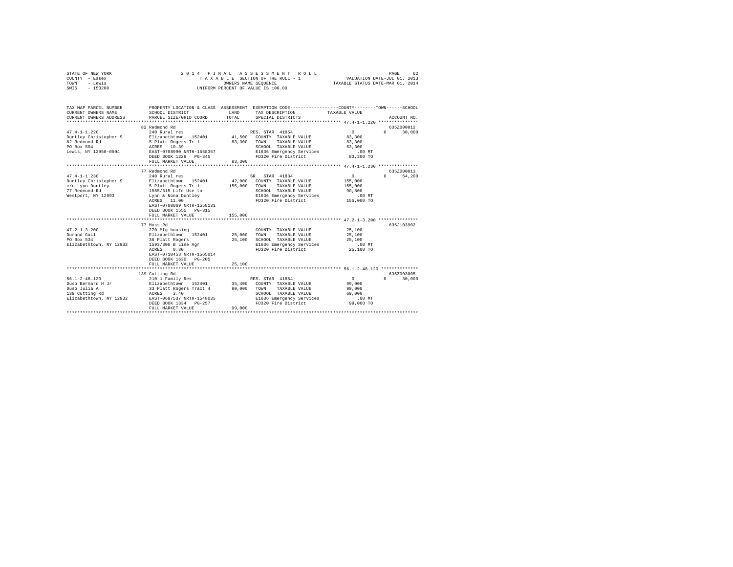STATE OF NEW YORK — 2014 FINAL ASSESSMENT ROLL
COUNTY - Essex — TAXABLE SECTION OF THE ROLL - 1 — VALUATION DATE-JUL 01, 2013
TOWN - Lewis — OWNERS NAME SEQUENCE — TAXABLE STATUS DATE-MAR 01, 2014
SWIS - 153200 — UNIFORM PERCENT OF VALUE IS 100.00

```
TAX MAP PARCEL NUMBER          PROPERTY LOCATION & CLASS  ASSESSMENT  EXEMPTION CODE-----------------COUNTY--------TOWN------SCHOOL
CURRENT OWNERS NAME            SCHOOL DISTRICT             LAND       TAX DESCRIPTION            TAXABLE VALUE
CURRENT OWNERS ADDRESS         PARCEL SIZE/GRID COORD      TOTAL      SPECIAL DISTRICTS                                    ACCOUNT NO.
****************************************************************************************************** 47.4-1-1.220 ***************
                               82 Redmond Rd                                                                                635Z000012
47.4-1-1.220                   240 Rural res                          RES. STAR 41854                   0            0      30,000
Duntley Christopher S          Elizabethtown  152401       41,500     COUNTY  TAXABLE VALUE            83,300
82 Redmond Rd                  5 Platt Rogers Tr 1         83,300     TOWN    TAXABLE VALUE            83,300
PO Box 504                     ACRES   10.39                          SCHOOL  TAXABLE VALUE            53,300
Lewis, NY 12950-0504           EAST-0708990 NRTH-1558357              E1636 Emergency Services            .00 MT
                               DEED BOOK 1229   PG-345                FD320 Fire District              83,300 TO
                               FULL MARKET VALUE           83,300
****************************************************************************************************** 47.4-1-1.230 ***************
                               77 Redmond Rd                                                                                635Z000013
47.4-1-1.230                   240 Rural res                          SR  STAR 41834                    0            0      64,200
Duntley Christopher S          Elizabethtown  152401       42,000     COUNTY  TAXABLE VALUE           155,000
c/o Lynn Duntley               5 Platt Rogers Tr 1        155,000     TOWN    TAXABLE VALUE           155,000
77 Redmond Rd                  1555/315 Life Use to                   SCHOOL  TAXABLE VALUE            90,800
Westport, NY 12993             Lynn & Nona Duntley                    E1636 Emergency Services            .00 MT
                               ACRES   11.00                          FD320 Fire District             155,000 TO
                               EAST-0708069 NRTH-1558131
                               DEED BOOK 1555   PG-315
                               FULL MARKET VALUE          155,000
****************************************************************************************************** 47.2-1-3.200 ***************
                               77 Moss Rd                                                                                   635J103902
47.2-1-3.200                   270 Mfg housing                        COUNTY  TAXABLE VALUE            25,100
Durand Gail                    Elizabethtown  152401       25,000     TOWN    TAXABLE VALUE            25,100
PO Box 534                     36 Platt Rogers             25,100     SCHOOL  TAXABLE VALUE            25,100
Elizabethtown, NY 12932        1593/300 B Line Agr                    E1636 Emergency Services            .00 MT
                               ACRES    0.30                          FD320 Fire District              25,100 TO
                               EAST-0710453 NRTH-1565014
                               DEED BOOK 1630   PG-205
                               FULL MARKET VALUE           25,100
****************************************************************************************************** 56.1-2-48.120 **************
                               139 Cutting Rd                                                                               635Z003005
56.1-2-48.120                  210 1 Family Res                       RES. STAR 41854                   0            0      30,000
Duso Bernard H Jr              Elizabethtown  152401       35,400     COUNTY  TAXABLE VALUE            99,000
Duso Julia A                   33 Platt Rogers Tract 4     99,000     TOWN    TAXABLE VALUE            99,000
139 Cutting Rd                 ACRES    3.40                          SCHOOL  TAXABLE VALUE            69,000
Elizabethtown, NY 12932        EAST-0697537 NRTH-1548035              E1636 Emergency Services            .00 MT
                               DEED BOOK 1334   PG-257                FD320 Fire District              99,000 TO
                               FULL MARKET VALUE           99,000
************************************************************************************************************************************
```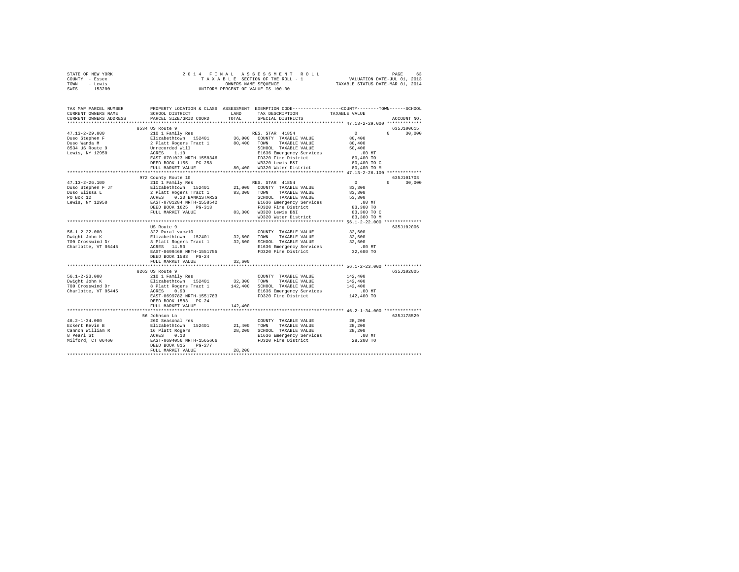STATE OF NEW YORK  
COUNTY - Essex  
TOWN - Lewis  
SWIS - 153200

2014 FINAL ASSESSMENT ROLL  
TAXABLE SECTION OF THE ROLL - 1  
OWNERS NAME SEQUENCE  
UNIFORM PERCENT OF VALUE IS 100.00

VALUATION DATE-JUL 01, 2013  
TAXABLE STATUS DATE-MAR 01, 2014

```
TAX MAP PARCEL NUMBER          PROPERTY LOCATION & CLASS  ASSESSMENT  EXEMPTION CODE-----------------COUNTY--------TOWN------SCHOOL
CURRENT OWNERS NAME            SCHOOL DISTRICT               LAND     TAX DESCRIPTION              TAXABLE VALUE
CURRENT OWNERS ADDRESS         PARCEL SIZE/GRID COORD        TOTAL    SPECIAL DISTRICTS                                  ACCOUNT NO.
******************************************************************************************************* 47.13-2-29.000 *************
                               8534 US Route 9                                                                          635J100615
47.13-2-29.000                 210 1 Family Res                       RES. STAR 41854                 0          0       30,000
Duso Stephen F                 Elizabethtown  152401        36,000    COUNTY  TAXABLE VALUE          80,400
Duso Wanda M                   2 Platt Rogers Tract 1       80,400    TOWN    TAXABLE VALUE          80,400
8534 US Route 9                Unrecorded Will                        SCHOOL  TAXABLE VALUE          50,400
Lewis, NY 12950                ACRES    1.10                          E1636 Emergency Services          .00 MT
                               EAST-0701023 NRTH-1558346              FD320 Fire District            80,400 TO
                               DEED BOOK 1155   PG-258                WB320 Lewis B&I                80,400 TO C
                               FULL MARKET VALUE            80,400    WD320 Water District           80,400 TO M
******************************************************************************************************* 47.13-2-26.100 *************
                               972 County Route 10                                                                      635J101703
47.13-2-26.100                 210 1 Family Res                       RES. STAR 41854                 0          0       30,000
Duso Stephen F Jr              Elizabethtown  152401        21,000    COUNTY  TAXABLE VALUE          83,300
Duso Elissa L                  2 Platt Rogers Tract 1       83,300    TOWN    TAXABLE VALUE          83,300
PO Box 12                      ACRES    0.20 BANK1STARSG              SCHOOL  TAXABLE VALUE          53,300
Lewis, NY 12950                EAST-0701284 NRTH-1558542              E1636 Emergency Services          .00 MT
                               DEED BOOK 1625   PG-313                FD320 Fire District            83,300 TO
                               FULL MARKET VALUE            83,300    WB320 Lewis B&I                83,300 TO C
                                                                      WD320 Water District           83,300 TO M
******************************************************************************************************* 56.1-2-22.000 **************
                               US Route 9                                                                               635J102006
56.1-2-22.000                  322 Rural vac>10                       COUNTY  TAXABLE VALUE          32,600
Dwight John K                  Elizabethtown  152401        32,600    TOWN    TAXABLE VALUE          32,600
700 Crosswind Dr               8 Platt Rogers Tract 1       32,600    SCHOOL  TAXABLE VALUE          32,600
Charlotte, VT 05445            ACRES   14.50                          E1636 Emergency Services          .00 MT
                               EAST-0699468 NRTH-1551755              FD320 Fire District            32,600 TO
                               DEED BOOK 1583   PG-24
                               FULL MARKET VALUE            32,600
******************************************************************************************************* 56.1-2-23.000 **************
                               8263 US Route 9                                                                          635J102005
56.1-2-23.000                  210 1 Family Res                       COUNTY  TAXABLE VALUE         142,400
Dwight John K                  Elizabethtown  152401        32,300    TOWN    TAXABLE VALUE         142,400
700 Crosswind Dr               8 Platt Rogers Tract 1      142,400    SCHOOL  TAXABLE VALUE         142,400
Charlotte, VT 05445            ACRES    0.90                          E1636 Emergency Services          .00 MT
                               EAST-0699782 NRTH-1551783              FD320 Fire District           142,400 TO
                               DEED BOOK 1583   PG-24
                               FULL MARKET VALUE           142,400
******************************************************************************************************* 46.2-1-34.000 **************
                               56 Johnson Ln                                                                            635J178529
46.2-1-34.000                  260 Seasonal res                       COUNTY  TAXABLE VALUE          28,200
Eckert Kevin B                 Elizabethtown  152401        21,400    TOWN    TAXABLE VALUE          28,200
Cannon William R               16 Platt Rogers              28,200    SCHOOL  TAXABLE VALUE          28,200
8 Pearl St                     ACRES    0.10                          E1636 Emergency Services          .00 MT
Milford, CT 06460              EAST-0694056 NRTH-1565666              FD320 Fire District            28,200 TO
                               DEED BOOK 815    PG-277
                               FULL MARKET VALUE            28,200
************************************************************************************************************************************
```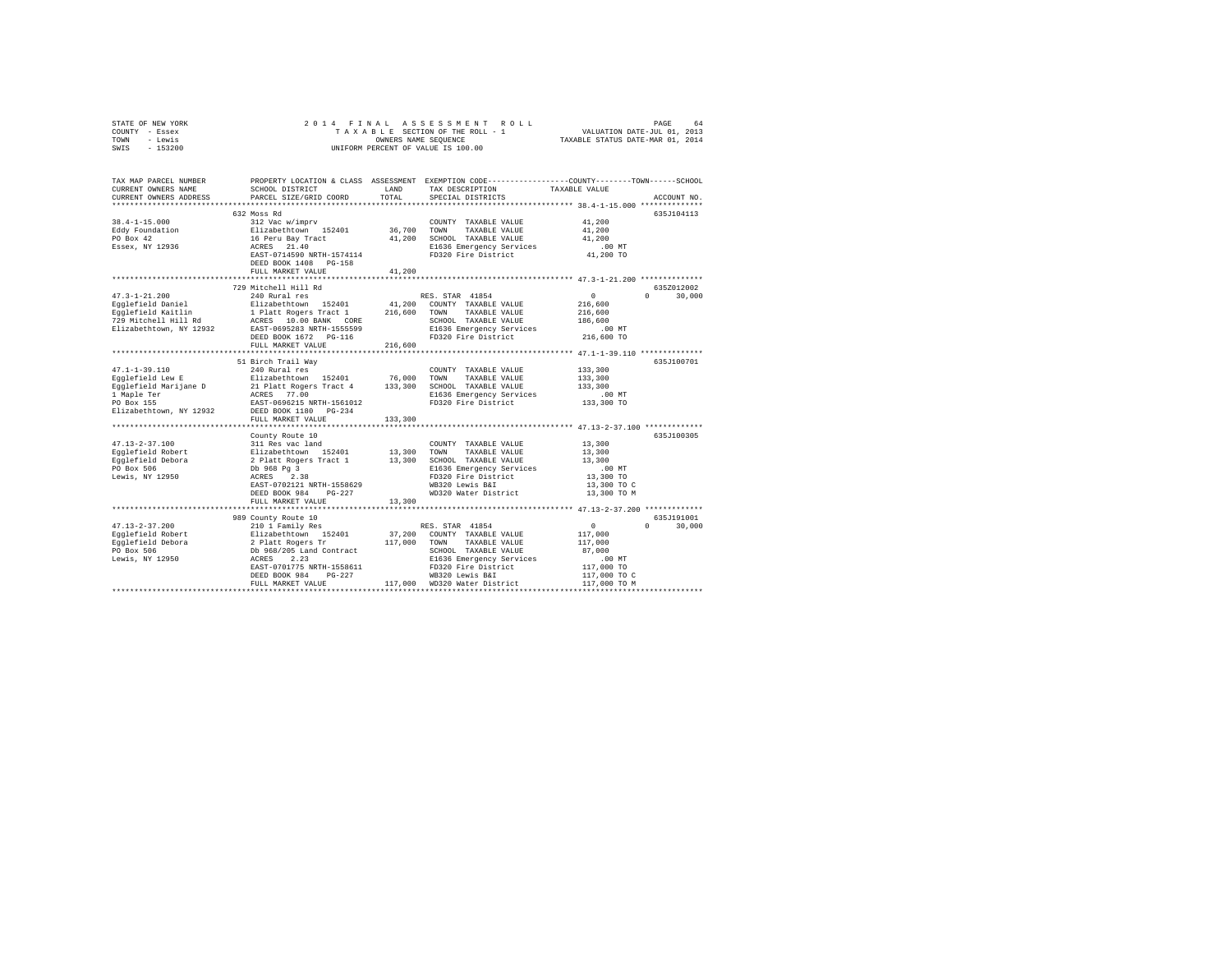STATE OF NEW YORK
COUNTY - Essex
TOWN - Lewis
SWIS - 153200

2014 FINAL ASSESSMENT ROLL
TAXABLE SECTION OF THE ROLL - 1
OWNERS NAME SEQUENCE
UNIFORM PERCENT OF VALUE IS 100.00

VALUATION DATE-JUL 01, 2013
TAXABLE STATUS DATE-MAR 01, 2014

```
TAX MAP PARCEL NUMBER     PROPERTY LOCATION & CLASS  ASSESSMENT  EXEMPTION CODE-----------------COUNTY--------TOWN------SCHOOL
CURRENT OWNERS NAME       SCHOOL DISTRICT               LAND      TAX DESCRIPTION            TAXABLE VALUE
CURRENT OWNERS ADDRESS    PARCEL SIZE/GRID COORD        TOTAL     SPECIAL DISTRICTS                                   ACCOUNT NO.
******************************************************************************************************* 38.4-1-15.000 **************
                          632 Moss Rd                                                                                635J104113
38.4-1-15.000             312 Vac w/imprv                         COUNTY  TAXABLE VALUE          41,200
Eddy Foundation           Elizabethtown  152401       36,700      TOWN    TAXABLE VALUE          41,200
PO Box 42                 16 Peru Bay Tract           41,200      SCHOOL  TAXABLE VALUE          41,200
Essex, NY 12936           ACRES   21.40                           E1636 Emergency Services          .00 MT
                          EAST-0714590 NRTH-1574114               FD320 Fire District            41,200 TO
                          DEED BOOK 1408   PG-158
                          FULL MARKET VALUE           41,200
******************************************************************************************************* 47.3-1-21.200 **************
                          729 Mitchell Hill Rd                                                                       635Z012002
47.3-1-21.200             240 Rural res                            RES. STAR 41854                   0          0      30,000
Egglefield Daniel         Elizabethtown  152401       41,200      COUNTY  TAXABLE VALUE         216,600
Egglefield Kaitlin        1 Platt Rogers Tract 1     216,600      TOWN    TAXABLE VALUE         216,600
729 Mitchell Hill Rd      ACRES   10.00 BANK   CORE               SCHOOL  TAXABLE VALUE         186,600
Elizabethtown, NY 12932   EAST-0695283 NRTH-1555599               E1636 Emergency Services          .00 MT
                          DEED BOOK 1672   PG-116                 FD320 Fire District           216,600 TO
                          FULL MARKET VALUE          216,600
******************************************************************************************************* 47.1-1-39.110 **************
                          51 Birch Trail Way                                                                         635J100701
47.1-1-39.110             240 Rural res                           COUNTY  TAXABLE VALUE         133,300
Egglefield Lew E          Elizabethtown  152401       76,000      TOWN    TAXABLE VALUE         133,300
Egglefield Marijane D     21 Platt Rogers Tract 4    133,300      SCHOOL  TAXABLE VALUE         133,300
1 Maple Ter               ACRES   77.00                           E1636 Emergency Services          .00 MT
PO Box 155                EAST-0696215 NRTH-1561012               FD320 Fire District           133,300 TO
Elizabethtown, NY 12932   DEED BOOK 1180   PG-234
                          FULL MARKET VALUE          133,300
******************************************************************************************************* 47.13-2-37.100 *************
                          County Route 10                                                                            635J100305
47.13-2-37.100            311 Res vac land                        COUNTY  TAXABLE VALUE          13,300
Egglefield Robert         Elizabethtown  152401       13,300      TOWN    TAXABLE VALUE          13,300
Egglefield Debora         2 Platt Rogers Tract 1      13,300      SCHOOL  TAXABLE VALUE          13,300
PO Box 506                Db 968 Pg 3                             E1636 Emergency Services          .00 MT
Lewis, NY 12950           ACRES    2.38                           FD320 Fire District            13,300 TO
                          EAST-0702121 NRTH-1558629               WB320 Lewis B&I                13,300 TO C
                          DEED BOOK 984    PG-227                 WD320 Water District           13,300 TO M
                          FULL MARKET VALUE           13,300
******************************************************************************************************* 47.13-2-37.200 *************
                          989 County Route 10                                                                        635J191001
47.13-2-37.200            210 1 Family Res                         RES. STAR 41854                   0          0      30,000
Egglefield Robert         Elizabethtown  152401       37,200      COUNTY  TAXABLE VALUE         117,000
Egglefield Debora         2 Platt Rogers Tr          117,000      TOWN    TAXABLE VALUE         117,000
PO Box 506                Db 968/205 Land Contract                SCHOOL  TAXABLE VALUE          87,000
Lewis, NY 12950           ACRES    2.23                           E1636 Emergency Services          .00 MT
                          EAST-0701775 NRTH-1558611               FD320 Fire District           117,000 TO
                          DEED BOOK 984    PG-227                 WB320 Lewis B&I               117,000 TO C
                          FULL MARKET VALUE          117,000      WD320 Water District          117,000 TO M
************************************************************************************************************************************
```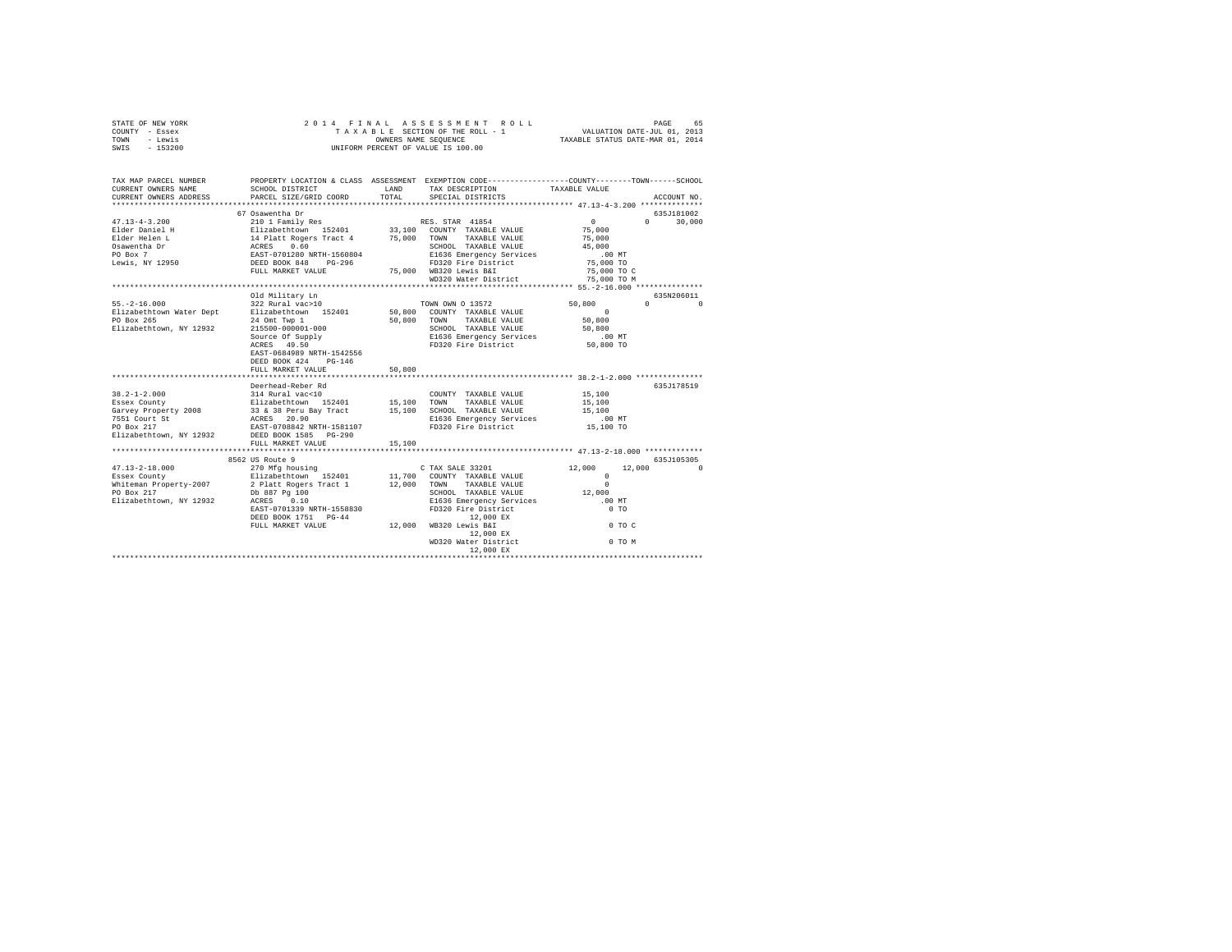STATE OF NEW YORK
COUNTY - Essex
TOWN - Lewis
SWIS - 153200

2 0 1 4 F I N A L A S S E S S M E N T R O L L
T A X A B L E SECTION OF THE ROLL - 1
OWNERS NAME SEQUENCE
UNIFORM PERCENT OF VALUE IS 100.00

VALUATION DATE-JUL 01, 2013
TAXABLE STATUS DATE-MAR 01, 2014

```
TAX MAP PARCEL NUMBER          PROPERTY LOCATION & CLASS  ASSESSMENT  EXEMPTION CODE-----------------COUNTY--------TOWN------SCHOOL
CURRENT OWNERS NAME            SCHOOL DISTRICT              LAND      TAX DESCRIPTION           TAXABLE VALUE
CURRENT OWNERS ADDRESS         PARCEL SIZE/GRID COORD       TOTAL     SPECIAL DISTRICTS                                      ACCOUNT NO.
****************************************************************************************************** 47.13-4-3.200 **************
                               67 Osawentha Dr                                                                             635J181002
47.13-4-3.200                  210 1 Family Res                        RES. STAR 41854              0             0       30,000
Elder Daniel H                 Elizabethtown  152401        33,100     COUNTY  TAXABLE VALUE        75,000
Elder Helen L                  14 Platt Rogers Tract 4      75,000     TOWN    TAXABLE VALUE        75,000
Osawentha Dr                   ACRES    0.60                           SCHOOL  TAXABLE VALUE        45,000
PO Box 7                       EAST-0701280 NRTH-1560804               E1636 Emergency Services           .00 MT
Lewis, NY 12950                DEED BOOK 848    PG-296                 FD320 Fire District           75,000 TO
                               FULL MARKET VALUE            75,000     WB320 Lewis B&I               75,000 TO C
                                                                       WD320 Water District          75,000 TO M
****************************************************************************************************** 55.-2-16.000 ***************
                               Old Military Ln                                                                             635N206011
55.-2-16.000                   322 Rural vac>10                        TOWN OWN O 13572             50,800        0            0
Elizabethtown Water Dept       Elizabethtown  152401        50,800     COUNTY  TAXABLE VALUE             0
PO Box 265                     24 Omt Twp 1                 50,800     TOWN    TAXABLE VALUE        50,800
Elizabethtown, NY 12932        215500-000001-000                       SCHOOL  TAXABLE VALUE        50,800
                               Source Of Supply                        E1636 Emergency Services           .00 MT
                               ACRES   49.50                           FD320 Fire District           50,800 TO
                               EAST-0684989 NRTH-1542556
                               DEED BOOK 424    PG-146
                               FULL MARKET VALUE            50,800
****************************************************************************************************** 38.2-1-2.000 ***************
                               Deerhead-Reber Rd                                                                           635J178519
38.2-1-2.000                   314 Rural vac<10                        COUNTY  TAXABLE VALUE        15,100
Essex County                   Elizabethtown  152401        15,100     TOWN    TAXABLE VALUE        15,100
Garvey Property 2008           33 & 38 Peru Bay Tract       15,100     SCHOOL  TAXABLE VALUE        15,100
7551 Court St                  ACRES   20.90                           E1636 Emergency Services           .00 MT
PO Box 217                     EAST-0708842 NRTH-1581107               FD320 Fire District           15,100 TO
Elizabethtown, NY 12932        DEED BOOK 1585   PG-290
                               FULL MARKET VALUE            15,100
****************************************************************************************************** 47.13-2-18.000 *************
                               8562 US Route 9                                                                             635J105305
47.13-2-18.000                 270 Mfg housing                         C TAX SALE 33201             12,000       12,000        0
Essex County                   Elizabethtown  152401        11,700     COUNTY  TAXABLE VALUE             0
Whiteman Property-2007         2 Platt Rogers Tract 1       12,000     TOWN    TAXABLE VALUE             0
PO Box 217                     Db 887 Pg 100                           SCHOOL  TAXABLE VALUE        12,000
Elizabethtown, NY 12932        ACRES    0.10                           E1636 Emergency Services           .00 MT
                               EAST-0701339 NRTH-1558830               FD320 Fire District                0 TO
                               DEED BOOK 1751   PG-44                        12,000 EX
                               FULL MARKET VALUE            12,000     WB320 Lewis B&I                    0 TO C
                                                                             12,000 EX
                                                                       WD320 Water District               0 TO M
                                                                             12,000 EX
************************************************************************************************************************************
```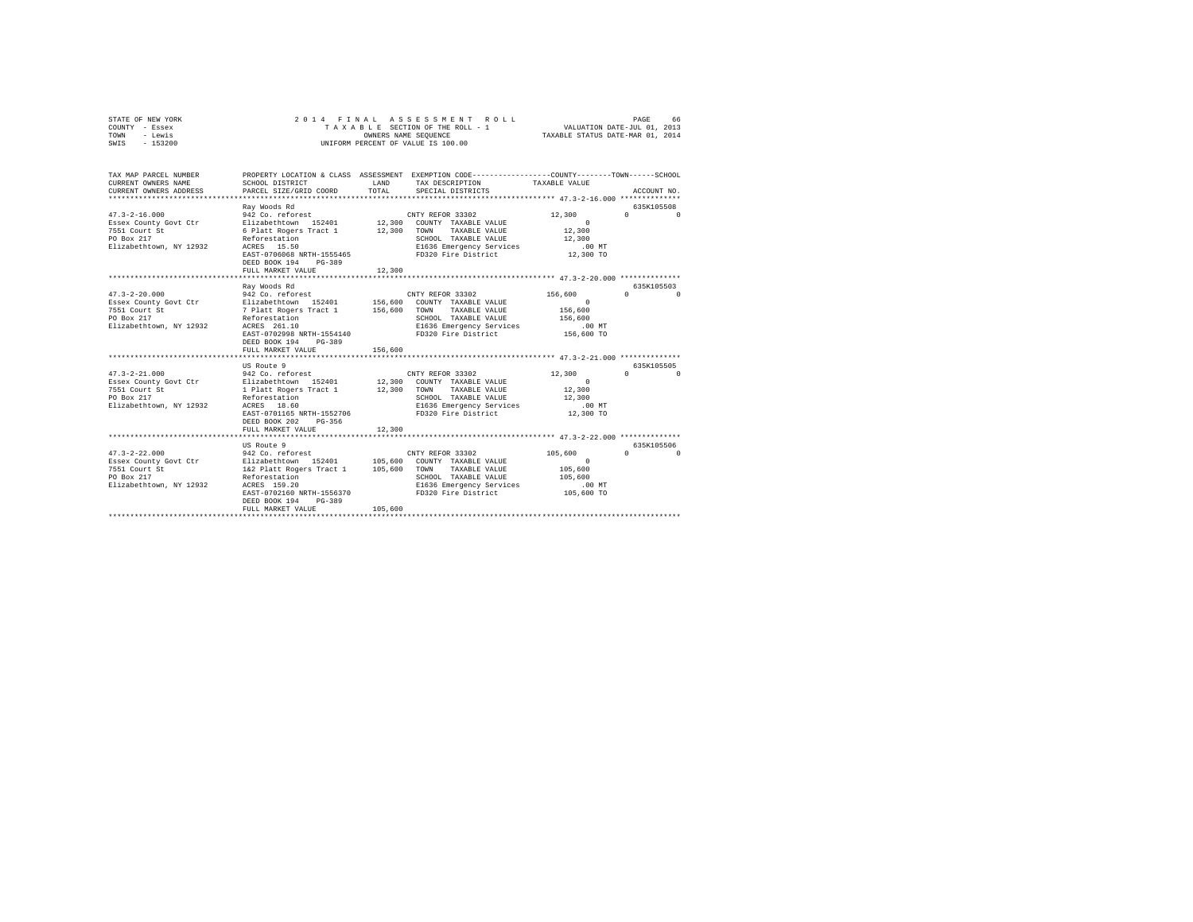STATE OF NEW YORK
COUNTY - Essex
TOWN - Lewis
SWIS - 153200

2014 FINAL ASSESSMENT ROLL
TAXABLE SECTION OF THE ROLL - 1
OWNERS NAME SEQUENCE
UNIFORM PERCENT OF VALUE IS 100.00

VALUATION DATE-JUL 01, 2013
TAXABLE STATUS DATE-MAR 01, 2014

| TAX MAP PARCEL NUMBER / CURRENT OWNERS NAME / CURRENT OWNERS ADDRESS | PROPERTY LOCATION & CLASS / SCHOOL DISTRICT / PARCEL SIZE/GRID COORD | ASSESSMENT LAND | TOTAL | EXEMPTION CODE / TAX DESCRIPTION / SPECIAL DISTRICTS | COUNTY | TOWN | SCHOOL | TAXABLE VALUE | ACCOUNT NO. |
|---|---|---|---|---|---|---|---|---|---|
| **47.3-2-16.000** | Ray Woods Rd | | | | | | | | 635K105508 |
| 47.3-2-16.000 | 942 Co. reforest | | | CNTY REFOR 33302 | 12,300 | 0 | 0 | | |
| Essex County Govt Ctr | Elizabethtown 152401 | 12,300 | | COUNTY TAXABLE VALUE | | | | 0 | |
| 7551 Court St | 6 Platt Rogers Tract 1 | | 12,300 | TOWN TAXABLE VALUE | | | | 12,300 | |
| PO Box 217 | Reforestation | | | SCHOOL TAXABLE VALUE | | | | 12,300 | |
| Elizabethtown, NY 12932 | ACRES 15.50 | | | E1636 Emergency Services | | | | .00 MT | |
| | EAST-0706068 NRTH-1555465 | | | FD320 Fire District | | | | 12,300 TO | |
| | DEED BOOK 194 PG-389 | | | | | | | | |
| | FULL MARKET VALUE | | 12,300 | | | | | | |
| **47.3-2-20.000** | Ray Woods Rd | | | | | | | | 635K105503 |
| 47.3-2-20.000 | 942 Co. reforest | | | CNTY REFOR 33302 | 156,600 | 0 | 0 | | |
| Essex County Govt Ctr | Elizabethtown 152401 | 156,600 | | COUNTY TAXABLE VALUE | | | | 0 | |
| 7551 Court St | 7 Platt Rogers Tract 1 | | 156,600 | TOWN TAXABLE VALUE | | | | 156,600 | |
| PO Box 217 | Reforestation | | | SCHOOL TAXABLE VALUE | | | | 156,600 | |
| Elizabethtown, NY 12932 | ACRES 261.10 | | | E1636 Emergency Services | | | | .00 MT | |
| | EAST-0702998 NRTH-1554140 | | | FD320 Fire District | | | | 156,600 TO | |
| | DEED BOOK 194 PG-389 | | | | | | | | |
| | FULL MARKET VALUE | | 156,600 | | | | | | |
| **47.3-2-21.000** | US Route 9 | | | | | | | | 635K105505 |
| 47.3-2-21.000 | 942 Co. reforest | | | CNTY REFOR 33302 | 12,300 | 0 | 0 | | |
| Essex County Govt Ctr | Elizabethtown 152401 | 12,300 | | COUNTY TAXABLE VALUE | | | | 0 | |
| 7551 Court St | 1 Platt Rogers Tract 1 | | 12,300 | TOWN TAXABLE VALUE | | | | 12,300 | |
| PO Box 217 | Reforestation | | | SCHOOL TAXABLE VALUE | | | | 12,300 | |
| Elizabethtown, NY 12932 | ACRES 18.60 | | | E1636 Emergency Services | | | | .00 MT | |
| | EAST-0701165 NRTH-1552706 | | | FD320 Fire District | | | | 12,300 TO | |
| | DEED BOOK 202 PG-356 | | | | | | | | |
| | FULL MARKET VALUE | | 12,300 | | | | | | |
| **47.3-2-22.000** | US Route 9 | | | | | | | | 635K105506 |
| 47.3-2-22.000 | 942 Co. reforest | | | CNTY REFOR 33302 | 105,600 | 0 | 0 | | |
| Essex County Govt Ctr | Elizabethtown 152401 | 105,600 | | COUNTY TAXABLE VALUE | | | | 0 | |
| 7551 Court St | 1&2 Platt Rogers Tract 1 | | 105,600 | TOWN TAXABLE VALUE | | | | 105,600 | |
| PO Box 217 | Reforestation | | | SCHOOL TAXABLE VALUE | | | | 105,600 | |
| Elizabethtown, NY 12932 | ACRES 159.20 | | | E1636 Emergency Services | | | | .00 MT | |
| | EAST-0702160 NRTH-1556370 | | | FD320 Fire District | | | | 105,600 TO | |
| | DEED BOOK 194 PG-389 | | | | | | | | |
| | FULL MARKET VALUE | | 105,600 | | | | | | |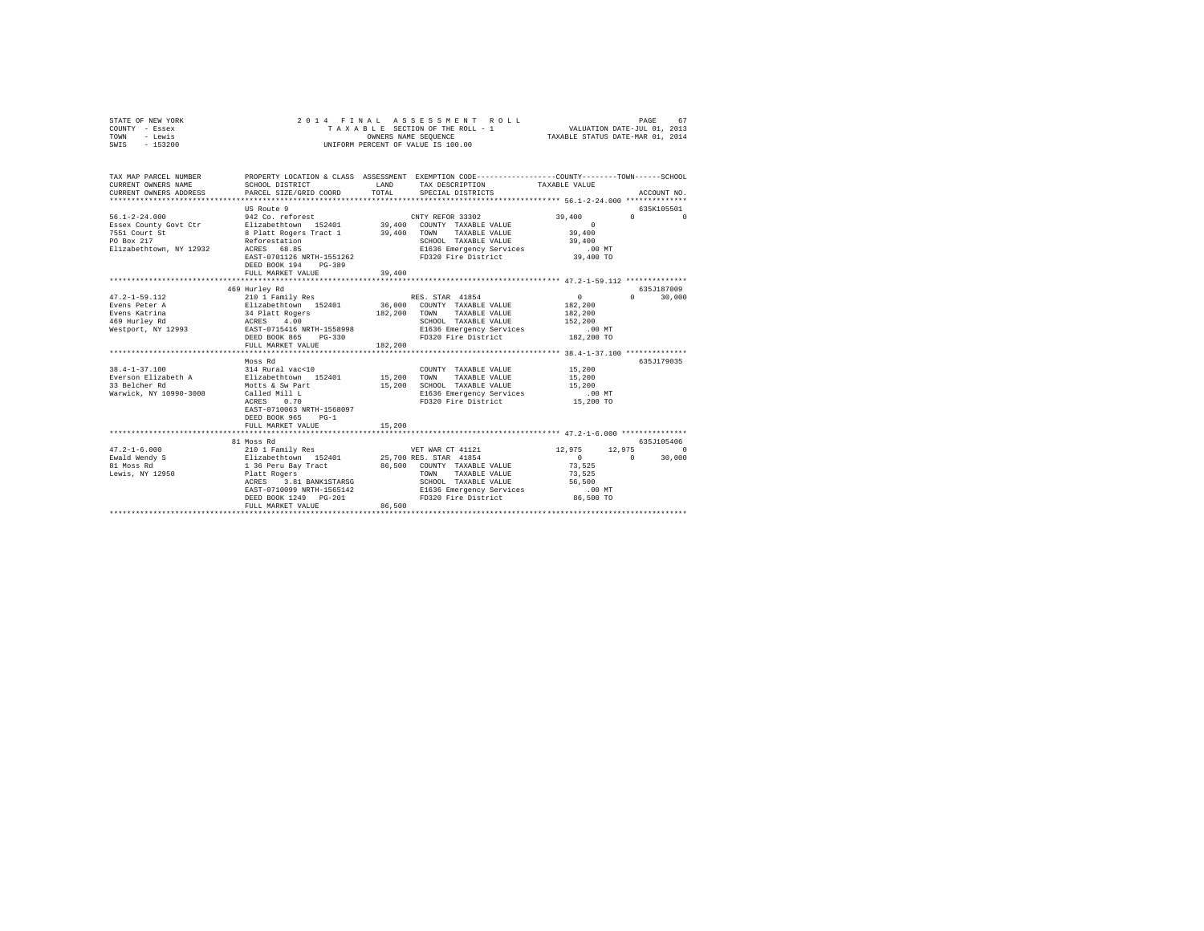STATE OF NEW YORK　　　　　　2014 FINAL ASSESSMENT ROLL
COUNTY - Essex　　　　　　TAXABLE SECTION OF THE ROLL - 1　　　　　　VALUATION DATE-JUL 01, 2013
TOWN - Lewis　　　　　　OWNERS NAME SEQUENCE　　　　　　TAXABLE STATUS DATE-MAR 01, 2014
SWIS - 153200　　　　　　UNIFORM PERCENT OF VALUE IS 100.00

| TAX MAP PARCEL NUMBER / CURRENT OWNERS NAME / CURRENT OWNERS ADDRESS | PROPERTY LOCATION & CLASS / SCHOOL DISTRICT / PARCEL SIZE/GRID COORD | ASSESSMENT LAND | TOTAL | EXEMPTION CODE / TAX DESCRIPTION / SPECIAL DISTRICTS | COUNTY TAXABLE VALUE | TOWN | SCHOOL | ACCOUNT NO. |
|---|---|---|---|---|---|---|---|---|
| **56.1-2-24.000** | US Route 9 | | | | | | | 635K105501 |
| 56.1-2-24.000 | 942 Co. reforest | | | CNTY REFOR 33302 | 39,400 | 0 | 0 | |
| Essex County Govt Ctr | Elizabethtown 152401 | 39,400 | | COUNTY TAXABLE VALUE | 0 | | | |
| 7551 Court St | 8 Platt Rogers Tract 1 | | 39,400 | TOWN TAXABLE VALUE | 39,400 | | | |
| PO Box 217 | Reforestation | | | SCHOOL TAXABLE VALUE | 39,400 | | | |
| Elizabethtown, NY 12932 | ACRES 68.85 | | | E1636 Emergency Services | .00 MT | | | |
| | EAST-0701126 NRTH-1551262 | | | FD320 Fire District | 39,400 TO | | | |
| | DEED BOOK 194 PG-389 | | | | | | | |
| | FULL MARKET VALUE | | 39,400 | | | | | |
| **47.2-1-59.112** | 469 Hurley Rd | | | | | | | 635J187009 |
| 47.2-1-59.112 | 210 1 Family Res | | | RES. STAR 41854 | 0 | 0 | 30,000 | |
| Evens Peter A | Elizabethtown 152401 | 36,000 | | COUNTY TAXABLE VALUE | 182,200 | | | |
| Evens Katrina | 34 Platt Rogers | | 182,200 | TOWN TAXABLE VALUE | 182,200 | | | |
| 469 Hurley Rd | ACRES 4.00 | | | SCHOOL TAXABLE VALUE | 152,200 | | | |
| Westport, NY 12993 | EAST-0715416 NRTH-1558998 | | | E1636 Emergency Services | .00 MT | | | |
| | DEED BOOK 865 PG-330 | | | FD320 Fire District | 182,200 TO | | | |
| | FULL MARKET VALUE | | 182,200 | | | | | |
| **38.4-1-37.100** | Moss Rd | | | | | | | 635J179035 |
| 38.4-1-37.100 | 314 Rural vac<10 | | | COUNTY TAXABLE VALUE | 15,200 | | | |
| Everson Elizabeth A | Elizabethtown 152401 | 15,200 | | TOWN TAXABLE VALUE | 15,200 | | | |
| 33 Belcher Rd | Motts & Sw Part | | 15,200 | SCHOOL TAXABLE VALUE | 15,200 | | | |
| Warwick, NY 10990-3008 | Called Mill L | | | E1636 Emergency Services | .00 MT | | | |
| | ACRES 0.70 | | | FD320 Fire District | 15,200 TO | | | |
| | EAST-0710063 NRTH-1568097 | | | | | | | |
| | DEED BOOK 965 PG-1 | | | | | | | |
| | FULL MARKET VALUE | | 15,200 | | | | | |
| **47.2-1-6.000** | 81 Moss Rd | | | | | | | 635J105406 |
| 47.2-1-6.000 | 210 1 Family Res | | | VET WAR CT 41121 | 12,975 | 12,975 | 0 | |
| Ewald Wendy S | Elizabethtown 152401 | 25,700 | | RES. STAR 41854 | 0 | 0 | 30,000 | |
| 81 Moss Rd | 1 36 Peru Bay Tract | | 86,500 | COUNTY TAXABLE VALUE | 73,525 | | | |
| Lewis, NY 12950 | Platt Rogers | | | TOWN TAXABLE VALUE | 73,525 | | | |
| | ACRES 3.81 BANK1STARSG | | | SCHOOL TAXABLE VALUE | 56,500 | | | |
| | EAST-0710099 NRTH-1565142 | | | E1636 Emergency Services | .00 MT | | | |
| | DEED BOOK 1249 PG-201 | | | FD320 Fire District | 86,500 TO | | | |
| | FULL MARKET VALUE | | 86,500 | | | | | |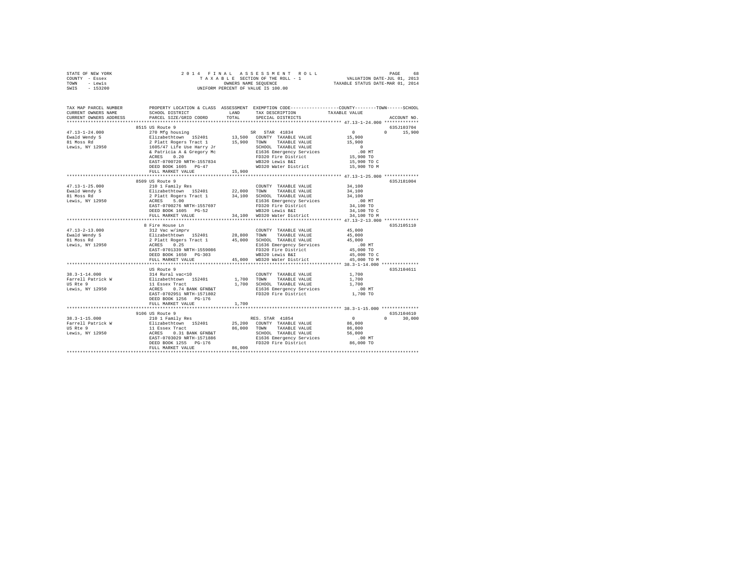STATE OF NEW YORK
COUNTY - Essex
TOWN - Lewis
SWIS - 153200

2014 FINAL ASSESSMENT ROLL
TAXABLE SECTION OF THE ROLL - 1
OWNERS NAME SEQUENCE
UNIFORM PERCENT OF VALUE IS 100.00

VALUATION DATE-JUL 01, 2013
TAXABLE STATUS DATE-MAR 01, 2014

```
TAX MAP PARCEL NUMBER          PROPERTY LOCATION & CLASS  ASSESSMENT  EXEMPTION CODE-----------------COUNTY--------TOWN------SCHOOL
CURRENT OWNERS NAME            SCHOOL DISTRICT              LAND      TAX DESCRIPTION             TAXABLE VALUE
CURRENT OWNERS ADDRESS         PARCEL SIZE/GRID COORD       TOTAL     SPECIAL DISTRICTS                                      ACCOUNT NO.
******************************************************************************************************* 47.13-1-24.000 *************
                               8515 US Route 9                                                                                635J103704
47.13-1-24.000                 270 Mfg housing                        SR  STAR 41834                 0             0      15,900
Ewald Wendy S                  Elizabethtown  152401      13,500   COUNTY  TAXABLE VALUE          15,900
81 Moss Rd                     2 Platt Rogers Tract 1     15,900   TOWN    TAXABLE VALUE          15,900
Lewis, NY 12950                1605/47 Life Use Harry Jr           SCHOOL  TAXABLE VALUE               0
                               & Patricia A & Gregory Mc           E1636 Emergency Services          .00 MT
                               ACRES    0.20                       FD320 Fire District            15,900 TO
                               EAST-0700720 NRTH-1557834           WB320 Lewis B&I                15,900 TO C
                               DEED BOOK 1605   PG-47              WD320 Water District           15,900 TO M
                               FULL MARKET VALUE          15,900
******************************************************************************************************* 47.13-1-25.000 *************
                               8509 US Route 9                                                                                635J181004
47.13-1-25.000                 210 1 Family Res                       COUNTY  TAXABLE VALUE          34,100
Ewald Wendy S                  Elizabethtown  152401      22,000   TOWN    TAXABLE VALUE          34,100
81 Moss Rd                     2 Platt Rogers Tract 1     34,100   SCHOOL  TAXABLE VALUE          34,100
Lewis, NY 12950                ACRES    5.00                       E1636 Emergency Services          .00 MT
                               EAST-0700276 NRTH-1557697           FD320 Fire District            34,100 TO
                               DEED BOOK 1605   PG-52              WB320 Lewis B&I                34,100 TO C
                               FULL MARKET VALUE          34,100   WD320 Water District           34,100 TO M
******************************************************************************************************* 47.13-2-13.000 *************
                               8 Fire House Ln                                                                                635J105110
47.13-2-13.000                 312 Vac w/imprv                        COUNTY  TAXABLE VALUE          45,000
Ewald Wendy S                  Elizabethtown  152401      28,800   TOWN    TAXABLE VALUE          45,000
81 Moss Rd                     2 Platt Rogers Tract 1     45,000   SCHOOL  TAXABLE VALUE          45,000
Lewis, NY 12950                ACRES    0.25                       E1636 Emergency Services          .00 MT
                               EAST-0701339 NRTH-1559086           FD320 Fire District            45,000 TO
                               DEED BOOK 1650   PG-303             WB320 Lewis B&I                45,000 TO C
                               FULL MARKET VALUE          45,000   WD320 Water District           45,000 TO M
******************************************************************************************************* 38.3-1-14.000 **************
                               US Route 9                                                                                     635J104611
38.3-1-14.000                  314 Rural vac<10                       COUNTY  TAXABLE VALUE           1,700
Farrell Patrick W              Elizabethtown  152401       1,700   TOWN    TAXABLE VALUE           1,700
US Rte 9                       11 Essex Tract              1,700   SCHOOL  TAXABLE VALUE           1,700
Lewis, NY 12950                ACRES    0.74 BANK GFNB&T           E1636 Emergency Services          .00 MT
                               EAST-0702951 NRTH-1571802           FD320 Fire District             1,700 TO
                               DEED BOOK 1256   PG-176
                               FULL MARKET VALUE           1,700
******************************************************************************************************* 38.3-1-15.000 **************
                               9106 US Route 9                                                                                635J104610
38.3-1-15.000                  210 1 Family Res                       RES. STAR 41854                0             0      30,000
Farrell Patrick W              Elizabethtown  152401      25,200   COUNTY  TAXABLE VALUE          86,000
US Rte 9                       11 Essex Tract             86,000   TOWN    TAXABLE VALUE          86,000
Lewis, NY 12950                ACRES    0.31 BANK GFNB&T           SCHOOL  TAXABLE VALUE          56,000
                               EAST-0703029 NRTH-1571886           E1636 Emergency Services          .00 MT
                               DEED BOOK 1255   PG-176             FD320 Fire District            86,000 TO
                               FULL MARKET VALUE          86,000
************************************************************************************************************************************
```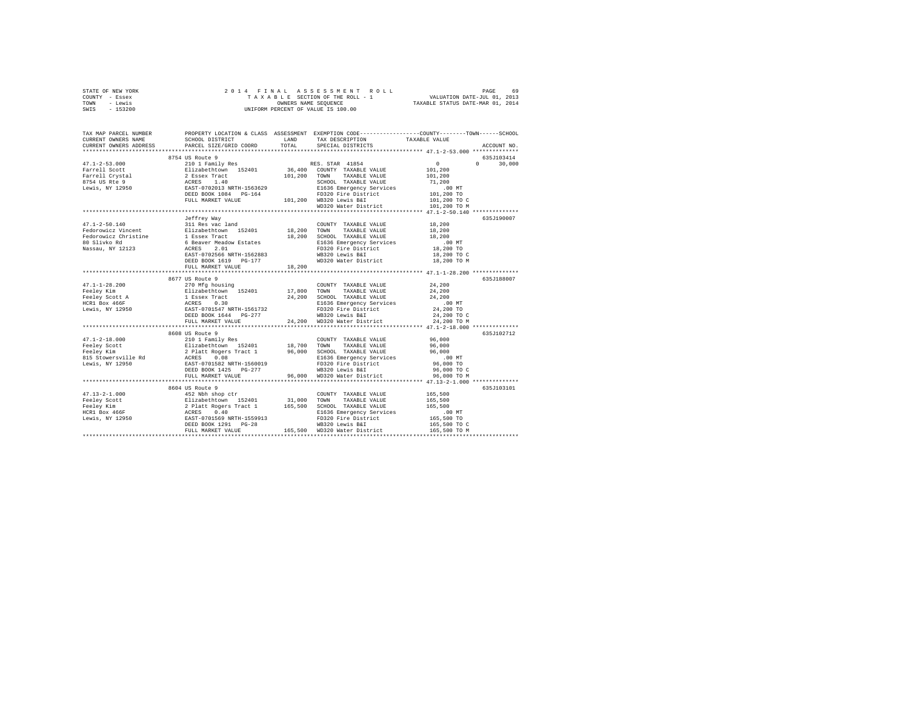STATE OF NEW YORK
COUNTY - Essex
TOWN - Lewis
SWIS - 153200

2 0 1 4 F I N A L A S S E S S M E N T R O L L
T A X A B L E SECTION OF THE ROLL - 1
OWNERS NAME SEQUENCE
UNIFORM PERCENT OF VALUE IS 100.00

VALUATION DATE-JUL 01, 2013
TAXABLE STATUS DATE-MAR 01, 2014

```
TAX MAP PARCEL NUMBER     PROPERTY LOCATION & CLASS  ASSESSMENT  EXEMPTION CODE-----------------COUNTY--------TOWN------SCHOOL
CURRENT OWNERS NAME       SCHOOL DISTRICT             LAND       TAX DESCRIPTION            TAXABLE VALUE
CURRENT OWNERS ADDRESS    PARCEL SIZE/GRID COORD      TOTAL      SPECIAL DISTRICTS                                    ACCOUNT NO.
******************************************************************************************* 47.1-2-53.000 **************
                          8754 US Route 9                                                                           635J103414
47.1-2-53.000             210 1 Family Res                       RES. STAR 41854                  0            0       30,000
Farrell Scott             Elizabethtown  152401       36,400    COUNTY  TAXABLE VALUE          101,200
Farrell Crystal           2 Essex Tract              101,200    TOWN    TAXABLE VALUE          101,200
8754 US Rte 9             ACRES   1.40                          SCHOOL  TAXABLE VALUE           71,200
Lewis, NY 12950           EAST-0702013 NRTH-1563629             E1636 Emergency Services           .00 MT
                          DEED BOOK 1084   PG-164               FD320 Fire District            101,200 TO
                          FULL MARKET VALUE          101,200    WB320 Lewis B&I                101,200 TO C
                                                                WD320 Water District           101,200 TO M
******************************************************************************************* 47.1-2-50.140 **************
                          Jeffrey Way                                                                               635J190007
47.1-2-50.140             311 Res vac land                      COUNTY  TAXABLE VALUE           18,200
Fedorowicz Vincent        Elizabethtown  152401       18,200    TOWN    TAXABLE VALUE           18,200
Fedorowicz Christine      1 Essex Tract               18,200    SCHOOL  TAXABLE VALUE           18,200
80 Slivko Rd              6 Beaver Meadow Estates               E1636 Emergency Services           .00 MT
Nassau, NY 12123          ACRES   2.01                          FD320 Fire District             18,200 TO
                          EAST-0702566 NRTH-1562883             WB320 Lewis B&I                 18,200 TO C
                          DEED BOOK 1619   PG-177               WD320 Water District            18,200 TO M
                          FULL MARKET VALUE           18,200
******************************************************************************************* 47.1-1-28.200 **************
                          8677 US Route 9                                                                           635J188007
47.1-1-28.200             270 Mfg housing                       COUNTY  TAXABLE VALUE           24,200
Feeley Kim                Elizabethtown  152401       17,800    TOWN    TAXABLE VALUE           24,200
Feeley Scott A            1 Essex Tract               24,200    SCHOOL  TAXABLE VALUE           24,200
HCR1 Box 466F             ACRES   0.30                          E1636 Emergency Services           .00 MT
Lewis, NY 12950           EAST-0701547 NRTH-1561732             FD320 Fire District             24,200 TO
                          DEED BOOK 1644   PG-277               WB320 Lewis B&I                 24,200 TO C
                          FULL MARKET VALUE           24,200    WD320 Water District            24,200 TO M
******************************************************************************************* 47.1-2-18.000 **************
                          8608 US Route 9                                                                           635J102712
47.1-2-18.000             210 1 Family Res                      COUNTY  TAXABLE VALUE           96,000
Feeley Scott              Elizabethtown  152401       18,700    TOWN    TAXABLE VALUE           96,000
Feeley Kim                2 Platt Rogers Tract 1      96,000    SCHOOL  TAXABLE VALUE           96,000
815 Stowersville Rd       ACRES   0.08                          E1636 Emergency Services           .00 MT
Lewis, NY 12950           EAST-0701582 NRTH-1560019             FD320 Fire District             96,000 TO
                          DEED BOOK 1425   PG-277               WB320 Lewis B&I                 96,000 TO C
                          FULL MARKET VALUE           96,000    WD320 Water District            96,000 TO M
******************************************************************************************* 47.13-2-1.000 **************
                          8604 US Route 9                                                                           635J103101
47.13-2-1.000             452 Nbh shop ctr                      COUNTY  TAXABLE VALUE          165,500
Feeley Scott              Elizabethtown  152401       31,000    TOWN    TAXABLE VALUE          165,500
Feeley Kim                2 Platt Rogers Tract 1     165,500    SCHOOL  TAXABLE VALUE          165,500
HCR1 Box 466F             ACRES   0.40                          E1636 Emergency Services           .00 MT
Lewis, NY 12950           EAST-0701569 NRTH-1559913             FD320 Fire District            165,500 TO
                          DEED BOOK 1291   PG-28                WB320 Lewis B&I                165,500 TO C
                          FULL MARKET VALUE          165,500    WD320 Water District           165,500 TO M
************************************************************************************************************************
```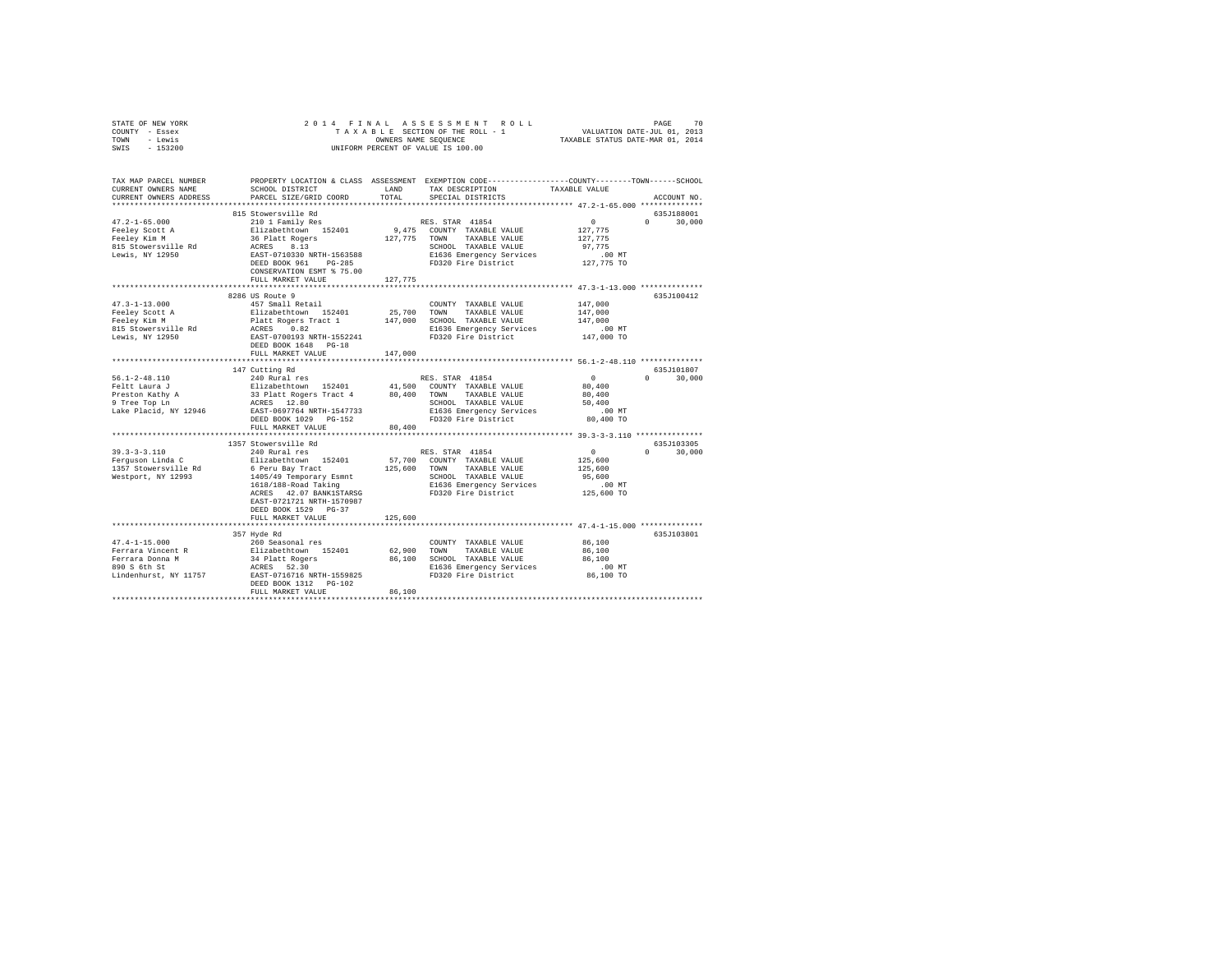STATE OF NEW YORK
COUNTY - Essex
TOWN - Lewis
SWIS - 153200

2014 FINAL ASSESSMENT ROLL
TAXABLE SECTION OF THE ROLL - 1
OWNERS NAME SEQUENCE
UNIFORM PERCENT OF VALUE IS 100.00

VALUATION DATE-JUL 01, 2013
TAXABLE STATUS DATE-MAR 01, 2014

| TAX MAP PARCEL NUMBER / CURRENT OWNERS NAME / CURRENT OWNERS ADDRESS | PROPERTY LOCATION & CLASS / SCHOOL DISTRICT / PARCEL SIZE/GRID COORD | ASSESSMENT LAND | TOTAL | EXEMPTION CODE / TAX DESCRIPTION / SPECIAL DISTRICTS | COUNTY TAXABLE VALUE | TOWN | SCHOOL | ACCOUNT NO. |
|---|---|---|---|---|---|---|---|---|
| **47.2-1-65.000** | 815 Stowersville Rd | | | | | | | 635J188001 |
| 47.2-1-65.000 | 210 1 Family Res | | | RES. STAR 41854 | 0 | 0 | 30,000 | |
| Feeley Scott A | Elizabethtown 152401 | 9,475 | | COUNTY TAXABLE VALUE | 127,775 | | | |
| Feeley Kim M | 36 Platt Rogers | | 127,775 | TOWN TAXABLE VALUE | 127,775 | | | |
| 815 Stowersville Rd | ACRES 8.13 | | | SCHOOL TAXABLE VALUE | 97,775 | | | |
| Lewis, NY 12950 | EAST-0710330 NRTH-1563588 | | | E1636 Emergency Services | .00 MT | | | |
| | DEED BOOK 961 PG-285 | | | FD320 Fire District | 127,775 TO | | | |
| | CONSERVATION ESMT % 75.00 | | | | | | | |
| | FULL MARKET VALUE | | 127,775 | | | | | |
| **47.3-1-13.000** | 8286 US Route 9 | | | | | | | 635J100412 |
| 47.3-1-13.000 | 457 Small Retail | | | COUNTY TAXABLE VALUE | 147,000 | | | |
| Feeley Scott A | Elizabethtown 152401 | 25,700 | | TOWN TAXABLE VALUE | 147,000 | | | |
| Feeley Kim M | Platt Rogers Tract 1 | | 147,000 | SCHOOL TAXABLE VALUE | 147,000 | | | |
| 815 Stowersville Rd | ACRES 0.82 | | | E1636 Emergency Services | .00 MT | | | |
| Lewis, NY 12950 | EAST-0700193 NRTH-1552241 | | | FD320 Fire District | 147,000 TO | | | |
| | DEED BOOK 1648 PG-18 | | | | | | | |
| | FULL MARKET VALUE | | 147,000 | | | | | |
| **56.1-2-48.110** | 147 Cutting Rd | | | | | | | 635J101807 |
| 56.1-2-48.110 | 240 Rural res | | | RES. STAR 41854 | 0 | 0 | 30,000 | |
| Feltt Laura J | Elizabethtown 152401 | 41,500 | | COUNTY TAXABLE VALUE | 80,400 | | | |
| Preston Kathy A | 33 Platt Rogers Tract 4 | | 80,400 | TOWN TAXABLE VALUE | 80,400 | | | |
| 9 Tree Top Ln | ACRES 12.80 | | | SCHOOL TAXABLE VALUE | 50,400 | | | |
| Lake Placid, NY 12946 | EAST-0697764 NRTH-1547733 | | | E1636 Emergency Services | .00 MT | | | |
| | DEED BOOK 1029 PG-152 | | | FD320 Fire District | 80,400 TO | | | |
| | FULL MARKET VALUE | | 80,400 | | | | | |
| **39.3-3-3.110** | 1357 Stowersville Rd | | | | | | | 635J103305 |
| 39.3-3-3.110 | 240 Rural res | | | RES. STAR 41854 | 0 | 0 | 30,000 | |
| Ferguson Linda C | Elizabethtown 152401 | 57,700 | | COUNTY TAXABLE VALUE | 125,600 | | | |
| 1357 Stowersville Rd | 6 Peru Bay Tract | | 125,600 | TOWN TAXABLE VALUE | 125,600 | | | |
| Westport, NY 12993 | 1405/49 Temporary Esmnt | | | SCHOOL TAXABLE VALUE | 95,600 | | | |
| | 1618/188-Road Taking | | | E1636 Emergency Services | .00 MT | | | |
| | ACRES 42.07 BANK1STARSG | | | FD320 Fire District | 125,600 TO | | | |
| | EAST-0721721 NRTH-1570987 | | | | | | | |
| | DEED BOOK 1529 PG-37 | | | | | | | |
| | FULL MARKET VALUE | | 125,600 | | | | | |
| **47.4-1-15.000** | 357 Hyde Rd | | | | | | | 635J103801 |
| 47.4-1-15.000 | 260 Seasonal res | | | COUNTY TAXABLE VALUE | 86,100 | | | |
| Ferrara Vincent R | Elizabethtown 152401 | 62,900 | | TOWN TAXABLE VALUE | 86,100 | | | |
| Ferrara Donna M | 34 Platt Rogers | | 86,100 | SCHOOL TAXABLE VALUE | 86,100 | | | |
| 890 S 6th St | ACRES 52.30 | | | E1636 Emergency Services | .00 MT | | | |
| Lindenhurst, NY 11757 | EAST-0716716 NRTH-1559825 | | | FD320 Fire District | 86,100 TO | | | |
| | DEED BOOK 1312 PG-102 | | | | | | | |
| | FULL MARKET VALUE | | 86,100 | | | | | |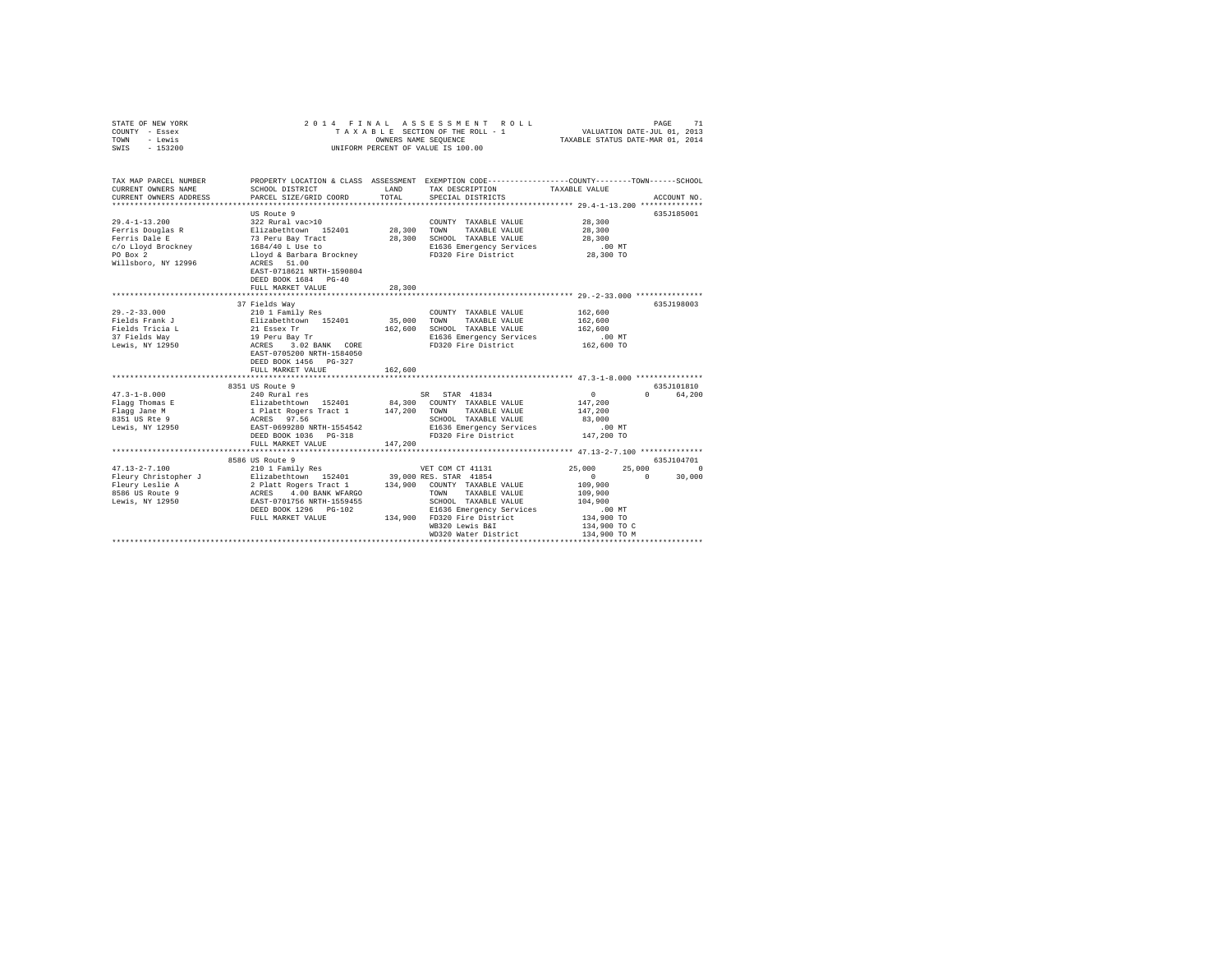STATE OF NEW YORK — 2014 FINAL ASSESSMENT ROLL — PAGE 71
COUNTY - Essex — TAXABLE SECTION OF THE ROLL - 1 — VALUATION DATE-JUL 01, 2013
TOWN - Lewis — OWNERS NAME SEQUENCE — TAXABLE STATUS DATE-MAR 01, 2014
SWIS - 153200 — UNIFORM PERCENT OF VALUE IS 100.00

| TAX MAP PARCEL NUMBER / CURRENT OWNERS NAME / CURRENT OWNERS ADDRESS | PROPERTY LOCATION & CLASS / SCHOOL DISTRICT / PARCEL SIZE/GRID COORD | ASSESSMENT LAND / TOTAL | EXEMPTION CODE / TAX DESCRIPTION / SPECIAL DISTRICTS | COUNTY TAXABLE VALUE | TOWN | SCHOOL | ACCOUNT NO. |
|---|---|---|---|---|---|---|---|
| **29.4-1-13.200** | US Route 9 | | | | | | 635J185001 |
| 29.4-1-13.200 | 322 Rural vac>10 | | COUNTY TAXABLE VALUE | 28,300 | | | |
| Ferris Douglas R | Elizabethtown 152401 | 28,300 | TOWN TAXABLE VALUE | 28,300 | | | |
| Ferris Dale E | 73 Peru Bay Tract | 28,300 | SCHOOL TAXABLE VALUE | 28,300 | | | |
| c/o Lloyd Brockney | 1684/40 L Use to | | E1636 Emergency Services | .00 MT | | | |
| PO Box 2 | Lloyd & Barbara Brockney | | FD320 Fire District | 28,300 TO | | | |
| Willsboro, NY 12996 | ACRES 51.00 | | | | | | |
| | EAST-0718621 NRTH-1590804 | | | | | | |
| | DEED BOOK 1684 PG-40 | | | | | | |
| | FULL MARKET VALUE | 28,300 | | | | | |
| **29.-2-33.000** | 37 Fields Way | | | | | | 635J198003 |
| 29.-2-33.000 | 210 1 Family Res | | COUNTY TAXABLE VALUE | 162,600 | | | |
| Fields Frank J | Elizabethtown 152401 | 35,000 | TOWN TAXABLE VALUE | 162,600 | | | |
| Fields Tricia L | 21 Essex Tr | 162,600 | SCHOOL TAXABLE VALUE | 162,600 | | | |
| 37 Fields Way | 19 Peru Bay Tr | | E1636 Emergency Services | .00 MT | | | |
| Lewis, NY 12950 | ACRES 3.02 BANK CORE | | FD320 Fire District | 162,600 TO | | | |
| | EAST-0705200 NRTH-1584050 | | | | | | |
| | DEED BOOK 1456 PG-327 | | | | | | |
| | FULL MARKET VALUE | 162,600 | | | | | |
| **47.3-1-8.000** | 8351 US Route 9 | | | | | | 635J101810 |
| 47.3-1-8.000 | 240 Rural res | | SR STAR 41834 | 0 | 0 | 64,200 | |
| Flagg Thomas E | Elizabethtown 152401 | 84,300 | COUNTY TAXABLE VALUE | 147,200 | | | |
| Flagg Jane M | 1 Platt Rogers Tract 1 | 147,200 | TOWN TAXABLE VALUE | 147,200 | | | |
| 8351 US Rte 9 | ACRES 97.56 | | SCHOOL TAXABLE VALUE | 83,000 | | | |
| Lewis, NY 12950 | EAST-0699280 NRTH-1554542 | | E1636 Emergency Services | .00 MT | | | |
| | DEED BOOK 1036 PG-318 | | FD320 Fire District | 147,200 TO | | | |
| | FULL MARKET VALUE | 147,200 | | | | | |
| **47.13-2-7.100** | 8586 US Route 9 | | | | | | 635J104701 |
| 47.13-2-7.100 | 210 1 Family Res | | VET COM CT 41131 | 25,000 | 25,000 | 0 | |
| Fleury Christopher J | Elizabethtown 152401 | 39,000 | RES. STAR 41854 | 0 | 0 | 30,000 | |
| Fleury Leslie A | 2 Platt Rogers Tract 1 | 134,900 | COUNTY TAXABLE VALUE | 109,900 | | | |
| 8586 US Route 9 | ACRES 4.00 BANK WFARGO | | TOWN TAXABLE VALUE | 109,900 | | | |
| Lewis, NY 12950 | EAST-0701756 NRTH-1559455 | | SCHOOL TAXABLE VALUE | 104,900 | | | |
| | DEED BOOK 1296 PG-102 | | E1636 Emergency Services | .00 MT | | | |
| | FULL MARKET VALUE | 134,900 | FD320 Fire District | 134,900 TO | | | |
| | | | WB320 Lewis B&I | 134,900 TO C | | | |
| | | | WD320 Water District | 134,900 TO M | | | |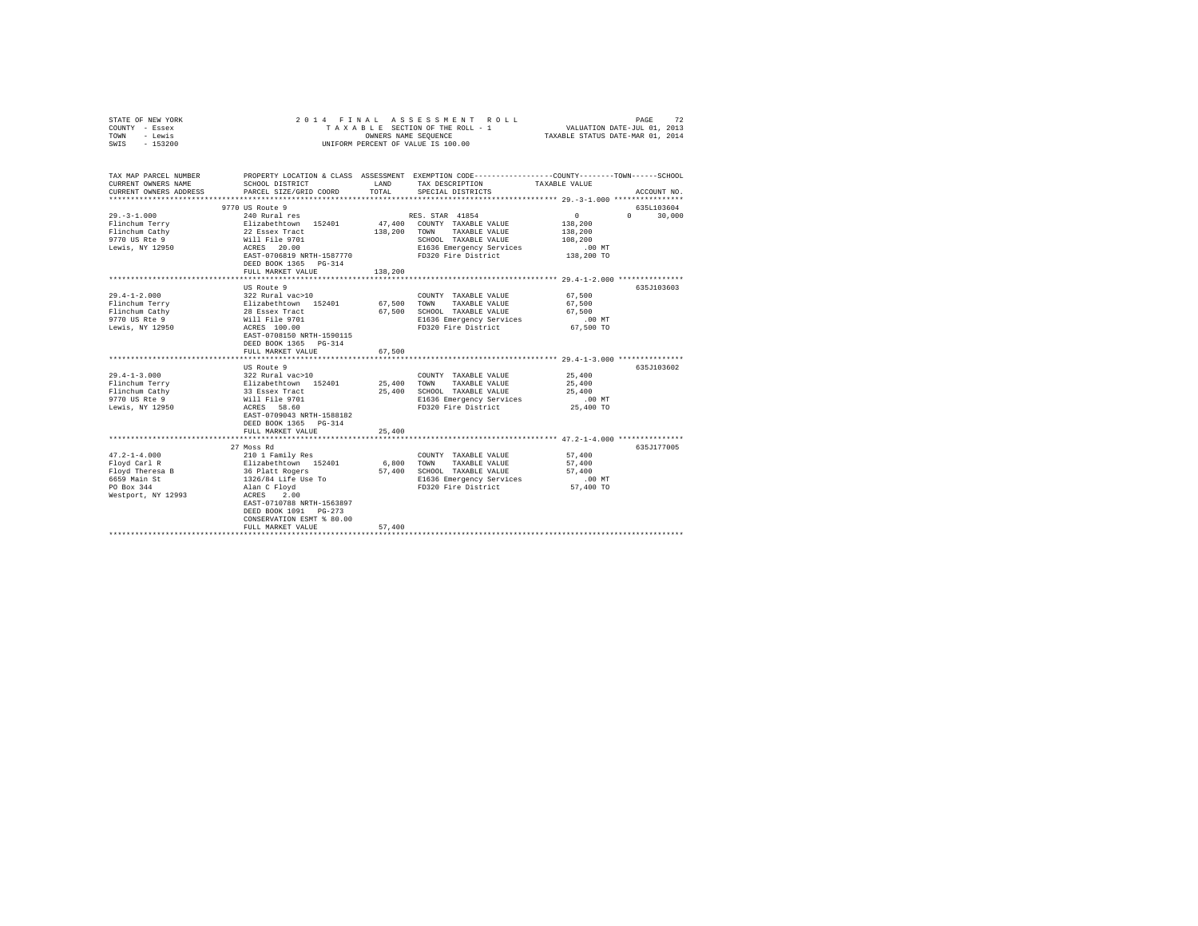STATE OF NEW YORK
COUNTY - Essex
TOWN - Lewis
SWIS - 153200

2014 FINAL ASSESSMENT ROLL
TAXABLE SECTION OF THE ROLL - 1
OWNERS NAME SEQUENCE
UNIFORM PERCENT OF VALUE IS 100.00

VALUATION DATE-JUL 01, 2013
TAXABLE STATUS DATE-MAR 01, 2014

```
TAX MAP PARCEL NUMBER        PROPERTY LOCATION & CLASS  ASSESSMENT  EXEMPTION CODE-----------------COUNTY--------TOWN------SCHOOL
CURRENT OWNERS NAME          SCHOOL DISTRICT               LAND      TAX DESCRIPTION            TAXABLE VALUE
CURRENT OWNERS ADDRESS       PARCEL SIZE/GRID COORD        TOTAL     SPECIAL DISTRICTS                                   ACCOUNT NO.
******************************************************************************************************* 29.-3-1.000 ****************
                             9770 US Route 9                                                                         635L103604
29.-3-1.000                  240 Rural res                          RES. STAR  41854                  0          0      30,000
Flinchum Terry               Elizabethtown  152401       47,400    COUNTY  TAXABLE VALUE          138,200
Flinchum Cathy               22 Essex Tract             138,200    TOWN    TAXABLE VALUE          138,200
9770 US Rte 9                Will File 9701                         SCHOOL  TAXABLE VALUE          108,200
Lewis, NY 12950              ACRES   20.00                          E1636 Emergency Services           .00 MT
                             EAST-0706819 NRTH-1587770              FD320 Fire District            138,200 TO
                             DEED BOOK 1365   PG-314
                             FULL MARKET VALUE          138,200
******************************************************************************************************* 29.4-1-2.000 ***************
                             US Route 9                                                                              635J103603
29.4-1-2.000                 322 Rural vac>10                       COUNTY  TAXABLE VALUE           67,500
Flinchum Terry               Elizabethtown  152401       67,500    TOWN    TAXABLE VALUE           67,500
Flinchum Cathy               28 Essex Tract              67,500    SCHOOL  TAXABLE VALUE           67,500
9770 US Rte 9                Will File 9701                         E1636 Emergency Services           .00 MT
Lewis, NY 12950              ACRES  100.00                          FD320 Fire District             67,500 TO
                             EAST-0708150 NRTH-1590115
                             DEED BOOK 1365   PG-314
                             FULL MARKET VALUE           67,500
******************************************************************************************************* 29.4-1-3.000 ***************
                             US Route 9                                                                              635J103602
29.4-1-3.000                 322 Rural vac>10                       COUNTY  TAXABLE VALUE           25,400
Flinchum Terry               Elizabethtown  152401       25,400    TOWN    TAXABLE VALUE           25,400
Flinchum Cathy               33 Essex Tract              25,400    SCHOOL  TAXABLE VALUE           25,400
9770 US Rte 9                Will File 9701                         E1636 Emergency Services           .00 MT
Lewis, NY 12950              ACRES   58.60                          FD320 Fire District             25,400 TO
                             EAST-0709043 NRTH-1588182
                             DEED BOOK 1365   PG-314
                             FULL MARKET VALUE           25,400
******************************************************************************************************* 47.2-1-4.000 ***************
                             27 Moss Rd                                                                              635J177005
47.2-1-4.000                 210 1 Family Res                       COUNTY  TAXABLE VALUE           57,400
Floyd Carl R                 Elizabethtown  152401        6,800    TOWN    TAXABLE VALUE           57,400
Floyd Theresa B              36 Platt Rogers             57,400    SCHOOL  TAXABLE VALUE           57,400
6659 Main St                 1326/84 Life Use To                    E1636 Emergency Services           .00 MT
PO Box 344                   Alan C Floyd                           FD320 Fire District             57,400 TO
Westport, NY 12993           ACRES    2.00
                             EAST-0710708 NRTH-1563897
                             DEED BOOK 1091   PG-273
                             CONSERVATION ESMT % 80.00
                             FULL MARKET VALUE           57,400
************************************************************************************************************************************
```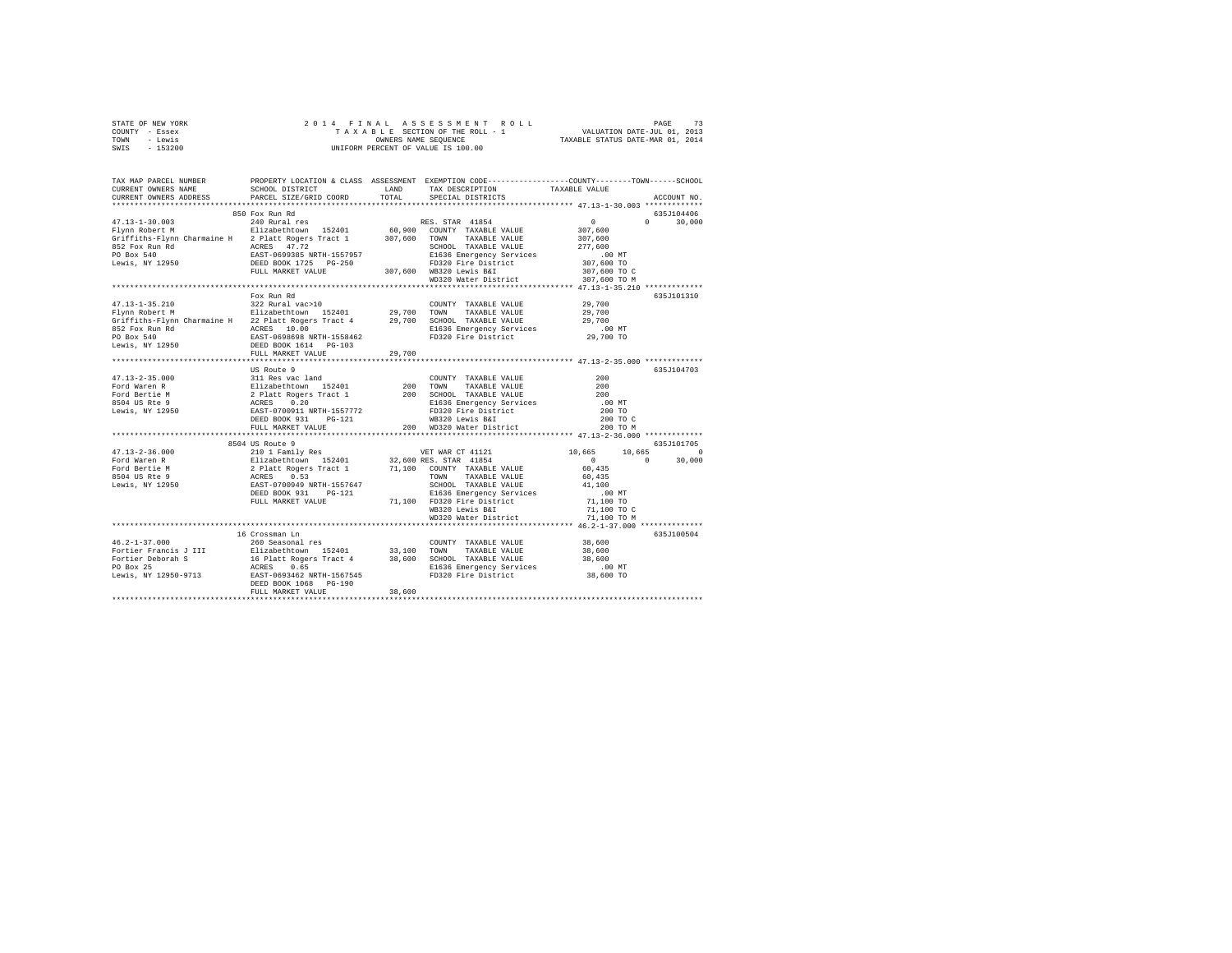STATE OF NEW YORK
COUNTY - Essex
TOWN - Lewis
SWIS - 153200

2014 FINAL ASSESSMENT ROLL
TAXABLE SECTION OF THE ROLL - 1
OWNERS NAME SEQUENCE
UNIFORM PERCENT OF VALUE IS 100.00

VALUATION DATE-JUL 01, 2013
TAXABLE STATUS DATE-MAR 01, 2014

| TAX MAP PARCEL NUMBER / CURRENT OWNERS NAME / CURRENT OWNERS ADDRESS | PROPERTY LOCATION & CLASS / SCHOOL DISTRICT / PARCEL SIZE/GRID COORD | ASSESSMENT LAND / TOTAL | EXEMPTION CODE / TAX DESCRIPTION / SPECIAL DISTRICTS | COUNTY | TOWN | SCHOOL / ACCOUNT NO. |
|---|---|---|---|---|---|---|
| 47.13-1-30.003 | 850 Fox Run Rd | | | | | 635J104406 |
| Flynn Robert M | 240 Rural res | | RES. STAR 41854 | 0 | 0 | 30,000 |
| Griffiths-Flynn Charmaine H | Elizabethtown 152401 | 60,900 | COUNTY TAXABLE VALUE | 307,600 | | |
| 852 Fox Run Rd | 2 Platt Rogers Tract 1 | 307,600 | TOWN TAXABLE VALUE | 307,600 | | |
| PO Box 540 | ACRES 47.72 | | SCHOOL TAXABLE VALUE | 277,600 | | |
| Lewis, NY 12950 | EAST-0699385 NRTH-1557957 | | E1636 Emergency Services | .00 MT | | |
| | DEED BOOK 1725 PG-250 | | FD320 Fire District | 307,600 TO | | |
| | FULL MARKET VALUE | 307,600 | WB320 Lewis B&I | 307,600 TO C | | |
| | | | WD320 Water District | 307,600 TO M | | |
| 47.13-1-35.210 | Fox Run Rd | | | | | 635J101310 |
| Flynn Robert M | 322 Rural vac>10 | | COUNTY TAXABLE VALUE | 29,700 | | |
| Griffiths-Flynn Charmaine H | Elizabethtown 152401 | 29,700 | TOWN TAXABLE VALUE | 29,700 | | |
| 852 Fox Run Rd | 22 Platt Rogers Tract 4 | 29,700 | SCHOOL TAXABLE VALUE | 29,700 | | |
| PO Box 540 | ACRES 10.00 | | E1636 Emergency Services | .00 MT | | |
| Lewis, NY 12950 | EAST-0698698 NRTH-1558462 | | FD320 Fire District | 29,700 TO | | |
| | DEED BOOK 1614 PG-103 | | | | | |
| | FULL MARKET VALUE | 29,700 | | | | |
| 47.13-2-35.000 | US Route 9 | | | | | 635J104703 |
| Ford Waren R | 311 Res vac land | | COUNTY TAXABLE VALUE | 200 | | |
| Ford Bertie M | Elizabethtown 152401 | 200 | TOWN TAXABLE VALUE | 200 | | |
| 8504 US Rte 9 | 2 Platt Rogers Tract 1 | 200 | SCHOOL TAXABLE VALUE | 200 | | |
| Lewis, NY 12950 | ACRES 0.20 | | E1636 Emergency Services | .00 MT | | |
| | EAST-0700911 NRTH-1557772 | | FD320 Fire District | 200 TO | | |
| | DEED BOOK 931 PG-121 | | WB320 Lewis B&I | 200 TO C | | |
| | FULL MARKET VALUE | 200 | WD320 Water District | 200 TO M | | |
| 47.13-2-36.000 | 8504 US Route 9 | | | | | 635J101705 |
| Ford Waren R | 210 1 Family Res | | VET WAR CT 41121 | 10,665 | 10,665 | 0 |
| Ford Bertie M | Elizabethtown 152401 | 32,600 | RES. STAR 41854 | 0 | 0 | 30,000 |
| 8504 US Rte 9 | 2 Platt Rogers Tract 1 | 71,100 | COUNTY TAXABLE VALUE | 60,435 | | |
| Lewis, NY 12950 | ACRES 0.53 | | TOWN TAXABLE VALUE | 60,435 | | |
| | EAST-0700949 NRTH-1557647 | | SCHOOL TAXABLE VALUE | 41,100 | | |
| | DEED BOOK 931 PG-121 | | E1636 Emergency Services | .00 MT | | |
| | FULL MARKET VALUE | 71,100 | FD320 Fire District | 71,100 TO | | |
| | | | WB320 Lewis B&I | 71,100 TO C | | |
| | | | WD320 Water District | 71,100 TO M | | |
| 46.2-1-37.000 | 16 Crossman Ln | | | | | 635J100504 |
| Fortier Francis J III | 260 Seasonal res | | COUNTY TAXABLE VALUE | 38,600 | | |
| Fortier Deborah S | Elizabethtown 152401 | 33,100 | TOWN TAXABLE VALUE | 38,600 | | |
| PO Box 25 | 16 Platt Rogers Tract 4 | 38,600 | SCHOOL TAXABLE VALUE | 38,600 | | |
| Lewis, NY 12950-9713 | ACRES 0.65 | | E1636 Emergency Services | .00 MT | | |
| | EAST-0693462 NRTH-1567545 | | FD320 Fire District | 38,600 TO | | |
| | DEED BOOK 1068 PG-190 | | | | | |
| | FULL MARKET VALUE | 38,600 | | | | |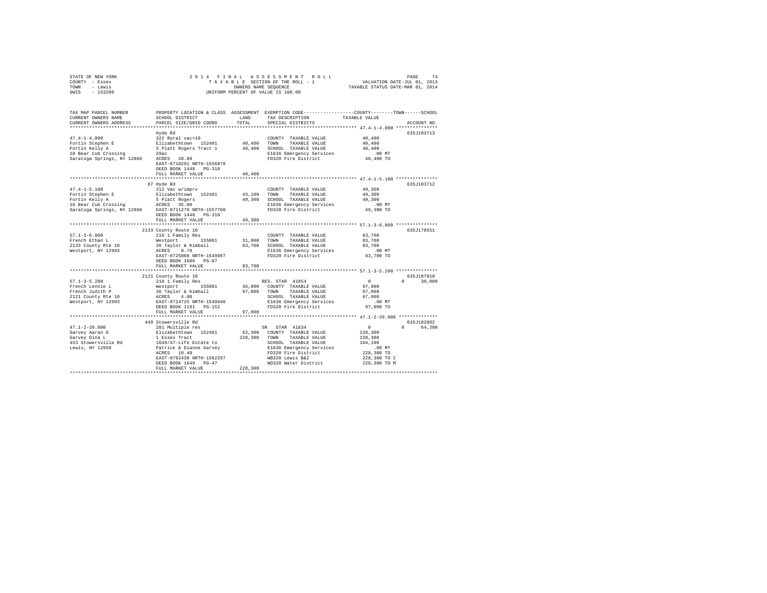STATE OF NEW YORK — 2014 FINAL ASSESSMENT ROLL
COUNTY - Essex — TAXABLE SECTION OF THE ROLL - 1 — VALUATION DATE-JUL 01, 2013
TOWN - Lewis — OWNERS NAME SEQUENCE — TAXABLE STATUS DATE-MAR 01, 2014
SWIS - 153200 — UNIFORM PERCENT OF VALUE IS 100.00

| TAX MAP PARCEL NUMBER / CURRENT OWNERS NAME / CURRENT OWNERS ADDRESS | PROPERTY LOCATION & CLASS / SCHOOL DISTRICT / PARCEL SIZE/GRID COORD | ASSESSMENT LAND | TOTAL | EXEMPTION CODE / TAX DESCRIPTION / SPECIAL DISTRICTS | COUNTY / TOWN / SCHOOL TAXABLE VALUE | ACCOUNT NO. |
|---|---|---|---|---|---|---|
| **47.4-1-4.000** | Hyde Rd | | | | | 635J103713 |
| 47.4-1-4.000 | 322 Rural vac>10 | | | COUNTY TAXABLE VALUE | 40,400 | |
| Fortin Stephen E | Elizabethtown 152401 | 40,400 | | TOWN TAXABLE VALUE | 40,400 | |
| Fortin Kelly A | 5 Platt Rogers Tract 1 | | 40,400 | SCHOOL TAXABLE VALUE | 40,400 | |
| 10 Bear Cub Crossing | 29ac | | | E1636 Emergency Services | .00 MT | |
| Saratoga Springs, NY 12866 | ACRES 28.80 | | | FD320 Fire District | 40,400 TO | |
| | EAST-0710291 NRTH-1556878 | | | | | |
| | DEED BOOK 1448 PG-318 | | | | | |
| | FULL MARKET VALUE | | 40,400 | | | |
| **47.4-1-5.100** | 87 Hyde Rd | | | | | 635J103712 |
| 47.4-1-5.100 | 312 Vac w/imprv | | | COUNTY TAXABLE VALUE | 49,300 | |
| Fortin Stephen E | Elizabethtown 152401 | 43,100 | | TOWN TAXABLE VALUE | 49,300 | |
| Fortin Kelly A | 5 Platt Rogers | | 49,300 | SCHOOL TAXABLE VALUE | 49,300 | |
| 10 Bear Cub Crossing | ACRES 35.00 | | | E1636 Emergency Services | .00 MT | |
| Saratoga Springs, NY 12866 | EAST-0711278 NRTH-1557760 | | | FD320 Fire District | 49,300 TO | |
| | DEED BOOK 1448 PG-318 | | | | | |
| | FULL MARKET VALUE | | 49,300 | | | |
| **57.1-3-6.000** | 2133 County Route 10 | | | | | 635J178551 |
| 57.1-3-6.000 | 210 1 Family Res | | | COUNTY TAXABLE VALUE | 83,700 | |
| French Ethan L | Westport 155001 | 31,000 | | TOWN TAXABLE VALUE | 83,700 | |
| 2133 County Rte 10 | 36 Taylor & Kimball | | 83,700 | SCHOOL TAXABLE VALUE | 83,700 | |
| Westport, NY 12993 | ACRES 0.70 | | | E1636 Emergency Services | .00 MT | |
| | EAST-0725008 NRTH-1549897 | | | FD320 Fire District | 83,700 TO | |
| | DEED BOOK 1686 PG-87 | | | | | |
| | FULL MARKET VALUE | | 83,700 | | | |
| **57.1-3-5.200** | 2121 County Route 10 | | | | | 635J187010 |
| 57.1-3-5.200 | 210 1 Family Res | | | RES. STAR 41854 | 0 0 30,000 | |
| French Lennie L | Westport 155001 | 36,000 | | COUNTY TAXABLE VALUE | 97,000 | |
| French Judith P | 36 Taylor & Kimball | | 97,000 | TOWN TAXABLE VALUE | 97,000 | |
| 2121 County Rte 10 | ACRES 4.00 | | | SCHOOL TAXABLE VALUE | 67,000 | |
| Westport, NY 12993 | EAST-0724725 NRTH-1549940 | | | E1636 Emergency Services | .00 MT | |
| | DEED BOOK 1191 PG-152 | | | FD320 Fire District | 97,000 TO | |
| | FULL MARKET VALUE | | 97,000 | | | |
| **47.1-2-39.000** | 449 Stowersville Rd | | | | | 635J102002 |
| 47.1-2-39.000 | 281 Multiple res | | | SR STAR 41834 | 0 0 64,200 | |
| Garvey Aaran D | Elizabethtown 152401 | 62,300 | | COUNTY TAXABLE VALUE | 228,300 | |
| Garvey Dina L | 1 Essex Tract | | 228,300 | TOWN TAXABLE VALUE | 228,300 | |
| 453 Stowersville Rd | 1649/47-Life Estate to | | | SCHOOL TAXABLE VALUE | 164,100 | |
| Lewis, NY 12950 | Patrick & Dianne Garvey | | | E1636 Emergency Services | .00 MT | |
| | ACRES 10.40 | | | FD320 Fire District | 228,300 TO | |
| | EAST-0702438 NRTH-1562297 | | | WB320 Lewis B&I | 228,300 TO C | |
| | DEED BOOK 1649 PG-47 | | | WD320 Water District | 228,300 TO M | |
| | FULL MARKET VALUE | | 228,300 | | | |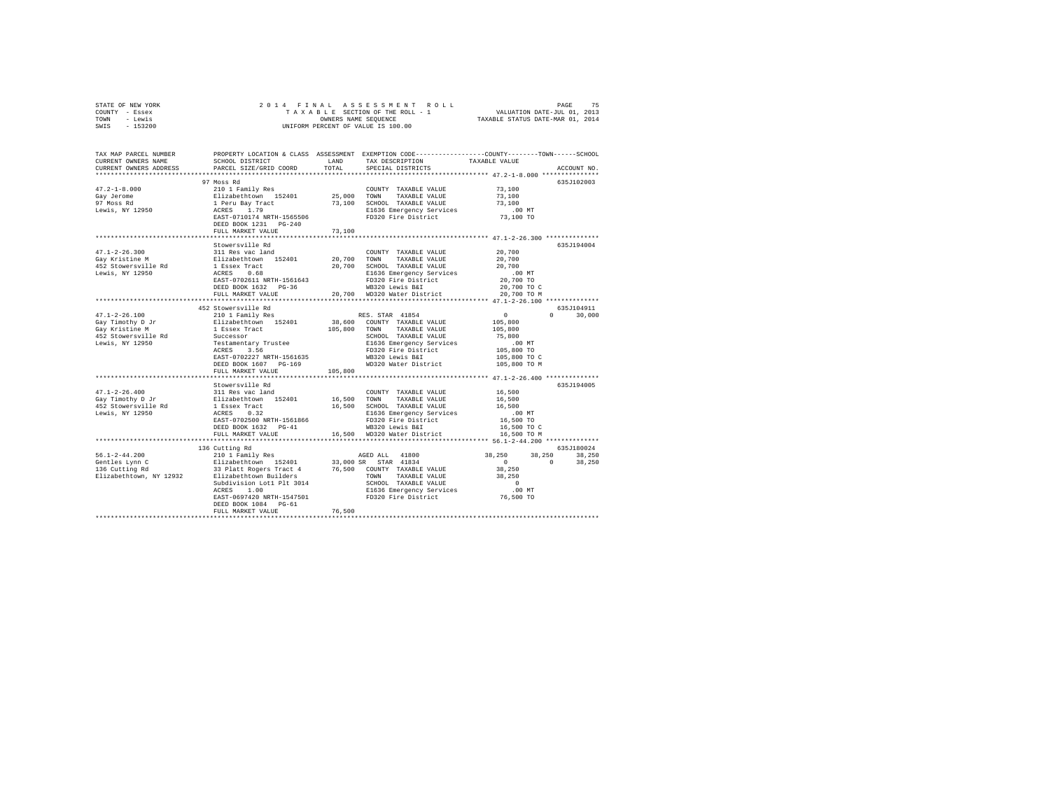STATE OF NEW YORK | 2014 FINAL ASSESSMENT ROLL | PAGE 75
COUNTY - Essex | TAXABLE SECTION OF THE ROLL - 1 | VALUATION DATE-JUL 01, 2013
TOWN - Lewis | OWNERS NAME SEQUENCE | TAXABLE STATUS DATE-MAR 01, 2014
SWIS - 153200 | UNIFORM PERCENT OF VALUE IS 100.00

```
TAX MAP PARCEL NUMBER      PROPERTY LOCATION & CLASS  ASSESSMENT  EXEMPTION CODE-----------------COUNTY--------TOWN------SCHOOL
CURRENT OWNERS NAME        SCHOOL DISTRICT            LAND        TAX DESCRIPTION            TAXABLE VALUE
CURRENT OWNERS ADDRESS     PARCEL SIZE/GRID COORD     TOTAL       SPECIAL DISTRICTS                                     ACCOUNT NO.
*************************************************************************************************** 47.2-1-8.000 ***************
                           97 Moss Rd                                                                                 635J102003
47.2-1-8.000               210 1 Family Res                       COUNTY  TAXABLE VALUE            73,100
Gay Jerome                 Elizabethtown  152401      25,000      TOWN    TAXABLE VALUE            73,100
97 Moss Rd                 1 Peru Bay Tract           73,100      SCHOOL  TAXABLE VALUE            73,100
Lewis, NY 12950            ACRES   1.79                           E1636 Emergency Services            .00 MT
                           EAST-0710174 NRTH-1565506              FD320 Fire District              73,100 TO
                           DEED BOOK 1231   PG-240
                           FULL MARKET VALUE          73,100
*************************************************************************************************** 47.1-2-26.300 **************
                           Stowersville Rd                                                                            635J194004
47.1-2-26.300              311 Res vac land                       COUNTY  TAXABLE VALUE            20,700
Gay Kristine M             Elizabethtown  152401      20,700      TOWN    TAXABLE VALUE            20,700
452 Stowersville Rd        1 Essex Tract              20,700      SCHOOL  TAXABLE VALUE            20,700
Lewis, NY 12950            ACRES   0.68                           E1636 Emergency Services            .00 MT
                           EAST-0702611 NRTH-1561643              FD320 Fire District              20,700 TO
                           DEED BOOK 1632   PG-36                 WB320 Lewis B&I                  20,700 TO C
                           FULL MARKET VALUE          20,700      WD320 Water District             20,700 TO M
*************************************************************************************************** 47.1-2-26.100 **************
                           452 Stowersville Rd                                                                        635J104911
47.1-2-26.100              210 1 Family Res                       RES. STAR  41854                      0          0      30,000
Gay Timothy D Jr           Elizabethtown  152401      38,600      COUNTY  TAXABLE VALUE           105,800
Gay Kristine M             1 Essex Tract             105,800      TOWN    TAXABLE VALUE           105,800
452 Stowersville Rd        Successor                              SCHOOL  TAXABLE VALUE            75,800
Lewis, NY 12950            Testamentary Trustee                   E1636 Emergency Services            .00 MT
                           ACRES   3.56                           FD320 Fire District             105,800 TO
                           EAST-0702227 NRTH-1561635              WB320 Lewis B&I                 105,800 TO C
                           DEED BOOK 1607   PG-169                WD320 Water District            105,800 TO M
                           FULL MARKET VALUE         105,800
*************************************************************************************************** 47.1-2-26.400 **************
                           Stowersville Rd                                                                            635J194005
47.1-2-26.400              311 Res vac land                       COUNTY  TAXABLE VALUE            16,500
Gay Timothy D Jr           Elizabethtown  152401      16,500      TOWN    TAXABLE VALUE            16,500
452 Stowersville Rd        1 Essex Tract              16,500      SCHOOL  TAXABLE VALUE            16,500
Lewis, NY 12950            ACRES   0.32                           E1636 Emergency Services            .00 MT
                           EAST-0702500 NRTH-1561866              FD320 Fire District              16,500 TO
                           DEED BOOK 1632   PG-41                 WB320 Lewis B&I                  16,500 TO C
                           FULL MARKET VALUE          16,500      WD320 Water District             16,500 TO M
*************************************************************************************************** 56.1-2-44.200 **************
                           136 Cutting Rd                                                                             635J180024
56.1-2-44.200              210 1 Family Res                       AGED ALL  41800                  38,250     38,250      38,250
Gentles Lynn C             Elizabethtown  152401      33,000 SR   STAR  41834                           0          0      38,250
136 Cutting Rd             33 Platt Rogers Tract 4    76,500      COUNTY  TAXABLE VALUE            38,250
Elizabethtown, NY 12932    Elizabethtown Builders                 TOWN    TAXABLE VALUE            38,250
                           Subdivision Lot1 Plt 3014              SCHOOL  TAXABLE VALUE                 0
                           ACRES   1.00                           E1636 Emergency Services            .00 MT
                           EAST-0697420 NRTH-1547501              FD320 Fire District              76,500 TO
                           DEED BOOK 1084   PG-61
                           FULL MARKET VALUE          76,500
********************************************************************************************************************************
```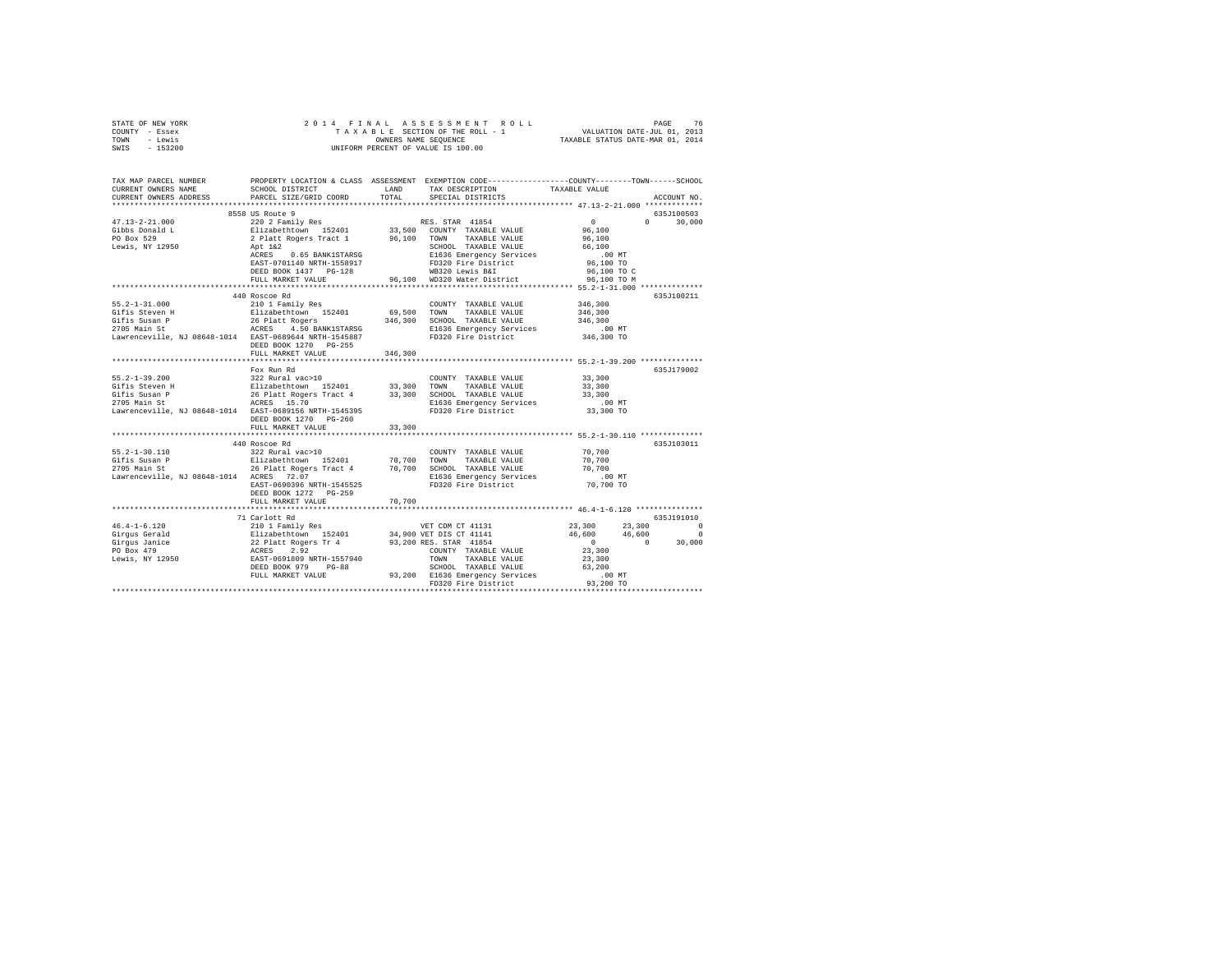STATE OF NEW YORK | COUNTY - Essex | TOWN - Lewis | SWIS - 153200

2014 FINAL ASSESSMENT ROLL
TAXABLE SECTION OF THE ROLL - 1
OWNERS NAME SEQUENCE
UNIFORM PERCENT OF VALUE IS 100.00

VALUATION DATE-JUL 01, 2013
TAXABLE STATUS DATE-MAR 01, 2014

```
TAX MAP PARCEL NUMBER          PROPERTY LOCATION & CLASS  ASSESSMENT  EXEMPTION CODE-----------------COUNTY--------TOWN------SCHOOL
CURRENT OWNERS NAME            SCHOOL DISTRICT              LAND      TAX DESCRIPTION             TAXABLE VALUE
CURRENT OWNERS ADDRESS         PARCEL SIZE/GRID COORD       TOTAL     SPECIAL DISTRICTS                                  ACCOUNT NO.
******************************************************************************************************* 47.13-2-21.000 *************
                               8558 US Route 9                                                                         635J100503
47.13-2-21.000                 220 2 Family Res                        RES. STAR 41854                  0          0     30,000
Gibbs Donald L                 Elizabethtown  152401       33,500   COUNTY  TAXABLE VALUE           96,100
PO Box 529                     2 Platt Rogers Tract 1      96,100   TOWN    TAXABLE VALUE           96,100
Lewis, NY 12950                Apt 1&2                              SCHOOL  TAXABLE VALUE           66,100
                               ACRES    0.65 BANK1STARSG            E1636 Emergency Services           .00 MT
                               EAST-0701140 NRTH-1558917            FD320 Fire District             96,100 TO
                               DEED BOOK 1437   PG-128              WB320 Lewis B&I                 96,100 TO C
                               FULL MARKET VALUE           96,100   WD320 Water District            96,100 TO M
******************************************************************************************************* 55.2-1-31.000 **************
                               440 Roscoe Rd                                                                           635J100211
55.2-1-31.000                  210 1 Family Res                     COUNTY  TAXABLE VALUE          346,300
Gifis Steven H                 Elizabethtown  152401       69,500   TOWN    TAXABLE VALUE          346,300
Gifis Susan P                  26 Platt Rogers            346,300   SCHOOL  TAXABLE VALUE          346,300
2705 Main St                   ACRES    4.50 BANK1STARSG            E1636 Emergency Services           .00 MT
Lawrenceville, NJ 08648-1014   EAST-0689644 NRTH-1545887            FD320 Fire District            346,300 TO
                               DEED BOOK 1270   PG-255
                               FULL MARKET VALUE          346,300
******************************************************************************************************* 55.2-1-39.200 **************
                               Fox Run Rd                                                                              635J179002
55.2-1-39.200                  322 Rural vac>10                     COUNTY  TAXABLE VALUE           33,300
Gifis Steven H                 Elizabethtown  152401       33,300   TOWN    TAXABLE VALUE           33,300
Gifis Susan P                  26 Platt Rogers Tract 4     33,300   SCHOOL  TAXABLE VALUE           33,300
2705 Main St                   ACRES   15.70                        E1636 Emergency Services           .00 MT
Lawrenceville, NJ 08648-1014   EAST-0689156 NRTH-1545395            FD320 Fire District             33,300 TO
                               DEED BOOK 1270   PG-260
                               FULL MARKET VALUE           33,300
******************************************************************************************************* 55.2-1-30.110 **************
                               440 Roscoe Rd                                                                           635J103011
55.2-1-30.110                  322 Rural vac>10                     COUNTY  TAXABLE VALUE           70,700
Gifis Susan P                  Elizabethtown  152401       70,700   TOWN    TAXABLE VALUE           70,700
2705 Main St                   26 Platt Rogers Tract 4     70,700   SCHOOL  TAXABLE VALUE           70,700
Lawrenceville, NJ 08648-1014   ACRES   72.07                        E1636 Emergency Services           .00 MT
                               EAST-0690396 NRTH-1545525            FD320 Fire District             70,700 TO
                               DEED BOOK 1272   PG-259
                               FULL MARKET VALUE           70,700
******************************************************************************************************* 46.4-1-6.120 ***************
                               71 Carlott Rd                                                                           635J191010
46.4-1-6.120                   210 1 Family Res                     VET COM CT 41131           23,300     23,300          0
Girgus Gerald                  Elizabethtown  152401       34,900   VET DIS CT 41141           46,600     46,600          0
Girgus Janice                  22 Platt Rogers Tr 4        93,200   RES. STAR 41854                 0          0     30,000
PO Box 479                     ACRES    2.92                        COUNTY  TAXABLE VALUE           23,300
Lewis, NY 12950                EAST-0691809 NRTH-1557940            TOWN    TAXABLE VALUE           23,300
                               DEED BOOK 979    PG-88               SCHOOL  TAXABLE VALUE           63,200
                               FULL MARKET VALUE           93,200   E1636 Emergency Services           .00 MT
                                                                    FD320 Fire District             93,200 TO
************************************************************************************************************************************
```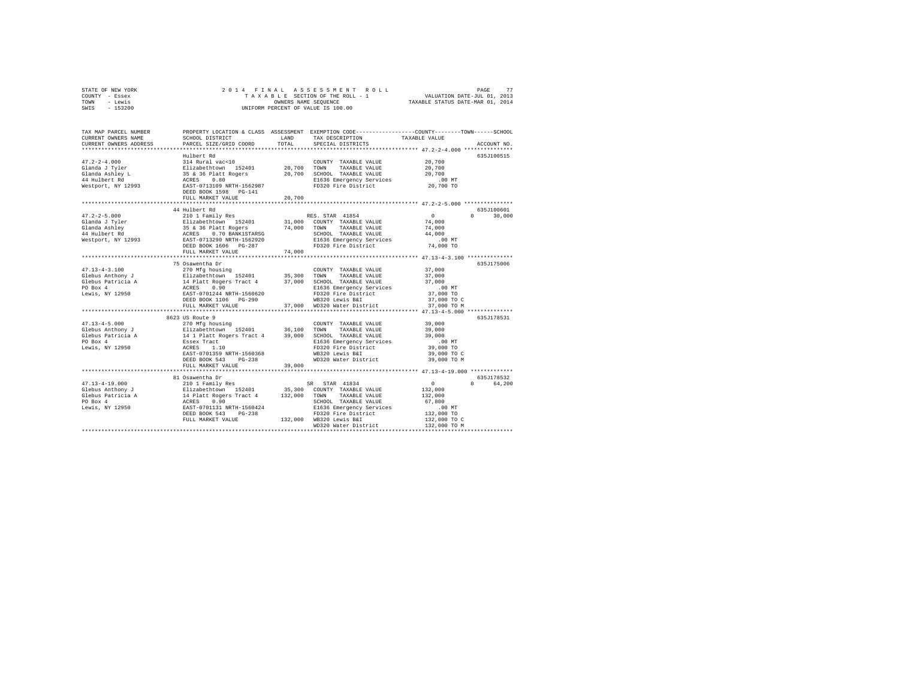STATE OF NEW YORK — 2014 FINAL ASSESSMENT ROLL
COUNTY - Essex — TAXABLE SECTION OF THE ROLL - 1 — VALUATION DATE-JUL 01, 2013
TOWN - Lewis — OWNERS NAME SEQUENCE — TAXABLE STATUS DATE-MAR 01, 2014
SWIS - 153200 — UNIFORM PERCENT OF VALUE IS 100.00

```
TAX MAP PARCEL NUMBER    PROPERTY LOCATION & CLASS  ASSESSMENT  EXEMPTION CODE-----------------COUNTY--------TOWN------SCHOOL
CURRENT OWNERS NAME      SCHOOL DISTRICT              LAND      TAX DESCRIPTION            TAXABLE VALUE
CURRENT OWNERS ADDRESS   PARCEL SIZE/GRID COORD       TOTAL     SPECIAL DISTRICTS                                   ACCOUNT NO.
******************************************************************************************* 47.2-2-4.000 ***************
                         Hulbert Rd                                                                                  635J100515
47.2-2-4.000             314 Rural vac<10                       COUNTY  TAXABLE VALUE          20,700
Glanda J Tyler           Elizabethtown  152401       20,700     TOWN    TAXABLE VALUE          20,700
Glanda Ashley L          35 & 36 Platt Rogers        20,700     SCHOOL  TAXABLE VALUE          20,700
44 Hulbert Rd            ACRES    0.80                          E1636 Emergency Services          .00 MT
Westport, NY 12993       EAST-0713109 NRTH-1562987              FD320 Fire District            20,700 TO
                         DEED BOOK 1598   PG-141
                         FULL MARKET VALUE           20,700
******************************************************************************************* 47.2-2-5.000 ***************
                         44 Hulbert Rd                                                                               635J100601
47.2-2-5.000             210 1 Family Res                       RES. STAR 41854                0             0      30,000
Glanda J Tyler           Elizabethtown  152401       31,000     COUNTY  TAXABLE VALUE          74,000
Glanda Ashley            35 & 36 Platt Rogers        74,000     TOWN    TAXABLE VALUE          74,000
44 Hulbert Rd            ACRES    0.70 BANK1STARSG              SCHOOL  TAXABLE VALUE          44,000
Westport, NY 12993       EAST-0713290 NRTH-1562920              E1636 Emergency Services          .00 MT
                         DEED BOOK 1606   PG-287                FD320 Fire District            74,000 TO
                         FULL MARKET VALUE           74,000
******************************************************************************************* 47.13-4-3.100 **************
                         75 Osawentha Dr                                                                             635J175006
47.13-4-3.100            270 Mfg housing                        COUNTY  TAXABLE VALUE          37,000
Glebus Anthony J         Elizabethtown  152401       35,300     TOWN    TAXABLE VALUE          37,000
Glebus Patricia A        14 Platt Rogers Tract 4     37,000     SCHOOL  TAXABLE VALUE          37,000
PO Box 4                 ACRES    0.90                          E1636 Emergency Services          .00 MT
Lewis, NY 12950          EAST-0701244 NRTH-1560620              FD320 Fire District            37,000 TO
                         DEED BOOK 1106   PG-290                WB320 Lewis B&I                37,000 TO C
                         FULL MARKET VALUE           37,000     WD320 Water District           37,000 TO M
******************************************************************************************* 47.13-4-5.000 **************
                         8623 US Route 9                                                                             635J178531
47.13-4-5.000            270 Mfg housing                        COUNTY  TAXABLE VALUE          39,000
Glebus Anthony J         Elizabethtown  152401       36,100     TOWN    TAXABLE VALUE          39,000
Glebus Patricia A        14 1 Platt Rogers Tract 4   39,000     SCHOOL  TAXABLE VALUE          39,000
PO Box 4                 Essex Tract                            E1636 Emergency Services          .00 MT
Lewis, NY 12950          ACRES    1.10                          FD320 Fire District            39,000 TO
                         EAST-0701359 NRTH-1560368              WB320 Lewis B&I                39,000 TO C
                         DEED BOOK 543    PG-238                WD320 Water District           39,000 TO M
                         FULL MARKET VALUE           39,000
******************************************************************************************* 47.13-4-19.000 *************
                         81 Osawentha Dr                                                                             635J178532
47.13-4-19.000           210 1 Family Res                       SR  STAR 41834                 0             0      64,200
Glebus Anthony J         Elizabethtown  152401       35,300     COUNTY  TAXABLE VALUE         132,000
Glebus Patricia A        14 Platt Rogers Tract 4    132,000     TOWN    TAXABLE VALUE         132,000
PO Box 4                 ACRES    0.90                          SCHOOL  TAXABLE VALUE          67,800
Lewis, NY 12950          EAST-0701131 NRTH-1560424              E1636 Emergency Services          .00 MT
                         DEED BOOK 543    PG-238                FD320 Fire District           132,000 TO
                         FULL MARKET VALUE          132,000     WB320 Lewis B&I               132,000 TO C
                                                                WD320 Water District          132,000 TO M
************************************************************************************************************************
```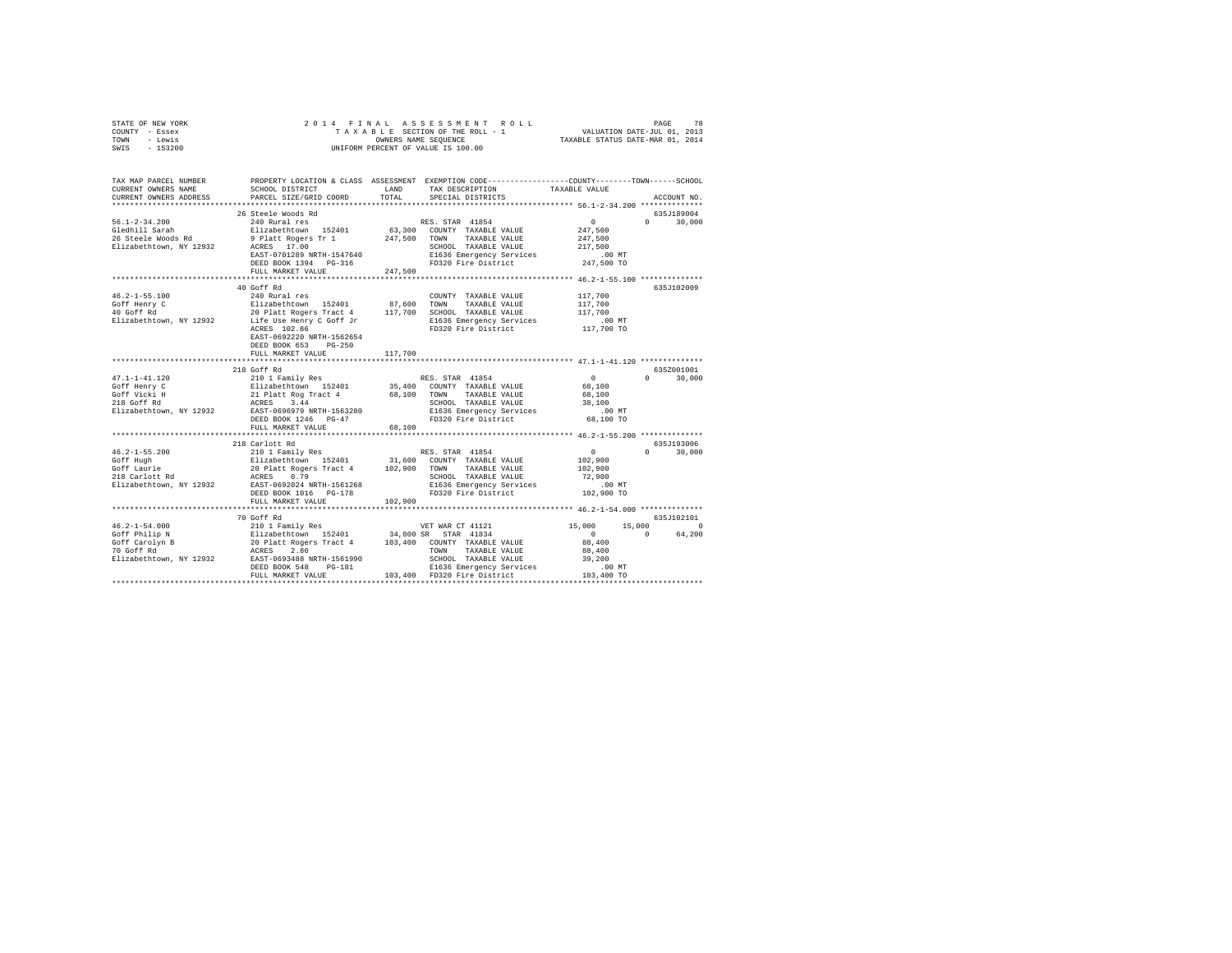STATE OF NEW YORK
COUNTY - Essex
TOWN - Lewis
SWIS - 153200

2014 FINAL ASSESSMENT ROLL
TAXABLE SECTION OF THE ROLL - 1
OWNERS NAME SEQUENCE
UNIFORM PERCENT OF VALUE IS 100.00

VALUATION DATE-JUL 01, 2013
TAXABLE STATUS DATE-MAR 01, 2014

```
TAX MAP PARCEL NUMBER     PROPERTY LOCATION & CLASS  ASSESSMENT  EXEMPTION CODE-----------------COUNTY--------TOWN------SCHOOL
CURRENT OWNERS NAME       SCHOOL DISTRICT             LAND       TAX DESCRIPTION           TAXABLE VALUE
CURRENT OWNERS ADDRESS    PARCEL SIZE/GRID COORD      TOTAL      SPECIAL DISTRICTS                                   ACCOUNT NO.
******************************************************************************************* 56.1-2-34.200 **************
                          26 Steele Woods Rd                                                                          635J189004
56.1-2-34.200             240 Rural res                          RES. STAR 41854              0             0      30,000
Gledhill Sarah            Elizabethtown  152401       63,300    COUNTY  TAXABLE VALUE        247,500
26 Steele Woods Rd        9 Platt Rogers Tr 1        247,500    TOWN    TAXABLE VALUE        247,500
Elizabethtown, NY 12932   ACRES  17.00                           SCHOOL  TAXABLE VALUE        217,500
                          EAST-0701289 NRTH-1547640              E1636 Emergency Services        .00 MT
                          DEED BOOK 1394   PG-316                FD320 Fire District          247,500 TO
                          FULL MARKET VALUE          247,500
******************************************************************************************* 46.2-1-55.100 **************
                          40 Goff Rd                                                                                  635J102009
46.2-1-55.100             240 Rural res                          COUNTY  TAXABLE VALUE        117,700
Goff Henry C              Elizabethtown  152401       87,600    TOWN    TAXABLE VALUE        117,700
40 Goff Rd                20 Platt Rogers Tract 4    117,700    SCHOOL  TAXABLE VALUE        117,700
Elizabethtown, NY 12932   Life Use Henry C Goff Jr               E1636 Emergency Services        .00 MT
                          ACRES 102.86                           FD320 Fire District          117,700 TO
                          EAST-0692220 NRTH-1562654
                          DEED BOOK 653    PG-250
                          FULL MARKET VALUE          117,700
******************************************************************************************* 47.1-1-41.120 **************
                          218 Goff Rd                                                                                 635Z001001
47.1-1-41.120             210 1 Family Res                       RES. STAR 41854              0             0      30,000
Goff Henry C              Elizabethtown  152401       35,400    COUNTY  TAXABLE VALUE         68,100
Goff Vicki H              21 Platt Rog Tract 4        68,100    TOWN    TAXABLE VALUE         68,100
218 Goff Rd               ACRES   3.44                           SCHOOL  TAXABLE VALUE         38,100
Elizabethtown, NY 12932   EAST-0696979 NRTH-1563280              E1636 Emergency Services        .00 MT
                          DEED BOOK 1246   PG-47                 FD320 Fire District           68,100 TO
                          FULL MARKET VALUE           68,100
******************************************************************************************* 46.2-1-55.200 **************
                          218 Carlott Rd                                                                              635J193006
46.2-1-55.200             210 1 Family Res                       RES. STAR 41854              0             0      30,000
Goff Hugh                 Elizabethtown  152401       31,600    COUNTY  TAXABLE VALUE        102,900
Goff Laurie               20 Platt Rogers Tract 4    102,900    TOWN    TAXABLE VALUE        102,900
218 Carlott Rd            ACRES   0.79                           SCHOOL  TAXABLE VALUE         72,900
Elizabethtown, NY 12932   EAST-0692024 NRTH-1561268              E1636 Emergency Services        .00 MT
                          DEED BOOK 1016   PG-178                FD320 Fire District          102,900 TO
                          FULL MARKET VALUE          102,900
******************************************************************************************* 46.2-1-54.000 **************
                          70 Goff Rd                                                                                  635J102101
46.2-1-54.000             210 1 Family Res                       VET WAR CT 41121        15,000        15,000           0
Goff Philip N             Elizabethtown  152401       34,800 SR  STAR 41834                   0             0      64,200
Goff Carolyn B            20 Platt Rogers Tract 4    103,400    COUNTY  TAXABLE VALUE         88,400
70 Goff Rd                ACRES   2.80                           TOWN    TAXABLE VALUE         88,400
Elizabethtown, NY 12932   EAST-0693488 NRTH-1561990              SCHOOL  TAXABLE VALUE         39,200
                          DEED BOOK 548    PG-181                E1636 Emergency Services        .00 MT
                          FULL MARKET VALUE          103,400    FD320 Fire District          103,400 TO
************************************************************************************************************************
```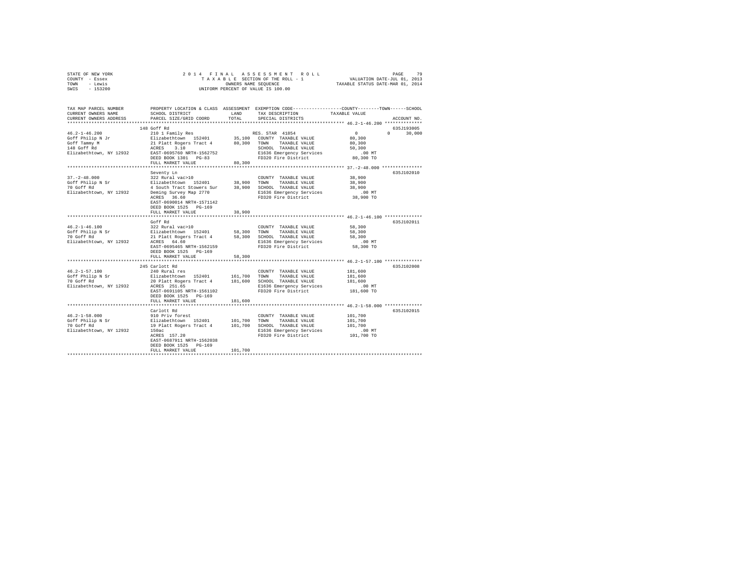STATE OF NEW YORK
COUNTY - Essex
TOWN - Lewis
SWIS - 153200

2 0 1 4 F I N A L A S S E S S M E N T R O L L
T A X A B L E SECTION OF THE ROLL - 1
OWNERS NAME SEQUENCE
UNIFORM PERCENT OF VALUE IS 100.00

VALUATION DATE-JUL 01, 2013
TAXABLE STATUS DATE-MAR 01, 2014

| TAX MAP PARCEL NUMBER / CURRENT OWNERS NAME / CURRENT OWNERS ADDRESS | PROPERTY LOCATION & CLASS / SCHOOL DISTRICT / PARCEL SIZE/GRID COORD | ASSESSMENT LAND / TOTAL | EXEMPTION CODE / TAX DESCRIPTION / SPECIAL DISTRICTS | COUNTY TAXABLE VALUE | TOWN | SCHOOL | ACCOUNT NO. |
|---|---|---|---|---|---|---|---|
| 46.2-1-46.200 | 148 Goff Rd | | | | | | 635J193005 |
| | 210 1 Family Res | | RES. STAR 41854 | 0 | 0 | 30,000 | |
| Goff Philip N Jr | Elizabethtown 152401 | 35,100 | COUNTY TAXABLE VALUE | 80,300 | | | |
| Goff Tammy M | 21 Platt Rogers Tract 4 | 80,300 | TOWN TAXABLE VALUE | 80,300 | | | |
| 148 Goff Rd | ACRES 3.10 | | SCHOOL TAXABLE VALUE | 50,300 | | | |
| Elizabethtown, NY 12932 | EAST-0695760 NRTH-1562752 | | E1636 Emergency Services | .00 MT | | | |
| | DEED BOOK 1301 PG-83 | | FD320 Fire District | 80,300 TO | | | |
| | FULL MARKET VALUE | 80,300 | | | | | |
| 37.-2-48.000 | Seventy Ln | | | | | | 635J102010 |
| | 322 Rural vac>10 | | COUNTY TAXABLE VALUE | 38,900 | | | |
| Goff Philip N Sr | Elizabethtown 152401 | 38,900 | TOWN TAXABLE VALUE | 38,900 | | | |
| 70 Goff Rd | 4 South Tract Stowers Sur | 38,900 | SCHOOL TAXABLE VALUE | 38,900 | | | |
| Elizabethtown, NY 12932 | Deming Survey Map 2770 | | E1636 Emergency Services | .00 MT | | | |
| | ACRES 36.60 | | FD320 Fire District | 38,900 TO | | | |
| | EAST-0690014 NRTH-1571142 | | | | | | |
| | DEED BOOK 1525 PG-169 | | | | | | |
| | FULL MARKET VALUE | 38,900 | | | | | |
| 46.2-1-46.100 | Goff Rd | | | | | | 635J102011 |
| | 322 Rural vac>10 | | COUNTY TAXABLE VALUE | 58,300 | | | |
| Goff Philip N Sr | Elizabethtown 152401 | 58,300 | TOWN TAXABLE VALUE | 58,300 | | | |
| 70 Goff Rd | 21 Platt Rogers Tract 4 | 58,300 | SCHOOL TAXABLE VALUE | 58,300 | | | |
| Elizabethtown, NY 12932 | ACRES 64.60 | | E1636 Emergency Services | .00 MT | | | |
| | EAST-0695465 NRTH-1562159 | | FD320 Fire District | 58,300 TO | | | |
| | DEED BOOK 1525 PG-169 | | | | | | |
| | FULL MARKET VALUE | 58,300 | | | | | |
| 46.2-1-57.100 | 245 Carlott Rd | | | | | | 635J102008 |
| | 240 Rural res | | COUNTY TAXABLE VALUE | 181,600 | | | |
| Goff Philip N Sr | Elizabethtown 152401 | 161,700 | TOWN TAXABLE VALUE | 181,600 | | | |
| 70 Goff Rd | 20 Platt Rogers Tract 4 | 181,600 | SCHOOL TAXABLE VALUE | 181,600 | | | |
| Elizabethtown, NY 12932 | ACRES 251.65 | | E1636 Emergency Services | .00 MT | | | |
| | EAST-0691105 NRTH-1561102 | | FD320 Fire District | 181,600 TO | | | |
| | DEED BOOK 1525 PG-169 | | | | | | |
| | FULL MARKET VALUE | 181,600 | | | | | |
| 46.2-1-58.000 | Carlott Rd | | | | | | 635J102015 |
| | 910 Priv forest | | COUNTY TAXABLE VALUE | 101,700 | | | |
| Goff Philip N Sr | Elizabethtown 152401 | 101,700 | TOWN TAXABLE VALUE | 101,700 | | | |
| 70 Goff Rd | 19 Platt Rogers Tract 4 | 101,700 | SCHOOL TAXABLE VALUE | 101,700 | | | |
| Elizabethtown, NY 12932 | 150ac | | E1636 Emergency Services | .00 MT | | | |
| | ACRES 157.20 | | FD320 Fire District | 101,700 TO | | | |
| | EAST-0687911 NRTH-1562038 | | | | | | |
| | DEED BOOK 1525 PG-169 | | | | | | |
| | FULL MARKET VALUE | 101,700 | | | | | |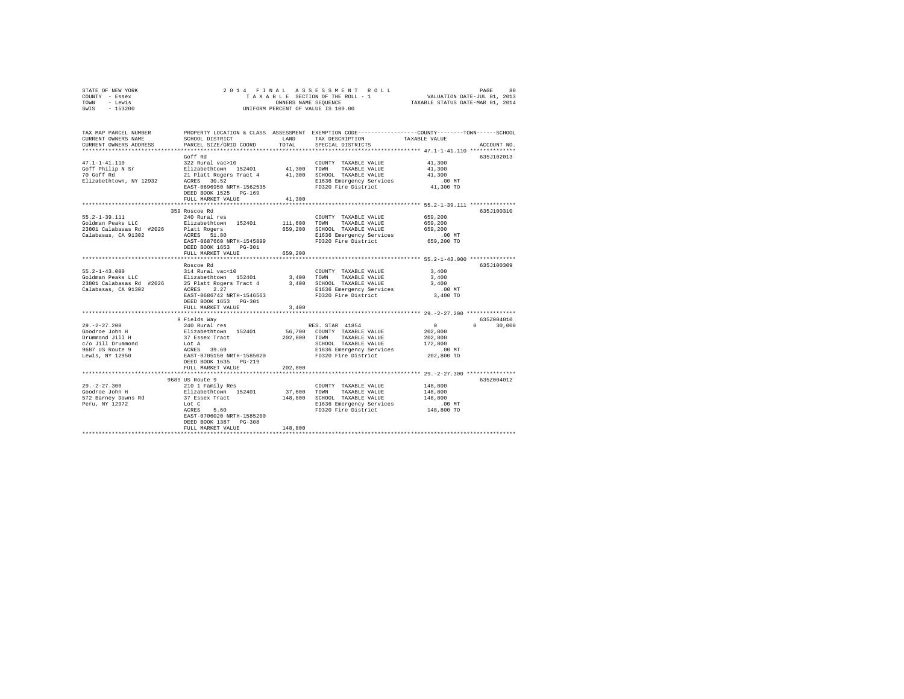STATE OF NEW YORK
COUNTY - Essex
TOWN - Lewis
SWIS - 153200

2 0 1 4 F I N A L A S S E S S M E N T R O L L
T A X A B L E SECTION OF THE ROLL - 1
OWNERS NAME SEQUENCE
UNIFORM PERCENT OF VALUE IS 100.00

VALUATION DATE-JUL 01, 2013
TAXABLE STATUS DATE-MAR 01, 2014

```
TAX MAP PARCEL NUMBER          PROPERTY LOCATION & CLASS  ASSESSMENT  EXEMPTION CODE-----------------COUNTY--------TOWN------SCHOOL
CURRENT OWNERS NAME            SCHOOL DISTRICT             LAND       TAX DESCRIPTION            TAXABLE VALUE
CURRENT OWNERS ADDRESS         PARCEL SIZE/GRID COORD      TOTAL      SPECIAL DISTRICTS                                        ACCOUNT NO.
******************************************************************************************************* 47.1-1-41.110 **************
                               Goff Rd                                                                                    635J102013
47.1-1-41.110                  322 Rural vac>10                        COUNTY  TAXABLE VALUE              41,300
Goff Philip N Sr               Elizabethtown  152401        41,300     TOWN    TAXABLE VALUE              41,300
70 Goff Rd                     21 Platt Rogers Tract 4      41,300     SCHOOL  TAXABLE VALUE              41,300
Elizabethtown, NY 12932        ACRES   30.52                           E1636 Emergency Services              .00 MT
                               EAST-0696950 NRTH-1562535               FD320 Fire District                41,300 TO
                               DEED BOOK 1525   PG-169
                               FULL MARKET VALUE            41,300
******************************************************************************************************* 55.2-1-39.111 **************
                               359 Roscoe Rd                                                                              635J100310
55.2-1-39.111                  240 Rural res                           COUNTY  TAXABLE VALUE             659,200
Goldman Peaks LLC              Elizabethtown  152401       111,600     TOWN    TAXABLE VALUE             659,200
23801 Calabasas Rd  #2026      Platt Rogers                659,200     SCHOOL  TAXABLE VALUE             659,200
Calabasas, CA 91302            ACRES   51.80                           E1636 Emergency Services              .00 MT
                               EAST-0687660 NRTH-1545899               FD320 Fire District               659,200 TO
                               DEED BOOK 1653   PG-301
                               FULL MARKET VALUE           659,200
******************************************************************************************************* 55.2-1-43.000 **************
                               Roscoe Rd                                                                                  635J100309
55.2-1-43.000                  314 Rural vac<10                        COUNTY  TAXABLE VALUE               3,400
Goldman Peaks LLC              Elizabethtown  152401         3,400     TOWN    TAXABLE VALUE               3,400
23801 Calabasas Rd  #2026      25 Platt Rogers Tract 4       3,400     SCHOOL  TAXABLE VALUE               3,400
Calabasas, CA 91302            ACRES    2.27                           E1636 Emergency Services              .00 MT
                               EAST-0686742 NRTH-1546563               FD320 Fire District                 3,400 TO
                               DEED BOOK 1653   PG-301
                               FULL MARKET VALUE             3,400
******************************************************************************************************* 29.-2-27.200 ***************
                               9 Fields Way                                                                               635Z004010
29.-2-27.200                   240 Rural res                           RES. STAR  41854                        0            0     30,000
Goodroe John H                 Elizabethtown  152401        56,700     COUNTY  TAXABLE VALUE             202,800
Drummond Jill H                37 Essex Tract              202,800     TOWN    TAXABLE VALUE             202,800
c/o Jill Drummond              Lot A                                   SCHOOL  TAXABLE VALUE             172,800
9687 US Route 9                ACRES   39.69                           E1636 Emergency Services              .00 MT
Lewis, NY 12950                EAST-0705150 NRTH-1585020               FD320 Fire District               202,800 TO
                               DEED BOOK 1635   PG-219
                               FULL MARKET VALUE           202,800
******************************************************************************************************* 29.-2-27.300 ***************
                               9689 US Route 9                                                                            635Z004012
29.-2-27.300                   210 1 Family Res                        COUNTY  TAXABLE VALUE             148,800
Goodroe John H                 Elizabethtown  152401        37,600     TOWN    TAXABLE VALUE             148,800
572 Barney Downs Rd            37 Essex Tract              148,800     SCHOOL  TAXABLE VALUE             148,800
Peru, NY 12972                 Lot C                                   E1636 Emergency Services              .00 MT
                               ACRES    5.60                           FD320 Fire District               148,800 TO
                               EAST-0706020 NRTH-1585200
                               DEED BOOK 1387   PG-308
                               FULL MARKET VALUE           148,800
************************************************************************************************************************************
```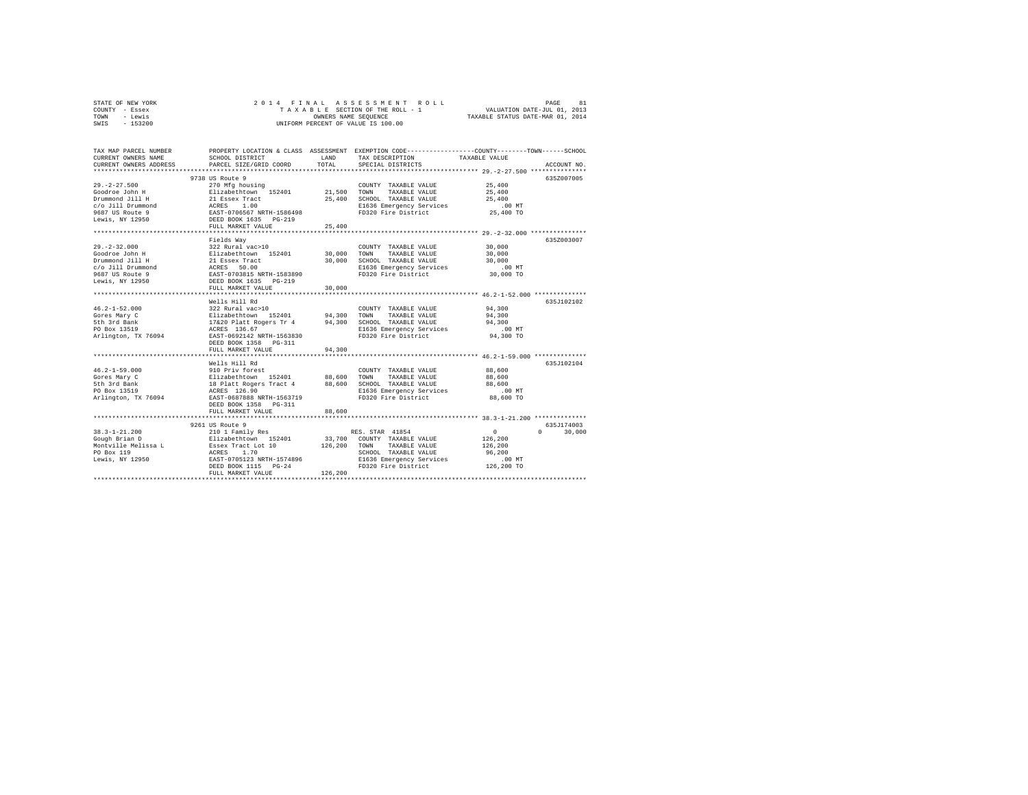STATE OF NEW YORK
COUNTY - Essex
TOWN - Lewis
SWIS - 153200

2014 FINAL ASSESSMENT ROLL
TAXABLE SECTION OF THE ROLL - 1
OWNERS NAME SEQUENCE
UNIFORM PERCENT OF VALUE IS 100.00

VALUATION DATE-JUL 01, 2013
TAXABLE STATUS DATE-MAR 01, 2014

```
TAX MAP PARCEL NUMBER          PROPERTY LOCATION & CLASS  ASSESSMENT  EXEMPTION CODE-----------------COUNTY--------TOWN------SCHOOL
CURRENT OWNERS NAME            SCHOOL DISTRICT               LAND      TAX DESCRIPTION           TAXABLE VALUE
CURRENT OWNERS ADDRESS         PARCEL SIZE/GRID COORD        TOTAL     SPECIAL DISTRICTS                                  ACCOUNT NO.
******************************************************************************************************* 29.-2-27.500 ***************
                    9738 US Route 9                                                                                     635Z007005
29.-2-27.500                   270 Mfg housing                          COUNTY  TAXABLE VALUE          25,400
Goodroe John H                 Elizabethtown  152401        21,500      TOWN    TAXABLE VALUE          25,400
Drummond Jill H                21 Essex Tract               25,400      SCHOOL  TAXABLE VALUE          25,400
c/o Jill Drummond              ACRES    1.00                            E1636 Emergency Services          .00 MT
9687 US Route 9                EAST-0706567 NRTH-1586498                FD320 Fire District             25,400 TO
Lewis, NY 12950                DEED BOOK 1635   PG-219
                               FULL MARKET VALUE            25,400
******************************************************************************************************* 29.-2-32.000 ***************
                    Fields Way                                                                                          635Z003007
29.-2-32.000                   322 Rural vac>10                         COUNTY  TAXABLE VALUE          30,000
Goodroe John H                 Elizabethtown  152401        30,000      TOWN    TAXABLE VALUE          30,000
Drummond Jill H                21 Essex Tract               30,000      SCHOOL  TAXABLE VALUE          30,000
c/o Jill Drummond              ACRES   50.00                            E1636 Emergency Services          .00 MT
9687 US Route 9                EAST-0703815 NRTH-1583890                FD320 Fire District             30,000 TO
Lewis, NY 12950                DEED BOOK 1635   PG-219
                               FULL MARKET VALUE            30,000
******************************************************************************************************* 46.2-1-52.000 **************
                    Wells Hill Rd                                                                                       635J102102
46.2-1-52.000                  322 Rural vac>10                         COUNTY  TAXABLE VALUE          94,300
Gores Mary C                   Elizabethtown  152401        94,300      TOWN    TAXABLE VALUE          94,300
5th 3rd Bank                   17&20 Platt Rogers Tr 4      94,300      SCHOOL  TAXABLE VALUE          94,300
PO Box 13519                   ACRES  136.67                            E1636 Emergency Services          .00 MT
Arlington, TX 76094            EAST-0692142 NRTH-1563830                FD320 Fire District             94,300 TO
                               DEED BOOK 1358   PG-311
                               FULL MARKET VALUE            94,300
******************************************************************************************************* 46.2-1-59.000 **************
                    Wells Hill Rd                                                                                       635J102104
46.2-1-59.000                  910 Priv forest                          COUNTY  TAXABLE VALUE          88,600
Gores Mary C                   Elizabethtown  152401        88,600      TOWN    TAXABLE VALUE          88,600
5th 3rd Bank                   18 Platt Rogers Tract 4      88,600      SCHOOL  TAXABLE VALUE          88,600
PO Box 13519                   ACRES  126.90                            E1636 Emergency Services          .00 MT
Arlington, TX 76094            EAST-0687888 NRTH-1563719                FD320 Fire District             88,600 TO
                               DEED BOOK 1358   PG-311
                               FULL MARKET VALUE            88,600
******************************************************************************************************* 38.3-1-21.200 **************
                    9261 US Route 9                                                                                     635J174003
38.3-1-21.200                  210 1 Family Res                         RES. STAR 41854                     0            0      30,000
Gough Brian D                  Elizabethtown  152401        33,700      COUNTY  TAXABLE VALUE         126,200
Montville Melissa L            Essex Tract Lot 10          126,200      TOWN    TAXABLE VALUE         126,200
PO Box 119                     ACRES    1.70                            SCHOOL  TAXABLE VALUE          96,200
Lewis, NY 12950                EAST-0705123 NRTH-1574896                E1636 Emergency Services          .00 MT
                               DEED BOOK 1115   PG-24                   FD320 Fire District            126,200 TO
                               FULL MARKET VALUE           126,200
************************************************************************************************************************************
```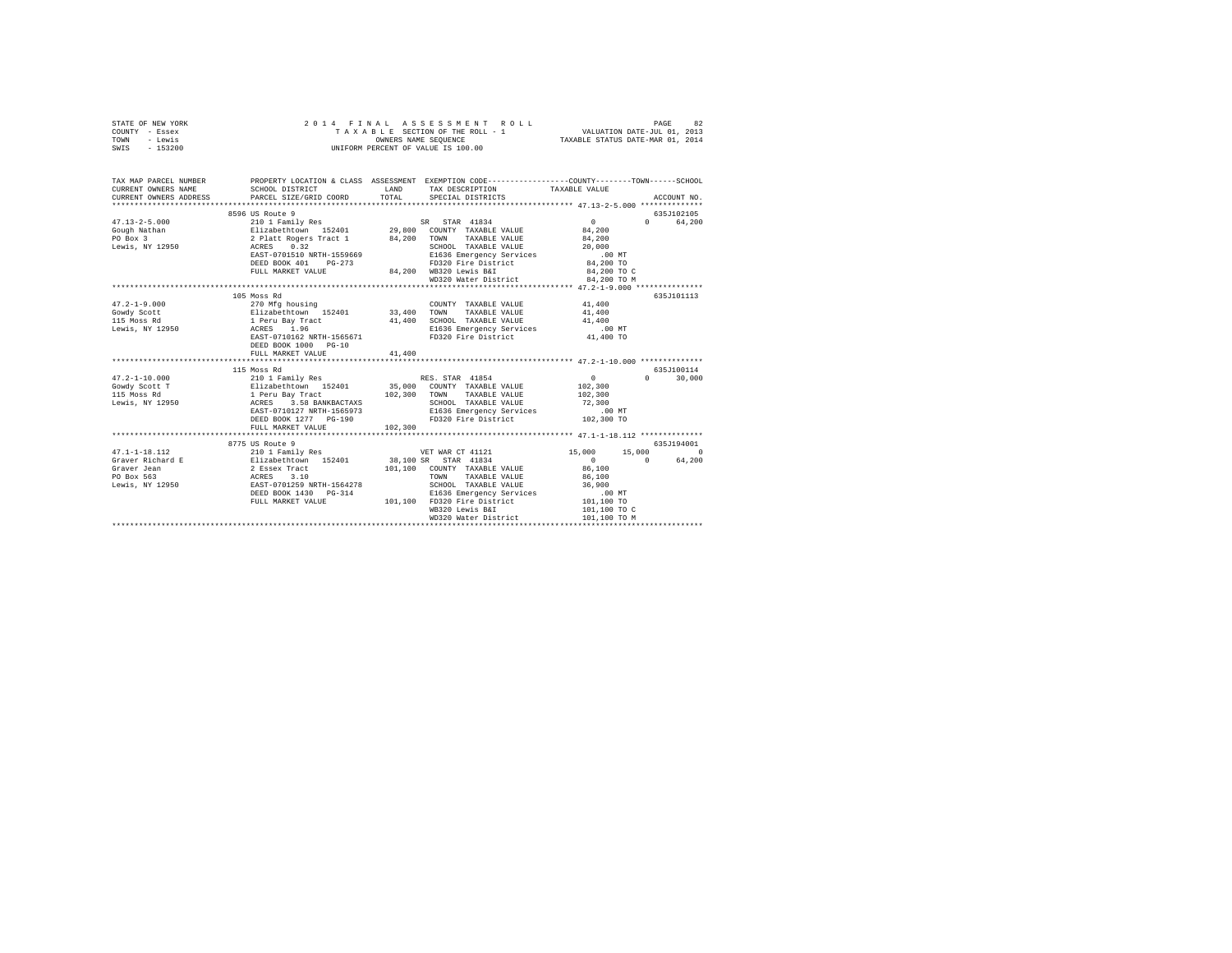STATE OF NEW YORK
COUNTY - Essex
TOWN - Lewis
SWIS - 153200

2 0 1 4 F I N A L A S S E S S M E N T R O L L
T A X A B L E SECTION OF THE ROLL - 1
OWNERS NAME SEQUENCE
UNIFORM PERCENT OF VALUE IS 100.00

VALUATION DATE-JUL 01, 2013
TAXABLE STATUS DATE-MAR 01, 2014

```
TAX MAP PARCEL NUMBER          PROPERTY LOCATION & CLASS  ASSESSMENT  EXEMPTION CODE------------------COUNTY--------TOWN------SCHOOL
CURRENT OWNERS NAME            SCHOOL DISTRICT               LAND      TAX DESCRIPTION            TAXABLE VALUE
CURRENT OWNERS ADDRESS         PARCEL SIZE/GRID COORD        TOTAL     SPECIAL DISTRICTS                                   ACCOUNT NO.
******************************************************************************************************* 47.13-2-5.000 **************
                               8596 US Route 9                                                                            635J102105
47.13-2-5.000                  210 1 Family Res                        SR  STAR 41834                    0          0      64,200
Gough Nathan                   Elizabethtown  152401        29,800     COUNTY  TAXABLE VALUE         84,200
PO Box 3                       2 Platt Rogers Tract 1       84,200     TOWN    TAXABLE VALUE         84,200
Lewis, NY 12950                ACRES    0.32                           SCHOOL  TAXABLE VALUE         20,000
                               EAST-0701510 NRTH-1559669               E1636 Emergency Services            .00 MT
                               DEED BOOK 401    PG-273                 FD320 Fire District            84,200 TO
                               FULL MARKET VALUE            84,200     WB320 Lewis B&I                84,200 TO C
                                                                       WD320 Water District           84,200 TO M
******************************************************************************************************* 47.2-1-9.000 ***************
                               105 Moss Rd                                                                                635J101113
47.2-1-9.000                   270 Mfg housing                         COUNTY  TAXABLE VALUE         41,400
Gowdy Scott                    Elizabethtown  152401        33,400     TOWN    TAXABLE VALUE         41,400
115 Moss Rd                    1 Peru Bay Tract             41,400     SCHOOL  TAXABLE VALUE         41,400
Lewis, NY 12950                ACRES    1.96                           E1636 Emergency Services            .00 MT
                               EAST-0710162 NRTH-1565671               FD320 Fire District            41,400 TO
                               DEED BOOK 1000   PG-10
                               FULL MARKET VALUE            41,400
******************************************************************************************************* 47.2-1-10.000 **************
                               115 Moss Rd                                                                                635J100114
47.2-1-10.000                  210 1 Family Res                        RES. STAR 41854                   0          0      30,000
Gowdy Scott T                  Elizabethtown  152401        35,000     COUNTY  TAXABLE VALUE        102,300
115 Moss Rd                    1 Peru Bay Tract            102,300     TOWN    TAXABLE VALUE        102,300
Lewis, NY 12950                ACRES    3.58 BANKBACTAXS               SCHOOL  TAXABLE VALUE         72,300
                               EAST-0710127 NRTH-1565973               E1636 Emergency Services            .00 MT
                               DEED BOOK 1277   PG-190                 FD320 Fire District           102,300 TO
                               FULL MARKET VALUE           102,300
******************************************************************************************************* 47.1-1-18.112 **************
                               8775 US Route 9                                                                            635J194001
47.1-1-18.112                  210 1 Family Res                        VET WAR CT 41121             15,000     15,000           0
Graver Richard E               Elizabethtown  152401        38,100     SR  STAR 41834                    0          0      64,200
Graver Jean                    2 Essex Tract               101,100     COUNTY  TAXABLE VALUE         86,100
PO Box 563                     ACRES    3.10                           TOWN    TAXABLE VALUE         86,100
Lewis, NY 12950                EAST-0701259 NRTH-1564278               SCHOOL  TAXABLE VALUE         36,900
                               DEED BOOK 1430   PG-314                 E1636 Emergency Services            .00 MT
                               FULL MARKET VALUE           101,100     FD320 Fire District           101,100 TO
                                                                       WB320 Lewis B&I               101,100 TO C
                                                                       WD320 Water District          101,100 TO M
************************************************************************************************************************************
```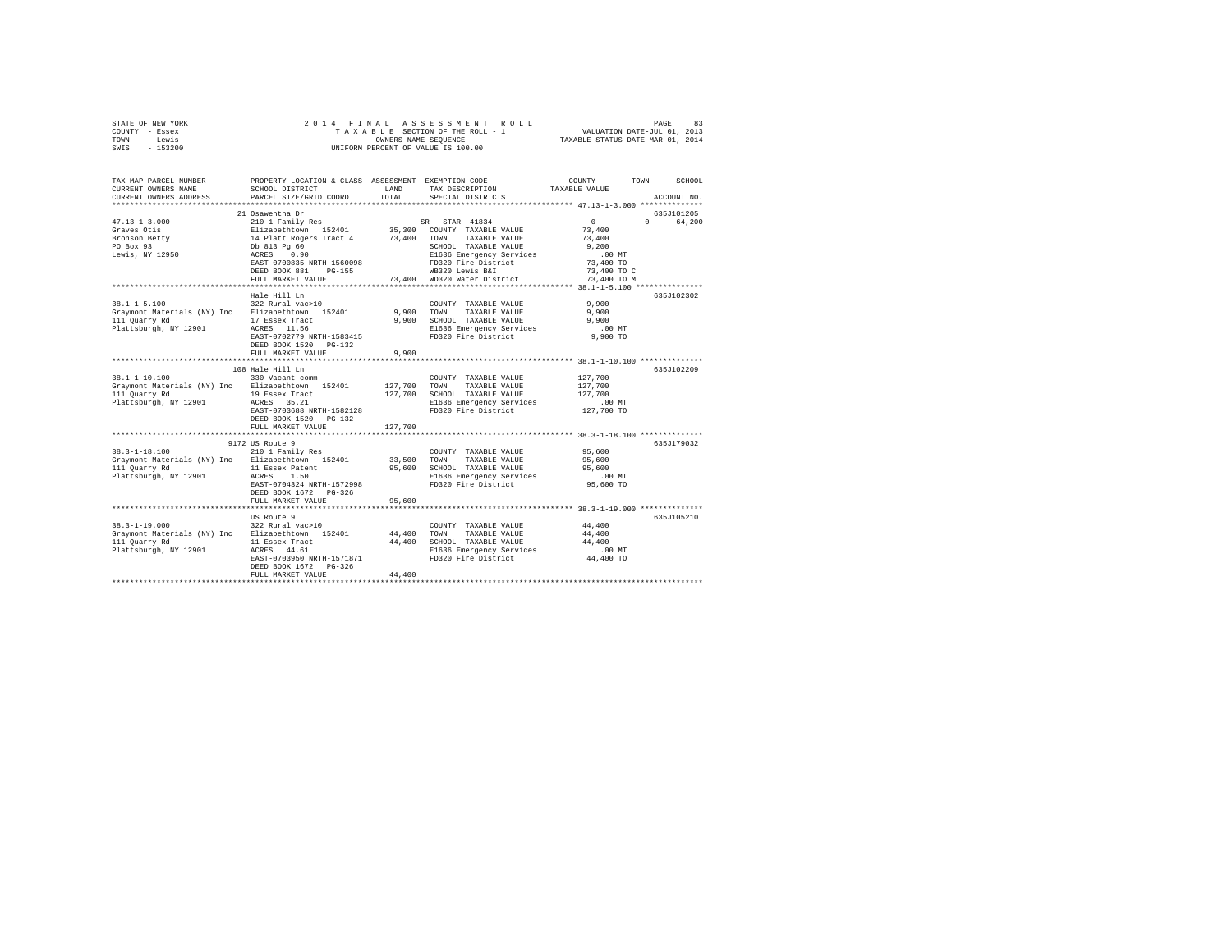STATE OF NEW YORK
COUNTY - Essex
TOWN - Lewis
SWIS - 153200

2 0 1 4 F I N A L A S S E S S M E N T R O L L
T A X A B L E SECTION OF THE ROLL - 1
OWNERS NAME SEQUENCE
UNIFORM PERCENT OF VALUE IS 100.00

VALUATION DATE-JUL 01, 2013
TAXABLE STATUS DATE-MAR 01, 2014

```
TAX MAP PARCEL NUMBER          PROPERTY LOCATION & CLASS  ASSESSMENT  EXEMPTION CODE-----------------COUNTY--------TOWN------SCHOOL
CURRENT OWNERS NAME            SCHOOL DISTRICT              LAND      TAX DESCRIPTION           TAXABLE VALUE
CURRENT OWNERS ADDRESS         PARCEL SIZE/GRID COORD       TOTAL     SPECIAL DISTRICTS                                 ACCOUNT NO.
******************************************************************************************************* 47.13-1-3.000 **************
                              21 Osawentha Dr                                                                          635J101205
47.13-1-3.000                  210 1 Family Res                       SR  STAR  41834                  0             0     64,200
Graves Otis                    Elizabethtown  152401       35,300   COUNTY  TAXABLE VALUE          73,400
Bronson Betty                  14 Platt Rogers Tract 4     73,400   TOWN    TAXABLE VALUE          73,400
PO Box 93                      Db 813 Pg 60                         SCHOOL  TAXABLE VALUE           9,200
Lewis, NY 12950                ACRES    0.90                        E1636 Emergency Services          .00 MT
                               EAST-0700835 NRTH-1560098            FD320 Fire District            73,400 TO
                               DEED BOOK 881    PG-155              WB320 Lewis B&I                73,400 TO C
                               FULL MARKET VALUE           73,400   WD320 Water District           73,400 TO M
******************************************************************************************************* 38.1-1-5.100 ***************
                              Hale Hill Ln                                                                             635J102302
38.1-1-5.100                   322 Rural vac>10                     COUNTY  TAXABLE VALUE           9,900
Graymont Materials (NY) Inc    Elizabethtown  152401        9,900   TOWN    TAXABLE VALUE           9,900
111 Quarry Rd                  17 Essex Tract               9,900   SCHOOL  TAXABLE VALUE           9,900
Plattsburgh, NY 12901          ACRES   11.56                        E1636 Emergency Services          .00 MT
                               EAST-0702779 NRTH-1583415            FD320 Fire District             9,900 TO
                               DEED BOOK 1520   PG-132
                               FULL MARKET VALUE            9,900
******************************************************************************************************* 38.1-1-10.100 **************
                              108 Hale Hill Ln                                                                         635J102209
38.1-1-10.100                  330 Vacant comm                      COUNTY  TAXABLE VALUE         127,700
Graymont Materials (NY) Inc    Elizabethtown  152401      127,700   TOWN    TAXABLE VALUE         127,700
111 Quarry Rd                  19 Essex Tract             127,700   SCHOOL  TAXABLE VALUE         127,700
Plattsburgh, NY 12901          ACRES   35.21                        E1636 Emergency Services          .00 MT
                               EAST-0703688 NRTH-1582128            FD320 Fire District           127,700 TO
                               DEED BOOK 1520   PG-132
                               FULL MARKET VALUE          127,700
******************************************************************************************************* 38.3-1-18.100 **************
                              9172 US Route 9                                                                          635J179032
38.3-1-18.100                  210 1 Family Res                     COUNTY  TAXABLE VALUE          95,600
Graymont Materials (NY) Inc    Elizabethtown  152401       33,500   TOWN    TAXABLE VALUE          95,600
111 Quarry Rd                  11 Essex Patent             95,600   SCHOOL  TAXABLE VALUE          95,600
Plattsburgh, NY 12901          ACRES    1.50                        E1636 Emergency Services          .00 MT
                               EAST-0704324 NRTH-1572998            FD320 Fire District            95,600 TO
                               DEED BOOK 1672   PG-326
                               FULL MARKET VALUE           95,600
******************************************************************************************************* 38.3-1-19.000 **************
                              US Route 9                                                                               635J105210
38.3-1-19.000                  322 Rural vac>10                     COUNTY  TAXABLE VALUE          44,400
Graymont Materials (NY) Inc    Elizabethtown  152401       44,400   TOWN    TAXABLE VALUE          44,400
111 Quarry Rd                  11 Essex Tract              44,400   SCHOOL  TAXABLE VALUE          44,400
Plattsburgh, NY 12901          ACRES   44.61                        E1636 Emergency Services          .00 MT
                               EAST-0703950 NRTH-1571871            FD320 Fire District            44,400 TO
                               DEED BOOK 1672   PG-326
                               FULL MARKET VALUE           44,400
************************************************************************************************************************************
```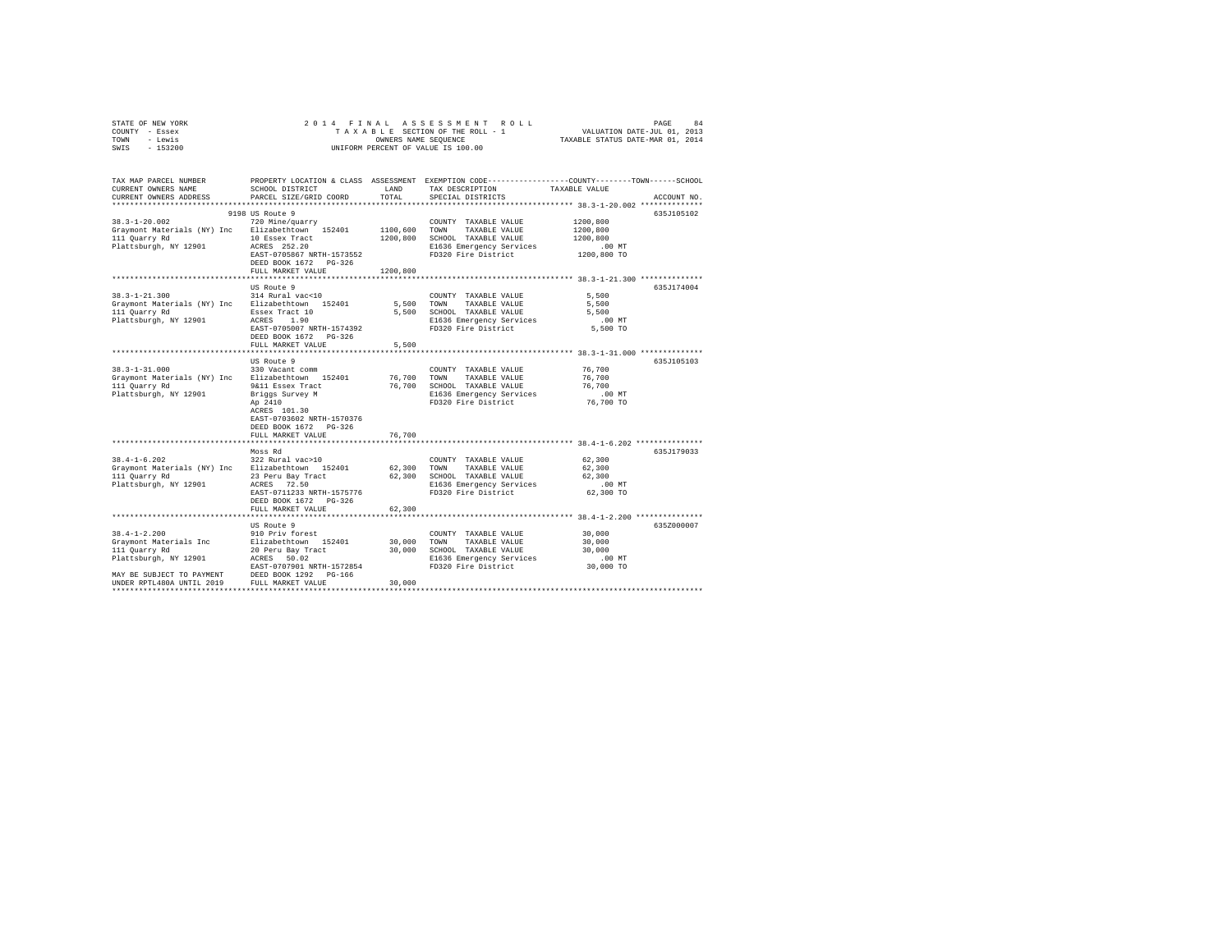STATE OF NEW YORK | 2014 FINAL ASSESSMENT ROLL | VALUATION DATE-JUL 01, 2013
COUNTY - Essex | TAXABLE SECTION OF THE ROLL - 1 | TAXABLE STATUS DATE-MAR 01, 2014
TOWN - Lewis | OWNERS NAME SEQUENCE
SWIS - 153200 | UNIFORM PERCENT OF VALUE IS 100.00

```
TAX MAP PARCEL NUMBER          PROPERTY LOCATION & CLASS  ASSESSMENT  EXEMPTION CODE-----------------COUNTY--------TOWN------SCHOOL
CURRENT OWNERS NAME            SCHOOL DISTRICT             LAND       TAX DESCRIPTION            TAXABLE VALUE
CURRENT OWNERS ADDRESS         PARCEL SIZE/GRID COORD      TOTAL      SPECIAL DISTRICTS                                  ACCOUNT NO.
****************************************************************************************************** 38.3-1-20.002 **************
                               9198 US Route 9                                                                           635J105102
38.3-1-20.002                  720 Mine/quarry                         COUNTY  TAXABLE VALUE         1200,800
Graymont Materials (NY) Inc    Elizabethtown  152401      1100,600    TOWN    TAXABLE VALUE         1200,800
111 Quarry Rd                  10 Essex Tract             1200,800    SCHOOL  TAXABLE VALUE         1200,800
Plattsburgh, NY 12901          ACRES  252.20                          E1636 Emergency Services          .00 MT
                               EAST-0705867 NRTH-1573552              FD320 Fire District          1200,800 TO
                               DEED BOOK 1672   PG-326
                               FULL MARKET VALUE          1200,800
****************************************************************************************************** 38.3-1-21.300 **************
                               US Route 9                                                                                635J174004
38.3-1-21.300                  314 Rural vac<10                        COUNTY  TAXABLE VALUE            5,500
Graymont Materials (NY) Inc    Elizabethtown  152401         5,500    TOWN    TAXABLE VALUE            5,500
111 Quarry Rd                  Essex Tract 10                5,500    SCHOOL  TAXABLE VALUE            5,500
Plattsburgh, NY 12901          ACRES    1.90                          E1636 Emergency Services          .00 MT
                               EAST-0705007 NRTH-1574392              FD320 Fire District             5,500 TO
                               DEED BOOK 1672   PG-326
                               FULL MARKET VALUE             5,500
****************************************************************************************************** 38.3-1-31.000 **************
                               US Route 9                                                                                635J105103
38.3-1-31.000                  330 Vacant comm                         COUNTY  TAXABLE VALUE           76,700
Graymont Materials (NY) Inc    Elizabethtown  152401        76,700    TOWN    TAXABLE VALUE           76,700
111 Quarry Rd                  9&11 Essex Tract             76,700    SCHOOL  TAXABLE VALUE           76,700
Plattsburgh, NY 12901          Briggs Survey M                        E1636 Emergency Services          .00 MT
                               Ap 2410                                FD320 Fire District            76,700 TO
                               ACRES  101.30
                               EAST-0703602 NRTH-1570376
                               DEED BOOK 1672   PG-326
                               FULL MARKET VALUE            76,700
****************************************************************************************************** 38.4-1-6.202 ***************
                               Moss Rd                                                                                   635J179033
38.4-1-6.202                   322 Rural vac>10                        COUNTY  TAXABLE VALUE           62,300
Graymont Materials (NY) Inc    Elizabethtown  152401        62,300    TOWN    TAXABLE VALUE           62,300
111 Quarry Rd                  23 Peru Bay Tract            62,300    SCHOOL  TAXABLE VALUE           62,300
Plattsburgh, NY 12901          ACRES   72.50                          E1636 Emergency Services          .00 MT
                               EAST-0711233 NRTH-1575776              FD320 Fire District            62,300 TO
                               DEED BOOK 1672   PG-326
                               FULL MARKET VALUE            62,300
****************************************************************************************************** 38.4-1-2.200 ***************
                               US Route 9                                                                                635Z000007
38.4-1-2.200                   910 Priv forest                         COUNTY  TAXABLE VALUE           30,000
Graymont Materials Inc         Elizabethtown  152401        30,000    TOWN    TAXABLE VALUE           30,000
111 Quarry Rd                  20 Peru Bay Tract            30,000    SCHOOL  TAXABLE VALUE           30,000
Plattsburgh, NY 12901          ACRES   50.02                          E1636 Emergency Services          .00 MT
                               EAST-0707901 NRTH-1572854              FD320 Fire District            30,000 TO
MAY BE SUBJECT TO PAYMENT      DEED BOOK 1292   PG-166
UNDER RPTL480A UNTIL 2019      FULL MARKET VALUE            30,000
************************************************************************************************************************************
```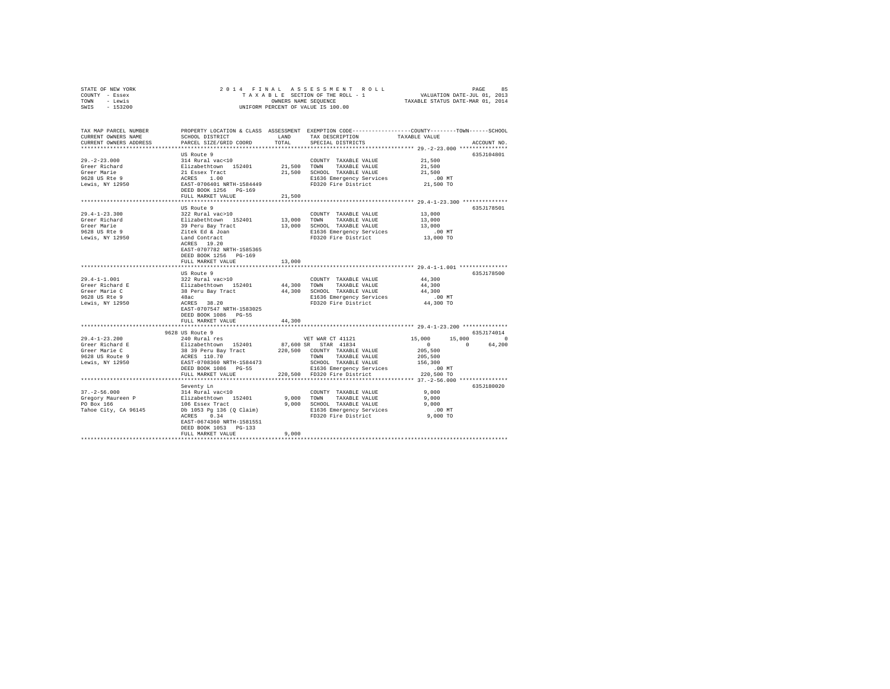STATE OF NEW YORK | COUNTY - Essex | TOWN - Lewis | SWIS - 153200

# 2014 FINAL ASSESSMENT ROLL
TAXABLE SECTION OF THE ROLL - 1
OWNERS NAME SEQUENCE
UNIFORM PERCENT OF VALUE IS 100.00

VALUATION DATE-JUL 01, 2013
TAXABLE STATUS DATE-MAR 01, 2014

| TAX MAP PARCEL NUMBER / CURRENT OWNERS NAME / CURRENT OWNERS ADDRESS | PROPERTY LOCATION & CLASS / SCHOOL DISTRICT / PARCEL SIZE/GRID COORD | ASSESSMENT LAND / TOTAL | EXEMPTION CODE / TAX DESCRIPTION / SPECIAL DISTRICTS | COUNTY TAXABLE VALUE | TOWN | SCHOOL | ACCOUNT NO. |
|---|---|---|---|---|---|---|---|
| **29.-2-23.000** | US Route 9 | | | | | | 635J104801 |
| 29.-2-23.000 | 314 Rural vac<10 | | COUNTY TAXABLE VALUE | 21,500 | | | |
| Greer Richard | Elizabethtown 152401 | 21,500 | TOWN TAXABLE VALUE | 21,500 | | | |
| Greer Marie | 21 Essex Tract | 21,500 | SCHOOL TAXABLE VALUE | 21,500 | | | |
| 9628 US Rte 9 | ACRES 1.00 | | E1636 Emergency Services | .00 MT | | | |
| Lewis, NY 12950 | EAST-0706401 NRTH-1584449 | | FD320 Fire District | 21,500 TO | | | |
| | DEED BOOK 1256 PG-169 | | | | | | |
| | FULL MARKET VALUE | 21,500 | | | | | |
| **29.4-1-23.300** | US Route 9 | | | | | | 635J178501 |
| 29.4-1-23.300 | 322 Rural vac>10 | | COUNTY TAXABLE VALUE | 13,000 | | | |
| Greer Richard | Elizabethtown 152401 | 13,000 | TOWN TAXABLE VALUE | 13,000 | | | |
| Greer Marie | 39 Peru Bay Tract | 13,000 | SCHOOL TAXABLE VALUE | 13,000 | | | |
| 9628 US Rte 9 | Zitek Ed & Joan | | E1636 Emergency Services | .00 MT | | | |
| Lewis, NY 12950 | Land Contract | | FD320 Fire District | 13,000 TO | | | |
| | ACRES 19.20 | | | | | | |
| | EAST-0707702 NRTH-1585365 | | | | | | |
| | DEED BOOK 1256 PG-169 | | | | | | |
| | FULL MARKET VALUE | 13,000 | | | | | |
| **29.4-1-1.001** | US Route 9 | | | | | | 635J178500 |
| 29.4-1-1.001 | 322 Rural vac>10 | | COUNTY TAXABLE VALUE | 44,300 | | | |
| Greer Richard E | Elizabethtown 152401 | 44,300 | TOWN TAXABLE VALUE | 44,300 | | | |
| Greer Marie C | 38 Peru Bay Tract | 44,300 | SCHOOL TAXABLE VALUE | 44,300 | | | |
| 9628 US Rte 9 | 48ac | | E1636 Emergency Services | .00 MT | | | |
| Lewis, NY 12950 | ACRES 38.20 | | FD320 Fire District | 44,300 TO | | | |
| | EAST-0707547 NRTH-1583025 | | | | | | |
| | DEED BOOK 1086 PG-55 | | | | | | |
| | FULL MARKET VALUE | 44,300 | | | | | |
| **29.4-1-23.200** | 9628 US Route 9 | | | | | | 635J174014 |
| 29.4-1-23.200 | 240 Rural res | | VET WAR CT 41121 | 15,000 | 15,000 | 0 | |
| Greer Richard E | Elizabethtown 152401 | 87,600 | SR STAR 41834 | 0 | 0 | 64,200 | |
| Greer Marie C | 38 39 Peru Bay Tract | 220,500 | COUNTY TAXABLE VALUE | 205,500 | | | |
| 9628 US Route 9 | ACRES 110.70 | | TOWN TAXABLE VALUE | 205,500 | | | |
| Lewis, NY 12950 | EAST-0708360 NRTH-1584473 | | SCHOOL TAXABLE VALUE | 156,300 | | | |
| | DEED BOOK 1086 PG-55 | | E1636 Emergency Services | .00 MT | | | |
| | FULL MARKET VALUE | 220,500 | FD320 Fire District | 220,500 TO | | | |
| **37.-2-56.000** | Seventy Ln | | | | | | 635J180020 |
| 37.-2-56.000 | 314 Rural vac<10 | | COUNTY TAXABLE VALUE | 9,000 | | | |
| Gregory Maureen P | Elizabethtown 152401 | 9,000 | TOWN TAXABLE VALUE | 9,000 | | | |
| PO Box 166 | 106 Essex Tract | 9,000 | SCHOOL TAXABLE VALUE | 9,000 | | | |
| Tahoe City, CA 96145 | Db 1053 Pg 136 (Q Claim) | | E1636 Emergency Services | .00 MT | | | |
| | ACRES 0.34 | | FD320 Fire District | 9,000 TO | | | |
| | EAST-0674360 NRTH-1581551 | | | | | | |
| | DEED BOOK 1053 PG-133 | | | | | | |
| | FULL MARKET VALUE | 9,000 | | | | | |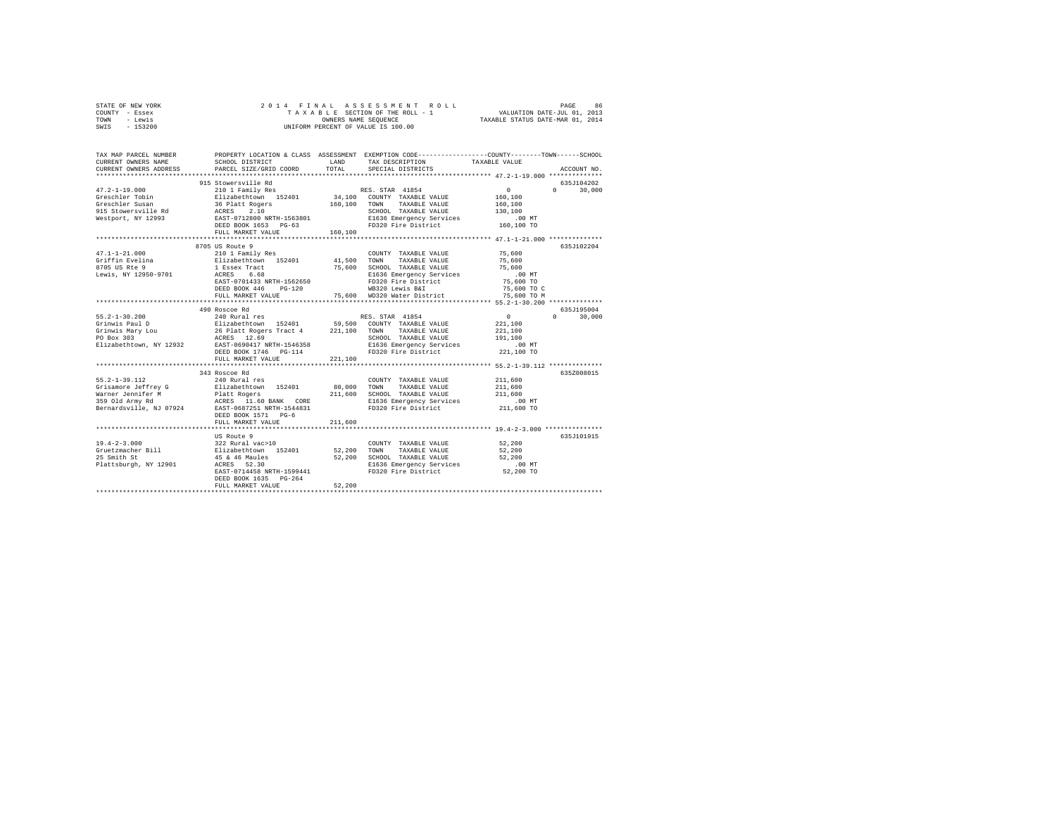STATE OF NEW YORK
COUNTY - Essex
TOWN - Lewis
SWIS - 153200

2014 FINAL ASSESSMENT ROLL
TAXABLE SECTION OF THE ROLL - 1
OWNERS NAME SEQUENCE
UNIFORM PERCENT OF VALUE IS 100.00

VALUATION DATE-JUL 01, 2013
TAXABLE STATUS DATE-MAR 01, 2014

```
TAX MAP PARCEL NUMBER          PROPERTY LOCATION & CLASS  ASSESSMENT  EXEMPTION CODE-----------------COUNTY--------TOWN------SCHOOL
CURRENT OWNERS NAME            SCHOOL DISTRICT              LAND      TAX DESCRIPTION              TAXABLE VALUE
CURRENT OWNERS ADDRESS         PARCEL SIZE/GRID COORD       TOTAL     SPECIAL DISTRICTS                                    ACCOUNT NO.
******************************************************************************************************* 47.2-1-19.000 **************
                               915 Stowersville Rd                                                                       635J104202
47.2-1-19.000                  210 1 Family Res                      RES. STAR  41854                0          0     30,000
Greschler Tobin                Elizabethtown  152401        34,100   COUNTY  TAXABLE VALUE         160,100
Greschler Susan                36 Platt Rogers             160,100   TOWN    TAXABLE VALUE         160,100
915 Stowersville Rd            ACRES    2.10                         SCHOOL  TAXABLE VALUE         130,100
Westport, NY 12993             EAST-0712800 NRTH-1563801             E1636 Emergency Services           .00 MT
                               DEED BOOK 1653   PG-63                FD320 Fire District           160,100 TO
                               FULL MARKET VALUE           160,100
******************************************************************************************************* 47.1-1-21.000 **************
                               8705 US Route 9                                                                           635J102204
47.1-1-21.000                  210 1 Family Res                      COUNTY  TAXABLE VALUE          75,600
Griffin Evelina                Elizabethtown  152401        41,500   TOWN    TAXABLE VALUE          75,600
8705 US Rte 9                  1 Essex Tract                75,600   SCHOOL  TAXABLE VALUE          75,600
Lewis, NY 12950-9701           ACRES    6.68                         E1636 Emergency Services           .00 MT
                               EAST-0701433 NRTH-1562650             FD320 Fire District            75,600 TO
                               DEED BOOK 446    PG-120               WB320 Lewis B&I                75,600 TO C
                               FULL MARKET VALUE            75,600   WD320 Water District           75,600 TO M
******************************************************************************************************* 55.2-1-30.200 **************
                               490 Roscoe Rd                                                                             635J195004
55.2-1-30.200                  240 Rural res                         RES. STAR  41854                0          0     30,000
Grinwis Paul D                 Elizabethtown  152401        59,500   COUNTY  TAXABLE VALUE         221,100
Grinwis Mary Lou               26 Platt Rogers Tract 4     221,100   TOWN    TAXABLE VALUE         221,100
PO Box 303                     ACRES   12.69                         SCHOOL  TAXABLE VALUE         191,100
Elizabethtown, NY 12932        EAST-0690417 NRTH-1546358             E1636 Emergency Services           .00 MT
                               DEED BOOK 1746   PG-114               FD320 Fire District           221,100 TO
                               FULL MARKET VALUE           221,100
******************************************************************************************************* 55.2-1-39.112 **************
                               343 Roscoe Rd                                                                             635Z008015
55.2-1-39.112                  240 Rural res                         COUNTY  TAXABLE VALUE         211,600
Grisamore Jeffrey G            Elizabethtown  152401        80,000   TOWN    TAXABLE VALUE         211,600
Warner Jennifer M              Platt Rogers                211,600   SCHOOL  TAXABLE VALUE         211,600
359 Old Army Rd                ACRES   11.60 BANK   CORE             E1636 Emergency Services           .00 MT
Bernardsville, NJ 07924        EAST-0687251 NRTH-1544831             FD320 Fire District           211,600 TO
                               DEED BOOK 1571   PG-6
                               FULL MARKET VALUE           211,600
******************************************************************************************************* 19.4-2-3.000 ***************
                               US Route 9                                                                                635J101915
19.4-2-3.000                   322 Rural vac>10                      COUNTY  TAXABLE VALUE          52,200
Gruetzmacher Bill              Elizabethtown  152401        52,200   TOWN    TAXABLE VALUE          52,200
25 Smith St                    45 & 46 Maules               52,200   SCHOOL  TAXABLE VALUE          52,200
Plattsburgh, NY 12901          ACRES   52.30                         E1636 Emergency Services           .00 MT
                               EAST-0714458 NRTH-1599441             FD320 Fire District            52,200 TO
                               DEED BOOK 1635   PG-264
                               FULL MARKET VALUE            52,200
************************************************************************************************************************************
```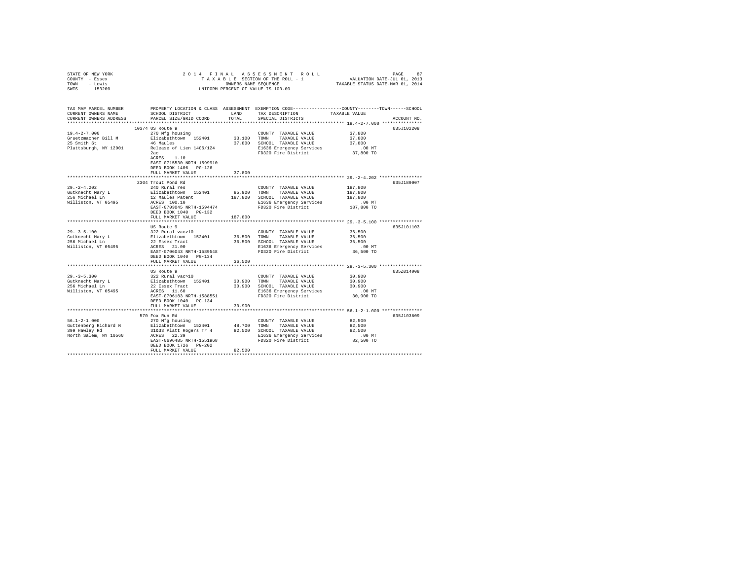STATE OF NEW YORK
COUNTY - Essex
TOWN - Lewis
SWIS - 153200

2014 FINAL ASSESSMENT ROLL
TAXABLE SECTION OF THE ROLL - 1
OWNERS NAME SEQUENCE
UNIFORM PERCENT OF VALUE IS 100.00

VALUATION DATE-JUL 01, 2013
TAXABLE STATUS DATE-MAR 01, 2014

| TAX MAP PARCEL NUMBER / CURRENT OWNERS NAME / CURRENT OWNERS ADDRESS | PROPERTY LOCATION & CLASS / SCHOOL DISTRICT / PARCEL SIZE/GRID COORD | ASSESSMENT LAND / TOTAL | EXEMPTION CODE / TAX DESCRIPTION / SPECIAL DISTRICTS | TAXABLE VALUE (COUNTY / TOWN / SCHOOL) | ACCOUNT NO. |
|---|---|---|---|---|---|
| **19.4-2-7.000** | 10374 US Route 9 | | | | 635J102208 |
| 19.4-2-7.000 | 270 Mfg housing | | COUNTY TAXABLE VALUE | 37,800 | |
| Gruetzmacher Bill M | Elizabethtown 152401 | 33,100 | TOWN TAXABLE VALUE | 37,800 | |
| 25 Smith St | 46 Maules | 37,800 | SCHOOL TAXABLE VALUE | 37,800 | |
| Plattsburgh, NY 12901 | Release of Lien 1406/124 | | E1636 Emergency Services | .00 MT | |
| | 2ac | | FD320 Fire District | 37,800 TO | |
| | ACRES 1.10 | | | | |
| | EAST-0715530 NRTH-1599910 | | | | |
| | DEED BOOK 1406 PG-126 | | | | |
| | FULL MARKET VALUE | 37,800 | | | |
| **29.-2-4.202** | 2304 Trout Pond Rd | | | | 635J189007 |
| 29.-2-4.202 | 240 Rural res | | COUNTY TAXABLE VALUE | 187,800 | |
| Gutknecht Mary L | Elizabethtown 152401 | 85,900 | TOWN TAXABLE VALUE | 187,800 | |
| 256 Michael Ln | 12 Maules Patent | 187,800 | SCHOOL TAXABLE VALUE | 187,800 | |
| Williston, VT 05495 | ACRES 100.10 | | E1636 Emergency Services | .00 MT | |
| | EAST-0703045 NRTH-1594474 | | FD320 Fire District | 187,800 TO | |
| | DEED BOOK 1040 PG-132 | | | | |
| | FULL MARKET VALUE | 187,800 | | | |
| **29.-3-5.100** | US Route 9 | | | | 635J101103 |
| 29.-3-5.100 | 322 Rural vac>10 | | COUNTY TAXABLE VALUE | 36,500 | |
| Gutknecht Mary L | Elizabethtown 152401 | 36,500 | TOWN TAXABLE VALUE | 36,500 | |
| 256 Michael Ln | 22 Essex Tract | 36,500 | SCHOOL TAXABLE VALUE | 36,500 | |
| Williston, VT 05495 | ACRES 21.00 | | E1636 Emergency Services | .00 MT | |
| | EAST-0706043 NRTH-1589548 | | FD320 Fire District | 36,500 TO | |
| | DEED BOOK 1040 PG-134 | | | | |
| | FULL MARKET VALUE | 36,500 | | | |
| **29.-3-5.300** | US Route 9 | | | | 635Z014008 |
| 29.-3-5.300 | 322 Rural vac>10 | | COUNTY TAXABLE VALUE | 30,900 | |
| Gutknecht Mary L | Elizabethtown 152401 | 30,900 | TOWN TAXABLE VALUE | 30,900 | |
| 256 Michael Ln | 22 Essex Tract | 30,900 | SCHOOL TAXABLE VALUE | 30,900 | |
| Williston, VT 05495 | ACRES 11.60 | | E1636 Emergency Services | .00 MT | |
| | EAST-0706183 NRTH-1588551 | | FD320 Fire District | 30,900 TO | |
| | DEED BOOK 1040 PG-134 | | | | |
| | FULL MARKET VALUE | 30,900 | | | |
| **56.1-2-1.000** | 570 Fox Run Rd | | | | 635J103609 |
| 56.1-2-1.000 | 270 Mfg housing | | COUNTY TAXABLE VALUE | 82,500 | |
| Guttenberg Richard N | Elizabethtown 152401 | 48,700 | TOWN TAXABLE VALUE | 82,500 | |
| 399 Hawley Rd | 31&33 Platt Rogers Tr 4 | 82,500 | SCHOOL TAXABLE VALUE | 82,500 | |
| North Salem, NY 10560 | ACRES 22.39 | | E1636 Emergency Services | .00 MT | |
| | EAST-0696485 NRTH-1551968 | | FD320 Fire District | 82,500 TO | |
| | DEED BOOK 1726 PG-202 | | | | |
| | FULL MARKET VALUE | 82,500 | | | |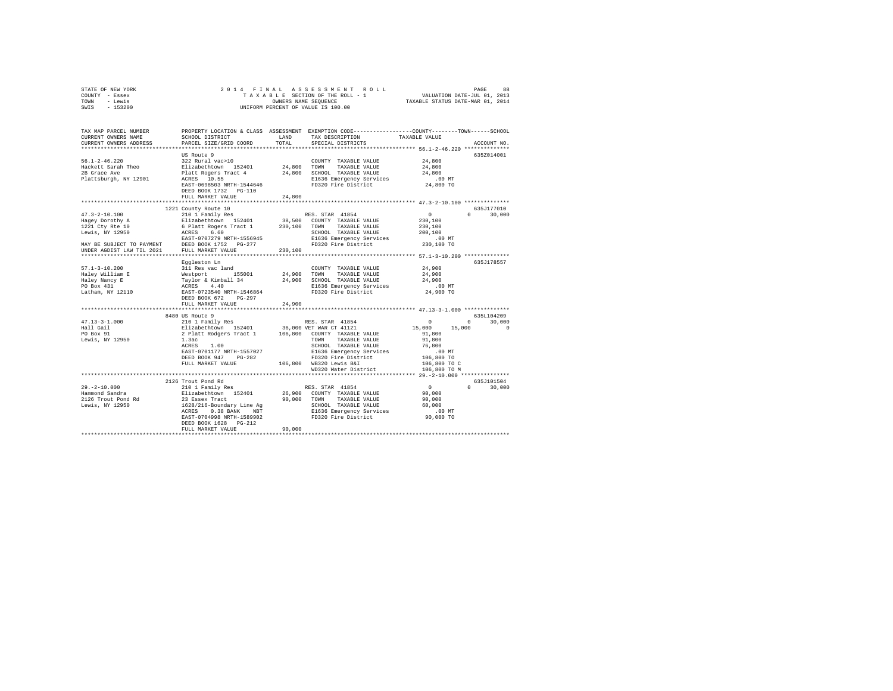STATE OF NEW YORK
COUNTY - Essex
TOWN - Lewis
SWIS - 153200

# 2014 FINAL ASSESSMENT ROLL

TAXABLE SECTION OF THE ROLL - 1
OWNERS NAME SEQUENCE
UNIFORM PERCENT OF VALUE IS 100.00

VALUATION DATE-JUL 01, 2013
TAXABLE STATUS DATE-MAR 01, 2014

```
TAX MAP PARCEL NUMBER          PROPERTY LOCATION & CLASS  ASSESSMENT  EXEMPTION CODE-----------------COUNTY--------TOWN------SCHOOL
CURRENT OWNERS NAME            SCHOOL DISTRICT              LAND       TAX DESCRIPTION              TAXABLE VALUE
CURRENT OWNERS ADDRESS         PARCEL SIZE/GRID COORD       TOTAL      SPECIAL DISTRICTS                                        ACCOUNT NO.
******************************************************************************************************* 56.1-2-46.220 **************
                               US Route 9                                                                                  635Z014001
56.1-2-46.220                  322 Rural vac>10                        COUNTY  TAXABLE VALUE           24,800
Hackett Sarah Theo             Elizabethtown  152401        24,800     TOWN    TAXABLE VALUE           24,800
2B Grace Ave                   Platt Rogers Tract 4         24,800     SCHOOL  TAXABLE VALUE           24,800
Plattsburgh, NY 12901          ACRES  10.55                            E1636 Emergency Services           .00 MT
                               EAST-0698503 NRTH-1544646               FD320 Fire District             24,800 TO
                               DEED BOOK 1732   PG-110
                               FULL MARKET VALUE            24,800
******************************************************************************************************* 47.3-2-10.100 **************
                               1221 County Route 10                                                                        635J177010
47.3-2-10.100                  210 1 Family Res                        RES. STAR  41854                     0          0      30,000
Hagey Dorothy A                Elizabethtown  152401        38,500     COUNTY  TAXABLE VALUE          230,100
1221 Cty Rte 10                6 Platt Rogers Tract 1      230,100     TOWN    TAXABLE VALUE          230,100
Lewis, NY 12950                ACRES   6.60                            SCHOOL  TAXABLE VALUE          200,100
                               EAST-0707279 NRTH-1556945               E1636 Emergency Services           .00 MT
MAY BE SUBJECT TO PAYMENT      DEED BOOK 1752   PG-277                 FD320 Fire District            230,100 TO
UNDER AGDIST LAW TIL 2021      FULL MARKET VALUE           230,100
******************************************************************************************************* 57.1-3-10.200 **************
                               Eggleston Ln                                                                                635J178557
57.1-3-10.200                  311 Res vac land                        COUNTY  TAXABLE VALUE           24,900
Haley William E                Westport       155001        24,900     TOWN    TAXABLE VALUE           24,900
Haley Nancy E                  Taylor & Kimball 34          24,900     SCHOOL  TAXABLE VALUE           24,900
PO Box 431                     ACRES   4.40                            E1636 Emergency Services           .00 MT
Latham, NY 12110               EAST-0723540 NRTH-1546864               FD320 Fire District             24,900 TO
                               DEED BOOK 672    PG-297
                               FULL MARKET VALUE            24,900
******************************************************************************************************* 47.13-3-1.000 **************
                               8480 US Route 9                                                                             635L104209
47.13-3-1.000                  210 1 Family Res                        RES. STAR  41854                     0          0      30,000
Hall Gail                      Elizabethtown  152401        36,000 VET WAR CT 41121                    15,000     15,000           0
PO Box 91                      2 Platt Rodgers Tract 1     106,800     COUNTY  TAXABLE VALUE           91,800
Lewis, NY 12950                1.3ac                                   TOWN    TAXABLE VALUE           91,800
                               ACRES   1.00                            SCHOOL  TAXABLE VALUE           76,800
                               EAST-0701177 NRTH-1557027               E1636 Emergency Services           .00 MT
                               DEED BOOK 947    PG-282                 FD320 Fire District            106,800 TO
                               FULL MARKET VALUE           106,800     WB320 Lewis B&I                106,800 TO C
                                                                       WD320 Water District           106,800 TO M
******************************************************************************************************* 29.-2-10.000 ***************
                               2126 Trout Pond Rd                                                                          635J101504
29.-2-10.000                   210 1 Family Res                        RES. STAR  41854                     0          0      30,000
Hammond Sandra                 Elizabethtown  152401        26,900     COUNTY  TAXABLE VALUE           90,000
2126 Trout Pond Rd             23 Essex Tract               90,000     TOWN    TAXABLE VALUE           90,000
Lewis, NY 12950                1628/216-Boundary Line Ag               SCHOOL  TAXABLE VALUE           60,000
                               ACRES   0.30 BANK    NBT                E1636 Emergency Services           .00 MT
                               EAST-0704998 NRTH-1589902               FD320 Fire District             90,000 TO
                               DEED BOOK 1628   PG-212
                               FULL MARKET VALUE            90,000
************************************************************************************************************************************
```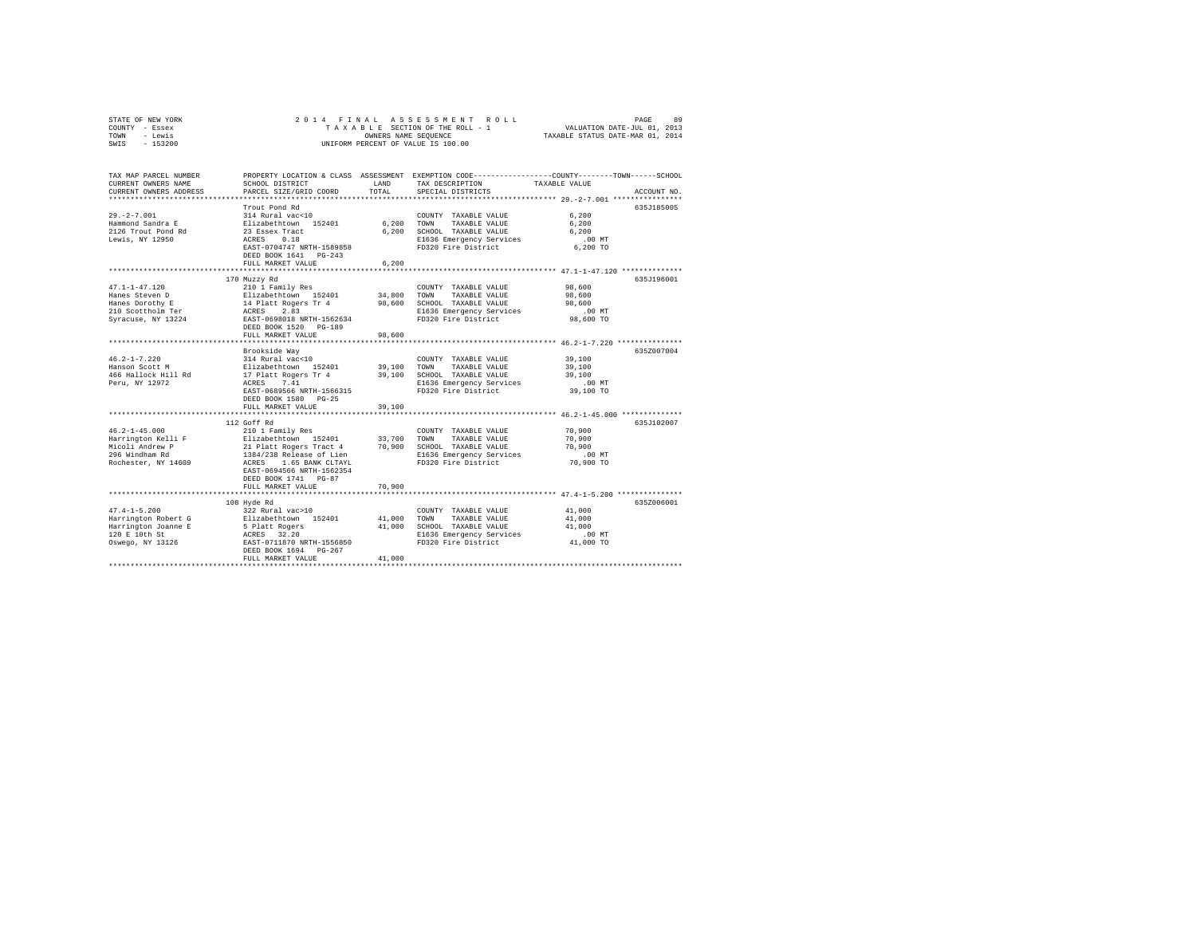STATE OF NEW YORK
COUNTY - Essex
TOWN - Lewis
SWIS - 153200

2014 FINAL ASSESSMENT ROLL
TAXABLE SECTION OF THE ROLL - 1
OWNERS NAME SEQUENCE
UNIFORM PERCENT OF VALUE IS 100.00

VALUATION DATE-JUL 01, 2013
TAXABLE STATUS DATE-MAR 01, 2014

| TAX MAP PARCEL NUMBER / CURRENT OWNERS NAME / CURRENT OWNERS ADDRESS | PROPERTY LOCATION & CLASS / SCHOOL DISTRICT / PARCEL SIZE/GRID COORD | ASSESSMENT LAND / TOTAL | EXEMPTION CODE / TAX DESCRIPTION / SPECIAL DISTRICTS | COUNTY--------TOWN------SCHOOL TAXABLE VALUE | ACCOUNT NO. |
|---|---|---|---|---|---|
| 29.-2-7.001 | Trout Pond Rd | | | | 635J185005 |
| 29.-2-7.001 | 314 Rural vac<10 | | COUNTY TAXABLE VALUE | 6,200 | |
| Hammond Sandra E | Elizabethtown 152401 | 6,200 | TOWN TAXABLE VALUE | 6,200 | |
| 2126 Trout Pond Rd | 23 Essex Tract | 6,200 | SCHOOL TAXABLE VALUE | 6,200 | |
| Lewis, NY 12950 | ACRES 0.18 | | E1636 Emergency Services | .00 MT | |
| | EAST-0704747 NRTH-1589858 | | FD320 Fire District | 6,200 TO | |
| | DEED BOOK 1641 PG-243 | | | | |
| | FULL MARKET VALUE | 6,200 | | | |
| 47.1-1-47.120 | 170 Muzzy Rd | | | | 635J196001 |
| 47.1-1-47.120 | 210 1 Family Res | | COUNTY TAXABLE VALUE | 98,600 | |
| Hanes Steven D | Elizabethtown 152401 | 34,800 | TOWN TAXABLE VALUE | 98,600 | |
| Hanes Dorothy E | 14 Platt Rogers Tr 4 | 98,600 | SCHOOL TAXABLE VALUE | 98,600 | |
| 210 Scottholm Ter | ACRES 2.83 | | E1636 Emergency Services | .00 MT | |
| Syracuse, NY 13224 | EAST-0698018 NRTH-1562634 | | FD320 Fire District | 98,600 TO | |
| | DEED BOOK 1520 PG-189 | | | | |
| | FULL MARKET VALUE | 98,600 | | | |
| 46.2-1-7.220 | Brookside Way | | | | 635Z007004 |
| 46.2-1-7.220 | 314 Rural vac<10 | | COUNTY TAXABLE VALUE | 39,100 | |
| Hanson Scott M | Elizabethtown 152401 | 39,100 | TOWN TAXABLE VALUE | 39,100 | |
| 466 Hallock Hill Rd | 17 Platt Rogers Tr 4 | 39,100 | SCHOOL TAXABLE VALUE | 39,100 | |
| Peru, NY 12972 | ACRES 7.41 | | E1636 Emergency Services | .00 MT | |
| | EAST-0689566 NRTH-1566315 | | FD320 Fire District | 39,100 TO | |
| | DEED BOOK 1580 PG-25 | | | | |
| | FULL MARKET VALUE | 39,100 | | | |
| 46.2-1-45.000 | 112 Goff Rd | | | | 635J102007 |
| 46.2-1-45.000 | 210 1 Family Res | | COUNTY TAXABLE VALUE | 70,900 | |
| Harrington Kelli F | Elizabethtown 152401 | 33,700 | TOWN TAXABLE VALUE | 70,900 | |
| Micoli Andrew P | 21 Platt Rogers Tract 4 | 70,900 | SCHOOL TAXABLE VALUE | 70,900 | |
| 296 Windham Rd | 1384/238 Release of Lien | | E1636 Emergency Services | .00 MT | |
| Rochester, NY 14609 | ACRES 1.65 BANK CLTAYL | | FD320 Fire District | 70,900 TO | |
| | EAST-0694566 NRTH-1562354 | | | | |
| | DEED BOOK 1741 PG-87 | | | | |
| | FULL MARKET VALUE | 70,900 | | | |
| 47.4-1-5.200 | 108 Hyde Rd | | | | 635Z006001 |
| 47.4-1-5.200 | 322 Rural vac>10 | | COUNTY TAXABLE VALUE | 41,000 | |
| Harrington Robert G | Elizabethtown 152401 | 41,000 | TOWN TAXABLE VALUE | 41,000 | |
| Harrington Joanne E | 5 Platt Rogers | 41,000 | SCHOOL TAXABLE VALUE | 41,000 | |
| 120 E 10th St | ACRES 32.20 | | E1636 Emergency Services | .00 MT | |
| Oswego, NY 13126 | EAST-0711870 NRTH-1556850 | | FD320 Fire District | 41,000 TO | |
| | DEED BOOK 1694 PG-267 | | | | |
| | FULL MARKET VALUE | 41,000 | | | |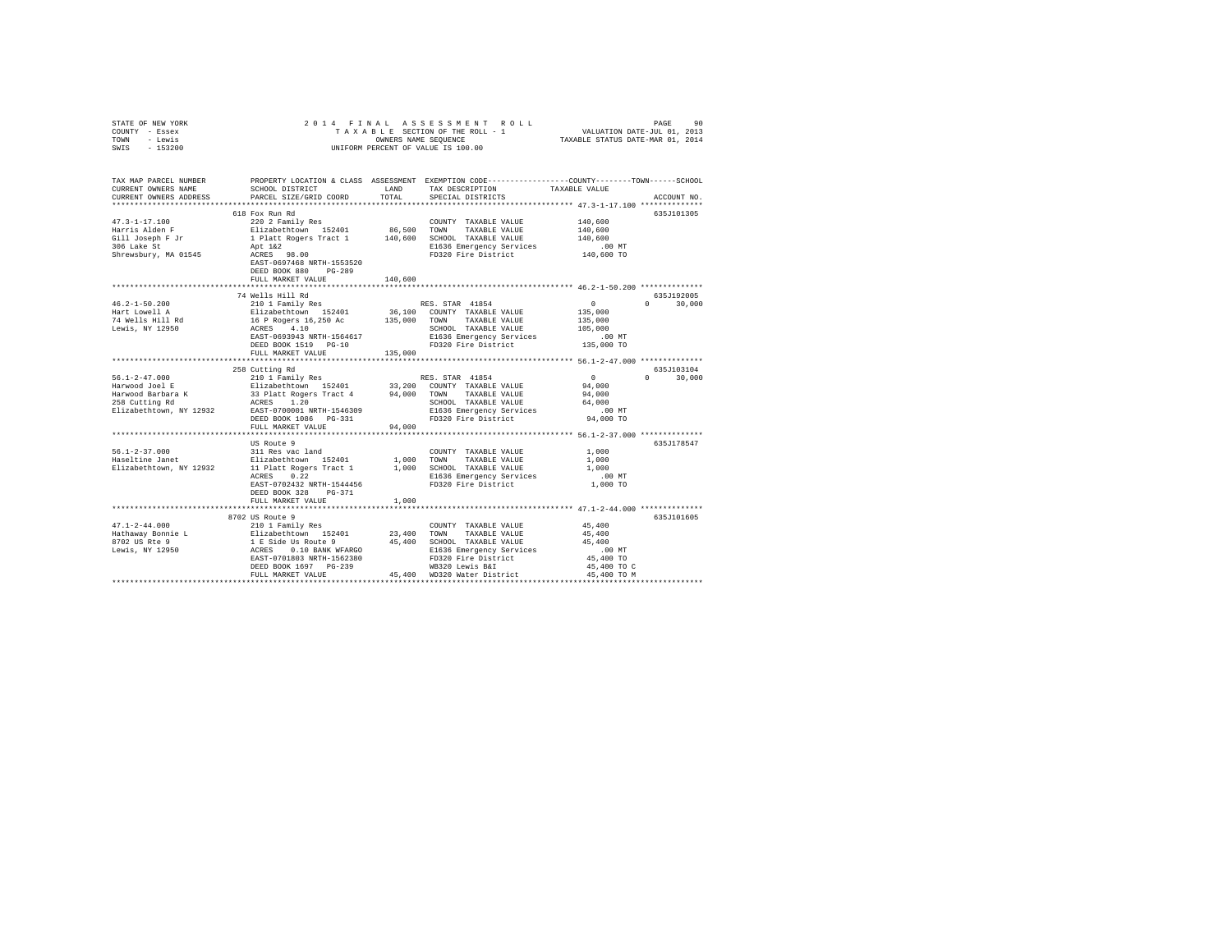STATE OF NEW YORK
COUNTY - Essex
TOWN - Lewis
SWIS - 153200

2014 FINAL ASSESSMENT ROLL
TAXABLE SECTION OF THE ROLL - 1
OWNERS NAME SEQUENCE
UNIFORM PERCENT OF VALUE IS 100.00

VALUATION DATE-JUL 01, 2013
TAXABLE STATUS DATE-MAR 01, 2014

```
TAX MAP PARCEL NUMBER          PROPERTY LOCATION & CLASS  ASSESSMENT  EXEMPTION CODE-----------------COUNTY--------TOWN------SCHOOL
CURRENT OWNERS NAME            SCHOOL DISTRICT             LAND       TAX DESCRIPTION           TAXABLE VALUE
CURRENT OWNERS ADDRESS         PARCEL SIZE/GRID COORD      TOTAL      SPECIAL DISTRICTS                                    ACCOUNT NO.
******************************************************************************************************* 47.3-1-17.100 **************
                               618 Fox Run Rd                                                                            635J101305
47.3-1-17.100                  220 2 Family Res                       COUNTY  TAXABLE VALUE          140,600
Harris Alden F                 Elizabethtown  152401      86,500      TOWN    TAXABLE VALUE          140,600
Gill Joseph F Jr               1 Platt Rogers Tract 1    140,600      SCHOOL  TAXABLE VALUE          140,600
306 Lake St                    Apt 1&2                                E1636 Emergency Services           .00 MT
Shrewsbury, MA 01545           ACRES   98.00                          FD320 Fire District            140,600 TO
                               EAST-0697468 NRTH-1553520
                               DEED BOOK 880    PG-289
                               FULL MARKET VALUE         140,600
******************************************************************************************************* 46.2-1-50.200 **************
                               74 Wells Hill Rd                                                                          635J192005
46.2-1-50.200                  210 1 Family Res                       RES. STAR  41854                  0          0     30,000
Hart Lowell A                  Elizabethtown  152401      36,100      COUNTY  TAXABLE VALUE          135,000
74 Wells Hill Rd               16 P Rogers 16,250 Ac     135,000      TOWN    TAXABLE VALUE          135,000
Lewis, NY 12950                ACRES    4.10                          SCHOOL  TAXABLE VALUE          105,000
                               EAST-0693943 NRTH-1564617              E1636 Emergency Services           .00 MT
                               DEED BOOK 1519   PG-10                 FD320 Fire District            135,000 TO
                               FULL MARKET VALUE         135,000
******************************************************************************************************* 56.1-2-47.000 **************
                               258 Cutting Rd                                                                            635J103104
56.1-2-47.000                  210 1 Family Res                       RES. STAR  41854                  0          0     30,000
Harwood Joel E                 Elizabethtown  152401      33,200      COUNTY  TAXABLE VALUE           94,000
Harwood Barbara K              33 Platt Rogers Tract 4    94,000      TOWN    TAXABLE VALUE           94,000
258 Cutting Rd                 ACRES    1.20                          SCHOOL  TAXABLE VALUE           64,000
Elizabethtown, NY 12932        EAST-0700001 NRTH-1546309              E1636 Emergency Services           .00 MT
                               DEED BOOK 1086   PG-331                FD320 Fire District             94,000 TO
                               FULL MARKET VALUE          94,000
******************************************************************************************************* 56.1-2-37.000 **************
                               US Route 9                                                                                635J178547
56.1-2-37.000                  311 Res vac land                       COUNTY  TAXABLE VALUE            1,000
Haseltine Janet                Elizabethtown  152401       1,000      TOWN    TAXABLE VALUE            1,000
Elizabethtown, NY 12932        11 Platt Rogers Tract 1     1,000      SCHOOL  TAXABLE VALUE            1,000
                               ACRES    0.22                          E1636 Emergency Services           .00 MT
                               EAST-0702432 NRTH-1544456              FD320 Fire District              1,000 TO
                               DEED BOOK 328    PG-371
                               FULL MARKET VALUE           1,000
******************************************************************************************************* 47.1-2-44.000 **************
                               8702 US Route 9                                                                           635J101605
47.1-2-44.000                  210 1 Family Res                       COUNTY  TAXABLE VALUE           45,400
Hathaway Bonnie L              Elizabethtown  152401      23,400      TOWN    TAXABLE VALUE           45,400
8702 US Rte 9                  1 E Side Us Route 9        45,400      SCHOOL  TAXABLE VALUE           45,400
Lewis, NY 12950                ACRES    0.10 BANK WFARGO              E1636 Emergency Services           .00 MT
                               EAST-0701803 NRTH-1562380              FD320 Fire District             45,400 TO
                               DEED BOOK 1697   PG-239                WB320 Lewis B&I                 45,400 TO C
                               FULL MARKET VALUE          45,400      WD320 Water District            45,400 TO M
************************************************************************************************************************************
```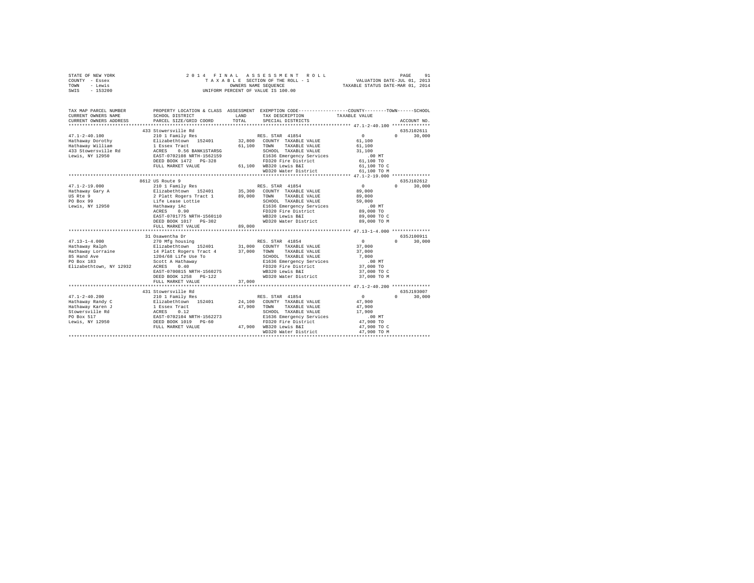STATE OF NEW YORK
COUNTY - Essex
TOWN - Lewis
SWIS - 153200

2014 FINAL ASSESSMENT ROLL
TAXABLE SECTION OF THE ROLL - 1
OWNERS NAME SEQUENCE
UNIFORM PERCENT OF VALUE IS 100.00

VALUATION DATE-JUL 01, 2013
TAXABLE STATUS DATE-MAR 01, 2014

```
TAX MAP PARCEL NUMBER          PROPERTY LOCATION & CLASS  ASSESSMENT  EXEMPTION CODE-----------------COUNTY--------TOWN------SCHOOL
CURRENT OWNERS NAME            SCHOOL DISTRICT              LAND      TAX DESCRIPTION              TAXABLE VALUE
CURRENT OWNERS ADDRESS         PARCEL SIZE/GRID COORD       TOTAL     SPECIAL DISTRICTS                                 ACCOUNT NO.
******************************************************************************************************** 47.1-2-40.100 **************
                               433 Stowersville Rd                                                                    635J102611
47.1-2-40.100                  210 1 Family Res                       RES. STAR  41854               0            0      30,000
Hathaway Dorothy               Elizabethtown  152401       32,800     COUNTY  TAXABLE VALUE          61,100
Hathaway William               1 Essex Tract               61,100     TOWN    TAXABLE VALUE          61,100
433 Stowersville Rd            ACRES   0.56 BANK1STARSG               SCHOOL  TAXABLE VALUE          31,100
Lewis, NY 12950                EAST-0702108 NRTH-1562159              E1636 Emergency Services          .00 MT
                               DEED BOOK 1472   PG-328                FD320 Fire District            61,100 TO
                               FULL MARKET VALUE           61,100     WB320 Lewis B&I                61,100 TO C
                                                                      WD320 Water District           61,100 TO M
******************************************************************************************************** 47.1-2-19.000 **************
                               8612 US Route 9                                                                        635J102612
47.1-2-19.000                  210 1 Family Res                       RES. STAR  41854               0            0      30,000
Hathaway Gary A                Elizabethtown  152401       35,300     COUNTY  TAXABLE VALUE          89,000
US Rte 9                       2 Platt Rogers Tract 1      89,000     TOWN    TAXABLE VALUE          89,000
PO Box 99                      Life Lease Lottie                      SCHOOL  TAXABLE VALUE          59,000
Lewis, NY 12950                Hathaway 1Ac                           E1636 Emergency Services          .00 MT
                               ACRES   0.90                           FD320 Fire District            89,000 TO
                               EAST-0701775 NRTH-1560110              WB320 Lewis B&I                89,000 TO C
                               DEED BOOK 1017   PG-302                WD320 Water District           89,000 TO M
                               FULL MARKET VALUE           89,000
******************************************************************************************************** 47.13-1-4.000 **************
                               31 Osawentha Dr                                                                        635J100911
47.13-1-4.000                  270 Mfg housing                        RES. STAR  41854               0            0      30,000
Hathaway Ralph                 Elizabethtown  152401       31,000     COUNTY  TAXABLE VALUE          37,000
Hathaway Lorraine              14 Platt Rogers Tract 4     37,000     TOWN    TAXABLE VALUE          37,000
85 Hand Ave                    1204/68 Life Use To                    SCHOOL  TAXABLE VALUE           7,000
PO Box 183                     Scott A Hathaway                       E1636 Emergency Services          .00 MT
Elizabethtown, NY 12932        ACRES   0.40                           FD320 Fire District            37,000 TO
                               EAST-0700815 NRTH-1560275              WB320 Lewis B&I                37,000 TO C
                               DEED BOOK 1258   PG-122                WD320 Water District           37,000 TO M
                               FULL MARKET VALUE           37,000
******************************************************************************************************** 47.1-2-40.200 **************
                               431 Stowersville Rd                                                                    635J193007
47.1-2-40.200                  210 1 Family Res                       RES. STAR  41854               0            0      30,000
Hathaway Randy C               Elizabethtown  152401       24,100     COUNTY  TAXABLE VALUE          47,900
Hathaway Karen J               1 Essex Tract               47,900     TOWN    TAXABLE VALUE          47,900
Stowersville Rd                ACRES   0.12                           SCHOOL  TAXABLE VALUE          17,900
PO Box 517                     EAST-0702104 NRTH-1562273              E1636 Emergency Services          .00 MT
Lewis, NY 12950                DEED BOOK 1019   PG-60                 FD320 Fire District            47,900 TO
                               FULL MARKET VALUE           47,900     WB320 Lewis B&I                47,900 TO C
                                                                      WD320 Water District           47,900 TO M
************************************************************************************************************************************
```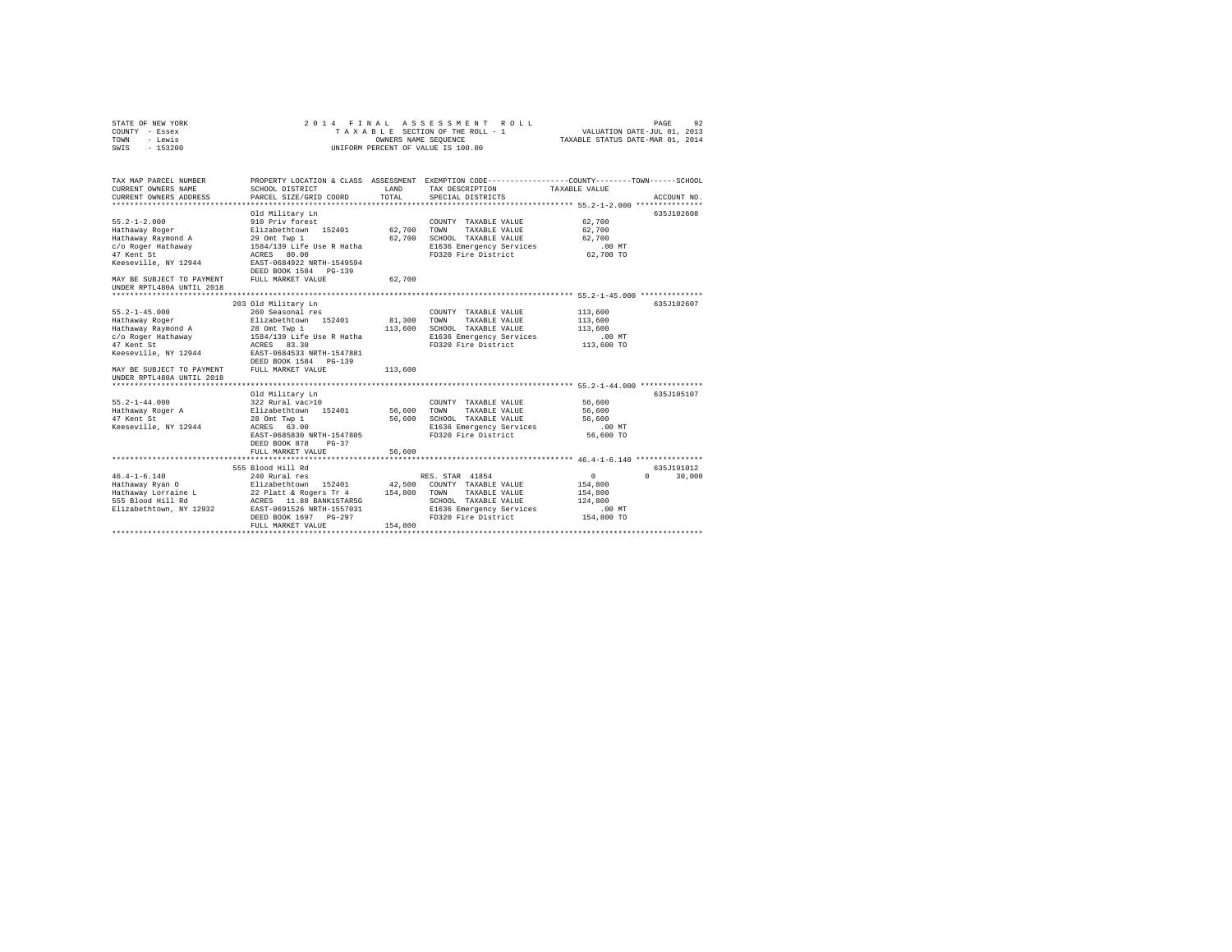STATE OF NEW YORK
COUNTY - Essex
TOWN - Lewis
SWIS - 153200

2 0 1 4 F I N A L A S S E S S M E N T R O L L
T A X A B L E SECTION OF THE ROLL - 1
OWNERS NAME SEQUENCE
UNIFORM PERCENT OF VALUE IS 100.00

VALUATION DATE-JUL 01, 2013
TAXABLE STATUS DATE-MAR 01, 2014

```
TAX MAP PARCEL NUMBER          PROPERTY LOCATION & CLASS  ASSESSMENT  EXEMPTION CODE-----------------COUNTY--------TOWN------SCHOOL
CURRENT OWNERS NAME            SCHOOL DISTRICT              LAND      TAX DESCRIPTION              TAXABLE VALUE
CURRENT OWNERS ADDRESS         PARCEL SIZE/GRID COORD       TOTAL     SPECIAL DISTRICTS                                    ACCOUNT NO.
****************************************************************************************************** 55.2-1-2.000 ***************
                               Old Military Ln                                                                          635J102608
55.2-1-2.000                   910 Priv forest                          COUNTY  TAXABLE VALUE           62,700
Hathaway Roger                 Elizabethtown  152401       62,700   TOWN    TAXABLE VALUE           62,700
Hathaway Raymond A             29 Omt Twp 1                62,700   SCHOOL  TAXABLE VALUE           62,700
c/o Roger Hathaway             1584/139 Life Use R Hatha            E1636 Emergency Services            .00 MT
47 Kent St                     ACRES   80.00                        FD320 Fire District             62,700 TO
Keeseville, NY 12944           EAST-0684922 NRTH-1549594
                               DEED BOOK 1584   PG-139
MAY BE SUBJECT TO PAYMENT      FULL MARKET VALUE           62,700
UNDER RPTL480A UNTIL 2018
****************************************************************************************************** 55.2-1-45.000 **************
                               203 Old Military Ln                                                                      635J102607
55.2-1-45.000                  260 Seasonal res                         COUNTY  TAXABLE VALUE          113,600
Hathaway Roger                 Elizabethtown  152401       81,300   TOWN    TAXABLE VALUE          113,600
Hathaway Raymond A             28 Omt Twp 1               113,600   SCHOOL  TAXABLE VALUE          113,600
c/o Roger Hathaway             1584/139 Life Use R Hatha            E1636 Emergency Services            .00 MT
47 Kent St                     ACRES   83.30                        FD320 Fire District            113,600 TO
Keeseville, NY 12944           EAST-0684533 NRTH-1547881
                               DEED BOOK 1584   PG-139
MAY BE SUBJECT TO PAYMENT      FULL MARKET VALUE          113,600
UNDER RPTL480A UNTIL 2018
****************************************************************************************************** 55.2-1-44.000 **************
                               Old Military Ln                                                                          635J105107
55.2-1-44.000                  322 Rural vac>10                         COUNTY  TAXABLE VALUE           56,600
Hathaway Roger A               Elizabethtown  152401       56,600   TOWN    TAXABLE VALUE           56,600
47 Kent St                     28 Omt Twp 1                56,600   SCHOOL  TAXABLE VALUE           56,600
Keeseville, NY 12944           ACRES   63.00                        E1636 Emergency Services            .00 MT
                               EAST-0685830 NRTH-1547805            FD320 Fire District             56,600 TO
                               DEED BOOK 878    PG-37
                               FULL MARKET VALUE           56,600
****************************************************************************************************** 46.4-1-6.140 ***************
                               555 Blood Hill Rd                                                                        635J191012
46.4-1-6.140                   240 Rural res                         RES. STAR  41854                      0          0     30,000
Hathaway Ryan O                Elizabethtown  152401       42,500   COUNTY  TAXABLE VALUE          154,800
Hathaway Lorraine L            22 Platt & Rogers Tr 4     154,800   TOWN    TAXABLE VALUE          154,800
555 Blood Hill Rd              ACRES   11.88 BANK1STARSG            SCHOOL  TAXABLE VALUE          124,800
Elizabethtown, NY 12932        EAST-0691526 NRTH-1557031            E1636 Emergency Services            .00 MT
                               DEED BOOK 1697   PG-297              FD320 Fire District            154,800 TO
                               FULL MARKET VALUE          154,800
************************************************************************************************************************************
```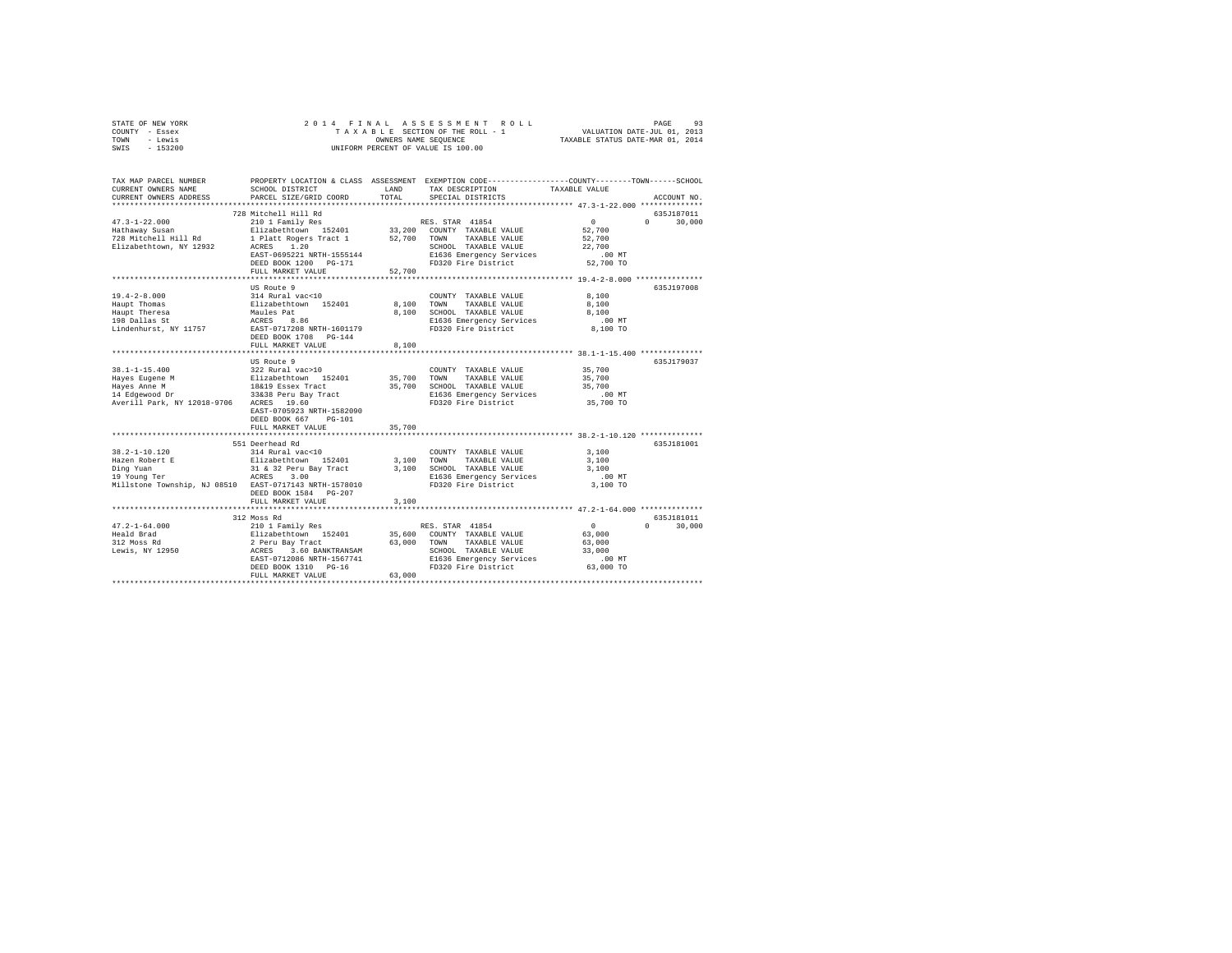STATE OF NEW YORK
COUNTY - Essex
TOWN - Lewis
SWIS - 153200

2 0 1 4 F I N A L A S S E S S M E N T R O L L
T A X A B L E SECTION OF THE ROLL - 1
OWNERS NAME SEQUENCE
UNIFORM PERCENT OF VALUE IS 100.00

VALUATION DATE-JUL 01, 2013
TAXABLE STATUS DATE-MAR 01, 2014

```
TAX MAP PARCEL NUMBER          PROPERTY LOCATION & CLASS  ASSESSMENT  EXEMPTION CODE------------------COUNTY--------TOWN------SCHOOL
CURRENT OWNERS NAME            SCHOOL DISTRICT               LAND      TAX DESCRIPTION            TAXABLE VALUE
CURRENT OWNERS ADDRESS         PARCEL SIZE/GRID COORD        TOTAL     SPECIAL DISTRICTS                                   ACCOUNT NO.
******************************************************************************************************* 47.3-1-22.000 **************
                               728 Mitchell Hill Rd                                                                        635J187011
47.3-1-22.000                  210 1 Family Res                         RES. STAR  41854                   0          0      30,000
Hathaway Susan                 Elizabethtown  152401        33,200     COUNTY  TAXABLE VALUE          52,700
728 Mitchell Hill Rd           1 Platt Rogers Tract 1       52,700     TOWN    TAXABLE VALUE          52,700
Elizabethtown, NY 12932        ACRES    1.20                           SCHOOL  TAXABLE VALUE          22,700
                               EAST-0695221 NRTH-1555144               E1636 Emergency Services          .00 MT
                               DEED BOOK 1200   PG-171                 FD320 Fire District            52,700 TO
                               FULL MARKET VALUE            52,700
******************************************************************************************************* 19.4-2-8.000 ***************
                               US Route 9                                                                                  635J197008
19.4-2-8.000                   314 Rural vac<10                        COUNTY  TAXABLE VALUE           8,100
Haupt Thomas                   Elizabethtown  152401         8,100     TOWN    TAXABLE VALUE           8,100
Haupt Theresa                  Maules Pat                    8,100     SCHOOL  TAXABLE VALUE           8,100
198 Dallas St                  ACRES    8.86                           E1636 Emergency Services          .00 MT
Lindenhurst, NY 11757          EAST-0717208 NRTH-1601179               FD320 Fire District             8,100 TO
                               DEED BOOK 1708   PG-144
                               FULL MARKET VALUE             8,100
******************************************************************************************************* 38.1-1-15.400 **************
                               US Route 9                                                                                  635J179037
38.1-1-15.400                  322 Rural vac>10                        COUNTY  TAXABLE VALUE          35,700
Hayes Eugene M                 Elizabethtown  152401        35,700     TOWN    TAXABLE VALUE          35,700
Hayes Anne M                   18&19 Essex Tract            35,700     SCHOOL  TAXABLE VALUE          35,700
14 Edgewood Dr                 33&38 Peru Bay Tract                    E1636 Emergency Services          .00 MT
Averill Park, NY 12018-9706    ACRES   19.60                           FD320 Fire District            35,700 TO
                               EAST-0705923 NRTH-1582090
                               DEED BOOK 667    PG-101
                               FULL MARKET VALUE            35,700
******************************************************************************************************* 38.2-1-10.120 **************
                               551 Deerhead Rd                                                                             635J181001
38.2-1-10.120                  314 Rural vac<10                        COUNTY  TAXABLE VALUE           3,100
Hazen Robert E                 Elizabethtown  152401         3,100     TOWN    TAXABLE VALUE           3,100
Ding Yuan                      31 & 32 Peru Bay Tract        3,100     SCHOOL  TAXABLE VALUE           3,100
19 Young Ter                   ACRES    3.00                           E1636 Emergency Services          .00 MT
Millstone Township, NJ 08510   EAST-0717143 NRTH-1578010               FD320 Fire District             3,100 TO
                               DEED BOOK 1584   PG-207
                               FULL MARKET VALUE             3,100
******************************************************************************************************* 47.2-1-64.000 **************
                               312 Moss Rd                                                                                 635J181011
47.2-1-64.000                  210 1 Family Res                         RES. STAR  41854                   0          0      30,000
Heald Brad                     Elizabethtown  152401        35,600     COUNTY  TAXABLE VALUE          63,000
312 Moss Rd                    2 Peru Bay Tract             63,000     TOWN    TAXABLE VALUE          63,000
Lewis, NY 12950                ACRES    3.60 BANKTRANSAM               SCHOOL  TAXABLE VALUE          33,000
                               EAST-0712086 NRTH-1567741               E1636 Emergency Services          .00 MT
                               DEED BOOK 1310   PG-16                  FD320 Fire District            63,000 TO
                               FULL MARKET VALUE            63,000
************************************************************************************************************************************
```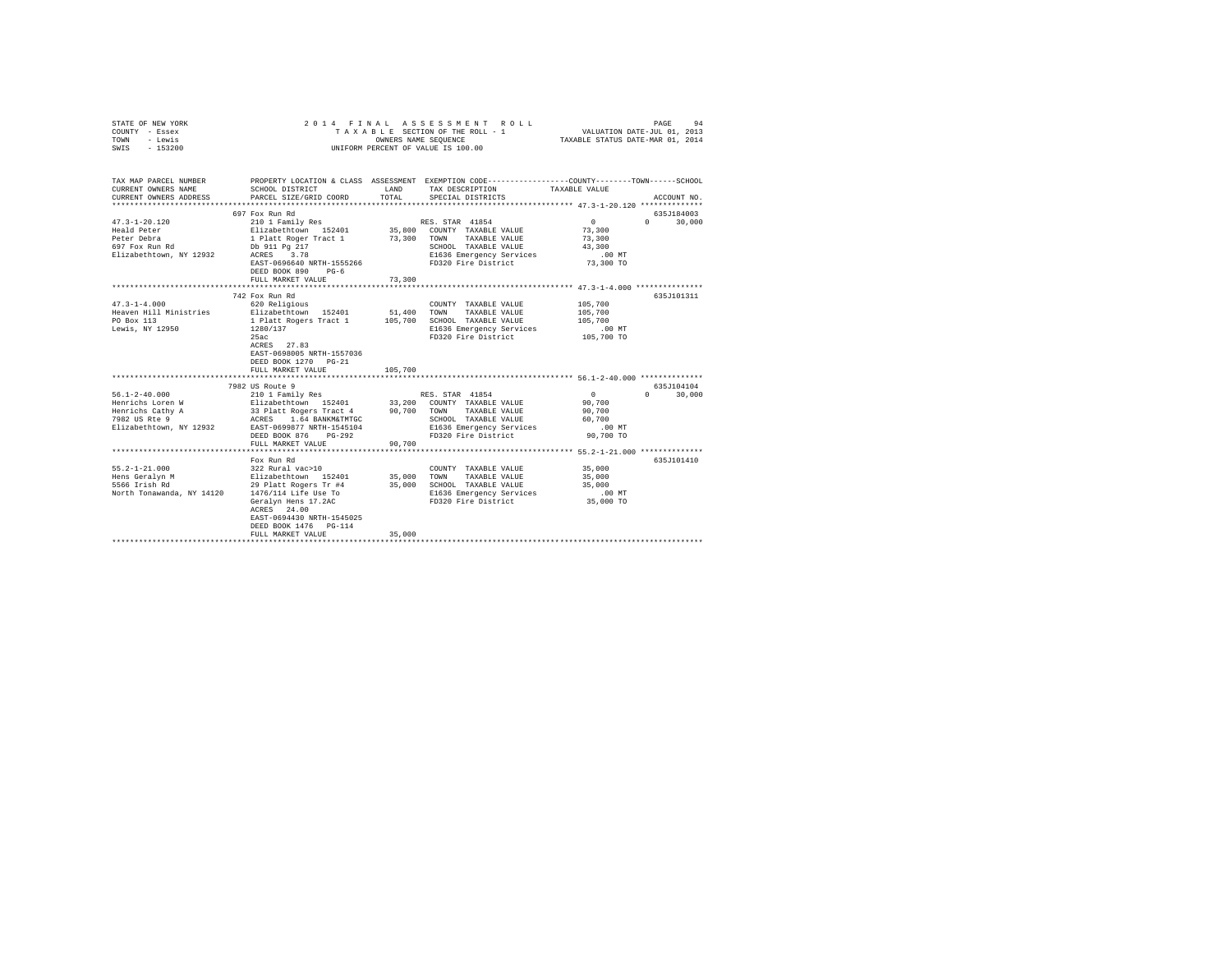STATE OF NEW YORK
COUNTY - Essex
TOWN - Lewis
SWIS - 153200

2014 FINAL ASSESSMENT ROLL
TAXABLE SECTION OF THE ROLL - 1
OWNERS NAME SEQUENCE
UNIFORM PERCENT OF VALUE IS 100.00

VALUATION DATE-JUL 01, 2013
TAXABLE STATUS DATE-MAR 01, 2014

```
TAX MAP PARCEL NUMBER          PROPERTY LOCATION & CLASS  ASSESSMENT  EXEMPTION CODE-----------------COUNTY--------TOWN------SCHOOL
CURRENT OWNERS NAME            SCHOOL DISTRICT             LAND       TAX DESCRIPTION            TAXABLE VALUE
CURRENT OWNERS ADDRESS         PARCEL SIZE/GRID COORD      TOTAL      SPECIAL DISTRICTS                                  ACCOUNT NO.
******************************************************************************************************* 47.3-1-20.120 **************
                               697 Fox Run Rd                                                                         635J184003
47.3-1-20.120                  210 1 Family Res                        RES. STAR 41854                0          0      30,000
Heald Peter                    Elizabethtown  152401       35,800   COUNTY  TAXABLE VALUE         73,300
Peter Debra                    1 Platt Roger Tract 1       73,300   TOWN    TAXABLE VALUE         73,300
697 Fox Run Rd                 Db 911 Pg 217                        SCHOOL  TAXABLE VALUE         43,300
Elizabethtown, NY 12932        ACRES    3.78                        E1636 Emergency Services         .00 MT
                               EAST-0696640 NRTH-1555266            FD320 Fire District            73,300 TO
                               DEED BOOK 890   PG-6
                               FULL MARKET VALUE           73,300
******************************************************************************************************* 47.3-1-4.000 ***************
                               742 Fox Run Rd                                                                         635J101311
47.3-1-4.000                   620 Religious                        COUNTY  TAXABLE VALUE        105,700
Heaven Hill Ministries         Elizabethtown  152401       51,400   TOWN    TAXABLE VALUE        105,700
PO Box 113                     1 Platt Rogers Tract 1     105,700   SCHOOL  TAXABLE VALUE        105,700
Lewis, NY 12950                1280/137                             E1636 Emergency Services         .00 MT
                               25ac                                 FD320 Fire District           105,700 TO
                               ACRES   27.83
                               EAST-0698005 NRTH-1557036
                               DEED BOOK 1270  PG-21
                               FULL MARKET VALUE          105,700
******************************************************************************************************* 56.1-2-40.000 **************
                               7982 US Route 9                                                                        635J104104
56.1-2-40.000                  210 1 Family Res                        RES. STAR 41854                0          0      30,000
Henrichs Loren W               Elizabethtown  152401       33,200   COUNTY  TAXABLE VALUE         90,700
Henrichs Cathy A               33 Platt Rogers Tract 4     90,700   TOWN    TAXABLE VALUE         90,700
7982 US Rte 9                  ACRES    1.64 BANKM&TMTGC            SCHOOL  TAXABLE VALUE         60,700
Elizabethtown, NY 12932        EAST-0699877 NRTH-1545104            E1636 Emergency Services         .00 MT
                               DEED BOOK 876   PG-292               FD320 Fire District            90,700 TO
                               FULL MARKET VALUE           90,700
******************************************************************************************************* 55.2-1-21.000 **************
                               Fox Run Rd                                                                             635J101410
55.2-1-21.000                  322 Rural vac>10                     COUNTY  TAXABLE VALUE         35,000
Hens Geralyn M                 Elizabethtown  152401       35,000   TOWN    TAXABLE VALUE         35,000
5566 Irish Rd                  29 Platt Rogers Tr #4       35,000   SCHOOL  TAXABLE VALUE         35,000
North Tonawanda, NY 14120      1476/114 Life Use To                 E1636 Emergency Services         .00 MT
                               Geralyn Hens 17.2AC                  FD320 Fire District            35,000 TO
                               ACRES   24.00
                               EAST-0694430 NRTH-1545025
                               DEED BOOK 1476  PG-114
                               FULL MARKET VALUE           35,000
************************************************************************************************************************************
```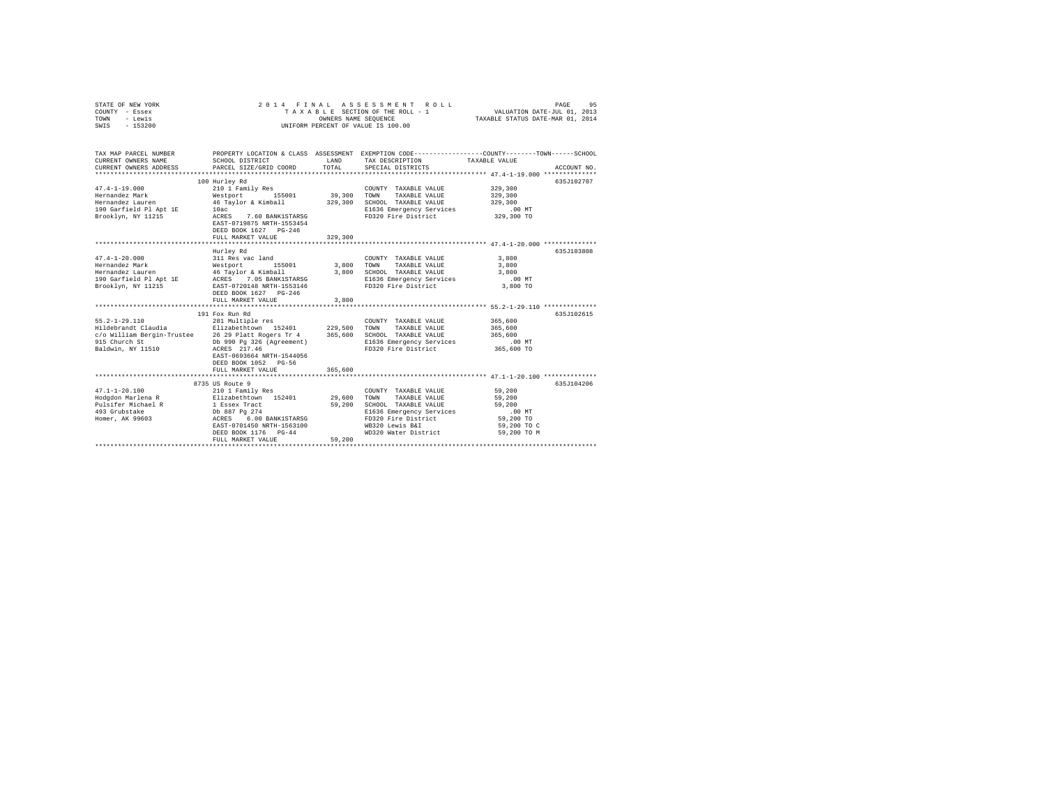STATE OF NEW YORK
COUNTY - Essex
TOWN - Lewis
SWIS - 153200

2014 FINAL ASSESSMENT ROLL
TAXABLE SECTION OF THE ROLL - 1
OWNERS NAME SEQUENCE
UNIFORM PERCENT OF VALUE IS 100.00

VALUATION DATE-JUL 01, 2013
TAXABLE STATUS DATE-MAR 01, 2014

| TAX MAP PARCEL NUMBER / CURRENT OWNERS NAME / CURRENT OWNERS ADDRESS | PROPERTY LOCATION & CLASS / SCHOOL DISTRICT / PARCEL SIZE/GRID COORD | ASSESSMENT LAND | TOTAL | EXEMPTION CODE / TAX DESCRIPTION / SPECIAL DISTRICTS | TAXABLE VALUE (COUNTY--TOWN--SCHOOL) | ACCOUNT NO. |
|---|---|---|---|---|---|---|
| 47.4-1-19.000 | 100 Hurley Rd | | | | | 635J102707 |
| Hernandez Mark | 210 1 Family Res | | | COUNTY TAXABLE VALUE | 329,300 | |
| Hernandez Lauren | Westport 155001 | 39,300 | | TOWN TAXABLE VALUE | 329,300 | |
| 190 Garfield Pl Apt 1E | 46 Taylor & Kimball | | 329,300 | SCHOOL TAXABLE VALUE | 329,300 | |
| Brooklyn, NY 11215 | 10ac | | | E1636 Emergency Services | .00 MT | |
| | ACRES 7.60 BANK1STARSG | | | FD320 Fire District | 329,300 TO | |
| | EAST-0719875 NRTH-1553454 | | | | | |
| | DEED BOOK 1627 PG-246 | | | | | |
| | FULL MARKET VALUE | | 329,300 | | | |
| 47.4-1-20.000 | Hurley Rd | | | | | 635J103808 |
| Hernandez Mark | 311 Res vac land | | | COUNTY TAXABLE VALUE | 3,800 | |
| Hernandez Lauren | Westport 155001 | 3,800 | | TOWN TAXABLE VALUE | 3,800 | |
| 190 Garfield Pl Apt 1E | 46 Taylor & Kimball | | 3,800 | SCHOOL TAXABLE VALUE | 3,800 | |
| Brooklyn, NY 11215 | ACRES 7.05 BANK1STARSG | | | E1636 Emergency Services | .00 MT | |
| | EAST-0720148 NRTH-1553146 | | | FD320 Fire District | 3,800 TO | |
| | DEED BOOK 1627 PG-246 | | | | | |
| | FULL MARKET VALUE | | 3,800 | | | |
| 55.2-1-29.110 | 191 Fox Run Rd | | | | | 635J102615 |
| Hildebrandt Claudia | 281 Multiple res | | | COUNTY TAXABLE VALUE | 365,600 | |
| c/o William Bergin-Trustee | Elizabethtown 152401 | 229,500 | | TOWN TAXABLE VALUE | 365,600 | |
| 915 Church St | 26 29 Platt Rogers Tr 4 | | 365,600 | SCHOOL TAXABLE VALUE | 365,600 | |
| Baldwin, NY 11510 | Db 990 Pg 326 (Agreement) | | | E1636 Emergency Services | .00 MT | |
| | ACRES 217.46 | | | FD320 Fire District | 365,600 TO | |
| | EAST-0693664 NRTH-1544056 | | | | | |
| | DEED BOOK 1052 PG-56 | | | | | |
| | FULL MARKET VALUE | | 365,600 | | | |
| 47.1-1-20.100 | 8735 US Route 9 | | | | | 635J104206 |
| Hodgdon Marlena R | 210 1 Family Res | | | COUNTY TAXABLE VALUE | 59,200 | |
| Pulsifer Michael R | Elizabethtown 152401 | 29,600 | | TOWN TAXABLE VALUE | 59,200 | |
| 493 Grubstake | 1 Essex Tract | | 59,200 | SCHOOL TAXABLE VALUE | 59,200 | |
| Homer, AK 99603 | Db 887 Pg 274 | | | E1636 Emergency Services | .00 MT | |
| | ACRES 6.00 BANK1STARSG | | | FD320 Fire District | 59,200 TO | |
| | EAST-0701450 NRTH-1563100 | | | WB320 Lewis B&I | 59,200 TO C | |
| | DEED BOOK 1176 PG-44 | | | WD320 Water District | 59,200 TO M | |
| | FULL MARKET VALUE | | 59,200 | | | |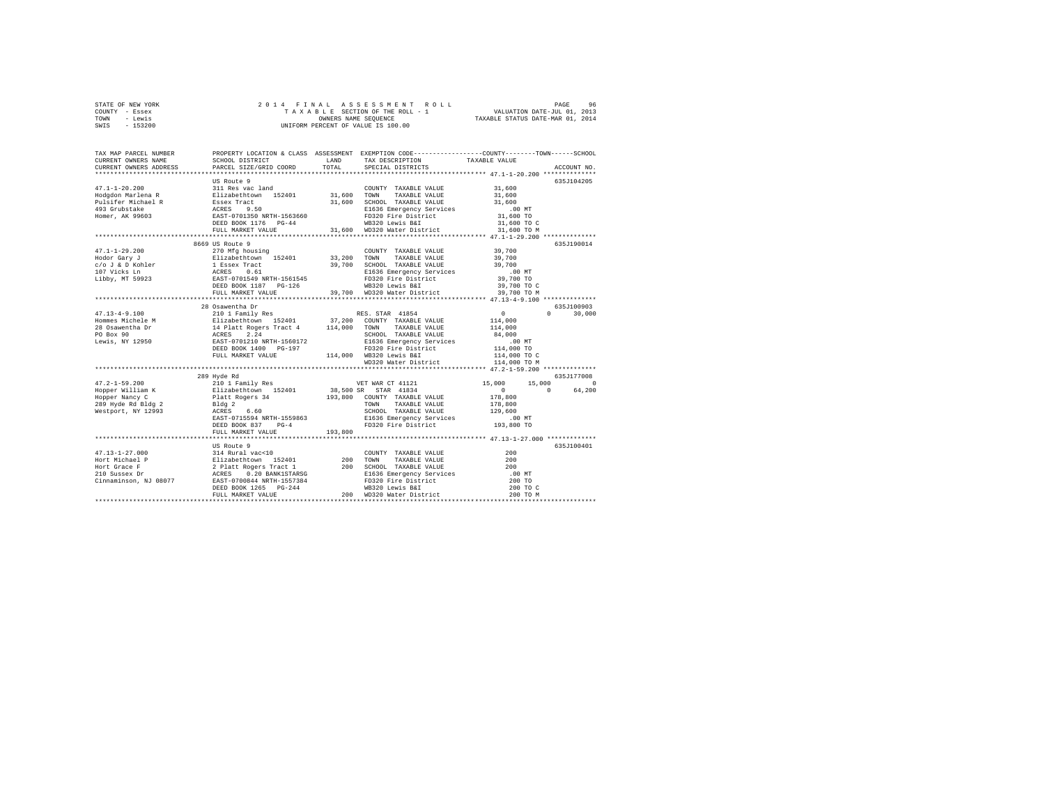STATE OF NEW YORK
COUNTY - Essex
TOWN - Lewis
SWIS - 153200

2014 FINAL ASSESSMENT ROLL
TAXABLE SECTION OF THE ROLL - 1
OWNERS NAME SEQUENCE
UNIFORM PERCENT OF VALUE IS 100.00

VALUATION DATE-JUL 01, 2013
TAXABLE STATUS DATE-MAR 01, 2014

```
TAX MAP PARCEL NUMBER     PROPERTY LOCATION & CLASS  ASSESSMENT  EXEMPTION CODE-----------------COUNTY--------TOWN------SCHOOL
CURRENT OWNERS NAME       SCHOOL DISTRICT             LAND       TAX DESCRIPTION            TAXABLE VALUE
CURRENT OWNERS ADDRESS    PARCEL SIZE/GRID COORD      TOTAL      SPECIAL DISTRICTS                                      ACCOUNT NO.
******************************************************************************************* 47.1-1-20.200 **************
                          US Route 9                                                                                635J104205
47.1-1-20.200             311 Res vac land                       COUNTY  TAXABLE VALUE          31,600
Hodgdon Marlena R         Elizabethtown  152401       31,600     TOWN    TAXABLE VALUE          31,600
Pulsifer Michael R        Essex Tract                 31,600     SCHOOL  TAXABLE VALUE          31,600
493 Grubstake             ACRES    9.50                          E1636 Emergency Services          .00 MT
Homer, AK 99603           EAST-0701350 NRTH-1563660              FD320 Fire District            31,600 TO
                          DEED BOOK 1176   PG-44                 WB320 Lewis B&I                31,600 TO C
                          FULL MARKET VALUE           31,600     WD320 Water District           31,600 TO M
******************************************************************************************* 47.1-1-29.200 **************
                          8669 US Route 9                                                                           635J190014
47.1-1-29.200             270 Mfg housing                        COUNTY  TAXABLE VALUE          39,700
Hodor Gary J              Elizabethtown  152401       33,200     TOWN    TAXABLE VALUE          39,700
c/o J & D Kohler          1 Essex Tract               39,700     SCHOOL  TAXABLE VALUE          39,700
107 Vicks Ln              ACRES    0.61                          E1636 Emergency Services          .00 MT
Libby, MT 59923           EAST-0701549 NRTH-1561545              FD320 Fire District            39,700 TO
                          DEED BOOK 1187   PG-126                WB320 Lewis B&I                39,700 TO C
                          FULL MARKET VALUE           39,700     WD320 Water District           39,700 TO M
******************************************************************************************* 47.13-4-9.100 **************
                          28 Osawentha Dr                                                                           635J100903
47.13-4-9.100             210 1 Family Res                       RES. STAR 41854                     0          0     30,000
Hommes Michele M          Elizabethtown  152401       37,200     COUNTY  TAXABLE VALUE         114,000
28 Osawentha Dr           14 Platt Rogers Tract 4    114,000     TOWN    TAXABLE VALUE         114,000
PO Box 90                 ACRES    2.24                          SCHOOL  TAXABLE VALUE          84,000
Lewis, NY 12950           EAST-0701210 NRTH-1560172              E1636 Emergency Services          .00 MT
                          DEED BOOK 1400   PG-197                FD320 Fire District           114,000 TO
                          FULL MARKET VALUE          114,000     WB320 Lewis B&I               114,000 TO C
                                                                 WD320 Water District          114,000 TO M
******************************************************************************************* 47.2-1-59.200 **************
                          289 Hyde Rd                                                                               635J177008
47.2-1-59.200             210 1 Family Res                       VET WAR CT 41121               15,000     15,000          0
Hopper William K          Elizabethtown  152401       38,500 SR  STAR 41834                      0          0     64,200
Hopper Nancy C            Platt Rogers 34            193,800     COUNTY  TAXABLE VALUE         178,800
289 Hyde Rd Bldg 2        Bldg 2                                 TOWN    TAXABLE VALUE         178,800
Westport, NY 12993        ACRES    6.60                          SCHOOL  TAXABLE VALUE         129,600
                          EAST-0715594 NRTH-1559863              E1636 Emergency Services          .00 MT
                          DEED BOOK 837    PG-4                  FD320 Fire District           193,800 TO
                          FULL MARKET VALUE          193,800
******************************************************************************************* 47.13-1-27.000 *************
                          US Route 9                                                                                635J100401
47.13-1-27.000            314 Rural vac<10                       COUNTY  TAXABLE VALUE             200
Hort Michael P            Elizabethtown  152401          200     TOWN    TAXABLE VALUE             200
Hort Grace F              2 Platt Rogers Tract 1         200     SCHOOL  TAXABLE VALUE             200
210 Sussex Dr             ACRES    0.20 BANK1STARSG              E1636 Emergency Services          .00 MT
Cinnaminson, NJ 08077     EAST-0700844 NRTH-1557384              FD320 Fire District               200 TO
                          DEED BOOK 1265   PG-244                WB320 Lewis B&I                   200 TO C
                          FULL MARKET VALUE              200     WD320 Water District              200 TO M
****************************************************************************************************************************
```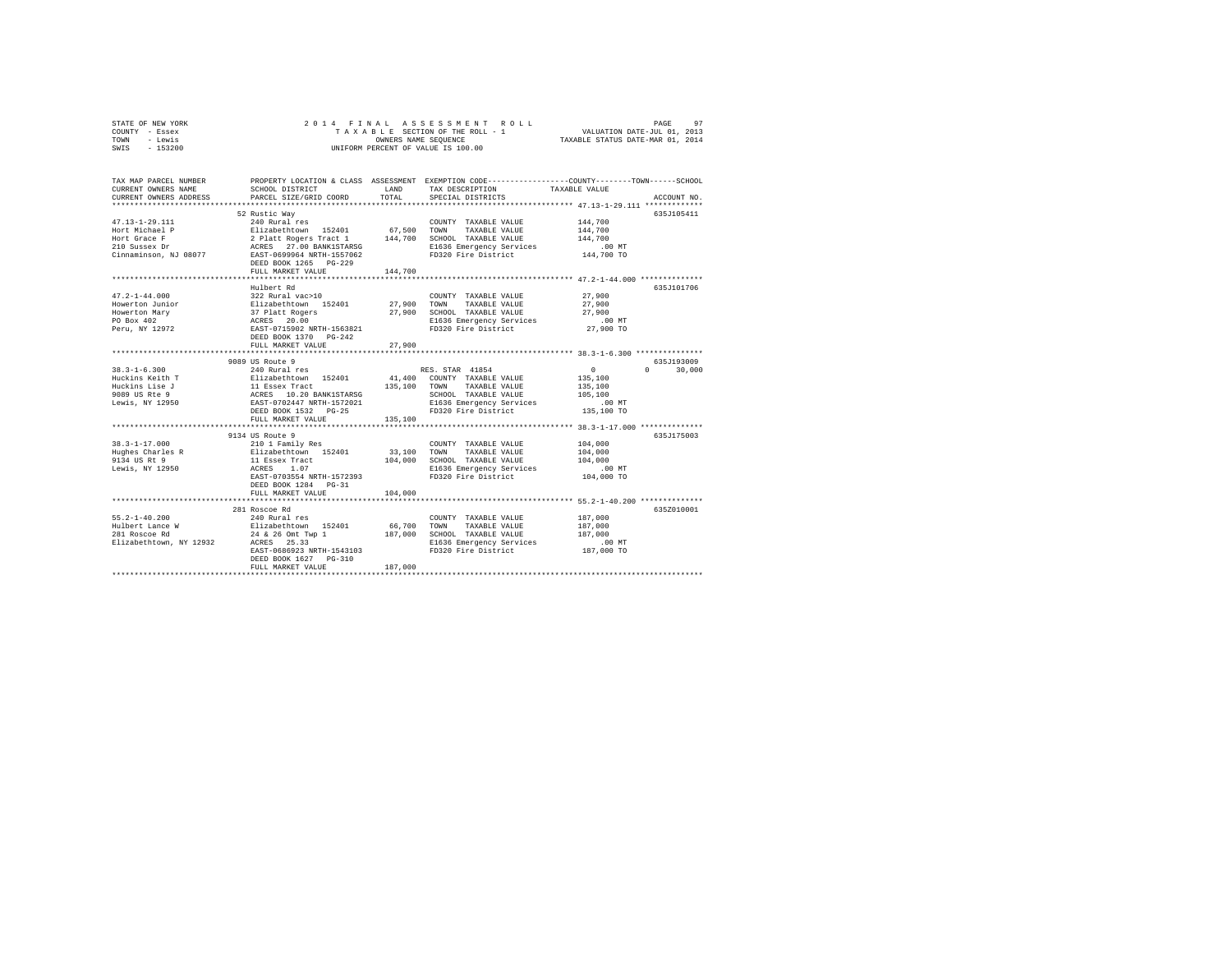STATE OF NEW YORK
COUNTY - Essex
TOWN - Lewis
SWIS - 153200

2014 FINAL ASSESSMENT ROLL
TAXABLE SECTION OF THE ROLL - 1
OWNERS NAME SEQUENCE
UNIFORM PERCENT OF VALUE IS 100.00

VALUATION DATE-JUL 01, 2013
TAXABLE STATUS DATE-MAR 01, 2014

| TAX MAP PARCEL NUMBER / CURRENT OWNERS NAME / CURRENT OWNERS ADDRESS | PROPERTY LOCATION & CLASS / SCHOOL DISTRICT / PARCEL SIZE/GRID COORD | ASSESSMENT LAND / TOTAL | EXEMPTION CODE / TAX DESCRIPTION / SPECIAL DISTRICTS | COUNTY / TOWN / SCHOOL TAXABLE VALUE | ACCOUNT NO. |
|---|---|---|---|---|---|
| 47.13-1-29.111 | 52 Rustic Way | | | | 635J105411 |
| 47.13-1-29.111 | 240 Rural res | | COUNTY TAXABLE VALUE | 144,700 | |
| Hort Michael P | Elizabethtown 152401 | 67,500 | TOWN TAXABLE VALUE | 144,700 | |
| Hort Grace F | 2 Platt Rogers Tract 1 | 144,700 | SCHOOL TAXABLE VALUE | 144,700 | |
| 210 Sussex Dr | ACRES 27.00 BANK1STARSG | | E1636 Emergency Services | .00 MT | |
| Cinnaminson, NJ 08077 | EAST-0699964 NRTH-1557062 | | FD320 Fire District | 144,700 TO | |
| | DEED BOOK 1265 PG-229 | | | | |
| | FULL MARKET VALUE | 144,700 | | | |
| 47.2-1-44.000 | Hulbert Rd | | | | 635J101706 |
| 47.2-1-44.000 | 322 Rural vac>10 | | COUNTY TAXABLE VALUE | 27,900 | |
| Howerton Junior | Elizabethtown 152401 | 27,900 | TOWN TAXABLE VALUE | 27,900 | |
| Howerton Mary | 37 Platt Rogers | 27,900 | SCHOOL TAXABLE VALUE | 27,900 | |
| PO Box 402 | ACRES 20.00 | | E1636 Emergency Services | .00 MT | |
| Peru, NY 12972 | EAST-0715902 NRTH-1563821 | | FD320 Fire District | 27,900 TO | |
| | DEED BOOK 1370 PG-242 | | | | |
| | FULL MARKET VALUE | 27,900 | | | |
| 38.3-1-6.300 | 9089 US Route 9 | | | | 635J193009 |
| 38.3-1-6.300 | 240 Rural res | | RES. STAR 41854 | 0 0 30,000 | |
| Huckins Keith T | Elizabethtown 152401 | 41,400 | COUNTY TAXABLE VALUE | 135,100 | |
| Huckins Lise J | 11 Essex Tract | 135,100 | TOWN TAXABLE VALUE | 135,100 | |
| 9089 US Rte 9 | ACRES 10.20 BANK1STARSG | | SCHOOL TAXABLE VALUE | 105,100 | |
| Lewis, NY 12950 | EAST-0702447 NRTH-1572021 | | E1636 Emergency Services | .00 MT | |
| | DEED BOOK 1532 PG-25 | | FD320 Fire District | 135,100 TO | |
| | FULL MARKET VALUE | 135,100 | | | |
| 38.3-1-17.000 | 9134 US Route 9 | | | | 635J175003 |
| 38.3-1-17.000 | 210 1 Family Res | | COUNTY TAXABLE VALUE | 104,000 | |
| Hughes Charles R | Elizabethtown 152401 | 33,100 | TOWN TAXABLE VALUE | 104,000 | |
| 9134 US Rt 9 | 11 Essex Tract | 104,000 | SCHOOL TAXABLE VALUE | 104,000 | |
| Lewis, NY 12950 | ACRES 1.07 | | E1636 Emergency Services | .00 MT | |
| | EAST-0703554 NRTH-1572393 | | FD320 Fire District | 104,000 TO | |
| | DEED BOOK 1284 PG-31 | | | | |
| | FULL MARKET VALUE | 104,000 | | | |
| 55.2-1-40.200 | 281 Roscoe Rd | | | | 635Z010001 |
| 55.2-1-40.200 | 240 Rural res | | COUNTY TAXABLE VALUE | 187,000 | |
| Hulbert Lance W | Elizabethtown 152401 | 66,700 | TOWN TAXABLE VALUE | 187,000 | |
| 281 Roscoe Rd | 24 & 26 Omt Twp 1 | 187,000 | SCHOOL TAXABLE VALUE | 187,000 | |
| Elizabethtown, NY 12932 | ACRES 25.33 | | E1636 Emergency Services | .00 MT | |
| | EAST-0686923 NRTH-1543103 | | FD320 Fire District | 187,000 TO | |
| | DEED BOOK 1627 PG-310 | | | | |
| | FULL MARKET VALUE | 187,000 | | | |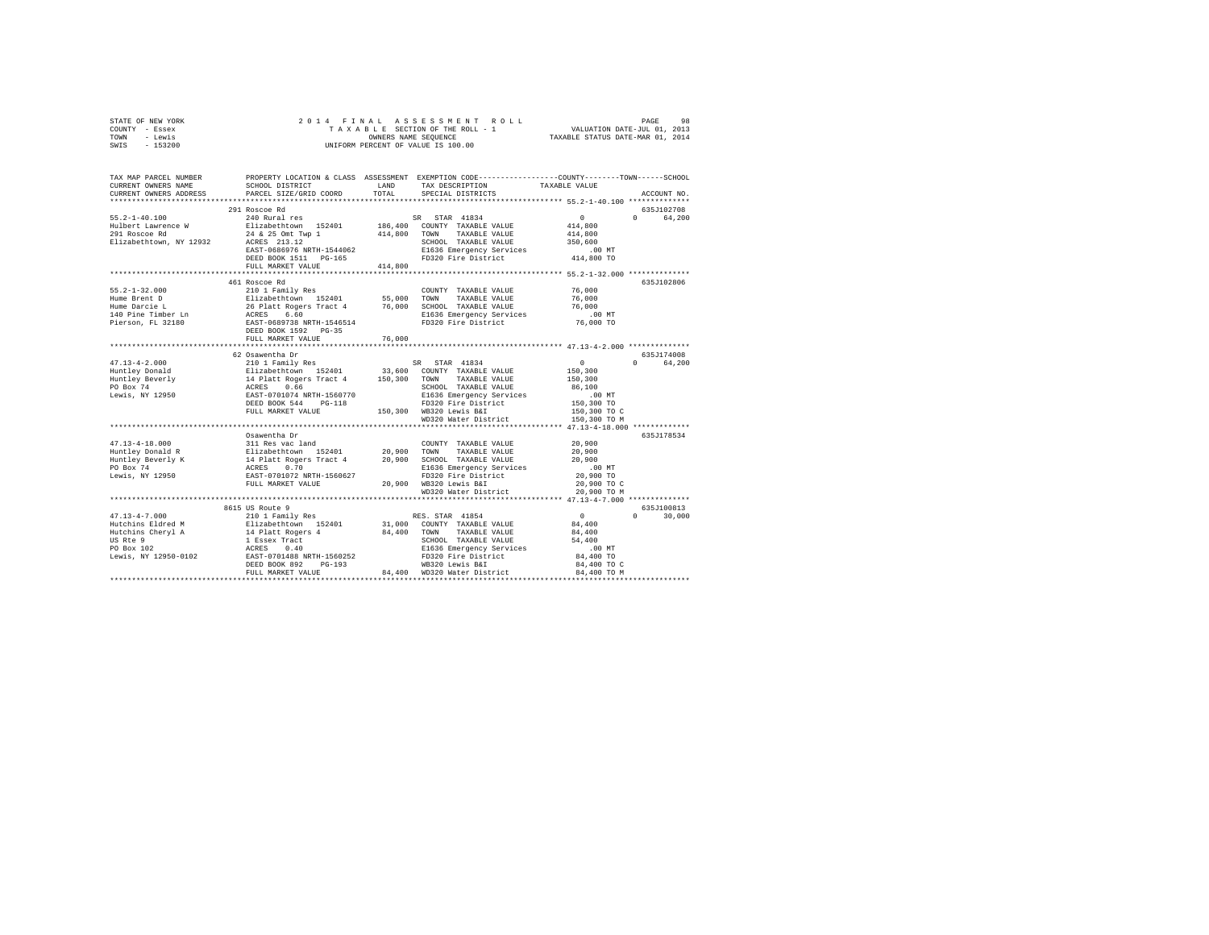STATE OF NEW YORK
COUNTY - Essex
TOWN - Lewis
SWIS - 153200

2014 FINAL ASSESSMENT ROLL
TAXABLE SECTION OF THE ROLL - 1
OWNERS NAME SEQUENCE
UNIFORM PERCENT OF VALUE IS 100.00

VALUATION DATE-JUL 01, 2013
TAXABLE STATUS DATE-MAR 01, 2014

```
TAX MAP PARCEL NUMBER          PROPERTY LOCATION & CLASS  ASSESSMENT  EXEMPTION CODE-----------------COUNTY--------TOWN------SCHOOL
CURRENT OWNERS NAME            SCHOOL DISTRICT             LAND       TAX DESCRIPTION              TAXABLE VALUE
CURRENT OWNERS ADDRESS         PARCEL SIZE/GRID COORD      TOTAL      SPECIAL DISTRICTS                                  ACCOUNT NO.
****************************************************************************************************** 55.2-1-40.100 **************
                               291 Roscoe Rd                                                                          635J102708
55.2-1-40.100                  240 Rural res                          SR  STAR 41834                 0           0       64,200
Hulbert Lawrence W             Elizabethtown  152401      186,400     COUNTY  TAXABLE VALUE          414,800
291 Roscoe Rd                  24 & 25 Omt Twp 1          414,800     TOWN    TAXABLE VALUE          414,800
Elizabethtown, NY 12932        ACRES  213.12                          SCHOOL  TAXABLE VALUE          350,600
                               EAST-0686976 NRTH-1544062              E1636 Emergency Services            .00 MT
                               DEED BOOK 1511   PG-165                FD320 Fire District            414,800 TO
                               FULL MARKET VALUE          414,800
****************************************************************************************************** 55.2-1-32.000 **************
                               461 Roscoe Rd                                                                          635J102806
55.2-1-32.000                  210 1 Family Res                       COUNTY  TAXABLE VALUE           76,000
Hume Brent D                   Elizabethtown  152401       55,000     TOWN    TAXABLE VALUE           76,000
Hume Darcie L                  26 Platt Rogers Tract 4     76,000     SCHOOL  TAXABLE VALUE           76,000
140 Pine Timber Ln             ACRES    6.60                          E1636 Emergency Services            .00 MT
Pierson, FL 32180              EAST-0689738 NRTH-1546514              FD320 Fire District             76,000 TO
                               DEED BOOK 1592   PG-35
                               FULL MARKET VALUE           76,000
****************************************************************************************************** 47.13-4-2.000 **************
                               62 Osawentha Dr                                                                        635J174008
47.13-4-2.000                  210 1 Family Res                       SR  STAR 41834                 0           0       64,200
Huntley Donald                 Elizabethtown  152401       33,600     COUNTY  TAXABLE VALUE          150,300
Huntley Beverly                14 Platt Rogers Tract 4    150,300     TOWN    TAXABLE VALUE          150,300
PO Box 74                      ACRES    0.66                          SCHOOL  TAXABLE VALUE           86,100
Lewis, NY 12950                EAST-0701074 NRTH-1560770              E1636 Emergency Services            .00 MT
                               DEED BOOK 544    PG-118                FD320 Fire District            150,300 TO
                               FULL MARKET VALUE          150,300     WB320 Lewis B&I                150,300 TO C
                                                                      WD320 Water District           150,300 TO M
****************************************************************************************************** 47.13-4-18.000 *************
                               Osawentha Dr                                                                           635J178534
47.13-4-18.000                 311 Res vac land                       COUNTY  TAXABLE VALUE           20,900
Huntley Donald R               Elizabethtown  152401       20,900     TOWN    TAXABLE VALUE           20,900
Huntley Beverly K              14 Platt Rogers Tract 4     20,900     SCHOOL  TAXABLE VALUE           20,900
PO Box 74                      ACRES    0.70                          E1636 Emergency Services            .00 MT
Lewis, NY 12950                EAST-0701072 NRTH-1560627              FD320 Fire District             20,900 TO
                               FULL MARKET VALUE           20,900     WB320 Lewis B&I                 20,900 TO C
                                                                      WD320 Water District            20,900 TO M
****************************************************************************************************** 47.13-4-7.000 **************
                               8615 US Route 9                                                                        635J100813
47.13-4-7.000                  210 1 Family Res                       RES. STAR 41854                0           0       30,000
Hutchins Eldred M              Elizabethtown  152401       31,000     COUNTY  TAXABLE VALUE           84,400
Hutchins Cheryl A              14 Platt Rogers 4           84,400     TOWN    TAXABLE VALUE           84,400
US Rte 9                       1 Essex Tract                          SCHOOL  TAXABLE VALUE           54,400
PO Box 102                     ACRES    0.40                          E1636 Emergency Services            .00 MT
Lewis, NY 12950-0102           EAST-0701488 NRTH-1560252              FD320 Fire District             84,400 TO
                               DEED BOOK 892    PG-193                WB320 Lewis B&I                 84,400 TO C
                               FULL MARKET VALUE           84,400     WD320 Water District            84,400 TO M
************************************************************************************************************************************
```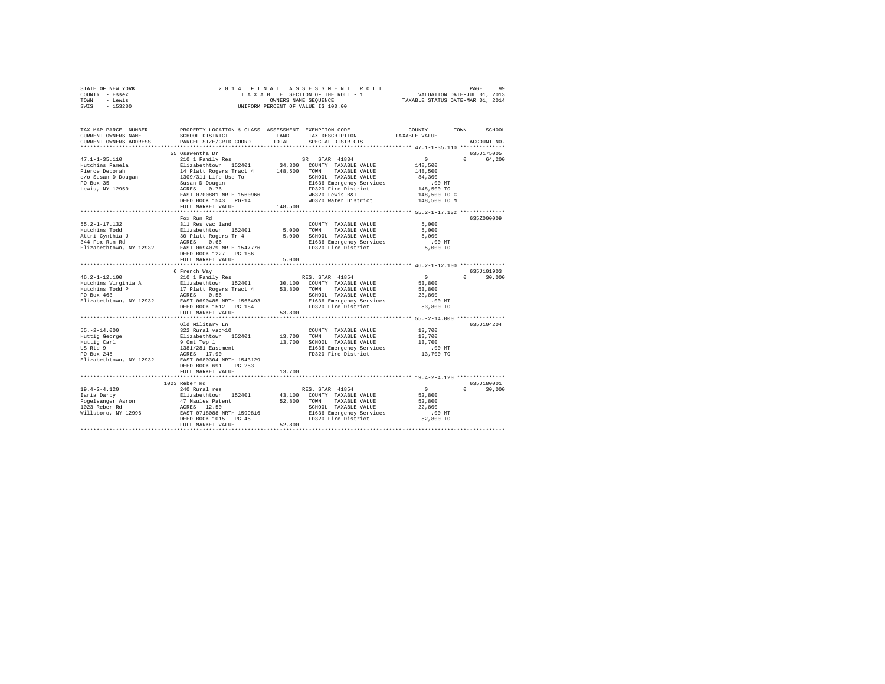STATE OF NEW YORK
COUNTY - Essex
TOWN - Lewis
SWIS - 153200

2014 FINAL ASSESSMENT ROLL
TAXABLE SECTION OF THE ROLL - 1
OWNERS NAME SEQUENCE
UNIFORM PERCENT OF VALUE IS 100.00

VALUATION DATE-JUL 01, 2013
TAXABLE STATUS DATE-MAR 01, 2014

```
TAX MAP PARCEL NUMBER     PROPERTY LOCATION & CLASS  ASSESSMENT  EXEMPTION CODE-----------------COUNTY--------TOWN------SCHOOL
CURRENT OWNERS NAME       SCHOOL DISTRICT             LAND       TAX DESCRIPTION            TAXABLE VALUE
CURRENT OWNERS ADDRESS    PARCEL SIZE/GRID COORD      TOTAL      SPECIAL DISTRICTS                                    ACCOUNT NO.
******************************************************************************************* 47.1-1-35.110 **************
                          55 Osawentha Dr                                                                           635J175005
47.1-1-35.110             210 1 Family Res                       SR  STAR 41834                  0            0      64,200
Hutchins Pamela           Elizabethtown  152401       34,300   COUNTY  TAXABLE VALUE         148,500
Pierce Deborah            14 Platt Rogers Tract 4    148,500   TOWN    TAXABLE VALUE         148,500
c/o Susan D Dougan        1309/311 Life Use To                 SCHOOL  TAXABLE VALUE          84,300
PO Box 35                 Susan D Dougan                       E1636 Emergency Services           .00 MT
Lewis, NY 12950           ACRES    0.76                        FD320 Fire District           148,500 TO
                          EAST-0700881 NRTH-1560966            WB320 Lewis B&I               148,500 TO C
                          DEED BOOK 1543   PG-14               WD320 Water District          148,500 TO M
                          FULL MARKET VALUE          148,500
******************************************************************************************* 55.2-1-17.132 **************
                          Fox Run Rd                                                                                635Z000009
55.2-1-17.132             311 Res vac land                     COUNTY  TAXABLE VALUE           5,000
Hutchins Todd             Elizabethtown  152401        5,000   TOWN    TAXABLE VALUE           5,000
Attri Cynthia J           30 Platt Rogers Tr 4         5,000   SCHOOL  TAXABLE VALUE           5,000
344 Fox Run Rd            ACRES    0.66                        E1636 Emergency Services           .00 MT
Elizabethtown, NY 12932   EAST-0694079 NRTH-1547776            FD320 Fire District             5,000 TO
                          DEED BOOK 1227   PG-186
                          FULL MARKET VALUE            5,000
******************************************************************************************* 46.2-1-12.100 **************
                          6 French Way                                                                              635J101903
46.2-1-12.100             210 1 Family Res                     RES. STAR 41854                   0            0      30,000
Hutchins Virginia A       Elizabethtown  152401       30,100   COUNTY  TAXABLE VALUE          53,800
Hutchins Todd P           17 Platt Rogers Tract 4     53,800   TOWN    TAXABLE VALUE          53,800
PO Box 463                ACRES    0.56                        SCHOOL  TAXABLE VALUE          23,800
Elizabethtown, NY 12932   EAST-0690485 NRTH-1566493            E1636 Emergency Services           .00 MT
                          DEED BOOK 1512   PG-184              FD320 Fire District            53,800 TO
                          FULL MARKET VALUE           53,800
******************************************************************************************* 55.-2-14.000 ***************
                          Old Military Ln                                                                           635J104204
55.-2-14.000              322 Rural vac>10                     COUNTY  TAXABLE VALUE          13,700
Huttig George             Elizabethtown  152401       13,700   TOWN    TAXABLE VALUE          13,700
Huttig Carl               9 Omt Twp 1                 13,700   SCHOOL  TAXABLE VALUE          13,700
US Rte 9                  1381/281 Easement                    E1636 Emergency Services           .00 MT
PO Box 245                ACRES   17.90                        FD320 Fire District            13,700 TO
Elizabethtown, NY 12932   EAST-0680304 NRTH-1543129
                          DEED BOOK 691    PG-253
                          FULL MARKET VALUE           13,700
******************************************************************************************* 19.4-2-4.120 ***************
                          1023 Reber Rd                                                                             635J180001
19.4-2-4.120              240 Rural res                        RES. STAR 41854                   0            0      30,000
Iaria Darby               Elizabethtown  152401       43,100   COUNTY  TAXABLE VALUE          52,800
Fogelsanger Aaron         47 Maules Patent            52,800   TOWN    TAXABLE VALUE          52,800
1023 Reber Rd             ACRES   12.50                        SCHOOL  TAXABLE VALUE          22,800
Willsboro, NY 12996       EAST-0718088 NRTH-1599816            E1636 Emergency Services           .00 MT
                          DEED BOOK 1015   PG-45               FD320 Fire District            52,800 TO
                          FULL MARKET VALUE           52,800
************************************************************************************************************************
```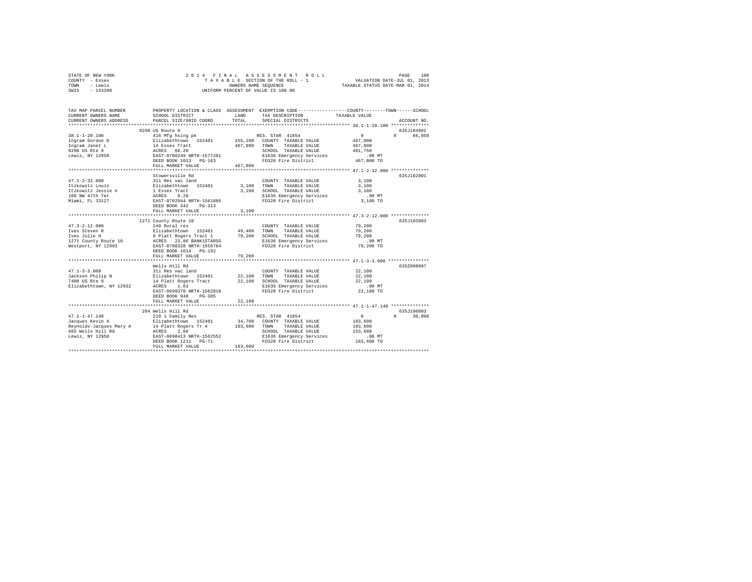STATE OF NEW YORK &nbsp;&nbsp;&nbsp;&nbsp; 2014 FINAL ASSESSMENT ROLL
COUNTY - Essex &nbsp;&nbsp;&nbsp;&nbsp; TAXABLE SECTION OF THE ROLL - 1 &nbsp;&nbsp;&nbsp;&nbsp; VALUATION DATE-JUL 01, 2013
TOWN - Lewis &nbsp;&nbsp;&nbsp;&nbsp; OWNERS NAME SEQUENCE &nbsp;&nbsp;&nbsp;&nbsp; TAXABLE STATUS DATE-MAR 01, 2014
SWIS - 153200 &nbsp;&nbsp;&nbsp;&nbsp; UNIFORM PERCENT OF VALUE IS 100.00

```
TAX MAP PARCEL NUMBER          PROPERTY LOCATION & CLASS  ASSESSMENT  EXEMPTION CODE-----------------COUNTY--------TOWN------SCHOOL
CURRENT OWNERS NAME            SCHOOL DISTRICT              LAND      TAX DESCRIPTION            TAXABLE VALUE
CURRENT OWNERS ADDRESS         PARCEL SIZE/GRID COORD       TOTAL     SPECIAL DISTRICTS                                  ACCOUNT NO.
******************************************************************************************************* 38.1-1-20.100 **************
                     9298 US Route 9                                                                                  635J104902
38.1-1-20.100                  416 Mfg hsing pk                        RES. STAR 41854                0          0      66,050
Ingram Gordon D                Elizabethtown  152401       255,100   COUNTY  TAXABLE VALUE         467,800
Ingram Janet L                 14 Essex Tract              467,800   TOWN    TAXABLE VALUE         467,800
9298 US Rte 9                  ACRES  66.20                          SCHOOL  TAXABLE VALUE         401,750
Lewis, NY 12950                EAST-0706249 NRTH-1577281             E1636 Emergency Services           .00 MT
                               DEED BOOK 1013   PG-163               FD320 Fire District            467,800 TO
                               FULL MARKET VALUE           467,800
******************************************************************************************************* 47.1-2-32.000 **************
                               Stowersville Rd                                                                        635J102801
47.1-2-32.000                  311 Res vac land                      COUNTY  TAXABLE VALUE           3,100
Itzkowitz Louis                Elizabethtown  152401         3,100   TOWN    TAXABLE VALUE           3,100
Itzkowitz Jessie V             1 Essex Tract                 3,100   SCHOOL  TAXABLE VALUE           3,100
108 NW 47th Ter                ACRES   0.20                          E1636 Emergency Services           .00 MT
Miami, FL 33127                EAST-0702944 NRTH-1561886             FD320 Fire District              3,100 TO
                               DEED BOOK 342    PG-313
                               FULL MARKET VALUE             3,100
******************************************************************************************************* 47.3-2-12.000 **************
                     1271 County Route 10                                                                             635J103903
47.3-2-12.000                  240 Rural res                         COUNTY  TAXABLE VALUE          79,200
Ives Steven R                  Elizabethtown  152401        49,400   TOWN    TAXABLE VALUE          79,200
Ives Julie H                   6 Platt Rogers Tract 1       79,200   SCHOOL  TAXABLE VALUE          79,200
1271 County Route 10           ACRES  23.86 BANK1STARSG              E1636 Emergency Services           .00 MT
Westport, NY 12993             EAST-0708328 NRTH-1556704             FD320 Fire District             79,200 TO
                               DEED BOOK 1614   PG-192
                               FULL MARKET VALUE            79,200
******************************************************************************************************* 47.1-3-3.000 ***************
                               Wells Hill Rd                                                                          635Z008007
47.1-3-3.000                   311 Res vac land                      COUNTY  TAXABLE VALUE          22,100
Jackson Philip N               Elizabethtown  152401        22,100   TOWN    TAXABLE VALUE          22,100
7400 US Rte 9                  14 Platt Rogers Tract        22,100   SCHOOL  TAXABLE VALUE          22,100
Elizabethtown, NY 12932        ACRES   1.63                          E1636 Emergency Services           .00 MT
                               EAST-0699370 NRTH-1562810             FD320 Fire District             22,100 TO
                               DEED BOOK 948    PG-305
                               FULL MARKET VALUE            22,100
******************************************************************************************************* 47.1-1-47.140 **************
                     284 Wells Hill Rd                                                                                635J196003
47.1-1-47.140                  210 1 Family Res                        RES. STAR 41854                0          0      30,000
Jacques Kevin A                Elizabethtown  152401        34,700   COUNTY  TAXABLE VALUE         183,600
Reynolds-Jacques Mary A        14 Platt Rogers Tr 4        183,600   TOWN    TAXABLE VALUE         183,600
485 Wells Hill Rd              ACRES   2.66                          SCHOOL  TAXABLE VALUE         153,600
Lewis, NY 12950                EAST-0698413 NRTH-1562552             E1636 Emergency Services           .00 MT
                               DEED BOOK 1211   PG-71                FD320 Fire District            183,600 TO
                               FULL MARKET VALUE           183,600
************************************************************************************************************************************
```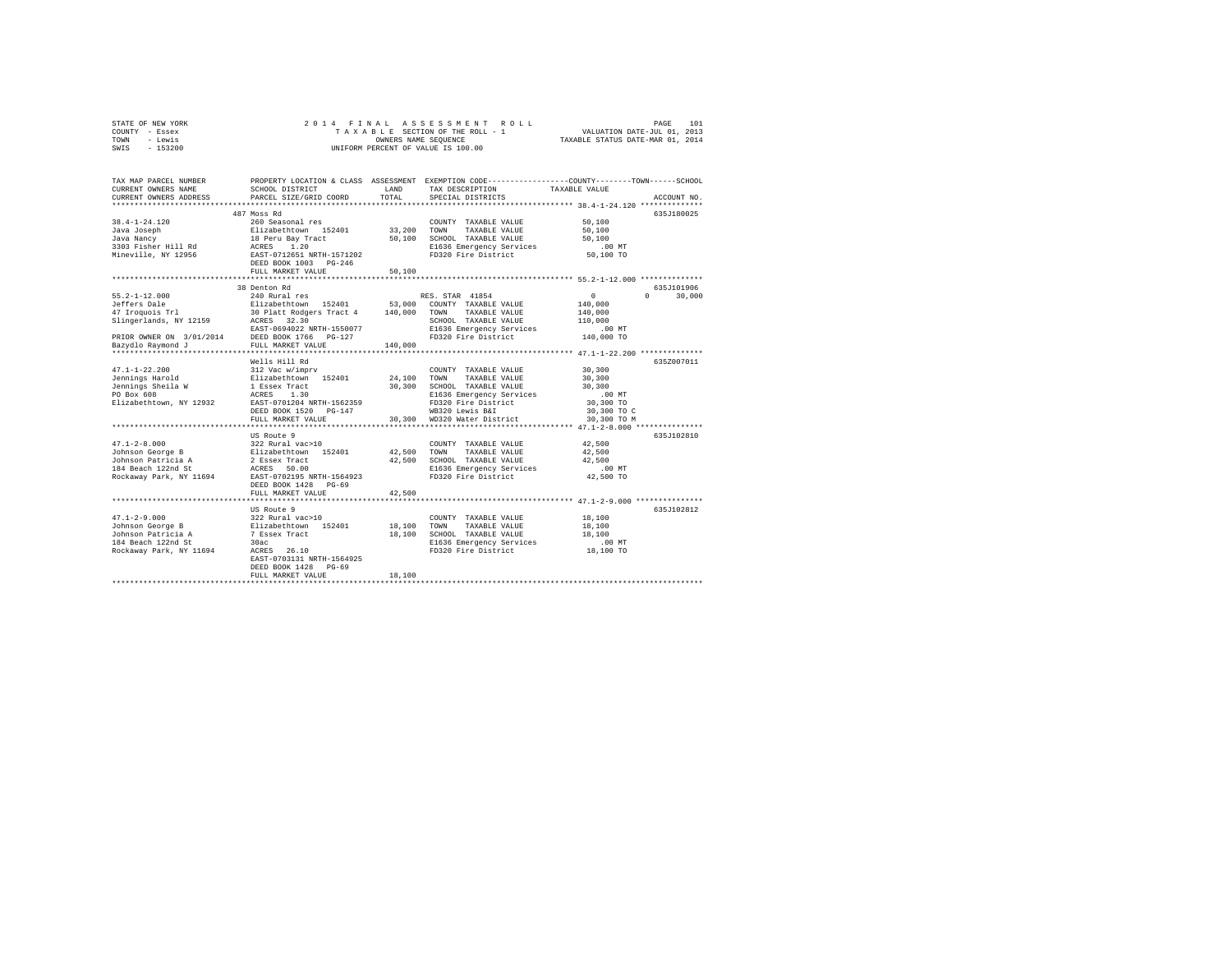STATE OF NEW YORK
COUNTY - Essex
TOWN - Lewis
SWIS - 153200

2 0 1 4 F I N A L A S S E S S M E N T R O L L
T A X A B L E SECTION OF THE ROLL - 1
OWNERS NAME SEQUENCE
UNIFORM PERCENT OF VALUE IS 100.00

VALUATION DATE-JUL 01, 2013
TAXABLE STATUS DATE-MAR 01, 2014

| TAX MAP PARCEL NUMBER / CURRENT OWNERS NAME / CURRENT OWNERS ADDRESS | PROPERTY LOCATION & CLASS / SCHOOL DISTRICT / PARCEL SIZE/GRID COORD | ASSESSMENT LAND / TOTAL | EXEMPTION CODE / TAX DESCRIPTION / SPECIAL DISTRICTS | COUNTY / TOWN / SCHOOL TAXABLE VALUE | ACCOUNT NO. |
|---|---|---|---|---|---|
| | 487 Moss Rd | | | | 635J180025 |
| 38.4-1-24.120 | 260 Seasonal res | | COUNTY TAXABLE VALUE | 50,100 | |
| Java Joseph | Elizabethtown 152401 | 33,200 | TOWN TAXABLE VALUE | 50,100 | |
| Java Nancy | 18 Peru Bay Tract | 50,100 | SCHOOL TAXABLE VALUE | 50,100 | |
| 3303 Fisher Hill Rd | ACRES 1.20 | | E1636 Emergency Services | .00 MT | |
| Mineville, NY 12956 | EAST-0712651 NRTH-1571202 | | FD320 Fire District | 50,100 TO | |
| | DEED BOOK 1003 PG-246 | | | | |
| | FULL MARKET VALUE | 50,100 | | | |
| | 38 Denton Rd | | | | 635J101906 |
| 55.2-1-12.000 | 240 Rural res | | RES. STAR 41854 | 0 0 30,000 | |
| Jeffers Dale | Elizabethtown 152401 | 53,000 | COUNTY TAXABLE VALUE | 140,000 | |
| 47 Iroquois Trl | 30 Platt Rodgers Tract 4 | 140,000 | TOWN TAXABLE VALUE | 140,000 | |
| Slingerlands, NY 12159 | ACRES 32.30 | | SCHOOL TAXABLE VALUE | 110,000 | |
| | EAST-0694022 NRTH-1550077 | | E1636 Emergency Services | .00 MT | |
| PRIOR OWNER ON 3/01/2014 | DEED BOOK 1766 PG-127 | | FD320 Fire District | 140,000 TO | |
| Bazydlo Raymond J | FULL MARKET VALUE | 140,000 | | | |
| | Wells Hill Rd | | | | 635Z007011 |
| 47.1-1-22.200 | 312 Vac w/imprv | | COUNTY TAXABLE VALUE | 30,300 | |
| Jennings Harold | Elizabethtown 152401 | 24,100 | TOWN TAXABLE VALUE | 30,300 | |
| Jennings Sheila W | 1 Essex Tract | 30,300 | SCHOOL TAXABLE VALUE | 30,300 | |
| PO Box 608 | ACRES 1.30 | | E1636 Emergency Services | .00 MT | |
| Elizabethtown, NY 12932 | EAST-0701204 NRTH-1562359 | | FD320 Fire District | 30,300 TO | |
| | DEED BOOK 1520 PG-147 | | WB320 Lewis B&I | 30,300 TO C | |
| | FULL MARKET VALUE | 30,300 | WD320 Water District | 30,300 TO M | |
| | US Route 9 | | | | 635J102810 |
| 47.1-2-8.000 | 322 Rural vac>10 | | COUNTY TAXABLE VALUE | 42,500 | |
| Johnson George B | Elizabethtown 152401 | 42,500 | TOWN TAXABLE VALUE | 42,500 | |
| Johnson Patricia A | 2 Essex Tract | 42,500 | SCHOOL TAXABLE VALUE | 42,500 | |
| 184 Beach 122nd St | ACRES 50.00 | | E1636 Emergency Services | .00 MT | |
| Rockaway Park, NY 11694 | EAST-0702195 NRTH-1564923 | | FD320 Fire District | 42,500 TO | |
| | DEED BOOK 1428 PG-69 | | | | |
| | FULL MARKET VALUE | 42,500 | | | |
| | US Route 9 | | | | 635J102812 |
| 47.1-2-9.000 | 322 Rural vac>10 | | COUNTY TAXABLE VALUE | 18,100 | |
| Johnson George B | Elizabethtown 152401 | 18,100 | TOWN TAXABLE VALUE | 18,100 | |
| Johnson Patricia A | 7 Essex Tract | 18,100 | SCHOOL TAXABLE VALUE | 18,100 | |
| 184 Beach 122nd St | 30ac | | E1636 Emergency Services | .00 MT | |
| Rockaway Park, NY 11694 | ACRES 26.10 | | FD320 Fire District | 18,100 TO | |
| | EAST-0703131 NRTH-1564925 | | | | |
| | DEED BOOK 1428 PG-69 | | | | |
| | FULL MARKET VALUE | 18,100 | | | |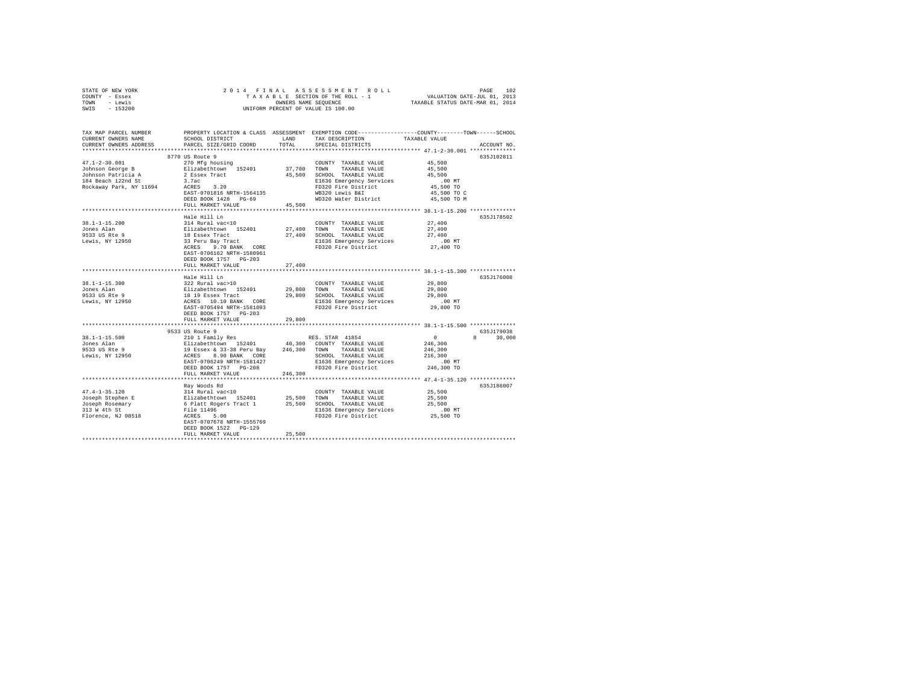STATE OF NEW YORK · COUNTY - Essex · TOWN - Lewis · SWIS - 153200

2014 FINAL ASSESSMENT ROLL
TAXABLE SECTION OF THE ROLL - 1
OWNERS NAME SEQUENCE
UNIFORM PERCENT OF VALUE IS 100.00

VALUATION DATE-JUL 01, 2013
TAXABLE STATUS DATE-MAR 01, 2014

| TAX MAP PARCEL NUMBER / CURRENT OWNERS NAME / CURRENT OWNERS ADDRESS | PROPERTY LOCATION & CLASS / SCHOOL DISTRICT / PARCEL SIZE/GRID COORD | ASSESSMENT LAND | TOTAL | EXEMPTION CODE / TAX DESCRIPTION / SPECIAL DISTRICTS | COUNTY / TOWN / SCHOOL TAXABLE VALUE | ACCOUNT NO. |
|---|---|---|---|---|---|---|
| 47.1-2-30.001 | 8770 US Route 9 | | | | | 635J102811 |
| Johnson George B | 270 Mfg housing | | | COUNTY TAXABLE VALUE | 45,500 | |
| Johnson Patricia A | Elizabethtown 152401 | 37,700 | | TOWN TAXABLE VALUE | 45,500 | |
| 184 Beach 122nd St | 2 Essex Tract | | 45,500 | SCHOOL TAXABLE VALUE | 45,500 | |
| Rockaway Park, NY 11694 | 3.7ac | | | E1636 Emergency Services | .00 MT | |
| | ACRES 3.20 | | | FD320 Fire District | 45,500 TO | |
| | EAST-0701816 NRTH-1564135 | | | WB320 Lewis B&I | 45,500 TO C | |
| | DEED BOOK 1428 PG-69 | | | WD320 Water District | 45,500 TO M | |
| | FULL MARKET VALUE | | 45,500 | | | |
| 38.1-1-15.200 | Hale Hill Ln | | | | | 635J178502 |
| Jones Alan | 314 Rural vac<10 | | | COUNTY TAXABLE VALUE | 27,400 | |
| 9533 US Rte 9 | Elizabethtown 152401 | 27,400 | | TOWN TAXABLE VALUE | 27,400 | |
| Lewis, NY 12950 | 18 Essex Tract | | 27,400 | SCHOOL TAXABLE VALUE | 27,400 | |
| | 33 Peru Bay Tract | | | E1636 Emergency Services | .00 MT | |
| | ACRES 9.70 BANK CORE | | | FD320 Fire District | 27,400 TO | |
| | EAST-0706162 NRTH-1580961 | | | | | |
| | DEED BOOK 1757 PG-203 | | | | | |
| | FULL MARKET VALUE | | 27,400 | | | |
| 38.1-1-15.300 | Hale Hill Ln | | | | | 635J176008 |
| Jones Alan | 322 Rural vac>10 | | | COUNTY TAXABLE VALUE | 29,800 | |
| 9533 US Rte 9 | Elizabethtown 152401 | 29,800 | | TOWN TAXABLE VALUE | 29,800 | |
| Lewis, NY 12950 | 18 19 Essex Tract | | 29,800 | SCHOOL TAXABLE VALUE | 29,800 | |
| | ACRES 10.10 BANK CORE | | | E1636 Emergency Services | .00 MT | |
| | EAST-0705494 NRTH-1581093 | | | FD320 Fire District | 29,800 TO | |
| | DEED BOOK 1757 PG-203 | | | | | |
| | FULL MARKET VALUE | | 29,800 | | | |
| 38.1-1-15.500 | 9533 US Route 9 | | | | | 635J179038 |
| Jones Alan | 210 1 Family Res | | | RES. STAR 41854 | 0 0 30,000 | |
| 9533 US Rte 9 | Elizabethtown 152401 | 40,300 | | COUNTY TAXABLE VALUE | 246,300 | |
| Lewis, NY 12950 | 19 Essex & 33-38 Peru Bay | | 246,300 | TOWN TAXABLE VALUE | 246,300 | |
| | ACRES 8.90 BANK CORE | | | SCHOOL TAXABLE VALUE | 216,300 | |
| | EAST-0706249 NRTH-1581427 | | | E1636 Emergency Services | .00 MT | |
| | DEED BOOK 1757 PG-208 | | | FD320 Fire District | 246,300 TO | |
| | FULL MARKET VALUE | | 246,300 | | | |
| 47.4-1-35.120 | Ray Woods Rd | | | | | 635J186007 |
| Joseph Stephen E | 314 Rural vac<10 | | | COUNTY TAXABLE VALUE | 25,500 | |
| Joseph Rosemary | Elizabethtown 152401 | 25,500 | | TOWN TAXABLE VALUE | 25,500 | |
| 313 W 4th St | 6 Platt Rogers Tract 1 | | 25,500 | SCHOOL TAXABLE VALUE | 25,500 | |
| Florence, NJ 08518 | File 11496 | | | E1636 Emergency Services | .00 MT | |
| | ACRES 5.00 | | | FD320 Fire District | 25,500 TO | |
| | EAST-0707678 NRTH-1555769 | | | | | |
| | DEED BOOK 1522 PG-129 | | | | | |
| | FULL MARKET VALUE | | 25,500 | | | |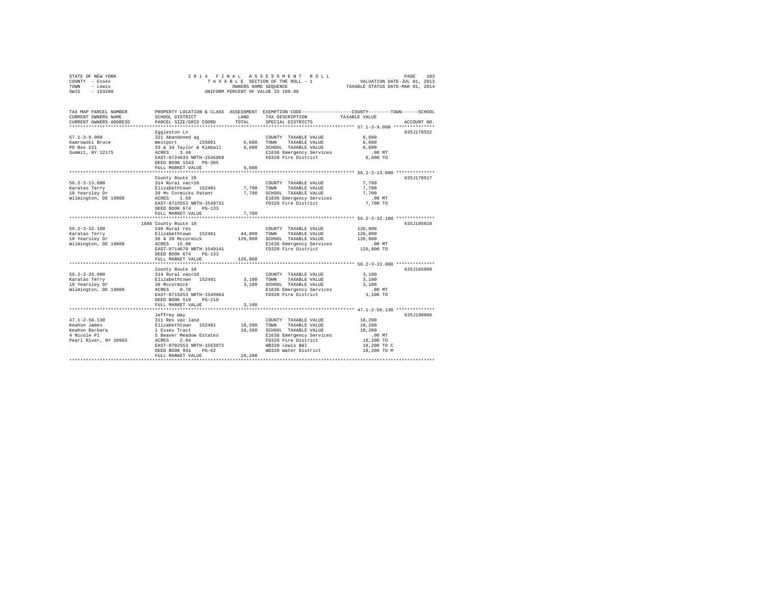STATE OF NEW YORK — 2014 FINAL ASSESSMENT ROLL
COUNTY - Essex — TAXABLE SECTION OF THE ROLL - 1 — VALUATION DATE-JUL 01, 2013
TOWN - Lewis — OWNERS NAME SEQUENCE — TAXABLE STATUS DATE-MAR 01, 2014
SWIS - 153200 — UNIFORM PERCENT OF VALUE IS 100.00

| TAX MAP PARCEL NUMBER / CURRENT OWNERS NAME / CURRENT OWNERS ADDRESS | PROPERTY LOCATION & CLASS / SCHOOL DISTRICT / PARCEL SIZE/GRID COORD | ASSESSMENT LAND | TOTAL | EXEMPTION CODE / TAX DESCRIPTION / SPECIAL DISTRICTS | TAXABLE VALUE (COUNTY / TOWN / SCHOOL) | ACCOUNT NO. |
|---|---|---|---|---|---|---|
| 57.1-3-9.000 | Eggleston Ln | | | | | 635J178552 |
| Kamrowski Bruce | 321 Abandoned ag | | | COUNTY TAXABLE VALUE | 6,600 | |
| PO Box 221 | Westport 155001 | 6,600 | | TOWN TAXABLE VALUE | 6,600 | |
| Summit, NY 12175 | 33 & 34 Taylor & Kimball | | 6,600 | SCHOOL TAXABLE VALUE | 6,600 | |
| | ACRES 3.40 | | | E1636 Emergency Services | .00 MT | |
| | EAST-0724633 NRTH-1546958 | | | FD320 Fire District | 6,600 TO | |
| | DEED BOOK 1543 PG-305 | | | | | |
| | FULL MARKET VALUE | | 6,600 | | | |
| 56.2-3-13.000 | County Route 10 | | | | | 635J178517 |
| Karatas Terry | 314 Rural vac<10 | | | COUNTY TAXABLE VALUE | 7,700 | |
| 18 Yearsley Dr | Elizabethtown 152401 | 7,700 | | TOWN TAXABLE VALUE | 7,700 | |
| Wilmington, DE 19808 | 39 Mc Cormicks Patent | | 7,700 | SCHOOL TAXABLE VALUE | 7,700 | |
| | ACRES 1.50 | | | E1636 Emergency Services | .00 MT | |
| | EAST-0715553 NRTH-1549731 | | | FD320 Fire District | 7,700 TO | |
| | DEED BOOK 674 PG-133 | | | | | |
| | FULL MARKET VALUE | | 7,700 | | | |
| 56.2-3-32.100 | 1686 County Route 10 | | | | | 635J105010 |
| Karatas Terry | 240 Rural res | | | COUNTY TAXABLE VALUE | 126,800 | |
| 18 Yearsley Dr | Elizabethtown 152401 | 44,000 | | TOWN TAXABLE VALUE | 126,800 | |
| Wilmington, DE 19808 | 36 & 39 Mccormick | | 126,800 | SCHOOL TAXABLE VALUE | 126,800 | |
| | ACRES 15.90 | | | E1636 Emergency Services | .00 MT | |
| | EAST-0714670 NRTH-1549141 | | | FD320 Fire District | 126,800 TO | |
| | DEED BOOK 674 PG-133 | | | | | |
| | FULL MARKET VALUE | | 126,800 | | | |
| 56.2-3-33.000 | County Route 10 | | | | | 635J105009 |
| Karatas Terry | 314 Rural vac<10 | | | COUNTY TAXABLE VALUE | 3,100 | |
| 18 Yearsley Dr | Elizabethtown 152401 | 3,100 | | TOWN TAXABLE VALUE | 3,100 | |
| Wilmington, DE 19808 | 39 Mccormick | | 3,100 | SCHOOL TAXABLE VALUE | 3,100 | |
| | ACRES 0.70 | | | E1636 Emergency Services | .00 MT | |
| | EAST-0715253 NRTH-1549963 | | | FD320 Fire District | 3,100 TO | |
| | DEED BOOK 519 PG-210 | | | | | |
| | FULL MARKET VALUE | | 3,100 | | | |
| 47.1-2-50.130 | Jeffrey Way | | | | | 635J190006 |
| Keahon James | 311 Res vac land | | | COUNTY TAXABLE VALUE | 18,200 | |
| Keahon Barbara | Elizabethtown 152401 | 18,200 | | TOWN TAXABLE VALUE | 18,200 | |
| 4 Nicole Pl | 1 Essex Tract | | 18,200 | SCHOOL TAXABLE VALUE | 18,200 | |
| Pearl River, NY 10965 | 5 Beaver Meadow Estates | | | E1636 Emergency Services | .00 MT | |
| | ACRES 2.04 | | | FD320 Fire District | 18,200 TO | |
| | EAST-0702553 NRTH-1563072 | | | WB320 Lewis B&I | 18,200 TO C | |
| | DEED BOOK 941 PG-62 | | | WD320 Water District | 18,200 TO M | |
| | FULL MARKET VALUE | | 18,200 | | | |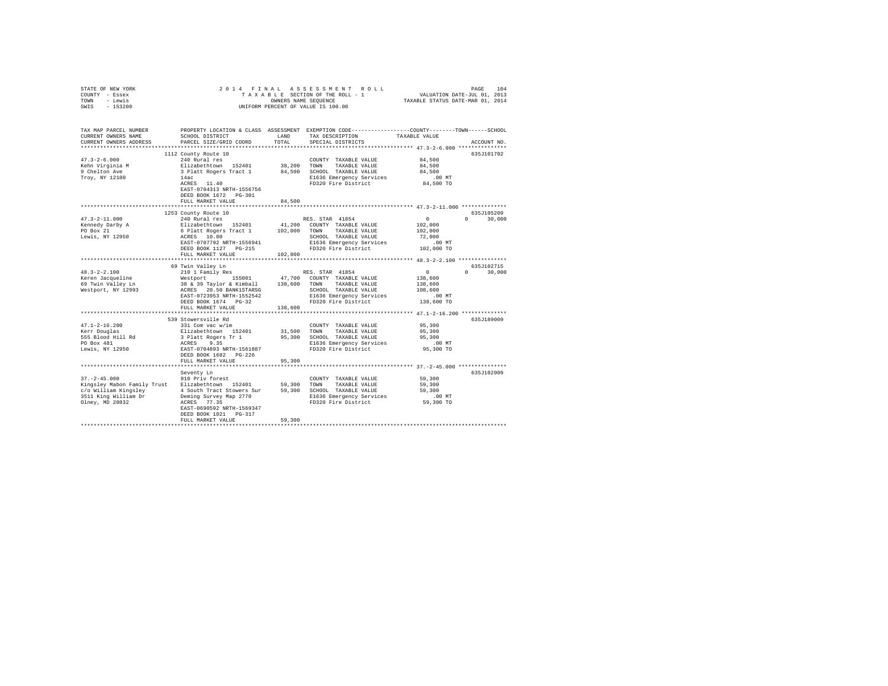STATE OF NEW YORK　　　　2014 FINAL ASSESSMENT ROLL
COUNTY - Essex　　　　TAXABLE SECTION OF THE ROLL - 1　　　　VALUATION DATE-JUL 01, 2013
TOWN - Lewis　　　　OWNERS NAME SEQUENCE　　　　TAXABLE STATUS DATE-MAR 01, 2014
SWIS - 153200　　　　UNIFORM PERCENT OF VALUE IS 100.00

| TAX MAP PARCEL NUMBER / CURRENT OWNERS NAME / CURRENT OWNERS ADDRESS | PROPERTY LOCATION & CLASS / SCHOOL DISTRICT / PARCEL SIZE/GRID COORD | ASSESSMENT LAND | TOTAL | EXEMPTION CODE / TAX DESCRIPTION / SPECIAL DISTRICTS | COUNTY TAXABLE VALUE | TOWN | SCHOOL | ACCOUNT NO. |
|---|---|---|---|---|---|---|---|---|
| **47.3-2-6.000** | 1112 County Route 10 | | | | | | | 635J101702 |
| Kehn Virginia M | 240 Rural res | | | COUNTY TAXABLE VALUE | 84,500 | | | |
| 9 Chelton Ave | Elizabethtown 152401 | 38,200 | | TOWN TAXABLE VALUE | 84,500 | | | |
| Troy, NY 12180 | 3 Platt Rogers Tract 1 | | 84,500 | SCHOOL TAXABLE VALUE | 84,500 | | | |
| | 14ac | | | E1636 Emergency Services | .00 MT | | | |
| | ACRES 11.40 | | | FD320 Fire District | 84,500 TO | | | |
| | EAST-0704313 NRTH-1556756 | | | | | | | |
| | DEED BOOK 1672 PG-301 | | | | | | | |
| | FULL MARKET VALUE | | 84,500 | | | | | |
| **47.3-2-11.000** | 1253 County Route 10 | | | | | | | 635J105209 |
| Kennedy Darby A | 240 Rural res | | | RES. STAR 41854 | 0 | 0 | 30,000 | |
| PO Box 21 | Elizabethtown 152401 | 41,200 | | COUNTY TAXABLE VALUE | 102,000 | | | |
| Lewis, NY 12950 | 6 Platt Rogers Tract 1 | | 102,000 | TOWN TAXABLE VALUE | 102,000 | | | |
| | ACRES 10.00 | | | SCHOOL TAXABLE VALUE | 72,000 | | | |
| | EAST-0707792 NRTH-1556941 | | | E1636 Emergency Services | .00 MT | | | |
| | DEED BOOK 1127 PG-215 | | | FD320 Fire District | 102,000 TO | | | |
| | FULL MARKET VALUE | | 102,000 | | | | | |
| **48.3-2-2.100** | 69 Twin Valley Ln | | | | | | | 635J102715 |
| Keren Jacqueline | 210 1 Family Res | | | RES. STAR 41854 | 0 | 0 | 30,000 | |
| 69 Twin Valley Ln | Westport 155001 | 47,700 | | COUNTY TAXABLE VALUE | 138,600 | | | |
| Westport, NY 12993 | 38 & 39 Taylor & Kimball | | 138,600 | TOWN TAXABLE VALUE | 138,600 | | | |
| | ACRES 20.50 BANK1STARSG | | | SCHOOL TAXABLE VALUE | 108,600 | | | |
| | EAST-0723953 NRTH-1552542 | | | E1636 Emergency Services | .00 MT | | | |
| | DEED BOOK 1674 PG-32 | | | FD320 Fire District | 138,600 TO | | | |
| | FULL MARKET VALUE | | 138,600 | | | | | |
| **47.1-2-16.200** | 539 Stowersville Rd | | | | | | | 635J189009 |
| Kerr Douglas | 331 Com vac w/im | | | COUNTY TAXABLE VALUE | 95,300 | | | |
| 555 Blood Hill Rd | Elizabethtown 152401 | 31,500 | | TOWN TAXABLE VALUE | 95,300 | | | |
| PO Box 481 | 3 Platt Rogers Tr 1 | | 95,300 | SCHOOL TAXABLE VALUE | 95,300 | | | |
| Lewis, NY 12950 | ACRES 9.35 | | | E1636 Emergency Services | .00 MT | | | |
| | EAST-0704893 NRTH-1561887 | | | FD320 Fire District | 95,300 TO | | | |
| | DEED BOOK 1682 PG-226 | | | | | | | |
| | FULL MARKET VALUE | | 95,300 | | | | | |
| **37.-2-45.000** | Seventy Ln | | | | | | | 635J102909 |
| Kingsley Mabon Family Trust | 910 Priv forest | | | COUNTY TAXABLE VALUE | 59,300 | | | |
| c/o William Kingsley | Elizabethtown 152401 | 59,300 | | TOWN TAXABLE VALUE | 59,300 | | | |
| 3511 King William Dr | 4 South Tract Stowers Sur | | 59,300 | SCHOOL TAXABLE VALUE | 59,300 | | | |
| Olney, MD 20832 | Deming Survey Map 2770 | | | E1636 Emergency Services | .00 MT | | | |
| | ACRES 77.35 | | | FD320 Fire District | 59,300 TO | | | |
| | EAST-0690592 NRTH-1569347 | | | | | | | |
| | DEED BOOK 1021 PG-317 | | | | | | | |
| | FULL MARKET VALUE | | 59,300 | | | | | |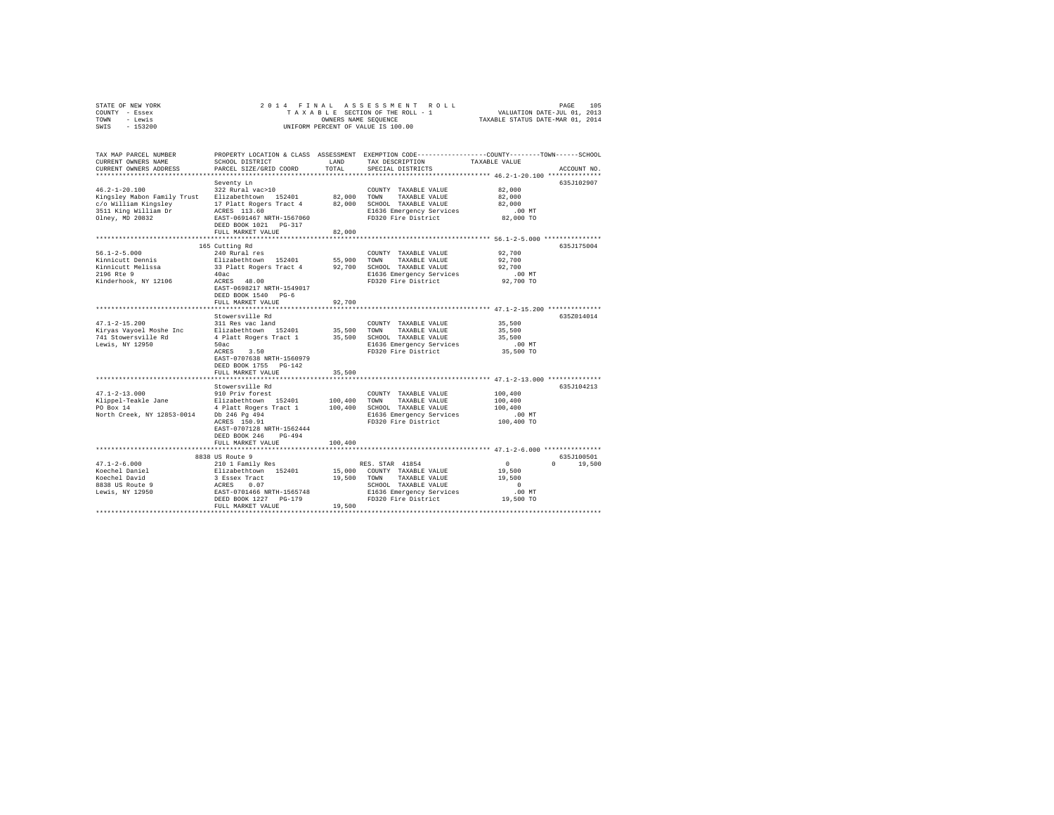STATE OF NEW YORK — 2014 FINAL ASSESSMENT ROLL
COUNTY - Essex — TAXABLE SECTION OF THE ROLL - 1 — VALUATION DATE-JUL 01, 2013
TOWN - Lewis — OWNERS NAME SEQUENCE — TAXABLE STATUS DATE-MAR 01, 2014
SWIS - 153200 — UNIFORM PERCENT OF VALUE IS 100.00

```
TAX MAP PARCEL NUMBER          PROPERTY LOCATION & CLASS  ASSESSMENT  EXEMPTION CODE-----------------COUNTY--------TOWN------SCHOOL
CURRENT OWNERS NAME            SCHOOL DISTRICT               LAND      TAX DESCRIPTION            TAXABLE VALUE
CURRENT OWNERS ADDRESS         PARCEL SIZE/GRID COORD        TOTAL     SPECIAL DISTRICTS                                  ACCOUNT NO.
******************************************************************************************************* 46.2-1-20.100 **************
                               Seventy Ln                                                                                 635J102907
46.2-1-20.100                  322 Rural vac>10                        COUNTY  TAXABLE VALUE              82,000
Kingsley Mabon Family Trust    Elizabethtown  152401        82,000     TOWN    TAXABLE VALUE              82,000
c/o William Kingsley           17 Platt Rogers Tract 4      82,000     SCHOOL  TAXABLE VALUE              82,000
3511 King William Dr           ACRES  113.60                           E1636 Emergency Services              .00 MT
Olney, MD 20832                EAST-0691467 NRTH-1567060               FD320 Fire District                82,000 TO
                               DEED BOOK 1021   PG-317
                               FULL MARKET VALUE            82,000
******************************************************************************************************* 56.1-2-5.000 ***************
                               165 Cutting Rd                                                                             635J175004
56.1-2-5.000                   240 Rural res                           COUNTY  TAXABLE VALUE              92,700
Kinnicutt Dennis               Elizabethtown  152401        55,900     TOWN    TAXABLE VALUE              92,700
Kinnicutt Melissa              33 Platt Rogers Tract 4      92,700     SCHOOL  TAXABLE VALUE              92,700
2196 Rte 9                     40ac                                    E1636 Emergency Services              .00 MT
Kinderhook, NY 12106           ACRES   48.00                           FD320 Fire District                92,700 TO
                               EAST-0698217 NRTH-1549017
                               DEED BOOK 1540   PG-6
                               FULL MARKET VALUE            92,700
******************************************************************************************************* 47.1-2-15.200 **************
                               Stowersville Rd                                                                            635Z014014
47.1-2-15.200                  311 Res vac land                        COUNTY  TAXABLE VALUE              35,500
Kiryas Vayoel Moshe Inc        Elizabethtown  152401        35,500     TOWN    TAXABLE VALUE              35,500
741 Stowersville Rd            4 Platt Rogers Tract 1       35,500     SCHOOL  TAXABLE VALUE              35,500
Lewis, NY 12950                50ac                                    E1636 Emergency Services              .00 MT
                               ACRES    3.50                           FD320 Fire District                35,500 TO
                               EAST-0707638 NRTH-1560979
                               DEED BOOK 1755   PG-142
                               FULL MARKET VALUE            35,500
******************************************************************************************************* 47.1-2-13.000 **************
                               Stowersville Rd                                                                            635J104213
47.1-2-13.000                  910 Priv forest                         COUNTY  TAXABLE VALUE             100,400
Klippel-Teakle Jane            Elizabethtown  152401       100,400     TOWN    TAXABLE VALUE             100,400
PO Box 14                      4 Platt Rogers Tract 1      100,400     SCHOOL  TAXABLE VALUE             100,400
North Creek, NY 12853-0014     Db 246 Pg 494                           E1636 Emergency Services              .00 MT
                               ACRES  150.91                           FD320 Fire District               100,400 TO
                               EAST-0707128 NRTH-1562444
                               DEED BOOK 246    PG-494
                               FULL MARKET VALUE           100,400
******************************************************************************************************* 47.1-2-6.000 ***************
                               8838 US Route 9                                                                            635J100501
47.1-2-6.000                   210 1 Family Res                        RES. STAR  41854                        0            0      19,500
Koechel Daniel                 Elizabethtown  152401        15,000     COUNTY  TAXABLE VALUE              19,500
Koechel David                  3 Essex Tract                19,500     TOWN    TAXABLE VALUE              19,500
8838 US Route 9                ACRES    0.07                           SCHOOL  TAXABLE VALUE                   0
Lewis, NY 12950                EAST-0701466 NRTH-1565748               E1636 Emergency Services              .00 MT
                               DEED BOOK 1227   PG-179                 FD320 Fire District                19,500 TO
                               FULL MARKET VALUE            19,500
************************************************************************************************************************************
```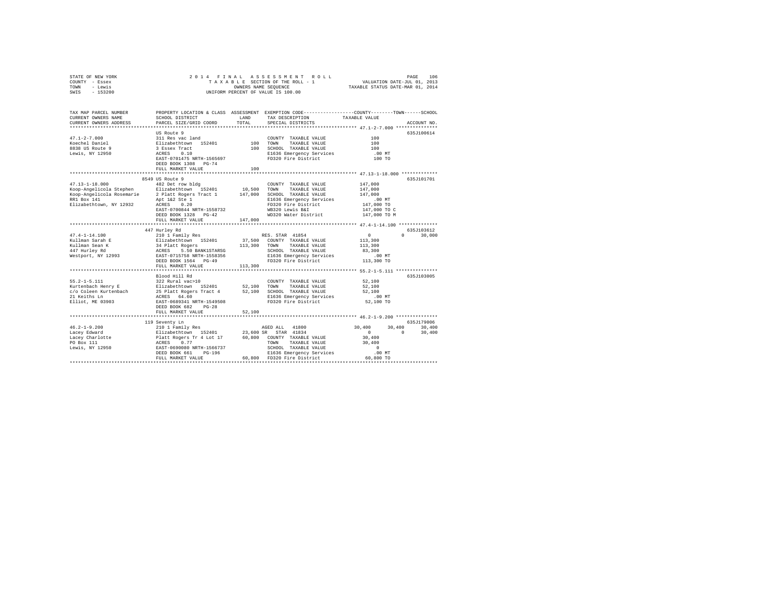STATE OF NEW YORK 2014 FINAL ASSESSMENT ROLL
COUNTY - Essex TAXABLE SECTION OF THE ROLL - 1 VALUATION DATE-JUL 01, 2013
TOWN - Lewis OWNERS NAME SEQUENCE TAXABLE STATUS DATE-MAR 01, 2014
SWIS - 153200 UNIFORM PERCENT OF VALUE IS 100.00

```
TAX MAP PARCEL NUMBER          PROPERTY LOCATION & CLASS  ASSESSMENT  EXEMPTION CODE-----------------COUNTY--------TOWN------SCHOOL
CURRENT OWNERS NAME            SCHOOL DISTRICT             LAND       TAX DESCRIPTION            TAXABLE VALUE
CURRENT OWNERS ADDRESS         PARCEL SIZE/GRID COORD      TOTAL      SPECIAL DISTRICTS                                    ACCOUNT NO.
************************************************************************************************ 47.1-2-7.000 ***************
                               US Route 9                                                                               635J100614
47.1-2-7.000                   311 Res vac land                       COUNTY  TAXABLE VALUE              100
Koechel Daniel                 Elizabethtown  152401         100      TOWN    TAXABLE VALUE              100
8838 US Route 9                3 Essex Tract                 100      SCHOOL  TAXABLE VALUE              100
Lewis, NY 12950                ACRES    0.10                          E1636 Emergency Services           .00 MT
                               EAST-0701475 NRTH-1565697              FD320 Fire District                100 TO
                               DEED BOOK 1308   PG-74
                               FULL MARKET VALUE             100
************************************************************************************************ 47.13-1-18.000 *************
                               8549 US Route 9                                                                          635J101701
47.13-1-18.000                 482 Det row bldg                       COUNTY  TAXABLE VALUE          147,000
Koop-Angelicola Stephen        Elizabethtown  152401      10,500      TOWN    TAXABLE VALUE          147,000
Koop-Angelicola Rosemarie      2 Platt Rogers Tract 1    147,000      SCHOOL  TAXABLE VALUE          147,000
RR1 Box 141                    Apt 1&2 Ste 1                          E1636 Emergency Services           .00 MT
Elizabethtown, NY 12932        ACRES    0.20                          FD320 Fire District            147,000 TO
                               EAST-0700844 NRTH-1558732              WB320 Lewis B&I                147,000 TO C
                               DEED BOOK 1328   PG-42                 WD320 Water District           147,000 TO M
                               FULL MARKET VALUE         147,000
************************************************************************************************ 47.4-1-14.100 **************
                               447 Hurley Rd                                                                            635J103612
47.4-1-14.100                  210 1 Family Res                       RES. STAR 41854                      0         0     30,000
Kullman Sarah E                Elizabethtown  152401      37,500      COUNTY  TAXABLE VALUE          113,300
Kullman Sean K                 34 Platt Rogers           113,300      TOWN    TAXABLE VALUE          113,300
447 Hurley Rd                  ACRES    5.50 BANK1STARSG              SCHOOL  TAXABLE VALUE           83,300
Westport, NY 12993             EAST-0715758 NRTH-1558356              E1636 Emergency Services           .00 MT
                               DEED BOOK 1564   PG-49                 FD320 Fire District            113,300 TO
                               FULL MARKET VALUE         113,300
************************************************************************************************ 55.2-1-5.111 ***************
                               Blood Hill Rd                                                                            635J103005
55.2-1-5.111                   322 Rural vac>10                       COUNTY  TAXABLE VALUE           52,100
Kurtenbach Henry E             Elizabethtown  152401      52,100      TOWN    TAXABLE VALUE           52,100
c/o Coleen Kurtenbach          25 Platt Rogers Tract 4    52,100      SCHOOL  TAXABLE VALUE           52,100
21 Keiths Ln                   ACRES   64.60                          E1636 Emergency Services           .00 MT
Elliot, ME 03903               EAST-0689341 NRTH-1549508              FD320 Fire District             52,100 TO
                               DEED BOOK 682    PG-28
                               FULL MARKET VALUE          52,100
************************************************************************************************ 46.2-1-9.200 ***************
                               119 Seventy Ln                                                                           635J179006
46.2-1-9.200                   210 1 Family Res                       AGED ALL  41800                 30,400    30,400     30,400
Lacey Edward                   Elizabethtown  152401      23,600 SR   STAR  41834                          0         0     30,400
Lacey Charlotte                Platt Rogers Tr 4 Lot 17   60,800      COUNTY  TAXABLE VALUE           30,400
PO Box 111                     ACRES    0.77                          TOWN    TAXABLE VALUE           30,400
Lewis, NY 12950                EAST-0690080 NRTH-1566737              SCHOOL  TAXABLE VALUE                0
                               DEED BOOK 661    PG-196                E1636 Emergency Services           .00 MT
                               FULL MARKET VALUE          60,800      FD320 Fire District             60,800 TO
******************************************************************************************************************************
```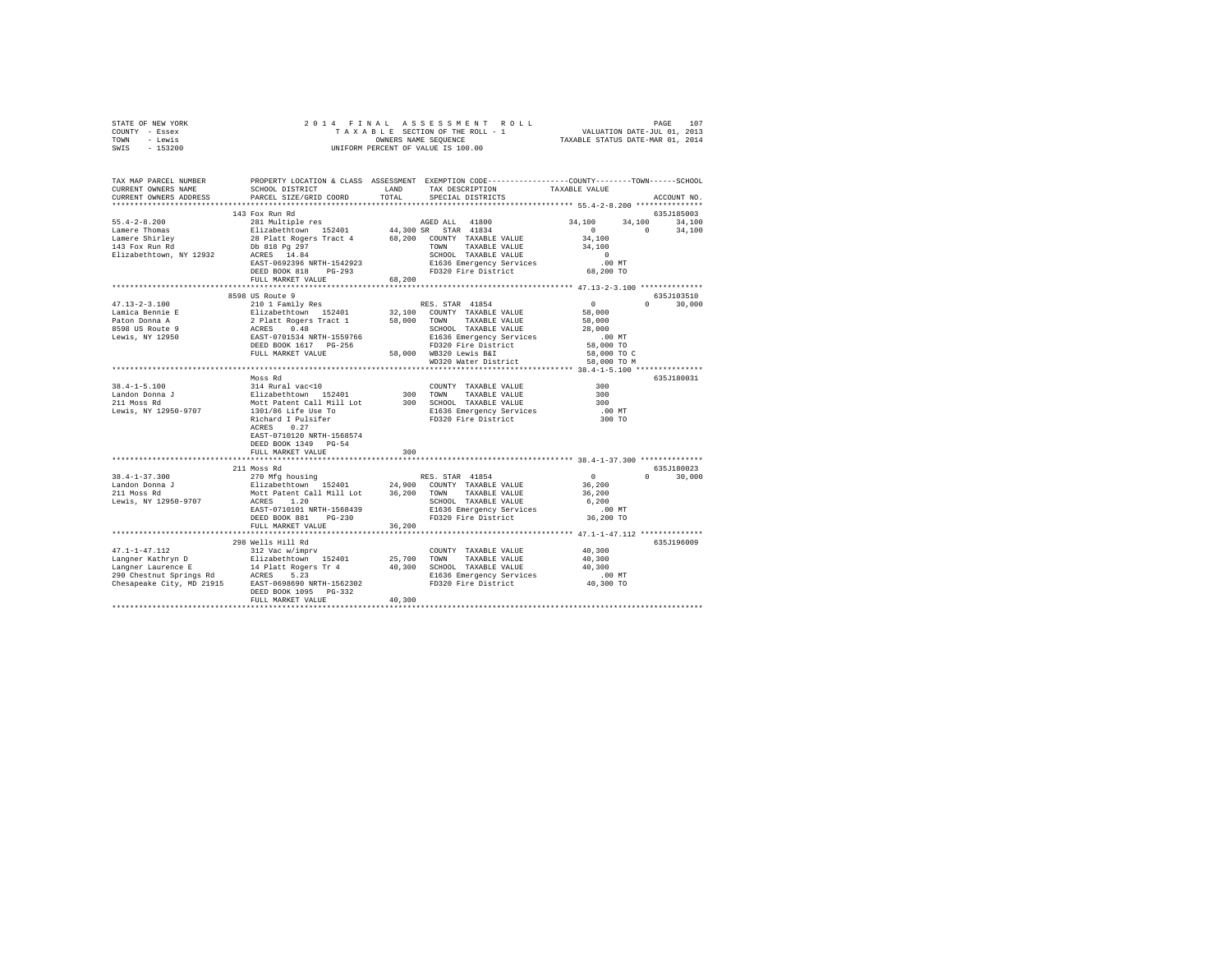STATE OF NEW YORK — COUNTY - Essex — TOWN - Lewis — SWIS - 153200

2014 FINAL ASSESSMENT ROLL
TAXABLE SECTION OF THE ROLL - 1
OWNERS NAME SEQUENCE
UNIFORM PERCENT OF VALUE IS 100.00

VALUATION DATE-JUL 01, 2013
TAXABLE STATUS DATE-MAR 01, 2014

```
TAX MAP PARCEL NUMBER        PROPERTY LOCATION & CLASS  ASSESSMENT  EXEMPTION CODE------------------COUNTY--------TOWN------SCHOOL
CURRENT OWNERS NAME          SCHOOL DISTRICT               LAND     TAX DESCRIPTION            TAXABLE VALUE
CURRENT OWNERS ADDRESS       PARCEL SIZE/GRID COORD        TOTAL    SPECIAL DISTRICTS                                  ACCOUNT NO.
******************************************************************************************** 55.4-2-8.200 ***************
                             143 Fox Run Rd                                                                            635J185003
55.4-2-8.200                 281 Multiple res                    AGED ALL  41800            34,100      34,100      34,100
Lamere Thomas                Elizabethtown  152401      44,300 SR  STAR 41834                    0           0      34,100
Lamere Shirley               28 Platt Rogers Tract 4    68,200   COUNTY  TAXABLE VALUE        34,100
143 Fox Run Rd               Db 818 Pg 297                       TOWN    TAXABLE VALUE        34,100
Elizabethtown, NY 12932      ACRES   14.84                       SCHOOL  TAXABLE VALUE             0
                             EAST-0692396 NRTH-1542923           E1636 Emergency Services        .00 MT
                             DEED BOOK 818    PG-293             FD320 Fire District          68,200 TO
                             FULL MARKET VALUE          68,200
******************************************************************************************** 47.13-2-3.100 **************
                             8598 US Route 9                                                                           635J103510
47.13-2-3.100                210 1 Family Res                    RES. STAR 41854                   0           0      30,000
Lamica Bennie E              Elizabethtown  152401      32,100   COUNTY  TAXABLE VALUE        58,000
Paton Donna A                2 Platt Rogers Tract 1     58,000   TOWN    TAXABLE VALUE        58,000
8598 US Route 9              ACRES    0.48                       SCHOOL  TAXABLE VALUE        28,000
Lewis, NY 12950              EAST-0701534 NRTH-1559766           E1636 Emergency Services        .00 MT
                             DEED BOOK 1617   PG-256             FD320 Fire District          58,000 TO
                             FULL MARKET VALUE          58,000   WB320 Lewis B&I              58,000 TO C
                                                                 WD320 Water District         58,000 TO M
******************************************************************************************** 38.4-1-5.100 ***************
                             Moss Rd                                                                                   635J180031
38.4-1-5.100                 314 Rural vac<10                    COUNTY  TAXABLE VALUE           300
Landon Donna J               Elizabethtown  152401         300   TOWN    TAXABLE VALUE           300
211 Moss Rd                  Mott Patent Call Mill Lot     300   SCHOOL  TAXABLE VALUE           300
Lewis, NY 12950-9707         1301/86 Life Use To                 E1636 Emergency Services        .00 MT
                             Richard I Pulsifer                  FD320 Fire District             300 TO
                             ACRES    0.27
                             EAST-0710120 NRTH-1568574
                             DEED BOOK 1349   PG-54
                             FULL MARKET VALUE             300
******************************************************************************************** 38.4-1-37.300 **************
                             211 Moss Rd                                                                               635J180023
38.4-1-37.300                270 Mfg housing                     RES. STAR 41854                   0           0      30,000
Landon Donna J               Elizabethtown  152401      24,900   COUNTY  TAXABLE VALUE        36,200
211 Moss Rd                  Mott Patent Call Mill Lot  36,200   TOWN    TAXABLE VALUE        36,200
Lewis, NY 12950-9707         ACRES    1.20                       SCHOOL  TAXABLE VALUE         6,200
                             EAST-0710101 NRTH-1568439           E1636 Emergency Services        .00 MT
                             DEED BOOK 881    PG-230             FD320 Fire District          36,200 TO
                             FULL MARKET VALUE          36,200
******************************************************************************************** 47.1-1-47.112 **************
                             298 Wells Hill Rd                                                                         635J196009
47.1-1-47.112                312 Vac w/imprv                     COUNTY  TAXABLE VALUE        40,300
Langner Kathryn D            Elizabethtown  152401      25,700   TOWN    TAXABLE VALUE        40,300
Langner Laurence E           14 Platt Rogers Tr 4       40,300   SCHOOL  TAXABLE VALUE        40,300
290 Chestnut Springs Rd      ACRES    5.23                       E1636 Emergency Services        .00 MT
Chesapeake City, MD 21915    EAST-0698690 NRTH-1562302           FD320 Fire District          40,300 TO
                             DEED BOOK 1095   PG-332
                             FULL MARKET VALUE          40,300
****************************************************************************************************************************
```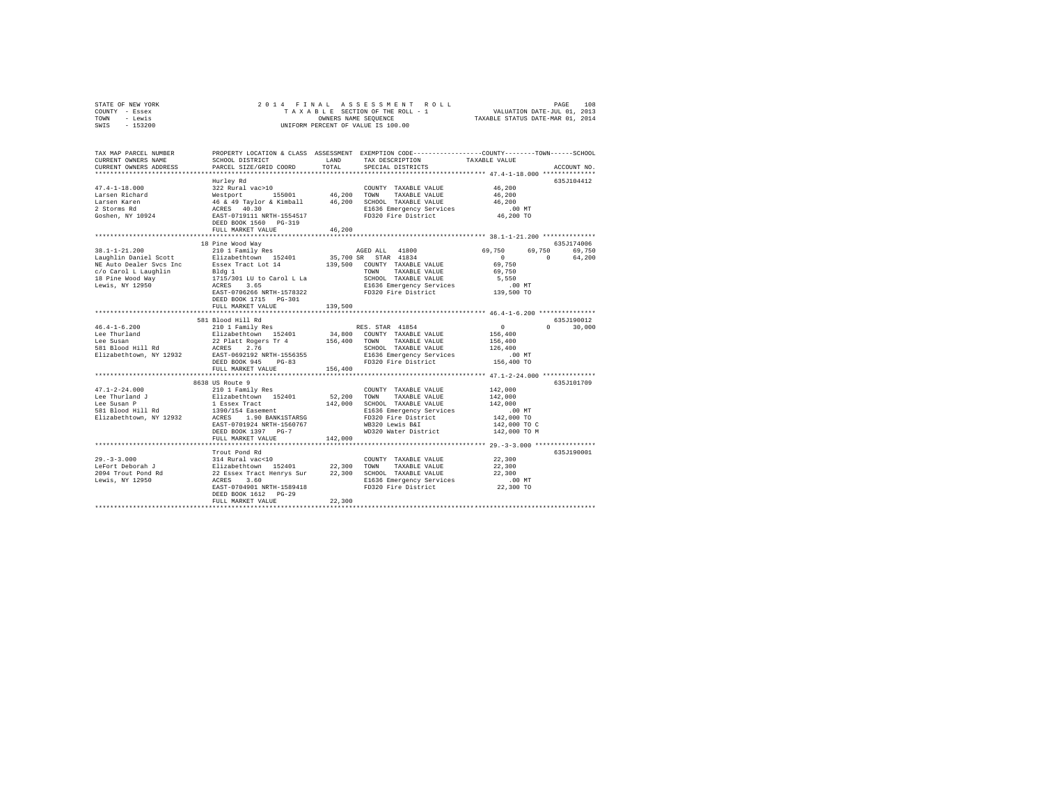STATE OF NEW YORK
COUNTY - Essex
TOWN - Lewis
SWIS - 153200

2014 FINAL ASSESSMENT ROLL
TAXABLE SECTION OF THE ROLL - 1
OWNERS NAME SEQUENCE
UNIFORM PERCENT OF VALUE IS 100.00

VALUATION DATE-JUL 01, 2013
TAXABLE STATUS DATE-MAR 01, 2014

```
TAX MAP PARCEL NUMBER      PROPERTY LOCATION & CLASS  ASSESSMENT  EXEMPTION CODE-----------------COUNTY--------TOWN------SCHOOL
CURRENT OWNERS NAME        SCHOOL DISTRICT             LAND       TAX DESCRIPTION            TAXABLE VALUE
CURRENT OWNERS ADDRESS     PARCEL SIZE/GRID COORD      TOTAL      SPECIAL DISTRICTS                                   ACCOUNT NO.
****************************************************************************************************** 47.4-1-18.000 **************
                           Hurley Rd                                                                                635J104412
47.4-1-18.000              322 Rural vac>10                       COUNTY  TAXABLE VALUE             46,200
Larsen Richard             Westport      155001       46,200      TOWN    TAXABLE VALUE             46,200
Larsen Karen               46 & 49 Taylor & Kimball   46,200      SCHOOL  TAXABLE VALUE             46,200
2 Storms Rd                ACRES   40.30                          E1636 Emergency Services             .00 MT
Goshen, NY 10924           EAST-0719111 NRTH-1554517              FD320 Fire District               46,200 TO
                           DEED BOOK 1560   PG-319
                           FULL MARKET VALUE          46,200
****************************************************************************************************** 38.1-1-21.200 **************
                           18 Pine Wood Way                                                                         635J174006
38.1-1-21.200              210 1 Family Res                       AGED ALL   41800              69,750     69,750     69,750
Laughlin Daniel Scott      Elizabethtown  152401      35,700 SR   STAR  41834                        0          0     64,200
NE Auto Dealer Svcs Inc    Essex Tract Lot 14        139,500      COUNTY  TAXABLE VALUE             69,750
c/o Carol L Laughlin       Bldg 1                                 TOWN    TAXABLE VALUE             69,750
18 Pine Wood Way           1715/301 LU to Carol L La              SCHOOL  TAXABLE VALUE              5,550
Lewis, NY 12950            ACRES    3.65                          E1636 Emergency Services             .00 MT
                           EAST-0706266 NRTH-1578322              FD320 Fire District              139,500 TO
                           DEED BOOK 1715   PG-301
                           FULL MARKET VALUE         139,500
****************************************************************************************************** 46.4-1-6.200 ***************
                           581 Blood Hill Rd                                                                        635J190012
46.4-1-6.200               210 1 Family Res                       RES. STAR  41854                   0          0     30,000
Lee Thurland               Elizabethtown  152401      34,800      COUNTY  TAXABLE VALUE            156,400
Lee Susan                  22 Platt Rogers Tr 4      156,400      TOWN    TAXABLE VALUE            156,400
581 Blood Hill Rd          ACRES    2.76                          SCHOOL  TAXABLE VALUE            126,400
Elizabethtown, NY 12932    EAST-0692192 NRTH-1556355              E1636 Emergency Services             .00 MT
                           DEED BOOK 945    PG-83                 FD320 Fire District              156,400 TO
                           FULL MARKET VALUE         156,400
****************************************************************************************************** 47.1-2-24.000 **************
                           8638 US Route 9                                                                          635J101709
47.1-2-24.000              210 1 Family Res                       COUNTY  TAXABLE VALUE            142,000
Lee Thurland J             Elizabethtown  152401      52,200      TOWN    TAXABLE VALUE            142,000
Lee Susan P                1 Essex Tract             142,000      SCHOOL  TAXABLE VALUE            142,000
581 Blood Hill Rd          1390/154 Easement                      E1636 Emergency Services             .00 MT
Elizabethtown, NY 12932    ACRES    1.90 BANK1STARSG              FD320 Fire District              142,000 TO
                           EAST-0701924 NRTH-1560767              WB320 Lewis B&I                  142,000 TO C
                           DEED BOOK 1397   PG-7                  WD320 Water District             142,000 TO M
                           FULL MARKET VALUE         142,000
****************************************************************************************************** 29.-3-3.000 ****************
                           Trout Pond Rd                                                                            635J190001
29.-3-3.000                314 Rural vac<10                       COUNTY  TAXABLE VALUE             22,300
LeFort Deborah J           Elizabethtown  152401      22,300      TOWN    TAXABLE VALUE             22,300
2094 Trout Pond Rd         22 Essex Tract Henrys Sur  22,300      SCHOOL  TAXABLE VALUE             22,300
Lewis, NY 12950            ACRES    3.60                          E1636 Emergency Services             .00 MT
                           EAST-0704901 NRTH-1589418              FD320 Fire District               22,300 TO
                           DEED BOOK 1612   PG-29
                           FULL MARKET VALUE          22,300
************************************************************************************************************************************
```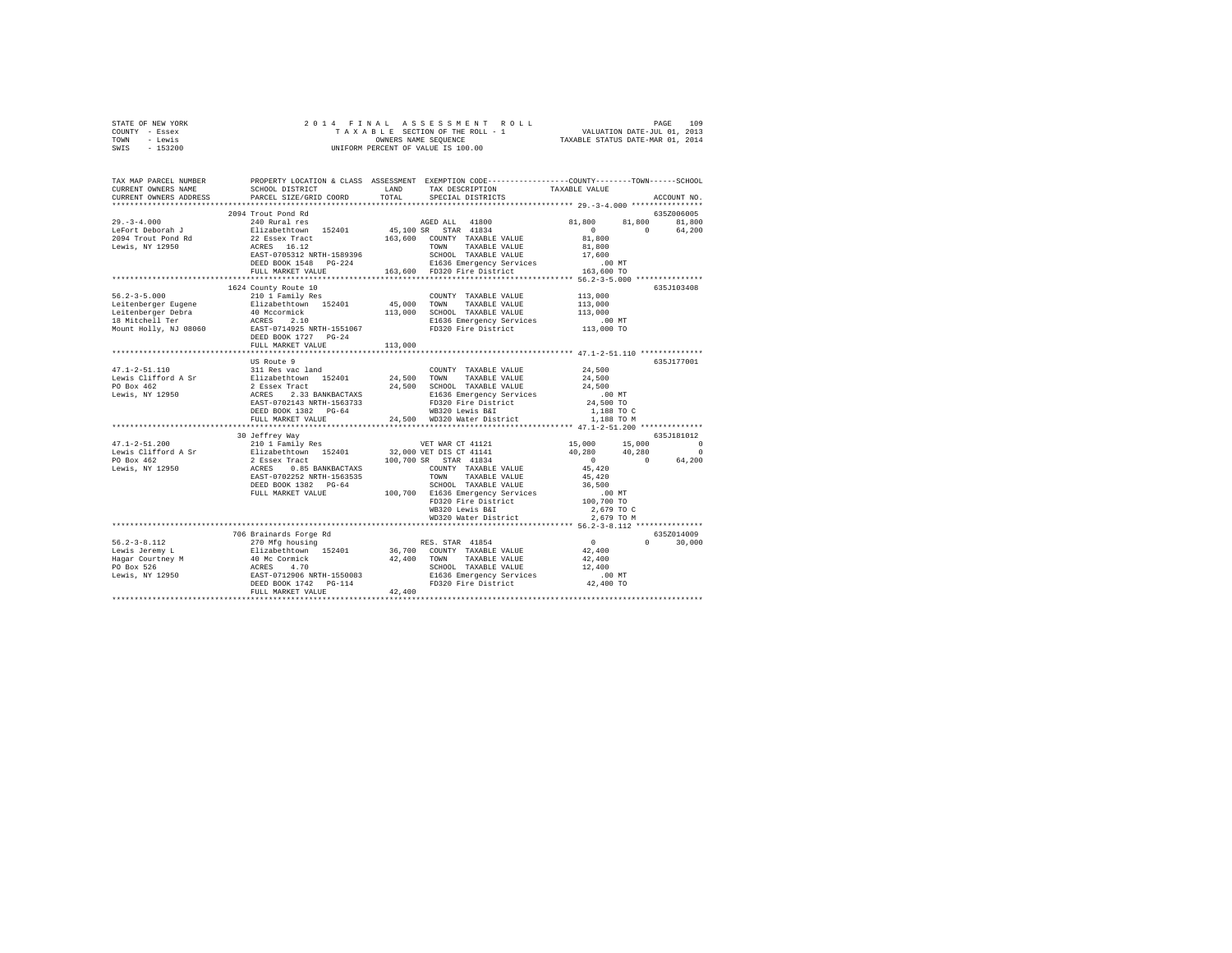STATE OF NEW YORK
COUNTY - Essex
TOWN - Lewis
SWIS - 153200

2014 FINAL ASSESSMENT ROLL
TAXABLE SECTION OF THE ROLL - 1
OWNERS NAME SEQUENCE
UNIFORM PERCENT OF VALUE IS 100.00

VALUATION DATE-JUL 01, 2013
TAXABLE STATUS DATE-MAR 01, 2014

```
TAX MAP PARCEL NUMBER    PROPERTY LOCATION & CLASS  ASSESSMENT  EXEMPTION CODE-----------------COUNTY--------TOWN------SCHOOL
CURRENT OWNERS NAME      SCHOOL DISTRICT            LAND        TAX DESCRIPTION            TAXABLE VALUE
CURRENT OWNERS ADDRESS   PARCEL SIZE/GRID COORD     TOTAL       SPECIAL DISTRICTS                                   ACCOUNT NO.
******************************************************************************************** 29.-3-4.000 ****************
                         2094 Trout Pond Rd                                                                      635Z006005
29.-3-4.000              240 Rural res                          AGED ALL  41800            81,800     81,800     81,800
LeFort Deborah J         Elizabethtown  152401      45,100 SR  STAR 41834                       0          0     64,200
2094 Trout Pond Rd       22 Essex Tract            163,600  COUNTY  TAXABLE VALUE           81,800
Lewis, NY 12950          ACRES  16.12                         TOWN    TAXABLE VALUE           81,800
                         EAST-0705312 NRTH-1589396            SCHOOL  TAXABLE VALUE           17,600
                         DEED BOOK 1548  PG-224               E1636 Emergency Services           .00 MT
                         FULL MARKET VALUE         163,600  FD320 Fire District            163,600 TO
******************************************************************************************** 56.2-3-5.000 ***************
                         1624 County Route 10                                                                    635J103408
56.2-3-5.000             210 1 Family Res                     COUNTY  TAXABLE VALUE          113,000
Leitenberger Eugene      Elizabethtown  152401      45,000  TOWN    TAXABLE VALUE          113,000
Leitenberger Debra       40 Mccormick              113,000  SCHOOL  TAXABLE VALUE          113,000
18 Mitchell Ter          ACRES   2.10                         E1636 Emergency Services           .00 MT
Mount Holly, NJ 08060    EAST-0714925 NRTH-1551067            FD320 Fire District            113,000 TO
                         DEED BOOK 1727  PG-24
                         FULL MARKET VALUE         113,000
******************************************************************************************** 47.1-2-51.110 **************
                         US Route 9                                                                              635J177001
47.1-2-51.110            311 Res vac land                     COUNTY  TAXABLE VALUE           24,500
Lewis Clifford A Sr      Elizabethtown  152401      24,500  TOWN    TAXABLE VALUE           24,500
PO Box 462               2 Essex Tract              24,500  SCHOOL  TAXABLE VALUE           24,500
Lewis, NY 12950          ACRES   2.33 BANKBACTAXS             E1636 Emergency Services           .00 MT
                         EAST-0702143 NRTH-1563733            FD320 Fire District             24,500 TO
                         DEED BOOK 1382  PG-64                WB320 Lewis B&I                  1,188 TO C
                         FULL MARKET VALUE          24,500  WD320 Water District              1,188 TO M
******************************************************************************************** 47.1-2-51.200 **************
                         30 Jeffrey Way                                                                          635J181012
47.1-2-51.200            210 1 Family Res                     VET WAR CT 41121           15,000     15,000          0
Lewis Clifford A Sr      Elizabethtown  152401      32,000 VET DIS CT 41141              40,280     40,280          0
PO Box 462               2 Essex Tract             100,700 SR  STAR 41834                       0          0     64,200
Lewis, NY 12950          ACRES   0.85 BANKBACTAXS             COUNTY  TAXABLE VALUE           45,420
                         EAST-0702252 NRTH-1563535            TOWN    TAXABLE VALUE           45,420
                         DEED BOOK 1382  PG-64                SCHOOL  TAXABLE VALUE           36,500
                         FULL MARKET VALUE         100,700  E1636 Emergency Services           .00 MT
                                                              FD320 Fire District            100,700 TO
                                                              WB320 Lewis B&I                  2,679 TO C
                                                              WD320 Water District             2,679 TO M
******************************************************************************************** 56.2-3-8.112 ***************
                         706 Brainards Forge Rd                                                                  635Z014009
56.2-3-8.112             270 Mfg housing                      RES. STAR 41854                    0          0     30,000
Lewis Jeremy L           Elizabethtown  152401      36,700  COUNTY  TAXABLE VALUE           42,400
Hagar Courtney M         40 Mc Cormick              42,400  TOWN    TAXABLE VALUE           42,400
PO Box 526               ACRES   4.70                         SCHOOL  TAXABLE VALUE           12,400
Lewis, NY 12950          EAST-0712906 NRTH-1550083            E1636 Emergency Services           .00 MT
                         DEED BOOK 1742  PG-114               FD320 Fire District             42,400 TO
                         FULL MARKET VALUE          42,400
************************************************************************************************************************
```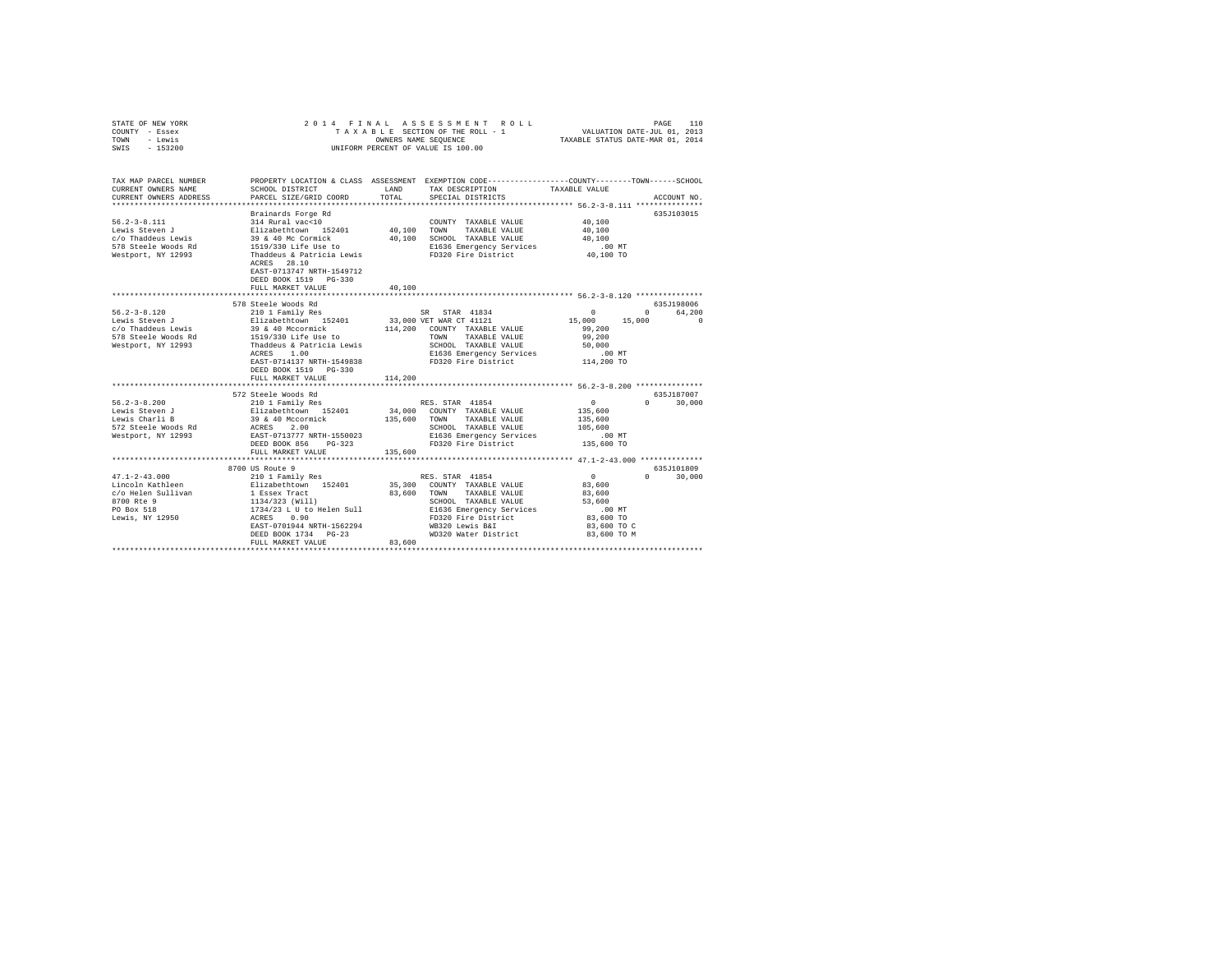STATE OF NEW YORK &nbsp;&nbsp;&nbsp;&nbsp; 2014 FINAL ASSESSMENT ROLL &nbsp;&nbsp;&nbsp;&nbsp; PAGE 110
COUNTY - Essex &nbsp;&nbsp;&nbsp;&nbsp; TAXABLE SECTION OF THE ROLL - 1 &nbsp;&nbsp;&nbsp;&nbsp; VALUATION DATE-JUL 01, 2013
TOWN - Lewis &nbsp;&nbsp;&nbsp;&nbsp; OWNERS NAME SEQUENCE &nbsp;&nbsp;&nbsp;&nbsp; TAXABLE STATUS DATE-MAR 01, 2014
SWIS - 153200 &nbsp;&nbsp;&nbsp;&nbsp; UNIFORM PERCENT OF VALUE IS 100.00

```
TAX MAP PARCEL NUMBER     PROPERTY LOCATION & CLASS  ASSESSMENT  EXEMPTION CODE-----------------COUNTY--------TOWN------SCHOOL
CURRENT OWNERS NAME       SCHOOL DISTRICT               LAND      TAX DESCRIPTION            TAXABLE VALUE
CURRENT OWNERS ADDRESS    PARCEL SIZE/GRID COORD        TOTAL     SPECIAL DISTRICTS                                    ACCOUNT NO.
******************************************************************************************************* 56.2-3-8.111 ***************
                          Brainards Forge Rd                                                                          635J103015
56.2-3-8.111              314 Rural vac<10                        COUNTY  TAXABLE VALUE            40,100
Lewis Steven J            Elizabethtown  152401        40,100    TOWN    TAXABLE VALUE            40,100
c/o Thaddeus Lewis        39 & 40 Mc Cormick            40,100    SCHOOL  TAXABLE VALUE            40,100
578 Steele Woods Rd       1519/330 Life Use to                    E1636 Emergency Services           .00 MT
Westport, NY 12993        Thaddeus & Patricia Lewis               FD320 Fire District              40,100 TO
                          ACRES   28.10
                          EAST-0713747 NRTH-1549712
                          DEED BOOK 1519   PG-330
                          FULL MARKET VALUE            40,100
******************************************************************************************************* 56.2-3-8.120 ***************
                          578 Steele Woods Rd                                                                         635J198006
56.2-3-8.120              210 1 Family Res                   SR  STAR 41834                    0              0         64,200
Lewis Steven J            Elizabethtown  152401        33,000 VET WAR CT 41121             15,000         15,000              0
c/o Thaddeus Lewis        39 & 40 Mccormick            114,200    COUNTY  TAXABLE VALUE            99,200
578 Steele Woods Rd       1519/330 Life Use to                    TOWN    TAXABLE VALUE            99,200
Westport, NY 12993        Thaddeus & Patricia Lewis               SCHOOL  TAXABLE VALUE            50,000
                          ACRES    1.00                           E1636 Emergency Services           .00 MT
                          EAST-0714137 NRTH-1549838               FD320 Fire District             114,200 TO
                          DEED BOOK 1519   PG-330
                          FULL MARKET VALUE           114,200
******************************************************************************************************* 56.2-3-8.200 ***************
                          572 Steele Woods Rd                                                                         635J187007
56.2-3-8.200              210 1 Family Res                   RES. STAR 41854                   0              0         30,000
Lewis Steven J            Elizabethtown  152401        34,000    COUNTY  TAXABLE VALUE           135,600
Lewis Charli B            39 & 40 Mccormick            135,600    TOWN    TAXABLE VALUE           135,600
572 Steele Woods Rd       ACRES    2.00                           SCHOOL  TAXABLE VALUE           105,600
Westport, NY 12993        EAST-0713777 NRTH-1550023               E1636 Emergency Services           .00 MT
                          DEED BOOK 856    PG-323                 FD320 Fire District             135,600 TO
                          FULL MARKET VALUE           135,600
******************************************************************************************************* 47.1-2-43.000 **************
                          8700 US Route 9                                                                             635J101809
47.1-2-43.000             210 1 Family Res                   RES. STAR 41854                   0              0         30,000
Lincoln Kathleen          Elizabethtown  152401        35,300    COUNTY  TAXABLE VALUE            83,600
c/o Helen Sullivan        1 Essex Tract                 83,600    TOWN    TAXABLE VALUE            83,600
8700 Rte 9                1134/323 (Will)                         SCHOOL  TAXABLE VALUE            53,600
PO Box 518                1734/23 L U to Helen Sull               E1636 Emergency Services           .00 MT
Lewis, NY 12950           ACRES    0.90                           FD320 Fire District              83,600 TO
                          EAST-0701944 NRTH-1562294               WB320 Lewis B&I                  83,600 TO C
                          DEED BOOK 1734   PG-23                  WD320 Water District             83,600 TO M
                          FULL MARKET VALUE            83,600
************************************************************************************************************************************
```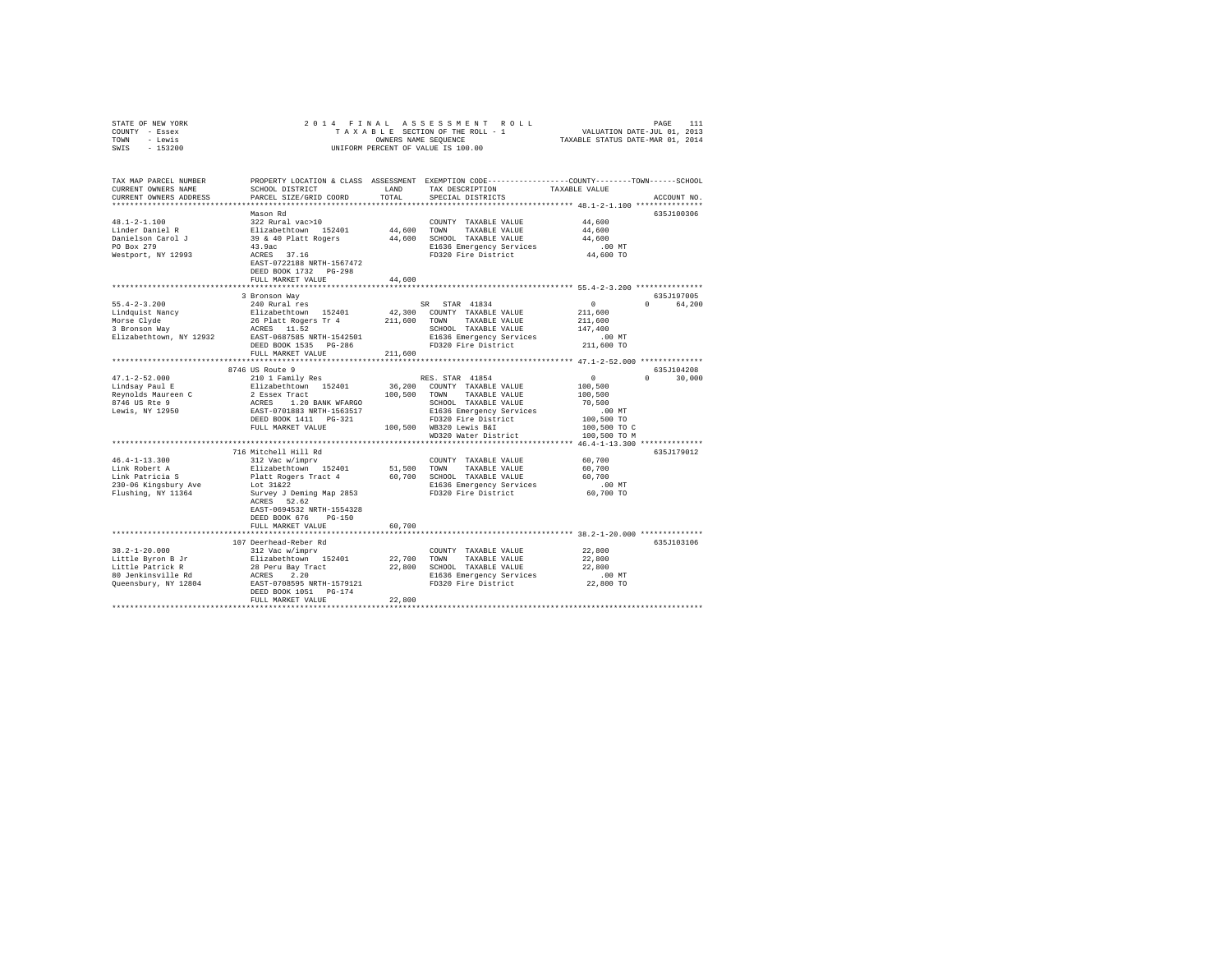STATE OF NEW YORK | 2014 FINAL ASSESSMENT ROLL | VALUATION DATE-JUL 01, 2013
COUNTY - Essex | TAXABLE SECTION OF THE ROLL - 1 | TAXABLE STATUS DATE-MAR 01, 2014
TOWN - Lewis | OWNERS NAME SEQUENCE
SWIS - 153200 | UNIFORM PERCENT OF VALUE IS 100.00

| TAX MAP PARCEL NUMBER / CURRENT OWNERS NAME / CURRENT OWNERS ADDRESS | PROPERTY LOCATION & CLASS / SCHOOL DISTRICT / PARCEL SIZE/GRID COORD | ASSESSMENT LAND / TOTAL | EXEMPTION CODE / TAX DESCRIPTION / SPECIAL DISTRICTS | COUNTY / TOWN / SCHOOL TAXABLE VALUE | ACCOUNT NO. |
|---|---|---|---|---|---|
| **48.1-2-1.100** | Mason Rd | | | | 635J100306 |
| 48.1-2-1.100 | 322 Rural vac>10 | | COUNTY TAXABLE VALUE | 44,600 | |
| Linder Daniel R | Elizabethtown 152401 | 44,600 | TOWN TAXABLE VALUE | 44,600 | |
| Danielson Carol J | 39 & 40 Platt Rogers | 44,600 | SCHOOL TAXABLE VALUE | 44,600 | |
| PO Box 279 | 43.9ac | | E1636 Emergency Services | .00 MT | |
| Westport, NY 12993 | ACRES 37.16 | | FD320 Fire District | 44,600 TO | |
| | EAST-0722188 NRTH-1567472 | | | | |
| | DEED BOOK 1732 PG-298 | | | | |
| | FULL MARKET VALUE | 44,600 | | | |
| **55.4-2-3.200** | 3 Bronson Way | | | | 635J197005 |
| 55.4-2-3.200 | 240 Rural res | | SR STAR 41834 | 0 / 0 / 64,200 | |
| Lindquist Nancy | Elizabethtown 152401 | 42,300 | COUNTY TAXABLE VALUE | 211,600 | |
| Morse Clyde | 26 Platt Rogers Tr 4 | 211,600 | TOWN TAXABLE VALUE | 211,600 | |
| 3 Bronson Way | ACRES 11.52 | | SCHOOL TAXABLE VALUE | 147,400 | |
| Elizabethtown, NY 12932 | EAST-0687585 NRTH-1542501 | | E1636 Emergency Services | .00 MT | |
| | DEED BOOK 1535 PG-286 | | FD320 Fire District | 211,600 TO | |
| | FULL MARKET VALUE | 211,600 | | | |
| **47.1-2-52.000** | 8746 US Route 9 | | | | 635J104208 |
| 47.1-2-52.000 | 210 1 Family Res | | RES. STAR 41854 | 0 / 0 / 30,000 | |
| Lindsay Paul E | Elizabethtown 152401 | 36,200 | COUNTY TAXABLE VALUE | 100,500 | |
| Reynolds Maureen C | 2 Essex Tract | 100,500 | TOWN TAXABLE VALUE | 100,500 | |
| 8746 US Rte 9 | ACRES 1.20 BANK WFARGO | | SCHOOL TAXABLE VALUE | 70,500 | |
| Lewis, NY 12950 | EAST-0701883 NRTH-1563517 | | E1636 Emergency Services | .00 MT | |
| | DEED BOOK 1411 PG-321 | | FD320 Fire District | 100,500 TO | |
| | FULL MARKET VALUE | 100,500 | WB320 Lewis B&I | 100,500 TO C | |
| | | | WD320 Water District | 100,500 TO M | |
| **46.4-1-13.300** | 716 Mitchell Hill Rd | | | | 635J179012 |
| 46.4-1-13.300 | 312 Vac w/imprv | | COUNTY TAXABLE VALUE | 60,700 | |
| Link Robert A | Elizabethtown 152401 | 51,500 | TOWN TAXABLE VALUE | 60,700 | |
| Link Patricia S | Platt Rogers Tract 4 | 60,700 | SCHOOL TAXABLE VALUE | 60,700 | |
| 230-06 Kingsbury Ave | Lot 31&22 | | E1636 Emergency Services | .00 MT | |
| Flushing, NY 11364 | Survey J Deming Map 2853 | | FD320 Fire District | 60,700 TO | |
| | ACRES 52.62 | | | | |
| | EAST-0694532 NRTH-1554328 | | | | |
| | DEED BOOK 676 PG-150 | | | | |
| | FULL MARKET VALUE | 60,700 | | | |
| **38.2-1-20.000** | 107 Deerhead-Reber Rd | | | | 635J103106 |
| 38.2-1-20.000 | 312 Vac w/imprv | | COUNTY TAXABLE VALUE | 22,800 | |
| Little Byron B Jr | Elizabethtown 152401 | 22,700 | TOWN TAXABLE VALUE | 22,800 | |
| Little Patrick R | 28 Peru Bay Tract | 22,800 | SCHOOL TAXABLE VALUE | 22,800 | |
| 80 Jenkinsville Rd | ACRES 2.20 | | E1636 Emergency Services | .00 MT | |
| Queensbury, NY 12804 | EAST-0708595 NRTH-1579121 | | FD320 Fire District | 22,800 TO | |
| | DEED BOOK 1051 PG-174 | | | | |
| | FULL MARKET VALUE | 22,800 | | | |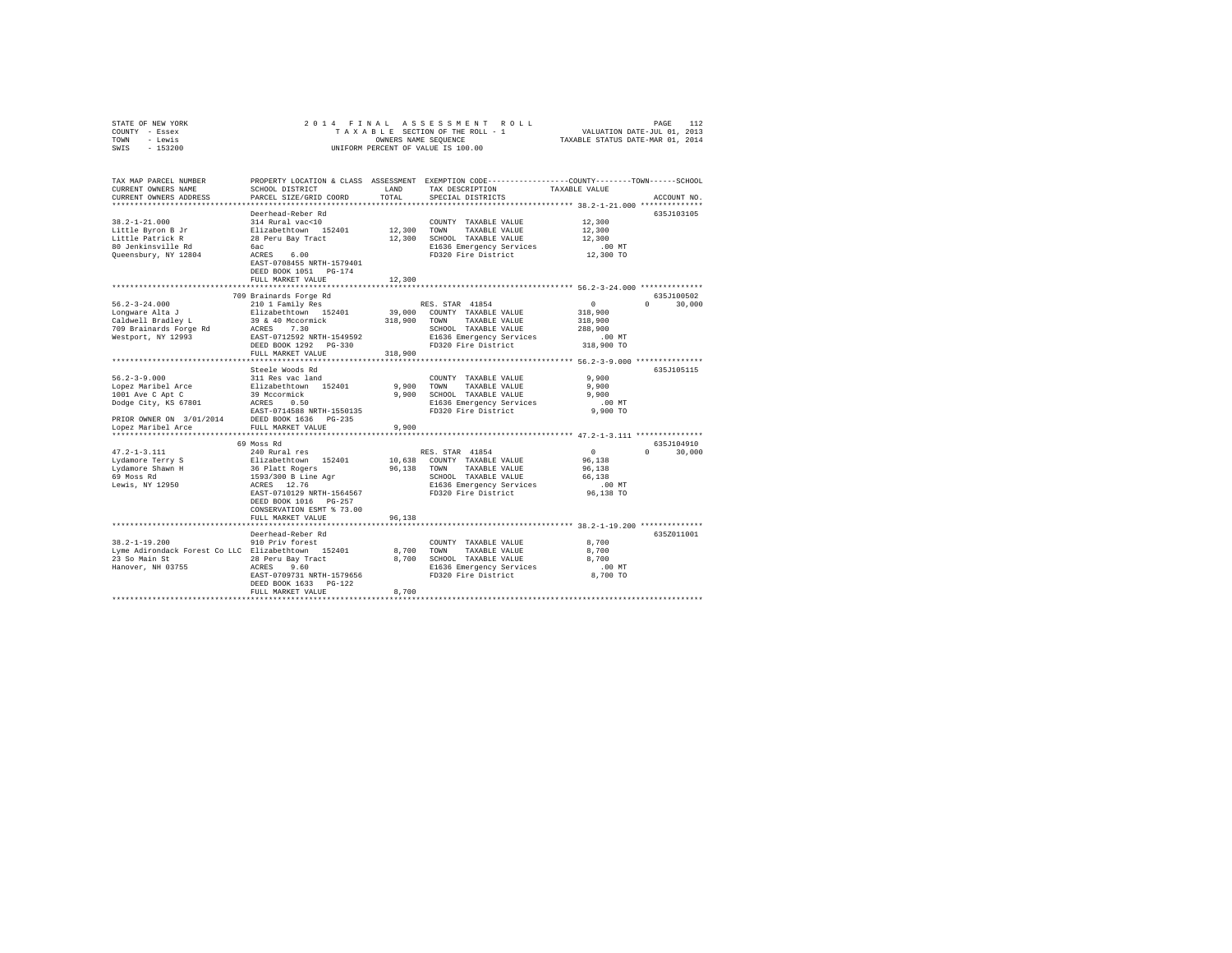STATE OF NEW YORK — COUNTY - Essex — TOWN - Lewis — SWIS - 153200

2014 FINAL ASSESSMENT ROLL
TAXABLE SECTION OF THE ROLL - 1
OWNERS NAME SEQUENCE
UNIFORM PERCENT OF VALUE IS 100.00

VALUATION DATE-JUL 01, 2013
TAXABLE STATUS DATE-MAR 01, 2014

| TAX MAP PARCEL NUMBER / CURRENT OWNERS NAME / CURRENT OWNERS ADDRESS | PROPERTY LOCATION & CLASS / SCHOOL DISTRICT / PARCEL SIZE/GRID COORD | ASSESSMENT LAND | TOTAL | EXEMPTION CODE / TAX DESCRIPTION / SPECIAL DISTRICTS | COUNTY | TOWN | SCHOOL / TAXABLE VALUE | ACCOUNT NO. |
|---|---|---|---|---|---|---|---|---|
| 38.2-1-21.000 | Deerhead-Reber Rd | | | | | | | 635J103105 |
| | 314 Rural vac<10 | | | COUNTY TAXABLE VALUE | 12,300 | | | |
| Little Byron B Jr | Elizabethtown 152401 | 12,300 | | TOWN TAXABLE VALUE | | 12,300 | | |
| Little Patrick R | 28 Peru Bay Tract | | 12,300 | SCHOOL TAXABLE VALUE | | | 12,300 | |
| 80 Jenkinsville Rd | 6ac | | | E1636 Emergency Services | | | .00 MT | |
| Queensbury, NY 12804 | ACRES 6.00 | | | FD320 Fire District | | | 12,300 TO | |
| | EAST-0708455 NRTH-1579401 | | | | | | | |
| | DEED BOOK 1051 PG-174 | | | | | | | |
| | FULL MARKET VALUE | | 12,300 | | | | | |
| 56.2-3-24.000 | 709 Brainards Forge Rd | | | | | | | 635J100502 |
| | 210 1 Family Res | | | RES. STAR 41854 | 0 | 0 | 30,000 | |
| Longware Alta J | Elizabethtown 152401 | 39,000 | | COUNTY TAXABLE VALUE | 318,900 | | | |
| Caldwell Bradley L | 39 & 40 Mccormick | | 318,900 | TOWN TAXABLE VALUE | | 318,900 | | |
| 709 Brainards Forge Rd | ACRES 7.30 | | | SCHOOL TAXABLE VALUE | | | 288,900 | |
| Westport, NY 12993 | EAST-0712592 NRTH-1549592 | | | E1636 Emergency Services | | | .00 MT | |
| | DEED BOOK 1292 PG-330 | | | FD320 Fire District | | | 318,900 TO | |
| | FULL MARKET VALUE | | 318,900 | | | | | |
| 56.2-3-9.000 | Steele Woods Rd | | | | | | | 635J105115 |
| | 311 Res vac land | | | COUNTY TAXABLE VALUE | 9,900 | | | |
| Lopez Maribel Arce | Elizabethtown 152401 | 9,900 | | TOWN TAXABLE VALUE | | 9,900 | | |
| 1001 Ave C Apt C | 39 Mccormick | | 9,900 | SCHOOL TAXABLE VALUE | | | 9,900 | |
| Dodge City, KS 67801 | ACRES 0.50 | | | E1636 Emergency Services | | | .00 MT | |
| | EAST-0714588 NRTH-1550135 | | | FD320 Fire District | | | 9,900 TO | |
| PRIOR OWNER ON 3/01/2014 | DEED BOOK 1636 PG-235 | | | | | | | |
| Lopez Maribel Arce | FULL MARKET VALUE | | 9,900 | | | | | |
| 47.2-1-3.111 | 69 Moss Rd | | | | | | | 635J104910 |
| | 240 Rural res | | | RES. STAR 41854 | 0 | 0 | 30,000 | |
| Lydamore Terry S | Elizabethtown 152401 | 10,638 | | COUNTY TAXABLE VALUE | 96,138 | | | |
| Lydamore Shawn H | 36 Platt Rogers | | 96,138 | TOWN TAXABLE VALUE | | 96,138 | | |
| 69 Moss Rd | 1593/300 B Line Agr | | | SCHOOL TAXABLE VALUE | | | 66,138 | |
| Lewis, NY 12950 | ACRES 12.76 | | | E1636 Emergency Services | | | .00 MT | |
| | EAST-0710129 NRTH-1564567 | | | FD320 Fire District | | | 96,138 TO | |
| | DEED BOOK 1016 PG-257 | | | | | | | |
| | CONSERVATION ESMT % 73.00 | | | | | | | |
| | FULL MARKET VALUE | | 96,138 | | | | | |
| 38.2-1-19.200 | Deerhead-Reber Rd | | | | | | | 635Z011001 |
| | 910 Priv forest | | | COUNTY TAXABLE VALUE | 8,700 | | | |
| Lyme Adirondack Forest Co LLC | Elizabethtown 152401 | 8,700 | | TOWN TAXABLE VALUE | | 8,700 | | |
| 23 So Main St | 28 Peru Bay Tract | | 8,700 | SCHOOL TAXABLE VALUE | | | 8,700 | |
| Hanover, NH 03755 | ACRES 9.60 | | | E1636 Emergency Services | | | .00 MT | |
| | EAST-0709731 NRTH-1579656 | | | FD320 Fire District | | | 8,700 TO | |
| | DEED BOOK 1633 PG-122 | | | | | | | |
| | FULL MARKET VALUE | | 8,700 | | | | | |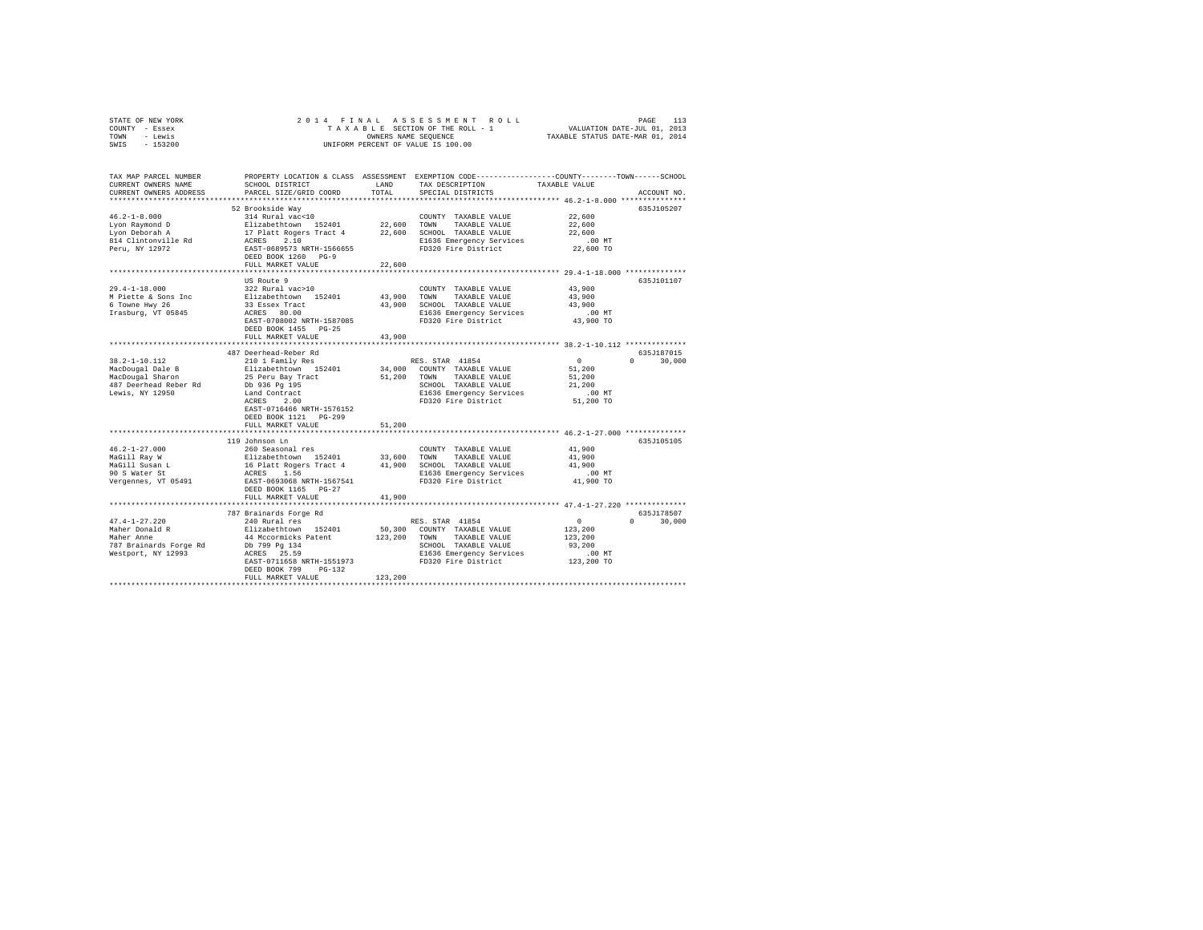STATE OF NEW YORK
COUNTY - Essex
TOWN - Lewis
SWIS - 153200

2014 FINAL ASSESSMENT ROLL
TAXABLE SECTION OF THE ROLL - 1
OWNERS NAME SEQUENCE
UNIFORM PERCENT OF VALUE IS 100.00

VALUATION DATE-JUL 01, 2013
TAXABLE STATUS DATE-MAR 01, 2014

```
TAX MAP PARCEL NUMBER    PROPERTY LOCATION & CLASS  ASSESSMENT  EXEMPTION CODE-----------------COUNTY--------TOWN------SCHOOL
CURRENT OWNERS NAME      SCHOOL DISTRICT             LAND       TAX DESCRIPTION            TAXABLE VALUE
CURRENT OWNERS ADDRESS   PARCEL SIZE/GRID COORD      TOTAL      SPECIAL DISTRICTS                                      ACCOUNT NO.
****************************************************************************************************** 46.2-1-8.000 ***************
                         52 Brookside Way                                                                              635J105207
46.2-1-8.000             314 Rural vac<10                       COUNTY  TAXABLE VALUE          22,600
Lyon Raymond D           Elizabethtown  152401      22,600      TOWN    TAXABLE VALUE          22,600
Lyon Deborah A           17 Platt Rogers Tract 4    22,600      SCHOOL  TAXABLE VALUE          22,600
814 Clintonville Rd      ACRES    2.10                          E1636 Emergency Services          .00 MT
Peru, NY 12972           EAST-0689573 NRTH-1566655              FD320 Fire District            22,600 TO
                         DEED BOOK 1260   PG-9
                         FULL MARKET VALUE          22,600
****************************************************************************************************** 29.4-1-18.000 **************
                         US Route 9                                                                                    635J101107
29.4-1-18.000            322 Rural vac>10                       COUNTY  TAXABLE VALUE          43,900
M Piette & Sons Inc      Elizabethtown  152401      43,900      TOWN    TAXABLE VALUE          43,900
6 Towne Hwy 26           33 Essex Tract             43,900      SCHOOL  TAXABLE VALUE          43,900
Irasburg, VT 05845       ACRES   80.00                          E1636 Emergency Services          .00 MT
                         EAST-0708002 NRTH-1587085              FD320 Fire District            43,900 TO
                         DEED BOOK 1455   PG-25
                         FULL MARKET VALUE          43,900
****************************************************************************************************** 38.2-1-10.112 **************
                         487 Deerhead-Reber Rd                                                                         635J187015
38.2-1-10.112            210 1 Family Res                       RES. STAR 41854                     0          0      30,000
MacDougal Dale B         Elizabethtown  152401      34,000      COUNTY  TAXABLE VALUE          51,200
MacDougal Sharon         25 Peru Bay Tract          51,200      TOWN    TAXABLE VALUE          51,200
487 Deerhead Reber Rd    Db 936 Pg 195                          SCHOOL  TAXABLE VALUE          21,200
Lewis, NY 12950          Land Contract                          E1636 Emergency Services          .00 MT
                         ACRES    2.00                          FD320 Fire District            51,200 TO
                         EAST-0716466 NRTH-1576152
                         DEED BOOK 1121   PG-299
                         FULL MARKET VALUE          51,200
****************************************************************************************************** 46.2-1-27.000 **************
                         119 Johnson Ln                                                                                635J105105
46.2-1-27.000            260 Seasonal res                       COUNTY  TAXABLE VALUE          41,900
MaGill Ray W             Elizabethtown  152401      33,600      TOWN    TAXABLE VALUE          41,900
MaGill Susan L           16 Platt Rogers Tract 4    41,900      SCHOOL  TAXABLE VALUE          41,900
90 S Water St            ACRES    1.56                          E1636 Emergency Services          .00 MT
Vergennes, VT 05491      EAST-0693068 NRTH-1567541              FD320 Fire District            41,900 TO
                         DEED BOOK 1165   PG-27
                         FULL MARKET VALUE          41,900
****************************************************************************************************** 47.4-1-27.220 **************
                         787 Brainards Forge Rd                                                                        635J178507
47.4-1-27.220            240 Rural res                          RES. STAR 41854                     0          0      30,000
Maher Donald R           Elizabethtown  152401      50,300      COUNTY  TAXABLE VALUE         123,200
Maher Anne               44 Mccormicks Patent      123,200      TOWN    TAXABLE VALUE         123,200
787 Brainards Forge Rd   Db 799 Pg 134                          SCHOOL  TAXABLE VALUE          93,200
Westport, NY 12993       ACRES   25.59                          E1636 Emergency Services          .00 MT
                         EAST-0711658 NRTH-1551973              FD320 Fire District           123,200 TO
                         DEED BOOK 799    PG-132
                         FULL MARKET VALUE         123,200
************************************************************************************************************************************
```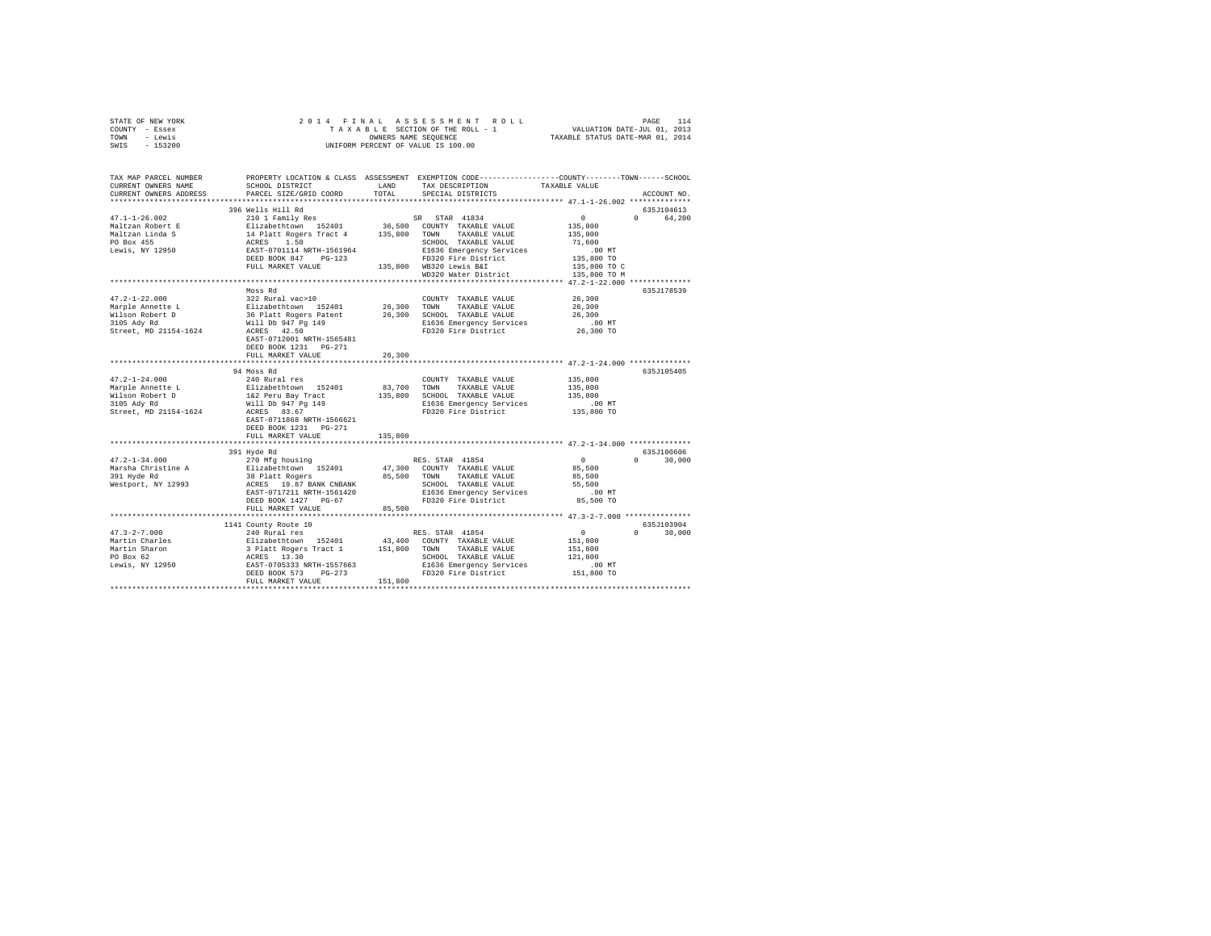```
STATE OF NEW YORK                2 0 1 4   F I N A L   A S S E S S M E N T   R O L L                      PAGE   114
COUNTY - Essex                         T A X A B L E  SECTION OF THE ROLL - 1              VALUATION DATE-JUL 01, 2013
TOWN   - Lewis                                 OWNERS NAME SEQUENCE                       TAXABLE STATUS DATE-MAR 01, 2014
SWIS   - 153200                         UNIFORM PERCENT OF VALUE IS 100.00

TAX MAP PARCEL NUMBER          PROPERTY LOCATION & CLASS  ASSESSMENT  EXEMPTION CODE------------------COUNTY--------TOWN------SCHOOL
CURRENT OWNERS NAME            SCHOOL DISTRICT             LAND       TAX DESCRIPTION             TAXABLE VALUE
CURRENT OWNERS ADDRESS         PARCEL SIZE/GRID COORD      TOTAL      SPECIAL DISTRICTS                                  ACCOUNT NO.
******************************************************************************************************* 47.1-1-26.002 **************
                               396 Wells Hill Rd                                                                       635J104613
47.1-1-26.002                  210 1 Family Res                        SR  STAR 41834                  0          0     64,200
Maltzan Robert E               Elizabethtown  152401        36,500   COUNTY  TAXABLE VALUE        135,800
Maltzan Linda S                14 Platt Rogers Tract 4     135,800   TOWN    TAXABLE VALUE        135,800
PO Box 455                     ACRES    1.50                          SCHOOL  TAXABLE VALUE         71,600
Lewis, NY 12950                EAST-0701114 NRTH-1561964              E1636 Emergency Services          .00 MT
                               DEED BOOK 847    PG-123                FD320 Fire District          135,800 TO
                               FULL MARKET VALUE           135,800   WB320 Lewis B&I              135,800 TO C
                                                                      WD320 Water District         135,800 TO M
******************************************************************************************************* 47.2-1-22.000 **************
                               Moss Rd                                                                                 635J178539
47.2-1-22.000                  322 Rural vac>10                       COUNTY  TAXABLE VALUE         26,300
Marple Annette L               Elizabethtown  152401        26,300   TOWN    TAXABLE VALUE         26,300
Wilson Robert D                36 Platt Rogers Patent       26,300   SCHOOL  TAXABLE VALUE         26,300
3105 Ady Rd                    Will Db 947 Pg 149                     E1636 Emergency Services          .00 MT
Street, MD 21154-1624          ACRES   42.50                          FD320 Fire District           26,300 TO
                               EAST-0712001 NRTH-1565481
                               DEED BOOK 1231   PG-271
                               FULL MARKET VALUE            26,300
******************************************************************************************************* 47.2-1-24.000 **************
                               94 Moss Rd                                                                              635J105405
47.2-1-24.000                  240 Rural res                          COUNTY  TAXABLE VALUE        135,800
Marple Annette L               Elizabethtown  152401        83,700   TOWN    TAXABLE VALUE        135,800
Wilson Robert D                1&2 Peru Bay Tract          135,800   SCHOOL  TAXABLE VALUE        135,800
3105 Ady Rd                    Will Db 947 Pg 149                     E1636 Emergency Services          .00 MT
Street, MD 21154-1624          ACRES   83.67                          FD320 Fire District          135,800 TO
                               EAST-0711868 NRTH-1566621
                               DEED BOOK 1231   PG-271
                               FULL MARKET VALUE           135,800
******************************************************************************************************* 47.2-1-34.000 **************
                               391 Hyde Rd                                                                             635J100606
47.2-1-34.000                  270 Mfg housing                         RES. STAR 41854                 0          0     30,000
Marsha Christine A             Elizabethtown  152401        47,300   COUNTY  TAXABLE VALUE         85,500
391 Hyde Rd                    38 Platt Rogers              85,500   TOWN    TAXABLE VALUE         85,500
Westport, NY 12993             ACRES   19.87 BANK CNBANK              SCHOOL  TAXABLE VALUE         55,500
                               EAST-0717211 NRTH-1561420              E1636 Emergency Services          .00 MT
                               DEED BOOK 1427   PG-67                 FD320 Fire District           85,500 TO
                               FULL MARKET VALUE            85,500
******************************************************************************************************* 47.3-2-7.000 ***************
                               1141 County Route 10                                                                    635J103904
47.3-2-7.000                   240 Rural res                           RES. STAR 41854                 0          0     30,000
Martin Charles                 Elizabethtown  152401        43,400   COUNTY  TAXABLE VALUE        151,800
Martin Sharon                  3 Platt Rogers Tract 1      151,800   TOWN    TAXABLE VALUE        151,800
PO Box 62                      ACRES   13.30                          SCHOOL  TAXABLE VALUE        121,800
Lewis, NY 12950                EAST-0705333 NRTH-1557663              E1636 Emergency Services          .00 MT
                               DEED BOOK 573    PG-273                FD320 Fire District          151,800 TO
                               FULL MARKET VALUE           151,800
************************************************************************************************************************************
```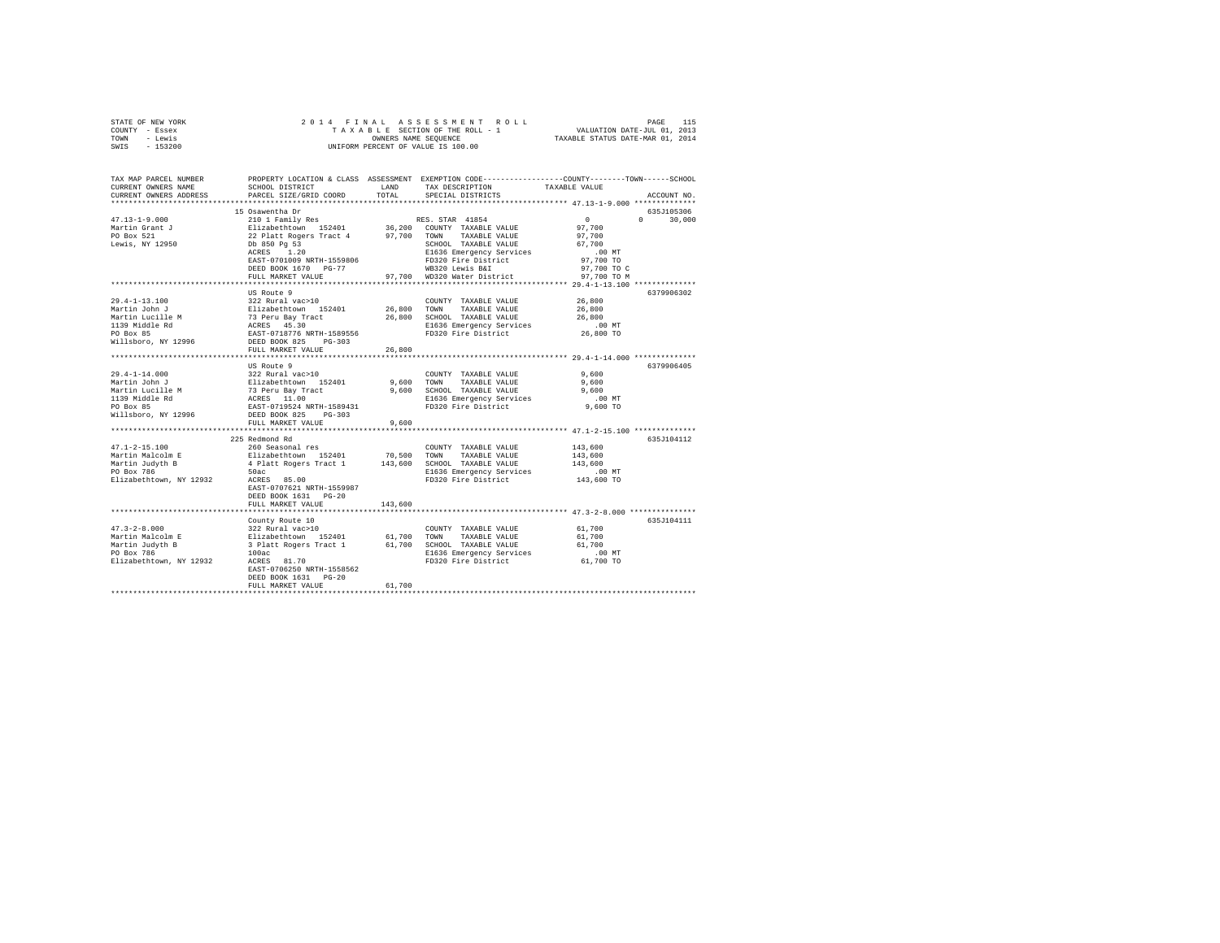STATE OF NEW YORK — COUNTY - Essex — TOWN - Lewis — SWIS - 153200

# 2014 FINAL ASSESSMENT ROLL

TAXABLE SECTION OF THE ROLL - 1
OWNERS NAME SEQUENCE
UNIFORM PERCENT OF VALUE IS 100.00

VALUATION DATE-JUL 01, 2013
TAXABLE STATUS DATE-MAR 01, 2014

| TAX MAP PARCEL NUMBER / CURRENT OWNERS NAME / CURRENT OWNERS ADDRESS | PROPERTY LOCATION & CLASS / SCHOOL DISTRICT / PARCEL SIZE/GRID COORD | ASSESSMENT LAND | ASSESSMENT TOTAL | EXEMPTION CODE / TAX DESCRIPTION / SPECIAL DISTRICTS | COUNTY / TOWN / SCHOOL TAXABLE VALUE | ACCOUNT NO. |
|---|---|---|---|---|---|---|
| **47.13-1-9.000** | 15 Osawentha Dr | | | | | 635J105306 |
| | 210 1 Family Res | | | RES. STAR 41854 | 0 0 30,000 | |
| Martin Grant J | Elizabethtown 152401 | 36,200 | | COUNTY TAXABLE VALUE | 97,700 | |
| PO Box 521 | 22 Platt Rogers Tract 4 | | 97,700 | TOWN TAXABLE VALUE | 97,700 | |
| Lewis, NY 12950 | Db 850 Pg 53 | | | SCHOOL TAXABLE VALUE | 67,700 | |
| | ACRES 1.20 | | | E1636 Emergency Services | .00 MT | |
| | EAST-0701009 NRTH-1559806 | | | FD320 Fire District | 97,700 TO | |
| | DEED BOOK 1670 PG-77 | | | WB320 Lewis B&I | 97,700 TO C | |
| | FULL MARKET VALUE | | 97,700 | WD320 Water District | 97,700 TO M | |
| **29.4-1-13.100** | US Route 9 | | | | | 6379906302 |
| | 322 Rural vac>10 | | | COUNTY TAXABLE VALUE | 26,800 | |
| Martin John J | Elizabethtown 152401 | 26,800 | | TOWN TAXABLE VALUE | 26,800 | |
| Martin Lucille M | 73 Peru Bay Tract | | 26,800 | SCHOOL TAXABLE VALUE | 26,800 | |
| 1139 Middle Rd | ACRES 45.30 | | | E1636 Emergency Services | .00 MT | |
| PO Box 85 | EAST-0718776 NRTH-1589556 | | | FD320 Fire District | 26,800 TO | |
| Willsboro, NY 12996 | DEED BOOK 825 PG-303 | | | | | |
| | FULL MARKET VALUE | | 26,800 | | | |
| **29.4-1-14.000** | US Route 9 | | | | | 6379906405 |
| | 322 Rural vac>10 | | | COUNTY TAXABLE VALUE | 9,600 | |
| Martin John J | Elizabethtown 152401 | 9,600 | | TOWN TAXABLE VALUE | 9,600 | |
| Martin Lucille M | 73 Peru Bay Tract | | 9,600 | SCHOOL TAXABLE VALUE | 9,600 | |
| 1139 Middle Rd | ACRES 11.00 | | | E1636 Emergency Services | .00 MT | |
| PO Box 85 | EAST-0719524 NRTH-1589431 | | | FD320 Fire District | 9,600 TO | |
| Willsboro, NY 12996 | DEED BOOK 825 PG-303 | | | | | |
| | FULL MARKET VALUE | | 9,600 | | | |
| **47.1-2-15.100** | 225 Redmond Rd | | | | | 635J104112 |
| | 260 Seasonal res | | | COUNTY TAXABLE VALUE | 143,600 | |
| Martin Malcolm E | Elizabethtown 152401 | 70,500 | | TOWN TAXABLE VALUE | 143,600 | |
| Martin Judyth B | 4 Platt Rogers Tract 1 | | 143,600 | SCHOOL TAXABLE VALUE | 143,600 | |
| PO Box 786 | 50ac | | | E1636 Emergency Services | .00 MT | |
| Elizabethtown, NY 12932 | ACRES 85.00 | | | FD320 Fire District | 143,600 TO | |
| | EAST-0707621 NRTH-1559987 | | | | | |
| | DEED BOOK 1631 PG-20 | | | | | |
| | FULL MARKET VALUE | | 143,600 | | | |
| **47.3-2-8.000** | County Route 10 | | | | | 635J104111 |
| | 322 Rural vac>10 | | | COUNTY TAXABLE VALUE | 61,700 | |
| Martin Malcolm E | Elizabethtown 152401 | 61,700 | | TOWN TAXABLE VALUE | 61,700 | |
| Martin Judyth B | 3 Platt Rogers Tract 1 | | 61,700 | SCHOOL TAXABLE VALUE | 61,700 | |
| PO Box 786 | 100ac | | | E1636 Emergency Services | .00 MT | |
| Elizabethtown, NY 12932 | ACRES 81.70 | | | FD320 Fire District | 61,700 TO | |
| | EAST-0706250 NRTH-1558562 | | | | | |
| | DEED BOOK 1631 PG-20 | | | | | |
| | FULL MARKET VALUE | | 61,700 | | | |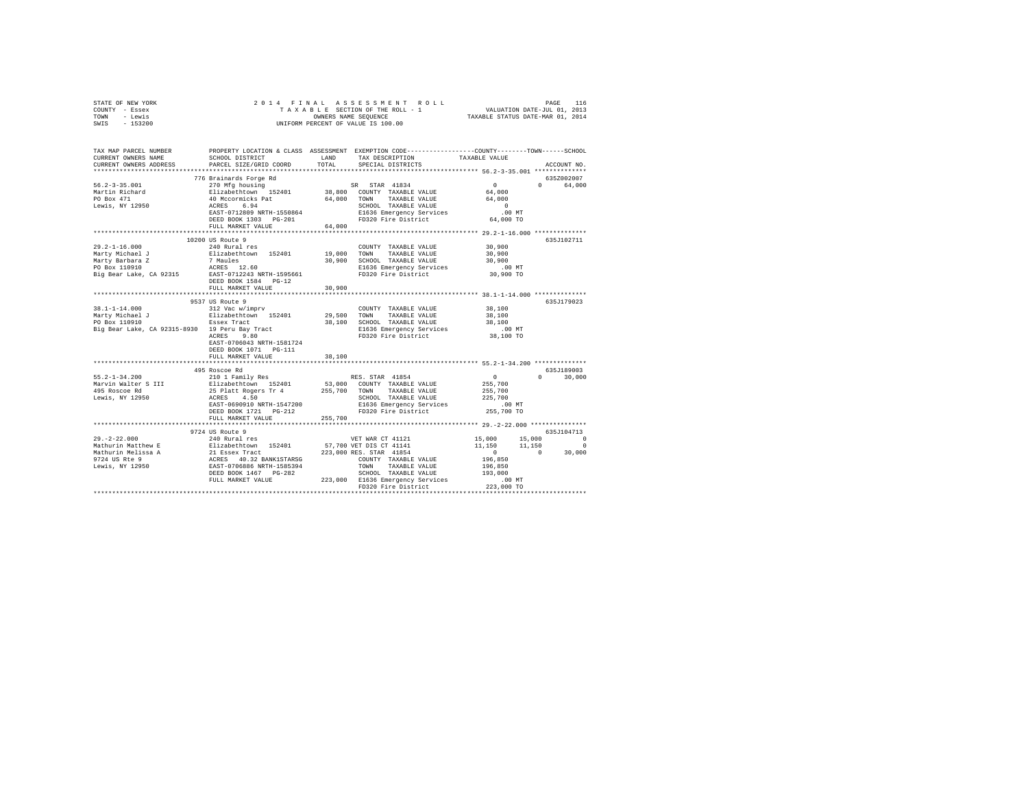STATE OF NEW YORK
COUNTY - Essex
TOWN - Lewis
SWIS - 153200

2014 FINAL ASSESSMENT ROLL
TAXABLE SECTION OF THE ROLL - 1
OWNERS NAME SEQUENCE
UNIFORM PERCENT OF VALUE IS 100.00

VALUATION DATE-JUL 01, 2013
TAXABLE STATUS DATE-MAR 01, 2014

```
TAX MAP PARCEL NUMBER          PROPERTY LOCATION & CLASS  ASSESSMENT  EXEMPTION CODE------------------COUNTY--------TOWN------SCHOOL
CURRENT OWNERS NAME            SCHOOL DISTRICT             LAND        TAX DESCRIPTION            TAXABLE VALUE
CURRENT OWNERS ADDRESS         PARCEL SIZE/GRID COORD      TOTAL       SPECIAL DISTRICTS                                      ACCOUNT NO.
******************************************************************************************************* 56.2-3-35.001 **************
                               776 Brainards Forge Rd                                                                      635Z002007
56.2-3-35.001                  270 Mfg housing                          SR  STAR 41834                   0           0     64,000
Martin Richard                 Elizabethtown  152401       38,800   COUNTY  TAXABLE VALUE           64,000
PO Box 471                     40 Mccormicks Pat           64,000   TOWN    TAXABLE VALUE           64,000
Lewis, NY 12950                ACRES    6.94                        SCHOOL  TAXABLE VALUE                0
                               EAST-0712809 NRTH-1550864            E1636 Emergency Services               .00 MT
                               DEED BOOK 1303   PG-201              FD320 Fire District              64,000 TO
                               FULL MARKET VALUE           64,000
******************************************************************************************************* 29.2-1-16.000 **************
                               10200 US Route 9                                                                            635J102711
29.2-1-16.000                  240 Rural res                            COUNTY  TAXABLE VALUE           30,900
Marty Michael J                Elizabethtown  152401       19,000   TOWN    TAXABLE VALUE           30,900
Marty Barbara Z                7 Maules                    30,900   SCHOOL  TAXABLE VALUE           30,900
PO Box 110910                  ACRES   12.60                        E1636 Emergency Services               .00 MT
Big Bear Lake, CA 92315        EAST-0712243 NRTH-1595661            FD320 Fire District              30,900 TO
                               DEED BOOK 1584   PG-12
                               FULL MARKET VALUE           30,900
******************************************************************************************************* 38.1-1-14.000 **************
                               9537 US Route 9                                                                             635J179023
38.1-1-14.000                  312 Vac w/imprv                          COUNTY  TAXABLE VALUE           38,100
Marty Michael J                Elizabethtown  152401       29,500   TOWN    TAXABLE VALUE           38,100
PO Box 110910                  Essex Tract                 38,100   SCHOOL  TAXABLE VALUE           38,100
Big Bear Lake, CA 92315-8930   19 Peru Bay Tract                    E1636 Emergency Services               .00 MT
                               ACRES    9.80                        FD320 Fire District              38,100 TO
                               EAST-0706043 NRTH-1581724
                               DEED BOOK 1071   PG-111
                               FULL MARKET VALUE           38,100
******************************************************************************************************* 55.2-1-34.200 **************
                               495 Roscoe Rd                                                                               635J189003
55.2-1-34.200                  210 1 Family Res                         RES. STAR 41854                  0           0     30,000
Marvin Walter S III            Elizabethtown  152401       53,000   COUNTY  TAXABLE VALUE          255,700
495 Roscoe Rd                  25 Platt Rogers Tr 4       255,700   TOWN    TAXABLE VALUE          255,700
Lewis, NY 12950                ACRES    4.50                        SCHOOL  TAXABLE VALUE          225,700
                               EAST-0690910 NRTH-1547200            E1636 Emergency Services               .00 MT
                               DEED BOOK 1721   PG-212              FD320 Fire District             255,700 TO
                               FULL MARKET VALUE          255,700
******************************************************************************************************* 29.-2-22.000 ***************
                               9724 US Route 9                                                                             635J104713
29.-2-22.000                   240 Rural res                            VET WAR CT 41121            15,000      15,000          0
Mathurin Matthew E             Elizabethtown  152401       57,700 VET DIS CT 41141              11,150      11,150          0
Mathurin Melissa A             21 Essex Tract             223,000 RES. STAR 41854                   0           0     30,000
9724 US Rte 9                  ACRES   40.32 BANK1STARSG            COUNTY  TAXABLE VALUE          196,850
Lewis, NY 12950                EAST-0706886 NRTH-1585394            TOWN    TAXABLE VALUE          196,850
                               DEED BOOK 1467   PG-282              SCHOOL  TAXABLE VALUE          193,000
                               FULL MARKET VALUE          223,000   E1636 Emergency Services               .00 MT
                                                                    FD320 Fire District             223,000 TO
************************************************************************************************************************************
```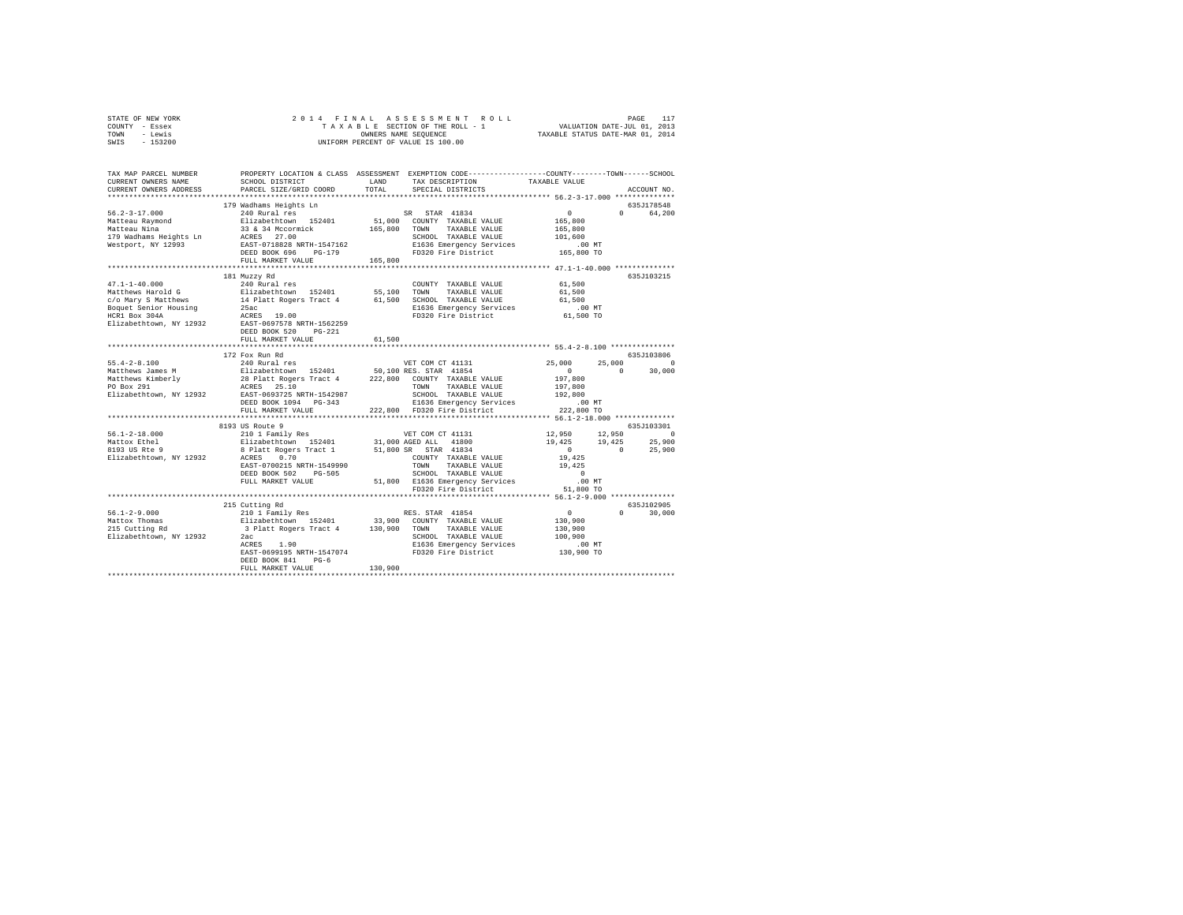STATE OF NEW YORK
COUNTY - Essex
TOWN - Lewis
SWIS - 153200

2014 FINAL ASSESSMENT ROLL
TAXABLE SECTION OF THE ROLL - 1
OWNERS NAME SEQUENCE
UNIFORM PERCENT OF VALUE IS 100.00

VALUATION DATE-JUL 01, 2013
TAXABLE STATUS DATE-MAR 01, 2014

```
TAX MAP PARCEL NUMBER    PROPERTY LOCATION & CLASS  ASSESSMENT  EXEMPTION CODE-----------------COUNTY--------TOWN------SCHOOL
CURRENT OWNERS NAME      SCHOOL DISTRICT            LAND        TAX DESCRIPTION            TAXABLE VALUE
CURRENT OWNERS ADDRESS   PARCEL SIZE/GRID COORD     TOTAL       SPECIAL DISTRICTS                                   ACCOUNT NO.
******************************************************************************************** 56.2-3-17.000 **************
                         179 Wadhams Heights Ln                                                                 635J178548
56.2-3-17.000            240 Rural res                        SR  STAR 41834                0          0      64,200
Matteau Raymond          Elizabethtown  152401      51,000   COUNTY  TAXABLE VALUE        165,800
Matteau Nina             33 & 34 Mccormick         165,800   TOWN    TAXABLE VALUE        165,800
179 Wadhams Heights Ln   ACRES  27.00                        SCHOOL  TAXABLE VALUE        101,600
Westport, NY 12993       EAST-0718828 NRTH-1547162           E1636 Emergency Services        .00 MT
                         DEED BOOK 696    PG-179             FD320 Fire District          165,800 TO
                         FULL MARKET VALUE         165,800
******************************************************************************************** 47.1-1-40.000 **************
                         181 Muzzy Rd                                                                           635J103215
47.1-1-40.000            240 Rural res                        COUNTY  TAXABLE VALUE         61,500
Matthews Harold G        Elizabethtown  152401      55,100   TOWN    TAXABLE VALUE         61,500
c/o Mary S Matthews      14 Platt Rogers Tract 4    61,500   SCHOOL  TAXABLE VALUE         61,500
Boquet Senior Housing    25ac                                E1636 Emergency Services        .00 MT
HCR1 Box 304A            ACRES  19.00                        FD320 Fire District           61,500 TO
Elizabethtown, NY 12932  EAST-0697578 NRTH-1562259
                         DEED BOOK 520    PG-221
                         FULL MARKET VALUE          61,500
******************************************************************************************** 55.4-2-8.100 ***************
                         172 Fox Run Rd                                                                         635J103806
55.4-2-8.100             240 Rural res                        VET COM CT 41131          25,000     25,000           0
Matthews James M         Elizabethtown  152401      50,100 RES. STAR  41854                0          0      30,000
Matthews Kimberly        28 Platt Rogers Tract 4   222,800   COUNTY  TAXABLE VALUE        197,800
PO Box 291               ACRES  25.10                        TOWN    TAXABLE VALUE        197,800
Elizabethtown, NY 12932  EAST-0693725 NRTH-1542987           SCHOOL  TAXABLE VALUE        192,800
                         DEED BOOK 1094   PG-343             E1636 Emergency Services        .00 MT
                         FULL MARKET VALUE         222,800   FD320 Fire District          222,800 TO
******************************************************************************************** 56.1-2-18.000 **************
                         8193 US Route 9                                                                        635J103301
56.1-2-18.000            210 1 Family Res                     VET COM CT 41131          12,950     12,950           0
Mattox Ethel             Elizabethtown  152401      31,000 AGED ALL   41800             19,425     19,425      25,900
8193 US Rte 9            8 Platt Rogers Tract 1     51,800 SR  STAR 41834                0          0      25,900
Elizabethtown, NY 12932  ACRES   0.70                        COUNTY  TAXABLE VALUE         19,425
                         EAST-0700215 NRTH-1549990           TOWN    TAXABLE VALUE         19,425
                         DEED BOOK 502    PG-505             SCHOOL  TAXABLE VALUE              0
                         FULL MARKET VALUE          51,800   E1636 Emergency Services        .00 MT
                                                             FD320 Fire District           51,800 TO
******************************************************************************************** 56.1-2-9.000 ***************
                         215 Cutting Rd                                                                         635J102905
56.1-2-9.000             210 1 Family Res                     RES. STAR  41854                0          0      30,000
Mattox Thomas            Elizabethtown  152401      33,900   COUNTY  TAXABLE VALUE        130,900
215 Cutting Rd           3 Platt Rogers Tract 4    130,900   TOWN    TAXABLE VALUE        130,900
Elizabethtown, NY 12932  2ac                                 SCHOOL  TAXABLE VALUE        100,900
                         ACRES   1.90                        E1636 Emergency Services        .00 MT
                         EAST-0699195 NRTH-1547074           FD320 Fire District          130,900 TO
                         DEED BOOK 841    PG-6
                         FULL MARKET VALUE         130,900
****************************************************************************************************************************
```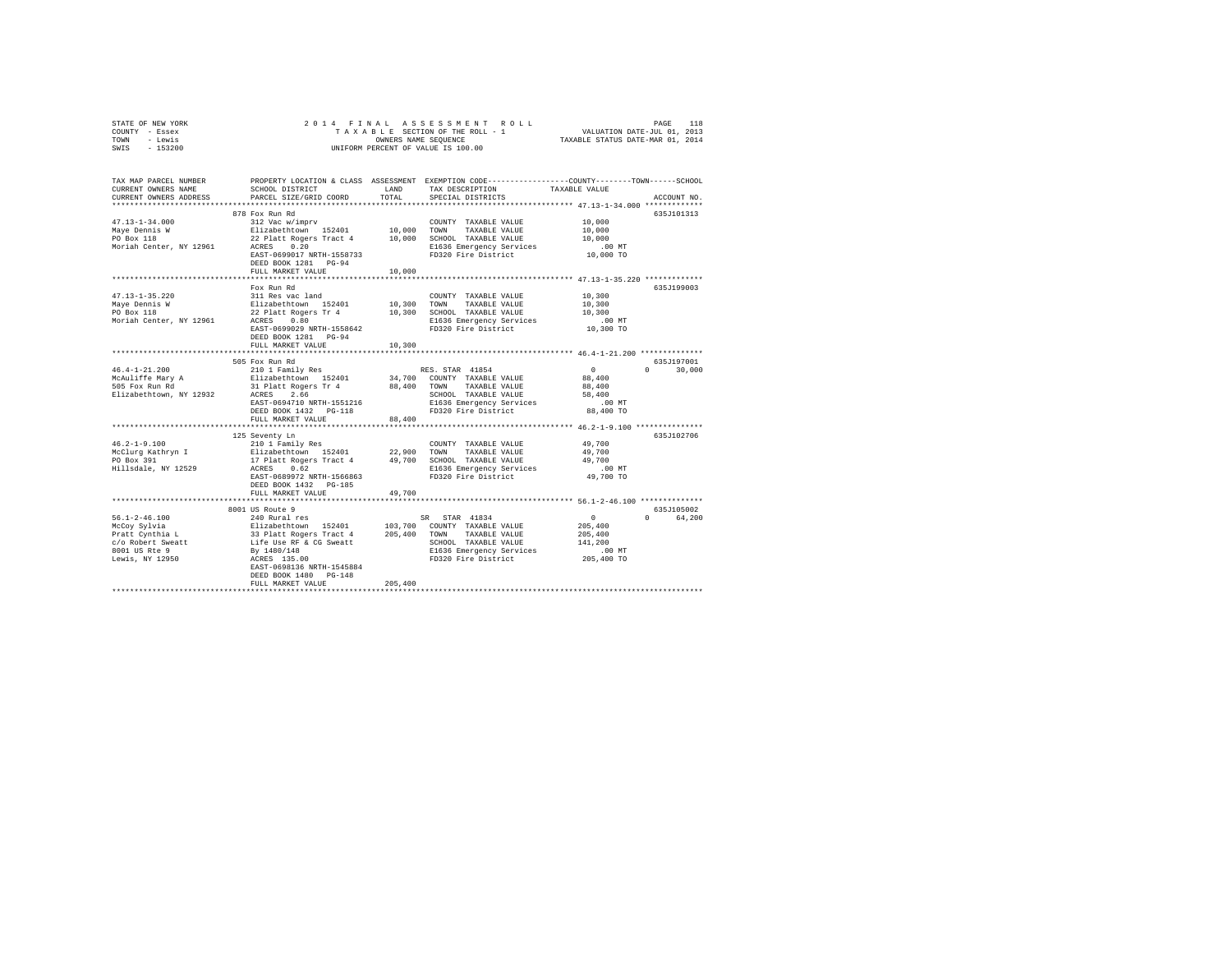STATE OF NEW YORK
COUNTY - Essex
TOWN - Lewis
SWIS - 153200

2014 FINAL ASSESSMENT ROLL
TAXABLE SECTION OF THE ROLL - 1
OWNERS NAME SEQUENCE
UNIFORM PERCENT OF VALUE IS 100.00

VALUATION DATE-JUL 01, 2013
TAXABLE STATUS DATE-MAR 01, 2014

| TAX MAP PARCEL NUMBER / CURRENT OWNERS NAME / CURRENT OWNERS ADDRESS | PROPERTY LOCATION & CLASS / SCHOOL DISTRICT / PARCEL SIZE/GRID COORD | ASSESSMENT LAND | TOTAL | EXEMPTION CODE / TAX DESCRIPTION / SPECIAL DISTRICTS | COUNTY | TOWN | SCHOOL | ACCOUNT NO. |
|---|---|---|---|---|---|---|---|---|
| 47.13-1-34.000 | 878 Fox Run Rd | | | | | | | 635J101313 |
| Maye Dennis W | 312 Vac w/imprv | | | COUNTY TAXABLE VALUE | 10,000 | | | |
| PO Box 118 | Elizabethtown 152401 | 10,000 | | TOWN TAXABLE VALUE | | 10,000 | | |
| Moriah Center, NY 12961 | 22 Platt Rogers Tract 4 | | 10,000 | SCHOOL TAXABLE VALUE | | | 10,000 | |
| | ACRES 0.20 | | | E1636 Emergency Services | .00 MT | | | |
| | EAST-0699017 NRTH-1558733 | | | FD320 Fire District | 10,000 TO | | | |
| | DEED BOOK 1281 PG-94 | | | | | | | |
| | FULL MARKET VALUE | | 10,000 | | | | | |
| 47.13-1-35.220 | Fox Run Rd | | | | | | | 635J199003 |
| Maye Dennis W | 311 Res vac land | | | COUNTY TAXABLE VALUE | 10,300 | | | |
| PO Box 118 | Elizabethtown 152401 | 10,300 | | TOWN TAXABLE VALUE | | 10,300 | | |
| Moriah Center, NY 12961 | 22 Platt Rogers Tr 4 | | 10,300 | SCHOOL TAXABLE VALUE | | | 10,300 | |
| | ACRES 0.80 | | | E1636 Emergency Services | .00 MT | | | |
| | EAST-0699029 NRTH-1558642 | | | FD320 Fire District | 10,300 TO | | | |
| | DEED BOOK 1281 PG-94 | | | | | | | |
| | FULL MARKET VALUE | | 10,300 | | | | | |
| 46.4-1-21.200 | 505 Fox Run Rd | | | | | | | 635J197001 |
| McAuliffe Mary A | 210 1 Family Res | | | RES. STAR 41854 | 0 | 0 | 30,000 | |
| 505 Fox Run Rd | Elizabethtown 152401 | 34,700 | | COUNTY TAXABLE VALUE | 88,400 | | | |
| Elizabethtown, NY 12932 | 31 Platt Rogers Tr 4 | | 88,400 | TOWN TAXABLE VALUE | | 88,400 | | |
| | ACRES 2.66 | | | SCHOOL TAXABLE VALUE | | | 58,400 | |
| | EAST-0694710 NRTH-1551216 | | | E1636 Emergency Services | .00 MT | | | |
| | DEED BOOK 1432 PG-118 | | | FD320 Fire District | 88,400 TO | | | |
| | FULL MARKET VALUE | | 88,400 | | | | | |
| 46.2-1-9.100 | 125 Seventy Ln | | | | | | | 635J102706 |
| McClurg Kathryn I | 210 1 Family Res | | | COUNTY TAXABLE VALUE | 49,700 | | | |
| PO Box 391 | Elizabethtown 152401 | 22,900 | | TOWN TAXABLE VALUE | | 49,700 | | |
| Hillsdale, NY 12529 | 17 Platt Rogers Tract 4 | | 49,700 | SCHOOL TAXABLE VALUE | | | 49,700 | |
| | ACRES 0.62 | | | E1636 Emergency Services | .00 MT | | | |
| | EAST-0689972 NRTH-1566863 | | | FD320 Fire District | 49,700 TO | | | |
| | DEED BOOK 1432 PG-185 | | | | | | | |
| | FULL MARKET VALUE | | 49,700 | | | | | |
| 56.1-2-46.100 | 8001 US Route 9 | | | | | | | 635J105002 |
| McCoy Sylvia | 240 Rural res | | | SR STAR 41834 | 0 | 0 | 64,200 | |
| Pratt Cynthia L | Elizabethtown 152401 | 103,700 | | COUNTY TAXABLE VALUE | 205,400 | | | |
| c/o Robert Sweatt | 33 Platt Rogers Tract 4 | | 205,400 | TOWN TAXABLE VALUE | | 205,400 | | |
| 8001 US Rte 9 | Life Use RF & CG Sweatt | | | SCHOOL TAXABLE VALUE | | | 141,200 | |
| Lewis, NY 12950 | By 1480/148 | | | E1636 Emergency Services | .00 MT | | | |
| | ACRES 135.00 | | | FD320 Fire District | 205,400 TO | | | |
| | EAST-0698136 NRTH-1545884 | | | | | | | |
| | DEED BOOK 1480 PG-148 | | | | | | | |
| | FULL MARKET VALUE | | 205,400 | | | | | |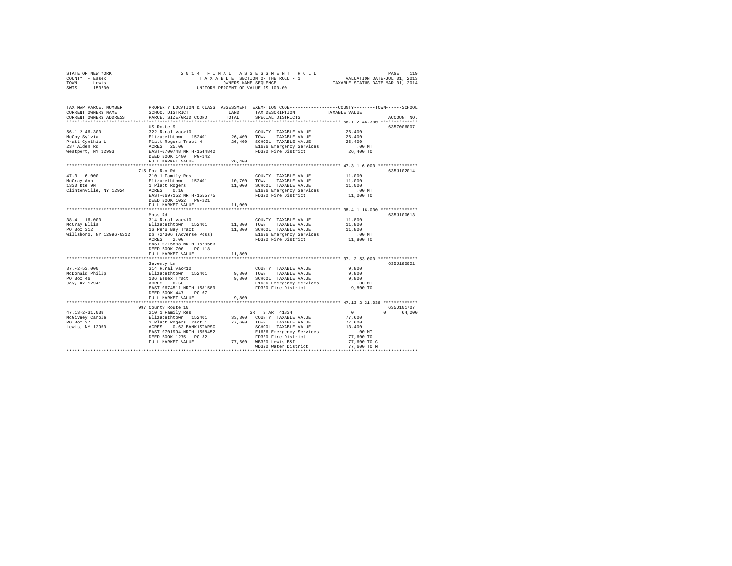STATE OF NEW YORK
COUNTY - Essex
TOWN - Lewis
SWIS - 153200

2014 FINAL ASSESSMENT ROLL
TAXABLE SECTION OF THE ROLL - 1
OWNERS NAME SEQUENCE
UNIFORM PERCENT OF VALUE IS 100.00

VALUATION DATE-JUL 01, 2013
TAXABLE STATUS DATE-MAR 01, 2014

| TAX MAP PARCEL NUMBER / CURRENT OWNERS NAME / CURRENT OWNERS ADDRESS | PROPERTY LOCATION & CLASS / SCHOOL DISTRICT / PARCEL SIZE/GRID COORD | ASSESSMENT LAND / TOTAL | EXEMPTION CODE / TAX DESCRIPTION / SPECIAL DISTRICTS | COUNTY / TOWN / SCHOOL TAXABLE VALUE | ACCOUNT NO. |
|---|---|---|---|---|---|
| **56.1-2-46.300** | US Route 9 | | | | 635Z006007 |
| 56.1-2-46.300 | 322 Rural vac>10 | | COUNTY TAXABLE VALUE | 26,400 | |
| McCoy Sylvia | Elizabethtown 152401 | 26,400 | TOWN TAXABLE VALUE | 26,400 | |
| Pratt Cynthia L | Platt Rogers Tract 4 | 26,400 | SCHOOL TAXABLE VALUE | 26,400 | |
| 237 Alden Rd | ACRES 25.00 | | E1636 Emergency Services | .00 MT | |
| Westport, NY 12993 | EAST-0700748 NRTH-1544842 | | FD320 Fire District | 26,400 TO | |
| | DEED BOOK 1480 PG-142 | | | | |
| | FULL MARKET VALUE | 26,400 | | | |
| **47.3-1-6.000** | 715 Fox Run Rd | | | | 635J102014 |
| 47.3-1-6.000 | 210 1 Family Res | | COUNTY TAXABLE VALUE | 11,000 | |
| McCray Ann | Elizabethtown 152401 | 10,700 | TOWN TAXABLE VALUE | 11,000 | |
| 1330 Rte 9N | 1 Platt Rogers | 11,000 | SCHOOL TAXABLE VALUE | 11,000 | |
| Clintonville, NY 12924 | ACRES 0.10 | | E1636 Emergency Services | .00 MT | |
| | EAST-0697152 NRTH-1555775 | | FD320 Fire District | 11,000 TO | |
| | DEED BOOK 1022 PG-221 | | | | |
| | FULL MARKET VALUE | 11,000 | | | |
| **38.4-1-16.000** | Moss Rd | | | | 635J100613 |
| 38.4-1-16.000 | 314 Rural vac<10 | | COUNTY TAXABLE VALUE | 11,800 | |
| McCray Ellis | Elizabethtown 152401 | 11,800 | TOWN TAXABLE VALUE | 11,800 | |
| PO Box 312 | 16 Peru Bay Tract | 11,800 | SCHOOL TAXABLE VALUE | 11,800 | |
| Willsboro, NY 12996-0312 | Db 72/306 (Adverse Poss) | | E1636 Emergency Services | .00 MT | |
| | ACRES 2.00 | | FD320 Fire District | 11,800 TO | |
| | EAST-0715838 NRTH-1573563 | | | | |
| | DEED BOOK 700 PG-118 | | | | |
| | FULL MARKET VALUE | 11,800 | | | |
| **37.-2-53.000** | Seventy Ln | | | | 635J180021 |
| 37.-2-53.000 | 314 Rural vac<10 | | COUNTY TAXABLE VALUE | 9,800 | |
| McDonald Philip | Elizabethtown 152401 | 9,800 | TOWN TAXABLE VALUE | 9,800 | |
| PO Box 46 | 106 Essex Tract | 9,800 | SCHOOL TAXABLE VALUE | 9,800 | |
| Jay, NY 12941 | ACRES 0.50 | | E1636 Emergency Services | .00 MT | |
| | EAST-0674511 NRTH-1581589 | | FD320 Fire District | 9,800 TO | |
| | DEED BOOK 447 PG-67 | | | | |
| | FULL MARKET VALUE | 9,800 | | | |
| **47.13-2-31.038** | 997 County Route 10 | | | | 635J101707 |
| 47.13-2-31.038 | 210 1 Family Res | | SR STAR 41834 | 0 0 64,200 | |
| McGivney Carole | Elizabethtown 152401 | 33,300 | COUNTY TAXABLE VALUE | 77,600 | |
| PO Box 37 | 2 Platt Rogers Tract 1 | 77,600 | TOWN TAXABLE VALUE | 77,600 | |
| Lewis, NY 12950 | ACRES 0.63 BANK1STARSG | | SCHOOL TAXABLE VALUE | 13,400 | |
| | EAST-0701994 NRTH-1558452 | | E1636 Emergency Services | .00 MT | |
| | DEED BOOK 1275 PG-32 | | FD320 Fire District | 77,600 TO | |
| | FULL MARKET VALUE | 77,600 | WB320 Lewis B&I | 77,600 TO C | |
| | | | WD320 Water District | 77,600 TO M | |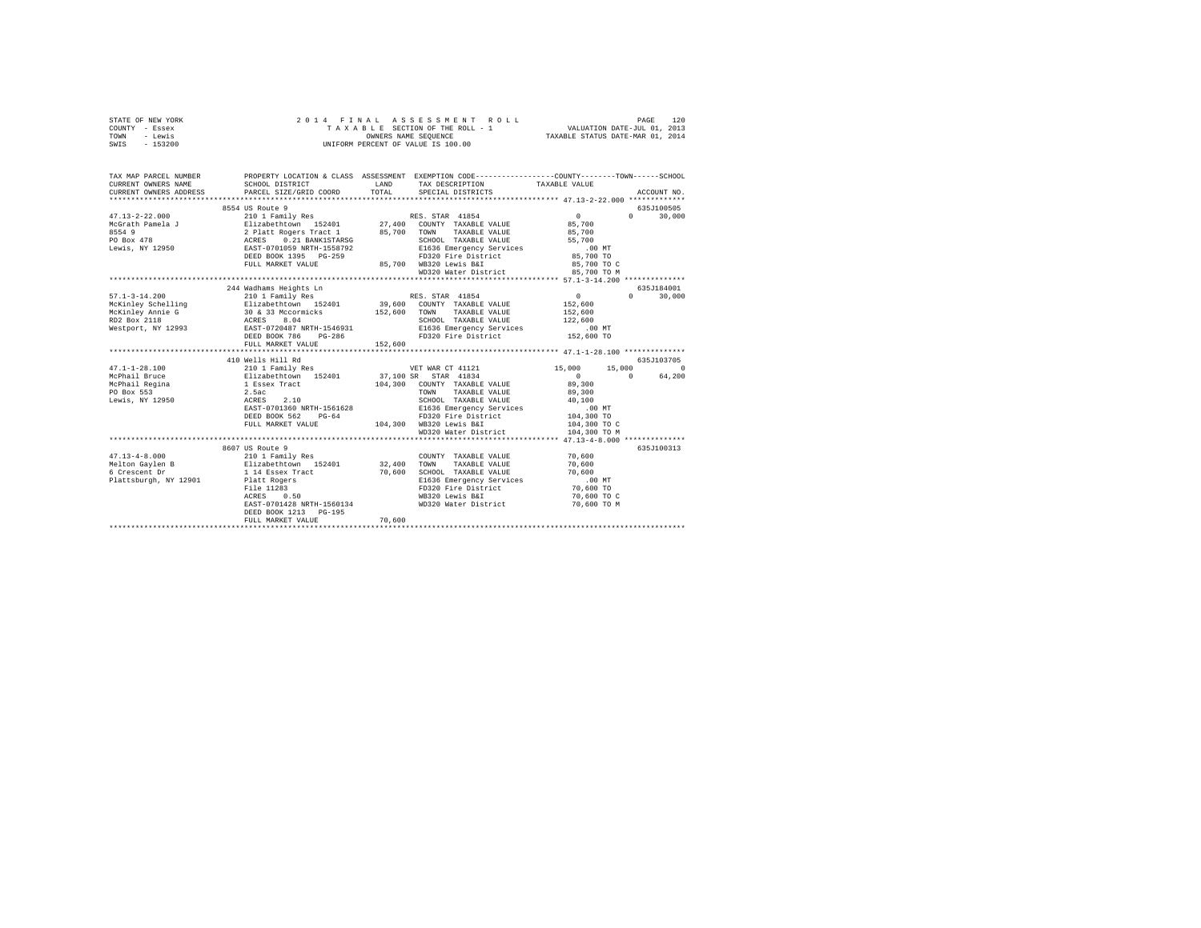STATE OF NEW YORK
COUNTY - Essex
TOWN - Lewis
SWIS - 153200

2 0 1 4 F I N A L A S S E S S M E N T R O L L
T A X A B L E SECTION OF THE ROLL - 1
OWNERS NAME SEQUENCE
UNIFORM PERCENT OF VALUE IS 100.00

VALUATION DATE-JUL 01, 2013
TAXABLE STATUS DATE-MAR 01, 2014

```
TAX MAP PARCEL NUMBER     PROPERTY LOCATION & CLASS  ASSESSMENT  EXEMPTION CODE-----------------COUNTY--------TOWN------SCHOOL
CURRENT OWNERS NAME       SCHOOL DISTRICT              LAND      TAX DESCRIPTION              TAXABLE VALUE
CURRENT OWNERS ADDRESS    PARCEL SIZE/GRID COORD       TOTAL     SPECIAL DISTRICTS                                     ACCOUNT NO.
******************************************************************************************************* 47.13-2-22.000 *************
                          8554 US Route 9                                                                             635J100505
47.13-2-22.000            210 1 Family Res                   RES. STAR 41854                     0             0        30,000
McGrath Pamela J          Elizabethtown  152401      27,400  COUNTY  TAXABLE VALUE              85,700
8554 9                    2 Platt Rogers Tract 1     85,700  TOWN    TAXABLE VALUE              85,700
PO Box 478                ACRES    0.21 BANK1STARSG          SCHOOL  TAXABLE VALUE              55,700
Lewis, NY 12950           EAST-0701059 NRTH-1558792          E1636 Emergency Services             .00 MT
                          DEED BOOK 1395   PG-259            FD320 Fire District              85,700 TO
                          FULL MARKET VALUE          85,700  WB320 Lewis B&I                  85,700 TO C
                                                             WD320 Water District             85,700 TO M
******************************************************************************************************* 57.1-3-14.200 **************
                          244 Wadhams Heights Ln                                                                      635J184001
57.1-3-14.200             210 1 Family Res                   RES. STAR 41854                     0             0        30,000
McKinley Schelling        Elizabethtown  152401      39,600  COUNTY  TAXABLE VALUE             152,600
McKinley Annie G          30 & 33 Mccormicks        152,600  TOWN    TAXABLE VALUE             152,600
RD2 Box 2118              ACRES    8.04                      SCHOOL  TAXABLE VALUE             122,600
Westport, NY 12993        EAST-0720487 NRTH-1546931          E1636 Emergency Services             .00 MT
                          DEED BOOK 786    PG-286            FD320 Fire District             152,600 TO
                          FULL MARKET VALUE         152,600
******************************************************************************************************* 47.1-1-28.100 **************
                          410 Wells Hill Rd                                                                           635J103705
47.1-1-28.100             210 1 Family Res                   VET WAR CT 41121               15,000        15,000             0
McPhail Bruce             Elizabethtown  152401      37,100 SR  STAR 41834                       0             0        64,200
McPhail Regina            1 Essex Tract             104,300  COUNTY  TAXABLE VALUE              89,300
PO Box 553                2.5ac                              TOWN    TAXABLE VALUE              89,300
Lewis, NY 12950           ACRES    2.10                      SCHOOL  TAXABLE VALUE              40,100
                          EAST-0701360 NRTH-1561628          E1636 Emergency Services             .00 MT
                          DEED BOOK 562    PG-64             FD320 Fire District             104,300 TO
                          FULL MARKET VALUE         104,300  WB320 Lewis B&I                 104,300 TO C
                                                             WD320 Water District            104,300 TO M
******************************************************************************************************* 47.13-4-8.000 **************
                          8607 US Route 9                                                                             635J100313
47.13-4-8.000             210 1 Family Res                   COUNTY  TAXABLE VALUE              70,600
Melton Gaylen B           Elizabethtown  152401      32,400  TOWN    TAXABLE VALUE              70,600
6 Crescent Dr             1 14 Essex Tract           70,600  SCHOOL  TAXABLE VALUE              70,600
Plattsburgh, NY 12901     Platt Rogers                       E1636 Emergency Services             .00 MT
                          File 11283                         FD320 Fire District              70,600 TO
                          ACRES    0.50                      WB320 Lewis B&I                  70,600 TO C
                          EAST-0701428 NRTH-1560134          WD320 Water District             70,600 TO M
                          DEED BOOK 1213   PG-195
                          FULL MARKET VALUE          70,600
************************************************************************************************************************************
```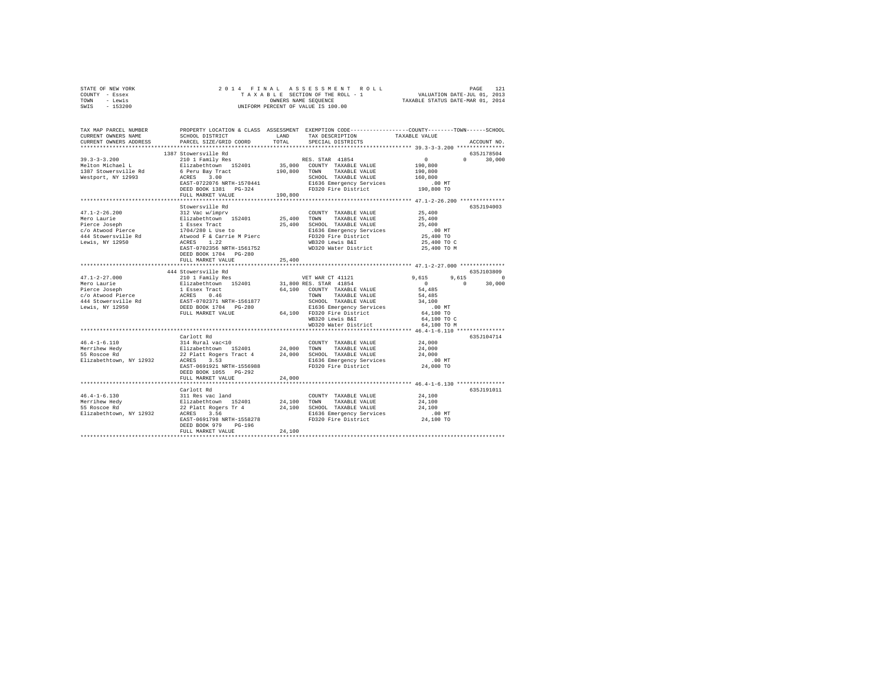STATE OF NEW YORK
COUNTY - Essex
TOWN - Lewis
SWIS - 153200

2 0 1 4 F I N A L A S S E S S M E N T R O L L
T A X A B L E SECTION OF THE ROLL - 1
OWNERS NAME SEQUENCE
UNIFORM PERCENT OF VALUE IS 100.00

VALUATION DATE-JUL 01, 2013
TAXABLE STATUS DATE-MAR 01, 2014

| TAX MAP PARCEL NUMBER / CURRENT OWNERS NAME / CURRENT OWNERS ADDRESS | PROPERTY LOCATION & CLASS / SCHOOL DISTRICT / PARCEL SIZE/GRID COORD | ASSESSMENT LAND / TOTAL | EXEMPTION CODE / TAX DESCRIPTION / SPECIAL DISTRICTS | COUNTY | TOWN | SCHOOL | ACCOUNT NO. |
|---|---|---|---|---|---|---|---|
| 39.3-3-3.200 | 1387 Stowersville Rd | | | | | | 635J178504 |
| Melton Michael L | 210 1 Family Res | | RES. STAR 41854 | 0 | 0 | 30,000 | |
| 1387 Stowersville Rd | Elizabethtown 152401 | 35,000 | COUNTY TAXABLE VALUE | 190,800 | | | |
| Westport, NY 12993 | 6 Peru Bay Tract | 190,800 | TOWN TAXABLE VALUE | | 190,800 | | |
| | ACRES 3.00 | | SCHOOL TAXABLE VALUE | | | 160,800 | |
| | EAST-0722076 NRTH-1570441 | | E1636 Emergency Services | .00 MT | | | |
| | DEED BOOK 1381 PG-324 | | FD320 Fire District | 190,800 TO | | | |
| | FULL MARKET VALUE | 190,800 | | | | | |
| 47.1-2-26.200 | Stowersville Rd | | | | | | 635J194003 |
| Mero Laurie | 312 Vac w/imprv | | COUNTY TAXABLE VALUE | 25,400 | | | |
| Pierce Joseph | Elizabethtown 152401 | 25,400 | TOWN TAXABLE VALUE | | 25,400 | | |
| c/o Atwood Pierce | 1 Essex Tract | 25,400 | SCHOOL TAXABLE VALUE | | | 25,400 | |
| 444 Stowersville Rd | 1704/280 L Use to | | E1636 Emergency Services | .00 MT | | | |
| Lewis, NY 12950 | Atwood F & Carrie M Pierc | | FD320 Fire District | 25,400 TO | | | |
| | ACRES 1.22 | | WB320 Lewis B&I | 25,400 TO C | | | |
| | EAST-0702356 NRTH-1561752 | | WD320 Water District | 25,400 TO M | | | |
| | DEED BOOK 1704 PG-280 | | | | | | |
| | FULL MARKET VALUE | 25,400 | | | | | |
| 47.1-2-27.000 | 444 Stowersville Rd | | | | | | 635J103809 |
| Mero Laurie | 210 1 Family Res | | VET WAR CT 41121 | 9,615 | 9,615 | 0 | |
| Pierce Joseph | Elizabethtown 152401 | 31,800 | RES. STAR 41854 | 0 | 0 | 30,000 | |
| c/o Atwood Pierce | 1 Essex Tract | 64,100 | COUNTY TAXABLE VALUE | 54,485 | | | |
| 444 Stowersville Rd | ACRES 0.46 | | TOWN TAXABLE VALUE | | 54,485 | | |
| Lewis, NY 12950 | EAST-0702371 NRTH-1561877 | | SCHOOL TAXABLE VALUE | | | 34,100 | |
| | DEED BOOK 1704 PG-280 | | E1636 Emergency Services | .00 MT | | | |
| | FULL MARKET VALUE | 64,100 | FD320 Fire District | 64,100 TO | | | |
| | | | WB320 Lewis B&I | 64,100 TO C | | | |
| | | | WD320 Water District | 64,100 TO M | | | |
| 46.4-1-6.110 | Carlott Rd | | | | | | 635J104714 |
| Merrihew Hedy | 314 Rural vac<10 | | COUNTY TAXABLE VALUE | 24,000 | | | |
| 55 Roscoe Rd | Elizabethtown 152401 | 24,000 | TOWN TAXABLE VALUE | | 24,000 | | |
| Elizabethtown, NY 12932 | 22 Platt Rogers Tract 4 | 24,000 | SCHOOL TAXABLE VALUE | | | 24,000 | |
| | ACRES 3.53 | | E1636 Emergency Services | .00 MT | | | |
| | EAST-0691921 NRTH-1556988 | | FD320 Fire District | 24,000 TO | | | |
| | DEED BOOK 1055 PG-292 | | | | | | |
| | FULL MARKET VALUE | 24,000 | | | | | |
| 46.4-1-6.130 | Carlott Rd | | | | | | 635J191011 |
| Merrihew Hedy | 311 Res vac land | | COUNTY TAXABLE VALUE | 24,100 | | | |
| 55 Roscoe Rd | Elizabethtown 152401 | 24,100 | TOWN TAXABLE VALUE | | 24,100 | | |
| Elizabethtown, NY 12932 | 22 Platt Rogers Tr 4 | 24,100 | SCHOOL TAXABLE VALUE | | | 24,100 | |
| | ACRES 3.56 | | E1636 Emergency Services | .00 MT | | | |
| | EAST-0691798 NRTH-1558278 | | FD320 Fire District | 24,100 TO | | | |
| | DEED BOOK 979 PG-196 | | | | | | |
| | FULL MARKET VALUE | 24,100 | | | | | |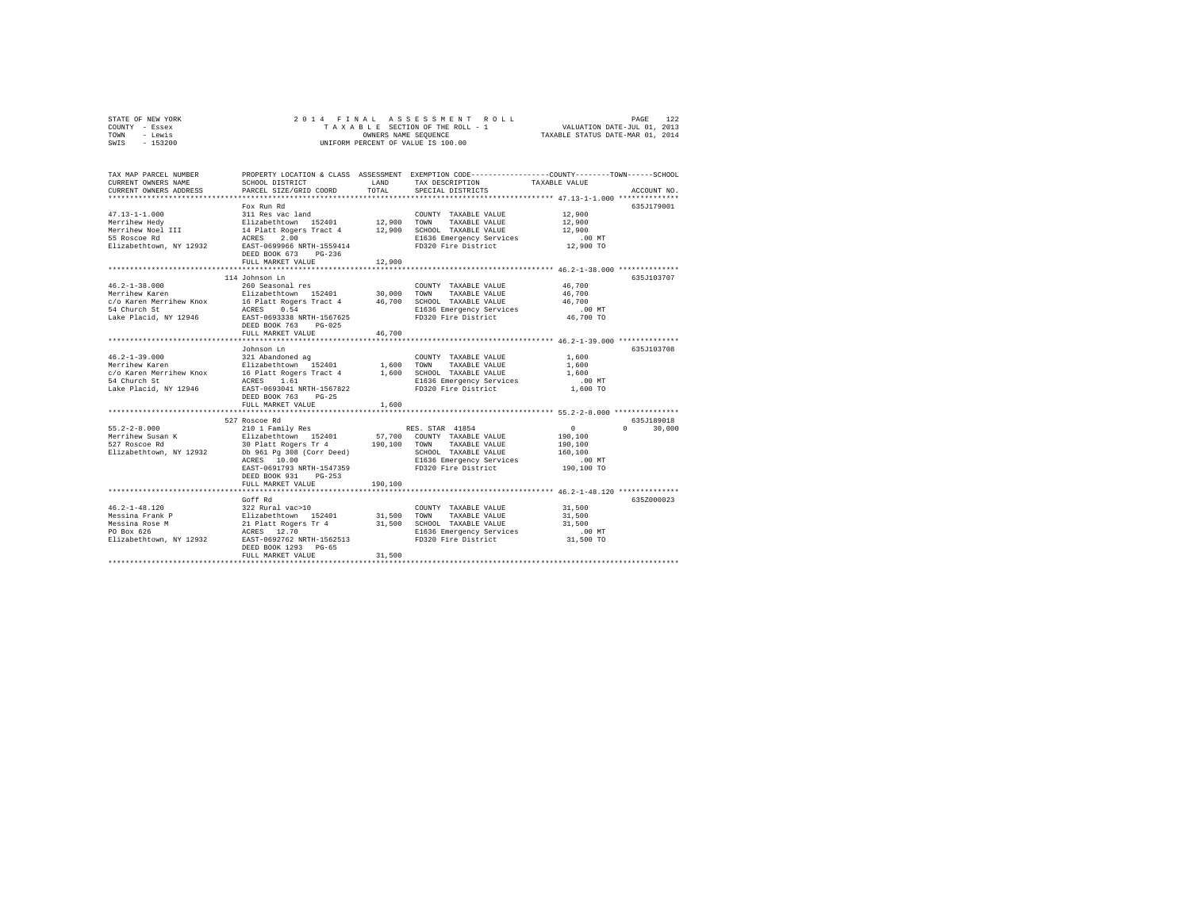STATE OF NEW YORK — 2014 FINAL ASSESSMENT ROLL
COUNTY - Essex — TAXABLE SECTION OF THE ROLL - 1 — VALUATION DATE-JUL 01, 2013
TOWN - Lewis — OWNERS NAME SEQUENCE — TAXABLE STATUS DATE-MAR 01, 2014
SWIS - 153200 — UNIFORM PERCENT OF VALUE IS 100.00

```
TAX MAP PARCEL NUMBER      PROPERTY LOCATION & CLASS  ASSESSMENT  EXEMPTION CODE-----------------COUNTY--------TOWN------SCHOOL
CURRENT OWNERS NAME        SCHOOL DISTRICT              LAND      TAX DESCRIPTION            TAXABLE VALUE
CURRENT OWNERS ADDRESS     PARCEL SIZE/GRID COORD       TOTAL     SPECIAL DISTRICTS                                 ACCOUNT NO.
******************************************************************************************** 47.13-1-1.000 **************
                           Fox Run Rd                                                                               635J179001
47.13-1-1.000              311 Res vac land                       COUNTY  TAXABLE VALUE          12,900
Merrihew Hedy              Elizabethtown  152401       12,900     TOWN    TAXABLE VALUE          12,900
Merrihew Noel III          14 Platt Rogers Tract 4     12,900     SCHOOL  TAXABLE VALUE          12,900
55 Roscoe Rd               ACRES    2.00                          E1636 Emergency Services         .00 MT
Elizabethtown, NY 12932    EAST-0699966 NRTH-1559414              FD320 Fire District          12,900 TO
                           DEED BOOK 673    PG-236
                           FULL MARKET VALUE           12,900
******************************************************************************************** 46.2-1-38.000 **************
                           114 Johnson Ln                                                                           635J103707
46.2-1-38.000              260 Seasonal res                       COUNTY  TAXABLE VALUE          46,700
Merrihew Karen             Elizabethtown  152401       30,000     TOWN    TAXABLE VALUE          46,700
c/o Karen Merrihew Knox    16 Platt Rogers Tract 4     46,700     SCHOOL  TAXABLE VALUE          46,700
54 Church St               ACRES    0.54                          E1636 Emergency Services         .00 MT
Lake Placid, NY 12946      EAST-0693338 NRTH-1567625              FD320 Fire District          46,700 TO
                           DEED BOOK 763    PG-025
                           FULL MARKET VALUE           46,700
******************************************************************************************** 46.2-1-39.000 **************
                           Johnson Ln                                                                               635J103708
46.2-1-39.000              321 Abandoned ag                       COUNTY  TAXABLE VALUE           1,600
Merrihew Karen             Elizabethtown  152401        1,600     TOWN    TAXABLE VALUE           1,600
c/o Karen Merrihew Knox    16 Platt Rogers Tract 4      1,600     SCHOOL  TAXABLE VALUE           1,600
54 Church St               ACRES    1.61                          E1636 Emergency Services         .00 MT
Lake Placid, NY 12946      EAST-0693041 NRTH-1567822              FD320 Fire District           1,600 TO
                           DEED BOOK 763    PG-25
                           FULL MARKET VALUE            1,600
******************************************************************************************** 55.2-2-8.000 ***************
                           527 Roscoe Rd                                                                            635J189018
55.2-2-8.000               210 1 Family Res                       RES. STAR 41854                 0          0      30,000
Merrihew Susan K           Elizabethtown  152401       57,700     COUNTY  TAXABLE VALUE         190,100
527 Roscoe Rd              30 Platt Rogers Tr 4       190,100     TOWN    TAXABLE VALUE         190,100
Elizabethtown, NY 12932    Db 961 Pg 308 (Corr Deed)              SCHOOL  TAXABLE VALUE         160,100
                           ACRES   10.00                          E1636 Emergency Services         .00 MT
                           EAST-0691793 NRTH-1547359              FD320 Fire District         190,100 TO
                           DEED BOOK 931    PG-253
                           FULL MARKET VALUE          190,100
******************************************************************************************** 46.2-1-48.120 **************
                           Goff Rd                                                                                  635Z000023
46.2-1-48.120              322 Rural vac>10                       COUNTY  TAXABLE VALUE          31,500
Messina Frank P            Elizabethtown  152401       31,500     TOWN    TAXABLE VALUE          31,500
Messina Rose M             21 Platt Rogers Tr 4        31,500     SCHOOL  TAXABLE VALUE          31,500
PO Box 626                 ACRES   12.70                          E1636 Emergency Services         .00 MT
Elizabethtown, NY 12932    EAST-0692762 NRTH-1562513              FD320 Fire District          31,500 TO
                           DEED BOOK 1293   PG-65
                           FULL MARKET VALUE           31,500
****************************************************************************************************************************
```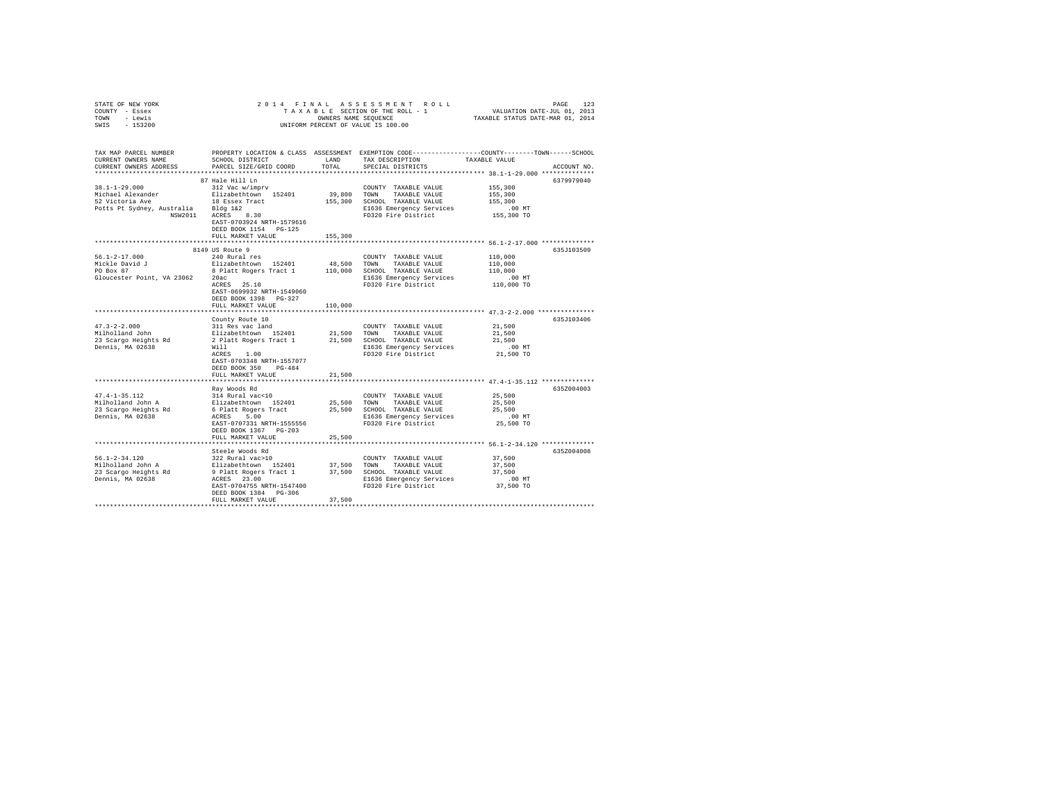STATE OF NEW YORK — COUNTY - Essex — TOWN - Lewis — SWIS - 153200

2014 FINAL ASSESSMENT ROLL
TAXABLE SECTION OF THE ROLL - 1
OWNERS NAME SEQUENCE
UNIFORM PERCENT OF VALUE IS 100.00

VALUATION DATE-JUL 01, 2013
TAXABLE STATUS DATE-MAR 01, 2014

| TAX MAP PARCEL NUMBER / CURRENT OWNERS NAME / CURRENT OWNERS ADDRESS | PROPERTY LOCATION & CLASS / SCHOOL DISTRICT / PARCEL SIZE/GRID COORD | ASSESSMENT LAND / TOTAL | EXEMPTION CODE / TAX DESCRIPTION / SPECIAL DISTRICTS | TAXABLE VALUE (COUNTY / TOWN / SCHOOL) | ACCOUNT NO. |
|---|---|---|---|---|---|
| **38.1-1-29.000** | 87 Hale Hill Ln | | | | 6379979040 |
| Michael Alexander | 312 Vac w/imprv | | COUNTY TAXABLE VALUE | 155,300 | |
| 52 Victoria Ave | Elizabethtown 152401 | 39,800 | TOWN TAXABLE VALUE | 155,300 | |
| Potts Pt Sydney, Australia NSW2011 | 18 Essex Tract | 155,300 | SCHOOL TAXABLE VALUE | 155,300 | |
| | Bldg 1&2 | | E1636 Emergency Services | .00 MT | |
| | ACRES 8.30 | | FD320 Fire District | 155,300 TO | |
| | EAST-0703924 NRTH-1579616 | | | | |
| | DEED BOOK 1154 PG-125 | | | | |
| | FULL MARKET VALUE | 155,300 | | | |
| **56.1-2-17.000** | 8149 US Route 9 | | | | 635J103509 |
| Mickle David J | 240 Rural res | | COUNTY TAXABLE VALUE | 110,000 | |
| PO Box 87 | Elizabethtown 152401 | 48,500 | TOWN TAXABLE VALUE | 110,000 | |
| Gloucester Point, VA 23062 | 8 Platt Rogers Tract 1 | 110,000 | SCHOOL TAXABLE VALUE | 110,000 | |
| | 20ac | | E1636 Emergency Services | .00 MT | |
| | ACRES 25.10 | | FD320 Fire District | 110,000 TO | |
| | EAST-0699932 NRTH-1549060 | | | | |
| | DEED BOOK 1398 PG-327 | | | | |
| | FULL MARKET VALUE | 110,000 | | | |
| **47.3-2-2.000** | County Route 10 | | | | 635J103406 |
| Milholland John | 311 Res vac land | | COUNTY TAXABLE VALUE | 21,500 | |
| 23 Scargo Heights Rd | Elizabethtown 152401 | 21,500 | TOWN TAXABLE VALUE | 21,500 | |
| Dennis, MA 02638 | 2 Platt Rogers Tract 1 | 21,500 | SCHOOL TAXABLE VALUE | 21,500 | |
| | Will | | E1636 Emergency Services | .00 MT | |
| | ACRES 1.00 | | FD320 Fire District | 21,500 TO | |
| | EAST-0703348 NRTH-1557077 | | | | |
| | DEED BOOK 350 PG-484 | | | | |
| | FULL MARKET VALUE | 21,500 | | | |
| **47.4-1-35.112** | Ray Woods Rd | | | | 635Z004003 |
| Milholland John A | 314 Rural vac<10 | | COUNTY TAXABLE VALUE | 25,500 | |
| 23 Scargo Heights Rd | Elizabethtown 152401 | 25,500 | TOWN TAXABLE VALUE | 25,500 | |
| Dennis, MA 02638 | 6 Platt Rogers Tract | 25,500 | SCHOOL TAXABLE VALUE | 25,500 | |
| | ACRES 5.00 | | E1636 Emergency Services | .00 MT | |
| | EAST-0707331 NRTH-1555556 | | FD320 Fire District | 25,500 TO | |
| | DEED BOOK 1367 PG-203 | | | | |
| | FULL MARKET VALUE | 25,500 | | | |
| **56.1-2-34.120** | Steele Woods Rd | | | | 635Z004008 |
| Milholland John A | 322 Rural vac>10 | | COUNTY TAXABLE VALUE | 37,500 | |
| 23 Scargo Heights Rd | Elizabethtown 152401 | 37,500 | TOWN TAXABLE VALUE | 37,500 | |
| Dennis, MA 02638 | 9 Platt Rogers Tract 1 | 37,500 | SCHOOL TAXABLE VALUE | 37,500 | |
| | ACRES 23.00 | | E1636 Emergency Services | .00 MT | |
| | EAST-0704755 NRTH-1547400 | | FD320 Fire District | 37,500 TO | |
| | DEED BOOK 1384 PG-306 | | | | |
| | FULL MARKET VALUE | 37,500 | | | |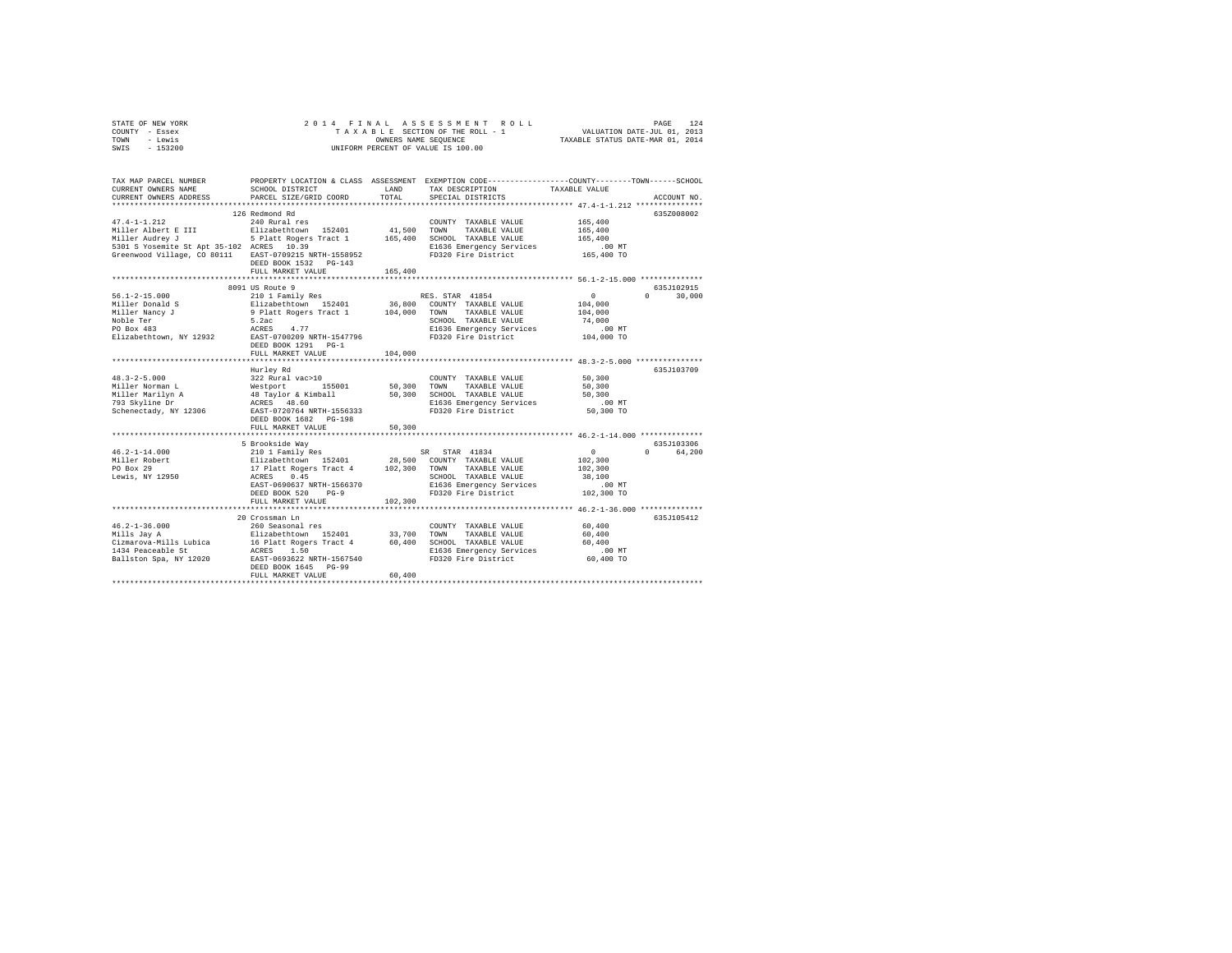STATE OF NEW YORK · COUNTY - Essex · TOWN - Lewis · SWIS - 153200

2014 FINAL ASSESSMENT ROLL
TAXABLE SECTION OF THE ROLL - 1
OWNERS NAME SEQUENCE
UNIFORM PERCENT OF VALUE IS 100.00

VALUATION DATE-JUL 01, 2013
TAXABLE STATUS DATE-MAR 01, 2014

| TAX MAP PARCEL NUMBER / CURRENT OWNERS NAME / CURRENT OWNERS ADDRESS | PROPERTY LOCATION & CLASS / SCHOOL DISTRICT / PARCEL SIZE/GRID COORD | ASSESSMENT LAND | TOTAL | EXEMPTION CODE / TAX DESCRIPTION / SPECIAL DISTRICTS | COUNTY / TOWN / SCHOOL TAXABLE VALUE | ACCOUNT NO. |
|---|---|---|---|---|---|---|
| **47.4-1-1.212** | 126 Redmond Rd | | | | | 635Z008002 |
| 47.4-1-1.212 | 240 Rural res | | | COUNTY TAXABLE VALUE | 165,400 | |
| Miller Albert E III | Elizabethtown 152401 | 41,500 | | TOWN TAXABLE VALUE | 165,400 | |
| Miller Audrey J | 5 Platt Rogers Tract 1 | | 165,400 | SCHOOL TAXABLE VALUE | 165,400 | |
| 5301 S Yosemite St Apt 35-102 | ACRES 10.39 | | | E1636 Emergency Services | .00 MT | |
| Greenwood Village, CO 80111 | EAST-0709215 NRTH-1558952 | | | FD320 Fire District | 165,400 TO | |
| | DEED BOOK 1532 PG-143 | | | | | |
| | FULL MARKET VALUE | | 165,400 | | | |
| **56.1-2-15.000** | 8091 US Route 9 | | | | | 635J102915 |
| 56.1-2-15.000 | 210 1 Family Res | | | RES. STAR 41854 | 0 / 0 / 30,000 | |
| Miller Donald S | Elizabethtown 152401 | 36,800 | | COUNTY TAXABLE VALUE | 104,000 | |
| Miller Nancy J | 9 Platt Rogers Tract 1 | | 104,000 | TOWN TAXABLE VALUE | 104,000 | |
| Noble Ter | 5.2ac | | | SCHOOL TAXABLE VALUE | 74,000 | |
| PO Box 483 | ACRES 4.77 | | | E1636 Emergency Services | .00 MT | |
| Elizabethtown, NY 12932 | EAST-0700209 NRTH-1547796 | | | FD320 Fire District | 104,000 TO | |
| | DEED BOOK 1291 PG-1 | | | | | |
| | FULL MARKET VALUE | | 104,000 | | | |
| **48.3-2-5.000** | Hurley Rd | | | | | 635J103709 |
| 48.3-2-5.000 | 322 Rural vac>10 | | | COUNTY TAXABLE VALUE | 50,300 | |
| Miller Norman L | Westport 155001 | 50,300 | | TOWN TAXABLE VALUE | 50,300 | |
| Miller Marilyn A | 48 Taylor & Kimball | | 50,300 | SCHOOL TAXABLE VALUE | 50,300 | |
| 793 Skyline Dr | ACRES 48.60 | | | E1636 Emergency Services | .00 MT | |
| Schenectady, NY 12306 | EAST-0720764 NRTH-1556333 | | | FD320 Fire District | 50,300 TO | |
| | DEED BOOK 1682 PG-198 | | | | | |
| | FULL MARKET VALUE | | 50,300 | | | |
| **46.2-1-14.000** | 5 Brookside Way | | | | | 635J103306 |
| 46.2-1-14.000 | 210 1 Family Res | | | SR STAR 41834 | 0 / 0 / 64,200 | |
| Miller Robert | Elizabethtown 152401 | 28,500 | | COUNTY TAXABLE VALUE | 102,300 | |
| PO Box 29 | 17 Platt Rogers Tract 4 | | 102,300 | TOWN TAXABLE VALUE | 102,300 | |
| Lewis, NY 12950 | ACRES 0.45 | | | SCHOOL TAXABLE VALUE | 38,100 | |
| | EAST-0690637 NRTH-1566370 | | | E1636 Emergency Services | .00 MT | |
| | DEED BOOK 520 PG-9 | | | FD320 Fire District | 102,300 TO | |
| | FULL MARKET VALUE | | 102,300 | | | |
| **46.2-1-36.000** | 20 Crossman Ln | | | | | 635J105412 |
| 46.2-1-36.000 | 260 Seasonal res | | | COUNTY TAXABLE VALUE | 60,400 | |
| Mills Jay A | Elizabethtown 152401 | 33,700 | | TOWN TAXABLE VALUE | 60,400 | |
| Cizmarova-Mills Lubica | 16 Platt Rogers Tract 4 | | 60,400 | SCHOOL TAXABLE VALUE | 60,400 | |
| 1434 Peaceable St | ACRES 1.50 | | | E1636 Emergency Services | .00 MT | |
| Ballston Spa, NY 12020 | EAST-0693622 NRTH-1567540 | | | FD320 Fire District | 60,400 TO | |
| | DEED BOOK 1645 PG-99 | | | | | |
| | FULL MARKET VALUE | | 60,400 | | | |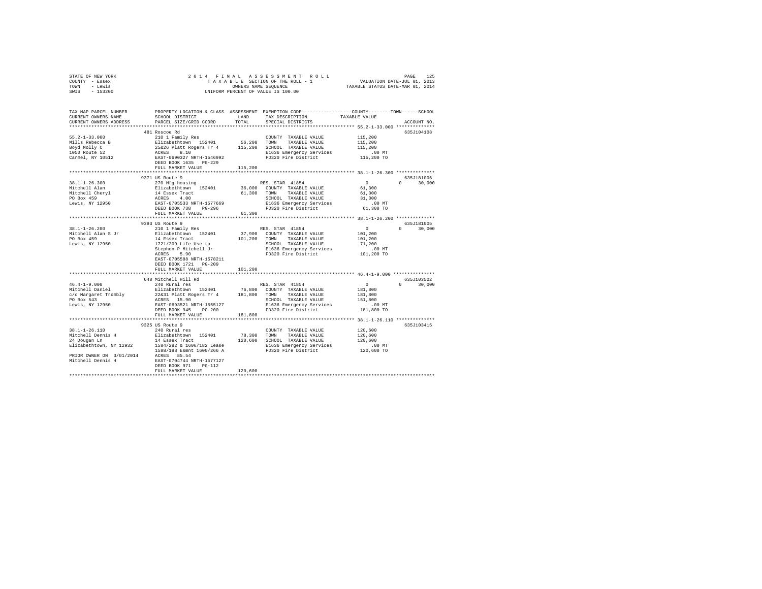STATE OF NEW YORK
COUNTY - Essex
TOWN - Lewis
SWIS - 153200

2014 FINAL ASSESSMENT ROLL
TAXABLE SECTION OF THE ROLL - 1
OWNERS NAME SEQUENCE
UNIFORM PERCENT OF VALUE IS 100.00

VALUATION DATE-JUL 01, 2013
TAXABLE STATUS DATE-MAR 01, 2014

```
TAX MAP PARCEL NUMBER          PROPERTY LOCATION & CLASS  ASSESSMENT  EXEMPTION CODE------------------COUNTY--------TOWN------SCHOOL
CURRENT OWNERS NAME            SCHOOL DISTRICT               LAND      TAX DESCRIPTION            TAXABLE VALUE
CURRENT OWNERS ADDRESS         PARCEL SIZE/GRID COORD        TOTAL     SPECIAL DISTRICTS                                   ACCOUNT NO.
******************************************************************************************************* 55.2-1-33.000 **************
                               481 Roscoe Rd                                                                               635J104108
55.2-1-33.000                  210 1 Family Res                        COUNTY  TAXABLE VALUE          115,200
Mills Rebecca B                Elizabethtown  152401       56,200     TOWN    TAXABLE VALUE          115,200
Boyd Molly C                   25&26 Platt Rogers Tr 4    115,200     SCHOOL  TAXABLE VALUE          115,200
1050 Route 52                  ACRES    8.10                          E1636 Emergency Services            .00 MT
Carmel, NY 10512               EAST-0690327 NRTH-1546992              FD320 Fire District             115,200 TO
                               DEED BOOK 1635   PG-229
                               FULL MARKET VALUE          115,200
******************************************************************************************************* 38.1-1-26.300 **************
                               9371 US Route 9                                                                             635J181006
38.1-1-26.300                  270 Mfg housing                         RES. STAR 41854                      0           0      30,000
Mitchell Alan                  Elizabethtown  152401       36,000     COUNTY  TAXABLE VALUE           61,300
Mitchell Cheryl                14 Essex Tract              61,300     TOWN    TAXABLE VALUE           61,300
PO Box 459                     ACRES    4.00                          SCHOOL  TAXABLE VALUE           31,300
Lewis, NY 12950                EAST-0705533 NRTH-1577669              E1636 Emergency Services            .00 MT
                               DEED BOOK 738    PG-296                FD320 Fire District              61,300 TO
                               FULL MARKET VALUE           61,300
******************************************************************************************************* 38.1-1-26.200 **************
                               9393 US Route 9                                                                             635J181005
38.1-1-26.200                  210 1 Family Res                        RES. STAR 41854                      0           0      30,000
Mitchell Alan S Jr             Elizabethtown  152401       37,900     COUNTY  TAXABLE VALUE          101,200
PO Box 459                     14 Essex Tract             101,200     TOWN    TAXABLE VALUE          101,200
Lewis, NY 12950                1721/209 Life Use to                   SCHOOL  TAXABLE VALUE           71,200
                               Stephen P Mitchell Jr                  E1636 Emergency Services            .00 MT
                               ACRES    5.90                          FD320 Fire District             101,200 TO
                               EAST-0705588 NRTH-1578211
                               DEED BOOK 1721   PG-209
                               FULL MARKET VALUE          101,200
******************************************************************************************************* 46.4-1-9.000 ***************
                               648 Mitchell Hill Rd                                                                        635J103502
46.4-1-9.000                   240 Rural res                           RES. STAR 41854                      0           0      30,000
Mitchell Daniel                Elizabethtown  152401       76,800     COUNTY  TAXABLE VALUE          181,800
c/o Margaret Trombly           22&31 Platt Rogers Tr 4    181,800     TOWN    TAXABLE VALUE          181,800
PO Box 543                     ACRES   15.90                          SCHOOL  TAXABLE VALUE          151,800
Lewis, NY 12950                EAST-0693521 NRTH-1555127              E1636 Emergency Services            .00 MT
                               DEED BOOK 945    PG-200                FD320 Fire District             181,800 TO
                               FULL MARKET VALUE          181,800
******************************************************************************************************* 38.1-1-26.110 **************
                               9325 US Route 9                                                                             635J103415
38.1-1-26.110                  240 Rural res                           COUNTY  TAXABLE VALUE          120,600
Mitchell Dennis H              Elizabethtown  152401       78,300     TOWN    TAXABLE VALUE          120,600
24 Dougan Ln                   14 Essex Tract             120,600     SCHOOL  TAXABLE VALUE          120,600
Elizabethtown, NY 12932        1584/282 & 1606/182 Lease              E1636 Emergency Services            .00 MT
                               1588/188 Esmnt 1600/266 A              FD320 Fire District             120,600 TO
PRIOR OWNER ON 3/01/2014       ACRES   85.54
Mitchell Dennis H              EAST-0704744 NRTH-1577127
                               DEED BOOK 971    PG-112
                               FULL MARKET VALUE          120,600
************************************************************************************************************************************
```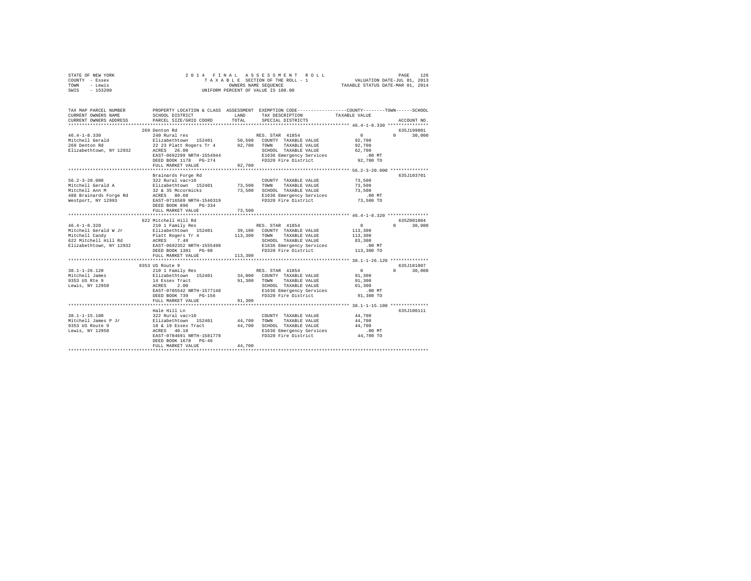STATE OF NEW YORK
COUNTY - Essex
TOWN - Lewis
SWIS - 153200

2014 FINAL ASSESSMENT ROLL
TAXABLE SECTION OF THE ROLL - 1
OWNERS NAME SEQUENCE
UNIFORM PERCENT OF VALUE IS 100.00

VALUATION DATE-JUL 01, 2013
TAXABLE STATUS DATE-MAR 01, 2014

| TAX MAP PARCEL NUMBER / CURRENT OWNERS NAME / CURRENT OWNERS ADDRESS | PROPERTY LOCATION & CLASS / SCHOOL DISTRICT / PARCEL SIZE/GRID COORD | ASSESSMENT LAND / TOTAL | EXEMPTION CODE / TAX DESCRIPTION / SPECIAL DISTRICTS | COUNTY | TOWN | SCHOOL / ACCOUNT NO. |
|---|---|---|---|---|---|---|
| **46.4-1-8.330** | 269 Denton Rd | | | | | 635J199001 |
| | 240 Rural res | | RES. STAR 41854 | 0 | 0 | 30,000 |
| Mitchell Gerald | Elizabethtown 152401 | 50,500 | COUNTY TAXABLE VALUE | 92,700 | | |
| 269 Denton Rd | 22 23 Platt Rogers Tr 4 | 92,700 | TOWN TAXABLE VALUE | | 92,700 | |
| Elizabethtown, NY 12932 | ACRES 26.00 | | SCHOOL TAXABLE VALUE | | | 62,700 |
| | EAST-0692299 NRTH-1554944 | | E1636 Emergency Services | .00 MT | | |
| | DEED BOOK 1178 PG-274 | | FD320 Fire District | 92,700 TO | | |
| | FULL MARKET VALUE | 92,700 | | | | |
| **56.2-3-20.000** | Brainards Forge Rd | | | | | 635J103701 |
| | 322 Rural vac>10 | | COUNTY TAXABLE VALUE | 73,500 | | |
| Mitchell Gerald A | Elizabethtown 152401 | 73,500 | TOWN TAXABLE VALUE | | 73,500 | |
| Mitchell Ann M | 32 & 35 Mccormicks | 73,500 | SCHOOL TAXABLE VALUE | | | 73,500 |
| 488 Brainards Forge Rd | ACRES 80.60 | | E1636 Emergency Services | .00 MT | | |
| Westport, NY 12993 | EAST-0716569 NRTH-1546319 | | FD320 Fire District | 73,500 TO | | |
| | DEED BOOK 896 PG-334 | | | | | |
| | FULL MARKET VALUE | 73,500 | | | | |
| **46.4-1-8.320** | 622 Mitchell Hill Rd | | | | | 635Z001004 |
| | 210 1 Family Res | | RES. STAR 41854 | 0 | 0 | 30,000 |
| Mitchell Gerald W Jr | Elizabethtown 152401 | 39,100 | COUNTY TAXABLE VALUE | 113,300 | | |
| Mitchell Candy | Platt Rogers Tr 4 | 113,300 | TOWN TAXABLE VALUE | | 113,300 | |
| 622 Mitchell Hill Rd | ACRES 7.40 | | SCHOOL TAXABLE VALUE | | | 83,300 |
| Elizabethtown, NY 12932 | EAST-0692352 NRTH-1555498 | | E1636 Emergency Services | .00 MT | | |
| | DEED BOOK 1301 PG-98 | | FD320 Fire District | 113,300 TO | | |
| | FULL MARKET VALUE | 113,300 | | | | |
| **38.1-1-26.120** | 9353 US Route 9 | | | | | 635J181007 |
| | 210 1 Family Res | | RES. STAR 41854 | 0 | 0 | 30,000 |
| Mitchell James | Elizabethtown 152401 | 34,000 | COUNTY TAXABLE VALUE | 91,300 | | |
| 9353 US Rte 9 | 14 Essex Tract | 91,300 | TOWN TAXABLE VALUE | | 91,300 | |
| Lewis, NY 12950 | ACRES 2.00 | | SCHOOL TAXABLE VALUE | | | 61,300 |
| | EAST-0705542 NRTH-1577148 | | E1636 Emergency Services | .00 MT | | |
| | DEED BOOK 739 PG-156 | | FD320 Fire District | 91,300 TO | | |
| | FULL MARKET VALUE | 91,300 | | | | |
| **38.1-1-15.100** | Hale Hill Ln | | | | | 635J100111 |
| | 322 Rural vac>10 | | COUNTY TAXABLE VALUE | 44,700 | | |
| Mitchell James P Jr | Elizabethtown 152401 | 44,700 | TOWN TAXABLE VALUE | | 44,700 | |
| 9353 US Route 9 | 18 & 19 Essex Tract | 44,700 | SCHOOL TAXABLE VALUE | | | 44,700 |
| Lewis, NY 12950 | ACRES 40.10 | | E1636 Emergency Services | .00 MT | | |
| | EAST-0704691 NRTH-1581778 | | FD320 Fire District | 44,700 TO | | |
| | DEED BOOK 1678 PG-46 | | | | | |
| | FULL MARKET VALUE | 44,700 | | | | |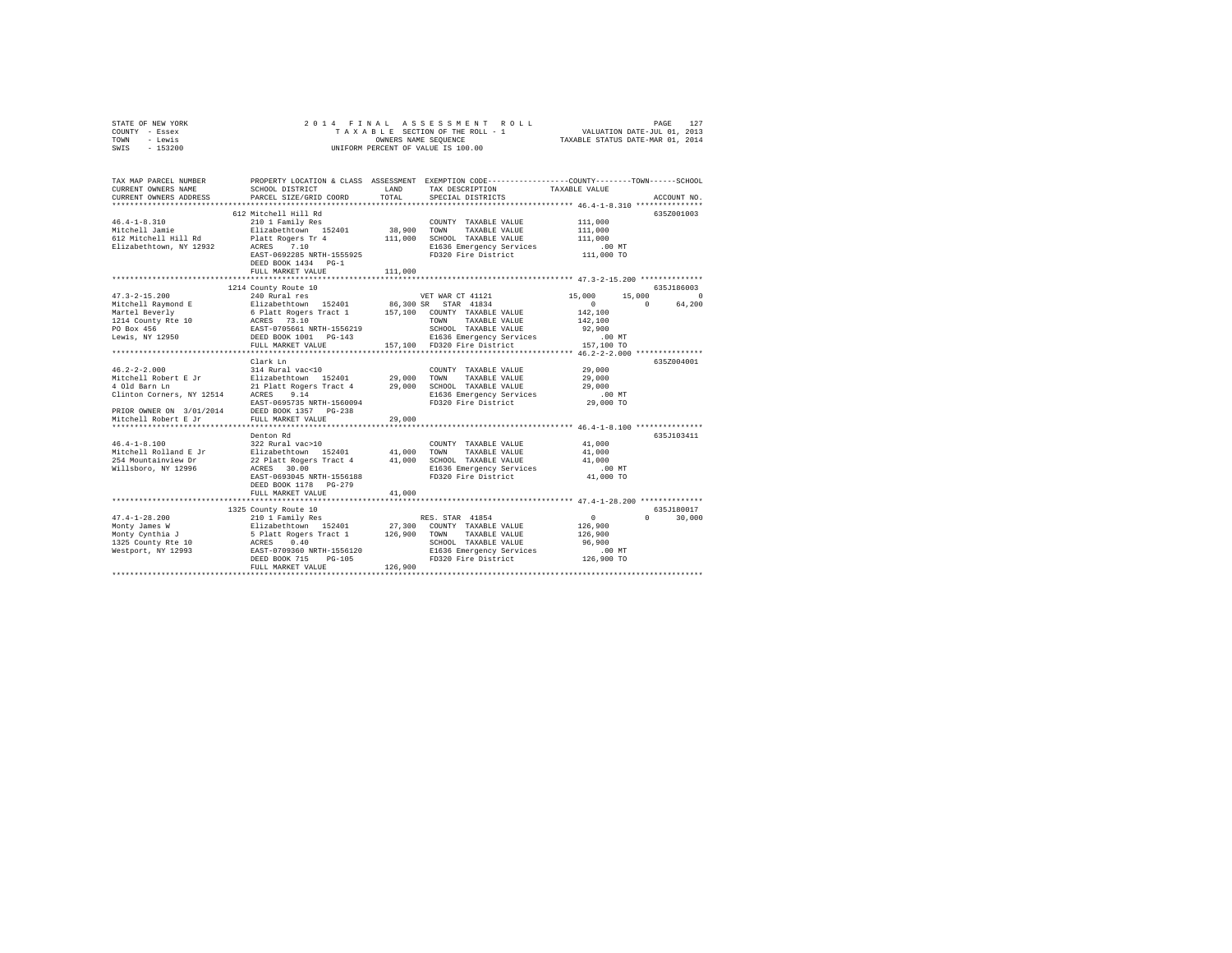STATE OF NEW YORK                    2 0 1 4   F I N A L   A S S E S S M E N T   R O L L
COUNTY - Essex                            T A X A B L E  SECTION OF THE ROLL - 1                VALUATION DATE-JUL 01, 2013
TOWN   - Lewis                                    OWNERS NAME SEQUENCE                         TAXABLE STATUS DATE-MAR 01, 2014
SWIS   - 153200                           UNIFORM PERCENT OF VALUE IS 100.00

```
TAX MAP PARCEL NUMBER          PROPERTY LOCATION & CLASS  ASSESSMENT  EXEMPTION CODE-----------------COUNTY--------TOWN------SCHOOL
CURRENT OWNERS NAME            SCHOOL DISTRICT               LAND      TAX DESCRIPTION            TAXABLE VALUE
CURRENT OWNERS ADDRESS         PARCEL SIZE/GRID COORD        TOTAL     SPECIAL DISTRICTS                                    ACCOUNT NO.
******************************************************************************************************* 46.4-1-8.310 ***************
                               612 Mitchell Hill Rd                                                                       635Z001003
46.4-1-8.310                   210 1 Family Res                       COUNTY  TAXABLE VALUE           111,000
Mitchell Jamie                 Elizabethtown  152401       38,900     TOWN    TAXABLE VALUE           111,000
612 Mitchell Hill Rd           Platt Rogers Tr 4          111,000     SCHOOL  TAXABLE VALUE           111,000
Elizabethtown, NY 12932        ACRES    7.10                          E1636 Emergency Services            .00 MT
                               EAST-0692285 NRTH-1555925              FD320 Fire District             111,000 TO
                               DEED BOOK 1434   PG-1
                               FULL MARKET VALUE          111,000
******************************************************************************************************* 47.3-2-15.200 **************
                               1214 County Route 10                                                                       635J186003
47.3-2-15.200                  240 Rural res                          VET WAR CT 41121          15,000      15,000            0
Mitchell Raymond E             Elizabethtown  152401       86,300 SR  STAR  41834                    0           0       64,200
Martel Beverly                 6 Platt Rogers Tract 1     157,100     COUNTY  TAXABLE VALUE           142,100
1214 County Rte 10             ACRES   73.10                          TOWN    TAXABLE VALUE           142,100
PO Box 456                     EAST-0705661 NRTH-1556219              SCHOOL  TAXABLE VALUE            92,900
Lewis, NY 12950                DEED BOOK 1001   PG-143                E1636 Emergency Services            .00 MT
                               FULL MARKET VALUE          157,100     FD320 Fire District             157,100 TO
******************************************************************************************************* 46.2-2-2.000 ***************
                               Clark Ln                                                                                   635Z004001
46.2-2-2.000                   314 Rural vac<10                       COUNTY  TAXABLE VALUE            29,000
Mitchell Robert E Jr           Elizabethtown  152401       29,000     TOWN    TAXABLE VALUE            29,000
4 Old Barn Ln                  21 Platt Rogers Tract 4     29,000     SCHOOL  TAXABLE VALUE            29,000
Clinton Corners, NY 12514      ACRES    9.14                          E1636 Emergency Services            .00 MT
                               EAST-0695735 NRTH-1560094              FD320 Fire District              29,000 TO
PRIOR OWNER ON 3/01/2014       DEED BOOK 1357   PG-238
Mitchell Robert E Jr           FULL MARKET VALUE           29,000
******************************************************************************************************* 46.4-1-8.100 ***************
                               Denton Rd                                                                                  635J103411
46.4-1-8.100                   322 Rural vac>10                       COUNTY  TAXABLE VALUE            41,000
Mitchell Rolland E Jr          Elizabethtown  152401       41,000     TOWN    TAXABLE VALUE            41,000
254 Mountainview Dr            22 Platt Rogers Tract 4     41,000     SCHOOL  TAXABLE VALUE            41,000
Willsboro, NY 12996            ACRES   30.00                          E1636 Emergency Services            .00 MT
                               EAST-0693045 NRTH-1556188              FD320 Fire District              41,000 TO
                               DEED BOOK 1178   PG-279
                               FULL MARKET VALUE           41,000
******************************************************************************************************* 47.4-1-28.200 **************
                               1325 County Route 10                                                                       635J180017
47.4-1-28.200                  210 1 Family Res                       RES. STAR 41854                    0           0       30,000
Monty James W                  Elizabethtown  152401       27,300     COUNTY  TAXABLE VALUE           126,900
Monty Cynthia J                5 Platt Rogers Tract 1     126,900     TOWN    TAXABLE VALUE           126,900
1325 County Rte 10             ACRES    0.40                          SCHOOL  TAXABLE VALUE            96,900
Westport, NY 12993             EAST-0709360 NRTH-1556120              E1636 Emergency Services            .00 MT
                               DEED BOOK 715    PG-105                FD320 Fire District             126,900 TO
                               FULL MARKET VALUE          126,900
************************************************************************************************************************************
```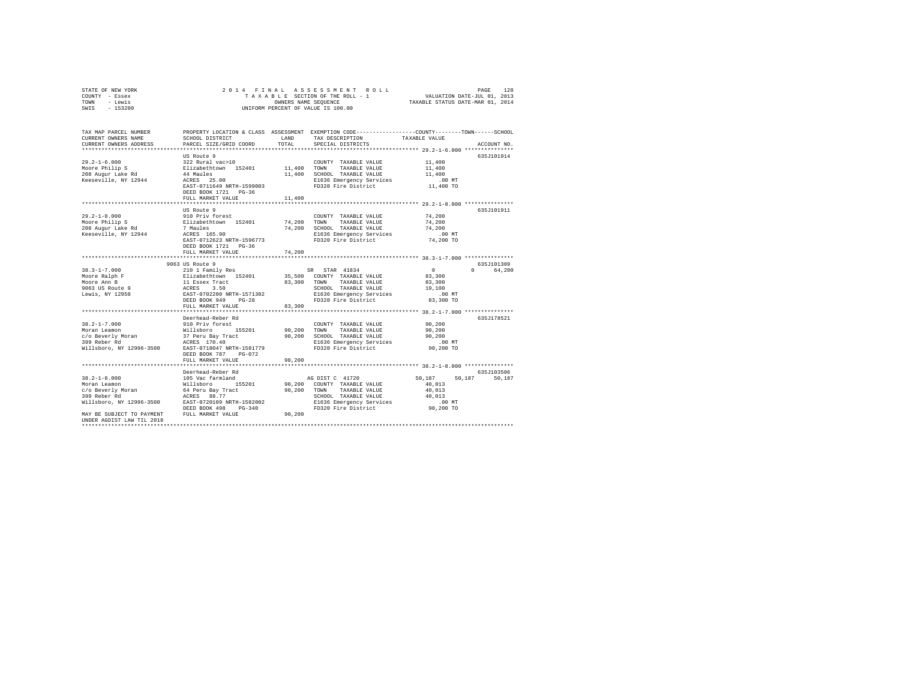STATE OF NEW YORK — 2014 FINAL ASSESSMENT ROLL — PAGE 128
COUNTY - Essex — TAXABLE SECTION OF THE ROLL - 1 — VALUATION DATE-JUL 01, 2013
TOWN - Lewis — OWNERS NAME SEQUENCE — TAXABLE STATUS DATE-MAR 01, 2014
SWIS - 153200 — UNIFORM PERCENT OF VALUE IS 100.00

| TAX MAP PARCEL NUMBER / CURRENT OWNERS NAME / CURRENT OWNERS ADDRESS | PROPERTY LOCATION & CLASS / SCHOOL DISTRICT / PARCEL SIZE/GRID COORD | ASSESSMENT LAND / TOTAL | EXEMPTION CODE / TAX DESCRIPTION / SPECIAL DISTRICTS | COUNTY | TOWN | SCHOOL / TAXABLE VALUE | ACCOUNT NO. |
|---|---|---|---|---|---|---|---|
| **29.2-1-6.000** | US Route 9 | | | | | | 635J101914 |
| 29.2-1-6.000 | 322 Rural vac>10 | | COUNTY TAXABLE VALUE | 11,400 | | | |
| Moore Philip S | Elizabethtown 152401 | 11,400 | TOWN TAXABLE VALUE | | 11,400 | | |
| 208 Augur Lake Rd | 44 Maules | 11,400 | SCHOOL TAXABLE VALUE | | | 11,400 | |
| Keeseville, NY 12944 | ACRES 25.00 | | E1636 Emergency Services | .00 MT | | | |
| | EAST-0711649 NRTH-1599003 | | FD320 Fire District | 11,400 TO | | | |
| | DEED BOOK 1721 PG-36 | | | | | | |
| | FULL MARKET VALUE | 11,400 | | | | | |
| **29.2-1-8.000** | US Route 9 | | | | | | 635J101911 |
| 29.2-1-8.000 | 910 Priv forest | | COUNTY TAXABLE VALUE | 74,200 | | | |
| Moore Philip S | Elizabethtown 152401 | 74,200 | TOWN TAXABLE VALUE | | 74,200 | | |
| 208 Augur Lake Rd | 7 Maules | 74,200 | SCHOOL TAXABLE VALUE | | | 74,200 | |
| Keeseville, NY 12944 | ACRES 165.90 | | E1636 Emergency Services | .00 MT | | | |
| | EAST-0712623 NRTH-1596773 | | FD320 Fire District | 74,200 TO | | | |
| | DEED BOOK 1721 PG-36 | | | | | | |
| | FULL MARKET VALUE | 74,200 | | | | | |
| **38.3-1-7.000** | 9063 US Route 9 | | | | | | 635J101309 |
| 38.3-1-7.000 | 210 1 Family Res | | SR STAR 41834 | 0 | 0 | 64,200 | |
| Moore Ralph F | Elizabethtown 152401 | 35,500 | COUNTY TAXABLE VALUE | 83,300 | | | |
| Moore Ann B | 11 Essex Tract | 83,300 | TOWN TAXABLE VALUE | | 83,300 | | |
| 9063 US Route 9 | ACRES 3.50 | | SCHOOL TAXABLE VALUE | | | 19,100 | |
| Lewis, NY 12950 | EAST-0702200 NRTH-1571302 | | E1636 Emergency Services | .00 MT | | | |
| | DEED BOOK 949 PG-28 | | FD320 Fire District | 83,300 TO | | | |
| | FULL MARKET VALUE | 83,300 | | | | | |
| **38.2-1-7.000** | Deerhead-Reber Rd | | | | | | 635J178521 |
| 38.2-1-7.000 | 910 Priv forest | | COUNTY TAXABLE VALUE | 90,200 | | | |
| Moran Leamon | Willsboro 155201 | 90,200 | TOWN TAXABLE VALUE | | 90,200 | | |
| c/o Beverly Moran | 37 Peru Bay Tract | 90,200 | SCHOOL TAXABLE VALUE | | | 90,200 | |
| 399 Reber Rd | ACRES 170.40 | | E1636 Emergency Services | .00 MT | | | |
| Willsboro, NY 12996-3500 | EAST-0718047 NRTH-1581779 | | FD320 Fire District | 90,200 TO | | | |
| | DEED BOOK 787 PG-072 | | | | | | |
| | FULL MARKET VALUE | 90,200 | | | | | |
| **38.2-1-8.000** | Deerhead-Reber Rd | | | | | | 635J103506 |
| 38.2-1-8.000 | 105 Vac farmland | | AG DIST C 41720 | 50,187 | 50,187 | 50,187 | |
| Moran Leamon | Willsboro 155201 | 90,200 | COUNTY TAXABLE VALUE | 40,013 | | | |
| c/o Beverly Moran | 64 Peru Bay Tract | 90,200 | TOWN TAXABLE VALUE | | 40,013 | | |
| 399 Reber Rd | ACRES 88.77 | | SCHOOL TAXABLE VALUE | | | 40,013 | |
| Willsboro, NY 12996-3500 | EAST-0720109 NRTH-1582002 | | E1636 Emergency Services | .00 MT | | | |
| | DEED BOOK 498 PG-340 | | FD320 Fire District | 90,200 TO | | | |
| MAY BE SUBJECT TO PAYMENT UNDER AGDIST LAW TIL 2018 | FULL MARKET VALUE | 90,200 | | | | | |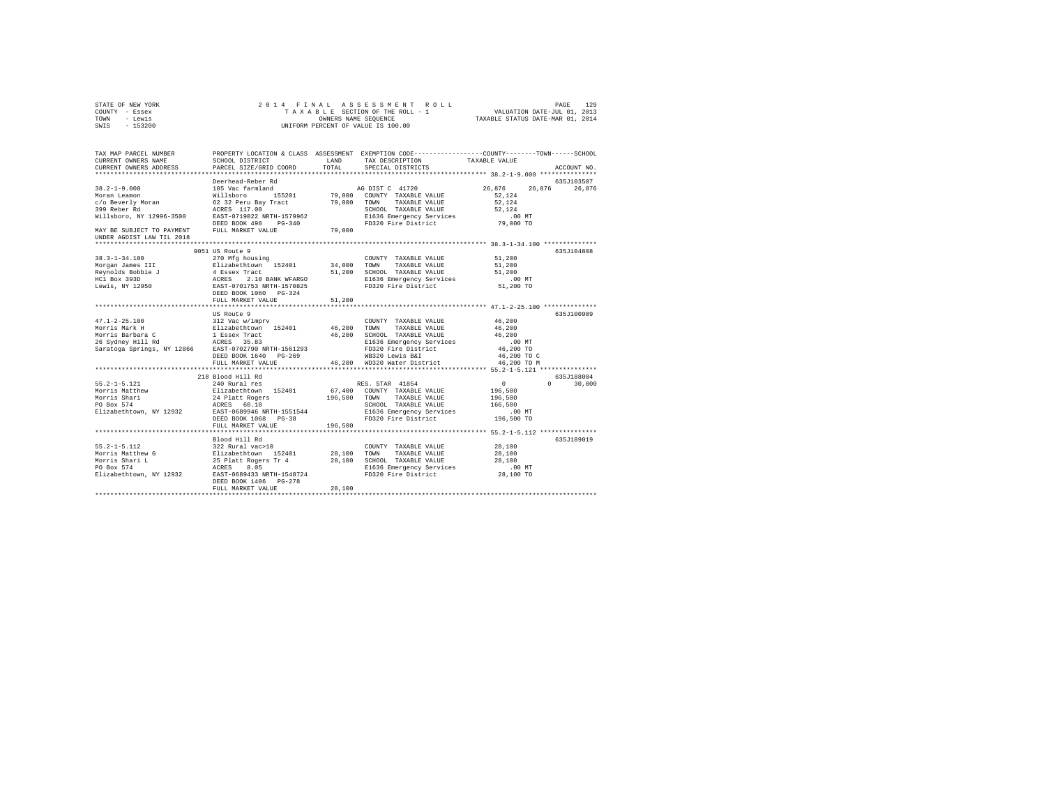STATE OF NEW YORK
COUNTY - Essex
TOWN - Lewis
SWIS - 153200

2 0 1 4 F I N A L A S S E S S M E N T R O L L
T A X A B L E SECTION OF THE ROLL - 1
OWNERS NAME SEQUENCE
UNIFORM PERCENT OF VALUE IS 100.00

VALUATION DATE-JUL 01, 2013
TAXABLE STATUS DATE-MAR 01, 2014

```
TAX MAP PARCEL NUMBER          PROPERTY LOCATION & CLASS  ASSESSMENT  EXEMPTION CODE------------------COUNTY--------TOWN------SCHOOL
CURRENT OWNERS NAME            SCHOOL DISTRICT             LAND       TAX DESCRIPTION             TAXABLE VALUE
CURRENT OWNERS ADDRESS         PARCEL SIZE/GRID COORD      TOTAL      SPECIAL DISTRICTS                                    ACCOUNT NO.
*********************************************************************************************** 38.2-1-9.000 ***************
                               Deerhead-Reber Rd                                                                           635J103507
38.2-1-9.000                   105 Vac farmland                       AG DIST C  41720              26,876     26,876     26,876
Moran Leamon                   Willsboro      155201        79,000   COUNTY  TAXABLE VALUE           52,124
c/o Beverly Moran              62 32 Peru Bay Tract         79,000   TOWN    TAXABLE VALUE           52,124
399 Reber Rd                   ACRES  117.00                          SCHOOL  TAXABLE VALUE           52,124
Willsboro, NY 12996-3500       EAST-0719022 NRTH-1579962              E1636 Emergency Services           .00 MT
                               DEED BOOK 498     PG-340               FD320 Fire District             79,000 TO
MAY BE SUBJECT TO PAYMENT      FULL MARKET VALUE            79,000
UNDER AGDIST LAW TIL 2018
*********************************************************************************************** 38.3-1-34.100 **************
                               9051 US Route 9                                                                             635J104808
38.3-1-34.100                  270 Mfg housing                        COUNTY  TAXABLE VALUE           51,200
Morgan James III               Elizabethtown  152401        34,000   TOWN    TAXABLE VALUE           51,200
Reynolds Bobbie J              4 Essex Tract                51,200   SCHOOL  TAXABLE VALUE           51,200
HC1 Box 393D                   ACRES    2.10 BANK WFARGO              E1636 Emergency Services           .00 MT
Lewis, NY 12950                EAST-0701753 NRTH-1570825              FD320 Fire District             51,200 TO
                               DEED BOOK 1060    PG-324
                               FULL MARKET VALUE            51,200
*********************************************************************************************** 47.1-2-25.100 **************
                               US Route 9                                                                                  635J100909
47.1-2-25.100                  312 Vac w/imprv                        COUNTY  TAXABLE VALUE           46,200
Morris Mark H                  Elizabethtown  152401        46,200   TOWN    TAXABLE VALUE           46,200
Morris Barbara C               1 Essex Tract                46,200   SCHOOL  TAXABLE VALUE           46,200
26 Sydney Hill Rd              ACRES   35.83                          E1636 Emergency Services           .00 MT
Saratoga Springs, NY 12866     EAST-0702790 NRTH-1561293              FD320 Fire District             46,200 TO
                               DEED BOOK 1640    PG-269               WB320 Lewis B&I                 46,200 TO C
                               FULL MARKET VALUE            46,200   WD320 Water District            46,200 TO M
*********************************************************************************************** 55.2-1-5.121 ***************
                               218 Blood Hill Rd                                                                           635J188004
55.2-1-5.121                   240 Rural res                          RES. STAR  41854                    0          0     30,000
Morris Matthew                 Elizabethtown  152401        67,400   COUNTY  TAXABLE VALUE          196,500
Morris Shari                   24 Platt Rogers             196,500   TOWN    TAXABLE VALUE          196,500
PO Box 574                     ACRES   60.10                          SCHOOL  TAXABLE VALUE          166,500
Elizabethtown, NY 12932        EAST-0689946 NRTH-1551544              E1636 Emergency Services           .00 MT
                               DEED BOOK 1068    PG-38                FD320 Fire District            196,500 TO
                               FULL MARKET VALUE           196,500
*********************************************************************************************** 55.2-1-5.112 ***************
                               Blood Hill Rd                                                                               635J189019
55.2-1-5.112                   322 Rural vac>10                       COUNTY  TAXABLE VALUE           28,100
Morris Matthew G               Elizabethtown  152401        28,100   TOWN    TAXABLE VALUE           28,100
Morris Shari L                 25 Platt Rogers Tr 4         28,100   SCHOOL  TAXABLE VALUE           28,100
PO Box 574                     ACRES    8.05                          E1636 Emergency Services           .00 MT
Elizabethtown, NY 12932        EAST-0689433 NRTH-1548724              FD320 Fire District             28,100 TO
                               DEED BOOK 1406    PG-278
                               FULL MARKET VALUE            28,100
****************************************************************************************************************************
```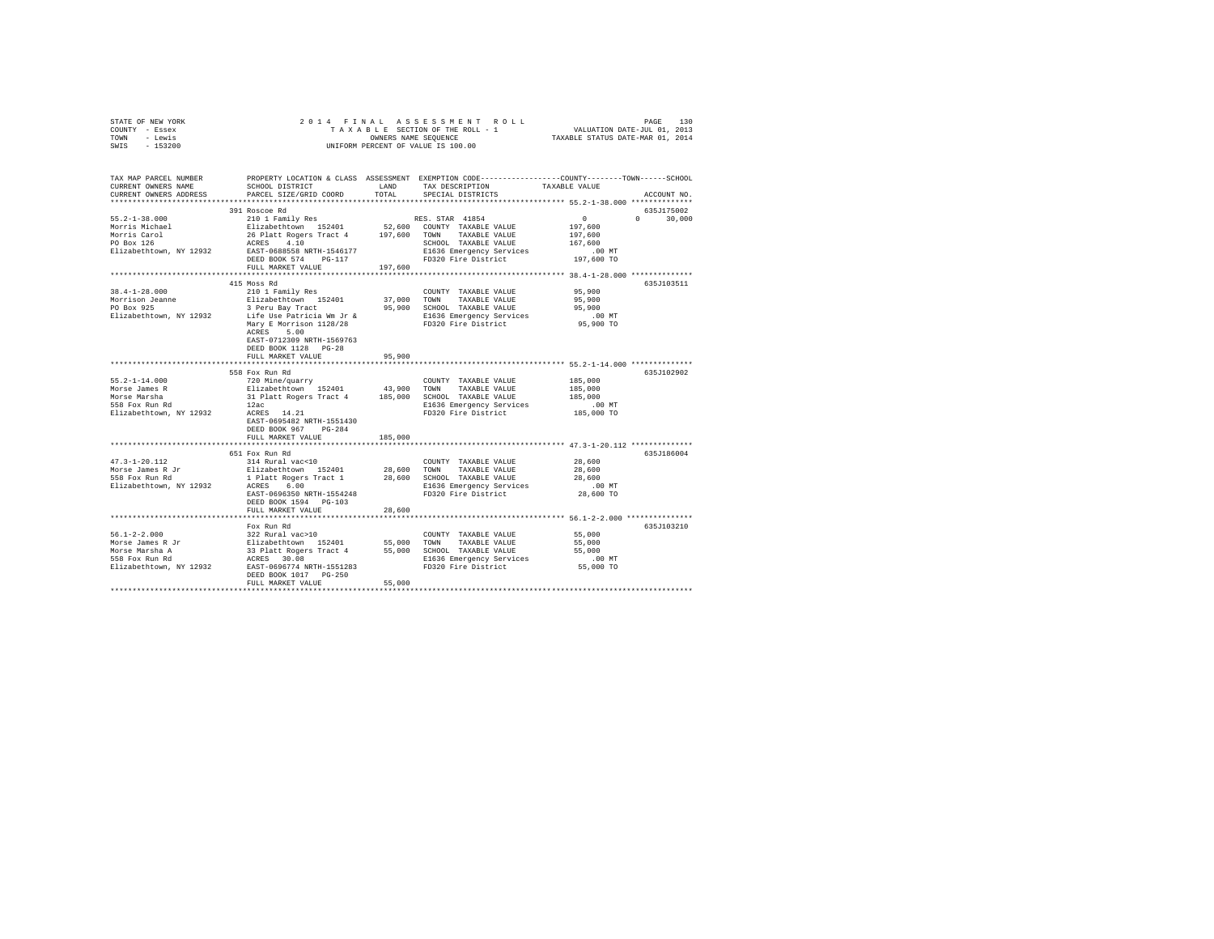STATE OF NEW YORK
COUNTY - Essex
TOWN - Lewis
SWIS - 153200

2014 FINAL ASSESSMENT ROLL
TAXABLE SECTION OF THE ROLL - 1
OWNERS NAME SEQUENCE
UNIFORM PERCENT OF VALUE IS 100.00

VALUATION DATE-JUL 01, 2013
TAXABLE STATUS DATE-MAR 01, 2014

```
TAX MAP PARCEL NUMBER     PROPERTY LOCATION & CLASS  ASSESSMENT  EXEMPTION CODE-----------------COUNTY--------TOWN------SCHOOL
CURRENT OWNERS NAME       SCHOOL DISTRICT              LAND      TAX DESCRIPTION              TAXABLE VALUE
CURRENT OWNERS ADDRESS    PARCEL SIZE/GRID COORD       TOTAL     SPECIAL DISTRICTS                                   ACCOUNT NO.
******************************************************************************************** 55.2-1-38.000 **************
                          391 Roscoe Rd                                                                            635J175002
55.2-1-38.000             210 1 Family Res                        RES. STAR 41854                  0          0      30,000
Morris Michael            Elizabethtown  152401        52,600    COUNTY  TAXABLE VALUE          197,600
Morris Carol              26 Platt Rogers Tract 4     197,600    TOWN    TAXABLE VALUE          197,600
PO Box 126                ACRES    4.10                          SCHOOL  TAXABLE VALUE          167,600
Elizabethtown, NY 12932   EAST-0688558 NRTH-1546177              E1636 Emergency Services           .00 MT
                          DEED BOOK 574    PG-117                FD320 Fire District            197,600 TO
                          FULL MARKET VALUE           197,600
******************************************************************************************** 38.4-1-28.000 **************
                          415 Moss Rd                                                                              635J103511
38.4-1-28.000             210 1 Family Res                        COUNTY  TAXABLE VALUE           95,900
Morrison Jeanne           Elizabethtown  152401        37,000    TOWN    TAXABLE VALUE           95,900
PO Box 925                3 Peru Bay Tract             95,900    SCHOOL  TAXABLE VALUE           95,900
Elizabethtown, NY 12932   Life Use Patricia Wm Jr &              E1636 Emergency Services           .00 MT
                          Mary E Morrison 1128/28                FD320 Fire District             95,900 TO
                          ACRES    5.00
                          EAST-0712309 NRTH-1569763
                          DEED BOOK 1128   PG-28
                          FULL MARKET VALUE            95,900
******************************************************************************************** 55.2-1-14.000 **************
                          558 Fox Run Rd                                                                           635J102902
55.2-1-14.000             720 Mine/quarry                         COUNTY  TAXABLE VALUE          185,000
Morse James R             Elizabethtown  152401        43,900    TOWN    TAXABLE VALUE          185,000
Morse Marsha              31 Platt Rogers Tract 4     185,000    SCHOOL  TAXABLE VALUE          185,000
558 Fox Run Rd            12ac                                   E1636 Emergency Services           .00 MT
Elizabethtown, NY 12932   ACRES   14.21                          FD320 Fire District            185,000 TO
                          EAST-0695482 NRTH-1551430
                          DEED BOOK 967    PG-284
                          FULL MARKET VALUE           185,000
******************************************************************************************** 47.3-1-20.112 **************
                          651 Fox Run Rd                                                                           635J186004
47.3-1-20.112             314 Rural vac<10                        COUNTY  TAXABLE VALUE           28,600
Morse James R Jr          Elizabethtown  152401        28,600    TOWN    TAXABLE VALUE           28,600
558 Fox Run Rd            1 Platt Rogers Tract 1       28,600    SCHOOL  TAXABLE VALUE           28,600
Elizabethtown, NY 12932   ACRES    6.00                          E1636 Emergency Services           .00 MT
                          EAST-0696350 NRTH-1554248              FD320 Fire District             28,600 TO
                          DEED BOOK 1594   PG-103
                          FULL MARKET VALUE            28,600
******************************************************************************************** 56.1-2-2.000 ***************
                          Fox Run Rd                                                                               635J103210
56.1-2-2.000              322 Rural vac>10                        COUNTY  TAXABLE VALUE           55,000
Morse James R Jr          Elizabethtown  152401        55,000    TOWN    TAXABLE VALUE           55,000
Morse Marsha A            33 Platt Rogers Tract 4      55,000    SCHOOL  TAXABLE VALUE           55,000
558 Fox Run Rd            ACRES   30.00                          E1636 Emergency Services           .00 MT
Elizabethtown, NY 12932   EAST-0696774 NRTH-1551283              FD320 Fire District             55,000 TO
                          DEED BOOK 1017   PG-250
                          FULL MARKET VALUE            55,000
****************************************************************************************************************************
```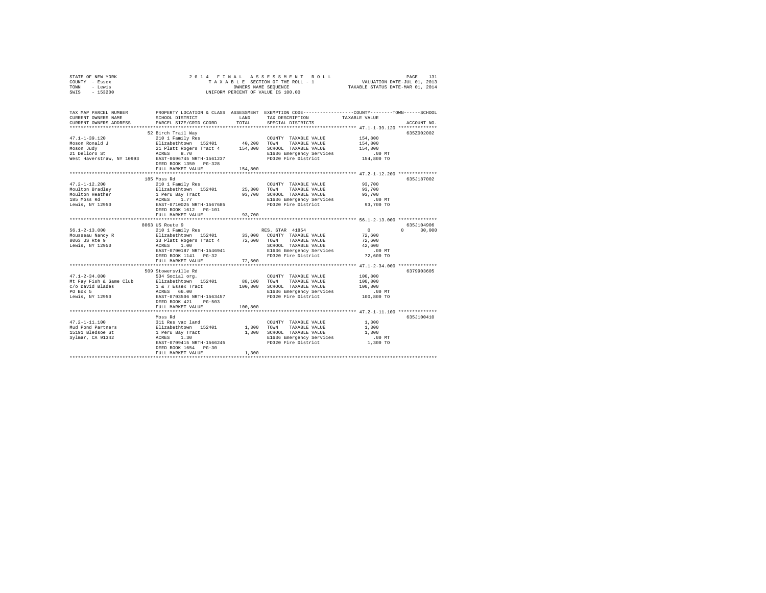STATE OF NEW YORK
COUNTY - Essex
TOWN - Lewis
SWIS - 153200

2 0 1 4 F I N A L A S S E S S M E N T R O L L
T A X A B L E SECTION OF THE ROLL - 1
OWNERS NAME SEQUENCE
UNIFORM PERCENT OF VALUE IS 100.00

VALUATION DATE-JUL 01, 2013
TAXABLE STATUS DATE-MAR 01, 2014

| TAX MAP PARCEL NUMBER / CURRENT OWNERS NAME / CURRENT OWNERS ADDRESS | PROPERTY LOCATION & CLASS / SCHOOL DISTRICT / PARCEL SIZE/GRID COORD | ASSESSMENT LAND | TOTAL | EXEMPTION CODE / TAX DESCRIPTION / SPECIAL DISTRICTS | COUNTY / TOWN / SCHOOL TAXABLE VALUE | ACCOUNT NO. |
|---|---|---|---|---|---|---|
| **47.1-1-39.120** | 52 Birch Trail Way | | | | | 635Z002002 |
| Moson Ronald J | 210 1 Family Res | | | COUNTY TAXABLE VALUE | 154,800 | |
| Moson Judy | Elizabethtown 152401 | 40,200 | | TOWN TAXABLE VALUE | 154,800 | |
| 21 Delloro St | 21 Platt Rogers Tract 4 | | 154,800 | SCHOOL TAXABLE VALUE | 154,800 | |
| West Haverstraw, NY 10993 | ACRES 8.70 | | | E1636 Emergency Services | .00 MT | |
| | EAST-0696745 NRTH-1561237 | | | FD320 Fire District | 154,800 TO | |
| | DEED BOOK 1350 PG-328 | | | | | |
| | FULL MARKET VALUE | | 154,800 | | | |
| **47.2-1-12.200** | 185 Moss Rd | | | | | 635J187002 |
| Moulton Bradley | 210 1 Family Res | | | COUNTY TAXABLE VALUE | 93,700 | |
| Moulton Heather | Elizabethtown 152401 | 25,300 | | TOWN TAXABLE VALUE | 93,700 | |
| 185 Moss Rd | 1 Peru Bay Tract | | 93,700 | SCHOOL TAXABLE VALUE | 93,700 | |
| Lewis, NY 12950 | ACRES 1.77 | | | E1636 Emergency Services | .00 MT | |
| | EAST-0710025 NRTH-1567685 | | | FD320 Fire District | 93,700 TO | |
| | DEED BOOK 1612 PG-101 | | | | | |
| | FULL MARKET VALUE | | 93,700 | | | |
| **56.1-2-13.000** | 8063 US Route 9 | | | | | 635J104906 |
| Mousseau Nancy R | 210 1 Family Res | | | RES. STAR 41854 | 0 0 30,000 | |
| 8063 US Rte 9 | Elizabethtown 152401 | 33,000 | | COUNTY TAXABLE VALUE | 72,600 | |
| Lewis, NY 12950 | 33 Platt Rogers Tract 4 | | 72,600 | TOWN TAXABLE VALUE | 72,600 | |
| | ACRES 1.00 | | | SCHOOL TAXABLE VALUE | 42,600 | |
| | EAST-0700187 NRTH-1546941 | | | E1636 Emergency Services | .00 MT | |
| | DEED BOOK 1141 PG-32 | | | FD320 Fire District | 72,600 TO | |
| | FULL MARKET VALUE | | 72,600 | | | |
| **47.1-2-34.000** | 509 Stowersville Rd | | | | | 6379903605 |
| Mt Fay Fish & Game Club | 534 Social org. | | | COUNTY TAXABLE VALUE | 100,800 | |
| c/o David Blades | Elizabethtown 152401 | 88,100 | | TOWN TAXABLE VALUE | 100,800 | |
| PO Box 5 | 1 & 7 Essex Tract | | 100,800 | SCHOOL TAXABLE VALUE | 100,800 | |
| Lewis, NY 12950 | ACRES 66.00 | | | E1636 Emergency Services | .00 MT | |
| | EAST-0703506 NRTH-1563457 | | | FD320 Fire District | 100,800 TO | |
| | DEED BOOK 421 PG-503 | | | | | |
| | FULL MARKET VALUE | | 100,800 | | | |
| **47.2-1-11.100** | Moss Rd | | | | | 635J100410 |
| Mud Pond Partners | 311 Res vac land | | | COUNTY TAXABLE VALUE | 1,300 | |
| 15191 Bledsoe St | Elizabethtown 152401 | 1,300 | | TOWN TAXABLE VALUE | 1,300 | |
| Sylmar, CA 91342 | 1 Peru Bay Tract | | 1,300 | SCHOOL TAXABLE VALUE | 1,300 | |
| | ACRES 1.30 | | | E1636 Emergency Services | .00 MT | |
| | EAST-0709415 NRTH-1566245 | | | FD320 Fire District | 1,300 TO | |
| | DEED BOOK 1654 PG-30 | | | | | |
| | FULL MARKET VALUE | | 1,300 | | | |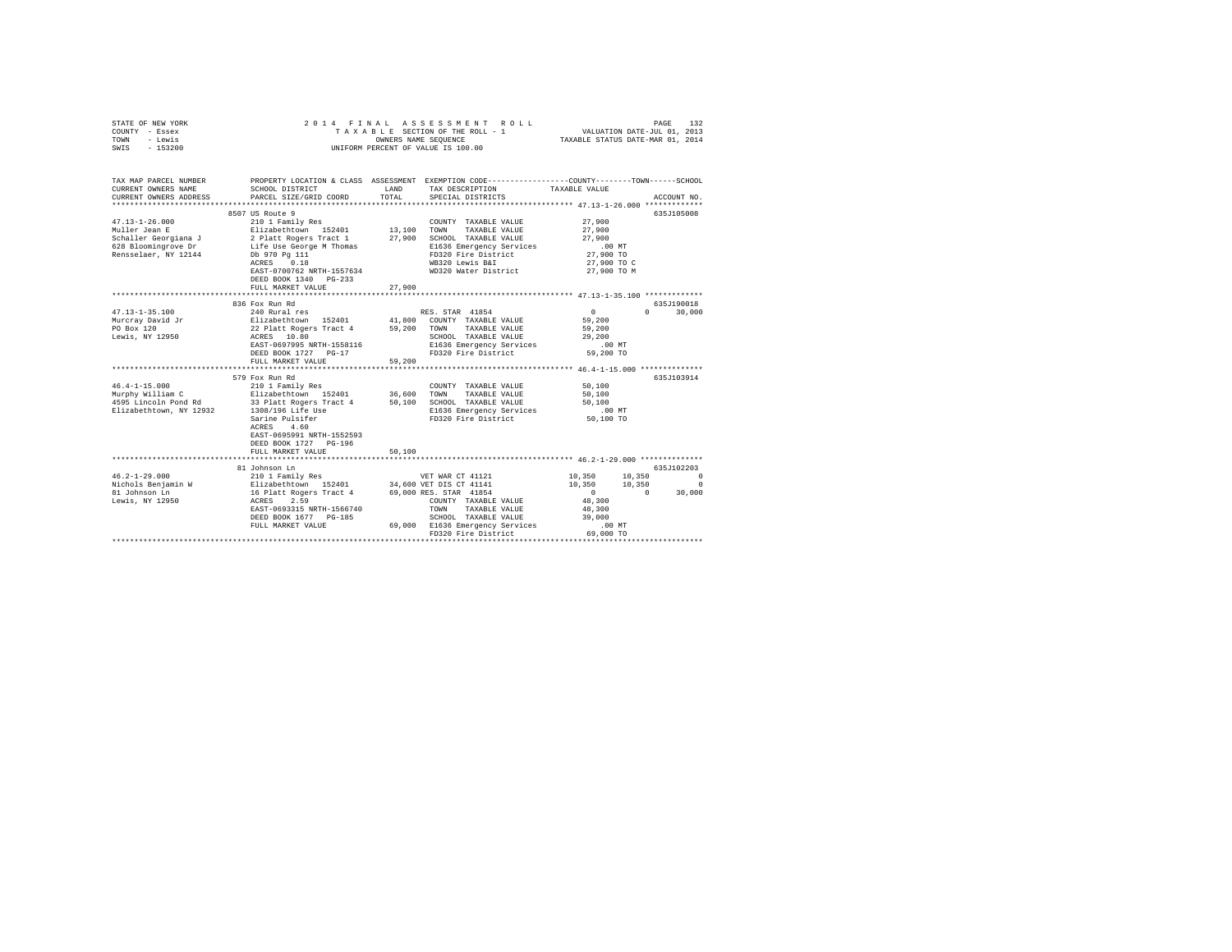STATE OF NEW YORK                    2014 FINAL ASSESSMENT ROLL
COUNTY - Essex                       TAXABLE SECTION OF THE ROLL - 1          VALUATION DATE-JUL 01, 2013
TOWN - Lewis                         OWNERS NAME SEQUENCE                     TAXABLE STATUS DATE-MAR 01, 2014
SWIS - 153200                        UNIFORM PERCENT OF VALUE IS 100.00

```
TAX MAP PARCEL NUMBER     PROPERTY LOCATION & CLASS  ASSESSMENT  EXEMPTION CODE-----------------COUNTY--------TOWN------SCHOOL
CURRENT OWNERS NAME       SCHOOL DISTRICT              LAND      TAX DESCRIPTION            TAXABLE VALUE
CURRENT OWNERS ADDRESS    PARCEL SIZE/GRID COORD       TOTAL     SPECIAL DISTRICTS                                  ACCOUNT NO.
******************************************************************************************* 47.13-1-26.000 *************
                          8507 US Route 9                                                                           635J105008
47.13-1-26.000            210 1 Family Res                       COUNTY  TAXABLE VALUE          27,900
Muller Jean E             Elizabethtown  152401       13,100     TOWN    TAXABLE VALUE          27,900
Schaller Georgiana J      2 Platt Rogers Tract 1      27,900     SCHOOL  TAXABLE VALUE          27,900
628 Bloomingrove Dr       Life Use George M Thomas               E1636 Emergency Services          .00 MT
Rensselaer, NY 12144      Db 970 Pg 111                          FD320 Fire District            27,900 TO
                          ACRES    0.18                          WB320 Lewis B&I                27,900 TO C
                          EAST-0700762 NRTH-1557634              WD320 Water District           27,900 TO M
                          DEED BOOK 1340   PG-233
                          FULL MARKET VALUE           27,900
******************************************************************************************* 47.13-1-35.100 *************
                          836 Fox Run Rd                                                                            635J190018
47.13-1-35.100            240 Rural res                          RES. STAR 41854                 0          0      30,000
Murcray David Jr          Elizabethtown  152401       41,800     COUNTY  TAXABLE VALUE          59,200
PO Box 120                22 Platt Rogers Tract 4     59,200     TOWN    TAXABLE VALUE          59,200
Lewis, NY 12950           ACRES   10.80                          SCHOOL  TAXABLE VALUE          29,200
                          EAST-0697995 NRTH-1558116              E1636 Emergency Services          .00 MT
                          DEED BOOK 1727   PG-17                 FD320 Fire District            59,200 TO
                          FULL MARKET VALUE           59,200
******************************************************************************************* 46.4-1-15.000 **************
                          579 Fox Run Rd                                                                            635J103914
46.4-1-15.000             210 1 Family Res                       COUNTY  TAXABLE VALUE          50,100
Murphy William C          Elizabethtown  152401       36,600     TOWN    TAXABLE VALUE          50,100
4595 Lincoln Pond Rd      33 Platt Rogers Tract 4     50,100     SCHOOL  TAXABLE VALUE          50,100
Elizabethtown, NY 12932   1308/196 Life Use                      E1636 Emergency Services          .00 MT
                          Sarine Pulsifer                        FD320 Fire District            50,100 TO
                          ACRES    4.60
                          EAST-0695991 NRTH-1552593
                          DEED BOOK 1727   PG-196
                          FULL MARKET VALUE           50,100
******************************************************************************************* 46.2-1-29.000 **************
                          81 Johnson Ln                                                                             635J102203
46.2-1-29.000             210 1 Family Res                       VET WAR CT 41121            10,350     10,350          0
Nichols Benjamin W        Elizabethtown  152401       34,600     VET DIS CT 41141            10,350     10,350          0
81 Johnson Ln             16 Platt Rogers Tract 4     69,000     RES. STAR 41854                 0          0      30,000
Lewis, NY 12950           ACRES    2.59                          COUNTY  TAXABLE VALUE          48,300
                          EAST-0693315 NRTH-1566740              TOWN    TAXABLE VALUE          48,300
                          DEED BOOK 1677   PG-185                SCHOOL  TAXABLE VALUE          39,000
                          FULL MARKET VALUE           69,000     E1636 Emergency Services          .00 MT
                                                                 FD320 Fire District            69,000 TO
************************************************************************************************************************
```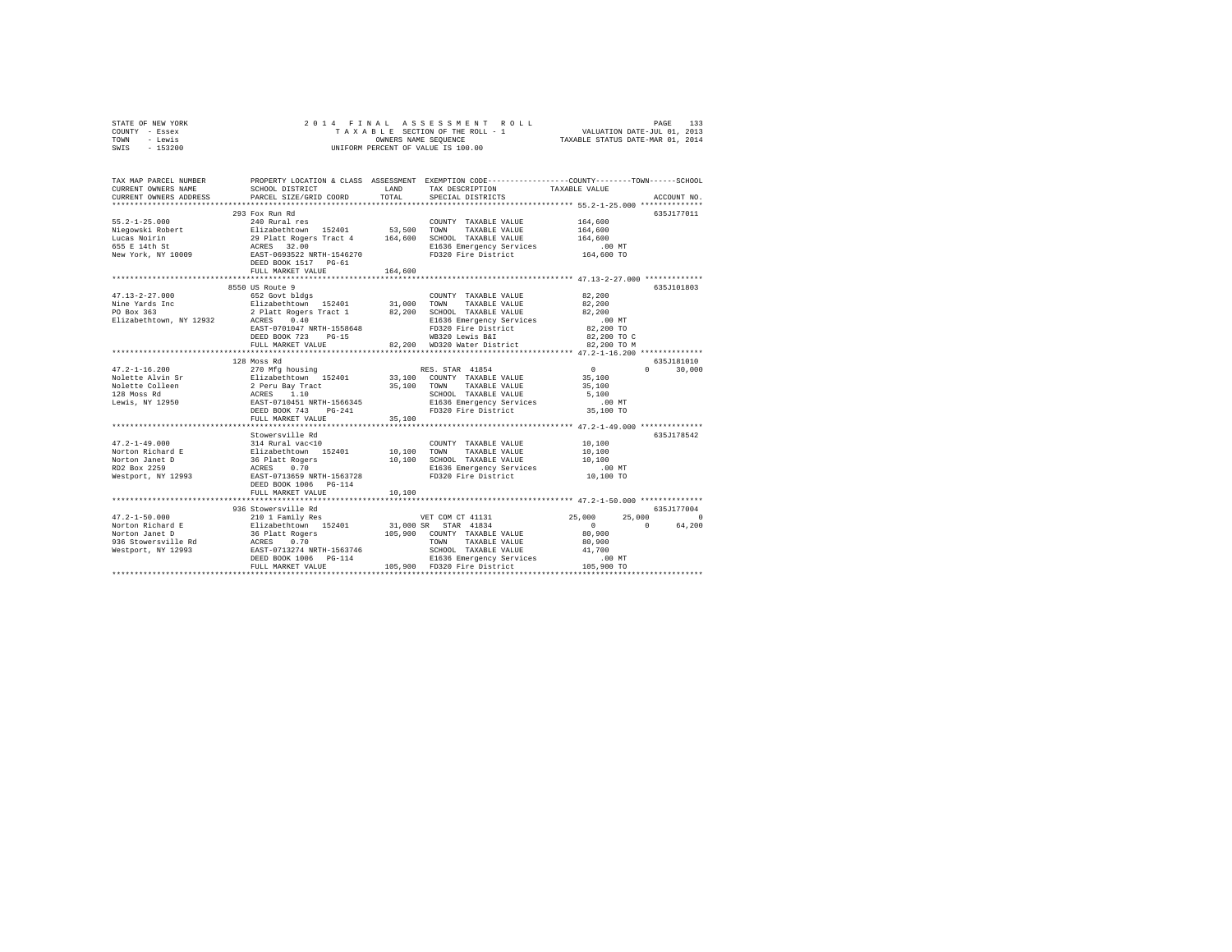STATE OF NEW YORK
COUNTY - Essex
TOWN - Lewis
SWIS - 153200

2 0 1 4 F I N A L A S S E S S M E N T R O L L
T A X A B L E SECTION OF THE ROLL - 1
OWNERS NAME SEQUENCE
UNIFORM PERCENT OF VALUE IS 100.00

VALUATION DATE-JUL 01, 2013
TAXABLE STATUS DATE-MAR 01, 2014

```
TAX MAP PARCEL NUMBER          PROPERTY LOCATION & CLASS  ASSESSMENT  EXEMPTION CODE-----------------COUNTY--------TOWN------SCHOOL
CURRENT OWNERS NAME            SCHOOL DISTRICT               LAND      TAX DESCRIPTION             TAXABLE VALUE
CURRENT OWNERS ADDRESS         PARCEL SIZE/GRID COORD        TOTAL     SPECIAL DISTRICTS                                      ACCOUNT NO.
******************************************************************************************************* 55.2-1-25.000 **************
                               293 Fox Run Rd                                                                              635J177011
55.2-1-25.000                  240 Rural res                           COUNTY  TAXABLE VALUE         164,600
Niegowski Robert               Elizabethtown   152401      53,500      TOWN    TAXABLE VALUE         164,600
Lucas Noirin                   29 Platt Rogers Tract 4    164,600      SCHOOL  TAXABLE VALUE         164,600
655 E 14th St                  ACRES   32.00                           E1636 Emergency Services          .00 MT
New York, NY 10009             EAST-0693522 NRTH-1546270               FD320 Fire District           164,600 TO
                               DEED BOOK 1517   PG-61
                               FULL MARKET VALUE          164,600
******************************************************************************************************* 47.13-2-27.000 *************
                               8550 US Route 9                                                                             635J101803
47.13-2-27.000                 652 Govt bldgs                          COUNTY  TAXABLE VALUE          82,200
Nine Yards Inc                 Elizabethtown   152401      31,000      TOWN    TAXABLE VALUE          82,200
PO Box 363                     2 Platt Rogers Tract 1      82,200      SCHOOL  TAXABLE VALUE          82,200
Elizabethtown, NY 12932        ACRES    0.40                           E1636 Emergency Services          .00 MT
                               EAST-0701047 NRTH-1558648               FD320 Fire District            82,200 TO
                               DEED BOOK 723    PG-15                  WB320 Lewis B&I                82,200 TO C
                               FULL MARKET VALUE           82,200      WD320 Water District           82,200 TO M
******************************************************************************************************* 47.2-1-16.200 **************
                               128 Moss Rd                                                                                 635J181010
47.2-1-16.200                  270 Mfg housing                         RES. STAR  41854                   0         0     30,000
Nolette Alvin Sr               Elizabethtown   152401      33,100      COUNTY  TAXABLE VALUE          35,100
Nolette Colleen                2 Peru Bay Tract            35,100      TOWN    TAXABLE VALUE          35,100
128 Moss Rd                    ACRES    1.10                           SCHOOL  TAXABLE VALUE           5,100
Lewis, NY 12950                EAST-0710451 NRTH-1566345               E1636 Emergency Services          .00 MT
                               DEED BOOK 743    PG-241                 FD320 Fire District            35,100 TO
                               FULL MARKET VALUE           35,100
******************************************************************************************************* 47.2-1-49.000 **************
                               Stowersville Rd                                                                             635J178542
47.2-1-49.000                  314 Rural vac<10                        COUNTY  TAXABLE VALUE          10,100
Norton Richard E               Elizabethtown   152401      10,100      TOWN    TAXABLE VALUE          10,100
Norton Janet D                 36 Platt Rogers             10,100      SCHOOL  TAXABLE VALUE          10,100
RD2 Box 2259                   ACRES    0.70                           E1636 Emergency Services          .00 MT
Westport, NY 12993             EAST-0713659 NRTH-1563728               FD320 Fire District            10,100 TO
                               DEED BOOK 1006   PG-114
                               FULL MARKET VALUE           10,100
******************************************************************************************************* 47.2-1-50.000 **************
                               936 Stowersville Rd                                                                         635J177004
47.2-1-50.000                  210 1 Family Res                        VET COM CT 41131               25,000    25,000         0
Norton Richard E               Elizabethtown   152401      31,000 SR   STAR  41834                        0         0     64,200
Norton Janet D                 36 Platt Rogers            105,900      COUNTY  TAXABLE VALUE          80,900
936 Stowersville Rd            ACRES    0.70                           TOWN    TAXABLE VALUE          80,900
Westport, NY 12993             EAST-0713274 NRTH-1563746               SCHOOL  TAXABLE VALUE          41,700
                               DEED BOOK 1006   PG-114                 E1636 Emergency Services          .00 MT
                               FULL MARKET VALUE          105,900      FD320 Fire District           105,900 TO
************************************************************************************************************************************
```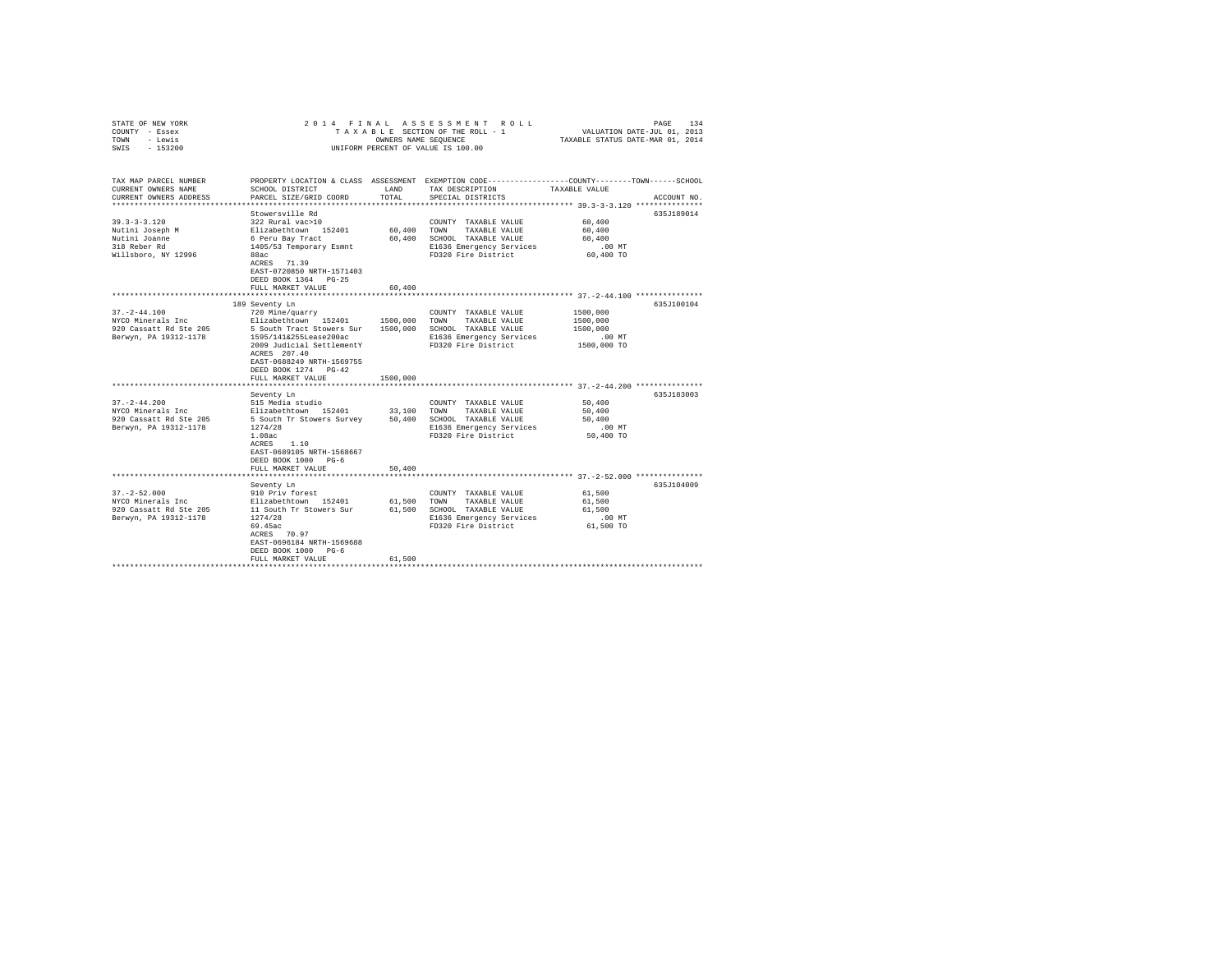STATE OF NEW YORK
COUNTY - Essex
TOWN - Lewis
SWIS - 153200

2014 FINAL ASSESSMENT ROLL
TAXABLE SECTION OF THE ROLL - 1
OWNERS NAME SEQUENCE
UNIFORM PERCENT OF VALUE IS 100.00

VALUATION DATE-JUL 01, 2013
TAXABLE STATUS DATE-MAR 01, 2014

| TAX MAP PARCEL NUMBER / CURRENT OWNERS NAME / CURRENT OWNERS ADDRESS | PROPERTY LOCATION & CLASS / SCHOOL DISTRICT / PARCEL SIZE/GRID COORD | ASSESSMENT LAND / TOTAL | EXEMPTION CODE / TAX DESCRIPTION / SPECIAL DISTRICTS | TAXABLE VALUE (COUNTY / TOWN / SCHOOL) | ACCOUNT NO. |
|---|---|---|---|---|---|
| **39.3-3-3.120** | Stowersville Rd | | | | 635J189014 |
| 39.3-3-3.120 | 322 Rural vac>10 | | COUNTY TAXABLE VALUE | 60,400 | |
| Nutini Joseph M | Elizabethtown 152401 | 60,400 | TOWN TAXABLE VALUE | 60,400 | |
| Nutini Joanne | 6 Peru Bay Tract | 60,400 | SCHOOL TAXABLE VALUE | 60,400 | |
| 318 Reber Rd | 1405/53 Temporary Esmnt | | E1636 Emergency Services | .00 MT | |
| Willsboro, NY 12996 | 88ac | | FD320 Fire District | 60,400 TO | |
| | ACRES 71.39 | | | | |
| | EAST-0720850 NRTH-1571403 | | | | |
| | DEED BOOK 1364 PG-25 | | | | |
| | FULL MARKET VALUE | 60,400 | | | |
| **37.-2-44.100** | 189 Seventy Ln | | | | 635J100104 |
| 37.-2-44.100 | 720 Mine/quarry | | COUNTY TAXABLE VALUE | 1500,000 | |
| NYCO Minerals Inc | Elizabethtown 152401 | 1500,000 | TOWN TAXABLE VALUE | 1500,000 | |
| 920 Cassatt Rd Ste 205 | 5 South Tract Stowers Sur | 1500,000 | SCHOOL TAXABLE VALUE | 1500,000 | |
| Berwyn, PA 19312-1178 | 1595/141&255Lease200ac | | E1636 Emergency Services | .00 MT | |
| | 2009 Judicial SettlementY | | FD320 Fire District | 1500,000 TO | |
| | ACRES 207.40 | | | | |
| | EAST-0688249 NRTH-1569755 | | | | |
| | DEED BOOK 1274 PG-42 | | | | |
| | FULL MARKET VALUE | 1500,000 | | | |
| **37.-2-44.200** | Seventy Ln | | | | 635J183003 |
| 37.-2-44.200 | 515 Media studio | | COUNTY TAXABLE VALUE | 50,400 | |
| NYCO Minerals Inc | Elizabethtown 152401 | 33,100 | TOWN TAXABLE VALUE | 50,400 | |
| 920 Cassatt Rd Ste 205 | 5 South Tr Stowers Survey | 50,400 | SCHOOL TAXABLE VALUE | 50,400 | |
| Berwyn, PA 19312-1178 | 1274/28 | | E1636 Emergency Services | .00 MT | |
| | 1.08ac | | FD320 Fire District | 50,400 TO | |
| | ACRES 1.10 | | | | |
| | EAST-0689105 NRTH-1568667 | | | | |
| | DEED BOOK 1000 PG-6 | | | | |
| | FULL MARKET VALUE | 50,400 | | | |
| **37.-2-52.000** | Seventy Ln | | | | 635J104009 |
| 37.-2-52.000 | 910 Priv forest | | COUNTY TAXABLE VALUE | 61,500 | |
| NYCO Minerals Inc | Elizabethtown 152401 | 61,500 | TOWN TAXABLE VALUE | 61,500 | |
| 920 Cassatt Rd Ste 205 | 11 South Tr Stowers Sur | 61,500 | SCHOOL TAXABLE VALUE | 61,500 | |
| Berwyn, PA 19312-1178 | 1274/28 | | E1636 Emergency Services | .00 MT | |
| | 69.45ac | | FD320 Fire District | 61,500 TO | |
| | ACRES 70.97 | | | | |
| | EAST-0696184 NRTH-1569688 | | | | |
| | DEED BOOK 1000 PG-6 | | | | |
| | FULL MARKET VALUE | 61,500 | | | |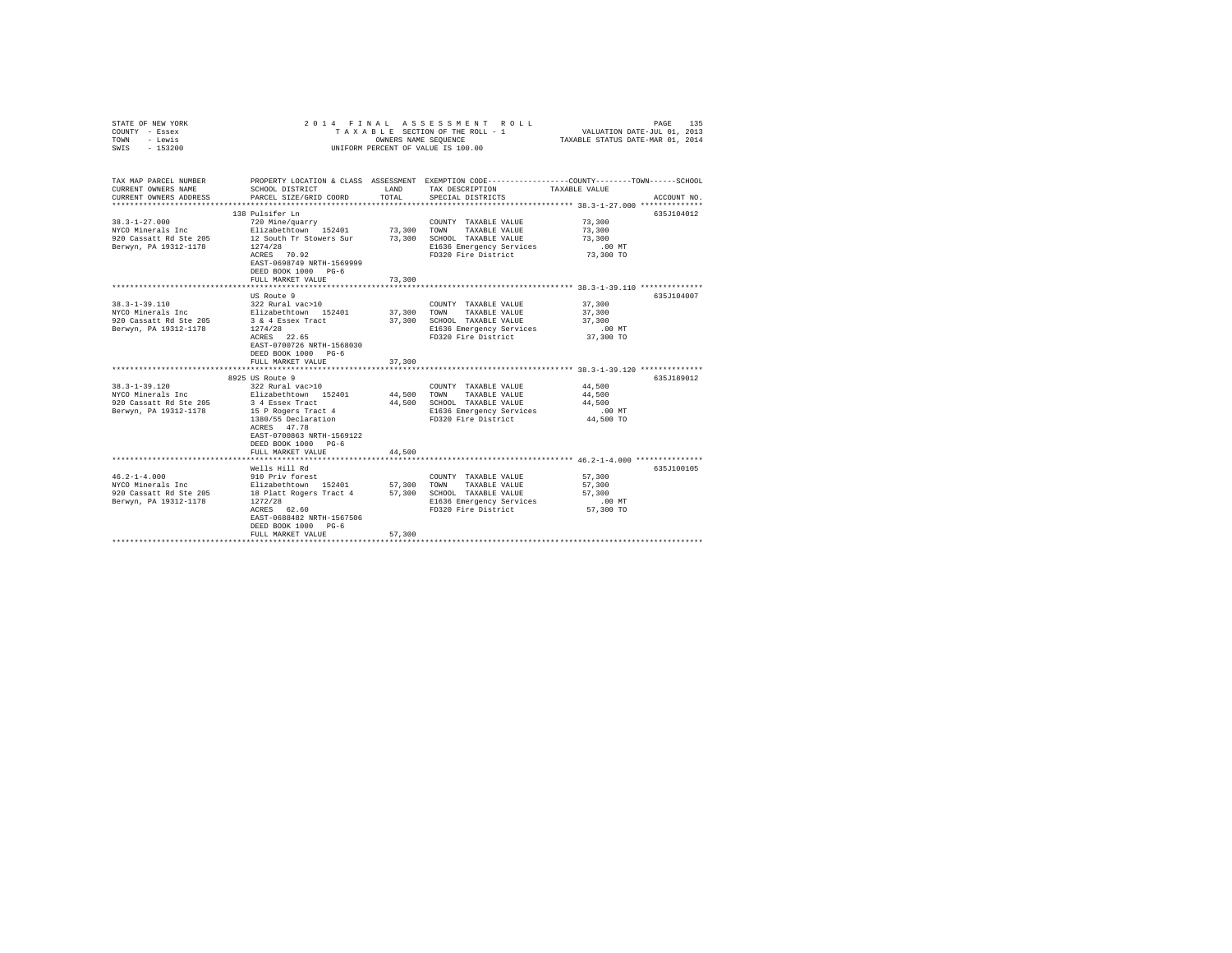STATE OF NEW YORK
COUNTY - Essex
TOWN - Lewis
SWIS - 153200

2014 FINAL ASSESSMENT ROLL
TAXABLE SECTION OF THE ROLL - 1
OWNERS NAME SEQUENCE
UNIFORM PERCENT OF VALUE IS 100.00

VALUATION DATE-JUL 01, 2013
TAXABLE STATUS DATE-MAR 01, 2014

| TAX MAP PARCEL NUMBER / CURRENT OWNERS NAME / CURRENT OWNERS ADDRESS | PROPERTY LOCATION & CLASS / SCHOOL DISTRICT / PARCEL SIZE/GRID COORD | ASSESSMENT LAND / TOTAL | EXEMPTION CODE / TAX DESCRIPTION / SPECIAL DISTRICTS | COUNTY / TOWN / SCHOOL TAXABLE VALUE | ACCOUNT NO. |
|---|---|---|---|---|---|
| 38.3-1-27.000 | 138 Pulsifer Ln | | | | 635J104012 |
| | 720 Mine/quarry | | COUNTY TAXABLE VALUE | 73,300 | |
| NYCO Minerals Inc | Elizabethtown 152401 | 73,300 | TOWN TAXABLE VALUE | 73,300 | |
| 920 Cassatt Rd Ste 205 | 12 South Tr Stowers Sur | 73,300 | SCHOOL TAXABLE VALUE | 73,300 | |
| Berwyn, PA 19312-1178 | 1274/28 | | E1636 Emergency Services | .00 MT | |
| | ACRES 70.92 | | FD320 Fire District | 73,300 TO | |
| | EAST-0698749 NRTH-1569999 | | | | |
| | DEED BOOK 1000 PG-6 | | | | |
| | FULL MARKET VALUE | 73,300 | | | |
| 38.3-1-39.110 | US Route 9 | | | | 635J104007 |
| | 322 Rural vac>10 | | COUNTY TAXABLE VALUE | 37,300 | |
| NYCO Minerals Inc | Elizabethtown 152401 | 37,300 | TOWN TAXABLE VALUE | 37,300 | |
| 920 Cassatt Rd Ste 205 | 3 & 4 Essex Tract | 37,300 | SCHOOL TAXABLE VALUE | 37,300 | |
| Berwyn, PA 19312-1178 | 1274/28 | | E1636 Emergency Services | .00 MT | |
| | ACRES 22.65 | | FD320 Fire District | 37,300 TO | |
| | EAST-0700726 NRTH-1568030 | | | | |
| | DEED BOOK 1000 PG-6 | | | | |
| | FULL MARKET VALUE | 37,300 | | | |
| 38.3-1-39.120 | 8925 US Route 9 | | | | 635J189012 |
| | 322 Rural vac>10 | | COUNTY TAXABLE VALUE | 44,500 | |
| NYCO Minerals Inc | Elizabethtown 152401 | 44,500 | TOWN TAXABLE VALUE | 44,500 | |
| 920 Cassatt Rd Ste 205 | 3 4 Essex Tract | 44,500 | SCHOOL TAXABLE VALUE | 44,500 | |
| Berwyn, PA 19312-1178 | 15 P Rogers Tract 4 | | E1636 Emergency Services | .00 MT | |
| | 1380/55 Declaration | | FD320 Fire District | 44,500 TO | |
| | ACRES 47.78 | | | | |
| | EAST-0700863 NRTH-1569122 | | | | |
| | DEED BOOK 1000 PG-6 | | | | |
| | FULL MARKET VALUE | 44,500 | | | |
| 46.2-1-4.000 | Wells Hill Rd | | | | 635J100105 |
| | 910 Priv forest | | COUNTY TAXABLE VALUE | 57,300 | |
| NYCO Minerals Inc | Elizabethtown 152401 | 57,300 | TOWN TAXABLE VALUE | 57,300 | |
| 920 Cassatt Rd Ste 205 | 18 Platt Rogers Tract 4 | 57,300 | SCHOOL TAXABLE VALUE | 57,300 | |
| Berwyn, PA 19312-1178 | 1272/28 | | E1636 Emergency Services | .00 MT | |
| | ACRES 62.60 | | FD320 Fire District | 57,300 TO | |
| | EAST-0688482 NRTH-1567506 | | | | |
| | DEED BOOK 1000 PG-6 | | | | |
| | FULL MARKET VALUE | 57,300 | | | |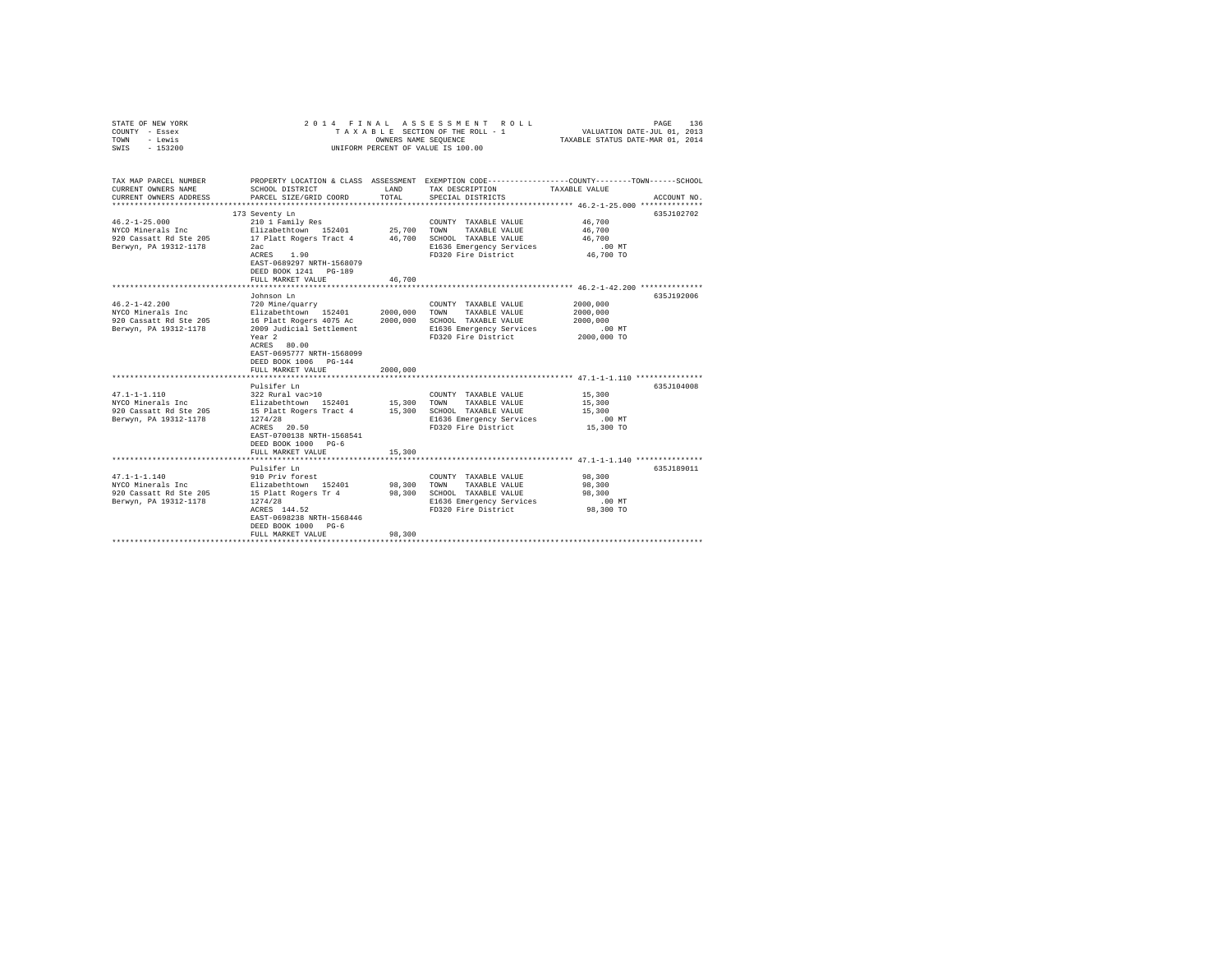STATE OF NEW YORK
COUNTY - Essex
TOWN - Lewis
SWIS - 153200

2014 FINAL ASSESSMENT ROLL
TAXABLE SECTION OF THE ROLL - 1
OWNERS NAME SEQUENCE
UNIFORM PERCENT OF VALUE IS 100.00

VALUATION DATE-JUL 01, 2013
TAXABLE STATUS DATE-MAR 01, 2014

| TAX MAP PARCEL NUMBER / CURRENT OWNERS NAME / CURRENT OWNERS ADDRESS | PROPERTY LOCATION & CLASS / SCHOOL DISTRICT / PARCEL SIZE/GRID COORD | ASSESSMENT LAND / TOTAL | EXEMPTION CODE / TAX DESCRIPTION / SPECIAL DISTRICTS | COUNTY / TOWN / SCHOOL TAXABLE VALUE | ACCOUNT NO. |
|---|---|---|---|---|---|
| 46.2-1-25.000 | 173 Seventy Ln | | | | 635J102702 |
| | 210 1 Family Res | | COUNTY TAXABLE VALUE | 46,700 | |
| NYCO Minerals Inc | Elizabethtown 152401 | 25,700 | TOWN TAXABLE VALUE | 46,700 | |
| 920 Cassatt Rd Ste 205 | 17 Platt Rogers Tract 4 | 46,700 | SCHOOL TAXABLE VALUE | 46,700 | |
| Berwyn, PA 19312-1178 | 2ac | | E1636 Emergency Services | .00 MT | |
| | ACRES 1.90 | | FD320 Fire District | 46,700 TO | |
| | EAST-0689297 NRTH-1568079 | | | | |
| | DEED BOOK 1241 PG-189 | | | | |
| | FULL MARKET VALUE | 46,700 | | | |
| 46.2-1-42.200 | Johnson Ln | | | | 635J192006 |
| | 720 Mine/quarry | | COUNTY TAXABLE VALUE | 2000,000 | |
| NYCO Minerals Inc | Elizabethtown 152401 | 2000,000 | TOWN TAXABLE VALUE | 2000,000 | |
| 920 Cassatt Rd Ste 205 | 16 Platt Rogers 4075 Ac | 2000,000 | SCHOOL TAXABLE VALUE | 2000,000 | |
| Berwyn, PA 19312-1178 | 2009 Judicial Settlement | | E1636 Emergency Services | .00 MT | |
| | Year 2 | | FD320 Fire District | 2000,000 TO | |
| | ACRES 80.00 | | | | |
| | EAST-0695777 NRTH-1568099 | | | | |
| | DEED BOOK 1006 PG-144 | | | | |
| | FULL MARKET VALUE | 2000,000 | | | |
| 47.1-1-1.110 | Pulsifer Ln | | | | 635J104008 |
| | 322 Rural vac>10 | | COUNTY TAXABLE VALUE | 15,300 | |
| NYCO Minerals Inc | Elizabethtown 152401 | 15,300 | TOWN TAXABLE VALUE | 15,300 | |
| 920 Cassatt Rd Ste 205 | 15 Platt Rogers Tract 4 | 15,300 | SCHOOL TAXABLE VALUE | 15,300 | |
| Berwyn, PA 19312-1178 | 1274/28 | | E1636 Emergency Services | .00 MT | |
| | ACRES 20.50 | | FD320 Fire District | 15,300 TO | |
| | EAST-0700138 NRTH-1568541 | | | | |
| | DEED BOOK 1000 PG-6 | | | | |
| | FULL MARKET VALUE | 15,300 | | | |
| 47.1-1-1.140 | Pulsifer Ln | | | | 635J189011 |
| | 910 Priv forest | | COUNTY TAXABLE VALUE | 98,300 | |
| NYCO Minerals Inc | Elizabethtown 152401 | 98,300 | TOWN TAXABLE VALUE | 98,300 | |
| 920 Cassatt Rd Ste 205 | 15 Platt Rogers Tr 4 | 98,300 | SCHOOL TAXABLE VALUE | 98,300 | |
| Berwyn, PA 19312-1178 | 1274/28 | | E1636 Emergency Services | .00 MT | |
| | ACRES 144.52 | | FD320 Fire District | 98,300 TO | |
| | EAST-0698238 NRTH-1568446 | | | | |
| | DEED BOOK 1000 PG-6 | | | | |
| | FULL MARKET VALUE | 98,300 | | | |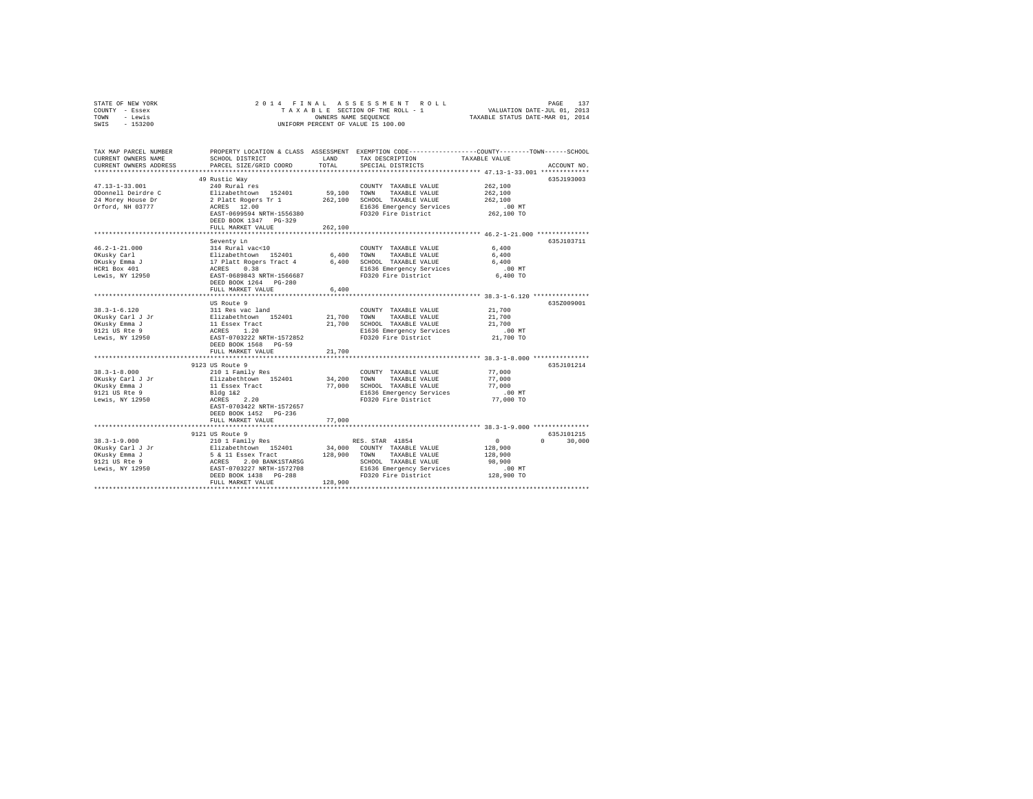STATE OF NEW YORK                2 0 1 4   F I N A L   A S S E S S M E N T   R O L L
COUNTY - Essex                   T A X A B L E SECTION OF THE ROLL - 1                VALUATION DATE-JUL 01, 2013
TOWN   - Lewis                   OWNERS NAME SEQUENCE                                 TAXABLE STATUS DATE-MAR 01, 2014
SWIS   - 153200                  UNIFORM PERCENT OF VALUE IS 100.00

| TAX MAP PARCEL NUMBER / CURRENT OWNERS NAME / CURRENT OWNERS ADDRESS | PROPERTY LOCATION & CLASS / SCHOOL DISTRICT / PARCEL SIZE/GRID COORD | ASSESSMENT LAND | TOTAL | EXEMPTION CODE / TAX DESCRIPTION / SPECIAL DISTRICTS | COUNTY TAXABLE VALUE | TOWN | SCHOOL | ACCOUNT NO. |
|---|---|---|---|---|---|---|---|---|
| 47.13-1-33.001 | 49 Rustic Way | | | | | | | 635J193003 |
| ODonnell Deirdre C | 240 Rural res | | | COUNTY TAXABLE VALUE | 262,100 | | | |
| 24 Morey House Dr | Elizabethtown 152401 | 59,100 | | TOWN TAXABLE VALUE | 262,100 | | | |
| Orford, NH 03777 | 2 Platt Rogers Tr 1 | | 262,100 | SCHOOL TAXABLE VALUE | 262,100 | | | |
| | ACRES 12.00 | | | E1636 Emergency Services | .00 MT | | | |
| | EAST-0699594 NRTH-1556380 | | | FD320 Fire District | 262,100 TO | | | |
| | DEED BOOK 1347 PG-329 | | | | | | | |
| | FULL MARKET VALUE | | 262,100 | | | | | |
| 46.2-1-21.000 | Seventy Ln | | | | | | | 635J103711 |
| OKusky Carl | 314 Rural vac<10 | | | COUNTY TAXABLE VALUE | 6,400 | | | |
| OKusky Emma J | Elizabethtown 152401 | 6,400 | | TOWN TAXABLE VALUE | 6,400 | | | |
| HCR1 Box 401 | 17 Platt Rogers Tract 4 | | 6,400 | SCHOOL TAXABLE VALUE | 6,400 | | | |
| Lewis, NY 12950 | ACRES 0.38 | | | E1636 Emergency Services | .00 MT | | | |
| | EAST-0689843 NRTH-1566687 | | | FD320 Fire District | 6,400 TO | | | |
| | DEED BOOK 1264 PG-280 | | | | | | | |
| | FULL MARKET VALUE | | 6,400 | | | | | |
| 38.3-1-6.120 | US Route 9 | | | | | | | 635Z009001 |
| OKusky Carl J Jr | 311 Res vac land | | | COUNTY TAXABLE VALUE | 21,700 | | | |
| OKusky Emma J | Elizabethtown 152401 | 21,700 | | TOWN TAXABLE VALUE | 21,700 | | | |
| 9121 US Rte 9 | 11 Essex Tract | | 21,700 | SCHOOL TAXABLE VALUE | 21,700 | | | |
| Lewis, NY 12950 | ACRES 1.20 | | | E1636 Emergency Services | .00 MT | | | |
| | EAST-0703222 NRTH-1572852 | | | FD320 Fire District | 21,700 TO | | | |
| | DEED BOOK 1568 PG-59 | | | | | | | |
| | FULL MARKET VALUE | | 21,700 | | | | | |
| 38.3-1-8.000 | 9123 US Route 9 | | | | | | | 635J101214 |
| OKusky Carl J Jr | 210 1 Family Res | | | COUNTY TAXABLE VALUE | 77,000 | | | |
| OKusky Emma J | Elizabethtown 152401 | 34,200 | | TOWN TAXABLE VALUE | 77,000 | | | |
| 9121 US Rte 9 | 11 Essex Tract | | 77,000 | SCHOOL TAXABLE VALUE | 77,000 | | | |
| Lewis, NY 12950 | Bldg 1&2 | | | E1636 Emergency Services | .00 MT | | | |
| | ACRES 2.20 | | | FD320 Fire District | 77,000 TO | | | |
| | EAST-0703422 NRTH-1572657 | | | | | | | |
| | DEED BOOK 1452 PG-236 | | | | | | | |
| | FULL MARKET VALUE | | 77,000 | | | | | |
| 38.3-1-9.000 | 9121 US Route 9 | | | | | | | 635J101215 |
| OKusky Carl J Jr | 210 1 Family Res | | | RES. STAR 41854 | 0 | | 0 | 30,000 |
| OKusky Emma J | Elizabethtown 152401 | 34,000 | | COUNTY TAXABLE VALUE | 128,900 | | | |
| 9121 US Rte 9 | 5 & 11 Essex Tract | | 128,900 | TOWN TAXABLE VALUE | 128,900 | | | |
| Lewis, NY 12950 | ACRES 2.00 BANK1STARSG | | | SCHOOL TAXABLE VALUE | 98,900 | | | |
| | EAST-0703227 NRTH-1572708 | | | E1636 Emergency Services | .00 MT | | | |
| | DEED BOOK 1438 PG-288 | | | FD320 Fire District | 128,900 TO | | | |
| | FULL MARKET VALUE | | 128,900 | | | | | |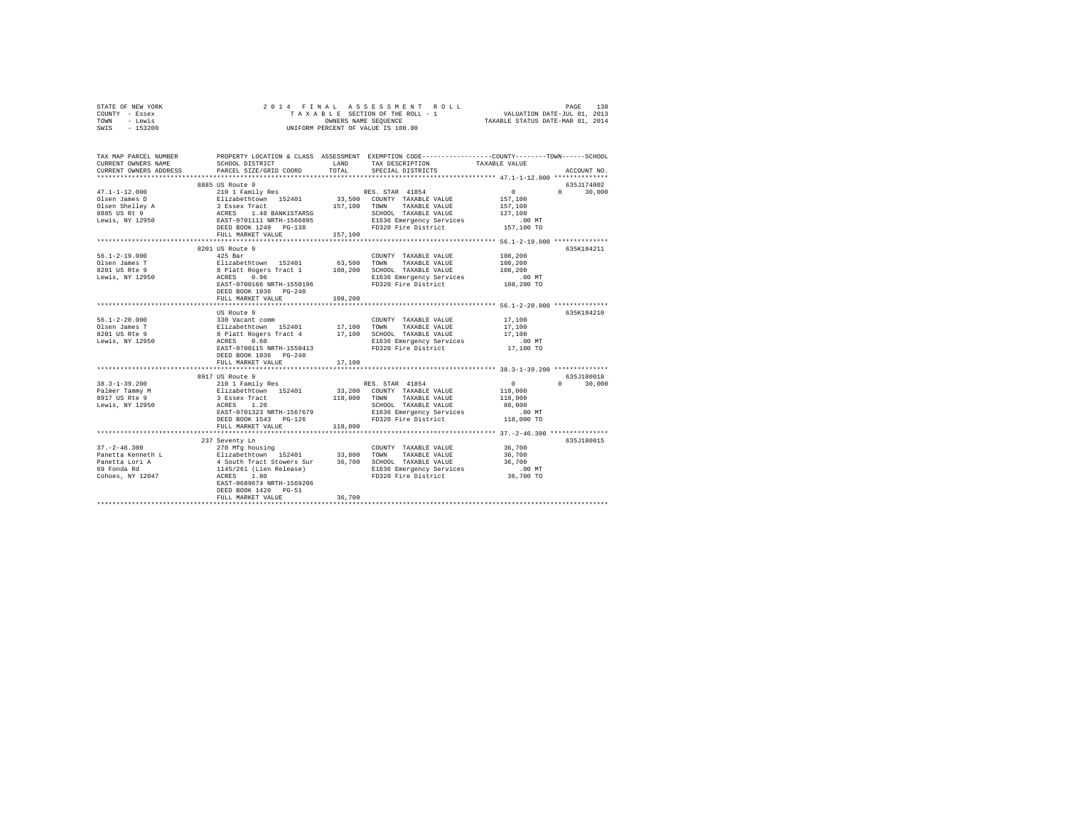STATE OF NEW YORK
COUNTY - Essex
TOWN - Lewis
SWIS - 153200

2 0 1 4 F I N A L A S S E S S M E N T R O L L
T A X A B L E SECTION OF THE ROLL - 1
OWNERS NAME SEQUENCE
UNIFORM PERCENT OF VALUE IS 100.00

VALUATION DATE-JUL 01, 2013
TAXABLE STATUS DATE-MAR 01, 2014

```
TAX MAP PARCEL NUMBER          PROPERTY LOCATION & CLASS  ASSESSMENT  EXEMPTION CODE-----------------COUNTY--------TOWN------SCHOOL
CURRENT OWNERS NAME            SCHOOL DISTRICT              LAND      TAX DESCRIPTION              TAXABLE VALUE
CURRENT OWNERS ADDRESS         PARCEL SIZE/GRID COORD       TOTAL     SPECIAL DISTRICTS                                  ACCOUNT NO.
******************************************************************************************************* 47.1-1-12.000 **************
                        8885 US Route 9                                                                                 635J174002
47.1-1-12.000                  210 1 Family Res                       RES. STAR 41854                0         0     30,000
Olsen James D                  Elizabethtown  152401        33,500    COUNTY  TAXABLE VALUE          157,100
Olsen Shelley A                3 Essex Tract               157,100    TOWN    TAXABLE VALUE          157,100
8885 US Rt 9                   ACRES    1.48 BANK1STARSG              SCHOOL  TAXABLE VALUE          127,100
Lewis, NY 12950                EAST-0701111 NRTH-1566895              E1636 Emergency Services            .00 MT
                               DEED BOOK 1249   PG-138                FD320 Fire District             157,100 TO
                               FULL MARKET VALUE           157,100
******************************************************************************************************* 56.1-2-19.000 **************
                        8201 US Route 9                                                                                 635K104211
56.1-2-19.000                  425 Bar                                COUNTY  TAXABLE VALUE          108,200
Olsen James T                  Elizabethtown  152401        63,500    TOWN    TAXABLE VALUE          108,200
8201 US Rte 9                  8 Platt Rogers Tract 1      108,200    SCHOOL  TAXABLE VALUE          108,200
Lewis, NY 12950                ACRES    0.96                          E1636 Emergency Services            .00 MT
                               EAST-0700166 NRTH-1550196              FD320 Fire District             108,200 TO
                               DEED BOOK 1036   PG-240
                               FULL MARKET VALUE           108,200
******************************************************************************************************* 56.1-2-20.000 **************
                               US Route 9                                                                               635K104210
56.1-2-20.000                  330 Vacant comm                        COUNTY  TAXABLE VALUE           17,100
Olsen James T                  Elizabethtown  152401        17,100    TOWN    TAXABLE VALUE           17,100
8201 US Rte 9                  8 Platt Rogers Tract 4       17,100    SCHOOL  TAXABLE VALUE           17,100
Lewis, NY 12950                ACRES    0.60                          E1636 Emergency Services            .00 MT
                               EAST-0700115 NRTH-1550413              FD320 Fire District              17,100 TO
                               DEED BOOK 1036   PG-240
                               FULL MARKET VALUE            17,100
******************************************************************************************************* 38.3-1-39.200 **************
                        8917 US Route 9                                                                                 635J180018
38.3-1-39.200                  210 1 Family Res                       RES. STAR 41854                0         0     30,000
Palmer Tammy M                 Elizabethtown  152401        33,200    COUNTY  TAXABLE VALUE          118,000
8917 US Rte 9                  3 Essex Tract               118,000    TOWN    TAXABLE VALUE          118,000
Lewis, NY 12950                ACRES    1.20                          SCHOOL  TAXABLE VALUE           88,000
                               EAST-0701323 NRTH-1567679              E1636 Emergency Services            .00 MT
                               DEED BOOK 1543   PG-126                FD320 Fire District             118,000 TO
                               FULL MARKET VALUE           118,000
******************************************************************************************************* 37.-2-46.300 ***************
                        237 Seventy Ln                                                                                  635J180015
37.-2-46.300                   270 Mfg housing                        COUNTY  TAXABLE VALUE           36,700
Panetta Kenneth L              Elizabethtown  152401        33,800    TOWN    TAXABLE VALUE           36,700
Panetta Lori A                 4 South Tract Stowers Sur    36,700    SCHOOL  TAXABLE VALUE           36,700
69 Fonda Rd                    1145/261 (Lien Release)                E1636 Emergency Services            .00 MT
Cohoes, NY 12047               ACRES    1.80                          FD320 Fire District              36,700 TO
                               EAST-0689674 NRTH-1569206
                               DEED BOOK 1420   PG-51
                               FULL MARKET VALUE            36,700
************************************************************************************************************************************
```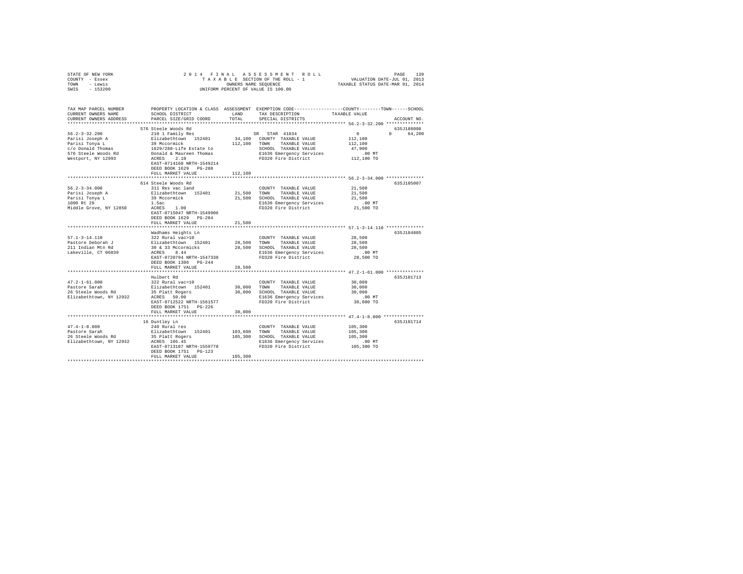STATE OF NEW YORK | COUNTY - Essex | TOWN - Lewis | SWIS - 153200

**2014 FINAL ASSESSMENT ROLL**
TAXABLE SECTION OF THE ROLL - 1
OWNERS NAME SEQUENCE
UNIFORM PERCENT OF VALUE IS 100.00

VALUATION DATE-JUL 01, 2013
TAXABLE STATUS DATE-MAR 01, 2014

| TAX MAP PARCEL NUMBER / CURRENT OWNERS NAME / CURRENT OWNERS ADDRESS | PROPERTY LOCATION & CLASS / SCHOOL DISTRICT / PARCEL SIZE/GRID COORD | ASSESSMENT LAND | TOTAL | EXEMPTION CODE / TAX DESCRIPTION / SPECIAL DISTRICTS | COUNTY | TOWN | SCHOOL TAXABLE VALUE | ACCOUNT NO. |
|---|---|---|---|---|---|---|---|---|
| **56.2-3-32.200** | 576 Steele Woods Rd | | | | | | | 635J188008 |
| 56.2-3-32.200 | 210 1 Family Res | | | SR STAR 41834 | 0 | 0 | 64,200 | |
| Parisi Joseph A | Elizabethtown 152401 | 34,100 | | COUNTY TAXABLE VALUE | 112,100 | | | |
| Parisi Tonya L | 39 Mccormick | | 112,100 | TOWN TAXABLE VALUE | | 112,100 | | |
| c/o Donald Thomas | 1629/288-Life Estate to | | | SCHOOL TAXABLE VALUE | | | 47,900 | |
| 576 Steele Woods Rd | Donald & Maureen Thomas | | | E1636 Emergency Services | .00 MT | | | |
| Westport, NY 12993 | ACRES 2.10 | | | FD320 Fire District | 112,100 TO | | | |
| | EAST-0714168 NRTH-1549214 | | | | | | | |
| | DEED BOOK 1629 PG-288 | | | | | | | |
| | FULL MARKET VALUE | | 112,100 | | | | | |
| **56.2-3-34.000** | 614 Steele Woods Rd | | | | | | | 635J105007 |
| 56.2-3-34.000 | 311 Res vac land | | | COUNTY TAXABLE VALUE | 21,500 | | | |
| Parisi Joseph A | Elizabethtown 152401 | 21,500 | | TOWN TAXABLE VALUE | | 21,500 | | |
| Parisi Tonya L | 39 Mccormick | | 21,500 | SCHOOL TAXABLE VALUE | | | 21,500 | |
| 1000 Rt 29 | 1.5ac | | | E1636 Emergency Services | .00 MT | | | |
| Middle Grove, NY 12850 | ACRES 1.00 | | | FD320 Fire District | 21,500 TO | | | |
| | EAST-0715047 NRTH-1549906 | | | | | | | |
| | DEED BOOK 1629 PG-284 | | | | | | | |
| | FULL MARKET VALUE | | 21,500 | | | | | |
| **57.1-3-14.110** | Wadhams Heights Ln | | | | | | | 635J104805 |
| 57.1-3-14.110 | 322 Rural vac>10 | | | COUNTY TAXABLE VALUE | 28,500 | | | |
| Pastore Deborah J | Elizabethtown 152401 | 28,500 | | TOWN TAXABLE VALUE | | 28,500 | | |
| 211 Indian Mtn Rd | 30 & 33 Mccormicks | | 28,500 | SCHOOL TAXABLE VALUE | | | 28,500 | |
| Lakeville, CT 06039 | ACRES 8.44 | | | E1636 Emergency Services | .00 MT | | | |
| | EAST-0720794 NRTH-1547338 | | | FD320 Fire District | 28,500 TO | | | |
| | DEED BOOK 1306 PG-244 | | | | | | | |
| | FULL MARKET VALUE | | 28,500 | | | | | |
| **47.2-1-61.000** | Hulbert Rd | | | | | | | 635J101713 |
| 47.2-1-61.000 | 322 Rural vac>10 | | | COUNTY TAXABLE VALUE | 30,000 | | | |
| Pastore Sarah | Elizabethtown 152401 | 30,000 | | TOWN TAXABLE VALUE | | 30,000 | | |
| 26 Steele Woods Rd | 35 Platt Rogers | | 30,000 | SCHOOL TAXABLE VALUE | | | 30,000 | |
| Elizabethtown, NY 12932 | ACRES 50.00 | | | E1636 Emergency Services | .00 MT | | | |
| | EAST-0712522 NRTH-1561577 | | | FD320 Fire District | 30,000 TO | | | |
| | DEED BOOK 1751 PG-226 | | | | | | | |
| | FULL MARKET VALUE | | 30,000 | | | | | |
| **47.4-1-8.000** | 16 Duntley Ln | | | | | | | 635J101714 |
| 47.4-1-8.000 | 240 Rural res | | | COUNTY TAXABLE VALUE | 105,300 | | | |
| Pastore Sarah | Elizabethtown 152401 | 103,600 | | TOWN TAXABLE VALUE | | 105,300 | | |
| 26 Steele Woods Rd | 35 Platt Rogers | | 105,300 | SCHOOL TAXABLE VALUE | | | 105,300 | |
| Elizabethtown, NY 12932 | ACRES 105.45 | | | E1636 Emergency Services | .00 MT | | | |
| | EAST-0713107 NRTH-1559778 | | | FD320 Fire District | 105,300 TO | | | |
| | DEED BOOK 1751 PG-123 | | | | | | | |
| | FULL MARKET VALUE | | 105,300 | | | | | |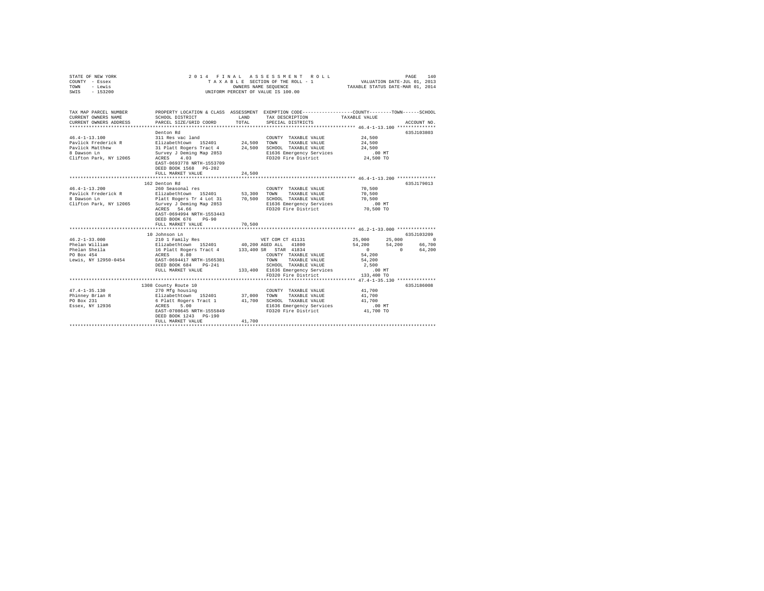STATE OF NEW YORK
COUNTY - Essex
TOWN - Lewis
SWIS - 153200

2014 FINAL ASSESSMENT ROLL
TAXABLE SECTION OF THE ROLL - 1
OWNERS NAME SEQUENCE
UNIFORM PERCENT OF VALUE IS 100.00

VALUATION DATE-JUL 01, 2013
TAXABLE STATUS DATE-MAR 01, 2014

```
TAX MAP PARCEL NUMBER          PROPERTY LOCATION & CLASS  ASSESSMENT  EXEMPTION CODE-----------------COUNTY--------TOWN------SCHOOL
CURRENT OWNERS NAME            SCHOOL DISTRICT              LAND      TAX DESCRIPTION             TAXABLE VALUE
CURRENT OWNERS ADDRESS         PARCEL SIZE/GRID COORD       TOTAL     SPECIAL DISTRICTS                                    ACCOUNT NO.
*************************************************************************************************** 46.4-1-13.100 **************
                               Denton Rd                                                                                635J103803
46.4-1-13.100                  311 Res vac land                       COUNTY  TAXABLE VALUE           24,500
Pavlick Frederick R            Elizabethtown  152401       24,500     TOWN    TAXABLE VALUE           24,500
Pavlick Matthew                31 Platt Rogers Tract 4     24,500     SCHOOL  TAXABLE VALUE           24,500
8 Dawson Ln                    Survey J Deming Map 2853               E1636 Emergency Services            .00 MT
Clifton Park, NY 12065         ACRES    4.03                          FD320 Fire District             24,500 TO
                               EAST-0693778 NRTH-1553709
                               DEED BOOK 1568   PG-202
                               FULL MARKET VALUE           24,500
*************************************************************************************************** 46.4-1-13.200 **************
                               162 Denton Rd                                                                            635J179013
46.4-1-13.200                  260 Seasonal res                       COUNTY  TAXABLE VALUE           70,500
Pavlick Frederick R            Elizabethtown  152401       53,300     TOWN    TAXABLE VALUE           70,500
8 Dawson Ln                    Platt Rogers Tr 4 Lot 31    70,500     SCHOOL  TAXABLE VALUE           70,500
Clifton Park, NY 12065         Survey J Deming Map 2853               E1636 Emergency Services            .00 MT
                               ACRES   54.66                          FD320 Fire District             70,500 TO
                               EAST-0694994 NRTH-1553443
                               DEED BOOK 676    PG-90
                               FULL MARKET VALUE           70,500
*************************************************************************************************** 46.2-1-33.000 **************
                               10 Johnson Ln                                                                            635J103209
46.2-1-33.000                  210 1 Family Res                       VET COM CT 41131           25,000      25,000           0
Phelan William                 Elizabethtown  152401       40,200 AGED ALL   41800               54,200      54,200      66,700
Phelan Sheila                  16 Platt Rogers Tract 4    133,400 SR  STAR  41834                     0           0      64,200
PO Box 454                     ACRES    8.80                          COUNTY  TAXABLE VALUE           54,200
Lewis, NY 12950-0454           EAST-0694417 NRTH-1565381              TOWN    TAXABLE VALUE           54,200
                               DEED BOOK 684    PG-241                SCHOOL  TAXABLE VALUE            2,500
                               FULL MARKET VALUE          133,400     E1636 Emergency Services            .00 MT
                                                                      FD320 Fire District            133,400 TO
*************************************************************************************************** 47.4-1-35.130 **************
                               1308 County Route 10                                                                     635J186008
47.4-1-35.130                  270 Mfg housing                        COUNTY  TAXABLE VALUE           41,700
Phinney Brian R                Elizabethtown  152401       37,000     TOWN    TAXABLE VALUE           41,700
PO Box 231                     6 Platt Rogers Tract 1      41,700     SCHOOL  TAXABLE VALUE           41,700
Essex, NY 12936                ACRES    5.00                          E1636 Emergency Services            .00 MT
                               EAST-0708645 NRTH-1555849              FD320 Fire District             41,700 TO
                               DEED BOOK 1243   PG-190
                               FULL MARKET VALUE           41,700
********************************************************************************************************************************
```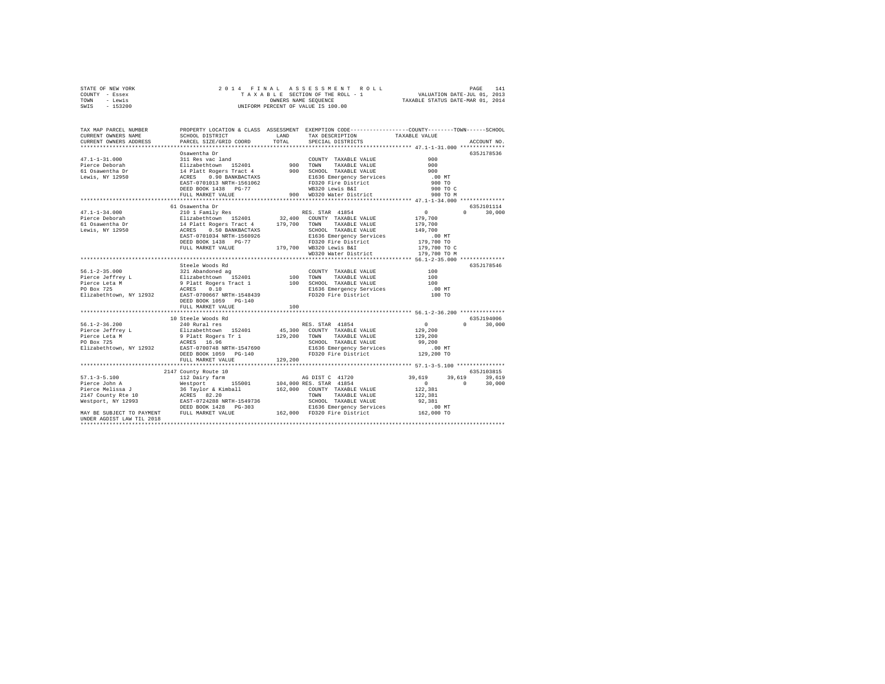STATE OF NEW YORK | COUNTY - Essex | TOWN - Lewis | SWIS - 153200

2014 FINAL ASSESSMENT ROLL
TAXABLE SECTION OF THE ROLL - 1
OWNERS NAME SEQUENCE
UNIFORM PERCENT OF VALUE IS 100.00

VALUATION DATE-JUL 01, 2013
TAXABLE STATUS DATE-MAR 01, 2014

```
TAX MAP PARCEL NUMBER      PROPERTY LOCATION & CLASS  ASSESSMENT  EXEMPTION CODE-----------------COUNTY--------TOWN------SCHOOL
CURRENT OWNERS NAME        SCHOOL DISTRICT             LAND       TAX DESCRIPTION            TAXABLE VALUE
CURRENT OWNERS ADDRESS     PARCEL SIZE/GRID COORD      TOTAL      SPECIAL DISTRICTS                                    ACCOUNT NO.
*********************************************************************************************** 47.1-1-31.000 **************
                           Osawentha Dr                                                                             635J178536
47.1-1-31.000              311 Res vac land                       COUNTY  TAXABLE VALUE              900
Pierce Deborah             Elizabethtown  152401          900     TOWN    TAXABLE VALUE              900
61 Osawentha Dr            14 Platt Rogers Tract 4        900     SCHOOL  TAXABLE VALUE              900
Lewis, NY 12950            ACRES    0.90 BANKBACTAXS              E1636 Emergency Services           .00 MT
                           EAST-0701013 NRTH-1561062              FD320 Fire District                900 TO
                           DEED BOOK 1438   PG-77                 WB320 Lewis B&I                    900 TO C
                           FULL MARKET VALUE              900     WD320 Water District               900 TO M
*********************************************************************************************** 47.1-1-34.000 **************
                           61 Osawentha Dr                                                                          635J101114
47.1-1-34.000              210 1 Family Res                       RES. STAR 41854                 0          0      30,000
Pierce Deborah             Elizabethtown  152401       32,400     COUNTY  TAXABLE VALUE          179,700
61 Osawentha Dr            14 Platt Rogers Tract 4    179,700     TOWN    TAXABLE VALUE          179,700
Lewis, NY 12950            ACRES    0.50 BANKBACTAXS              SCHOOL  TAXABLE VALUE          149,700
                           EAST-0701034 NRTH-1560926              E1636 Emergency Services           .00 MT
                           DEED BOOK 1438   PG-77                 FD320 Fire District            179,700 TO
                           FULL MARKET VALUE          179,700     WB320 Lewis B&I                179,700 TO C
                                                                  WD320 Water District           179,700 TO M
*********************************************************************************************** 56.1-2-35.000 **************
                           Steele Woods Rd                                                                          635J178546
56.1-2-35.000              321 Abandoned ag                       COUNTY  TAXABLE VALUE              100
Pierce Jeffrey L           Elizabethtown  152401          100     TOWN    TAXABLE VALUE              100
Pierce Leta M              9 Platt Rogers Tract 1         100     SCHOOL  TAXABLE VALUE              100
PO Box 725                 ACRES    0.10                          E1636 Emergency Services           .00 MT
Elizabethtown, NY 12932    EAST-0700667 NRTH-1548439              FD320 Fire District                100 TO
                           DEED BOOK 1059   PG-140
                           FULL MARKET VALUE              100
*********************************************************************************************** 56.1-2-36.200 **************
                           10 Steele Woods Rd                                                                       635J194006
56.1-2-36.200              240 Rural res                          RES. STAR 41854                 0          0      30,000
Pierce Jeffrey L           Elizabethtown  152401       45,300     COUNTY  TAXABLE VALUE          129,200
Pierce Leta M              9 Platt Rogers Tr 1        129,200     TOWN    TAXABLE VALUE          129,200
PO Box 725                 ACRES   16.96                          SCHOOL  TAXABLE VALUE           99,200
Elizabethtown, NY 12932    EAST-0700748 NRTH-1547690              E1636 Emergency Services           .00 MT
                           DEED BOOK 1059   PG-140                FD320 Fire District            129,200 TO
                           FULL MARKET VALUE          129,200
*********************************************************************************************** 57.1-3-5.100 ***************
                           2147 County Route 10                                                                     635J103815
57.1-3-5.100               112 Dairy farm                         AG DIST C 41720            39,619     39,619      39,619
Pierce John A              Westport       155001      104,000     RES. STAR 41854                 0          0      30,000
Pierce Melissa J           36 Taylor & Kimball        162,000     COUNTY  TAXABLE VALUE          122,381
2147 County Rte 10         ACRES   82.20                          TOWN    TAXABLE VALUE          122,381
Westport, NY 12993         EAST-0724288 NRTH-1549736              SCHOOL  TAXABLE VALUE           92,381
                           DEED BOOK 1428   PG-303                E1636 Emergency Services           .00 MT
MAY BE SUBJECT TO PAYMENT  FULL MARKET VALUE          162,000     FD320 Fire District            162,000 TO
UNDER AGDIST LAW TIL 2018
****************************************************************************************************************************
```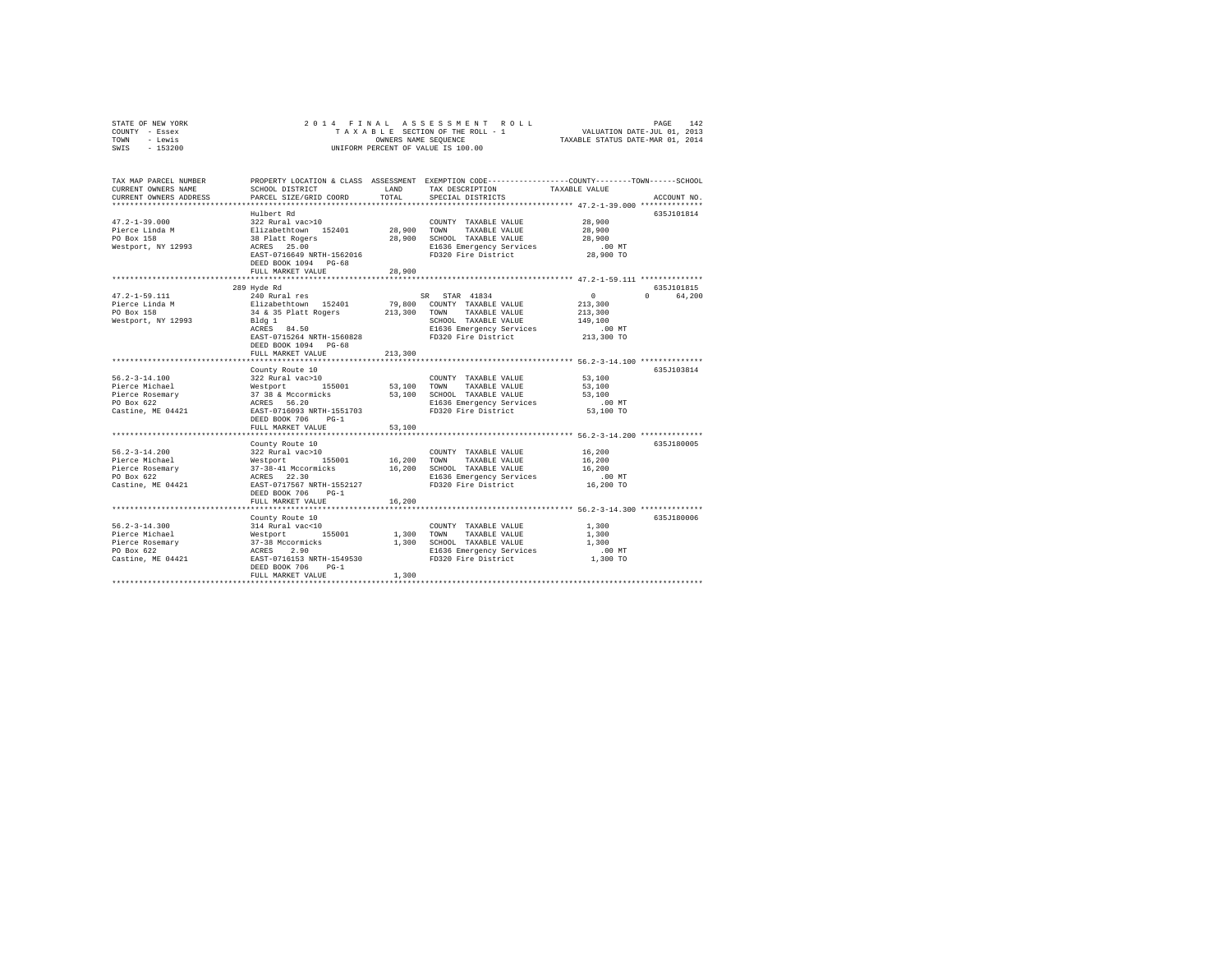STATE OF NEW YORK
COUNTY - Essex
TOWN - Lewis
SWIS - 153200

2014 FINAL ASSESSMENT ROLL
TAXABLE SECTION OF THE ROLL - 1
OWNERS NAME SEQUENCE
UNIFORM PERCENT OF VALUE IS 100.00

VALUATION DATE-JUL 01, 2013
TAXABLE STATUS DATE-MAR 01, 2014

| TAX MAP PARCEL NUMBER / CURRENT OWNERS NAME / CURRENT OWNERS ADDRESS | PROPERTY LOCATION & CLASS / SCHOOL DISTRICT / PARCEL SIZE/GRID COORD | ASSESSMENT LAND / TOTAL | EXEMPTION CODE / TAX DESCRIPTION / SPECIAL DISTRICTS | COUNTY / TOWN / SCHOOL TAXABLE VALUE | ACCOUNT NO. |
|---|---|---|---|---|---|
| **47.2-1-39.000** | Hulbert Rd | | | | 635J101814 |
| 47.2-1-39.000 | 322 Rural vac>10 | | COUNTY TAXABLE VALUE | 28,900 | |
| Pierce Linda M | Elizabethtown 152401 | 28,900 | TOWN TAXABLE VALUE | 28,900 | |
| PO Box 158 | 38 Platt Rogers | 28,900 | SCHOOL TAXABLE VALUE | 28,900 | |
| Westport, NY 12993 | ACRES 25.00 | | E1636 Emergency Services | .00 MT | |
| | EAST-0716649 NRTH-1562016 | | FD320 Fire District | 28,900 TO | |
| | DEED BOOK 1094 PG-68 | | | | |
| | FULL MARKET VALUE | 28,900 | | | |
| **47.2-1-59.111** | 289 Hyde Rd | | | | 635J101815 |
| 47.2-1-59.111 | 240 Rural res | | SR STAR 41834 | 0 0 64,200 | |
| Pierce Linda M | Elizabethtown 152401 | 79,800 | COUNTY TAXABLE VALUE | 213,300 | |
| PO Box 158 | 34 & 35 Platt Rogers | 213,300 | TOWN TAXABLE VALUE | 213,300 | |
| Westport, NY 12993 | Bldg 1 | | SCHOOL TAXABLE VALUE | 149,100 | |
| | ACRES 84.50 | | E1636 Emergency Services | .00 MT | |
| | EAST-0715264 NRTH-1560828 | | FD320 Fire District | 213,300 TO | |
| | DEED BOOK 1094 PG-68 | | | | |
| | FULL MARKET VALUE | 213,300 | | | |
| **56.2-3-14.100** | County Route 10 | | | | 635J103814 |
| 56.2-3-14.100 | 322 Rural vac>10 | | COUNTY TAXABLE VALUE | 53,100 | |
| Pierce Michael | Westport 155001 | 53,100 | TOWN TAXABLE VALUE | 53,100 | |
| Pierce Rosemary | 37 38 & Mccormicks | 53,100 | SCHOOL TAXABLE VALUE | 53,100 | |
| PO Box 622 | ACRES 56.20 | | E1636 Emergency Services | .00 MT | |
| Castine, ME 04421 | EAST-0716093 NRTH-1551703 | | FD320 Fire District | 53,100 TO | |
| | DEED BOOK 706 PG-1 | | | | |
| | FULL MARKET VALUE | 53,100 | | | |
| **56.2-3-14.200** | County Route 10 | | | | 635J180005 |
| 56.2-3-14.200 | 322 Rural vac>10 | | COUNTY TAXABLE VALUE | 16,200 | |
| Pierce Michael | Westport 155001 | 16,200 | TOWN TAXABLE VALUE | 16,200 | |
| Pierce Rosemary | 37-38-41 Mccormicks | 16,200 | SCHOOL TAXABLE VALUE | 16,200 | |
| PO Box 622 | ACRES 22.30 | | E1636 Emergency Services | .00 MT | |
| Castine, ME 04421 | EAST-0717567 NRTH-1552127 | | FD320 Fire District | 16,200 TO | |
| | DEED BOOK 706 PG-1 | | | | |
| | FULL MARKET VALUE | 16,200 | | | |
| **56.2-3-14.300** | County Route 10 | | | | 635J180006 |
| 56.2-3-14.300 | 314 Rural vac<10 | | COUNTY TAXABLE VALUE | 1,300 | |
| Pierce Michael | Westport 155001 | 1,300 | TOWN TAXABLE VALUE | 1,300 | |
| Pierce Rosemary | 37-38 Mccormicks | 1,300 | SCHOOL TAXABLE VALUE | 1,300 | |
| PO Box 622 | ACRES 2.90 | | E1636 Emergency Services | .00 MT | |
| Castine, ME 04421 | EAST-0716153 NRTH-1549530 | | FD320 Fire District | 1,300 TO | |
| | DEED BOOK 706 PG-1 | | | | |
| | FULL MARKET VALUE | 1,300 | | | |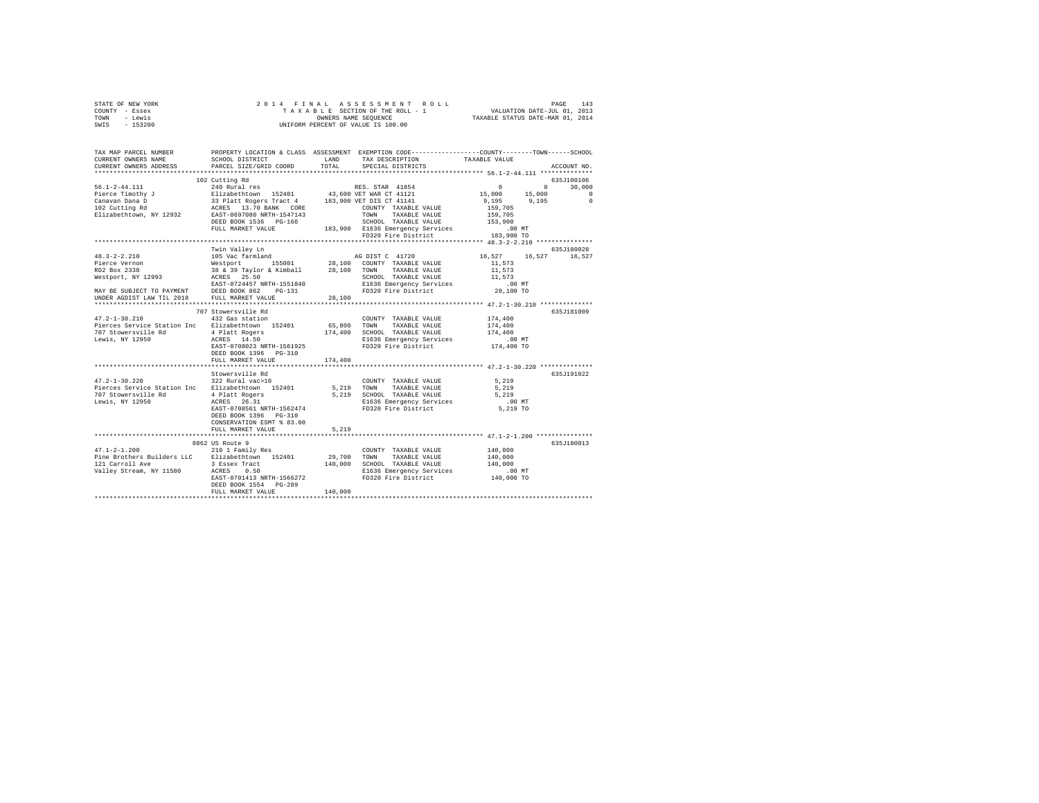STATE OF NEW YORK
COUNTY - Essex
TOWN - Lewis
SWIS - 153200

2014 FINAL ASSESSMENT ROLL
TAXABLE SECTION OF THE ROLL - 1
OWNERS NAME SEQUENCE
UNIFORM PERCENT OF VALUE IS 100.00

VALUATION DATE-JUL 01, 2013
TAXABLE STATUS DATE-MAR 01, 2014

```
TAX MAP PARCEL NUMBER          PROPERTY LOCATION & CLASS  ASSESSMENT  EXEMPTION CODE-----------------COUNTY--------TOWN------SCHOOL
CURRENT OWNERS NAME            SCHOOL DISTRICT             LAND       TAX DESCRIPTION            TAXABLE VALUE
CURRENT OWNERS ADDRESS         PARCEL SIZE/GRID COORD      TOTAL      SPECIAL DISTRICTS                                  ACCOUNT NO.
*********************************************************************************************** 56.1-2-44.111 **************
                               102 Cutting Rd                                                                        635J100106
56.1-2-44.111                  240 Rural res                          RES. STAR 41854                  0          0      30,000
Pierce Timothy J               Elizabethtown  152401       43,600 VET WAR CT 41121             15,000     15,000           0
Canavan Dana D                 33 Platt Rogers Tract 4    183,900 VET DIS CT 41141              9,195      9,195           0
102 Cutting Rd                 ACRES  13.70 BANK   CORE           COUNTY  TAXABLE VALUE        159,705
Elizabethtown, NY 12932        EAST-0697080 NRTH-1547143          TOWN    TAXABLE VALUE        159,705
                               DEED BOOK 1536   PG-166            SCHOOL  TAXABLE VALUE        153,900
                               FULL MARKET VALUE          183,900 E1636 Emergency Services          .00 MT
                                                                  FD320 Fire District          183,900 TO
*********************************************************************************************** 48.3-2-2.210 ***************
                               Twin Valley Ln                                                                        635J180028
48.3-2-2.210                   105 Vac farmland                       AG DIST C  41720             16,527     16,527      16,527
Pierce Vernon                  Westport      155001        28,100 COUNTY  TAXABLE VALUE         11,573
RD2 Box 2338                   38 & 39 Taylor & Kimball    28,100 TOWN    TAXABLE VALUE         11,573
Westport, NY 12993             ACRES  25.50                       SCHOOL  TAXABLE VALUE         11,573
                               EAST-0724457 NRTH-1551840          E1636 Emergency Services          .00 MT
MAY BE SUBJECT TO PAYMENT      DEED BOOK 862    PG-131            FD320 Fire District           28,100 TO
UNDER AGDIST LAW TIL 2018      FULL MARKET VALUE           28,100
*********************************************************************************************** 47.2-1-30.210 **************
                               707 Stowersville Rd                                                                   635J181009
47.2-1-30.210                  432 Gas station                        COUNTY  TAXABLE VALUE        174,400
Pierces Service Station Inc    Elizabethtown  152401       65,800 TOWN    TAXABLE VALUE        174,400
707 Stowersville Rd            4 Platt Rogers             174,400 SCHOOL  TAXABLE VALUE        174,400
Lewis, NY 12950                ACRES  14.50                       E1636 Emergency Services          .00 MT
                               EAST-0708023 NRTH-1561925          FD320 Fire District          174,400 TO
                               DEED BOOK 1396   PG-310
                               FULL MARKET VALUE          174,400
*********************************************************************************************** 47.2-1-30.220 **************
                               Stowersville Rd                                                                       635J191022
47.2-1-30.220                  322 Rural vac>10                       COUNTY  TAXABLE VALUE          5,219
Pierces Service Station Inc    Elizabethtown  152401        5,219 TOWN    TAXABLE VALUE          5,219
707 Stowersville Rd            4 Platt Rogers               5,219 SCHOOL  TAXABLE VALUE          5,219
Lewis, NY 12950                ACRES  26.31                       E1636 Emergency Services          .00 MT
                               EAST-0708561 NRTH-1562474          FD320 Fire District            5,219 TO
                               DEED BOOK 1396   PG-310
                               CONSERVATION ESMT % 83.00
                               FULL MARKET VALUE            5,219
*********************************************************************************************** 47.1-2-1.200 ***************
                               8862 US Route 9                                                                       635J180013
47.1-2-1.200                   210 1 Family Res                       COUNTY  TAXABLE VALUE        140,000
Pine Brothers Builders LLC     Elizabethtown  152401       29,700 TOWN    TAXABLE VALUE        140,000
121 Carroll Ave                3 Essex Tract              140,000 SCHOOL  TAXABLE VALUE        140,000
Valley Stream, NY 11580        ACRES   0.50                       E1636 Emergency Services          .00 MT
                               EAST-0701413 NRTH-1566272          FD320 Fire District          140,000 TO
                               DEED BOOK 1554   PG-289
                               FULL MARKET VALUE          140,000
****************************************************************************************************************************
```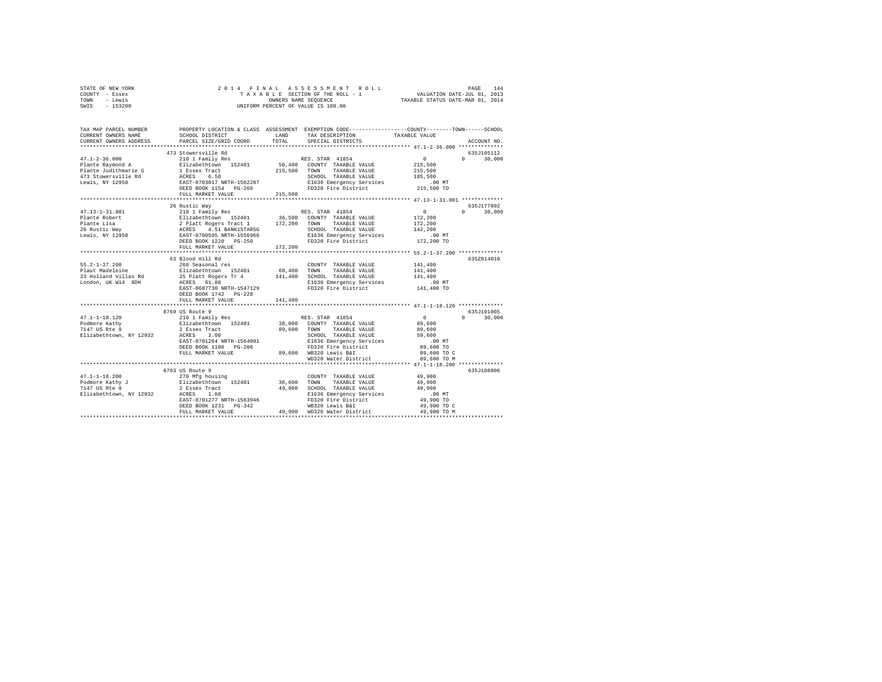STATE OF NEW YORK
COUNTY - Essex
TOWN - Lewis
SWIS - 153200

2014 FINAL ASSESSMENT ROLL
TAXABLE SECTION OF THE ROLL - 1
OWNERS NAME SEQUENCE
UNIFORM PERCENT OF VALUE IS 100.00

VALUATION DATE-JUL 01, 2013
TAXABLE STATUS DATE-MAR 01, 2014

```
TAX MAP PARCEL NUMBER     PROPERTY LOCATION & CLASS  ASSESSMENT  EXEMPTION CODE-----------------COUNTY--------TOWN------SCHOOL
CURRENT OWNERS NAME       SCHOOL DISTRICT               LAND      TAX DESCRIPTION              TAXABLE VALUE
CURRENT OWNERS ADDRESS    PARCEL SIZE/GRID COORD        TOTAL     SPECIAL DISTRICTS                                       ACCOUNT NO.
*************************************************************************************************** 47.1-2-36.000 **************
                          473 Stowersville Rd                                                                          635J105112
47.1-2-36.000             210 1 Family Res                       RES. STAR 41854                  0          0      30,000
Plante Raymond A          Elizabethtown  152401        50,400    COUNTY  TAXABLE VALUE          215,500
Plante Judithmarie G      1 Essex Tract               215,500    TOWN    TAXABLE VALUE          215,500
473 Stowersville Rd       ACRES    6.50                          SCHOOL  TAXABLE VALUE          185,500
Lewis, NY 12950           EAST-0703017 NRTH-1562287              E1636 Emergency Services           .00 MT
                          DEED BOOK 1154   PG-266                FD320 Fire District            215,500 TO
                          FULL MARKET VALUE           215,500
*************************************************************************************************** 47.13-1-31.001 *************
                          26 Rustic Way                                                                                635J177002
47.13-1-31.001            210 1 Family Res                       RES. STAR 41854                  0          0      30,000
Plante Robert             Elizabethtown  152401        36,500    COUNTY  TAXABLE VALUE          172,200
Plante Lisa               2 Platt Rogers Tract 1      172,200    TOWN    TAXABLE VALUE          172,200
26 Rustic Way             ACRES    4.51 BANK1STARSG              SCHOOL  TAXABLE VALUE          142,200
Lewis, NY 12950           EAST-0700595 NRTH-1556966              E1636 Emergency Services           .00 MT
                          DEED BOOK 1220   PG-250                FD320 Fire District            172,200 TO
                          FULL MARKET VALUE           172,200
*************************************************************************************************** 55.2-1-37.200 **************
                          63 Blood Hill Rd                                                                             635Z014010
55.2-1-37.200             260 Seasonal res                       COUNTY  TAXABLE VALUE          141,400
Plaut Madeleine           Elizabethtown  152401        68,400    TOWN    TAXABLE VALUE          141,400
23 Holland Villas Rd      25 Platt Rogers Tr 4        141,400    SCHOOL  TAXABLE VALUE          141,400
London, UK W14  8DH       ACRES   61.88                          E1636 Emergency Services           .00 MT
                          EAST-0687730 NRTH-1547129              FD320 Fire District            141,400 TO
                          DEED BOOK 1742   PG-228
                          FULL MARKET VALUE           141,400
*************************************************************************************************** 47.1-1-18.120 **************
                          8769 US Route 9                                                                              635J191005
47.1-1-18.120             210 1 Family Res                       RES. STAR 41854                  0          0      30,000
Podmore Kathy             Elizabethtown  152401        38,000    COUNTY  TAXABLE VALUE           89,600
7147 US Rte 9             2 Essex Tract                89,600    TOWN    TAXABLE VALUE           89,600
Elizabethtown, NY 12932   ACRES    3.00                          SCHOOL  TAXABLE VALUE           59,600
                          EAST-0701264 NRTH-1564091              E1636 Emergency Services           .00 MT
                          DEED BOOK 1108   PG-206                FD320 Fire District             89,600 TO
                          FULL MARKET VALUE            89,600    WB320 Lewis B&I                 89,600 TO C
                                                                 WD320 Water District            89,600 TO M
*************************************************************************************************** 47.1-1-18.200 **************
                          8763 US Route 9                                                                              635J188006
47.1-1-18.200             270 Mfg housing                        COUNTY  TAXABLE VALUE           49,900
Podmore Kathy J           Elizabethtown  152401        36,600    TOWN    TAXABLE VALUE           49,900
7147 US Rte 9             2 Essex Tract                49,900    SCHOOL  TAXABLE VALUE           49,900
Elizabethtown, NY 12932   ACRES    1.60                          E1636 Emergency Services           .00 MT
                          EAST-0701277 NRTH-1563946              FD320 Fire District             49,900 TO
                          DEED BOOK 1231   PG-342                WB320 Lewis B&I                 49,900 TO C
                          FULL MARKET VALUE            49,900    WD320 Water District            49,900 TO M
********************************************************************************************************************************
```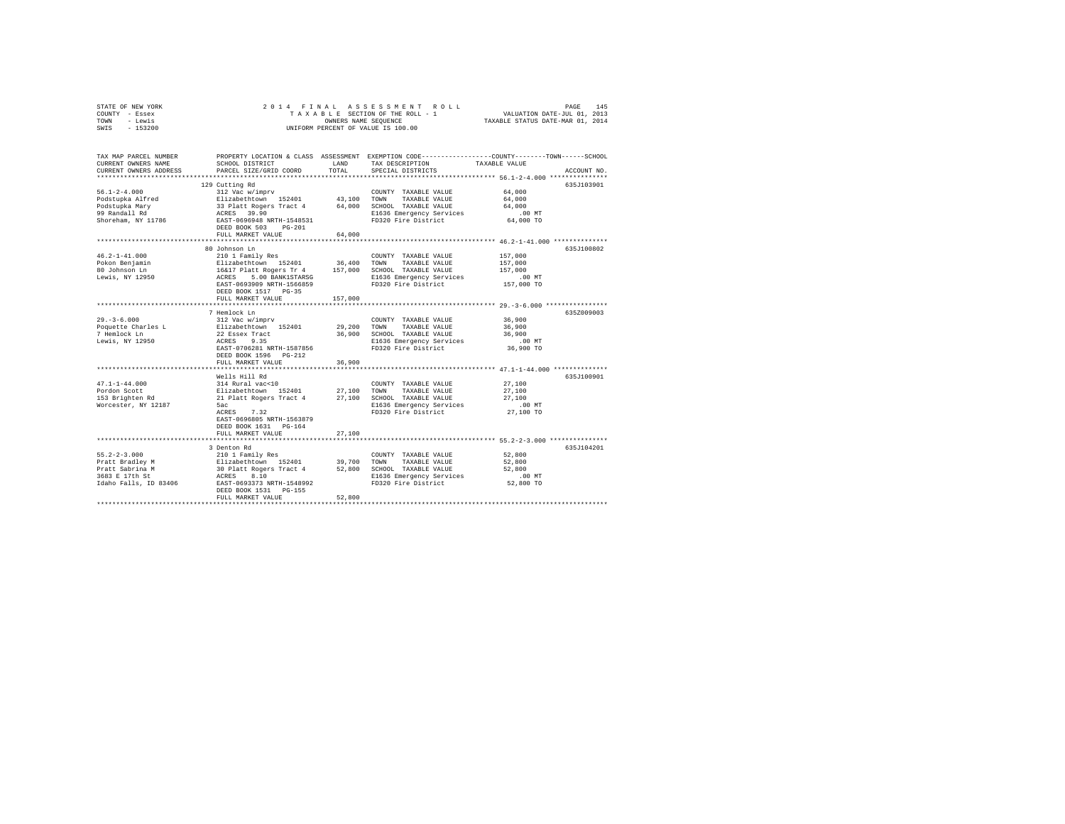STATE OF NEW YORK
COUNTY - Essex
TOWN - Lewis
SWIS - 153200

2014 FINAL ASSESSMENT ROLL
TAXABLE SECTION OF THE ROLL - 1
OWNERS NAME SEQUENCE
UNIFORM PERCENT OF VALUE IS 100.00

VALUATION DATE-JUL 01, 2013
TAXABLE STATUS DATE-MAR 01, 2014

| TAX MAP PARCEL NUMBER / CURRENT OWNERS NAME / CURRENT OWNERS ADDRESS | PROPERTY LOCATION & CLASS / SCHOOL DISTRICT / PARCEL SIZE/GRID COORD | ASSESSMENT LAND / TOTAL | EXEMPTION CODE / TAX DESCRIPTION / SPECIAL DISTRICTS | TAXABLE VALUE (COUNTY / TOWN / SCHOOL) | ACCOUNT NO. |
|---|---|---|---|---|---|
| 56.1-2-4.000 | 129 Cutting Rd | | | | 635J103901 |
| 56.1-2-4.000 | 312 Vac w/imprv | | COUNTY TAXABLE VALUE | 64,000 | |
| Podstupka Alfred | Elizabethtown 152401 | 43,100 | TOWN TAXABLE VALUE | 64,000 | |
| Podstupka Mary | 33 Platt Rogers Tract 4 | 64,000 | SCHOOL TAXABLE VALUE | 64,000 | |
| 99 Randall Rd | ACRES 39.90 | | E1636 Emergency Services | .00 MT | |
| Shoreham, NY 11786 | EAST-0696948 NRTH-1548531 | | FD320 Fire District | 64,000 TO | |
| | DEED BOOK 503 PG-201 | | | | |
| | FULL MARKET VALUE | 64,000 | | | |
| 46.2-1-41.000 | 80 Johnson Ln | | | | 635J100802 |
| 46.2-1-41.000 | 210 1 Family Res | | COUNTY TAXABLE VALUE | 157,000 | |
| Pokon Benjamin | Elizabethtown 152401 | 36,400 | TOWN TAXABLE VALUE | 157,000 | |
| 80 Johnson Ln | 16&17 Platt Rogers Tr 4 | 157,000 | SCHOOL TAXABLE VALUE | 157,000 | |
| Lewis, NY 12950 | ACRES 5.00 BANK1STARSG | | E1636 Emergency Services | .00 MT | |
| | EAST-0693909 NRTH-1566859 | | FD320 Fire District | 157,000 TO | |
| | DEED BOOK 1517 PG-35 | | | | |
| | FULL MARKET VALUE | 157,000 | | | |
| 29.-3-6.000 | 7 Hemlock Ln | | | | 635Z009003 |
| 29.-3-6.000 | 312 Vac w/imprv | | COUNTY TAXABLE VALUE | 36,900 | |
| Poquette Charles L | Elizabethtown 152401 | 29,200 | TOWN TAXABLE VALUE | 36,900 | |
| 7 Hemlock Ln | 22 Essex Tract | 36,900 | SCHOOL TAXABLE VALUE | 36,900 | |
| Lewis, NY 12950 | ACRES 9.35 | | E1636 Emergency Services | .00 MT | |
| | EAST-0706281 NRTH-1587856 | | FD320 Fire District | 36,900 TO | |
| | DEED BOOK 1596 PG-212 | | | | |
| | FULL MARKET VALUE | 36,900 | | | |
| 47.1-1-44.000 | Wells Hill Rd | | | | 635J100901 |
| 47.1-1-44.000 | 314 Rural vac<10 | | COUNTY TAXABLE VALUE | 27,100 | |
| Pordon Scott | Elizabethtown 152401 | 27,100 | TOWN TAXABLE VALUE | 27,100 | |
| 153 Brighten Rd | 21 Platt Rogers Tract 4 | 27,100 | SCHOOL TAXABLE VALUE | 27,100 | |
| Worcester, NY 12187 | 5ac | | E1636 Emergency Services | .00 MT | |
| | ACRES 7.32 | | FD320 Fire District | 27,100 TO | |
| | EAST-0696805 NRTH-1563879 | | | | |
| | DEED BOOK 1631 PG-164 | | | | |
| | FULL MARKET VALUE | 27,100 | | | |
| 55.2-2-3.000 | 3 Denton Rd | | | | 635J104201 |
| 55.2-2-3.000 | 210 1 Family Res | | COUNTY TAXABLE VALUE | 52,800 | |
| Pratt Bradley M | Elizabethtown 152401 | 39,700 | TOWN TAXABLE VALUE | 52,800 | |
| Pratt Sabrina M | 30 Platt Rogers Tract 4 | 52,800 | SCHOOL TAXABLE VALUE | 52,800 | |
| 3683 E 17th St | ACRES 8.10 | | E1636 Emergency Services | .00 MT | |
| Idaho Falls, ID 83406 | EAST-0693373 NRTH-1548992 | | FD320 Fire District | 52,800 TO | |
| | DEED BOOK 1531 PG-155 | | | | |
| | FULL MARKET VALUE | 52,800 | | | |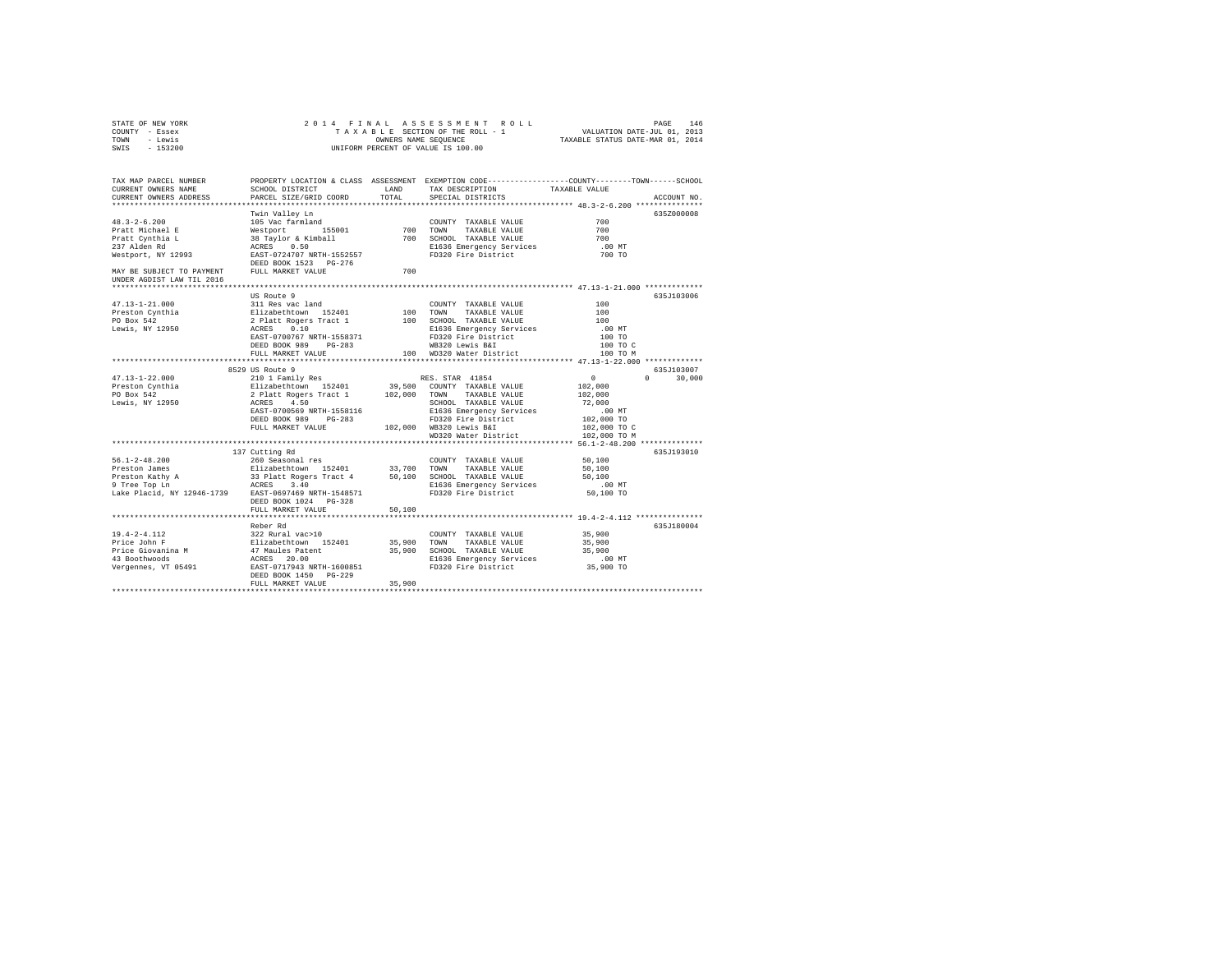STATE OF NEW YORK — 2014 FINAL ASSESSMENT ROLL — PAGE 146
COUNTY - Essex — TAXABLE SECTION OF THE ROLL - 1 — VALUATION DATE-JUL 01, 2013
TOWN - Lewis — OWNERS NAME SEQUENCE — TAXABLE STATUS DATE-MAR 01, 2014
SWIS - 153200 — UNIFORM PERCENT OF VALUE IS 100.00

| TAX MAP PARCEL NUMBER / CURRENT OWNERS NAME / CURRENT OWNERS ADDRESS | PROPERTY LOCATION & CLASS / SCHOOL DISTRICT / PARCEL SIZE/GRID COORD | ASSESSMENT LAND / TOTAL | EXEMPTION CODE / TAX DESCRIPTION / SPECIAL DISTRICTS | COUNTY / TOWN / SCHOOL TAXABLE VALUE | ACCOUNT NO. |
|---|---|---|---|---|---|
| **48.3-2-6.200** | Twin Valley Ln | | | | 635Z000008 |
| 48.3-2-6.200 | 105 Vac farmland | | COUNTY TAXABLE VALUE | 700 | |
| Pratt Michael E | Westport 155001 | 700 | TOWN TAXABLE VALUE | 700 | |
| Pratt Cynthia L | 38 Taylor & Kimball | 700 | SCHOOL TAXABLE VALUE | 700 | |
| 237 Alden Rd | ACRES 0.50 | | E1636 Emergency Services | .00 MT | |
| Westport, NY 12993 | EAST-0724707 NRTH-1552557 | | FD320 Fire District | 700 TO | |
| | DEED BOOK 1523 PG-276 | | | | |
| MAY BE SUBJECT TO PAYMENT | FULL MARKET VALUE | 700 | | | |
| UNDER AGDIST LAW TIL 2016 | | | | | |
| **47.13-1-21.000** | US Route 9 | | | | 635J103006 |
| 47.13-1-21.000 | 311 Res vac land | | COUNTY TAXABLE VALUE | 100 | |
| Preston Cynthia | Elizabethtown 152401 | 100 | TOWN TAXABLE VALUE | 100 | |
| PO Box 542 | 2 Platt Rogers Tract 1 | 100 | SCHOOL TAXABLE VALUE | 100 | |
| Lewis, NY 12950 | ACRES 0.10 | | E1636 Emergency Services | .00 MT | |
| | EAST-0700767 NRTH-1558371 | | FD320 Fire District | 100 TO | |
| | DEED BOOK 989 PG-283 | | WB320 Lewis B&I | 100 TO C | |
| | FULL MARKET VALUE | 100 | WD320 Water District | 100 TO M | |
| **47.13-1-22.000** | 8529 US Route 9 | | | | 635J103007 |
| 47.13-1-22.000 | 210 1 Family Res | | RES. STAR 41854 | 0 0 30,000 | |
| Preston Cynthia | Elizabethtown 152401 | 39,500 | COUNTY TAXABLE VALUE | 102,000 | |
| PO Box 542 | 2 Platt Rogers Tract 1 | 102,000 | TOWN TAXABLE VALUE | 102,000 | |
| Lewis, NY 12950 | ACRES 4.50 | | SCHOOL TAXABLE VALUE | 72,000 | |
| | EAST-0700569 NRTH-1558116 | | E1636 Emergency Services | .00 MT | |
| | DEED BOOK 989 PG-283 | | FD320 Fire District | 102,000 TO | |
| | FULL MARKET VALUE | 102,000 | WB320 Lewis B&I | 102,000 TO C | |
| | | | WD320 Water District | 102,000 TO M | |
| **56.1-2-48.200** | 137 Cutting Rd | | | | 635J193010 |
| 56.1-2-48.200 | 260 Seasonal res | | COUNTY TAXABLE VALUE | 50,100 | |
| Preston James | Elizabethtown 152401 | 33,700 | TOWN TAXABLE VALUE | 50,100 | |
| Preston Kathy A | 33 Platt Rogers Tract 4 | 50,100 | SCHOOL TAXABLE VALUE | 50,100 | |
| 9 Tree Top Ln | ACRES 3.40 | | E1636 Emergency Services | .00 MT | |
| Lake Placid, NY 12946-1739 | EAST-0697469 NRTH-1548571 | | FD320 Fire District | 50,100 TO | |
| | DEED BOOK 1024 PG-328 | | | | |
| | FULL MARKET VALUE | 50,100 | | | |
| **19.4-2-4.112** | Reber Rd | | | | 635J180004 |
| 19.4-2-4.112 | 322 Rural vac>10 | | COUNTY TAXABLE VALUE | 35,900 | |
| Price John F | Elizabethtown 152401 | 35,900 | TOWN TAXABLE VALUE | 35,900 | |
| Price Giovanina M | 47 Maules Patent | 35,900 | SCHOOL TAXABLE VALUE | 35,900 | |
| 43 Boothwoods | ACRES 20.00 | | E1636 Emergency Services | .00 MT | |
| Vergennes, VT 05491 | EAST-0717943 NRTH-1600851 | | FD320 Fire District | 35,900 TO | |
| | DEED BOOK 1450 PG-229 | | | | |
| | FULL MARKET VALUE | 35,900 | | | |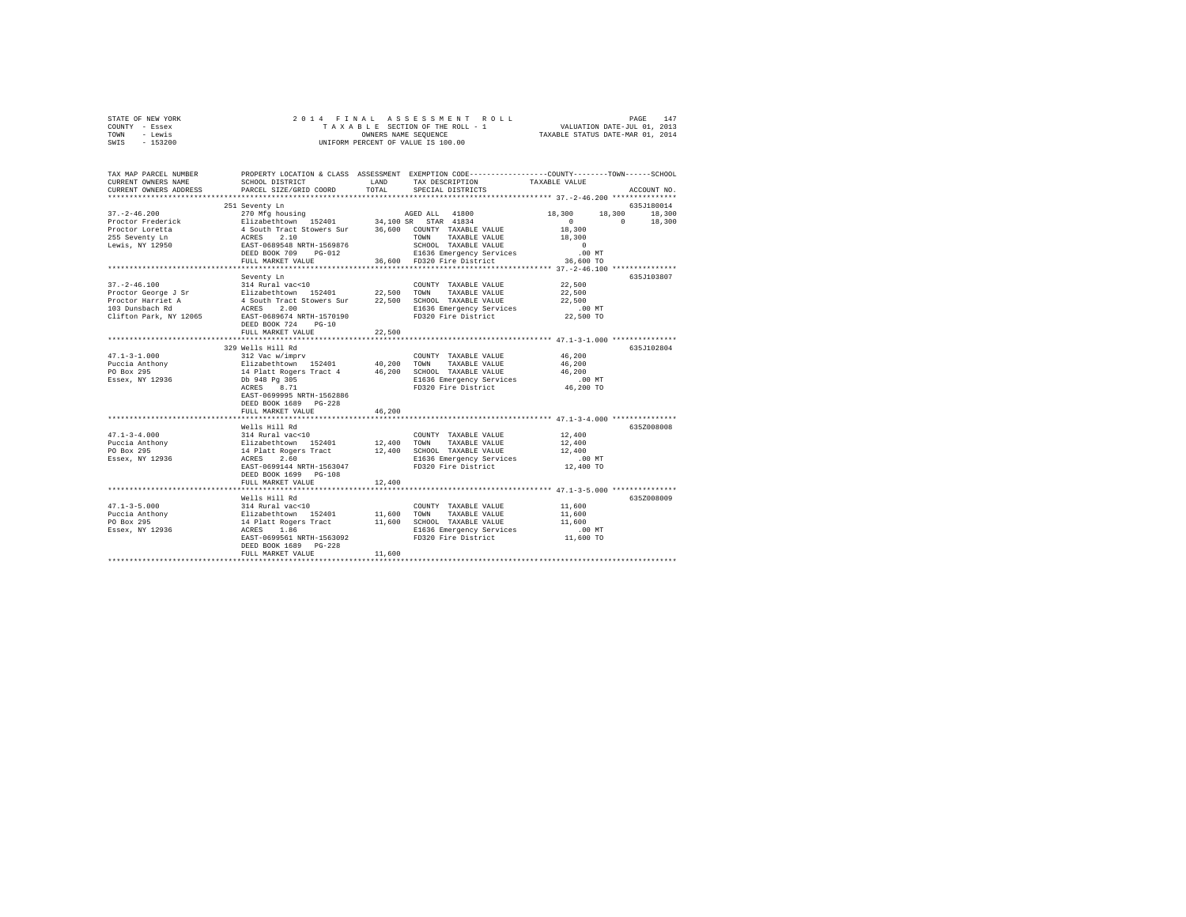STATE OF NEW YORK
COUNTY - Essex
TOWN - Lewis
SWIS - 153200

2 0 1 4 F I N A L A S S E S S M E N T R O L L
T A X A B L E SECTION OF THE ROLL - 1
OWNERS NAME SEQUENCE
UNIFORM PERCENT OF VALUE IS 100.00

VALUATION DATE-JUL 01, 2013
TAXABLE STATUS DATE-MAR 01, 2014

```
TAX MAP PARCEL NUMBER     PROPERTY LOCATION & CLASS  ASSESSMENT  EXEMPTION CODE-----------------COUNTY--------TOWN------SCHOOL
CURRENT OWNERS NAME       SCHOOL DISTRICT               LAND      TAX DESCRIPTION            TAXABLE VALUE
CURRENT OWNERS ADDRESS    PARCEL SIZE/GRID COORD        TOTAL     SPECIAL DISTRICTS                                  ACCOUNT NO.
******************************************************************************************************* 37.-2-46.200 ***************
                          251 Seventy Ln                                                                             635J180014
37.-2-46.200              270 Mfg housing                      AGED ALL  41800              18,300     18,300     18,300
Proctor Frederick         Elizabethtown  152401       34,100 SR  STAR 41834                    0          0       18,300
Proctor Loretta           4 South Tract Stowers Sur   36,600   COUNTY  TAXABLE VALUE         18,300
255 Seventy Ln            ACRES    2.10                        TOWN    TAXABLE VALUE         18,300
Lewis, NY 12950           EAST-0689548 NRTH-1569876            SCHOOL  TAXABLE VALUE              0
                          DEED BOOK 709    PG-012              E1636 Emergency Services        .00 MT
                          FULL MARKET VALUE           36,600   FD320 Fire District          36,600 TO
******************************************************************************************************* 37.-2-46.100 ***************
                          Seventy Ln                                                                                 635J103807
37.-2-46.100              314 Rural vac<10                     COUNTY  TAXABLE VALUE         22,500
Proctor George J Sr       Elizabethtown  152401       22,500   TOWN    TAXABLE VALUE         22,500
Proctor Harriet A         4 South Tract Stowers Sur   22,500   SCHOOL  TAXABLE VALUE         22,500
103 Dunsbach Rd           ACRES    2.00                        E1636 Emergency Services        .00 MT
Clifton Park, NY 12065    EAST-0689674 NRTH-1570190            FD320 Fire District          22,500 TO
                          DEED BOOK 724    PG-10
                          FULL MARKET VALUE           22,500
******************************************************************************************************* 47.1-3-1.000 ***************
                          329 Wells Hill Rd                                                                          635J102804
47.1-3-1.000              312 Vac w/imprv                      COUNTY  TAXABLE VALUE         46,200
Puccia Anthony            Elizabethtown  152401       40,200   TOWN    TAXABLE VALUE         46,200
PO Box 295                14 Platt Rogers Tract 4     46,200   SCHOOL  TAXABLE VALUE         46,200
Essex, NY 12936           Db 948 Pg 305                        E1636 Emergency Services        .00 MT
                          ACRES    8.71                        FD320 Fire District          46,200 TO
                          EAST-0699995 NRTH-1562886
                          DEED BOOK 1689   PG-228
                          FULL MARKET VALUE           46,200
******************************************************************************************************* 47.1-3-4.000 ***************
                          Wells Hill Rd                                                                              635Z008008
47.1-3-4.000              314 Rural vac<10                     COUNTY  TAXABLE VALUE         12,400
Puccia Anthony            Elizabethtown  152401       12,400   TOWN    TAXABLE VALUE         12,400
PO Box 295                14 Platt Rogers Tract       12,400   SCHOOL  TAXABLE VALUE         12,400
Essex, NY 12936           ACRES    2.60                        E1636 Emergency Services        .00 MT
                          EAST-0699144 NRTH-1563047            FD320 Fire District          12,400 TO
                          DEED BOOK 1699   PG-108
                          FULL MARKET VALUE           12,400
******************************************************************************************************* 47.1-3-5.000 ***************
                          Wells Hill Rd                                                                              635Z008009
47.1-3-5.000              314 Rural vac<10                     COUNTY  TAXABLE VALUE         11,600
Puccia Anthony            Elizabethtown  152401       11,600   TOWN    TAXABLE VALUE         11,600
PO Box 295                14 Platt Rogers Tract       11,600   SCHOOL  TAXABLE VALUE         11,600
Essex, NY 12936           ACRES    1.86                        E1636 Emergency Services        .00 MT
                          EAST-0699561 NRTH-1563092            FD320 Fire District          11,600 TO
                          DEED BOOK 1689   PG-228
                          FULL MARKET VALUE           11,600
************************************************************************************************************************************
```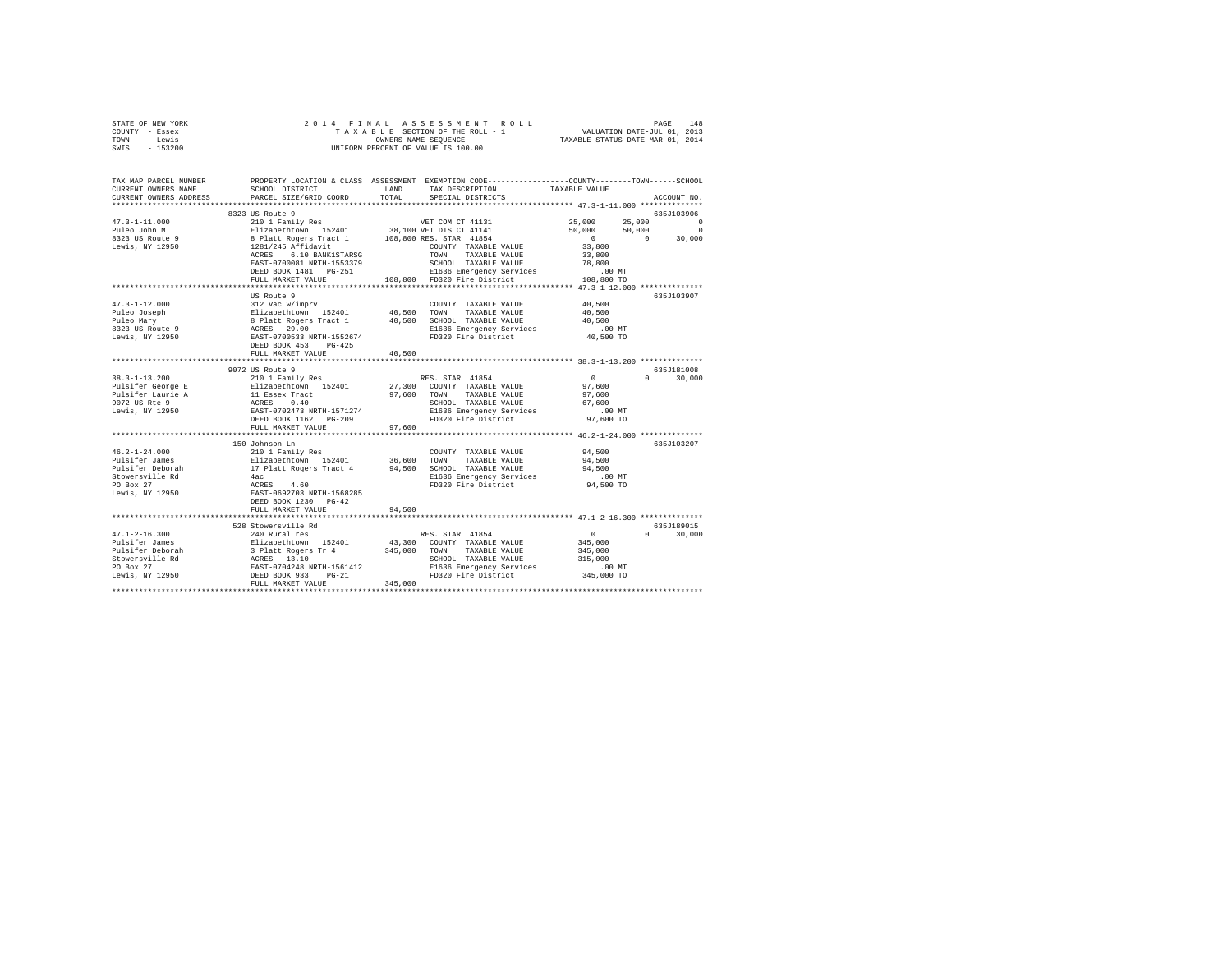STATE OF NEW YORK                    2014 FINAL ASSESSMENT ROLL
COUNTY - Essex                       TAXABLE SECTION OF THE ROLL - 1          VALUATION DATE-JUL 01, 2013
TOWN - Lewis                         OWNERS NAME SEQUENCE                     TAXABLE STATUS DATE-MAR 01, 2014
SWIS - 153200                        UNIFORM PERCENT OF VALUE IS 100.00

```
TAX MAP PARCEL NUMBER     PROPERTY LOCATION & CLASS  ASSESSMENT  EXEMPTION CODE-----------------COUNTY--------TOWN------SCHOOL
CURRENT OWNERS NAME       SCHOOL DISTRICT             LAND       TAX DESCRIPTION            TAXABLE VALUE
CURRENT OWNERS ADDRESS    PARCEL SIZE/GRID COORD      TOTAL      SPECIAL DISTRICTS                                    ACCOUNT NO.
******************************************************************************************* 47.3-1-11.000 **************
                          8323 US Route 9                                                                           635J103906
47.3-1-11.000             210 1 Family Res                      VET COM CT 41131           25,000     25,000            0
Puleo John M              Elizabethtown  152401      38,100 VET DIS CT 41141               50,000     50,000            0
8323 US Route 9           8 Platt Rogers Tract 1    108,800 RES. STAR 41854                     0          0       30,000
Lewis, NY 12950           1281/245 Affidavit                    COUNTY  TAXABLE VALUE       33,800
                          ACRES    6.10 BANK1STARSG             TOWN    TAXABLE VALUE       33,800
                          EAST-0700081 NRTH-1553379             SCHOOL  TAXABLE VALUE       78,800
                          DEED BOOK 1481   PG-251               E1636 Emergency Services       .00 MT
                          FULL MARKET VALUE          108,800    FD320 Fire District        108,800 TO
******************************************************************************************* 47.3-1-12.000 **************
                          US Route 9                                                                                635J103907
47.3-1-12.000             312 Vac w/imprv                       COUNTY  TAXABLE VALUE       40,500
Puleo Joseph              Elizabethtown  152401      40,500     TOWN    TAXABLE VALUE       40,500
Puleo Mary                8 Platt Rogers Tract 1     40,500     SCHOOL  TAXABLE VALUE       40,500
8323 US Route 9           ACRES   29.00                         E1636 Emergency Services       .00 MT
Lewis, NY 12950           EAST-0700533 NRTH-1552674             FD320 Fire District         40,500 TO
                          DEED BOOK 453    PG-425
                          FULL MARKET VALUE           40,500
******************************************************************************************* 38.3-1-13.200 **************
                          9072 US Route 9                                                                           635J181008
38.3-1-13.200             210 1 Family Res                      RES. STAR 41854                 0          0       30,000
Pulsifer George E         Elizabethtown  152401      27,300     COUNTY  TAXABLE VALUE       97,600
Pulsifer Laurie A         11 Essex Tract             97,600     TOWN    TAXABLE VALUE       97,600
9072 US Rte 9             ACRES    0.40                         SCHOOL  TAXABLE VALUE       67,600
Lewis, NY 12950           EAST-0702473 NRTH-1571274             E1636 Emergency Services       .00 MT
                          DEED BOOK 1162   PG-209               FD320 Fire District         97,600 TO
                          FULL MARKET VALUE           97,600
******************************************************************************************* 46.2-1-24.000 **************
                          150 Johnson Ln                                                                            635J103207
46.2-1-24.000             210 1 Family Res                      COUNTY  TAXABLE VALUE       94,500
Pulsifer James            Elizabethtown  152401      36,600     TOWN    TAXABLE VALUE       94,500
Pulsifer Deborah          17 Platt Rogers Tract 4    94,500     SCHOOL  TAXABLE VALUE       94,500
Stowersville Rd           4ac                                   E1636 Emergency Services       .00 MT
PO Box 27                 ACRES    4.60                         FD320 Fire District         94,500 TO
Lewis, NY 12950           EAST-0692703 NRTH-1568285
                          DEED BOOK 1230   PG-42
                          FULL MARKET VALUE           94,500
******************************************************************************************* 47.1-2-16.300 **************
                          528 Stowersville Rd                                                                       635J189015
47.1-2-16.300             240 Rural res                         RES. STAR 41854                 0          0       30,000
Pulsifer James            Elizabethtown  152401      43,300     COUNTY  TAXABLE VALUE      345,000
Pulsifer Deborah          3 Platt Rogers Tr 4       345,000     TOWN    TAXABLE VALUE      345,000
Stowersville Rd           ACRES   13.10                         SCHOOL  TAXABLE VALUE      315,000
PO Box 27                 EAST-0704248 NRTH-1561412             E1636 Emergency Services       .00 MT
Lewis, NY 12950           DEED BOOK 933    PG-21                FD320 Fire District        345,000 TO
                          FULL MARKET VALUE          345,000
************************************************************************************************************************
```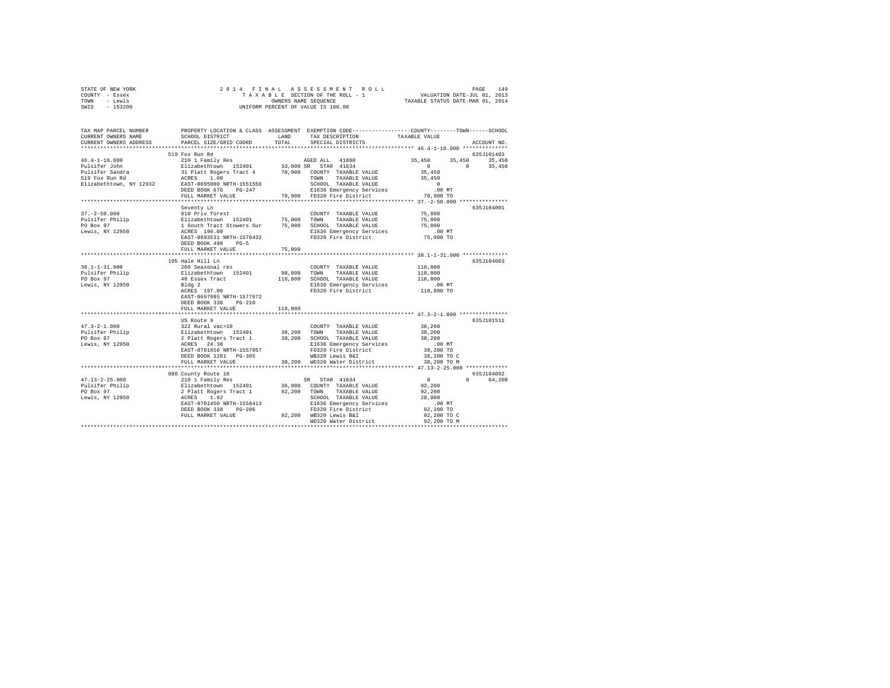STATE OF NEW YORK
COUNTY - Essex
TOWN - Lewis
SWIS - 153200

2014 FINAL ASSESSMENT ROLL
TAXABLE SECTION OF THE ROLL - 1
OWNERS NAME SEQUENCE
UNIFORM PERCENT OF VALUE IS 100.00

VALUATION DATE-JUL 01, 2013
TAXABLE STATUS DATE-MAR 01, 2014

```
TAX MAP PARCEL NUMBER    PROPERTY LOCATION & CLASS  ASSESSMENT  EXEMPTION CODE-----------------COUNTY--------TOWN------SCHOOL
CURRENT OWNERS NAME      SCHOOL DISTRICT             LAND       TAX DESCRIPTION            TAXABLE VALUE
CURRENT OWNERS ADDRESS   PARCEL SIZE/GRID COORD      TOTAL      SPECIAL DISTRICTS                                    ACCOUNT NO.
*************************************************************************************************** 46.4-1-18.000 **************
                         519 Fox Run Rd                                                                             635J101403
46.4-1-18.000            210 1 Family Res                   AGED ALL  41800             35,450     35,450     35,450
Pulsifer John            Elizabethtown  152401      33,000 SR  STAR 41834                    0          0     35,450
Pulsifer Sandra          31 Platt Rogers Tract 4    70,900  COUNTY  TAXABLE VALUE        35,450
519 Fox Run Rd           ACRES    1.00                      TOWN    TAXABLE VALUE        35,450
Elizabethtown, NY 12932  EAST-0695000 NRTH-1551556          SCHOOL  TAXABLE VALUE             0
                         DEED BOOK 676    PG-247             E1636 Emergency Services        .00 MT
                         FULL MARKET VALUE           70,900  FD320 Fire District          70,900 TO
*************************************************************************************************** 37.-2-50.000 ***************
                         Seventy Ln                                                                                 635J104001
37.-2-50.000             910 Priv forest                     COUNTY  TAXABLE VALUE        75,000
Pulsifer Philip          Elizabethtown  152401      75,000  TOWN    TAXABLE VALUE        75,000
PO Box 97                1 South Tract Stowers Sur  75,000  SCHOOL  TAXABLE VALUE        75,000
Lewis, NY 12950          ACRES  190.00                       E1636 Emergency Services        .00 MT
                         EAST-0693531 NRTH-1570432           FD320 Fire District          75,000 TO
                         DEED BOOK 498    PG-5
                         FULL MARKET VALUE           75,000
*************************************************************************************************** 38.1-1-31.000 **************
                         195 Hale Hill Ln                                                                           635J104003
38.1-1-31.000            260 Seasonal res                    COUNTY  TAXABLE VALUE       118,800
Pulsifer Philip          Elizabethtown  152401      98,800  TOWN    TAXABLE VALUE       118,800
PO Box 97                48 Essex Tract            118,800  SCHOOL  TAXABLE VALUE       118,800
Lewis, NY 12950          Bldg 2                              E1636 Emergency Services        .00 MT
                         ACRES  197.00                       FD320 Fire District         118,800 TO
                         EAST-0697995 NRTH-1577672
                         DEED BOOK 338    PG-210
                         FULL MARKET VALUE          118,800
*************************************************************************************************** 47.3-2-1.000 ***************
                         US Route 9                                                                                 635J101511
47.3-2-1.000             322 Rural vac>10                    COUNTY  TAXABLE VALUE        38,200
Pulsifer Philip          Elizabethtown  152401      38,200  TOWN    TAXABLE VALUE        38,200
PO Box 97                2 Platt Rogers Tract 1     38,200  SCHOOL  TAXABLE VALUE        38,200
Lewis, NY 12950          ACRES   24.30                       E1636 Emergency Services        .00 MT
                         EAST-0701656 NRTH-1557857           FD320 Fire District          38,200 TO
                         DEED BOOK 1281   PG-305             WB320 Lewis B&I              38,200 TO C
                         FULL MARKET VALUE           38,200  WD320 Water District         38,200 TO M
*************************************************************************************************** 47.13-2-25.000 *************
                         980 County Route 10                                                                        635J104002
47.13-2-25.000           210 1 Family Res                 SR  STAR 41834                     0          0     64,200
Pulsifer Philip          Elizabethtown  152401      36,900  COUNTY  TAXABLE VALUE        92,200
PO Box 97                2 Platt Rogers Tract 1     92,200  TOWN    TAXABLE VALUE        92,200
Lewis, NY 12950          ACRES    1.92                       SCHOOL  TAXABLE VALUE        28,000
                         EAST-0701450 NRTH-1558413           E1636 Emergency Services        .00 MT
                         DEED BOOK 338    PG-206             FD320 Fire District          92,200 TO
                         FULL MARKET VALUE           92,200  WB320 Lewis B&I              92,200 TO C
                                                             WD320 Water District         92,200 TO M
********************************************************************************************************************************
```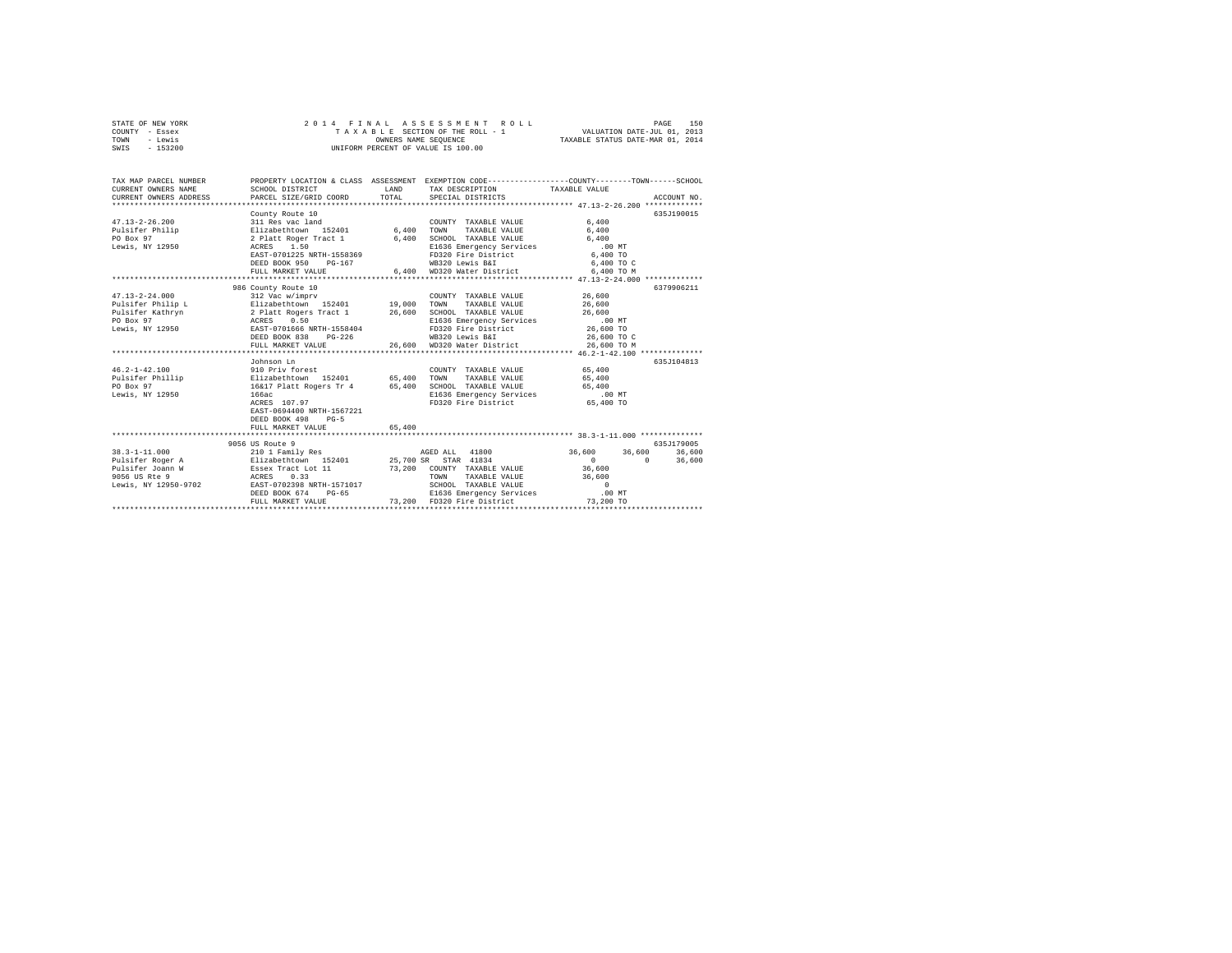STATE OF NEW YORK
COUNTY - Essex
TOWN - Lewis
SWIS - 153200

2014 FINAL ASSESSMENT ROLL
TAXABLE SECTION OF THE ROLL - 1
OWNERS NAME SEQUENCE
UNIFORM PERCENT OF VALUE IS 100.00

VALUATION DATE-JUL 01, 2013
TAXABLE STATUS DATE-MAR 01, 2014

```
TAX MAP PARCEL NUMBER      PROPERTY LOCATION & CLASS  ASSESSMENT  EXEMPTION CODE-----------------COUNTY--------TOWN------SCHOOL
CURRENT OWNERS NAME        SCHOOL DISTRICT             LAND       TAX DESCRIPTION            TAXABLE VALUE
CURRENT OWNERS ADDRESS     PARCEL SIZE/GRID COORD      TOTAL      SPECIAL DISTRICTS                                   ACCOUNT NO.
****************************************************************************************************** 47.13-2-26.200 *************
                           County Route 10                                                                          635J190015
47.13-2-26.200             311 Res vac land                       COUNTY  TAXABLE VALUE             6,400
Pulsifer Philip            Elizabethtown  152401        6,400     TOWN    TAXABLE VALUE             6,400
PO Box 97                  2 Platt Roger Tract 1        6,400     SCHOOL  TAXABLE VALUE             6,400
Lewis, NY 12950            ACRES    1.50                          E1636 Emergency Services            .00 MT
                           EAST-0701225 NRTH-1558369              FD320 Fire District              6,400 TO
                           DEED BOOK 950    PG-167                WB320 Lewis B&I                  6,400 TO C
                           FULL MARKET VALUE            6,400     WD320 Water District             6,400 TO M
****************************************************************************************************** 47.13-2-24.000 *************
                           986 County Route 10                                                                      6379906211
47.13-2-24.000             312 Vac w/imprv                        COUNTY  TAXABLE VALUE            26,600
Pulsifer Philip L          Elizabethtown  152401       19,000     TOWN    TAXABLE VALUE            26,600
Pulsifer Kathryn           2 Platt Rogers Tract 1      26,600     SCHOOL  TAXABLE VALUE            26,600
PO Box 97                  ACRES    0.50                          E1636 Emergency Services            .00 MT
Lewis, NY 12950            EAST-0701666 NRTH-1558404              FD320 Fire District             26,600 TO
                           DEED BOOK 838    PG-226                WB320 Lewis B&I                 26,600 TO C
                           FULL MARKET VALUE           26,600     WD320 Water District            26,600 TO M
****************************************************************************************************** 46.2-1-42.100 **************
                           Johnson Ln                                                                               635J104813
46.2-1-42.100              910 Priv forest                        COUNTY  TAXABLE VALUE            65,400
Pulsifer Phillip           Elizabethtown  152401       65,400     TOWN    TAXABLE VALUE            65,400
PO Box 97                  16&17 Platt Rogers Tr 4     65,400     SCHOOL  TAXABLE VALUE            65,400
Lewis, NY 12950            166ac                                  E1636 Emergency Services            .00 MT
                           ACRES  107.97                          FD320 Fire District             65,400 TO
                           EAST-0694400 NRTH-1567221
                           DEED BOOK 498    PG-5
                           FULL MARKET VALUE           65,400
****************************************************************************************************** 38.3-1-11.000 **************
                           9056 US Route 9                                                                          635J179005
38.3-1-11.000              210 1 Family Res                   AGED ALL  41800           36,600       36,600       36,600
Pulsifer Roger A           Elizabethtown  152401       25,700 SR  STAR  41834               0            0        36,600
Pulsifer Joann W           Essex Tract Lot 11          73,200     COUNTY  TAXABLE VALUE            36,600
9056 US Rte 9              ACRES    0.33                          TOWN    TAXABLE VALUE            36,600
Lewis, NY 12950-9702       EAST-0702398 NRTH-1571017              SCHOOL  TAXABLE VALUE                 0
                           DEED BOOK 674    PG-65                 E1636 Emergency Services            .00 MT
                           FULL MARKET VALUE           73,200     FD320 Fire District             73,200 TO
************************************************************************************************************************************
```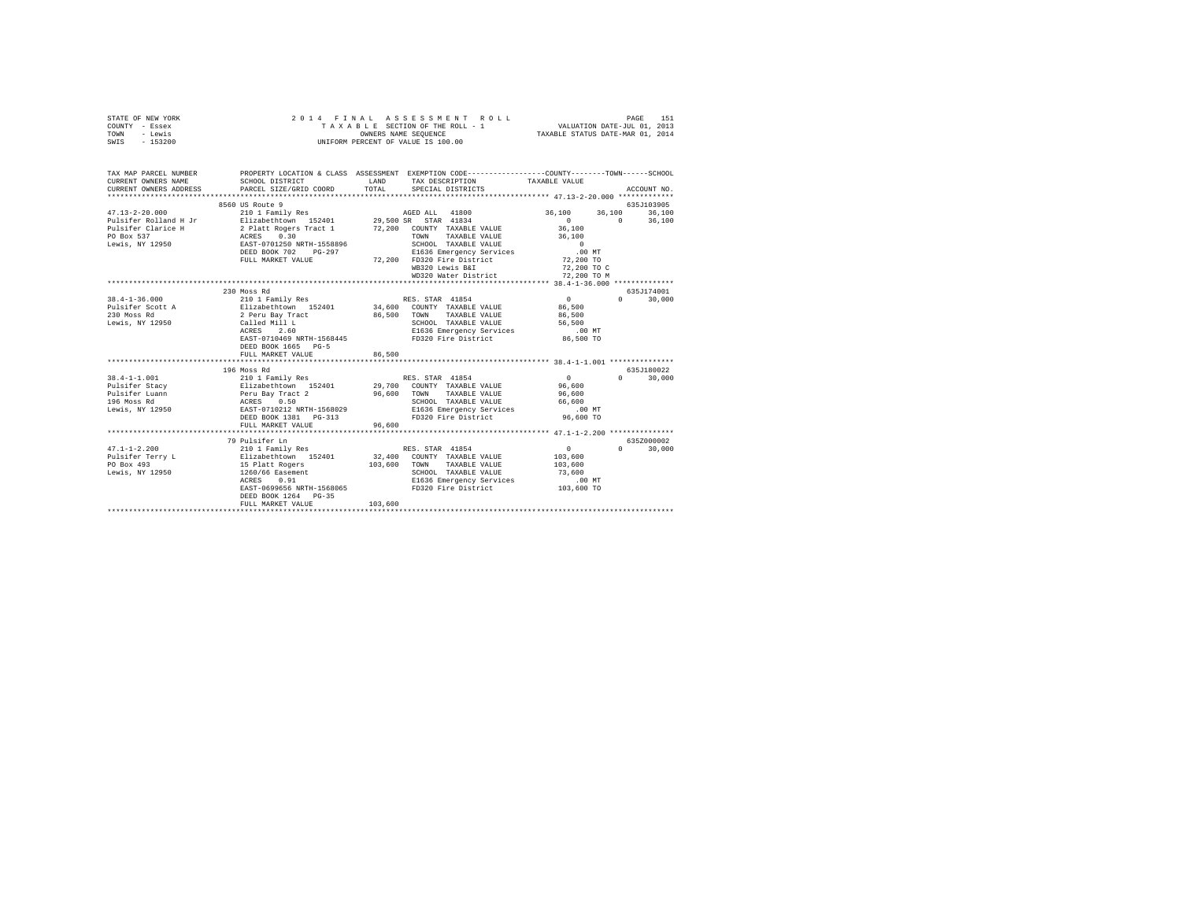STATE OF NEW YORK
COUNTY - Essex
TOWN - Lewis
SWIS - 153200

2 0 1 4 F I N A L A S S E S S M E N T R O L L
T A X A B L E SECTION OF THE ROLL - 1
OWNERS NAME SEQUENCE
UNIFORM PERCENT OF VALUE IS 100.00

VALUATION DATE-JUL 01, 2013
TAXABLE STATUS DATE-MAR 01, 2014

```
TAX MAP PARCEL NUMBER          PROPERTY LOCATION & CLASS  ASSESSMENT  EXEMPTION CODE-----------------COUNTY--------TOWN------SCHOOL
CURRENT OWNERS NAME            SCHOOL DISTRICT             LAND       TAX DESCRIPTION            TAXABLE VALUE
CURRENT OWNERS ADDRESS         PARCEL SIZE/GRID COORD      TOTAL      SPECIAL DISTRICTS                                   ACCOUNT NO.
************************************************************************************************* 47.13-2-20.000 *************
                               8560 US Route 9                                                                          635J103905
47.13-2-20.000                 210 1 Family Res                       AGED ALL  41800              36,100      36,100      36,100
Pulsifer Rolland H Jr          Elizabethtown   152401      29,500 SR  STAR 41834                        0           0      36,100
Pulsifer Clarice H             2 Platt Rogers Tract 1      72,200     COUNTY  TAXABLE VALUE          36,100
PO Box 537                     ACRES    0.30                          TOWN    TAXABLE VALUE          36,100
Lewis, NY 12950                EAST-0701250 NRTH-1558896              SCHOOL  TAXABLE VALUE               0
                               DEED BOOK 702    PG-297                E1636 Emergency Services            .00 MT
                               FULL MARKET VALUE           72,200     FD320 Fire District             72,200 TO
                                                                      WB320 Lewis B&I                 72,200 TO C
                                                                      WD320 Water District            72,200 TO M
************************************************************************************************* 38.4-1-36.000 **************
                               230 Moss Rd                                                                              635J174001
38.4-1-36.000                  210 1 Family Res                       RES. STAR 41854                   0           0      30,000
Pulsifer Scott A               Elizabethtown   152401      34,600     COUNTY  TAXABLE VALUE          86,500
230 Moss Rd                    2 Peru Bay Tract            86,500     TOWN    TAXABLE VALUE          86,500
Lewis, NY 12950                Called Mill L                          SCHOOL  TAXABLE VALUE          56,500
                               ACRES    2.60                          E1636 Emergency Services            .00 MT
                               EAST-0710469 NRTH-1568445              FD320 Fire District             86,500 TO
                               DEED BOOK 1665   PG-5
                               FULL MARKET VALUE           86,500
************************************************************************************************* 38.4-1-1.001 ***************
                               196 Moss Rd                                                                              635J180022
38.4-1-1.001                   210 1 Family Res                       RES. STAR 41854                   0           0      30,000
Pulsifer Stacy                 Elizabethtown   152401      29,700     COUNTY  TAXABLE VALUE          96,600
Pulsifer Luann                 Peru Bay Tract 2            96,600     TOWN    TAXABLE VALUE          96,600
196 Moss Rd                    ACRES    0.50                          SCHOOL  TAXABLE VALUE          66,600
Lewis, NY 12950                EAST-0710212 NRTH-1568029              E1636 Emergency Services            .00 MT
                               DEED BOOK 1381   PG-313                FD320 Fire District             96,600 TO
                               FULL MARKET VALUE           96,600
************************************************************************************************* 47.1-1-2.200 ***************
                               79 Pulsifer Ln                                                                           635Z000002
47.1-1-2.200                   210 1 Family Res                       RES. STAR 41854                   0           0      30,000
Pulsifer Terry L               Elizabethtown   152401      32,400     COUNTY  TAXABLE VALUE         103,600
PO Box 493                     15 Platt Rogers            103,600     TOWN    TAXABLE VALUE         103,600
Lewis, NY 12950                1260/66 Easement                       SCHOOL  TAXABLE VALUE          73,600
                               ACRES    0.91                          E1636 Emergency Services            .00 MT
                               EAST-0699656 NRTH-1568065              FD320 Fire District            103,600 TO
                               DEED BOOK 1264   PG-35
                               FULL MARKET VALUE          103,600
********************************************************************************************************************************
```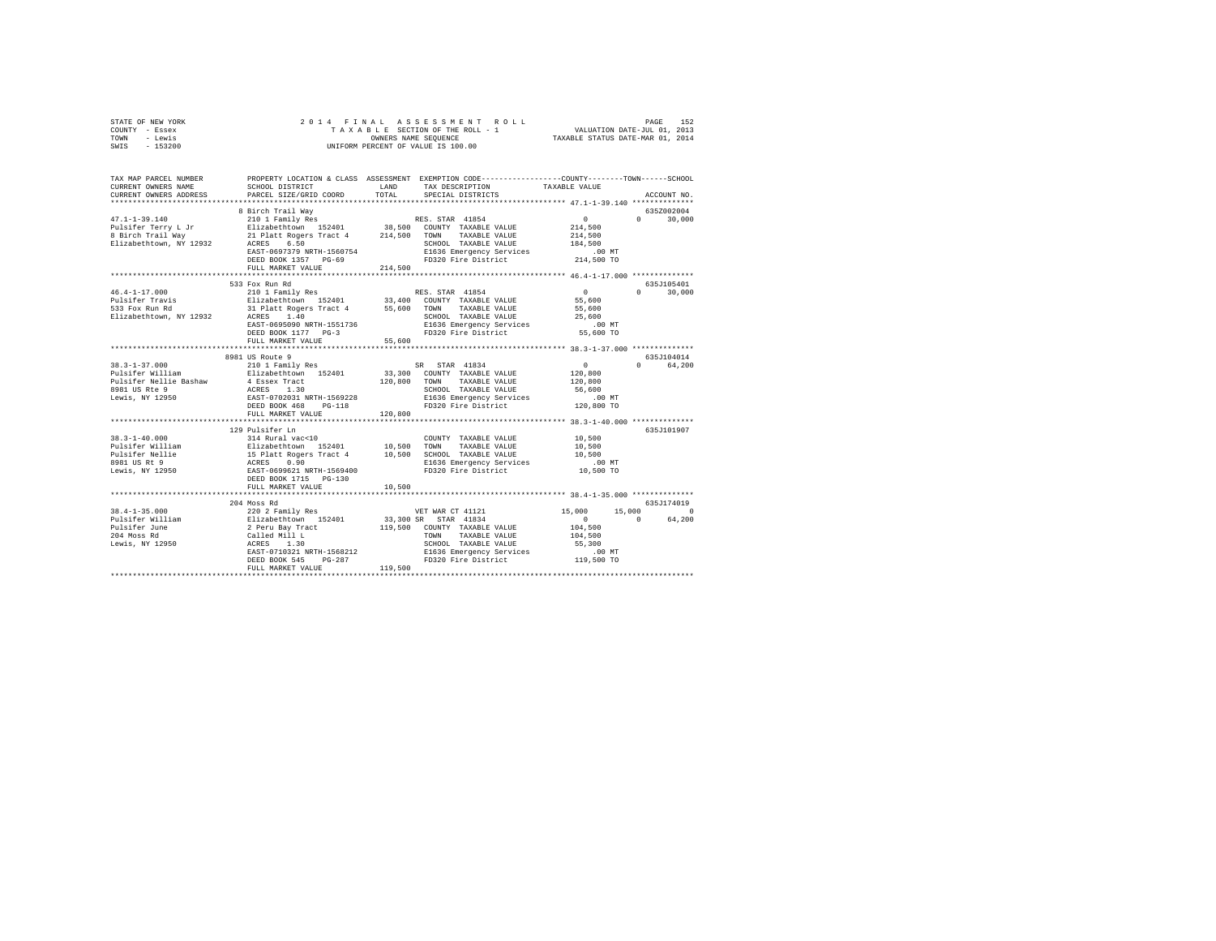STATE OF NEW YORK　　　　2 0 1 4　F I N A L　A S S E S S M E N T　R O L L
COUNTY - Essex　　　　T A X A B L E SECTION OF THE ROLL - 1　　　　VALUATION DATE-JUL 01, 2013
TOWN - Lewis　　　　OWNERS NAME SEQUENCE　　　　TAXABLE STATUS DATE-MAR 01, 2014
SWIS - 153200　　　　UNIFORM PERCENT OF VALUE IS 100.00

| TAX MAP PARCEL NUMBER / CURRENT OWNERS NAME / CURRENT OWNERS ADDRESS | PROPERTY LOCATION & CLASS / SCHOOL DISTRICT / PARCEL SIZE/GRID COORD | ASSESSMENT LAND / TOTAL | EXEMPTION CODE / TAX DESCRIPTION / SPECIAL DISTRICTS | COUNTY TAXABLE VALUE | TOWN | SCHOOL | ACCOUNT NO. |
|---|---|---|---|---|---|---|---|
| **47.1-1-39.140** | 8 Birch Trail Way | | | | | | 635Z002004 |
| 47.1-1-39.140 | 210 1 Family Res | | RES. STAR 41854 | 0 | 0 | 30,000 | |
| Pulsifer Terry L Jr | Elizabethtown 152401 | 38,500 | COUNTY TAXABLE VALUE | 214,500 | | | |
| 8 Birch Trail Way | 21 Platt Rogers Tract 4 | 214,500 | TOWN TAXABLE VALUE | 214,500 | | | |
| Elizabethtown, NY 12932 | ACRES 6.50 | | SCHOOL TAXABLE VALUE | 184,500 | | | |
| | EAST-0697379 NRTH-1560754 | | E1636 Emergency Services | .00 MT | | | |
| | DEED BOOK 1357 PG-69 | | FD320 Fire District | 214,500 TO | | | |
| | FULL MARKET VALUE | 214,500 | | | | | |
| **46.4-1-17.000** | 533 Fox Run Rd | | | | | | 635J105401 |
| 46.4-1-17.000 | 210 1 Family Res | | RES. STAR 41854 | 0 | 0 | 30,000 | |
| Pulsifer Travis | Elizabethtown 152401 | 33,400 | COUNTY TAXABLE VALUE | 55,600 | | | |
| 533 Fox Run Rd | 31 Platt Rogers Tract 4 | 55,600 | TOWN TAXABLE VALUE | 55,600 | | | |
| Elizabethtown, NY 12932 | ACRES 1.40 | | SCHOOL TAXABLE VALUE | 25,600 | | | |
| | EAST-0695090 NRTH-1551736 | | E1636 Emergency Services | .00 MT | | | |
| | DEED BOOK 1177 PG-3 | | FD320 Fire District | 55,600 TO | | | |
| | FULL MARKET VALUE | 55,600 | | | | | |
| **38.3-1-37.000** | 8981 US Route 9 | | | | | | 635J104014 |
| 38.3-1-37.000 | 210 1 Family Res | | SR STAR 41834 | 0 | 0 | 64,200 | |
| Pulsifer William | Elizabethtown 152401 | 33,300 | COUNTY TAXABLE VALUE | 120,800 | | | |
| Pulsifer Nellie Bashaw | 4 Essex Tract | 120,800 | TOWN TAXABLE VALUE | 120,800 | | | |
| 8981 US Rte 9 | ACRES 1.30 | | SCHOOL TAXABLE VALUE | 56,600 | | | |
| Lewis, NY 12950 | EAST-0702031 NRTH-1569228 | | E1636 Emergency Services | .00 MT | | | |
| | DEED BOOK 468 PG-118 | | FD320 Fire District | 120,800 TO | | | |
| | FULL MARKET VALUE | 120,800 | | | | | |
| **38.3-1-40.000** | 129 Pulsifer Ln | | | | | | 635J101907 |
| 38.3-1-40.000 | 314 Rural vac<10 | | COUNTY TAXABLE VALUE | 10,500 | | | |
| Pulsifer William | Elizabethtown 152401 | 10,500 | TOWN TAXABLE VALUE | 10,500 | | | |
| Pulsifer Nellie | 15 Platt Rogers Tract 4 | 10,500 | SCHOOL TAXABLE VALUE | 10,500 | | | |
| 8981 US Rt 9 | ACRES 0.90 | | E1636 Emergency Services | .00 MT | | | |
| Lewis, NY 12950 | EAST-0699621 NRTH-1569400 | | FD320 Fire District | 10,500 TO | | | |
| | DEED BOOK 1715 PG-130 | | | | | | |
| | FULL MARKET VALUE | 10,500 | | | | | |
| **38.4-1-35.000** | 204 Moss Rd | | | | | | 635J174019 |
| 38.4-1-35.000 | 220 2 Family Res | | VET WAR CT 41121 | 15,000 | 15,000 | 0 | |
| Pulsifer William | Elizabethtown 152401 | 33,300 | SR STAR 41834 | 0 | 0 | 64,200 | |
| Pulsifer June | 2 Peru Bay Tract | 119,500 | COUNTY TAXABLE VALUE | 104,500 | | | |
| 204 Moss Rd | Called Mill L | | TOWN TAXABLE VALUE | 104,500 | | | |
| Lewis, NY 12950 | ACRES 1.30 | | SCHOOL TAXABLE VALUE | 55,300 | | | |
| | EAST-0710321 NRTH-1568212 | | E1636 Emergency Services | .00 MT | | | |
| | DEED BOOK 545 PG-287 | | FD320 Fire District | 119,500 TO | | | |
| | FULL MARKET VALUE | 119,500 | | | | | |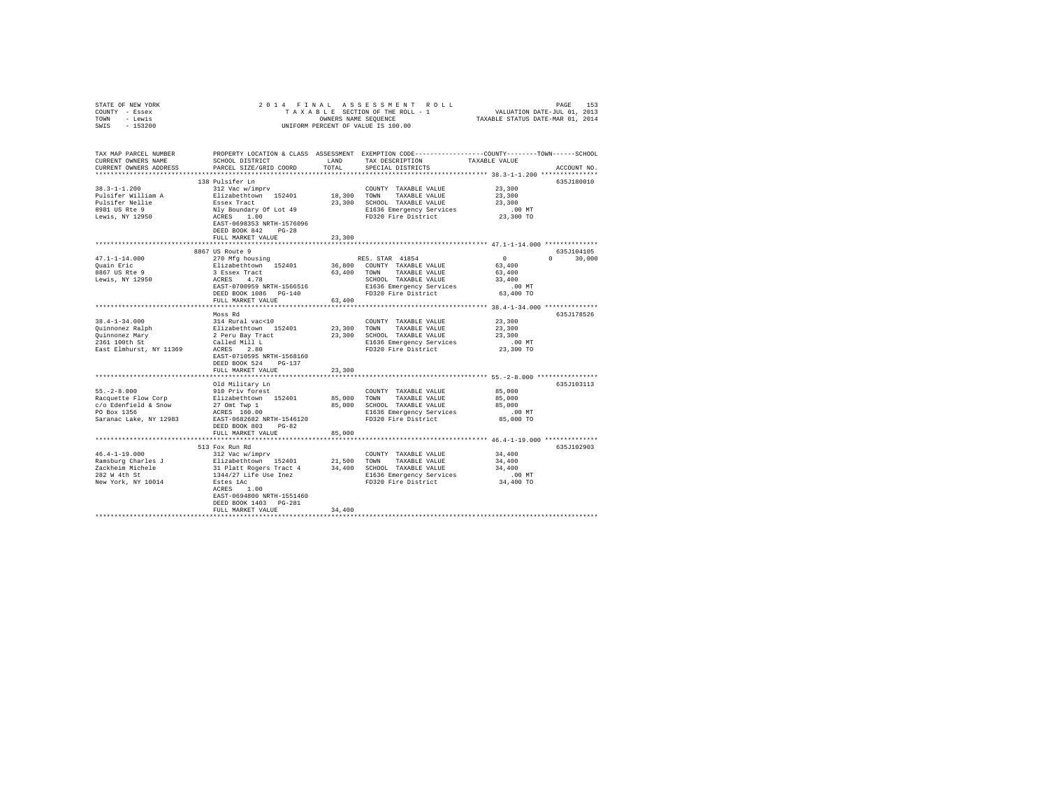STATE OF NEW YORK — 2014 FINAL ASSESSMENT ROLL
COUNTY - Essex — TAXABLE SECTION OF THE ROLL - 1 — VALUATION DATE-JUL 01, 2013
TOWN - Lewis — OWNERS NAME SEQUENCE — TAXABLE STATUS DATE-MAR 01, 2014
SWIS - 153200 — UNIFORM PERCENT OF VALUE IS 100.00

```
TAX MAP PARCEL NUMBER        PROPERTY LOCATION & CLASS  ASSESSMENT  EXEMPTION CODE-----------------COUNTY--------TOWN------SCHOOL
CURRENT OWNERS NAME          SCHOOL DISTRICT             LAND        TAX DESCRIPTION            TAXABLE VALUE
CURRENT OWNERS ADDRESS       PARCEL SIZE/GRID COORD      TOTAL       SPECIAL DISTRICTS                                    ACCOUNT NO.
******************************************************************************************** 38.3-1-1.200 ***************
                             138 Pulsifer Ln                                                                          635J180010
38.3-1-1.200                 312 Vac w/imprv                         COUNTY  TAXABLE VALUE          23,300
Pulsifer William A           Elizabethtown  152401       18,300      TOWN    TAXABLE VALUE          23,300
Pulsifer Nellie              Essex Tract                 23,300      SCHOOL  TAXABLE VALUE          23,300
8981 US Rte 9                Nly Boundary Of Lot 49                  E1636 Emergency Services          .00 MT
Lewis, NY 12950              ACRES   1.00                            FD320 Fire District            23,300 TO
                             EAST-0698353 NRTH-1576096
                             DEED BOOK 842    PG-28
                             FULL MARKET VALUE           23,300
******************************************************************************************** 47.1-1-14.000 **************
                             8867 US Route 9                                                                          635J104105
47.1-1-14.000                270 Mfg housing                         RES. STAR  41854                0          0      30,000
Quain Eric                   Elizabethtown  152401       36,800      COUNTY  TAXABLE VALUE          63,400
8867 US Rte 9                3 Essex Tract               63,400      TOWN    TAXABLE VALUE          63,400
Lewis, NY 12950              ACRES   4.78                            SCHOOL  TAXABLE VALUE          33,400
                             EAST-0700959 NRTH-1566516               E1636 Emergency Services          .00 MT
                             DEED BOOK 1086   PG-140                 FD320 Fire District            63,400 TO
                             FULL MARKET VALUE           63,400
******************************************************************************************** 38.4-1-34.000 **************
                             Moss Rd                                                                                  635J178526
38.4-1-34.000                314 Rural vac<10                        COUNTY  TAXABLE VALUE          23,300
Quinnonez Ralph              Elizabethtown  152401       23,300      TOWN    TAXABLE VALUE          23,300
Quinnonez Mary               2 Peru Bay Tract            23,300      SCHOOL  TAXABLE VALUE          23,300
2361 100th St                Called Mill L                           E1636 Emergency Services          .00 MT
East Elmhurst, NY 11369      ACRES   2.80                            FD320 Fire District            23,300 TO
                             EAST-0710595 NRTH-1568160
                             DEED BOOK 524    PG-137
                             FULL MARKET VALUE           23,300
******************************************************************************************** 55.-2-8.000 ****************
                             Old Military Ln                                                                          635J103113
55.-2-8.000                  910 Priv forest                         COUNTY  TAXABLE VALUE          85,000
Racquette Flow Corp          Elizabethtown  152401       85,000      TOWN    TAXABLE VALUE          85,000
c/o Edenfield & Snow         27 Omt Twp 1                85,000      SCHOOL  TAXABLE VALUE          85,000
PO Box 1356                  ACRES 160.00                            E1636 Emergency Services          .00 MT
Saranac Lake, NY 12983       EAST-0682682 NRTH-1546120               FD320 Fire District            85,000 TO
                             DEED BOOK 803    PG-82
                             FULL MARKET VALUE           85,000
******************************************************************************************** 46.4-1-19.000 **************
                             513 Fox Run Rd                                                                           635J102903
46.4-1-19.000                312 Vac w/imprv                         COUNTY  TAXABLE VALUE          34,400
Ramsburg Charles J           Elizabethtown  152401       21,500      TOWN    TAXABLE VALUE          34,400
Zackheim Michele             31 Platt Rogers Tract 4     34,400      SCHOOL  TAXABLE VALUE          34,400
282 W 4th St                 1344/27 Life Use Inez                   E1636 Emergency Services          .00 MT
New York, NY 10014           Estes 1Ac                               FD320 Fire District            34,400 TO
                             ACRES   1.00
                             EAST-0694800 NRTH-1551460
                             DEED BOOK 1403   PG-281
                             FULL MARKET VALUE           34,400
****************************************************************************************************************************
```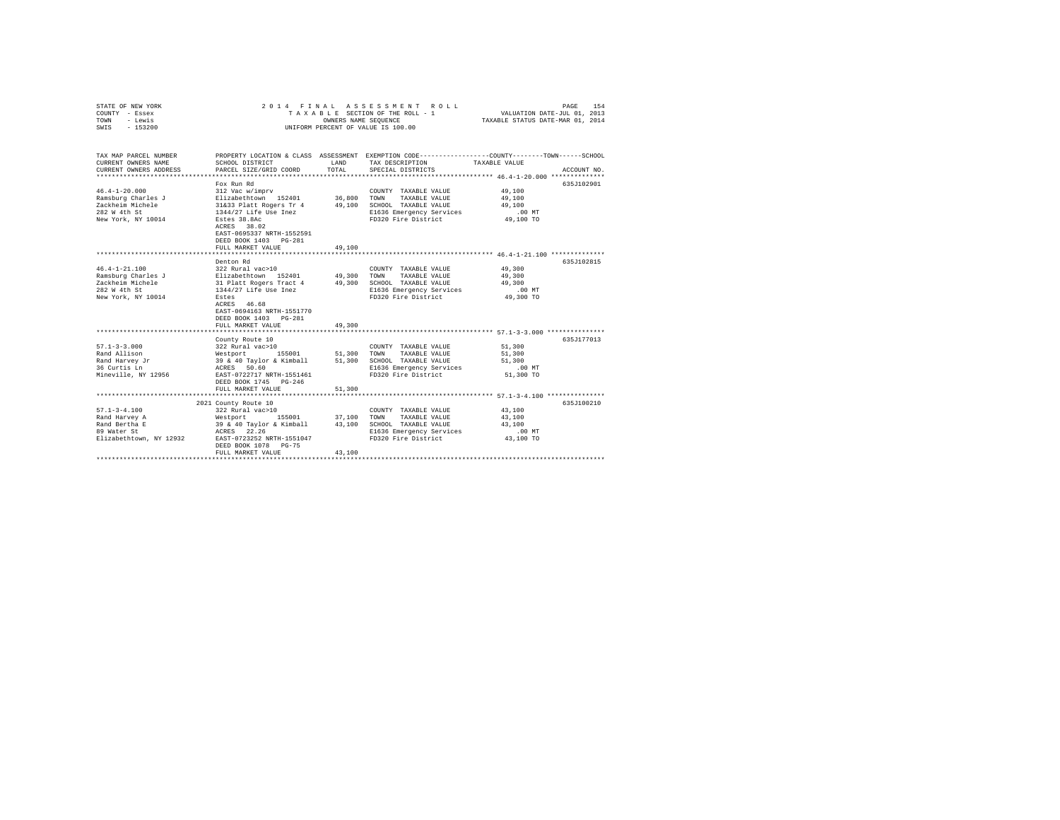STATE OF NEW YORK
COUNTY - Essex
TOWN - Lewis
SWIS - 153200

2014 FINAL ASSESSMENT ROLL
TAXABLE SECTION OF THE ROLL - 1
OWNERS NAME SEQUENCE
UNIFORM PERCENT OF VALUE IS 100.00

VALUATION DATE-JUL 01, 2013
TAXABLE STATUS DATE-MAR 01, 2014

| TAX MAP PARCEL NUMBER / CURRENT OWNERS NAME / CURRENT OWNERS ADDRESS | PROPERTY LOCATION & CLASS / SCHOOL DISTRICT / PARCEL SIZE/GRID COORD | ASSESSMENT LAND / TOTAL | EXEMPTION CODE / TAX DESCRIPTION / SPECIAL DISTRICTS | COUNTY--------TOWN------SCHOOL TAXABLE VALUE | ACCOUNT NO. |
|---|---|---|---|---|---|
| **46.4-1-20.000** | Fox Run Rd | | | | 635J102901 |
| 46.4-1-20.000 | 312 Vac w/imprv | | COUNTY TAXABLE VALUE | 49,100 | |
| Ramsburg Charles J | Elizabethtown 152401 | 36,800 | TOWN TAXABLE VALUE | 49,100 | |
| Zackheim Michele | 31&33 Platt Rogers Tr 4 | 49,100 | SCHOOL TAXABLE VALUE | 49,100 | |
| 282 W 4th St | 1344/27 Life Use Inez | | E1636 Emergency Services | .00 MT | |
| New York, NY 10014 | Estes 38.8Ac | | FD320 Fire District | 49,100 TO | |
| | ACRES 38.02 | | | | |
| | EAST-0695337 NRTH-1552591 | | | | |
| | DEED BOOK 1403 PG-281 | | | | |
| | FULL MARKET VALUE | 49,100 | | | |
| **46.4-1-21.100** | Denton Rd | | | | 635J102815 |
| 46.4-1-21.100 | 322 Rural vac>10 | | COUNTY TAXABLE VALUE | 49,300 | |
| Ramsburg Charles J | Elizabethtown 152401 | 49,300 | TOWN TAXABLE VALUE | 49,300 | |
| Zackheim Michele | 31 Platt Rogers Tract 4 | 49,300 | SCHOOL TAXABLE VALUE | 49,300 | |
| 282 W 4th St | 1344/27 Life Use Inez | | E1636 Emergency Services | .00 MT | |
| New York, NY 10014 | Estes | | FD320 Fire District | 49,300 TO | |
| | ACRES 46.68 | | | | |
| | EAST-0694163 NRTH-1551770 | | | | |
| | DEED BOOK 1403 PG-281 | | | | |
| | FULL MARKET VALUE | 49,300 | | | |
| **57.1-3-3.000** | County Route 10 | | | | 635J177013 |
| 57.1-3-3.000 | 322 Rural vac>10 | | COUNTY TAXABLE VALUE | 51,300 | |
| Rand Allison | Westport 155001 | 51,300 | TOWN TAXABLE VALUE | 51,300 | |
| Rand Harvey Jr | 39 & 40 Taylor & Kimball | 51,300 | SCHOOL TAXABLE VALUE | 51,300 | |
| 36 Curtis Ln | ACRES 50.60 | | E1636 Emergency Services | .00 MT | |
| Mineville, NY 12956 | EAST-0722717 NRTH-1551461 | | FD320 Fire District | 51,300 TO | |
| | DEED BOOK 1745 PG-246 | | | | |
| | FULL MARKET VALUE | 51,300 | | | |
| **57.1-3-4.100** | 2021 County Route 10 | | | | 635J100210 |
| 57.1-3-4.100 | 322 Rural vac>10 | | COUNTY TAXABLE VALUE | 43,100 | |
| Rand Harvey A | Westport 155001 | 37,100 | TOWN TAXABLE VALUE | 43,100 | |
| Rand Bertha E | 39 & 40 Taylor & Kimball | 43,100 | SCHOOL TAXABLE VALUE | 43,100 | |
| 89 Water St | ACRES 22.26 | | E1636 Emergency Services | .00 MT | |
| Elizabethtown, NY 12932 | EAST-0723252 NRTH-1551047 | | FD320 Fire District | 43,100 TO | |
| | DEED BOOK 1078 PG-75 | | | | |
| | FULL MARKET VALUE | 43,100 | | | |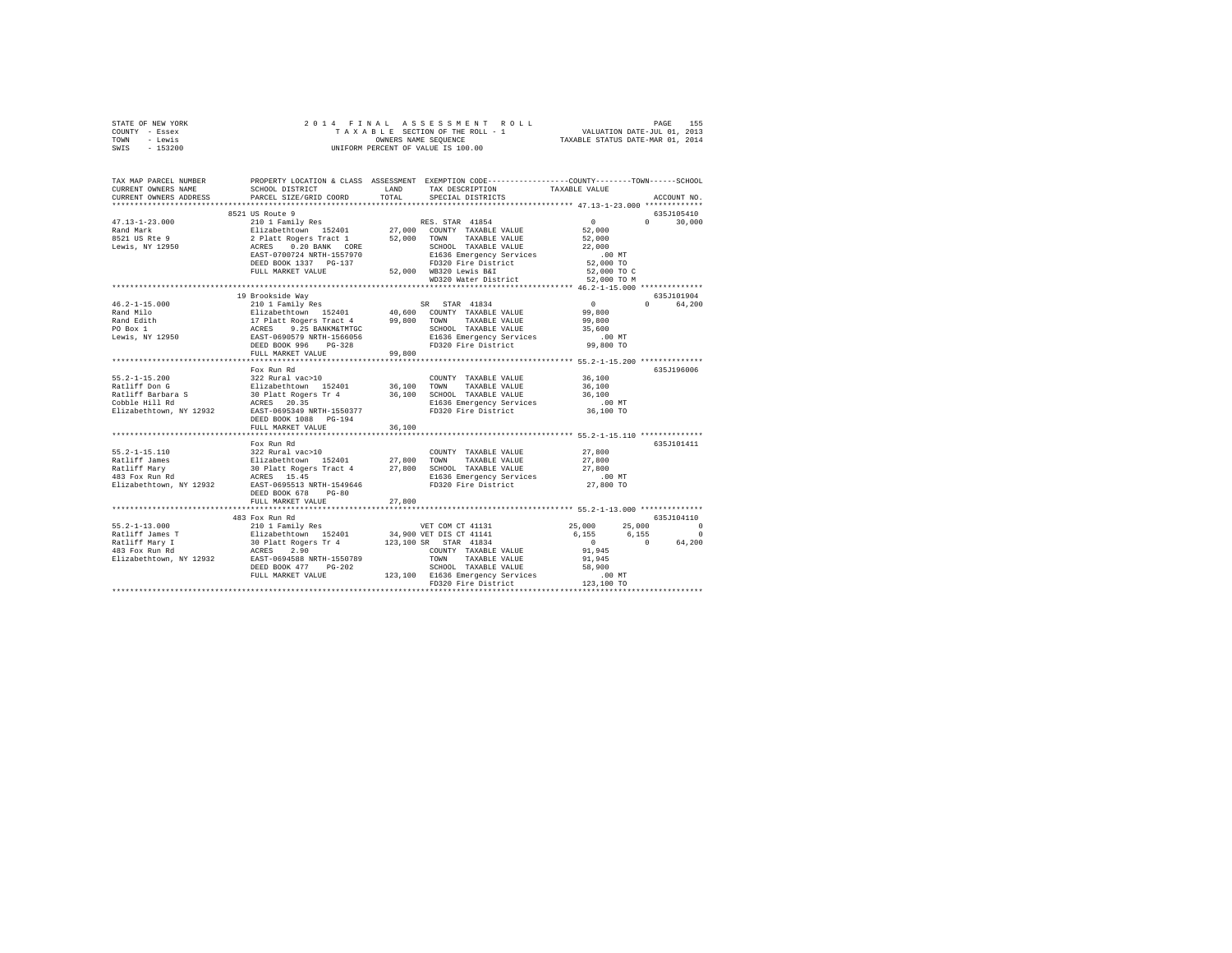STATE OF NEW YORK
COUNTY - Essex
TOWN - Lewis
SWIS - 153200

2014 FINAL ASSESSMENT ROLL
TAXABLE SECTION OF THE ROLL - 1
OWNERS NAME SEQUENCE
UNIFORM PERCENT OF VALUE IS 100.00

VALUATION DATE-JUL 01, 2013
TAXABLE STATUS DATE-MAR 01, 2014

```
TAX MAP PARCEL NUMBER        PROPERTY LOCATION & CLASS  ASSESSMENT  EXEMPTION CODE-----------------COUNTY--------TOWN------SCHOOL
CURRENT OWNERS NAME          SCHOOL DISTRICT              LAND      TAX DESCRIPTION            TAXABLE VALUE
CURRENT OWNERS ADDRESS       PARCEL SIZE/GRID COORD       TOTAL     SPECIAL DISTRICTS                                   ACCOUNT NO.
******************************************************************************************************* 47.13-1-23.000 *************
                             8521 US Route 9                                                                            635J105410
47.13-1-23.000               210 1 Family Res                        RES. STAR 41854              0             0        30,000
Rand Mark                    Elizabethtown  152401       27,000     COUNTY  TAXABLE VALUE        52,000
8521 US Rte 9                2 Platt Rogers Tract 1      52,000     TOWN    TAXABLE VALUE        52,000
Lewis, NY 12950              ACRES    0.20 BANK   CORE              SCHOOL  TAXABLE VALUE        22,000
                             EAST-0700724 NRTH-1557970              E1636 Emergency Services        .00 MT
                             DEED BOOK 1337   PG-137                FD320 Fire District          52,000 TO
                             FULL MARKET VALUE           52,000     WB320 Lewis B&I              52,000 TO C
                                                                    WD320 Water District         52,000 TO M
******************************************************************************************************* 46.2-1-15.000 **************
                             19 Brookside Way                                                                           635J101904
46.2-1-15.000                210 1 Family Res                        SR  STAR 41834               0             0        64,200
Rand Milo                    Elizabethtown  152401       40,600     COUNTY  TAXABLE VALUE        99,800
Rand Edith                   17 Platt Rogers Tract 4     99,800     TOWN    TAXABLE VALUE        99,800
PO Box 1                     ACRES    9.25 BANKM&TMTGC              SCHOOL  TAXABLE VALUE        35,600
Lewis, NY 12950              EAST-0690579 NRTH-1566056              E1636 Emergency Services        .00 MT
                             DEED BOOK 996    PG-328                FD320 Fire District          99,800 TO
                             FULL MARKET VALUE           99,800
******************************************************************************************************* 55.2-1-15.200 **************
                             Fox Run Rd                                                                                 635J196006
55.2-1-15.200                322 Rural vac>10                        COUNTY  TAXABLE VALUE        36,100
Ratliff Don G                Elizabethtown  152401       36,100     TOWN    TAXABLE VALUE        36,100
Ratliff Barbara S            30 Platt Rogers Tr 4        36,100     SCHOOL  TAXABLE VALUE        36,100
Cobble Hill Rd               ACRES   20.35                          E1636 Emergency Services        .00 MT
Elizabethtown, NY 12932      EAST-0695349 NRTH-1550377              FD320 Fire District          36,100 TO
                             DEED BOOK 1088   PG-194
                             FULL MARKET VALUE           36,100
******************************************************************************************************* 55.2-1-15.110 **************
                             Fox Run Rd                                                                                 635J101411
55.2-1-15.110                322 Rural vac>10                        COUNTY  TAXABLE VALUE        27,800
Ratliff James                Elizabethtown  152401       27,800     TOWN    TAXABLE VALUE        27,800
Ratliff Mary                 30 Platt Rogers Tract 4     27,800     SCHOOL  TAXABLE VALUE        27,800
483 Fox Run Rd               ACRES   15.45                          E1636 Emergency Services        .00 MT
Elizabethtown, NY 12932      EAST-0695513 NRTH-1549646              FD320 Fire District          27,800 TO
                             DEED BOOK 678    PG-80
                             FULL MARKET VALUE           27,800
******************************************************************************************************* 55.2-1-13.000 **************
                             483 Fox Run Rd                                                                             635J104110
55.2-1-13.000                210 1 Family Res                        VET COM CT 41131         25,000        25,000             0
Ratliff James T              Elizabethtown  152401       34,900 VET DIS CT 41141              6,155         6,155             0
Ratliff Mary I               30 Platt Rogers Tr 4       123,100 SR  STAR 41834                    0             0        64,200
483 Fox Run Rd               ACRES    2.90                          COUNTY  TAXABLE VALUE        91,945
Elizabethtown, NY 12932      EAST-0694588 NRTH-1550789              TOWN    TAXABLE VALUE        91,945
                             DEED BOOK 477    PG-202                SCHOOL  TAXABLE VALUE        58,900
                             FULL MARKET VALUE          123,100     E1636 Emergency Services        .00 MT
                                                                    FD320 Fire District         123,100 TO
************************************************************************************************************************************
```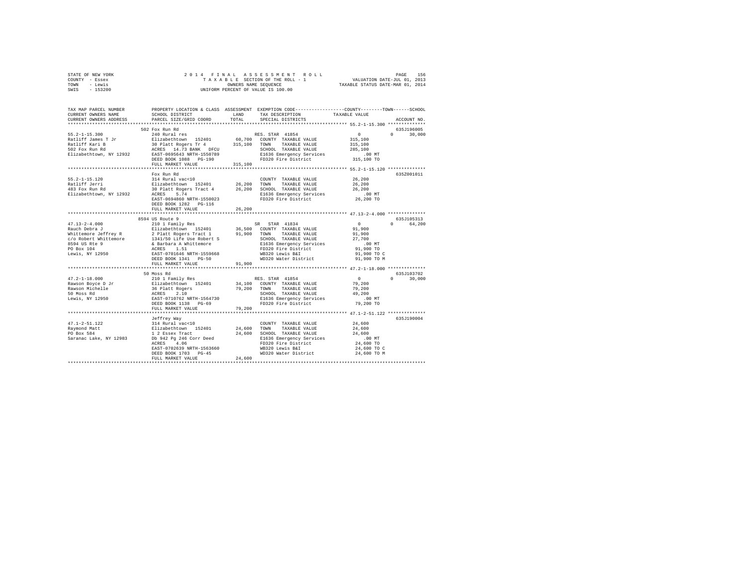STATE OF NEW YORK
COUNTY - Essex
TOWN - Lewis
SWIS - 153200

2014 FINAL ASSESSMENT ROLL
TAXABLE SECTION OF THE ROLL - 1
OWNERS NAME SEQUENCE
UNIFORM PERCENT OF VALUE IS 100.00

VALUATION DATE-JUL 01, 2013
TAXABLE STATUS DATE-MAR 01, 2014

```
TAX MAP PARCEL NUMBER          PROPERTY LOCATION & CLASS  ASSESSMENT  EXEMPTION CODE-----------------COUNTY--------TOWN------SCHOOL
CURRENT OWNERS NAME            SCHOOL DISTRICT             LAND       TAX DESCRIPTION            TAXABLE VALUE
CURRENT OWNERS ADDRESS         PARCEL SIZE/GRID COORD      TOTAL      SPECIAL DISTRICTS                                   ACCOUNT NO.
*********************************************************************************************** 55.2-1-15.300 **************
                               502 Fox Run Rd                                                                         635J196005
55.2-1-15.300                  240 Rural res                          RES. STAR 41854                0            0      30,000
Ratliff James T Jr             Elizabethtown  152401       60,700    COUNTY  TAXABLE VALUE          315,100
Ratliff Kari B                 30 Platt Rogers Tr 4       315,100    TOWN    TAXABLE VALUE          315,100
502 Fox Run Rd                 ACRES  14.73 BANK   DFCU              SCHOOL  TAXABLE VALUE          285,100
Elizabethtown, NY 12932        EAST-0695643 NRTH-1550789             E1636 Emergency Services          .00 MT
                               DEED BOOK 1088   PG-190               FD320 Fire District            315,100 TO
                               FULL MARKET VALUE          315,100
*********************************************************************************************** 55.2-1-15.120 **************
                               Fox Run Rd                                                                             635Z001011
55.2-1-15.120                  314 Rural vac<10                       COUNTY  TAXABLE VALUE           26,200
Ratliff Jerri                  Elizabethtown  152401       26,200    TOWN    TAXABLE VALUE           26,200
483 Fox Run Rd                 30 Platt Rogers Tract 4     26,200    SCHOOL  TAXABLE VALUE           26,200
Elizabethtown, NY 12932        ACRES   5.74                          E1636 Emergency Services          .00 MT
                               EAST-0694860 NRTH-1550023             FD320 Fire District             26,200 TO
                               DEED BOOK 1282   PG-116
                               FULL MARKET VALUE           26,200
*********************************************************************************************** 47.13-2-4.000 **************
                               8594 US Route 9                                                                        635J105313
47.13-2-4.000                  210 1 Family Res                       SR   STAR 41834                0            0      64,200
Rauch Debra J                  Elizabethtown  152401       36,500    COUNTY  TAXABLE VALUE           91,900
Whittemore Jeffrey R           2 Platt Rogers Tract 1      91,900    TOWN    TAXABLE VALUE           91,900
c/o Robert Whittemore          1341/50 Life Use Robert S             SCHOOL  TAXABLE VALUE           27,700
8594 US Rte 9                  & Barbara A Whittemore                E1636 Emergency Services          .00 MT
PO Box 104                     ACRES   1.51                          FD320 Fire District             91,900 TO
Lewis, NY 12950                EAST-0701646 NRTH-1559668             WB320 Lewis B&I                 91,900 TO C
                               DEED BOOK 1341   PG-50                WD320 Water District            91,900 TO M
                               FULL MARKET VALUE           91,900
*********************************************************************************************** 47.2-1-18.000 **************
                               50 Moss Rd                                                                             635J103702
47.2-1-18.000                  210 1 Family Res                       RES. STAR 41854                0            0      30,000
Rawson Boyce D Jr              Elizabethtown  152401       34,100    COUNTY  TAXABLE VALUE           79,200
Rawson Michelle                36 Platt Rogers             79,200    TOWN    TAXABLE VALUE           79,200
50 Moss Rd                     ACRES   2.10                          SCHOOL  TAXABLE VALUE           49,200
Lewis, NY 12950                EAST-0710762 NRTH-1564730             E1636 Emergency Services          .00 MT
                               DEED BOOK 1138   PG-69                FD320 Fire District             79,200 TO
                               FULL MARKET VALUE           79,200
*********************************************************************************************** 47.1-2-51.122 **************
                               Jeffrey Way                                                                            635J190004
47.1-2-51.122                  314 Rural vac<10                       COUNTY  TAXABLE VALUE           24,600
Raymond Matt                   Elizabethtown  152401       24,600    TOWN    TAXABLE VALUE           24,600
PO Box 584                     1 2 Essex Tract             24,600    SCHOOL  TAXABLE VALUE           24,600
Saranac Lake, NY 12983         Db 942 Pg 246 Corr Deed               E1636 Emergency Services          .00 MT
                               ACRES   4.06                          FD320 Fire District             24,600 TO
                               EAST-0702639 NRTH-1563660             WB320 Lewis B&I                 24,600 TO C
                               DEED BOOK 1703   PG-45                WD320 Water District            24,600 TO M
                               FULL MARKET VALUE           24,600
****************************************************************************************************************************
```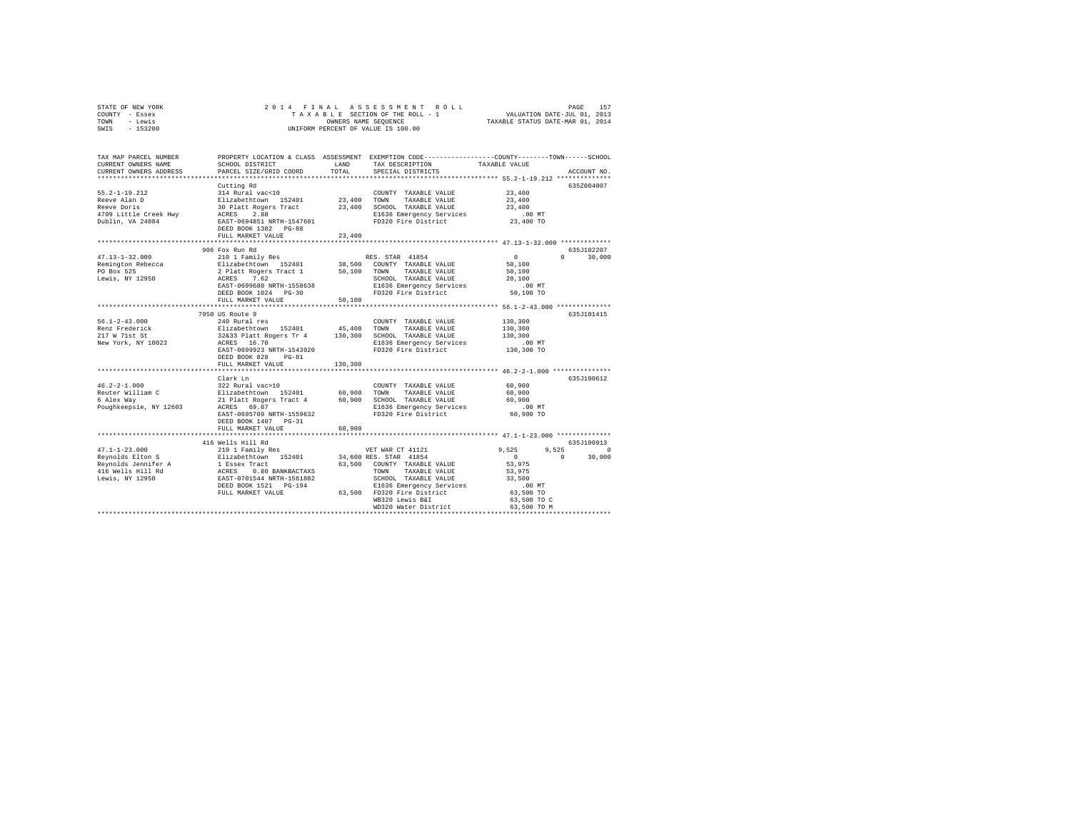STATE OF NEW YORK
COUNTY - Essex
TOWN - Lewis
SWIS - 153200

2014 FINAL ASSESSMENT ROLL
TAXABLE SECTION OF THE ROLL - 1
OWNERS NAME SEQUENCE
UNIFORM PERCENT OF VALUE IS 100.00

VALUATION DATE-JUL 01, 2013
TAXABLE STATUS DATE-MAR 01, 2014

```
TAX MAP PARCEL NUMBER      PROPERTY LOCATION & CLASS  ASSESSMENT  EXEMPTION CODE-----------------COUNTY--------TOWN------SCHOOL
CURRENT OWNERS NAME        SCHOOL DISTRICT              LAND      TAX DESCRIPTION            TAXABLE VALUE
CURRENT OWNERS ADDRESS     PARCEL SIZE/GRID COORD       TOTAL     SPECIAL DISTRICTS                                   ACCOUNT NO.
*************************************************************************************************** 55.2-1-19.212 **************
                           Cutting Rd                                                                                 635Z004007
55.2-1-19.212              314 Rural vac<10                       COUNTY  TAXABLE VALUE            23,400
Reeve Alan D               Elizabethtown  152401       23,400     TOWN    TAXABLE VALUE            23,400
Reeve Doris                30 Platt Rogers Tract       23,400     SCHOOL  TAXABLE VALUE            23,400
4709 Little Creek Hwy      ACRES    2.88                          E1636 Emergency Services            .00 MT
Dublin, VA 24084           EAST-0694851 NRTH-1547601              FD320 Fire District              23,400 TO
                           DEED BOOK 1382   PG-88
                           FULL MARKET VALUE           23,400
*************************************************************************************************** 47.13-1-32.000 *************
                           906 Fox Run Rd                                                                             635J102207
47.13-1-32.000             210 1 Family Res                       RES. STAR 41854                      0          0     30,000
Remington Rebecca          Elizabethtown  152401       38,500     COUNTY  TAXABLE VALUE            50,100
PO Box 525                 2 Platt Rogers Tract 1      50,100     TOWN    TAXABLE VALUE            50,100
Lewis, NY 12950            ACRES    7.62                          SCHOOL  TAXABLE VALUE            20,100
                           EAST-0699680 NRTH-1558638              E1636 Emergency Services            .00 MT
                           DEED BOOK 1024   PG-30                 FD320 Fire District              50,100 TO
                           FULL MARKET VALUE           50,100
*************************************************************************************************** 56.1-2-43.000 **************
                           7950 US Route 9                                                                            635J101415
56.1-2-43.000              240 Rural res                          COUNTY  TAXABLE VALUE           130,300
Renz Frederick             Elizabethtown  152401       45,400     TOWN    TAXABLE VALUE           130,300
217 W 71st St              32&33 Platt Rogers Tr 4    130,300     SCHOOL  TAXABLE VALUE           130,300
New York, NY 10023         ACRES   16.70                          E1636 Emergency Services            .00 MT
                           EAST-0699923 NRTH-1543920              FD320 Fire District             130,300 TO
                           DEED BOOK 828    PG-81
                           FULL MARKET VALUE          130,300
*************************************************************************************************** 46.2-2-1.000 ***************
                           Clark Ln                                                                                   635J100612
46.2-2-1.000               322 Rural vac>10                       COUNTY  TAXABLE VALUE            60,900
Reuter William C           Elizabethtown  152401       60,900     TOWN    TAXABLE VALUE            60,900
6 Alex Way                 21 Platt Rogers Tract 4     60,900     SCHOOL  TAXABLE VALUE            60,900
Poughkeepsie, NY 12603     ACRES   69.87                          E1636 Emergency Services            .00 MT
                           EAST-0695709 NRTH-1559632              FD320 Fire District              60,900 TO
                           DEED BOOK 1407   PG-31
                           FULL MARKET VALUE           60,900
*************************************************************************************************** 47.1-1-23.000 **************
                           416 Wells Hill Rd                                                                          635J100913
47.1-1-23.000              210 1 Family Res                       VET WAR CT 41121                 9,525      9,525          0
Reynolds Elton S           Elizabethtown  152401       34,600 RES. STAR 41854                          0          0     30,000
Reynolds Jennifer A        1 Essex Tract               63,500     COUNTY  TAXABLE VALUE            53,975
416 Wells Hill Rd          ACRES    0.80 BANKBACTAXS              TOWN    TAXABLE VALUE            53,975
Lewis, NY 12950            EAST-0701544 NRTH-1561882              SCHOOL  TAXABLE VALUE            33,500
                           DEED BOOK 1521   PG-194                E1636 Emergency Services            .00 MT
                           FULL MARKET VALUE           63,500     FD320 Fire District              63,500 TO
                                                                  WB320 Lewis B&I                  63,500 TO C
                                                                  WD320 Water District             63,500 TO M
********************************************************************************************************************************
```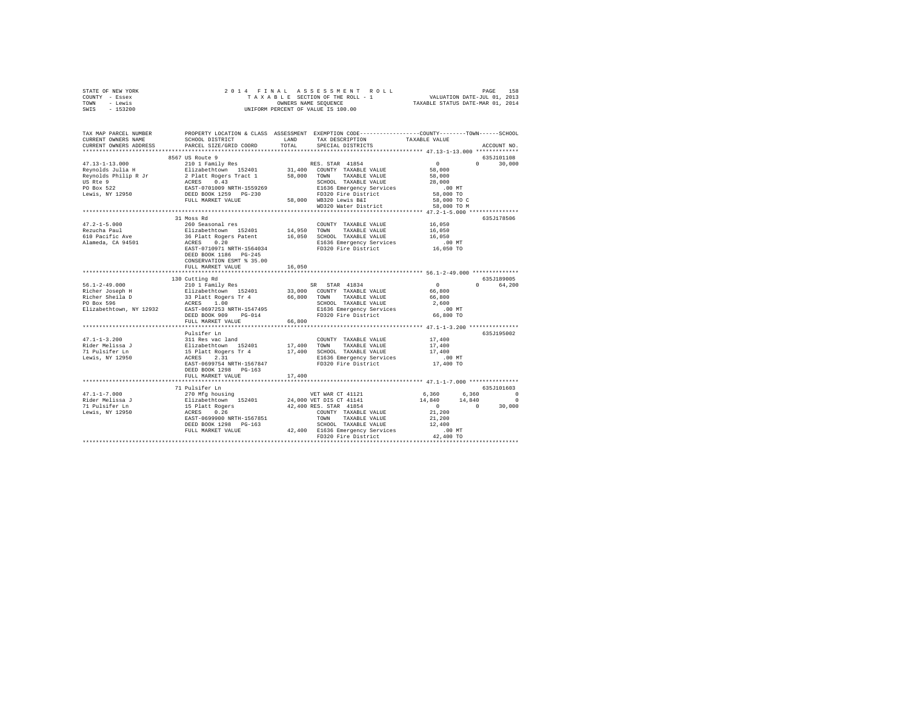STATE OF NEW YORK　　　　2014 FINAL ASSESSMENT ROLL
COUNTY - Essex　　　　TAXABLE SECTION OF THE ROLL - 1　　　　VALUATION DATE-JUL 01, 2013
TOWN - Lewis　　　　OWNERS NAME SEQUENCE　　　　TAXABLE STATUS DATE-MAR 01, 2014
SWIS - 153200　　　　UNIFORM PERCENT OF VALUE IS 100.00

```
TAX MAP PARCEL NUMBER          PROPERTY LOCATION & CLASS  ASSESSMENT  EXEMPTION CODE-----------------COUNTY--------TOWN------SCHOOL
CURRENT OWNERS NAME            SCHOOL DISTRICT              LAND      TAX DESCRIPTION             TAXABLE VALUE
CURRENT OWNERS ADDRESS         PARCEL SIZE/GRID COORD       TOTAL     SPECIAL DISTRICTS                                      ACCOUNT NO.
******************************************************************************************************* 47.13-1-13.000 *************
                            8567 US Route 9                                                                              635J101108
47.13-1-13.000               210 1 Family Res                  RES. STAR 41854                    0            0       30,000
Reynolds Julia H             Elizabethtown  152401      31,400  COUNTY  TAXABLE VALUE         58,000
Reynolds Philip R Jr         2 Platt Rogers Tract 1     58,000  TOWN    TAXABLE VALUE         58,000
US Rte 9                     ACRES    0.43                      SCHOOL  TAXABLE VALUE         28,000
PO Box 522                   EAST-0701009 NRTH-1559269          E1636 Emergency Services          .00 MT
Lewis, NY 12950              DEED BOOK 1259   PG-230            FD320 Fire District            58,000 TO
                             FULL MARKET VALUE          58,000  WB320 Lewis B&I                58,000 TO C
                                                                WD320 Water District           58,000 TO M
******************************************************************************************************* 47.2-1-5.000 ***************
                            31 Moss Rd                                                                                   635J178506
47.2-1-5.000                 260 Seasonal res                   COUNTY  TAXABLE VALUE         16,050
Rezucha Paul                 Elizabethtown  152401      14,950  TOWN    TAXABLE VALUE         16,050
610 Pacific Ave              36 Platt Rogers Patent     16,050  SCHOOL  TAXABLE VALUE         16,050
Alameda, CA 94501            ACRES    0.20                      E1636 Emergency Services          .00 MT
                             EAST-0710971 NRTH-1564034          FD320 Fire District            16,050 TO
                             DEED BOOK 1186   PG-245
                             CONSERVATION ESMT % 35.00
                             FULL MARKET VALUE          16,050
******************************************************************************************************* 56.1-2-49.000 **************
                            130 Cutting Rd                                                                               635J189005
56.1-2-49.000                210 1 Family Res                  SR  STAR 41834                     0            0       64,200
Richer Joseph H              Elizabethtown  152401      33,000  COUNTY  TAXABLE VALUE         66,800
Richer Sheila D              33 Platt Rogers Tr 4       66,800  TOWN    TAXABLE VALUE         66,800
PO Box 596                   ACRES    1.00                      SCHOOL  TAXABLE VALUE          2,600
Elizabethtown, NY 12932      EAST-0697253 NRTH-1547495          E1636 Emergency Services          .00 MT
                             DEED BOOK 909    PG-014            FD320 Fire District            66,800 TO
                             FULL MARKET VALUE          66,800
******************************************************************************************************* 47.1-1-3.200 ***************
                            Pulsifer Ln                                                                                  635J195002
47.1-1-3.200                 311 Res vac land                   COUNTY  TAXABLE VALUE         17,400
Rider Melissa J              Elizabethtown  152401      17,400  TOWN    TAXABLE VALUE         17,400
71 Pulsifer Ln               15 Platt Rogers Tr 4       17,400  SCHOOL  TAXABLE VALUE         17,400
Lewis, NY 12950              ACRES    2.31                      E1636 Emergency Services          .00 MT
                             EAST-0699754 NRTH-1567847          FD320 Fire District            17,400 TO
                             DEED BOOK 1298   PG-163
                             FULL MARKET VALUE          17,400
******************************************************************************************************* 47.1-1-7.000 ***************
                            71 Pulsifer Ln                                                                               635J101603
47.1-1-7.000                 270 Mfg housing                   VET WAR CT 41121               6,360        6,360            0
Rider Melissa J              Elizabethtown  152401      24,000 VET DIS CT 41141              14,840       14,840            0
71 Pulsifer Ln               15 Platt Rogers            42,400 RES. STAR 41854                    0            0       30,000
Lewis, NY 12950              ACRES    0.26                      COUNTY  TAXABLE VALUE         21,200
                             EAST-0699900 NRTH-1567851          TOWN    TAXABLE VALUE         21,200
                             DEED BOOK 1298   PG-163            SCHOOL  TAXABLE VALUE         12,400
                             FULL MARKET VALUE          42,400  E1636 Emergency Services          .00 MT
                                                                FD320 Fire District            42,400 TO
************************************************************************************************************************************
```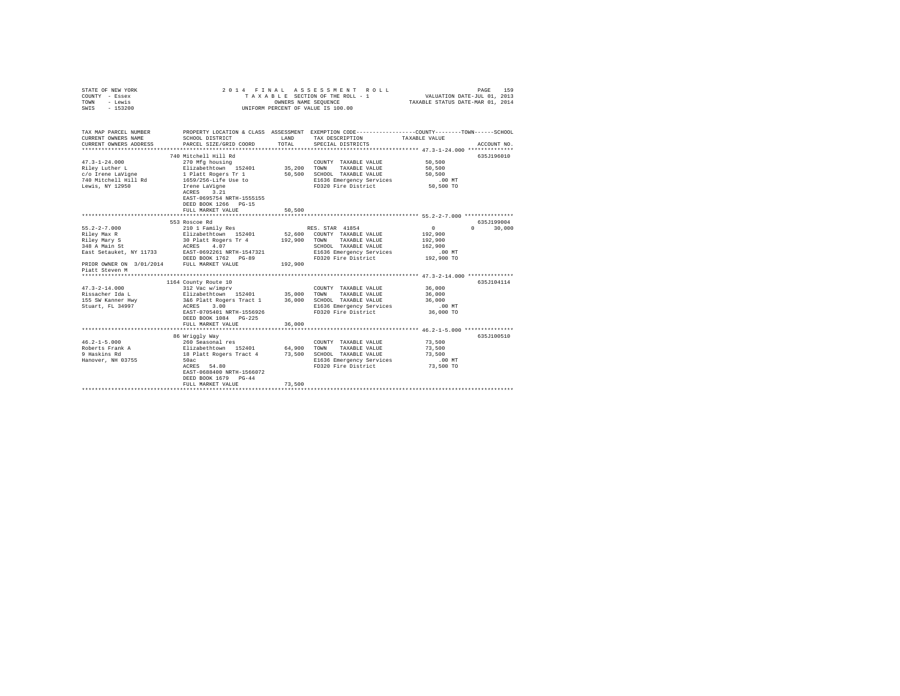STATE OF NEW YORK  
COUNTY - Essex  
TOWN - Lewis  
SWIS - 153200

2014 FINAL ASSESSMENT ROLL  
TAXABLE SECTION OF THE ROLL - 1  
OWNERS NAME SEQUENCE  
UNIFORM PERCENT OF VALUE IS 100.00

VALUATION DATE-JUL 01, 2013  
TAXABLE STATUS DATE-MAR 01, 2014

```
TAX MAP PARCEL NUMBER          PROPERTY LOCATION & CLASS  ASSESSMENT  EXEMPTION CODE-----------------COUNTY--------TOWN------SCHOOL
CURRENT OWNERS NAME            SCHOOL DISTRICT              LAND      TAX DESCRIPTION             TAXABLE VALUE
CURRENT OWNERS ADDRESS         PARCEL SIZE/GRID COORD       TOTAL     SPECIAL DISTRICTS                                      ACCOUNT NO.
*********************************************************************************************** 47.3-1-24.000 **************
                               740 Mitchell Hill Rd                                                                         635J196010
47.3-1-24.000                  270 Mfg housing                          COUNTY  TAXABLE VALUE          50,500
Riley Luther L                 Elizabethtown  152401       35,200       TOWN    TAXABLE VALUE          50,500
c/o Irene LaVigne              1 Platt Rogers Tr 1         50,500       SCHOOL  TAXABLE VALUE          50,500
740 Mitchell Hill Rd           1659/256-Life Use to                     E1636 Emergency Services          .00 MT
Lewis, NY 12950                Irene LaVigne                            FD320 Fire District            50,500 TO
                               ACRES    3.21
                               EAST-0695754 NRTH-1555155
                               DEED BOOK 1266   PG-15
                               FULL MARKET VALUE           50,500
*********************************************************************************************** 55.2-2-7.000 ***************
                               553 Roscoe Rd                                                                                635J199004
55.2-2-7.000                   210 1 Family Res                         RES. STAR 41854                      0          0     30,000
Riley Max R                    Elizabethtown  152401       52,600       COUNTY  TAXABLE VALUE         192,900
Riley Mary S                   30 Platt Rogers Tr 4       192,900       TOWN    TAXABLE VALUE         192,900
348 A Main St                  ACRES    4.07                            SCHOOL  TAXABLE VALUE         162,900
East Setauket, NY 11733        EAST-0692261 NRTH-1547321                E1636 Emergency Services          .00 MT
                               DEED BOOK 1762   PG-89                   FD320 Fire District           192,900 TO
PRIOR OWNER ON 3/01/2014       FULL MARKET VALUE          192,900
Piatt Steven M
*********************************************************************************************** 47.3-2-14.000 **************
                               1164 County Route 10                                                                         635J104114
47.3-2-14.000                  312 Vac w/imprv                          COUNTY  TAXABLE VALUE          36,000
Rissacher Ida L                Elizabethtown  152401       35,000       TOWN    TAXABLE VALUE          36,000
155 SW Kanner Hwy              3&6 Platt Rogers Tract 1    36,000       SCHOOL  TAXABLE VALUE          36,000
Stuart, FL 34997               ACRES    3.00                            E1636 Emergency Services          .00 MT
                               EAST-0705401 NRTH-1556926                FD320 Fire District            36,000 TO
                               DEED BOOK 1084   PG-225
                               FULL MARKET VALUE           36,000
*********************************************************************************************** 46.2-1-5.000 ***************
                               86 Wriggly Way                                                                               635J100510
46.2-1-5.000                   260 Seasonal res                         COUNTY  TAXABLE VALUE          73,500
Roberts Frank A                Elizabethtown  152401       64,900       TOWN    TAXABLE VALUE          73,500
9 Haskins Rd                   18 Platt Rogers Tract 4     73,500       SCHOOL  TAXABLE VALUE          73,500
Hanover, NH 03755              50ac                                     E1636 Emergency Services          .00 MT
                               ACRES   54.80                            FD320 Fire District            73,500 TO
                               EAST-0688400 NRTH-1566072
                               DEED BOOK 1679   PG-44
                               FULL MARKET VALUE           73,500
****************************************************************************************************************************
```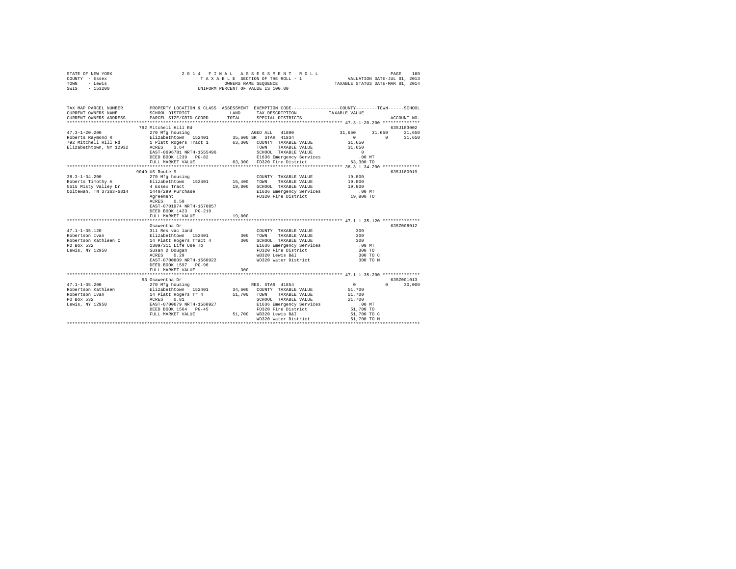STATE OF NEW YORK　　　　2014 FINAL ASSESSMENT ROLL
COUNTY - Essex　　　　TAXABLE SECTION OF THE ROLL - 1　　　　VALUATION DATE-JUL 01, 2013
TOWN - Lewis　　　　OWNERS NAME SEQUENCE　　　　TAXABLE STATUS DATE-MAR 01, 2014
SWIS - 153200　　　　UNIFORM PERCENT OF VALUE IS 100.00

```
TAX MAP PARCEL NUMBER          PROPERTY LOCATION & CLASS  ASSESSMENT  EXEMPTION CODE-----------------COUNTY--------TOWN------SCHOOL
CURRENT OWNERS NAME            SCHOOL DISTRICT              LAND      TAX DESCRIPTION            TAXABLE VALUE
CURRENT OWNERS ADDRESS         PARCEL SIZE/GRID COORD       TOTAL     SPECIAL DISTRICTS                                     ACCOUNT NO.
******************************************************************************************************* 47.3-1-20.200 **************
                               792 Mitchell Hill Rd                                                                          635J183002
47.3-1-20.200                  270 Mfg housing                         AGED ALL  41800               31,650     31,650     31,650
Roberts Raymond R              Elizabethtown  152401       35,600 SR  STAR  41834                     0          0        31,650
792 Mitchell Hill Rd           1 Platt Rogers Tract 1      63,300    COUNTY  TAXABLE VALUE            31,650
Elizabethtown, NY 12932        ACRES    3.64                         TOWN    TAXABLE VALUE            31,650
                               EAST-0696781 NRTH-1555496             SCHOOL  TAXABLE VALUE                 0
                               DEED BOOK 1239   PG-82                E1636 Emergency Services            .00 MT
                               FULL MARKET VALUE           63,300    FD320 Fire District              63,300 TO
******************************************************************************************************* 38.3-1-34.200 **************
                               9049 US Route 9                                                                               635J180019
38.3-1-34.200                  270 Mfg housing                       COUNTY  TAXABLE VALUE            19,800
Roberts Timothy A              Elizabethtown  152401       15,400    TOWN    TAXABLE VALUE            19,800
5515 Misty Valley Dr           4 Essex Tract               19,800    SCHOOL  TAXABLE VALUE            19,800
Ooltewah, TN 37363-6814        1440/299 Purchase                     E1636 Emergency Services            .00 MT
                               Agreement                             FD320 Fire District              19,800 TO
                               ACRES    0.50
                               EAST-0701974 NRTH-1570857
                               DEED BOOK 1423   PG-219
                               FULL MARKET VALUE           19,800
******************************************************************************************************* 47.1-1-35.120 **************
                               Osawentha Dr                                                                                  635Z008012
47.1-1-35.120                  311 Res vac land                      COUNTY  TAXABLE VALUE               300
Robertson Ivan                 Elizabethtown  152401          300    TOWN    TAXABLE VALUE               300
Robertson Kathleen C           14 Platt Rogers Tract 4        300    SCHOOL  TAXABLE VALUE               300
PO Box 532                     1309/311 Life Use To                  E1636 Emergency Services            .00 MT
Lewis, NY 12950                Susan D Dougan                        FD320 Fire District                 300 TO
                               ACRES    0.29                         WB320 Lewis B&I                     300 TO C
                               EAST-0700809 NRTH-1560922             WD320 Water District                300 TO M
                               DEED BOOK 1597   PG-96
                               FULL MARKET VALUE              300
******************************************************************************************************* 47.1-1-35.200 **************
                               53 Osawentha Dr                                                                               635Z001013
47.1-1-35.200                  270 Mfg housing                       RES. STAR 41854                      0          0        30,000
Robertson Kathleen             Elizabethtown  152401       34,600    COUNTY  TAXABLE VALUE            51,700
Robertson Ivan                 14 Platt Rogers Tr 4        51,700    TOWN    TAXABLE VALUE            51,700
PO Box 532                     ACRES    0.81                         SCHOOL  TAXABLE VALUE            21,700
Lewis, NY 12950                EAST-0700679 NRTH-1560927             E1636 Emergency Services            .00 MT
                               DEED BOOK 1564   PG-45                FD320 Fire District              51,700 TO
                               FULL MARKET VALUE           51,700    WB320 Lewis B&I                  51,700 TO C
                                                                     WD320 Water District             51,700 TO M
************************************************************************************************************************************
```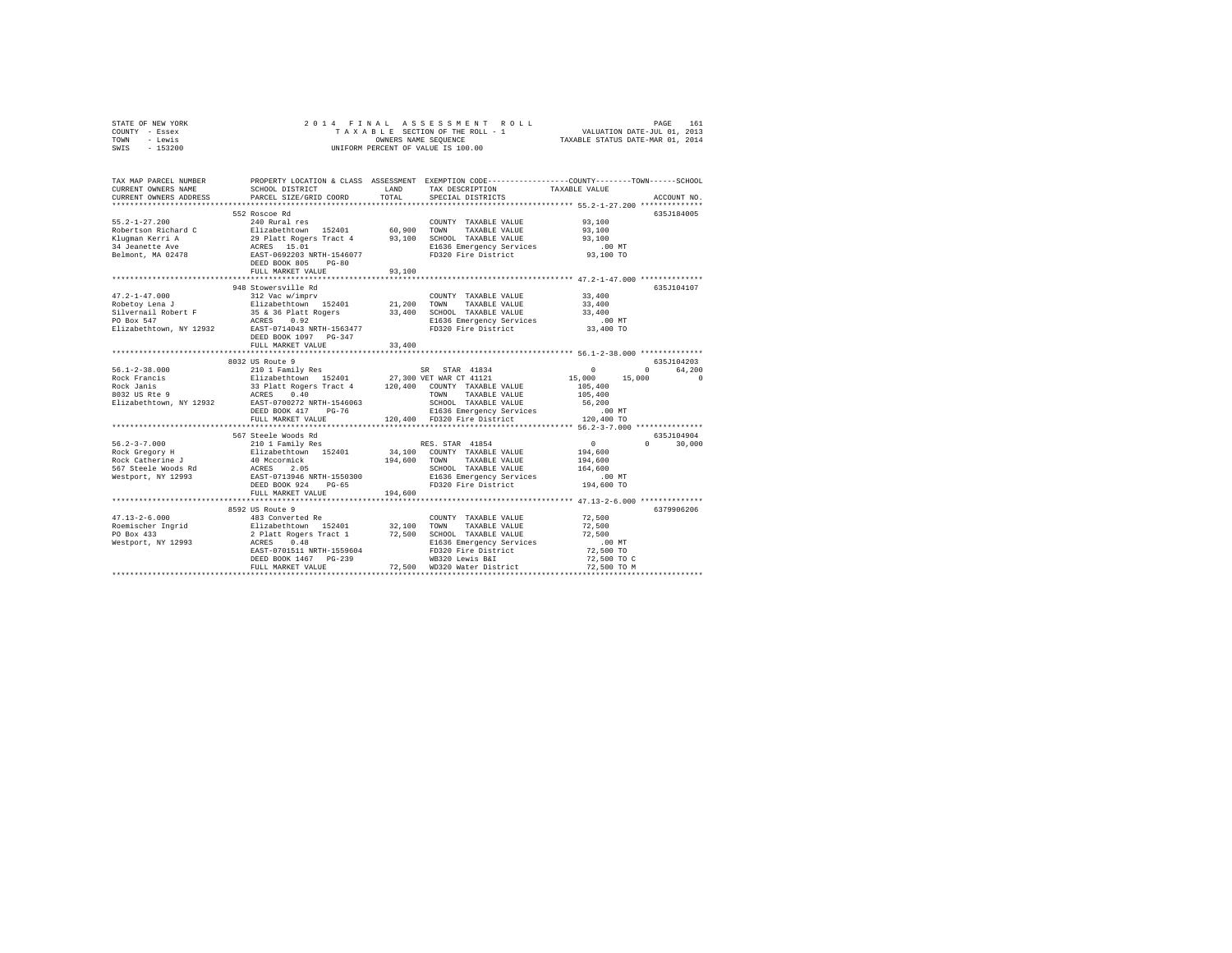```
STATE OF NEW YORK                    2 0 1 4   F I N A L   A S S E S S M E N T   R O L L                          PAGE   161
COUNTY - Essex                          T A X A B L E  SECTION OF THE ROLL - 1              VALUATION DATE-JUL 01, 2013
TOWN   - Lewis                                 OWNERS NAME SEQUENCE                      TAXABLE STATUS DATE-MAR 01, 2014
SWIS   - 153200                         UNIFORM PERCENT OF VALUE IS 100.00

TAX MAP PARCEL NUMBER          PROPERTY LOCATION & CLASS  ASSESSMENT  EXEMPTION CODE-----------------COUNTY--------TOWN------SCHOOL
CURRENT OWNERS NAME            SCHOOL DISTRICT             LAND       TAX DESCRIPTION            TAXABLE VALUE
CURRENT OWNERS ADDRESS         PARCEL SIZE/GRID COORD      TOTAL      SPECIAL DISTRICTS                                  ACCOUNT NO.
************************************************************************************************ 55.2-1-27.200 **************
                               552 Roscoe Rd                                                                           635J184005
55.2-1-27.200                  240 Rural res                          COUNTY  TAXABLE VALUE           93,100
Robertson Richard C            Elizabethtown  152401       60,900     TOWN    TAXABLE VALUE           93,100
Klugman Kerri A                29 Platt Rogers Tract 4     93,100     SCHOOL  TAXABLE VALUE           93,100
34 Jeanette Ave                ACRES  15.01                           E1636 Emergency Services           .00 MT
Belmont, MA 02478              EAST-0692203 NRTH-1546077              FD320 Fire District             93,100 TO
                               DEED BOOK 805    PG-80
                               FULL MARKET VALUE           93,100
************************************************************************************************ 47.2-1-47.000 **************
                               948 Stowersville Rd                                                                     635J104107
47.2-1-47.000                  312 Vac w/imprv                        COUNTY  TAXABLE VALUE           33,400
Robetoy Lena J                 Elizabethtown  152401       21,200     TOWN    TAXABLE VALUE           33,400
Silvernail Robert F            35 & 36 Platt Rogers        33,400     SCHOOL  TAXABLE VALUE           33,400
PO Box 547                     ACRES   0.92                           E1636 Emergency Services           .00 MT
Elizabethtown, NY 12932        EAST-0714043 NRTH-1563477              FD320 Fire District             33,400 TO
                               DEED BOOK 1097   PG-347
                               FULL MARKET VALUE           33,400
************************************************************************************************ 56.1-2-38.000 **************
                               8032 US Route 9                                                                         635J104203
56.1-2-38.000                  210 1 Family Res                    SR  STAR 41834                      0          0     64,200
Rock Francis                   Elizabethtown  152401       27,300 VET WAR CT 41121               15,000     15,000          0
Rock Janis                     33 Platt Rogers Tract 4    120,400  COUNTY  TAXABLE VALUE          105,400
8032 US Rte 9                  ACRES   0.40                        TOWN    TAXABLE VALUE          105,400
Elizabethtown, NY 12932        EAST-0700272 NRTH-1546063           SCHOOL  TAXABLE VALUE           56,200
                               DEED BOOK 417    PG-76              E1636 Emergency Services           .00 MT
                               FULL MARKET VALUE          120,400  FD320 Fire District           120,400 TO
************************************************************************************************ 56.2-3-7.000 ***************
                               567 Steele Woods Rd                                                                     635J104904
56.2-3-7.000                   210 1 Family Res                    RES. STAR 41854                     0          0     30,000
Rock Gregory H                 Elizabethtown  152401       34,100  COUNTY  TAXABLE VALUE          194,600
Rock Catherine J               40 Mccormick               194,600  TOWN    TAXABLE VALUE          194,600
567 Steele Woods Rd            ACRES   2.05                        SCHOOL  TAXABLE VALUE          164,600
Westport, NY 12993             EAST-0713946 NRTH-1550300           E1636 Emergency Services           .00 MT
                               DEED BOOK 924    PG-65              FD320 Fire District           194,600 TO
                               FULL MARKET VALUE          194,600
************************************************************************************************ 47.13-2-6.000 **************
                               8592 US Route 9                                                                         6379906206
47.13-2-6.000                  483 Converted Re                       COUNTY  TAXABLE VALUE           72,500
Roemischer Ingrid              Elizabethtown  152401       32,100     TOWN    TAXABLE VALUE           72,500
PO Box 433                     2 Platt Rogers Tract 1      72,500     SCHOOL  TAXABLE VALUE           72,500
Westport, NY 12993             ACRES   0.48                           E1636 Emergency Services           .00 MT
                               EAST-0701511 NRTH-1559604              FD320 Fire District             72,500 TO
                               DEED BOOK 1467   PG-239                WB320 Lewis B&I                 72,500 TO C
                               FULL MARKET VALUE           72,500     WD320 Water District            72,500 TO M
******************************************************************************************************************************
```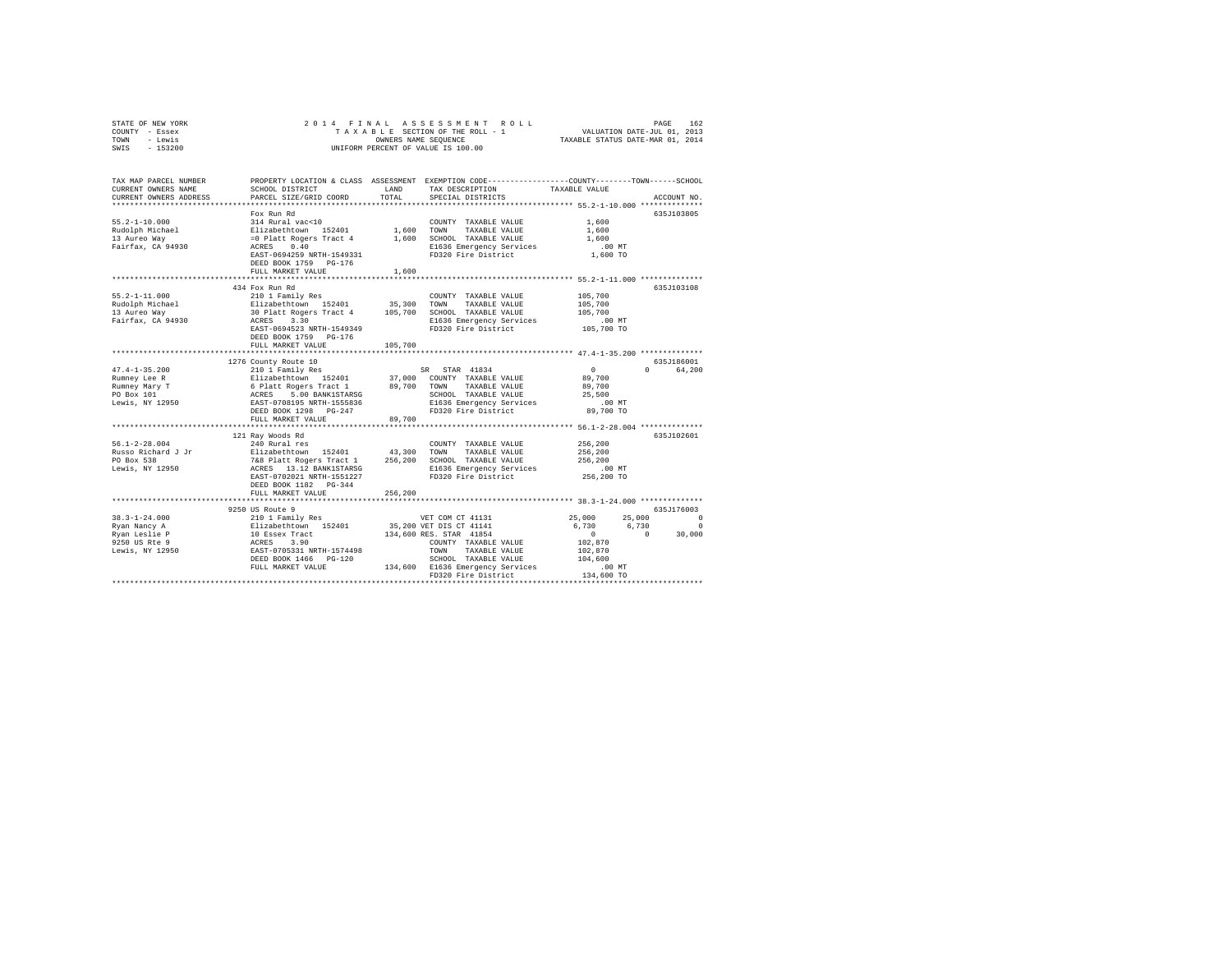STATE OF NEW YORK
COUNTY - Essex
TOWN - Lewis
SWIS - 153200

2 0 1 4 F I N A L A S S E S S M E N T R O L L
T A X A B L E SECTION OF THE ROLL - 1
OWNERS NAME SEQUENCE
UNIFORM PERCENT OF VALUE IS 100.00

VALUATION DATE-JUL 01, 2013
TAXABLE STATUS DATE-MAR 01, 2014

```
TAX MAP PARCEL NUMBER    PROPERTY LOCATION & CLASS  ASSESSMENT  EXEMPTION CODE-----------------COUNTY--------TOWN------SCHOOL
CURRENT OWNERS NAME      SCHOOL DISTRICT             LAND       TAX DESCRIPTION           TAXABLE VALUE
CURRENT OWNERS ADDRESS   PARCEL SIZE/GRID COORD      TOTAL      SPECIAL DISTRICTS                                    ACCOUNT NO.
******************************************************************************************** 55.2-1-10.000 **************
                         Fox Run Rd                                                                              635J103805
55.2-1-10.000            314 Rural vac<10                       COUNTY  TAXABLE VALUE            1,600
Rudolph Michael          Elizabethtown  152401        1,600     TOWN    TAXABLE VALUE            1,600
13 Aureo Way             =0 Platt Rogers Tract 4      1,600     SCHOOL  TAXABLE VALUE            1,600
Fairfax, CA 94930        ACRES    0.40                          E1636 Emergency Services           .00 MT
                         EAST-0694259 NRTH-1549331              FD320 Fire District              1,600 TO
                         DEED BOOK 1759   PG-176
                         FULL MARKET VALUE            1,600
******************************************************************************************** 55.2-1-11.000 **************
                         434 Fox Run Rd                                                                          635J103108
55.2-1-11.000            210 1 Family Res                       COUNTY  TAXABLE VALUE          105,700
Rudolph Michael          Elizabethtown  152401       35,300     TOWN    TAXABLE VALUE          105,700
13 Aureo Way             30 Platt Rogers Tract 4    105,700     SCHOOL  TAXABLE VALUE          105,700
Fairfax, CA 94930        ACRES    3.30                          E1636 Emergency Services           .00 MT
                         EAST-0694523 NRTH-1549349              FD320 Fire District            105,700 TO
                         DEED BOOK 1759   PG-176
                         FULL MARKET VALUE          105,700
******************************************************************************************** 47.4-1-35.200 **************
                         1276 County Route 10                                                                    635J186001
47.4-1-35.200            210 1 Family Res                    SR  STAR 41834                      0             0      64,200
Rumney Lee R             Elizabethtown  152401       37,000     COUNTY  TAXABLE VALUE           89,700
Rumney Mary T            6 Platt Rogers Tract 1      89,700     TOWN    TAXABLE VALUE           89,700
PO Box 101               ACRES    5.00 BANK1STARSG              SCHOOL  TAXABLE VALUE           25,500
Lewis, NY 12950          EAST-0708195 NRTH-1555836              E1636 Emergency Services           .00 MT
                         DEED BOOK 1298   PG-247                FD320 Fire District             89,700 TO
                         FULL MARKET VALUE           89,700
******************************************************************************************** 56.1-2-28.004 **************
                         121 Ray Woods Rd                                                                        635J102601
56.1-2-28.004            240 Rural res                          COUNTY  TAXABLE VALUE          256,200
Russo Richard J Jr       Elizabethtown  152401       43,300     TOWN    TAXABLE VALUE          256,200
PO Box 538               7&8 Platt Rogers Tract 1   256,200     SCHOOL  TAXABLE VALUE          256,200
Lewis, NY 12950          ACRES   13.12 BANK1STARSG              E1636 Emergency Services           .00 MT
                         EAST-0702021 NRTH-1551227              FD320 Fire District            256,200 TO
                         DEED BOOK 1182   PG-344
                         FULL MARKET VALUE          256,200
******************************************************************************************** 38.3-1-24.000 **************
                         9250 US Route 9                                                                         635J176003
38.3-1-24.000            210 1 Family Res                    VET COM CT 41131               25,000        25,000           0
Ryan Nancy A             Elizabethtown  152401       35,200  VET DIS CT 41141                6,730         6,730           0
Ryan Leslie P            10 Essex Tract             134,600  RES. STAR 41854                     0             0      30,000
9250 US Rte 9            ACRES    3.90                          COUNTY  TAXABLE VALUE          102,870
Lewis, NY 12950          EAST-0705331 NRTH-1574498              TOWN    TAXABLE VALUE          102,870
                         DEED BOOK 1466   PG-120                SCHOOL  TAXABLE VALUE          104,600
                         FULL MARKET VALUE          134,600     E1636 Emergency Services           .00 MT
                                                                FD320 Fire District            134,600 TO
****************************************************************************************************************************
```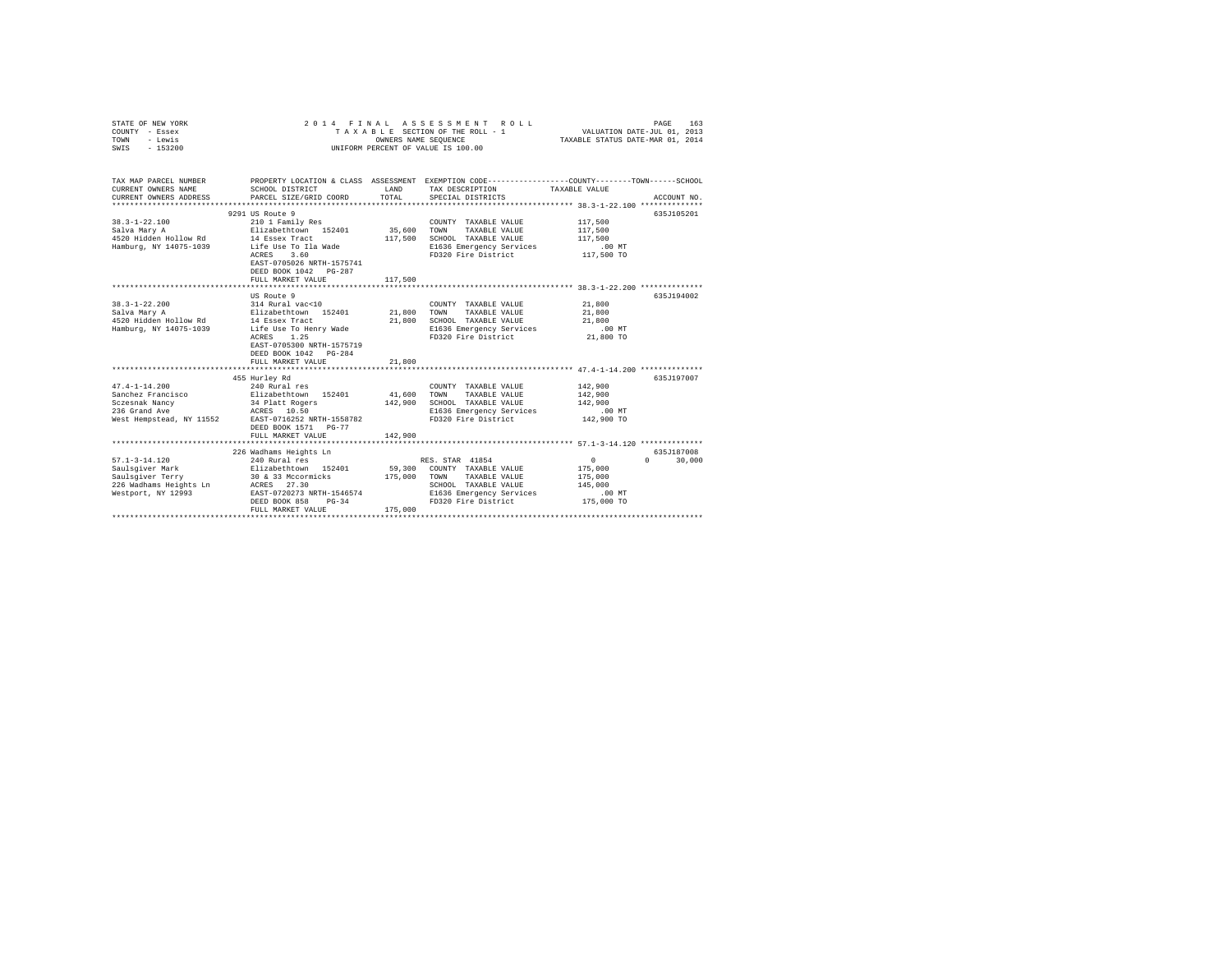STATE OF NEW YORK
COUNTY - Essex
TOWN - Lewis
SWIS - 153200

2014 FINAL ASSESSMENT ROLL
TAXABLE SECTION OF THE ROLL - 1
OWNERS NAME SEQUENCE
UNIFORM PERCENT OF VALUE IS 100.00

VALUATION DATE-JUL 01, 2013
TAXABLE STATUS DATE-MAR 01, 2014

```
TAX MAP PARCEL NUMBER          PROPERTY LOCATION & CLASS  ASSESSMENT  EXEMPTION CODE-----------------COUNTY--------TOWN------SCHOOL
CURRENT OWNERS NAME            SCHOOL DISTRICT               LAND      TAX DESCRIPTION            TAXABLE VALUE
CURRENT OWNERS ADDRESS         PARCEL SIZE/GRID COORD       TOTAL      SPECIAL DISTRICTS                                    ACCOUNT NO.
******************************************************************************************************* 38.3-1-22.100 **************
                               9291 US Route 9                                                                              635J105201
38.3-1-22.100                  210 1 Family Res                        COUNTY  TAXABLE VALUE           117,500
Salva Mary A                   Elizabethtown  152401       35,600      TOWN    TAXABLE VALUE           117,500
4520 Hidden Hollow Rd          14 Essex Tract             117,500      SCHOOL  TAXABLE VALUE           117,500
Hamburg, NY 14075-1039         Life Use To Ila Wade                    E1636 Emergency Services            .00 MT
                               ACRES    3.60                           FD320 Fire District             117,500 TO
                               EAST-0705026 NRTH-1575741
                               DEED BOOK 1042   PG-287
                               FULL MARKET VALUE          117,500
******************************************************************************************************* 38.3-1-22.200 **************
                               US Route 9                                                                                   635J194002
38.3-1-22.200                  314 Rural vac<10                        COUNTY  TAXABLE VALUE            21,800
Salva Mary A                   Elizabethtown  152401       21,800      TOWN    TAXABLE VALUE            21,800
4520 Hidden Hollow Rd          14 Essex Tract              21,800      SCHOOL  TAXABLE VALUE            21,800
Hamburg, NY 14075-1039         Life Use To Henry Wade                  E1636 Emergency Services            .00 MT
                               ACRES    1.25                           FD320 Fire District              21,800 TO
                               EAST-0705300 NRTH-1575719
                               DEED BOOK 1042   PG-284
                               FULL MARKET VALUE           21,800
******************************************************************************************************* 47.4-1-14.200 **************
                               455 Hurley Rd                                                                                635J197007
47.4-1-14.200                  240 Rural res                           COUNTY  TAXABLE VALUE           142,900
Sanchez Francisco              Elizabethtown  152401       41,600      TOWN    TAXABLE VALUE           142,900
Sczesnak Nancy                 34 Platt Rogers            142,900      SCHOOL  TAXABLE VALUE           142,900
236 Grand Ave                  ACRES   10.50                           E1636 Emergency Services            .00 MT
West Hempstead, NY 11552       EAST-0716252 NRTH-1558782               FD320 Fire District             142,900 TO
                               DEED BOOK 1571   PG-77
                               FULL MARKET VALUE          142,900
******************************************************************************************************* 57.1-3-14.120 **************
                               226 Wadhams Heights Ln                                                                       635J187008
57.1-3-14.120                  240 Rural res                           RES. STAR  41854                      0            0       30,000
Saulsgiver Mark                Elizabethtown  152401       59,300      COUNTY  TAXABLE VALUE           175,000
Saulsgiver Terry               30 & 33 Mccormicks         175,000      TOWN    TAXABLE VALUE           175,000
226 Wadhams Heights Ln         ACRES   27.30                           SCHOOL  TAXABLE VALUE           145,000
Westport, NY 12993             EAST-0720273 NRTH-1546574               E1636 Emergency Services            .00 MT
                               DEED BOOK 858    PG-34                  FD320 Fire District             175,000 TO
                               FULL MARKET VALUE          175,000
************************************************************************************************************************************
```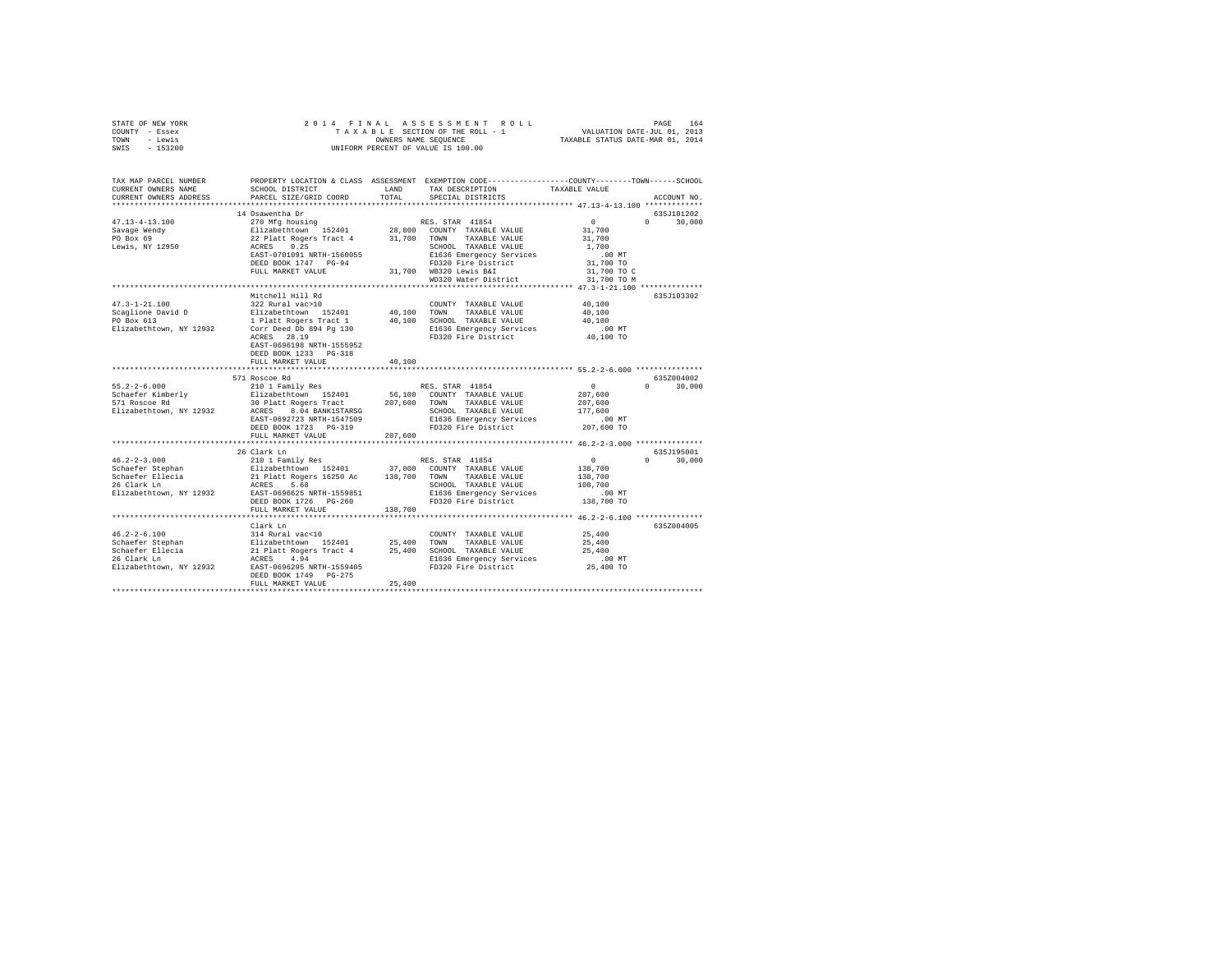STATE OF NEW YORK
COUNTY - Essex
TOWN - Lewis
SWIS - 153200

2 0 1 4 F I N A L A S S E S S M E N T R O L L
T A X A B L E SECTION OF THE ROLL - 1
OWNERS NAME SEQUENCE
UNIFORM PERCENT OF VALUE IS 100.00

VALUATION DATE-JUL 01, 2013
TAXABLE STATUS DATE-MAR 01, 2014

```
TAX MAP PARCEL NUMBER         PROPERTY LOCATION & CLASS  ASSESSMENT  EXEMPTION CODE-----------------COUNTY--------TOWN------SCHOOL
CURRENT OWNERS NAME           SCHOOL DISTRICT              LAND      TAX DESCRIPTION            TAXABLE VALUE
CURRENT OWNERS ADDRESS        PARCEL SIZE/GRID COORD       TOTAL     SPECIAL DISTRICTS                                    ACCOUNT NO.
************************************************************************************************ 47.13-4-13.100 *************
                              14 Osawentha Dr                                                                             635J101202
47.13-4-13.100                270 Mfg housing                       RES. STAR  41854                    0           0       30,000
Savage Wendy                  Elizabethtown  152401        28,800   COUNTY  TAXABLE VALUE             31,700
PO Box 69                     22 Platt Rogers Tract 4      31,700   TOWN    TAXABLE VALUE             31,700
Lewis, NY 12950               ACRES    0.25                         SCHOOL  TAXABLE VALUE              1,700
                              EAST-0701091 NRTH-1560055             E1636 Emergency Services              .00 MT
                              DEED BOOK 1747   PG-94                FD320 Fire District               31,700 TO
                              FULL MARKET VALUE            31,700   WB320 Lewis B&I                   31,700 TO C
                                                                    WD320 Water District              31,700 TO M
************************************************************************************************ 47.3-1-21.100 **************
                              Mitchell Hill Rd                                                                            635J103302
47.3-1-21.100                 322 Rural vac>10                      COUNTY  TAXABLE VALUE             40,100
Scaglione David D             Elizabethtown  152401        40,100   TOWN    TAXABLE VALUE             40,100
PO Box 613                    1 Platt Rogers Tract 1       40,100   SCHOOL  TAXABLE VALUE             40,100
Elizabethtown, NY 12932       Corr Deed Db 894 Pg 130               E1636 Emergency Services              .00 MT
                              ACRES   28.19                         FD320 Fire District               40,100 TO
                              EAST-0696198 NRTH-1555952
                              DEED BOOK 1233   PG-318
                              FULL MARKET VALUE            40,100
************************************************************************************************ 55.2-2-6.000 ***************
                              571 Roscoe Rd                                                                               635Z004002
55.2-2-6.000                  210 1 Family Res                      RES. STAR  41854                    0           0       30,000
Schaefer Kimberly             Elizabethtown  152401        56,100   COUNTY  TAXABLE VALUE            207,600
571 Roscoe Rd                 30 Platt Rogers Tract       207,600   TOWN    TAXABLE VALUE            207,600
Elizabethtown, NY 12932       ACRES    8.04 BANK1STARSG             SCHOOL  TAXABLE VALUE            177,600
                              EAST-0692723 NRTH-1547509             E1636 Emergency Services              .00 MT
                              DEED BOOK 1723   PG-319               FD320 Fire District              207,600 TO
                              FULL MARKET VALUE           207,600
************************************************************************************************ 46.2-2-3.000 ***************
                              26 Clark Ln                                                                                 635J195001
46.2-2-3.000                  210 1 Family Res                      RES. STAR  41854                    0           0       30,000
Schaefer Stephan              Elizabethtown  152401        37,000   COUNTY  TAXABLE VALUE            138,700
Schaefer Ellecia              21 Platt Rogers 16250 Ac    138,700   TOWN    TAXABLE VALUE            138,700
26 Clark Ln                   ACRES    5.68                         SCHOOL  TAXABLE VALUE            108,700
Elizabethtown, NY 12932       EAST-0696625 NRTH-1559851             E1636 Emergency Services              .00 MT
                              DEED BOOK 1726   PG-260               FD320 Fire District              138,700 TO
                              FULL MARKET VALUE           138,700
************************************************************************************************ 46.2-2-6.100 ***************
                              Clark Ln                                                                                    635Z004005
46.2-2-6.100                  314 Rural vac<10                      COUNTY  TAXABLE VALUE             25,400
Schaefer Stephan              Elizabethtown  152401        25,400   TOWN    TAXABLE VALUE             25,400
Schaefer Ellecia              21 Platt Rogers Tract 4      25,400   SCHOOL  TAXABLE VALUE             25,400
26 Clark Ln                   ACRES    4.94                         E1636 Emergency Services              .00 MT
Elizabethtown, NY 12932       EAST-0696295 NRTH-1559405             FD320 Fire District               25,400 TO
                              DEED BOOK 1749   PG-275
                              FULL MARKET VALUE            25,400
****************************************************************************************************************************
```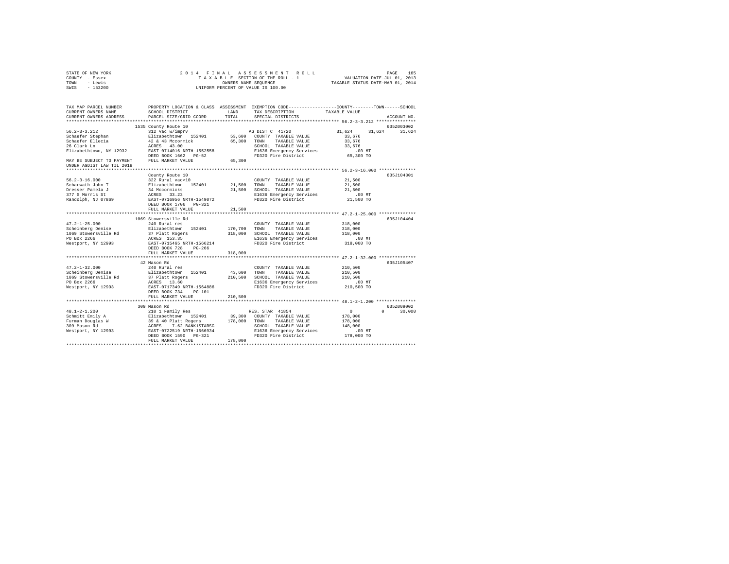STATE OF NEW YORK
COUNTY - Essex
TOWN - Lewis
SWIS - 153200

2014 FINAL ASSESSMENT ROLL
TAXABLE SECTION OF THE ROLL - 1
OWNERS NAME SEQUENCE
UNIFORM PERCENT OF VALUE IS 100.00

VALUATION DATE-JUL 01, 2013
TAXABLE STATUS DATE-MAR 01, 2014

```
TAX MAP PARCEL NUMBER          PROPERTY LOCATION & CLASS  ASSESSMENT  EXEMPTION CODE-----------------COUNTY--------TOWN------SCHOOL
CURRENT OWNERS NAME            SCHOOL DISTRICT               LAND      TAX DESCRIPTION            TAXABLE VALUE
CURRENT OWNERS ADDRESS         PARCEL SIZE/GRID COORD        TOTAL     SPECIAL DISTRICTS                                   ACCOUNT NO.
******************************************************************************************************* 56.2-3-3.212 **************
                               1535 County Route 10                                                                      635Z003002
56.2-3-3.212                   312 Vac w/imprv                          AG DIST C  41720           31,624    31,624     31,624
Schaefer Stephan               Elizabethtown  152401       53,600    COUNTY  TAXABLE VALUE           33,676
Schaefer Ellecia               42 & 43 Mccormick           65,300    TOWN    TAXABLE VALUE           33,676
26 Clark Ln                    ACRES   43.00                         SCHOOL  TAXABLE VALUE           33,676
Elizabethtown, NY 12932        EAST-0714016 NRTH-1552558             E1636 Emergency Services           .00 MT
                               DEED BOOK 1662   PG-52                FD320 Fire District             65,300 TO
MAY BE SUBJECT TO PAYMENT      FULL MARKET VALUE           65,300
UNDER AGDIST LAW TIL 2018
******************************************************************************************************* 56.2-3-16.000 *************
                               County Route 10                                                                           635J104301
56.2-3-16.000                  322 Rural vac>10                      COUNTY  TAXABLE VALUE           21,500
Scharwath John T               Elizabethtown  152401       21,500    TOWN    TAXABLE VALUE           21,500
Dresser Pamela J               34 Mccormicks               21,500    SCHOOL  TAXABLE VALUE           21,500
377 S Morris St                ACRES   33.23                         E1636 Emergency Services           .00 MT
Randolph, NJ 07869             EAST-0716956 NRTH-1549072             FD320 Fire District             21,500 TO
                               DEED BOOK 1706   PG-321
                               FULL MARKET VALUE           21,500
******************************************************************************************************* 47.2-1-25.000 *************
                               1069 Stowersville Rd                                                                      635J104404
47.2-1-25.000                  240 Rural res                         COUNTY  TAXABLE VALUE          318,000
Scheinberg Denise              Elizabethtown  152401      170,700    TOWN    TAXABLE VALUE          318,000
1069 Stowersville Rd           37 Platt Rogers            318,000    SCHOOL  TAXABLE VALUE          318,000
PO Box 2266                    ACRES  153.35                         E1636 Emergency Services           .00 MT
Westport, NY 12993             EAST-0715465 NRTH-1566214             FD320 Fire District            318,000 TO
                               DEED BOOK 728    PG-266
                               FULL MARKET VALUE          318,000
******************************************************************************************************* 47.2-1-32.000 *************
                               42 Mason Rd                                                                               635J105407
47.2-1-32.000                  240 Rural res                         COUNTY  TAXABLE VALUE          210,500
Scheinberg Denise              Elizabethtown  152401       43,600    TOWN    TAXABLE VALUE          210,500
1069 Stowersville Rd           37 Platt Rogers            210,500    SCHOOL  TAXABLE VALUE          210,500
PO Box 2266                    ACRES   13.60                         E1636 Emergency Services           .00 MT
Westport, NY 12993             EAST-0717349 NRTH-1564886             FD320 Fire District            210,500 TO
                               DEED BOOK 734    PG-101
                               FULL MARKET VALUE          210,500
******************************************************************************************************* 48.1-2-1.200 **************
                               309 Mason Rd                                                                              635Z009002
48.1-2-1.200                   210 1 Family Res                         RES. STAR  41854                0          0     30,000
Schmitt Emily A                Elizabethtown  152401       39,300    COUNTY  TAXABLE VALUE          178,000
Furman Douglas W               39 & 40 Platt Rogers       178,000    TOWN    TAXABLE VALUE          178,000
309 Mason Rd                   ACRES    7.62 BANK1STARSG             SCHOOL  TAXABLE VALUE          148,000
Westport, NY 12993             EAST-0722519 NRTH-1566934             E1636 Emergency Services           .00 MT
                               DEED BOOK 1590   PG-321               FD320 Fire District            178,000 TO
                               FULL MARKET VALUE          178,000
************************************************************************************************************************************
```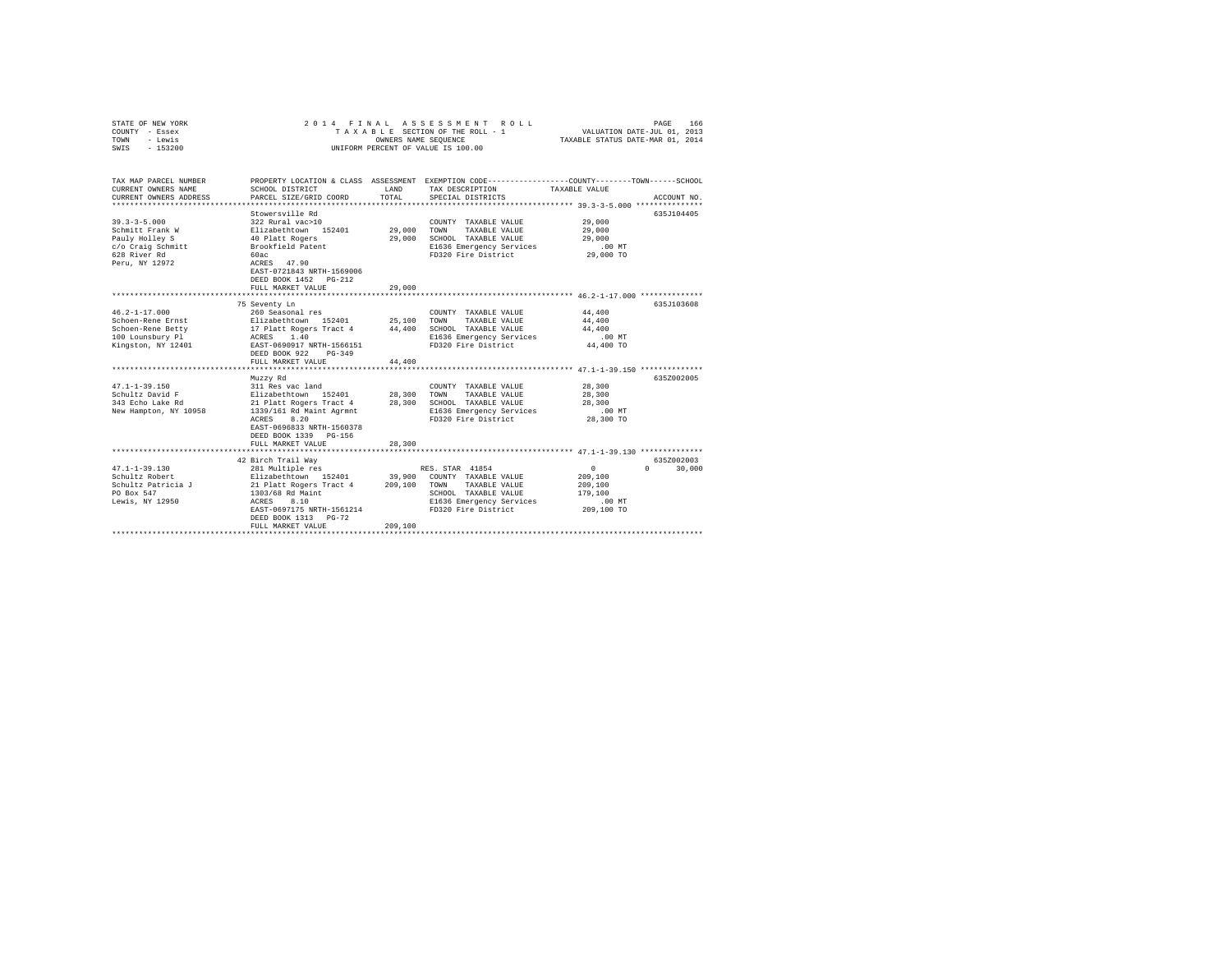STATE OF NEW YORK
COUNTY - Essex
TOWN - Lewis
SWIS - 153200

2014 FINAL ASSESSMENT ROLL
TAXABLE SECTION OF THE ROLL - 1
OWNERS NAME SEQUENCE
UNIFORM PERCENT OF VALUE IS 100.00

VALUATION DATE-JUL 01, 2013
TAXABLE STATUS DATE-MAR 01, 2014

```
TAX MAP PARCEL NUMBER     PROPERTY LOCATION & CLASS  ASSESSMENT  EXEMPTION CODE-----------------COUNTY--------TOWN------SCHOOL
CURRENT OWNERS NAME       SCHOOL DISTRICT              LAND      TAX DESCRIPTION            TAXABLE VALUE
CURRENT OWNERS ADDRESS    PARCEL SIZE/GRID COORD       TOTAL     SPECIAL DISTRICTS                                   ACCOUNT NO.
******************************************************************************************* 39.3-3-5.000 ***************
                          Stowersville Rd                                                                          635J104405
39.3-3-5.000              322 Rural vac>10                        COUNTY  TAXABLE VALUE           29,000
Schmitt Frank W           Elizabethtown  152401       29,000      TOWN    TAXABLE VALUE           29,000
Pauly Holley S            40 Platt Rogers             29,000      SCHOOL  TAXABLE VALUE           29,000
c/o Craig Schmitt         Brookfield Patent                       E1636 Emergency Services           .00 MT
628 River Rd              60ac                                    FD320 Fire District             29,000 TO
Peru, NY 12972            ACRES   47.90
                          EAST-0721843 NRTH-1569006
                          DEED BOOK 1452   PG-212
                          FULL MARKET VALUE           29,000
******************************************************************************************* 46.2-1-17.000 **************
                          75 Seventy Ln                                                                            635J103608
46.2-1-17.000             260 Seasonal res                        COUNTY  TAXABLE VALUE           44,400
Schoen-Rene Ernst         Elizabethtown  152401       25,100      TOWN    TAXABLE VALUE           44,400
Schoen-Rene Betty         17 Platt Rogers Tract 4     44,400      SCHOOL  TAXABLE VALUE           44,400
100 Lounsbury Pl          ACRES    1.40                           E1636 Emergency Services           .00 MT
Kingston, NY 12401        EAST-0690917 NRTH-1566151               FD320 Fire District             44,400 TO
                          DEED BOOK 922    PG-349
                          FULL MARKET VALUE           44,400
******************************************************************************************* 47.1-1-39.150 **************
                          Muzzy Rd                                                                                 635Z002005
47.1-1-39.150             311 Res vac land                        COUNTY  TAXABLE VALUE           28,300
Schultz David F           Elizabethtown  152401       28,300      TOWN    TAXABLE VALUE           28,300
343 Echo Lake Rd          21 Platt Rogers Tract 4     28,300      SCHOOL  TAXABLE VALUE           28,300
New Hampton, NY 10958     1339/161 Rd Maint Agrmnt                E1636 Emergency Services           .00 MT
                          ACRES    8.20                           FD320 Fire District             28,300 TO
                          EAST-0696833 NRTH-1560378
                          DEED BOOK 1339   PG-156
                          FULL MARKET VALUE           28,300
******************************************************************************************* 47.1-1-39.130 **************
                          42 Birch Trail Way                                                                       635Z002003
47.1-1-39.130             281 Multiple res                        RES. STAR 41854                 0           0      30,000
Schultz Robert            Elizabethtown  152401       39,900      COUNTY  TAXABLE VALUE          209,100
Schultz Patricia J        21 Platt Rogers Tract 4    209,100      TOWN    TAXABLE VALUE          209,100
PO Box 547                1303/68 Rd Maint                        SCHOOL  TAXABLE VALUE          179,100
Lewis, NY 12950           ACRES    8.10                           E1636 Emergency Services           .00 MT
                          EAST-0697175 NRTH-1561214               FD320 Fire District            209,100 TO
                          DEED BOOK 1313   PG-72
                          FULL MARKET VALUE          209,100
*************************************************************************************************************************
```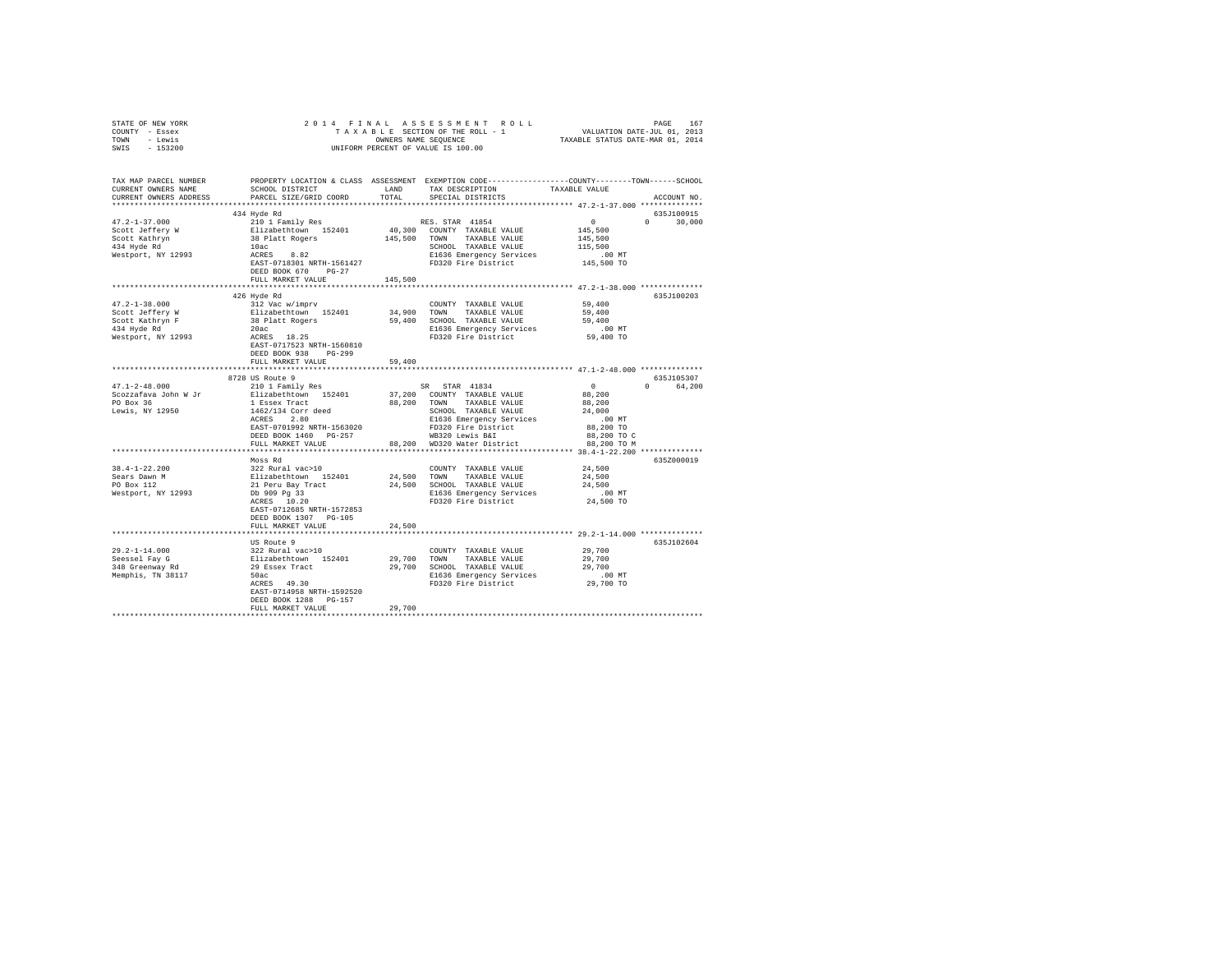STATE OF NEW YORK
COUNTY - Essex
TOWN - Lewis
SWIS - 153200

2014 FINAL ASSESSMENT ROLL
TAXABLE SECTION OF THE ROLL - 1
OWNERS NAME SEQUENCE
UNIFORM PERCENT OF VALUE IS 100.00

VALUATION DATE-JUL 01, 2013
TAXABLE STATUS DATE-MAR 01, 2014

```
TAX MAP PARCEL NUMBER    PROPERTY LOCATION & CLASS  ASSESSMENT  EXEMPTION CODE-----------------COUNTY--------TOWN------SCHOOL
CURRENT OWNERS NAME      SCHOOL DISTRICT             LAND       TAX DESCRIPTION            TAXABLE VALUE
CURRENT OWNERS ADDRESS   PARCEL SIZE/GRID COORD      TOTAL      SPECIAL DISTRICTS                                   ACCOUNT NO.
******************************************************************************************** 47.2-1-37.000 **************
                         434 Hyde Rd                                                                               635J100915
47.2-1-37.000            210 1 Family Res                        RES. STAR  41854             0            0      30,000
Scott Jeffery W          Elizabethtown  152401      40,300   COUNTY  TAXABLE VALUE        145,500
Scott Kathryn            38 Platt Rogers            145,500   TOWN    TAXABLE VALUE        145,500
434 Hyde Rd              10ac                                 SCHOOL  TAXABLE VALUE        115,500
Westport, NY 12993       ACRES    8.82                        E1636 Emergency Services         .00 MT
                         EAST-0718301 NRTH-1561427            FD320 Fire District          145,500 TO
                         DEED BOOK 670    PG-27
                         FULL MARKET VALUE          145,500
******************************************************************************************** 47.2-1-38.000 **************
                         426 Hyde Rd                                                                               635J100203
47.2-1-38.000            312 Vac w/imprv                      COUNTY  TAXABLE VALUE         59,400
Scott Jeffery W          Elizabethtown  152401      34,900   TOWN    TAXABLE VALUE         59,400
Scott Kathryn F          38 Platt Rogers             59,400   SCHOOL  TAXABLE VALUE         59,400
434 Hyde Rd              20ac                                 E1636 Emergency Services         .00 MT
Westport, NY 12993       ACRES   18.25                        FD320 Fire District           59,400 TO
                         EAST-0717523 NRTH-1560810
                         DEED BOOK 938    PG-299
                         FULL MARKET VALUE           59,400
******************************************************************************************** 47.1-2-48.000 **************
                         8728 US Route 9                                                                           635J105307
47.1-2-48.000            210 1 Family Res                        SR  STAR  41834              0            0      64,200
Scozzafava John W Jr     Elizabethtown  152401      37,200   COUNTY  TAXABLE VALUE         88,200
PO Box 36                1 Essex Tract               88,200   TOWN    TAXABLE VALUE         88,200
Lewis, NY 12950          1462/134 Corr deed                   SCHOOL  TAXABLE VALUE         24,000
                         ACRES    2.80                        E1636 Emergency Services         .00 MT
                         EAST-0701992 NRTH-1563020            FD320 Fire District           88,200 TO
                         DEED BOOK 1460   PG-257              WB320 Lewis B&I               88,200 TO C
                         FULL MARKET VALUE           88,200   WD320 Water District          88,200 TO M
******************************************************************************************** 38.4-1-22.200 **************
                         Moss Rd                                                                                   635Z000019
38.4-1-22.200            322 Rural vac>10                     COUNTY  TAXABLE VALUE         24,500
Sears Dawn M             Elizabethtown  152401      24,500   TOWN    TAXABLE VALUE         24,500
PO Box 112               21 Peru Bay Tract           24,500   SCHOOL  TAXABLE VALUE         24,500
Westport, NY 12993       Db 909 Pg 33                         E1636 Emergency Services         .00 MT
                         ACRES   10.20                        FD320 Fire District           24,500 TO
                         EAST-0712685 NRTH-1572853
                         DEED BOOK 1307   PG-105
                         FULL MARKET VALUE           24,500
******************************************************************************************** 29.2-1-14.000 **************
                         US Route 9                                                                                635J102604
29.2-1-14.000            322 Rural vac>10                     COUNTY  TAXABLE VALUE         29,700
Seessel Fay G            Elizabethtown  152401      29,700   TOWN    TAXABLE VALUE         29,700
348 Greenway Rd          29 Essex Tract              29,700   SCHOOL  TAXABLE VALUE         29,700
Memphis, TN 38117        50ac                                 E1636 Emergency Services         .00 MT
                         ACRES   49.30                        FD320 Fire District           29,700 TO
                         EAST-0714958 NRTH-1592520
                         DEED BOOK 1288   PG-157
                         FULL MARKET VALUE           29,700
****************************************************************************************************************************
```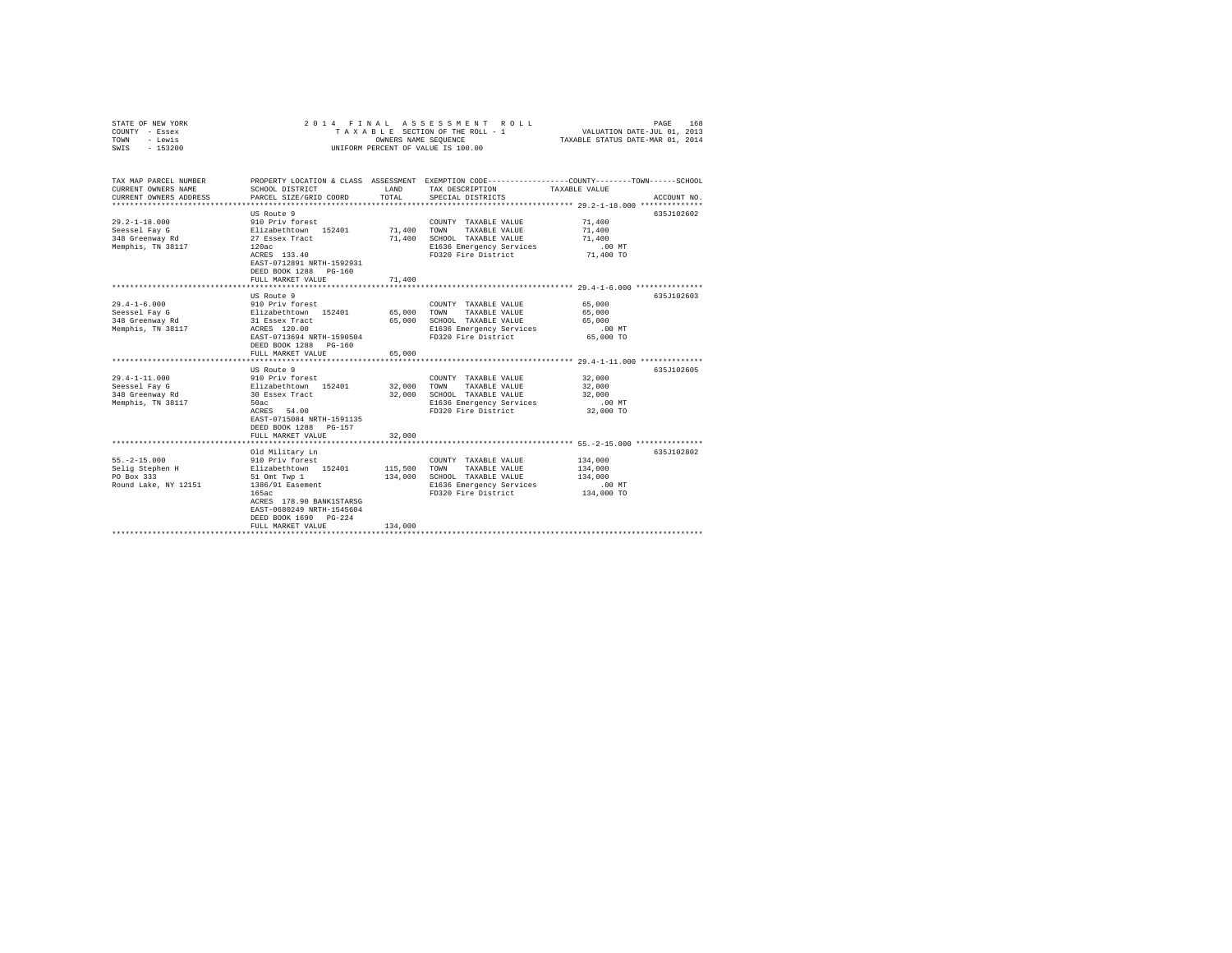STATE OF NEW YORK
COUNTY - Essex
TOWN - Lewis
SWIS - 153200

2014 FINAL ASSESSMENT ROLL
TAXABLE SECTION OF THE ROLL - 1
OWNERS NAME SEQUENCE
UNIFORM PERCENT OF VALUE IS 100.00

VALUATION DATE-JUL 01, 2013
TAXABLE STATUS DATE-MAR 01, 2014

| TAX MAP PARCEL NUMBER / CURRENT OWNERS NAME / CURRENT OWNERS ADDRESS | PROPERTY LOCATION & CLASS / SCHOOL DISTRICT / PARCEL SIZE/GRID COORD | ASSESSMENT LAND / TOTAL | EXEMPTION CODE / TAX DESCRIPTION / SPECIAL DISTRICTS | COUNTY--------TOWN------SCHOOL TAXABLE VALUE | ACCOUNT NO. |
|---|---|---|---|---|---|
| 29.2-1-18.000 | US Route 9 | | | | 635J102602 |
| | 910 Priv forest | | COUNTY TAXABLE VALUE | 71,400 | |
| Seessel Fay G | Elizabethtown 152401 | 71,400 | TOWN TAXABLE VALUE | 71,400 | |
| 348 Greenway Rd | 27 Essex Tract | 71,400 | SCHOOL TAXABLE VALUE | 71,400 | |
| Memphis, TN 38117 | 120ac | | E1636 Emergency Services | .00 MT | |
| | ACRES 133.40 | | FD320 Fire District | 71,400 TO | |
| | EAST-0712891 NRTH-1592931 | | | | |
| | DEED BOOK 1288 PG-160 | | | | |
| | FULL MARKET VALUE | 71,400 | | | |
| 29.4-1-6.000 | US Route 9 | | | | 635J102603 |
| | 910 Priv forest | | COUNTY TAXABLE VALUE | 65,000 | |
| Seessel Fay G | Elizabethtown 152401 | 65,000 | TOWN TAXABLE VALUE | 65,000 | |
| 348 Greenway Rd | 31 Essex Tract | 65,000 | SCHOOL TAXABLE VALUE | 65,000 | |
| Memphis, TN 38117 | ACRES 120.00 | | E1636 Emergency Services | .00 MT | |
| | EAST-0713694 NRTH-1590504 | | FD320 Fire District | 65,000 TO | |
| | DEED BOOK 1288 PG-160 | | | | |
| | FULL MARKET VALUE | 65,000 | | | |
| 29.4-1-11.000 | US Route 9 | | | | 635J102605 |
| | 910 Priv forest | | COUNTY TAXABLE VALUE | 32,000 | |
| Seessel Fay G | Elizabethtown 152401 | 32,000 | TOWN TAXABLE VALUE | 32,000 | |
| 348 Greenway Rd | 30 Essex Tract | 32,000 | SCHOOL TAXABLE VALUE | 32,000 | |
| Memphis, TN 38117 | 50ac | | E1636 Emergency Services | .00 MT | |
| | ACRES 54.00 | | FD320 Fire District | 32,000 TO | |
| | EAST-0715084 NRTH-1591135 | | | | |
| | DEED BOOK 1288 PG-157 | | | | |
| | FULL MARKET VALUE | 32,000 | | | |
| 55.-2-15.000 | Old Military Ln | | | | 635J102802 |
| | 910 Priv forest | | COUNTY TAXABLE VALUE | 134,000 | |
| Selig Stephen H | Elizabethtown 152401 | 115,500 | TOWN TAXABLE VALUE | 134,000 | |
| PO Box 333 | 51 Omt Twp 1 | 134,000 | SCHOOL TAXABLE VALUE | 134,000 | |
| Round Lake, NY 12151 | 1386/91 Easement | | E1636 Emergency Services | .00 MT | |
| | 165ac | | FD320 Fire District | 134,000 TO | |
| | ACRES 178.90 BANK1STARSG | | | | |
| | EAST-0680249 NRTH-1545604 | | | | |
| | DEED BOOK 1690 PG-224 | | | | |
| | FULL MARKET VALUE | 134,000 | | | |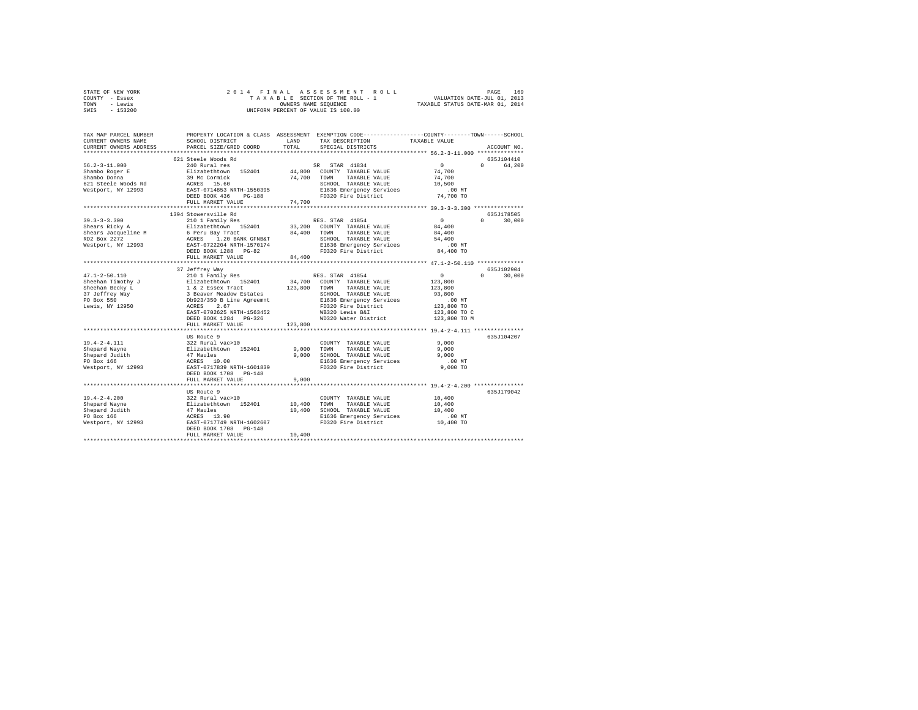STATE OF NEW YORK
COUNTY - Essex
TOWN - Lewis
SWIS - 153200

2014 FINAL ASSESSMENT ROLL
TAXABLE SECTION OF THE ROLL - 1
OWNERS NAME SEQUENCE
UNIFORM PERCENT OF VALUE IS 100.00

VALUATION DATE-JUL 01, 2013
TAXABLE STATUS DATE-MAR 01, 2014

| TAX MAP PARCEL NUMBER / CURRENT OWNERS NAME / CURRENT OWNERS ADDRESS | PROPERTY LOCATION & CLASS / SCHOOL DISTRICT / PARCEL SIZE/GRID COORD | ASSESSMENT LAND / TOTAL | EXEMPTION CODE / TAX DESCRIPTION / SPECIAL DISTRICTS | COUNTY TAXABLE VALUE | TOWN | SCHOOL / ACCOUNT NO. |
|---|---|---|---|---|---|---|
| **56.2-3-11.000** | 621 Steele Woods Rd | | | | | 635J104410 |
| 56.2-3-11.000 | 240 Rural res | | SR STAR 41834 | 0 | 0 | 64,200 |
| Shambo Roger E | Elizabethtown 152401 | 44,800 | COUNTY TAXABLE VALUE | 74,700 | | |
| Shambo Donna | 39 Mc Cormick | 74,700 | TOWN TAXABLE VALUE | 74,700 | | |
| 621 Steele Woods Rd | ACRES 15.60 | | SCHOOL TAXABLE VALUE | 10,500 | | |
| Westport, NY 12993 | EAST-0714853 NRTH-1550395 | | E1636 Emergency Services | .00 MT | | |
| | DEED BOOK 436 PG-188 | | FD320 Fire District | 74,700 TO | | |
| | FULL MARKET VALUE | 74,700 | | | | |
| **39.3-3-3.300** | 1394 Stowersville Rd | | | | | 635J178505 |
| 39.3-3-3.300 | 210 1 Family Res | | RES. STAR 41854 | 0 | 0 | 30,000 |
| Shears Ricky A | Elizabethtown 152401 | 33,200 | COUNTY TAXABLE VALUE | 84,400 | | |
| Shears Jacqueline M | 6 Peru Bay Tract | 84,400 | TOWN TAXABLE VALUE | 84,400 | | |
| RD2 Box 2272 | ACRES 1.20 BANK GFNB&T | | SCHOOL TAXABLE VALUE | 54,400 | | |
| Westport, NY 12993 | EAST-0722204 NRTH-1570174 | | E1636 Emergency Services | .00 MT | | |
| | DEED BOOK 1288 PG-82 | | FD320 Fire District | 84,400 TO | | |
| | FULL MARKET VALUE | 84,400 | | | | |
| **47.1-2-50.110** | 37 Jeffrey Way | | | | | 635J102904 |
| 47.1-2-50.110 | 210 1 Family Res | | RES. STAR 41854 | 0 | 0 | 30,000 |
| Sheehan Timothy J | Elizabethtown 152401 | 34,700 | COUNTY TAXABLE VALUE | 123,800 | | |
| Sheehan Becky L | 1 & 2 Essex Tract | 123,800 | TOWN TAXABLE VALUE | 123,800 | | |
| 37 Jeffrey Way | 3 Beaver Meadow Estates | | SCHOOL TAXABLE VALUE | 93,800 | | |
| PO Box 550 | Db923/350 B Line Agreemnt | | E1636 Emergency Services | .00 MT | | |
| Lewis, NY 12950 | ACRES 2.67 | | FD320 Fire District | 123,800 TO | | |
| | EAST-0702625 NRTH-1563452 | | WB320 Lewis B&I | 123,800 TO C | | |
| | DEED BOOK 1284 PG-326 | | WD320 Water District | 123,800 TO M | | |
| | FULL MARKET VALUE | 123,800 | | | | |
| **19.4-2-4.111** | US Route 9 | | | | | 635J104207 |
| 19.4-2-4.111 | 322 Rural vac>10 | | COUNTY TAXABLE VALUE | 9,000 | | |
| Shepard Wayne | Elizabethtown 152401 | 9,000 | TOWN TAXABLE VALUE | 9,000 | | |
| Shepard Judith | 47 Maules | 9,000 | SCHOOL TAXABLE VALUE | 9,000 | | |
| PO Box 166 | ACRES 10.00 | | E1636 Emergency Services | .00 MT | | |
| Westport, NY 12993 | EAST-0717839 NRTH-1601839 | | FD320 Fire District | 9,000 TO | | |
| | DEED BOOK 1708 PG-148 | | | | | |
| | FULL MARKET VALUE | 9,000 | | | | |
| **19.4-2-4.200** | US Route 9 | | | | | 635J179042 |
| 19.4-2-4.200 | 322 Rural vac>10 | | COUNTY TAXABLE VALUE | 10,400 | | |
| Shepard Wayne | Elizabethtown 152401 | 10,400 | TOWN TAXABLE VALUE | 10,400 | | |
| Shepard Judith | 47 Maules | 10,400 | SCHOOL TAXABLE VALUE | 10,400 | | |
| PO Box 166 | ACRES 13.90 | | E1636 Emergency Services | .00 MT | | |
| Westport, NY 12993 | EAST-0717749 NRTH-1602607 | | FD320 Fire District | 10,400 TO | | |
| | DEED BOOK 1708 PG-148 | | | | | |
| | FULL MARKET VALUE | 10,400 | | | | |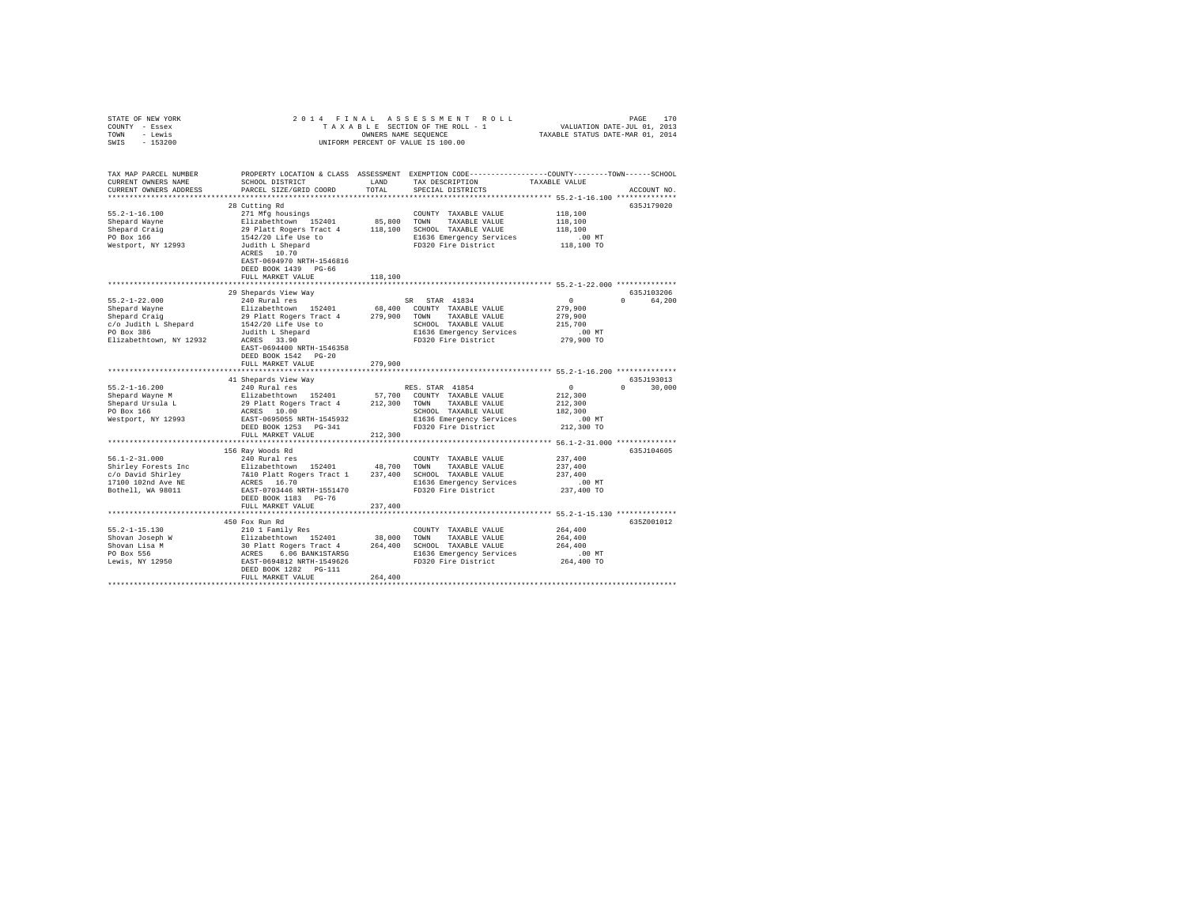STATE OF NEW YORK
COUNTY - Essex
TOWN - Lewis
SWIS - 153200

2 0 1 4 F I N A L A S S E S S M E N T R O L L
T A X A B L E SECTION OF THE ROLL - 1
OWNERS NAME SEQUENCE
UNIFORM PERCENT OF VALUE IS 100.00

VALUATION DATE-JUL 01, 2013
TAXABLE STATUS DATE-MAR 01, 2014

```
TAX MAP PARCEL NUMBER          PROPERTY LOCATION & CLASS  ASSESSMENT  EXEMPTION CODE-----------------COUNTY--------TOWN------SCHOOL
CURRENT OWNERS NAME            SCHOOL DISTRICT              LAND      TAX DESCRIPTION           TAXABLE VALUE
CURRENT OWNERS ADDRESS         PARCEL SIZE/GRID COORD       TOTAL     SPECIAL DISTRICTS                                 ACCOUNT NO.
******************************************************************************************************* 55.2-1-16.100 **************
                               28 Cutting Rd                                                                          635J179020
55.2-1-16.100                  271 Mfg housings                       COUNTY  TAXABLE VALUE          118,100
Shepard Wayne                  Elizabethtown  152401        85,800    TOWN    TAXABLE VALUE          118,100
Shepard Craig                  29 Platt Rogers Tract 4     118,100    SCHOOL  TAXABLE VALUE          118,100
PO Box 166                     1542/20 Life Use to                    E1636 Emergency Services           .00 MT
Westport, NY 12993             Judith L Shepard                       FD320 Fire District            118,100 TO
                               ACRES  10.70
                               EAST-0694970 NRTH-1546816
                               DEED BOOK 1439   PG-66
                               FULL MARKET VALUE           118,100
******************************************************************************************************* 55.2-1-22.000 **************
                               29 Shepards View Way                                                                   635J103206
55.2-1-22.000                  240 Rural res                          SR  STAR  41834                    0         0      64,200
Shepard Wayne                  Elizabethtown  152401        68,400    COUNTY  TAXABLE VALUE          279,900
Shepard Craig                  29 Platt Rogers Tract 4     279,900    TOWN    TAXABLE VALUE          279,900
c/o Judith L Shepard           1542/20 Life Use to                    SCHOOL  TAXABLE VALUE          215,700
PO Box 386                     Judith L Shepard                       E1636 Emergency Services           .00 MT
Elizabethtown, NY 12932        ACRES  33.90                           FD320 Fire District            279,900 TO
                               EAST-0694400 NRTH-1546358
                               DEED BOOK 1542   PG-20
                               FULL MARKET VALUE           279,900
******************************************************************************************************* 55.2-1-16.200 **************
                               41 Shepards View Way                                                                   635J193013
55.2-1-16.200                  240 Rural res                          RES. STAR 41854                    0         0      30,000
Shepard Wayne M                Elizabethtown  152401        57,700    COUNTY  TAXABLE VALUE          212,300
Shepard Ursula L               29 Platt Rogers Tract 4     212,300    TOWN    TAXABLE VALUE          212,300
PO Box 166                     ACRES  10.00                           SCHOOL  TAXABLE VALUE          182,300
Westport, NY 12993             EAST-0695055 NRTH-1545932              E1636 Emergency Services           .00 MT
                               DEED BOOK 1253   PG-341                FD320 Fire District            212,300 TO
                               FULL MARKET VALUE           212,300
******************************************************************************************************* 56.1-2-31.000 **************
                               156 Ray Woods Rd                                                                       635J104605
56.1-2-31.000                  240 Rural res                          COUNTY  TAXABLE VALUE          237,400
Shirley Forests Inc            Elizabethtown  152401        48,700    TOWN    TAXABLE VALUE          237,400
c/o David Shirley              7&10 Platt Rogers Tract 1   237,400    SCHOOL  TAXABLE VALUE          237,400
17100 102nd Ave NE             ACRES  16.70                           E1636 Emergency Services           .00 MT
Bothell, WA 98011              EAST-0703446 NRTH-1551470              FD320 Fire District            237,400 TO
                               DEED BOOK 1183   PG-76
                               FULL MARKET VALUE           237,400
******************************************************************************************************* 55.2-1-15.130 **************
                               450 Fox Run Rd                                                                         635Z001012
55.2-1-15.130                  210 1 Family Res                       COUNTY  TAXABLE VALUE          264,400
Shovan Joseph W                Elizabethtown  152401        38,000    TOWN    TAXABLE VALUE          264,400
Shovan Lisa M                  30 Platt Rogers Tract 4     264,400    SCHOOL  TAXABLE VALUE          264,400
PO Box 556                     ACRES   6.06 BANK1STARSG               E1636 Emergency Services           .00 MT
Lewis, NY 12950                EAST-0694812 NRTH-1549626              FD320 Fire District            264,400 TO
                               DEED BOOK 1282   PG-111
                               FULL MARKET VALUE           264,400
************************************************************************************************************************************
```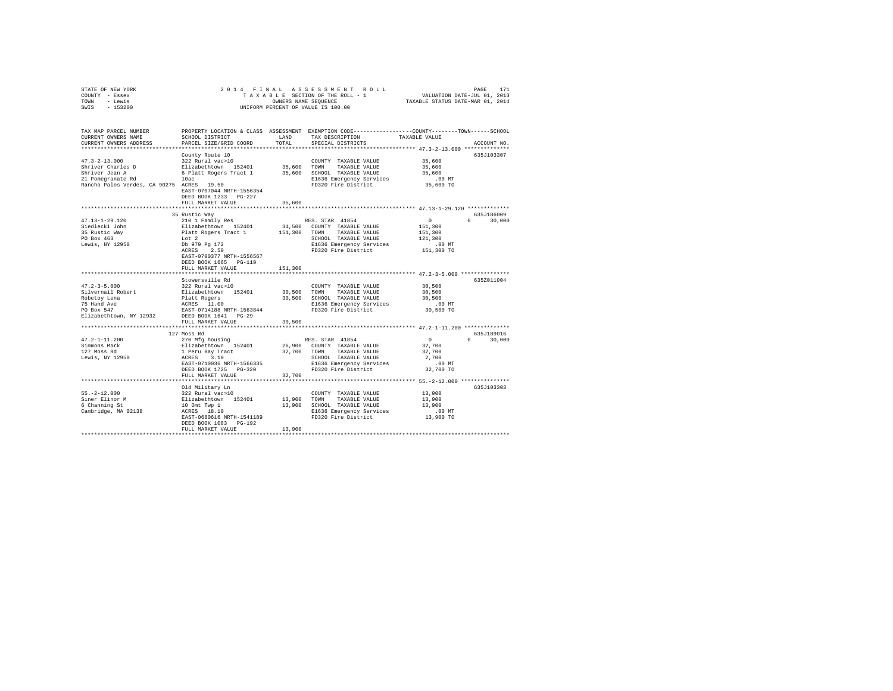STATE OF NEW YORK — 2014 FINAL ASSESSMENT ROLL — PAGE 171
COUNTY - Essex — TAXABLE SECTION OF THE ROLL - 1 — VALUATION DATE-JUL 01, 2013
TOWN - Lewis — OWNERS NAME SEQUENCE — TAXABLE STATUS DATE-MAR 01, 2014
SWIS - 153200 — UNIFORM PERCENT OF VALUE IS 100.00

| TAX MAP PARCEL NUMBER / CURRENT OWNERS NAME / CURRENT OWNERS ADDRESS | PROPERTY LOCATION & CLASS / SCHOOL DISTRICT / PARCEL SIZE/GRID COORD | ASSESSMENT LAND | TOTAL | EXEMPTION CODE / TAX DESCRIPTION / SPECIAL DISTRICTS | COUNTY TAXABLE VALUE | TOWN | SCHOOL | ACCOUNT NO. |
|---|---|---|---|---|---|---|---|---|
| 47.3-2-13.000 | County Route 10 | | | | | | | 635J103307 |
| Shriver Charles D | 322 Rural vac>10 | | | COUNTY TAXABLE VALUE | 35,600 | | | |
| Shriver Jean A | Elizabethtown 152401 | 35,600 | | TOWN TAXABLE VALUE | 35,600 | | | |
| 21 Pomegranate Rd | 6 Platt Rogers Tract 1 | | 35,600 | SCHOOL TAXABLE VALUE | 35,600 | | | |
| Rancho Palos Verdes, CA 90275 | 10ac | | | E1636 Emergency Services | .00 MT | | | |
| | ACRES 19.50 | | | FD320 Fire District | 35,600 TO | | | |
| | EAST-0707044 NRTH-1556354 | | | | | | | |
| | DEED BOOK 1233 PG-227 | | | | | | | |
| | FULL MARKET VALUE | | 35,600 | | | | | |
| 47.13-1-29.120 | 35 Rustic Way | | | | | | | 635J186009 |
| Siedlecki John | 210 1 Family Res | | | RES. STAR 41854 | 0 | 0 | 30,000 | |
| 35 Rustic Way | Elizabethtown 152401 | 34,500 | | COUNTY TAXABLE VALUE | 151,300 | | | |
| PO Box 463 | Platt Rogers Tract 1 | | 151,300 | TOWN TAXABLE VALUE | 151,300 | | | |
| Lewis, NY 12950 | Lot 2 | | | SCHOOL TAXABLE VALUE | 121,300 | | | |
| | Db 979 Pg 172 | | | E1636 Emergency Services | .00 MT | | | |
| | ACRES 2.50 | | | FD320 Fire District | 151,300 TO | | | |
| | EAST-0700377 NRTH-1556567 | | | | | | | |
| | DEED BOOK 1665 PG-119 | | | | | | | |
| | FULL MARKET VALUE | | 151,300 | | | | | |
| 47.2-3-5.000 | Stowersville Rd | | | | | | | 635Z011004 |
| Silvernail Robert | 322 Rural vac>10 | | | COUNTY TAXABLE VALUE | 30,500 | | | |
| Robetoy Lena | Elizabethtown 152401 | 30,500 | | TOWN TAXABLE VALUE | 30,500 | | | |
| 75 Hand Ave | Platt Rogers | | 30,500 | SCHOOL TAXABLE VALUE | 30,500 | | | |
| PO Box 547 | ACRES 11.00 | | | E1636 Emergency Services | .00 MT | | | |
| Elizabethtown, NY 12932 | EAST-0714188 NRTH-1563844 | | | FD320 Fire District | 30,500 TO | | | |
| | DEED BOOK 1641 PG-29 | | | | | | | |
| | FULL MARKET VALUE | | 30,500 | | | | | |
| 47.2-1-11.200 | 127 Moss Rd | | | | | | | 635J189016 |
| Simmons Mark | 270 Mfg housing | | | RES. STAR 41854 | 0 | 0 | 30,000 | |
| 127 Moss Rd | Elizabethtown 152401 | 26,900 | | COUNTY TAXABLE VALUE | 32,700 | | | |
| Lewis, NY 12950 | 1 Peru Bay Tract | | 32,700 | TOWN TAXABLE VALUE | 32,700 | | | |
| | ACRES 3.10 | | | SCHOOL TAXABLE VALUE | 2,700 | | | |
| | EAST-0710036 NRTH-1566335 | | | E1636 Emergency Services | .00 MT | | | |
| | DEED BOOK 1725 PG-320 | | | FD320 Fire District | 32,700 TO | | | |
| | FULL MARKET VALUE | | 32,700 | | | | | |
| 55.-2-12.000 | Old Military Ln | | | | | | | 635J103303 |
| Siner Elinor M | 322 Rural vac>10 | | | COUNTY TAXABLE VALUE | 13,900 | | | |
| 6 Channing St | Elizabethtown 152401 | 13,900 | | TOWN TAXABLE VALUE | 13,900 | | | |
| Cambridge, MA 02138 | 10 Omt Twp 1 | | 13,900 | SCHOOL TAXABLE VALUE | 13,900 | | | |
| | ACRES 18.10 | | | E1636 Emergency Services | .00 MT | | | |
| | EAST-0680616 NRTH-1541189 | | | FD320 Fire District | 13,900 TO | | | |
| | DEED BOOK 1083 PG-192 | | | | | | | |
| | FULL MARKET VALUE | | 13,900 | | | | | |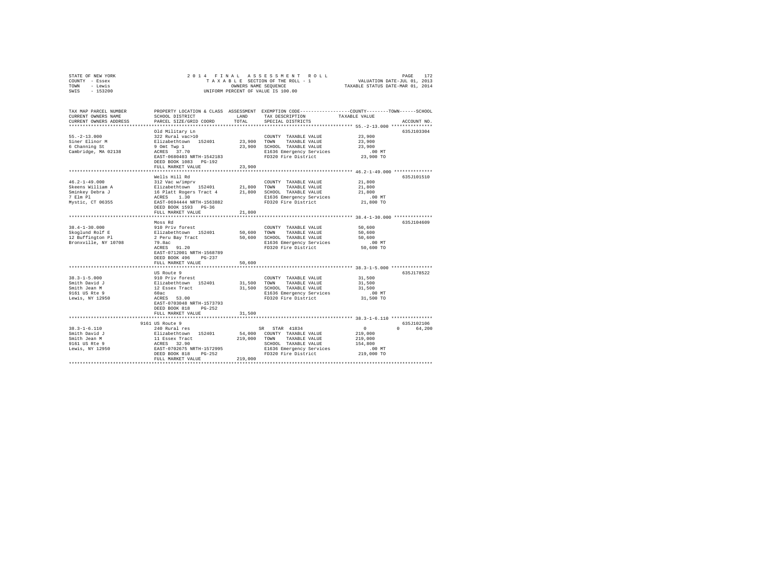STATE OF NEW YORK
COUNTY - Essex
TOWN - Lewis
SWIS - 153200

2014 FINAL ASSESSMENT ROLL
TAXABLE SECTION OF THE ROLL - 1
OWNERS NAME SEQUENCE
UNIFORM PERCENT OF VALUE IS 100.00

VALUATION DATE-JUL 01, 2013
TAXABLE STATUS DATE-MAR 01, 2014

```
TAX MAP PARCEL NUMBER      PROPERTY LOCATION & CLASS  ASSESSMENT  EXEMPTION CODE-----------------COUNTY--------TOWN------SCHOOL
CURRENT OWNERS NAME        SCHOOL DISTRICT              LAND      TAX DESCRIPTION              TAXABLE VALUE
CURRENT OWNERS ADDRESS     PARCEL SIZE/GRID COORD       TOTAL     SPECIAL DISTRICTS                                    ACCOUNT NO.
****************************************************************************************************** 55.-2-13.000 ***************
                           Old Military Ln                                                                              635J103304
55.-2-13.000               322 Rural vac>10                       COUNTY  TAXABLE VALUE            23,900
Siner Elinor M             Elizabethtown  152401      23,900     TOWN    TAXABLE VALUE            23,900
6 Channing St              9 Omt Twp 1                23,900     SCHOOL  TAXABLE VALUE            23,900
Cambridge, MA 02138        ACRES  37.70                          E1636 Emergency Services            .00 MT
                           EAST-0680403 NRTH-1542183             FD320 Fire District             23,900 TO
                           DEED BOOK 1083   PG-192
                           FULL MARKET VALUE          23,900
****************************************************************************************************** 46.2-1-49.000 **************
                           Wells Hill Rd                                                                                635J101510
46.2-1-49.000              312 Vac w/imprv                        COUNTY  TAXABLE VALUE            21,800
Skeens William A           Elizabethtown  152401      21,800     TOWN    TAXABLE VALUE            21,800
Sminkey Debra J            16 Platt Rogers Tract 4    21,800     SCHOOL  TAXABLE VALUE            21,800
7 Elm Pl                   ACRES   1.30                          E1636 Emergency Services            .00 MT
Mystic, CT 06355           EAST-0694444 NRTH-1563882             FD320 Fire District             21,800 TO
                           DEED BOOK 1593   PG-36
                           FULL MARKET VALUE          21,800
****************************************************************************************************** 38.4-1-30.000 **************
                           Moss Rd                                                                                      635J104609
38.4-1-30.000              910 Priv forest                        COUNTY  TAXABLE VALUE            50,600
Skoglund Rolf E            Elizabethtown  152401      50,600     TOWN    TAXABLE VALUE            50,600
12 Buffington Pl           2 Peru Bay Tract           50,600     SCHOOL  TAXABLE VALUE            50,600
Bronxville, NY 10708       79.8ac                                E1636 Emergency Services            .00 MT
                           ACRES  91.20                          FD320 Fire District             50,600 TO
                           EAST-0712001 NRTH-1568789
                           DEED BOOK 496    PG-237
                           FULL MARKET VALUE          50,600
****************************************************************************************************** 38.3-1-5.000 ***************
                           US Route 9                                                                                   635J178522
38.3-1-5.000               910 Priv forest                        COUNTY  TAXABLE VALUE            31,500
Smith David J              Elizabethtown  152401      31,500     TOWN    TAXABLE VALUE            31,500
Smith Jean M               12 Essex Tract             31,500     SCHOOL  TAXABLE VALUE            31,500
9161 US Rte 9              60ac                                  E1636 Emergency Services            .00 MT
Lewis, NY 12950            ACRES  53.00                          FD320 Fire District             31,500 TO
                           EAST-0703048 NRTH-1573793
                           DEED BOOK 818    PG-252
                           FULL MARKET VALUE          31,500
****************************************************************************************************** 38.3-1-6.110 ***************
                      9161 US Route 9                                                                                   635J102106
38.3-1-6.110               240 Rural res                      SR  STAR  41834                     0             0        64,200
Smith David J              Elizabethtown  152401      54,000     COUNTY  TAXABLE VALUE           219,000
Smith Jean M               11 Essex Tract            219,000     TOWN    TAXABLE VALUE           219,000
9161 US Rte 9              ACRES  32.90                          SCHOOL  TAXABLE VALUE           154,800
Lewis, NY 12950            EAST-0702675 NRTH-1572995             E1636 Emergency Services            .00 MT
                           DEED BOOK 818    PG-252               FD320 Fire District            219,000 TO
                           FULL MARKET VALUE         219,000
************************************************************************************************************************************
```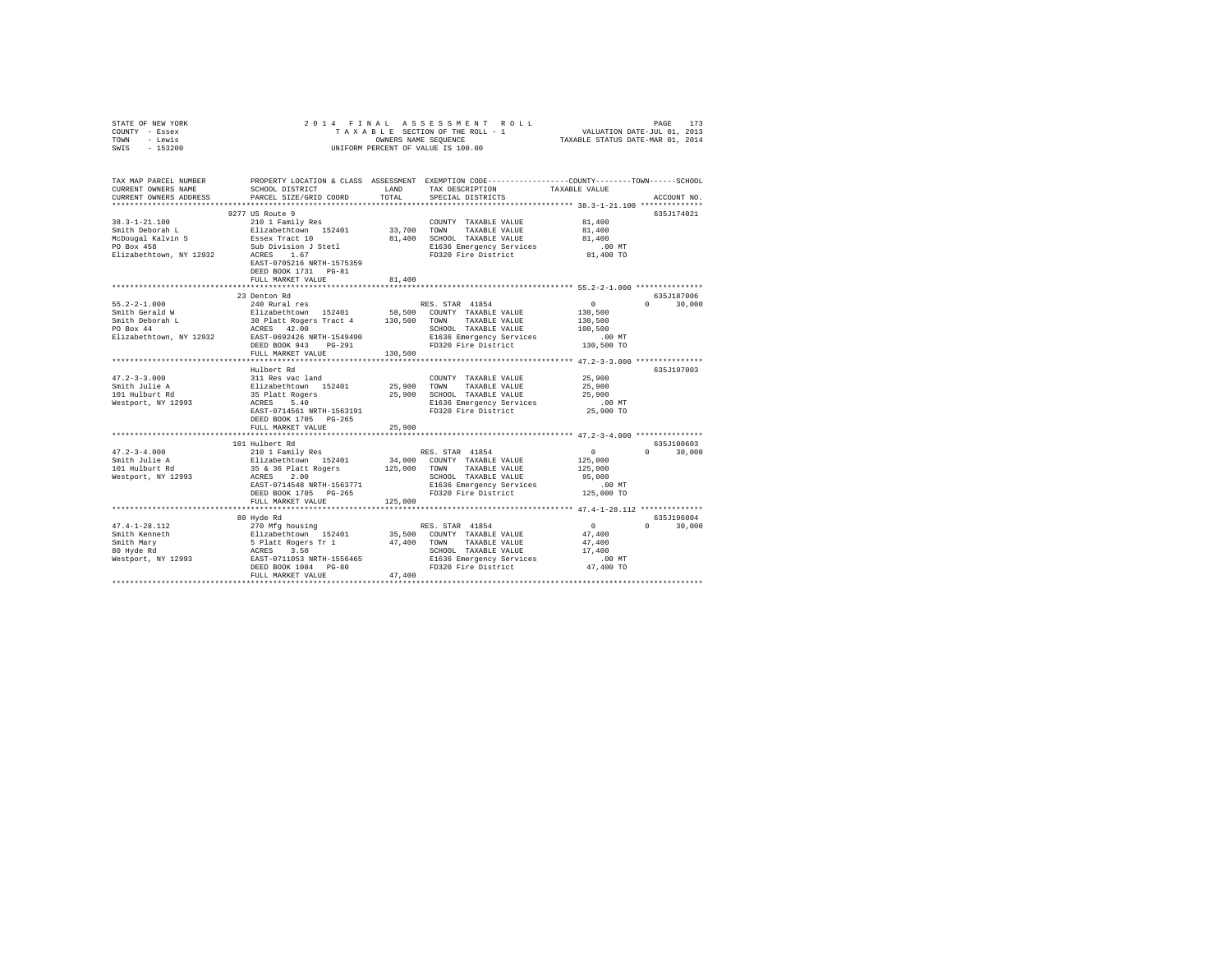```
STATE OF NEW YORK                    2 0 1 4   F I N A L   A S S E S S M E N T   R O L L                    PAGE   173
COUNTY  - Essex                          T A X A B L E  SECTION OF THE ROLL - 1             VALUATION DATE-JUL 01, 2013
TOWN    - Lewis                                 OWNERS NAME SEQUENCE                       TAXABLE STATUS DATE-MAR 01, 2014
SWIS    - 153200                         UNIFORM PERCENT OF VALUE IS 100.00


TAX MAP PARCEL NUMBER          PROPERTY LOCATION & CLASS  ASSESSMENT  EXEMPTION CODE-----------------COUNTY--------TOWN------SCHOOL
CURRENT OWNERS NAME            SCHOOL DISTRICT              LAND      TAX DESCRIPTION              TAXABLE VALUE
CURRENT OWNERS ADDRESS         PARCEL SIZE/GRID COORD       TOTAL     SPECIAL DISTRICTS                                  ACCOUNT NO.
*********************************************************************************************** 38.3-1-21.100 **************
                             9277 US Route 9                                                                          635J174021
38.3-1-21.100                210 1 Family Res                          COUNTY  TAXABLE VALUE          81,400
Smith Deborah L              Elizabethtown  152401       33,700       TOWN    TAXABLE VALUE          81,400
McDougal Kalvin S            Essex Tract 10              81,400       SCHOOL  TAXABLE VALUE          81,400
PO Box 458                   Sub Division J Stetl                     E1636 Emergency Services           .00 MT
Elizabethtown, NY 12932      ACRES    1.67                            FD320 Fire District             81,400 TO
                             EAST-0705216 NRTH-1575359
                             DEED BOOK 1731   PG-81
                             FULL MARKET VALUE           81,400
*********************************************************************************************** 55.2-2-1.000 ***************
                             23 Denton Rd                                                                             635J187006
55.2-2-1.000                 240 Rural res                            RES. STAR  41854                    0           0     30,000
Smith Gerald W               Elizabethtown  152401       58,500       COUNTY  TAXABLE VALUE         130,500
Smith Deborah L              30 Platt Rogers Tract 4    130,500       TOWN    TAXABLE VALUE         130,500
PO Box 44                    ACRES   42.00                            SCHOOL  TAXABLE VALUE         100,500
Elizabethtown, NY 12932      EAST-0692426 NRTH-1549490                E1636 Emergency Services           .00 MT
                             DEED BOOK 943    PG-291                  FD320 Fire District            130,500 TO
                             FULL MARKET VALUE          130,500
*********************************************************************************************** 47.2-3-3.000 ***************
                             Hulbert Rd                                                                               635J197003
47.2-3-3.000                 311 Res vac land                          COUNTY  TAXABLE VALUE          25,900
Smith Julie A                Elizabethtown  152401       25,900       TOWN    TAXABLE VALUE          25,900
101 Hulburt Rd               35 Platt Rogers             25,900       SCHOOL  TAXABLE VALUE          25,900
Westport, NY 12993           ACRES    5.40                            E1636 Emergency Services           .00 MT
                             EAST-0714561 NRTH-1563191                FD320 Fire District             25,900 TO
                             DEED BOOK 1705   PG-265
                             FULL MARKET VALUE           25,900
*********************************************************************************************** 47.2-3-4.000 ***************
                             101 Hulbert Rd                                                                           635J100603
47.2-3-4.000                 210 1 Family Res                         RES. STAR  41854                    0           0     30,000
Smith Julie A                Elizabethtown  152401       34,000       COUNTY  TAXABLE VALUE         125,000
101 Hulburt Rd               35 & 36 Platt Rogers       125,000       TOWN    TAXABLE VALUE         125,000
Westport, NY 12993           ACRES    2.00                            SCHOOL  TAXABLE VALUE          95,000
                             EAST-0714548 NRTH-1563771                E1636 Emergency Services           .00 MT
                             DEED BOOK 1705   PG-265                  FD320 Fire District            125,000 TO
                             FULL MARKET VALUE          125,000
*********************************************************************************************** 47.4-1-28.112 **************
                             80 Hyde Rd                                                                               635J196004
47.4-1-28.112                270 Mfg housing                          RES. STAR  41854                    0           0     30,000
Smith Kenneth                Elizabethtown  152401       35,500       COUNTY  TAXABLE VALUE          47,400
Smith Mary                   5 Platt Rogers Tr 1         47,400       TOWN    TAXABLE VALUE          47,400
80 Hyde Rd                   ACRES    3.50                            SCHOOL  TAXABLE VALUE          17,400
Westport, NY 12993           EAST-0711053 NRTH-1556465                E1636 Emergency Services           .00 MT
                             DEED BOOK 1084   PG-80                   FD320 Fire District             47,400 TO
                             FULL MARKET VALUE           47,400
****************************************************************************************************************************
```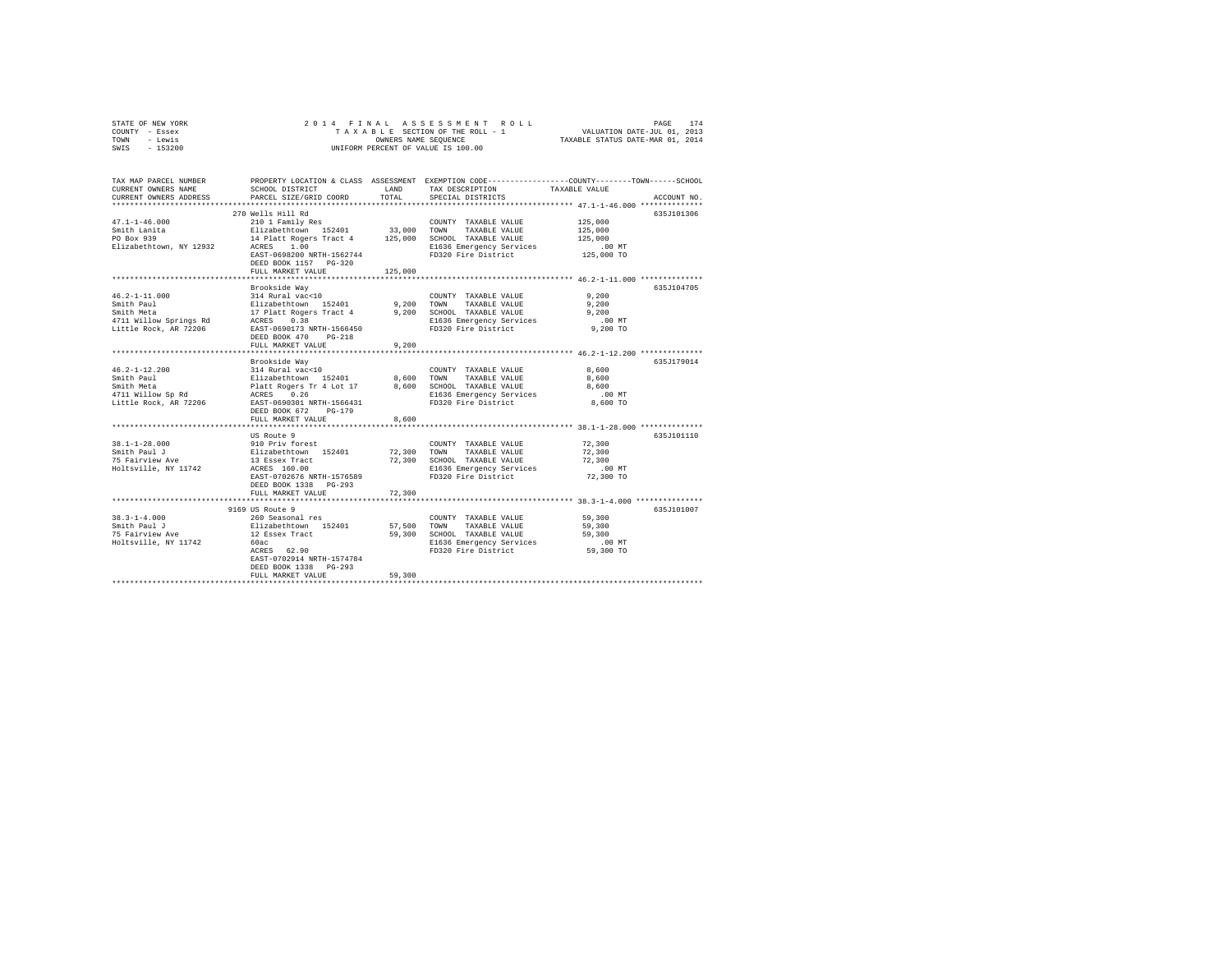STATE OF NEW YORK — 2014 FINAL ASSESSMENT ROLL
COUNTY - Essex — TAXABLE SECTION OF THE ROLL - 1 — VALUATION DATE-JUL 01, 2013
TOWN - Lewis — OWNERS NAME SEQUENCE — TAXABLE STATUS DATE-MAR 01, 2014
SWIS - 153200 — UNIFORM PERCENT OF VALUE IS 100.00

| TAX MAP PARCEL NUMBER / CURRENT OWNERS NAME / CURRENT OWNERS ADDRESS | PROPERTY LOCATION & CLASS / SCHOOL DISTRICT / PARCEL SIZE/GRID COORD | ASSESSMENT LAND / TOTAL | EXEMPTION CODE / TAX DESCRIPTION / SPECIAL DISTRICTS | COUNTY--------TOWN------SCHOOL TAXABLE VALUE | ACCOUNT NO. |
|---|---|---|---|---|---|
| 47.1-1-46.000 | 270 Wells Hill Rd | | | | 635J101306 |
| Smith Lanita | 210 1 Family Res | | COUNTY TAXABLE VALUE | 125,000 | |
| PO Box 939 | Elizabethtown 152401 | 33,000 | TOWN TAXABLE VALUE | 125,000 | |
| Elizabethtown, NY 12932 | 14 Platt Rogers Tract 4 | 125,000 | SCHOOL TAXABLE VALUE | 125,000 | |
| | ACRES 1.00 | | E1636 Emergency Services | .00 MT | |
| | EAST-0698200 NRTH-1562744 | | FD320 Fire District | 125,000 TO | |
| | DEED BOOK 1157 PG-320 | | | | |
| | FULL MARKET VALUE | 125,000 | | | |
| 46.2-1-11.000 | Brookside Way | | | | 635J104705 |
| Smith Paul | 314 Rural vac<10 | | COUNTY TAXABLE VALUE | 9,200 | |
| Smith Meta | Elizabethtown 152401 | 9,200 | TOWN TAXABLE VALUE | 9,200 | |
| 4711 Willow Springs Rd | 17 Platt Rogers Tract 4 | 9,200 | SCHOOL TAXABLE VALUE | 9,200 | |
| Little Rock, AR 72206 | ACRES 0.38 | | E1636 Emergency Services | .00 MT | |
| | EAST-0690173 NRTH-1566450 | | FD320 Fire District | 9,200 TO | |
| | DEED BOOK 470 PG-218 | | | | |
| | FULL MARKET VALUE | 9,200 | | | |
| 46.2-1-12.200 | Brookside Way | | | | 635J179014 |
| Smith Paul | 314 Rural vac<10 | | COUNTY TAXABLE VALUE | 8,600 | |
| Smith Meta | Elizabethtown 152401 | 8,600 | TOWN TAXABLE VALUE | 8,600 | |
| 4711 Willow Sp Rd | Platt Rogers Tr 4 Lot 17 | 8,600 | SCHOOL TAXABLE VALUE | 8,600 | |
| Little Rock, AR 72206 | ACRES 0.26 | | E1636 Emergency Services | .00 MT | |
| | EAST-0690301 NRTH-1566431 | | FD320 Fire District | 8,600 TO | |
| | DEED BOOK 672 PG-179 | | | | |
| | FULL MARKET VALUE | 8,600 | | | |
| 38.1-1-28.000 | US Route 9 | | | | 635J101110 |
| Smith Paul J | 910 Priv forest | | COUNTY TAXABLE VALUE | 72,300 | |
| 75 Fairview Ave | Elizabethtown 152401 | 72,300 | TOWN TAXABLE VALUE | 72,300 | |
| Holtsville, NY 11742 | 13 Essex Tract | 72,300 | SCHOOL TAXABLE VALUE | 72,300 | |
| | ACRES 160.00 | | E1636 Emergency Services | .00 MT | |
| | EAST-0702676 NRTH-1576589 | | FD320 Fire District | 72,300 TO | |
| | DEED BOOK 1338 PG-293 | | | | |
| | FULL MARKET VALUE | 72,300 | | | |
| 38.3-1-4.000 | 9169 US Route 9 | | | | 635J101007 |
| Smith Paul J | 260 Seasonal res | | COUNTY TAXABLE VALUE | 59,300 | |
| 75 Fairview Ave | Elizabethtown 152401 | 57,500 | TOWN TAXABLE VALUE | 59,300 | |
| Holtsville, NY 11742 | 12 Essex Tract | 59,300 | SCHOOL TAXABLE VALUE | 59,300 | |
| | 60ac | | E1636 Emergency Services | .00 MT | |
| | ACRES 62.90 | | FD320 Fire District | 59,300 TO | |
| | EAST-0702914 NRTH-1574784 | | | | |
| | DEED BOOK 1338 PG-293 | | | | |
| | FULL MARKET VALUE | 59,300 | | | |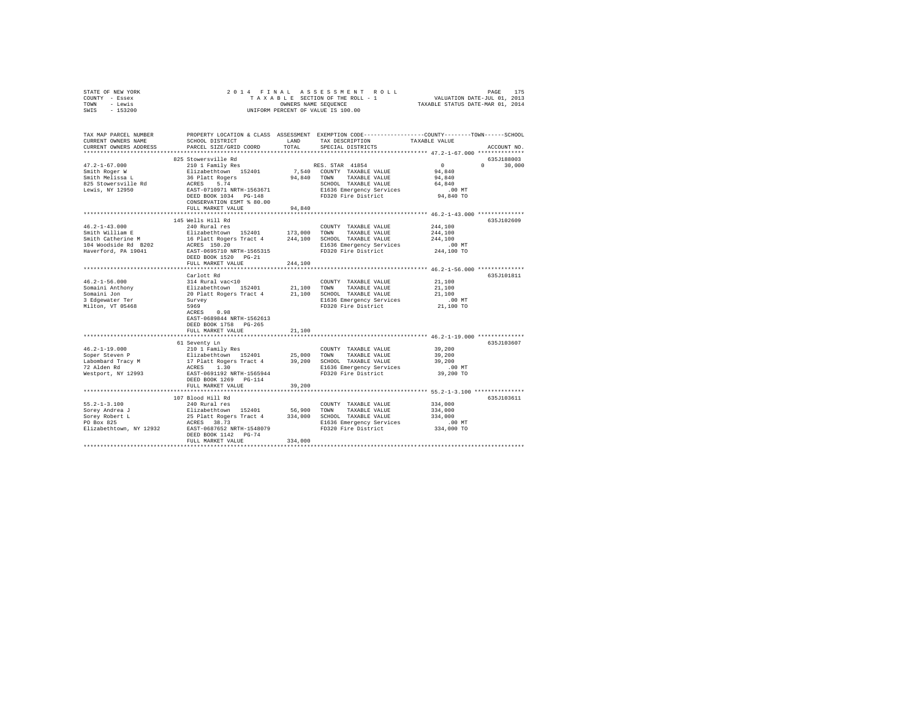STATE OF NEW YORK
COUNTY - Essex
TOWN - Lewis
SWIS - 153200

2 0 1 4 F I N A L A S S E S S M E N T R O L L
T A X A B L E SECTION OF THE ROLL - 1
OWNERS NAME SEQUENCE
UNIFORM PERCENT OF VALUE IS 100.00

VALUATION DATE-JUL 01, 2013
TAXABLE STATUS DATE-MAR 01, 2014

```
TAX MAP PARCEL NUMBER          PROPERTY LOCATION & CLASS  ASSESSMENT  EXEMPTION CODE-----------------COUNTY--------TOWN------SCHOOL
CURRENT OWNERS NAME            SCHOOL DISTRICT              LAND      TAX DESCRIPTION              TAXABLE VALUE
CURRENT OWNERS ADDRESS         PARCEL SIZE/GRID COORD       TOTAL     SPECIAL DISTRICTS                                   ACCOUNT NO.
*********************************************************************************************** 47.2-1-67.000 **************
                               825 Stowersville Rd                                                                         635J188003
47.2-1-67.000                  210 1 Family Res                        RES. STAR 41854                    0            0     30,000
Smith Roger W                  Elizabethtown  152401        7,540      COUNTY  TAXABLE VALUE           94,840
Smith Melissa L                36 Platt Rogers             94,840      TOWN    TAXABLE VALUE           94,840
825 Stowersville Rd            ACRES    5.74                           SCHOOL  TAXABLE VALUE           64,840
Lewis, NY 12950                EAST-0710971 NRTH-1563671               E1636 Emergency Services           .00 MT
                               DEED BOOK 1034   PG-148                 FD320 Fire District             94,840 TO
                               CONSERVATION ESMT % 80.00
                               FULL MARKET VALUE           94,840
*********************************************************************************************** 46.2-1-43.000 **************
                               145 Wells Hill Rd                                                                           635J102609
46.2-1-43.000                  240 Rural res                           COUNTY  TAXABLE VALUE          244,100
Smith William E                Elizabethtown  152401      173,000      TOWN    TAXABLE VALUE          244,100
Smith Catherine M              16 Platt Rogers Tract 4    244,100      SCHOOL  TAXABLE VALUE          244,100
104 Woodside Rd  B202          ACRES  150.20                           E1636 Emergency Services           .00 MT
Haverford, PA 19041            EAST-0695710 NRTH-1565315               FD320 Fire District            244,100 TO
                               DEED BOOK 1520   PG-21
                               FULL MARKET VALUE          244,100
*********************************************************************************************** 46.2-1-56.000 **************
                               Carlott Rd                                                                                  635J101811
46.2-1-56.000                  314 Rural vac<10                        COUNTY  TAXABLE VALUE           21,100
Somaini Anthony                Elizabethtown  152401       21,100      TOWN    TAXABLE VALUE           21,100
Somaini Jon                    20 Platt Rogers Tract 4     21,100      SCHOOL  TAXABLE VALUE           21,100
3 Edgewater Ter                Survey                                  E1636 Emergency Services           .00 MT
Milton, VT 05468               5969                                    FD320 Fire District             21,100 TO
                               ACRES    0.98
                               EAST-0689844 NRTH-1562613
                               DEED BOOK 1758   PG-265
                               FULL MARKET VALUE           21,100
*********************************************************************************************** 46.2-1-19.000 **************
                               61 Seventy Ln                                                                               635J103607
46.2-1-19.000                  210 1 Family Res                        COUNTY  TAXABLE VALUE           39,200
Soper Steven P                 Elizabethtown  152401       25,000      TOWN    TAXABLE VALUE           39,200
Labombard Tracy M              17 Platt Rogers Tract 4     39,200      SCHOOL  TAXABLE VALUE           39,200
72 Alden Rd                    ACRES    1.30                           E1636 Emergency Services           .00 MT
Westport, NY 12993             EAST-0691192 NRTH-1565944               FD320 Fire District             39,200 TO
                               DEED BOOK 1269   PG-114
                               FULL MARKET VALUE           39,200
*********************************************************************************************** 55.2-1-3.100 ***************
                               107 Blood Hill Rd                                                                           635J103611
55.2-1-3.100                   240 Rural res                           COUNTY  TAXABLE VALUE          334,000
Sorey Andrea J                 Elizabethtown  152401       56,900      TOWN    TAXABLE VALUE          334,000
Sorey Robert L                 25 Platt Rogers Tract 4    334,000      SCHOOL  TAXABLE VALUE          334,000
PO Box 825                     ACRES   38.73                           E1636 Emergency Services           .00 MT
Elizabethtown, NY 12932        EAST-0687652 NRTH-1548079               FD320 Fire District            334,000 TO
                               DEED BOOK 1142   PG-74
                               FULL MARKET VALUE          334,000
******************************************************************************************************************************
```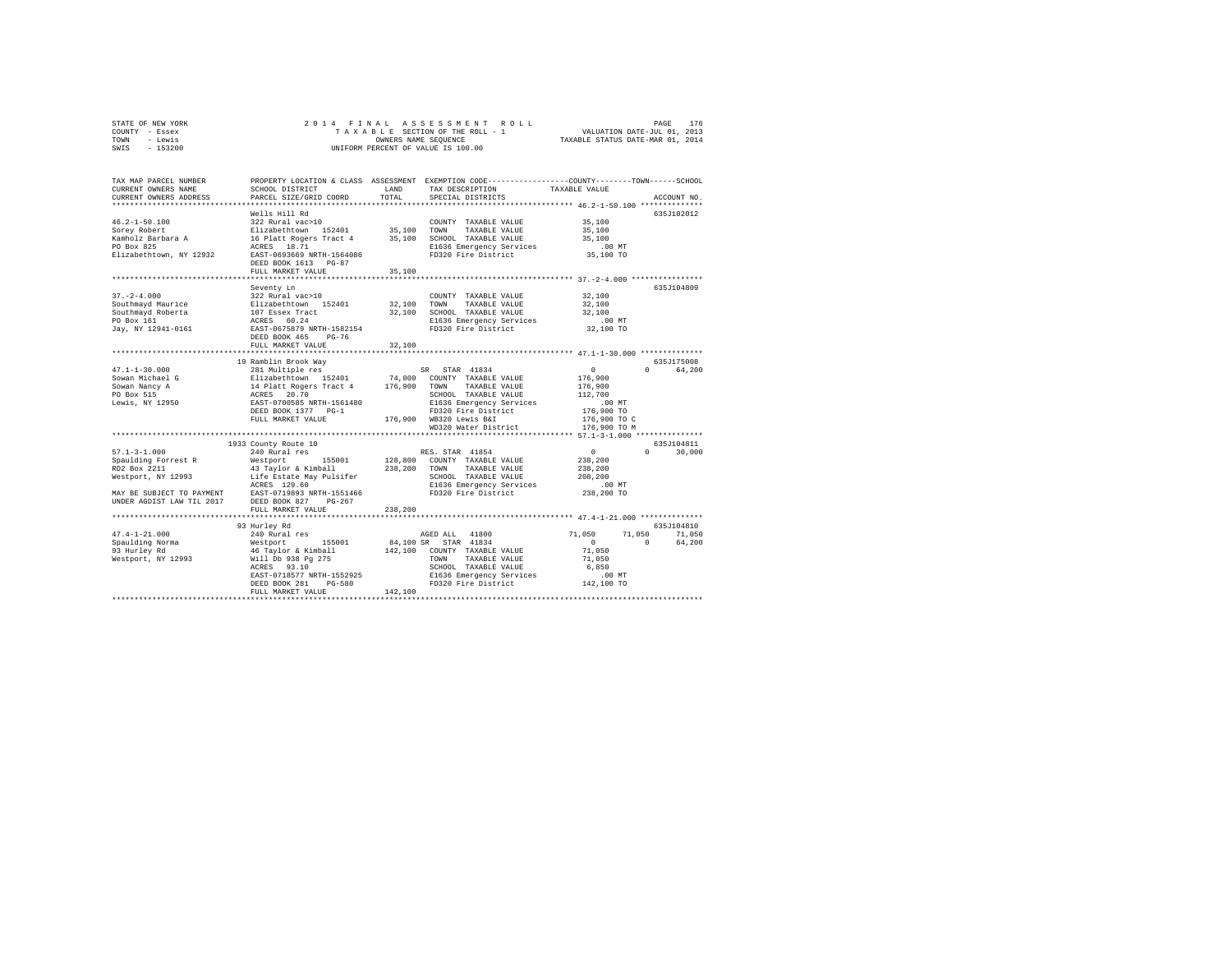STATE OF NEW YORK
COUNTY - Essex
TOWN - Lewis
SWIS - 153200

2014 FINAL ASSESSMENT ROLL
TAXABLE SECTION OF THE ROLL - 1
OWNERS NAME SEQUENCE
UNIFORM PERCENT OF VALUE IS 100.00

VALUATION DATE-JUL 01, 2013
TAXABLE STATUS DATE-MAR 01, 2014

```
TAX MAP PARCEL NUMBER      PROPERTY LOCATION & CLASS  ASSESSMENT  EXEMPTION CODE-----------------COUNTY--------TOWN------SCHOOL
CURRENT OWNERS NAME        SCHOOL DISTRICT              LAND      TAX DESCRIPTION           TAXABLE VALUE
CURRENT OWNERS ADDRESS     PARCEL SIZE/GRID COORD       TOTAL     SPECIAL DISTRICTS                                   ACCOUNT NO.
************************************************************************************************ 46.2-1-50.100 **************
                           Wells Hill Rd                                                                          635J102012
46.2-1-50.100              322 Rural vac>10                        COUNTY  TAXABLE VALUE            35,100
Sorey Robert               Elizabethtown  152401        35,100     TOWN    TAXABLE VALUE            35,100
Kamholz Barbara A          16 Platt Rogers Tract 4      35,100     SCHOOL  TAXABLE VALUE            35,100
PO Box 825                 ACRES  18.71                            E1636 Emergency Services           .00 MT
Elizabethtown, NY 12932    EAST-0693669 NRTH-1564086               FD320 Fire District              35,100 TO
                           DEED BOOK 1613   PG-87
                           FULL MARKET VALUE            35,100
************************************************************************************************ 37.-2-4.000 ****************
                           Seventy Ln                                                                             635J104809
37.-2-4.000                322 Rural vac>10                        COUNTY  TAXABLE VALUE            32,100
Southmayd Maurice          Elizabethtown  152401        32,100     TOWN    TAXABLE VALUE            32,100
Southmayd Roberta          107 Essex Tract              32,100     SCHOOL  TAXABLE VALUE            32,100
PO Box 161                 ACRES  60.24                            E1636 Emergency Services           .00 MT
Jay, NY 12941-0161         EAST-0675879 NRTH-1582154               FD320 Fire District              32,100 TO
                           DEED BOOK 465    PG-76
                           FULL MARKET VALUE            32,100
************************************************************************************************ 47.1-1-30.000 **************
                           19 Ramblin Brook Way                                                                   635J175008
47.1-1-30.000              281 Multiple res                        SR  STAR 41834                   0            0      64,200
Sowan Michael G            Elizabethtown  152401        74,000     COUNTY  TAXABLE VALUE           176,900
Sowan Nancy A              14 Platt Rogers Tract 4     176,900     TOWN    TAXABLE VALUE           176,900
PO Box 515                 ACRES  20.70                            SCHOOL  TAXABLE VALUE           112,700
Lewis, NY 12950            EAST-0700585 NRTH-1561480               E1636 Emergency Services           .00 MT
                           DEED BOOK 1377   PG-1                   FD320 Fire District             176,900 TO
                           FULL MARKET VALUE           176,900     WB320 Lewis B&I                 176,900 TO C
                                                                   WD320 Water District            176,900 TO M
************************************************************************************************ 57.1-3-1.000 ***************
                           1933 County Route 10                                                                   635J104811
57.1-3-1.000               240 Rural res                           RES. STAR 41854                  0            0      30,000
Spaulding Forrest R        Westport       155001       128,800     COUNTY  TAXABLE VALUE           238,200
RD2 Box 2211               43 Taylor & Kimball         238,200     TOWN    TAXABLE VALUE           238,200
Westport, NY 12993         Life Estate May Pulsifer                SCHOOL  TAXABLE VALUE           208,200
                           ACRES 129.60                            E1636 Emergency Services           .00 MT
MAY BE SUBJECT TO PAYMENT  EAST-0719893 NRTH-1551466               FD320 Fire District             238,200 TO
UNDER AGDIST LAW TIL 2017  DEED BOOK 827    PG-267
                           FULL MARKET VALUE           238,200
************************************************************************************************ 47.4-1-21.000 **************
                           93 Hurley Rd                                                                           635J104810
47.4-1-21.000              240 Rural res                           AGED ALL  41800             71,050       71,050      71,050
Spaulding Norma            Westport       155001        84,100 SR  STAR 41834                   0            0      64,200
93 Hurley Rd               46 Taylor & Kimball         142,100     COUNTY  TAXABLE VALUE            71,050
Westport, NY 12993         Will Db 938 Pg 275                      TOWN    TAXABLE VALUE            71,050
                           ACRES  93.10                            SCHOOL  TAXABLE VALUE             6,850
                           EAST-0718577 NRTH-1552925               E1636 Emergency Services           .00 MT
                           DEED BOOK 281    PG-580                 FD320 Fire District             142,100 TO
                           FULL MARKET VALUE           142,100
******************************************************************************************************************************
```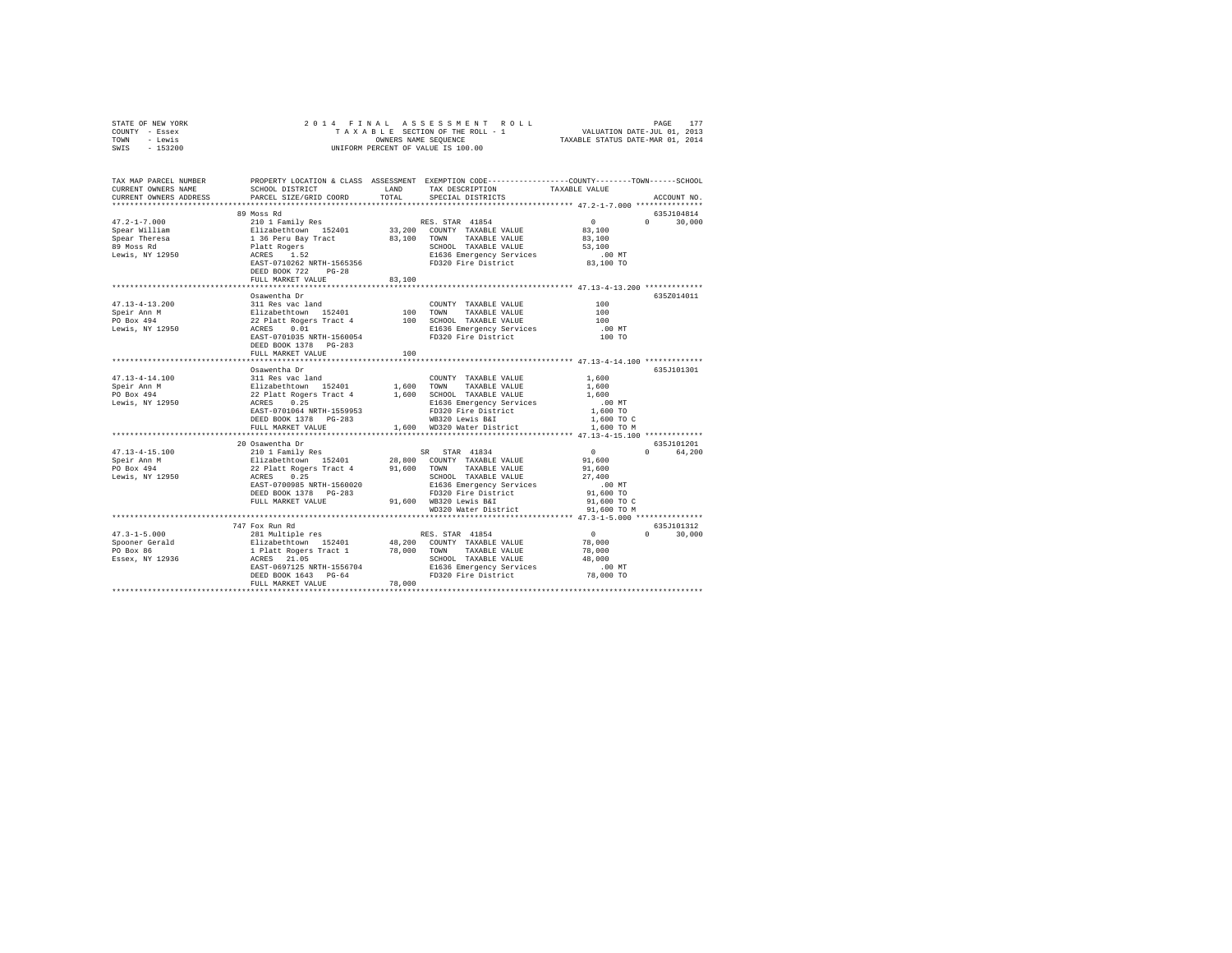STATE OF NEW YORK 2014 FINAL ASSESSMENT ROLL
COUNTY - Essex TAXABLE SECTION OF THE ROLL - 1 VALUATION DATE-JUL 01, 2013
TOWN - Lewis OWNERS NAME SEQUENCE TAXABLE STATUS DATE-MAR 01, 2014
SWIS - 153200 UNIFORM PERCENT OF VALUE IS 100.00

```
TAX MAP PARCEL NUMBER          PROPERTY LOCATION & CLASS  ASSESSMENT  EXEMPTION CODE-----------------COUNTY--------TOWN------SCHOOL
CURRENT OWNERS NAME            SCHOOL DISTRICT            LAND        TAX DESCRIPTION             TAXABLE VALUE
CURRENT OWNERS ADDRESS         PARCEL SIZE/GRID COORD     TOTAL       SPECIAL DISTRICTS                                  ACCOUNT NO.
*********************************************************************************************** 47.2-1-7.000 ***************
                               89 Moss Rd                                                                              635J104814
47.2-1-7.000                   210 1 Family Res                       RES. STAR 41854              0             0      30,000
Spear William                  Elizabethtown  152401       33,200     COUNTY  TAXABLE VALUE        83,100
Spear Theresa                  1 36 Peru Bay Tract         83,100     TOWN    TAXABLE VALUE        83,100
89 Moss Rd                     Platt Rogers                           SCHOOL  TAXABLE VALUE        53,100
Lewis, NY 12950                ACRES    1.52                          E1636 Emergency Services        .00 MT
                               EAST-0710262 NRTH-1565356              FD320 Fire District          83,100 TO
                               DEED BOOK 722    PG-28
                               FULL MARKET VALUE           83,100
*********************************************************************************************** 47.13-4-13.200 *************
                               Osawentha Dr                                                                            635Z014011
47.13-4-13.200                 311 Res vac land                       COUNTY  TAXABLE VALUE           100
Speir Ann M                    Elizabethtown  152401          100     TOWN    TAXABLE VALUE           100
PO Box 494                     22 Platt Rogers Tract 4        100     SCHOOL  TAXABLE VALUE           100
Lewis, NY 12950                ACRES    0.01                          E1636 Emergency Services        .00 MT
                               EAST-0701035 NRTH-1560054              FD320 Fire District             100 TO
                               DEED BOOK 1378   PG-283
                               FULL MARKET VALUE              100
*********************************************************************************************** 47.13-4-14.100 *************
                               Osawentha Dr                                                                            635J101301
47.13-4-14.100                 311 Res vac land                       COUNTY  TAXABLE VALUE         1,600
Speir Ann M                    Elizabethtown  152401        1,600     TOWN    TAXABLE VALUE         1,600
PO Box 494                     22 Platt Rogers Tract 4      1,600     SCHOOL  TAXABLE VALUE         1,600
Lewis, NY 12950                ACRES    0.25                          E1636 Emergency Services        .00 MT
                               EAST-0701064 NRTH-1559953              FD320 Fire District           1,600 TO
                               DEED BOOK 1378   PG-283                WB320 Lewis B&I               1,600 TO C
                               FULL MARKET VALUE            1,600     WD320 Water District          1,600 TO M
*********************************************************************************************** 47.13-4-15.100 *************
                               20 Osawentha Dr                                                                         635J101201
47.13-4-15.100                 210 1 Family Res                       SR  STAR 41834               0             0      64,200
Speir Ann M                    Elizabethtown  152401       28,800     COUNTY  TAXABLE VALUE        91,600
PO Box 494                     22 Platt Rogers Tract 4     91,600     TOWN    TAXABLE VALUE        91,600
Lewis, NY 12950                ACRES    0.25                          SCHOOL  TAXABLE VALUE        27,400
                               EAST-0700985 NRTH-1560020              E1636 Emergency Services        .00 MT
                               DEED BOOK 1378   PG-283                FD320 Fire District          91,600 TO
                               FULL MARKET VALUE           91,600     WB320 Lewis B&I              91,600 TO C
                                                                      WD320 Water District         91,600 TO M
*********************************************************************************************** 47.3-1-5.000 ***************
                               747 Fox Run Rd                                                                          635J101312
47.3-1-5.000                   281 Multiple res                       RES. STAR 41854              0             0      30,000
Spooner Gerald                 Elizabethtown  152401       48,200     COUNTY  TAXABLE VALUE        78,000
PO Box 86                      1 Platt Rogers Tract 1      78,000     TOWN    TAXABLE VALUE        78,000
Essex, NY 12936                ACRES   21.05                          SCHOOL  TAXABLE VALUE        48,000
                               EAST-0697125 NRTH-1556704              E1636 Emergency Services        .00 MT
                               DEED BOOK 1643   PG-64                 FD320 Fire District          78,000 TO
                               FULL MARKET VALUE           78,000
****************************************************************************************************************************
```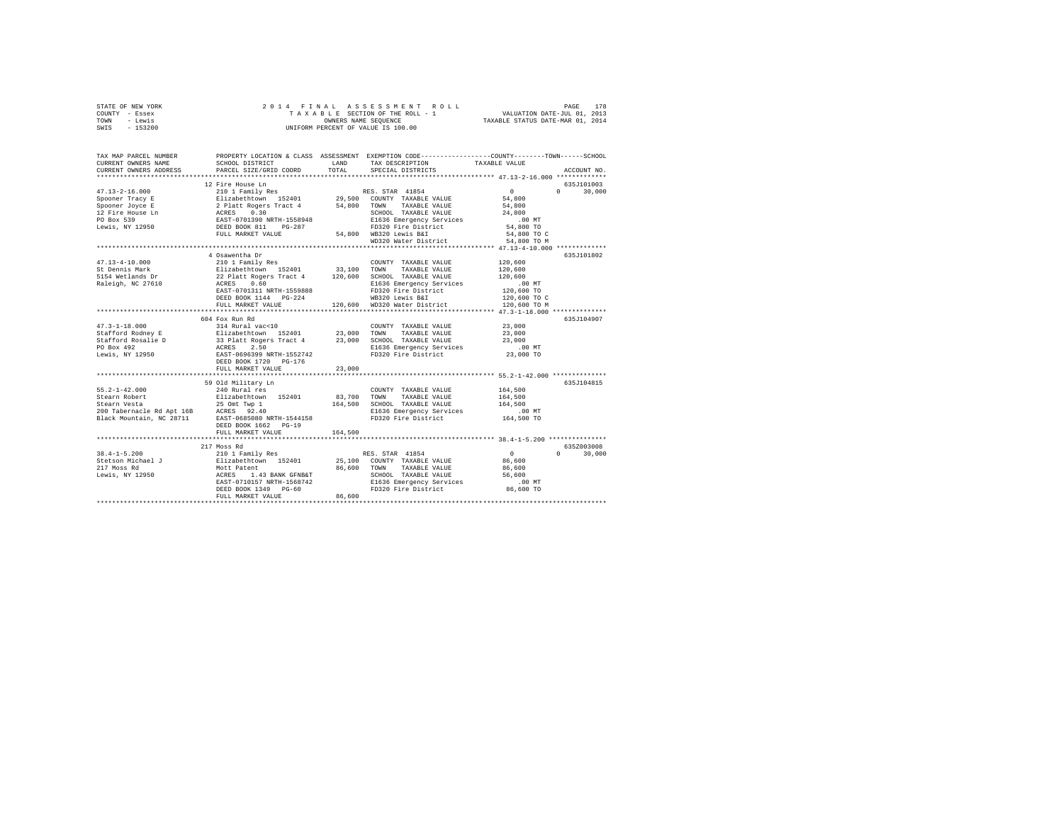STATE OF NEW YORK — 2014 FINAL ASSESSMENT ROLL
COUNTY - Essex — TAXABLE SECTION OF THE ROLL - 1 — VALUATION DATE-JUL 01, 2013
TOWN - Lewis — OWNERS NAME SEQUENCE — TAXABLE STATUS DATE-MAR 01, 2014
SWIS - 153200 — UNIFORM PERCENT OF VALUE IS 100.00

| TAX MAP PARCEL NUMBER / CURRENT OWNERS NAME / CURRENT OWNERS ADDRESS | PROPERTY LOCATION & CLASS / SCHOOL DISTRICT / PARCEL SIZE/GRID COORD | ASSESSMENT LAND / TOTAL | EXEMPTION CODE / TAX DESCRIPTION / SPECIAL DISTRICTS | COUNTY / TOWN / SCHOOL TAXABLE VALUE | ACCOUNT NO. |
|---|---|---|---|---|---|
| **47.13-2-16.000** | 12 Fire House Ln | | | | 635J101003 |
| 47.13-2-16.000 | 210 1 Family Res | | RES. STAR 41854 | 0 0 30,000 | |
| Spooner Tracy E | Elizabethtown 152401 | 29,500 | COUNTY TAXABLE VALUE | 54,800 | |
| Spooner Joyce E | 2 Platt Rogers Tract 4 | 54,800 | TOWN TAXABLE VALUE | 54,800 | |
| 12 Fire House Ln | ACRES 0.30 | | SCHOOL TAXABLE VALUE | 24,800 | |
| PO Box 539 | EAST-0701390 NRTH-1558948 | | E1636 Emergency Services | .00 MT | |
| Lewis, NY 12950 | DEED BOOK 811 PG-287 | | FD320 Fire District | 54,800 TO | |
| | FULL MARKET VALUE | 54,800 | WB320 Lewis B&I | 54,800 TO C | |
| | | | WD320 Water District | 54,800 TO M | |
| **47.13-4-10.000** | 4 Osawentha Dr | | | | 635J101802 |
| 47.13-4-10.000 | 210 1 Family Res | | COUNTY TAXABLE VALUE | 120,600 | |
| St Dennis Mark | Elizabethtown 152401 | 33,100 | TOWN TAXABLE VALUE | 120,600 | |
| 5154 Wetlands Dr | 22 Platt Rogers Tract 4 | 120,600 | SCHOOL TAXABLE VALUE | 120,600 | |
| Raleigh, NC 27610 | ACRES 0.60 | | E1636 Emergency Services | .00 MT | |
| | EAST-0701311 NRTH-1559888 | | FD320 Fire District | 120,600 TO | |
| | DEED BOOK 1144 PG-224 | | WB320 Lewis B&I | 120,600 TO C | |
| | FULL MARKET VALUE | 120,600 | WD320 Water District | 120,600 TO M | |
| **47.3-1-18.000** | 604 Fox Run Rd | | | | 635J104907 |
| 47.3-1-18.000 | 314 Rural vac<10 | | COUNTY TAXABLE VALUE | 23,000 | |
| Stafford Rodney E | Elizabethtown 152401 | 23,000 | TOWN TAXABLE VALUE | 23,000 | |
| Stafford Rosalie D | 33 Platt Rogers Tract 4 | 23,000 | SCHOOL TAXABLE VALUE | 23,000 | |
| PO Box 492 | ACRES 2.50 | | E1636 Emergency Services | .00 MT | |
| Lewis, NY 12950 | EAST-0696399 NRTH-1552742 | | FD320 Fire District | 23,000 TO | |
| | DEED BOOK 1720 PG-176 | | | | |
| | FULL MARKET VALUE | 23,000 | | | |
| **55.2-1-42.000** | 59 Old Military Ln | | | | 635J104815 |
| 55.2-1-42.000 | 240 Rural res | | COUNTY TAXABLE VALUE | 164,500 | |
| Stearn Robert | Elizabethtown 152401 | 83,700 | TOWN TAXABLE VALUE | 164,500 | |
| Stearn Vesta | 25 Omt Twp 1 | 164,500 | SCHOOL TAXABLE VALUE | 164,500 | |
| 200 Tabernacle Rd Apt 16B | ACRES 92.40 | | E1636 Emergency Services | .00 MT | |
| Black Mountain, NC 28711 | EAST-0685080 NRTH-1544158 | | FD320 Fire District | 164,500 TO | |
| | DEED BOOK 1662 PG-19 | | | | |
| | FULL MARKET VALUE | 164,500 | | | |
| **38.4-1-5.200** | 217 Moss Rd | | | | 635Z003008 |
| 38.4-1-5.200 | 210 1 Family Res | | RES. STAR 41854 | 0 0 30,000 | |
| Stetson Michael J | Elizabethtown 152401 | 25,100 | COUNTY TAXABLE VALUE | 86,600 | |
| 217 Moss Rd | Mott Patent | 86,600 | TOWN TAXABLE VALUE | 86,600 | |
| Lewis, NY 12950 | ACRES 1.43 BANK GFNB&T | | SCHOOL TAXABLE VALUE | 56,600 | |
| | EAST-0710157 NRTH-1568742 | | E1636 Emergency Services | .00 MT | |
| | DEED BOOK 1349 PG-60 | | FD320 Fire District | 86,600 TO | |
| | FULL MARKET VALUE | 86,600 | | | |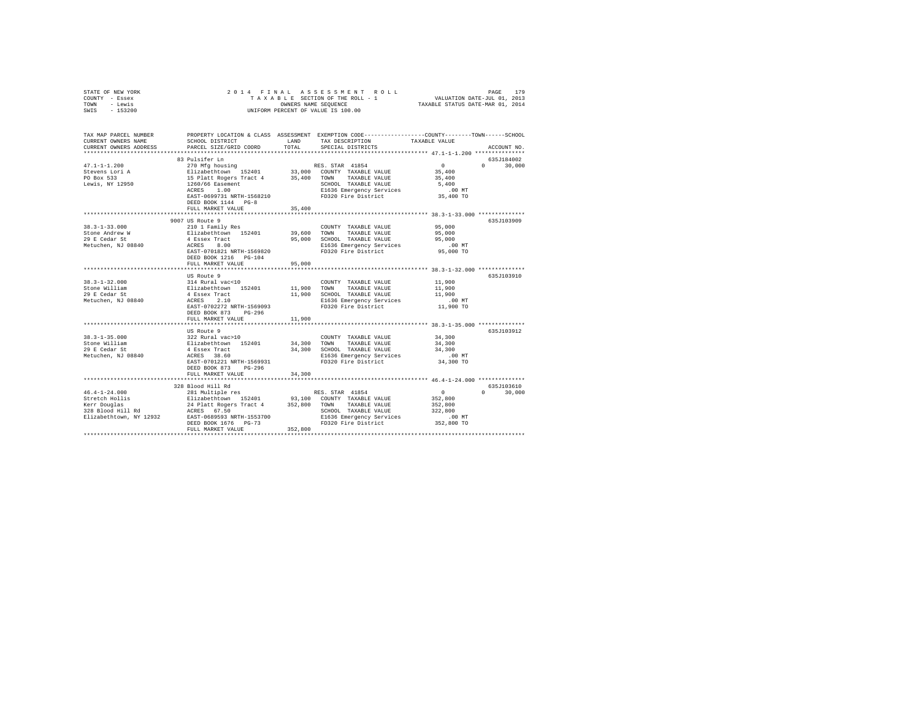STATE OF NEW YORK
COUNTY - Essex
TOWN - Lewis
SWIS - 153200

2014 FINAL ASSESSMENT ROLL
TAXABLE SECTION OF THE ROLL - 1
OWNERS NAME SEQUENCE
UNIFORM PERCENT OF VALUE IS 100.00

VALUATION DATE-JUL 01, 2013
TAXABLE STATUS DATE-MAR 01, 2014

| TAX MAP PARCEL NUMBER / CURRENT OWNERS NAME / CURRENT OWNERS ADDRESS | PROPERTY LOCATION & CLASS / SCHOOL DISTRICT / PARCEL SIZE/GRID COORD | ASSESSMENT LAND / TOTAL | EXEMPTION CODE / TAX DESCRIPTION / SPECIAL DISTRICTS | COUNTY / TOWN / SCHOOL TAXABLE VALUE | ACCOUNT NO. |
|---|---|---|---|---|---|
| 47.1-1-1.200 | 83 Pulsifer Ln | | | | 635J184002 |
| Stevens Lori A | 270 Mfg housing | | RES. STAR 41854 | 0 0 30,000 | |
| PO Box 533 | Elizabethtown 152401 | 33,000 | COUNTY TAXABLE VALUE | 35,400 | |
| Lewis, NY 12950 | 15 Platt Rogers Tract 4 | 35,400 | TOWN TAXABLE VALUE | 35,400 | |
| | 1260/66 Easement | | SCHOOL TAXABLE VALUE | 5,400 | |
| | ACRES 1.00 | | E1636 Emergency Services | .00 MT | |
| | EAST-0699731 NRTH-1568210 | | FD320 Fire District | 35,400 TO | |
| | DEED BOOK 1144 PG-8 | | | | |
| | FULL MARKET VALUE | 35,400 | | | |
| 38.3-1-33.000 | 9007 US Route 9 | | | | 635J103909 |
| Stone Andrew W | 210 1 Family Res | | COUNTY TAXABLE VALUE | 95,000 | |
| 29 E Cedar St | Elizabethtown 152401 | 39,600 | TOWN TAXABLE VALUE | 95,000 | |
| Metuchen, NJ 08840 | 4 Essex Tract | 95,000 | SCHOOL TAXABLE VALUE | 95,000 | |
| | ACRES 8.00 | | E1636 Emergency Services | .00 MT | |
| | EAST-0701821 NRTH-1569820 | | FD320 Fire District | 95,000 TO | |
| | DEED BOOK 1216 PG-104 | | | | |
| | FULL MARKET VALUE | 95,000 | | | |
| 38.3-1-32.000 | US Route 9 | | | | 635J103910 |
| Stone William | 314 Rural vac<10 | | COUNTY TAXABLE VALUE | 11,900 | |
| 29 E Cedar St | Elizabethtown 152401 | 11,900 | TOWN TAXABLE VALUE | 11,900 | |
| Metuchen, NJ 08840 | 4 Essex Tract | 11,900 | SCHOOL TAXABLE VALUE | 11,900 | |
| | ACRES 2.10 | | E1636 Emergency Services | .00 MT | |
| | EAST-0702272 NRTH-1569093 | | FD320 Fire District | 11,900 TO | |
| | DEED BOOK 873 PG-296 | | | | |
| | FULL MARKET VALUE | 11,900 | | | |
| 38.3-1-35.000 | US Route 9 | | | | 635J103912 |
| Stone William | 322 Rural vac>10 | | COUNTY TAXABLE VALUE | 34,300 | |
| 29 E Cedar St | Elizabethtown 152401 | 34,300 | TOWN TAXABLE VALUE | 34,300 | |
| Metuchen, NJ 08840 | 4 Essex Tract | 34,300 | SCHOOL TAXABLE VALUE | 34,300 | |
| | ACRES 38.60 | | E1636 Emergency Services | .00 MT | |
| | EAST-0701221 NRTH-1569931 | | FD320 Fire District | 34,300 TO | |
| | DEED BOOK 873 PG-296 | | | | |
| | FULL MARKET VALUE | 34,300 | | | |
| 46.4-1-24.000 | 328 Blood Hill Rd | | | | 635J103610 |
| Stretch Hollis | 281 Multiple res | | RES. STAR 41854 | 0 0 30,000 | |
| Kerr Douglas | Elizabethtown 152401 | 93,100 | COUNTY TAXABLE VALUE | 352,800 | |
| 328 Blood Hill Rd | 24 Platt Rogers Tract 4 | 352,800 | TOWN TAXABLE VALUE | 352,800 | |
| Elizabethtown, NY 12932 | ACRES 67.50 | | SCHOOL TAXABLE VALUE | 322,800 | |
| | EAST-0689593 NRTH-1553700 | | E1636 Emergency Services | .00 MT | |
| | DEED BOOK 1676 PG-73 | | FD320 Fire District | 352,800 TO | |
| | FULL MARKET VALUE | 352,800 | | | |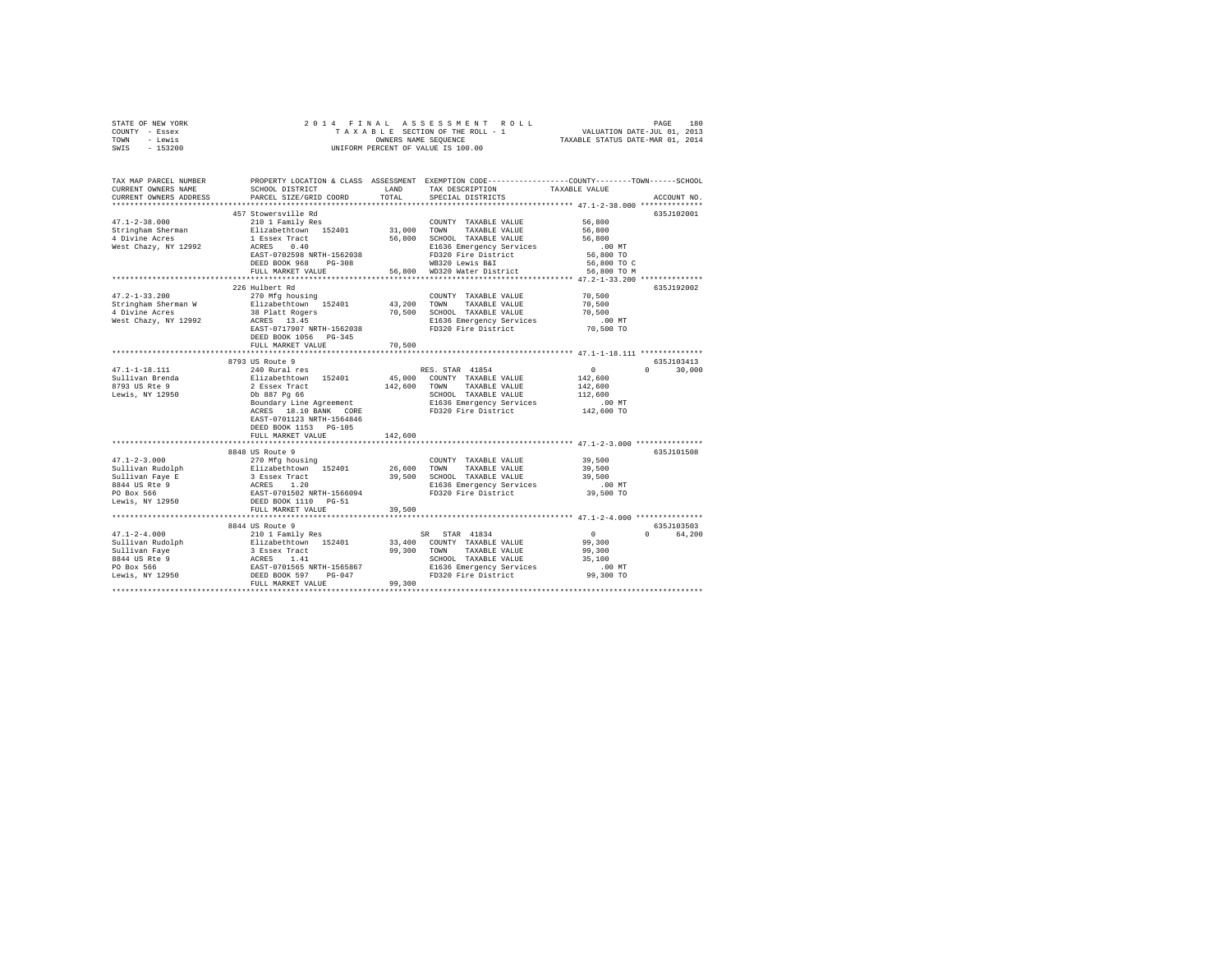STATE OF NEW YORK
COUNTY - Essex
TOWN - Lewis
SWIS - 153200

2 0 1 4 F I N A L A S S E S S M E N T R O L L
T A X A B L E SECTION OF THE ROLL - 1
OWNERS NAME SEQUENCE
UNIFORM PERCENT OF VALUE IS 100.00

VALUATION DATE-JUL 01, 2013
TAXABLE STATUS DATE-MAR 01, 2014

| TAX MAP PARCEL NUMBER / CURRENT OWNERS NAME / CURRENT OWNERS ADDRESS | PROPERTY LOCATION & CLASS / SCHOOL DISTRICT / PARCEL SIZE/GRID COORD | ASSESSMENT LAND / TOTAL | EXEMPTION CODE / TAX DESCRIPTION / SPECIAL DISTRICTS | COUNTY / TOWN / SCHOOL TAXABLE VALUE | ACCOUNT NO. |
|---|---|---|---|---|---|
| 47.1-2-38.000 | 457 Stowersville Rd | | | | 635J102001 |
| Stringham Sherman | 210 1 Family Res | | COUNTY TAXABLE VALUE | 56,800 | |
| 4 Divine Acres | Elizabethtown 152401 | 31,000 | TOWN TAXABLE VALUE | 56,800 | |
| West Chazy, NY 12992 | 1 Essex Tract | 56,800 | SCHOOL TAXABLE VALUE | 56,800 | |
| | ACRES 0.40 | | E1636 Emergency Services | .00 MT | |
| | EAST-0702598 NRTH-1562038 | | FD320 Fire District | 56,800 TO | |
| | DEED BOOK 968 PG-308 | | WB320 Lewis B&I | 56,800 TO C | |
| | FULL MARKET VALUE | 56,800 | WD320 Water District | 56,800 TO M | |
| 47.2-1-33.200 | 226 Hulbert Rd | | | | 635J192002 |
| Stringham Sherman W | 270 Mfg housing | | COUNTY TAXABLE VALUE | 70,500 | |
| 4 Divine Acres | Elizabethtown 152401 | 43,200 | TOWN TAXABLE VALUE | 70,500 | |
| West Chazy, NY 12992 | 38 Platt Rogers | 70,500 | SCHOOL TAXABLE VALUE | 70,500 | |
| | ACRES 13.45 | | E1636 Emergency Services | .00 MT | |
| | EAST-0717907 NRTH-1562038 | | FD320 Fire District | 70,500 TO | |
| | DEED BOOK 1056 PG-345 | | | | |
| | FULL MARKET VALUE | 70,500 | | | |
| 47.1-1-18.111 | 8793 US Route 9 | | | | 635J103413 |
| Sullivan Brenda | 240 Rural res | | RES. STAR 41854 | 0 0 30,000 | |
| 8793 US Rte 9 | Elizabethtown 152401 | 45,000 | COUNTY TAXABLE VALUE | 142,600 | |
| Lewis, NY 12950 | 2 Essex Tract | 142,600 | TOWN TAXABLE VALUE | 142,600 | |
| | Db 887 Pg 66 | | SCHOOL TAXABLE VALUE | 112,600 | |
| | Boundary Line Agreement | | E1636 Emergency Services | .00 MT | |
| | ACRES 18.10 BANK CORE | | FD320 Fire District | 142,600 TO | |
| | EAST-0701123 NRTH-1564846 | | | | |
| | DEED BOOK 1153 PG-105 | | | | |
| | FULL MARKET VALUE | 142,600 | | | |
| 47.1-2-3.000 | 8848 US Route 9 | | | | 635J101508 |
| Sullivan Rudolph | 270 Mfg housing | | COUNTY TAXABLE VALUE | 39,500 | |
| Sullivan Faye E | Elizabethtown 152401 | 26,600 | TOWN TAXABLE VALUE | 39,500 | |
| 8844 US Rte 9 | 3 Essex Tract | 39,500 | SCHOOL TAXABLE VALUE | 39,500 | |
| PO Box 566 | ACRES 1.20 | | E1636 Emergency Services | .00 MT | |
| Lewis, NY 12950 | EAST-0701502 NRTH-1566094 | | FD320 Fire District | 39,500 TO | |
| | DEED BOOK 1110 PG-51 | | | | |
| | FULL MARKET VALUE | 39,500 | | | |
| 47.1-2-4.000 | 8844 US Route 9 | | | | 635J103503 |
| Sullivan Rudolph | 210 1 Family Res | | SR STAR 41834 | 0 0 64,200 | |
| Sullivan Faye | Elizabethtown 152401 | 33,400 | COUNTY TAXABLE VALUE | 99,300 | |
| 8844 US Rte 9 | 3 Essex Tract | 99,300 | TOWN TAXABLE VALUE | 99,300 | |
| PO Box 566 | ACRES 1.41 | | SCHOOL TAXABLE VALUE | 35,100 | |
| Lewis, NY 12950 | EAST-0701565 NRTH-1565867 | | E1636 Emergency Services | .00 MT | |
| | DEED BOOK 597 PG-047 | | FD320 Fire District | 99,300 TO | |
| | FULL MARKET VALUE | 99,300 | | | |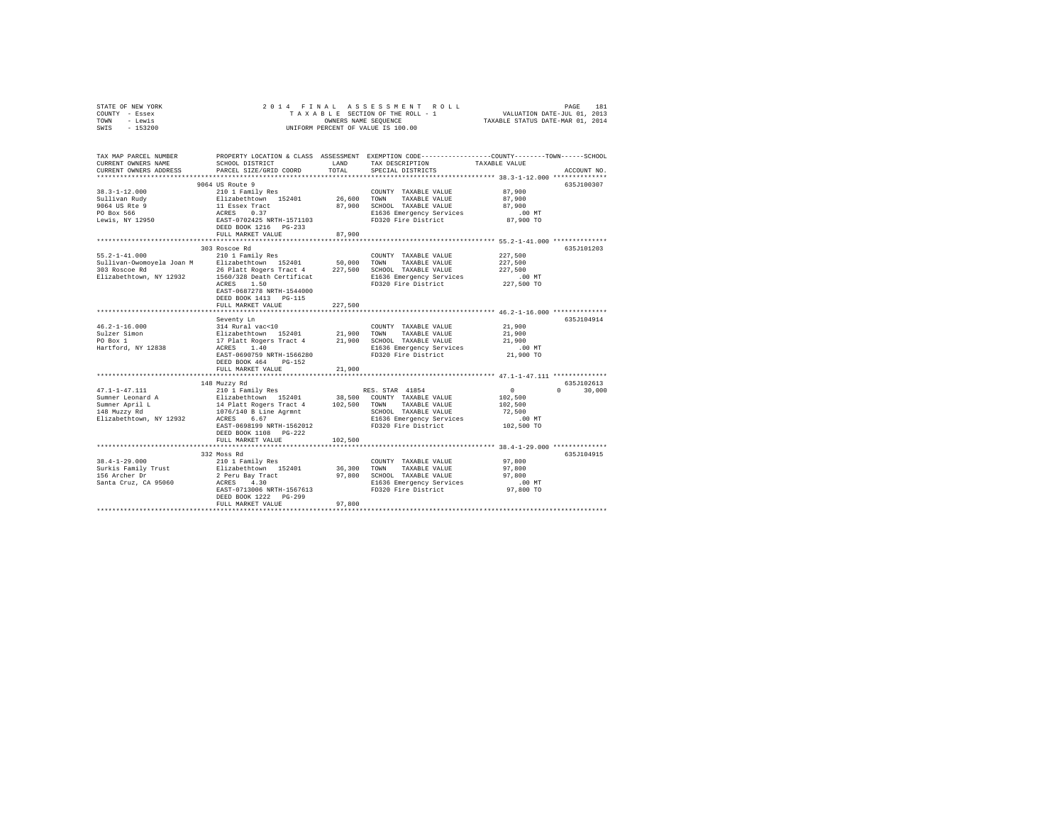STATE OF NEW YORK
COUNTY - Essex
TOWN - Lewis
SWIS - 153200

2014 FINAL ASSESSMENT ROLL
TAXABLE SECTION OF THE ROLL - 1
OWNERS NAME SEQUENCE
UNIFORM PERCENT OF VALUE IS 100.00

VALUATION DATE-JUL 01, 2013
TAXABLE STATUS DATE-MAR 01, 2014

| TAX MAP PARCEL NUMBER / CURRENT OWNERS NAME / CURRENT OWNERS ADDRESS | PROPERTY LOCATION & CLASS / SCHOOL DISTRICT / PARCEL SIZE/GRID COORD | ASSESSMENT LAND | TOTAL | EXEMPTION CODE / TAX DESCRIPTION / SPECIAL DISTRICTS | COUNTY | TOWN | SCHOOL / TAXABLE VALUE | ACCOUNT NO. |
|---|---|---|---|---|---|---|---|---|
| 38.3-1-12.000 | 9064 US Route 9 | | | | | | | 635J100307 |
| 38.3-1-12.000 | 210 1 Family Res | | | COUNTY TAXABLE VALUE | 87,900 | | | |
| Sullivan Rudy | Elizabethtown 152401 | 26,600 | | TOWN TAXABLE VALUE | | 87,900 | | |
| 9064 US Rte 9 | 11 Essex Tract | | 87,900 | SCHOOL TAXABLE VALUE | | | 87,900 | |
| PO Box 566 | ACRES 0.37 | | | E1636 Emergency Services | | | .00 MT | |
| Lewis, NY 12950 | EAST-0702425 NRTH-1571103 | | | FD320 Fire District | | | 87,900 TO | |
| | DEED BOOK 1216 PG-233 | | | | | | | |
| | FULL MARKET VALUE | | 87,900 | | | | | |
| 55.2-1-41.000 | 303 Roscoe Rd | | | | | | | 635J101203 |
| 55.2-1-41.000 | 210 1 Family Res | | | COUNTY TAXABLE VALUE | 227,500 | | | |
| Sullivan-Owomoyela Joan M | Elizabethtown 152401 | 50,000 | | TOWN TAXABLE VALUE | | 227,500 | | |
| 303 Roscoe Rd | 26 Platt Rogers Tract 4 | | 227,500 | SCHOOL TAXABLE VALUE | | | 227,500 | |
| Elizabethtown, NY 12932 | 1560/328 Death Certificat | | | E1636 Emergency Services | | | .00 MT | |
| | ACRES 1.50 | | | FD320 Fire District | | | 227,500 TO | |
| | EAST-0687278 NRTH-1544000 | | | | | | | |
| | DEED BOOK 1413 PG-115 | | | | | | | |
| | FULL MARKET VALUE | | 227,500 | | | | | |
| 46.2-1-16.000 | Seventy Ln | | | | | | | 635J104914 |
| 46.2-1-16.000 | 314 Rural vac<10 | | | COUNTY TAXABLE VALUE | 21,900 | | | |
| Sulzer Simon | Elizabethtown 152401 | 21,900 | | TOWN TAXABLE VALUE | | 21,900 | | |
| PO Box 1 | 17 Platt Rogers Tract 4 | | 21,900 | SCHOOL TAXABLE VALUE | | | 21,900 | |
| Hartford, NY 12838 | ACRES 1.40 | | | E1636 Emergency Services | | | .00 MT | |
| | EAST-0690759 NRTH-1566280 | | | FD320 Fire District | | | 21,900 TO | |
| | DEED BOOK 464 PG-152 | | | | | | | |
| | FULL MARKET VALUE | | 21,900 | | | | | |
| 47.1-1-47.111 | 148 Muzzy Rd | | | | | | | 635J102613 |
| 47.1-1-47.111 | 210 1 Family Res | | | RES. STAR 41854 | 0 | 0 | 30,000 | |
| Sumner Leonard A | Elizabethtown 152401 | 38,500 | | COUNTY TAXABLE VALUE | 102,500 | | | |
| Sumner April L | 14 Platt Rogers Tract 4 | | 102,500 | TOWN TAXABLE VALUE | | 102,500 | | |
| 148 Muzzy Rd | 1076/140 B Line Agrmnt | | | SCHOOL TAXABLE VALUE | | | 72,500 | |
| Elizabethtown, NY 12932 | ACRES 6.67 | | | E1636 Emergency Services | | | .00 MT | |
| | EAST-0698199 NRTH-1562012 | | | FD320 Fire District | | | 102,500 TO | |
| | DEED BOOK 1108 PG-222 | | | | | | | |
| | FULL MARKET VALUE | | 102,500 | | | | | |
| 38.4-1-29.000 | 332 Moss Rd | | | | | | | 635J104915 |
| 38.4-1-29.000 | 210 1 Family Res | | | COUNTY TAXABLE VALUE | 97,800 | | | |
| Surkis Family Trust | Elizabethtown 152401 | 36,300 | | TOWN TAXABLE VALUE | | 97,800 | | |
| 156 Archer Dr | 2 Peru Bay Tract | | 97,800 | SCHOOL TAXABLE VALUE | | | 97,800 | |
| Santa Cruz, CA 95060 | ACRES 4.30 | | | E1636 Emergency Services | | | .00 MT | |
| | EAST-0713006 NRTH-1567613 | | | FD320 Fire District | | | 97,800 TO | |
| | DEED BOOK 1222 PG-299 | | | | | | | |
| | FULL MARKET VALUE | | 97,800 | | | | | |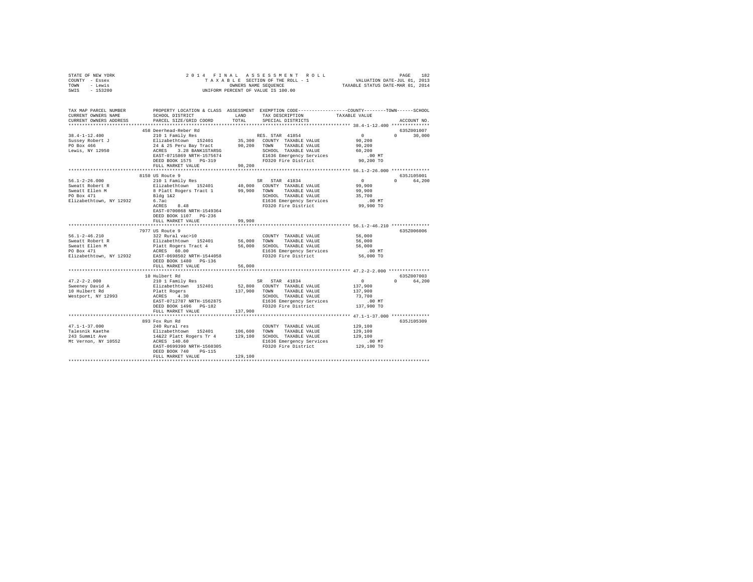STATE OF NEW YORK
COUNTY - Essex
TOWN - Lewis
SWIS - 153200

2014 FINAL ASSESSMENT ROLL
TAXABLE SECTION OF THE ROLL - 1
OWNERS NAME SEQUENCE
UNIFORM PERCENT OF VALUE IS 100.00

VALUATION DATE-JUL 01, 2013
TAXABLE STATUS DATE-MAR 01, 2014

```
TAX MAP PARCEL NUMBER          PROPERTY LOCATION & CLASS  ASSESSMENT  EXEMPTION CODE-----------------COUNTY--------TOWN------SCHOOL
CURRENT OWNERS NAME            SCHOOL DISTRICT              LAND      TAX DESCRIPTION            TAXABLE VALUE
CURRENT OWNERS ADDRESS         PARCEL SIZE/GRID COORD       TOTAL     SPECIAL DISTRICTS                                  ACCOUNT NO.
******************************************************************************************************* 38.4-1-12.400 **************
                               458 Deerhead-Reber Rd                                                                     635Z001007
38.4-1-12.400                  210 1 Family Res                       RES. STAR 41854                  0            0      30,000
Sussey Robert J                Elizabethtown  152401       35,300    COUNTY  TAXABLE VALUE         90,200
PO Box 466                     24 & 25 Peru Bay Tract      90,200    TOWN    TAXABLE VALUE         90,200
Lewis, NY 12950                ACRES    3.28 BANK1STARSG             SCHOOL  TAXABLE VALUE         60,200
                               EAST-0715869 NRTH-1575674             E1636 Emergency Services           .00 MT
                               DEED BOOK 1575   PG-319               FD320 Fire District            90,200 TO
                               FULL MARKET VALUE           90,200
******************************************************************************************************* 56.1-2-26.000 **************
                               8150 US Route 9                                                                           635J105001
56.1-2-26.000                  210 1 Family Res                       SR  STAR 41834                   0            0      64,200
Sweatt Robert R                Elizabethtown  152401       40,000    COUNTY  TAXABLE VALUE         99,900
Sweatt Ellen M                 8 Platt Rogers Tract 1      99,900    TOWN    TAXABLE VALUE         99,900
PO Box 471                     Bldg 1&2                              SCHOOL  TAXABLE VALUE         35,700
Elizabethtown, NY 12932        6.7ac                                 E1636 Emergency Services           .00 MT
                               ACRES    8.48                         FD320 Fire District            99,900 TO
                               EAST-0700868 NRTH-1549364
                               DEED BOOK 1107   PG-236
                               FULL MARKET VALUE           99,900
******************************************************************************************************* 56.1-2-46.210 **************
                               7977 US Route 9                                                                           635Z006006
56.1-2-46.210                  322 Rural vac>10                       COUNTY  TAXABLE VALUE         56,000
Sweatt Robert R                Elizabethtown  152401       56,000    TOWN    TAXABLE VALUE         56,000
Sweatt Ellen M                 Platt Rogers Tract 4        56,000    SCHOOL  TAXABLE VALUE         56,000
PO Box 471                     ACRES   60.00                         E1636 Emergency Services           .00 MT
Elizabethtown, NY 12932        EAST-0698502 NRTH-1544058             FD320 Fire District            56,000 TO
                               DEED BOOK 1480   PG-136
                               FULL MARKET VALUE           56,000
******************************************************************************************************* 47.2-2-2.000 ***************
                               10 Hulbert Rd                                                                             635Z007003
47.2-2-2.000                   210 1 Family Res                       SR  STAR 41834                   0            0      64,200
Sweeney David A                Elizabethtown  152401       52,800    COUNTY  TAXABLE VALUE        137,900
10 Hulbert Rd                  Platt Rogers               137,900    TOWN    TAXABLE VALUE        137,900
Westport, NY 12993             ACRES    4.30                         SCHOOL  TAXABLE VALUE         73,700
                               EAST-0712787 NRTH-1562875             E1636 Emergency Services           .00 MT
                               DEED BOOK 1496   PG-182               FD320 Fire District           137,900 TO
                               FULL MARKET VALUE          137,900
******************************************************************************************************* 47.1-1-37.000 **************
                               893 Fox Run Rd                                                                            635J105309
47.1-1-37.000                  240 Rural res                          COUNTY  TAXABLE VALUE        129,100
Talesnik Kaethe                Elizabethtown  152401      106,600    TOWN    TAXABLE VALUE        129,100
243 Summit Ave                 14&22 Platt Rogers Tr 4    129,100    SCHOOL  TAXABLE VALUE        129,100
Mt Vernon, NY 10552            ACRES  140.60                         E1636 Emergency Services           .00 MT
                               EAST-0699390 NRTH-1560305             FD320 Fire District           129,100 TO
                               DEED BOOK 740    PG-115
                               FULL MARKET VALUE          129,100
************************************************************************************************************************************
```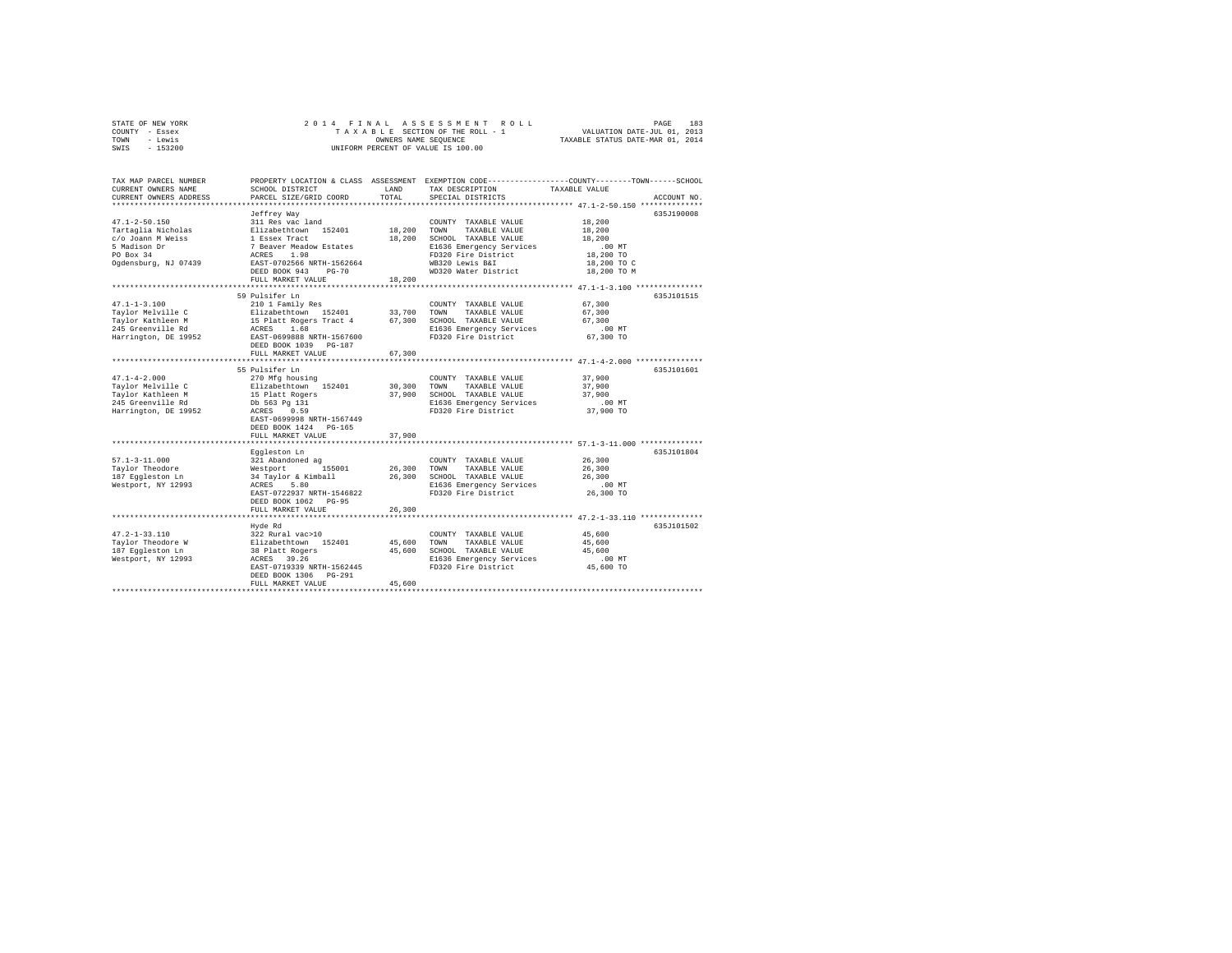STATE OF NEW YORK
COUNTY - Essex
TOWN - Lewis
SWIS - 153200

2014 FINAL ASSESSMENT ROLL
TAXABLE SECTION OF THE ROLL - 1
OWNERS NAME SEQUENCE
UNIFORM PERCENT OF VALUE IS 100.00

VALUATION DATE-JUL 01, 2013
TAXABLE STATUS DATE-MAR 01, 2014

| TAX MAP PARCEL NUMBER / CURRENT OWNERS NAME / CURRENT OWNERS ADDRESS | PROPERTY LOCATION & CLASS / SCHOOL DISTRICT / PARCEL SIZE/GRID COORD | ASSESSMENT LAND / TOTAL | EXEMPTION CODE / TAX DESCRIPTION / SPECIAL DISTRICTS | COUNTY / TOWN / SCHOOL TAXABLE VALUE | ACCOUNT NO. |
|---|---|---|---|---|---|
| **47.1-2-50.150** | Jeffrey Way | | | | 635J190008 |
| | 311 Res vac land | | COUNTY TAXABLE VALUE | 18,200 | |
| Tartaglia Nicholas | Elizabethtown 152401 | 18,200 | TOWN TAXABLE VALUE | 18,200 | |
| c/o Joann M Weiss | 1 Essex Tract | 18,200 | SCHOOL TAXABLE VALUE | 18,200 | |
| 5 Madison Dr | 7 Beaver Meadow Estates | | E1636 Emergency Services | .00 MT | |
| PO Box 34 | ACRES 1.98 | | FD320 Fire District | 18,200 TO | |
| Ogdensburg, NJ 07439 | EAST-0702566 NRTH-1562664 | | WB320 Lewis B&I | 18,200 TO C | |
| | DEED BOOK 943 PG-70 | | WD320 Water District | 18,200 TO M | |
| | FULL MARKET VALUE | 18,200 | | | |
| **47.1-1-3.100** | 59 Pulsifer Ln | | | | 635J101515 |
| | 210 1 Family Res | | COUNTY TAXABLE VALUE | 67,300 | |
| Taylor Melville C | Elizabethtown 152401 | 33,700 | TOWN TAXABLE VALUE | 67,300 | |
| Taylor Kathleen M | 15 Platt Rogers Tract 4 | 67,300 | SCHOOL TAXABLE VALUE | 67,300 | |
| 245 Greenville Rd | ACRES 1.68 | | E1636 Emergency Services | .00 MT | |
| Harrington, DE 19952 | EAST-0699888 NRTH-1567600 | | FD320 Fire District | 67,300 TO | |
| | DEED BOOK 1039 PG-187 | | | | |
| | FULL MARKET VALUE | 67,300 | | | |
| **47.1-4-2.000** | 55 Pulsifer Ln | | | | 635J101601 |
| | 270 Mfg housing | | COUNTY TAXABLE VALUE | 37,900 | |
| Taylor Melville C | Elizabethtown 152401 | 30,300 | TOWN TAXABLE VALUE | 37,900 | |
| Taylor Kathleen M | 15 Platt Rogers | 37,900 | SCHOOL TAXABLE VALUE | 37,900 | |
| 245 Greenville Rd | Db 563 Pg 131 | | E1636 Emergency Services | .00 MT | |
| Harrington, DE 19952 | ACRES 0.59 | | FD320 Fire District | 37,900 TO | |
| | EAST-0699998 NRTH-1567449 | | | | |
| | DEED BOOK 1424 PG-165 | | | | |
| | FULL MARKET VALUE | 37,900 | | | |
| **57.1-3-11.000** | Eggleston Ln | | | | 635J101804 |
| | 321 Abandoned ag | | COUNTY TAXABLE VALUE | 26,300 | |
| Taylor Theodore | Westport 155001 | 26,300 | TOWN TAXABLE VALUE | 26,300 | |
| 187 Eggleston Ln | 34 Taylor & Kimball | 26,300 | SCHOOL TAXABLE VALUE | 26,300 | |
| Westport, NY 12993 | ACRES 5.80 | | E1636 Emergency Services | .00 MT | |
| | EAST-0722937 NRTH-1546822 | | FD320 Fire District | 26,300 TO | |
| | DEED BOOK 1062 PG-95 | | | | |
| | FULL MARKET VALUE | 26,300 | | | |
| **47.2-1-33.110** | Hyde Rd | | | | 635J101502 |
| | 322 Rural vac>10 | | COUNTY TAXABLE VALUE | 45,600 | |
| Taylor Theodore W | Elizabethtown 152401 | 45,600 | TOWN TAXABLE VALUE | 45,600 | |
| 187 Eggleston Ln | 38 Platt Rogers | 45,600 | SCHOOL TAXABLE VALUE | 45,600 | |
| Westport, NY 12993 | ACRES 39.26 | | E1636 Emergency Services | .00 MT | |
| | EAST-0719339 NRTH-1562445 | | FD320 Fire District | 45,600 TO | |
| | DEED BOOK 1306 PG-291 | | | | |
| | FULL MARKET VALUE | 45,600 | | | |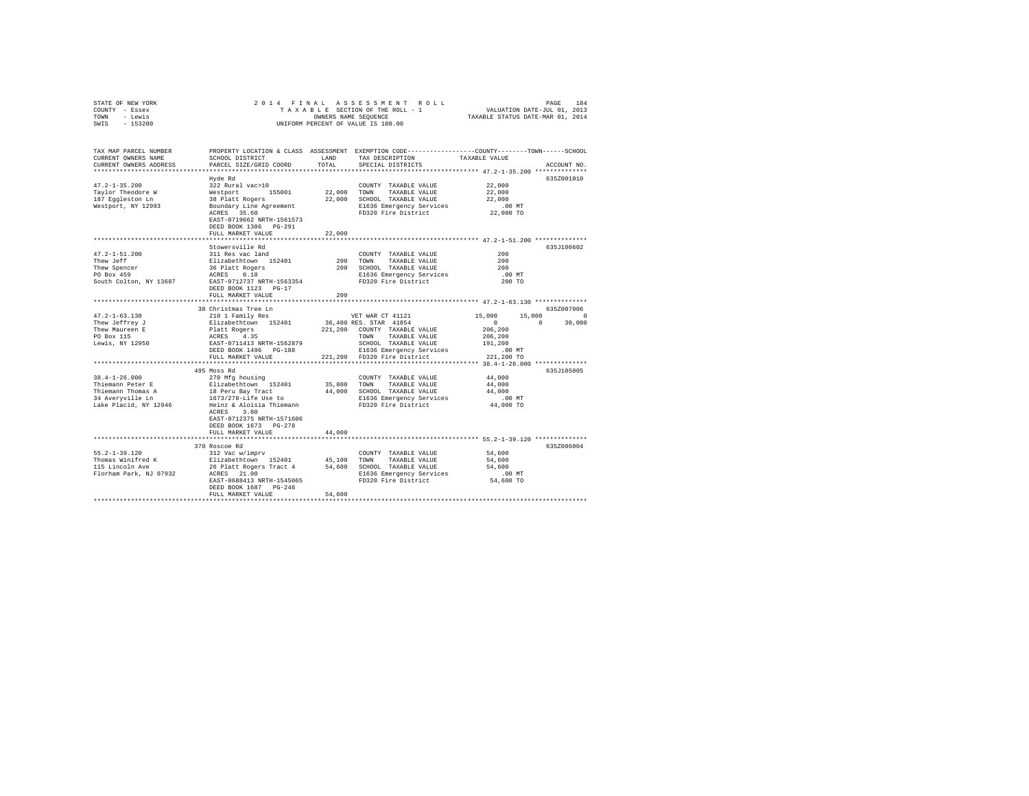STATE OF NEW YORK — 2014 FINAL ASSESSMENT ROLL — PAGE 184
COUNTY - Essex — TAXABLE SECTION OF THE ROLL - 1 — VALUATION DATE-JUL 01, 2013
TOWN - Lewis — OWNERS NAME SEQUENCE — TAXABLE STATUS DATE-MAR 01, 2014
SWIS - 153200 — UNIFORM PERCENT OF VALUE IS 100.00

| TAX MAP PARCEL NUMBER / CURRENT OWNERS NAME / CURRENT OWNERS ADDRESS | PROPERTY LOCATION & CLASS / SCHOOL DISTRICT / PARCEL SIZE/GRID COORD | ASSESSMENT LAND / TOTAL | EXEMPTION CODE / TAX DESCRIPTION / SPECIAL DISTRICTS | COUNTY | TOWN | SCHOOL | ACCOUNT NO. |
|---|---|---|---|---|---|---|---|
| **47.2-1-35.200** | Hyde Rd | | | | | | 635Z001010 |
| 47.2-1-35.200 | 322 Rural vac>10 | | COUNTY TAXABLE VALUE | 22,000 | | | |
| Taylor Theodore W | Westport 155001 | 22,000 | TOWN TAXABLE VALUE | | 22,000 | | |
| 187 Eggleston Ln | 38 Platt Rogers | 22,000 | SCHOOL TAXABLE VALUE | | | 22,000 | |
| Westport, NY 12993 | Boundary Line Agreement | | E1636 Emergency Services | .00 MT | | | |
| | ACRES 35.60 | | FD320 Fire District | 22,000 TO | | | |
| | EAST-0719662 NRTH-1561573 | | | | | | |
| | DEED BOOK 1306 PG-291 | | | | | | |
| | FULL MARKET VALUE | 22,000 | | | | | |
| **47.2-1-51.200** | Stowersville Rd | | | | | | 635J100602 |
| 47.2-1-51.200 | 311 Res vac land | | COUNTY TAXABLE VALUE | 200 | | | |
| Thew Jeff | Elizabethtown 152401 | 200 | TOWN TAXABLE VALUE | | 200 | | |
| Thew Spencer | 36 Platt Rogers | 200 | SCHOOL TAXABLE VALUE | | | 200 | |
| PO Box 459 | ACRES 0.18 | | E1636 Emergency Services | .00 MT | | | |
| South Colton, NY 13687 | EAST-0712737 NRTH-1563354 | | FD320 Fire District | 200 TO | | | |
| | DEED BOOK 1123 PG-17 | | | | | | |
| | FULL MARKET VALUE | 200 | | | | | |
| **47.2-1-63.130** | 38 Christmas Tree Ln | | | | | | 635Z007006 |
| 47.2-1-63.130 | 210 1 Family Res | | VET WAR CT 41121 | 15,000 | 15,000 | 0 | |
| Thew Jeffrey J | Elizabethtown 152401 | 36,400 | RES. STAR 41854 | 0 | 0 | 30,000 | |
| Thew Maureen E | Platt Rogers | 221,200 | COUNTY TAXABLE VALUE | 206,200 | | | |
| PO Box 115 | ACRES 4.35 | | TOWN TAXABLE VALUE | | 206,200 | | |
| Lewis, NY 12950 | EAST-0711413 NRTH-1562879 | | SCHOOL TAXABLE VALUE | | | 191,200 | |
| | DEED BOOK 1496 PG-188 | | E1636 Emergency Services | .00 MT | | | |
| | FULL MARKET VALUE | 221,200 | FD320 Fire District | 221,200 TO | | | |
| **38.4-1-26.000** | 495 Moss Rd | | | | | | 635J105005 |
| 38.4-1-26.000 | 270 Mfg housing | | COUNTY TAXABLE VALUE | 44,000 | | | |
| Thiemann Peter E | Elizabethtown 152401 | 35,800 | TOWN TAXABLE VALUE | | 44,000 | | |
| Thiemann Thomas A | 18 Peru Bay Tract | 44,000 | SCHOOL TAXABLE VALUE | | | 44,000 | |
| 34 Averyville Ln | 1673/278-Life Use to | | E1636 Emergency Services | .00 MT | | | |
| Lake Placid, NY 12946 | Heinz & Aloisia Thiemann | | FD320 Fire District | 44,000 TO | | | |
| | ACRES 3.80 | | | | | | |
| | EAST-0712375 NRTH-1571606 | | | | | | |
| | DEED BOOK 1673 PG-278 | | | | | | |
| | FULL MARKET VALUE | 44,000 | | | | | |
| **55.2-1-39.120** | 370 Roscoe Rd | | | | | | 635Z006004 |
| 55.2-1-39.120 | 312 Vac w/imprv | | COUNTY TAXABLE VALUE | 54,600 | | | |
| Thomas Winifred K | Elizabethtown 152401 | 45,100 | TOWN TAXABLE VALUE | | 54,600 | | |
| 115 Lincoln Ave | 26 Platt Rogers Tract 4 | 54,600 | SCHOOL TAXABLE VALUE | | | 54,600 | |
| Florham Park, NJ 07932 | ACRES 21.00 | | E1636 Emergency Services | .00 MT | | | |
| | EAST-0688413 NRTH-1545065 | | FD320 Fire District | 54,600 TO | | | |
| | DEED BOOK 1687 PG-246 | | | | | | |
| | FULL MARKET VALUE | 54,600 | | | | | |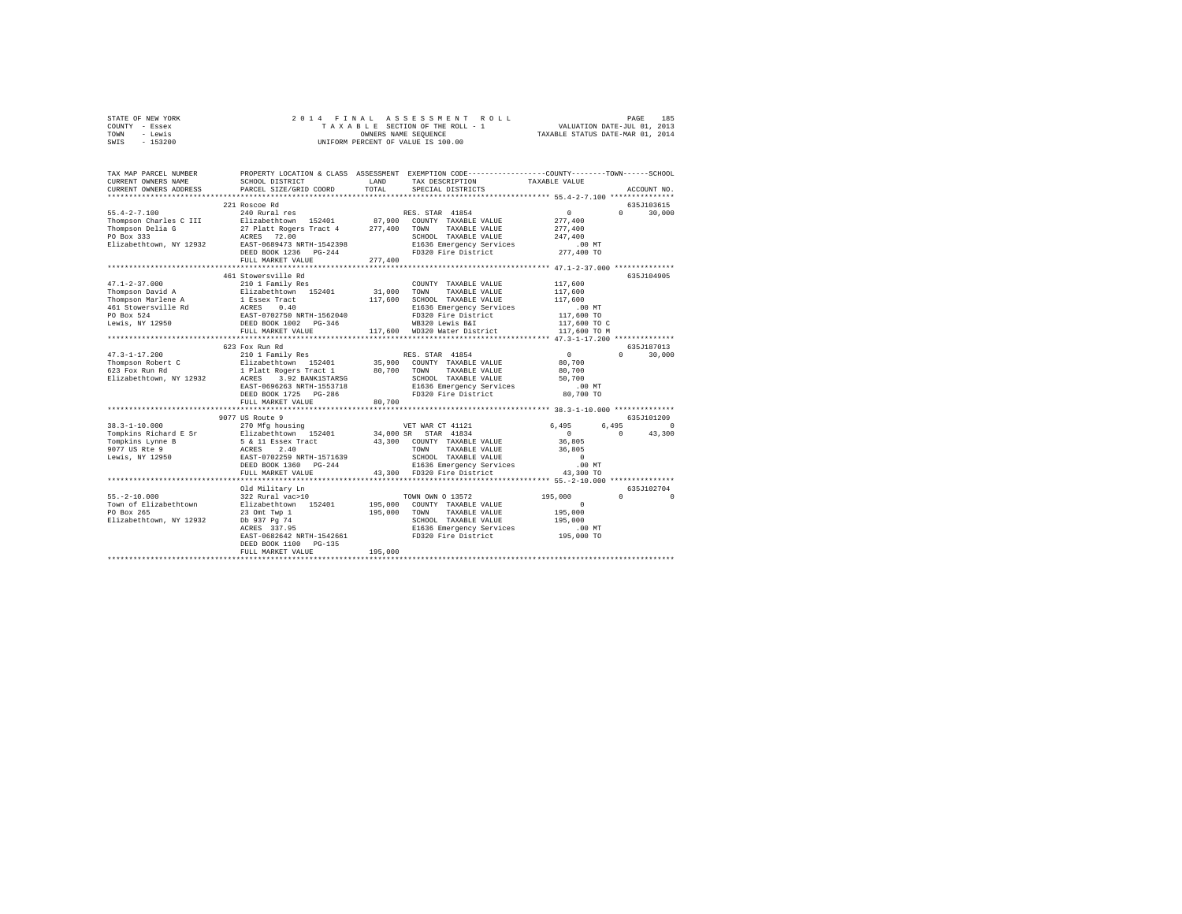STATE OF NEW YORK — 2014 FINAL ASSESSMENT ROLL
COUNTY - Essex — TAXABLE SECTION OF THE ROLL - 1 — VALUATION DATE-JUL 01, 2013
TOWN - Lewis — OWNERS NAME SEQUENCE — TAXABLE STATUS DATE-MAR 01, 2014
SWIS - 153200 — UNIFORM PERCENT OF VALUE IS 100.00

```
TAX MAP PARCEL NUMBER          PROPERTY LOCATION & CLASS  ASSESSMENT  EXEMPTION CODE-----------------COUNTY--------TOWN------SCHOOL
CURRENT OWNERS NAME            SCHOOL DISTRICT               LAND      TAX DESCRIPTION            TAXABLE VALUE
CURRENT OWNERS ADDRESS         PARCEL SIZE/GRID COORD        TOTAL     SPECIAL DISTRICTS                                  ACCOUNT NO.
************************************************************************************************ 55.4-2-7.100 ***************
                               221 Roscoe Rd                                                                            635J103615
55.4-2-7.100                   240 Rural res                           RES. STAR 41854                 0            0      30,000
Thompson Charles C III         Elizabethtown  152401         87,900    COUNTY  TAXABLE VALUE          277,400
Thompson Delia G               27 Platt Rogers Tract 4      277,400    TOWN    TAXABLE VALUE          277,400
PO Box 333                     ACRES  72.00                            SCHOOL  TAXABLE VALUE          247,400
Elizabethtown, NY 12932        EAST-0689473 NRTH-1542398               E1636 Emergency Services           .00 MT
                               DEED BOOK 1236   PG-244                 FD320 Fire District            277,400 TO
                               FULL MARKET VALUE            277,400
************************************************************************************************ 47.1-2-37.000 **************
                               461 Stowersville Rd                                                                      635J104905
47.1-2-37.000                  210 1 Family Res                        COUNTY  TAXABLE VALUE          117,600
Thompson David A               Elizabethtown  152401         31,000    TOWN    TAXABLE VALUE          117,600
Thompson Marlene A             1 Essex Tract                117,600    SCHOOL  TAXABLE VALUE          117,600
461 Stowersville Rd            ACRES   0.40                            E1636 Emergency Services           .00 MT
PO Box 524                     EAST-0702750 NRTH-1562040               FD320 Fire District            117,600 TO
Lewis, NY 12950                DEED BOOK 1002   PG-346                 WB320 Lewis B&I                117,600 TO C
                               FULL MARKET VALUE            117,600    WD320 Water District           117,600 TO M
************************************************************************************************ 47.3-1-17.200 **************
                               623 Fox Run Rd                                                                           635J187013
47.3-1-17.200                  210 1 Family Res                        RES. STAR 41854                 0            0      30,000
Thompson Robert C              Elizabethtown  152401         35,900    COUNTY  TAXABLE VALUE           80,700
623 Fox Run Rd                 1 Platt Rogers Tract 1        80,700    TOWN    TAXABLE VALUE           80,700
Elizabethtown, NY 12932        ACRES   3.92 BANK1STARSG                SCHOOL  TAXABLE VALUE           50,700
                               EAST-0696263 NRTH-1553718               E1636 Emergency Services           .00 MT
                               DEED BOOK 1725   PG-286                 FD320 Fire District             80,700 TO
                               FULL MARKET VALUE             80,700
************************************************************************************************ 38.3-1-10.000 **************
                               9077 US Route 9                                                                          635J101209
38.3-1-10.000                  270 Mfg housing                         VET WAR CT 41121            6,495        6,495           0
Tompkins Richard E Sr          Elizabethtown  152401         34,000 SR  STAR 41834                     0            0      43,300
Tompkins Lynne B               5 & 11 Essex Tract            43,300    COUNTY  TAXABLE VALUE           36,805
9077 US Rte 9                  ACRES   2.40                            TOWN    TAXABLE VALUE           36,805
Lewis, NY 12950                EAST-0702259 NRTH-1571639               SCHOOL  TAXABLE VALUE                0
                               DEED BOOK 1360   PG-244                 E1636 Emergency Services           .00 MT
                               FULL MARKET VALUE             43,300    FD320 Fire District             43,300 TO
************************************************************************************************ 55.-2-10.000 ***************
                               Old Military Ln                                                                          635J102704
55.-2-10.000                   322 Rural vac>10                        TOWN OWN O 13572            195,000            0           0
Town of Elizabethtown          Elizabethtown  152401        195,000    COUNTY  TAXABLE VALUE                0
PO Box 265                     23 Omt Twp 1                 195,000    TOWN    TAXABLE VALUE          195,000
Elizabethtown, NY 12932        Db 937 Pg 74                            SCHOOL  TAXABLE VALUE          195,000
                               ACRES 337.95                            E1636 Emergency Services           .00 MT
                               EAST-0682642 NRTH-1542661               FD320 Fire District            195,000 TO
                               DEED BOOK 1100   PG-135
                               FULL MARKET VALUE            195,000
******************************************************************************************************************************
```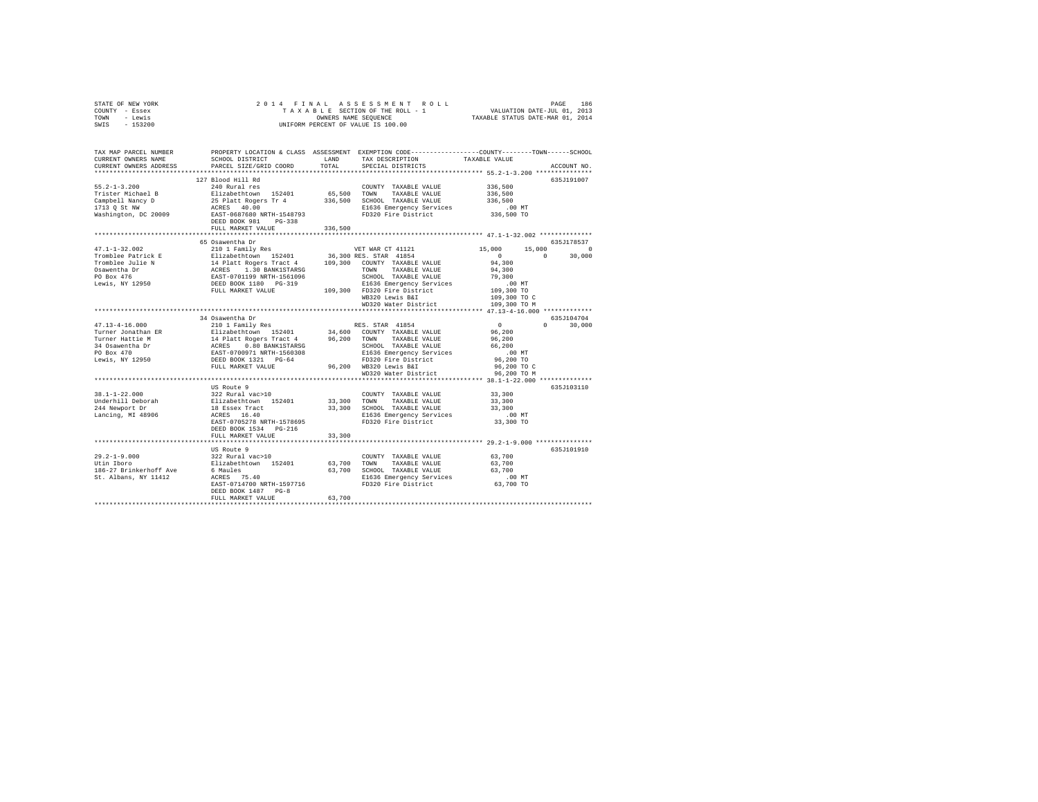STATE OF NEW YORK &nbsp;&nbsp;&nbsp;&nbsp;&nbsp;&nbsp;&nbsp;&nbsp; 2014 FINAL ASSESSMENT ROLL
COUNTY - Essex &nbsp;&nbsp;&nbsp;&nbsp;&nbsp;&nbsp;&nbsp;&nbsp; TAXABLE SECTION OF THE ROLL - 1 &nbsp;&nbsp;&nbsp;&nbsp;&nbsp;&nbsp;&nbsp;&nbsp; VALUATION DATE-JUL 01, 2013
TOWN - Lewis &nbsp;&nbsp;&nbsp;&nbsp;&nbsp;&nbsp;&nbsp;&nbsp; OWNERS NAME SEQUENCE &nbsp;&nbsp;&nbsp;&nbsp;&nbsp;&nbsp;&nbsp;&nbsp; TAXABLE STATUS DATE-MAR 01, 2014
SWIS - 153200 &nbsp;&nbsp;&nbsp;&nbsp;&nbsp;&nbsp;&nbsp;&nbsp; UNIFORM PERCENT OF VALUE IS 100.00

| TAX MAP PARCEL NUMBER / CURRENT OWNERS NAME / CURRENT OWNERS ADDRESS | PROPERTY LOCATION & CLASS / SCHOOL DISTRICT / PARCEL SIZE/GRID COORD | ASSESSMENT LAND | TOTAL | EXEMPTION CODE / TAX DESCRIPTION / SPECIAL DISTRICTS | COUNTY TAXABLE VALUE | TOWN | SCHOOL | ACCOUNT NO. |
|---|---|---|---|---|---|---|---|---|
| 55.2-1-3.200 | 127 Blood Hill Rd | | | | | | | 635J191007 |
| Trister Michael B | 240 Rural res | | | COUNTY TAXABLE VALUE | 336,500 | | | |
| Campbell Nancy D | Elizabethtown 152401 | 65,500 | | TOWN TAXABLE VALUE | 336,500 | | | |
| 1713 Q St NW | 25 Platt Rogers Tr 4 | | 336,500 | SCHOOL TAXABLE VALUE | 336,500 | | | |
| Washington, DC 20009 | ACRES 40.00 | | | E1636 Emergency Services | .00 MT | | | |
| | EAST-0687680 NRTH-1548793 | | | FD320 Fire District | 336,500 TO | | | |
| | DEED BOOK 981 PG-338 | | | | | | | |
| | FULL MARKET VALUE | | 336,500 | | | | | |
| 47.1-1-32.002 | 65 Osawentha Dr | | | | | | | 635J178537 |
| Tromblee Patrick E | 210 1 Family Res | | | VET WAR CT 41121 | 15,000 | 15,000 | 0 | |
| Tromblee Julie N | Elizabethtown 152401 | 36,300 | | RES. STAR 41854 | 0 | 0 | 30,000 | |
| Osawentha Dr | 14 Platt Rogers Tract 4 | | 109,300 | COUNTY TAXABLE VALUE | 94,300 | | | |
| PO Box 476 | ACRES 1.30 BANK1STARSG | | | TOWN TAXABLE VALUE | 94,300 | | | |
| Lewis, NY 12950 | EAST-0701199 NRTH-1561096 | | | SCHOOL TAXABLE VALUE | 79,300 | | | |
| | DEED BOOK 1180 PG-319 | | | E1636 Emergency Services | .00 MT | | | |
| | FULL MARKET VALUE | | 109,300 | FD320 Fire District | 109,300 TO | | | |
| | | | | WB320 Lewis B&I | 109,300 TO C | | | |
| | | | | WD320 Water District | 109,300 TO M | | | |
| 47.13-4-16.000 | 34 Osawentha Dr | | | | | | | 635J104704 |
| Turner Jonathan ER | 210 1 Family Res | | | RES. STAR 41854 | 0 | 0 | 30,000 | |
| Turner Hattie M | Elizabethtown 152401 | 34,600 | | COUNTY TAXABLE VALUE | 96,200 | | | |
| 34 Osawentha Dr | 14 Platt Rogers Tract 4 | | 96,200 | TOWN TAXABLE VALUE | 96,200 | | | |
| PO Box 470 | ACRES 0.80 BANK1STARSG | | | SCHOOL TAXABLE VALUE | 66,200 | | | |
| Lewis, NY 12950 | EAST-0700971 NRTH-1560308 | | | E1636 Emergency Services | .00 MT | | | |
| | DEED BOOK 1321 PG-64 | | | FD320 Fire District | 96,200 TO | | | |
| | FULL MARKET VALUE | | 96,200 | WB320 Lewis B&I | 96,200 TO C | | | |
| | | | | WD320 Water District | 96,200 TO M | | | |
| 38.1-1-22.000 | US Route 9 | | | | | | | 635J103110 |
| Underhill Deborah | 322 Rural vac>10 | | | COUNTY TAXABLE VALUE | 33,300 | | | |
| 244 Newport Dr | Elizabethtown 152401 | 33,300 | | TOWN TAXABLE VALUE | 33,300 | | | |
| Lancing, MI 48906 | 18 Essex Tract | | 33,300 | SCHOOL TAXABLE VALUE | 33,300 | | | |
| | ACRES 16.40 | | | E1636 Emergency Services | .00 MT | | | |
| | EAST-0705278 NRTH-1578695 | | | FD320 Fire District | 33,300 TO | | | |
| | DEED BOOK 1534 PG-216 | | | | | | | |
| | FULL MARKET VALUE | | 33,300 | | | | | |
| 29.2-1-9.000 | US Route 9 | | | | | | | 635J101910 |
| Utin Iboro | 322 Rural vac>10 | | | COUNTY TAXABLE VALUE | 63,700 | | | |
| 186-27 Brinkerhoff Ave | Elizabethtown 152401 | 63,700 | | TOWN TAXABLE VALUE | 63,700 | | | |
| St. Albans, NY 11412 | 6 Maules | | 63,700 | SCHOOL TAXABLE VALUE | 63,700 | | | |
| | ACRES 75.40 | | | E1636 Emergency Services | .00 MT | | | |
| | EAST-0714700 NRTH-1597716 | | | FD320 Fire District | 63,700 TO | | | |
| | DEED BOOK 1487 PG-8 | | | | | | | |
| | FULL MARKET VALUE | | 63,700 | | | | | |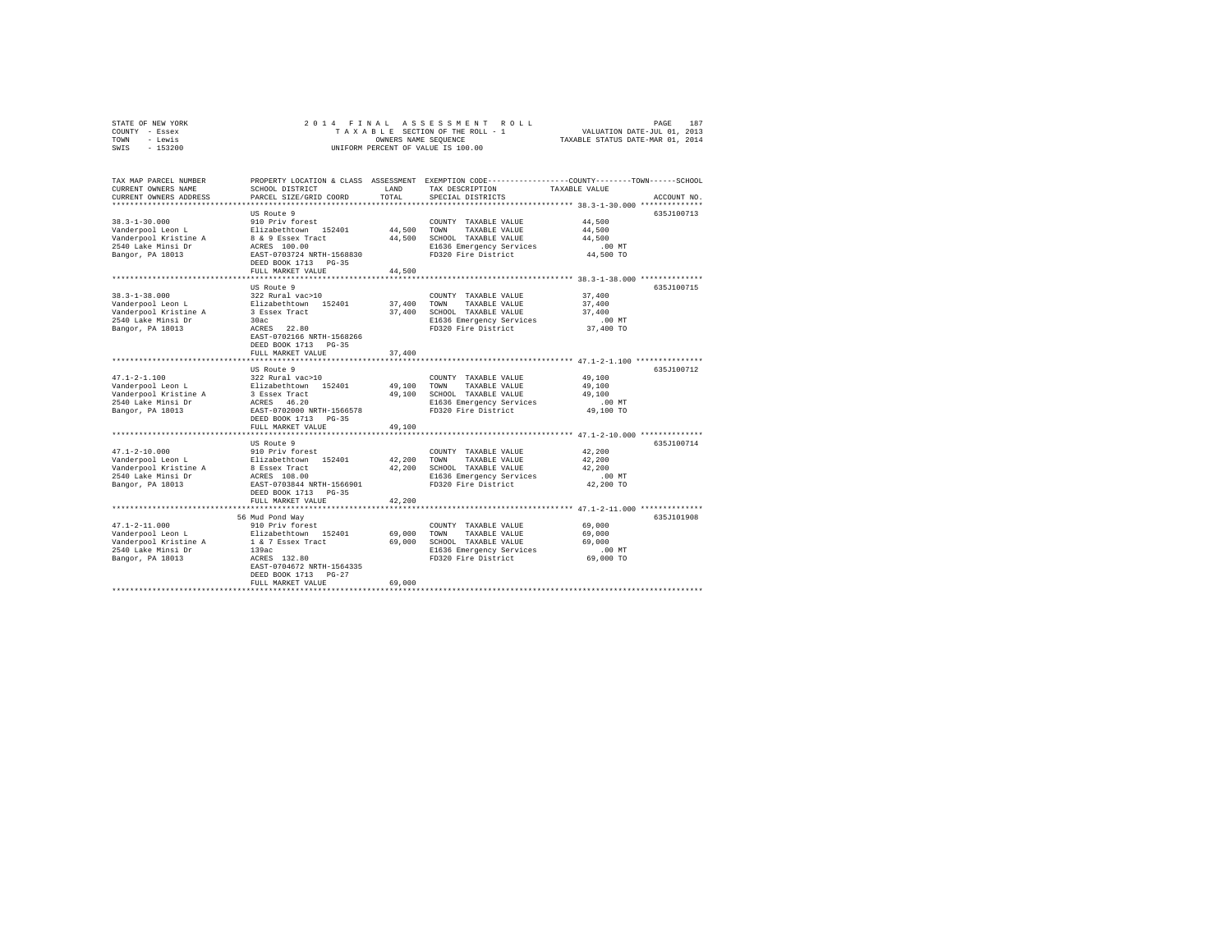STATE OF NEW YORK
COUNTY - Essex
TOWN - Lewis
SWIS - 153200

2014 FINAL ASSESSMENT ROLL
TAXABLE SECTION OF THE ROLL - 1
OWNERS NAME SEQUENCE
UNIFORM PERCENT OF VALUE IS 100.00

VALUATION DATE-JUL 01, 2013
TAXABLE STATUS DATE-MAR 01, 2014

| TAX MAP PARCEL NUMBER / CURRENT OWNERS NAME / CURRENT OWNERS ADDRESS | PROPERTY LOCATION & CLASS / SCHOOL DISTRICT / PARCEL SIZE/GRID COORD | ASSESSMENT LAND / TOTAL | EXEMPTION CODE / TAX DESCRIPTION / SPECIAL DISTRICTS | COUNTY / TOWN / SCHOOL TAXABLE VALUE | ACCOUNT NO. |
|---|---|---|---|---|---|
| 38.3-1-30.000 | US Route 9 | | | | 635J100713 |
| | 910 Priv forest | | COUNTY TAXABLE VALUE | 44,500 | |
| Vanderpool Leon L | Elizabethtown 152401 | 44,500 | TOWN TAXABLE VALUE | 44,500 | |
| Vanderpool Kristine A | 8 & 9 Essex Tract | 44,500 | SCHOOL TAXABLE VALUE | 44,500 | |
| 2540 Lake Minsi Dr | ACRES 100.00 | | E1636 Emergency Services | .00 MT | |
| Bangor, PA 18013 | EAST-0703724 NRTH-1568830 | | FD320 Fire District | 44,500 TO | |
| | DEED BOOK 1713 PG-35 | | | | |
| | FULL MARKET VALUE | 44,500 | | | |
| 38.3-1-38.000 | US Route 9 | | | | 635J100715 |
| | 322 Rural vac>10 | | COUNTY TAXABLE VALUE | 37,400 | |
| Vanderpool Leon L | Elizabethtown 152401 | 37,400 | TOWN TAXABLE VALUE | 37,400 | |
| Vanderpool Kristine A | 3 Essex Tract | 37,400 | SCHOOL TAXABLE VALUE | 37,400 | |
| 2540 Lake Minsi Dr | 30ac | | E1636 Emergency Services | .00 MT | |
| Bangor, PA 18013 | ACRES 22.80 | | FD320 Fire District | 37,400 TO | |
| | EAST-0702166 NRTH-1568266 | | | | |
| | DEED BOOK 1713 PG-35 | | | | |
| | FULL MARKET VALUE | 37,400 | | | |
| 47.1-2-1.100 | US Route 9 | | | | 635J100712 |
| | 322 Rural vac>10 | | COUNTY TAXABLE VALUE | 49,100 | |
| Vanderpool Leon L | Elizabethtown 152401 | 49,100 | TOWN TAXABLE VALUE | 49,100 | |
| Vanderpool Kristine A | 3 Essex Tract | 49,100 | SCHOOL TAXABLE VALUE | 49,100 | |
| 2540 Lake Minsi Dr | ACRES 46.20 | | E1636 Emergency Services | .00 MT | |
| Bangor, PA 18013 | EAST-0702000 NRTH-1566578 | | FD320 Fire District | 49,100 TO | |
| | DEED BOOK 1713 PG-35 | | | | |
| | FULL MARKET VALUE | 49,100 | | | |
| 47.1-2-10.000 | US Route 9 | | | | 635J100714 |
| | 910 Priv forest | | COUNTY TAXABLE VALUE | 42,200 | |
| Vanderpool Leon L | Elizabethtown 152401 | 42,200 | TOWN TAXABLE VALUE | 42,200 | |
| Vanderpool Kristine A | 8 Essex Tract | 42,200 | SCHOOL TAXABLE VALUE | 42,200 | |
| 2540 Lake Minsi Dr | ACRES 108.00 | | E1636 Emergency Services | .00 MT | |
| Bangor, PA 18013 | EAST-0703844 NRTH-1566901 | | FD320 Fire District | 42,200 TO | |
| | DEED BOOK 1713 PG-35 | | | | |
| | FULL MARKET VALUE | 42,200 | | | |
| 47.1-2-11.000 | 56 Mud Pond Way | | | | 635J101908 |
| | 910 Priv forest | | COUNTY TAXABLE VALUE | 69,000 | |
| Vanderpool Leon L | Elizabethtown 152401 | 69,000 | TOWN TAXABLE VALUE | 69,000 | |
| Vanderpool Kristine A | 1 & 7 Essex Tract | 69,000 | SCHOOL TAXABLE VALUE | 69,000 | |
| 2540 Lake Minsi Dr | 139ac | | E1636 Emergency Services | .00 MT | |
| Bangor, PA 18013 | ACRES 132.80 | | FD320 Fire District | 69,000 TO | |
| | EAST-0704672 NRTH-1564335 | | | | |
| | DEED BOOK 1713 PG-27 | | | | |
| | FULL MARKET VALUE | 69,000 | | | |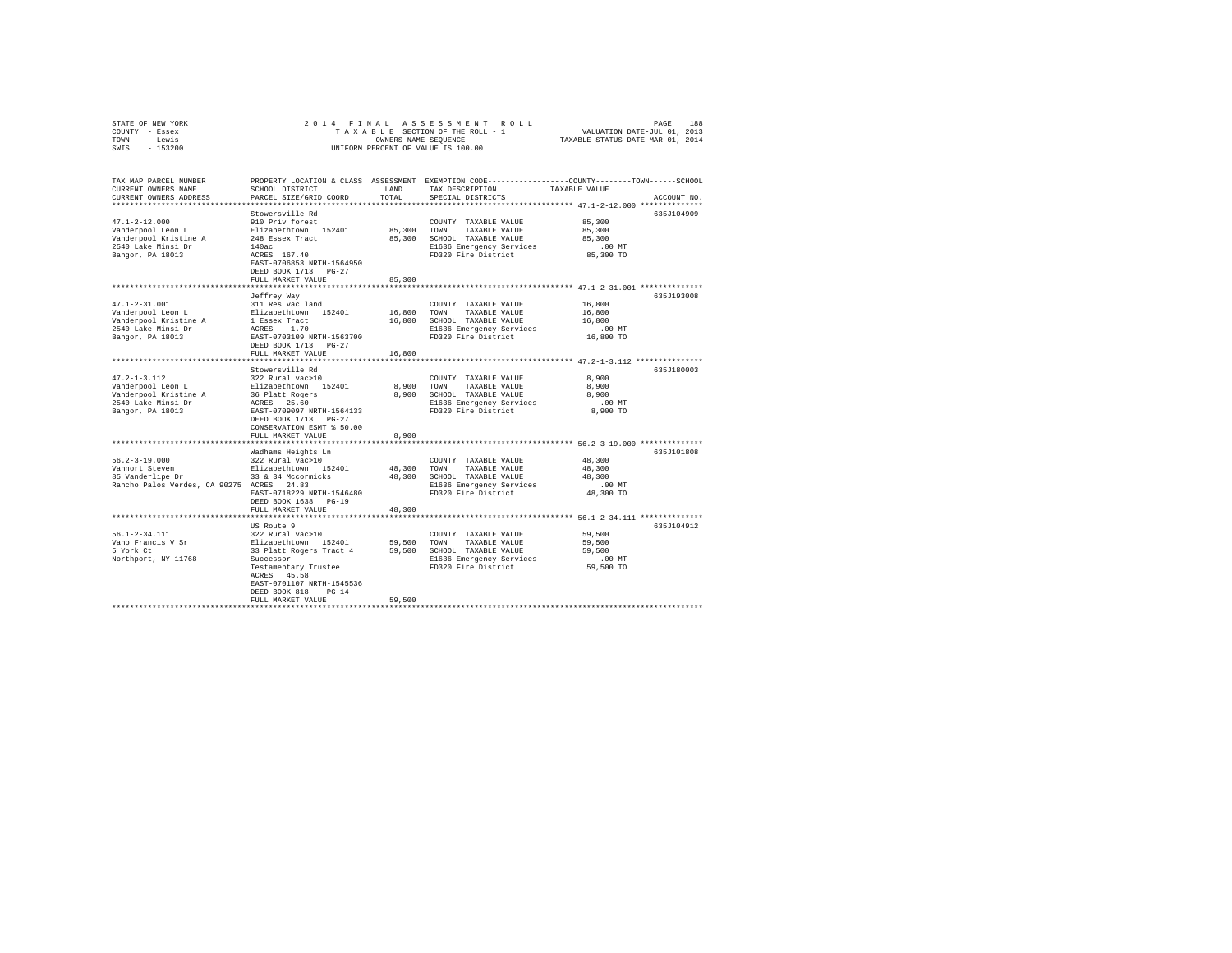STATE OF NEW YORK
COUNTY - Essex
TOWN - Lewis
SWIS - 153200

2014 FINAL ASSESSMENT ROLL
TAXABLE SECTION OF THE ROLL - 1
OWNERS NAME SEQUENCE
UNIFORM PERCENT OF VALUE IS 100.00

VALUATION DATE-JUL 01, 2013
TAXABLE STATUS DATE-MAR 01, 2014

| TAX MAP PARCEL NUMBER / CURRENT OWNERS NAME / CURRENT OWNERS ADDRESS | PROPERTY LOCATION & CLASS / SCHOOL DISTRICT / PARCEL SIZE/GRID COORD | ASSESSMENT LAND / TOTAL | EXEMPTION CODE / TAX DESCRIPTION / SPECIAL DISTRICTS | COUNTY--------TOWN------SCHOOL TAXABLE VALUE | ACCOUNT NO. |
|---|---|---|---|---|---|
| 47.1-2-12.000 | Stowersville Rd | | | | 635J104909 |
| 47.1-2-12.000 | 910 Priv forest | | COUNTY TAXABLE VALUE | 85,300 | |
| Vanderpool Leon L | Elizabethtown 152401 | 85,300 | TOWN TAXABLE VALUE | 85,300 | |
| Vanderpool Kristine A | 248 Essex Tract | 85,300 | SCHOOL TAXABLE VALUE | 85,300 | |
| 2540 Lake Minsi Dr | 140ac | | E1636 Emergency Services | .00 MT | |
| Bangor, PA 18013 | ACRES 167.40 | | FD320 Fire District | 85,300 TO | |
| | EAST-0706853 NRTH-1564950 | | | | |
| | DEED BOOK 1713 PG-27 | | | | |
| | FULL MARKET VALUE | 85,300 | | | |
| 47.1-2-31.001 | Jeffrey Way | | | | 635J193008 |
| 47.1-2-31.001 | 311 Res vac land | | COUNTY TAXABLE VALUE | 16,800 | |
| Vanderpool Leon L | Elizabethtown 152401 | 16,800 | TOWN TAXABLE VALUE | 16,800 | |
| Vanderpool Kristine A | 1 Essex Tract | 16,800 | SCHOOL TAXABLE VALUE | 16,800 | |
| 2540 Lake Minsi Dr | ACRES 1.70 | | E1636 Emergency Services | .00 MT | |
| Bangor, PA 18013 | EAST-0703109 NRTH-1563700 | | FD320 Fire District | 16,800 TO | |
| | DEED BOOK 1713 PG-27 | | | | |
| | FULL MARKET VALUE | 16,800 | | | |
| 47.2-1-3.112 | Stowersville Rd | | | | 635J180003 |
| 47.2-1-3.112 | 322 Rural vac>10 | | COUNTY TAXABLE VALUE | 8,900 | |
| Vanderpool Leon L | Elizabethtown 152401 | 8,900 | TOWN TAXABLE VALUE | 8,900 | |
| Vanderpool Kristine A | 36 Platt Rogers | 8,900 | SCHOOL TAXABLE VALUE | 8,900 | |
| 2540 Lake Minsi Dr | ACRES 25.60 | | E1636 Emergency Services | .00 MT | |
| Bangor, PA 18013 | EAST-0709097 NRTH-1564133 | | FD320 Fire District | 8,900 TO | |
| | DEED BOOK 1713 PG-27 | | | | |
| | CONSERVATION ESMT % 50.00 | | | | |
| | FULL MARKET VALUE | 8,900 | | | |
| 56.2-3-19.000 | Wadhams Heights Ln | | | | 635J101808 |
| 56.2-3-19.000 | 322 Rural vac>10 | | COUNTY TAXABLE VALUE | 48,300 | |
| Vannort Steven | Elizabethtown 152401 | 48,300 | TOWN TAXABLE VALUE | 48,300 | |
| 85 Vanderlipe Dr | 33 & 34 Mccormicks | 48,300 | SCHOOL TAXABLE VALUE | 48,300 | |
| Rancho Palos Verdes, CA 90275 | ACRES 24.83 | | E1636 Emergency Services | .00 MT | |
| | EAST-0718229 NRTH-1546480 | | FD320 Fire District | 48,300 TO | |
| | DEED BOOK 1638 PG-19 | | | | |
| | FULL MARKET VALUE | 48,300 | | | |
| 56.1-2-34.111 | US Route 9 | | | | 635J104912 |
| 56.1-2-34.111 | 322 Rural vac>10 | | COUNTY TAXABLE VALUE | 59,500 | |
| Vano Francis V Sr | Elizabethtown 152401 | 59,500 | TOWN TAXABLE VALUE | 59,500 | |
| 5 York Ct | 33 Platt Rogers Tract 4 | 59,500 | SCHOOL TAXABLE VALUE | 59,500 | |
| Northport, NY 11768 | Successor | | E1636 Emergency Services | .00 MT | |
| | Testamentary Trustee | | FD320 Fire District | 59,500 TO | |
| | ACRES 45.58 | | | | |
| | EAST-0701107 NRTH-1545536 | | | | |
| | DEED BOOK 818 PG-14 | | | | |
| | FULL MARKET VALUE | 59,500 | | | |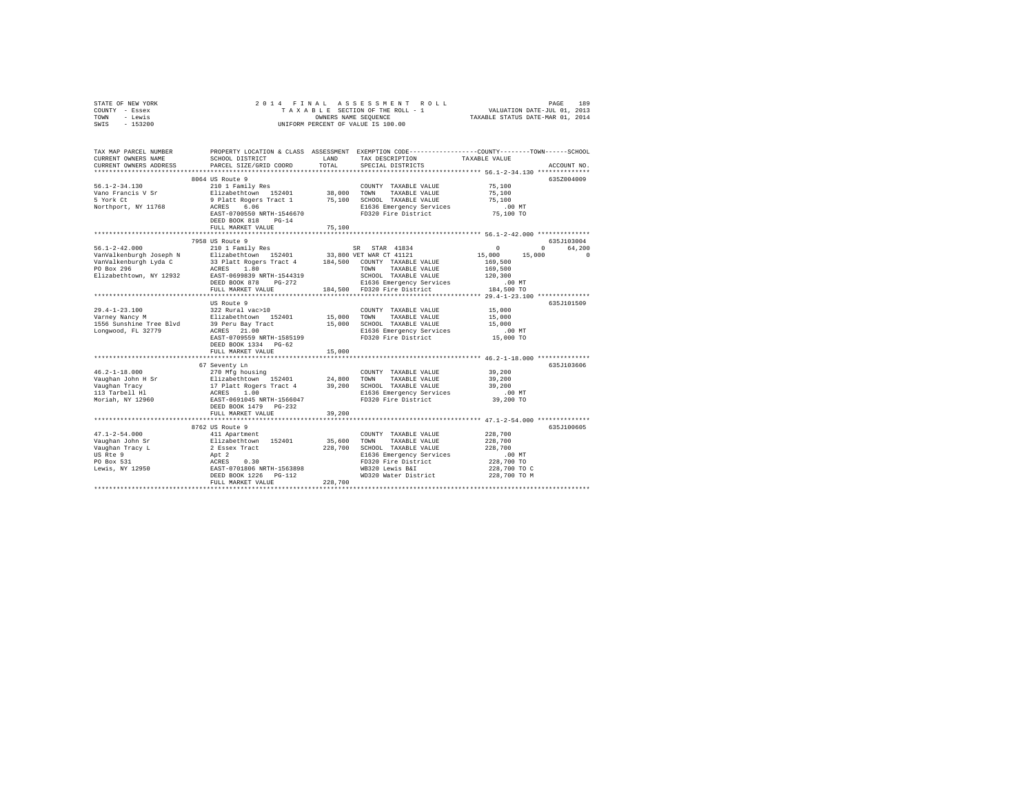```
STATE OF NEW YORK              2 0 1 4   F I N A L   A S S E S S M E N T   R O L L                    PAGE   189
COUNTY  - Essex                    T A X A B L E  SECTION OF THE ROLL - 1             VALUATION DATE-JUL 01, 2013
TOWN    - Lewis                             OWNERS NAME SEQUENCE                     TAXABLE STATUS DATE-MAR 01, 2014
SWIS    - 153200                      UNIFORM PERCENT OF VALUE IS 100.00

TAX MAP PARCEL NUMBER          PROPERTY LOCATION & CLASS  ASSESSMENT  EXEMPTION CODE-----------------COUNTY--------TOWN------SCHOOL
CURRENT OWNERS NAME            SCHOOL DISTRICT              LAND      TAX DESCRIPTION            TAXABLE VALUE
CURRENT OWNERS ADDRESS         PARCEL SIZE/GRID COORD       TOTAL     SPECIAL DISTRICTS                                  ACCOUNT NO.
******************************************************************************************************* 56.1-2-34.130 **************
                               8064 US Route 9                                                                          635Z004009
56.1-2-34.130                  210 1 Family Res                       COUNTY  TAXABLE VALUE            75,100
Vano Francis V Sr              Elizabethtown  152401       38,000     TOWN    TAXABLE VALUE            75,100
5 York Ct                      9 Platt Rogers Tract 1      75,100     SCHOOL  TAXABLE VALUE            75,100
Northport, NY 11768            ACRES    6.06                          E1636 Emergency Services            .00 MT
                               EAST-0700550 NRTH-1546670              FD320 Fire District              75,100 TO
                               DEED BOOK 818    PG-14
                               FULL MARKET VALUE           75,100
******************************************************************************************************* 56.1-2-42.000 **************
                               7958 US Route 9                                                                          635J103004
56.1-2-42.000                  210 1 Family Res                      SR  STAR 41834                   0          0     64,200
VanValkenburgh Joseph N        Elizabethtown  152401       33,800 VET WAR CT 41121               15,000     15,000          0
VanValkenburgh Lyda C          33 Platt Rogers Tract 4    184,500   COUNTY  TAXABLE VALUE           169,500
PO Box 296                     ACRES    1.80                          TOWN    TAXABLE VALUE           169,500
Elizabethtown, NY 12932        EAST-0699839 NRTH-1544319              SCHOOL  TAXABLE VALUE           120,300
                               DEED BOOK 878    PG-272                E1636 Emergency Services            .00 MT
                               FULL MARKET VALUE          184,500   FD320 Fire District             184,500 TO
******************************************************************************************************* 29.4-1-23.100 **************
                               US Route 9                                                                               635J101509
29.4-1-23.100                  322 Rural vac>10                       COUNTY  TAXABLE VALUE            15,000
Varney Nancy M                 Elizabethtown  152401       15,000     TOWN    TAXABLE VALUE            15,000
1556 Sunshine Tree Blvd        39 Peru Bay Tract           15,000     SCHOOL  TAXABLE VALUE            15,000
Longwood, FL 32779             ACRES   21.00                          E1636 Emergency Services            .00 MT
                               EAST-0709559 NRTH-1585199              FD320 Fire District              15,000 TO
                               DEED BOOK 1334   PG-62
                               FULL MARKET VALUE           15,000
******************************************************************************************************* 46.2-1-18.000 **************
                               67 Seventy Ln                                                                            635J103606
46.2-1-18.000                  270 Mfg housing                        COUNTY  TAXABLE VALUE            39,200
Vaughan John H Sr              Elizabethtown  152401       24,800     TOWN    TAXABLE VALUE            39,200
Vaughan Tracy                  17 Platt Rogers Tract 4     39,200     SCHOOL  TAXABLE VALUE            39,200
113 Tarbell Hl                 ACRES    1.00                          E1636 Emergency Services            .00 MT
Moriah, NY 12960               EAST-0691045 NRTH-1566047              FD320 Fire District              39,200 TO
                               DEED BOOK 1479   PG-232
                               FULL MARKET VALUE           39,200
******************************************************************************************************* 47.1-2-54.000 **************
                               8762 US Route 9                                                                          635J100605
47.1-2-54.000                  411 Apartment                          COUNTY  TAXABLE VALUE           228,700
Vaughan John Sr                Elizabethtown  152401       35,600     TOWN    TAXABLE VALUE           228,700
Vaughan Tracy L                2 Essex Tract              228,700     SCHOOL  TAXABLE VALUE           228,700
US Rte 9                       Apt 2                                  E1636 Emergency Services            .00 MT
PO Box 531                     ACRES    0.30                          FD320 Fire District             228,700 TO
Lewis, NY 12950                EAST-0701806 NRTH-1563898              WB320 Lewis B&I                 228,700 TO C
                               DEED BOOK 1226   PG-112                WD320 Water District            228,700 TO M
                               FULL MARKET VALUE          228,700
************************************************************************************************************************************
```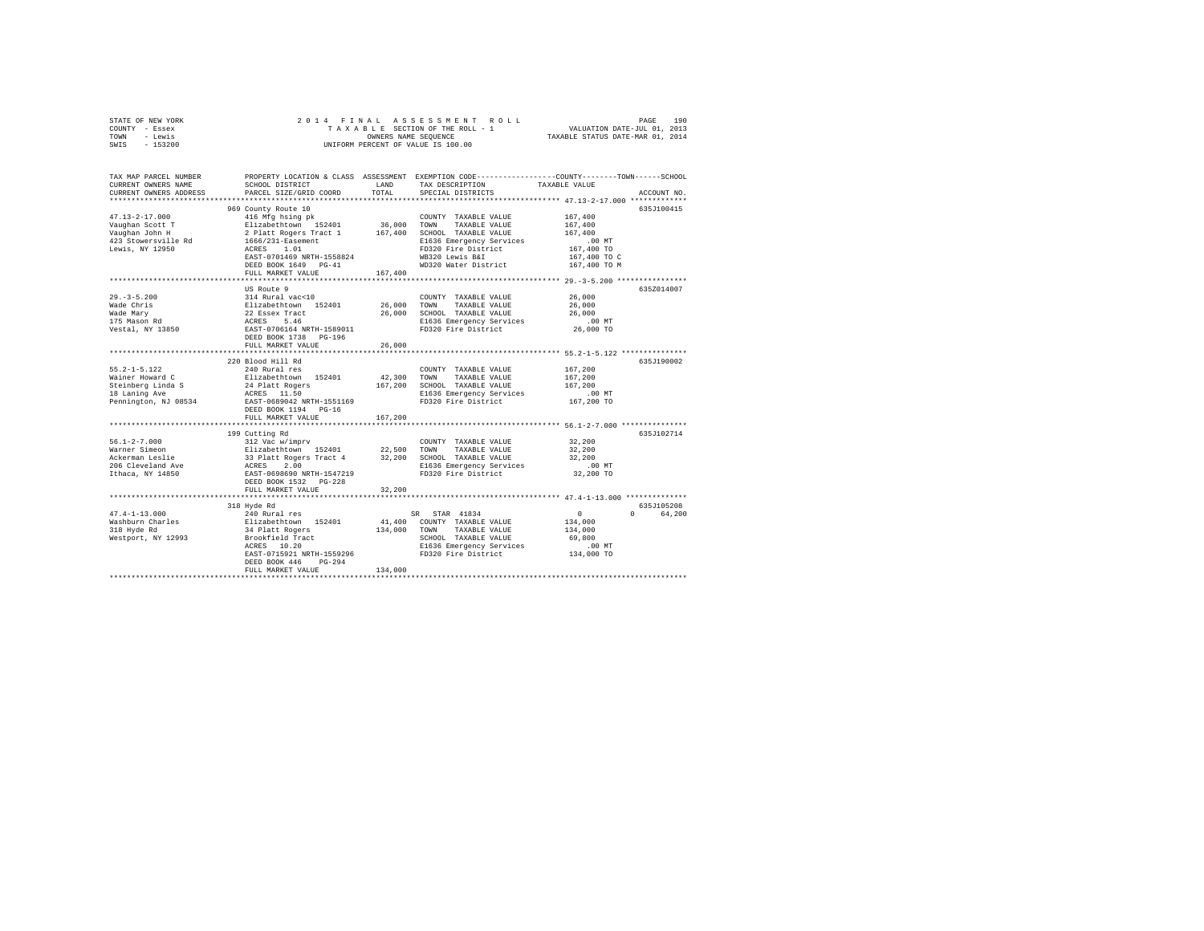STATE OF NEW YORK — COUNTY - Essex — TOWN - Lewis — SWIS - 153200

2014 FINAL ASSESSMENT ROLL
TAXABLE SECTION OF THE ROLL - 1
OWNERS NAME SEQUENCE
UNIFORM PERCENT OF VALUE IS 100.00

VALUATION DATE-JUL 01, 2013
TAXABLE STATUS DATE-MAR 01, 2014

| TAX MAP PARCEL NUMBER / CURRENT OWNERS NAME / CURRENT OWNERS ADDRESS | PROPERTY LOCATION & CLASS / SCHOOL DISTRICT / PARCEL SIZE/GRID COORD | ASSESSMENT LAND / TOTAL | EXEMPTION CODE / TAX DESCRIPTION / SPECIAL DISTRICTS | COUNTY / TOWN / SCHOOL TAXABLE VALUE | ACCOUNT NO. |
|---|---|---|---|---|---|
| **47.13-2-17.000** | 969 County Route 10 | | | | 635J100415 |
| 47.13-2-17.000 | 416 Mfg hsing pk | | COUNTY TAXABLE VALUE | 167,400 | |
| Vaughan Scott T | Elizabethtown 152401 | 36,000 | TOWN TAXABLE VALUE | 167,400 | |
| Vaughan John H | 2 Platt Rogers Tract 1 | 167,400 | SCHOOL TAXABLE VALUE | 167,400 | |
| 423 Stowersville Rd | 1666/231-Easement | | E1636 Emergency Services | .00 MT | |
| Lewis, NY 12950 | ACRES 1.01 | | FD320 Fire District | 167,400 TO | |
| | EAST-0701469 NRTH-1558824 | | WB320 Lewis B&I | 167,400 TO C | |
| | DEED BOOK 1649 PG-41 | | WD320 Water District | 167,400 TO M | |
| | FULL MARKET VALUE | 167,400 | | | |
| **29.-3-5.200** | US Route 9 | | | | 635Z014007 |
| 29.-3-5.200 | 314 Rural vac<10 | | COUNTY TAXABLE VALUE | 26,000 | |
| Wade Chris | Elizabethtown 152401 | 26,000 | TOWN TAXABLE VALUE | 26,000 | |
| Wade Mary | 22 Essex Tract | 26,000 | SCHOOL TAXABLE VALUE | 26,000 | |
| 175 Mason Rd | ACRES 5.46 | | E1636 Emergency Services | .00 MT | |
| Vestal, NY 13850 | EAST-0706164 NRTH-1589011 | | FD320 Fire District | 26,000 TO | |
| | DEED BOOK 1738 PG-196 | | | | |
| | FULL MARKET VALUE | 26,000 | | | |
| **55.2-1-5.122** | 220 Blood Hill Rd | | | | 635J190002 |
| 55.2-1-5.122 | 240 Rural res | | COUNTY TAXABLE VALUE | 167,200 | |
| Wainer Howard C | Elizabethtown 152401 | 42,300 | TOWN TAXABLE VALUE | 167,200 | |
| Steinberg Linda S | 24 Platt Rogers | 167,200 | SCHOOL TAXABLE VALUE | 167,200 | |
| 18 Laning Ave | ACRES 11.50 | | E1636 Emergency Services | .00 MT | |
| Pennington, NJ 08534 | EAST-0689042 NRTH-1551169 | | FD320 Fire District | 167,200 TO | |
| | DEED BOOK 1194 PG-16 | | | | |
| | FULL MARKET VALUE | 167,200 | | | |
| **56.1-2-7.000** | 199 Cutting Rd | | | | 635J102714 |
| 56.1-2-7.000 | 312 Vac w/imprv | | COUNTY TAXABLE VALUE | 32,200 | |
| Warner Simeon | Elizabethtown 152401 | 22,500 | TOWN TAXABLE VALUE | 32,200 | |
| Ackerman Leslie | 33 Platt Rogers Tract 4 | 32,200 | SCHOOL TAXABLE VALUE | 32,200 | |
| 206 Cleveland Ave | ACRES 2.00 | | E1636 Emergency Services | .00 MT | |
| Ithaca, NY 14850 | EAST-0698690 NRTH-1547219 | | FD320 Fire District | 32,200 TO | |
| | DEED BOOK 1532 PG-228 | | | | |
| | FULL MARKET VALUE | 32,200 | | | |
| **47.4-1-13.000** | 318 Hyde Rd | | | | 635J105208 |
| 47.4-1-13.000 | 240 Rural res | | SR STAR 41834 | 0 / 0 / 64,200 | |
| Washburn Charles | Elizabethtown 152401 | 41,400 | COUNTY TAXABLE VALUE | 134,000 | |
| 318 Hyde Rd | 34 Platt Rogers | 134,000 | TOWN TAXABLE VALUE | 134,000 | |
| Westport, NY 12993 | Brookfield Tract | | SCHOOL TAXABLE VALUE | 69,800 | |
| | ACRES 10.20 | | E1636 Emergency Services | .00 MT | |
| | EAST-0715921 NRTH-1559296 | | FD320 Fire District | 134,000 TO | |
| | DEED BOOK 446 PG-294 | | | | |
| | FULL MARKET VALUE | 134,000 | | | |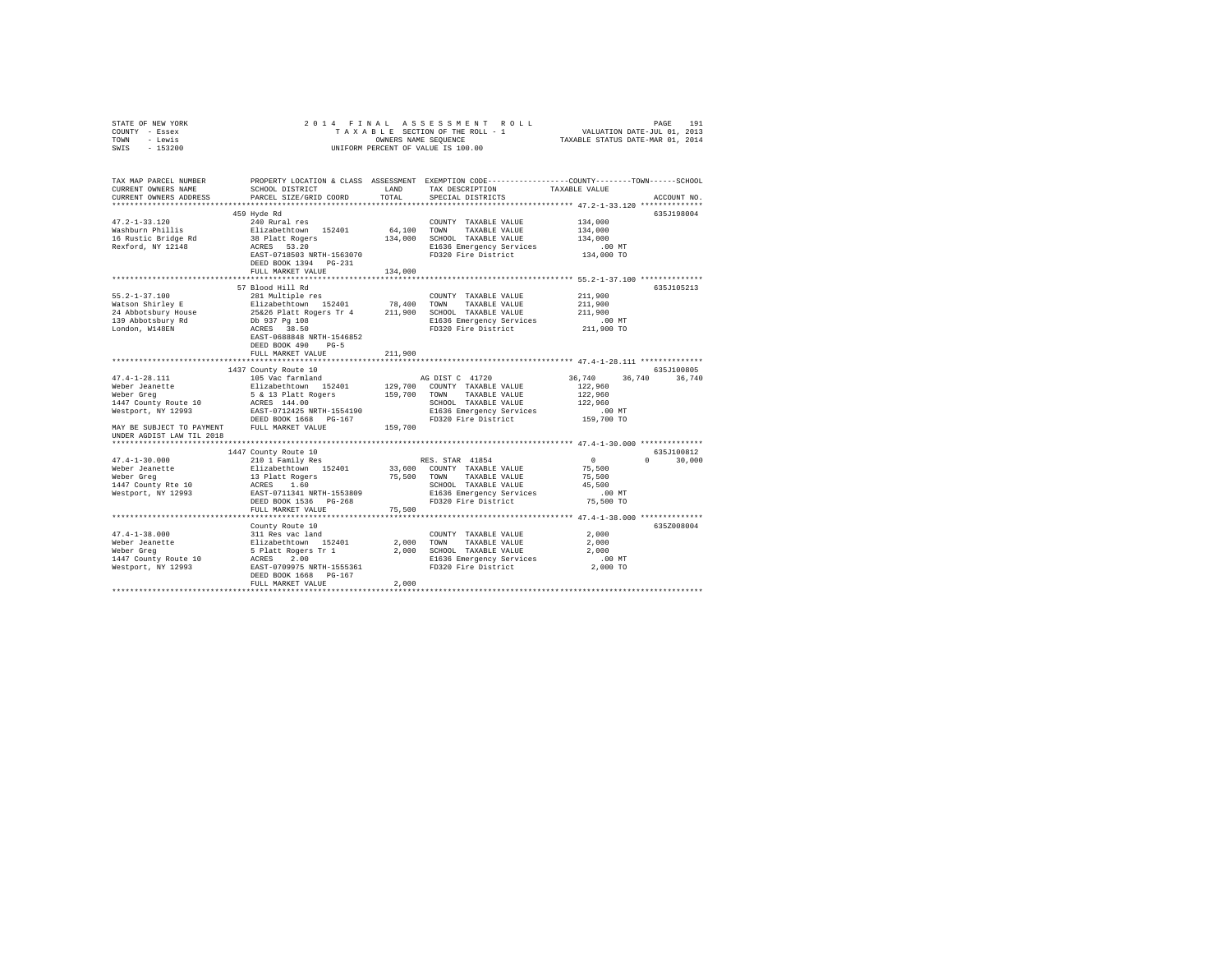STATE OF NEW YORK — COUNTY - Essex — TOWN - Lewis — SWIS - 153200

2014 FINAL ASSESSMENT ROLL
TAXABLE SECTION OF THE ROLL - 1
OWNERS NAME SEQUENCE
UNIFORM PERCENT OF VALUE IS 100.00

VALUATION DATE-JUL 01, 2013
TAXABLE STATUS DATE-MAR 01, 2014

| TAX MAP PARCEL NUMBER / CURRENT OWNERS NAME / CURRENT OWNERS ADDRESS | PROPERTY LOCATION & CLASS / SCHOOL DISTRICT / PARCEL SIZE/GRID COORD | ASSESSMENT LAND | TOTAL | EXEMPTION CODE / TAX DESCRIPTION / SPECIAL DISTRICTS | COUNTY | TOWN | SCHOOL | ACCOUNT NO. |
|---|---|---|---|---|---|---|---|---|
| **47.2-1-33.120** | 459 Hyde Rd | | | | | | | 635J198004 |
| Washburn Phillis | 240 Rural res | | | COUNTY TAXABLE VALUE | 134,000 | | | |
| 16 Rustic Bridge Rd | Elizabethtown 152401 | 64,100 | | TOWN TAXABLE VALUE | | 134,000 | | |
| Rexford, NY 12148 | 38 Platt Rogers | | 134,000 | SCHOOL TAXABLE VALUE | | | 134,000 | |
| | ACRES 53.20 | | | E1636 Emergency Services | .00 MT | | | |
| | EAST-0718503 NRTH-1563070 | | | FD320 Fire District | 134,000 TO | | | |
| | DEED BOOK 1394 PG-231 | | | | | | | |
| | FULL MARKET VALUE | | 134,000 | | | | | |
| **55.2-1-37.100** | 57 Blood Hill Rd | | | | | | | 635J105213 |
| Watson Shirley E | 281 Multiple res | | | COUNTY TAXABLE VALUE | 211,900 | | | |
| 24 Abbotsbury House | Elizabethtown 152401 | 78,400 | | TOWN TAXABLE VALUE | | 211,900 | | |
| 139 Abbotsbury Rd | 25&26 Platt Rogers Tr 4 | | 211,900 | SCHOOL TAXABLE VALUE | | | 211,900 | |
| London, W148EN | Db 937 Pg 108 | | | E1636 Emergency Services | .00 MT | | | |
| | ACRES 38.50 | | | FD320 Fire District | 211,900 TO | | | |
| | EAST-0688848 NRTH-1546852 | | | | | | | |
| | DEED BOOK 490 PG-5 | | | | | | | |
| | FULL MARKET VALUE | | 211,900 | | | | | |
| **47.4-1-28.111** | 1437 County Route 10 | | | | | | | 635J100805 |
| Weber Jeanette | 105 Vac farmland | | | AG DIST C 41720 | 36,740 | 36,740 | 36,740 | |
| Weber Greg | Elizabethtown 152401 | 129,700 | | COUNTY TAXABLE VALUE | 122,960 | | | |
| 1447 County Route 10 | 5 & 13 Platt Rogers | | 159,700 | TOWN TAXABLE VALUE | | 122,960 | | |
| Westport, NY 12993 | ACRES 144.00 | | | SCHOOL TAXABLE VALUE | | | 122,960 | |
| | EAST-0712425 NRTH-1554190 | | | E1636 Emergency Services | .00 MT | | | |
| | DEED BOOK 1668 PG-167 | | | FD320 Fire District | 159,700 TO | | | |
| MAY BE SUBJECT TO PAYMENT UNDER AGDIST LAW TIL 2018 | FULL MARKET VALUE | | 159,700 | | | | | |
| **47.4-1-30.000** | 1447 County Route 10 | | | | | | | 635J100812 |
| Weber Jeanette | 210 1 Family Res | | | RES. STAR 41854 | 0 | 0 | 30,000 | |
| Weber Greg | Elizabethtown 152401 | 33,600 | | COUNTY TAXABLE VALUE | 75,500 | | | |
| 1447 County Rte 10 | 13 Platt Rogers | | 75,500 | TOWN TAXABLE VALUE | | 75,500 | | |
| Westport, NY 12993 | ACRES 1.60 | | | SCHOOL TAXABLE VALUE | | | 45,500 | |
| | EAST-0711341 NRTH-1553809 | | | E1636 Emergency Services | .00 MT | | | |
| | DEED BOOK 1536 PG-268 | | | FD320 Fire District | 75,500 TO | | | |
| | FULL MARKET VALUE | | 75,500 | | | | | |
| **47.4-1-38.000** | County Route 10 | | | | | | | 635Z008004 |
| Weber Jeanette | 311 Res vac land | | | COUNTY TAXABLE VALUE | 2,000 | | | |
| Weber Greg | Elizabethtown 152401 | 2,000 | | TOWN TAXABLE VALUE | | 2,000 | | |
| 1447 County Route 10 | 5 Platt Rogers Tr 1 | | 2,000 | SCHOOL TAXABLE VALUE | | | 2,000 | |
| Westport, NY 12993 | ACRES 2.00 | | | E1636 Emergency Services | .00 MT | | | |
| | EAST-0709975 NRTH-1555361 | | | FD320 Fire District | 2,000 TO | | | |
| | DEED BOOK 1668 PG-167 | | | | | | | |
| | FULL MARKET VALUE | | 2,000 | | | | | |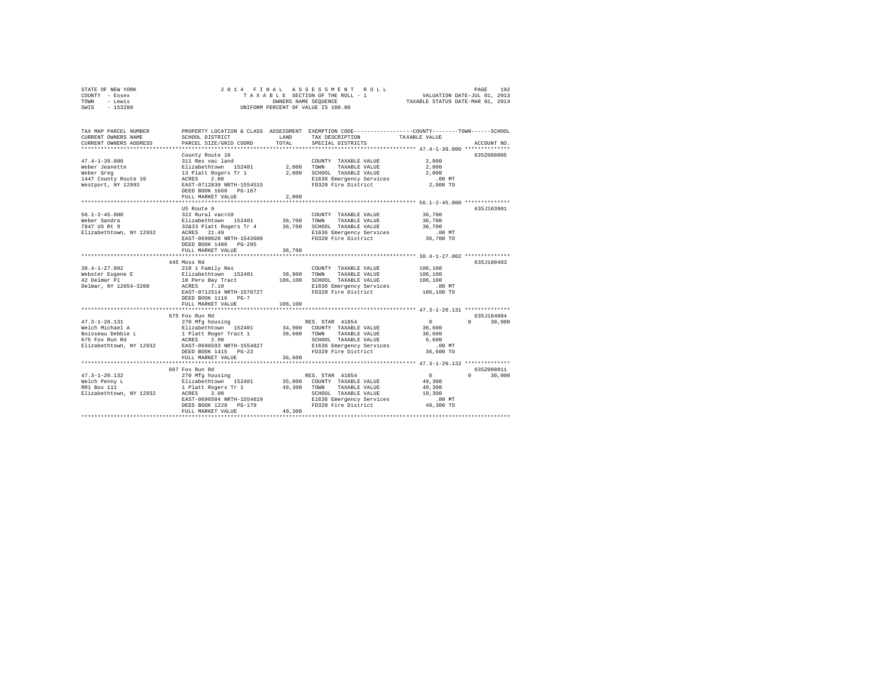STATE OF NEW YORK
COUNTY - Essex
TOWN - Lewis
SWIS - 153200

2014 FINAL ASSESSMENT ROLL
TAXABLE SECTION OF THE ROLL - 1
OWNERS NAME SEQUENCE
UNIFORM PERCENT OF VALUE IS 100.00

VALUATION DATE-JUL 01, 2013
TAXABLE STATUS DATE-MAR 01, 2014

| TAX MAP PARCEL NUMBER / CURRENT OWNERS NAME / CURRENT OWNERS ADDRESS | PROPERTY LOCATION & CLASS / SCHOOL DISTRICT / PARCEL SIZE/GRID COORD | ASSESSMENT LAND / TOTAL | EXEMPTION CODE / TAX DESCRIPTION / SPECIAL DISTRICTS | COUNTY / TOWN / SCHOOL TAXABLE VALUE | ACCOUNT NO. |
|---|---|---|---|---|---|
| **47.4-1-39.000** | County Route 10 | | | | 635Z008005 |
| | 311 Res vac land | | COUNTY TAXABLE VALUE | 2,000 | |
| Weber Jeanette | Elizabethtown 152401 | 2,000 | TOWN TAXABLE VALUE | 2,000 | |
| Weber Greg | 13 Platt Rogers Tr 1 | 2,000 | SCHOOL TAXABLE VALUE | 2,000 | |
| 1447 County Route 10 | ACRES 2.00 | | E1636 Emergency Services | .00 MT | |
| Westport, NY 12993 | EAST-0712830 NRTH-1554515 | | FD320 Fire District | 2,000 TO | |
| | DEED BOOK 1668 PG-167 | | | | |
| | FULL MARKET VALUE | 2,000 | | | |
| **56.1-2-45.000** | US Route 9 | | | | 635J103001 |
| | 322 Rural vac>10 | | COUNTY TAXABLE VALUE | 36,700 | |
| Weber Sandra | Elizabethtown 152401 | 36,700 | TOWN TAXABLE VALUE | 36,700 | |
| 7847 US Rt 9 | 32&33 Platt Rogers Tr 4 | 36,700 | SCHOOL TAXABLE VALUE | 36,700 | |
| Elizabethtown, NY 12932 | ACRES 21.49 | | E1636 Emergency Services | .00 MT | |
| | EAST-0698028 NRTH-1543600 | | FD320 Fire District | 36,700 TO | |
| | DEED BOOK 1480 PG-295 | | | | |
| | FULL MARKET VALUE | 36,700 | | | |
| **38.4-1-27.002** | 445 Moss Rd | | | | 635J100403 |
| | 210 1 Family Res | | COUNTY TAXABLE VALUE | 106,100 | |
| Webster Eugene E | Elizabethtown 152401 | 38,900 | TOWN TAXABLE VALUE | 106,100 | |
| 42 Delmar Pl | 18 Peru Bay Tract | 106,100 | SCHOOL TAXABLE VALUE | 106,100 | |
| Delmar, NY 12054-3208 | ACRES 7.10 | | E1636 Emergency Services | .00 MT | |
| | EAST-0712514 NRTH-1570727 | | FD320 Fire District | 106,100 TO | |
| | DEED BOOK 1116 PG-7 | | | | |
| | FULL MARKET VALUE | 106,100 | | | |
| **47.3-1-20.131** | 675 Fox Run Rd | | | | 635J184004 |
| | 270 Mfg housing | | RES. STAR 41854 | 0 0 30,000 | |
| Welch Michael A | Elizabethtown 152401 | 34,900 | COUNTY TAXABLE VALUE | 36,600 | |
| Boisseau Debbie L | 1 Platt Roger Tract 1 | 36,600 | TOWN TAXABLE VALUE | 36,600 | |
| 675 Fox Run Rd | ACRES 2.90 | | SCHOOL TAXABLE VALUE | 6,600 | |
| Elizabethtown, NY 12932 | EAST-0696593 NRTH-1554827 | | E1636 Emergency Services | .00 MT | |
| | DEED BOOK 1415 PG-23 | | FD320 Fire District | 36,600 TO | |
| | FULL MARKET VALUE | 36,600 | | | |
| **47.3-1-20.132** | 667 Fox Run Rd | | | | 635Z000011 |
| | 270 Mfg housing | | RES. STAR 41854 | 0 0 30,000 | |
| Welch Penny L | Elizabethtown 152401 | 35,000 | COUNTY TAXABLE VALUE | 49,300 | |
| RR1 Box 111 | 1 Platt Rogers Tr 1 | 49,300 | TOWN TAXABLE VALUE | 49,300 | |
| Elizabethtown, NY 12932 | ACRES 3.00 | | SCHOOL TAXABLE VALUE | 19,300 | |
| | EAST-0696504 NRTH-1554619 | | E1636 Emergency Services | .00 MT | |
| | DEED BOOK 1228 PG-179 | | FD320 Fire District | 49,300 TO | |
| | FULL MARKET VALUE | 49,300 | | | |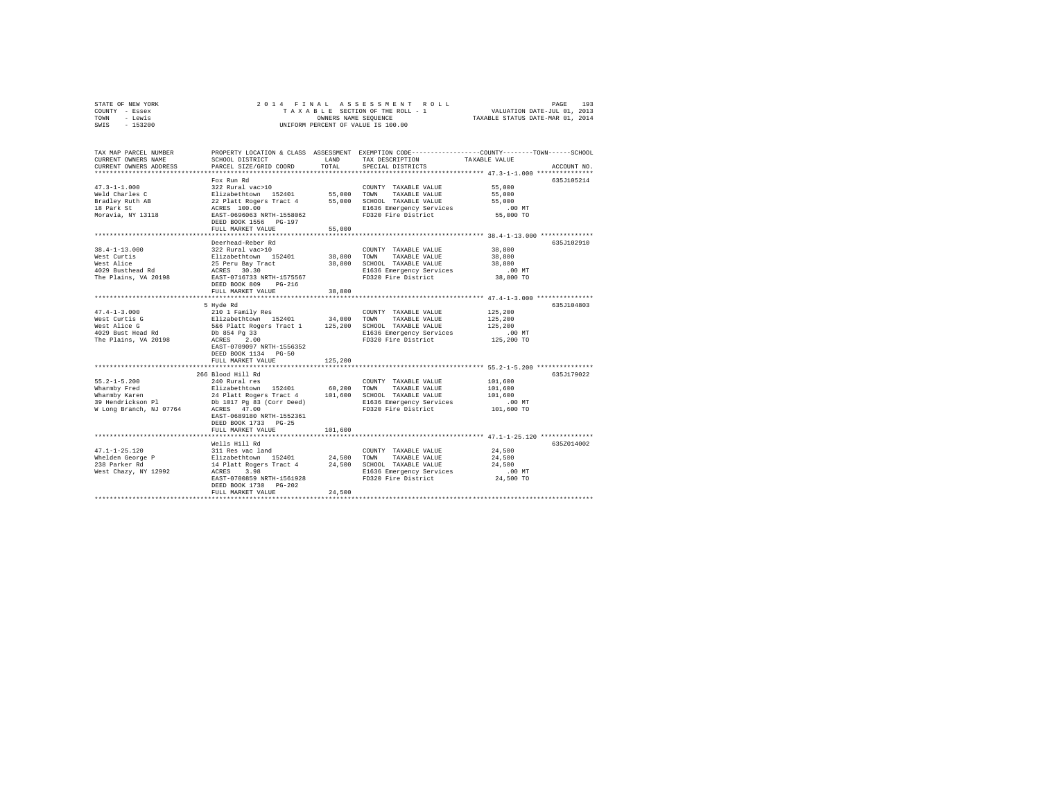STATE OF NEW YORK
COUNTY - Essex
TOWN - Lewis
SWIS - 153200

2014 FINAL ASSESSMENT ROLL
TAXABLE SECTION OF THE ROLL - 1
OWNERS NAME SEQUENCE
UNIFORM PERCENT OF VALUE IS 100.00

VALUATION DATE-JUL 01, 2013
TAXABLE STATUS DATE-MAR 01, 2014

| TAX MAP PARCEL NUMBER / CURRENT OWNERS NAME / CURRENT OWNERS ADDRESS | PROPERTY LOCATION & CLASS / SCHOOL DISTRICT / PARCEL SIZE/GRID COORD | ASSESSMENT LAND / TOTAL | EXEMPTION CODE / TAX DESCRIPTION / SPECIAL DISTRICTS | TAXABLE VALUE (COUNTY / TOWN / SCHOOL) | ACCOUNT NO. |
|---|---|---|---|---|---|
| 47.3-1-1.000 | Fox Run Rd | | | | 635J105214 |
| Weld Charles C | 322 Rural vac>10 | | COUNTY TAXABLE VALUE | 55,000 | |
| Bradley Ruth AB | Elizabethtown 152401 | 55,000 | TOWN TAXABLE VALUE | 55,000 | |
| 18 Park St | 22 Platt Rogers Tract 4 | 55,000 | SCHOOL TAXABLE VALUE | 55,000 | |
| Moravia, NY 13118 | ACRES 100.00 | | E1636 Emergency Services | .00 MT | |
| | EAST-0696063 NRTH-1558062 | | FD320 Fire District | 55,000 TO | |
| | DEED BOOK 1556 PG-197 | | | | |
| | FULL MARKET VALUE | 55,000 | | | |
| 38.4-1-13.000 | Deerhead-Reber Rd | | | | 635J102910 |
| West Curtis | 322 Rural vac>10 | | COUNTY TAXABLE VALUE | 38,800 | |
| West Alice | Elizabethtown 152401 | 38,800 | TOWN TAXABLE VALUE | 38,800 | |
| 4029 Busthead Rd | 25 Peru Bay Tract | 38,800 | SCHOOL TAXABLE VALUE | 38,800 | |
| The Plains, VA 20198 | ACRES 30.30 | | E1636 Emergency Services | .00 MT | |
| | EAST-0716733 NRTH-1575567 | | FD320 Fire District | 38,800 TO | |
| | DEED BOOK 809 PG-216 | | | | |
| | FULL MARKET VALUE | 38,800 | | | |
| 47.4-1-3.000 | 5 Hyde Rd | | | | 635J104803 |
| West Curtis G | 210 1 Family Res | | COUNTY TAXABLE VALUE | 125,200 | |
| West Alice G | Elizabethtown 152401 | 34,000 | TOWN TAXABLE VALUE | 125,200 | |
| 4029 Bust Head Rd | 5&6 Platt Rogers Tract 1 | 125,200 | SCHOOL TAXABLE VALUE | 125,200 | |
| The Plains, VA 20198 | Db 854 Pg 33 | | E1636 Emergency Services | .00 MT | |
| | ACRES 2.00 | | FD320 Fire District | 125,200 TO | |
| | EAST-0709097 NRTH-1556352 | | | | |
| | DEED BOOK 1134 PG-50 | | | | |
| | FULL MARKET VALUE | 125,200 | | | |
| 55.2-1-5.200 | 266 Blood Hill Rd | | | | 635J179022 |
| Wharmby Fred | 240 Rural res | | COUNTY TAXABLE VALUE | 101,600 | |
| Wharmby Karen | Elizabethtown 152401 | 60,200 | TOWN TAXABLE VALUE | 101,600 | |
| 39 Hendrickson Pl | 24 Platt Rogers Tract 4 | 101,600 | SCHOOL TAXABLE VALUE | 101,600 | |
| W Long Branch, NJ 07764 | Db 1017 Pg 83 (Corr Deed) | | E1636 Emergency Services | .00 MT | |
| | ACRES 47.00 | | FD320 Fire District | 101,600 TO | |
| | EAST-0689180 NRTH-1552361 | | | | |
| | DEED BOOK 1733 PG-25 | | | | |
| | FULL MARKET VALUE | 101,600 | | | |
| 47.1-1-25.120 | Wells Hill Rd | | | | 635Z014002 |
| Whelden George P | 311 Res vac land | | COUNTY TAXABLE VALUE | 24,500 | |
| 238 Parker Rd | Elizabethtown 152401 | 24,500 | TOWN TAXABLE VALUE | 24,500 | |
| West Chazy, NY 12992 | 14 Platt Rogers Tract 4 | 24,500 | SCHOOL TAXABLE VALUE | 24,500 | |
| | ACRES 3.98 | | E1636 Emergency Services | .00 MT | |
| | EAST-0700859 NRTH-1561928 | | FD320 Fire District | 24,500 TO | |
| | DEED BOOK 1730 PG-202 | | | | |
| | FULL MARKET VALUE | 24,500 | | | |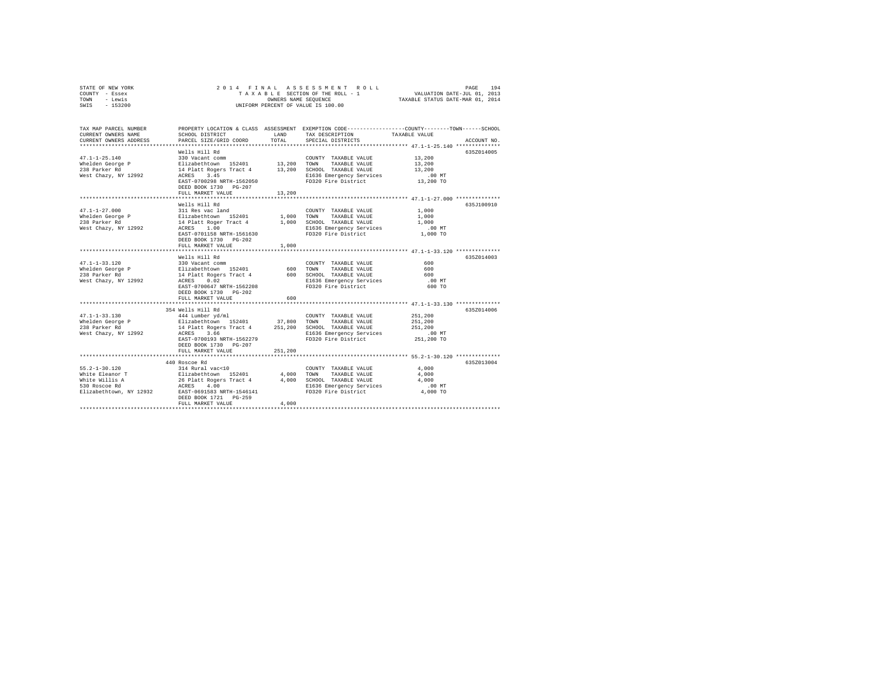STATE OF NEW YORK                    2 0 1 4   F I N A L   A S S E S S M E N T   R O L L
COUNTY - Essex                              T A X A B L E SECTION OF THE ROLL - 1                    VALUATION DATE-JUL 01, 2013
TOWN - Lewis                                         OWNERS NAME SEQUENCE                          TAXABLE STATUS DATE-MAR 01, 2014
SWIS - 153200                                   UNIFORM PERCENT OF VALUE IS 100.00

| TAX MAP PARCEL NUMBER / CURRENT OWNERS NAME / CURRENT OWNERS ADDRESS | PROPERTY LOCATION & CLASS / SCHOOL DISTRICT / PARCEL SIZE/GRID COORD | ASSESSMENT LAND | ASSESSMENT TOTAL | EXEMPTION CODE / TAX DESCRIPTION / SPECIAL DISTRICTS | COUNTY / TOWN / SCHOOL TAXABLE VALUE | ACCOUNT NO. |
|---|---|---|---|---|---|---|
| 47.1-1-25.140 | Wells Hill Rd | | | | | 635Z014005 |
| | 330 Vacant comm | | | COUNTY TAXABLE VALUE | 13,200 | |
| Whelden George P | Elizabethtown 152401 | 13,200 | | TOWN TAXABLE VALUE | 13,200 | |
| 238 Parker Rd | 14 Platt Rogers Tract 4 | | 13,200 | SCHOOL TAXABLE VALUE | 13,200 | |
| West Chazy, NY 12992 | ACRES 3.45 | | | E1636 Emergency Services | .00 MT | |
| | EAST-0700298 NRTH-1562050 | | | FD320 Fire District | 13,200 TO | |
| | DEED BOOK 1730 PG-207 | | | | | |
| | FULL MARKET VALUE | | 13,200 | | | |
| 47.1-1-27.000 | Wells Hill Rd | | | | | 635J100910 |
| | 311 Res vac land | | | COUNTY TAXABLE VALUE | 1,000 | |
| Whelden George P | Elizabethtown 152401 | 1,000 | | TOWN TAXABLE VALUE | 1,000 | |
| 238 Parker Rd | 14 Platt Roger Tract 4 | | 1,000 | SCHOOL TAXABLE VALUE | 1,000 | |
| West Chazy, NY 12992 | ACRES 1.00 | | | E1636 Emergency Services | .00 MT | |
| | EAST-0701158 NRTH-1561630 | | | FD320 Fire District | 1,000 TO | |
| | DEED BOOK 1730 PG-202 | | | | | |
| | FULL MARKET VALUE | | 1,000 | | | |
| 47.1-1-33.120 | Wells Hill Rd | | | | | 635Z014003 |
| | 330 Vacant comm | | | COUNTY TAXABLE VALUE | 600 | |
| Whelden George P | Elizabethtown 152401 | 600 | | TOWN TAXABLE VALUE | 600 | |
| 238 Parker Rd | 14 Platt Rogers Tract 4 | | 600 | SCHOOL TAXABLE VALUE | 600 | |
| West Chazy, NY 12992 | ACRES 0.02 | | | E1636 Emergency Services | .00 MT | |
| | EAST-0700647 NRTH-1562208 | | | FD320 Fire District | 600 TO | |
| | DEED BOOK 1730 PG-202 | | | | | |
| | FULL MARKET VALUE | | 600 | | | |
| 47.1-1-33.130 | 354 Wells Hill Rd | | | | | 635Z014006 |
| | 444 Lumber yd/ml | | | COUNTY TAXABLE VALUE | 251,200 | |
| Whelden George P | Elizabethtown 152401 | 37,800 | | TOWN TAXABLE VALUE | 251,200 | |
| 238 Parker Rd | 14 Platt Rogers Tract 4 | | 251,200 | SCHOOL TAXABLE VALUE | 251,200 | |
| West Chazy, NY 12992 | ACRES 3.66 | | | E1636 Emergency Services | .00 MT | |
| | EAST-0700193 NRTH-1562279 | | | FD320 Fire District | 251,200 TO | |
| | DEED BOOK 1730 PG-207 | | | | | |
| | FULL MARKET VALUE | | 251,200 | | | |
| 55.2-1-30.120 | 440 Roscoe Rd | | | | | 635Z013004 |
| | 314 Rural vac<10 | | | COUNTY TAXABLE VALUE | 4,000 | |
| White Eleanor T | Elizabethtown 152401 | 4,000 | | TOWN TAXABLE VALUE | 4,000 | |
| White Willis A | 26 Platt Rogers Tract 4 | | 4,000 | SCHOOL TAXABLE VALUE | 4,000 | |
| 530 Roscoe Rd | ACRES 4.00 | | | E1636 Emergency Services | .00 MT | |
| Elizabethtown, NY 12932 | EAST-0691583 NRTH-1546141 | | | FD320 Fire District | 4,000 TO | |
| | DEED BOOK 1721 PG-259 | | | | | |
| | FULL MARKET VALUE | | 4,000 | | | |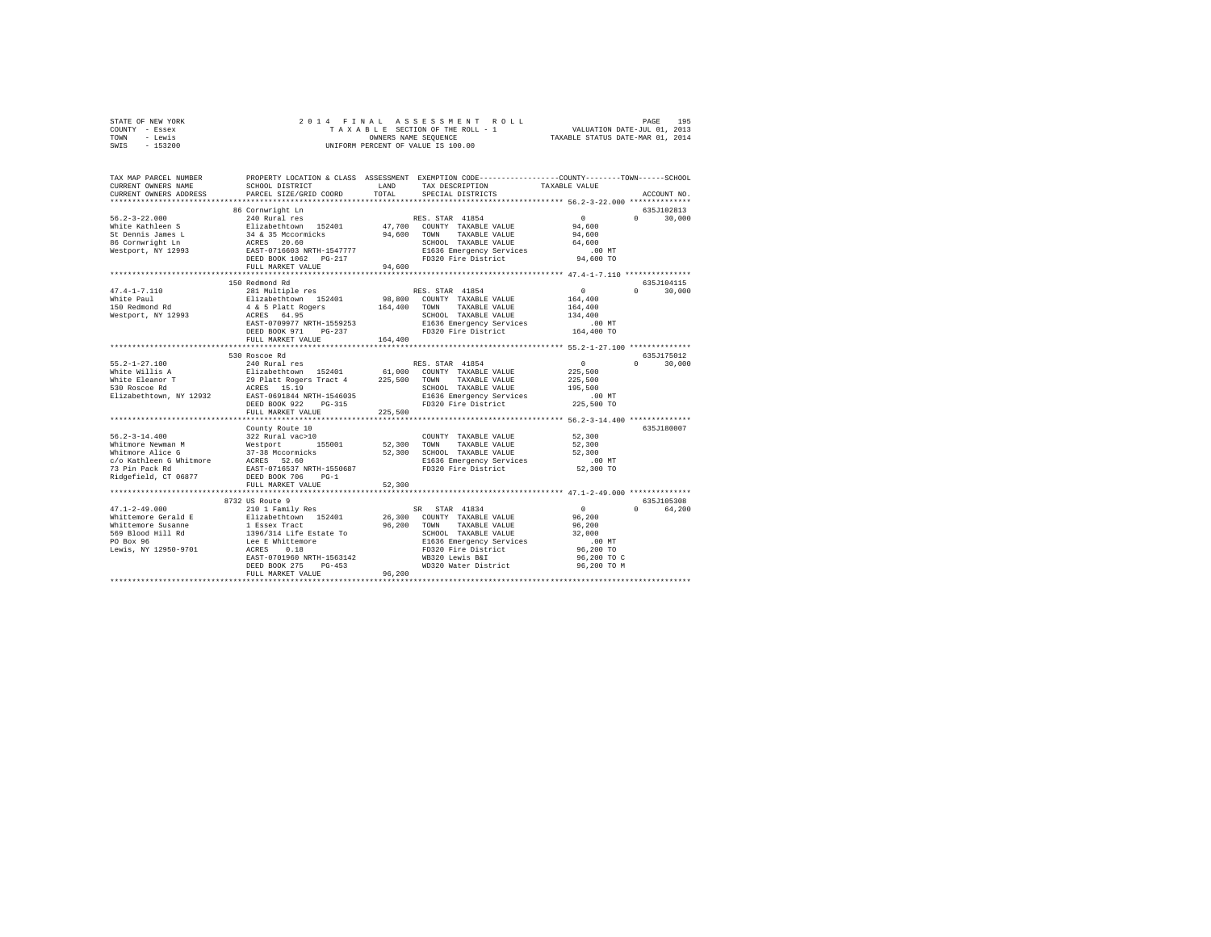STATE OF NEW YORK
COUNTY - Essex
TOWN - Lewis
SWIS - 153200

2014 FINAL ASSESSMENT ROLL
TAXABLE SECTION OF THE ROLL - 1
OWNERS NAME SEQUENCE
UNIFORM PERCENT OF VALUE IS 100.00

VALUATION DATE-JUL 01, 2013
TAXABLE STATUS DATE-MAR 01, 2014

| TAX MAP PARCEL NUMBER / CURRENT OWNERS NAME / CURRENT OWNERS ADDRESS | PROPERTY LOCATION & CLASS / SCHOOL DISTRICT / PARCEL SIZE/GRID COORD | ASSESSMENT LAND / TOTAL | EXEMPTION CODE / TAX DESCRIPTION / SPECIAL DISTRICTS | COUNTY / TOWN TAXABLE VALUE | SCHOOL / ACCOUNT NO. |
|---|---|---|---|---|---|
| **56.2-3-22.000** | 86 Cornwright Ln | | | | 635J102813 |
| 56.2-3-22.000 | 240 Rural res | | RES. STAR 41854 | 0 | 0 30,000 |
| White Kathleen S | Elizabethtown 152401 | 47,700 | COUNTY TAXABLE VALUE | 94,600 | |
| St Dennis James L | 34 & 35 Mccormicks | 94,600 | TOWN TAXABLE VALUE | 94,600 | |
| 86 Cornwright Ln | ACRES 20.60 | | SCHOOL TAXABLE VALUE | 64,600 | |
| Westport, NY 12993 | EAST-0716603 NRTH-1547777 | | E1636 Emergency Services | .00 MT | |
| | DEED BOOK 1062 PG-217 | | FD320 Fire District | 94,600 TO | |
| | FULL MARKET VALUE | 94,600 | | | |
| **47.4-1-7.110** | 150 Redmond Rd | | | | 635J104115 |
| 47.4-1-7.110 | 281 Multiple res | | RES. STAR 41854 | 0 | 0 30,000 |
| White Paul | Elizabethtown 152401 | 98,800 | COUNTY TAXABLE VALUE | 164,400 | |
| 150 Redmond Rd | 4 & 5 Platt Rogers | 164,400 | TOWN TAXABLE VALUE | 164,400 | |
| Westport, NY 12993 | ACRES 64.95 | | SCHOOL TAXABLE VALUE | 134,400 | |
| | EAST-0709977 NRTH-1559253 | | E1636 Emergency Services | .00 MT | |
| | DEED BOOK 971 PG-237 | | FD320 Fire District | 164,400 TO | |
| | FULL MARKET VALUE | 164,400 | | | |
| **55.2-1-27.100** | 530 Roscoe Rd | | | | 635J175012 |
| 55.2-1-27.100 | 240 Rural res | | RES. STAR 41854 | 0 | 0 30,000 |
| White Willis A | Elizabethtown 152401 | 61,000 | COUNTY TAXABLE VALUE | 225,500 | |
| White Eleanor T | 29 Platt Rogers Tract 4 | 225,500 | TOWN TAXABLE VALUE | 225,500 | |
| 530 Roscoe Rd | ACRES 15.19 | | SCHOOL TAXABLE VALUE | 195,500 | |
| Elizabethtown, NY 12932 | EAST-0691844 NRTH-1546035 | | E1636 Emergency Services | .00 MT | |
| | DEED BOOK 922 PG-315 | | FD320 Fire District | 225,500 TO | |
| | FULL MARKET VALUE | 225,500 | | | |
| **56.2-3-14.400** | County Route 10 | | | | 635J180007 |
| 56.2-3-14.400 | 322 Rural vac>10 | | COUNTY TAXABLE VALUE | 52,300 | |
| Whitmore Newman M | Westport 155001 | 52,300 | TOWN TAXABLE VALUE | 52,300 | |
| Whitmore Alice G | 37-38 Mccormicks | 52,300 | SCHOOL TAXABLE VALUE | 52,300 | |
| c/o Kathleen G Whitmore | ACRES 52.60 | | E1636 Emergency Services | .00 MT | |
| 73 Pin Pack Rd | EAST-0716537 NRTH-1550687 | | FD320 Fire District | 52,300 TO | |
| Ridgefield, CT 06877 | DEED BOOK 706 PG-1 | | | | |
| | FULL MARKET VALUE | 52,300 | | | |
| **47.1-2-49.000** | 8732 US Route 9 | | | | 635J105308 |
| 47.1-2-49.000 | 210 1 Family Res | | SR STAR 41834 | 0 | 0 64,200 |
| Whittemore Gerald E | Elizabethtown 152401 | 26,300 | COUNTY TAXABLE VALUE | 96,200 | |
| Whittemore Susanne | 1 Essex Tract | 96,200 | TOWN TAXABLE VALUE | 96,200 | |
| 569 Blood Hill Rd | 1396/314 Life Estate To | | SCHOOL TAXABLE VALUE | 32,000 | |
| PO Box 96 | Lee E Whittemore | | E1636 Emergency Services | .00 MT | |
| Lewis, NY 12950-9701 | ACRES 0.18 | | FD320 Fire District | 96,200 TO | |
| | EAST-0701960 NRTH-1563142 | | WB320 Lewis B&I | 96,200 TO C | |
| | DEED BOOK 275 PG-453 | | WD320 Water District | 96,200 TO M | |
| | FULL MARKET VALUE | 96,200 | | | |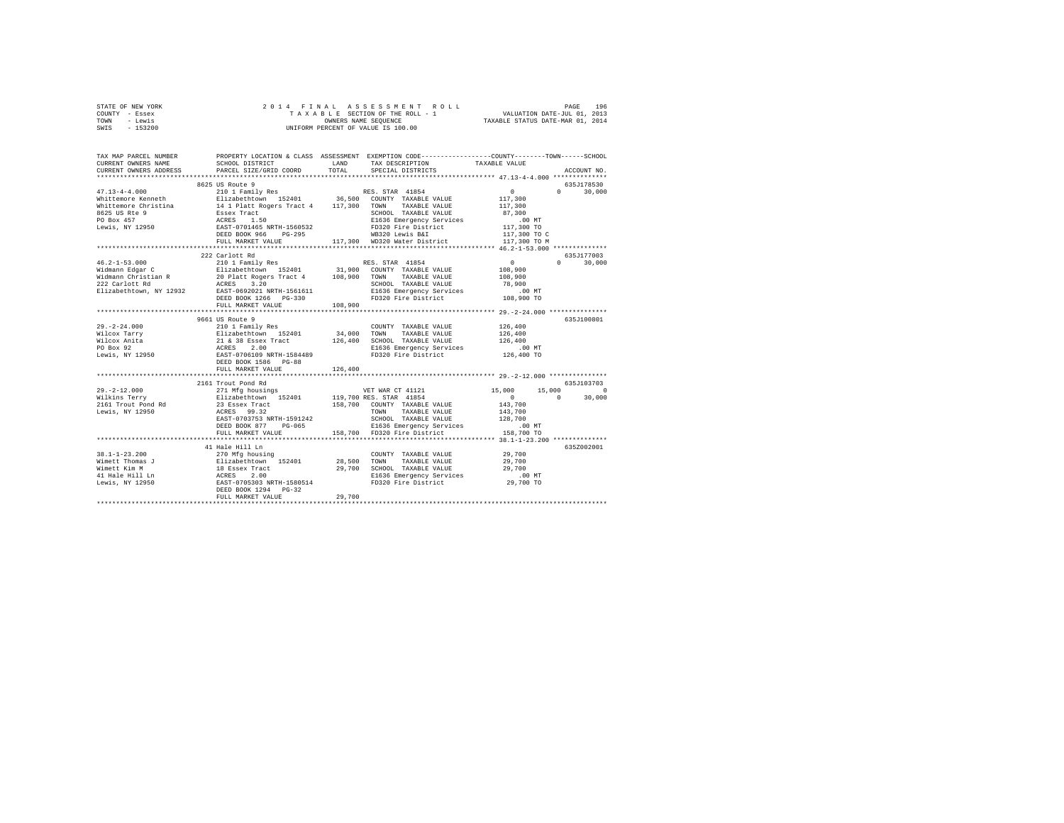STATE OF NEW YORK
COUNTY - Essex
TOWN - Lewis
SWIS - 153200

2014 FINAL ASSESSMENT ROLL
TAXABLE SECTION OF THE ROLL - 1
OWNERS NAME SEQUENCE
UNIFORM PERCENT OF VALUE IS 100.00

VALUATION DATE-JUL 01, 2013
TAXABLE STATUS DATE-MAR 01, 2014

```
TAX MAP PARCEL NUMBER          PROPERTY LOCATION & CLASS  ASSESSMENT  EXEMPTION CODE-----------------COUNTY--------TOWN------SCHOOL
CURRENT OWNERS NAME            SCHOOL DISTRICT              LAND      TAX DESCRIPTION            TAXABLE VALUE
CURRENT OWNERS ADDRESS         PARCEL SIZE/GRID COORD       TOTAL     SPECIAL DISTRICTS                                    ACCOUNT NO.
******************************************************************************************************* 47.13-4-4.000 **************
                         8625 US Route 9                                                                                635J178530
47.13-4-4.000                  210 1 Family Res                       RES. STAR  41854                   0          0      30,000
Whittemore Kenneth             Elizabethtown  152401          36,500  COUNTY  TAXABLE VALUE          117,300
Whittemore Christina           14 1 Platt Rogers Tract 4     117,300  TOWN    TAXABLE VALUE          117,300
8625 US Rte 9                  Essex Tract                            SCHOOL  TAXABLE VALUE           87,300
PO Box 457                     ACRES    1.50                          E1636 Emergency Services            .00 MT
Lewis, NY 12950                EAST-0701465 NRTH-1560532              FD320 Fire District             117,300 TO
                               DEED BOOK 966    PG-295                WB320 Lewis B&I                 117,300 TO C
                               FULL MARKET VALUE             117,300  WD320 Water District            117,300 TO M
******************************************************************************************************* 46.2-1-53.000 **************
                         222 Carlott Rd                                                                                 635J177003
46.2-1-53.000                  210 1 Family Res                       RES. STAR  41854                   0          0      30,000
Widmann Edgar C                Elizabethtown  152401          31,900  COUNTY  TAXABLE VALUE          108,900
Widmann Christian R            20 Platt Rogers Tract 4       108,900  TOWN    TAXABLE VALUE          108,900
222 Carlott Rd                 ACRES    3.20                          SCHOOL  TAXABLE VALUE           78,900
Elizabethtown, NY 12932        EAST-0692021 NRTH-1561611              E1636 Emergency Services            .00 MT
                               DEED BOOK 1266   PG-330                FD320 Fire District             108,900 TO
                               FULL MARKET VALUE             108,900
******************************************************************************************************* 29.-2-24.000 ***************
                         9661 US Route 9                                                                                635J100801
29.-2-24.000                   210 1 Family Res                       COUNTY  TAXABLE VALUE          126,400
Wilcox Tarry                   Elizabethtown  152401          34,000  TOWN    TAXABLE VALUE          126,400
Wilcox Anita                   21 & 38 Essex Tract           126,400  SCHOOL  TAXABLE VALUE          126,400
PO Box 92                      ACRES    2.00                          E1636 Emergency Services            .00 MT
Lewis, NY 12950                EAST-0706109 NRTH-1584489              FD320 Fire District             126,400 TO
                               DEED BOOK 1586   PG-88
                               FULL MARKET VALUE             126,400
******************************************************************************************************* 29.-2-12.000 ***************
                         2161 Trout Pond Rd                                                                             635J103703
29.-2-12.000                   271 Mfg housings                       VET WAR CT 41121              15,000     15,000           0
Wilkins Terry                  Elizabethtown  152401         119,700 RES. STAR  41854                   0          0      30,000
2161 Trout Pond Rd             23 Essex Tract                158,700  COUNTY  TAXABLE VALUE          143,700
Lewis, NY 12950                ACRES   99.32                          TOWN    TAXABLE VALUE          143,700
                               EAST-0703753 NRTH-1591242              SCHOOL  TAXABLE VALUE          128,700
                               DEED BOOK 877    PG-065                E1636 Emergency Services            .00 MT
                               FULL MARKET VALUE             158,700  FD320 Fire District             158,700 TO
******************************************************************************************************* 38.1-1-23.200 **************
                         41 Hale Hill Ln                                                                                635Z002001
38.1-1-23.200                  270 Mfg housing                        COUNTY  TAXABLE VALUE           29,700
Wimett Thomas J                Elizabethtown  152401          28,500  TOWN    TAXABLE VALUE           29,700
Wimett Kim M                   18 Essex Tract                 29,700  SCHOOL  TAXABLE VALUE           29,700
41 Hale Hill Ln                ACRES    2.00                          E1636 Emergency Services            .00 MT
Lewis, NY 12950                EAST-0705303 NRTH-1580514              FD320 Fire District              29,700 TO
                               DEED BOOK 1294   PG-32
                               FULL MARKET VALUE              29,700
************************************************************************************************************************************
```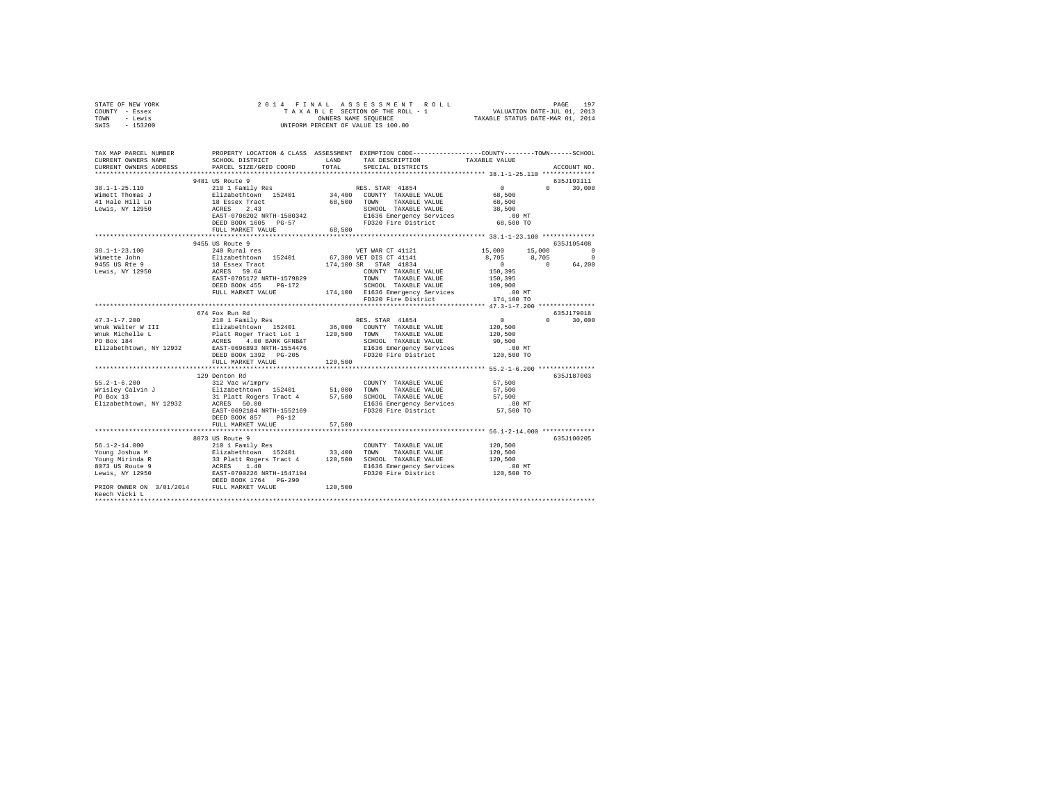STATE OF NEW YORK
COUNTY - Essex
TOWN - Lewis
SWIS - 153200

2 0 1 4 F I N A L A S S E S S M E N T R O L L
T A X A B L E SECTION OF THE ROLL - 1
OWNERS NAME SEQUENCE
UNIFORM PERCENT OF VALUE IS 100.00

VALUATION DATE-JUL 01, 2013
TAXABLE STATUS DATE-MAR 01, 2014

```
TAX MAP PARCEL NUMBER          PROPERTY LOCATION & CLASS  ASSESSMENT  EXEMPTION CODE-----------------COUNTY--------TOWN------SCHOOL
CURRENT OWNERS NAME            SCHOOL DISTRICT              LAND      TAX DESCRIPTION             TAXABLE VALUE
CURRENT OWNERS ADDRESS         PARCEL SIZE/GRID COORD       TOTAL     SPECIAL DISTRICTS                                   ACCOUNT NO.
************************************************************************************************* 38.1-1-25.110 **************
                    9481 US Route 9                                                                                     635J103111
38.1-1-25.110                  210 1 Family Res                      RES. STAR 41854                   0            0      30,000
Wimett Thomas J                Elizabethtown  152401       34,400    COUNTY  TAXABLE VALUE            68,500
41 Hale Hill Ln                18 Essex Tract              68,500    TOWN    TAXABLE VALUE            68,500
Lewis, NY 12950                ACRES    2.43                         SCHOOL  TAXABLE VALUE            38,500
                               EAST-0706202 NRTH-1580342             E1636 Emergency Services             .00 MT
                               DEED BOOK 1605   PG-57                FD320 Fire District              68,500 TO
                               FULL MARKET VALUE           68,500
************************************************************************************************* 38.1-1-23.100 **************
                    9455 US Route 9                                                                                     635J105408
38.1-1-23.100                  240 Rural res                         VET WAR CT 41121              15,000       15,000           0
Wimette John                   Elizabethtown  152401       67,300    VET DIS CT 41141               8,705        8,705           0
9455 US Rte 9                  18 Essex Tract             174,100    SR   STAR 41834                   0            0      64,200
Lewis, NY 12950                ACRES   59.64                         COUNTY  TAXABLE VALUE           150,395
                               EAST-0705172 NRTH-1579829             TOWN    TAXABLE VALUE           150,395
                               DEED BOOK 455    PG-172               SCHOOL  TAXABLE VALUE           109,900
                               FULL MARKET VALUE          174,100    E1636 Emergency Services             .00 MT
                                                                     FD320 Fire District             174,100 TO
************************************************************************************************* 47.3-1-7.200 ***************
                    674 Fox Run Rd                                                                                      635J179018
47.3-1-7.200                   210 1 Family Res                      RES. STAR 41854                   0            0      30,000
Wnuk Walter W III              Elizabethtown  152401       36,000    COUNTY  TAXABLE VALUE           120,500
Wnuk Michelle L                Platt Roger Tract Lot 1    120,500    TOWN    TAXABLE VALUE           120,500
PO Box 184                     ACRES    4.00 BANK GFNB&T             SCHOOL  TAXABLE VALUE            90,500
Elizabethtown, NY 12932        EAST-0696893 NRTH-1554476             E1636 Emergency Services             .00 MT
                               DEED BOOK 1392   PG-205               FD320 Fire District             120,500 TO
                               FULL MARKET VALUE          120,500
************************************************************************************************* 55.2-1-6.200 ***************
                    129 Denton Rd                                                                                       635J187003
55.2-1-6.200                   312 Vac w/imprv                       COUNTY  TAXABLE VALUE            57,500
Wrisley Calvin J               Elizabethtown  152401       51,000    TOWN    TAXABLE VALUE            57,500
PO Box 13                      31 Platt Rogers Tract 4     57,500    SCHOOL  TAXABLE VALUE            57,500
Elizabethtown, NY 12932        ACRES   50.00                         E1636 Emergency Services             .00 MT
                               EAST-0692184 NRTH-1552169             FD320 Fire District              57,500 TO
                               DEED BOOK 857    PG-12
                               FULL MARKET VALUE           57,500
************************************************************************************************* 56.1-2-14.000 **************
                    8073 US Route 9                                                                                     635J100205
56.1-2-14.000                  210 1 Family Res                      COUNTY  TAXABLE VALUE           120,500
Young Joshua M                 Elizabethtown  152401       33,400    TOWN    TAXABLE VALUE           120,500
Young Mirinda R                33 Platt Rogers Tract 4    120,500    SCHOOL  TAXABLE VALUE           120,500
8073 US Route 9                ACRES    1.40                         E1636 Emergency Services             .00 MT
Lewis, NY 12950                EAST-0700226 NRTH-1547194             FD320 Fire District             120,500 TO
                               DEED BOOK 1764   PG-290
PRIOR OWNER ON 3/01/2014       FULL MARKET VALUE          120,500
Keech Vicki L
************************************************************************************************************************************
```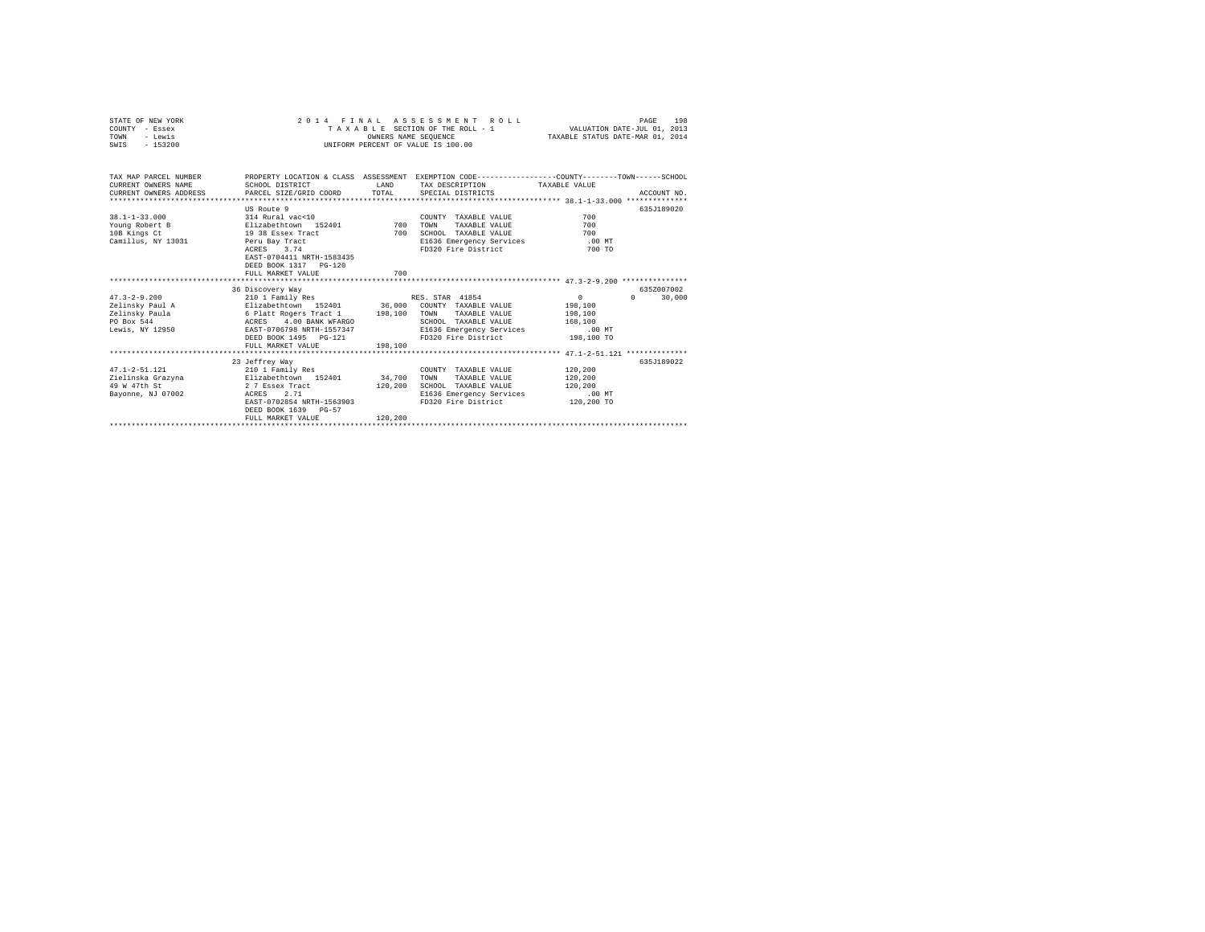STATE OF NEW YORK
COUNTY - Essex
TOWN - Lewis
SWIS - 153200

2 0 1 4 F I N A L A S S E S S M E N T R O L L
T A X A B L E SECTION OF THE ROLL - 1
OWNERS NAME SEQUENCE
UNIFORM PERCENT OF VALUE IS 100.00

VALUATION DATE-JUL 01, 2013
TAXABLE STATUS DATE-MAR 01, 2014

| TAX MAP PARCEL NUMBER / CURRENT OWNERS NAME / CURRENT OWNERS ADDRESS | PROPERTY LOCATION & CLASS / SCHOOL DISTRICT / PARCEL SIZE/GRID COORD | ASSESSMENT LAND / TOTAL | EXEMPTION CODE / TAX DESCRIPTION / SPECIAL DISTRICTS | COUNTY | TOWN | SCHOOL / TAXABLE VALUE | ACCOUNT NO. |
|---|---|---|---|---|---|---|---|
| **38.1-1-33.000** | US Route 9 | | | | | | 635J189020 |
| 38.1-1-33.000 | 314 Rural vac<10 | | COUNTY TAXABLE VALUE | 700 | | | |
| Young Robert B | Elizabethtown 152401 | 700 | TOWN TAXABLE VALUE | | 700 | | |
| 10B Kings Ct | 19 38 Essex Tract | 700 | SCHOOL TAXABLE VALUE | | | 700 | |
| Camillus, NY 13031 | Peru Bay Tract | | E1636 Emergency Services | .00 MT | | | |
| | ACRES 3.74 | | FD320 Fire District | 700 TO | | | |
| | EAST-0704411 NRTH-1583435 | | | | | | |
| | DEED BOOK 1317 PG-120 | | | | | | |
| | FULL MARKET VALUE | 700 | | | | | |
| **47.3-2-9.200** | 36 Discovery Way | | | | | | 635Z007002 |
| 47.3-2-9.200 | 210 1 Family Res | | RES. STAR 41854 | 0 | 0 | 30,000 | |
| Zelinsky Paul A | Elizabethtown 152401 | 36,000 | COUNTY TAXABLE VALUE | 198,100 | | | |
| Zelinsky Paula | 6 Platt Rogers Tract 1 | 198,100 | TOWN TAXABLE VALUE | | 198,100 | | |
| PO Box 544 | ACRES 4.00 BANK WFARGO | | SCHOOL TAXABLE VALUE | | | 168,100 | |
| Lewis, NY 12950 | EAST-0706798 NRTH-1557347 | | E1636 Emergency Services | .00 MT | | | |
| | DEED BOOK 1495 PG-121 | | FD320 Fire District | 198,100 TO | | | |
| | FULL MARKET VALUE | 198,100 | | | | | |
| **47.1-2-51.121** | 23 Jeffrey Way | | | | | | 635J189022 |
| 47.1-2-51.121 | 210 1 Family Res | | COUNTY TAXABLE VALUE | 120,200 | | | |
| Zielinska Grazyna | Elizabethtown 152401 | 34,700 | TOWN TAXABLE VALUE | | 120,200 | | |
| 49 W 47th St | 2 7 Essex Tract | 120,200 | SCHOOL TAXABLE VALUE | | | 120,200 | |
| Bayonne, NJ 07002 | ACRES 2.71 | | E1636 Emergency Services | .00 MT | | | |
| | EAST-0702854 NRTH-1563903 | | FD320 Fire District | 120,200 TO | | | |
| | DEED BOOK 1639 PG-57 | | | | | | |
| | FULL MARKET VALUE | 120,200 | | | | | |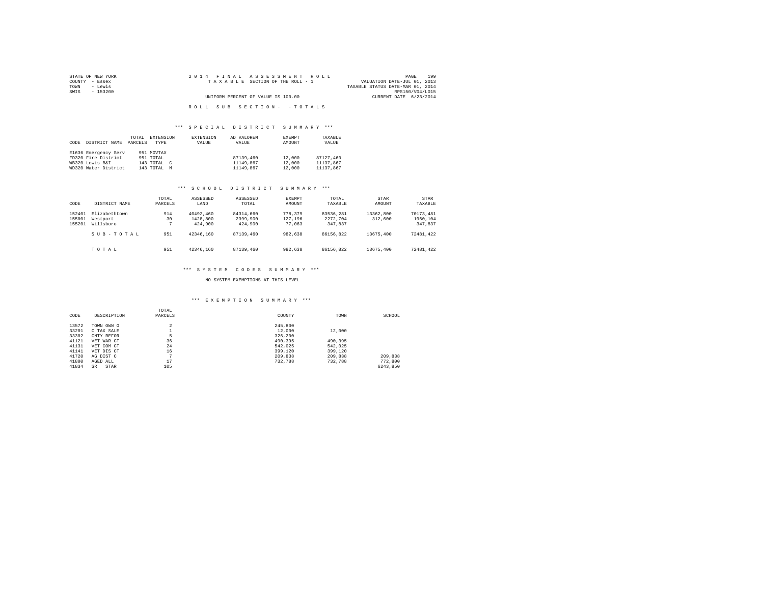STATE OF NEW YORK
COUNTY - Essex
TOWN - Lewis
SWIS - 153200

2014 FINAL ASSESSMENT ROLL
TAXABLE SECTION OF THE ROLL - 1
UNIFORM PERCENT OF VALUE IS 100.00

VALUATION DATE-JUL 01, 2013
TAXABLE STATUS DATE-MAR 01, 2014
RPS150/V04/L015
CURRENT DATE 6/23/2014

ROLL SUB SECTION- - TOTALS

*** SPECIAL DISTRICT SUMMARY ***

| CODE | DISTRICT NAME | TOTAL PARCELS | EXTENSION TYPE | EXTENSION VALUE | AD VALOREM VALUE | EXEMPT AMOUNT | TAXABLE VALUE |
|---|---|---|---|---|---|---|---|
| E1636 | Emergency Serv | 951 | MOVTAX | | | | |
| FD320 | Fire District | 951 | TOTAL | | 87139,460 | 12,000 | 87127,460 |
| WB320 | Lewis B&I | 143 | TOTAL C | | 11149,867 | 12,000 | 11137,867 |
| WD320 | Water District | 143 | TOTAL M | | 11149,867 | 12,000 | 11137,867 |

*** SCHOOL DISTRICT SUMMARY ***

| CODE | DISTRICT NAME | TOTAL PARCELS | ASSESSED LAND | ASSESSED TOTAL | EXEMPT AMOUNT | TOTAL TAXABLE | STAR AMOUNT | STAR TAXABLE |
|---|---|---|---|---|---|---|---|---|
| 152401 | Elizabethtown | 914 | 40492,460 | 84314,660 | 778,379 | 83536,281 | 13362,800 | 70173,481 |
| 155001 | Westport | 30 | 1428,800 | 2399,900 | 127,196 | 2272,704 | 312,600 | 1960,104 |
| 155201 | Willsboro | 7 | 424,900 | 424,900 | 77,063 | 347,837 | | 347,837 |
| | SUB-TOTAL | 951 | 42346,160 | 87139,460 | 982,638 | 86156,822 | 13675,400 | 72481,422 |
| | TOTAL | 951 | 42346,160 | 87139,460 | 982,638 | 86156,822 | 13675,400 | 72481,422 |

*** SYSTEM CODES SUMMARY ***

NO SYSTEM EXEMPTIONS AT THIS LEVEL

*** EXEMPTION SUMMARY ***

| CODE | DESCRIPTION | TOTAL PARCELS | COUNTY | TOWN | SCHOOL |
|---|---|---|---|---|---|
| 13572 | TOWN OWN O | 2 | 245,800 | | |
| 33201 | C TAX SALE | 1 | 12,000 | 12,000 | |
| 33302 | CNTY REFOR | 5 | 326,200 | | |
| 41121 | VET WAR CT | 36 | 490,395 | 490,395 | |
| 41131 | VET COM CT | 24 | 542,025 | 542,025 | |
| 41141 | VET DIS CT | 16 | 399,120 | 399,120 | |
| 41720 | AG DIST C | 7 | 209,838 | 209,838 | 209,838 |
| 41800 | AGED ALL | 17 | 732,788 | 732,788 | 772,800 |
| 41834 | SR STAR | 105 | | | 6243,850 |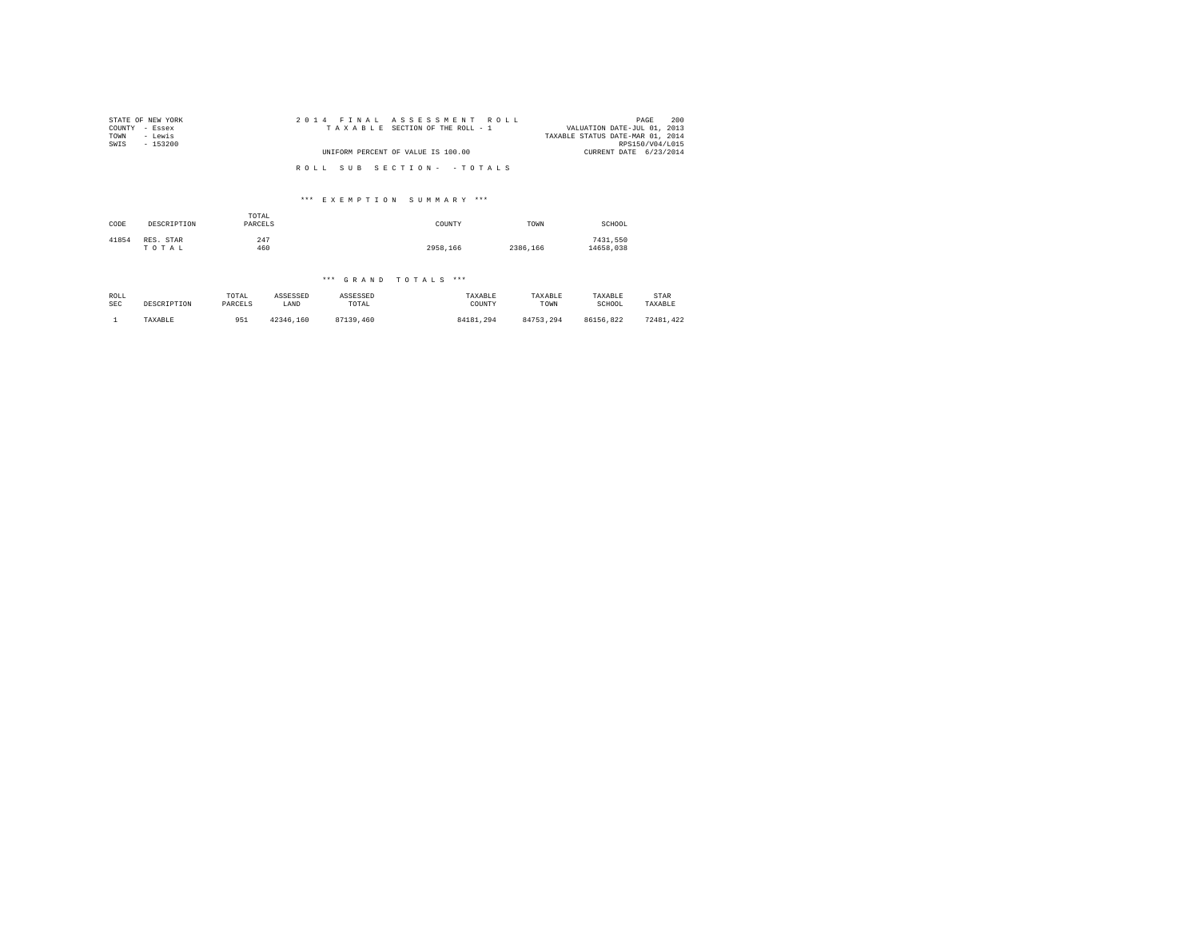STATE OF NEW YORK
COUNTY - Essex
TOWN - Lewis
SWIS - 153200

2014 FINAL ASSESSMENT ROLL
TAXABLE SECTION OF THE ROLL - 1

UNIFORM PERCENT OF VALUE IS 100.00

VALUATION DATE-JUL 01, 2013
TAXABLE STATUS DATE-MAR 01, 2014
RPS150/V04/L015
CURRENT DATE 6/23/2014

ROLL SUB SECTION- - TOTALS

### *** EXEMPTION SUMMARY ***

| CODE | DESCRIPTION | TOTAL PARCELS | COUNTY | TOWN | SCHOOL |
|---|---|---|---|---|---|
| 41854 | RES. STAR | 247 | | | 7431,550 |
| | T O T A L | 460 | 2958,166 | 2386,166 | 14658,038 |

### *** GRAND TOTALS ***

| ROLL SEC | DESCRIPTION | TOTAL PARCELS | ASSESSED LAND | ASSESSED TOTAL | TAXABLE COUNTY | TAXABLE TOWN | TAXABLE SCHOOL | STAR TAXABLE |
|---|---|---|---|---|---|---|---|---|
| 1 | TAXABLE | 951 | 42346,160 | 87139,460 | 84181,294 | 84753,294 | 86156,822 | 72481,422 |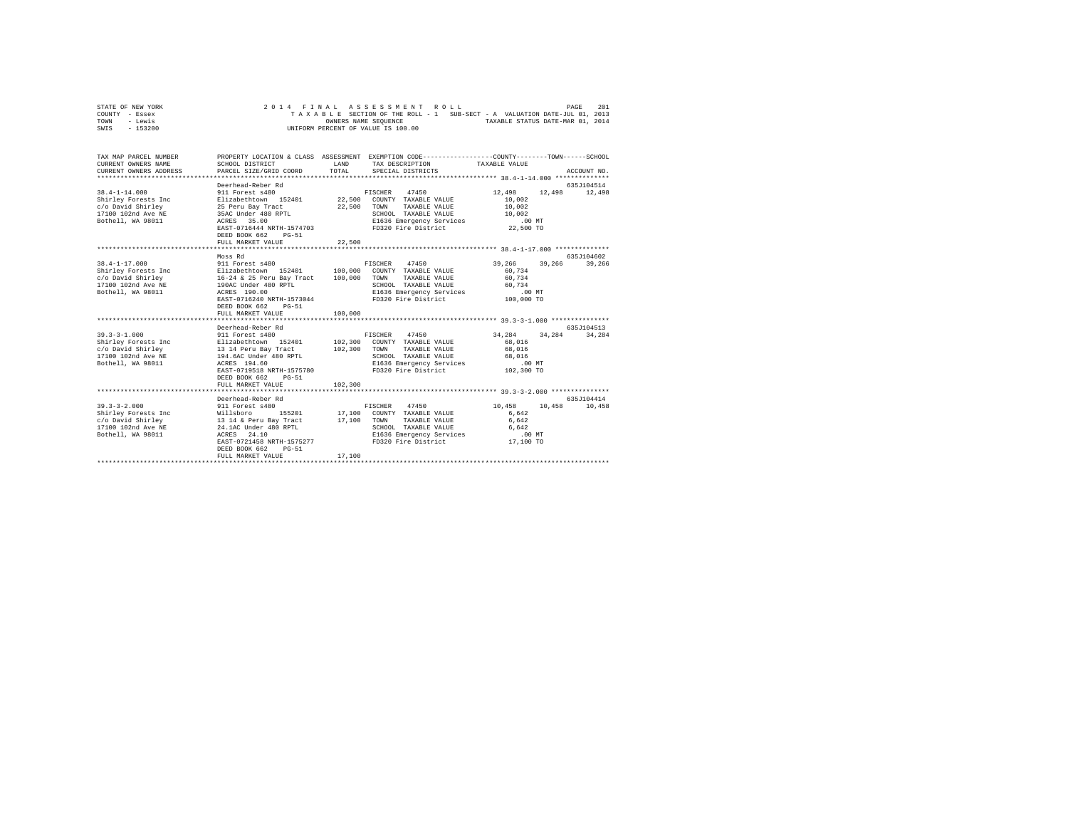STATE OF NEW YORK | COUNTY - Essex | TOWN - Lewis | SWIS - 153200

**2014 FINAL ASSESSMENT ROLL**
TAXABLE SECTION OF THE ROLL - 1 SUB-SECT - A VALUATION DATE-JUL 01, 2013
OWNERS NAME SEQUENCE TAXABLE STATUS DATE-MAR 01, 2014
UNIFORM PERCENT OF VALUE IS 100.00

| TAX MAP PARCEL NUMBER / CURRENT OWNERS NAME / CURRENT OWNERS ADDRESS | PROPERTY LOCATION & CLASS / SCHOOL DISTRICT / PARCEL SIZE/GRID COORD | ASSESSMENT LAND | TOTAL | EXEMPTION CODE / TAX DESCRIPTION / SPECIAL DISTRICTS | COUNTY | TOWN | SCHOOL / TAXABLE VALUE | ACCOUNT NO. |
|---|---|---|---|---|---|---|---|---|
| 38.4-1-14.000 | Deerhead-Reber Rd | | | | | | | 635J104514 |
| | 911 Forest s480 | | | FISCHER 47450 | 12,498 | 12,498 | 12,498 | |
| Shirley Forests Inc | Elizabethtown 152401 | 22,500 | | COUNTY TAXABLE VALUE | 10,002 | | | |
| c/o David Shirley | 25 Peru Bay Tract | | 22,500 | TOWN TAXABLE VALUE | 10,002 | | | |
| 17100 102nd Ave NE | 35AC Under 480 RPTL | | | SCHOOL TAXABLE VALUE | 10,002 | | | |
| Bothell, WA 98011 | ACRES 35.00 | | | E1636 Emergency Services | .00 MT | | | |
| | EAST-0716444 NRTH-1574703 | | | FD320 Fire District | 22,500 TO | | | |
| | DEED BOOK 662 PG-51 | | | | | | | |
| | FULL MARKET VALUE | | 22,500 | | | | | |
| 38.4-1-17.000 | Moss Rd | | | | | | | 635J104602 |
| | 911 Forest s480 | | | FISCHER 47450 | 39,266 | 39,266 | 39,266 | |
| Shirley Forests Inc | Elizabethtown 152401 | 100,000 | | COUNTY TAXABLE VALUE | 60,734 | | | |
| c/o David Shirley | 16-24 & 25 Peru Bay Tract | | 100,000 | TOWN TAXABLE VALUE | 60,734 | | | |
| 17100 102nd Ave NE | 190AC Under 480 RPTL | | | SCHOOL TAXABLE VALUE | 60,734 | | | |
| Bothell, WA 98011 | ACRES 190.00 | | | E1636 Emergency Services | .00 MT | | | |
| | EAST-0716240 NRTH-1573044 | | | FD320 Fire District | 100,000 TO | | | |
| | DEED BOOK 662 PG-51 | | | | | | | |
| | FULL MARKET VALUE | | 100,000 | | | | | |
| 39.3-3-1.000 | Deerhead-Reber Rd | | | | | | | 635J104513 |
| | 911 Forest s480 | | | FISCHER 47450 | 34,284 | 34,284 | 34,284 | |
| Shirley Forests Inc | Elizabethtown 152401 | 102,300 | | COUNTY TAXABLE VALUE | 68,016 | | | |
| c/o David Shirley | 13 14 Peru Bay Tract | | 102,300 | TOWN TAXABLE VALUE | 68,016 | | | |
| 17100 102nd Ave NE | 194.6AC Under 480 RPTL | | | SCHOOL TAXABLE VALUE | 68,016 | | | |
| Bothell, WA 98011 | ACRES 194.60 | | | E1636 Emergency Services | .00 MT | | | |
| | EAST-0719518 NRTH-1575780 | | | FD320 Fire District | 102,300 TO | | | |
| | DEED BOOK 662 PG-51 | | | | | | | |
| | FULL MARKET VALUE | | 102,300 | | | | | |
| 39.3-3-2.000 | Deerhead-Reber Rd | | | | | | | 635J104414 |
| | 911 Forest s480 | | | FISCHER 47450 | 10,458 | 10,458 | 10,458 | |
| Shirley Forests Inc | Willsboro 155201 | 17,100 | | COUNTY TAXABLE VALUE | 6,642 | | | |
| c/o David Shirley | 13 14 & Peru Bay Tract | | 17,100 | TOWN TAXABLE VALUE | 6,642 | | | |
| 17100 102nd Ave NE | 24.1AC Under 480 RPTL | | | SCHOOL TAXABLE VALUE | 6,642 | | | |
| Bothell, WA 98011 | ACRES 24.10 | | | E1636 Emergency Services | .00 MT | | | |
| | EAST-0721458 NRTH-1575277 | | | FD320 Fire District | 17,100 TO | | | |
| | DEED BOOK 662 PG-51 | | | | | | | |
| | FULL MARKET VALUE | | 17,100 | | | | | |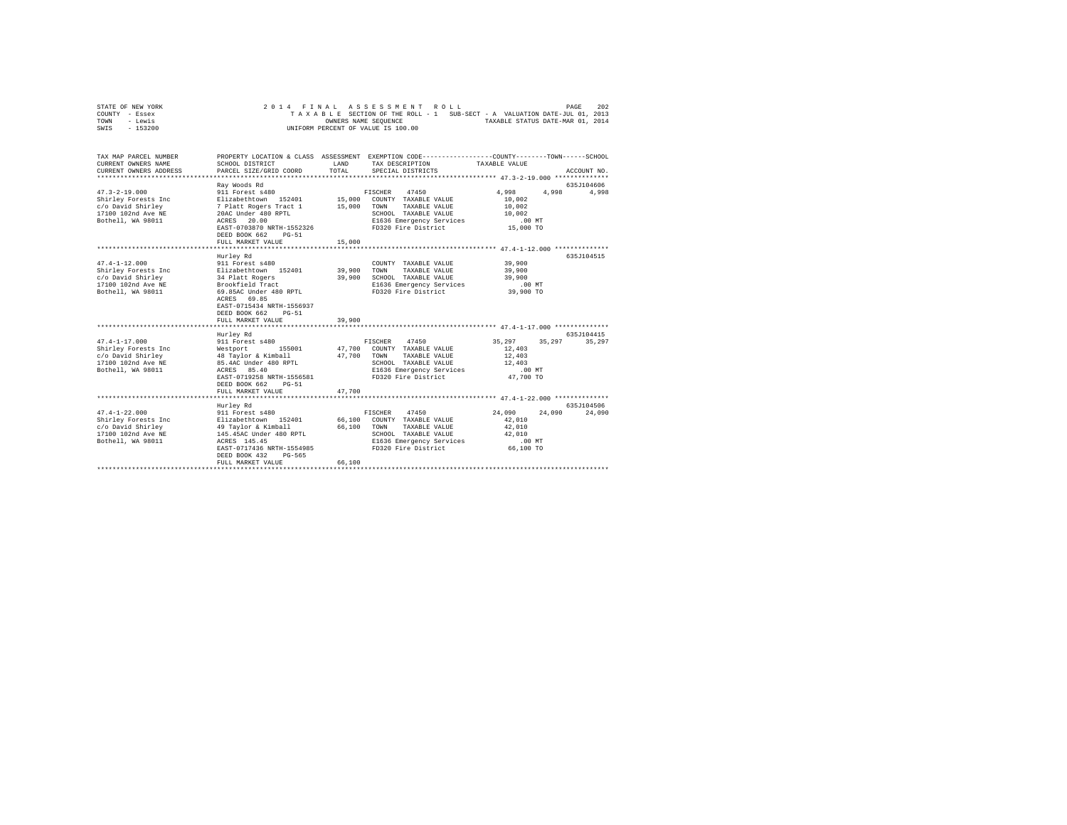STATE OF NEW YORK
COUNTY - Essex
TOWN - Lewis
SWIS - 153200

2014 FINAL ASSESSMENT ROLL
TAXABLE SECTION OF THE ROLL - 1 SUB-SECT - A VALUATION DATE-JUL 01, 2013
OWNERS NAME SEQUENCE TAXABLE STATUS DATE-MAR 01, 2014
UNIFORM PERCENT OF VALUE IS 100.00

| TAX MAP PARCEL NUMBER / CURRENT OWNERS NAME / CURRENT OWNERS ADDRESS | PROPERTY LOCATION & CLASS / SCHOOL DISTRICT / PARCEL SIZE/GRID COORD | ASSESSMENT LAND / TOTAL | EXEMPTION CODE / TAX DESCRIPTION / SPECIAL DISTRICTS | COUNTY | TOWN | SCHOOL | ACCOUNT NO. |
|---|---|---|---|---|---|---|---|
| 47.3-2-19.000 | Ray Woods Rd | | | | | | 635J104606 |
| | 911 Forest s480 | | FISCHER 47450 | 4,998 | 4,998 | 4,998 | |
| Shirley Forests Inc | Elizabethtown 152401 | 15,000 | COUNTY TAXABLE VALUE | 10,002 | | | |
| c/o David Shirley | 7 Platt Rogers Tract 1 | 15,000 | TOWN TAXABLE VALUE | 10,002 | | | |
| 17100 102nd Ave NE | 20AC Under 480 RPTL | | SCHOOL TAXABLE VALUE | 10,002 | | | |
| Bothell, WA 98011 | ACRES 20.00 | | E1636 Emergency Services | .00 MT | | | |
| | EAST-0703870 NRTH-1552326 | | FD320 Fire District | 15,000 TO | | | |
| | DEED BOOK 662 PG-51 | | | | | | |
| | FULL MARKET VALUE | 15,000 | | | | | |
| 47.4-1-12.000 | Hurley Rd | | | | | | 635J104515 |
| Shirley Forests Inc | 911 Forest s480 | | COUNTY TAXABLE VALUE | 39,900 | | | |
| c/o David Shirley | Elizabethtown 152401 | 39,900 | TOWN TAXABLE VALUE | 39,900 | | | |
| 17100 102nd Ave NE | 34 Platt Rogers | 39,900 | SCHOOL TAXABLE VALUE | 39,900 | | | |
| Bothell, WA 98011 | Brookfield Tract | | E1636 Emergency Services | .00 MT | | | |
| | 69.85AC Under 480 RPTL | | FD320 Fire District | 39,900 TO | | | |
| | ACRES 69.85 | | | | | | |
| | EAST-0715434 NRTH-1556937 | | | | | | |
| | DEED BOOK 662 PG-51 | | | | | | |
| | FULL MARKET VALUE | 39,900 | | | | | |
| 47.4-1-17.000 | Hurley Rd | | | | | | 635J104415 |
| | 911 Forest s480 | | FISCHER 47450 | 35,297 | 35,297 | 35,297 | |
| Shirley Forests Inc | Westport 155001 | 47,700 | COUNTY TAXABLE VALUE | 12,403 | | | |
| c/o David Shirley | 48 Taylor & Kimball | 47,700 | TOWN TAXABLE VALUE | 12,403 | | | |
| 17100 102nd Ave NE | 85.4AC Under 480 RPTL | | SCHOOL TAXABLE VALUE | 12,403 | | | |
| Bothell, WA 98011 | ACRES 85.40 | | E1636 Emergency Services | .00 MT | | | |
| | EAST-0719258 NRTH-1556581 | | FD320 Fire District | 47,700 TO | | | |
| | DEED BOOK 662 PG-51 | | | | | | |
| | FULL MARKET VALUE | 47,700 | | | | | |
| 47.4-1-22.000 | Hurley Rd | | | | | | 635J104506 |
| | 911 Forest s480 | | FISCHER 47450 | 24,090 | 24,090 | 24,090 | |
| Shirley Forests Inc | Elizabethtown 152401 | 66,100 | COUNTY TAXABLE VALUE | 42,010 | | | |
| c/o David Shirley | 49 Taylor & Kimball | 66,100 | TOWN TAXABLE VALUE | 42,010 | | | |
| 17100 102nd Ave NE | 145.45AC Under 480 RPTL | | SCHOOL TAXABLE VALUE | 42,010 | | | |
| Bothell, WA 98011 | ACRES 145.45 | | E1636 Emergency Services | .00 MT | | | |
| | EAST-0717436 NRTH-1554985 | | FD320 Fire District | 66,100 TO | | | |
| | DEED BOOK 432 PG-565 | | | | | | |
| | FULL MARKET VALUE | 66,100 | | | | | |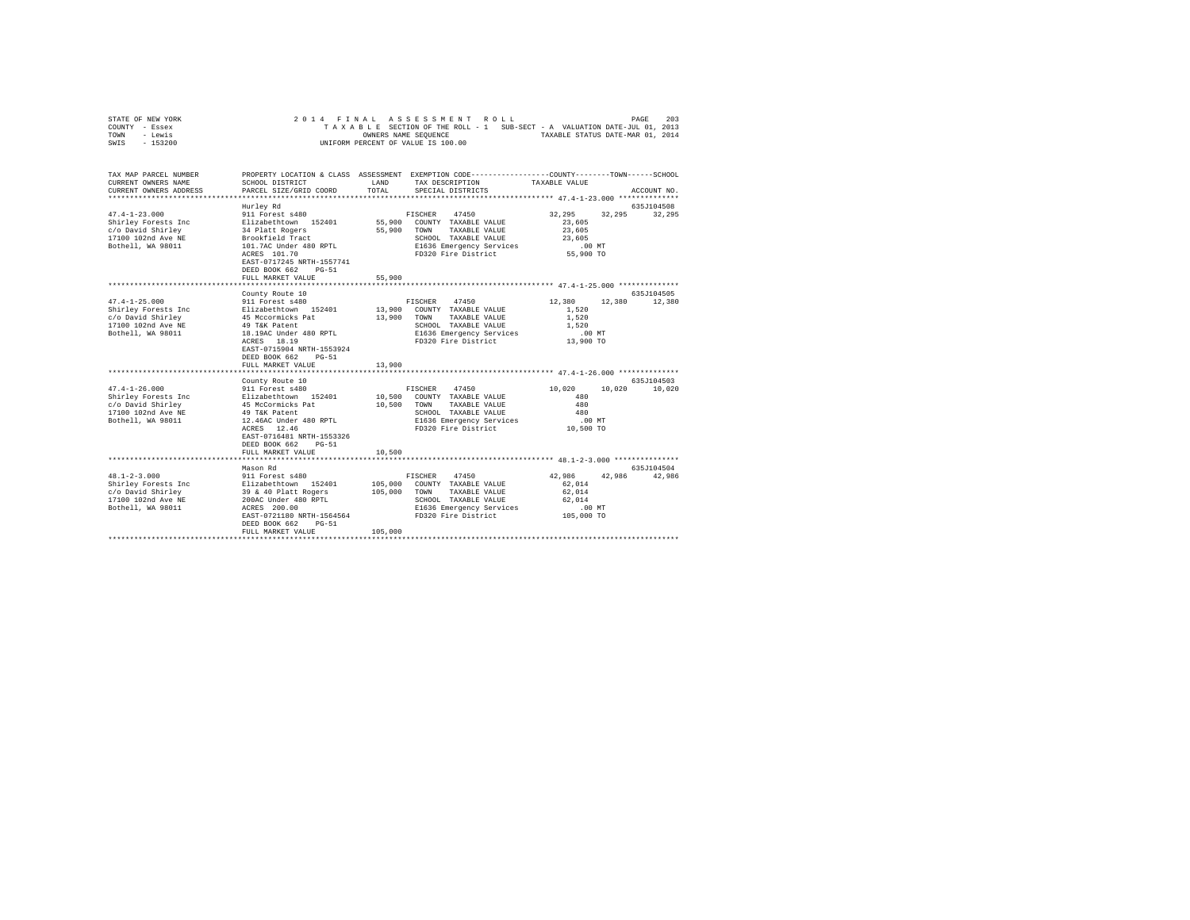STATE OF NEW YORK                    2014 FINAL ASSESSMENT ROLL
COUNTY - Essex                       TAXABLE SECTION OF THE ROLL - 1   SUB-SECT - A  VALUATION DATE-JUL 01, 2013
TOWN - Lewis                         OWNERS NAME SEQUENCE              TAXABLE STATUS DATE-MAR 01, 2014
SWIS - 153200                        UNIFORM PERCENT OF VALUE IS 100.00

| TAX MAP PARCEL NUMBER / CURRENT OWNERS NAME / CURRENT OWNERS ADDRESS | PROPERTY LOCATION & CLASS / SCHOOL DISTRICT / PARCEL SIZE/GRID COORD | ASSESSMENT LAND / TOTAL | EXEMPTION CODE / TAX DESCRIPTION / SPECIAL DISTRICTS | COUNTY / TAXABLE VALUE | TOWN | SCHOOL / ACCOUNT NO. |
|---|---|---|---|---|---|---|
| 47.4-1-23.000 | Hurley Rd | | | | | 635J104508 |
| | 911 Forest s480 | | FISCHER 47450 | 32,295 | 32,295 | 32,295 |
| Shirley Forests Inc | Elizabethtown 152401 | 55,900 | COUNTY TAXABLE VALUE | 23,605 | | |
| c/o David Shirley | 34 Platt Rogers | 55,900 | TOWN TAXABLE VALUE | 23,605 | | |
| 17100 102nd Ave NE | Brookfield Tract | | SCHOOL TAXABLE VALUE | 23,605 | | |
| Bothell, WA 98011 | 101.7AC Under 480 RPTL | | E1636 Emergency Services | .00 MT | | |
| | ACRES 101.70 | | FD320 Fire District | 55,900 TO | | |
| | EAST-0717245 NRTH-1557741 | | | | | |
| | DEED BOOK 662 PG-51 | | | | | |
| | FULL MARKET VALUE | 55,900 | | | | |
| 47.4-1-25.000 | County Route 10 | | | | | 635J104505 |
| | 911 Forest s480 | | FISCHER 47450 | 12,380 | 12,380 | 12,380 |
| Shirley Forests Inc | Elizabethtown 152401 | 13,900 | COUNTY TAXABLE VALUE | 1,520 | | |
| c/o David Shirley | 45 Mccormicks Pat | 13,900 | TOWN TAXABLE VALUE | 1,520 | | |
| 17100 102nd Ave NE | 49 T&K Patent | | SCHOOL TAXABLE VALUE | 1,520 | | |
| Bothell, WA 98011 | 18.19AC Under 480 RPTL | | E1636 Emergency Services | .00 MT | | |
| | ACRES 18.19 | | FD320 Fire District | 13,900 TO | | |
| | EAST-0715904 NRTH-1553924 | | | | | |
| | DEED BOOK 662 PG-51 | | | | | |
| | FULL MARKET VALUE | 13,900 | | | | |
| 47.4-1-26.000 | County Route 10 | | | | | 635J104503 |
| | 911 Forest s480 | | FISCHER 47450 | 10,020 | 10,020 | 10,020 |
| Shirley Forests Inc | Elizabethtown 152401 | 10,500 | COUNTY TAXABLE VALUE | 480 | | |
| c/o David Shirley | 45 McCormicks Pat | 10,500 | TOWN TAXABLE VALUE | 480 | | |
| 17100 102nd Ave NE | 49 T&K Patent | | SCHOOL TAXABLE VALUE | 480 | | |
| Bothell, WA 98011 | 12.46AC Under 480 RPTL | | E1636 Emergency Services | .00 MT | | |
| | ACRES 12.46 | | FD320 Fire District | 10,500 TO | | |
| | EAST-0716481 NRTH-1553326 | | | | | |
| | DEED BOOK 662 PG-51 | | | | | |
| | FULL MARKET VALUE | 10,500 | | | | |
| 48.1-2-3.000 | Mason Rd | | | | | 635J104504 |
| | 911 Forest s480 | | FISCHER 47450 | 42,986 | 42,986 | 42,986 |
| Shirley Forests Inc | Elizabethtown 152401 | 105,000 | COUNTY TAXABLE VALUE | 62,014 | | |
| c/o David Shirley | 39 & 40 Platt Rogers | 105,000 | TOWN TAXABLE VALUE | 62,014 | | |
| 17100 102nd Ave NE | 200AC Under 480 RPTL | | SCHOOL TAXABLE VALUE | 62,014 | | |
| Bothell, WA 98011 | ACRES 200.00 | | E1636 Emergency Services | .00 MT | | |
| | EAST-0721180 NRTH-1564564 | | FD320 Fire District | 105,000 TO | | |
| | DEED BOOK 662 PG-51 | | | | | |
| | FULL MARKET VALUE | 105,000 | | | | |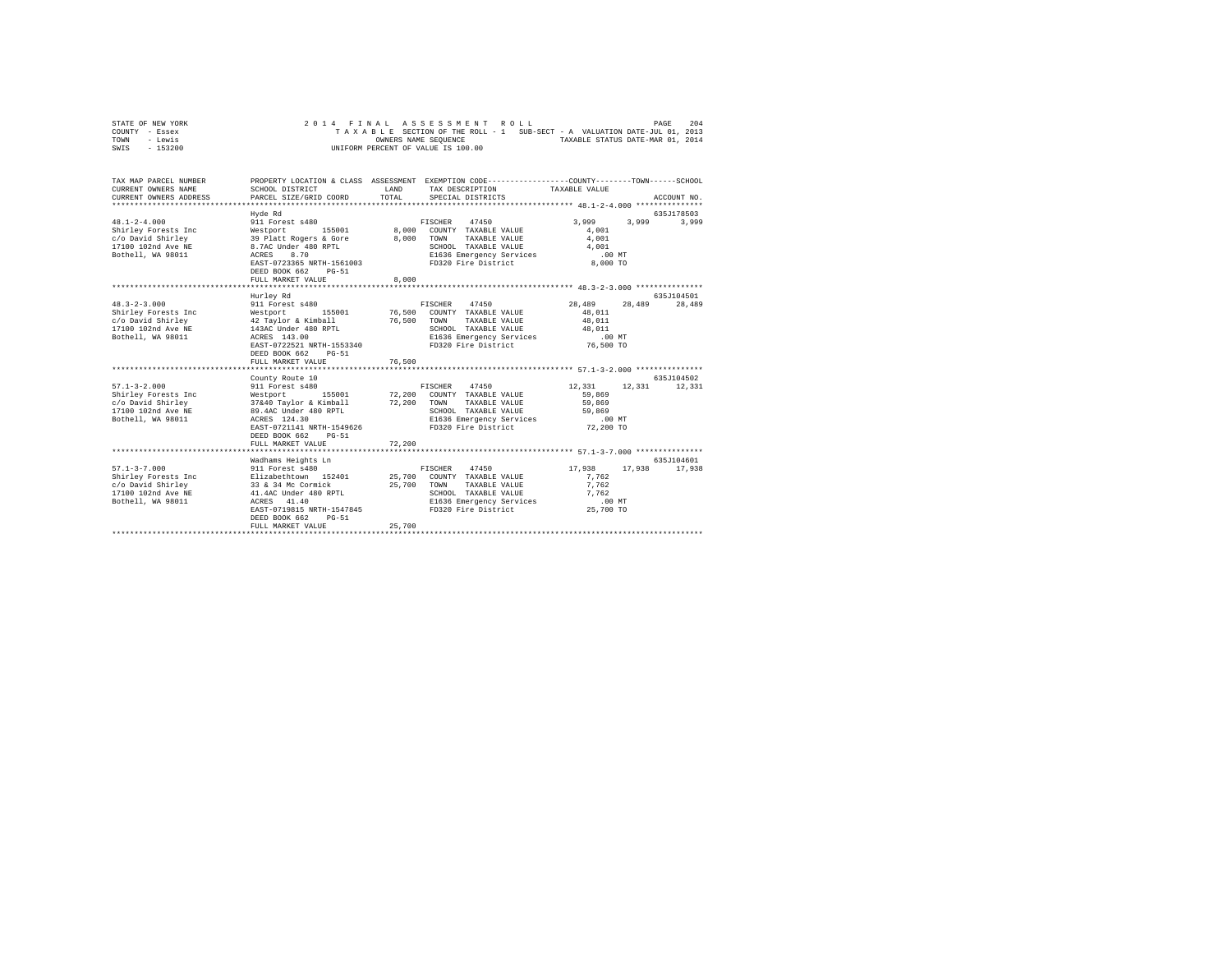STATE OF NEW YORK
COUNTY - Essex
TOWN - Lewis
SWIS - 153200

2014 FINAL ASSESSMENT ROLL
TAXABLE SECTION OF THE ROLL - 1 SUB-SECT - A VALUATION DATE-JUL 01, 2013
OWNERS NAME SEQUENCE TAXABLE STATUS DATE-MAR 01, 2014
UNIFORM PERCENT OF VALUE IS 100.00

| TAX MAP PARCEL NUMBER / CURRENT OWNERS NAME / CURRENT OWNERS ADDRESS | PROPERTY LOCATION & CLASS / SCHOOL DISTRICT / PARCEL SIZE/GRID COORD | ASSESSMENT LAND / TOTAL | EXEMPTION CODE / TAX DESCRIPTION / SPECIAL DISTRICTS | COUNTY | TOWN | SCHOOL / ACCOUNT NO. |
|---|---|---|---|---|---|---|
| **48.1-2-4.000** | Hyde Rd | | | | | 635J178503 |
| 48.1-2-4.000 | 911 Forest s480 | | FISCHER 47450 | 3,999 | 3,999 | 3,999 |
| Shirley Forests Inc | Westport 155001 | 8,000 | COUNTY TAXABLE VALUE | 4,001 | | |
| c/o David Shirley | 39 Platt Rogers & Gore | 8,000 | TOWN TAXABLE VALUE | 4,001 | | |
| 17100 102nd Ave NE | 8.7AC Under 480 RPTL | | SCHOOL TAXABLE VALUE | 4,001 | | |
| Bothell, WA 98011 | ACRES 8.70 | | E1636 Emergency Services | .00 MT | | |
| | EAST-0723365 NRTH-1561003 | | FD320 Fire District | 8,000 TO | | |
| | DEED BOOK 662 PG-51 | | | | | |
| | FULL MARKET VALUE | 8,000 | | | | |
| **48.3-2-3.000** | Hurley Rd | | | | | 635J104501 |
| 48.3-2-3.000 | 911 Forest s480 | | FISCHER 47450 | 28,489 | 28,489 | 28,489 |
| Shirley Forests Inc | Westport 155001 | 76,500 | COUNTY TAXABLE VALUE | 48,011 | | |
| c/o David Shirley | 42 Taylor & Kimball | 76,500 | TOWN TAXABLE VALUE | 48,011 | | |
| 17100 102nd Ave NE | 143AC Under 480 RPTL | | SCHOOL TAXABLE VALUE | 48,011 | | |
| Bothell, WA 98011 | ACRES 143.00 | | E1636 Emergency Services | .00 MT | | |
| | EAST-0722521 NRTH-1553340 | | FD320 Fire District | 76,500 TO | | |
| | DEED BOOK 662 PG-51 | | | | | |
| | FULL MARKET VALUE | 76,500 | | | | |
| **57.1-3-2.000** | County Route 10 | | | | | 635J104502 |
| 57.1-3-2.000 | 911 Forest s480 | | FISCHER 47450 | 12,331 | 12,331 | 12,331 |
| Shirley Forests Inc | Westport 155001 | 72,200 | COUNTY TAXABLE VALUE | 59,869 | | |
| c/o David Shirley | 37&40 Taylor & Kimball | 72,200 | TOWN TAXABLE VALUE | 59,869 | | |
| 17100 102nd Ave NE | 89.4AC Under 480 RPTL | | SCHOOL TAXABLE VALUE | 59,869 | | |
| Bothell, WA 98011 | ACRES 124.30 | | E1636 Emergency Services | .00 MT | | |
| | EAST-0721141 NRTH-1549626 | | FD320 Fire District | 72,200 TO | | |
| | DEED BOOK 662 PG-51 | | | | | |
| | FULL MARKET VALUE | 72,200 | | | | |
| **57.1-3-7.000** | Wadhams Heights Ln | | | | | 635J104601 |
| 57.1-3-7.000 | 911 Forest s480 | | FISCHER 47450 | 17,938 | 17,938 | 17,938 |
| Shirley Forests Inc | Elizabethtown 152401 | 25,700 | COUNTY TAXABLE VALUE | 7,762 | | |
| c/o David Shirley | 33 & 34 Mc Cormick | 25,700 | TOWN TAXABLE VALUE | 7,762 | | |
| 17100 102nd Ave NE | 41.4AC Under 480 RPTL | | SCHOOL TAXABLE VALUE | 7,762 | | |
| Bothell, WA 98011 | ACRES 41.40 | | E1636 Emergency Services | .00 MT | | |
| | EAST-0719815 NRTH-1547845 | | FD320 Fire District | 25,700 TO | | |
| | DEED BOOK 662 PG-51 | | | | | |
| | FULL MARKET VALUE | 25,700 | | | | |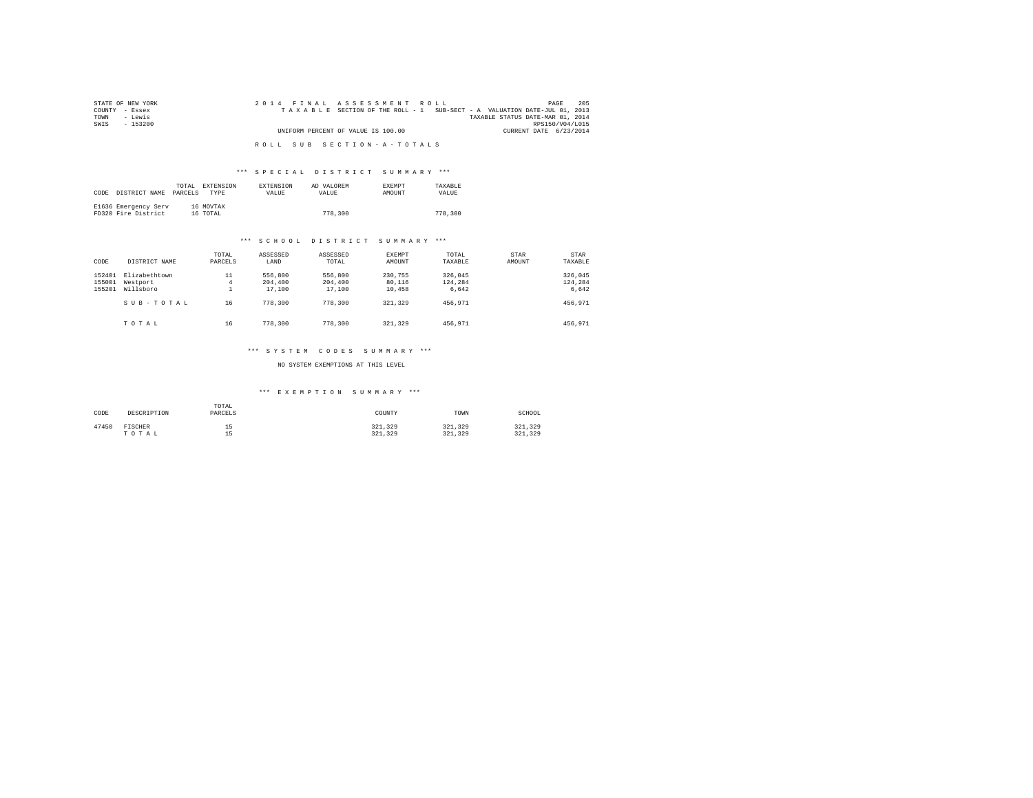STATE OF NEW YORK
COUNTY - Essex
TOWN - Lewis
SWIS - 153200

2014 FINAL ASSESSMENT ROLL
TAXABLE SECTION OF THE ROLL - 1 SUB-SECT - A VALUATION DATE-JUL 01, 2013
TAXABLE STATUS DATE-MAR 01, 2014
RPS150/V04/L015
UNIFORM PERCENT OF VALUE IS 100.00
CURRENT DATE 6/23/2014

## ROLL SUB SECTION-A-TOTALS

### *** SPECIAL DISTRICT SUMMARY ***

| CODE | DISTRICT NAME | TOTAL PARCELS | EXTENSION TYPE | EXTENSION VALUE | AD VALOREM VALUE | EXEMPT AMOUNT | TAXABLE VALUE |
|---|---|---|---|---|---|---|---|
| E1636 | Emergency Serv | 16 | MOVTAX | | | | |
| FD320 | Fire District | 16 | TOTAL | | 778,300 | | 778,300 |

### *** SCHOOL DISTRICT SUMMARY ***

| CODE | DISTRICT NAME | TOTAL PARCELS | ASSESSED LAND | ASSESSED TOTAL | EXEMPT AMOUNT | TOTAL TAXABLE | STAR AMOUNT | STAR TAXABLE |
|---|---|---|---|---|---|---|---|---|
| 152401 | Elizabethtown | 11 | 556,800 | 556,800 | 230,755 | 326,045 | | 326,045 |
| 155001 | Westport | 4 | 204,400 | 204,400 | 80,116 | 124,284 | | 124,284 |
| 155201 | Willsboro | 1 | 17,100 | 17,100 | 10,458 | 6,642 | | 6,642 |
| | SUB-TOTAL | 16 | 778,300 | 778,300 | 321,329 | 456,971 | | 456,971 |
| | TOTAL | 16 | 778,300 | 778,300 | 321,329 | 456,971 | | 456,971 |

### *** SYSTEM CODES SUMMARY ***

NO SYSTEM EXEMPTIONS AT THIS LEVEL

### *** EXEMPTION SUMMARY ***

| CODE | DESCRIPTION | TOTAL PARCELS | COUNTY | TOWN | SCHOOL |
|---|---|---|---|---|---|
| 47450 | FISCHER | 15 | 321,329 | 321,329 | 321,329 |
| | TOTAL | 15 | 321,329 | 321,329 | 321,329 |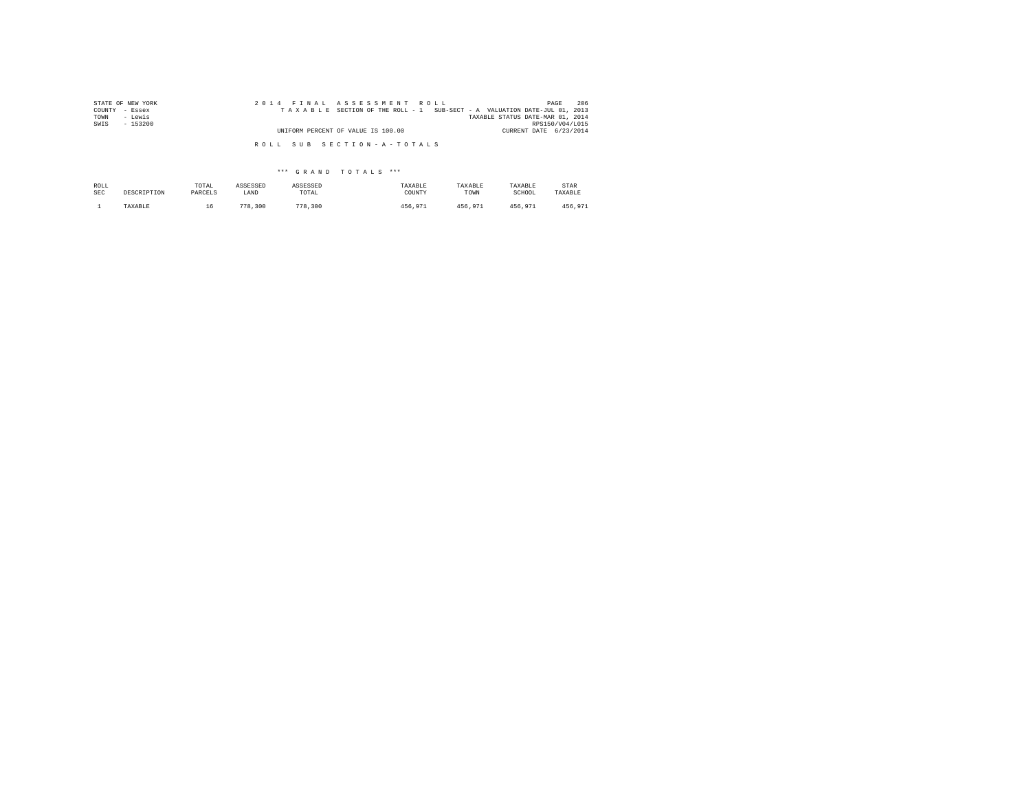STATE OF NEW YORK
COUNTY - Essex
TOWN - Lewis
SWIS - 153200

2 0 1 4 F I N A L A S S E S S M E N T R O L L
T A X A B L E SECTION OF THE ROLL - 1 SUB-SECT - A VALUATION DATE-JUL 01, 2013
TAXABLE STATUS DATE-MAR 01, 2014
RPS150/V04/L015
UNIFORM PERCENT OF VALUE IS 100.00
CURRENT DATE 6/23/2014

R O L L S U B S E C T I O N - A - T O T A L S

*** G R A N D T O T A L S ***

| ROLL SEC | DESCRIPTION | TOTAL PARCELS | ASSESSED LAND | ASSESSED TOTAL | TAXABLE COUNTY | TAXABLE TOWN | TAXABLE SCHOOL | STAR TAXABLE |
|---|---|---|---|---|---|---|---|---|
| 1 | TAXABLE | 16 | 778,300 | 778,300 | 456,971 | 456,971 | 456,971 | 456,971 |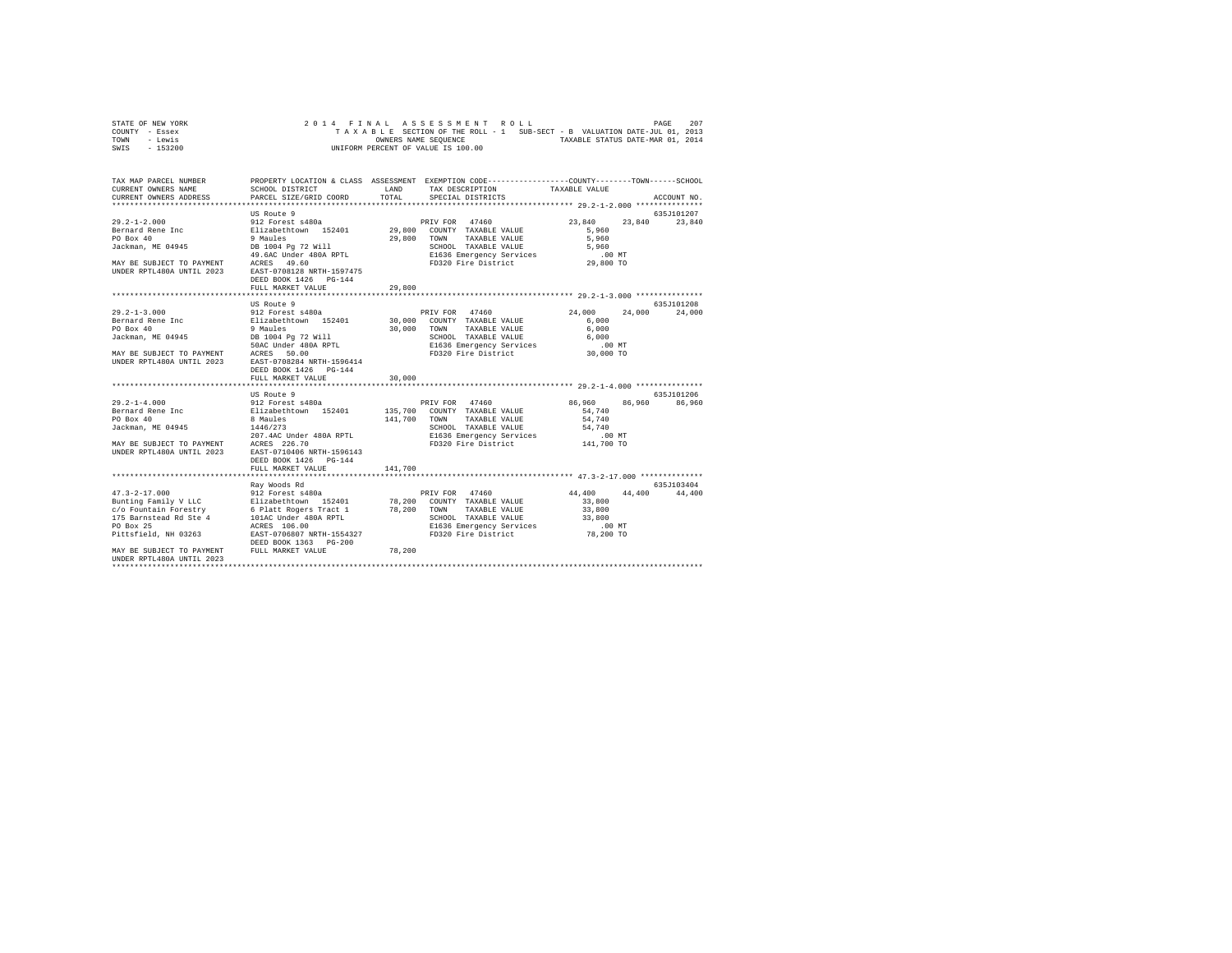STATE OF NEW YORK                    2014 FINAL ASSESSMENT ROLL
COUNTY - Essex                       TAXABLE SECTION OF THE ROLL - 1   SUB-SECT - B  VALUATION DATE-JUL 01, 2013
TOWN   - Lewis                       OWNERS NAME SEQUENCE                           TAXABLE STATUS DATE-MAR 01, 2014
SWIS   - 153200                      UNIFORM PERCENT OF VALUE IS 100.00

```
TAX MAP PARCEL NUMBER          PROPERTY LOCATION & CLASS  ASSESSMENT  EXEMPTION CODE-----------------COUNTY--------TOWN------SCHOOL
CURRENT OWNERS NAME            SCHOOL DISTRICT             LAND       TAX DESCRIPTION             TAXABLE VALUE
CURRENT OWNERS ADDRESS         PARCEL SIZE/GRID COORD      TOTAL      SPECIAL DISTRICTS                                   ACCOUNT NO.
************************************************************************************************ 29.2-1-2.000 ***************
                               US Route 9                                                                              635J101207
29.2-1-2.000                   912 Forest s480a                       PRIV FOR  47460             23,840     23,840     23,840
Bernard Rene Inc               Elizabethtown  152401       29,800     COUNTY  TAXABLE VALUE          5,960
PO Box 40                      9 Maules                    29,800     TOWN    TAXABLE VALUE          5,960
Jackman, ME 04945              DB 1004 Pg 72 Will                     SCHOOL  TAXABLE VALUE          5,960
                               49.6AC Under 480A RPTL                 E1636 Emergency Services         .00 MT
MAY BE SUBJECT TO PAYMENT      ACRES   49.60                          FD320 Fire District           29,800 TO
UNDER RPTL480A UNTIL 2023      EAST-0708128 NRTH-1597475
                               DEED BOOK 1426   PG-144
                               FULL MARKET VALUE           29,800
************************************************************************************************ 29.2-1-3.000 ***************
                               US Route 9                                                                              635J101208
29.2-1-3.000                   912 Forest s480a                       PRIV FOR  47460             24,000     24,000     24,000
Bernard Rene Inc               Elizabethtown  152401       30,000     COUNTY  TAXABLE VALUE          6,000
PO Box 40                      9 Maules                    30,000     TOWN    TAXABLE VALUE          6,000
Jackman, ME 04945              DB 1004 Pg 72 Will                     SCHOOL  TAXABLE VALUE          6,000
                               50AC Under 480A RPTL                   E1636 Emergency Services         .00 MT
MAY BE SUBJECT TO PAYMENT      ACRES   50.00                          FD320 Fire District           30,000 TO
UNDER RPTL480A UNTIL 2023      EAST-0708284 NRTH-1596414
                               DEED BOOK 1426   PG-144
                               FULL MARKET VALUE           30,000
************************************************************************************************ 29.2-1-4.000 ***************
                               US Route 9                                                                              635J101206
29.2-1-4.000                   912 Forest s480a                       PRIV FOR  47460             86,960     86,960     86,960
Bernard Rene Inc               Elizabethtown  152401      135,700     COUNTY  TAXABLE VALUE         54,740
PO Box 40                      8 Maules                   141,700     TOWN    TAXABLE VALUE         54,740
Jackman, ME 04945              1446/273                               SCHOOL  TAXABLE VALUE         54,740
                               207.4AC Under 480A RPTL                E1636 Emergency Services         .00 MT
MAY BE SUBJECT TO PAYMENT      ACRES  226.70                          FD320 Fire District          141,700 TO
UNDER RPTL480A UNTIL 2023      EAST-0710406 NRTH-1596143
                               DEED BOOK 1426   PG-144
                               FULL MARKET VALUE          141,700
************************************************************************************************ 47.3-2-17.000 **************
                               Ray Woods Rd                                                                            635J103404
47.3-2-17.000                  912 Forest s480a                       PRIV FOR  47460             44,400     44,400     44,400
Bunting Family V LLC           Elizabethtown  152401       78,200     COUNTY  TAXABLE VALUE         33,800
c/o Fountain Forestry          6 Platt Rogers Tract 1      78,200     TOWN    TAXABLE VALUE         33,800
175 Barnstead Rd Ste 4         101AC Under 480A RPTL                  SCHOOL  TAXABLE VALUE         33,800
PO Box 25                      ACRES  106.00                          E1636 Emergency Services         .00 MT
Pittsfield, NH 03263           EAST-0706807 NRTH-1554327              FD320 Fire District           78,200 TO
                               DEED BOOK 1363   PG-200
MAY BE SUBJECT TO PAYMENT      FULL MARKET VALUE           78,200
UNDER RPTL480A UNTIL 2023
******************************************************************************************************************************
```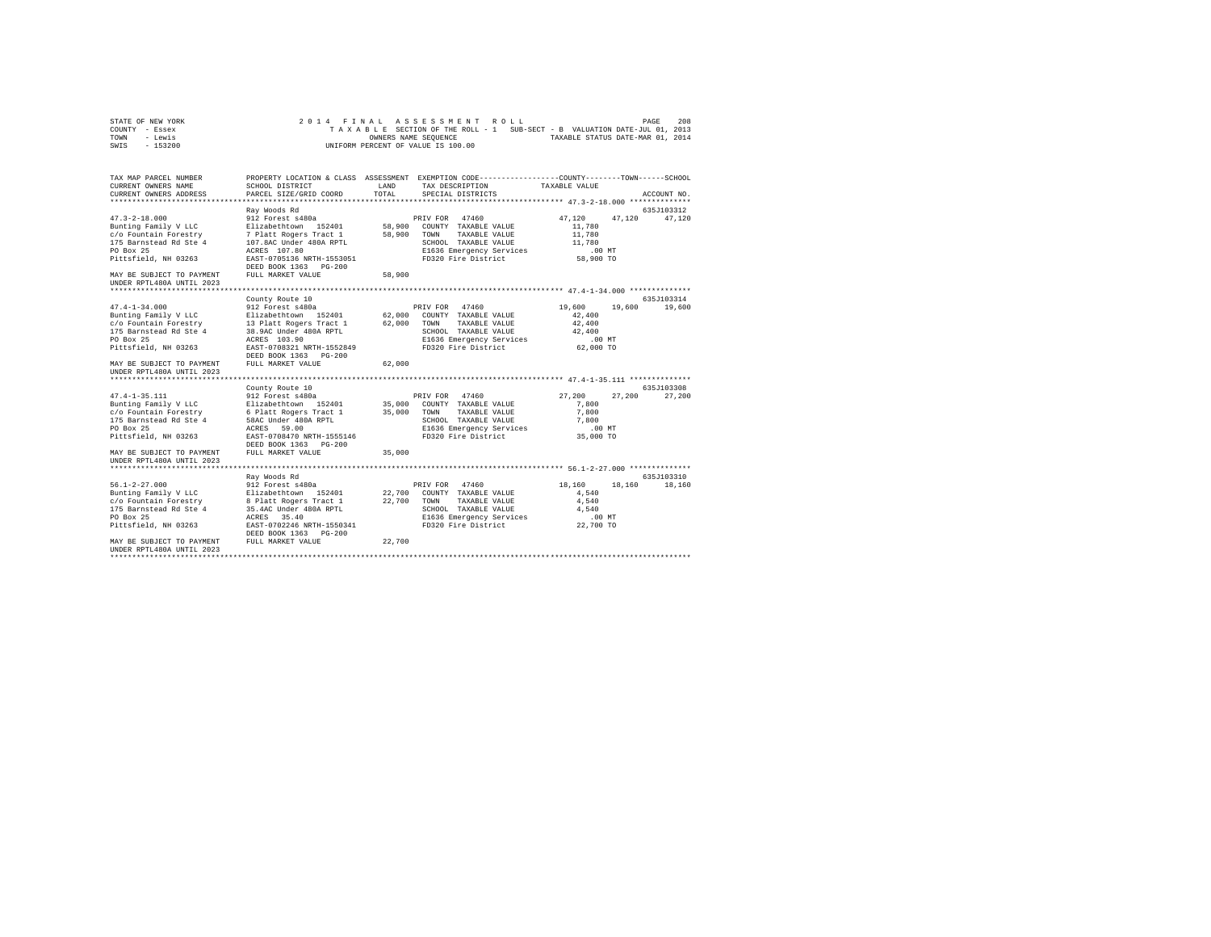STATE OF NEW YORK  
COUNTY - Essex  
TOWN - Lewis  
SWIS - 153200

2014 FINAL ASSESSMENT ROLL  
TAXABLE SECTION OF THE ROLL - 1 SUB-SECT - B VALUATION DATE-JUL 01, 2013  
OWNERS NAME SEQUENCE TAXABLE STATUS DATE-MAR 01, 2014  
UNIFORM PERCENT OF VALUE IS 100.00

| TAX MAP PARCEL NUMBER / CURRENT OWNERS NAME / CURRENT OWNERS ADDRESS | PROPERTY LOCATION & CLASS / SCHOOL DISTRICT / PARCEL SIZE/GRID COORD | ASSESSMENT LAND / TOTAL | EXEMPTION CODE / TAX DESCRIPTION / SPECIAL DISTRICTS | COUNTY TAXABLE VALUE | TOWN | SCHOOL / ACCOUNT NO. |
|---|---|---|---|---|---|---|
| **47.3-2-18.000** | Ray Woods Rd | | | | | 635J103312 |
| 47.3-2-18.000 | 912 Forest s480a | | PRIV FOR 47460 | 47,120 | 47,120 | 47,120 |
| Bunting Family V LLC | Elizabethtown 152401 | 58,900 | COUNTY TAXABLE VALUE | 11,780 | | |
| c/o Fountain Forestry | 7 Platt Rogers Tract 1 | 58,900 | TOWN TAXABLE VALUE | 11,780 | | |
| 175 Barnstead Rd Ste 4 | 107.8AC Under 480A RPTL | | SCHOOL TAXABLE VALUE | 11,780 | | |
| PO Box 25 | ACRES 107.80 | | E1636 Emergency Services | .00 MT | | |
| Pittsfield, NH 03263 | EAST-0705136 NRTH-1553051 | | FD320 Fire District | 58,900 TO | | |
| | DEED BOOK 1363 PG-200 | | | | | |
| MAY BE SUBJECT TO PAYMENT UNDER RPTL480A UNTIL 2023 | FULL MARKET VALUE | 58,900 | | | | |
| **47.4-1-34.000** | County Route 10 | | | | | 635J103314 |
| 47.4-1-34.000 | 912 Forest s480a | | PRIV FOR 47460 | 19,600 | 19,600 | 19,600 |
| Bunting Family V LLC | Elizabethtown 152401 | 62,000 | COUNTY TAXABLE VALUE | 42,400 | | |
| c/o Fountain Forestry | 13 Platt Rogers Tract 1 | 62,000 | TOWN TAXABLE VALUE | 42,400 | | |
| 175 Barnstead Rd Ste 4 | 38.9AC Under 480A RPTL | | SCHOOL TAXABLE VALUE | 42,400 | | |
| PO Box 25 | ACRES 103.90 | | E1636 Emergency Services | .00 MT | | |
| Pittsfield, NH 03263 | EAST-0708321 NRTH-1552849 | | FD320 Fire District | 62,000 TO | | |
| | DEED BOOK 1363 PG-200 | | | | | |
| MAY BE SUBJECT TO PAYMENT UNDER RPTL480A UNTIL 2023 | FULL MARKET VALUE | 62,000 | | | | |
| **47.4-1-35.111** | County Route 10 | | | | | 635J103308 |
| 47.4-1-35.111 | 912 Forest s480a | | PRIV FOR 47460 | 27,200 | 27,200 | 27,200 |
| Bunting Family V LLC | Elizabethtown 152401 | 35,000 | COUNTY TAXABLE VALUE | 7,800 | | |
| c/o Fountain Forestry | 6 Platt Rogers Tract 1 | 35,000 | TOWN TAXABLE VALUE | 7,800 | | |
| 175 Barnstead Rd Ste 4 | 58AC Under 480A RPTL | | SCHOOL TAXABLE VALUE | 7,800 | | |
| PO Box 25 | ACRES 59.00 | | E1636 Emergency Services | .00 MT | | |
| Pittsfield, NH 03263 | EAST-0708470 NRTH-1555146 | | FD320 Fire District | 35,000 TO | | |
| | DEED BOOK 1363 PG-200 | | | | | |
| MAY BE SUBJECT TO PAYMENT UNDER RPTL480A UNTIL 2023 | FULL MARKET VALUE | 35,000 | | | | |
| **56.1-2-27.000** | Ray Woods Rd | | | | | 635J103310 |
| 56.1-2-27.000 | 912 Forest s480a | | PRIV FOR 47460 | 18,160 | 18,160 | 18,160 |
| Bunting Family V LLC | Elizabethtown 152401 | 22,700 | COUNTY TAXABLE VALUE | 4,540 | | |
| c/o Fountain Forestry | 8 Platt Rogers Tract 1 | 22,700 | TOWN TAXABLE VALUE | 4,540 | | |
| 175 Barnstead Rd Ste 4 | 35.4AC Under 480A RPTL | | SCHOOL TAXABLE VALUE | 4,540 | | |
| PO Box 25 | ACRES 35.40 | | E1636 Emergency Services | .00 MT | | |
| Pittsfield, NH 03263 | EAST-0702246 NRTH-1550341 | | FD320 Fire District | 22,700 TO | | |
| | DEED BOOK 1363 PG-200 | | | | | |
| MAY BE SUBJECT TO PAYMENT UNDER RPTL480A UNTIL 2023 | FULL MARKET VALUE | 22,700 | | | | |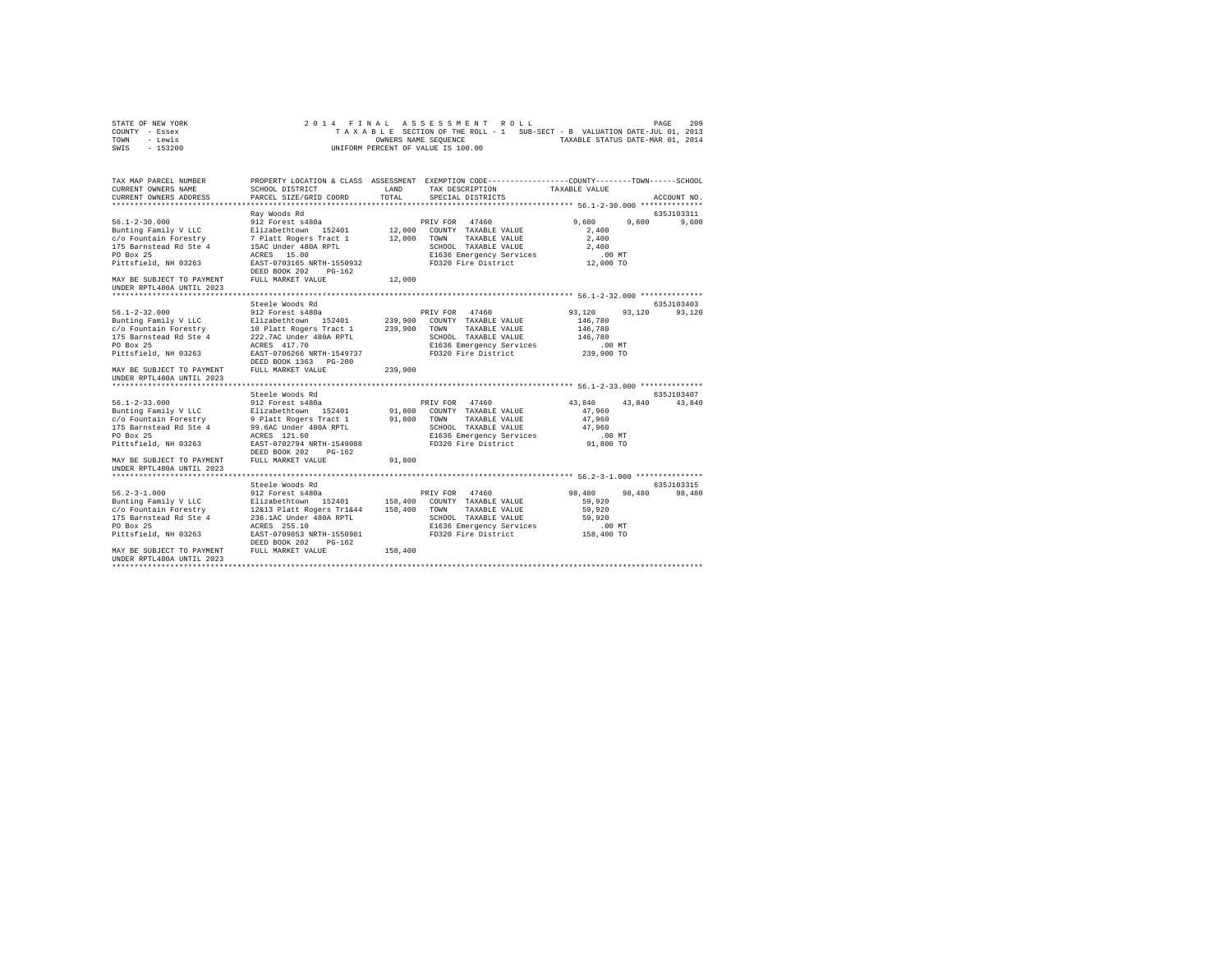STATE OF NEW YORK
COUNTY - Essex
TOWN - Lewis
SWIS - 153200

2014 FINAL ASSESSMENT ROLL
TAXABLE SECTION OF THE ROLL - 1 SUB-SECT - B VALUATION DATE-JUL 01, 2013
OWNERS NAME SEQUENCE TAXABLE STATUS DATE-MAR 01, 2014
UNIFORM PERCENT OF VALUE IS 100.00

| TAX MAP PARCEL NUMBER / CURRENT OWNERS NAME / CURRENT OWNERS ADDRESS | PROPERTY LOCATION & CLASS / SCHOOL DISTRICT / PARCEL SIZE/GRID COORD | ASSESSMENT LAND / TOTAL | EXEMPTION CODE / TAX DESCRIPTION / SPECIAL DISTRICTS | COUNTY | TOWN | SCHOOL | ACCOUNT NO. |
|---|---|---|---|---|---|---|---|
| 56.1-2-30.000 | Ray Woods Rd | | | | | | 635J103311 |
| | 912 Forest s480a | | PRIV FOR 47460 | 9,600 | 9,600 | 9,600 | |
| Bunting Family V LLC | Elizabethtown 152401 | 12,000 | COUNTY TAXABLE VALUE | 2,400 | | | |
| c/o Fountain Forestry | 7 Platt Rogers Tract 1 | 12,000 | TOWN TAXABLE VALUE | 2,400 | | | |
| 175 Barnstead Rd Ste 4 | 15AC Under 480A RPTL | | SCHOOL TAXABLE VALUE | 2,400 | | | |
| PO Box 25 | ACRES 15.00 | | E1636 Emergency Services | .00 MT | | | |
| Pittsfield, NH 03263 | EAST-0703165 NRTH-1550932 | | FD320 Fire District | 12,000 TO | | | |
| | DEED BOOK 202 PG-162 | | | | | | |
| MAY BE SUBJECT TO PAYMENT UNDER RPTL480A UNTIL 2023 | FULL MARKET VALUE | 12,000 | | | | | |
| 56.1-2-32.000 | Steele Woods Rd | | | | | | 635J103403 |
| | 912 Forest s480a | | PRIV FOR 47460 | 93,120 | 93,120 | 93,120 | |
| Bunting Family V LLC | Elizabethtown 152401 | 239,900 | COUNTY TAXABLE VALUE | 146,780 | | | |
| c/o Fountain Forestry | 10 Platt Rogers Tract 1 | 239,900 | TOWN TAXABLE VALUE | 146,780 | | | |
| 175 Barnstead Rd Ste 4 | 222.7AC Under 480A RPTL | | SCHOOL TAXABLE VALUE | 146,780 | | | |
| PO Box 25 | ACRES 417.70 | | E1636 Emergency Services | .00 MT | | | |
| Pittsfield, NH 03263 | EAST-0706266 NRTH-1549737 | | FD320 Fire District | 239,900 TO | | | |
| | DEED BOOK 1363 PG-200 | | | | | | |
| MAY BE SUBJECT TO PAYMENT UNDER RPTL480A UNTIL 2023 | FULL MARKET VALUE | 239,900 | | | | | |
| 56.1-2-33.000 | Steele Woods Rd | | | | | | 635J103407 |
| | 912 Forest s480a | | PRIV FOR 47460 | 43,840 | 43,840 | 43,840 | |
| Bunting Family V LLC | Elizabethtown 152401 | 91,800 | COUNTY TAXABLE VALUE | 47,960 | | | |
| c/o Fountain Forestry | 9 Platt Rogers Tract 1 | 91,800 | TOWN TAXABLE VALUE | 47,960 | | | |
| 175 Barnstead Rd Ste 4 | 99.6AC Under 480A RPTL | | SCHOOL TAXABLE VALUE | 47,960 | | | |
| PO Box 25 | ACRES 121.60 | | E1636 Emergency Services | .00 MT | | | |
| Pittsfield, NH 03263 | EAST-0702794 NRTH-1549088 | | FD320 Fire District | 91,800 TO | | | |
| | DEED BOOK 202 PG-162 | | | | | | |
| MAY BE SUBJECT TO PAYMENT UNDER RPTL480A UNTIL 2023 | FULL MARKET VALUE | 91,800 | | | | | |
| 56.2-3-1.000 | Steele Woods Rd | | | | | | 635J103315 |
| | 912 Forest s480a | | PRIV FOR 47460 | 98,480 | 98,480 | 98,480 | |
| Bunting Family V LLC | Elizabethtown 152401 | 158,400 | COUNTY TAXABLE VALUE | 59,920 | | | |
| c/o Fountain Forestry | 12&13 Platt Rogers Tr1&44 | 158,400 | TOWN TAXABLE VALUE | 59,920 | | | |
| 175 Barnstead Rd Ste 4 | 236.1AC Under 480A RPTL | | SCHOOL TAXABLE VALUE | 59,920 | | | |
| PO Box 25 | ACRES 255.10 | | E1636 Emergency Services | .00 MT | | | |
| Pittsfield, NH 03263 | EAST-0709853 NRTH-1550981 | | FD320 Fire District | 158,400 TO | | | |
| | DEED BOOK 202 PG-162 | | | | | | |
| MAY BE SUBJECT TO PAYMENT UNDER RPTL480A UNTIL 2023 | FULL MARKET VALUE | 158,400 | | | | | |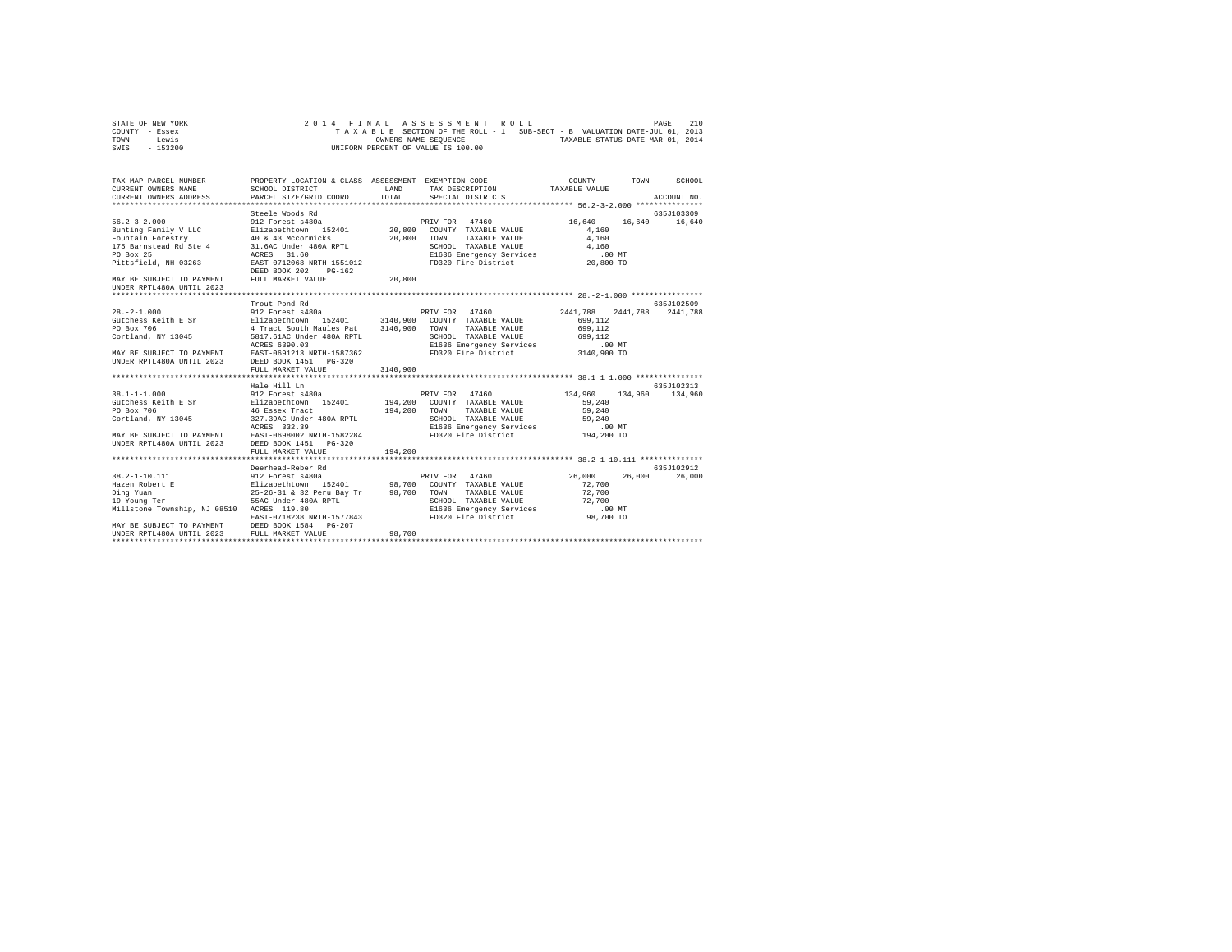STATE OF NEW YORK 2014 FINAL ASSESSMENT ROLL
COUNTY - Essex TAXABLE SECTION OF THE ROLL - 1 SUB-SECT - B VALUATION DATE-JUL 01, 2013
TOWN - Lewis OWNERS NAME SEQUENCE TAXABLE STATUS DATE-MAR 01, 2014
SWIS - 153200 UNIFORM PERCENT OF VALUE IS 100.00

```
TAX MAP PARCEL NUMBER          PROPERTY LOCATION & CLASS  ASSESSMENT  EXEMPTION CODE-----------------COUNTY--------TOWN------SCHOOL
CURRENT OWNERS NAME            SCHOOL DISTRICT             LAND       TAX DESCRIPTION            TAXABLE VALUE
CURRENT OWNERS ADDRESS         PARCEL SIZE/GRID COORD      TOTAL      SPECIAL DISTRICTS                                   ACCOUNT NO.
*********************************************************************************************** 56.2-3-2.000 ***************
                               Steele Woods Rd                                                                     635J103309
56.2-3-2.000                   912 Forest s480a                        PRIV FOR  47460              16,640     16,640     16,640
Bunting Family V LLC           Elizabethtown  152401       20,800    COUNTY  TAXABLE VALUE            4,160
Fountain Forestry              40 & 43 Mccormicks          20,800    TOWN    TAXABLE VALUE            4,160
175 Barnstead Rd Ste 4         31.6AC Under 480A RPTL                SCHOOL  TAXABLE VALUE            4,160
PO Box 25                      ACRES   31.60                          E1636 Emergency Services          .00 MT
Pittsfield, NH 03263           EAST-0712068 NRTH-1551012              FD320 Fire District            20,800 TO
                               DEED BOOK 202    PG-162
MAY BE SUBJECT TO PAYMENT      FULL MARKET VALUE           20,800
UNDER RPTL480A UNTIL 2023
*********************************************************************************************** 28.-2-1.000 ****************
                               Trout Pond Rd                                                                       635J102509
28.-2-1.000                    912 Forest s480a                        PRIV FOR  47460            2441,788   2441,788   2441,788
Gutchess Keith E Sr            Elizabethtown  152401     3140,900    COUNTY  TAXABLE VALUE          699,112
PO Box 706                     4 Tract South Maules Pat  3140,900    TOWN    TAXABLE VALUE          699,112
Cortland, NY 13045             5817.61AC Under 480A RPTL             SCHOOL  TAXABLE VALUE          699,112
                               ACRES 6390.03                          E1636 Emergency Services          .00 MT
MAY BE SUBJECT TO PAYMENT      EAST-0691213 NRTH-1587362              FD320 Fire District          3140,900 TO
UNDER RPTL480A UNTIL 2023      DEED BOOK 1451   PG-320
                               FULL MARKET VALUE         3140,900
*********************************************************************************************** 38.1-1-1.000 ***************
                               Hale Hill Ln                                                                        635J102313
38.1-1-1.000                   912 Forest s480a                        PRIV FOR  47460             134,960    134,960    134,960
Gutchess Keith E Sr            Elizabethtown  152401      194,200    COUNTY  TAXABLE VALUE           59,240
PO Box 706                     46 Essex Tract             194,200    TOWN    TAXABLE VALUE           59,240
Cortland, NY 13045             327.39AC Under 480A RPTL              SCHOOL  TAXABLE VALUE           59,240
                               ACRES  332.39                          E1636 Emergency Services          .00 MT
MAY BE SUBJECT TO PAYMENT      EAST-0698002 NRTH-1582284              FD320 Fire District           194,200 TO
UNDER RPTL480A UNTIL 2023      DEED BOOK 1451   PG-320
                               FULL MARKET VALUE          194,200
*********************************************************************************************** 38.2-1-10.111 **************
                               Deerhead-Reber Rd                                                                   635J102912
38.2-1-10.111                  912 Forest s480a                        PRIV FOR  47460              26,000     26,000     26,000
Hazen Robert E                 Elizabethtown  152401       98,700    COUNTY  TAXABLE VALUE           72,700
Ding Yuan                      25-26-31 & 32 Peru Bay Tr   98,700    TOWN    TAXABLE VALUE           72,700
19 Young Ter                   55AC Under 480A RPTL                  SCHOOL  TAXABLE VALUE           72,700
Millstone Township, NJ 08510   ACRES  119.80                          E1636 Emergency Services          .00 MT
                               EAST-0718238 NRTH-1577843              FD320 Fire District            98,700 TO
MAY BE SUBJECT TO PAYMENT      DEED BOOK 1584   PG-207
UNDER RPTL480A UNTIL 2023      FULL MARKET VALUE           98,700
****************************************************************************************************************************
```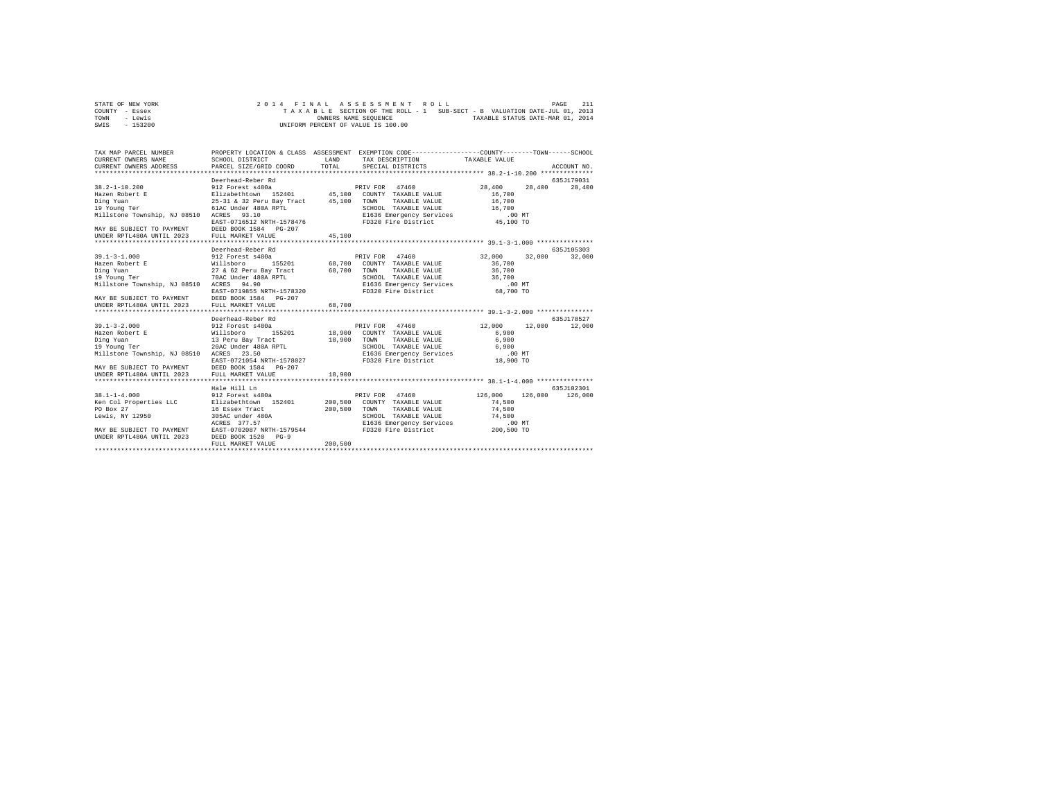STATE OF NEW YORK
COUNTY - Essex
TOWN - Lewis
SWIS - 153200

2014 FINAL ASSESSMENT ROLL
TAXABLE SECTION OF THE ROLL - 1 SUB-SECT - B VALUATION DATE-JUL 01, 2013
OWNERS NAME SEQUENCE TAXABLE STATUS DATE-MAR 01, 2014
UNIFORM PERCENT OF VALUE IS 100.00

```
TAX MAP PARCEL NUMBER          PROPERTY LOCATION & CLASS  ASSESSMENT  EXEMPTION CODE-----------------COUNTY--------TOWN------SCHOOL
CURRENT OWNERS NAME            SCHOOL DISTRICT              LAND      TAX DESCRIPTION            TAXABLE VALUE
CURRENT OWNERS ADDRESS         PARCEL SIZE/GRID COORD       TOTAL     SPECIAL DISTRICTS                                      ACCOUNT NO.
******************************************************************************************************* 38.2-1-10.200 **************
                               Deerhead-Reber Rd                                                                          635J179031
38.2-1-10.200                  912 Forest s480a                        PRIV FOR  47460               28,400     28,400     28,400
Hazen Robert E                 Elizabethtown  152401     45,100   COUNTY  TAXABLE VALUE           16,700
Ding Yuan                      25-31 & 32 Peru Bay Tract   45,100   TOWN    TAXABLE VALUE           16,700
19 Young Ter                   61AC Under 480A RPTL                SCHOOL  TAXABLE VALUE           16,700
Millstone Township, NJ 08510   ACRES   93.10                       E1636 Emergency Services           .00 MT
                               EAST-0716512 NRTH-1578476           FD320 Fire District             45,100 TO
MAY BE SUBJECT TO PAYMENT      DEED BOOK 1584   PG-207
UNDER RPTL480A UNTIL 2023      FULL MARKET VALUE           45,100
******************************************************************************************************* 39.1-3-1.000 ***************
                               Deerhead-Reber Rd                                                                          635J105303
39.1-3-1.000                   912 Forest s480a                        PRIV FOR  47460               32,000     32,000     32,000
Hazen Robert E                 Willsboro      155201     68,700   COUNTY  TAXABLE VALUE           36,700
Ding Yuan                      27 & 62 Peru Bay Tract     68,700   TOWN    TAXABLE VALUE           36,700
19 Young Ter                   70AC Under 480A RPTL                SCHOOL  TAXABLE VALUE           36,700
Millstone Township, NJ 08510   ACRES   94.90                       E1636 Emergency Services           .00 MT
                               EAST-0719855 NRTH-1578320           FD320 Fire District             68,700 TO
MAY BE SUBJECT TO PAYMENT      DEED BOOK 1584   PG-207
UNDER RPTL480A UNTIL 2023      FULL MARKET VALUE           68,700
******************************************************************************************************* 39.1-3-2.000 ***************
                               Deerhead-Reber Rd                                                                          635J178527
39.1-3-2.000                   912 Forest s480a                        PRIV FOR  47460               12,000     12,000     12,000
Hazen Robert E                 Willsboro      155201     18,900   COUNTY  TAXABLE VALUE            6,900
Ding Yuan                      13 Peru Bay Tract           18,900   TOWN    TAXABLE VALUE            6,900
19 Young Ter                   20AC Under 480A RPTL                SCHOOL  TAXABLE VALUE            6,900
Millstone Township, NJ 08510   ACRES   23.50                       E1636 Emergency Services           .00 MT
                               EAST-0721054 NRTH-1578027           FD320 Fire District             18,900 TO
MAY BE SUBJECT TO PAYMENT      DEED BOOK 1584   PG-207
UNDER RPTL480A UNTIL 2023      FULL MARKET VALUE           18,900
******************************************************************************************************* 38.1-1-4.000 ***************
                               Hale Hill Ln                                                                               635J102301
38.1-1-4.000                   912 Forest s480a                        PRIV FOR  47460              126,000    126,000    126,000
Ken Col Properties LLC         Elizabethtown  152401    200,500   COUNTY  TAXABLE VALUE           74,500
PO Box 27                      16 Essex Tract             200,500   TOWN    TAXABLE VALUE           74,500
Lewis, NY 12950                305AC under 480A                    SCHOOL  TAXABLE VALUE           74,500
                               ACRES  377.57                       E1636 Emergency Services           .00 MT
MAY BE SUBJECT TO PAYMENT      EAST-0702087 NRTH-1579544           FD320 Fire District            200,500 TO
UNDER RPTL480A UNTIL 2023      DEED BOOK 1520   PG-9
                               FULL MARKET VALUE          200,500
************************************************************************************************************************************
```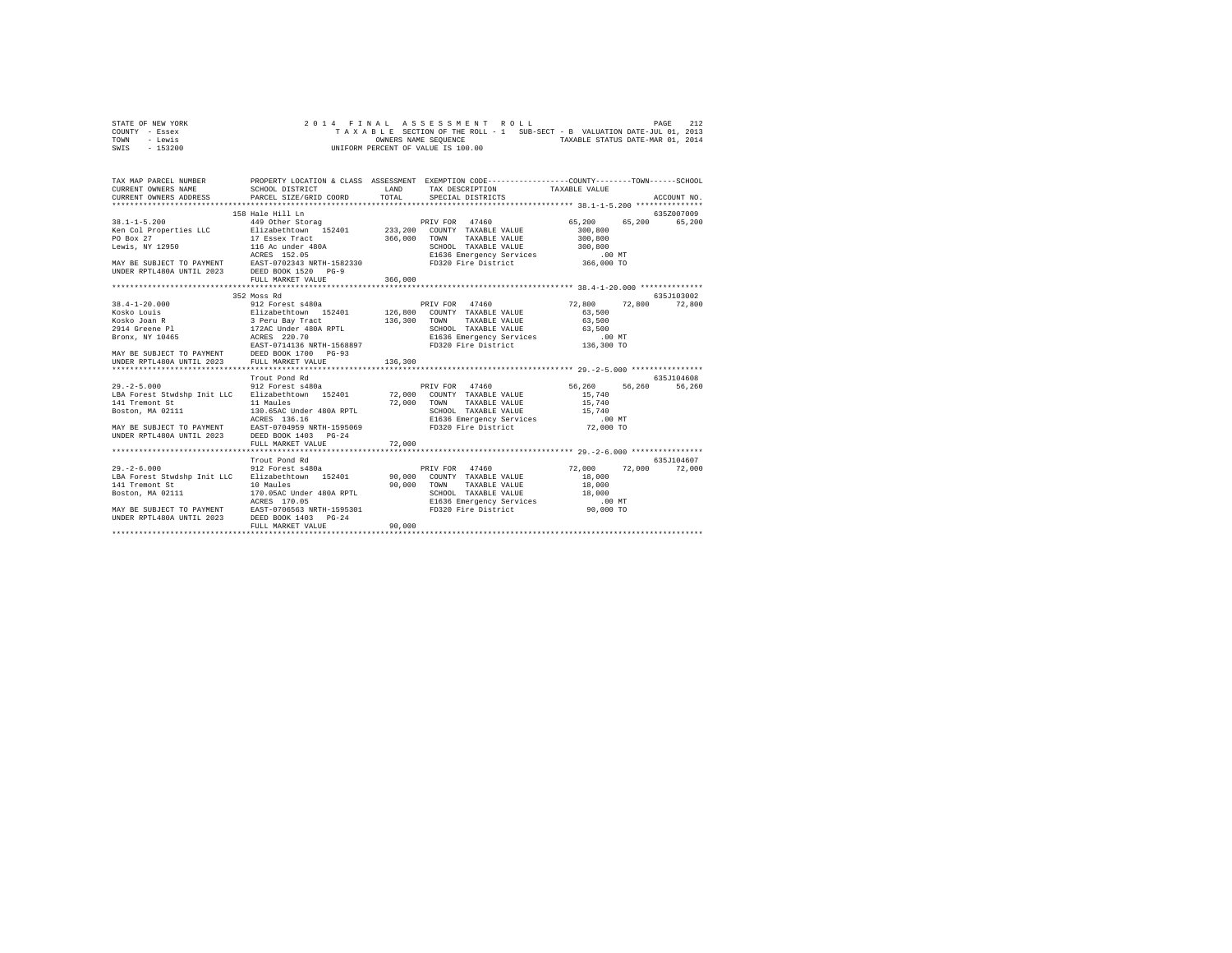STATE OF NEW YORK
COUNTY - Essex
TOWN - Lewis
SWIS - 153200

2014 FINAL ASSESSMENT ROLL
TAXABLE SECTION OF THE ROLL - 1 SUB-SECT - B VALUATION DATE-JUL 01, 2013
OWNERS NAME SEQUENCE TAXABLE STATUS DATE-MAR 01, 2014
UNIFORM PERCENT OF VALUE IS 100.00

```
TAX MAP PARCEL NUMBER          PROPERTY LOCATION & CLASS  ASSESSMENT  EXEMPTION CODE------------------COUNTY--------TOWN------SCHOOL
CURRENT OWNERS NAME            SCHOOL DISTRICT              LAND      TAX DESCRIPTION           TAXABLE VALUE
CURRENT OWNERS ADDRESS         PARCEL SIZE/GRID COORD       TOTAL     SPECIAL DISTRICTS                                   ACCOUNT NO.
*********************************************************************************************** 38.1-1-5.200 ***************
                          158 Hale Hill Ln                                                                          635Z007009
38.1-1-5.200                   449 Other Storag                       PRIV FOR  47460              65,200     65,200     65,200
Ken Col Properties LLC         Elizabethtown  152401     233,200   COUNTY  TAXABLE VALUE          300,800
PO Box 27                      17 Essex Tract            366,000   TOWN    TAXABLE VALUE          300,800
Lewis, NY 12950                116 Ac under 480A                   SCHOOL  TAXABLE VALUE          300,800
                               ACRES  152.05                       E1636 Emergency Services           .00 MT
MAY BE SUBJECT TO PAYMENT      EAST-0702343 NRTH-1582330           FD320 Fire District            366,000 TO
UNDER RPTL480A UNTIL 2023      DEED BOOK 1520   PG-9
                               FULL MARKET VALUE         366,000
*********************************************************************************************** 38.4-1-20.000 **************
                          352 Moss Rd                                                                               635J103002
38.4-1-20.000                  912 Forest s480a                       PRIV FOR  47460              72,800     72,800     72,800
Kosko Louis                    Elizabethtown  152401     126,800   COUNTY  TAXABLE VALUE           63,500
Kosko Joan R                   3 Peru Bay Tract          136,300   TOWN    TAXABLE VALUE           63,500
2914 Greene Pl                 172AC Under 480A RPTL               SCHOOL  TAXABLE VALUE           63,500
Bronx, NY 10465                ACRES  220.70                       E1636 Emergency Services           .00 MT
                               EAST-0714136 NRTH-1568897           FD320 Fire District            136,300 TO
MAY BE SUBJECT TO PAYMENT      DEED BOOK 1700   PG-93
UNDER RPTL480A UNTIL 2023      FULL MARKET VALUE         136,300
*********************************************************************************************** 29.-2-5.000 ****************
                               Trout Pond Rd                                                                        635J104608
29.-2-5.000                    912 Forest s480a                       PRIV FOR  47460              56,260     56,260     56,260
LBA Forest Stwdshp Init LLC    Elizabethtown  152401      72,000   COUNTY  TAXABLE VALUE           15,740
141 Tremont St                 11 Maules                  72,000   TOWN    TAXABLE VALUE           15,740
Boston, MA 02111               130.65AC Under 480A RPTL            SCHOOL  TAXABLE VALUE           15,740
                               ACRES  136.16                       E1636 Emergency Services           .00 MT
MAY BE SUBJECT TO PAYMENT      EAST-0704959 NRTH-1595069           FD320 Fire District             72,000 TO
UNDER RPTL480A UNTIL 2023      DEED BOOK 1403   PG-24
                               FULL MARKET VALUE          72,000
*********************************************************************************************** 29.-2-6.000 ****************
                               Trout Pond Rd                                                                        635J104607
29.-2-6.000                    912 Forest s480a                       PRIV FOR  47460              72,000     72,000     72,000
LBA Forest Stwdshp Init LLC    Elizabethtown  152401      90,000   COUNTY  TAXABLE VALUE           18,000
141 Tremont St                 10 Maules                  90,000   TOWN    TAXABLE VALUE           18,000
Boston, MA 02111               170.05AC Under 480A RPTL            SCHOOL  TAXABLE VALUE           18,000
                               ACRES  170.05                       E1636 Emergency Services           .00 MT
MAY BE SUBJECT TO PAYMENT      EAST-0706563 NRTH-1595301           FD320 Fire District             90,000 TO
UNDER RPTL480A UNTIL 2023      DEED BOOK 1403   PG-24
                               FULL MARKET VALUE          90,000
****************************************************************************************************************************
```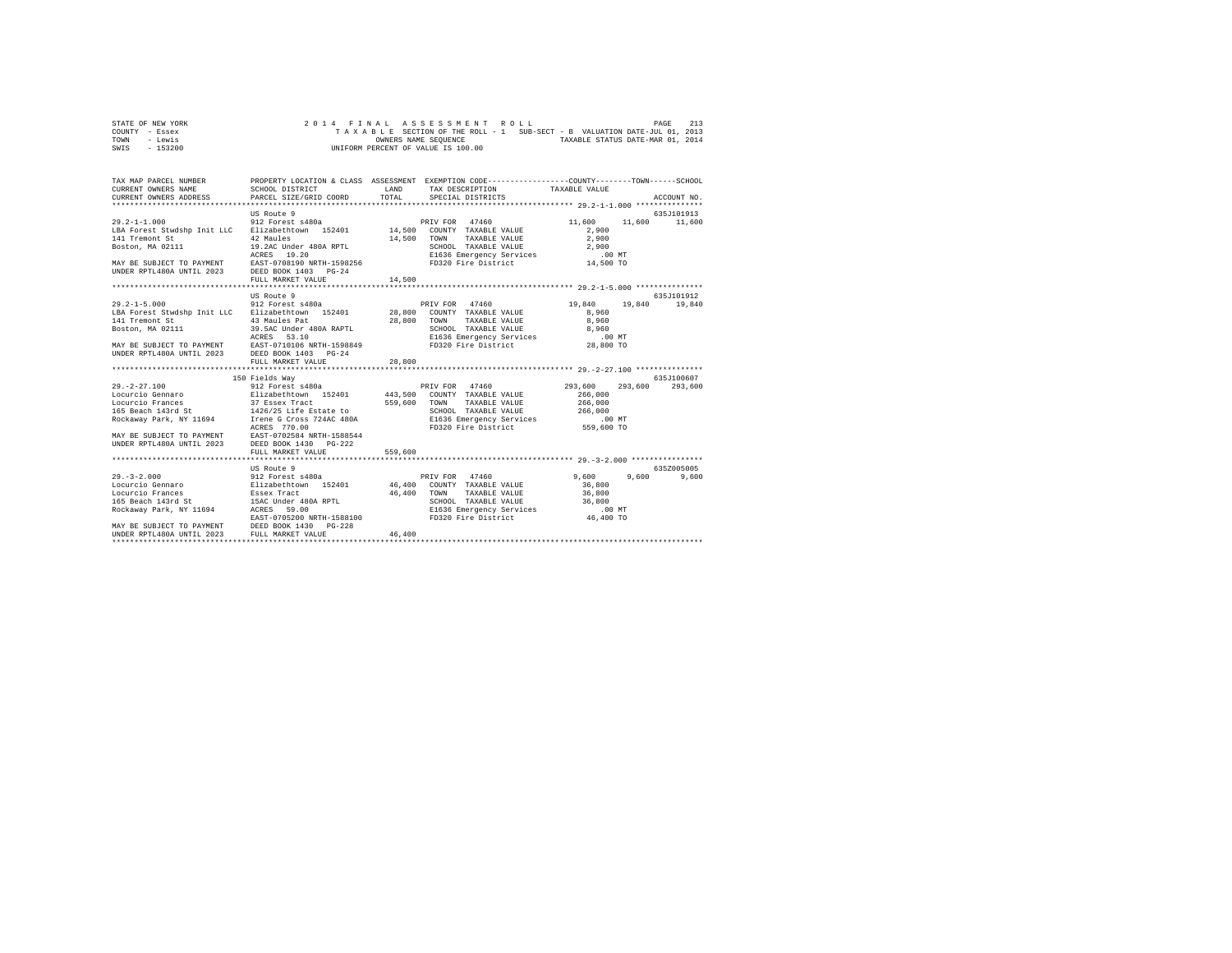STATE OF NEW YORK
COUNTY - Essex
TOWN - Lewis
SWIS - 153200

2014 FINAL ASSESSMENT ROLL
TAXABLE SECTION OF THE ROLL - 1 SUB-SECT - B VALUATION DATE-JUL 01, 2013
OWNERS NAME SEQUENCE TAXABLE STATUS DATE-MAR 01, 2014
UNIFORM PERCENT OF VALUE IS 100.00

| TAX MAP PARCEL NUMBER / CURRENT OWNERS NAME / CURRENT OWNERS ADDRESS | PROPERTY LOCATION & CLASS / SCHOOL DISTRICT / PARCEL SIZE/GRID COORD | ASSESSMENT LAND / TOTAL | EXEMPTION CODE / TAX DESCRIPTION / SPECIAL DISTRICTS | COUNTY | TOWN | SCHOOL | ACCOUNT NO. |
|---|---|---|---|---|---|---|---|
| **29.2-1-1.000** | US Route 9 | | | | | | 635J101913 |
| 29.2-1-1.000 | 912 Forest s480a | | PRIV FOR 47460 | 11,600 | 11,600 | 11,600 | |
| LBA Forest Stwdshp Init LLC | Elizabethtown 152401 | 14,500 | COUNTY TAXABLE VALUE | 2,900 | | | |
| 141 Tremont St | 42 Maules | 14,500 | TOWN TAXABLE VALUE | 2,900 | | | |
| Boston, MA 02111 | 19.2AC Under 480A RPTL | | SCHOOL TAXABLE VALUE | 2,900 | | | |
| | ACRES 19.20 | | E1636 Emergency Services | .00 MT | | | |
| MAY BE SUBJECT TO PAYMENT | EAST-0708190 NRTH-1598256 | | FD320 Fire District | 14,500 TO | | | |
| UNDER RPTL480A UNTIL 2023 | DEED BOOK 1403 PG-24 | | | | | | |
| | FULL MARKET VALUE | 14,500 | | | | | |
| **29.2-1-5.000** | US Route 9 | | | | | | 635J101912 |
| 29.2-1-5.000 | 912 Forest s480a | | PRIV FOR 47460 | 19,840 | 19,840 | 19,840 | |
| LBA Forest Stwdshp Init LLC | Elizabethtown 152401 | 28,800 | COUNTY TAXABLE VALUE | 8,960 | | | |
| 141 Tremont St | 43 Maules Pat | 28,800 | TOWN TAXABLE VALUE | 8,960 | | | |
| Boston, MA 02111 | 39.5AC Under 480A RAPTL | | SCHOOL TAXABLE VALUE | 8,960 | | | |
| | ACRES 53.10 | | E1636 Emergency Services | .00 MT | | | |
| MAY BE SUBJECT TO PAYMENT | EAST-0710106 NRTH-1598849 | | FD320 Fire District | 28,800 TO | | | |
| UNDER RPTL480A UNTIL 2023 | DEED BOOK 1403 PG-24 | | | | | | |
| | FULL MARKET VALUE | 28,800 | | | | | |
| **29.-2-27.100** | 150 Fields Way | | | | | | 635J100607 |
| 29.-2-27.100 | 912 Forest s480a | | PRIV FOR 47460 | 293,600 | 293,600 | 293,600 | |
| Locurcio Gennaro | Elizabethtown 152401 | 443,500 | COUNTY TAXABLE VALUE | 266,000 | | | |
| Locurcio Frances | 37 Essex Tract | 559,600 | TOWN TAXABLE VALUE | 266,000 | | | |
| 165 Beach 143rd St | 1426/25 Life Estate to | | SCHOOL TAXABLE VALUE | 266,000 | | | |
| Rockaway Park, NY 11694 | Irene G Cross 724AC 480A | | E1636 Emergency Services | .00 MT | | | |
| | ACRES 770.00 | | FD320 Fire District | 559,600 TO | | | |
| MAY BE SUBJECT TO PAYMENT | EAST-0702584 NRTH-1588544 | | | | | | |
| UNDER RPTL480A UNTIL 2023 | DEED BOOK 1430 PG-222 | | | | | | |
| | FULL MARKET VALUE | 559,600 | | | | | |
| **29.-3-2.000** | US Route 9 | | | | | | 635Z005005 |
| 29.-3-2.000 | 912 Forest s480a | | PRIV FOR 47460 | 9,600 | 9,600 | 9,600 | |
| Locurcio Gennaro | Elizabethtown 152401 | 46,400 | COUNTY TAXABLE VALUE | 36,800 | | | |
| Locurcio Frances | Essex Tract | 46,400 | TOWN TAXABLE VALUE | 36,800 | | | |
| 165 Beach 143rd St | 15AC Under 480A RPTL | | SCHOOL TAXABLE VALUE | 36,800 | | | |
| Rockaway Park, NY 11694 | ACRES 59.00 | | E1636 Emergency Services | .00 MT | | | |
| | EAST-0705200 NRTH-1588100 | | FD320 Fire District | 46,400 TO | | | |
| MAY BE SUBJECT TO PAYMENT | DEED BOOK 1430 PG-228 | | | | | | |
| UNDER RPTL480A UNTIL 2023 | FULL MARKET VALUE | 46,400 | | | | | |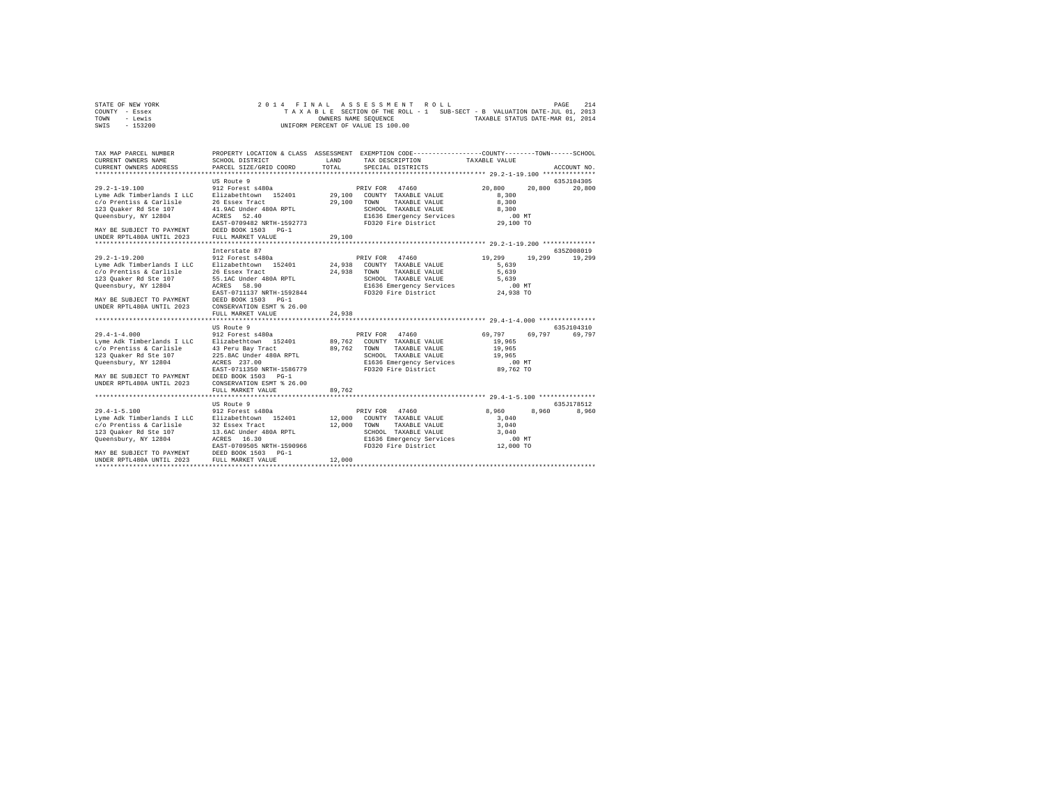STATE OF NEW YORK
COUNTY - Essex
TOWN - Lewis
SWIS - 153200

2014 FINAL ASSESSMENT ROLL
TAXABLE SECTION OF THE ROLL - 1 SUB-SECT - B VALUATION DATE-JUL 01, 2013
OWNERS NAME SEQUENCE TAXABLE STATUS DATE-MAR 01, 2014
UNIFORM PERCENT OF VALUE IS 100.00

```
TAX MAP PARCEL NUMBER        PROPERTY LOCATION & CLASS  ASSESSMENT  EXEMPTION CODE-----------------COUNTY--------TOWN------SCHOOL
CURRENT OWNERS NAME          SCHOOL DISTRICT              LAND      TAX DESCRIPTION           TAXABLE VALUE
CURRENT OWNERS ADDRESS       PARCEL SIZE/GRID COORD       TOTAL     SPECIAL DISTRICTS                                    ACCOUNT NO.
******************************************************************************************************* 29.2-1-19.100 **************
                             US Route 9                                                                               635J104305
29.2-1-19.100                912 Forest s480a                       PRIV FOR   47460          20,800     20,800      20,800
Lyme Adk Timberlands I LLC   Elizabethtown  152401       29,100    COUNTY  TAXABLE VALUE          8,300
c/o Prentiss & Carlisle      26 Essex Tract              29,100    TOWN    TAXABLE VALUE          8,300
123 Quaker Rd Ste 107        41.9AC Under 480A RPTL                SCHOOL  TAXABLE VALUE          8,300
Queensbury, NY 12804         ACRES   52.40                         E1636 Emergency Services         .00 MT
                             EAST-0709482 NRTH-1592773             FD320 Fire District           29,100 TO
MAY BE SUBJECT TO PAYMENT    DEED BOOK 1503   PG-1
UNDER RPTL480A UNTIL 2023    FULL MARKET VALUE           29,100
******************************************************************************************************* 29.2-1-19.200 **************
                             Interstate 87                                                                            635Z008019
29.2-1-19.200                912 Forest s480a                       PRIV FOR   47460          19,299     19,299      19,299
Lyme Adk Timberlands I LLC   Elizabethtown  152401       24,938    COUNTY  TAXABLE VALUE          5,639
c/o Prentiss & Carlisle      26 Essex Tract              24,938    TOWN    TAXABLE VALUE          5,639
123 Quaker Rd Ste 107        55.1AC Under 480A RPTL                SCHOOL  TAXABLE VALUE          5,639
Queensbury, NY 12804         ACRES   58.90                         E1636 Emergency Services         .00 MT
                             EAST-0711137 NRTH-1592844             FD320 Fire District           24,938 TO
MAY BE SUBJECT TO PAYMENT    DEED BOOK 1503   PG-1
UNDER RPTL480A UNTIL 2023    CONSERVATION ESMT % 26.00
                             FULL MARKET VALUE           24,938
******************************************************************************************************* 29.4-1-4.000 ***************
                             US Route 9                                                                               635J104310
29.4-1-4.000                 912 Forest s480a                       PRIV FOR   47460          69,797     69,797      69,797
Lyme Adk Timberlands I LLC   Elizabethtown  152401       89,762    COUNTY  TAXABLE VALUE         19,965
c/o Prentiss & Carlisle      43 Peru Bay Tract           89,762    TOWN    TAXABLE VALUE         19,965
123 Quaker Rd Ste 107        225.8AC Under 480A RPTL               SCHOOL  TAXABLE VALUE         19,965
Queensbury, NY 12804         ACRES  237.00                         E1636 Emergency Services         .00 MT
                             EAST-0711350 NRTH-1586779             FD320 Fire District           89,762 TO
MAY BE SUBJECT TO PAYMENT    DEED BOOK 1503   PG-1
UNDER RPTL480A UNTIL 2023    CONSERVATION ESMT % 26.00
                             FULL MARKET VALUE           89,762
******************************************************************************************************* 29.4-1-5.100 ***************
                             US Route 9                                                                               635J178512
29.4-1-5.100                 912 Forest s480a                       PRIV FOR   47460           8,960      8,960       8,960
Lyme Adk Timberlands I LLC   Elizabethtown  152401       12,000    COUNTY  TAXABLE VALUE          3,040
c/o Prentiss & Carlisle      32 Essex Tract              12,000    TOWN    TAXABLE VALUE          3,040
123 Quaker Rd Ste 107        13.6AC Under 480A RPTL                SCHOOL  TAXABLE VALUE          3,040
Queensbury, NY 12804         ACRES   16.30                         E1636 Emergency Services         .00 MT
                             EAST-0709505 NRTH-1590966             FD320 Fire District           12,000 TO
MAY BE SUBJECT TO PAYMENT    DEED BOOK 1503   PG-1
UNDER RPTL480A UNTIL 2023    FULL MARKET VALUE           12,000
************************************************************************************************************************************
```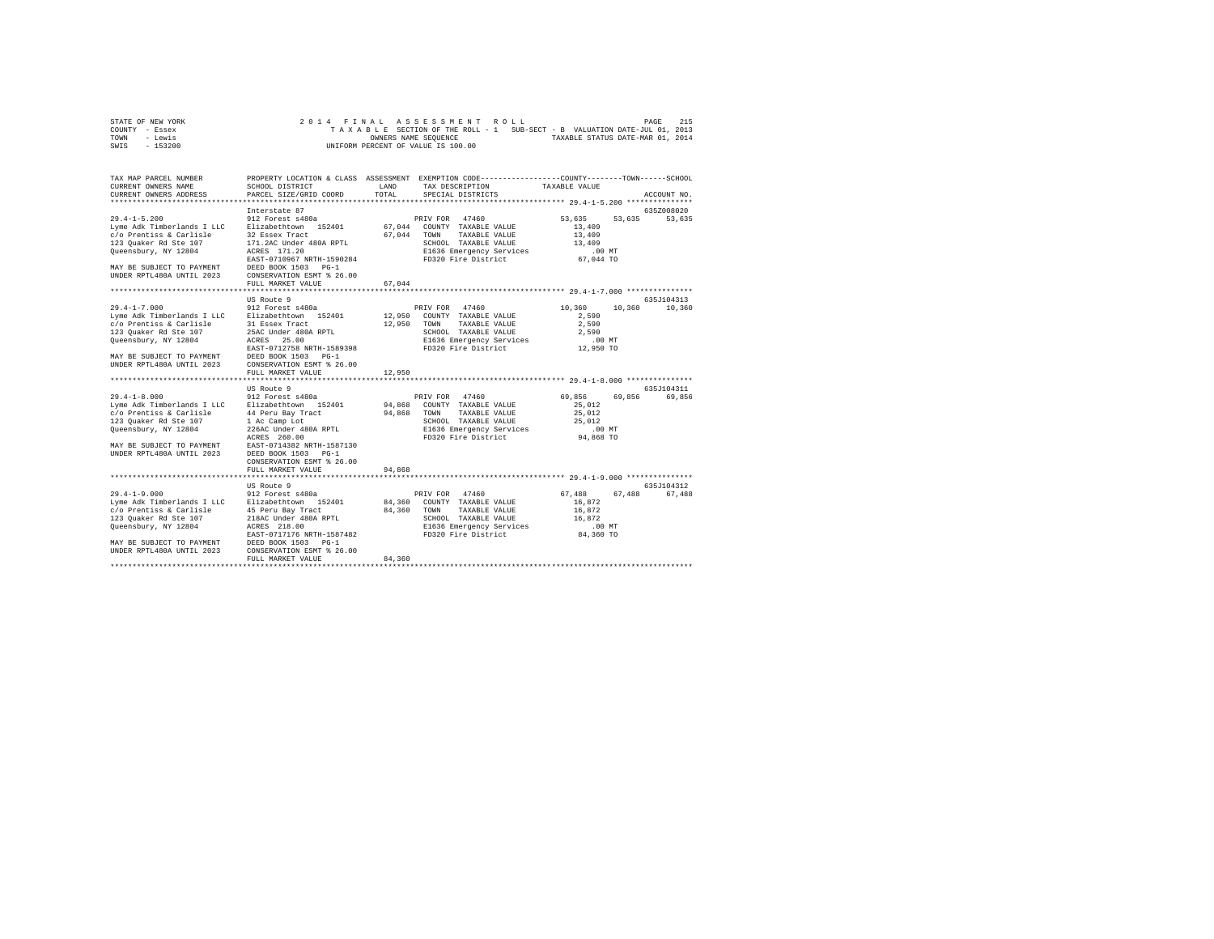STATE OF NEW YORK                    2014 FINAL ASSESSMENT ROLL
COUNTY - Essex                       TAXABLE SECTION OF THE ROLL - 1   SUB-SECT - B  VALUATION DATE-JUL 01, 2013
TOWN - Lewis                         OWNERS NAME SEQUENCE              TAXABLE STATUS DATE-MAR 01, 2014
SWIS - 153200                        UNIFORM PERCENT OF VALUE IS 100.00

| TAX MAP PARCEL NUMBER / CURRENT OWNERS NAME / CURRENT OWNERS ADDRESS | PROPERTY LOCATION & CLASS / SCHOOL DISTRICT / PARCEL SIZE/GRID COORD | ASSESSMENT LAND / TOTAL | EXEMPTION CODE / TAX DESCRIPTION / SPECIAL DISTRICTS | COUNTY TAXABLE VALUE | TOWN | SCHOOL / ACCOUNT NO. |
|---|---|---|---|---|---|---|
| 29.4-1-5.200 | Interstate 87 | | | | | 635Z008020 |
| | 912 Forest s480a | | PRIV FOR 47460 | 53,635 | 53,635 | 53,635 |
| Lyme Adk Timberlands I LLC | Elizabethtown 152401 | 67,044 | COUNTY TAXABLE VALUE | 13,409 | | |
| c/o Prentiss & Carlisle | 32 Essex Tract | 67,044 | TOWN TAXABLE VALUE | 13,409 | | |
| 123 Quaker Rd Ste 107 | 171.2AC Under 480A RPTL | | SCHOOL TAXABLE VALUE | 13,409 | | |
| Queensbury, NY 12804 | ACRES 171.20 | | E1636 Emergency Services | .00 MT | | |
| | EAST-0710967 NRTH-1590284 | | FD320 Fire District | 67,044 TO | | |
| MAY BE SUBJECT TO PAYMENT | DEED BOOK 1503 PG-1 | | | | | |
| UNDER RPTL480A UNTIL 2023 | CONSERVATION ESMT % 26.00 | | | | | |
| | FULL MARKET VALUE | 67,044 | | | | |
| 29.4-1-7.000 | US Route 9 | | | | | 635J104313 |
| | 912 Forest s480a | | PRIV FOR 47460 | 10,360 | 10,360 | 10,360 |
| Lyme Adk Timberlands I LLC | Elizabethtown 152401 | 12,950 | COUNTY TAXABLE VALUE | 2,590 | | |
| c/o Prentiss & Carlisle | 31 Essex Tract | 12,950 | TOWN TAXABLE VALUE | 2,590 | | |
| 123 Quaker Rd Ste 107 | 25AC Under 480A RPTL | | SCHOOL TAXABLE VALUE | 2,590 | | |
| Queensbury, NY 12804 | ACRES 25.00 | | E1636 Emergency Services | .00 MT | | |
| | EAST-0712758 NRTH-1589398 | | FD320 Fire District | 12,950 TO | | |
| MAY BE SUBJECT TO PAYMENT | DEED BOOK 1503 PG-1 | | | | | |
| UNDER RPTL480A UNTIL 2023 | CONSERVATION ESMT % 26.00 | | | | | |
| | FULL MARKET VALUE | 12,950 | | | | |
| 29.4-1-8.000 | US Route 9 | | | | | 635J104311 |
| | 912 Forest s480a | | PRIV FOR 47460 | 69,856 | 69,856 | 69,856 |
| Lyme Adk Timberlands I LLC | Elizabethtown 152401 | 94,868 | COUNTY TAXABLE VALUE | 25,012 | | |
| c/o Prentiss & Carlisle | 44 Peru Bay Tract | 94,868 | TOWN TAXABLE VALUE | 25,012 | | |
| 123 Quaker Rd Ste 107 | 1 Ac Camp Lot | | SCHOOL TAXABLE VALUE | 25,012 | | |
| Queensbury, NY 12804 | 226AC Under 480A RPTL | | E1636 Emergency Services | .00 MT | | |
| | ACRES 260.00 | | FD320 Fire District | 94,868 TO | | |
| MAY BE SUBJECT TO PAYMENT | EAST-0714382 NRTH-1587130 | | | | | |
| UNDER RPTL480A UNTIL 2023 | DEED BOOK 1503 PG-1 | | | | | |
| | CONSERVATION ESMT % 26.00 | | | | | |
| | FULL MARKET VALUE | 94,868 | | | | |
| 29.4-1-9.000 | US Route 9 | | | | | 635J104312 |
| | 912 Forest s480a | | PRIV FOR 47460 | 67,488 | 67,488 | 67,488 |
| Lyme Adk Timberlands I LLC | Elizabethtown 152401 | 84,360 | COUNTY TAXABLE VALUE | 16,872 | | |
| c/o Prentiss & Carlisle | 45 Peru Bay Tract | 84,360 | TOWN TAXABLE VALUE | 16,872 | | |
| 123 Quaker Rd Ste 107 | 218AC Under 480A RPTL | | SCHOOL TAXABLE VALUE | 16,872 | | |
| Queensbury, NY 12804 | ACRES 218.00 | | E1636 Emergency Services | .00 MT | | |
| | EAST-0717176 NRTH-1587482 | | FD320 Fire District | 84,360 TO | | |
| MAY BE SUBJECT TO PAYMENT | DEED BOOK 1503 PG-1 | | | | | |
| UNDER RPTL480A UNTIL 2023 | CONSERVATION ESMT % 26.00 | | | | | |
| | FULL MARKET VALUE | 84,360 | | | | |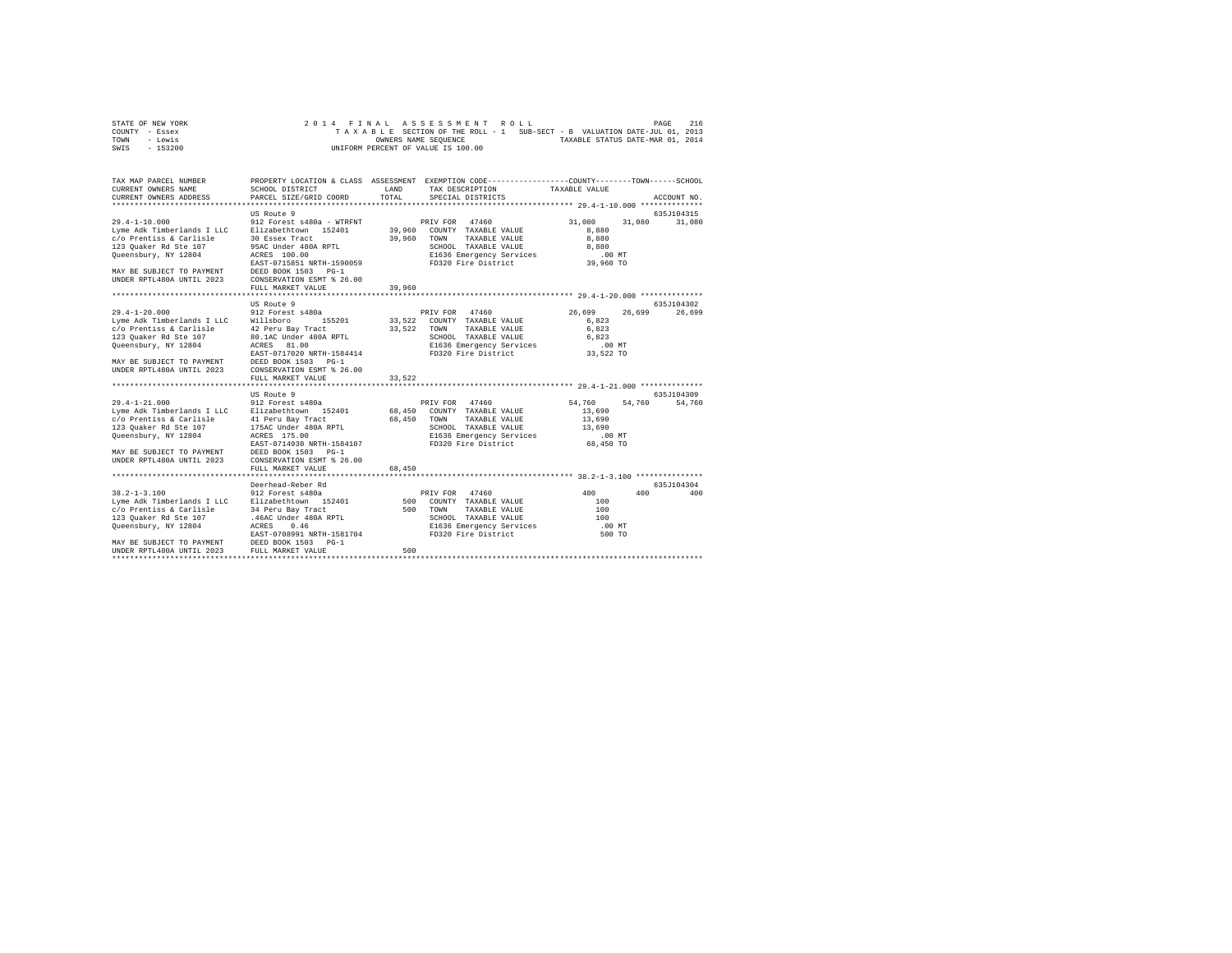```
STATE OF NEW YORK                2 0 1 4   F I N A L   A S S E S S M E N T   R O L L                          PAGE   216
COUNTY  - Essex                    T A X A B L E  SECTION OF THE ROLL - 1   SUB-SECT - B  VALUATION DATE-JUL 01, 2013
TOWN    - Lewis                                  OWNERS NAME SEQUENCE                TAXABLE STATUS DATE-MAR 01, 2014
SWIS    - 153200                            UNIFORM PERCENT OF VALUE IS 100.00

TAX MAP PARCEL NUMBER        PROPERTY LOCATION & CLASS  ASSESSMENT  EXEMPTION CODE-----------------COUNTY--------TOWN------SCHOOL
CURRENT OWNERS NAME          SCHOOL DISTRICT              LAND      TAX DESCRIPTION            TAXABLE VALUE
CURRENT OWNERS ADDRESS       PARCEL SIZE/GRID COORD       TOTAL     SPECIAL DISTRICTS                                  ACCOUNT NO.
******************************************************************************************************** 29.4-1-10.000 **************
                             US Route 9                                                                              635J104315
29.4-1-10.000                912 Forest s480a - WTRFNT           PRIV FOR  47460                31,080     31,080     31,080
Lyme Adk Timberlands I LLC   Elizabethtown  152401      39,960   COUNTY  TAXABLE VALUE            8,880
c/o Prentiss & Carlisle      30 Essex Tract             39,960   TOWN    TAXABLE VALUE            8,880
123 Quaker Rd Ste 107        95AC Under 480A RPTL                SCHOOL  TAXABLE VALUE            8,880
Queensbury, NY 12804         ACRES  100.00                       E1636 Emergency Services          .00 MT
                             EAST-0715851 NRTH-1590059           FD320 Fire District            39,960 TO
MAY BE SUBJECT TO PAYMENT    DEED BOOK 1503   PG-1
UNDER RPTL480A UNTIL 2023    CONSERVATION ESMT % 26.00
                             FULL MARKET VALUE          39,960
******************************************************************************************************** 29.4-1-20.000 **************
                             US Route 9                                                                              635J104302
29.4-1-20.000                912 Forest s480a                    PRIV FOR  47460                26,699     26,699     26,699
Lyme Adk Timberlands I LLC   Willsboro       155201     33,522   COUNTY  TAXABLE VALUE            6,823
c/o Prentiss & Carlisle      42 Peru Bay Tract          33,522   TOWN    TAXABLE VALUE            6,823
123 Quaker Rd Ste 107        80.1AC Under 480A RPTL              SCHOOL  TAXABLE VALUE            6,823
Queensbury, NY 12804         ACRES   81.00                       E1636 Emergency Services          .00 MT
                             EAST-0717020 NRTH-1584414           FD320 Fire District            33,522 TO
MAY BE SUBJECT TO PAYMENT    DEED BOOK 1503   PG-1
UNDER RPTL480A UNTIL 2023    CONSERVATION ESMT % 26.00
                             FULL MARKET VALUE          33,522
******************************************************************************************************** 29.4-1-21.000 **************
                             US Route 9                                                                              635J104309
29.4-1-21.000                912 Forest s480a                    PRIV FOR  47460                54,760     54,760     54,760
Lyme Adk Timberlands I LLC   Elizabethtown  152401      68,450   COUNTY  TAXABLE VALUE           13,690
c/o Prentiss & Carlisle      41 Peru Bay Tract          68,450   TOWN    TAXABLE VALUE           13,690
123 Quaker Rd Ste 107        175AC Under 480A RPTL               SCHOOL  TAXABLE VALUE           13,690
Queensbury, NY 12804         ACRES  175.00                       E1636 Emergency Services          .00 MT
                             EAST-0714930 NRTH-1584107           FD320 Fire District            68,450 TO
MAY BE SUBJECT TO PAYMENT    DEED BOOK 1503   PG-1
UNDER RPTL480A UNTIL 2023    CONSERVATION ESMT % 26.00
                             FULL MARKET VALUE          68,450
******************************************************************************************************** 38.2-1-3.100 ***************
                             Deerhead-Reber Rd                                                                       635J104304
38.2-1-3.100                 912 Forest s480a                    PRIV FOR  47460                   400        400        400
Lyme Adk Timberlands I LLC   Elizabethtown  152401         500   COUNTY  TAXABLE VALUE              100
c/o Prentiss & Carlisle      34 Peru Bay Tract             500   TOWN    TAXABLE VALUE              100
123 Quaker Rd Ste 107        .46AC Under 480A RPTL               SCHOOL  TAXABLE VALUE              100
Queensbury, NY 12804         ACRES    0.46                       E1636 Emergency Services          .00 MT
                             EAST-0708991 NRTH-1581704           FD320 Fire District               500 TO
MAY BE SUBJECT TO PAYMENT    DEED BOOK 1503   PG-1
UNDER RPTL480A UNTIL 2023    FULL MARKET VALUE             500
************************************************************************************************************************************
```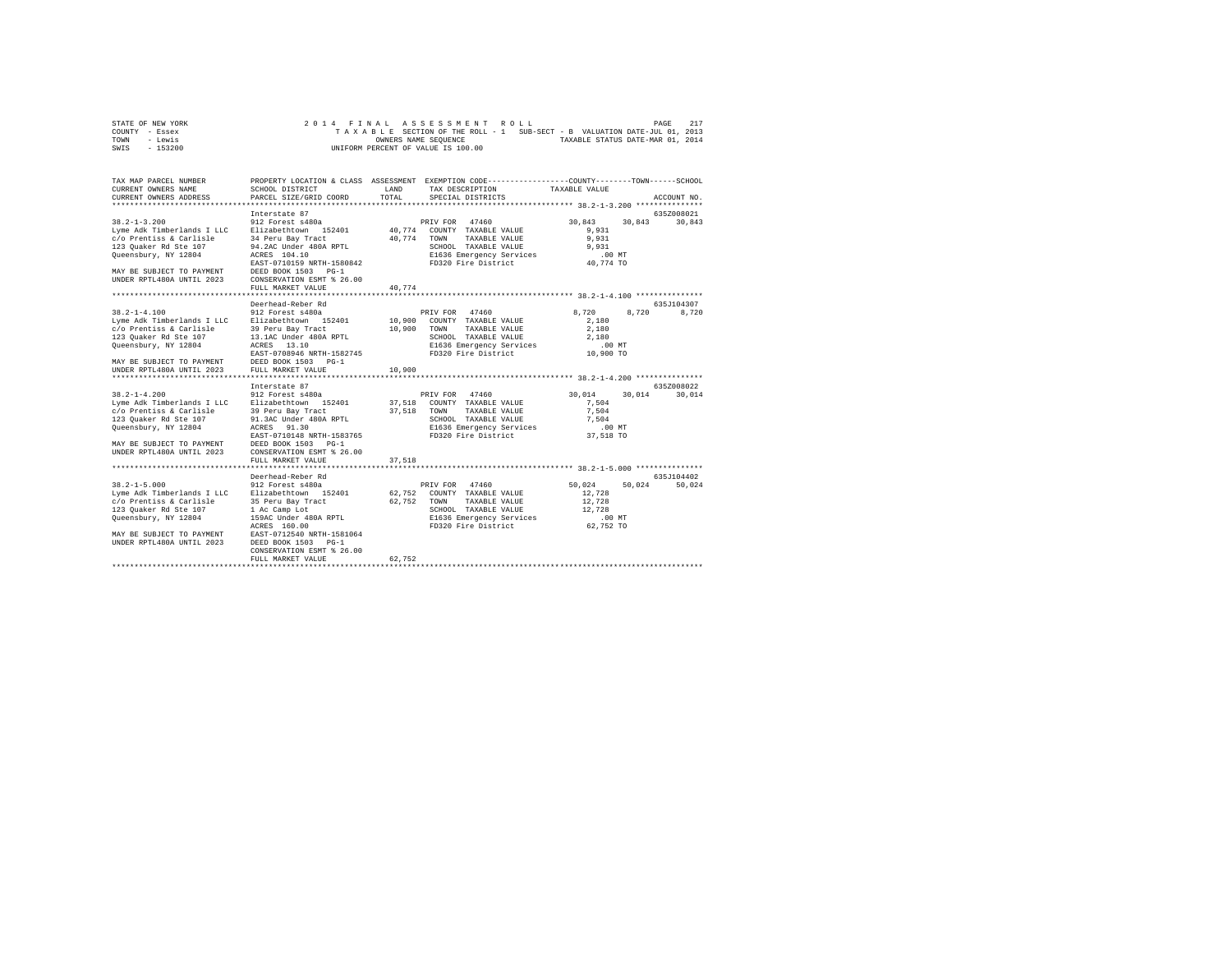STATE OF NEW YORK
COUNTY - Essex
TOWN - Lewis
SWIS - 153200

2014 FINAL ASSESSMENT ROLL
TAXABLE SECTION OF THE ROLL - 1 SUB-SECT - B VALUATION DATE-JUL 01, 2013
OWNERS NAME SEQUENCE TAXABLE STATUS DATE-MAR 01, 2014
UNIFORM PERCENT OF VALUE IS 100.00

```
TAX MAP PARCEL NUMBER        PROPERTY LOCATION & CLASS  ASSESSMENT  EXEMPTION CODE-----------------COUNTY--------TOWN------SCHOOL
CURRENT OWNERS NAME          SCHOOL DISTRICT              LAND      TAX DESCRIPTION            TAXABLE VALUE
CURRENT OWNERS ADDRESS       PARCEL SIZE/GRID COORD       TOTAL     SPECIAL DISTRICTS                                    ACCOUNT NO.
****************************************************************************************** 38.2-1-3.200 ***************
                             Interstate 87                                                                        635Z008021
38.2-1-3.200                 912 Forest s480a                       PRIV FOR  47460              30,843     30,843     30,843
Lyme Adk Timberlands I LLC   Elizabethtown  152401        40,774    COUNTY  TAXABLE VALUE           9,931
c/o Prentiss & Carlisle      34 Peru Bay Tract            40,774    TOWN    TAXABLE VALUE           9,931
123 Quaker Rd Ste 107        94.2AC Under 480A RPTL                 SCHOOL  TAXABLE VALUE           9,931
Queensbury, NY 12804         ACRES  104.10                          E1636 Emergency Services          .00 MT
                             EAST-0710159 NRTH-1580842              FD320 Fire District            40,774 TO
MAY BE SUBJECT TO PAYMENT    DEED BOOK 1503   PG-1
UNDER RPTL480A UNTIL 2023    CONSERVATION ESMT % 26.00
                             FULL MARKET VALUE            40,774
****************************************************************************************** 38.2-1-4.100 ***************
                             Deerhead-Reber Rd                                                                    635J104307
38.2-1-4.100                 912 Forest s480a                       PRIV FOR  47460               8,720      8,720      8,720
Lyme Adk Timberlands I LLC   Elizabethtown  152401        10,900    COUNTY  TAXABLE VALUE           2,180
c/o Prentiss & Carlisle      39 Peru Bay Tract            10,900    TOWN    TAXABLE VALUE           2,180
123 Quaker Rd Ste 107        13.1AC Under 480A RPTL                 SCHOOL  TAXABLE VALUE           2,180
Queensbury, NY 12804         ACRES   13.10                          E1636 Emergency Services          .00 MT
                             EAST-0708946 NRTH-1582745              FD320 Fire District            10,900 TO
MAY BE SUBJECT TO PAYMENT    DEED BOOK 1503   PG-1
UNDER RPTL480A UNTIL 2023    FULL MARKET VALUE            10,900
****************************************************************************************** 38.2-1-4.200 ***************
                             Interstate 87                                                                        635Z008022
38.2-1-4.200                 912 Forest s480a                       PRIV FOR  47460              30,014     30,014     30,014
Lyme Adk Timberlands I LLC   Elizabethtown  152401        37,518    COUNTY  TAXABLE VALUE           7,504
c/o Prentiss & Carlisle      39 Peru Bay Tract            37,518    TOWN    TAXABLE VALUE           7,504
123 Quaker Rd Ste 107        91.3AC Under 480A RPTL                 SCHOOL  TAXABLE VALUE           7,504
Queensbury, NY 12804         ACRES   91.30                          E1636 Emergency Services          .00 MT
                             EAST-0710148 NRTH-1583765              FD320 Fire District            37,518 TO
MAY BE SUBJECT TO PAYMENT    DEED BOOK 1503   PG-1
UNDER RPTL480A UNTIL 2023    CONSERVATION ESMT % 26.00
                             FULL MARKET VALUE            37,518
****************************************************************************************** 38.2-1-5.000 ***************
                             Deerhead-Reber Rd                                                                    635J104402
38.2-1-5.000                 912 Forest s480a                       PRIV FOR  47460              50,024     50,024     50,024
Lyme Adk Timberlands I LLC   Elizabethtown  152401        62,752    COUNTY  TAXABLE VALUE          12,728
c/o Prentiss & Carlisle      35 Peru Bay Tract            62,752    TOWN    TAXABLE VALUE          12,728
123 Quaker Rd Ste 107        1 Ac Camp Lot                          SCHOOL  TAXABLE VALUE          12,728
Queensbury, NY 12804         159AC Under 480A RPTL                  E1636 Emergency Services          .00 MT
                             ACRES  160.00                          FD320 Fire District            62,752 TO
MAY BE SUBJECT TO PAYMENT    EAST-0712540 NRTH-1581064
UNDER RPTL480A UNTIL 2023    DEED BOOK 1503   PG-1
                             CONSERVATION ESMT % 26.00
                             FULL MARKET VALUE            62,752
************************************************************************************************************************
```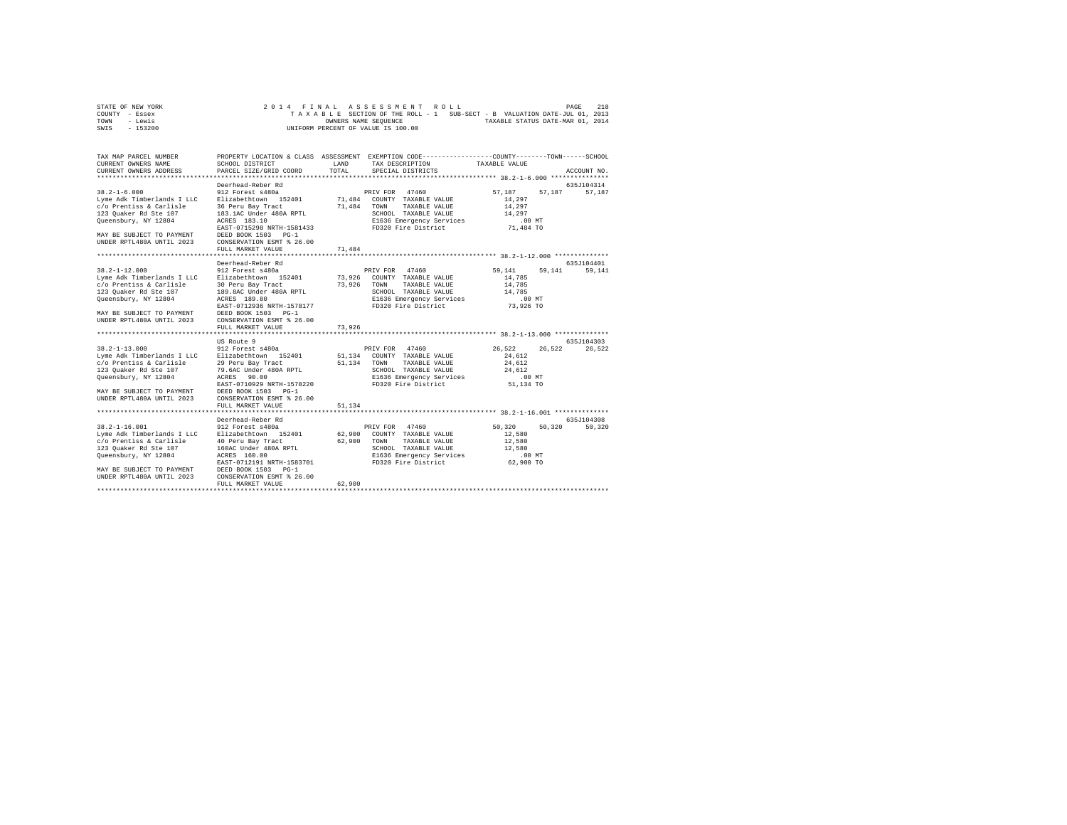STATE OF NEW YORK
COUNTY - Essex
TOWN - Lewis
SWIS - 153200

2014 FINAL ASSESSMENT ROLL
TAXABLE SECTION OF THE ROLL - 1 SUB-SECT - B VALUATION DATE-JUL 01, 2013
OWNERS NAME SEQUENCE TAXABLE STATUS DATE-MAR 01, 2014
UNIFORM PERCENT OF VALUE IS 100.00

```
TAX MAP PARCEL NUMBER       PROPERTY LOCATION & CLASS  ASSESSMENT  EXEMPTION CODE-----------------COUNTY--------TOWN------SCHOOL
CURRENT OWNERS NAME         SCHOOL DISTRICT              LAND      TAX DESCRIPTION           TAXABLE VALUE
CURRENT OWNERS ADDRESS      PARCEL SIZE/GRID COORD      TOTAL      SPECIAL DISTRICTS                                   ACCOUNT NO.
******************************************************************************************************* 38.2-1-6.000 ***************
                            Deerhead-Reber Rd                                                                          635J104314
38.2-1-6.000                912 Forest s480a                      PRIV FOR  47460              57,187     57,187     57,187
Lyme Adk Timberlands I LLC  Elizabethtown  152401      71,484   COUNTY  TAXABLE VALUE          14,297
c/o Prentiss & Carlisle     36 Peru Bay Tract          71,484   TOWN    TAXABLE VALUE          14,297
123 Quaker Rd Ste 107       183.1AC Under 480A RPTL             SCHOOL  TAXABLE VALUE          14,297
Queensbury, NY 12804        ACRES  183.10                       E1636 Emergency Services          .00 MT
                            EAST-0715298 NRTH-1581433           FD320 Fire District            71,484 TO
MAY BE SUBJECT TO PAYMENT   DEED BOOK 1503   PG-1
UNDER RPTL480A UNTIL 2023   CONSERVATION ESMT % 26.00
                            FULL MARKET VALUE          71,484
******************************************************************************************************* 38.2-1-12.000 **************
                            Deerhead-Reber Rd                                                                          635J104401
38.2-1-12.000               912 Forest s480a                      PRIV FOR  47460              59,141     59,141     59,141
Lyme Adk Timberlands I LLC  Elizabethtown  152401      73,926   COUNTY  TAXABLE VALUE          14,785
c/o Prentiss & Carlisle     30 Peru Bay Tract          73,926   TOWN    TAXABLE VALUE          14,785
123 Quaker Rd Ste 107       189.8AC Under 480A RPTL             SCHOOL  TAXABLE VALUE          14,785
Queensbury, NY 12804        ACRES  189.80                       E1636 Emergency Services          .00 MT
                            EAST-0712936 NRTH-1578177           FD320 Fire District            73,926 TO
MAY BE SUBJECT TO PAYMENT   DEED BOOK 1503   PG-1
UNDER RPTL480A UNTIL 2023   CONSERVATION ESMT % 26.00
                            FULL MARKET VALUE          73,926
******************************************************************************************************* 38.2-1-13.000 **************
                            US Route 9                                                                                 635J104303
38.2-1-13.000               912 Forest s480a                      PRIV FOR  47460              26,522     26,522     26,522
Lyme Adk Timberlands I LLC  Elizabethtown  152401      51,134   COUNTY  TAXABLE VALUE          24,612
c/o Prentiss & Carlisle     29 Peru Bay Tract          51,134   TOWN    TAXABLE VALUE          24,612
123 Quaker Rd Ste 107       79.6AC Under 480A RPTL              SCHOOL  TAXABLE VALUE          24,612
Queensbury, NY 12804        ACRES   90.00                       E1636 Emergency Services          .00 MT
                            EAST-0710929 NRTH-1578220           FD320 Fire District            51,134 TO
MAY BE SUBJECT TO PAYMENT   DEED BOOK 1503   PG-1
UNDER RPTL480A UNTIL 2023   CONSERVATION ESMT % 26.00
                            FULL MARKET VALUE          51,134
******************************************************************************************************* 38.2-1-16.001 **************
                            Deerhead-Reber Rd                                                                          635J104308
38.2-1-16.001               912 Forest s480a                      PRIV FOR  47460              50,320     50,320     50,320
Lyme Adk Timberlands I LLC  Elizabethtown  152401      62,900   COUNTY  TAXABLE VALUE          12,580
c/o Prentiss & Carlisle     40 Peru Bay Tract          62,900   TOWN    TAXABLE VALUE          12,580
123 Quaker Rd Ste 107       160AC Under 480A RPTL               SCHOOL  TAXABLE VALUE          12,580
Queensbury, NY 12804        ACRES  160.00                       E1636 Emergency Services          .00 MT
                            EAST-0712191 NRTH-1583701           FD320 Fire District            62,900 TO
MAY BE SUBJECT TO PAYMENT   DEED BOOK 1503   PG-1
UNDER RPTL480A UNTIL 2023   CONSERVATION ESMT % 26.00
                            FULL MARKET VALUE          62,900
************************************************************************************************************************************
```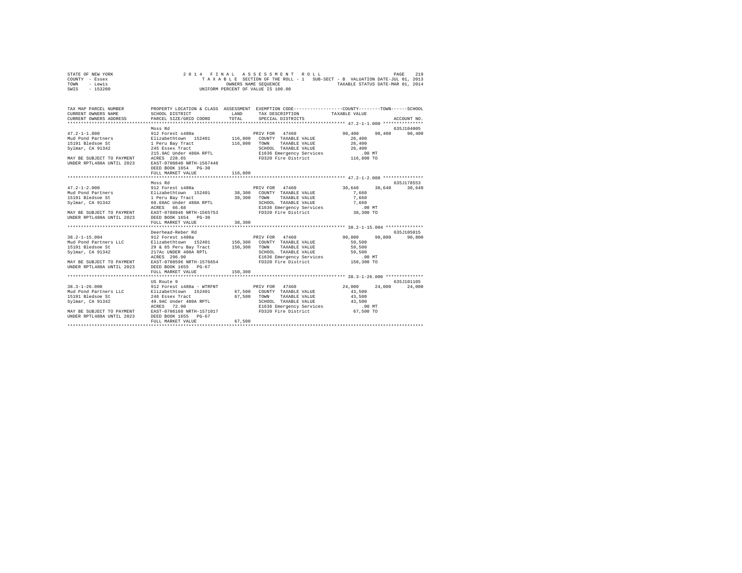STATE OF NEW YORK
COUNTY - Essex
TOWN - Lewis
SWIS - 153200

2014 FINAL ASSESSMENT ROLL
TAXABLE SECTION OF THE ROLL - 1 SUB-SECT - B VALUATION DATE-JUL 01, 2013
OWNERS NAME SEQUENCE TAXABLE STATUS DATE-MAR 01, 2014
UNIFORM PERCENT OF VALUE IS 100.00

| TAX MAP PARCEL NUMBER / CURRENT OWNERS NAME / CURRENT OWNERS ADDRESS | PROPERTY LOCATION & CLASS / SCHOOL DISTRICT / PARCEL SIZE/GRID COORD | ASSESSMENT LAND / TOTAL | EXEMPTION CODE / TAX DESCRIPTION / SPECIAL DISTRICTS | COUNTY | TOWN | SCHOOL | ACCOUNT NO. |
|---|---|---|---|---|---|---|---|
| **47.2-1-1.000** | Moss Rd | | | | | | 635J104005 |
| 47.2-1-1.000 | 912 Forest s480a | | PRIV FOR 47460 | 90,400 | 90,400 | 90,400 | |
| Mud Pond Partners | Elizabethtown 152401 | 116,800 | COUNTY TAXABLE VALUE | 26,400 | | | |
| 15191 Bledsoe St | 1 Peru Bay Tract | 116,800 | TOWN TAXABLE VALUE | 26,400 | | | |
| Sylmar, CA 91342 | 245 Essex Tract | | SCHOOL TAXABLE VALUE | 26,400 | | | |
| | 215.9AC Under 480A RPTL | | E1636 Emergency Services | .00 MT | | | |
| MAY BE SUBJECT TO PAYMENT | ACRES 228.65 | | FD320 Fire District | 116,800 TO | | | |
| UNDER RPTL480A UNTIL 2023 | EAST-0708840 NRTH-1567448 | | | | | | |
| | DEED BOOK 1654 PG-30 | | | | | | |
| | FULL MARKET VALUE | 116,800 | | | | | |
| **47.2-1-2.000** | Moss Rd | | | | | | 635J178553 |
| 47.2-1-2.000 | 912 Forest s480a | | PRIV FOR 47460 | 30,640 | 30,640 | 30,640 | |
| Mud Pond Partners | Elizabethtown 152401 | 38,300 | COUNTY TAXABLE VALUE | 7,660 | | | |
| 15191 Bledsoe St | 1 Peru Bay Tract | 38,300 | TOWN TAXABLE VALUE | 7,660 | | | |
| Sylmar, CA 91342 | 66.68AC Under 480A RPTL | | SCHOOL TAXABLE VALUE | 7,660 | | | |
| | ACRES 66.68 | | E1636 Emergency Services | .00 MT | | | |
| MAY BE SUBJECT TO PAYMENT | EAST-0708946 NRTH-1565753 | | FD320 Fire District | 38,300 TO | | | |
| UNDER RPTL480A UNTIL 2023 | DEED BOOK 1654 PG-30 | | | | | | |
| | FULL MARKET VALUE | 38,300 | | | | | |
| **38.2-1-15.004** | Deerhead-Reber Rd | | | | | | 635J105015 |
| 38.2-1-15.004 | 912 Forest s480a | | PRIV FOR 47460 | 90,800 | 90,800 | 90,800 | |
| Mud Pond Partners LLC | Elizabethtown 152401 | 150,300 | COUNTY TAXABLE VALUE | 59,500 | | | |
| 15191 Bledsoe St | 29 & 65 Peru Bay Tract | 150,300 | TOWN TAXABLE VALUE | 59,500 | | | |
| Sylmar, CA 91342 | 217Ac UNDER 480A RPTL | | SCHOOL TAXABLE VALUE | 59,500 | | | |
| | ACRES 296.90 | | E1636 Emergency Services | .00 MT | | | |
| MAY BE SUBJECT TO PAYMENT | EAST-0708596 NRTH-1576654 | | FD320 Fire District | 150,300 TO | | | |
| UNDER RPTL480A UNTIL 2023 | DEED BOOK 1655 PG-67 | | | | | | |
| | FULL MARKET VALUE | 150,300 | | | | | |
| **38.3-1-26.000** | US Route 9 | | | | | | 635J101105 |
| 38.3-1-26.000 | 912 Forest s480a - WTRFNT | | PRIV FOR 47460 | 24,000 | 24,000 | 24,000 | |
| Mud Pond Partners LLC | Elizabethtown 152401 | 67,500 | COUNTY TAXABLE VALUE | 43,500 | | | |
| 15191 Bledsoe St | 246 Essex Tract | 67,500 | TOWN TAXABLE VALUE | 43,500 | | | |
| Sylmar, CA 91342 | 49.9AC Under 480A RPTL | | SCHOOL TAXABLE VALUE | 43,500 | | | |
| | ACRES 72.90 | | E1636 Emergency Services | .00 MT | | | |
| MAY BE SUBJECT TO PAYMENT | EAST-0706160 NRTH-1571017 | | FD320 Fire District | 67,500 TO | | | |
| UNDER RPTL480A UNTIL 2023 | DEED BOOK 1655 PG-67 | | | | | | |
| | FULL MARKET VALUE | 67,500 | | | | | |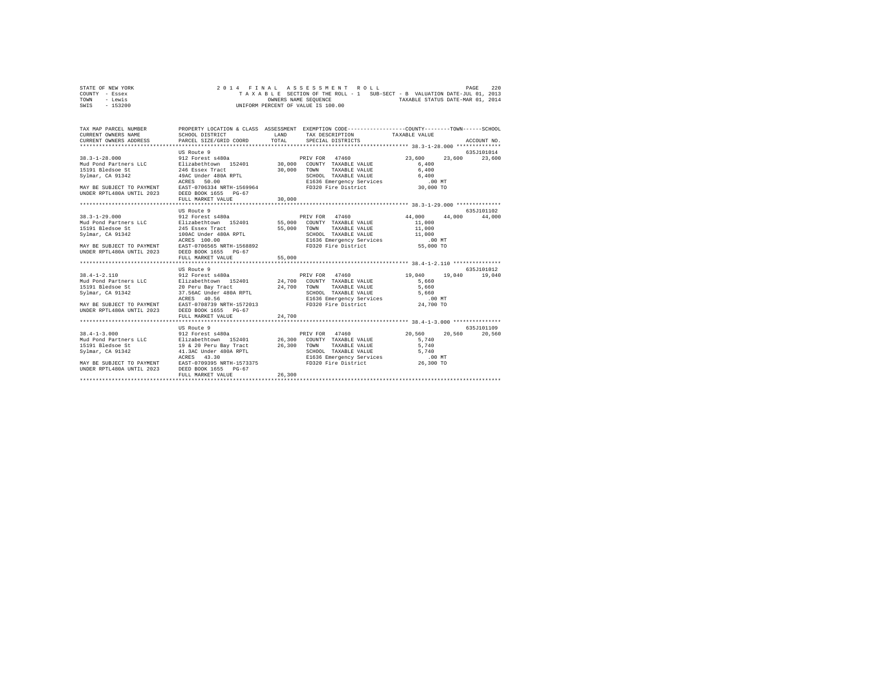STATE OF NEW YORK
COUNTY - Essex
TOWN - Lewis
SWIS - 153200

2014 FINAL ASSESSMENT ROLL
TAXABLE SECTION OF THE ROLL - 1 SUB-SECT - B VALUATION DATE-JUL 01, 2013
OWNERS NAME SEQUENCE TAXABLE STATUS DATE-MAR 01, 2014
UNIFORM PERCENT OF VALUE IS 100.00

| TAX MAP PARCEL NUMBER / CURRENT OWNERS NAME / CURRENT OWNERS ADDRESS | PROPERTY LOCATION & CLASS / SCHOOL DISTRICT / PARCEL SIZE/GRID COORD | ASSESSMENT LAND / TOTAL | EXEMPTION CODE / TAX DESCRIPTION / SPECIAL DISTRICTS | COUNTY TAXABLE VALUE | TOWN | SCHOOL / ACCOUNT NO. |
|---|---|---|---|---|---|---|
| 38.3-1-28.000 | US Route 9 | | | | | 635J101014 |
| | 912 Forest s480a | | PRIV FOR 47460 | 23,600 | 23,600 | 23,600 |
| Mud Pond Partners LLC | Elizabethtown 152401 | 30,000 | COUNTY TAXABLE VALUE | 6,400 | | |
| 15191 Bledsoe St | 246 Essex Tract | 30,000 | TOWN TAXABLE VALUE | 6,400 | | |
| Sylmar, CA 91342 | 49AC Under 480A RPTL | | SCHOOL TAXABLE VALUE | 6,400 | | |
| | ACRES 50.00 | | E1636 Emergency Services | .00 MT | | |
| MAY BE SUBJECT TO PAYMENT | EAST-0706334 NRTH-1569964 | | FD320 Fire District | 30,000 TO | | |
| UNDER RPTL480A UNTIL 2023 | DEED BOOK 1655 PG-67 | | | | | |
| | FULL MARKET VALUE | 30,000 | | | | |
| 38.3-1-29.000 | US Route 9 | | | | | 635J101102 |
| | 912 Forest s480a | | PRIV FOR 47460 | 44,000 | 44,000 | 44,000 |
| Mud Pond Partners LLC | Elizabethtown 152401 | 55,000 | COUNTY TAXABLE VALUE | 11,000 | | |
| 15191 Bledsoe St | 245 Essex Tract | 55,000 | TOWN TAXABLE VALUE | 11,000 | | |
| Sylmar, CA 91342 | 100AC Under 480A RPTL | | SCHOOL TAXABLE VALUE | 11,000 | | |
| | ACRES 100.00 | | E1636 Emergency Services | .00 MT | | |
| MAY BE SUBJECT TO PAYMENT | EAST-0706565 NRTH-1568892 | | FD320 Fire District | 55,000 TO | | |
| UNDER RPTL480A UNTIL 2023 | DEED BOOK 1655 PG-67 | | | | | |
| | FULL MARKET VALUE | 55,000 | | | | |
| 38.4-1-2.110 | US Route 9 | | | | | 635J101012 |
| | 912 Forest s480a | | PRIV FOR 47460 | 19,040 | 19,040 | 19,040 |
| Mud Pond Partners LLC | Elizabethtown 152401 | 24,700 | COUNTY TAXABLE VALUE | 5,660 | | |
| 15191 Bledsoe St | 20 Peru Bay Tract | 24,700 | TOWN TAXABLE VALUE | 5,660 | | |
| Sylmar, CA 91342 | 37.56AC Under 480A RPTL | | SCHOOL TAXABLE VALUE | 5,660 | | |
| | ACRES 40.56 | | E1636 Emergency Services | .00 MT | | |
| MAY BE SUBJECT TO PAYMENT | EAST-0708739 NRTH-1572013 | | FD320 Fire District | 24,700 TO | | |
| UNDER RPTL480A UNTIL 2023 | DEED BOOK 1655 PG-67 | | | | | |
| | FULL MARKET VALUE | 24,700 | | | | |
| 38.4-1-3.000 | US Route 9 | | | | | 635J101109 |
| | 912 Forest s480a | | PRIV FOR 47460 | 20,560 | 20,560 | 20,560 |
| Mud Pond Partners LLC | Elizabethtown 152401 | 26,300 | COUNTY TAXABLE VALUE | 5,740 | | |
| 15191 Bledsoe St | 19 & 20 Peru Bay Tract | 26,300 | TOWN TAXABLE VALUE | 5,740 | | |
| Sylmar, CA 91342 | 41.3AC Under 480A RPTL | | SCHOOL TAXABLE VALUE | 5,740 | | |
| | ACRES 43.30 | | E1636 Emergency Services | .00 MT | | |
| MAY BE SUBJECT TO PAYMENT | EAST-0709395 NRTH-1573375 | | FD320 Fire District | 26,300 TO | | |
| UNDER RPTL480A UNTIL 2023 | DEED BOOK 1655 PG-67 | | | | | |
| | FULL MARKET VALUE | 26,300 | | | | |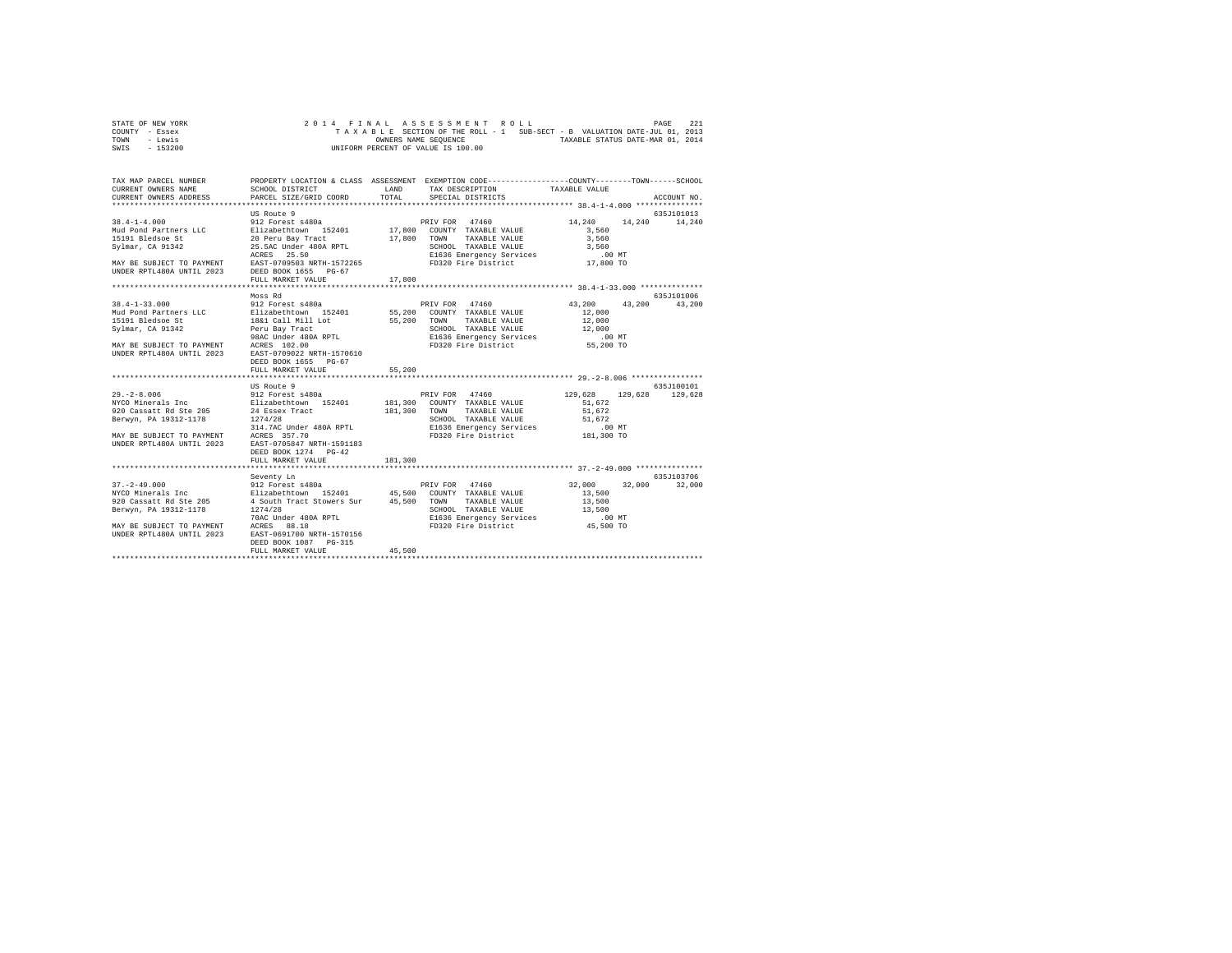STATE OF NEW YORK
COUNTY - Essex
TOWN - Lewis
SWIS - 153200

2014 FINAL ASSESSMENT ROLL
TAXABLE SECTION OF THE ROLL - 1 SUB-SECT - B VALUATION DATE-JUL 01, 2013
OWNERS NAME SEQUENCE TAXABLE STATUS DATE-MAR 01, 2014
UNIFORM PERCENT OF VALUE IS 100.00

```
TAX MAP PARCEL NUMBER        PROPERTY LOCATION & CLASS  ASSESSMENT  EXEMPTION CODE-----------------COUNTY--------TOWN------SCHOOL
CURRENT OWNERS NAME          SCHOOL DISTRICT              LAND      TAX DESCRIPTION            TAXABLE VALUE
CURRENT OWNERS ADDRESS       PARCEL SIZE/GRID COORD       TOTAL     SPECIAL DISTRICTS                                    ACCOUNT NO.
****************************************************************************************************** 38.4-1-4.000 ***************
                             US Route 9                                                                              635J101013
38.4-1-4.000                 912 Forest s480a                        PRIV FOR  47460              14,240     14,240     14,240
Mud Pond Partners LLC        Elizabethtown  152401       17,800   COUNTY  TAXABLE VALUE            3,560
15191 Bledsoe St             20 Peru Bay Tract           17,800   TOWN    TAXABLE VALUE            3,560
Sylmar, CA 91342             25.5AC Under 480A RPTL                SCHOOL  TAXABLE VALUE            3,560
                             ACRES   25.50                        E1636 Emergency Services            .00 MT
MAY BE SUBJECT TO PAYMENT    EAST-0709503 NRTH-1572265             FD320 Fire District              17,800 TO
UNDER RPTL480A UNTIL 2023    DEED BOOK 1655   PG-67
                             FULL MARKET VALUE           17,800
****************************************************************************************************** 38.4-1-33.000 **************
                             Moss Rd                                                                                 635J101006
38.4-1-33.000                912 Forest s480a                        PRIV FOR  47460              43,200     43,200     43,200
Mud Pond Partners LLC        Elizabethtown  152401       55,200   COUNTY  TAXABLE VALUE           12,000
15191 Bledsoe St             18&1 Call Mill Lot          55,200   TOWN    TAXABLE VALUE           12,000
Sylmar, CA 91342             Peru Bay Tract                        SCHOOL  TAXABLE VALUE           12,000
                             98AC Under 480A RPTL                 E1636 Emergency Services            .00 MT
MAY BE SUBJECT TO PAYMENT    ACRES  102.00                        FD320 Fire District              55,200 TO
UNDER RPTL480A UNTIL 2023    EAST-0709022 NRTH-1570610
                             DEED BOOK 1655   PG-67
                             FULL MARKET VALUE           55,200
****************************************************************************************************** 29.-2-8.006 ****************
                             US Route 9                                                                              635J100101
29.-2-8.006                  912 Forest s480a                        PRIV FOR  47460             129,628    129,628    129,628
NYCO Minerals Inc            Elizabethtown  152401      181,300   COUNTY  TAXABLE VALUE           51,672
920 Cassatt Rd Ste 205       24 Essex Tract             181,300   TOWN    TAXABLE VALUE           51,672
Berwyn, PA 19312-1178        1274/28                               SCHOOL  TAXABLE VALUE           51,672
                             314.7AC Under 480A RPTL              E1636 Emergency Services            .00 MT
MAY BE SUBJECT TO PAYMENT    ACRES  357.70                        FD320 Fire District             181,300 TO
UNDER RPTL480A UNTIL 2023    EAST-0705847 NRTH-1591183
                             DEED BOOK 1274   PG-42
                             FULL MARKET VALUE          181,300
****************************************************************************************************** 37.-2-49.000 ***************
                             Seventy Ln                                                                              635J103706
37.-2-49.000                 912 Forest s480a                        PRIV FOR  47460              32,000     32,000     32,000
NYCO Minerals Inc            Elizabethtown  152401       45,500   COUNTY  TAXABLE VALUE           13,500
920 Cassatt Rd Ste 205       4 South Tract Stowers Sur   45,500   TOWN    TAXABLE VALUE           13,500
Berwyn, PA 19312-1178        1274/28                               SCHOOL  TAXABLE VALUE           13,500
                             70AC Under 480A RPTL                 E1636 Emergency Services            .00 MT
MAY BE SUBJECT TO PAYMENT    ACRES   88.18                        FD320 Fire District              45,500 TO
UNDER RPTL480A UNTIL 2023    EAST-0691700 NRTH-1570156
                             DEED BOOK 1087   PG-315
                             FULL MARKET VALUE           45,500
************************************************************************************************************************************
```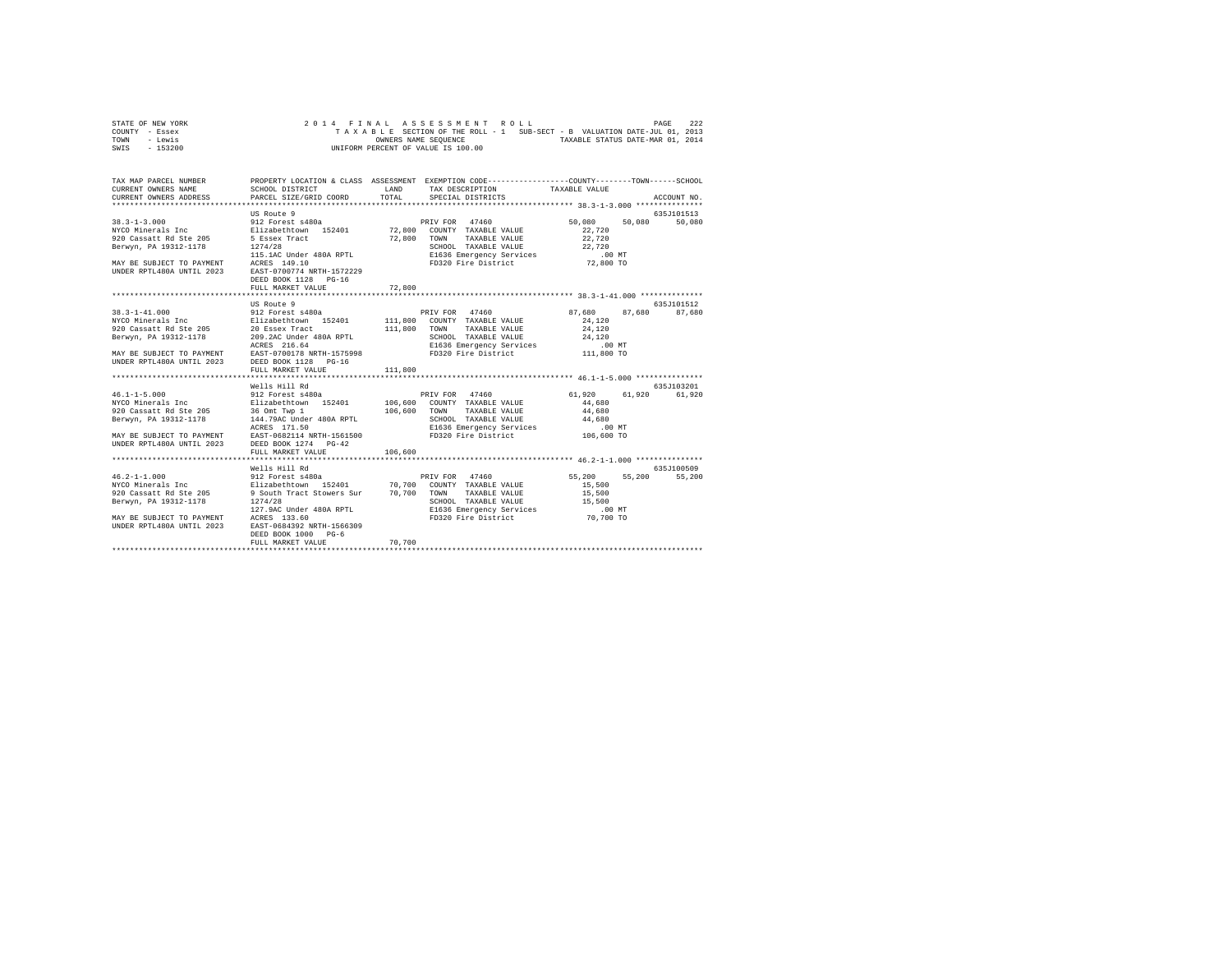STATE OF NEW YORK
COUNTY - Essex
TOWN - Lewis
SWIS - 153200

2014 FINAL ASSESSMENT ROLL
TAXABLE SECTION OF THE ROLL - 1 SUB-SECT - B VALUATION DATE-JUL 01, 2013
OWNERS NAME SEQUENCE TAXABLE STATUS DATE-MAR 01, 2014
UNIFORM PERCENT OF VALUE IS 100.00

| TAX MAP PARCEL NUMBER / CURRENT OWNERS NAME / CURRENT OWNERS ADDRESS | PROPERTY LOCATION & CLASS / SCHOOL DISTRICT / PARCEL SIZE/GRID COORD | ASSESSMENT LAND / TOTAL | EXEMPTION CODE / TAX DESCRIPTION / SPECIAL DISTRICTS | COUNTY | TOWN | SCHOOL / ACCOUNT NO. |
|---|---|---|---|---|---|---|
| **38.3-1-3.000** | US Route 9 | | | | | 635J101513 |
| 38.3-1-3.000 | 912 Forest s480a | | PRIV FOR 47460 | 50,080 | 50,080 | 50,080 |
| NYCO Minerals Inc | Elizabethtown 152401 | 72,800 | COUNTY TAXABLE VALUE | 22,720 | | |
| 920 Cassatt Rd Ste 205 | 5 Essex Tract | 72,800 | TOWN TAXABLE VALUE | 22,720 | | |
| Berwyn, PA 19312-1178 | 1274/28 | | SCHOOL TAXABLE VALUE | 22,720 | | |
| | 115.1AC Under 480A RPTL | | E1636 Emergency Services | .00 MT | | |
| MAY BE SUBJECT TO PAYMENT | ACRES 149.10 | | FD320 Fire District | 72,800 TO | | |
| UNDER RPTL480A UNTIL 2023 | EAST-0700774 NRTH-1572229 | | | | | |
| | DEED BOOK 1128 PG-16 | | | | | |
| | FULL MARKET VALUE | 72,800 | | | | |
| **38.3-1-41.000** | US Route 9 | | | | | 635J101512 |
| 38.3-1-41.000 | 912 Forest s480a | | PRIV FOR 47460 | 87,680 | 87,680 | 87,680 |
| NYCO Minerals Inc | Elizabethtown 152401 | 111,800 | COUNTY TAXABLE VALUE | 24,120 | | |
| 920 Cassatt Rd Ste 205 | 20 Essex Tract | 111,800 | TOWN TAXABLE VALUE | 24,120 | | |
| Berwyn, PA 19312-1178 | 209.2AC Under 480A RPTL | | SCHOOL TAXABLE VALUE | 24,120 | | |
| | ACRES 216.64 | | E1636 Emergency Services | .00 MT | | |
| MAY BE SUBJECT TO PAYMENT | EAST-0700178 NRTH-1575998 | | FD320 Fire District | 111,800 TO | | |
| UNDER RPTL480A UNTIL 2023 | DEED BOOK 1128 PG-16 | | | | | |
| | FULL MARKET VALUE | 111,800 | | | | |
| **46.1-1-5.000** | Wells Hill Rd | | | | | 635J103201 |
| 46.1-1-5.000 | 912 Forest s480a | | PRIV FOR 47460 | 61,920 | 61,920 | 61,920 |
| NYCO Minerals Inc | Elizabethtown 152401 | 106,600 | COUNTY TAXABLE VALUE | 44,680 | | |
| 920 Cassatt Rd Ste 205 | 36 Omt Twp 1 | 106,600 | TOWN TAXABLE VALUE | 44,680 | | |
| Berwyn, PA 19312-1178 | 144.79AC Under 480A RPTL | | SCHOOL TAXABLE VALUE | 44,680 | | |
| | ACRES 171.50 | | E1636 Emergency Services | .00 MT | | |
| MAY BE SUBJECT TO PAYMENT | EAST-0682114 NRTH-1561500 | | FD320 Fire District | 106,600 TO | | |
| UNDER RPTL480A UNTIL 2023 | DEED BOOK 1274 PG-42 | | | | | |
| | FULL MARKET VALUE | 106,600 | | | | |
| **46.2-1-1.000** | Wells Hill Rd | | | | | 635J100509 |
| 46.2-1-1.000 | 912 Forest s480a | | PRIV FOR 47460 | 55,200 | 55,200 | 55,200 |
| NYCO Minerals Inc | Elizabethtown 152401 | 70,700 | COUNTY TAXABLE VALUE | 15,500 | | |
| 920 Cassatt Rd Ste 205 | 9 South Tract Stowers Sur | 70,700 | TOWN TAXABLE VALUE | 15,500 | | |
| Berwyn, PA 19312-1178 | 1274/28 | | SCHOOL TAXABLE VALUE | 15,500 | | |
| | 127.9AC Under 480A RPTL | | E1636 Emergency Services | .00 MT | | |
| MAY BE SUBJECT TO PAYMENT | ACRES 133.60 | | FD320 Fire District | 70,700 TO | | |
| UNDER RPTL480A UNTIL 2023 | EAST-0684392 NRTH-1566309 | | | | | |
| | DEED BOOK 1000 PG-6 | | | | | |
| | FULL MARKET VALUE | 70,700 | | | | |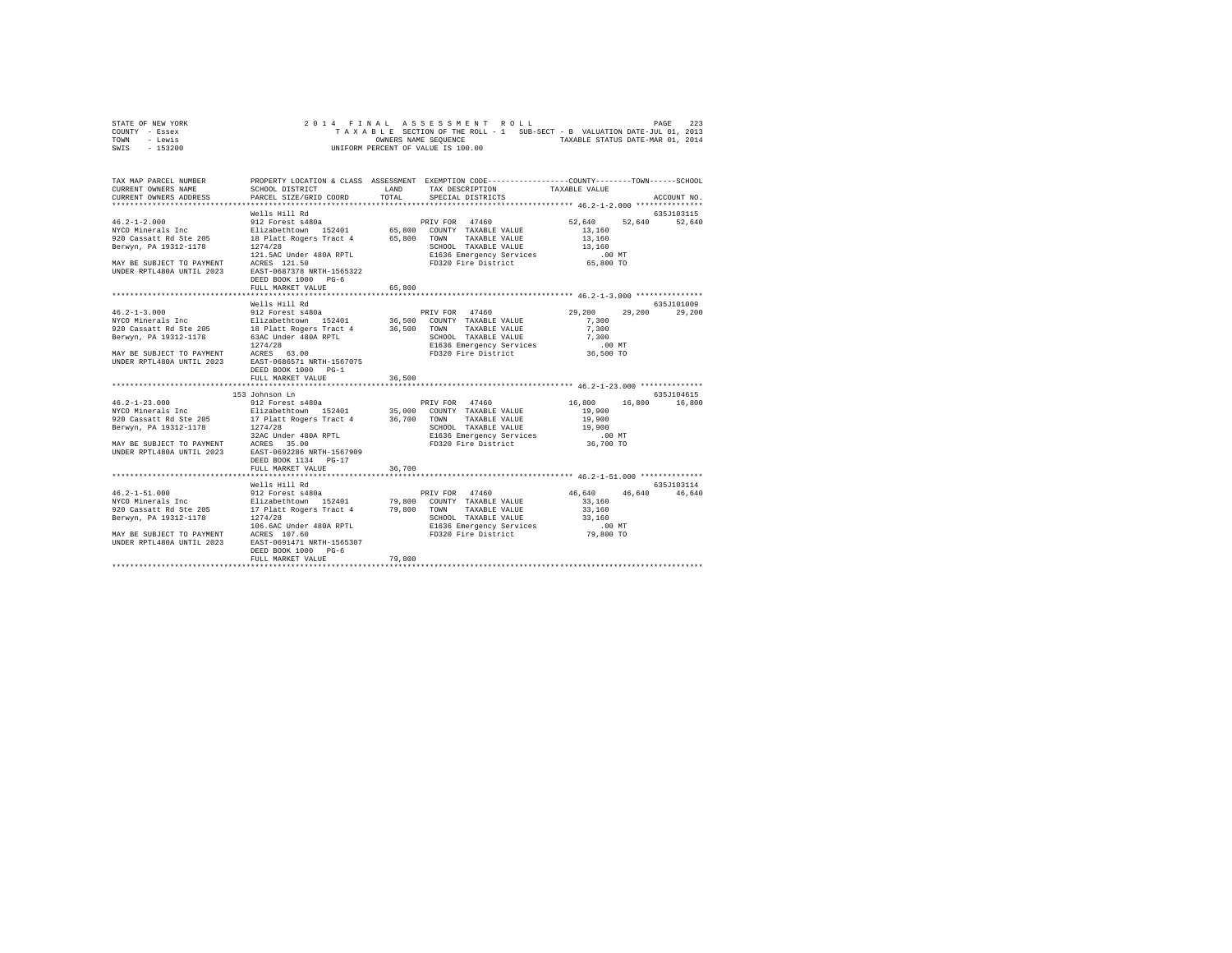STATE OF NEW YORK
COUNTY - Essex
TOWN - Lewis
SWIS - 153200

2 0 1 4 F I N A L A S S E S S M E N T R O L L
T A X A B L E SECTION OF THE ROLL - 1 SUB-SECT - B VALUATION DATE-JUL 01, 2013
OWNERS NAME SEQUENCE TAXABLE STATUS DATE-MAR 01, 2014
UNIFORM PERCENT OF VALUE IS 100.00

```
TAX MAP PARCEL NUMBER        PROPERTY LOCATION & CLASS  ASSESSMENT  EXEMPTION CODE-----------------COUNTY--------TOWN------SCHOOL
CURRENT OWNERS NAME          SCHOOL DISTRICT             LAND       TAX DESCRIPTION            TAXABLE VALUE
CURRENT OWNERS ADDRESS       PARCEL SIZE/GRID COORD      TOTAL      SPECIAL DISTRICTS                                    ACCOUNT NO.
******************************************************************************************************* 46.2-1-2.000 ***************
                             Wells Hill Rd                                                                             635J103115
46.2-1-2.000                 912 Forest s480a                        PRIV FOR  47460                52,640    52,640     52,640
NYCO Minerals Inc            Elizabethtown  152401       65,800   COUNTY  TAXABLE VALUE            13,160
920 Cassatt Rd Ste 205       18 Platt Rogers Tract 4     65,800   TOWN    TAXABLE VALUE            13,160
Berwyn, PA 19312-1178        1274/28                              SCHOOL  TAXABLE VALUE            13,160
                             121.5AC Under 480A RPTL              E1636 Emergency Services            .00 MT
MAY BE SUBJECT TO PAYMENT    ACRES 121.50                         FD320 Fire District              65,800 TO
UNDER RPTL480A UNTIL 2023    EAST-0687378 NRTH-1565322
                             DEED BOOK 1000   PG-6
                             FULL MARKET VALUE           65,800
******************************************************************************************************* 46.2-1-3.000 ***************
                             Wells Hill Rd                                                                             635J101009
46.2-1-3.000                 912 Forest s480a                        PRIV FOR  47460                29,200    29,200     29,200
NYCO Minerals Inc            Elizabethtown  152401       36,500   COUNTY  TAXABLE VALUE             7,300
920 Cassatt Rd Ste 205       18 Platt Rogers Tract 4     36,500   TOWN    TAXABLE VALUE             7,300
Berwyn, PA 19312-1178        63AC Under 480A RPTL                 SCHOOL  TAXABLE VALUE             7,300
                             1274/28                              E1636 Emergency Services            .00 MT
MAY BE SUBJECT TO PAYMENT    ACRES  63.00                         FD320 Fire District              36,500 TO
UNDER RPTL480A UNTIL 2023    EAST-0686571 NRTH-1567075
                             DEED BOOK 1000   PG-1
                             FULL MARKET VALUE           36,500
******************************************************************************************************* 46.2-1-23.000 **************
                         153 Johnson Ln                                                                                635J104615
46.2-1-23.000                912 Forest s480a                        PRIV FOR  47460                16,800    16,800     16,800
NYCO Minerals Inc            Elizabethtown  152401       35,000   COUNTY  TAXABLE VALUE            19,900
920 Cassatt Rd Ste 205       17 Platt Rogers Tract 4     36,700   TOWN    TAXABLE VALUE            19,900
Berwyn, PA 19312-1178        1274/28                              SCHOOL  TAXABLE VALUE            19,900
                             32AC Under 480A RPTL                 E1636 Emergency Services            .00 MT
MAY BE SUBJECT TO PAYMENT    ACRES  35.00                         FD320 Fire District              36,700 TO
UNDER RPTL480A UNTIL 2023    EAST-0692286 NRTH-1567909
                             DEED BOOK 1134   PG-17
                             FULL MARKET VALUE           36,700
******************************************************************************************************* 46.2-1-51.000 **************
                             Wells Hill Rd                                                                             635J103114
46.2-1-51.000                912 Forest s480a                        PRIV FOR  47460                46,640    46,640     46,640
NYCO Minerals Inc            Elizabethtown  152401       79,800   COUNTY  TAXABLE VALUE            33,160
920 Cassatt Rd Ste 205       17 Platt Rogers Tract 4     79,800   TOWN    TAXABLE VALUE            33,160
Berwyn, PA 19312-1178        1274/28                              SCHOOL  TAXABLE VALUE            33,160
                             106.6AC Under 480A RPTL              E1636 Emergency Services            .00 MT
MAY BE SUBJECT TO PAYMENT    ACRES 107.60                         FD320 Fire District              79,800 TO
UNDER RPTL480A UNTIL 2023    EAST-0691471 NRTH-1565307
                             DEED BOOK 1000   PG-6
                             FULL MARKET VALUE           79,800
************************************************************************************************************************************
```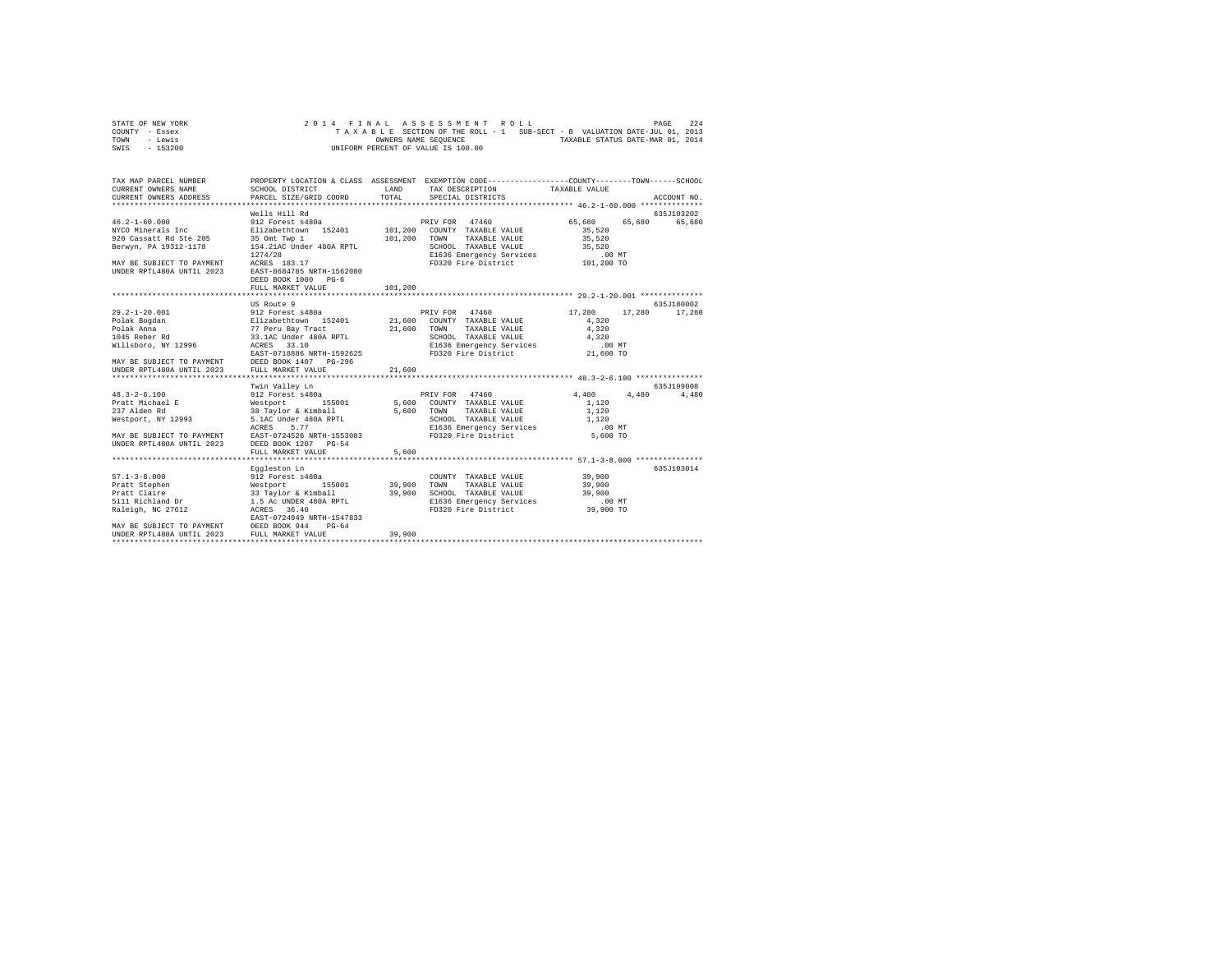STATE OF NEW YORK
COUNTY - Essex
TOWN - Lewis
SWIS - 153200

2014 FINAL ASSESSMENT ROLL
TAXABLE SECTION OF THE ROLL - 1 SUB-SECT - B VALUATION DATE-JUL 01, 2013
OWNERS NAME SEQUENCE TAXABLE STATUS DATE-MAR 01, 2014
UNIFORM PERCENT OF VALUE IS 100.00

| TAX MAP PARCEL NUMBER / CURRENT OWNERS NAME / CURRENT OWNERS ADDRESS | PROPERTY LOCATION & CLASS / SCHOOL DISTRICT / PARCEL SIZE/GRID COORD | ASSESSMENT LAND / TOTAL | EXEMPTION CODE / TAX DESCRIPTION / SPECIAL DISTRICTS | COUNTY / TOWN / SCHOOL TAXABLE VALUE | ACCOUNT NO. |
|---|---|---|---|---|---|
| **46.2-1-60.000** | Wells Hill Rd | | | | 635J103202 |
| 46.2-1-60.000 | 912 Forest s480a | | PRIV FOR 47460 | 65,680 65,680 65,680 | |
| NYCO Minerals Inc | Elizabethtown 152401 | 101,200 | COUNTY TAXABLE VALUE | 35,520 | |
| 920 Cassatt Rd Ste 205 | 35 Omt Twp 1 | 101,200 | TOWN TAXABLE VALUE | 35,520 | |
| Berwyn, PA 19312-1178 | 154.21AC Under 480A RPTL | | SCHOOL TAXABLE VALUE | 35,520 | |
| | 1274/28 | | E1636 Emergency Services | .00 MT | |
| MAY BE SUBJECT TO PAYMENT | ACRES 183.17 | | FD320 Fire District | 101,200 TO | |
| UNDER RPTL480A UNTIL 2023 | EAST-0684785 NRTH-1562080 | | | | |
| | DEED BOOK 1000 PG-6 | | | | |
| | FULL MARKET VALUE | 101,200 | | | |
| **29.2-1-20.001** | US Route 9 | | | | 635J180002 |
| 29.2-1-20.001 | 912 Forest s480a | | PRIV FOR 47460 | 17,280 17,280 17,280 | |
| Polak Bogdan | Elizabethtown 152401 | 21,600 | COUNTY TAXABLE VALUE | 4,320 | |
| Polak Anna | 77 Peru Bay Tract | 21,600 | TOWN TAXABLE VALUE | 4,320 | |
| 1045 Reber Rd | 33.1AC Under 480A RPTL | | SCHOOL TAXABLE VALUE | 4,320 | |
| Willsboro, NY 12996 | ACRES 33.10 | | E1636 Emergency Services | .00 MT | |
| | EAST-0718886 NRTH-1592625 | | FD320 Fire District | 21,600 TO | |
| MAY BE SUBJECT TO PAYMENT | DEED BOOK 1407 PG-296 | | | | |
| UNDER RPTL480A UNTIL 2023 | FULL MARKET VALUE | 21,600 | | | |
| **48.3-2-6.100** | Twin Valley Ln | | | | 635J199008 |
| 48.3-2-6.100 | 912 Forest s480a | | PRIV FOR 47460 | 4,480 4,480 4,480 | |
| Pratt Michael E | Westport 155001 | 5,600 | COUNTY TAXABLE VALUE | 1,120 | |
| 237 Alden Rd | 38 Taylor & Kimball | 5,600 | TOWN TAXABLE VALUE | 1,120 | |
| Westport, NY 12993 | 5.1AC Under 480A RPTL | | SCHOOL TAXABLE VALUE | 1,120 | |
| | ACRES 5.77 | | E1636 Emergency Services | .00 MT | |
| MAY BE SUBJECT TO PAYMENT | EAST-0724526 NRTH-1553083 | | FD320 Fire District | 5,600 TO | |
| UNDER RPTL480A UNTIL 2023 | DEED BOOK 1207 PG-54 | | | | |
| | FULL MARKET VALUE | 5,600 | | | |
| **57.1-3-8.000** | Eggleston Ln | | | | 635J103014 |
| 57.1-3-8.000 | 912 Forest s480a | | COUNTY TAXABLE VALUE | 39,900 | |
| Pratt Stephen | Westport 155001 | 39,900 | TOWN TAXABLE VALUE | 39,900 | |
| Pratt Claire | 33 Taylor & Kimball | 39,900 | SCHOOL TAXABLE VALUE | 39,900 | |
| 5111 Richland Dr | 1.5 Ac UNDER 480A RPTL | | E1636 Emergency Services | .00 MT | |
| Raleigh, NC 27612 | ACRES 36.40 | | FD320 Fire District | 39,900 TO | |
| | EAST-0724949 NRTH-1547833 | | | | |
| MAY BE SUBJECT TO PAYMENT | DEED BOOK 944 PG-64 | | | | |
| UNDER RPTL480A UNTIL 2023 | FULL MARKET VALUE | 39,900 | | | |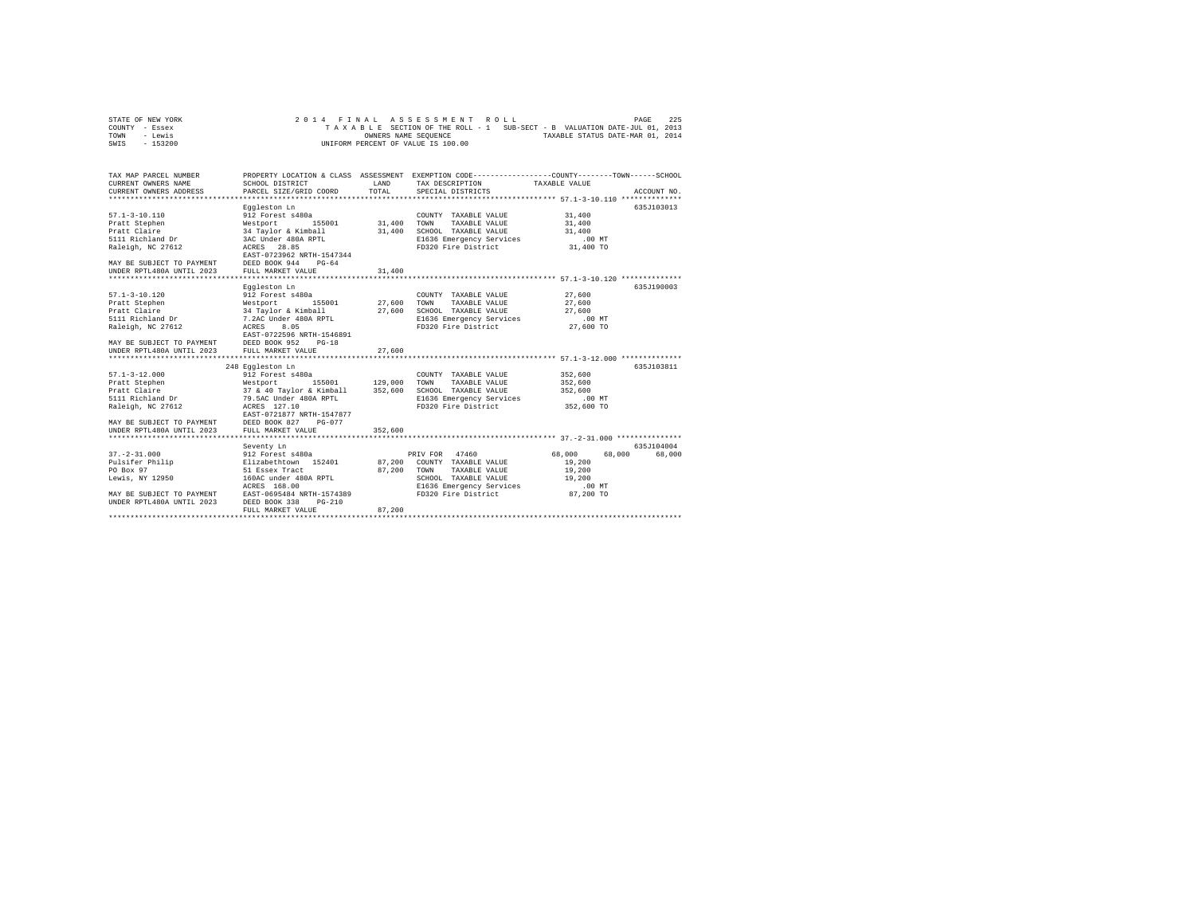STATE OF NEW YORK
COUNTY - Essex
TOWN - Lewis
SWIS - 153200

2014 FINAL ASSESSMENT ROLL
TAXABLE SECTION OF THE ROLL - 1 SUB-SECT - B VALUATION DATE-JUL 01, 2013
OWNERS NAME SEQUENCE TAXABLE STATUS DATE-MAR 01, 2014
UNIFORM PERCENT OF VALUE IS 100.00

| TAX MAP PARCEL NUMBER / CURRENT OWNERS NAME / CURRENT OWNERS ADDRESS | PROPERTY LOCATION & CLASS / SCHOOL DISTRICT / PARCEL SIZE/GRID COORD | ASSESSMENT LAND / TOTAL | EXEMPTION CODE / TAX DESCRIPTION / SPECIAL DISTRICTS | COUNTY | TOWN | SCHOOL / ACCOUNT NO. |
|---|---|---|---|---|---|---|
| 57.1-3-10.110 | Eggleston Ln | | | | | 635J103013 |
| | 912 Forest s480a | | COUNTY TAXABLE VALUE | 31,400 | | |
| Pratt Stephen | Westport 155001 | 31,400 | TOWN TAXABLE VALUE | 31,400 | | |
| Pratt Claire | 34 Taylor & Kimball | 31,400 | SCHOOL TAXABLE VALUE | 31,400 | | |
| 5111 Richland Dr | 3AC Under 480A RPTL | | E1636 Emergency Services | .00 MT | | |
| Raleigh, NC 27612 | ACRES 28.85 | | FD320 Fire District | 31,400 TO | | |
| | EAST-0723962 NRTH-1547344 | | | | | |
| MAY BE SUBJECT TO PAYMENT | DEED BOOK 944 PG-64 | | | | | |
| UNDER RPTL480A UNTIL 2023 | FULL MARKET VALUE | 31,400 | | | | |
| 57.1-3-10.120 | Eggleston Ln | | | | | 635J190003 |
| | 912 Forest s480a | | COUNTY TAXABLE VALUE | 27,600 | | |
| Pratt Stephen | Westport 155001 | 27,600 | TOWN TAXABLE VALUE | 27,600 | | |
| Pratt Claire | 34 Taylor & Kimball | 27,600 | SCHOOL TAXABLE VALUE | 27,600 | | |
| 5111 Richland Dr | 7.2AC Under 480A RPTL | | E1636 Emergency Services | .00 MT | | |
| Raleigh, NC 27612 | ACRES 8.05 | | FD320 Fire District | 27,600 TO | | |
| | EAST-0722596 NRTH-1546891 | | | | | |
| MAY BE SUBJECT TO PAYMENT | DEED BOOK 952 PG-18 | | | | | |
| UNDER RPTL480A UNTIL 2023 | FULL MARKET VALUE | 27,600 | | | | |
| 57.1-3-12.000 | 248 Eggleston Ln | | | | | 635J103811 |
| | 912 Forest s480a | | COUNTY TAXABLE VALUE | 352,600 | | |
| Pratt Stephen | Westport 155001 | 129,000 | TOWN TAXABLE VALUE | 352,600 | | |
| Pratt Claire | 37 & 40 Taylor & Kimball | 352,600 | SCHOOL TAXABLE VALUE | 352,600 | | |
| 5111 Richland Dr | 79.5AC Under 480A RPTL | | E1636 Emergency Services | .00 MT | | |
| Raleigh, NC 27612 | ACRES 127.10 | | FD320 Fire District | 352,600 TO | | |
| | EAST-0721877 NRTH-1547877 | | | | | |
| MAY BE SUBJECT TO PAYMENT | DEED BOOK 827 PG-077 | | | | | |
| UNDER RPTL480A UNTIL 2023 | FULL MARKET VALUE | 352,600 | | | | |
| 37.-2-31.000 | Seventy Ln | | | | | 635J104004 |
| | 912 Forest s480a | | PRIV FOR 47460 | 68,000 | 68,000 | 68,000 |
| Pulsifer Philip | Elizabethtown 152401 | 87,200 | COUNTY TAXABLE VALUE | 19,200 | | |
| PO Box 97 | 51 Essex Tract | 87,200 | TOWN TAXABLE VALUE | 19,200 | | |
| Lewis, NY 12950 | 160AC under 480A RPTL | | SCHOOL TAXABLE VALUE | 19,200 | | |
| | ACRES 168.00 | | E1636 Emergency Services | .00 MT | | |
| MAY BE SUBJECT TO PAYMENT | EAST-0695484 NRTH-1574389 | | FD320 Fire District | 87,200 TO | | |
| UNDER RPTL480A UNTIL 2023 | DEED BOOK 338 PG-210 | | | | | |
| | FULL MARKET VALUE | 87,200 | | | | |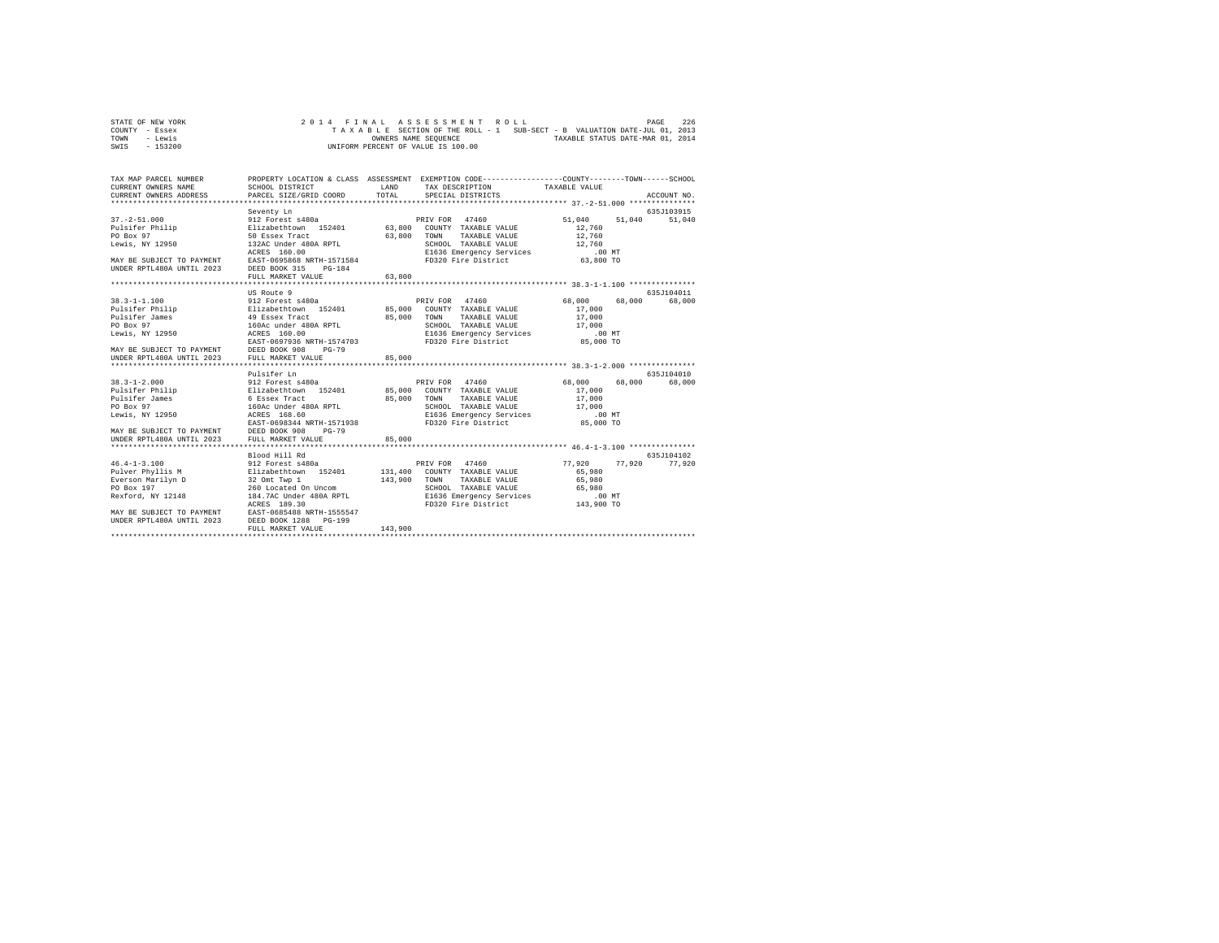STATE OF NEW YORK
COUNTY - Essex
TOWN - Lewis
SWIS - 153200

2014 FINAL ASSESSMENT ROLL
TAXABLE SECTION OF THE ROLL - 1 SUB-SECT - B VALUATION DATE-JUL 01, 2013
OWNERS NAME SEQUENCE TAXABLE STATUS DATE-MAR 01, 2014
UNIFORM PERCENT OF VALUE IS 100.00

```
TAX MAP PARCEL NUMBER       PROPERTY LOCATION & CLASS  ASSESSMENT  EXEMPTION CODE-----------------COUNTY--------TOWN------SCHOOL
CURRENT OWNERS NAME         SCHOOL DISTRICT             LAND       TAX DESCRIPTION             TAXABLE VALUE
CURRENT OWNERS ADDRESS      PARCEL SIZE/GRID COORD      TOTAL      SPECIAL DISTRICTS                                    ACCOUNT NO.
******************************************************************************************************* 37.-2-51.000 ***************
                            Seventy Ln                                                                                  635J103915
37.-2-51.000                912 Forest s480a                       PRIV FOR  47460              51,040     51,040      51,040
Pulsifer Philip             Elizabethtown  152401       63,800    COUNTY  TAXABLE VALUE          12,760
PO Box 97                   50 Essex Tract              63,800    TOWN    TAXABLE VALUE          12,760
Lewis, NY 12950             132AC Under 480A RPTL                 SCHOOL  TAXABLE VALUE          12,760
                            ACRES 160.00                          E1636 Emergency Services          .00 MT
MAY BE SUBJECT TO PAYMENT   EAST-0695868 NRTH-1571584             FD320 Fire District           63,800 TO
UNDER RPTL480A UNTIL 2023   DEED BOOK 315    PG-184
                            FULL MARKET VALUE           63,800
******************************************************************************************************* 38.3-1-1.100 ***************
                            US Route 9                                                                                  635J104011
38.3-1-1.100                912 Forest s480a                       PRIV FOR  47460              68,000     68,000      68,000
Pulsifer Philip             Elizabethtown  152401       85,000    COUNTY  TAXABLE VALUE          17,000
Pulsifer James              49 Essex Tract              85,000    TOWN    TAXABLE VALUE          17,000
PO Box 97                   160Ac under 480A RPTL                 SCHOOL  TAXABLE VALUE          17,000
Lewis, NY 12950             ACRES 160.00                          E1636 Emergency Services          .00 MT
                            EAST-0697936 NRTH-1574703             FD320 Fire District           85,000 TO
MAY BE SUBJECT TO PAYMENT   DEED BOOK 908    PG-79
UNDER RPTL480A UNTIL 2023   FULL MARKET VALUE           85,000
******************************************************************************************************* 38.3-1-2.000 ***************
                            Pulsifer Ln                                                                                 635J104010
38.3-1-2.000                912 Forest s480a                       PRIV FOR  47460              68,000     68,000      68,000
Pulsifer Philip             Elizabethtown  152401       85,000    COUNTY  TAXABLE VALUE          17,000
Pulsifer James              6 Essex Tract               85,000    TOWN    TAXABLE VALUE          17,000
PO Box 97                   160Ac Under 480A RPTL                 SCHOOL  TAXABLE VALUE          17,000
Lewis, NY 12950             ACRES 168.60                          E1636 Emergency Services          .00 MT
                            EAST-0698344 NRTH-1571938             FD320 Fire District           85,000 TO
MAY BE SUBJECT TO PAYMENT   DEED BOOK 908    PG-79
UNDER RPTL480A UNTIL 2023   FULL MARKET VALUE           85,000
******************************************************************************************************* 46.4-1-3.100 ***************
                            Blood Hill Rd                                                                               635J104102
46.4-1-3.100                912 Forest s480a                       PRIV FOR  47460              77,920     77,920      77,920
Pulver Phyllis M            Elizabethtown  152401      131,400    COUNTY  TAXABLE VALUE          65,980
Everson Marilyn D           32 Omt Twp 1               143,900    TOWN    TAXABLE VALUE          65,980
PO Box 197                  260 Located On Uncom                  SCHOOL  TAXABLE VALUE          65,980
Rexford, NY 12148           184.7AC Under 480A RPTL               E1636 Emergency Services          .00 MT
                            ACRES 189.30                          FD320 Fire District          143,900 TO
MAY BE SUBJECT TO PAYMENT   EAST-0685488 NRTH-1555547
UNDER RPTL480A UNTIL 2023   DEED BOOK 1288   PG-199
                            FULL MARKET VALUE          143,900
************************************************************************************************************************************
```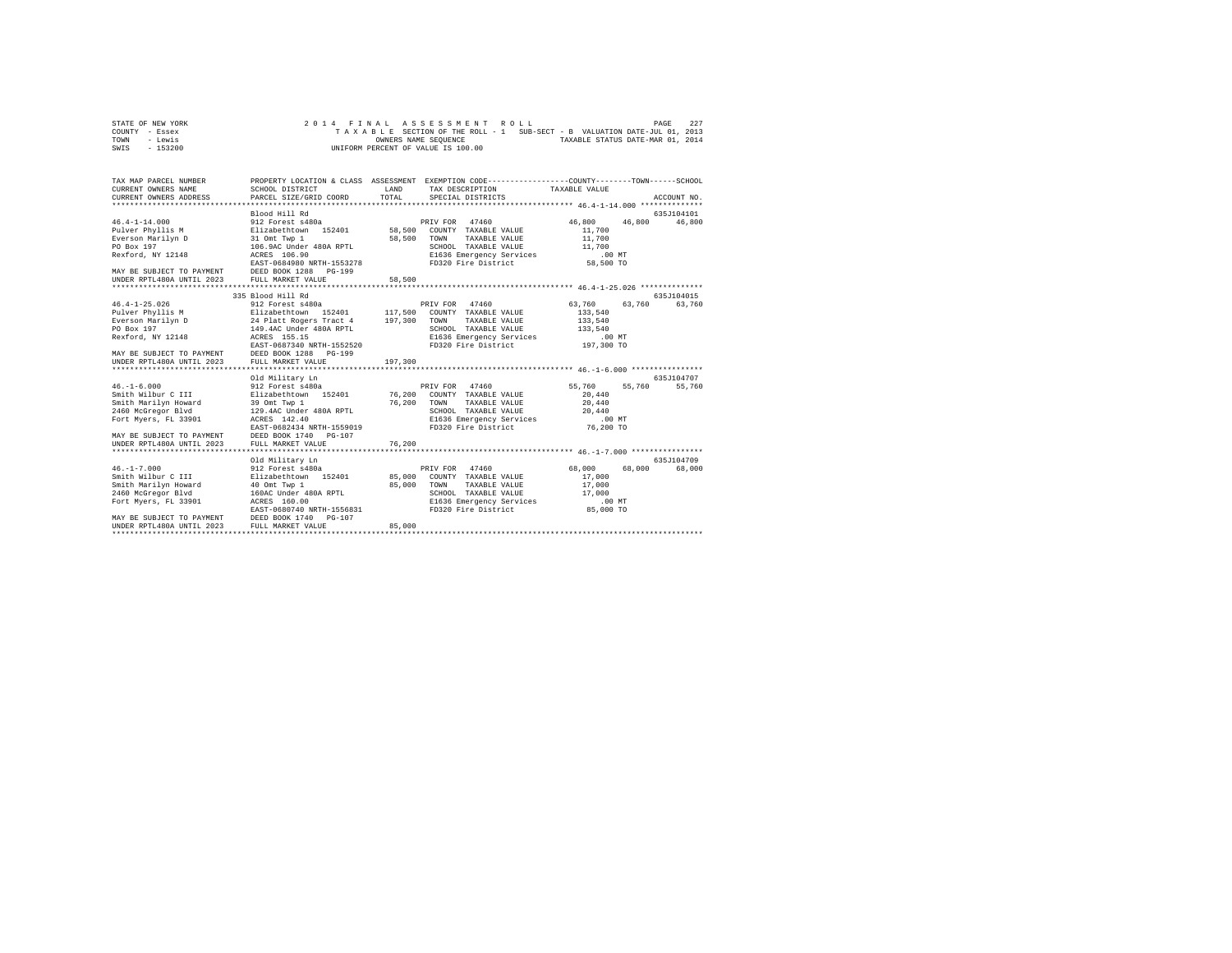STATE OF NEW YORK
COUNTY - Essex
TOWN - Lewis
SWIS - 153200

2014 FINAL ASSESSMENT ROLL
TAXABLE SECTION OF THE ROLL - 1   SUB-SECT - B  VALUATION DATE-JUL 01, 2013
OWNERS NAME SEQUENCE   TAXABLE STATUS DATE-MAR 01, 2014
UNIFORM PERCENT OF VALUE IS 100.00

| TAX MAP PARCEL NUMBER / CURRENT OWNERS NAME / CURRENT OWNERS ADDRESS | PROPERTY LOCATION & CLASS / SCHOOL DISTRICT / PARCEL SIZE/GRID COORD | ASSESSMENT LAND / TOTAL | EXEMPTION CODE / TAX DESCRIPTION / SPECIAL DISTRICTS | COUNTY TAXABLE VALUE | TOWN | SCHOOL / ACCOUNT NO. |
|---|---|---|---|---|---|---|
| 46.4-1-14.000 | Blood Hill Rd | | | | | 635J104101 |
| | 912 Forest s480a | | PRIV FOR 47460 | 46,800 | 46,800 | 46,800 |
| Pulver Phyllis M | Elizabethtown 152401 | 58,500 | COUNTY TAXABLE VALUE | 11,700 | | |
| Everson Marilyn D | 31 Omt Twp 1 | 58,500 | TOWN TAXABLE VALUE | 11,700 | | |
| PO Box 197 | 106.9AC Under 480A RPTL | | SCHOOL TAXABLE VALUE | 11,700 | | |
| Rexford, NY 12148 | ACRES 106.90 | | E1636 Emergency Services | .00 MT | | |
| | EAST-0684980 NRTH-1553278 | | FD320 Fire District | 58,500 TO | | |
| MAY BE SUBJECT TO PAYMENT | DEED BOOK 1288 PG-199 | | | | | |
| UNDER RPTL480A UNTIL 2023 | FULL MARKET VALUE | 58,500 | | | | |
| 46.4-1-25.026 | 335 Blood Hill Rd | | | | | 635J104015 |
| | 912 Forest s480a | | PRIV FOR 47460 | 63,760 | 63,760 | 63,760 |
| Pulver Phyllis M | Elizabethtown 152401 | 117,500 | COUNTY TAXABLE VALUE | 133,540 | | |
| Everson Marilyn D | 24 Platt Rogers Tract 4 | 197,300 | TOWN TAXABLE VALUE | 133,540 | | |
| PO Box 197 | 149.4AC Under 480A RPTL | | SCHOOL TAXABLE VALUE | 133,540 | | |
| Rexford, NY 12148 | ACRES 155.15 | | E1636 Emergency Services | .00 MT | | |
| | EAST-0687340 NRTH-1552520 | | FD320 Fire District | 197,300 TO | | |
| MAY BE SUBJECT TO PAYMENT | DEED BOOK 1288 PG-199 | | | | | |
| UNDER RPTL480A UNTIL 2023 | FULL MARKET VALUE | 197,300 | | | | |
| 46.-1-6.000 | Old Military Ln | | | | | 635J104707 |
| | 912 Forest s480a | | PRIV FOR 47460 | 55,760 | 55,760 | 55,760 |
| Smith Wilbur C III | Elizabethtown 152401 | 76,200 | COUNTY TAXABLE VALUE | 20,440 | | |
| Smith Marilyn Howard | 39 Omt Twp 1 | 76,200 | TOWN TAXABLE VALUE | 20,440 | | |
| 2460 McGregor Blvd | 129.4AC Under 480A RPTL | | SCHOOL TAXABLE VALUE | 20,440 | | |
| Fort Myers, FL 33901 | ACRES 142.40 | | E1636 Emergency Services | .00 MT | | |
| | EAST-0682434 NRTH-1559019 | | FD320 Fire District | 76,200 TO | | |
| MAY BE SUBJECT TO PAYMENT | DEED BOOK 1740 PG-107 | | | | | |
| UNDER RPTL480A UNTIL 2023 | FULL MARKET VALUE | 76,200 | | | | |
| 46.-1-7.000 | Old Military Ln | | | | | 635J104709 |
| | 912 Forest s480a | | PRIV FOR 47460 | 68,000 | 68,000 | 68,000 |
| Smith Wilbur C III | Elizabethtown 152401 | 85,000 | COUNTY TAXABLE VALUE | 17,000 | | |
| Smith Marilyn Howard | 40 Omt Twp 1 | 85,000 | TOWN TAXABLE VALUE | 17,000 | | |
| 2460 McGregor Blvd | 160AC Under 480A RPTL | | SCHOOL TAXABLE VALUE | 17,000 | | |
| Fort Myers, FL 33901 | ACRES 160.00 | | E1636 Emergency Services | .00 MT | | |
| | EAST-0680740 NRTH-1556831 | | FD320 Fire District | 85,000 TO | | |
| MAY BE SUBJECT TO PAYMENT | DEED BOOK 1740 PG-107 | | | | | |
| UNDER RPTL480A UNTIL 2023 | FULL MARKET VALUE | 85,000 | | | | |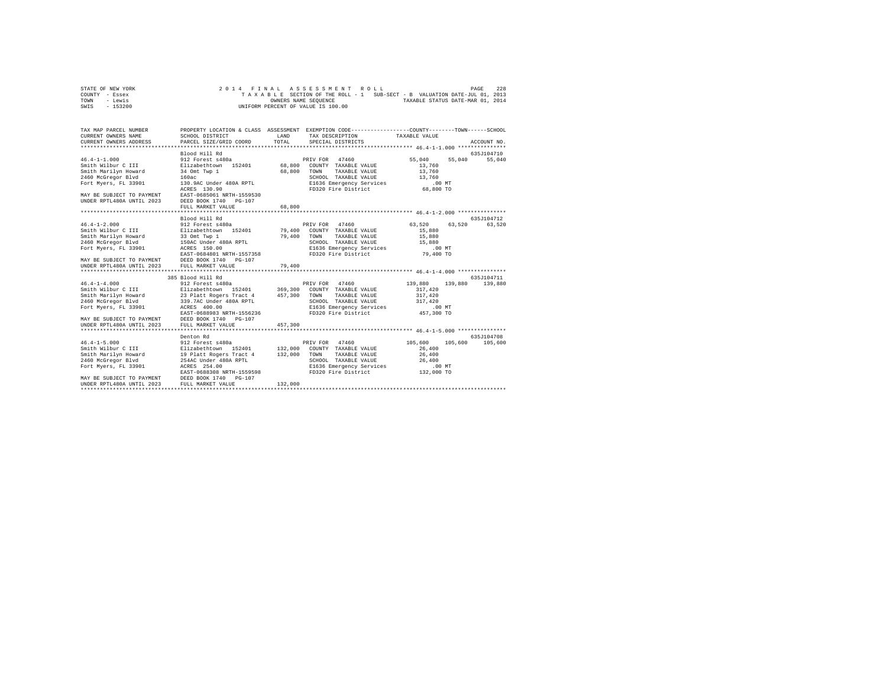STATE OF NEW YORK
COUNTY - Essex
TOWN - Lewis
SWIS - 153200

2014 FINAL ASSESSMENT ROLL
TAXABLE SECTION OF THE ROLL - 1 SUB-SECT - B VALUATION DATE-JUL 01, 2013
OWNERS NAME SEQUENCE TAXABLE STATUS DATE-MAR 01, 2014
UNIFORM PERCENT OF VALUE IS 100.00

| TAX MAP PARCEL NUMBER / CURRENT OWNERS NAME / CURRENT OWNERS ADDRESS | PROPERTY LOCATION & CLASS / SCHOOL DISTRICT / PARCEL SIZE/GRID COORD | ASSESSMENT LAND / TOTAL | EXEMPTION CODE / TAX DESCRIPTION / SPECIAL DISTRICTS | COUNTY TAXABLE VALUE | TOWN | SCHOOL / ACCOUNT NO. |
|---|---|---|---|---|---|---|
| | Blood Hill Rd | | | | | 635J104710 |
| 46.4-1-1.000 | 912 Forest s480a | | PRIV FOR 47460 | 55,040 | 55,040 | 55,040 |
| Smith Wilbur C III | Elizabethtown 152401 | 68,800 | COUNTY TAXABLE VALUE | 13,760 | | |
| Smith Marilyn Howard | 34 Omt Twp 1 | 68,800 | TOWN TAXABLE VALUE | 13,760 | | |
| 2460 McGregor Blvd | 160ac | | SCHOOL TAXABLE VALUE | 13,760 | | |
| Fort Myers, FL 33901 | 130.9AC Under 480A RPTL | | E1636 Emergency Services | .00 MT | | |
| | ACRES 130.90 | | FD320 Fire District | 68,800 TO | | |
| MAY BE SUBJECT TO PAYMENT | EAST-0685061 NRTH-1559530 | | | | | |
| UNDER RPTL480A UNTIL 2023 | DEED BOOK 1740 PG-107 | | | | | |
| | FULL MARKET VALUE | 68,800 | | | | |
| | Blood Hill Rd | | | | | 635J104712 |
| 46.4-1-2.000 | 912 Forest s480a | | PRIV FOR 47460 | 63,520 | 63,520 | 63,520 |
| Smith Wilbur C III | Elizabethtown 152401 | 79,400 | COUNTY TAXABLE VALUE | 15,880 | | |
| Smith Marilyn Howard | 33 Omt Twp 1 | 79,400 | TOWN TAXABLE VALUE | 15,880 | | |
| 2460 McGregor Blvd | 150AC Under 480A RPTL | | SCHOOL TAXABLE VALUE | 15,880 | | |
| Fort Myers, FL 33901 | ACRES 150.00 | | E1636 Emergency Services | .00 MT | | |
| | EAST-0684801 NRTH-1557358 | | FD320 Fire District | 79,400 TO | | |
| MAY BE SUBJECT TO PAYMENT | DEED BOOK 1740 PG-107 | | | | | |
| UNDER RPTL480A UNTIL 2023 | FULL MARKET VALUE | 79,400 | | | | |
| | 385 Blood Hill Rd | | | | | 635J104711 |
| 46.4-1-4.000 | 912 Forest s480a | | PRIV FOR 47460 | 139,880 | 139,880 | 139,880 |
| Smith Wilbur C III | Elizabethtown 152401 | 369,300 | COUNTY TAXABLE VALUE | 317,420 | | |
| Smith Marilyn Howard | 23 Platt Rogers Tract 4 | 457,300 | TOWN TAXABLE VALUE | 317,420 | | |
| 2460 McGregor Blvd | 339.7AC Under 480A RPTL | | SCHOOL TAXABLE VALUE | 317,420 | | |
| Fort Myers, FL 33901 | ACRES 400.00 | | E1636 Emergency Services | .00 MT | | |
| | EAST-0688983 NRTH-1556236 | | FD320 Fire District | 457,300 TO | | |
| MAY BE SUBJECT TO PAYMENT | DEED BOOK 1740 PG-107 | | | | | |
| UNDER RPTL480A UNTIL 2023 | FULL MARKET VALUE | 457,300 | | | | |
| | Denton Rd | | | | | 635J104708 |
| 46.4-1-5.000 | 912 Forest s480a | | PRIV FOR 47460 | 105,600 | 105,600 | 105,600 |
| Smith Wilbur C III | Elizabethtown 152401 | 132,000 | COUNTY TAXABLE VALUE | 26,400 | | |
| Smith Marilyn Howard | 19 Platt Rogers Tract 4 | 132,000 | TOWN TAXABLE VALUE | 26,400 | | |
| 2460 McGregor Blvd | 254AC Under 480A RPTL | | SCHOOL TAXABLE VALUE | 26,400 | | |
| Fort Myers, FL 33901 | ACRES 254.00 | | E1636 Emergency Services | .00 MT | | |
| | EAST-0688308 NRTH-1559598 | | FD320 Fire District | 132,000 TO | | |
| MAY BE SUBJECT TO PAYMENT | DEED BOOK 1740 PG-107 | | | | | |
| UNDER RPTL480A UNTIL 2023 | FULL MARKET VALUE | 132,000 | | | | |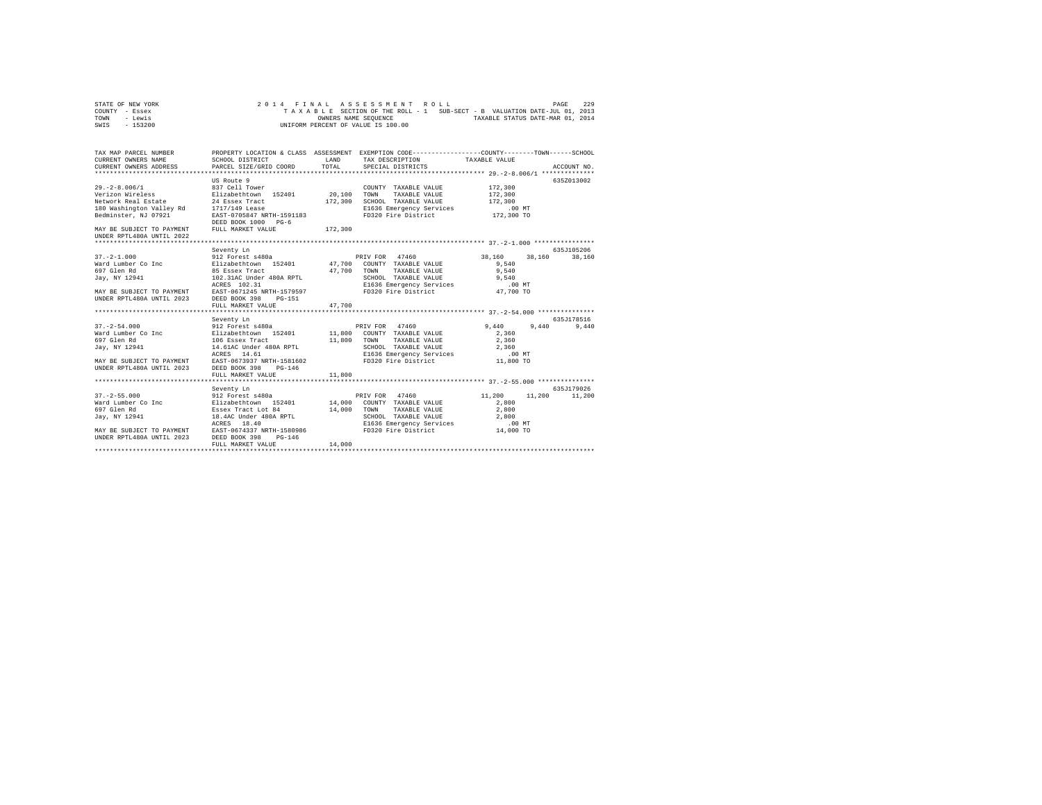STATE OF NEW YORK
COUNTY - Essex
TOWN - Lewis
SWIS - 153200

2 0 1 4 F I N A L A S S E S S M E N T R O L L
T A X A B L E SECTION OF THE ROLL - 1 SUB-SECT - B VALUATION DATE-JUL 01, 2013
OWNERS NAME SEQUENCE TAXABLE STATUS DATE-MAR 01, 2014
UNIFORM PERCENT OF VALUE IS 100.00

| TAX MAP PARCEL NUMBER / CURRENT OWNERS NAME / CURRENT OWNERS ADDRESS | PROPERTY LOCATION & CLASS / SCHOOL DISTRICT / PARCEL SIZE/GRID COORD | ASSESSMENT LAND / TOTAL | EXEMPTION CODE / TAX DESCRIPTION / SPECIAL DISTRICTS | COUNTY | TOWN | SCHOOL | ACCOUNT NO. |
|---|---|---|---|---|---|---|---|
| **29.-2-8.006/1** | US Route 9 | | | | | | 635Z013002 |
| 29.-2-8.006/1 | 837 Cell Tower | | COUNTY TAXABLE VALUE | 172,300 | | | |
| Verizon Wireless | Elizabethtown 152401 | 20,100 | TOWN TAXABLE VALUE | 172,300 | | | |
| Network Real Estate | 24 Essex Tract | 172,300 | SCHOOL TAXABLE VALUE | 172,300 | | | |
| 180 Washington Valley Rd | 1717/149 Lease | | E1636 Emergency Services | .00 MT | | | |
| Bedminster, NJ 07921 | EAST-0705847 NRTH-1591183 | | FD320 Fire District | 172,300 TO | | | |
| | DEED BOOK 1000 PG-6 | | | | | | |
| MAY BE SUBJECT TO PAYMENT | FULL MARKET VALUE | 172,300 | | | | | |
| UNDER RPTL480A UNTIL 2022 | | | | | | | |
| **37.-2-1.000** | Seventy Ln | | | | | | 635J105206 |
| 37.-2-1.000 | 912 Forest s480a | | PRIV FOR 47460 | 38,160 | 38,160 | 38,160 | |
| Ward Lumber Co Inc | Elizabethtown 152401 | 47,700 | COUNTY TAXABLE VALUE | 9,540 | | | |
| 697 Glen Rd | 85 Essex Tract | 47,700 | TOWN TAXABLE VALUE | 9,540 | | | |
| Jay, NY 12941 | 102.31AC Under 480A RPTL | | SCHOOL TAXABLE VALUE | 9,540 | | | |
| | ACRES 102.31 | | E1636 Emergency Services | .00 MT | | | |
| MAY BE SUBJECT TO PAYMENT | EAST-0671245 NRTH-1579597 | | FD320 Fire District | 47,700 TO | | | |
| UNDER RPTL480A UNTIL 2023 | DEED BOOK 398 PG-151 | | | | | | |
| | FULL MARKET VALUE | 47,700 | | | | | |
| **37.-2-54.000** | Seventy Ln | | | | | | 635J178516 |
| 37.-2-54.000 | 912 Forest s480a | | PRIV FOR 47460 | 9,440 | 9,440 | 9,440 | |
| Ward Lumber Co Inc | Elizabethtown 152401 | 11,800 | COUNTY TAXABLE VALUE | 2,360 | | | |
| 697 Glen Rd | 106 Essex Tract | 11,800 | TOWN TAXABLE VALUE | 2,360 | | | |
| Jay, NY 12941 | 14.61AC Under 480A RPTL | | SCHOOL TAXABLE VALUE | 2,360 | | | |
| | ACRES 14.61 | | E1636 Emergency Services | .00 MT | | | |
| MAY BE SUBJECT TO PAYMENT | EAST-0673937 NRTH-1581602 | | FD320 Fire District | 11,800 TO | | | |
| UNDER RPTL480A UNTIL 2023 | DEED BOOK 398 PG-146 | | | | | | |
| | FULL MARKET VALUE | 11,800 | | | | | |
| **37.-2-55.000** | Seventy Ln | | | | | | 635J179026 |
| 37.-2-55.000 | 912 Forest s480a | | PRIV FOR 47460 | 11,200 | 11,200 | 11,200 | |
| Ward Lumber Co Inc | Elizabethtown 152401 | 14,000 | COUNTY TAXABLE VALUE | 2,800 | | | |
| 697 Glen Rd | Essex Tract Lot 84 | 14,000 | TOWN TAXABLE VALUE | 2,800 | | | |
| Jay, NY 12941 | 18.4AC Under 480A RPTL | | SCHOOL TAXABLE VALUE | 2,800 | | | |
| | ACRES 18.40 | | E1636 Emergency Services | .00 MT | | | |
| MAY BE SUBJECT TO PAYMENT | EAST-0674337 NRTH-1580986 | | FD320 Fire District | 14,000 TO | | | |
| UNDER RPTL480A UNTIL 2023 | DEED BOOK 398 PG-146 | | | | | | |
| | FULL MARKET VALUE | 14,000 | | | | | |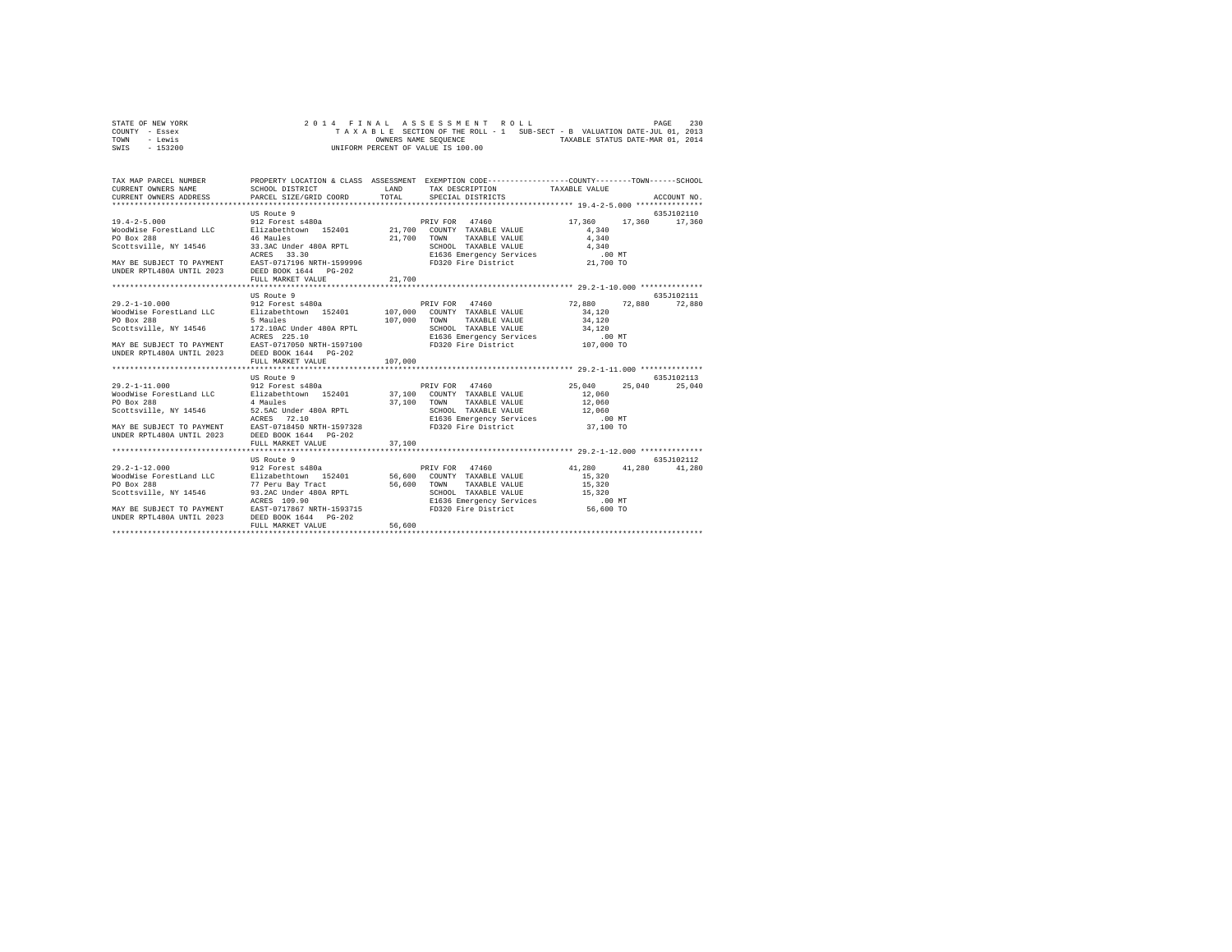STATE OF NEW YORK
COUNTY - Essex
TOWN - Lewis
SWIS - 153200

2014 FINAL ASSESSMENT ROLL
TAXABLE SECTION OF THE ROLL - 1 SUB-SECT - B VALUATION DATE-JUL 01, 2013
OWNERS NAME SEQUENCE TAXABLE STATUS DATE-MAR 01, 2014
UNIFORM PERCENT OF VALUE IS 100.00

| TAX MAP PARCEL NUMBER / CURRENT OWNERS NAME / CURRENT OWNERS ADDRESS | PROPERTY LOCATION & CLASS / SCHOOL DISTRICT / PARCEL SIZE/GRID COORD | ASSESSMENT LAND / TOTAL | EXEMPTION CODE / TAX DESCRIPTION / SPECIAL DISTRICTS | COUNTY TAXABLE VALUE | TOWN | SCHOOL / ACCOUNT NO. |
|---|---|---|---|---|---|---|
| **19.4-2-5.000** | US Route 9 | | | | | 635J102110 |
| 19.4-2-5.000 | 912 Forest s480a | | PRIV FOR 47460 | 17,360 | 17,360 | 17,360 |
| WoodWise ForestLand LLC | Elizabethtown 152401 | 21,700 | COUNTY TAXABLE VALUE | 4,340 | | |
| PO Box 288 | 46 Maules | 21,700 | TOWN TAXABLE VALUE | 4,340 | | |
| Scottsville, NY 14546 | 33.3AC Under 480A RPTL | | SCHOOL TAXABLE VALUE | 4,340 | | |
| | ACRES 33.30 | | E1636 Emergency Services | .00 MT | | |
| MAY BE SUBJECT TO PAYMENT | EAST-0717196 NRTH-1599996 | | FD320 Fire District | 21,700 TO | | |
| UNDER RPTL480A UNTIL 2023 | DEED BOOK 1644 PG-202 | | | | | |
| | FULL MARKET VALUE | 21,700 | | | | |
| **29.2-1-10.000** | US Route 9 | | | | | 635J102111 |
| 29.2-1-10.000 | 912 Forest s480a | | PRIV FOR 47460 | 72,880 | 72,880 | 72,880 |
| WoodWise ForestLand LLC | Elizabethtown 152401 | 107,000 | COUNTY TAXABLE VALUE | 34,120 | | |
| PO Box 288 | 5 Maules | 107,000 | TOWN TAXABLE VALUE | 34,120 | | |
| Scottsville, NY 14546 | 172.10AC Under 480A RPTL | | SCHOOL TAXABLE VALUE | 34,120 | | |
| | ACRES 225.10 | | E1636 Emergency Services | .00 MT | | |
| MAY BE SUBJECT TO PAYMENT | EAST-0717050 NRTH-1597100 | | FD320 Fire District | 107,000 TO | | |
| UNDER RPTL480A UNTIL 2023 | DEED BOOK 1644 PG-202 | | | | | |
| | FULL MARKET VALUE | 107,000 | | | | |
| **29.2-1-11.000** | US Route 9 | | | | | 635J102113 |
| 29.2-1-11.000 | 912 Forest s480a | | PRIV FOR 47460 | 25,040 | 25,040 | 25,040 |
| WoodWise ForestLand LLC | Elizabethtown 152401 | 37,100 | COUNTY TAXABLE VALUE | 12,060 | | |
| PO Box 288 | 4 Maules | 37,100 | TOWN TAXABLE VALUE | 12,060 | | |
| Scottsville, NY 14546 | 52.5AC Under 480A RPTL | | SCHOOL TAXABLE VALUE | 12,060 | | |
| | ACRES 72.10 | | E1636 Emergency Services | .00 MT | | |
| MAY BE SUBJECT TO PAYMENT | EAST-0718450 NRTH-1597328 | | FD320 Fire District | 37,100 TO | | |
| UNDER RPTL480A UNTIL 2023 | DEED BOOK 1644 PG-202 | | | | | |
| | FULL MARKET VALUE | 37,100 | | | | |
| **29.2-1-12.000** | US Route 9 | | | | | 635J102112 |
| 29.2-1-12.000 | 912 Forest s480a | | PRIV FOR 47460 | 41,280 | 41,280 | 41,280 |
| WoodWise ForestLand LLC | Elizabethtown 152401 | 56,600 | COUNTY TAXABLE VALUE | 15,320 | | |
| PO Box 288 | 77 Peru Bay Tract | 56,600 | TOWN TAXABLE VALUE | 15,320 | | |
| Scottsville, NY 14546 | 93.2AC Under 480A RPTL | | SCHOOL TAXABLE VALUE | 15,320 | | |
| | ACRES 109.90 | | E1636 Emergency Services | .00 MT | | |
| MAY BE SUBJECT TO PAYMENT | EAST-0717867 NRTH-1593715 | | FD320 Fire District | 56,600 TO | | |
| UNDER RPTL480A UNTIL 2023 | DEED BOOK 1644 PG-202 | | | | | |
| | FULL MARKET VALUE | 56,600 | | | | |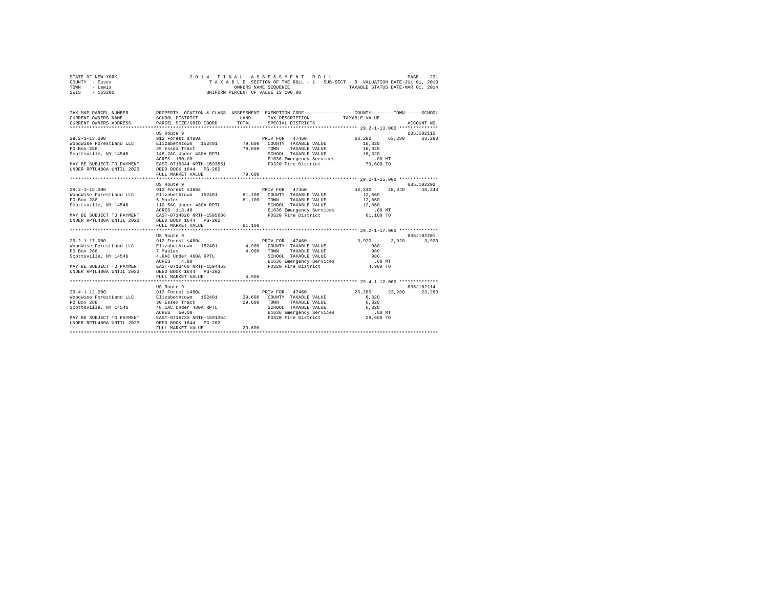STATE OF NEW YORK
COUNTY - Essex
TOWN - Lewis
SWIS - 153200

2014 FINAL ASSESSMENT ROLL
TAXABLE SECTION OF THE ROLL - 1 SUB-SECT - B VALUATION DATE-JUL 01, 2013
OWNERS NAME SEQUENCE TAXABLE STATUS DATE-MAR 01, 2014
UNIFORM PERCENT OF VALUE IS 100.00

| TAX MAP PARCEL NUMBER / CURRENT OWNERS NAME / CURRENT OWNERS ADDRESS | PROPERTY LOCATION & CLASS / SCHOOL DISTRICT / PARCEL SIZE/GRID COORD | ASSESSMENT LAND / TOTAL | EXEMPTION CODE / TAX DESCRIPTION / SPECIAL DISTRICTS | COUNTY TAXABLE VALUE | TOWN | SCHOOL | ACCOUNT NO. |
|---|---|---|---|---|---|---|---|
| 29.2-1-13.000 | US Route 9 | | | | | | 635J102115 |
| | 912 Forest s480a | | PRIV FOR 47460 | 63,280 | 63,280 | 63,280 | |
| WoodWise ForestLand LLC | Elizabethtown 152401 | 79,600 | COUNTY TAXABLE VALUE | 16,320 | | | |
| PO Box 288 | 29 Essex Tract | 79,600 | TOWN TAXABLE VALUE | 16,320 | | | |
| Scottsville, NY 14546 | 148.2AC Under 480A RPTL | | SCHOOL TAXABLE VALUE | 16,320 | | | |
| | ACRES 150.00 | | E1636 Emergency Services | .00 MT | | | |
| MAY BE SUBJECT TO PAYMENT | EAST-0716344 NRTH-1593851 | | FD320 Fire District | 79,600 TO | | | |
| UNDER RPTL480A UNTIL 2023 | DEED BOOK 1644 PG-202 | | | | | | |
| | FULL MARKET VALUE | 79,600 | | | | | |
| 29.2-1-15.000 | US Route 9 | | | | | | 635J102202 |
| | 912 Forest s480a | | PRIV FOR 47460 | 48,240 | 48,240 | 48,240 | |
| WoodWise ForestLand LLC | Elizabethtown 152401 | 61,100 | COUNTY TAXABLE VALUE | 12,860 | | | |
| PO Box 288 | 6 Maules | 61,100 | TOWN TAXABLE VALUE | 12,860 | | | |
| Scottsville, NY 14546 | 110.5AC Under 480A RPTL | | SCHOOL TAXABLE VALUE | 12,860 | | | |
| | ACRES 113.40 | | E1636 Emergency Services | .00 MT | | | |
| MAY BE SUBJECT TO PAYMENT | EAST-0714826 NRTH-1595686 | | FD320 Fire District | 61,100 TO | | | |
| UNDER RPTL480A UNTIL 2023 | DEED BOOK 1644 PG-202 | | | | | | |
| | FULL MARKET VALUE | 61,100 | | | | | |
| 29.2-1-17.000 | US Route 9 | | | | | | 635J102201 |
| | 912 Forest s480a | | PRIV FOR 47460 | 3,920 | 3,920 | 3,920 | |
| WoodWise ForestLand LLC | Elizabethtown 152401 | 4,900 | COUNTY TAXABLE VALUE | 980 | | | |
| PO Box 288 | 7 Maules | 4,900 | TOWN TAXABLE VALUE | 980 | | | |
| Scottsville, NY 14546 | 4.9AC Under 480A RPTL | | SCHOOL TAXABLE VALUE | 980 | | | |
| | ACRES 4.90 | | E1636 Emergency Services | .00 MT | | | |
| MAY BE SUBJECT TO PAYMENT | EAST-0713460 NRTH-1594463 | | FD320 Fire District | 4,900 TO | | | |
| UNDER RPTL480A UNTIL 2023 | DEED BOOK 1644 PG-202 | | | | | | |
| | FULL MARKET VALUE | 4,900 | | | | | |
| 29.4-1-12.000 | US Route 9 | | | | | | 635J102114 |
| | 912 Forest s480a | | PRIV FOR 47460 | 23,280 | 23,280 | 23,280 | |
| WoodWise ForestLand LLC | Elizabethtown 152401 | 29,600 | COUNTY TAXABLE VALUE | 6,320 | | | |
| PO Box 288 | 30 Essex Tract | 29,600 | TOWN TAXABLE VALUE | 6,320 | | | |
| Scottsville, NY 14546 | 48.1AC Under 480A RPTL | | SCHOOL TAXABLE VALUE | 6,320 | | | |
| | ACRES 50.00 | | E1636 Emergency Services | .00 MT | | | |
| MAY BE SUBJECT TO PAYMENT | EAST-0716733 NRTH-1591364 | | FD320 Fire District | 29,600 TO | | | |
| UNDER RPTL480A UNTIL 2023 | DEED BOOK 1644 PG-202 | | | | | | |
| | FULL MARKET VALUE | 29,600 | | | | | |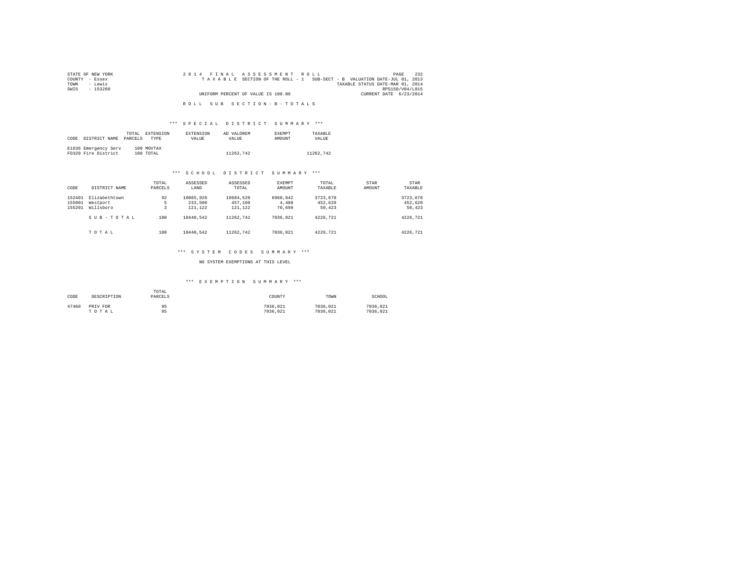STATE OF NEW YORK
COUNTY - Essex
TOWN - Lewis
SWIS - 153200

2 0 1 4 F I N A L A S S E S S M E N T R O L L
T A X A B L E SECTION OF THE ROLL - 1 SUB-SECT - B VALUATION DATE-JUL 01, 2013
TAXABLE STATUS DATE-MAR 01, 2014
RPS150/V04/L015
UNIFORM PERCENT OF VALUE IS 100.00
CURRENT DATE 6/23/2014

R O L L S U B S E C T I O N - B - T O T A L S

*** S P E C I A L D I S T R I C T S U M M A R Y ***

| CODE | DISTRICT NAME | TOTAL PARCELS | EXTENSION TYPE | EXTENSION VALUE | AD VALOREM VALUE | EXEMPT AMOUNT | TAXABLE VALUE |
|---|---|---|---|---|---|---|---|
| E1636 | Emergency Serv | 100 | MOVTAX | | | | |
| FD320 | Fire District | 100 | TOTAL | | 11262,742 | | 11262,742 |

*** S C H O O L D I S T R I C T S U M M A R Y ***

| CODE | DISTRICT NAME | TOTAL PARCELS | ASSESSED LAND | ASSESSED TOTAL | EXEMPT AMOUNT | TOTAL TAXABLE | STAR AMOUNT | STAR TAXABLE |
|---|---|---|---|---|---|---|---|---|
| 152401 | Elizabethtown | 92 | 10085,920 | 10684,520 | 6960,842 | 3723,678 | | 3723,678 |
| 155001 | Westport | 5 | 233,500 | 457,100 | 4,480 | 452,620 | | 452,620 |
| 155201 | Willsboro | 3 | 121,122 | 121,122 | 70,699 | 50,423 | | 50,423 |
| | S U B - T O T A L | 100 | 10440,542 | 11262,742 | 7036,021 | 4226,721 | | 4226,721 |
| | T O T A L | 100 | 10440,542 | 11262,742 | 7036,021 | 4226,721 | | 4226,721 |

*** S Y S T E M C O D E S S U M M A R Y ***

NO SYSTEM EXEMPTIONS AT THIS LEVEL

*** E X E M P T I O N S U M M A R Y ***

| CODE | DESCRIPTION | TOTAL PARCELS | COUNTY | TOWN | SCHOOL |
|---|---|---|---|---|---|
| 47460 | PRIV FOR | 95 | 7036,021 | 7036,021 | 7036,021 |
| | T O T A L | 95 | 7036,021 | 7036,021 | 7036,021 |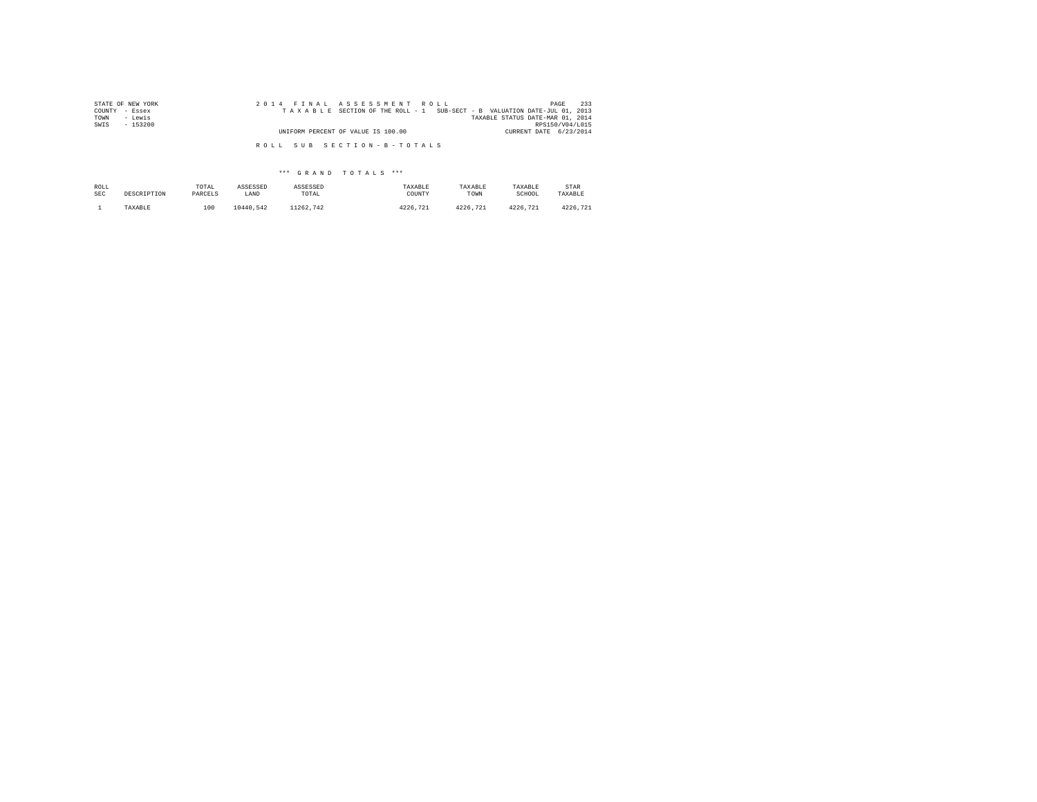STATE OF NEW YORK
COUNTY - Essex
TOWN - Lewis
SWIS - 153200

2014 FINAL ASSESSMENT ROLL
TAXABLE SECTION OF THE ROLL - 1 SUB-SECT - B VALUATION DATE-JUL 01, 2013
TAXABLE STATUS DATE-MAR 01, 2014
RPS150/V04/L015
UNIFORM PERCENT OF VALUE IS 100.00
CURRENT DATE 6/23/2014

ROLL SUB SECTION - B - TOTALS

*** GRAND TOTALS ***

| ROLL SEC | DESCRIPTION | TOTAL PARCELS | ASSESSED LAND | ASSESSED TOTAL | TAXABLE COUNTY | TAXABLE TOWN | TAXABLE SCHOOL | STAR TAXABLE |
|---|---|---|---|---|---|---|---|---|
| 1 | TAXABLE | 100 | 10440,542 | 11262,742 | 4226,721 | 4226,721 | 4226,721 | 4226,721 |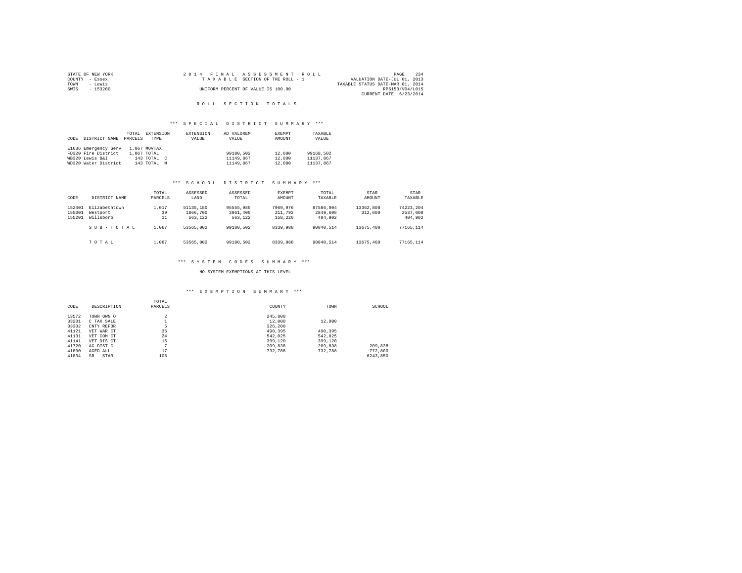STATE OF NEW YORK
COUNTY - Essex
TOWN - Lewis
SWIS - 153200

2014 FINAL ASSESSMENT ROLL
TAXABLE SECTION OF THE ROLL - 1
UNIFORM PERCENT OF VALUE IS 100.00

VALUATION DATE-JUL 01, 2013
TAXABLE STATUS DATE-MAR 01, 2014
RPS150/V04/L015
CURRENT DATE 6/23/2014

# ROLL SECTION TOTALS

## *** SPECIAL DISTRICT SUMMARY ***

| CODE | DISTRICT NAME | TOTAL PARCELS | EXTENSION TYPE | EXTENSION VALUE | AD VALOREM VALUE | EXEMPT AMOUNT | TAXABLE VALUE |
|---|---|---|---|---|---|---|---|
| E1636 | Emergency Serv | 1,067 | MOVTAX | | | | |
| FD320 | Fire District | 1,067 | TOTAL | | 99180,502 | 12,000 | 99168,502 |
| WB320 | Lewis B&I | 143 | TOTAL C | | 11149,867 | 12,000 | 11137,867 |
| WD320 | Water District | 143 | TOTAL M | | 11149,867 | 12,000 | 11137,867 |

## *** SCHOOL DISTRICT SUMMARY ***

| CODE | DISTRICT NAME | TOTAL PARCELS | ASSESSED LAND | ASSESSED TOTAL | EXEMPT AMOUNT | TOTAL TAXABLE | STAR AMOUNT | STAR TAXABLE |
|---|---|---|---|---|---|---|---|---|
| 152401 | Elizabethtown | 1,017 | 51135,180 | 95555,980 | 7969,976 | 87586,004 | 13362,800 | 74223,204 |
| 155001 | Westport | 39 | 1866,700 | 3061,400 | 211,792 | 2849,608 | 312,600 | 2537,008 |
| 155201 | Willsboro | 11 | 563,122 | 563,122 | 158,220 | 404,902 | | 404,902 |
| | SUB-TOTAL | 1,067 | 53565,002 | 99180,502 | 8339,988 | 90840,514 | 13675,400 | 77165,114 |
| | TOTAL | 1,067 | 53565,002 | 99180,502 | 8339,988 | 90840,514 | 13675,400 | 77165,114 |

## *** SYSTEM CODES SUMMARY ***

NO SYSTEM EXEMPTIONS AT THIS LEVEL

## *** EXEMPTION SUMMARY ***

| CODE | DESCRIPTION | TOTAL PARCELS | COUNTY | TOWN | SCHOOL |
|---|---|---|---|---|---|
| 13572 | TOWN OWN O | 2 | 245,800 | | |
| 33201 | C TAX SALE | 1 | 12,000 | 12,000 | |
| 33302 | CNTY REFOR | 5 | 326,200 | | |
| 41121 | VET WAR CT | 36 | 490,395 | 490,395 | |
| 41131 | VET COM CT | 24 | 542,025 | 542,025 | |
| 41141 | VET DIS CT | 16 | 399,120 | 399,120 | |
| 41720 | AG DIST C | 7 | 209,838 | 209,838 | 209,838 |
| 41800 | AGED ALL | 17 | 732,788 | 732,788 | 772,800 |
| 41834 | SR STAR | 105 | | | 6243,850 |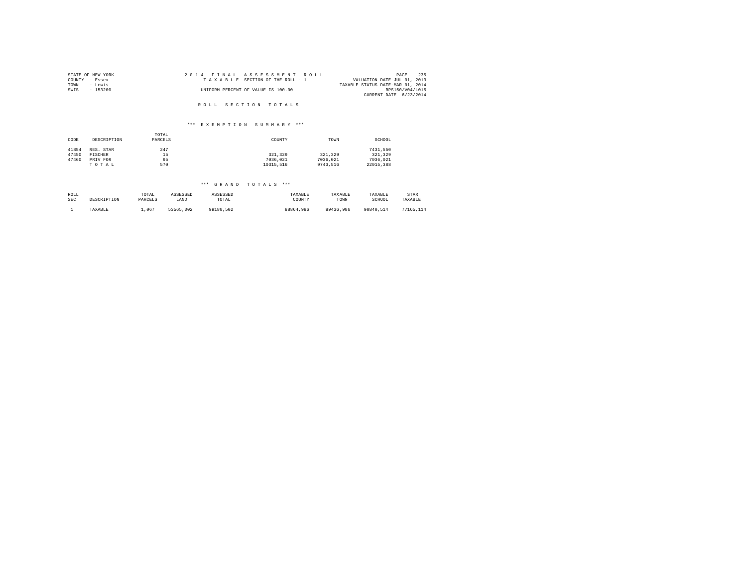STATE OF NEW YORK
COUNTY - Essex
TOWN - Lewis
SWIS - 153200

2014 FINAL ASSESSMENT ROLL
TAXABLE SECTION OF THE ROLL - 1
UNIFORM PERCENT OF VALUE IS 100.00

VALUATION DATE-JUL 01, 2013
TAXABLE STATUS DATE-MAR 01, 2014
RPS150/V04/L015
CURRENT DATE 6/23/2014

## ROLL SECTION TOTALS

### *** EXEMPTION SUMMARY ***

| CODE | DESCRIPTION | TOTAL PARCELS | COUNTY | TOWN | SCHOOL |
|---|---|---|---|---|---|
| 41854 | RES. STAR | 247 | | | 7431,550 |
| 47450 | FISCHER | 15 | 321,329 | 321,329 | 321,329 |
| 47460 | PRIV FOR | 95 | 7036,021 | 7036,021 | 7036,021 |
| | T O T A L | 570 | 10315,516 | 9743,516 | 22015,388 |

### *** GRAND TOTALS ***

| ROLL SEC | DESCRIPTION | TOTAL PARCELS | ASSESSED LAND | ASSESSED TOTAL | TAXABLE COUNTY | TAXABLE TOWN | TAXABLE SCHOOL | STAR TAXABLE |
|---|---|---|---|---|---|---|---|---|
| 1 | TAXABLE | 1,067 | 53565,002 | 99180,502 | 88864,986 | 89436,986 | 90840,514 | 77165,114 |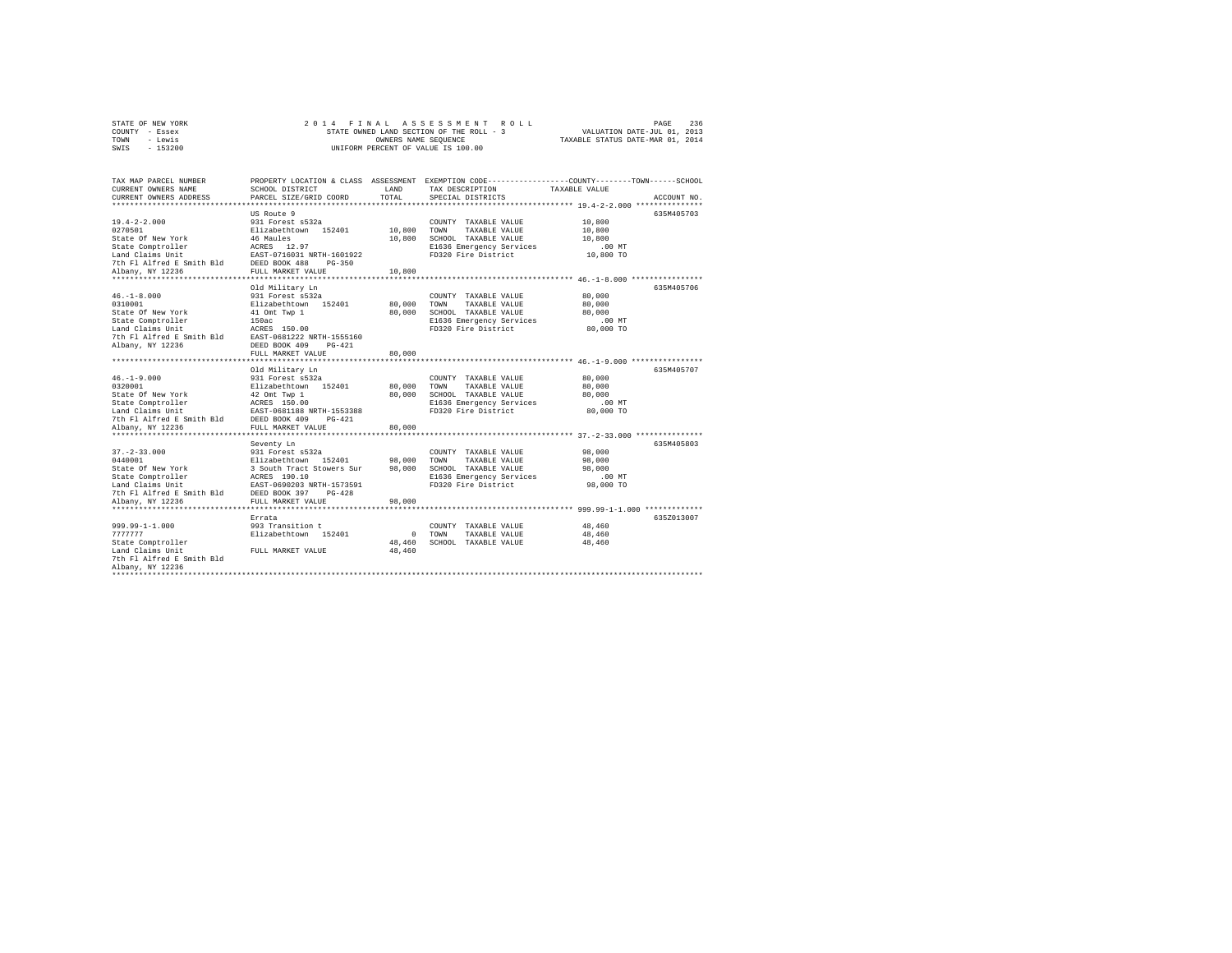STATE OF NEW YORK
COUNTY - Essex
TOWN - Lewis
SWIS - 153200

2014 FINAL ASSESSMENT ROLL
STATE OWNED LAND SECTION OF THE ROLL - 3
OWNERS NAME SEQUENCE
UNIFORM PERCENT OF VALUE IS 100.00

VALUATION DATE-JUL 01, 2013
TAXABLE STATUS DATE-MAR 01, 2014

```
TAX MAP PARCEL NUMBER      PROPERTY LOCATION & CLASS  ASSESSMENT  EXEMPTION CODE-----------------COUNTY--------TOWN------SCHOOL
CURRENT OWNERS NAME        SCHOOL DISTRICT              LAND      TAX DESCRIPTION            TAXABLE VALUE
CURRENT OWNERS ADDRESS     PARCEL SIZE/GRID COORD      TOTAL      SPECIAL DISTRICTS                                   ACCOUNT NO.
******************************************************************************************** 19.4-2-2.000 ***************
                           US Route 9                                                                          635M405703
19.4-2-2.000               931 Forest s532a                        COUNTY  TAXABLE VALUE          10,800
0270501                    Elizabethtown  152401       10,800      TOWN    TAXABLE VALUE          10,800
State Of New York          46 Maules                   10,800      SCHOOL  TAXABLE VALUE          10,800
State Comptroller          ACRES  12.97                            E1636 Emergency Services          .00 MT
Land Claims Unit           EAST-0716031 NRTH-1601922               FD320 Fire District            10,800 TO
7th Fl Alfred E Smith Bld  DEED BOOK 488   PG-350
Albany, NY 12236           FULL MARKET VALUE           10,800
******************************************************************************************** 46.-1-8.000 ****************
                           Old Military Ln                                                                     635M405706
46.-1-8.000                931 Forest s532a                        COUNTY  TAXABLE VALUE          80,000
0310001                    Elizabethtown  152401       80,000      TOWN    TAXABLE VALUE          80,000
State Of New York          41 Omt Twp 1                80,000      SCHOOL  TAXABLE VALUE          80,000
State Comptroller          150ac                                   E1636 Emergency Services          .00 MT
Land Claims Unit           ACRES 150.00                            FD320 Fire District            80,000 TO
7th Fl Alfred E Smith Bld  EAST-0681222 NRTH-1555160
Albany, NY 12236           DEED BOOK 409   PG-421
                           FULL MARKET VALUE           80,000
******************************************************************************************** 46.-1-9.000 ****************
                           Old Military Ln                                                                     635M405707
46.-1-9.000                931 Forest s532a                        COUNTY  TAXABLE VALUE          80,000
0320001                    Elizabethtown  152401       80,000      TOWN    TAXABLE VALUE          80,000
State Of New York          42 Omt Twp 1                80,000      SCHOOL  TAXABLE VALUE          80,000
State Comptroller          ACRES 150.00                            E1636 Emergency Services          .00 MT
Land Claims Unit           EAST-0681188 NRTH-1553388               FD320 Fire District            80,000 TO
7th Fl Alfred E Smith Bld  DEED BOOK 409   PG-421
Albany, NY 12236           FULL MARKET VALUE           80,000
******************************************************************************************** 37.-2-33.000 ***************
                           Seventy Ln                                                                          635M405803
37.-2-33.000               931 Forest s532a                        COUNTY  TAXABLE VALUE          98,000
0440001                    Elizabethtown  152401       98,000      TOWN    TAXABLE VALUE          98,000
State Of New York          3 South Tract Stowers Sur   98,000      SCHOOL  TAXABLE VALUE          98,000
State Comptroller          ACRES 190.10                            E1636 Emergency Services          .00 MT
Land Claims Unit           EAST-0690203 NRTH-1573591               FD320 Fire District            98,000 TO
7th Fl Alfred E Smith Bld  DEED BOOK 397   PG-428
Albany, NY 12236           FULL MARKET VALUE           98,000
******************************************************************************************** 999.99-1-1.000 *************
                           Errata                                                                              635Z013007
999.99-1-1.000             993 Transition t                        COUNTY  TAXABLE VALUE          48,460
7777777                    Elizabethtown  152401            0      TOWN    TAXABLE VALUE          48,460
State Comptroller                                      48,460      SCHOOL  TAXABLE VALUE          48,460
Land Claims Unit           FULL MARKET VALUE           48,460
7th Fl Alfred E Smith Bld
Albany, NY 12236
**************************************************************************************************************************
```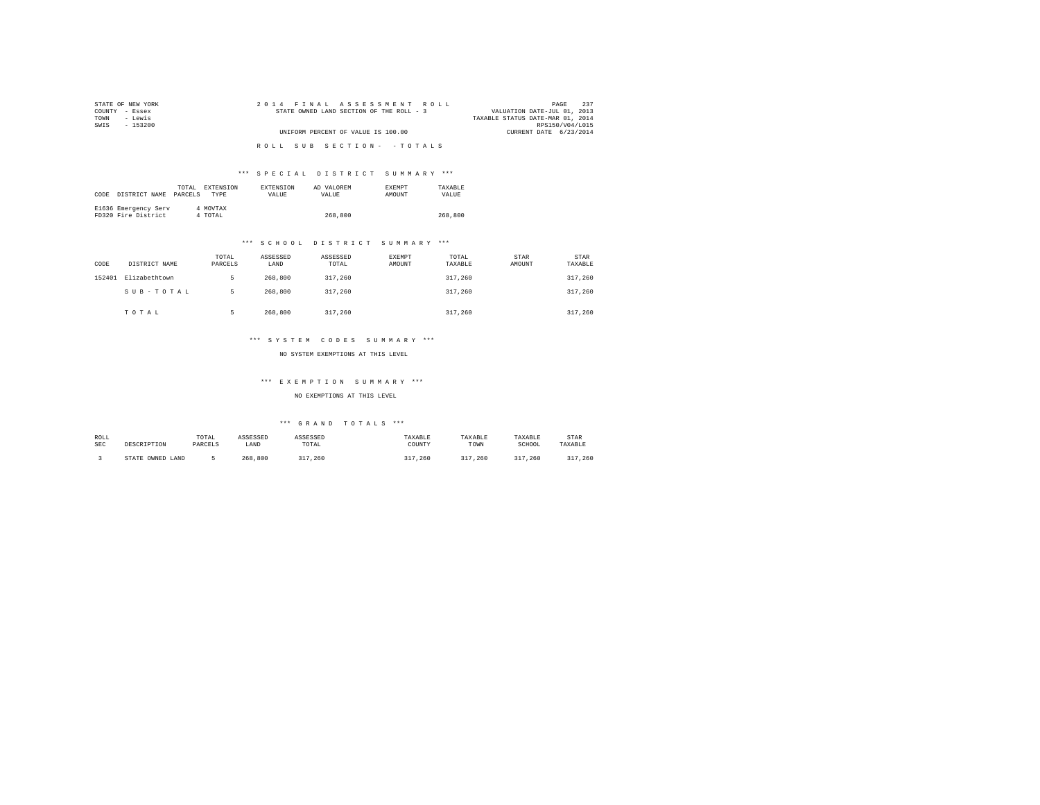STATE OF NEW YORK
COUNTY - Essex
TOWN - Lewis
SWIS - 153200

2 0 1 4 F I N A L A S S E S S M E N T R O L L
STATE OWNED LAND SECTION OF THE ROLL - 3
UNIFORM PERCENT OF VALUE IS 100.00

VALUATION DATE-JUL 01, 2013
TAXABLE STATUS DATE-MAR 01, 2014
RPS150/V04/L015
CURRENT DATE 6/23/2014

R O L L S U B S E C T I O N - - T O T A L S

### *** S P E C I A L D I S T R I C T S U M M A R Y ***

| CODE | DISTRICT NAME | TOTAL PARCELS | EXTENSION TYPE | EXTENSION VALUE | AD VALOREM VALUE | EXEMPT AMOUNT | TAXABLE VALUE |
|---|---|---|---|---|---|---|---|
| E1636 | Emergency Serv | 4 | MOVTAX | | | | |
| FD320 | Fire District | 4 | TOTAL | | 268,800 | | 268,800 |

### *** S C H O O L D I S T R I C T S U M M A R Y ***

| CODE | DISTRICT NAME | TOTAL PARCELS | ASSESSED LAND | ASSESSED TOTAL | EXEMPT AMOUNT | TOTAL TAXABLE | STAR AMOUNT | STAR TAXABLE |
|---|---|---|---|---|---|---|---|---|
| 152401 | Elizabethtown | 5 | 268,800 | 317,260 | | 317,260 | | 317,260 |
| | S U B - T O T A L | 5 | 268,800 | 317,260 | | 317,260 | | 317,260 |
| | T O T A L | 5 | 268,800 | 317,260 | | 317,260 | | 317,260 |

### *** S Y S T E M C O D E S S U M M A R Y ***

NO SYSTEM EXEMPTIONS AT THIS LEVEL

### *** E X E M P T I O N S U M M A R Y ***

NO EXEMPTIONS AT THIS LEVEL

### *** G R A N D T O T A L S ***

| ROLL SEC | DESCRIPTION | TOTAL PARCELS | ASSESSED LAND | ASSESSED TOTAL | TAXABLE COUNTY | TAXABLE TOWN | TAXABLE SCHOOL | STAR TAXABLE |
|---|---|---|---|---|---|---|---|---|
| 3 | STATE OWNED LAND | 5 | 268,800 | 317,260 | 317,260 | 317,260 | 317,260 | 317,260 |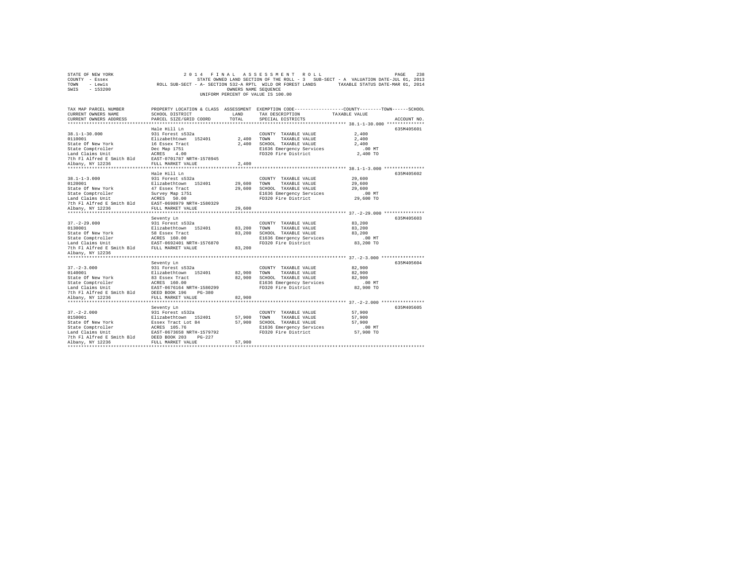STATE OF NEW YORK
COUNTY - Essex
TOWN - Lewis
SWIS - 153200

2014 FINAL ASSESSMENT ROLL
STATE OWNED LAND SECTION OF THE ROLL - 3 SUB-SECT - A VALUATION DATE-JUL 01, 2013
ROLL SUB-SECT - A- SECTION 532-A RPTL WILD OR FOREST LANDS TAXABLE STATUS DATE-MAR 01, 2014
OWNERS NAME SEQUENCE
UNIFORM PERCENT OF VALUE IS 100.00

| TAX MAP PARCEL NUMBER / CURRENT OWNERS NAME / CURRENT OWNERS ADDRESS | PROPERTY LOCATION & CLASS / SCHOOL DISTRICT / PARCEL SIZE/GRID COORD | ASSESSMENT LAND / TOTAL | EXEMPTION CODE / TAX DESCRIPTION / SPECIAL DISTRICTS | TAXABLE VALUE (COUNTY / TOWN / SCHOOL) | ACCOUNT NO. |
|---|---|---|---|---|---|
| 38.1-1-30.000 | Hale Hill Ln | | | | 635M405601 |
| 0110001 | 931 Forest s532a | | COUNTY TAXABLE VALUE | 2,400 | |
| State Of New York | Elizabethtown 152401 | 2,400 | TOWN TAXABLE VALUE | 2,400 | |
| State Comptroller | 16 Essex Tract | 2,400 | SCHOOL TAXABLE VALUE | 2,400 | |
| Land Claims Unit | Dec Map 1751 | | E1636 Emergency Services | .00 MT | |
| 7th Fl Alfred E Smith Bld | ACRES 4.00 | | FD320 Fire District | 2,400 TO | |
| Albany, NY 12236 | EAST-0701787 NRTH-1578945 | | | | |
| | FULL MARKET VALUE | 2,400 | | | |
| 38.1-1-3.000 | Hale Hill Ln | | | | 635M405602 |
| 0120001 | 931 Forest s532a | | COUNTY TAXABLE VALUE | 29,600 | |
| State Of New York | Elizabethtown 152401 | 29,600 | TOWN TAXABLE VALUE | 29,600 | |
| State Comptroller | 47 Essex Tract | 29,600 | SCHOOL TAXABLE VALUE | 29,600 | |
| Land Claims Unit | Survey Map 1751 | | E1636 Emergency Services | .00 MT | |
| 7th Fl Alfred E Smith Bld | ACRES 50.00 | | FD320 Fire District | 29,600 TO | |
| Albany, NY 12236 | EAST-0698979 NRTH-1580329 | | | | |
| | FULL MARKET VALUE | 29,600 | | | |
| 37.-2-29.000 | Seventy Ln | | | | 635M405603 |
| 0130001 | 931 Forest s532a | | COUNTY TAXABLE VALUE | 83,200 | |
| State Of New York | Elizabethtown 152401 | 83,200 | TOWN TAXABLE VALUE | 83,200 | |
| State Comptroller | 58 Essex Tract | 83,200 | SCHOOL TAXABLE VALUE | 83,200 | |
| Land Claims Unit | ACRES 160.00 | | E1636 Emergency Services | .00 MT | |
| 7th Fl Alfred E Smith Bld | EAST-0692401 NRTH-1576870 | | FD320 Fire District | 83,200 TO | |
| Albany, NY 12236 | FULL MARKET VALUE | 83,200 | | | |
| 37.-2-3.000 | Seventy Ln | | | | 635M405604 |
| 0140001 | 931 Forest s532a | | COUNTY TAXABLE VALUE | 82,900 | |
| State Of New York | Elizabethtown 152401 | 82,900 | TOWN TAXABLE VALUE | 82,900 | |
| State Comptroller | 83 Essex Tract | 82,900 | SCHOOL TAXABLE VALUE | 82,900 | |
| Land Claims Unit | ACRES 160.00 | | E1636 Emergency Services | .00 MT | |
| 7th Fl Alfred E Smith Bld | EAST-0676164 NRTH-1580299 | | FD320 Fire District | 82,900 TO | |
| Albany, NY 12236 | DEED BOOK 196 PG-380 | | | | |
| | FULL MARKET VALUE | 82,900 | | | |
| 37.-2-2.000 | Seventy Ln | | | | 635M405605 |
| 0150001 | 931 Forest s532a | | COUNTY TAXABLE VALUE | 57,900 | |
| State Of New York | Elizabethtown 152401 | 57,900 | TOWN TAXABLE VALUE | 57,900 | |
| State Comptroller | Essex Tract Lot 84 | 57,900 | SCHOOL TAXABLE VALUE | 57,900 | |
| Land Claims Unit | ACRES 105.76 | | E1636 Emergency Services | .00 MT | |
| 7th Fl Alfred E Smith Bld | EAST-0673658 NRTH-1579792 | | FD320 Fire District | 57,900 TO | |
| Albany, NY 12236 | DEED BOOK 203 PG-227 | | | | |
| | FULL MARKET VALUE | 57,900 | | | |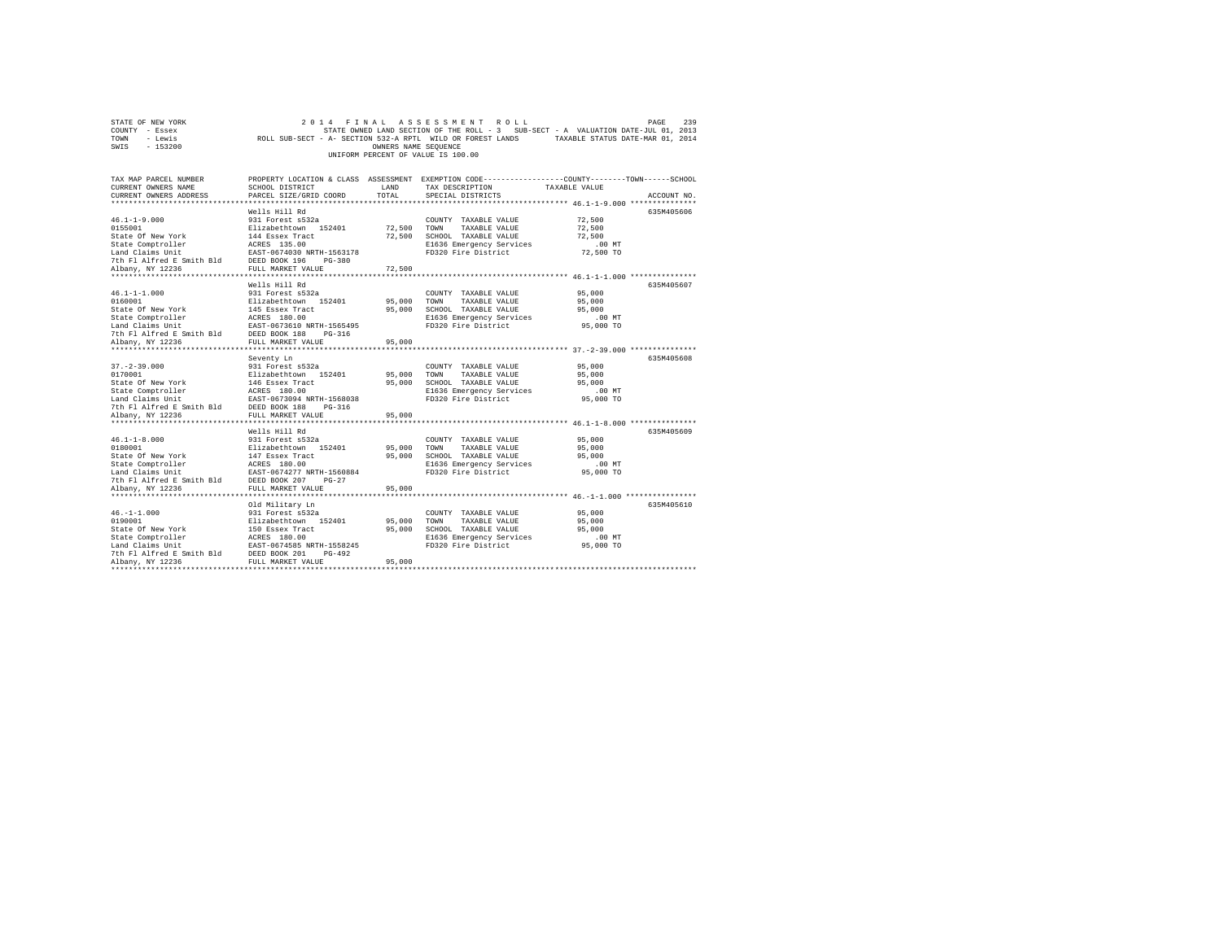STATE OF NEW YORK &nbsp;&nbsp;&nbsp;&nbsp; 2 0 1 4 &nbsp; F I N A L &nbsp; A S S E S S M E N T &nbsp; R O L L
COUNTY - Essex &nbsp;&nbsp;&nbsp;&nbsp; STATE OWNED LAND SECTION OF THE ROLL - 3 &nbsp; SUB-SECT - A &nbsp; VALUATION DATE-JUL 01, 2013
TOWN - Lewis &nbsp;&nbsp;&nbsp;&nbsp; ROLL SUB-SECT - A- SECTION 532-A RPTL WILD OR FOREST LANDS &nbsp;&nbsp; TAXABLE STATUS DATE-MAR 01, 2014
SWIS - 153200 &nbsp;&nbsp;&nbsp;&nbsp; OWNERS NAME SEQUENCE
UNIFORM PERCENT OF VALUE IS 100.00

| TAX MAP PARCEL NUMBER / CURRENT OWNERS NAME / CURRENT OWNERS ADDRESS | PROPERTY LOCATION & CLASS / SCHOOL DISTRICT / PARCEL SIZE/GRID COORD | ASSESSMENT LAND / TOTAL | EXEMPTION CODE / TAX DESCRIPTION / SPECIAL DISTRICTS | TAXABLE VALUE (COUNTY / TOWN / SCHOOL) | ACCOUNT NO. |
|---|---|---|---|---|---|
| 46.1-1-9.000 | Wells Hill Rd | | | | 635M405606 |
| 0155001 | 931 Forest s532a | | COUNTY TAXABLE VALUE | 72,500 | |
| State Of New York | Elizabethtown 152401 | 72,500 | TOWN TAXABLE VALUE | 72,500 | |
| State Comptroller | 144 Essex Tract | 72,500 | SCHOOL TAXABLE VALUE | 72,500 | |
| Land Claims Unit | ACRES 135.00 | | E1636 Emergency Services | .00 MT | |
| 7th Fl Alfred E Smith Bld | EAST-0674030 NRTH-1563178 | | FD320 Fire District | 72,500 TO | |
| Albany, NY 12236 | DEED BOOK 196 PG-380 | | | | |
| | FULL MARKET VALUE | 72,500 | | | |
| 46.1-1-1.000 | Wells Hill Rd | | | | 635M405607 |
| 0160001 | 931 Forest s532a | | COUNTY TAXABLE VALUE | 95,000 | |
| State Of New York | Elizabethtown 152401 | 95,000 | TOWN TAXABLE VALUE | 95,000 | |
| State Comptroller | 145 Essex Tract | 95,000 | SCHOOL TAXABLE VALUE | 95,000 | |
| Land Claims Unit | ACRES 180.00 | | E1636 Emergency Services | .00 MT | |
| 7th Fl Alfred E Smith Bld | EAST-0673610 NRTH-1565495 | | FD320 Fire District | 95,000 TO | |
| Albany, NY 12236 | DEED BOOK 188 PG-316 | | | | |
| | FULL MARKET VALUE | 95,000 | | | |
| 37.-2-39.000 | Seventy Ln | | | | 635M405608 |
| 0170001 | 931 Forest s532a | | COUNTY TAXABLE VALUE | 95,000 | |
| State Of New York | Elizabethtown 152401 | 95,000 | TOWN TAXABLE VALUE | 95,000 | |
| State Comptroller | 146 Essex Tract | 95,000 | SCHOOL TAXABLE VALUE | 95,000 | |
| Land Claims Unit | ACRES 180.00 | | E1636 Emergency Services | .00 MT | |
| 7th Fl Alfred E Smith Bld | EAST-0673094 NRTH-1568038 | | FD320 Fire District | 95,000 TO | |
| Albany, NY 12236 | DEED BOOK 188 PG-316 | | | | |
| | FULL MARKET VALUE | 95,000 | | | |
| 46.1-1-8.000 | Wells Hill Rd | | | | 635M405609 |
| 0180001 | 931 Forest s532a | | COUNTY TAXABLE VALUE | 95,000 | |
| State Of New York | Elizabethtown 152401 | 95,000 | TOWN TAXABLE VALUE | 95,000 | |
| State Comptroller | 147 Essex Tract | 95,000 | SCHOOL TAXABLE VALUE | 95,000 | |
| Land Claims Unit | ACRES 180.00 | | E1636 Emergency Services | .00 MT | |
| 7th Fl Alfred E Smith Bld | EAST-0674277 NRTH-1560884 | | FD320 Fire District | 95,000 TO | |
| Albany, NY 12236 | DEED BOOK 207 PG-27 | | | | |
| | FULL MARKET VALUE | 95,000 | | | |
| 46.-1-1.000 | Old Military Ln | | | | 635M405610 |
| 0190001 | 931 Forest s532a | | COUNTY TAXABLE VALUE | 95,000 | |
| State Of New York | Elizabethtown 152401 | 95,000 | TOWN TAXABLE VALUE | 95,000 | |
| State Comptroller | 150 Essex Tract | 95,000 | SCHOOL TAXABLE VALUE | 95,000 | |
| Land Claims Unit | ACRES 180.00 | | E1636 Emergency Services | .00 MT | |
| 7th Fl Alfred E Smith Bld | EAST-0674585 NRTH-1558245 | | FD320 Fire District | 95,000 TO | |
| Albany, NY 12236 | DEED BOOK 201 PG-492 | | | | |
| | FULL MARKET VALUE | 95,000 | | | |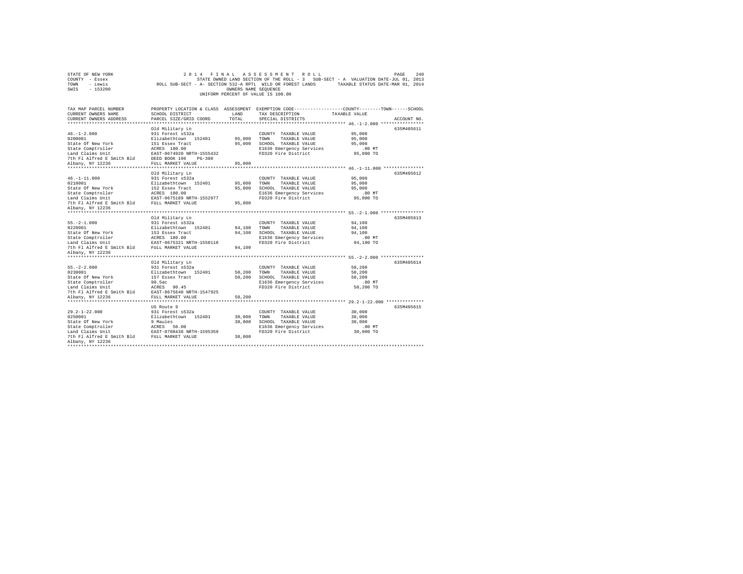STATE OF NEW YORK
COUNTY - Essex
TOWN - Lewis
SWIS - 153200

2014 FINAL ASSESSMENT ROLL
STATE OWNED LAND SECTION OF THE ROLL - 3 SUB-SECT - A VALUATION DATE-JUL 01, 2013
ROLL SUB-SECT - A- SECTION 532-A RPTL WILD OR FOREST LANDS TAXABLE STATUS DATE-MAR 01, 2014
OWNERS NAME SEQUENCE
UNIFORM PERCENT OF VALUE IS 100.00

| TAX MAP PARCEL NUMBER / CURRENT OWNERS NAME / CURRENT OWNERS ADDRESS | PROPERTY LOCATION & CLASS / SCHOOL DISTRICT / PARCEL SIZE/GRID COORD | ASSESSMENT LAND / TOTAL | EXEMPTION CODE / TAX DESCRIPTION / SPECIAL DISTRICTS | TAXABLE VALUE (COUNTY / TOWN / SCHOOL) | ACCOUNT NO. |
|---|---|---|---|---|---|
| 46.-1-2.000 | Old Military Ln | | | | 635M405611 |
| 0200001 | 931 Forest s532a | | COUNTY TAXABLE VALUE | 95,000 | |
| State Of New York | Elizabethtown 152401 | 95,000 | TOWN TAXABLE VALUE | 95,000 | |
| State Comptroller | 151 Essex Tract | 95,000 | SCHOOL TAXABLE VALUE | 95,000 | |
| Land Claims Unit | ACRES 180.00 | | E1636 Emergency Services | .00 MT | |
| 7th Fl Alfred E Smith Bld | EAST-0674920 NRTH-1555432 | | FD320 Fire District | 95,000 TO | |
| Albany, NY 12236 | DEED BOOK 196 PG-380 | | | | |
| | FULL MARKET VALUE | 95,000 | | | |
| 46.-1-11.000 | Old Military Ln | | | | 635M405612 |
| 0210001 | 931 Forest s532a | | COUNTY TAXABLE VALUE | 95,000 | |
| State Of New York | Elizabethtown 152401 | 95,000 | TOWN TAXABLE VALUE | 95,000 | |
| State Comptroller | 152 Essex Tract | 95,000 | SCHOOL TAXABLE VALUE | 95,000 | |
| Land Claims Unit | ACRES 180.00 | | E1636 Emergency Services | .00 MT | |
| 7th Fl Alfred E Smith Bld | EAST-0675189 NRTH-1552977 | | FD320 Fire District | 95,000 TO | |
| Albany, NY 12236 | FULL MARKET VALUE | 95,000 | | | |
| 55.-2-1.000 | Old Military Ln | | | | 635M405613 |
| 0220001 | 931 Forest s532a | | COUNTY TAXABLE VALUE | 94,100 | |
| State Of New York | Elizabethtown 152401 | 94,100 | TOWN TAXABLE VALUE | 94,100 | |
| State Comptroller | 153 Essex Tract | 94,100 | SCHOOL TAXABLE VALUE | 94,100 | |
| Land Claims Unit | ACRES 180.00 | | E1636 Emergency Services | .00 MT | |
| 7th Fl Alfred E Smith Bld | EAST-0675321 NRTH-1550118 | | FD320 Fire District | 94,100 TO | |
| Albany, NY 12236 | FULL MARKET VALUE | 94,100 | | | |
| 55.-2-2.000 | Old Military Ln | | | | 635M405614 |
| 0230001 | 931 Forest s532a | | COUNTY TAXABLE VALUE | 50,200 | |
| State Of New York | Elizabethtown 152401 | 50,200 | TOWN TAXABLE VALUE | 50,200 | |
| State Comptroller | 157 Essex Tract | 50,200 | SCHOOL TAXABLE VALUE | 50,200 | |
| Land Claims Unit | 90.5ac | | E1636 Emergency Services | .00 MT | |
| 7th Fl Alfred E Smith Bld | ACRES 90.45 | | FD320 Fire District | 50,200 TO | |
| Albany, NY 12236 | EAST-0675640 NRTH-1547925 | | | | |
| | FULL MARKET VALUE | 50,200 | | | |
| 29.2-1-22.000 | US Route 9 | | | | 635M405615 |
| 0250001 | 931 Forest s532a | | COUNTY TAXABLE VALUE | 30,000 | |
| State Of New York | Elizabethtown 152401 | 30,000 | TOWN TAXABLE VALUE | 30,000 | |
| State Comptroller | 9 Maules | 30,000 | SCHOOL TAXABLE VALUE | 30,000 | |
| Land Claims Unit | ACRES 50.00 | | E1636 Emergency Services | .00 MT | |
| 7th Fl Alfred E Smith Bld | EAST-0708438 NRTH-1595359 | | FD320 Fire District | 30,000 TO | |
| Albany, NY 12236 | FULL MARKET VALUE | 30,000 | | | |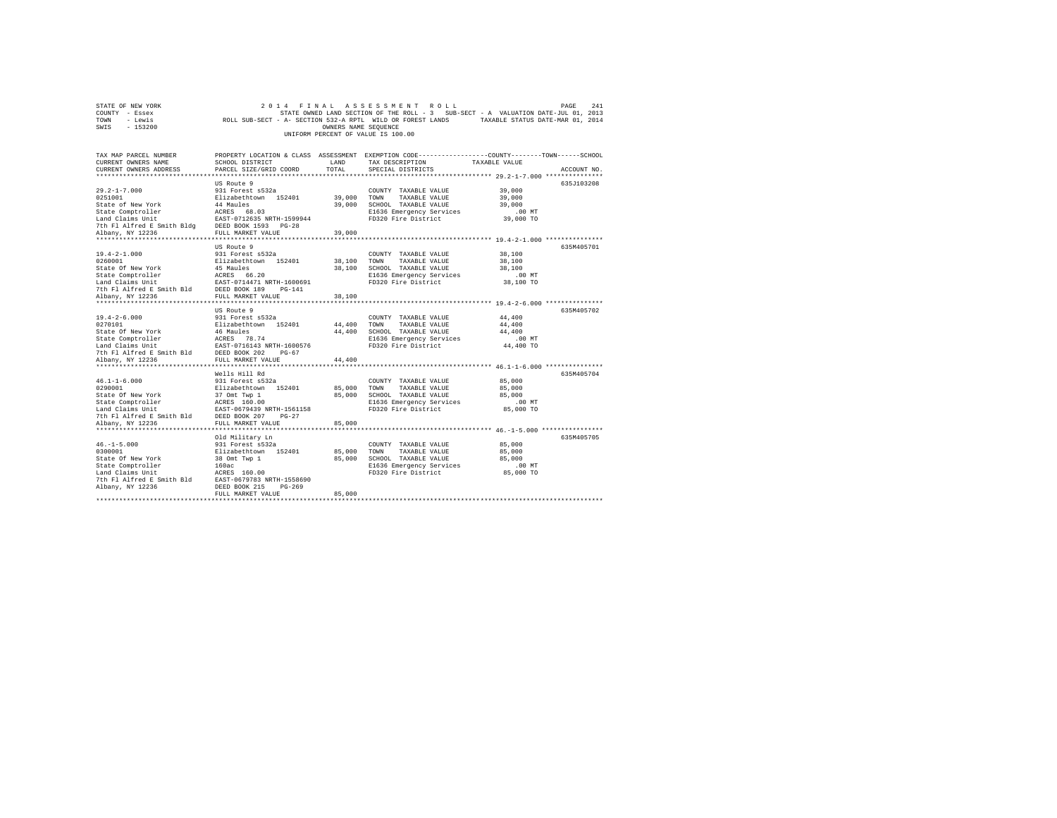STATE OF NEW YORK
COUNTY - Essex
TOWN - Lewis
SWIS - 153200

2 0 1 4 F I N A L A S S E S S M E N T R O L L
STATE OWNED LAND SECTION OF THE ROLL - 3 SUB-SECT - A VALUATION DATE-JUL 01, 2013
ROLL SUB-SECT - A- SECTION 532-A RPTL WILD OR FOREST LANDS TAXABLE STATUS DATE-MAR 01, 2014
OWNERS NAME SEQUENCE
UNIFORM PERCENT OF VALUE IS 100.00

| TAX MAP PARCEL NUMBER / CURRENT OWNERS NAME / CURRENT OWNERS ADDRESS | PROPERTY LOCATION & CLASS / SCHOOL DISTRICT / PARCEL SIZE/GRID COORD | ASSESSMENT LAND | TOTAL | EXEMPTION CODE / TAX DESCRIPTION / SPECIAL DISTRICTS | TAXABLE VALUE (COUNTY / TOWN / SCHOOL) | ACCOUNT NO. |
|---|---|---|---|---|---|---|
| 29.2-1-7.000 | US Route 9 | | | | | 635J103208 |
| 0251001 | 931 Forest s532a | | | COUNTY TAXABLE VALUE | 39,000 | |
| State of New York | Elizabethtown 152401 | 39,000 | | TOWN TAXABLE VALUE | 39,000 | |
| State Comptroller | 44 Maules | | 39,000 | SCHOOL TAXABLE VALUE | 39,000 | |
| Land Claims Unit | ACRES 68.03 | | | E1636 Emergency Services | .00 MT | |
| 7th Fl Alfred E Smith Bldg | EAST-0712635 NRTH-1599944 | | | FD320 Fire District | 39,000 TO | |
| Albany, NY 12236 | DEED BOOK 1593 PG-28 | | | | | |
| | FULL MARKET VALUE | | 39,000 | | | |
| 19.4-2-1.000 | US Route 9 | | | | | 635M405701 |
| 0260001 | 931 Forest s532a | | | COUNTY TAXABLE VALUE | 38,100 | |
| State Of New York | Elizabethtown 152401 | 38,100 | | TOWN TAXABLE VALUE | 38,100 | |
| State Comptroller | 45 Maules | | 38,100 | SCHOOL TAXABLE VALUE | 38,100 | |
| Land Claims Unit | ACRES 66.20 | | | E1636 Emergency Services | .00 MT | |
| 7th Fl Alfred E Smith Bld | EAST-0714471 NRTH-1600691 | | | FD320 Fire District | 38,100 TO | |
| Albany, NY 12236 | DEED BOOK 189 PG-141 | | | | | |
| | FULL MARKET VALUE | | 38,100 | | | |
| 19.4-2-6.000 | US Route 9 | | | | | 635M405702 |
| 0270101 | 931 Forest s532a | | | COUNTY TAXABLE VALUE | 44,400 | |
| State Of New York | Elizabethtown 152401 | 44,400 | | TOWN TAXABLE VALUE | 44,400 | |
| State Comptroller | 46 Maules | | 44,400 | SCHOOL TAXABLE VALUE | 44,400 | |
| Land Claims Unit | ACRES 78.74 | | | E1636 Emergency Services | .00 MT | |
| 7th Fl Alfred E Smith Bld | EAST-0716143 NRTH-1600576 | | | FD320 Fire District | 44,400 TO | |
| Albany, NY 12236 | DEED BOOK 202 PG-67 | | | | | |
| | FULL MARKET VALUE | | 44,400 | | | |
| 46.1-1-6.000 | Wells Hill Rd | | | | | 635M405704 |
| 0290001 | 931 Forest s532a | | | COUNTY TAXABLE VALUE | 85,000 | |
| State Of New York | Elizabethtown 152401 | 85,000 | | TOWN TAXABLE VALUE | 85,000 | |
| State Comptroller | 37 Omt Twp 1 | | 85,000 | SCHOOL TAXABLE VALUE | 85,000 | |
| Land Claims Unit | ACRES 160.00 | | | E1636 Emergency Services | .00 MT | |
| 7th Fl Alfred E Smith Bld | EAST-0679439 NRTH-1561158 | | | FD320 Fire District | 85,000 TO | |
| Albany, NY 12236 | DEED BOOK 207 PG-27 | | | | | |
| | FULL MARKET VALUE | | 85,000 | | | |
| 46.-1-5.000 | Old Military Ln | | | | | 635M405705 |
| 0300001 | 931 Forest s532a | | | COUNTY TAXABLE VALUE | 85,000 | |
| State Of New York | Elizabethtown 152401 | 85,000 | | TOWN TAXABLE VALUE | 85,000 | |
| State Comptroller | 38 Omt Twp 1 | | 85,000 | SCHOOL TAXABLE VALUE | 85,000 | |
| Land Claims Unit | 160ac | | | E1636 Emergency Services | .00 MT | |
| 7th Fl Alfred E Smith Bld | ACRES 160.00 | | | FD320 Fire District | 85,000 TO | |
| Albany, NY 12236 | EAST-0679783 NRTH-1558690 | | | | | |
| | DEED BOOK 215 PG-269 | | | | | |
| | FULL MARKET VALUE | | 85,000 | | | |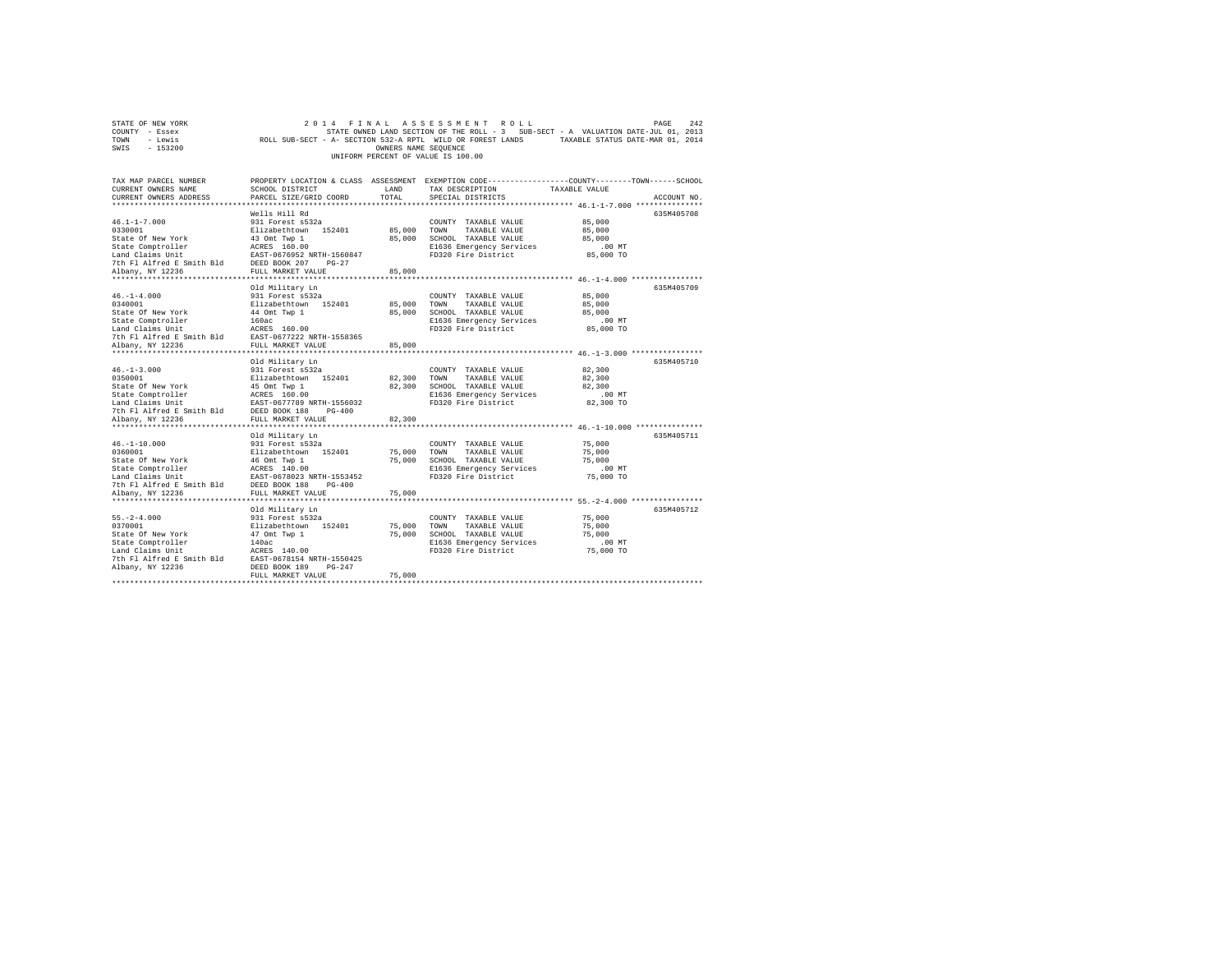STATE OF NEW YORK 2014 FINAL ASSESSMENT ROLL
COUNTY - Essex STATE OWNED LAND SECTION OF THE ROLL - 3 SUB-SECT - A VALUATION DATE-JUL 01, 2013
TOWN - Lewis ROLL SUB-SECT - A- SECTION 532-A RPTL WILD OR FOREST LANDS TAXABLE STATUS DATE-MAR 01, 2014
SWIS - 153200 OWNERS NAME SEQUENCE
UNIFORM PERCENT OF VALUE IS 100.00

| TAX MAP PARCEL NUMBER / CURRENT OWNERS NAME / CURRENT OWNERS ADDRESS | PROPERTY LOCATION & CLASS / SCHOOL DISTRICT / PARCEL SIZE/GRID COORD | ASSESSMENT LAND / TOTAL | EXEMPTION CODE / TAX DESCRIPTION / SPECIAL DISTRICTS | COUNTY--------TOWN------SCHOOL TAXABLE VALUE | ACCOUNT NO. |
|---|---|---|---|---|---|
| **46.1-1-7.000** | Wells Hill Rd | | | | 635M405708 |
| 46.1-1-7.000 | 931 Forest s532a | | COUNTY TAXABLE VALUE | 85,000 | |
| 0330001 | Elizabethtown 152401 | 85,000 | TOWN TAXABLE VALUE | 85,000 | |
| State Of New York | 43 Omt Twp 1 | 85,000 | SCHOOL TAXABLE VALUE | 85,000 | |
| State Comptroller | ACRES 160.00 | | E1636 Emergency Services | .00 MT | |
| Land Claims Unit | EAST-0676952 NRTH-1560847 | | FD320 Fire District | 85,000 TO | |
| 7th Fl Alfred E Smith Bld | DEED BOOK 207 PG-27 | | | | |
| Albany, NY 12236 | FULL MARKET VALUE | 85,000 | | | |
| **46.-1-4.000** | Old Military Ln | | | | 635M405709 |
| 46.-1-4.000 | 931 Forest s532a | | COUNTY TAXABLE VALUE | 85,000 | |
| 0340001 | Elizabethtown 152401 | 85,000 | TOWN TAXABLE VALUE | 85,000 | |
| State Of New York | 44 Omt Twp 1 | 85,000 | SCHOOL TAXABLE VALUE | 85,000 | |
| State Comptroller | 160ac | | E1636 Emergency Services | .00 MT | |
| Land Claims Unit | ACRES 160.00 | | FD320 Fire District | 85,000 TO | |
| 7th Fl Alfred E Smith Bld | EAST-0677222 NRTH-1558365 | | | | |
| Albany, NY 12236 | FULL MARKET VALUE | 85,000 | | | |
| **46.-1-3.000** | Old Military Ln | | | | 635M405710 |
| 46.-1-3.000 | 931 Forest s532a | | COUNTY TAXABLE VALUE | 82,300 | |
| 0350001 | Elizabethtown 152401 | 82,300 | TOWN TAXABLE VALUE | 82,300 | |
| State Of New York | 45 Omt Twp 1 | 82,300 | SCHOOL TAXABLE VALUE | 82,300 | |
| State Comptroller | ACRES 160.00 | | E1636 Emergency Services | .00 MT | |
| Land Claims Unit | EAST-0677709 NRTH-1556032 | | FD320 Fire District | 82,300 TO | |
| 7th Fl Alfred E Smith Bld | DEED BOOK 188 PG-400 | | | | |
| Albany, NY 12236 | FULL MARKET VALUE | 82,300 | | | |
| **46.-1-10.000** | Old Military Ln | | | | 635M405711 |
| 46.-1-10.000 | 931 Forest s532a | | COUNTY TAXABLE VALUE | 75,000 | |
| 0360001 | Elizabethtown 152401 | 75,000 | TOWN TAXABLE VALUE | 75,000 | |
| State Of New York | 46 Omt Twp 1 | 75,000 | SCHOOL TAXABLE VALUE | 75,000 | |
| State Comptroller | ACRES 140.00 | | E1636 Emergency Services | .00 MT | |
| Land Claims Unit | EAST-0678023 NRTH-1553452 | | FD320 Fire District | 75,000 TO | |
| 7th Fl Alfred E Smith Bld | DEED BOOK 188 PG-400 | | | | |
| Albany, NY 12236 | FULL MARKET VALUE | 75,000 | | | |
| **55.-2-4.000** | Old Military Ln | | | | 635M405712 |
| 55.-2-4.000 | 931 Forest s532a | | COUNTY TAXABLE VALUE | 75,000 | |
| 0370001 | Elizabethtown 152401 | 75,000 | TOWN TAXABLE VALUE | 75,000 | |
| State Of New York | 47 Omt Twp 1 | 75,000 | SCHOOL TAXABLE VALUE | 75,000 | |
| State Comptroller | 140ac | | E1636 Emergency Services | .00 MT | |
| Land Claims Unit | ACRES 140.00 | | FD320 Fire District | 75,000 TO | |
| 7th Fl Alfred E Smith Bld | EAST-0678154 NRTH-1550425 | | | | |
| Albany, NY 12236 | DEED BOOK 189 PG-247 | | | | |
| | FULL MARKET VALUE | 75,000 | | | |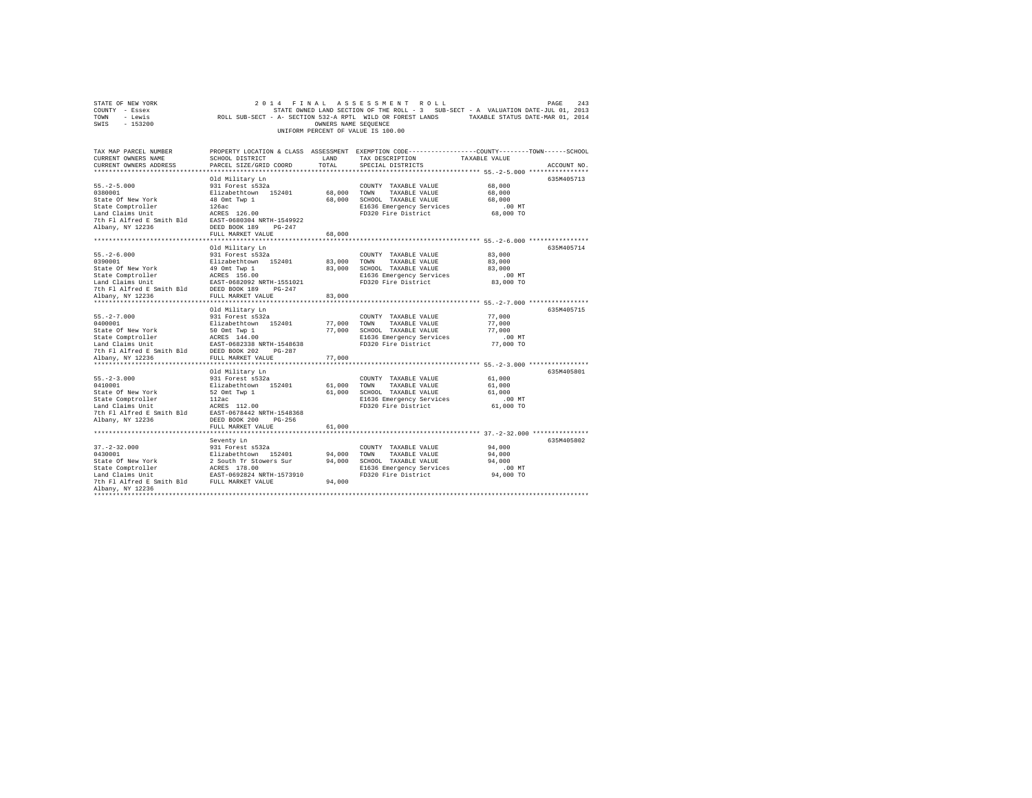STATE OF NEW YORK 2 0 1 4 F I N A L A S S E S S M E N T R O L L
COUNTY - Essex STATE OWNED LAND SECTION OF THE ROLL - 3 SUB-SECT - A VALUATION DATE-JUL 01, 2013
TOWN - Lewis ROLL SUB-SECT - A- SECTION 532-A RPTL WILD OR FOREST LANDS TAXABLE STATUS DATE-MAR 01, 2014
SWIS - 153200 OWNERS NAME SEQUENCE
UNIFORM PERCENT OF VALUE IS 100.00

| TAX MAP PARCEL NUMBER / CURRENT OWNERS NAME / CURRENT OWNERS ADDRESS | PROPERTY LOCATION & CLASS / SCHOOL DISTRICT / PARCEL SIZE/GRID COORD | ASSESSMENT LAND | TOTAL | EXEMPTION CODE / TAX DESCRIPTION / SPECIAL DISTRICTS | TAXABLE VALUE (COUNTY / TOWN / SCHOOL) | ACCOUNT NO. |
|---|---|---|---|---|---|---|
| 55.-2-5.000 | Old Military Ln | | | | | 635M405713 |
| 0380001 | 931 Forest s532a | | | COUNTY TAXABLE VALUE | 68,000 | |
| State Of New York | Elizabethtown 152401 | 68,000 | | TOWN TAXABLE VALUE | 68,000 | |
| State Comptroller | 48 Omt Twp 1 | | 68,000 | SCHOOL TAXABLE VALUE | 68,000 | |
| Land Claims Unit | 126ac | | | E1636 Emergency Services | .00 MT | |
| 7th Fl Alfred E Smith Bld | ACRES 126.00 | | | FD320 Fire District | 68,000 TO | |
| Albany, NY 12236 | EAST-0680304 NRTH-1549922 | | | | | |
| | DEED BOOK 189 PG-247 | | | | | |
| | FULL MARKET VALUE | | 68,000 | | | |
| 55.-2-6.000 | Old Military Ln | | | | | 635M405714 |
| 0390001 | 931 Forest s532a | | | COUNTY TAXABLE VALUE | 83,000 | |
| State Of New York | Elizabethtown 152401 | 83,000 | | TOWN TAXABLE VALUE | 83,000 | |
| State Comptroller | 49 Omt Twp 1 | | 83,000 | SCHOOL TAXABLE VALUE | 83,000 | |
| Land Claims Unit | ACRES 156.00 | | | E1636 Emergency Services | .00 MT | |
| 7th Fl Alfred E Smith Bld | EAST-0682092 NRTH-1551021 | | | FD320 Fire District | 83,000 TO | |
| Albany, NY 12236 | DEED BOOK 189 PG-247 | | | | | |
| | FULL MARKET VALUE | | 83,000 | | | |
| 55.-2-7.000 | Old Military Ln | | | | | 635M405715 |
| 0400001 | 931 Forest s532a | | | COUNTY TAXABLE VALUE | 77,000 | |
| State Of New York | Elizabethtown 152401 | 77,000 | | TOWN TAXABLE VALUE | 77,000 | |
| State Comptroller | 50 Omt Twp 1 | | 77,000 | SCHOOL TAXABLE VALUE | 77,000 | |
| Land Claims Unit | ACRES 144.00 | | | E1636 Emergency Services | .00 MT | |
| 7th Fl Alfred E Smith Bld | EAST-0682338 NRTH-1548638 | | | FD320 Fire District | 77,000 TO | |
| Albany, NY 12236 | DEED BOOK 202 PG-287 | | | | | |
| | FULL MARKET VALUE | | 77,000 | | | |
| 55.-2-3.000 | Old Military Ln | | | | | 635M405801 |
| 0410001 | 931 Forest s532a | | | COUNTY TAXABLE VALUE | 61,000 | |
| State Of New York | Elizabethtown 152401 | 61,000 | | TOWN TAXABLE VALUE | 61,000 | |
| State Comptroller | 52 Omt Twp 1 | | 61,000 | SCHOOL TAXABLE VALUE | 61,000 | |
| Land Claims Unit | 112ac | | | E1636 Emergency Services | .00 MT | |
| 7th Fl Alfred E Smith Bld | ACRES 112.00 | | | FD320 Fire District | 61,000 TO | |
| Albany, NY 12236 | EAST-0678442 NRTH-1548368 | | | | | |
| | DEED BOOK 200 PG-256 | | | | | |
| | FULL MARKET VALUE | | 61,000 | | | |
| 37.-2-32.000 | Seventy Ln | | | | | 635M405802 |
| 0430001 | 931 Forest s532a | | | COUNTY TAXABLE VALUE | 94,000 | |
| State Of New York | Elizabethtown 152401 | 94,000 | | TOWN TAXABLE VALUE | 94,000 | |
| State Comptroller | 2 South Tr Stowers Sur | | 94,000 | SCHOOL TAXABLE VALUE | 94,000 | |
| Land Claims Unit | ACRES 178.00 | | | E1636 Emergency Services | .00 MT | |
| 7th Fl Alfred E Smith Bld | EAST-0692824 NRTH-1573910 | | | FD320 Fire District | 94,000 TO | |
| Albany, NY 12236 | FULL MARKET VALUE | | 94,000 | | | |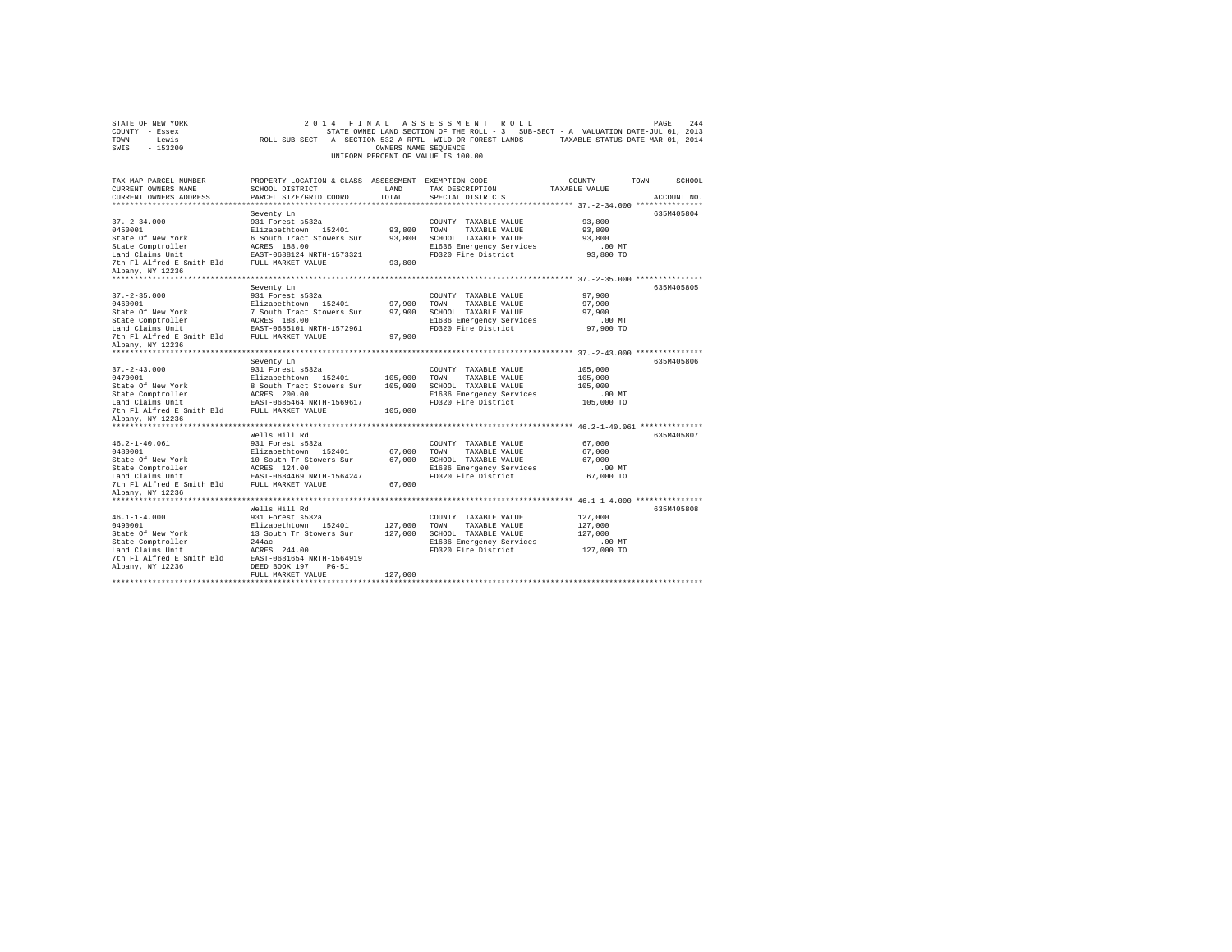STATE OF NEW YORK — 2014 FINAL ASSESSMENT ROLL
COUNTY - Essex — STATE OWNED LAND SECTION OF THE ROLL - 3 SUB-SECT - A VALUATION DATE-JUL 01, 2013
TOWN - Lewis — ROLL SUB-SECT - A- SECTION 532-A RPTL WILD OR FOREST LANDS — TAXABLE STATUS DATE-MAR 01, 2014
SWIS - 153200 — OWNERS NAME SEQUENCE
UNIFORM PERCENT OF VALUE IS 100.00

| TAX MAP PARCEL NUMBER / CURRENT OWNERS NAME / CURRENT OWNERS ADDRESS | PROPERTY LOCATION & CLASS / SCHOOL DISTRICT / PARCEL SIZE/GRID COORD | ASSESSMENT LAND / TOTAL | EXEMPTION CODE / TAX DESCRIPTION / SPECIAL DISTRICTS | COUNTY / TOWN / SCHOOL TAXABLE VALUE | ACCOUNT NO. |
|---|---|---|---|---|---|
| 37.-2-34.000 | Seventy Ln | | | | 635M405804 |
| 37.-2-34.000 | 931 Forest s532a | | COUNTY TAXABLE VALUE | 93,800 | |
| 0450001 | Elizabethtown 152401 | 93,800 | TOWN TAXABLE VALUE | 93,800 | |
| State Of New York | 6 South Tract Stowers Sur | 93,800 | SCHOOL TAXABLE VALUE | 93,800 | |
| State Comptroller | ACRES 188.00 | | E1636 Emergency Services | .00 MT | |
| Land Claims Unit | EAST-0688124 NRTH-1573321 | | FD320 Fire District | 93,800 TO | |
| 7th Fl Alfred E Smith Bld | FULL MARKET VALUE | 93,800 | | | |
| Albany, NY 12236 | | | | | |
| 37.-2-35.000 | Seventy Ln | | | | 635M405805 |
| 37.-2-35.000 | 931 Forest s532a | | COUNTY TAXABLE VALUE | 97,900 | |
| 0460001 | Elizabethtown 152401 | 97,900 | TOWN TAXABLE VALUE | 97,900 | |
| State Of New York | 7 South Tract Stowers Sur | 97,900 | SCHOOL TAXABLE VALUE | 97,900 | |
| State Comptroller | ACRES 188.00 | | E1636 Emergency Services | .00 MT | |
| Land Claims Unit | EAST-0685101 NRTH-1572961 | | FD320 Fire District | 97,900 TO | |
| 7th Fl Alfred E Smith Bld | FULL MARKET VALUE | 97,900 | | | |
| Albany, NY 12236 | | | | | |
| 37.-2-43.000 | Seventy Ln | | | | 635M405806 |
| 37.-2-43.000 | 931 Forest s532a | | COUNTY TAXABLE VALUE | 105,000 | |
| 0470001 | Elizabethtown 152401 | 105,000 | TOWN TAXABLE VALUE | 105,000 | |
| State Of New York | 8 South Tract Stowers Sur | 105,000 | SCHOOL TAXABLE VALUE | 105,000 | |
| State Comptroller | ACRES 200.00 | | E1636 Emergency Services | .00 MT | |
| Land Claims Unit | EAST-0685464 NRTH-1569617 | | FD320 Fire District | 105,000 TO | |
| 7th Fl Alfred E Smith Bld | FULL MARKET VALUE | 105,000 | | | |
| Albany, NY 12236 | | | | | |
| 46.2-1-40.061 | Wells Hill Rd | | | | 635M405807 |
| 46.2-1-40.061 | 931 Forest s532a | | COUNTY TAXABLE VALUE | 67,000 | |
| 0480001 | Elizabethtown 152401 | 67,000 | TOWN TAXABLE VALUE | 67,000 | |
| State Of New York | 10 South Tr Stowers Sur | 67,000 | SCHOOL TAXABLE VALUE | 67,000 | |
| State Comptroller | ACRES 124.00 | | E1636 Emergency Services | .00 MT | |
| Land Claims Unit | EAST-0684469 NRTH-1564247 | | FD320 Fire District | 67,000 TO | |
| 7th Fl Alfred E Smith Bld | FULL MARKET VALUE | 67,000 | | | |
| Albany, NY 12236 | | | | | |
| 46.1-1-4.000 | Wells Hill Rd | | | | 635M405808 |
| 46.1-1-4.000 | 931 Forest s532a | | COUNTY TAXABLE VALUE | 127,000 | |
| 0490001 | Elizabethtown 152401 | 127,000 | TOWN TAXABLE VALUE | 127,000 | |
| State Of New York | 13 South Tr Stowers Sur | 127,000 | SCHOOL TAXABLE VALUE | 127,000 | |
| State Comptroller | 244ac | | E1636 Emergency Services | .00 MT | |
| Land Claims Unit | ACRES 244.00 | | FD320 Fire District | 127,000 TO | |
| 7th Fl Alfred E Smith Bld | EAST-0681654 NRTH-1564919 | | | | |
| Albany, NY 12236 | DEED BOOK 197 PG-51 | | | | |
| | FULL MARKET VALUE | 127,000 | | | |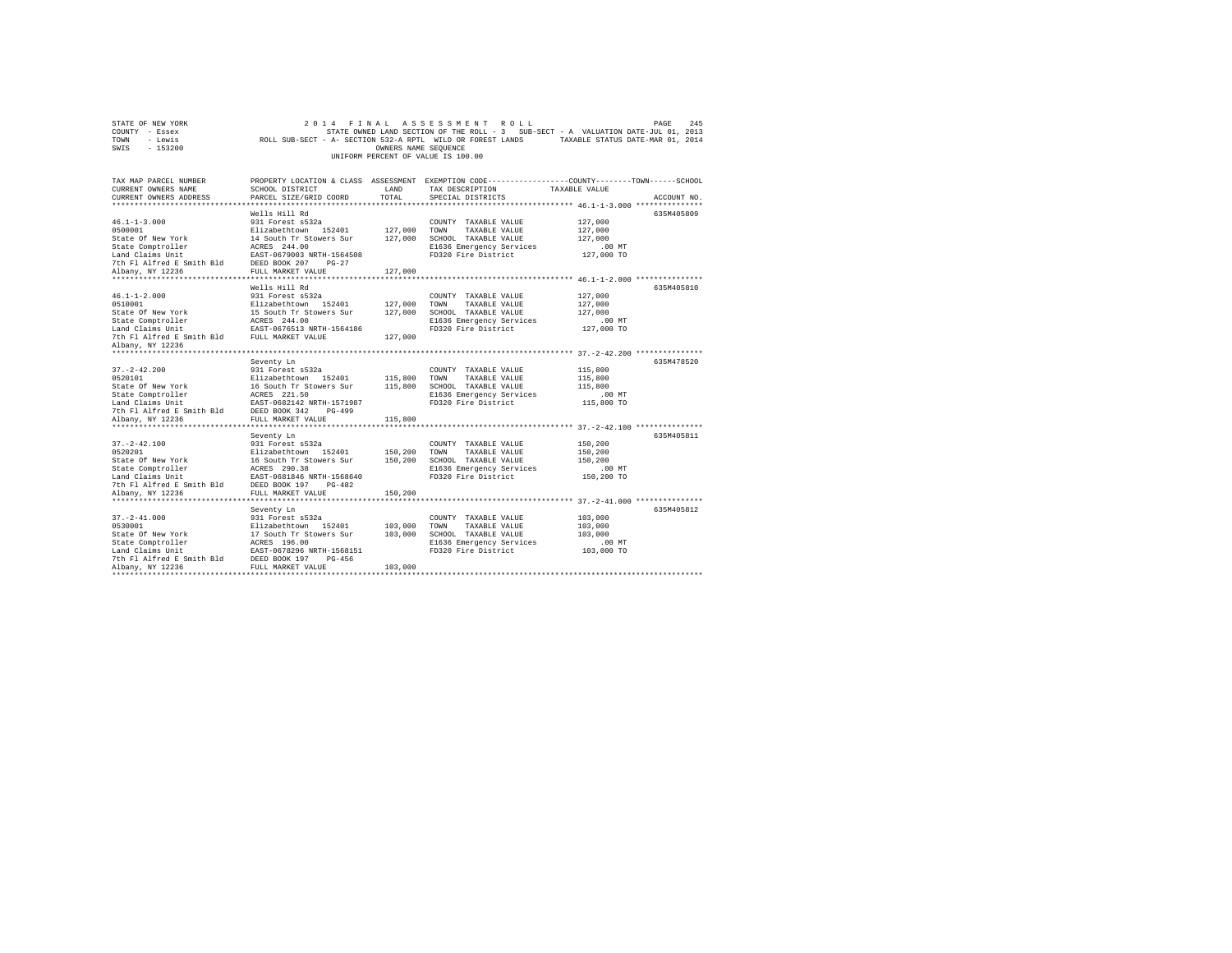STATE OF NEW YORK  
COUNTY - Essex  
TOWN - Lewis  
SWIS - 153200

2014 FINAL ASSESSMENT ROLL  
STATE OWNED LAND SECTION OF THE ROLL - 3 SUB-SECT - A VALUATION DATE-JUL 01, 2013  
ROLL SUB-SECT - A- SECTION 532-A RPTL WILD OR FOREST LANDS TAXABLE STATUS DATE-MAR 01, 2014  
OWNERS NAME SEQUENCE  
UNIFORM PERCENT OF VALUE IS 100.00

| TAX MAP PARCEL NUMBER / CURRENT OWNERS NAME / CURRENT OWNERS ADDRESS | PROPERTY LOCATION & CLASS / SCHOOL DISTRICT / PARCEL SIZE/GRID COORD | ASSESSMENT LAND / TOTAL | EXEMPTION CODE / TAX DESCRIPTION / SPECIAL DISTRICTS | COUNTY--------TOWN------SCHOOL TAXABLE VALUE | ACCOUNT NO. |
|---|---|---|---|---|---|
| 46.1-1-3.000 | Wells Hill Rd | | | | 635M405809 |
| 0500001 | 931 Forest s532a | | COUNTY TAXABLE VALUE | 127,000 | |
| State Of New York | Elizabethtown 152401 | 127,000 | TOWN TAXABLE VALUE | 127,000 | |
| State Comptroller | 14 South Tr Stowers Sur | 127,000 | SCHOOL TAXABLE VALUE | 127,000 | |
| Land Claims Unit | ACRES 244.00 | | E1636 Emergency Services | .00 MT | |
| 7th Fl Alfred E Smith Bld | EAST-0679003 NRTH-1564508 | | FD320 Fire District | 127,000 TO | |
| Albany, NY 12236 | DEED BOOK 207 PG-27 | | | | |
| | FULL MARKET VALUE | 127,000 | | | |
| 46.1-1-2.000 | Wells Hill Rd | | | | 635M405810 |
| 0510001 | 931 Forest s532a | | COUNTY TAXABLE VALUE | 127,000 | |
| State Of New York | Elizabethtown 152401 | 127,000 | TOWN TAXABLE VALUE | 127,000 | |
| State Comptroller | 15 South Tr Stowers Sur | 127,000 | SCHOOL TAXABLE VALUE | 127,000 | |
| Land Claims Unit | ACRES 244.00 | | E1636 Emergency Services | .00 MT | |
| 7th Fl Alfred E Smith Bld | EAST-0676513 NRTH-1564186 | | FD320 Fire District | 127,000 TO | |
| Albany, NY 12236 | FULL MARKET VALUE | 127,000 | | | |
| 37.-2-42.200 | Seventy Ln | | | | 635M478520 |
| 0520101 | 931 Forest s532a | | COUNTY TAXABLE VALUE | 115,800 | |
| State Of New York | Elizabethtown 152401 | 115,800 | TOWN TAXABLE VALUE | 115,800 | |
| State Comptroller | 16 South Tr Stowers Sur | 115,800 | SCHOOL TAXABLE VALUE | 115,800 | |
| Land Claims Unit | ACRES 221.50 | | E1636 Emergency Services | .00 MT | |
| 7th Fl Alfred E Smith Bld | EAST-0682142 NRTH-1571987 | | FD320 Fire District | 115,800 TO | |
| Albany, NY 12236 | DEED BOOK 342 PG-499 | | | | |
| | FULL MARKET VALUE | 115,800 | | | |
| 37.-2-42.100 | Seventy Ln | | | | 635M405811 |
| 0520201 | 931 Forest s532a | | COUNTY TAXABLE VALUE | 150,200 | |
| State Of New York | Elizabethtown 152401 | 150,200 | TOWN TAXABLE VALUE | 150,200 | |
| State Comptroller | 16 South Tr Stowers Sur | 150,200 | SCHOOL TAXABLE VALUE | 150,200 | |
| Land Claims Unit | ACRES 290.38 | | E1636 Emergency Services | .00 MT | |
| 7th Fl Alfred E Smith Bld | EAST-0681846 NRTH-1568640 | | FD320 Fire District | 150,200 TO | |
| Albany, NY 12236 | DEED BOOK 197 PG-482 | | | | |
| | FULL MARKET VALUE | 150,200 | | | |
| 37.-2-41.000 | Seventy Ln | | | | 635M405812 |
| 0530001 | 931 Forest s532a | | COUNTY TAXABLE VALUE | 103,000 | |
| State Of New York | Elizabethtown 152401 | 103,000 | TOWN TAXABLE VALUE | 103,000 | |
| State Comptroller | 17 South Tr Stowers Sur | 103,000 | SCHOOL TAXABLE VALUE | 103,000 | |
| Land Claims Unit | ACRES 196.00 | | E1636 Emergency Services | .00 MT | |
| 7th Fl Alfred E Smith Bld | EAST-0678296 NRTH-1568151 | | FD320 Fire District | 103,000 TO | |
| Albany, NY 12236 | DEED BOOK 197 PG-456 | | | | |
| | FULL MARKET VALUE | 103,000 | | | |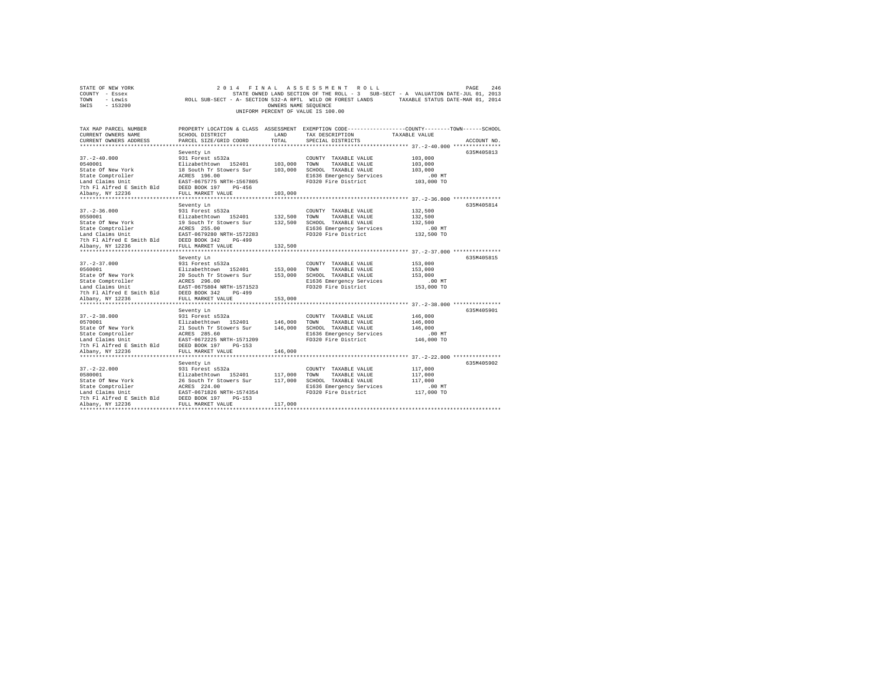STATE OF NEW YORK
COUNTY - Essex
TOWN - Lewis
SWIS - 153200

2014 FINAL ASSESSMENT ROLL
STATE OWNED LAND SECTION OF THE ROLL - 3 SUB-SECT - A VALUATION DATE-JUL 01, 2013
ROLL SUB-SECT - A- SECTION 532-A RPTL WILD OR FOREST LANDS TAXABLE STATUS DATE-MAR 01, 2014
OWNERS NAME SEQUENCE
UNIFORM PERCENT OF VALUE IS 100.00

| TAX MAP PARCEL NUMBER / CURRENT OWNERS NAME / CURRENT OWNERS ADDRESS | PROPERTY LOCATION & CLASS / SCHOOL DISTRICT / PARCEL SIZE/GRID COORD | ASSESSMENT LAND / TOTAL | EXEMPTION CODE / TAX DESCRIPTION / SPECIAL DISTRICTS | TAXABLE VALUE (COUNTY / TOWN / SCHOOL) | ACCOUNT NO. |
|---|---|---|---|---|---|
| 37.-2-40.000 | Seventy Ln | | | | 635M405813 |
| | 931 Forest s532a | | COUNTY TAXABLE VALUE | 103,000 | |
| 0540001 | Elizabethtown 152401 | 103,000 | TOWN TAXABLE VALUE | 103,000 | |
| State Of New York | 18 South Tr Stowers Sur | 103,000 | SCHOOL TAXABLE VALUE | 103,000 | |
| State Comptroller | ACRES 196.00 | | E1636 Emergency Services | .00 MT | |
| Land Claims Unit | EAST-0675775 NRTH-1567805 | | FD320 Fire District | 103,000 TO | |
| 7th Fl Alfred E Smith Bld | DEED BOOK 197 PG-456 | | | | |
| Albany, NY 12236 | FULL MARKET VALUE | 103,000 | | | |
| 37.-2-36.000 | Seventy Ln | | | | 635M405814 |
| | 931 Forest s532a | | COUNTY TAXABLE VALUE | 132,500 | |
| 0550001 | Elizabethtown 152401 | 132,500 | TOWN TAXABLE VALUE | 132,500 | |
| State Of New York | 19 South Tr Stowers Sur | 132,500 | SCHOOL TAXABLE VALUE | 132,500 | |
| State Comptroller | ACRES 255.00 | | E1636 Emergency Services | .00 MT | |
| Land Claims Unit | EAST-0679280 NRTH-1572283 | | FD320 Fire District | 132,500 TO | |
| 7th Fl Alfred E Smith Bld | DEED BOOK 342 PG-499 | | | | |
| Albany, NY 12236 | FULL MARKET VALUE | 132,500 | | | |
| 37.-2-37.000 | Seventy Ln | | | | 635M405815 |
| | 931 Forest s532a | | COUNTY TAXABLE VALUE | 153,000 | |
| 0560001 | Elizabethtown 152401 | 153,000 | TOWN TAXABLE VALUE | 153,000 | |
| State Of New York | 20 South Tr Stowers Sur | 153,000 | SCHOOL TAXABLE VALUE | 153,000 | |
| State Comptroller | ACRES 296.00 | | E1636 Emergency Services | .00 MT | |
| Land Claims Unit | EAST-0675804 NRTH-1571523 | | FD320 Fire District | 153,000 TO | |
| 7th Fl Alfred E Smith Bld | DEED BOOK 342 PG-499 | | | | |
| Albany, NY 12236 | FULL MARKET VALUE | 153,000 | | | |
| 37.-2-38.000 | Seventy Ln | | | | 635M405901 |
| | 931 Forest s532a | | COUNTY TAXABLE VALUE | 146,000 | |
| 0570001 | Elizabethtown 152401 | 146,000 | TOWN TAXABLE VALUE | 146,000 | |
| State Of New York | 21 South Tr Stowers Sur | 146,000 | SCHOOL TAXABLE VALUE | 146,000 | |
| State Comptroller | ACRES 285.60 | | E1636 Emergency Services | .00 MT | |
| Land Claims Unit | EAST-0672225 NRTH-1571209 | | FD320 Fire District | 146,000 TO | |
| 7th Fl Alfred E Smith Bld | DEED BOOK 197 PG-153 | | | | |
| Albany, NY 12236 | FULL MARKET VALUE | 146,000 | | | |
| 37.-2-22.000 | Seventy Ln | | | | 635M405902 |
| | 931 Forest s532a | | COUNTY TAXABLE VALUE | 117,000 | |
| 0580001 | Elizabethtown 152401 | 117,000 | TOWN TAXABLE VALUE | 117,000 | |
| State Of New York | 26 South Tr Stowers Sur | 117,000 | SCHOOL TAXABLE VALUE | 117,000 | |
| State Comptroller | ACRES 224.00 | | E1636 Emergency Services | .00 MT | |
| Land Claims Unit | EAST-0671826 NRTH-1574354 | | FD320 Fire District | 117,000 TO | |
| 7th Fl Alfred E Smith Bld | DEED BOOK 197 PG-153 | | | | |
| Albany, NY 12236 | FULL MARKET VALUE | 117,000 | | | |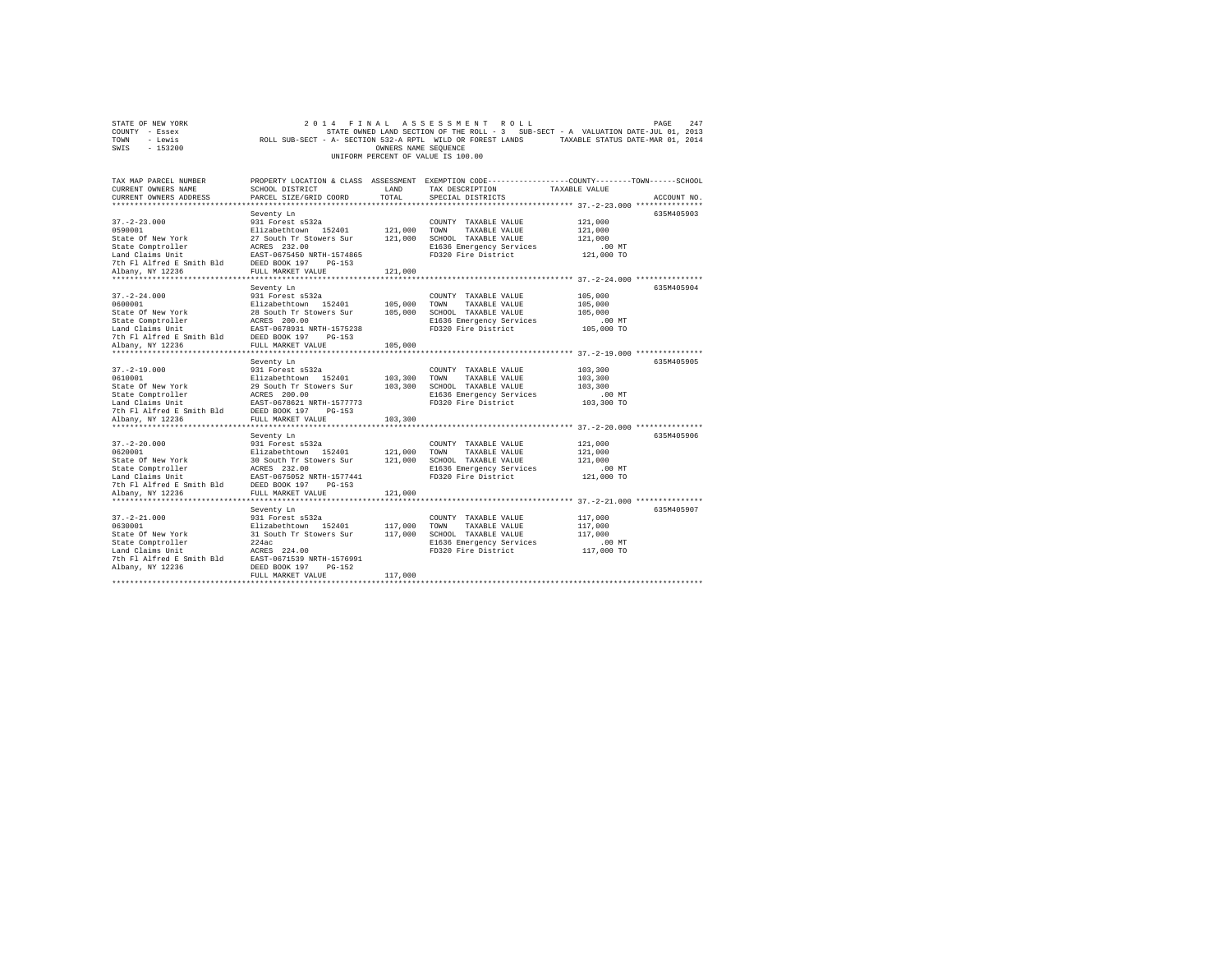STATE OF NEW YORK
COUNTY - Essex
TOWN - Lewis
SWIS - 153200

2014 FINAL ASSESSMENT ROLL
STATE OWNED LAND SECTION OF THE ROLL - 3 SUB-SECT - A VALUATION DATE-JUL 01, 2013
ROLL SUB-SECT - A- SECTION 532-A RPTL WILD OR FOREST LANDS TAXABLE STATUS DATE-MAR 01, 2014
OWNERS NAME SEQUENCE
UNIFORM PERCENT OF VALUE IS 100.00

| TAX MAP PARCEL NUMBER / CURRENT OWNERS NAME / CURRENT OWNERS ADDRESS | PROPERTY LOCATION & CLASS / SCHOOL DISTRICT / PARCEL SIZE/GRID COORD | ASSESSMENT LAND / TOTAL | EXEMPTION CODE / TAX DESCRIPTION / SPECIAL DISTRICTS | TAXABLE VALUE (COUNTY / TOWN / SCHOOL) | ACCOUNT NO. |
|---|---|---|---|---|---|
| 37.-2-23.000 | Seventy Ln | | | | 635M405903 |
| 0590001 | 931 Forest s532a | | COUNTY TAXABLE VALUE | 121,000 | |
| State Of New York | Elizabethtown 152401 | 121,000 | TOWN TAXABLE VALUE | 121,000 | |
| State Comptroller | 27 South Tr Stowers Sur | 121,000 | SCHOOL TAXABLE VALUE | 121,000 | |
| Land Claims Unit | ACRES 232.00 | | E1636 Emergency Services | .00 MT | |
| 7th Fl Alfred E Smith Bld | EAST-0675450 NRTH-1574865 | | FD320 Fire District | 121,000 TO | |
| Albany, NY 12236 | DEED BOOK 197 PG-153 | | | | |
| | FULL MARKET VALUE | 121,000 | | | |
| 37.-2-24.000 | Seventy Ln | | | | 635M405904 |
| 0600001 | 931 Forest s532a | | COUNTY TAXABLE VALUE | 105,000 | |
| State Of New York | Elizabethtown 152401 | 105,000 | TOWN TAXABLE VALUE | 105,000 | |
| State Comptroller | 28 South Tr Stowers Sur | 105,000 | SCHOOL TAXABLE VALUE | 105,000 | |
| Land Claims Unit | ACRES 200.00 | | E1636 Emergency Services | .00 MT | |
| 7th Fl Alfred E Smith Bld | EAST-0678931 NRTH-1575238 | | FD320 Fire District | 105,000 TO | |
| Albany, NY 12236 | DEED BOOK 197 PG-153 | | | | |
| | FULL MARKET VALUE | 105,000 | | | |
| 37.-2-19.000 | Seventy Ln | | | | 635M405905 |
| 0610001 | 931 Forest s532a | | COUNTY TAXABLE VALUE | 103,300 | |
| State Of New York | Elizabethtown 152401 | 103,300 | TOWN TAXABLE VALUE | 103,300 | |
| State Comptroller | 29 South Tr Stowers Sur | 103,300 | SCHOOL TAXABLE VALUE | 103,300 | |
| Land Claims Unit | ACRES 200.00 | | E1636 Emergency Services | .00 MT | |
| 7th Fl Alfred E Smith Bld | EAST-0678621 NRTH-1577773 | | FD320 Fire District | 103,300 TO | |
| Albany, NY 12236 | DEED BOOK 197 PG-153 | | | | |
| | FULL MARKET VALUE | 103,300 | | | |
| 37.-2-20.000 | Seventy Ln | | | | 635M405906 |
| 0620001 | 931 Forest s532a | | COUNTY TAXABLE VALUE | 121,000 | |
| State Of New York | Elizabethtown 152401 | 121,000 | TOWN TAXABLE VALUE | 121,000 | |
| State Comptroller | 30 South Tr Stowers Sur | 121,000 | SCHOOL TAXABLE VALUE | 121,000 | |
| Land Claims Unit | ACRES 232.00 | | E1636 Emergency Services | .00 MT | |
| 7th Fl Alfred E Smith Bld | EAST-0675052 NRTH-1577441 | | FD320 Fire District | 121,000 TO | |
| Albany, NY 12236 | DEED BOOK 197 PG-153 | | | | |
| | FULL MARKET VALUE | 121,000 | | | |
| 37.-2-21.000 | Seventy Ln | | | | 635M405907 |
| 0630001 | 931 Forest s532a | | COUNTY TAXABLE VALUE | 117,000 | |
| State Of New York | Elizabethtown 152401 | 117,000 | TOWN TAXABLE VALUE | 117,000 | |
| State Comptroller | 31 South Tr Stowers Sur | 117,000 | SCHOOL TAXABLE VALUE | 117,000 | |
| Land Claims Unit | 224ac | | E1636 Emergency Services | .00 MT | |
| 7th Fl Alfred E Smith Bld | ACRES 224.00 | | FD320 Fire District | 117,000 TO | |
| Albany, NY 12236 | EAST-0671539 NRTH-1576991 | | | | |
| | DEED BOOK 197 PG-152 | | | | |
| | FULL MARKET VALUE | 117,000 | | | |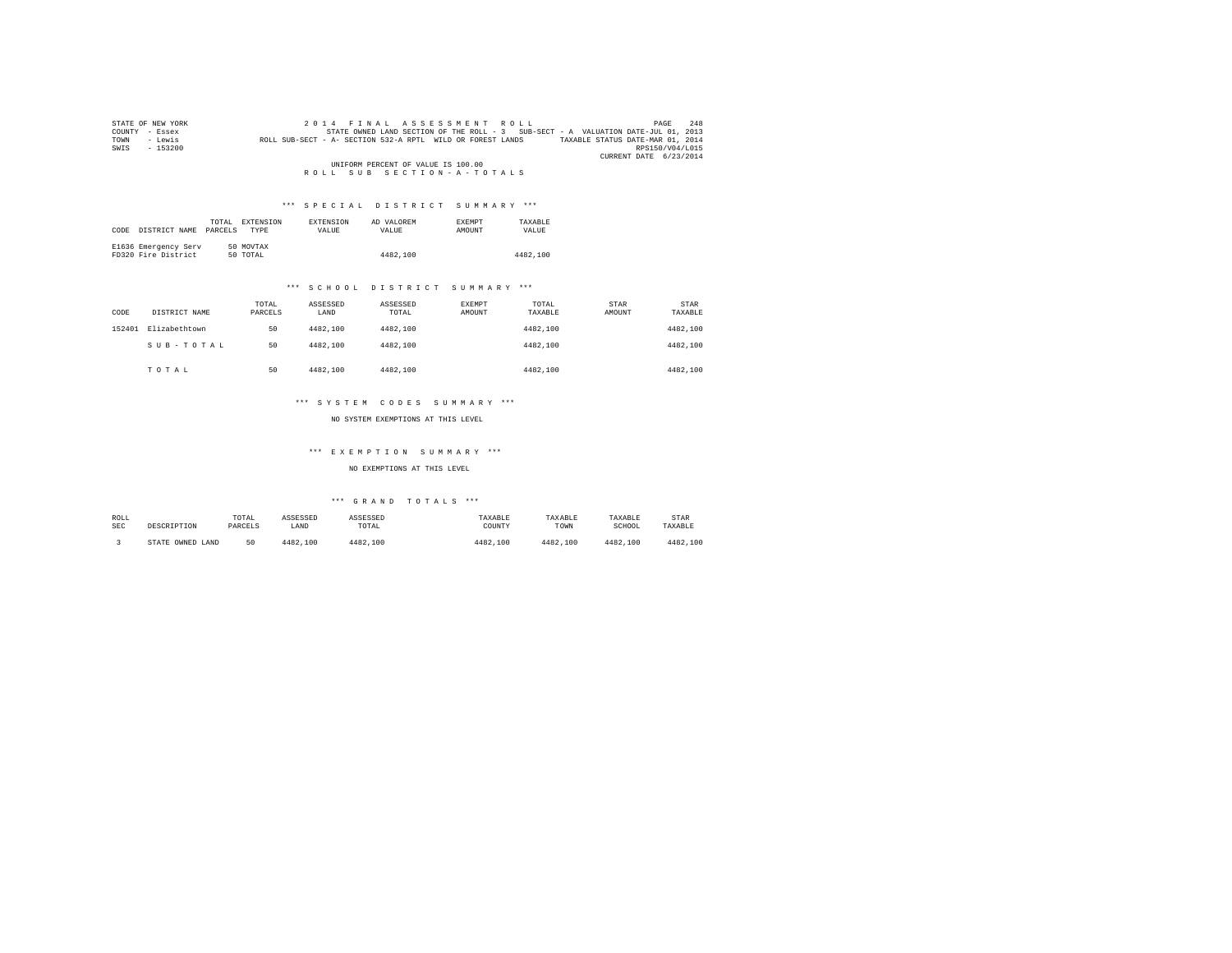STATE OF NEW YORK
COUNTY - Essex
TOWN - Lewis
SWIS - 153200

2 0 1 4 F I N A L A S S E S S M E N T R O L L
STATE OWNED LAND SECTION OF THE ROLL - 3 SUB-SECT - A VALUATION DATE-JUL 01, 2013
ROLL SUB-SECT - A- SECTION 532-A RPTL WILD OR FOREST LANDS TAXABLE STATUS DATE-MAR 01, 2014
RPS150/V04/L015
CURRENT DATE 6/23/2014

UNIFORM PERCENT OF VALUE IS 100.00

R O L L S U B S E C T I O N - A - T O T A L S

*** S P E C I A L D I S T R I C T S U M M A R Y ***

| CODE | DISTRICT NAME | TOTAL PARCELS | EXTENSION TYPE | EXTENSION VALUE | AD VALOREM VALUE | EXEMPT AMOUNT | TAXABLE VALUE |
|---|---|---|---|---|---|---|---|
| E1636 | Emergency Serv | 50 | MOVTAX | | | | |
| FD320 | Fire District | 50 | TOTAL | | 4482,100 | | 4482,100 |

*** S C H O O L D I S T R I C T S U M M A R Y ***

| CODE | DISTRICT NAME | TOTAL PARCELS | ASSESSED LAND | ASSESSED TOTAL | EXEMPT AMOUNT | TOTAL TAXABLE | STAR AMOUNT | STAR TAXABLE |
|---|---|---|---|---|---|---|---|---|
| 152401 | Elizabethtown | 50 | 4482,100 | 4482,100 | | 4482,100 | | 4482,100 |
| | S U B - T O T A L | 50 | 4482,100 | 4482,100 | | 4482,100 | | 4482,100 |
| | T O T A L | 50 | 4482,100 | 4482,100 | | 4482,100 | | 4482,100 |

*** S Y S T E M C O D E S S U M M A R Y ***

NO SYSTEM EXEMPTIONS AT THIS LEVEL

*** E X E M P T I O N S U M M A R Y ***

NO EXEMPTIONS AT THIS LEVEL

*** G R A N D T O T A L S ***

| ROLL SEC | DESCRIPTION | TOTAL PARCELS | ASSESSED LAND | ASSESSED TOTAL | TAXABLE COUNTY | TAXABLE TOWN | TAXABLE SCHOOL | STAR TAXABLE |
|---|---|---|---|---|---|---|---|---|
| 3 | STATE OWNED LAND | 50 | 4482,100 | 4482,100 | 4482,100 | 4482,100 | 4482,100 | 4482,100 |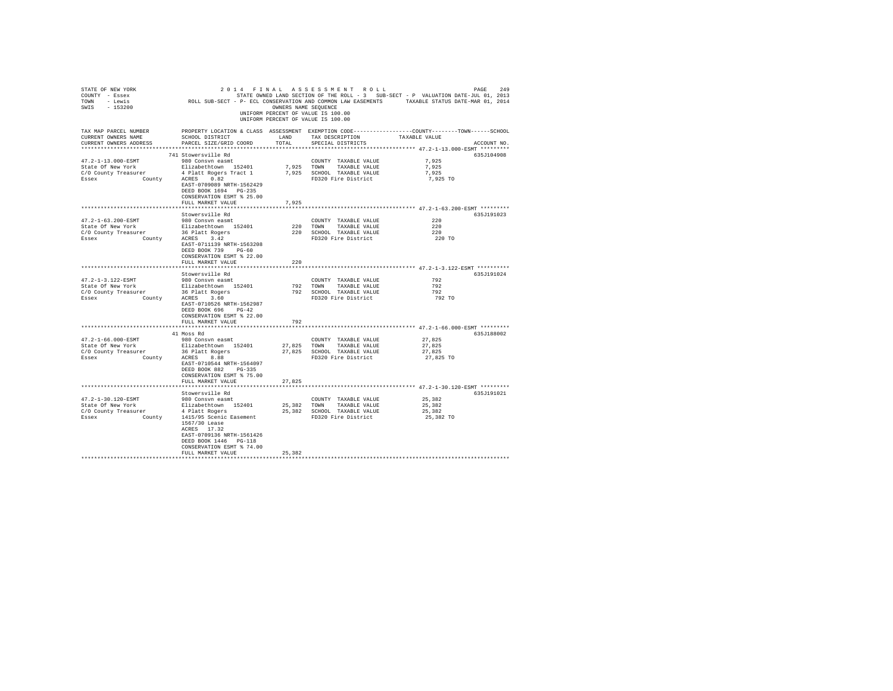STATE OF NEW YORK — COUNTY - Essex — TOWN - Lewis — SWIS - 153200

2014 FINAL ASSESSMENT ROLL
STATE OWNED LAND SECTION OF THE ROLL - 3 SUB-SECT - P VALUATION DATE-JUL 01, 2013
ROLL SUB-SECT - P- ECL CONSERVATION AND COMMON LAW EASEMENTS TAXABLE STATUS DATE-MAR 01, 2014
OWNERS NAME SEQUENCE
UNIFORM PERCENT OF VALUE IS 100.00
UNIFORM PERCENT OF VALUE IS 100.00

| TAX MAP PARCEL NUMBER / CURRENT OWNERS NAME / CURRENT OWNERS ADDRESS | PROPERTY LOCATION & CLASS / SCHOOL DISTRICT / PARCEL SIZE/GRID COORD | ASSESSMENT LAND / TOTAL | EXEMPTION CODE / TAX DESCRIPTION / SPECIAL DISTRICTS | COUNTY / TOWN / SCHOOL TAXABLE VALUE | ACCOUNT NO. |
|---|---|---|---|---|---|
| 47.2-1-13.000-ESMT | 741 Stowersville Rd | | | | 635J104908 |
| | 980 Consvn easmt | | COUNTY TAXABLE VALUE | 7,925 | |
| State Of New York | Elizabethtown 152401 | 7,925 | TOWN TAXABLE VALUE | 7,925 | |
| C/O County Treasurer | 4 Platt Rogers Tract 1 | 7,925 | SCHOOL TAXABLE VALUE | 7,925 | |
| Essex County | ACRES 0.82 | | FD320 Fire District | 7,925 TO | |
| | EAST-0709089 NRTH-1562429 | | | | |
| | DEED BOOK 1694 PG-235 | | | | |
| | CONSERVATION ESMT % 25.00 | | | | |
| | FULL MARKET VALUE | 7,925 | | | |
| 47.2-1-63.200-ESMT | Stowersville Rd | | | | 635J191023 |
| | 980 Consvn easmt | | COUNTY TAXABLE VALUE | 220 | |
| State Of New York | Elizabethtown 152401 | 220 | TOWN TAXABLE VALUE | 220 | |
| C/O County Treasurer | 36 Platt Rogers | 220 | SCHOOL TAXABLE VALUE | 220 | |
| Essex County | ACRES 3.42 | | FD320 Fire District | 220 TO | |
| | EAST-0711139 NRTH-1563208 | | | | |
| | DEED BOOK 739 PG-60 | | | | |
| | CONSERVATION ESMT % 22.00 | | | | |
| | FULL MARKET VALUE | 220 | | | |
| 47.2-1-3.122-ESMT | Stowersville Rd | | | | 635J191024 |
| | 980 Consvn easmt | | COUNTY TAXABLE VALUE | 792 | |
| State Of New York | Elizabethtown 152401 | 792 | TOWN TAXABLE VALUE | 792 | |
| C/O County Treasurer | 36 Platt Rogers | 792 | SCHOOL TAXABLE VALUE | 792 | |
| Essex County | ACRES 3.60 | | FD320 Fire District | 792 TO | |
| | EAST-0710526 NRTH-1562987 | | | | |
| | DEED BOOK 696 PG-42 | | | | |
| | CONSERVATION ESMT % 22.00 | | | | |
| | FULL MARKET VALUE | 792 | | | |
| 47.2-1-66.000-ESMT | 41 Moss Rd | | | | 635J188002 |
| | 980 Consvn easmt | | COUNTY TAXABLE VALUE | 27,825 | |
| State Of New York | Elizabethtown 152401 | 27,825 | TOWN TAXABLE VALUE | 27,825 | |
| C/O County Treasurer | 36 Platt Rogers | 27,825 | SCHOOL TAXABLE VALUE | 27,825 | |
| Essex County | ACRES 8.88 | | FD320 Fire District | 27,825 TO | |
| | EAST-0710544 NRTH-1564097 | | | | |
| | DEED BOOK 882 PG-335 | | | | |
| | CONSERVATION ESMT % 75.00 | | | | |
| | FULL MARKET VALUE | 27,825 | | | |
| 47.2-1-30.120-ESMT | Stowersville Rd | | | | 635J191021 |
| | 980 Consvn easmt | | COUNTY TAXABLE VALUE | 25,382 | |
| State Of New York | Elizabethtown 152401 | 25,382 | TOWN TAXABLE VALUE | 25,382 | |
| C/O County Treasurer | 4 Platt Rogers | 25,382 | SCHOOL TAXABLE VALUE | 25,382 | |
| Essex County | 1415/95 Scenic Easement | | FD320 Fire District | 25,382 TO | |
| | 1567/30 Lease | | | | |
| | ACRES 17.32 | | | | |
| | EAST-0709136 NRTH-1561426 | | | | |
| | DEED BOOK 1446 PG-118 | | | | |
| | CONSERVATION ESMT % 74.00 | | | | |
| | FULL MARKET VALUE | 25,382 | | | |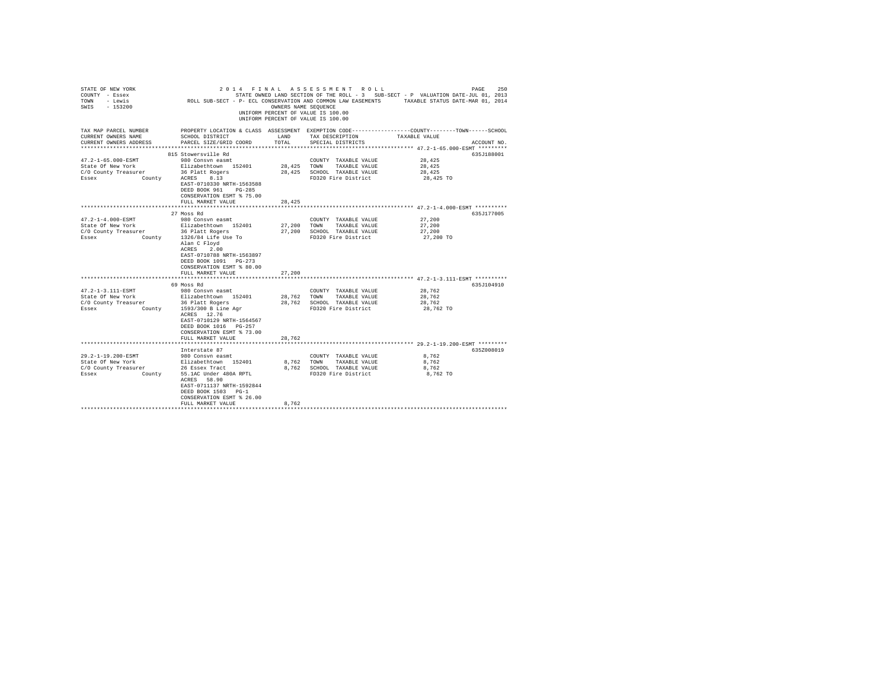STATE OF NEW YORK 2014 FINAL ASSESSMENT ROLL
COUNTY - Essex STATE OWNED LAND SECTION OF THE ROLL - 3 SUB-SECT - P VALUATION DATE-JUL 01, 2013
TOWN - Lewis ROLL SUB-SECT - P- ECL CONSERVATION AND COMMON LAW EASEMENTS TAXABLE STATUS DATE-MAR 01, 2014
SWIS - 153200 OWNERS NAME SEQUENCE
UNIFORM PERCENT OF VALUE IS 100.00
UNIFORM PERCENT OF VALUE IS 100.00

| TAX MAP PARCEL NUMBER / CURRENT OWNERS NAME / CURRENT OWNERS ADDRESS | PROPERTY LOCATION & CLASS / SCHOOL DISTRICT / PARCEL SIZE/GRID COORD | ASSESSMENT LAND / TOTAL | EXEMPTION CODE / TAX DESCRIPTION / SPECIAL DISTRICTS | COUNTY / TOWN / SCHOOL TAXABLE VALUE | ACCOUNT NO. |
|---|---|---|---|---|---|
| 47.2-1-65.000-ESMT | 815 Stowersville Rd | | | | 635J188001 |
| State Of New York | 980 Consvn easmt | | COUNTY TAXABLE VALUE | 28,425 | |
| C/O County Treasurer | Elizabethtown 152401 | 28,425 | TOWN TAXABLE VALUE | 28,425 | |
| Essex County | 36 Platt Rogers | 28,425 | SCHOOL TAXABLE VALUE | 28,425 | |
| | ACRES 8.13 | | FD320 Fire District | 28,425 TO | |
| | EAST-0710330 NRTH-1563588 | | | | |
| | DEED BOOK 961 PG-285 | | | | |
| | CONSERVATION ESMT % 75.00 | | | | |
| | FULL MARKET VALUE | 28,425 | | | |
| 47.2-1-4.000-ESMT | 27 Moss Rd | | | | 635J177005 |
| State Of New York | 980 Consvn easmt | | COUNTY TAXABLE VALUE | 27,200 | |
| C/O County Treasurer | Elizabethtown 152401 | 27,200 | TOWN TAXABLE VALUE | 27,200 | |
| Essex County | 36 Platt Rogers | 27,200 | SCHOOL TAXABLE VALUE | 27,200 | |
| | 1326/84 Life Use To | | FD320 Fire District | 27,200 TO | |
| | Alan C Floyd | | | | |
| | ACRES 2.00 | | | | |
| | EAST-0710788 NRTH-1563897 | | | | |
| | DEED BOOK 1091 PG-273 | | | | |
| | CONSERVATION ESMT % 80.00 | | | | |
| | FULL MARKET VALUE | 27,200 | | | |
| 47.2-1-3.111-ESMT | 69 Moss Rd | | | | 635J104910 |
| State Of New York | 980 Consvn easmt | | COUNTY TAXABLE VALUE | 28,762 | |
| C/O County Treasurer | Elizabethtown 152401 | 28,762 | TOWN TAXABLE VALUE | 28,762 | |
| Essex County | 36 Platt Rogers | 28,762 | SCHOOL TAXABLE VALUE | 28,762 | |
| | 1593/300 B Line Agr | | FD320 Fire District | 28,762 TO | |
| | ACRES 12.76 | | | | |
| | EAST-0710129 NRTH-1564567 | | | | |
| | DEED BOOK 1016 PG-257 | | | | |
| | CONSERVATION ESMT % 73.00 | | | | |
| | FULL MARKET VALUE | 28,762 | | | |
| 29.2-1-19.200-ESMT | Interstate 87 | | | | 635Z008019 |
| State Of New York | 980 Consvn easmt | | COUNTY TAXABLE VALUE | 8,762 | |
| C/O County Treasurer | Elizabethtown 152401 | 8,762 | TOWN TAXABLE VALUE | 8,762 | |
| Essex County | 26 Essex Tract | 8,762 | SCHOOL TAXABLE VALUE | 8,762 | |
| | 55.1AC Under 480A RPTL | | FD320 Fire District | 8,762 TO | |
| | ACRES 58.90 | | | | |
| | EAST-0711137 NRTH-1592844 | | | | |
| | DEED BOOK 1503 PG-1 | | | | |
| | CONSERVATION ESMT % 26.00 | | | | |
| | FULL MARKET VALUE | 8,762 | | | |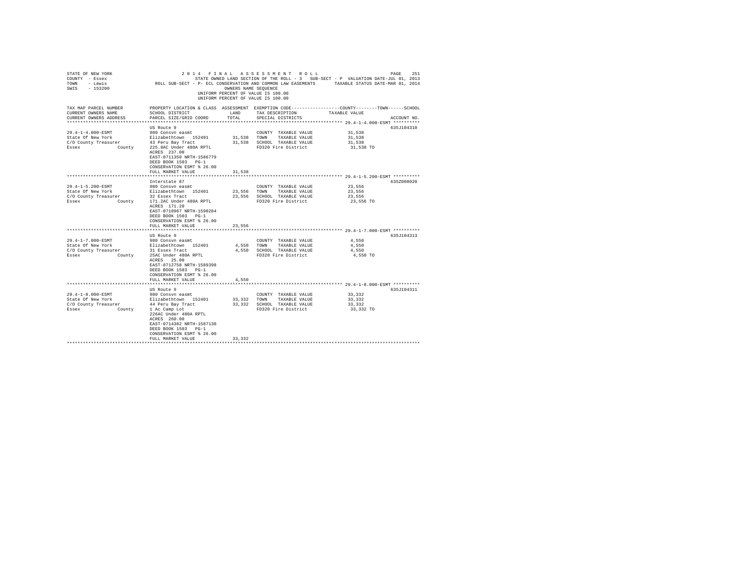STATE OF NEW YORK
COUNTY - Essex
TOWN - Lewis
SWIS - 153200

2 0 1 4 F I N A L A S S E S S M E N T R O L L
STATE OWNED LAND SECTION OF THE ROLL - 3 SUB-SECT - P VALUATION DATE-JUL 01, 2013
ROLL SUB-SECT - P- ECL CONSERVATION AND COMMON LAW EASEMENTS TAXABLE STATUS DATE-MAR 01, 2014
OWNERS NAME SEQUENCE
UNIFORM PERCENT OF VALUE IS 100.00
UNIFORM PERCENT OF VALUE IS 100.00

| TAX MAP PARCEL NUMBER / CURRENT OWNERS NAME / CURRENT OWNERS ADDRESS | PROPERTY LOCATION & CLASS / SCHOOL DISTRICT / PARCEL SIZE/GRID COORD | ASSESSMENT LAND / TOTAL | EXEMPTION CODE / TAX DESCRIPTION / SPECIAL DISTRICTS | COUNTY--------TOWN------SCHOOL TAXABLE VALUE | ACCOUNT NO. |
|---|---|---|---|---|---|
| **29.4-1-4.000-ESMT** | US Route 9 | | | | 635J104310 |
| 29.4-1-4.000-ESMT | 980 Consvn easmt | | COUNTY TAXABLE VALUE | 31,538 | |
| State Of New York | Elizabethtown 152401 | 31,538 | TOWN TAXABLE VALUE | 31,538 | |
| C/O County Treasurer | 43 Peru Bay Tract | 31,538 | SCHOOL TAXABLE VALUE | 31,538 | |
| Essex County | 225.8AC Under 480A RPTL | | FD320 Fire District | 31,538 TO | |
| | ACRES 237.00 | | | | |
| | EAST-0711350 NRTH-1586779 | | | | |
| | DEED BOOK 1503 PG-1 | | | | |
| | CONSERVATION ESMT % 26.00 | | | | |
| | FULL MARKET VALUE | 31,538 | | | |
| **29.4-1-5.200-ESMT** | Interstate 87 | | | | 635Z008020 |
| 29.4-1-5.200-ESMT | 980 Consvn easmt | | COUNTY TAXABLE VALUE | 23,556 | |
| State Of New York | Elizabethtown 152401 | 23,556 | TOWN TAXABLE VALUE | 23,556 | |
| C/O County Treasurer | 32 Essex Tract | 23,556 | SCHOOL TAXABLE VALUE | 23,556 | |
| Essex County | 171.2AC Under 480A RPTL | | FD320 Fire District | 23,556 TO | |
| | ACRES 171.20 | | | | |
| | EAST-0710967 NRTH-1590284 | | | | |
| | DEED BOOK 1503 PG-1 | | | | |
| | CONSERVATION ESMT % 26.00 | | | | |
| | FULL MARKET VALUE | 23,556 | | | |
| **29.4-1-7.000-ESMT** | US Route 9 | | | | 635J104313 |
| 29.4-1-7.000-ESMT | 980 Consvn easmt | | COUNTY TAXABLE VALUE | 4,550 | |
| State Of New York | Elizabethtown 152401 | 4,550 | TOWN TAXABLE VALUE | 4,550 | |
| C/O County Treasurer | 31 Essex Tract | 4,550 | SCHOOL TAXABLE VALUE | 4,550 | |
| Essex County | 25AC Under 480A RPTL | | FD320 Fire District | 4,550 TO | |
| | ACRES 25.00 | | | | |
| | EAST-0712758 NRTH-1589398 | | | | |
| | DEED BOOK 1503 PG-1 | | | | |
| | CONSERVATION ESMT % 26.00 | | | | |
| | FULL MARKET VALUE | 4,550 | | | |
| **29.4-1-8.000-ESMT** | US Route 9 | | | | 635J104311 |
| 29.4-1-8.000-ESMT | 980 Consvn easmt | | COUNTY TAXABLE VALUE | 33,332 | |
| State Of New York | Elizabethtown 152401 | 33,332 | TOWN TAXABLE VALUE | 33,332 | |
| C/O County Treasurer | 44 Peru Bay Tract | 33,332 | SCHOOL TAXABLE VALUE | 33,332 | |
| Essex County | 1 Ac Camp Lot | | FD320 Fire District | 33,332 TO | |
| | 226AC Under 480A RPTL | | | | |
| | ACRES 260.00 | | | | |
| | EAST-0714382 NRTH-1587130 | | | | |
| | DEED BOOK 1503 PG-1 | | | | |
| | CONSERVATION ESMT % 26.00 | | | | |
| | FULL MARKET VALUE | 33,332 | | | |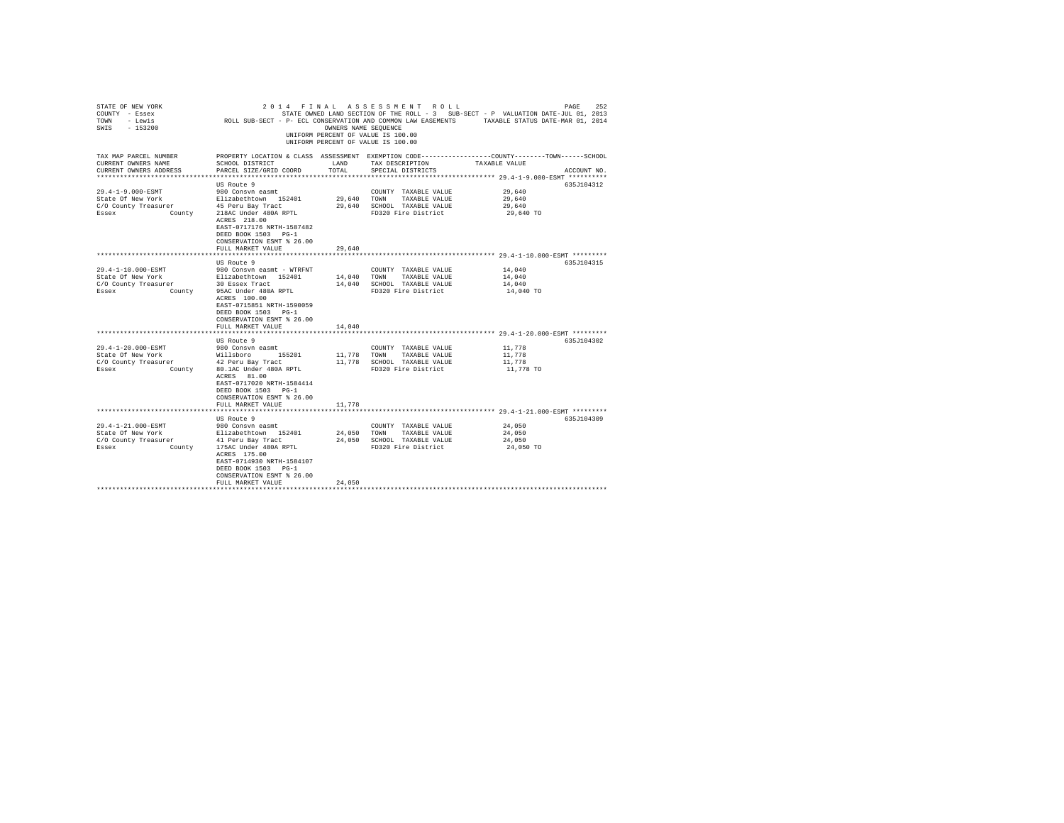STATE OF NEW YORK — 2014 FINAL ASSESSMENT ROLL
COUNTY - Essex — STATE OWNED LAND SECTION OF THE ROLL - 3 SUB-SECT - P VALUATION DATE-JUL 01, 2013
TOWN - Lewis — ROLL SUB-SECT - P- ECL CONSERVATION AND COMMON LAW EASEMENTS — TAXABLE STATUS DATE-MAR 01, 2014
SWIS - 153200 — OWNERS NAME SEQUENCE
UNIFORM PERCENT OF VALUE IS 100.00
UNIFORM PERCENT OF VALUE IS 100.00

| TAX MAP PARCEL NUMBER / CURRENT OWNERS NAME / CURRENT OWNERS ADDRESS | PROPERTY LOCATION & CLASS / SCHOOL DISTRICT / PARCEL SIZE/GRID COORD | ASSESSMENT LAND / TOTAL | EXEMPTION CODE / TAX DESCRIPTION / SPECIAL DISTRICTS | COUNTY / TOWN / SCHOOL TAXABLE VALUE | ACCOUNT NO. |
|---|---|---|---|---|---|
| 29.4-1-9.000-ESMT | US Route 9 | | | | 635J104312 |
| 29.4-1-9.000-ESMT | 980 Consvn easmt | | COUNTY TAXABLE VALUE | 29,640 | |
| State Of New York | Elizabethtown 152401 | 29,640 | TOWN TAXABLE VALUE | 29,640 | |
| C/O County Treasurer | 45 Peru Bay Tract | 29,640 | SCHOOL TAXABLE VALUE | 29,640 | |
| Essex County | 218AC Under 480A RPTL | | FD320 Fire District | 29,640 TO | |
| | ACRES 218.00 | | | | |
| | EAST-0717176 NRTH-1587482 | | | | |
| | DEED BOOK 1503 PG-1 | | | | |
| | CONSERVATION ESMT % 26.00 | | | | |
| | FULL MARKET VALUE | 29,640 | | | |
| 29.4-1-10.000-ESMT | US Route 9 | | | | 635J104315 |
| 29.4-1-10.000-ESMT | 980 Consvn easmt - WTRFNT | | COUNTY TAXABLE VALUE | 14,040 | |
| State Of New York | Elizabethtown 152401 | 14,040 | TOWN TAXABLE VALUE | 14,040 | |
| C/O County Treasurer | 30 Essex Tract | 14,040 | SCHOOL TAXABLE VALUE | 14,040 | |
| Essex County | 95AC Under 480A RPTL | | FD320 Fire District | 14,040 TO | |
| | ACRES 100.00 | | | | |
| | EAST-0715851 NRTH-1590059 | | | | |
| | DEED BOOK 1503 PG-1 | | | | |
| | CONSERVATION ESMT % 26.00 | | | | |
| | FULL MARKET VALUE | 14,040 | | | |
| 29.4-1-20.000-ESMT | US Route 9 | | | | 635J104302 |
| 29.4-1-20.000-ESMT | 980 Consvn easmt | | COUNTY TAXABLE VALUE | 11,778 | |
| State Of New York | Willsboro 155201 | 11,778 | TOWN TAXABLE VALUE | 11,778 | |
| C/O County Treasurer | 42 Peru Bay Tract | 11,778 | SCHOOL TAXABLE VALUE | 11,778 | |
| Essex County | 80.1AC Under 480A RPTL | | FD320 Fire District | 11,778 TO | |
| | ACRES 81.00 | | | | |
| | EAST-0717020 NRTH-1584414 | | | | |
| | DEED BOOK 1503 PG-1 | | | | |
| | CONSERVATION ESMT % 26.00 | | | | |
| | FULL MARKET VALUE | 11,778 | | | |
| 29.4-1-21.000-ESMT | US Route 9 | | | | 635J104309 |
| 29.4-1-21.000-ESMT | 980 Consvn easmt | | COUNTY TAXABLE VALUE | 24,050 | |
| State Of New York | Elizabethtown 152401 | 24,050 | TOWN TAXABLE VALUE | 24,050 | |
| C/O County Treasurer | 41 Peru Bay Tract | 24,050 | SCHOOL TAXABLE VALUE | 24,050 | |
| Essex County | 175AC Under 480A RPTL | | FD320 Fire District | 24,050 TO | |
| | ACRES 175.00 | | | | |
| | EAST-0714930 NRTH-1584107 | | | | |
| | DEED BOOK 1503 PG-1 | | | | |
| | CONSERVATION ESMT % 26.00 | | | | |
| | FULL MARKET VALUE | 24,050 | | | |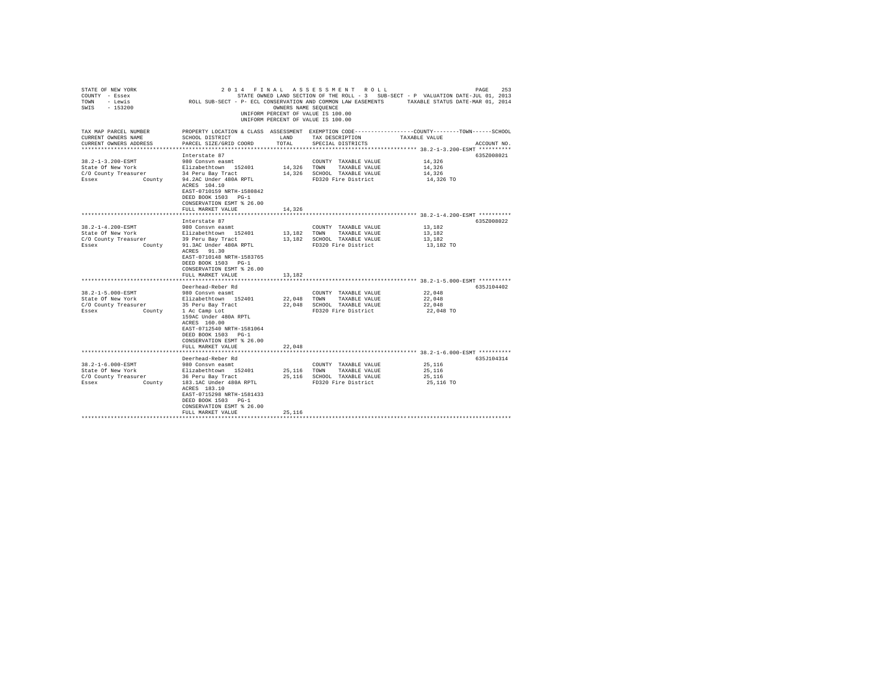```
STATE OF NEW YORK                    2 0 1 4   F I N A L   A S S E S S M E N T   R O L L                         PAGE   253
COUNTY  - Essex                          STATE OWNED LAND SECTION OF THE ROLL - 3   SUB-SECT - P  VALUATION DATE-JUL 01, 2013
TOWN    - Lewis               ROLL SUB-SECT - P- ECL CONSERVATION AND COMMON LAW EASEMENTS     TAXABLE STATUS DATE-MAR 01, 2014
SWIS    - 153200                                        OWNERS NAME SEQUENCE
                                                   UNIFORM PERCENT OF VALUE IS 100.00
                                                   UNIFORM PERCENT OF VALUE IS 100.00

TAX MAP PARCEL NUMBER          PROPERTY LOCATION & CLASS  ASSESSMENT  EXEMPTION CODE-----------------COUNTY--------TOWN------SCHOOL
CURRENT OWNERS NAME            SCHOOL DISTRICT              LAND      TAX DESCRIPTION            TAXABLE VALUE
CURRENT OWNERS ADDRESS         PARCEL SIZE/GRID COORD       TOTAL     SPECIAL DISTRICTS                                     ACCOUNT NO.
*********************************************************************************************** 38.2-1-3.200-ESMT **********
                               Interstate 87                                                                              635Z008021
38.2-1-3.200-ESMT              980 Consvn easmt                        COUNTY  TAXABLE VALUE            14,326
State Of New York              Elizabethtown  152401       14,326   TOWN    TAXABLE VALUE            14,326
C/O County Treasurer           34 Peru Bay Tract           14,326   SCHOOL  TAXABLE VALUE            14,326
Essex              County      94.2AC Under 480A RPTL               FD320 Fire District               14,326 TO
                               ACRES  104.10
                               EAST-0710159 NRTH-1580842
                               DEED BOOK 1503   PG-1
                               CONSERVATION ESMT % 26.00
                               FULL MARKET VALUE           14,326
*********************************************************************************************** 38.2-1-4.200-ESMT **********
                               Interstate 87                                                                              635Z008022
38.2-1-4.200-ESMT              980 Consvn easmt                        COUNTY  TAXABLE VALUE            13,182
State Of New York              Elizabethtown  152401       13,182   TOWN    TAXABLE VALUE            13,182
C/O County Treasurer           39 Peru Bay Tract           13,182   SCHOOL  TAXABLE VALUE            13,182
Essex              County      91.3AC Under 480A RPTL               FD320 Fire District               13,182 TO
                               ACRES   91.30
                               EAST-0710148 NRTH-1583765
                               DEED BOOK 1503   PG-1
                               CONSERVATION ESMT % 26.00
                               FULL MARKET VALUE           13,182
*********************************************************************************************** 38.2-1-5.000-ESMT **********
                               Deerhead-Reber Rd                                                                          635J104402
38.2-1-5.000-ESMT              980 Consvn easmt                        COUNTY  TAXABLE VALUE            22,048
State Of New York              Elizabethtown  152401       22,048   TOWN    TAXABLE VALUE            22,048
C/O County Treasurer           35 Peru Bay Tract           22,048   SCHOOL  TAXABLE VALUE            22,048
Essex              County      1 Ac Camp Lot                        FD320 Fire District               22,048 TO
                               159AC Under 480A RPTL
                               ACRES  160.00
                               EAST-0712540 NRTH-1581064
                               DEED BOOK 1503   PG-1
                               CONSERVATION ESMT % 26.00
                               FULL MARKET VALUE           22,048
*********************************************************************************************** 38.2-1-6.000-ESMT **********
                               Deerhead-Reber Rd                                                                          635J104314
38.2-1-6.000-ESMT              980 Consvn easmt                        COUNTY  TAXABLE VALUE            25,116
State Of New York              Elizabethtown  152401       25,116   TOWN    TAXABLE VALUE            25,116
C/O County Treasurer           36 Peru Bay Tract           25,116   SCHOOL  TAXABLE VALUE            25,116
Essex              County      183.1AC Under 480A RPTL              FD320 Fire District               25,116 TO
                               ACRES  183.10
                               EAST-0715298 NRTH-1581433
                               DEED BOOK 1503   PG-1
                               CONSERVATION ESMT % 26.00
                               FULL MARKET VALUE           25,116
************************************************************************************************************************************
```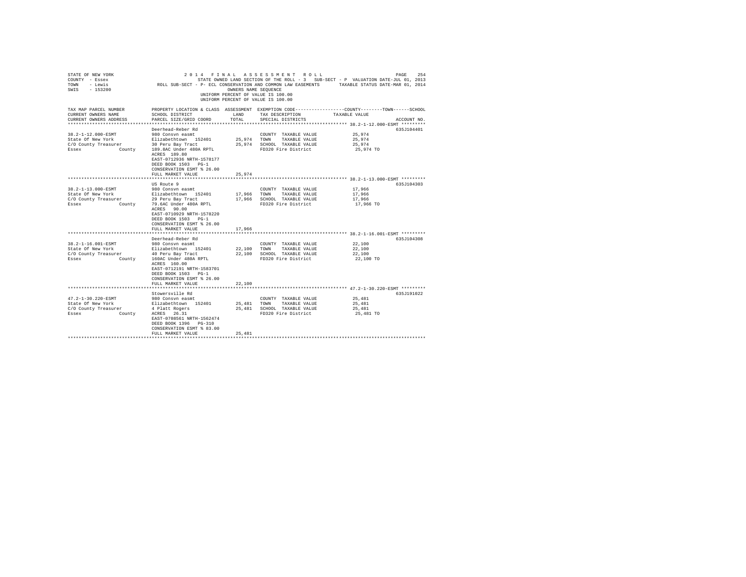STATE OF NEW YORK 2014 FINAL ASSESSMENT ROLL
COUNTY - Essex STATE OWNED LAND SECTION OF THE ROLL - 3 SUB-SECT - P VALUATION DATE-JUL 01, 2013
TOWN - Lewis ROLL SUB-SECT - P- ECL CONSERVATION AND COMMON LAW EASEMENTS TAXABLE STATUS DATE-MAR 01, 2014
SWIS - 153200 OWNERS NAME SEQUENCE
UNIFORM PERCENT OF VALUE IS 100.00
UNIFORM PERCENT OF VALUE IS 100.00

| TAX MAP PARCEL NUMBER / CURRENT OWNERS NAME / CURRENT OWNERS ADDRESS | PROPERTY LOCATION & CLASS / SCHOOL DISTRICT / PARCEL SIZE/GRID COORD | ASSESSMENT LAND / TOTAL | EXEMPTION CODE / TAX DESCRIPTION / SPECIAL DISTRICTS | COUNTY / TOWN / SCHOOL TAXABLE VALUE | ACCOUNT NO. |
|---|---|---|---|---|---|
| **38.2-1-12.000-ESMT** | Deerhead-Reber Rd | | | | 635J104401 |
| 38.2-1-12.000-ESMT | 980 Consvn easmt | | COUNTY TAXABLE VALUE | 25,974 | |
| State Of New York | Elizabethtown 152401 | 25,974 | TOWN TAXABLE VALUE | 25,974 | |
| C/O County Treasurer | 30 Peru Bay Tract | 25,974 | SCHOOL TAXABLE VALUE | 25,974 | |
| Essex County | 189.8AC Under 480A RPTL | | FD320 Fire District | 25,974 TO | |
| | ACRES 189.80 | | | | |
| | EAST-0712936 NRTH-1578177 | | | | |
| | DEED BOOK 1503 PG-1 | | | | |
| | CONSERVATION ESMT % 26.00 | | | | |
| | FULL MARKET VALUE | 25,974 | | | |
| **38.2-1-13.000-ESMT** | US Route 9 | | | | 635J104303 |
| 38.2-1-13.000-ESMT | 980 Consvn easmt | | COUNTY TAXABLE VALUE | 17,966 | |
| State Of New York | Elizabethtown 152401 | 17,966 | TOWN TAXABLE VALUE | 17,966 | |
| C/O County Treasurer | 29 Peru Bay Tract | 17,966 | SCHOOL TAXABLE VALUE | 17,966 | |
| Essex County | 79.6AC Under 480A RPTL | | FD320 Fire District | 17,966 TO | |
| | ACRES 90.00 | | | | |
| | EAST-0710929 NRTH-1578220 | | | | |
| | DEED BOOK 1503 PG-1 | | | | |
| | CONSERVATION ESMT % 26.00 | | | | |
| | FULL MARKET VALUE | 17,966 | | | |
| **38.2-1-16.001-ESMT** | Deerhead-Reber Rd | | | | 635J104308 |
| 38.2-1-16.001-ESMT | 980 Consvn easmt | | COUNTY TAXABLE VALUE | 22,100 | |
| State Of New York | Elizabethtown 152401 | 22,100 | TOWN TAXABLE VALUE | 22,100 | |
| C/O County Treasurer | 40 Peru Bay Tract | 22,100 | SCHOOL TAXABLE VALUE | 22,100 | |
| Essex County | 160AC Under 480A RPTL | | FD320 Fire District | 22,100 TO | |
| | ACRES 160.00 | | | | |
| | EAST-0712191 NRTH-1583701 | | | | |
| | DEED BOOK 1503 PG-1 | | | | |
| | CONSERVATION ESMT % 26.00 | | | | |
| | FULL MARKET VALUE | 22,100 | | | |
| **47.2-1-30.220-ESMT** | Stowersville Rd | | | | 635J191022 |
| 47.2-1-30.220-ESMT | 980 Consvn easmt | | COUNTY TAXABLE VALUE | 25,481 | |
| State Of New York | Elizabethtown 152401 | 25,481 | TOWN TAXABLE VALUE | 25,481 | |
| C/O County Treasurer | 4 Platt Rogers | 25,481 | SCHOOL TAXABLE VALUE | 25,481 | |
| Essex County | ACRES 26.31 | | FD320 Fire District | 25,481 TO | |
| | EAST-0708561 NRTH-1562474 | | | | |
| | DEED BOOK 1396 PG-310 | | | | |
| | CONSERVATION ESMT % 83.00 | | | | |
| | FULL MARKET VALUE | 25,481 | | | |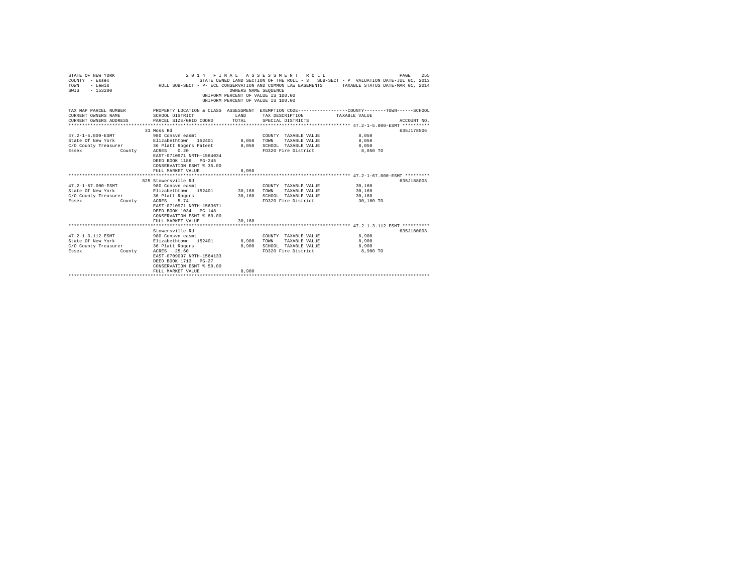STATE OF NEW YORK — 2014 FINAL ASSESSMENT ROLL
COUNTY - Essex — STATE OWNED LAND SECTION OF THE ROLL - 3 SUB-SECT - P VALUATION DATE-JUL 01, 2013
TOWN - Lewis — ROLL SUB-SECT - P- ECL CONSERVATION AND COMMON LAW EASEMENTS — TAXABLE STATUS DATE-MAR 01, 2014
SWIS - 153200 — OWNERS NAME SEQUENCE
UNIFORM PERCENT OF VALUE IS 100.00
UNIFORM PERCENT OF VALUE IS 100.00

| TAX MAP PARCEL NUMBER / CURRENT OWNERS NAME / CURRENT OWNERS ADDRESS | PROPERTY LOCATION & CLASS / SCHOOL DISTRICT / PARCEL SIZE/GRID COORD | ASSESSMENT LAND / TOTAL | EXEMPTION CODE / TAX DESCRIPTION / SPECIAL DISTRICTS | COUNTY / TOWN / SCHOOL TAXABLE VALUE | ACCOUNT NO. |
|---|---|---|---|---|---|
| 47.2-1-5.000-ESMT | 31 Moss Rd | | | | 635J178506 |
| 47.2-1-5.000-ESMT | 980 Consvn easmt | | COUNTY TAXABLE VALUE | 8,050 | |
| State Of New York | Elizabethtown 152401 | 8,050 | TOWN TAXABLE VALUE | 8,050 | |
| C/O County Treasurer | 36 Platt Rogers Patent | 8,050 | SCHOOL TAXABLE VALUE | 8,050 | |
| Essex County | ACRES 0.20 | | FD320 Fire District | 8,050 TO | |
| | EAST-0710971 NRTH-1564034 | | | | |
| | DEED BOOK 1186 PG-245 | | | | |
| | CONSERVATION ESMT % 35.00 | | | | |
| | FULL MARKET VALUE | 8,050 | | | |
| 47.2-1-67.000-ESMT | 825 Stowersville Rd | | | | 635J188003 |
| 47.2-1-67.000-ESMT | 980 Consvn easmt | | COUNTY TAXABLE VALUE | 30,160 | |
| State Of New York | Elizabethtown 152401 | 30,160 | TOWN TAXABLE VALUE | 30,160 | |
| C/O County Treasurer | 36 Platt Rogers | 30,160 | SCHOOL TAXABLE VALUE | 30,160 | |
| Essex County | ACRES 5.74 | | FD320 Fire District | 30,160 TO | |
| | EAST-0710971 NRTH-1563671 | | | | |
| | DEED BOOK 1034 PG-148 | | | | |
| | CONSERVATION ESMT % 80.00 | | | | |
| | FULL MARKET VALUE | 30,160 | | | |
| 47.2-1-3.112-ESMT | Stowersville Rd | | | | 635J180003 |
| 47.2-1-3.112-ESMT | 980 Consvn easmt | | COUNTY TAXABLE VALUE | 8,900 | |
| State Of New York | Elizabethtown 152401 | 8,900 | TOWN TAXABLE VALUE | 8,900 | |
| C/O County Treasurer | 36 Platt Rogers | 8,900 | SCHOOL TAXABLE VALUE | 8,900 | |
| Essex County | ACRES 25.60 | | FD320 Fire District | 8,900 TO | |
| | EAST-0709097 NRTH-1564133 | | | | |
| | DEED BOOK 1713 PG-27 | | | | |
| | CONSERVATION ESMT % 50.00 | | | | |
| | FULL MARKET VALUE | 8,900 | | | |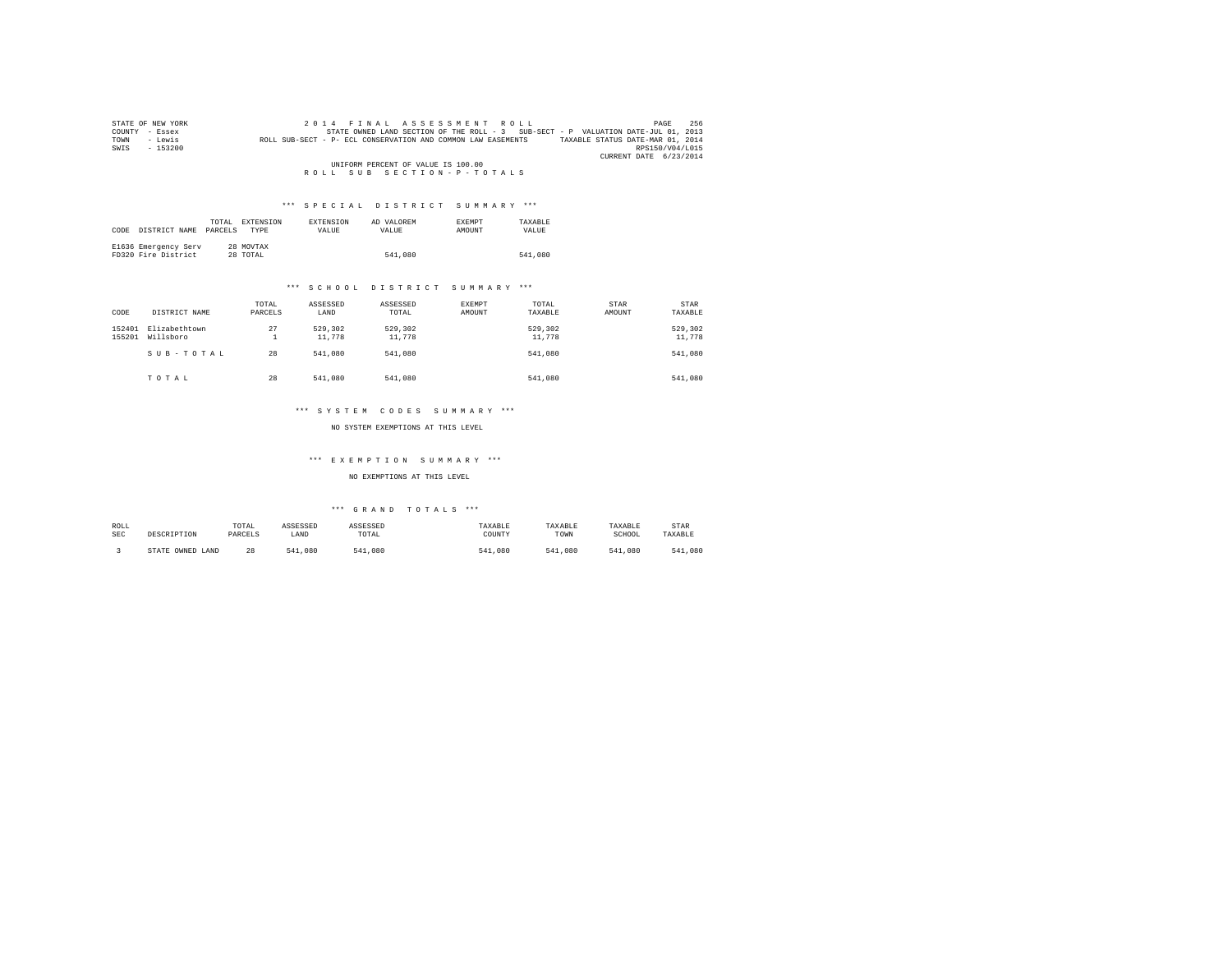STATE OF NEW YORK
COUNTY - Essex
TOWN - Lewis
SWIS - 153200

2014 FINAL ASSESSMENT ROLL
STATE OWNED LAND SECTION OF THE ROLL - 3 SUB-SECT - P VALUATION DATE-JUL 01, 2013
ROLL SUB-SECT - P- ECL CONSERVATION AND COMMON LAW EASEMENTS TAXABLE STATUS DATE-MAR 01, 2014
RPS150/V04/L015
CURRENT DATE 6/23/2014

UNIFORM PERCENT OF VALUE IS 100.00

ROLL SUB SECTION-P-TOTALS

*** SPECIAL DISTRICT SUMMARY ***

| CODE | DISTRICT NAME | TOTAL PARCELS | EXTENSION TYPE | EXTENSION VALUE | AD VALOREM VALUE | EXEMPT AMOUNT | TAXABLE VALUE |
|---|---|---|---|---|---|---|---|
| E1636 | Emergency Serv | 28 | MOVTAX | | | | |
| FD320 | Fire District | 28 | TOTAL | | 541,080 | | 541,080 |

*** SCHOOL DISTRICT SUMMARY ***

| CODE | DISTRICT NAME | TOTAL PARCELS | ASSESSED LAND | ASSESSED TOTAL | EXEMPT AMOUNT | TOTAL TAXABLE | STAR AMOUNT | STAR TAXABLE |
|---|---|---|---|---|---|---|---|---|
| 152401 | Elizabethtown | 27 | 529,302 | 529,302 | | 529,302 | | 529,302 |
| 155201 | Willsboro | 1 | 11,778 | 11,778 | | 11,778 | | 11,778 |
| | SUB-TOTAL | 28 | 541,080 | 541,080 | | 541,080 | | 541,080 |
| | TOTAL | 28 | 541,080 | 541,080 | | 541,080 | | 541,080 |

*** SYSTEM CODES SUMMARY ***

NO SYSTEM EXEMPTIONS AT THIS LEVEL

*** EXEMPTION SUMMARY ***

NO EXEMPTIONS AT THIS LEVEL

*** GRAND TOTALS ***

| ROLL SEC | DESCRIPTION | TOTAL PARCELS | ASSESSED LAND | ASSESSED TOTAL | TAXABLE COUNTY | TAXABLE TOWN | TAXABLE SCHOOL | STAR TAXABLE |
|---|---|---|---|---|---|---|---|---|
| 3 | STATE OWNED LAND | 28 | 541,080 | 541,080 | 541,080 | 541,080 | 541,080 | 541,080 |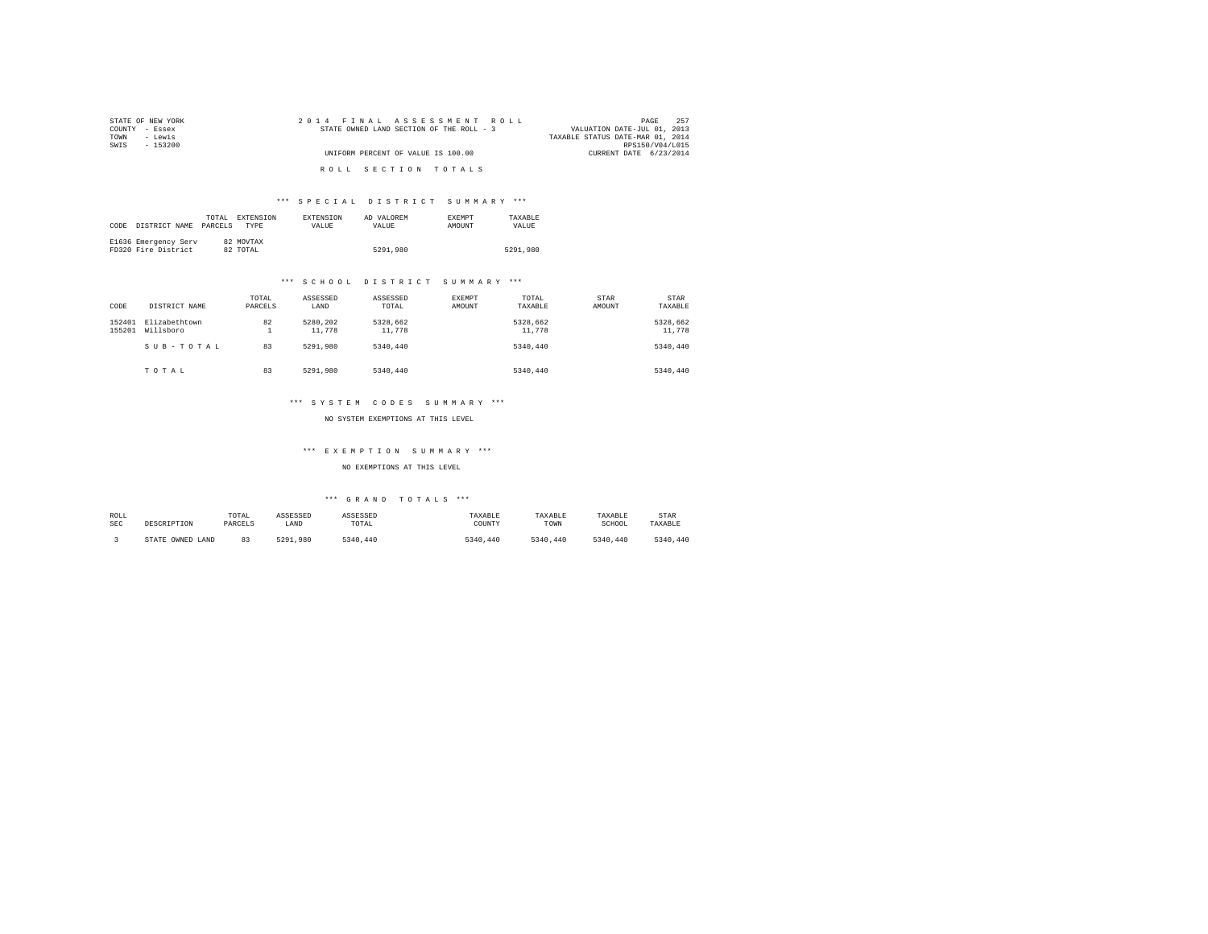STATE OF NEW YORK
COUNTY - Essex
TOWN - Lewis
SWIS - 153200

2014 FINAL ASSESSMENT ROLL
STATE OWNED LAND SECTION OF THE ROLL - 3
UNIFORM PERCENT OF VALUE IS 100.00

VALUATION DATE-JUL 01, 2013
TAXABLE STATUS DATE-MAR 01, 2014
RPS150/V04/L015
CURRENT DATE 6/23/2014

ROLL SECTION TOTALS

*** SPECIAL DISTRICT SUMMARY ***

| CODE | DISTRICT NAME | TOTAL PARCELS | EXTENSION TYPE | EXTENSION VALUE | AD VALOREM VALUE | EXEMPT AMOUNT | TAXABLE VALUE |
|---|---|---|---|---|---|---|---|
| E1636 | Emergency Serv | 82 | MOVTAX | | | | |
| FD320 | Fire District | 82 | TOTAL | | 5291,980 | | 5291,980 |

*** SCHOOL DISTRICT SUMMARY ***

| CODE | DISTRICT NAME | TOTAL PARCELS | ASSESSED LAND | ASSESSED TOTAL | EXEMPT AMOUNT | TOTAL TAXABLE | STAR AMOUNT | STAR TAXABLE |
|---|---|---|---|---|---|---|---|---|
| 152401 | Elizabethtown | 82 | 5280,202 | 5328,662 | | 5328,662 | | 5328,662 |
| 155201 | Willsboro | 1 | 11,778 | 11,778 | | 11,778 | | 11,778 |
| | S U B - T O T A L | 83 | 5291,980 | 5340,440 | | 5340,440 | | 5340,440 |
| | T O T A L | 83 | 5291,980 | 5340,440 | | 5340,440 | | 5340,440 |

*** SYSTEM CODES SUMMARY ***

NO SYSTEM EXEMPTIONS AT THIS LEVEL

*** EXEMPTION SUMMARY ***

NO EXEMPTIONS AT THIS LEVEL

*** GRAND TOTALS ***

| ROLL SEC | DESCRIPTION | TOTAL PARCELS | ASSESSED LAND | ASSESSED TOTAL | TAXABLE COUNTY | TAXABLE TOWN | TAXABLE SCHOOL | STAR TAXABLE |
|---|---|---|---|---|---|---|---|---|
| 3 | STATE OWNED LAND | 83 | 5291,980 | 5340,440 | 5340,440 | 5340,440 | 5340,440 | 5340,440 |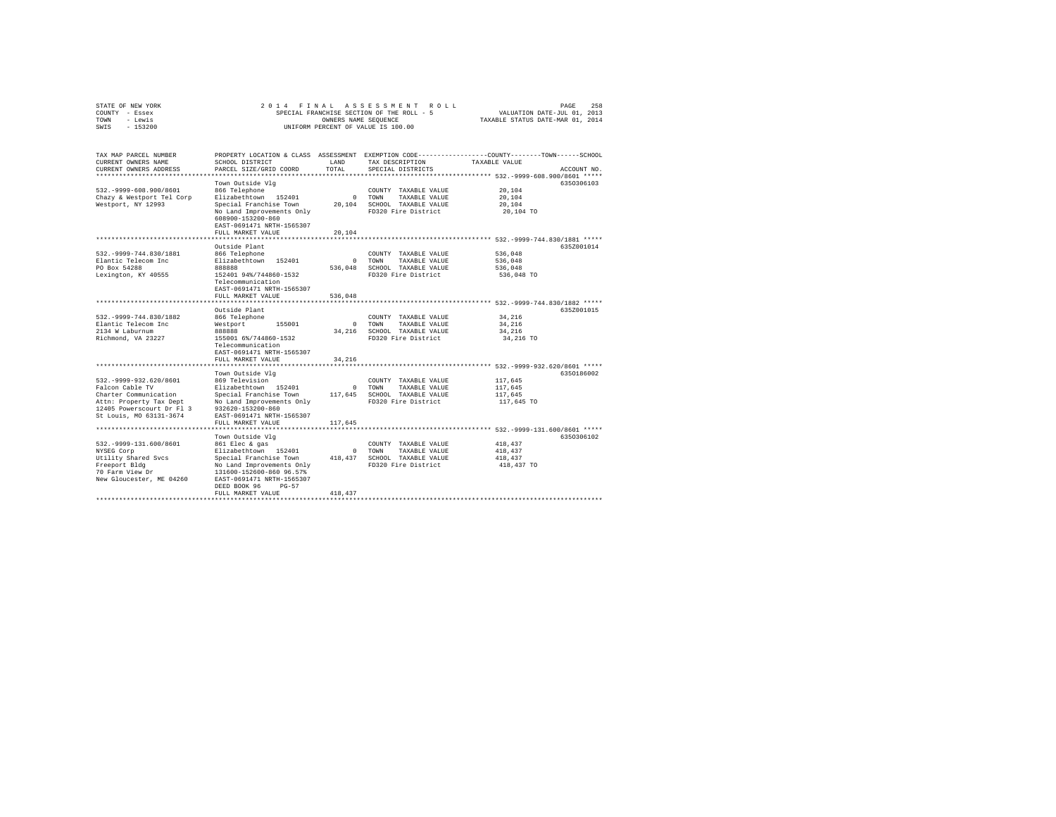STATE OF NEW YORK
COUNTY - Essex
TOWN - Lewis
SWIS - 153200

2014 FINAL ASSESSMENT ROLL
SPECIAL FRANCHISE SECTION OF THE ROLL - 5
OWNERS NAME SEQUENCE
UNIFORM PERCENT OF VALUE IS 100.00

VALUATION DATE-JUL 01, 2013
TAXABLE STATUS DATE-MAR 01, 2014

| TAX MAP PARCEL NUMBER / CURRENT OWNERS NAME / CURRENT OWNERS ADDRESS | PROPERTY LOCATION & CLASS / SCHOOL DISTRICT / PARCEL SIZE/GRID COORD | ASSESSMENT LAND / TOTAL | EXEMPTION CODE / TAX DESCRIPTION / SPECIAL DISTRICTS | TAXABLE VALUE (COUNTY--TOWN--SCHOOL) | ACCOUNT NO. |
|---|---|---|---|---|---|
| **532.-9999-608.900/8601** | Town Outside Vlg | | | | 635O306103 |
| 532.-9999-608.900/8601 | 866 Telephone | | COUNTY TAXABLE VALUE | 20,104 | |
| Chazy & Westport Tel Corp | Elizabethtown 152401 | 0 | TOWN TAXABLE VALUE | 20,104 | |
| Westport, NY 12993 | Special Franchise Town | 20,104 | SCHOOL TAXABLE VALUE | 20,104 | |
| | No Land Improvements Only | | FD320 Fire District | 20,104 TO | |
| | 608900-153200-860 | | | | |
| | EAST-0691471 NRTH-1565307 | | | | |
| | FULL MARKET VALUE | 20,104 | | | |
| **532.-9999-744.830/1881** | Outside Plant | | | | 635Z001014 |
| 532.-9999-744.830/1881 | 866 Telephone | | COUNTY TAXABLE VALUE | 536,048 | |
| Elantic Telecom Inc | Elizabethtown 152401 | 0 | TOWN TAXABLE VALUE | 536,048 | |
| PO Box 54288 | 888888 | 536,048 | SCHOOL TAXABLE VALUE | 536,048 | |
| Lexington, KY 40555 | 152401 94%/744860-1532 | | FD320 Fire District | 536,048 TO | |
| | Telecommunication | | | | |
| | EAST-0691471 NRTH-1565307 | | | | |
| | FULL MARKET VALUE | 536,048 | | | |
| **532.-9999-744.830/1882** | Outside Plant | | | | 635Z001015 |
| 532.-9999-744.830/1882 | 866 Telephone | | COUNTY TAXABLE VALUE | 34,216 | |
| Elantic Telecom Inc | Westport 155001 | 0 | TOWN TAXABLE VALUE | 34,216 | |
| 2134 W Laburnum | 888888 | 34,216 | SCHOOL TAXABLE VALUE | 34,216 | |
| Richmond, VA 23227 | 155001 6%/744860-1532 | | FD320 Fire District | 34,216 TO | |
| | Telecommunication | | | | |
| | EAST-0691471 NRTH-1565307 | | | | |
| | FULL MARKET VALUE | 34,216 | | | |
| **532.-9999-932.620/8601** | Town Outside Vlg | | | | 635O186002 |
| 532.-9999-932.620/8601 | 869 Television | | COUNTY TAXABLE VALUE | 117,645 | |
| Falcon Cable TV | Elizabethtown 152401 | 0 | TOWN TAXABLE VALUE | 117,645 | |
| Charter Communication | Special Franchise Town | 117,645 | SCHOOL TAXABLE VALUE | 117,645 | |
| Attn: Property Tax Dept | No Land Improvements Only | | FD320 Fire District | 117,645 TO | |
| 12405 Powerscourt Dr Fl 3 | 932620-153200-860 | | | | |
| St Louis, MO 63131-3674 | EAST-0691471 NRTH-1565307 | | | | |
| | FULL MARKET VALUE | 117,645 | | | |
| **532.-9999-131.600/8601** | Town Outside Vlg | | | | 635O306102 |
| 532.-9999-131.600/8601 | 861 Elec & gas | | COUNTY TAXABLE VALUE | 418,437 | |
| NYSEG Corp | Elizabethtown 152401 | 0 | TOWN TAXABLE VALUE | 418,437 | |
| Utility Shared Svcs | Special Franchise Town | 418,437 | SCHOOL TAXABLE VALUE | 418,437 | |
| Freeport Bldg | No Land Improvements Only | | FD320 Fire District | 418,437 TO | |
| 70 Farm View Dr | 131600-152600-860 96.57% | | | | |
| New Gloucester, ME 04260 | EAST-0691471 NRTH-1565307 | | | | |
| | DEED BOOK 96 PG-57 | | | | |
| | FULL MARKET VALUE | 418,437 | | | |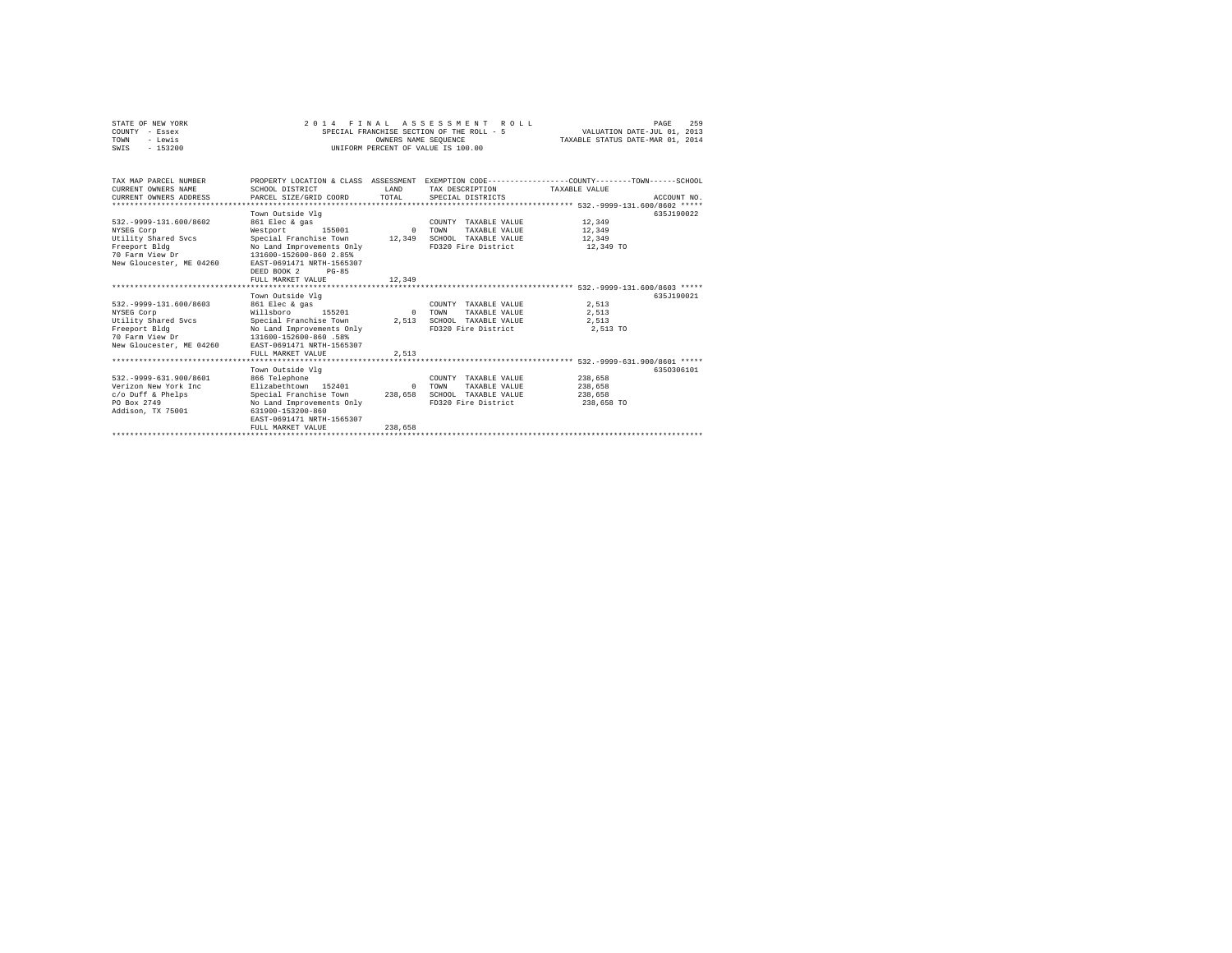STATE OF NEW YORK
COUNTY - Essex
TOWN - Lewis
SWIS - 153200

2 0 1 4 F I N A L A S S E S S M E N T R O L L
SPECIAL FRANCHISE SECTION OF THE ROLL - 5
OWNERS NAME SEQUENCE
UNIFORM PERCENT OF VALUE IS 100.00

VALUATION DATE-JUL 01, 2013
TAXABLE STATUS DATE-MAR 01, 2014

| TAX MAP PARCEL NUMBER / CURRENT OWNERS NAME / CURRENT OWNERS ADDRESS | PROPERTY LOCATION & CLASS / SCHOOL DISTRICT / PARCEL SIZE/GRID COORD | ASSESSMENT LAND / TOTAL | EXEMPTION CODE / TAX DESCRIPTION / SPECIAL DISTRICTS | COUNTY--------TOWN------SCHOOL TAXABLE VALUE | ACCOUNT NO. |
|---|---|---|---|---|---|
| **532.-9999-131.600/8602** | Town Outside Vlg | | | | 635J190022 |
| 532.-9999-131.600/8602 | 861 Elec & gas | | COUNTY TAXABLE VALUE | 12,349 | |
| NYSEG Corp | Westport 155001 | 0 | TOWN TAXABLE VALUE | 12,349 | |
| Utility Shared Svcs | Special Franchise Town | 12,349 | SCHOOL TAXABLE VALUE | 12,349 | |
| Freeport Bldg | No Land Improvements Only | | FD320 Fire District | 12,349 TO | |
| 70 Farm View Dr | 131600-152600-860 2.85% | | | | |
| New Gloucester, ME 04260 | EAST-0691471 NRTH-1565307 | | | | |
| | DEED BOOK 2 PG-85 | | | | |
| | FULL MARKET VALUE | 12,349 | | | |
| **532.-9999-131.600/8603** | Town Outside Vlg | | | | 635J190021 |
| 532.-9999-131.600/8603 | 861 Elec & gas | | COUNTY TAXABLE VALUE | 2,513 | |
| NYSEG Corp | Willsboro 155201 | 0 | TOWN TAXABLE VALUE | 2,513 | |
| Utility Shared Svcs | Special Franchise Town | 2,513 | SCHOOL TAXABLE VALUE | 2,513 | |
| Freeport Bldg | No Land Improvements Only | | FD320 Fire District | 2,513 TO | |
| 70 Farm View Dr | 131600-152600-860 .58% | | | | |
| New Gloucester, ME 04260 | EAST-0691471 NRTH-1565307 | | | | |
| | FULL MARKET VALUE | 2,513 | | | |
| **532.-9999-631.900/8601** | Town Outside Vlg | | | | 635O306101 |
| 532.-9999-631.900/8601 | 866 Telephone | | COUNTY TAXABLE VALUE | 238,658 | |
| Verizon New York Inc | Elizabethtown 152401 | 0 | TOWN TAXABLE VALUE | 238,658 | |
| c/o Duff & Phelps | Special Franchise Town | 238,658 | SCHOOL TAXABLE VALUE | 238,658 | |
| PO Box 2749 | No Land Improvements Only | | FD320 Fire District | 238,658 TO | |
| Addison, TX 75001 | 631900-153200-860 | | | | |
| | EAST-0691471 NRTH-1565307 | | | | |
| | FULL MARKET VALUE | 238,658 | | | |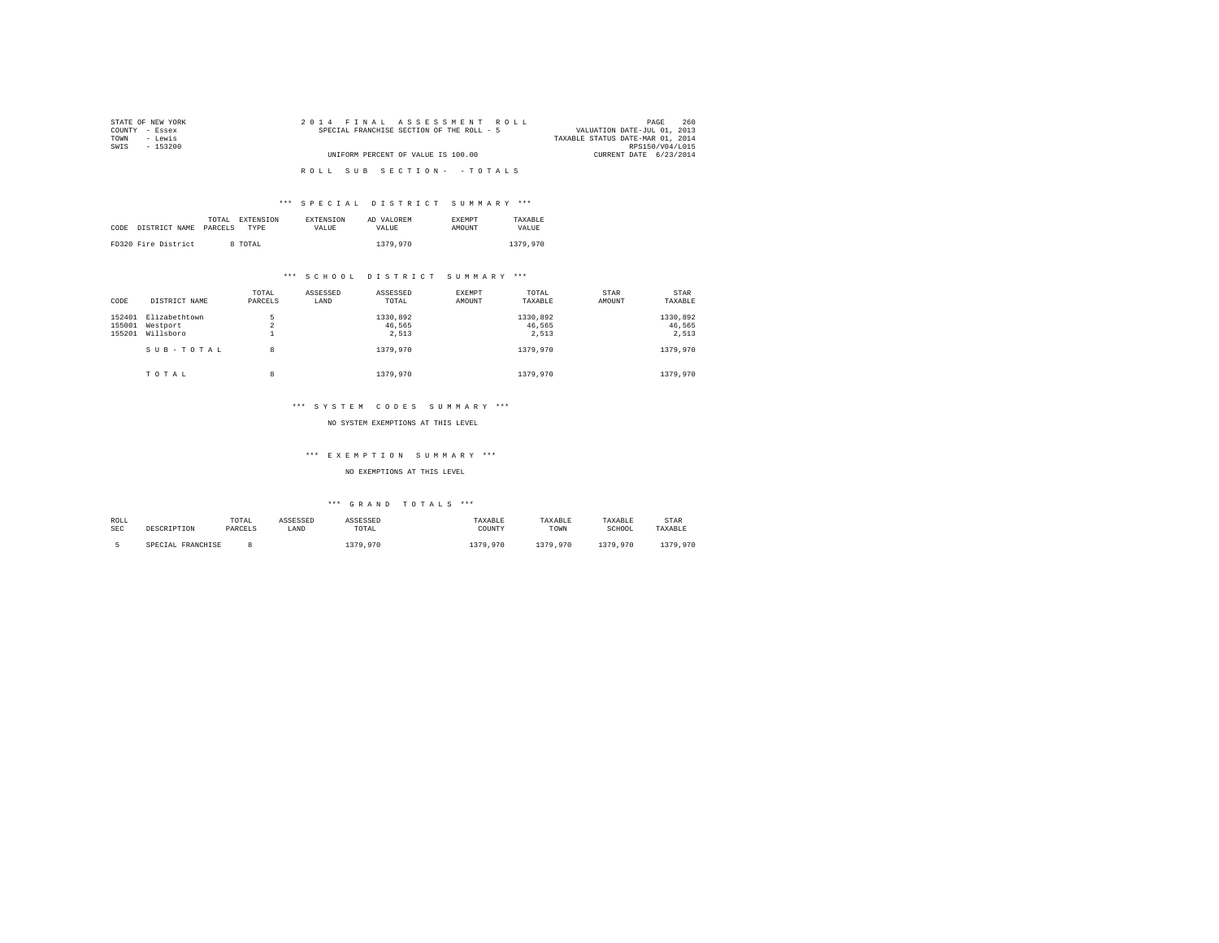STATE OF NEW YORK
COUNTY - Essex
TOWN - Lewis
SWIS - 153200

2014 FINAL ASSESSMENT ROLL
SPECIAL FRANCHISE SECTION OF THE ROLL - 5

UNIFORM PERCENT OF VALUE IS 100.00

VALUATION DATE-JUL 01, 2013
TAXABLE STATUS DATE-MAR 01, 2014
RPS150/V04/L015
CURRENT DATE 6/23/2014

ROLL SUB SECTION- - TOTALS

*** SPECIAL DISTRICT SUMMARY ***

| CODE | DISTRICT NAME | TOTAL PARCELS | EXTENSION TYPE | EXTENSION VALUE | AD VALOREM VALUE | EXEMPT AMOUNT | TAXABLE VALUE |
|---|---|---|---|---|---|---|---|
| FD320 | Fire District | 8 | TOTAL | | 1379,970 | | 1379,970 |

*** SCHOOL DISTRICT SUMMARY ***

| CODE | DISTRICT NAME | TOTAL PARCELS | ASSESSED LAND | ASSESSED TOTAL | EXEMPT AMOUNT | TOTAL TAXABLE | STAR AMOUNT | STAR TAXABLE |
|---|---|---|---|---|---|---|---|---|
| 152401 | Elizabethtown | 5 | | 1330,892 | | 1330,892 | | 1330,892 |
| 155001 | Westport | 2 | | 46,565 | | 46,565 | | 46,565 |
| 155201 | Willsboro | 1 | | 2,513 | | 2,513 | | 2,513 |
| | SUB-TOTAL | 8 | | 1379,970 | | 1379,970 | | 1379,970 |
| | TOTAL | 8 | | 1379,970 | | 1379,970 | | 1379,970 |

*** SYSTEM CODES SUMMARY ***

NO SYSTEM EXEMPTIONS AT THIS LEVEL

*** EXEMPTION SUMMARY ***

NO EXEMPTIONS AT THIS LEVEL

*** GRAND TOTALS ***

| ROLL SEC | DESCRIPTION | TOTAL PARCELS | ASSESSED LAND | ASSESSED TOTAL | TAXABLE COUNTY | TAXABLE TOWN | TAXABLE SCHOOL | STAR TAXABLE |
|---|---|---|---|---|---|---|---|---|
| 5 | SPECIAL FRANCHISE | 8 | | 1379,970 | 1379,970 | 1379,970 | 1379,970 | 1379,970 |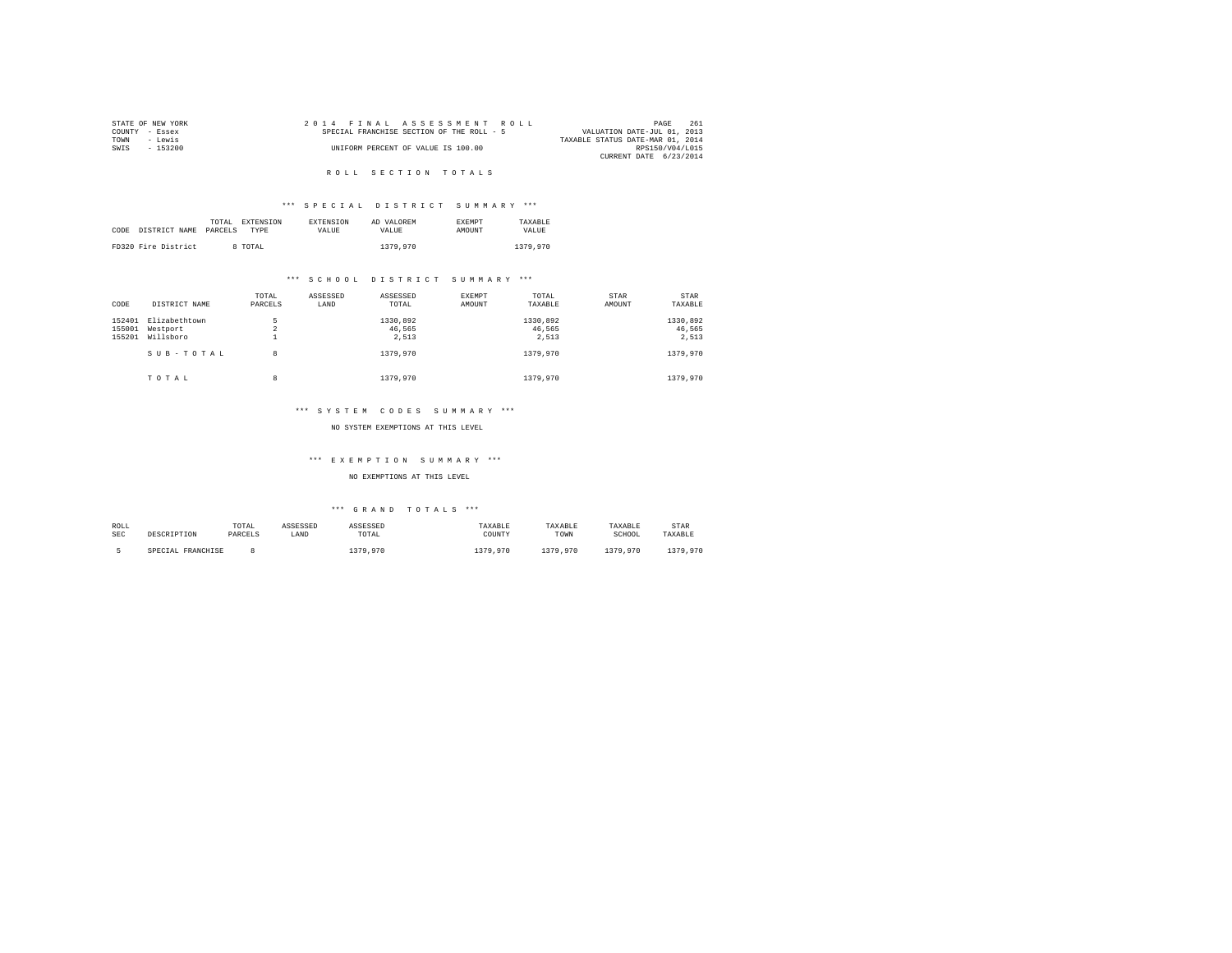STATE OF NEW YORK
COUNTY - Essex
TOWN - Lewis
SWIS - 153200

2014 FINAL ASSESSMENT ROLL
SPECIAL FRANCHISE SECTION OF THE ROLL - 5
UNIFORM PERCENT OF VALUE IS 100.00

VALUATION DATE-JUL 01, 2013
TAXABLE STATUS DATE-MAR 01, 2014
RPS150/V04/L015
CURRENT DATE 6/23/2014

## ROLL SECTION TOTALS

### *** SPECIAL DISTRICT SUMMARY ***

| CODE | DISTRICT NAME | TOTAL PARCELS | EXTENSION TYPE | EXTENSION VALUE | AD VALOREM VALUE | EXEMPT AMOUNT | TAXABLE VALUE |
|---|---|---|---|---|---|---|---|
| FD320 | Fire District | 8 | TOTAL | | 1379,970 | | 1379,970 |

### *** SCHOOL DISTRICT SUMMARY ***

| CODE | DISTRICT NAME | TOTAL PARCELS | ASSESSED LAND | ASSESSED TOTAL | EXEMPT AMOUNT | TOTAL TAXABLE | STAR AMOUNT | STAR TAXABLE |
|---|---|---|---|---|---|---|---|---|
| 152401 | Elizabethtown | 5 | | 1330,892 | | 1330,892 | | 1330,892 |
| 155001 | Westport | 2 | | 46,565 | | 46,565 | | 46,565 |
| 155201 | Willsboro | 1 | | 2,513 | | 2,513 | | 2,513 |
| | SUB-TOTAL | 8 | | 1379,970 | | 1379,970 | | 1379,970 |
| | TOTAL | 8 | | 1379,970 | | 1379,970 | | 1379,970 |

### *** SYSTEM CODES SUMMARY ***

NO SYSTEM EXEMPTIONS AT THIS LEVEL

### *** EXEMPTION SUMMARY ***

NO EXEMPTIONS AT THIS LEVEL

### *** GRAND TOTALS ***

| ROLL SEC | DESCRIPTION | TOTAL PARCELS | ASSESSED LAND | ASSESSED TOTAL | TAXABLE COUNTY | TAXABLE TOWN | TAXABLE SCHOOL | STAR TAXABLE |
|---|---|---|---|---|---|---|---|---|
| 5 | SPECIAL FRANCHISE | 8 | | 1379,970 | 1379,970 | 1379,970 | 1379,970 | 1379,970 |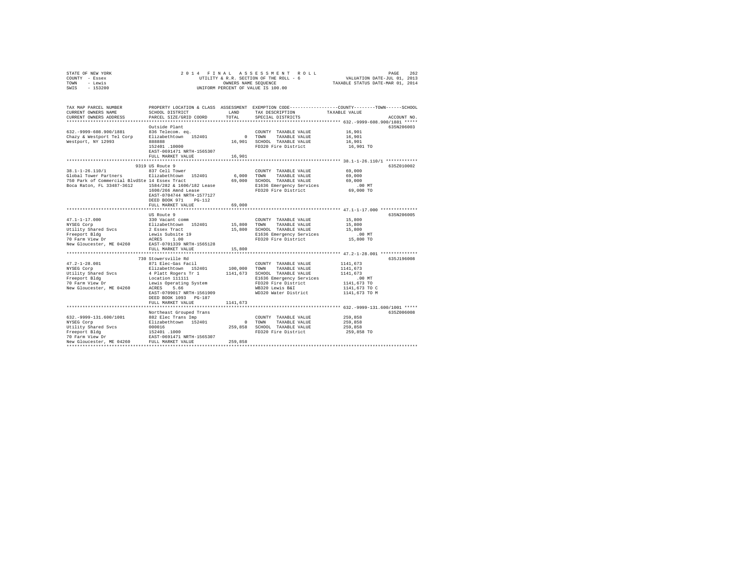STATE OF NEW YORK
COUNTY - Essex
TOWN - Lewis
SWIS - 153200

2 0 1 4 F I N A L A S S E S S M E N T R O L L
UTILITY & R.R. SECTION OF THE ROLL - 6
OWNERS NAME SEQUENCE
UNIFORM PERCENT OF VALUE IS 100.00

VALUATION DATE-JUL 01, 2013
TAXABLE STATUS DATE-MAR 01, 2014

| TAX MAP PARCEL NUMBER / CURRENT OWNERS NAME / CURRENT OWNERS ADDRESS | PROPERTY LOCATION & CLASS / SCHOOL DISTRICT / PARCEL SIZE/GRID COORD | ASSESSMENT LAND | TOTAL | EXEMPTION CODE / TAX DESCRIPTION / SPECIAL DISTRICTS | COUNTY/TOWN/SCHOOL TAXABLE VALUE | ACCOUNT NO. |
|---|---|---|---|---|---|---|
| **632.-9999-608.900/1881** | Outside Plant | | | | | 635N206003 |
| 632.-9999-608.900/1881 | 836 Telecom. eq. | | | COUNTY TAXABLE VALUE | 16,901 | |
| Chazy & Westport Tel Corp | Elizabethtown 152401 | 0 | | TOWN TAXABLE VALUE | 16,901 | |
| Westport, NY 12993 | 888888 | | 16,901 | SCHOOL TAXABLE VALUE | 16,901 | |
| | 152401 .10000 | | | FD320 Fire District | 16,901 TO | |
| | EAST-0691471 NRTH-1565307 | | | | | |
| | FULL MARKET VALUE | | 16,901 | | | |
| **38.1-1-26.110/1** | 9319 US Route 9 | | | | | 635Z010002 |
| 38.1-1-26.110/1 | 837 Cell Tower | | | COUNTY TAXABLE VALUE | 69,000 | |
| Global Tower Partners | Elizabethtown 152401 | 6,000 | | TOWN TAXABLE VALUE | 69,000 | |
| 750 Park of Commercial BlvdSte | 14 Essex Tract | | 69,000 | SCHOOL TAXABLE VALUE | 69,000 | |
| Boca Raton, FL 33487-3612 | 1584/282 & 1606/182 Lease | | | E1636 Emergency Services | .00 MT | |
| | 1600/266 Amnd Lease | | | FD320 Fire District | 69,000 TO | |
| | EAST-0704744 NRTH-1577127 | | | | | |
| | DEED BOOK 971 PG-112 | | | | | |
| | FULL MARKET VALUE | | 69,000 | | | |
| **47.1-1-17.000** | US Route 9 | | | | | 635N206005 |
| 47.1-1-17.000 | 330 Vacant comm | | | COUNTY TAXABLE VALUE | 15,800 | |
| NYSEG Corp | Elizabethtown 152401 | 15,800 | | TOWN TAXABLE VALUE | 15,800 | |
| Utility Shared Svcs | 2 Essex Tract | | 15,800 | SCHOOL TAXABLE VALUE | 15,800 | |
| Freeport Bldg | Lewis Subsite 19 | | | E1636 Emergency Services | .00 MT | |
| 70 Farm View Dr | ACRES 1.00 | | | FD320 Fire District | 15,800 TO | |
| New Gloucester, ME 04260 | EAST-0701339 NRTH-1565128 | | | | | |
| | FULL MARKET VALUE | | 15,800 | | | |
| **47.2-1-28.001** | 730 Stowersville Rd | | | | | 635J196008 |
| 47.2-1-28.001 | 871 Elec-Gas Facil | | | COUNTY TAXABLE VALUE | 1141,673 | |
| NYSEG Corp | Elizabethtown 152401 | 100,000 | | TOWN TAXABLE VALUE | 1141,673 | |
| Utility Shared Svcs | 4 Platt Rogers Tr 1 | | 1141,673 | SCHOOL TAXABLE VALUE | 1141,673 | |
| Freeport Bldg | Location 111111 | | | E1636 Emergency Services | .00 MT | |
| 70 Farm View Dr | Lewis Operating System | | | FD320 Fire District | 1141,673 TO | |
| New Gloucester, ME 04260 | ACRES 5.66 | | | WB320 Lewis B&I | 1141,673 TO C | |
| | EAST-0709017 NRTH-1561909 | | | WD320 Water District | 1141,673 TO M | |
| | DEED BOOK 1093 PG-187 | | | | | |
| | FULL MARKET VALUE | | 1141,673 | | | |
| **632.-9999-131.600/1001** | Northeast Grouped Trans | | | | | 635Z006008 |
| 632.-9999-131.600/1001 | 882 Elec Trans Imp | | | COUNTY TAXABLE VALUE | 259,858 | |
| NYSEG Corp | Elizabethtown 152401 | 0 | | TOWN TAXABLE VALUE | 259,858 | |
| Utility Shared Svcs | 000016 | | 259,858 | SCHOOL TAXABLE VALUE | 259,858 | |
| Freeport Bldg | 152401 .1000 | | | FD320 Fire District | 259,858 TO | |
| 70 Farm View Dr | EAST-0691471 NRTH-1565307 | | | | | |
| New Gloucester, ME 04260 | FULL MARKET VALUE | | 259,858 | | | |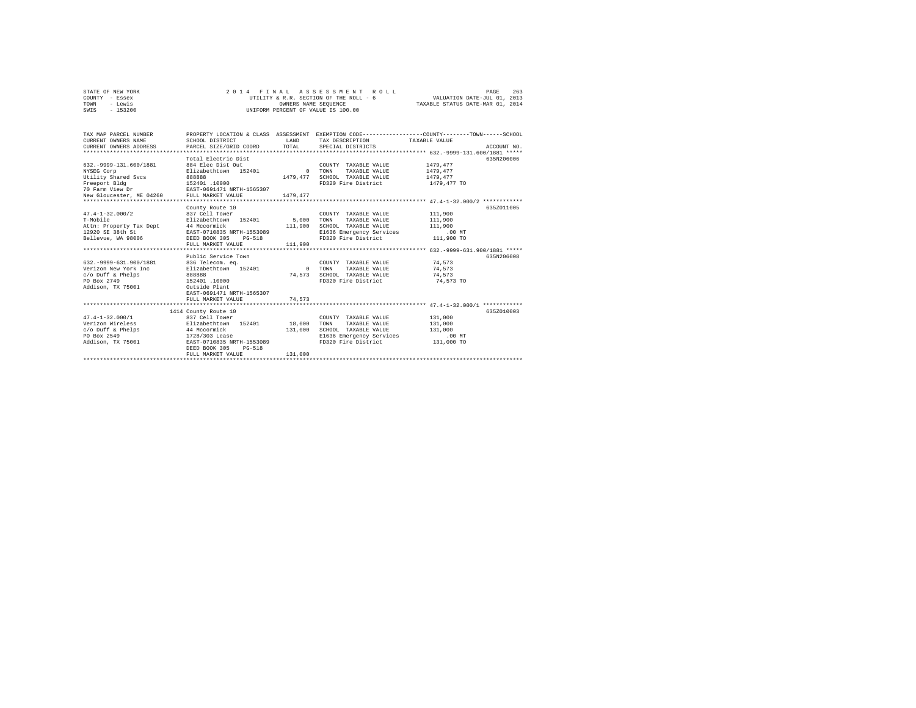STATE OF NEW YORK
COUNTY - Essex
TOWN - Lewis
SWIS - 153200

2 0 1 4 F I N A L A S S E S S M E N T R O L L
UTILITY & R.R. SECTION OF THE ROLL - 6
OWNERS NAME SEQUENCE
UNIFORM PERCENT OF VALUE IS 100.00

VALUATION DATE-JUL 01, 2013
TAXABLE STATUS DATE-MAR 01, 2014

| TAX MAP PARCEL NUMBER / CURRENT OWNERS NAME / CURRENT OWNERS ADDRESS | PROPERTY LOCATION & CLASS / SCHOOL DISTRICT / PARCEL SIZE/GRID COORD | ASSESSMENT LAND / TOTAL | EXEMPTION CODE / TAX DESCRIPTION / SPECIAL DISTRICTS | TAXABLE VALUE (COUNTY / TOWN / SCHOOL) | ACCOUNT NO. |
|---|---|---|---|---|---|
| **632.-9999-131.600/1881** | Total Electric Dist | | | | 635N206006 |
| 632.-9999-131.600/1881 | 884 Elec Dist Out | | COUNTY TAXABLE VALUE | 1479,477 | |
| NYSEG Corp | Elizabethtown 152401 | 0 | TOWN TAXABLE VALUE | 1479,477 | |
| Utility Shared Svcs | 888888 | 1479,477 | SCHOOL TAXABLE VALUE | 1479,477 | |
| Freeport Bldg | 152401 .10000 | | FD320 Fire District | 1479,477 TO | |
| 70 Farm View Dr | EAST-0691471 NRTH-1565307 | | | | |
| New Gloucester, ME 04260 | FULL MARKET VALUE | 1479,477 | | | |
| **47.4-1-32.000/2** | County Route 10 | | | | 635Z011005 |
| 47.4-1-32.000/2 | 837 Cell Tower | | COUNTY TAXABLE VALUE | 111,900 | |
| T-Mobile | Elizabethtown 152401 | 5,000 | TOWN TAXABLE VALUE | 111,900 | |
| Attn: Property Tax Dept | 44 Mccormick | 111,900 | SCHOOL TAXABLE VALUE | 111,900 | |
| 12920 SE 38th St | EAST-0710835 NRTH-1553089 | | E1636 Emergency Services | .00 MT | |
| Bellevue, WA 98006 | DEED BOOK 305 PG-518 | | FD320 Fire District | 111,900 TO | |
| | FULL MARKET VALUE | 111,900 | | | |
| **632.-9999-631.900/1881** | Public Service Town | | | | 635N206008 |
| 632.-9999-631.900/1881 | 836 Telecom. eq. | | COUNTY TAXABLE VALUE | 74,573 | |
| Verizon New York Inc | Elizabethtown 152401 | 0 | TOWN TAXABLE VALUE | 74,573 | |
| c/o Duff & Phelps | 888888 | 74,573 | SCHOOL TAXABLE VALUE | 74,573 | |
| PO Box 2749 | 152401 .10000 | | FD320 Fire District | 74,573 TO | |
| Addison, TX 75001 | Outside Plant | | | | |
| | EAST-0691471 NRTH-1565307 | | | | |
| | FULL MARKET VALUE | 74,573 | | | |
| **47.4-1-32.000/1** | 1414 County Route 10 | | | | 635Z010003 |
| 47.4-1-32.000/1 | 837 Cell Tower | | COUNTY TAXABLE VALUE | 131,000 | |
| Verizon Wireless | Elizabethtown 152401 | 18,000 | TOWN TAXABLE VALUE | 131,000 | |
| c/o Duff & Phelps | 44 Mccormick | 131,000 | SCHOOL TAXABLE VALUE | 131,000 | |
| PO Box 2549 | 1728/303 Lease | | E1636 Emergency Services | .00 MT | |
| Addison, TX 75001 | EAST-0710835 NRTH-1553089 | | FD320 Fire District | 131,000 TO | |
| | DEED BOOK 305 PG-518 | | | | |
| | FULL MARKET VALUE | 131,000 | | | |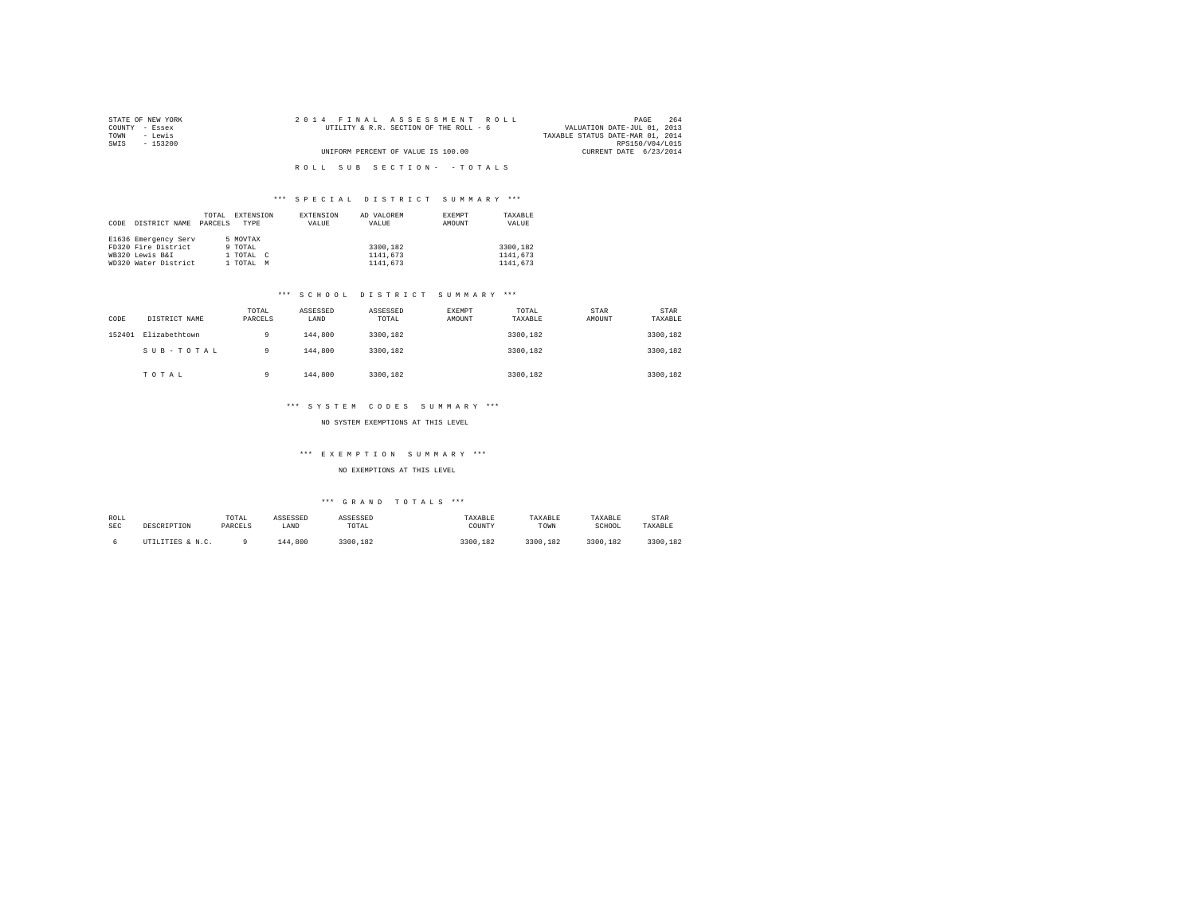STATE OF NEW YORK
COUNTY - Essex
TOWN - Lewis
SWIS - 153200

2014 FINAL ASSESSMENT ROLL
UTILITY & R.R. SECTION OF THE ROLL - 6
UNIFORM PERCENT OF VALUE IS 100.00

VALUATION DATE-JUL 01, 2013
TAXABLE STATUS DATE-MAR 01, 2014
RPS150/V04/L015
CURRENT DATE 6/23/2014

ROLL SUB SECTION- - TOTALS

## *** SPECIAL DISTRICT SUMMARY ***

| CODE | DISTRICT NAME | TOTAL PARCELS | EXTENSION TYPE | EXTENSION VALUE | AD VALOREM VALUE | EXEMPT AMOUNT | TAXABLE VALUE |
|---|---|---|---|---|---|---|---|
| E1636 | Emergency Serv | 5 | MOVTAX | | | | |
| FD320 | Fire District | 9 | TOTAL | | 3300,182 | | 3300,182 |
| WB320 | Lewis B&I | 1 | TOTAL C | | 1141,673 | | 1141,673 |
| WD320 | Water District | 1 | TOTAL M | | 1141,673 | | 1141,673 |

## *** SCHOOL DISTRICT SUMMARY ***

| CODE | DISTRICT NAME | TOTAL PARCELS | ASSESSED LAND | ASSESSED TOTAL | EXEMPT AMOUNT | TOTAL TAXABLE | STAR AMOUNT | STAR TAXABLE |
|---|---|---|---|---|---|---|---|---|
| 152401 | Elizabethtown | 9 | 144,800 | 3300,182 | | 3300,182 | | 3300,182 |
| | SUB-TOTAL | 9 | 144,800 | 3300,182 | | 3300,182 | | 3300,182 |
| | TOTAL | 9 | 144,800 | 3300,182 | | 3300,182 | | 3300,182 |

## *** SYSTEM CODES SUMMARY ***

NO SYSTEM EXEMPTIONS AT THIS LEVEL

## *** EXEMPTION SUMMARY ***

NO EXEMPTIONS AT THIS LEVEL

## *** GRAND TOTALS ***

| ROLL SEC | DESCRIPTION | TOTAL PARCELS | ASSESSED LAND | ASSESSED TOTAL | TAXABLE COUNTY | TAXABLE TOWN | TAXABLE SCHOOL | STAR TAXABLE |
|---|---|---|---|---|---|---|---|---|
| 6 | UTILITIES & N.C. | 9 | 144,800 | 3300,182 | 3300,182 | 3300,182 | 3300,182 | 3300,182 |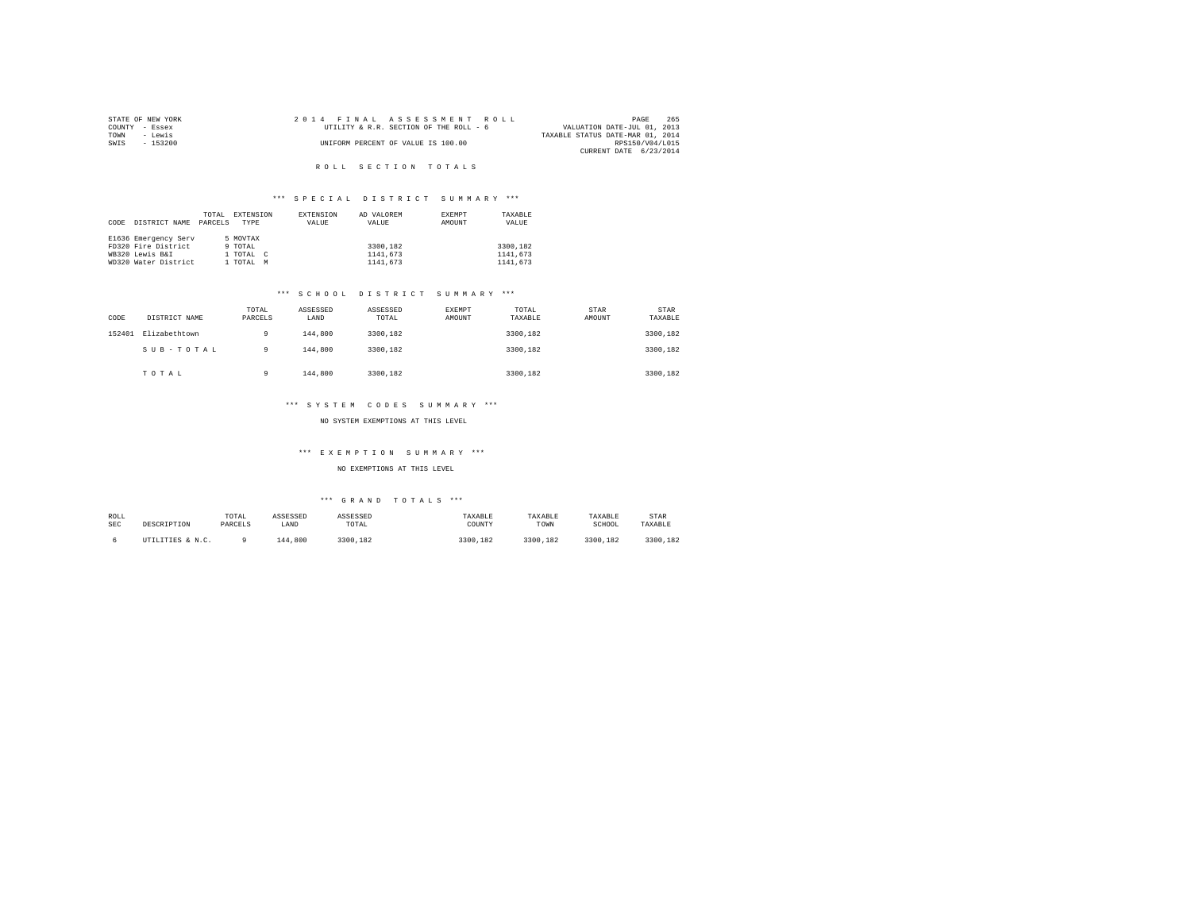STATE OF NEW YORK
COUNTY - Essex
TOWN - Lewis
SWIS - 153200

2 0 1 4 F I N A L A S S E S S M E N T R O L L
UTILITY & R.R. SECTION OF THE ROLL - 6
UNIFORM PERCENT OF VALUE IS 100.00

VALUATION DATE-JUL 01, 2013
TAXABLE STATUS DATE-MAR 01, 2014
RPS150/V04/L015
CURRENT DATE 6/23/2014

## R O L L S E C T I O N T O T A L S

### *** S P E C I A L D I S T R I C T S U M M A R Y ***

| CODE | DISTRICT NAME | TOTAL PARCELS | EXTENSION TYPE | EXTENSION VALUE | AD VALOREM VALUE | EXEMPT AMOUNT | TAXABLE VALUE |
|---|---|---|---|---|---|---|---|
| E1636 | Emergency Serv | 5 | MOVTAX | | | | |
| FD320 | Fire District | 9 | TOTAL | | 3300,182 | | 3300,182 |
| WB320 | Lewis B&I | 1 | TOTAL C | | 1141,673 | | 1141,673 |
| WD320 | Water District | 1 | TOTAL M | | 1141,673 | | 1141,673 |

### *** S C H O O L D I S T R I C T S U M M A R Y ***

| CODE | DISTRICT NAME | TOTAL PARCELS | ASSESSED LAND | ASSESSED TOTAL | EXEMPT AMOUNT | TOTAL TAXABLE | STAR AMOUNT | STAR TAXABLE |
|---|---|---|---|---|---|---|---|---|
| 152401 | Elizabethtown | 9 | 144,800 | 3300,182 | | 3300,182 | | 3300,182 |
| | S U B - T O T A L | 9 | 144,800 | 3300,182 | | 3300,182 | | 3300,182 |
| | T O T A L | 9 | 144,800 | 3300,182 | | 3300,182 | | 3300,182 |

### *** S Y S T E M C O D E S S U M M A R Y ***

NO SYSTEM EXEMPTIONS AT THIS LEVEL

### *** E X E M P T I O N S U M M A R Y ***

NO EXEMPTIONS AT THIS LEVEL

### *** G R A N D T O T A L S ***

| ROLL SEC | DESCRIPTION | TOTAL PARCELS | ASSESSED LAND | ASSESSED TOTAL | TAXABLE COUNTY | TAXABLE TOWN | TAXABLE SCHOOL | STAR TAXABLE |
|---|---|---|---|---|---|---|---|---|
| 6 | UTILITIES & N.C. | 9 | 144,800 | 3300,182 | 3300,182 | 3300,182 | 3300,182 | 3300,182 |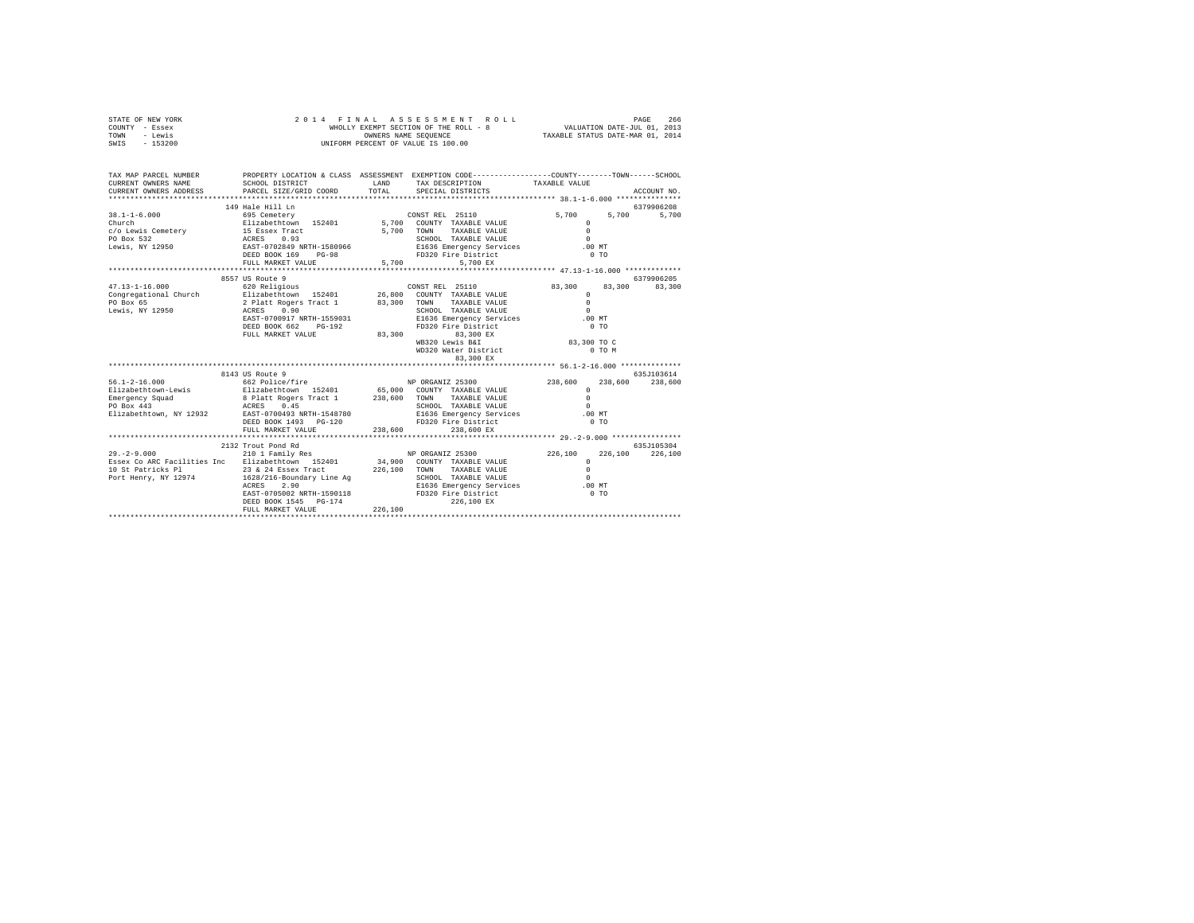STATE OF NEW YORK                2 0 1 4  F I N A L  A S S E S S M E N T  R O L L
COUNTY - Essex                   WHOLLY EXEMPT SECTION OF THE ROLL - 8          VALUATION DATE-JUL 01, 2013
TOWN - Lewis                     OWNERS NAME SEQUENCE                           TAXABLE STATUS DATE-MAR 01, 2014
SWIS - 153200                    UNIFORM PERCENT OF VALUE IS 100.00

| TAX MAP PARCEL NUMBER / CURRENT OWNERS NAME / CURRENT OWNERS ADDRESS | PROPERTY LOCATION & CLASS / SCHOOL DISTRICT / PARCEL SIZE/GRID COORD | ASSESSMENT LAND | TOTAL | EXEMPTION CODE / TAX DESCRIPTION / SPECIAL DISTRICTS | COUNTY TAXABLE VALUE | TOWN | SCHOOL | ACCOUNT NO. |
|---|---|---|---|---|---|---|---|---|
| | 149 Hale Hill Ln | | | | | | | 6379906208 |
| 38.1-1-6.000 | 695 Cemetery | | | CONST REL 25110 | 5,700 | 5,700 | 5,700 | |
| Church | Elizabethtown 152401 | 5,700 | | COUNTY TAXABLE VALUE | 0 | | | |
| c/o Lewis Cemetery | 15 Essex Tract | | 5,700 | TOWN TAXABLE VALUE | 0 | | | |
| PO Box 532 | ACRES 0.93 | | | SCHOOL TAXABLE VALUE | 0 | | | |
| Lewis, NY 12950 | EAST-0702849 NRTH-1580966 | | | E1636 Emergency Services | .00 MT | | | |
| | DEED BOOK 169 PG-98 | | | FD320 Fire District | 0 TO | | | |
| | FULL MARKET VALUE | | 5,700 | 5,700 EX | | | | |
| | 8557 US Route 9 | | | | | | | 6379906205 |
| 47.13-1-16.000 | 620 Religious | | | CONST REL 25110 | 83,300 | 83,300 | 83,300 | |
| Congregational Church | Elizabethtown 152401 | 26,800 | | COUNTY TAXABLE VALUE | 0 | | | |
| PO Box 65 | 2 Platt Rogers Tract 1 | | 83,300 | TOWN TAXABLE VALUE | 0 | | | |
| Lewis, NY 12950 | ACRES 0.90 | | | SCHOOL TAXABLE VALUE | 0 | | | |
| | EAST-0700917 NRTH-1559031 | | | E1636 Emergency Services | .00 MT | | | |
| | DEED BOOK 662 PG-192 | | | FD320 Fire District | 0 TO | | | |
| | FULL MARKET VALUE | | 83,300 | 83,300 EX | | | | |
| | | | | WB320 Lewis B&I | 83,300 TO C | | | |
| | | | | WD320 Water District | 0 TO M | | | |
| | | | | 83,300 EX | | | | |
| | 8143 US Route 9 | | | | | | | 635J103614 |
| 56.1-2-16.000 | 662 Police/fire | | | NP ORGANIZ 25300 | 238,600 | 238,600 | 238,600 | |
| Elizabethtown-Lewis | Elizabethtown 152401 | 65,000 | | COUNTY TAXABLE VALUE | 0 | | | |
| Emergency Squad | 8 Platt Rogers Tract 1 | | 238,600 | TOWN TAXABLE VALUE | 0 | | | |
| PO Box 443 | ACRES 0.45 | | | SCHOOL TAXABLE VALUE | 0 | | | |
| Elizabethtown, NY 12932 | EAST-0700493 NRTH-1548780 | | | E1636 Emergency Services | .00 MT | | | |
| | DEED BOOK 1493 PG-120 | | | FD320 Fire District | 0 TO | | | |
| | FULL MARKET VALUE | | 238,600 | 238,600 EX | | | | |
| | 2132 Trout Pond Rd | | | | | | | 635J105304 |
| 29.-2-9.000 | 210 1 Family Res | | | NP ORGANIZ 25300 | 226,100 | 226,100 | 226,100 | |
| Essex Co ARC Facilities Inc | Elizabethtown 152401 | 34,900 | | COUNTY TAXABLE VALUE | 0 | | | |
| 10 St Patricks Pl | 23 & 24 Essex Tract | | 226,100 | TOWN TAXABLE VALUE | 0 | | | |
| Port Henry, NY 12974 | 1628/216-Boundary Line Ag | | | SCHOOL TAXABLE VALUE | 0 | | | |
| | ACRES 2.90 | | | E1636 Emergency Services | .00 MT | | | |
| | EAST-0705002 NRTH-1590118 | | | FD320 Fire District | 0 TO | | | |
| | DEED BOOK 1545 PG-174 | | | 226,100 EX | | | | |
| | FULL MARKET VALUE | | 226,100 | | | | | |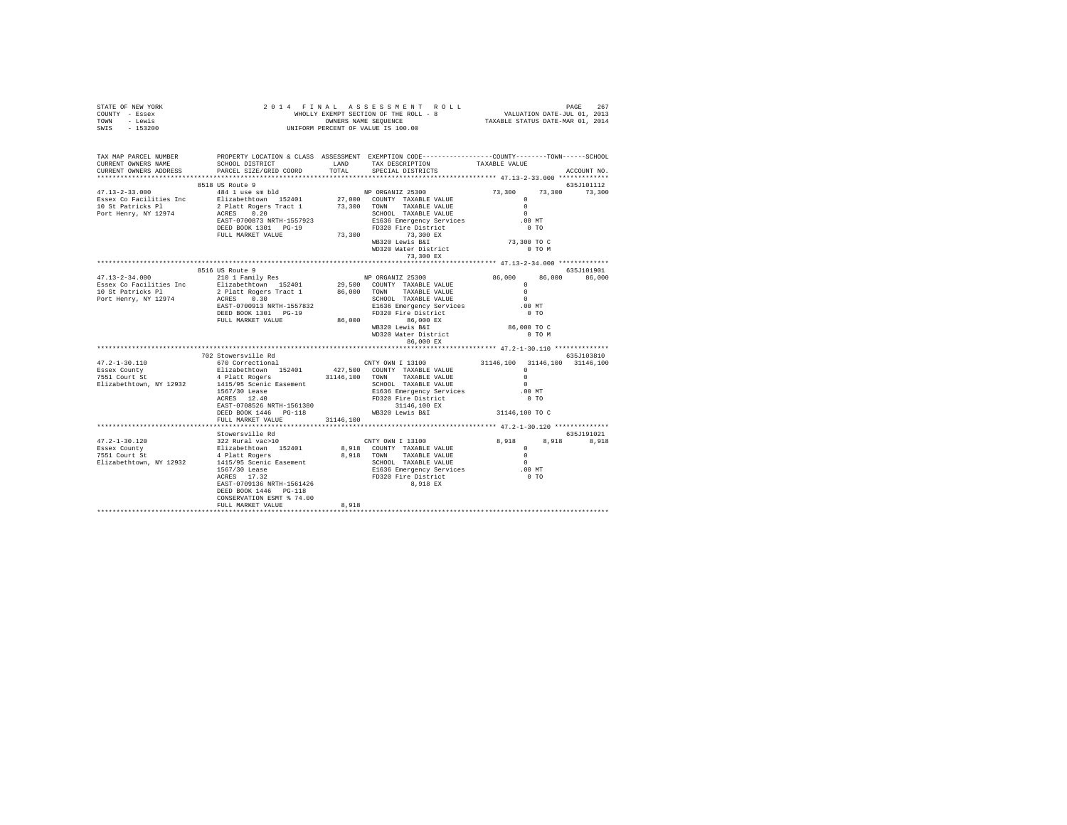STATE OF NEW YORK
COUNTY - Essex
TOWN - Lewis
SWIS - 153200

2014 FINAL ASSESSMENT ROLL
WHOLLY EXEMPT SECTION OF THE ROLL - 8
OWNERS NAME SEQUENCE
UNIFORM PERCENT OF VALUE IS 100.00

VALUATION DATE-JUL 01, 2013
TAXABLE STATUS DATE-MAR 01, 2014

```
TAX MAP PARCEL NUMBER          PROPERTY LOCATION & CLASS  ASSESSMENT  EXEMPTION CODE-----------------COUNTY--------TOWN------SCHOOL
CURRENT OWNERS NAME            SCHOOL DISTRICT              LAND      TAX DESCRIPTION            TAXABLE VALUE
CURRENT OWNERS ADDRESS         PARCEL SIZE/GRID COORD       TOTAL     SPECIAL DISTRICTS                                   ACCOUNT NO.
************************************************************************************************ 47.13-2-33.000 *************
                               8518 US Route 9                                                                             635J101112
47.13-2-33.000                 484 1 use sm bld                       NP ORGANIZ 25300            73,300     73,300     73,300
Essex Co Facilities Inc        Elizabethtown  152401      27,000   COUNTY  TAXABLE VALUE               0
10 St Patricks Pl              2 Platt Rogers Tract 1     73,300   TOWN    TAXABLE VALUE               0
Port Henry, NY 12974           ACRES    0.20                       SCHOOL  TAXABLE VALUE               0
                               EAST-0700873 NRTH-1557923           E1636 Emergency Services          .00 MT
                               DEED BOOK 1301   PG-19              FD320 Fire District                 0 TO
                               FULL MARKET VALUE          73,300        73,300 EX
                                                                   WB320 Lewis B&I                73,300 TO C
                                                                   WD320 Water District                0 TO M
                                                                        73,300 EX
************************************************************************************************ 47.13-2-34.000 *************
                               8516 US Route 9                                                                             635J101901
47.13-2-34.000                 210 1 Family Res                       NP ORGANIZ 25300            86,000     86,000     86,000
Essex Co Facilities Inc        Elizabethtown  152401      29,500   COUNTY  TAXABLE VALUE               0
10 St Patricks Pl              2 Platt Rogers Tract 1     86,000   TOWN    TAXABLE VALUE               0
Port Henry, NY 12974           ACRES    0.30                       SCHOOL  TAXABLE VALUE               0
                               EAST-0700913 NRTH-1557832           E1636 Emergency Services          .00 MT
                               DEED BOOK 1301   PG-19              FD320 Fire District                 0 TO
                               FULL MARKET VALUE          86,000        86,000 EX
                                                                   WB320 Lewis B&I                86,000 TO C
                                                                   WD320 Water District                0 TO M
                                                                        86,000 EX
************************************************************************************************ 47.2-1-30.110 **************
                               702 Stowersville Rd                                                                         635J103810
47.2-1-30.110                  670 Correctional                       CNTY OWN I 13100         31146,100  31146,100  31146,100
Essex County                   Elizabethtown  152401     427,500   COUNTY  TAXABLE VALUE               0
7551 Court St                  4 Platt Rogers          31146,100   TOWN    TAXABLE VALUE               0
Elizabethtown, NY 12932        1415/95 Scenic Easement             SCHOOL  TAXABLE VALUE               0
                               1567/30 Lease                       E1636 Emergency Services          .00 MT
                               ACRES   12.40                       FD320 Fire District                 0 TO
                               EAST-0708526 NRTH-1561380                31146,100 EX
                               DEED BOOK 1446   PG-118             WB320 Lewis B&I             31146,100 TO C
                               FULL MARKET VALUE       31146,100
************************************************************************************************ 47.2-1-30.120 **************
                               Stowersville Rd                                                                             635J191021
47.2-1-30.120                  322 Rural vac>10                       CNTY OWN I 13100             8,918      8,918      8,918
Essex County                   Elizabethtown  152401       8,918   COUNTY  TAXABLE VALUE               0
7551 Court St                  4 Platt Rogers              8,918   TOWN    TAXABLE VALUE               0
Elizabethtown, NY 12932        1415/95 Scenic Easement             SCHOOL  TAXABLE VALUE               0
                               1567/30 Lease                       E1636 Emergency Services          .00 MT
                               ACRES   17.32                       FD320 Fire District                 0 TO
                               EAST-0709136 NRTH-1561426                 8,918 EX
                               DEED BOOK 1446   PG-118
                               CONSERVATION ESMT % 74.00
                               FULL MARKET VALUE           8,918
******************************************************************************************************************************
```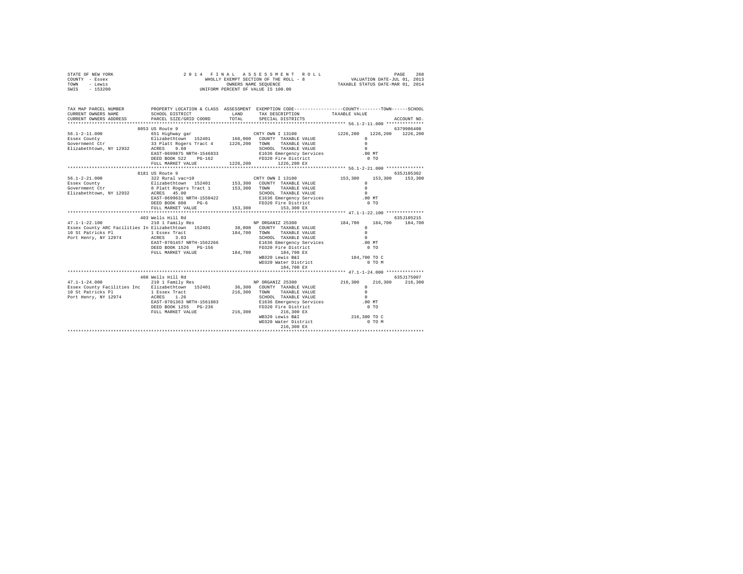STATE OF NEW YORK  
COUNTY - Essex  
TOWN - Lewis  
SWIS - 153200

2014 FINAL ASSESSMENT ROLL  
WHOLLY EXEMPT SECTION OF THE ROLL - 8  
OWNERS NAME SEQUENCE  
UNIFORM PERCENT OF VALUE IS 100.00

VALUATION DATE-JUL 01, 2013  
TAXABLE STATUS DATE-MAR 01, 2014

```
TAX MAP PARCEL NUMBER          PROPERTY LOCATION & CLASS  ASSESSMENT  EXEMPTION CODE-----------------COUNTY--------TOWN------SCHOOL
CURRENT OWNERS NAME            SCHOOL DISTRICT            LAND        TAX DESCRIPTION              TAXABLE VALUE
CURRENT OWNERS ADDRESS         PARCEL SIZE/GRID COORD     TOTAL       SPECIAL DISTRICTS                                      ACCOUNT NO.
******************************************************************************************************* 56.1-2-11.000 **************
                          8053 US Route 9                                                                                6379906408
56.1-2-11.000                  651 Highway gar                        CNTY OWN I 13100             1226,200    1226,200    1226,200
Essex County                   Elizabethtown  152401      166,000    COUNTY  TAXABLE VALUE              0
Government Ctr                 33 Platt Rogers Tract 4    1226,200   TOWN    TAXABLE VALUE              0
Elizabethtown, NY 12932        ACRES   9.60                          SCHOOL  TAXABLE VALUE              0
                               EAST-0699875 NRTH-1546833             E1636 Emergency Services           .00 MT
                               DEED BOOK 522   PG-162                FD320 Fire District                 0 TO
                               FULL MARKET VALUE          1226,200         1226,200 EX
******************************************************************************************************* 56.1-2-21.000 **************
                          8181 US Route 9                                                                                635J105302
56.1-2-21.000                  322 Rural vac>10                       CNTY OWN I 13100             153,300     153,300     153,300
Essex County                   Elizabethtown  152401      153,300    COUNTY  TAXABLE VALUE              0
Government Ctr                 8 Platt Rogers Tract 1     153,300    TOWN    TAXABLE VALUE              0
Elizabethtown, NY 12932        ACRES  45.00                          SCHOOL  TAXABLE VALUE              0
                               EAST-0699631 NRTH-1550422             E1636 Emergency Services           .00 MT
                               DEED BOOK 880   PG-6                  FD320 Fire District                 0 TO
                               FULL MARKET VALUE          153,300          153,300 EX
******************************************************************************************************* 47.1-1-22.100 **************
                          403 Wells Hill Rd                                                                              635J105215
47.1-1-22.100                  210 1 Family Res                       NP ORGANIZ 25300             184,700     184,700     184,700
Essex County ARC Facilities In Elizabethtown  152401       38,000    COUNTY  TAXABLE VALUE              0
10 St Patricks Pl              1 Essex Tract              184,700    TOWN    TAXABLE VALUE              0
Port Henry, NY 12974           ACRES   3.03                          SCHOOL  TAXABLE VALUE              0
                               EAST-0701457 NRTH-1562266             E1636 Emergency Services           .00 MT
                               DEED BOOK 1526  PG-156                FD320 Fire District                 0 TO
                               FULL MARKET VALUE          184,700          184,700 EX
                                                                     WB320 Lewis B&I                184,700 TO C
                                                                     WD320 Water District                0 TO M
                                                                           184,700 EX
******************************************************************************************************* 47.1-1-24.000 **************
                          408 Wells Hill Rd                                                                              635J175007
47.1-1-24.000                  210 1 Family Res                       NP ORGANIZ 25300             216,300     216,300     216,300
Essex County Facilities Inc    Elizabethtown  152401       36,300    COUNTY  TAXABLE VALUE              0
10 St Patricks Pl              1 Essex Tract              216,300    TOWN    TAXABLE VALUE              0
Port Henry, NY 12974           ACRES   1.26                          SCHOOL  TAXABLE VALUE              0
                               EAST-0701363 NRTH-1561883             E1636 Emergency Services           .00 MT
                               DEED BOOK 1255  PG-236                FD320 Fire District                 0 TO
                               FULL MARKET VALUE          216,300          216,300 EX
                                                                     WB320 Lewis B&I                216,300 TO C
                                                                     WD320 Water District                0 TO M
                                                                           216,300 EX
************************************************************************************************************************************
```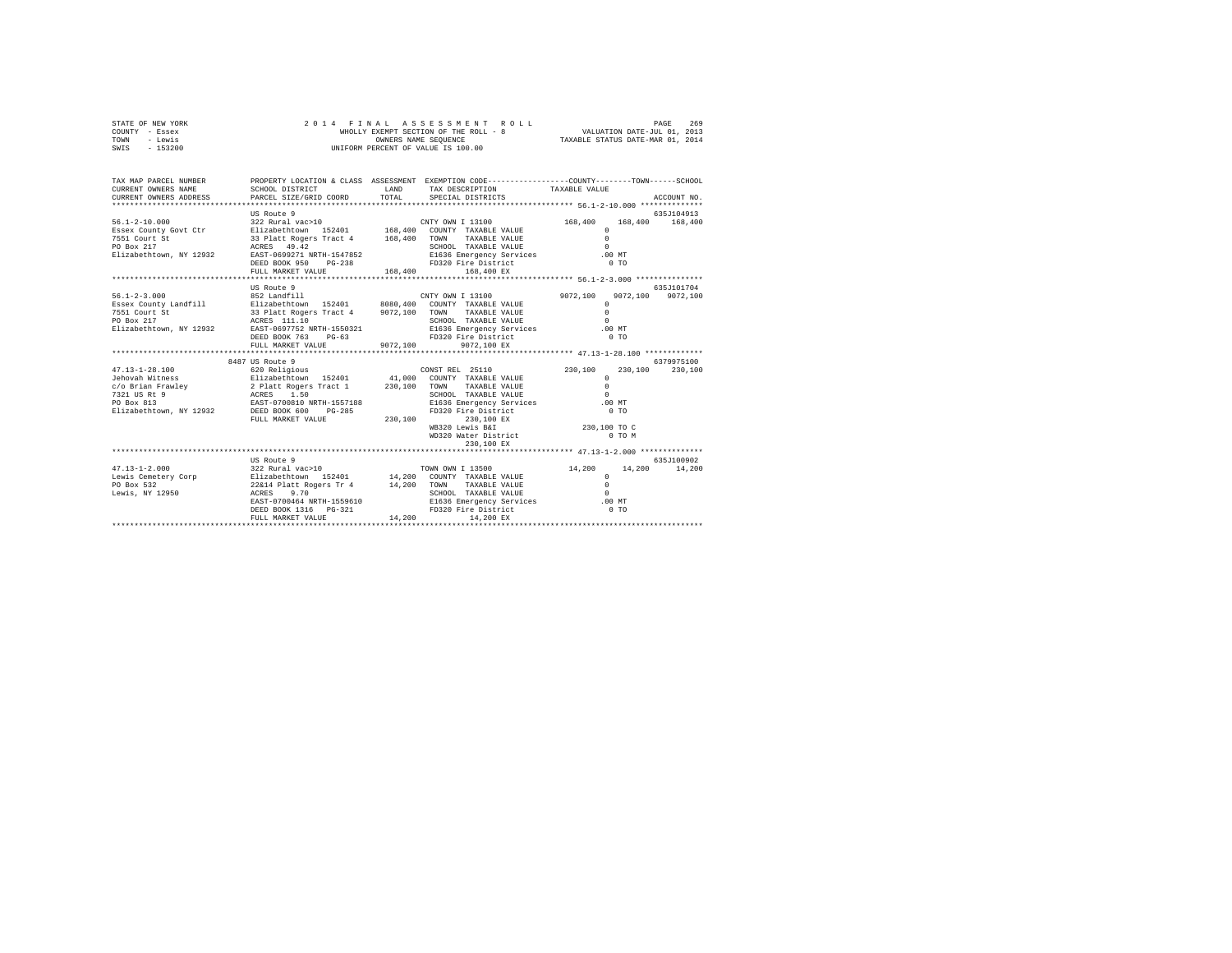STATE OF NEW YORK
COUNTY - Essex
TOWN - Lewis
SWIS - 153200

2014 FINAL ASSESSMENT ROLL
WHOLLY EXEMPT SECTION OF THE ROLL - 8
OWNERS NAME SEQUENCE
UNIFORM PERCENT OF VALUE IS 100.00

VALUATION DATE-JUL 01, 2013
TAXABLE STATUS DATE-MAR 01, 2014

```
TAX MAP PARCEL NUMBER      PROPERTY LOCATION & CLASS  ASSESSMENT  EXEMPTION CODE-----------------COUNTY--------TOWN------SCHOOL
CURRENT OWNERS NAME        SCHOOL DISTRICT             LAND       TAX DESCRIPTION            TAXABLE VALUE
CURRENT OWNERS ADDRESS     PARCEL SIZE/GRID COORD      TOTAL      SPECIAL DISTRICTS                                    ACCOUNT NO.
******************************************************************************************************* 56.1-2-10.000 **************
                           US Route 9                                                                                    635J104913
56.1-2-10.000              322 Rural vac>10                       CNTY OWN I 13100          168,400    168,400    168,400
Essex County Govt Ctr      Elizabethtown  152401      168,400    COUNTY  TAXABLE VALUE          0
7551 Court St              33 Platt Rogers Tract 4    168,400    TOWN    TAXABLE VALUE          0
PO Box 217                 ACRES   49.42                          SCHOOL  TAXABLE VALUE          0
Elizabethtown, NY 12932    EAST-0699271 NRTH-1547852              E1636 Emergency Services      .00 MT
                           DEED BOOK 950   PG-238                 FD320 Fire District            0 TO
                           FULL MARKET VALUE          168,400           168,400 EX
******************************************************************************************************* 56.1-2-3.000 ***************
                           US Route 9                                                                                    635J101704
56.1-2-3.000               852 Landfill                           CNTY OWN I 13100          9072,100   9072,100   9072,100
Essex County Landfill      Elizabethtown  152401     8080,400    COUNTY  TAXABLE VALUE          0
7551 Court St              33 Platt Rogers Tract 4   9072,100    TOWN    TAXABLE VALUE          0
PO Box 217                 ACRES  111.10                          SCHOOL  TAXABLE VALUE          0
Elizabethtown, NY 12932    EAST-0697752 NRTH-1550321              E1636 Emergency Services      .00 MT
                           DEED BOOK 763   PG-63                  FD320 Fire District            0 TO
                           FULL MARKET VALUE         9072,100          9072,100 EX
******************************************************************************************************* 47.13-1-28.100 *************
                           8487 US Route 9                                                                               6379975100
47.13-1-28.100             620 Religious                          CONST REL  25110          230,100    230,100    230,100
Jehovah Witness            Elizabethtown  152401       41,000    COUNTY  TAXABLE VALUE          0
c/o Brian Frawley          2 Platt Rogers Tract 1     230,100    TOWN    TAXABLE VALUE          0
7321 US Rt 9               ACRES    1.50                          SCHOOL  TAXABLE VALUE          0
PO Box 813                 EAST-0700810 NRTH-1557188              E1636 Emergency Services      .00 MT
Elizabethtown, NY 12932    DEED BOOK 600   PG-285                 FD320 Fire District            0 TO
                           FULL MARKET VALUE          230,100           230,100 EX
                                                                  WB320 Lewis B&I           230,100 TO C
                                                                  WD320 Water District           0 TO M
                                                                        230,100 EX
******************************************************************************************************* 47.13-1-2.000 **************
                           US Route 9                                                                                    635J100902
47.13-1-2.000              322 Rural vac>10                       TOWN OWN I 13500           14,200     14,200     14,200
Lewis Cemetery Corp        Elizabethtown  152401       14,200    COUNTY  TAXABLE VALUE          0
PO Box 532                 22&14 Platt Rogers Tr 4     14,200    TOWN    TAXABLE VALUE          0
Lewis, NY 12950            ACRES    9.70                          SCHOOL  TAXABLE VALUE          0
                           EAST-0700464 NRTH-1559610              E1636 Emergency Services      .00 MT
                           DEED BOOK 1316  PG-321                 FD320 Fire District            0 TO
                           FULL MARKET VALUE           14,200            14,200 EX
************************************************************************************************************************************
```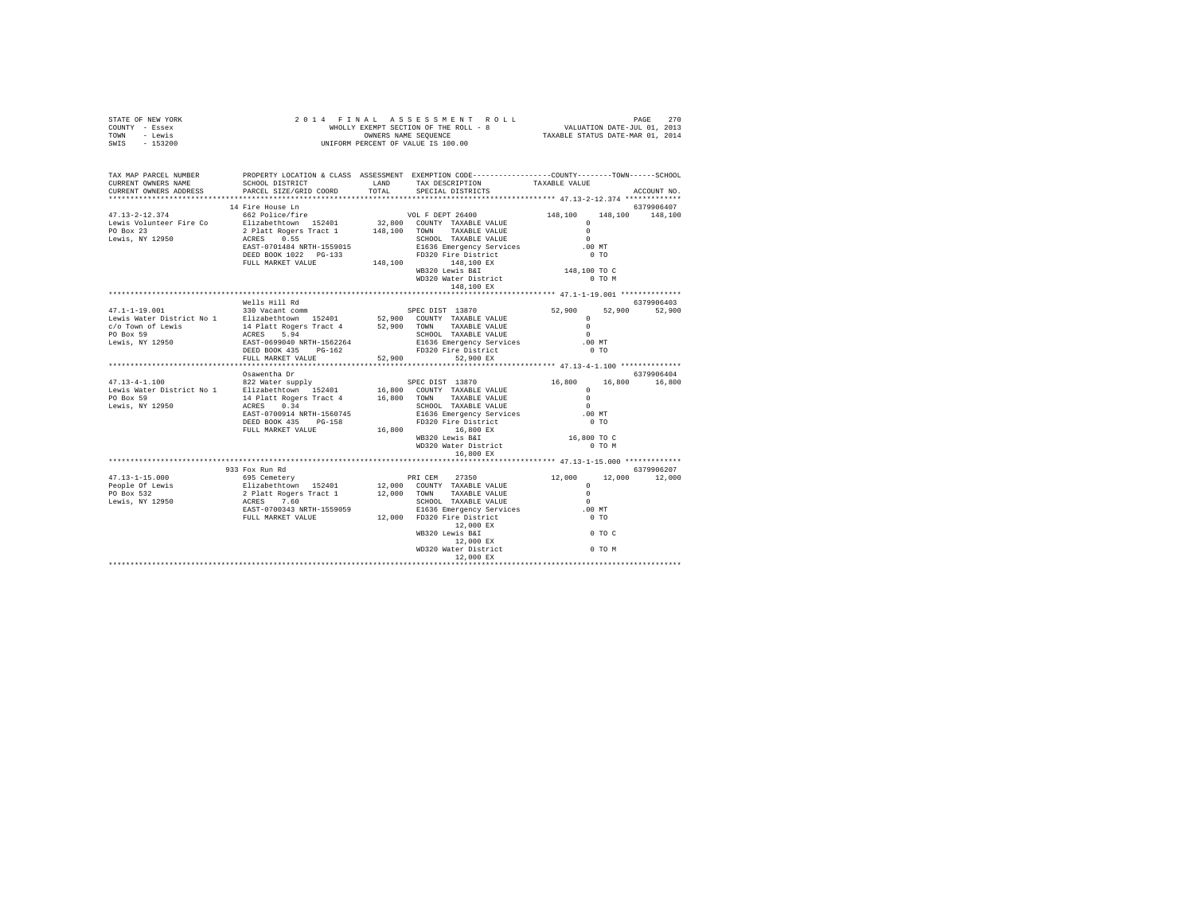STATE OF NEW YORK
COUNTY - Essex
TOWN - Lewis
SWIS - 153200

2014 FINAL ASSESSMENT ROLL
WHOLLY EXEMPT SECTION OF THE ROLL - 8
OWNERS NAME SEQUENCE
UNIFORM PERCENT OF VALUE IS 100.00

VALUATION DATE-JUL 01, 2013
TAXABLE STATUS DATE-MAR 01, 2014

```
TAX MAP PARCEL NUMBER          PROPERTY LOCATION & CLASS  ASSESSMENT  EXEMPTION CODE-----------------COUNTY--------TOWN------SCHOOL
CURRENT OWNERS NAME            SCHOOL DISTRICT              LAND      TAX DESCRIPTION           TAXABLE VALUE
CURRENT OWNERS ADDRESS         PARCEL SIZE/GRID COORD       TOTAL     SPECIAL DISTRICTS                                    ACCOUNT NO.
****************************************************************************************************** 47.13-2-12.374 *************
                               14 Fire House Ln                                                                          6379906407
47.13-2-12.374                 662 Police/fire                         VOL F DEPT 26400          148,100     148,100    148,100
Lewis Volunteer Fire Co        Elizabethtown  152401         32,800   COUNTY  TAXABLE VALUE             0
PO Box 23                      2 Platt Rogers Tract 1       148,100   TOWN    TAXABLE VALUE             0
Lewis, NY 12950                ACRES    0.55                          SCHOOL  TAXABLE VALUE             0
                               EAST-0701484 NRTH-1559015              E1636 Emergency Services        .00 MT
                               DEED BOOK 1022   PG-133                FD320 Fire District               0 TO
                               FULL MARKET VALUE            148,100        148,100 EX
                                                                      WB320 Lewis B&I             148,100 TO C
                                                                      WD320 Water District              0 TO M
                                                                           148,100 EX
****************************************************************************************************** 47.1-1-19.001 **************
                               Wells Hill Rd                                                                             6379906403
47.1-1-19.001                  330 Vacant comm                         SPEC DIST  13870           52,900      52,900     52,900
Lewis Water District No 1      Elizabethtown  152401         52,900   COUNTY  TAXABLE VALUE             0
c/o Town of Lewis              14 Platt Rogers Tract 4       52,900   TOWN    TAXABLE VALUE             0
PO Box 59                      ACRES    5.94                          SCHOOL  TAXABLE VALUE             0
Lewis, NY 12950                EAST-0699040 NRTH-1562264              E1636 Emergency Services        .00 MT
                               DEED BOOK 435    PG-162                FD320 Fire District               0 TO
                               FULL MARKET VALUE             52,900         52,900 EX
****************************************************************************************************** 47.13-4-1.100 **************
                               Osawentha Dr                                                                              6379906404
47.13-4-1.100                  822 Water supply                        SPEC DIST  13870           16,800      16,800     16,800
Lewis Water District No 1      Elizabethtown  152401         16,800   COUNTY  TAXABLE VALUE             0
PO Box 59                      14 Platt Rogers Tract 4       16,800   TOWN    TAXABLE VALUE             0
Lewis, NY 12950                ACRES    0.34                          SCHOOL  TAXABLE VALUE             0
                               EAST-0700914 NRTH-1560745              E1636 Emergency Services        .00 MT
                               DEED BOOK 435    PG-158                FD320 Fire District               0 TO
                               FULL MARKET VALUE             16,800         16,800 EX
                                                                      WB320 Lewis B&I              16,800 TO C
                                                                      WD320 Water District              0 TO M
                                                                            16,800 EX
****************************************************************************************************** 47.13-1-15.000 *************
                               933 Fox Run Rd                                                                            6379906207
47.13-1-15.000                 695 Cemetery                            PRI CEM    27350           12,000      12,000     12,000
People Of Lewis                Elizabethtown  152401         12,000   COUNTY  TAXABLE VALUE             0
PO Box 532                     2 Platt Rogers Tract 1        12,000   TOWN    TAXABLE VALUE             0
Lewis, NY 12950                ACRES    7.60                          SCHOOL  TAXABLE VALUE             0
                               EAST-0700343 NRTH-1559059              E1636 Emergency Services        .00 MT
                               FULL MARKET VALUE             12,000   FD320 Fire District               0 TO
                                                                            12,000 EX
                                                                      WB320 Lewis B&I                   0 TO C
                                                                            12,000 EX
                                                                      WD320 Water District              0 TO M
                                                                            12,000 EX
************************************************************************************************************************************
```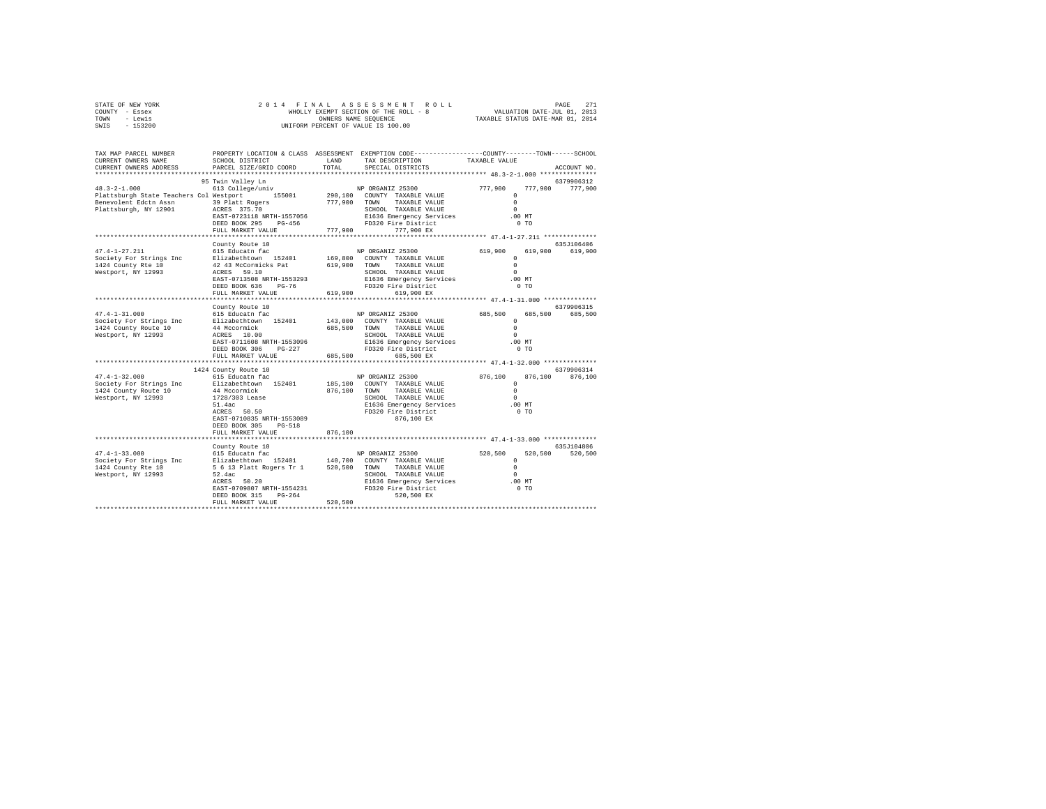STATE OF NEW YORK
COUNTY - Essex
TOWN - Lewis
SWIS - 153200

2014 FINAL ASSESSMENT ROLL
WHOLLY EXEMPT SECTION OF THE ROLL - 8
OWNERS NAME SEQUENCE
UNIFORM PERCENT OF VALUE IS 100.00

VALUATION DATE-JUL 01, 2013
TAXABLE STATUS DATE-MAR 01, 2014

```
TAX MAP PARCEL NUMBER          PROPERTY LOCATION & CLASS  ASSESSMENT  EXEMPTION CODE-----------------COUNTY--------TOWN------SCHOOL
CURRENT OWNERS NAME            SCHOOL DISTRICT               LAND      TAX DESCRIPTION            TAXABLE VALUE
CURRENT OWNERS ADDRESS         PARCEL SIZE/GRID COORD        TOTAL     SPECIAL DISTRICTS                                    ACCOUNT NO.
*********************************************************************************************** 48.3-2-1.000 ***************
                               95 Twin Valley Ln                                                                      6379906312
48.3-2-1.000                   613 College/univ                       NP ORGANIZ 25300            777,900     777,900     777,900
Plattsburgh State Teachers Col Westport      155001       290,100   COUNTY  TAXABLE VALUE                0
Benevolent Edctn Assn          39 Platt Rogers              777,900   TOWN    TAXABLE VALUE                0
Plattsburgh, NY 12901          ACRES  375.70                          SCHOOL  TAXABLE VALUE                0
                               EAST-0723118 NRTH-1557056              E1636 Emergency Services           .00 MT
                               DEED BOOK 295    PG-456                FD320 Fire District                  0 TO
                               FULL MARKET VALUE             777,900         777,900 EX
*********************************************************************************************** 47.4-1-27.211 **************
                               County Route 10                                                                        635J106406
47.4-1-27.211                  615 Educatn fac                        NP ORGANIZ 25300            619,900     619,900     619,900
Society For Strings Inc        Elizabethtown  152401      169,800   COUNTY  TAXABLE VALUE                0
1424 County Rte 10             42 43 McCormicks Pat         619,900   TOWN    TAXABLE VALUE                0
Westport, NY 12993             ACRES   59.10                          SCHOOL  TAXABLE VALUE                0
                               EAST-0713508 NRTH-1553293              E1636 Emergency Services           .00 MT
                               DEED BOOK 636    PG-76                 FD320 Fire District                  0 TO
                               FULL MARKET VALUE             619,900         619,900 EX
*********************************************************************************************** 47.4-1-31.000 **************
                               County Route 10                                                                        6379906315
47.4-1-31.000                  615 Educatn fac                        NP ORGANIZ 25300            685,500     685,500     685,500
Society For Strings Inc        Elizabethtown  152401      143,000   COUNTY  TAXABLE VALUE                0
1424 County Route 10           44 Mccormick                 685,500   TOWN    TAXABLE VALUE                0
Westport, NY 12993             ACRES   10.00                          SCHOOL  TAXABLE VALUE                0
                               EAST-0711608 NRTH-1553096              E1636 Emergency Services           .00 MT
                               DEED BOOK 306    PG-227                FD320 Fire District                  0 TO
                               FULL MARKET VALUE             685,500         685,500 EX
*********************************************************************************************** 47.4-1-32.000 **************
                               1424 County Route 10                                                                   6379906314
47.4-1-32.000                  615 Educatn fac                        NP ORGANIZ 25300            876,100     876,100     876,100
Society For Strings Inc        Elizabethtown  152401      185,100   COUNTY  TAXABLE VALUE                0
1424 County Route 10           44 Mccormick                 876,100   TOWN    TAXABLE VALUE                0
Westport, NY 12993             1728/303 Lease                         SCHOOL  TAXABLE VALUE                0
                               51.4ac                                 E1636 Emergency Services           .00 MT
                               ACRES   50.50                          FD320 Fire District                  0 TO
                               EAST-0710835 NRTH-1553089                     876,100 EX
                               DEED BOOK 305    PG-518
                               FULL MARKET VALUE             876,100
*********************************************************************************************** 47.4-1-33.000 **************
                               County Route 10                                                                        635J104806
47.4-1-33.000                  615 Educatn fac                        NP ORGANIZ 25300            520,500     520,500     520,500
Society For Strings Inc        Elizabethtown  152401      140,700   COUNTY  TAXABLE VALUE                0
1424 County Rte 10             5 6 13 Platt Rogers Tr 1     520,500   TOWN    TAXABLE VALUE                0
Westport, NY 12993             52.4ac                                 SCHOOL  TAXABLE VALUE                0
                               ACRES   50.20                          E1636 Emergency Services           .00 MT
                               EAST-0709807 NRTH-1554231              FD320 Fire District                  0 TO
                               DEED BOOK 315    PG-264                       520,500 EX
                               FULL MARKET VALUE             520,500
******************************************************************************************************************************
```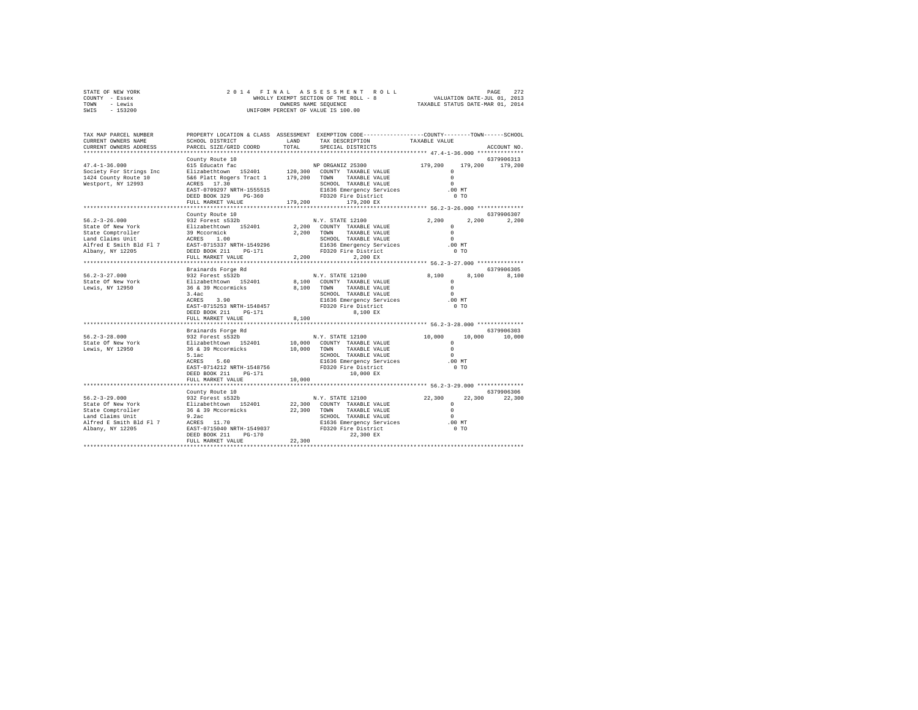STATE OF NEW YORK
COUNTY - Essex
TOWN - Lewis
SWIS - 153200

2014 FINAL ASSESSMENT ROLL
WHOLLY EXEMPT SECTION OF THE ROLL - 8
OWNERS NAME SEQUENCE
UNIFORM PERCENT OF VALUE IS 100.00

VALUATION DATE-JUL 01, 2013
TAXABLE STATUS DATE-MAR 01, 2014

| TAX MAP PARCEL NUMBER / CURRENT OWNERS NAME / CURRENT OWNERS ADDRESS | PROPERTY LOCATION & CLASS / SCHOOL DISTRICT / PARCEL SIZE/GRID COORD | ASSESSMENT LAND / TOTAL | EXEMPTION CODE / TAX DESCRIPTION / SPECIAL DISTRICTS | COUNTY TAXABLE VALUE | TOWN | SCHOOL / ACCOUNT NO. |
|---|---|---|---|---|---|---|
| 47.4-1-36.000 | County Route 10 | | | | | 6379906313 |
| | 615 Educatn fac | | NP ORGANIZ 25300 | 179,200 | 179,200 | 179,200 |
| Society For Strings Inc | Elizabethtown 152401 | 120,300 | COUNTY TAXABLE VALUE | 0 | | |
| 1424 County Route 10 | 5&6 Platt Rogers Tract 1 | 179,200 | TOWN TAXABLE VALUE | 0 | | |
| Westport, NY 12993 | ACRES 17.30 | | SCHOOL TAXABLE VALUE | 0 | | |
| | EAST-0709297 NRTH-1555515 | | E1636 Emergency Services | .00 MT | | |
| | DEED BOOK 329 PG-360 | | FD320 Fire District | 0 TO | | |
| | FULL MARKET VALUE | 179,200 | 179,200 EX | | | |
| 56.2-3-26.000 | County Route 10 | | | | | 6379906307 |
| | 932 Forest s532b | | N.Y. STATE 12100 | 2,200 | 2,200 | 2,200 |
| State Of New York | Elizabethtown 152401 | 2,200 | COUNTY TAXABLE VALUE | 0 | | |
| State Comptroller | 39 Mccormick | 2,200 | TOWN TAXABLE VALUE | 0 | | |
| Land Claims Unit | ACRES 1.00 | | SCHOOL TAXABLE VALUE | 0 | | |
| Alfred E Smith Bld Fl 7 | EAST-0715337 NRTH-1549296 | | E1636 Emergency Services | .00 MT | | |
| Albany, NY 12205 | DEED BOOK 211 PG-171 | | FD320 Fire District | 0 TO | | |
| | FULL MARKET VALUE | 2,200 | 2,200 EX | | | |
| 56.2-3-27.000 | Brainards Forge Rd | | | | | 6379906305 |
| | 932 Forest s532b | | N.Y. STATE 12100 | 8,100 | 8,100 | 8,100 |
| State Of New York | Elizabethtown 152401 | 8,100 | COUNTY TAXABLE VALUE | 0 | | |
| Lewis, NY 12950 | 36 & 39 Mccormicks | 8,100 | TOWN TAXABLE VALUE | 0 | | |
| | 3.4ac | | SCHOOL TAXABLE VALUE | 0 | | |
| | ACRES 3.90 | | E1636 Emergency Services | .00 MT | | |
| | EAST-0715253 NRTH-1548457 | | FD320 Fire District | 0 TO | | |
| | DEED BOOK 211 PG-171 | | 8,100 EX | | | |
| | FULL MARKET VALUE | 8,100 | | | | |
| 56.2-3-28.000 | Brainards Forge Rd | | | | | 6379906303 |
| | 932 Forest s532b | | N.Y. STATE 12100 | 10,000 | 10,000 | 10,000 |
| State Of New York | Elizabethtown 152401 | 10,000 | COUNTY TAXABLE VALUE | 0 | | |
| Lewis, NY 12950 | 36 & 39 Mccormicks | 10,000 | TOWN TAXABLE VALUE | 0 | | |
| | 5.1ac | | SCHOOL TAXABLE VALUE | 0 | | |
| | ACRES 5.60 | | E1636 Emergency Services | .00 MT | | |
| | EAST-0714212 NRTH-1548756 | | FD320 Fire District | 0 TO | | |
| | DEED BOOK 211 PG-171 | | 10,000 EX | | | |
| | FULL MARKET VALUE | 10,000 | | | | |
| 56.2-3-29.000 | County Route 10 | | | | | 6379906306 |
| | 932 Forest s532b | | N.Y. STATE 12100 | 22,300 | 22,300 | 22,300 |
| State Of New York | Elizabethtown 152401 | 22,300 | COUNTY TAXABLE VALUE | 0 | | |
| State Comptroller | 36 & 39 Mccormicks | 22,300 | TOWN TAXABLE VALUE | 0 | | |
| Land Claims Unit | 9.2ac | | SCHOOL TAXABLE VALUE | 0 | | |
| Alfred E Smith Bld Fl 7 | ACRES 11.70 | | E1636 Emergency Services | .00 MT | | |
| Albany, NY 12205 | EAST-0715040 NRTH-1549037 | | FD320 Fire District | 0 TO | | |
| | DEED BOOK 211 PG-170 | | 22,300 EX | | | |
| | FULL MARKET VALUE | 22,300 | | | | |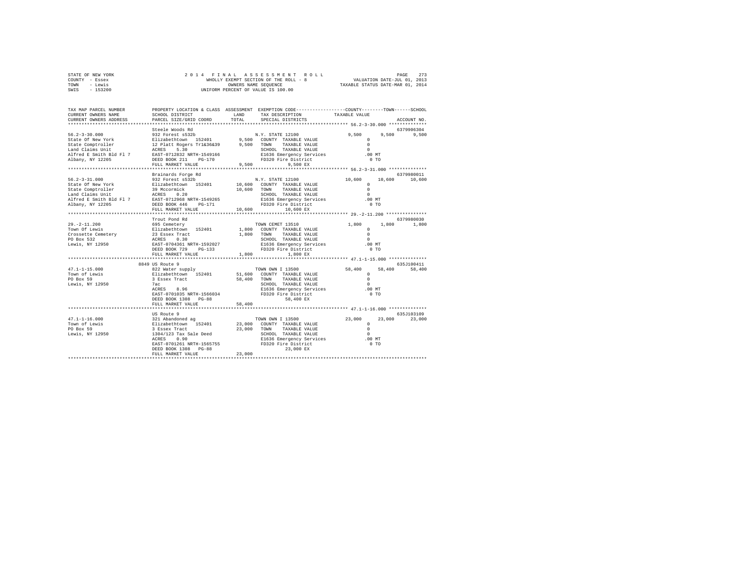STATE OF NEW YORK
COUNTY - Essex
TOWN - Lewis
SWIS - 153200

2014 FINAL ASSESSMENT ROLL
WHOLLY EXEMPT SECTION OF THE ROLL - 8
OWNERS NAME SEQUENCE
UNIFORM PERCENT OF VALUE IS 100.00

VALUATION DATE-JUL 01, 2013
TAXABLE STATUS DATE-MAR 01, 2014

```
TAX MAP PARCEL NUMBER    PROPERTY LOCATION & CLASS  ASSESSMENT  EXEMPTION CODE-----------------COUNTY--------TOWN------SCHOOL
CURRENT OWNERS NAME      SCHOOL DISTRICT              LAND      TAX DESCRIPTION           TAXABLE VALUE
CURRENT OWNERS ADDRESS   PARCEL SIZE/GRID COORD       TOTAL     SPECIAL DISTRICTS                                  ACCOUNT NO.
******************************************************************************************* 56.2-3-30.000 **************
                         Steele Woods Rd                                                                           6379906304
56.2-3-30.000            932 Forest s532b                       N.Y. STATE 12100              9,500      9,500      9,500
State Of New York        Elizabethtown  152401        9,500     COUNTY  TAXABLE VALUE             0
State Comptroller        12 Platt Rogers Tr1&36&39    9,500     TOWN    TAXABLE VALUE             0
Land Claims Unit         ACRES    5.30                          SCHOOL  TAXABLE VALUE             0
Alfred E Smith Bld Fl 7  EAST-0712832 NRTH-1549166              E1636 Emergency Services        .00 MT
Albany, NY 12205         DEED BOOK 211    PG-170                FD320 Fire District               0 TO
                         FULL MARKET VALUE            9,500          9,500 EX
******************************************************************************************* 56.2-3-31.000 **************
                         Brainards Forge Rd                                                                        6379980011
56.2-3-31.000            932 Forest s532b                       N.Y. STATE 12100             10,600     10,600     10,600
State Of New York        Elizabethtown  152401       10,600     COUNTY  TAXABLE VALUE             0
State Comptroller        39 Mccormick                10,600     TOWN    TAXABLE VALUE             0
Land Claims Unit         ACRES    0.20                          SCHOOL  TAXABLE VALUE             0
Alfred E Smith Bld Fl 7  EAST-0712968 NRTH-1549265              E1636 Emergency Services        .00 MT
Albany, NY 12205         DEED BOOK 446    PG-171                FD320 Fire District               0 TO
                         FULL MARKET VALUE           10,600         10,600 EX
******************************************************************************************* 29.-2-11.200 ***************
                         Trout Pond Rd                                                                             6379980030
29.-2-11.200             695 Cemetery                           TOWN CEMET 13510              1,800      1,800      1,800
Town Of Lewis            Elizabethtown  152401        1,800     COUNTY  TAXABLE VALUE             0
Crossette Cemetery       23 Essex Tract               1,800     TOWN    TAXABLE VALUE             0
PO Box 532               ACRES    0.30                          SCHOOL  TAXABLE VALUE             0
Lewis, NY 12950          EAST-0704361 NRTH-1592027              E1636 Emergency Services        .00 MT
                         DEED BOOK 729    PG-133                FD320 Fire District               0 TO
                         FULL MARKET VALUE            1,800          1,800 EX
******************************************************************************************* 47.1-1-15.000 **************
                    8849 US Route 9                                                                                635J100411
47.1-1-15.000            822 Water supply                       TOWN OWN I 13500             58,400     58,400     58,400
Town of Lewis            Elizabethtown  152401       51,600     COUNTY  TAXABLE VALUE             0
PO Box 59                3 Essex Tract               58,400     TOWN    TAXABLE VALUE             0
Lewis, NY 12950          7ac                                    SCHOOL  TAXABLE VALUE             0
                         ACRES    8.96                          E1636 Emergency Services        .00 MT
                         EAST-0701035 NRTH-1566034              FD320 Fire District               0 TO
                         DEED BOOK 1308   PG-88                     58,400 EX
                         FULL MARKET VALUE           58,400
******************************************************************************************* 47.1-1-16.000 **************
                         US Route 9                                                                                635J103109
47.1-1-16.000            321 Abandoned ag                       TOWN OWN I 13500             23,000     23,000     23,000
Town of Lewis            Elizabethtown  152401       23,000     COUNTY  TAXABLE VALUE             0
PO Box 59                3 Essex Tract               23,000     TOWN    TAXABLE VALUE             0
Lewis, NY 12950          1304/123 Tax Sale Deed                 SCHOOL  TAXABLE VALUE             0
                         ACRES    0.90                          E1636 Emergency Services        .00 MT
                         EAST-0701261 NRTH-1565755              FD320 Fire District               0 TO
                         DEED BOOK 1308   PG-88                     23,000 EX
                         FULL MARKET VALUE           23,000
************************************************************************************************************************
```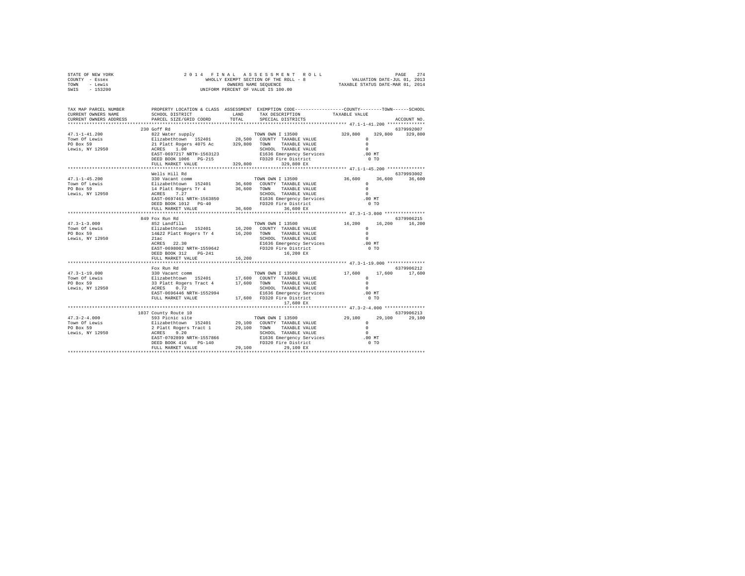STATE OF NEW YORK  
COUNTY - Essex  
TOWN - Lewis  
SWIS - 153200

2 0 1 4  F I N A L  A S S E S S M E N T  R O L L  
WHOLLY EXEMPT SECTION OF THE ROLL - 8  
OWNERS NAME SEQUENCE  
UNIFORM PERCENT OF VALUE IS 100.00

VALUATION DATE-JUL 01, 2013  
TAXABLE STATUS DATE-MAR 01, 2014

| TAX MAP PARCEL NUMBER / CURRENT OWNERS NAME / CURRENT OWNERS ADDRESS | PROPERTY LOCATION & CLASS / SCHOOL DISTRICT / PARCEL SIZE/GRID COORD | ASSESSMENT LAND / TOTAL | EXEMPTION CODE / TAX DESCRIPTION / SPECIAL DISTRICTS | COUNTY | TOWN | SCHOOL | ACCOUNT NO. |
|---|---|---|---|---|---|---|---|
| 47.1-1-41.200 | 230 Goff Rd | | | | | | 6379992007 |
| | 822 Water supply | | TOWN OWN I 13500 | 329,800 | 329,800 | 329,800 | |
| Town Of Lewis | Elizabethtown 152401 | 28,500 | COUNTY TAXABLE VALUE | 0 | | | |
| PO Box 59 | 21 Platt Rogers 4075 Ac | 329,800 | TOWN TAXABLE VALUE | 0 | | | |
| Lewis, NY 12950 | ACRES 1.00 | | SCHOOL TAXABLE VALUE | 0 | | | |
| | EAST-0697217 NRTH-1563123 | | E1636 Emergency Services | .00 MT | | | |
| | DEED BOOK 1006 PG-215 | | FD320 Fire District | 0 TO | | | |
| | FULL MARKET VALUE | 329,800 | 329,800 EX | | | | |
| 47.1-1-45.200 | Wells Hill Rd | | | | | | 6379993002 |
| | 330 Vacant comm | | TOWN OWN I 13500 | 36,600 | 36,600 | 36,600 | |
| Town Of Lewis | Elizabethtown 152401 | 36,600 | COUNTY TAXABLE VALUE | 0 | | | |
| PO Box 59 | 14 Platt Rogers Tr 4 | 36,600 | TOWN TAXABLE VALUE | 0 | | | |
| Lewis, NY 12950 | ACRES 7.27 | | SCHOOL TAXABLE VALUE | 0 | | | |
| | EAST-0697461 NRTH-1563850 | | E1636 Emergency Services | .00 MT | | | |
| | DEED BOOK 1012 PG-40 | | FD320 Fire District | 0 TO | | | |
| | FULL MARKET VALUE | 36,600 | 36,600 EX | | | | |
| 47.3-1-3.000 | 849 Fox Run Rd | | | | | | 6379906215 |
| | 852 Landfill | | TOWN OWN I 13500 | 16,200 | 16,200 | 16,200 | |
| Town Of Lewis | Elizabethtown 152401 | 16,200 | COUNTY TAXABLE VALUE | 0 | | | |
| PO Box 59 | 14&22 Platt Rogers Tr 4 | 16,200 | TOWN TAXABLE VALUE | 0 | | | |
| Lewis, NY 12950 | 21ac | | SCHOOL TAXABLE VALUE | 0 | | | |
| | ACRES 22.30 | | E1636 Emergency Services | .00 MT | | | |
| | EAST-0698002 NRTH-1559642 | | FD320 Fire District | 0 TO | | | |
| | DEED BOOK 312 PG-241 | | 16,200 EX | | | | |
| | FULL MARKET VALUE | 16,200 | | | | | |
| 47.3-1-19.000 | Fox Run Rd | | | | | | 6379906212 |
| | 330 Vacant comm | | TOWN OWN I 13500 | 17,600 | 17,600 | 17,600 | |
| Town Of Lewis | Elizabethtown 152401 | 17,600 | COUNTY TAXABLE VALUE | 0 | | | |
| PO Box 59 | 33 Platt Rogers Tract 4 | 17,600 | TOWN TAXABLE VALUE | 0 | | | |
| Lewis, NY 12950 | ACRES 0.72 | | SCHOOL TAXABLE VALUE | 0 | | | |
| | EAST-0696446 NRTH-1552994 | | E1636 Emergency Services | .00 MT | | | |
| | FULL MARKET VALUE | 17,600 | FD320 Fire District | 0 TO | | | |
| | | | 17,600 EX | | | | |
| 47.3-2-4.000 | 1037 County Route 10 | | | | | | 6379906213 |
| | 593 Picnic site | | TOWN OWN I 13500 | 29,100 | 29,100 | 29,100 | |
| Town Of Lewis | Elizabethtown 152401 | 29,100 | COUNTY TAXABLE VALUE | 0 | | | |
| PO Box 59 | 2 Platt Rogers Tract 1 | 29,100 | TOWN TAXABLE VALUE | 0 | | | |
| Lewis, NY 12950 | ACRES 9.20 | | SCHOOL TAXABLE VALUE | 0 | | | |
| | EAST-0702899 NRTH-1557866 | | E1636 Emergency Services | .00 MT | | | |
| | DEED BOOK 416 PG-140 | | FD320 Fire District | 0 TO | | | |
| | FULL MARKET VALUE | 29,100 | 29,100 EX | | | | |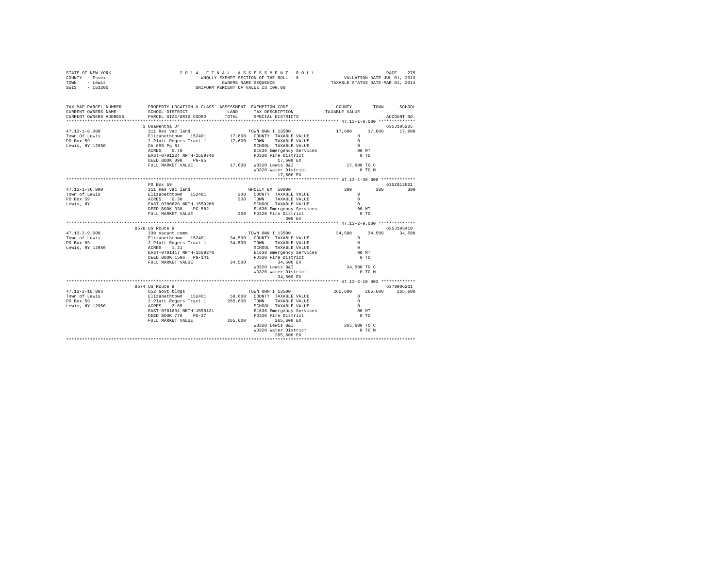STATE OF NEW YORK
COUNTY - Essex
TOWN - Lewis
SWIS - 153200

2 0 1 4 F I N A L A S S E S S M E N T R O L L
WHOLLY EXEMPT SECTION OF THE ROLL - 8
OWNERS NAME SEQUENCE
UNIFORM PERCENT OF VALUE IS 100.00

VALUATION DATE-JUL 01, 2013
TAXABLE STATUS DATE-MAR 01, 2014

| TAX MAP PARCEL NUMBER / CURRENT OWNERS NAME / CURRENT OWNERS ADDRESS | PROPERTY LOCATION & CLASS / SCHOOL DISTRICT / PARCEL SIZE/GRID COORD | ASSESSMENT LAND | TOTAL | EXEMPTION CODE / TAX DESCRIPTION / SPECIAL DISTRICTS | COUNTY TAXABLE VALUE | TOWN | SCHOOL | ACCOUNT NO. |
|---|---|---|---|---|---|---|---|---|
| 47.13-1-8.000 | 3 Osawentha Dr | | | | | | | 635J105205 |
| | 311 Res vac land | | | TOWN OWN I 13500 | 17,600 | 17,600 | 17,600 | |
| Town Of Lewis | Elizabethtown 152401 | 17,600 | | COUNTY TAXABLE VALUE | 0 | | | |
| PO Box 59 | 2 Platt Rogers Tract 1 | | 17,600 | TOWN TAXABLE VALUE | 0 | | | |
| Lewis, NY 12950 | Db 890 Pg 81 | | | SCHOOL TAXABLE VALUE | 0 | | | |
| | ACRES 0.40 | | | E1636 Emergency Services | .00 MT | | | |
| | EAST-0701224 NRTH-1559746 | | | FD320 Fire District | 0 TO | | | |
| | DEED BOOK 890 PG-85 | | | 17,600 EX | | | | |
| | FULL MARKET VALUE | | 17,600 | WB320 Lewis B&I | 17,600 TO C | | | |
| | | | | WD320 Water District | 0 TO M | | | |
| | | | | 17,600 EX | | | | |
| 47.13-1-36.000 | PO Box 59 | | | | | | | 635Z013001 |
| | 311 Res vac land | | | WHOLLY EX 50000 | 300 | 300 | 300 | |
| Town of Lewis | Elizabethtown 152401 | 300 | | COUNTY TAXABLE VALUE | 0 | | | |
| PO Box 59 | ACRES 0.30 | | 300 | TOWN TAXABLE VALUE | 0 | | | |
| Lewis, NY | EAST-0700628 NRTH-1559266 | | | SCHOOL TAXABLE VALUE | 0 | | | |
| | DEED BOOK 338 PG-582 | | | E1636 Emergency Services | .00 MT | | | |
| | FULL MARKET VALUE | | 300 | FD320 Fire District | 0 TO | | | |
| | | | | 300 EX | | | | |
| 47.13-2-9.000 | 8578 US Route 9 | | | | | | | 635J103410 |
| | 330 Vacant comm | | | TOWN OWN I 13500 | 34,500 | 34,500 | 34,500 | |
| Town of Lewis | Elizabethtown 152401 | 34,500 | | COUNTY TAXABLE VALUE | 0 | | | |
| PO Box 59 | 2 Platt Rogers Tract 1 | | 34,500 | TOWN TAXABLE VALUE | 0 | | | |
| Lewis, NY 12950 | ACRES 1.21 | | | SCHOOL TAXABLE VALUE | 0 | | | |
| | EAST-0701417 NRTH-1559270 | | | E1636 Emergency Services | .00 MT | | | |
| | DEED BOOK 1596 PG-141 | | | FD320 Fire District | 0 TO | | | |
| | FULL MARKET VALUE | | 34,500 | 34,500 EX | | | | |
| | | | | WB320 Lewis B&I | 34,500 TO C | | | |
| | | | | WD320 Water District | 0 TO M | | | |
| | | | | 34,500 EX | | | | |
| 47.13-2-10.003 | 8574 US Route 9 | | | | | | | 6379906201 |
| | 652 Govt bldgs | | | TOWN OWN I 13500 | 265,600 | 265,600 | 265,600 | |
| Town of Lewis | Elizabethtown 152401 | 58,600 | | COUNTY TAXABLE VALUE | 0 | | | |
| PO Box 59 | 2 Platt Rogers Tract 1 | | 265,600 | TOWN TAXABLE VALUE | 0 | | | |
| Lewis, NY 12950 | ACRES 2.65 | | | SCHOOL TAXABLE VALUE | 0 | | | |
| | EAST-0701631 NRTH-1559121 | | | E1636 Emergency Services | .00 MT | | | |
| | DEED BOOK 770 PG-27 | | | FD320 Fire District | 0 TO | | | |
| | FULL MARKET VALUE | | 265,600 | 265,600 EX | | | | |
| | | | | WB320 Lewis B&I | 265,600 TO C | | | |
| | | | | WD320 Water District | 0 TO M | | | |
| | | | | 265,600 EX | | | | |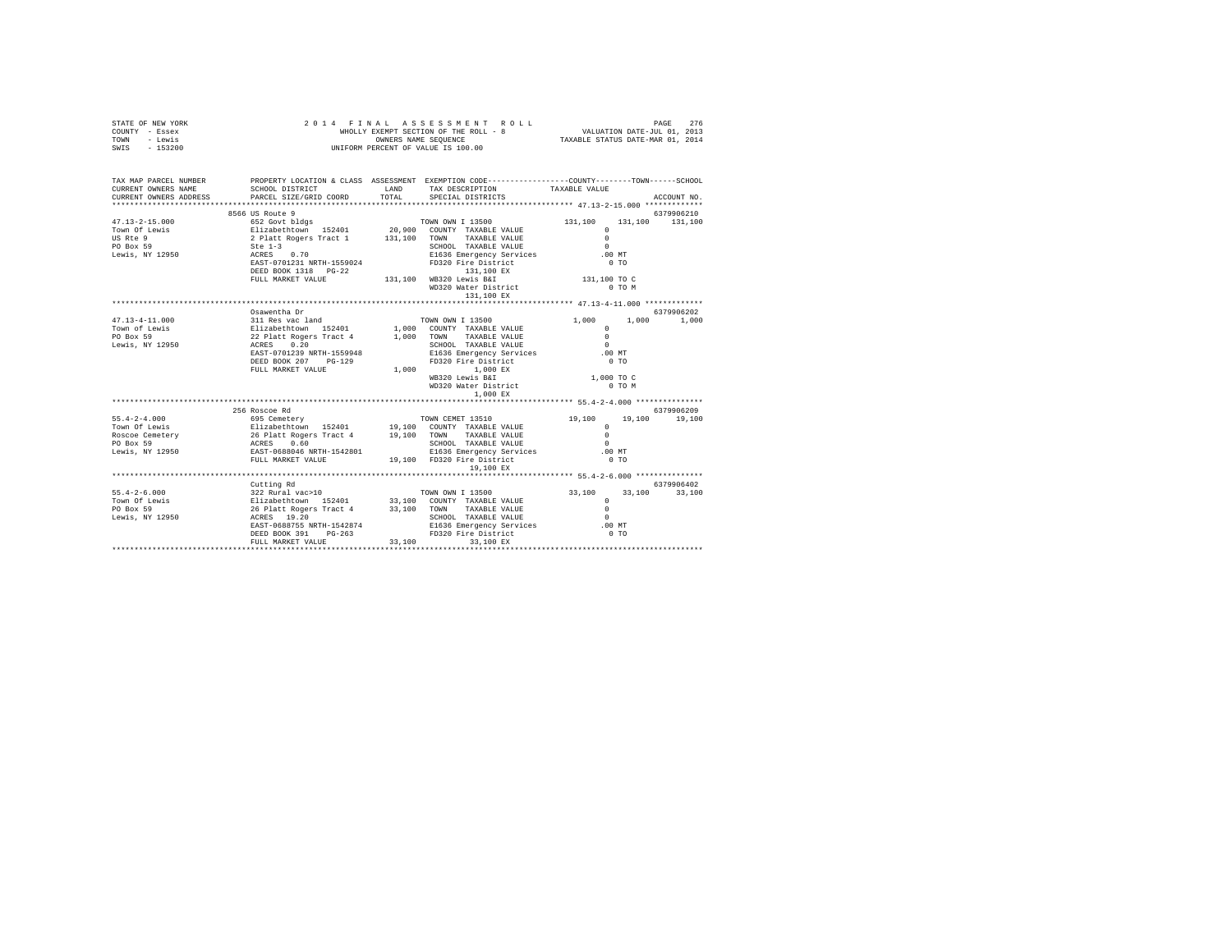```
STATE OF NEW YORK              2 0 1 4   F I N A L   A S S E S S M E N T   R O L L                       PAGE  276
COUNTY  - Essex                     WHOLLY EXEMPT SECTION OF THE ROLL - 8              VALUATION DATE-JUL 01, 2013
TOWN    - Lewis                              OWNERS NAME SEQUENCE                   TAXABLE STATUS DATE-MAR 01, 2014
SWIS    - 153200                        UNIFORM PERCENT OF VALUE IS 100.00

TAX MAP PARCEL NUMBER          PROPERTY LOCATION & CLASS  ASSESSMENT  EXEMPTION CODE------------------COUNTY--------TOWN------SCHOOL
CURRENT OWNERS NAME            SCHOOL DISTRICT               LAND      TAX DESCRIPTION             TAXABLE VALUE
CURRENT OWNERS ADDRESS         PARCEL SIZE/GRID COORD        TOTAL     SPECIAL DISTRICTS                                   ACCOUNT NO.
******************************************************************************************************* 47.13-2-15.000 *************
                          8566 US Route 9                                                                               6379906210
47.13-2-15.000                 652 Govt bldgs                          TOWN OWN I 13500            131,100    131,100     131,100
Town Of Lewis                  Elizabethtown  152401       20,900   COUNTY  TAXABLE VALUE              0
US Rte 9                       2 Platt Rogers Tract 1     131,100   TOWN    TAXABLE VALUE              0
PO Box 59                      Ste 1-3                                SCHOOL  TAXABLE VALUE              0
Lewis, NY 12950                ACRES    0.70                          E1636 Emergency Services         .00 MT
                               EAST-0701231 NRTH-1559024             FD320 Fire District                0 TO
                               DEED BOOK 1318   PG-22                      131,100 EX
                               FULL MARKET VALUE          131,100   WB320 Lewis B&I              131,100 TO C
                                                                     WD320 Water District               0 TO M
                                                                           131,100 EX
******************************************************************************************************* 47.13-4-11.000 *************
                               Osawentha Dr                                                                             6379906202
47.13-4-11.000                 311 Res vac land                        TOWN OWN I 13500              1,000      1,000       1,000
Town of Lewis                  Elizabethtown  152401        1,000   COUNTY  TAXABLE VALUE              0
PO Box 59                      22 Platt Rogers Tract 4      1,000   TOWN    TAXABLE VALUE              0
Lewis, NY 12950                ACRES    0.20                          SCHOOL  TAXABLE VALUE              0
                               EAST-0701239 NRTH-1559948             E1636 Emergency Services         .00 MT
                               DEED BOOK 207    PG-129               FD320 Fire District                0 TO
                               FULL MARKET VALUE            1,000          1,000 EX
                                                                     WB320 Lewis B&I                1,000 TO C
                                                                     WD320 Water District               0 TO M
                                                                           1,000 EX
******************************************************************************************************* 55.4-2-4.000 ***************
                          256 Roscoe Rd                                                                                 6379906209
55.4-2-4.000                   695 Cemetery                            TOWN CEMET 13510             19,100     19,100      19,100
Town Of Lewis                  Elizabethtown  152401       19,100   COUNTY  TAXABLE VALUE              0
Roscoe Cemetery                26 Platt Rogers Tract 4     19,100   TOWN    TAXABLE VALUE              0
PO Box 59                      ACRES    0.60                          SCHOOL  TAXABLE VALUE              0
Lewis, NY 12950                EAST-0688046 NRTH-1542801             E1636 Emergency Services         .00 MT
                               FULL MARKET VALUE           19,100   FD320 Fire District                0 TO
                                                                           19,100 EX
******************************************************************************************************* 55.4-2-6.000 ***************
                               Cutting Rd                                                                               6379906402
55.4-2-6.000                   322 Rural vac>10                        TOWN OWN I 13500             33,100     33,100      33,100
Town Of Lewis                  Elizabethtown  152401       33,100   COUNTY  TAXABLE VALUE              0
PO Box 59                      26 Platt Rogers Tract 4     33,100   TOWN    TAXABLE VALUE              0
Lewis, NY 12950                ACRES   19.20                          SCHOOL  TAXABLE VALUE              0
                               EAST-0688755 NRTH-1542874             E1636 Emergency Services         .00 MT
                               DEED BOOK 391    PG-263               FD320 Fire District                0 TO
                               FULL MARKET VALUE           33,100          33,100 EX
************************************************************************************************************************************
```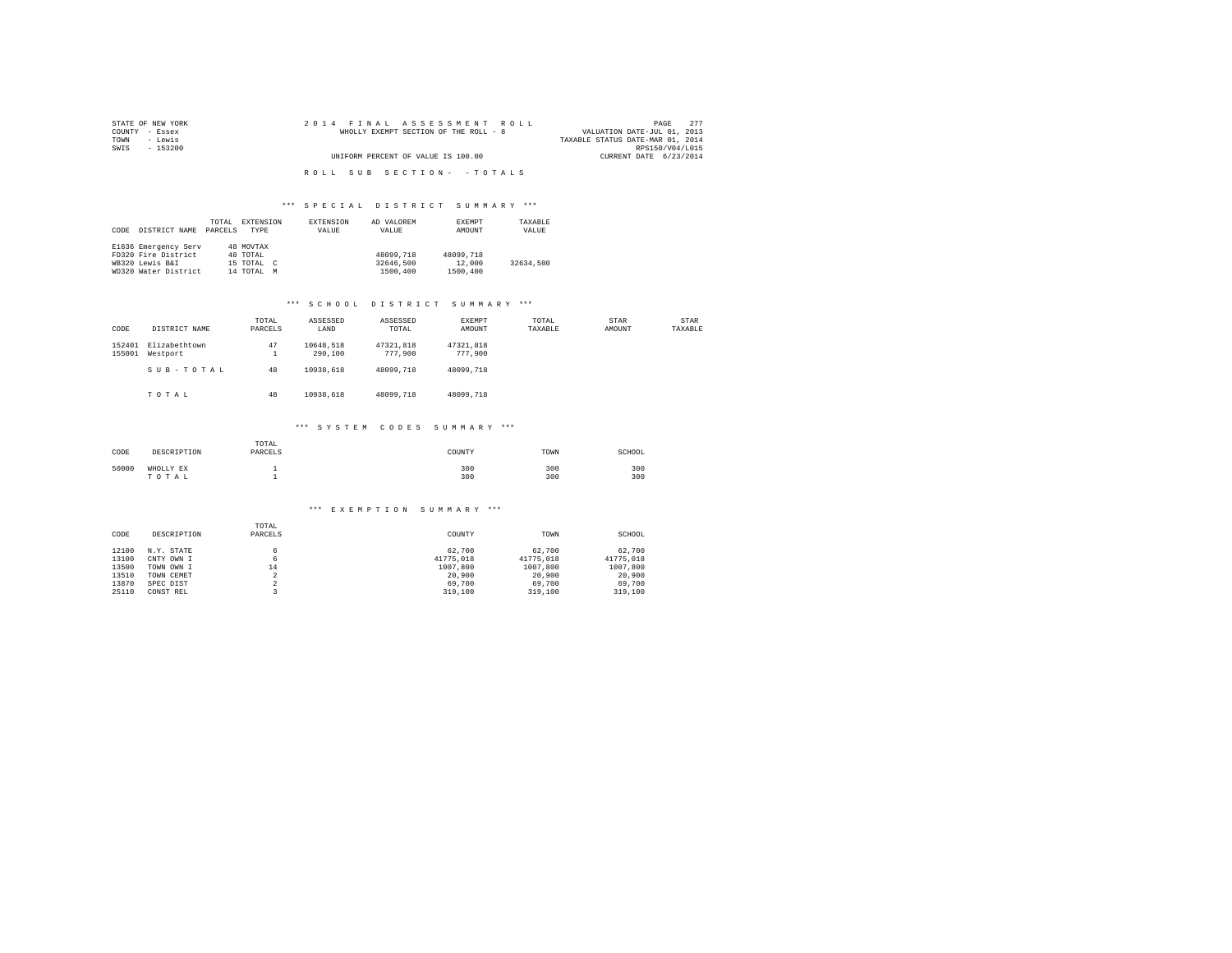STATE OF NEW YORK
COUNTY - Essex
TOWN - Lewis
SWIS - 153200

2 0 1 4 F I N A L A S S E S S M E N T R O L L
WHOLLY EXEMPT SECTION OF THE ROLL - 8
UNIFORM PERCENT OF VALUE IS 100.00

VALUATION DATE-JUL 01, 2013
TAXABLE STATUS DATE-MAR 01, 2014
RPS150/V04/L015
CURRENT DATE 6/23/2014

R O L L S U B S E C T I O N - - T O T A L S

### *** S P E C I A L D I S T R I C T S U M M A R Y ***

| CODE | DISTRICT NAME | TOTAL PARCELS | EXTENSION TYPE | EXTENSION VALUE | AD VALOREM VALUE | EXEMPT AMOUNT | TAXABLE VALUE |
|---|---|---|---|---|---|---|---|
| E1636 | Emergency Serv | 48 | MOVTAX | | | | |
| FD320 | Fire District | 48 | TOTAL | | 48099,718 | 48099,718 | |
| WB320 | Lewis B&I | 15 | TOTAL C | | 32646,500 | 12,000 | 32634,500 |
| WD320 | Water District | 14 | TOTAL M | | 1500,400 | 1500,400 | |

### *** S C H O O L D I S T R I C T S U M M A R Y ***

| CODE | DISTRICT NAME | TOTAL PARCELS | ASSESSED LAND | ASSESSED TOTAL | EXEMPT AMOUNT | TOTAL TAXABLE | STAR AMOUNT | STAR TAXABLE |
|---|---|---|---|---|---|---|---|---|
| 152401 | Elizabethtown | 47 | 10648,518 | 47321,818 | 47321,818 | | | |
| 155001 | Westport | 1 | 290,100 | 777,900 | 777,900 | | | |
| | S U B - T O T A L | 48 | 10938,618 | 48099,718 | 48099,718 | | | |
| | T O T A L | 48 | 10938,618 | 48099,718 | 48099,718 | | | |

### *** S Y S T E M C O D E S S U M M A R Y ***

| CODE | DESCRIPTION | TOTAL PARCELS | COUNTY | TOWN | SCHOOL |
|---|---|---|---|---|---|
| 50000 | WHOLLY EX | 1 | 300 | 300 | 300 |
| | T O T A L | 1 | 300 | 300 | 300 |

### *** E X E M P T I O N S U M M A R Y ***

| CODE | DESCRIPTION | TOTAL PARCELS | COUNTY | TOWN | SCHOOL |
|---|---|---|---|---|---|
| 12100 | N.Y. STATE | 6 | 62,700 | 62,700 | 62,700 |
| 13100 | CNTY OWN I | 6 | 41775,018 | 41775,018 | 41775,018 |
| 13500 | TOWN OWN I | 14 | 1007,800 | 1007,800 | 1007,800 |
| 13510 | TOWN CEMET | 2 | 20,900 | 20,900 | 20,900 |
| 13870 | SPEC DIST | 2 | 69,700 | 69,700 | 69,700 |
| 25110 | CONST REL | 3 | 319,100 | 319,100 | 319,100 |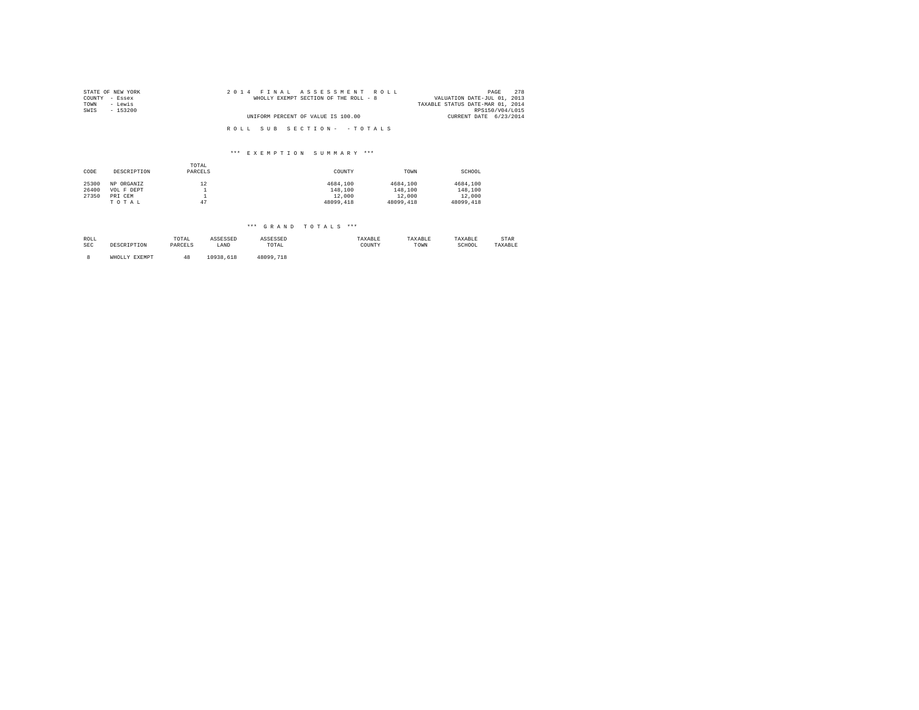STATE OF NEW YORK
COUNTY - Essex
TOWN - Lewis
SWIS - 153200

2014 FINAL ASSESSMENT ROLL
WHOLLY EXEMPT SECTION OF THE ROLL - 8
UNIFORM PERCENT OF VALUE IS 100.00

VALUATION DATE-JUL 01, 2013
TAXABLE STATUS DATE-MAR 01, 2014
RPS150/V04/L015
CURRENT DATE 6/23/2014

ROLL SUB SECTION- - TOTALS

*** EXEMPTION SUMMARY ***

| CODE | DESCRIPTION | TOTAL PARCELS | COUNTY | TOWN | SCHOOL |
|---|---|---|---|---|---|
| 25300 | NP ORGANIZ | 12 | 4684,100 | 4684,100 | 4684,100 |
| 26400 | VOL F DEPT | 1 | 148,100 | 148,100 | 148,100 |
| 27350 | PRI CEM | 1 | 12,000 | 12,000 | 12,000 |
| | T O T A L | 47 | 48099,418 | 48099,418 | 48099,418 |

*** GRAND TOTALS ***

| ROLL SEC | DESCRIPTION | TOTAL PARCELS | ASSESSED LAND | ASSESSED TOTAL | TAXABLE COUNTY | TAXABLE TOWN | TAXABLE SCHOOL | STAR TAXABLE |
|---|---|---|---|---|---|---|---|---|
| 8 | WHOLLY EXEMPT | 48 | 10938,618 | 48099,718 | | | | |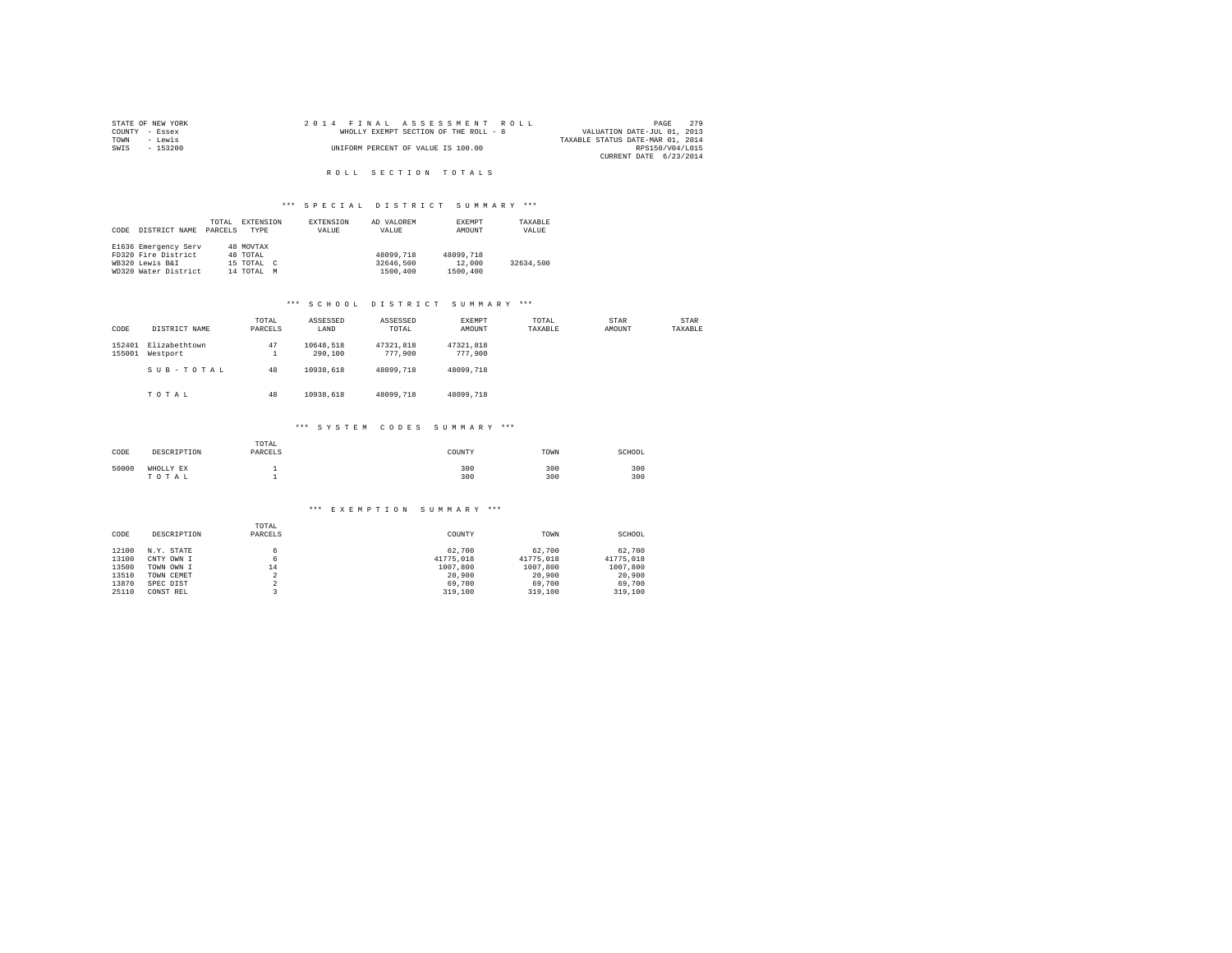STATE OF NEW YORK
COUNTY - Essex
TOWN - Lewis
SWIS - 153200

2014 FINAL ASSESSMENT ROLL
WHOLLY EXEMPT SECTION OF THE ROLL - 8
UNIFORM PERCENT OF VALUE IS 100.00

VALUATION DATE-JUL 01, 2013
TAXABLE STATUS DATE-MAR 01, 2014
RPS150/V04/L015
CURRENT DATE 6/23/2014

# ROLL SECTION TOTALS

## *** SPECIAL DISTRICT SUMMARY ***

| CODE | DISTRICT NAME | TOTAL PARCELS | EXTENSION TYPE | EXTENSION VALUE | AD VALOREM VALUE | EXEMPT AMOUNT | TAXABLE VALUE |
|---|---|---|---|---|---|---|---|
| E1636 | Emergency Serv | 48 | MOVTAX | | | | |
| FD320 | Fire District | 48 | TOTAL | | 48099,718 | 48099,718 | |
| WB320 | Lewis B&I | 15 | TOTAL C | | 32646,500 | 12,000 | 32634,500 |
| WD320 | Water District | 14 | TOTAL M | | 1500,400 | 1500,400 | |

## *** SCHOOL DISTRICT SUMMARY ***

| CODE | DISTRICT NAME | TOTAL PARCELS | ASSESSED LAND | ASSESSED TOTAL | EXEMPT AMOUNT | TOTAL TAXABLE | STAR AMOUNT | STAR TAXABLE |
|---|---|---|---|---|---|---|---|---|
| 152401 | Elizabethtown | 47 | 10648,518 | 47321,818 | 47321,818 | | | |
| 155001 | Westport | 1 | 290,100 | 777,900 | 777,900 | | | |
| | S U B - T O T A L | 48 | 10938,618 | 48099,718 | 48099,718 | | | |
| | T O T A L | 48 | 10938,618 | 48099,718 | 48099,718 | | | |

## *** SYSTEM CODES SUMMARY ***

| CODE | DESCRIPTION | TOTAL PARCELS | COUNTY | TOWN | SCHOOL |
|---|---|---|---|---|---|
| 50000 | WHOLLY EX | 1 | 300 | 300 | 300 |
| | T O T A L | 1 | 300 | 300 | 300 |

## *** EXEMPTION SUMMARY ***

| CODE | DESCRIPTION | TOTAL PARCELS | COUNTY | TOWN | SCHOOL |
|---|---|---|---|---|---|
| 12100 | N.Y. STATE | 6 | 62,700 | 62,700 | 62,700 |
| 13100 | CNTY OWN I | 6 | 41775,018 | 41775,018 | 41775,018 |
| 13500 | TOWN OWN I | 14 | 1007,800 | 1007,800 | 1007,800 |
| 13510 | TOWN CEMET | 2 | 20,900 | 20,900 | 20,900 |
| 13870 | SPEC DIST | 2 | 69,700 | 69,700 | 69,700 |
| 25110 | CONST REL | 3 | 319,100 | 319,100 | 319,100 |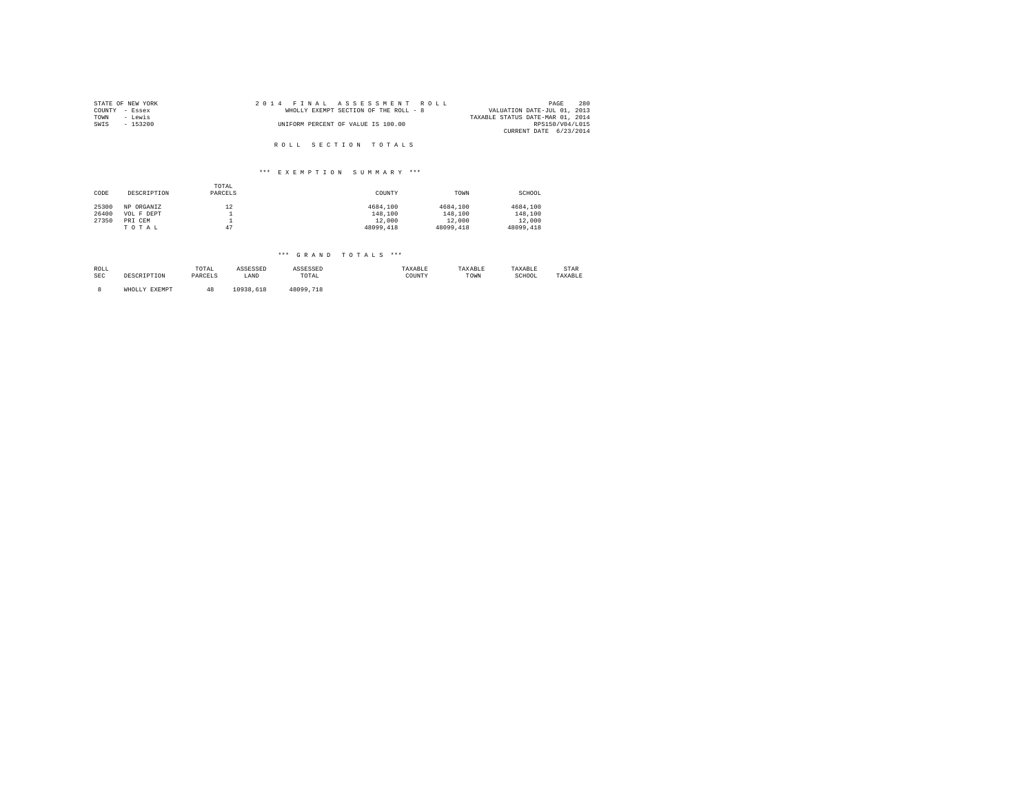STATE OF NEW YORK
COUNTY - Essex
TOWN - Lewis
SWIS - 153200

2014 FINAL ASSESSMENT ROLL
WHOLLY EXEMPT SECTION OF THE ROLL - 8
UNIFORM PERCENT OF VALUE IS 100.00

VALUATION DATE-JUL 01, 2013
TAXABLE STATUS DATE-MAR 01, 2014
RPS150/V04/L015
CURRENT DATE 6/23/2014

## ROLL SECTION TOTALS

### *** EXEMPTION SUMMARY ***

| CODE | DESCRIPTION | TOTAL PARCELS | COUNTY | TOWN | SCHOOL |
|---|---|---|---|---|---|
| 25300 | NP ORGANIZ | 12 | 4684,100 | 4684,100 | 4684,100 |
| 26400 | VOL F DEPT | 1 | 148,100 | 148,100 | 148,100 |
| 27350 | PRI CEM | 1 | 12,000 | 12,000 | 12,000 |
| | T O T A L | 47 | 48099,418 | 48099,418 | 48099,418 |

### *** GRAND TOTALS ***

| ROLL SEC | DESCRIPTION | TOTAL PARCELS | ASSESSED LAND | ASSESSED TOTAL | TAXABLE COUNTY | TAXABLE TOWN | TAXABLE SCHOOL | STAR TAXABLE |
|---|---|---|---|---|---|---|---|---|
| 8 | WHOLLY EXEMPT | 48 | 10938,618 | 48099,718 | | | | |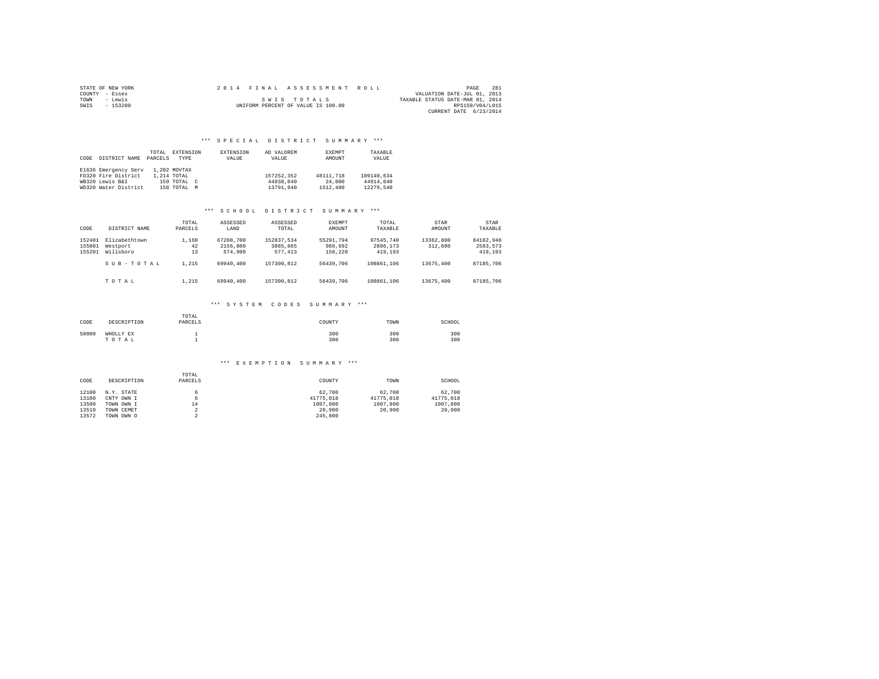STATE OF NEW YORK
COUNTY - Essex
TOWN - Lewis
SWIS - 153200

2014 FINAL ASSESSMENT ROLL

SWIS TOTALS

UNIFORM PERCENT OF VALUE IS 100.00

VALUATION DATE-JUL 01, 2013
TAXABLE STATUS DATE-MAR 01, 2014
RPS150/V04/L015
CURRENT DATE 6/23/2014

### *** SPECIAL DISTRICT SUMMARY ***

| CODE | DISTRICT NAME | TOTAL PARCELS | EXTENSION TYPE | EXTENSION VALUE | AD VALOREM VALUE | EXEMPT AMOUNT | TAXABLE VALUE |
|---|---|---|---|---|---|---|---|
| E1636 | Emergency Serv | 1,202 | MOVTAX | | | | |
| FD320 | Fire District | 1,214 | TOTAL | | 157252,352 | 48111,718 | 109140,634 |
| WB320 | Lewis B&I | 159 | TOTAL C | | 44938,040 | 24,000 | 44914,040 |
| WD320 | Water District | 158 | TOTAL M | | 13791,940 | 1512,400 | 12279,540 |

### *** SCHOOL DISTRICT SUMMARY ***

| CODE | DISTRICT NAME | TOTAL PARCELS | ASSESSED LAND | ASSESSED TOTAL | EXEMPT AMOUNT | TOTAL TAXABLE | STAR AMOUNT | STAR TAXABLE |
|---|---|---|---|---|---|---|---|---|
| 152401 | Elizabethtown | 1,160 | 67208,700 | 152837,534 | 55291,794 | 97545,740 | 13362,800 | 84182,940 |
| 155001 | Westport | 42 | 2156,800 | 3885,865 | 989,692 | 2896,173 | 312,600 | 2583,573 |
| 155201 | Willsboro | 13 | 574,900 | 577,413 | 158,220 | 419,193 | | 419,193 |
| | SUB-TOTAL | 1,215 | 69940,400 | 157300,812 | 56439,706 | 100861,106 | 13675,400 | 87185,706 |
| | TOTAL | 1,215 | 69940,400 | 157300,812 | 56439,706 | 100861,106 | 13675,400 | 87185,706 |

### *** SYSTEM CODES SUMMARY ***

| CODE | DESCRIPTION | TOTAL PARCELS | COUNTY | TOWN | SCHOOL |
|---|---|---|---|---|---|
| 50000 | WHOLLY EX | 1 | 300 | 300 | 300 |
| | TOTAL | 1 | 300 | 300 | 300 |

### *** EXEMPTION SUMMARY ***

| CODE | DESCRIPTION | TOTAL PARCELS | COUNTY | TOWN | SCHOOL |
|---|---|---|---|---|---|
| 12100 | N.Y. STATE | 6 | 62,700 | 62,700 | 62,700 |
| 13100 | CNTY OWN I | 6 | 41775,018 | 41775,018 | 41775,018 |
| 13500 | TOWN OWN I | 14 | 1007,800 | 1007,800 | 1007,800 |
| 13510 | TOWN CEMET | 2 | 20,900 | 20,900 | 20,900 |
| 13572 | TOWN OWN O | 2 | 245,800 | | |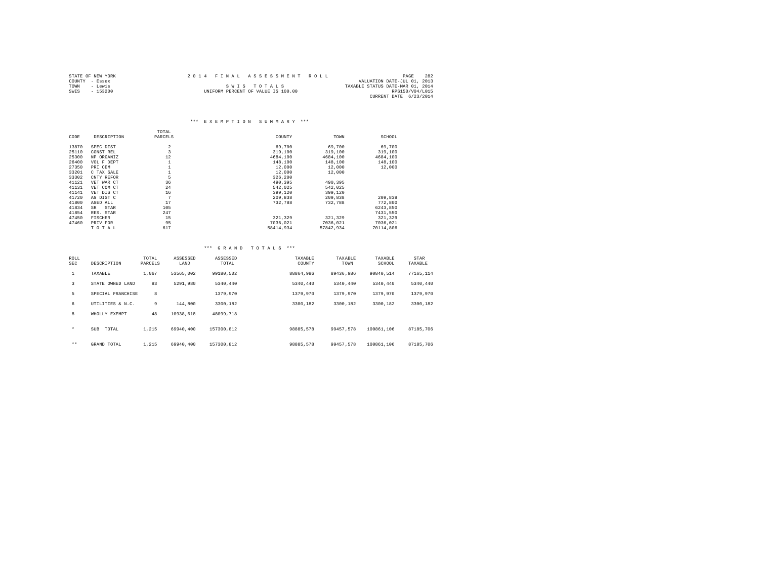STATE OF NEW YORK
COUNTY - Essex
TOWN - Lewis
SWIS - 153200

2014 FINAL ASSESSMENT ROLL

SWIS TOTALS

UNIFORM PERCENT OF VALUE IS 100.00

VALUATION DATE-JUL 01, 2013
TAXABLE STATUS DATE-MAR 01, 2014
RPS150/V04/L015
CURRENT DATE 6/23/2014

### *** EXEMPTION SUMMARY ***

| CODE | DESCRIPTION | TOTAL PARCELS | COUNTY | TOWN | SCHOOL |
|---|---|---|---|---|---|
| 13870 | SPEC DIST | 2 | 69,700 | 69,700 | 69,700 |
| 25110 | CONST REL | 3 | 319,100 | 319,100 | 319,100 |
| 25300 | NP ORGANIZ | 12 | 4684,100 | 4684,100 | 4684,100 |
| 26400 | VOL F DEPT | 1 | 148,100 | 148,100 | 148,100 |
| 27350 | PRI CEM | 1 | 12,000 | 12,000 | 12,000 |
| 33201 | C TAX SALE | 1 | 12,000 | 12,000 | |
| 33302 | CNTY REFOR | 5 | 326,200 | | |
| 41121 | VET WAR CT | 36 | 490,395 | 490,395 | |
| 41131 | VET COM CT | 24 | 542,025 | 542,025 | |
| 41141 | VET DIS CT | 16 | 399,120 | 399,120 | |
| 41720 | AG DIST C | 7 | 209,838 | 209,838 | 209,838 |
| 41800 | AGED ALL | 17 | 732,788 | 732,788 | 772,800 |
| 41834 | SR STAR | 105 | | | 6243,850 |
| 41854 | RES. STAR | 247 | | | 7431,550 |
| 47450 | FISCHER | 15 | 321,329 | 321,329 | 321,329 |
| 47460 | PRIV FOR | 95 | 7036,021 | 7036,021 | 7036,021 |
| | TOTAL | 617 | 58414,934 | 57842,934 | 70114,806 |

### *** GRAND TOTALS ***

| ROLL SEC | DESCRIPTION | TOTAL PARCELS | ASSESSED LAND | ASSESSED TOTAL | TAXABLE COUNTY | TAXABLE TOWN | TAXABLE SCHOOL | STAR TAXABLE |
|---|---|---|---|---|---|---|---|---|
| 1 | TAXABLE | 1,067 | 53565,002 | 99180,502 | 88864,986 | 89436,986 | 90840,514 | 77165,114 |
| 3 | STATE OWNED LAND | 83 | 5291,980 | 5340,440 | 5340,440 | 5340,440 | 5340,440 | 5340,440 |
| 5 | SPECIAL FRANCHISE | 8 | | 1379,970 | 1379,970 | 1379,970 | 1379,970 | 1379,970 |
| 6 | UTILITIES & N.C. | 9 | 144,800 | 3300,182 | 3300,182 | 3300,182 | 3300,182 | 3300,182 |
| 8 | WHOLLY EXEMPT | 48 | 10938,618 | 48099,718 | | | | |
| * | SUB TOTAL | 1,215 | 69940,400 | 157300,812 | 98885,578 | 99457,578 | 100861,106 | 87185,706 |
| ** | GRAND TOTAL | 1,215 | 69940,400 | 157300,812 | 98885,578 | 99457,578 | 100861,106 | 87185,706 |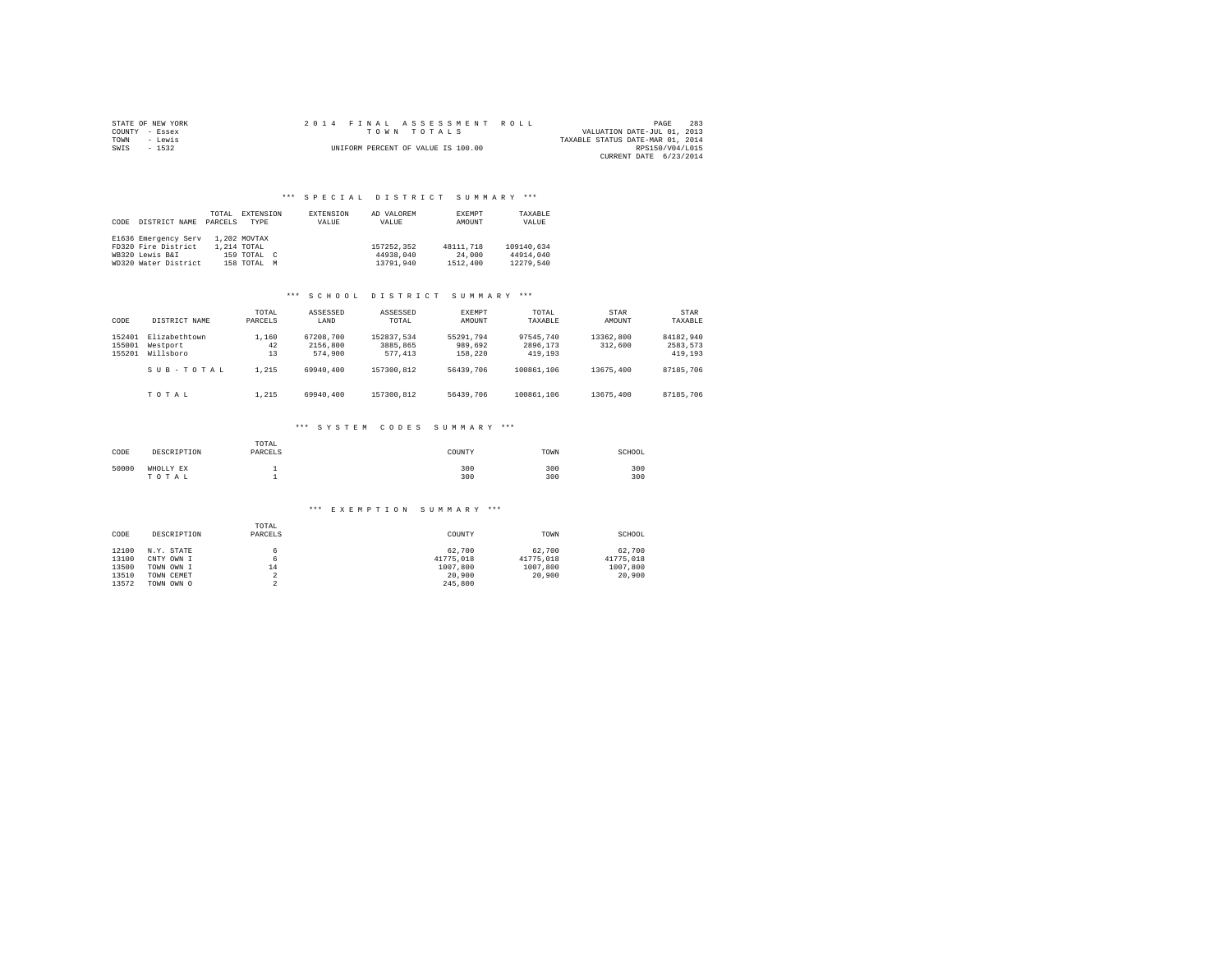STATE OF NEW YORK
COUNTY - Essex
TOWN - Lewis
SWIS - 1532

# 2014 FINAL ASSESSMENT ROLL

TOWN TOTALS

UNIFORM PERCENT OF VALUE IS 100.00

VALUATION DATE-JUL 01, 2013
TAXABLE STATUS DATE-MAR 01, 2014
RPS150/V04/L015
CURRENT DATE 6/23/2014

## *** SPECIAL DISTRICT SUMMARY ***

| CODE | DISTRICT NAME | TOTAL PARCELS | EXTENSION TYPE | EXTENSION VALUE | AD VALOREM VALUE | EXEMPT AMOUNT | TAXABLE VALUE |
|---|---|---|---|---|---|---|---|
| E1636 | Emergency Serv | 1,202 | MOVTAX | | | | |
| FD320 | Fire District | 1,214 | TOTAL | | 157252,352 | 48111,718 | 109140,634 |
| WB320 | Lewis B&I | 159 | TOTAL C | | 44938,040 | 24,000 | 44914,040 |
| WD320 | Water District | 158 | TOTAL M | | 13791,940 | 1512,400 | 12279,540 |

## *** SCHOOL DISTRICT SUMMARY ***

| CODE | DISTRICT NAME | TOTAL PARCELS | ASSESSED LAND | ASSESSED TOTAL | EXEMPT AMOUNT | TOTAL TAXABLE | STAR AMOUNT | STAR TAXABLE |
|---|---|---|---|---|---|---|---|---|
| 152401 | Elizabethtown | 1,160 | 67208,700 | 152837,534 | 55291,794 | 97545,740 | 13362,800 | 84182,940 |
| 155001 | Westport | 42 | 2156,800 | 3885,865 | 989,692 | 2896,173 | 312,600 | 2583,573 |
| 155201 | Willsboro | 13 | 574,900 | 577,413 | 158,220 | 419,193 | | 419,193 |
| | SUB-TOTAL | 1,215 | 69940,400 | 157300,812 | 56439,706 | 100861,106 | 13675,400 | 87185,706 |
| | TOTAL | 1,215 | 69940,400 | 157300,812 | 56439,706 | 100861,106 | 13675,400 | 87185,706 |

## *** SYSTEM CODES SUMMARY ***

| CODE | DESCRIPTION | TOTAL PARCELS | COUNTY | TOWN | SCHOOL |
|---|---|---|---|---|---|
| 50000 | WHOLLY EX | 1 | 300 | 300 | 300 |
| | TOTAL | 1 | 300 | 300 | 300 |

## *** EXEMPTION SUMMARY ***

| CODE | DESCRIPTION | TOTAL PARCELS | COUNTY | TOWN | SCHOOL |
|---|---|---|---|---|---|
| 12100 | N.Y. STATE | 6 | 62,700 | 62,700 | 62,700 |
| 13100 | CNTY OWN I | 6 | 41775,018 | 41775,018 | 41775,018 |
| 13500 | TOWN OWN I | 14 | 1007,800 | 1007,800 | 1007,800 |
| 13510 | TOWN CEMET | 2 | 20,900 | 20,900 | 20,900 |
| 13572 | TOWN OWN O | 2 | 245,800 | | |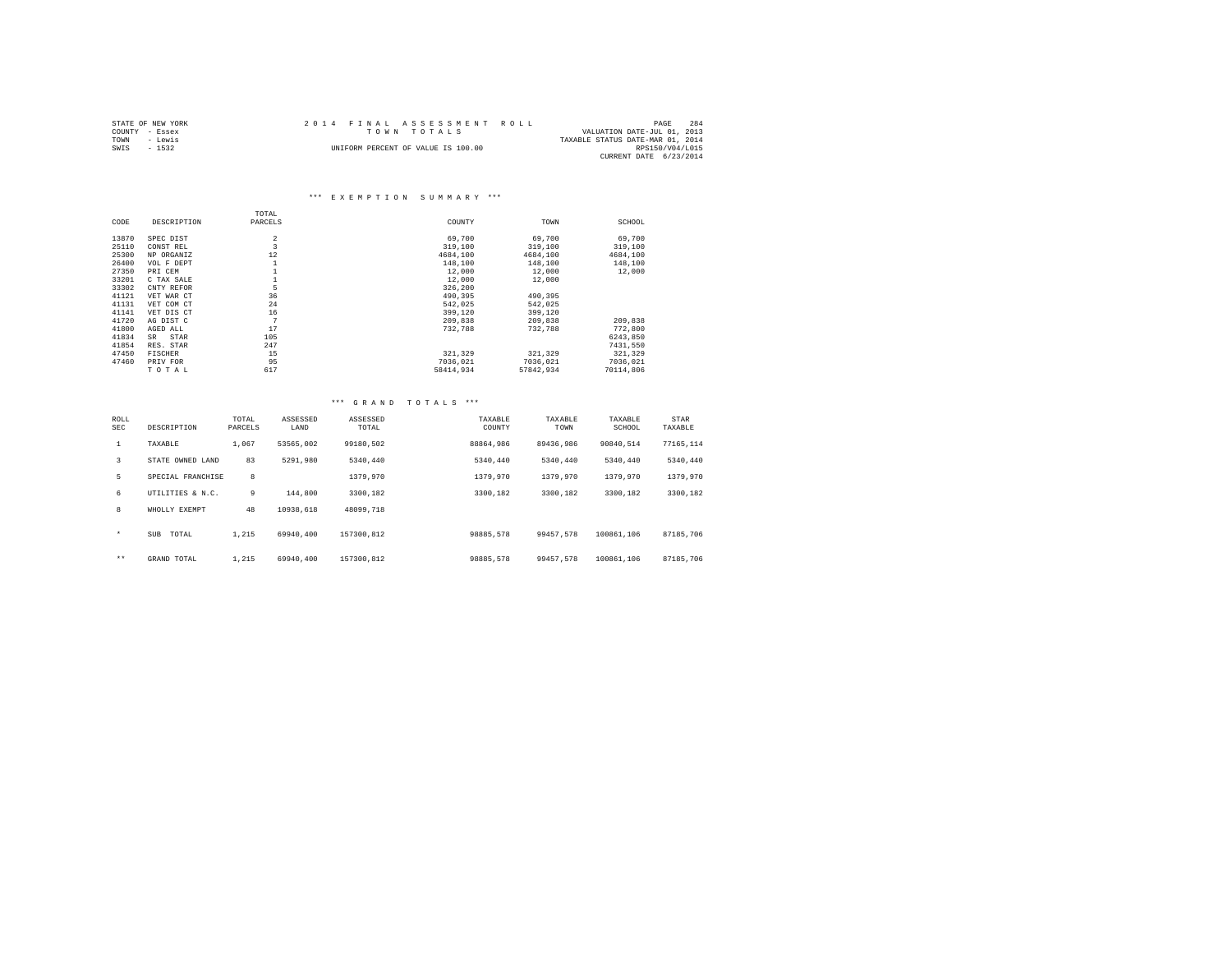STATE OF NEW YORK
COUNTY - Essex
TOWN - Lewis
SWIS - 1532

2014 FINAL ASSESSMENT ROLL
TOWN TOTALS
UNIFORM PERCENT OF VALUE IS 100.00

PAGE 284
VALUATION DATE-JUL 01, 2013
TAXABLE STATUS DATE-MAR 01, 2014
RPS150/V04/L015
CURRENT DATE 6/23/2014

### *** EXEMPTION SUMMARY ***

| CODE | DESCRIPTION | TOTAL PARCELS | COUNTY | TOWN | SCHOOL |
|---|---|---|---|---|---|
| 13870 | SPEC DIST | 2 | 69,700 | 69,700 | 69,700 |
| 25110 | CONST REL | 3 | 319,100 | 319,100 | 319,100 |
| 25300 | NP ORGANIZ | 12 | 4684,100 | 4684,100 | 4684,100 |
| 26400 | VOL F DEPT | 1 | 148,100 | 148,100 | 148,100 |
| 27350 | PRI CEM | 1 | 12,000 | 12,000 | 12,000 |
| 33201 | C TAX SALE | 1 | 12,000 | 12,000 | |
| 33302 | CNTY REFOR | 5 | 326,200 | | |
| 41121 | VET WAR CT | 36 | 490,395 | 490,395 | |
| 41131 | VET COM CT | 24 | 542,025 | 542,025 | |
| 41141 | VET DIS CT | 16 | 399,120 | 399,120 | |
| 41720 | AG DIST C | 7 | 209,838 | 209,838 | 209,838 |
| 41800 | AGED ALL | 17 | 732,788 | 732,788 | 772,800 |
| 41834 | SR STAR | 105 | | | 6243,850 |
| 41854 | RES. STAR | 247 | | | 7431,550 |
| 47450 | FISCHER | 15 | 321,329 | 321,329 | 321,329 |
| 47460 | PRIV FOR | 95 | 7036,021 | 7036,021 | 7036,021 |
| | T O T A L | 617 | 58414,934 | 57842,934 | 70114,806 |

### *** GRAND TOTALS ***

| ROLL SEC | DESCRIPTION | TOTAL PARCELS | ASSESSED LAND | ASSESSED TOTAL | TAXABLE COUNTY | TAXABLE TOWN | TAXABLE SCHOOL | STAR TAXABLE |
|---|---|---|---|---|---|---|---|---|
| 1 | TAXABLE | 1,067 | 53565,002 | 99180,502 | 88864,986 | 89436,986 | 90840,514 | 77165,114 |
| 3 | STATE OWNED LAND | 83 | 5291,980 | 5340,440 | 5340,440 | 5340,440 | 5340,440 | 5340,440 |
| 5 | SPECIAL FRANCHISE | 8 | | 1379,970 | 1379,970 | 1379,970 | 1379,970 | 1379,970 |
| 6 | UTILITIES & N.C. | 9 | 144,800 | 3300,182 | 3300,182 | 3300,182 | 3300,182 | 3300,182 |
| 8 | WHOLLY EXEMPT | 48 | 10938,618 | 48099,718 | | | | |
| * | SUB TOTAL | 1,215 | 69940,400 | 157300,812 | 98885,578 | 99457,578 | 100861,106 | 87185,706 |
| ** | GRAND TOTAL | 1,215 | 69940,400 | 157300,812 | 98885,578 | 99457,578 | 100861,106 | 87185,706 |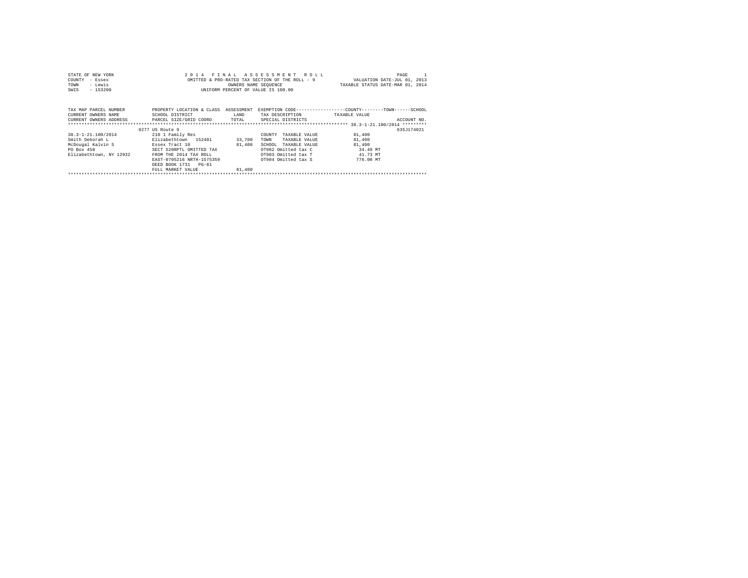STATE OF NEW YORK
COUNTY - Essex
TOWN - Lewis
SWIS - 153200

2 0 1 4 F I N A L A S S E S S M E N T R O L L
OMITTED & PRO-RATED TAX SECTION OF THE ROLL - 9
OWNERS NAME SEQUENCE
UNIFORM PERCENT OF VALUE IS 100.00

PAGE 1
VALUATION DATE-JUL 01, 2013
TAXABLE STATUS DATE-MAR 01, 2014

| TAX MAP PARCEL NUMBER<br>CURRENT OWNERS NAME<br>CURRENT OWNERS ADDRESS | PROPERTY LOCATION & CLASS<br>SCHOOL DISTRICT<br>PARCEL SIZE/GRID COORD | ASSESSMENT<br>LAND<br>TOTAL | EXEMPTION CODE------------------COUNTY--------TOWN------SCHOOL<br>TAX DESCRIPTION<br>SPECIAL DISTRICTS | TAXABLE VALUE | ACCOUNT NO. |
|---|---|---|---|---|---|
| | | | | | 38.3-1-21.100/2014 |
| | 9277 US Route 9 | | | | 635J174021 |
| 38.3-1-21.100/2014 | 210 1 Family Res | | COUNTY TAXABLE VALUE | 81,400 | |
| Smith Deborah L | Elizabethtown 152401 | 33,700 | TOWN TAXABLE VALUE | 81,400 | |
| McDougal Kalvin S | Essex Tract 10 | 81,400 | SCHOOL TAXABLE VALUE | 81,400 | |
| PO Box 458 | SECT 520RPTL OMITTED TAX | | OT902 Omitted tax C | 34.49 MT | |
| Elizabethtown, NY 12932 | FROM THE 2014 TAX ROLL | | OT903 Omitted tax T | 41.73 MT | |
| | EAST-0705216 NRTH-1575359 | | OT904 Omitted tax S | 776.00 MT | |
| | DEED BOOK 1731 PG-81 | | | | |
| | FULL MARKET VALUE | 81,400 | | | |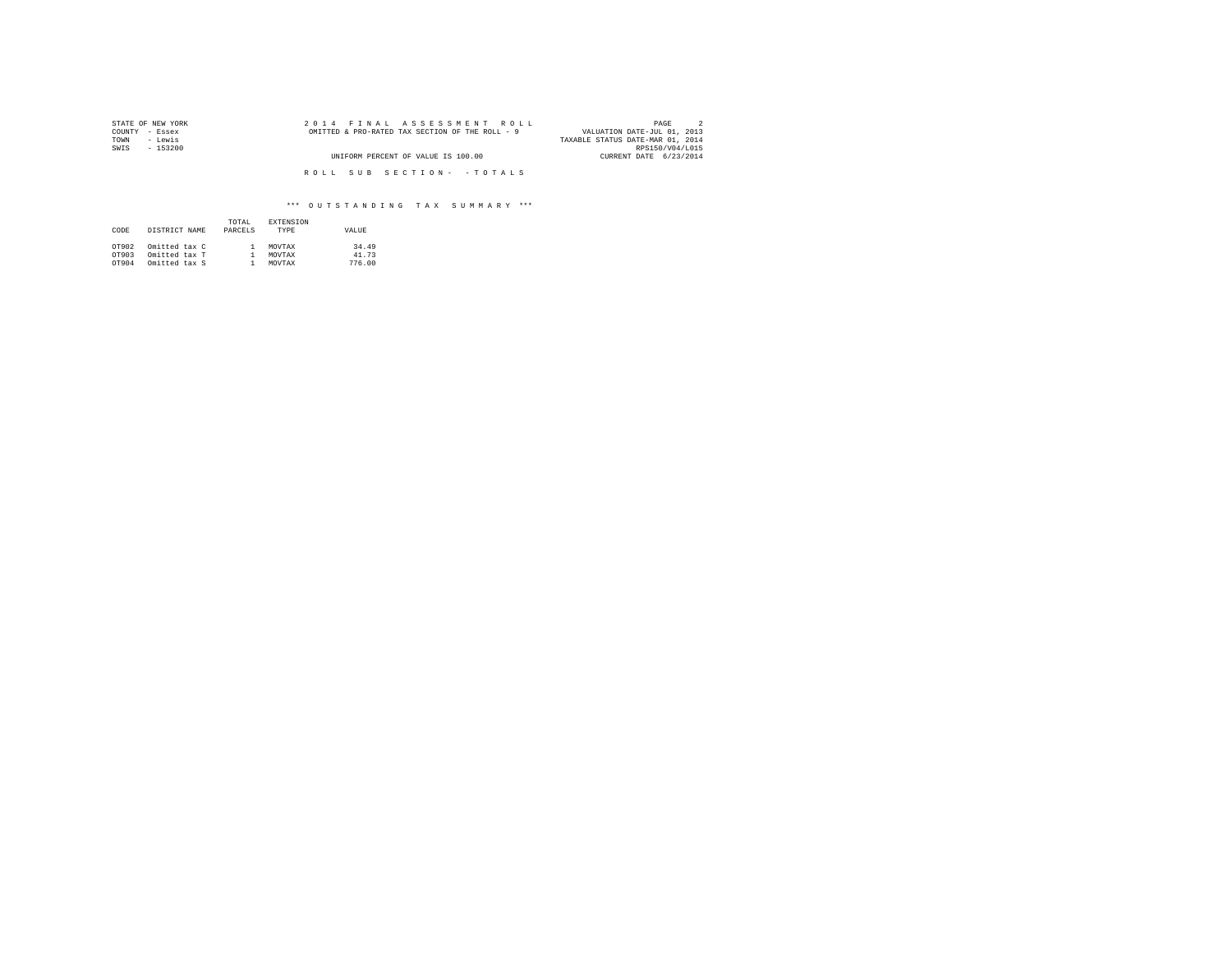STATE OF NEW YORK
COUNTY - Essex
TOWN - Lewis
SWIS - 153200

2 0 1 4 F I N A L A S S E S S M E N T R O L L
OMITTED & PRO-RATED TAX SECTION OF THE ROLL - 9

UNIFORM PERCENT OF VALUE IS 100.00

VALUATION DATE-JUL 01, 2013
TAXABLE STATUS DATE-MAR 01, 2014
RPS150/V04/L015
CURRENT DATE 6/23/2014

R O L L S U B S E C T I O N - - T O T A L S

*** O U T S T A N D I N G T A X S U M M A R Y ***

| CODE | DISTRICT NAME | TOTAL PARCELS | EXTENSION TYPE | VALUE |
|---|---|---|---|---|
| OT902 | Omitted tax C | 1 | MOVTAX | 34.49 |
| OT903 | Omitted tax T | 1 | MOVTAX | 41.73 |
| OT904 | Omitted tax S | 1 | MOVTAX | 776.00 |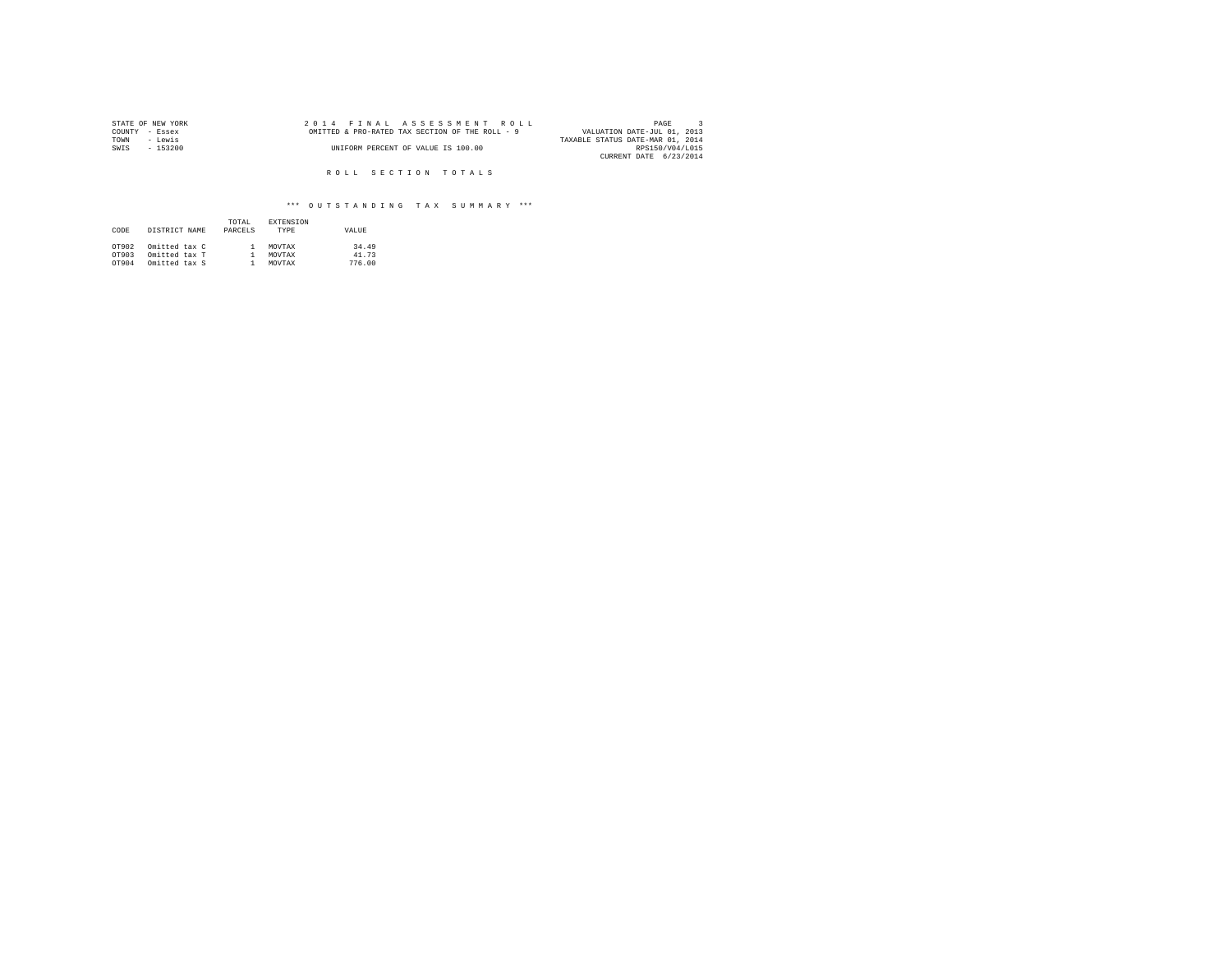STATE OF NEW YORK | COUNTY - Essex | TOWN - Lewis | SWIS - 153200

2 0 1 4 F I N A L A S S E S S M E N T R O L L

OMITTED & PRO-RATED TAX SECTION OF THE ROLL - 9

UNIFORM PERCENT OF VALUE IS 100.00

PAGE 3 | VALUATION DATE-JUL 01, 2013 | TAXABLE STATUS DATE-MAR 01, 2014 | RPS150/V04/L015 | CURRENT DATE 6/23/2014

## R O L L S E C T I O N T O T A L S

### *** O U T S T A N D I N G T A X S U M M A R Y ***

| CODE | DISTRICT NAME | TOTAL PARCELS | EXTENSION TYPE | VALUE |
|---|---|---|---|---|
| OT902 | Omitted tax C | 1 | MOVTAX | 34.49 |
| OT903 | Omitted tax T | 1 | MOVTAX | 41.73 |
| OT904 | Omitted tax S | 1 | MOVTAX | 776.00 |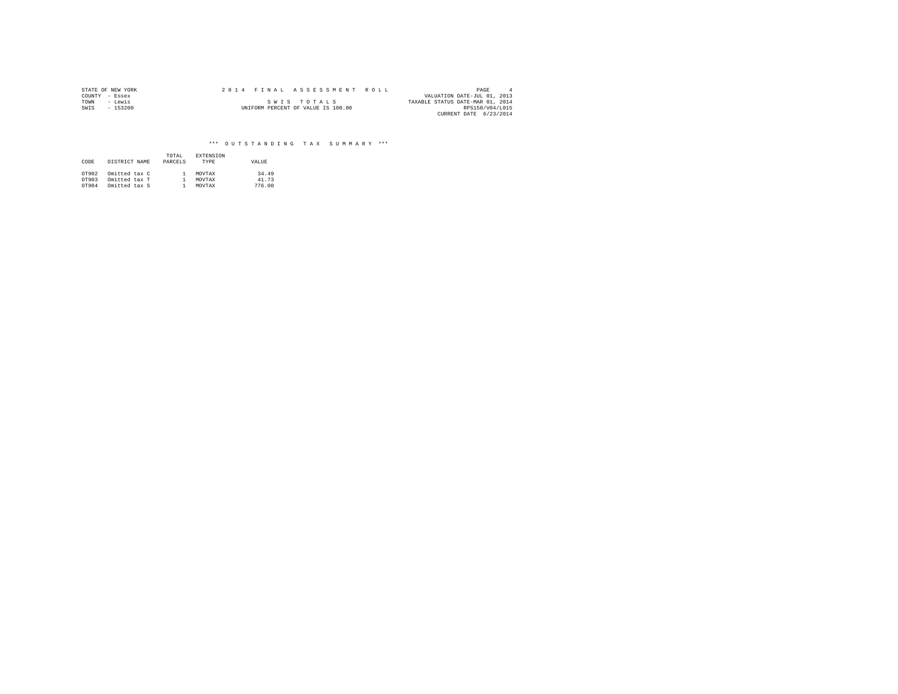STATE OF NEW YORK
COUNTY - Essex
TOWN - Lewis
SWIS - 153200

2 0 1 4 F I N A L A S S E S S M E N T R O L L

S W I S T O T A L S

UNIFORM PERCENT OF VALUE IS 100.00

PAGE 4
VALUATION DATE-JUL 01, 2013
TAXABLE STATUS DATE-MAR 01, 2014
RPS150/V04/L015
CURRENT DATE 6/23/2014

### *** O U T S T A N D I N G T A X S U M M A R Y ***

| CODE | DISTRICT NAME | TOTAL PARCELS | EXTENSION TYPE | VALUE |
|---|---|---|---|---|
| OT902 | Omitted tax C | 1 | MOVTAX | 34.49 |
| OT903 | Omitted tax T | 1 | MOVTAX | 41.73 |
| OT904 | Omitted tax S | 1 | MOVTAX | 776.00 |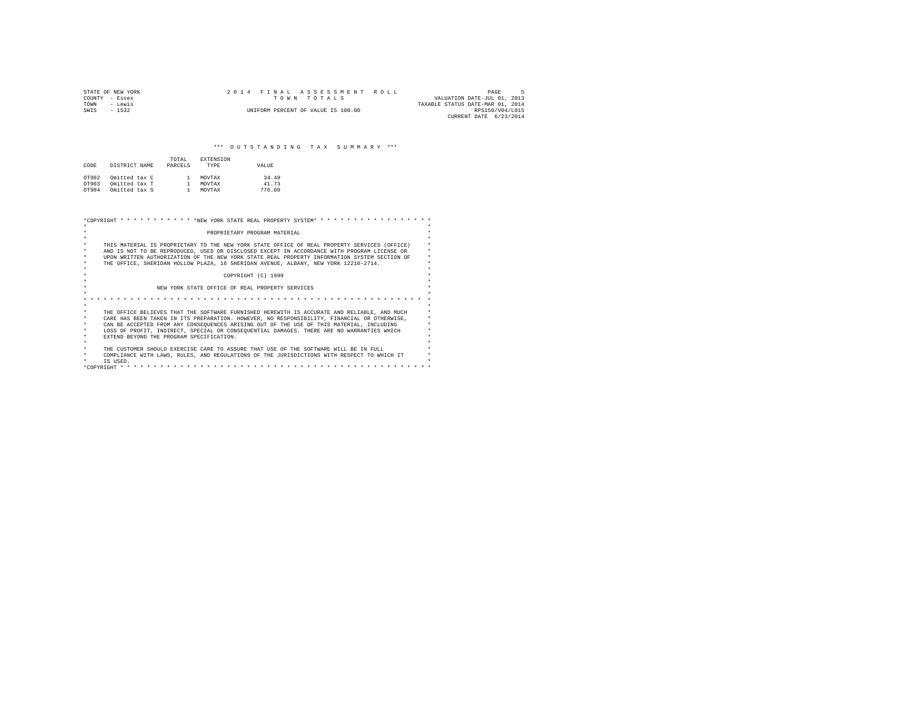STATE OF NEW YORK
COUNTY - Essex
TOWN - Lewis
SWIS - 1532

2014 FINAL ASSESSMENT ROLL
TOWN TOTALS
UNIFORM PERCENT OF VALUE IS 100.00

VALUATION DATE-JUL 01, 2013
TAXABLE STATUS DATE-MAR 01, 2014
RPS150/V04/L015
CURRENT DATE 6/23/2014

## *** OUTSTANDING TAX SUMMARY ***

| CODE | DISTRICT NAME | TOTAL PARCELS | EXTENSION TYPE | VALUE |
|---|---|---|---|---|
| OT902 | Omitted tax C | 1 | MOVTAX | 34.49 |
| OT903 | Omitted tax T | 1 | MOVTAX | 41.73 |
| OT904 | Omitted tax S | 1 | MOVTAX | 776.00 |

*COPYRIGHT * * * * * * * * * * * *NEW YORK STATE REAL PROPERTY SYSTEM* * * * * * * * * * * * * * * * *

PROPRIETARY PROGRAM MATERIAL

THIS MATERIAL IS PROPRIETARY TO THE NEW YORK STATE OFFICE OF REAL PROPERTY SERVICES (OFFICE) AND IS NOT TO BE REPRODUCED, USED OR DISCLOSED EXCEPT IN ACCORDANCE WITH PROGRAM LICENSE OR UPON WRITTEN AUTHORIZATION OF THE NEW YORK STATE REAL PROPERTY INFORMATION SYSTEM SECTION OF THE OFFICE, SHERIDAN HOLLOW PLAZA, 16 SHERIDAN AVENUE, ALBANY, NEW YORK 12210-2714.

COPYRIGHT (C) 1999

NEW YORK STATE OFFICE OF REAL PROPERTY SERVICES

THE OFFICE BELIEVES THAT THE SOFTWARE FURNISHED HEREWITH IS ACCURATE AND RELIABLE, AND MUCH CARE HAS BEEN TAKEN IN ITS PREPARATION. HOWEVER, NO RESPONSIBILITY, FINANCIAL OR OTHERWISE, CAN BE ACCEPTED FROM ANY CONSEQUENCES ARISING OUT OF THE USE OF THIS MATERIAL, INCLUDING LOSS OF PROFIT, INDIRECT, SPECIAL OR CONSEQUENTIAL DAMAGES. THERE ARE NO WARRANTIES WHICH EXTEND BEYOND THE PROGRAM SPECIFICATION.

THE CUSTOMER SHOULD EXERCISE CARE TO ASSURE THAT USE OF THE SOFTWARE WILL BE IN FULL COMPLIANCE WITH LAWS, RULES, AND REGULATIONS OF THE JURISDICTIONS WITH RESPECT TO WHICH IT IS USED.

*COPYRIGHT * * * * * * * * * * * * * * * * * * * * * * * * * * * * * * * * * * * * * * * * * * * * * * *